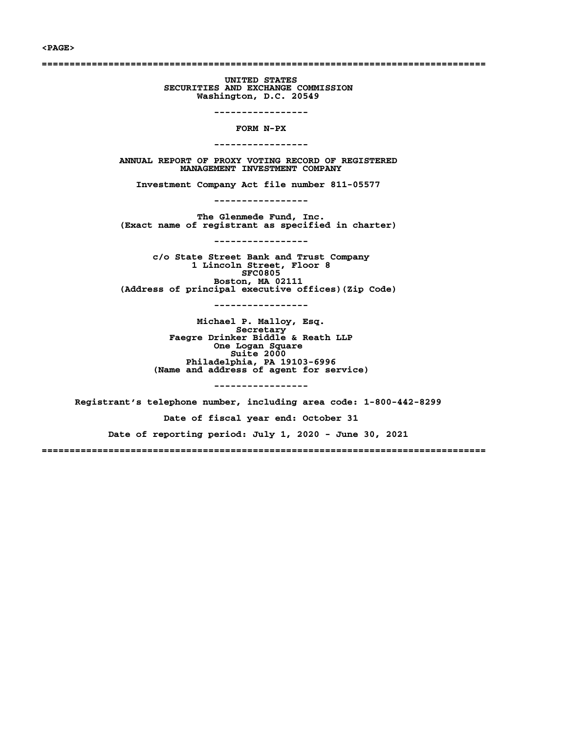<PAGE>

# UNITED STATES
# SECURITIES AND EXCHANGE COMMISSION
Washington, D.C. 20549

-----------------

## FORM N-PX

-----------------

## ANNUAL REPORT OF PROXY VOTING RECORD OF REGISTERED MANAGEMENT INVESTMENT COMPANY

Investment Company Act file number 811-05577

-----------------

**The Glenmede Fund, Inc.**
(Exact name of registrant as specified in charter)

-----------------

c/o State Street Bank and Trust Company
1 Lincoln Street, Floor 8
SFC0805
Boston, MA 02111
(Address of principal executive offices)(Zip Code)

-----------------

Michael P. Malloy, Esq.
Secretary
Faegre Drinker Biddle & Reath LLP
One Logan Square
Suite 2000
Philadelphia, PA 19103-6996
(Name and address of agent for service)

-----------------

Registrant's telephone number, including area code: 1-800-442-8299

Date of fiscal year end: October 31

Date of reporting period: July 1, 2020 - June 30, 2021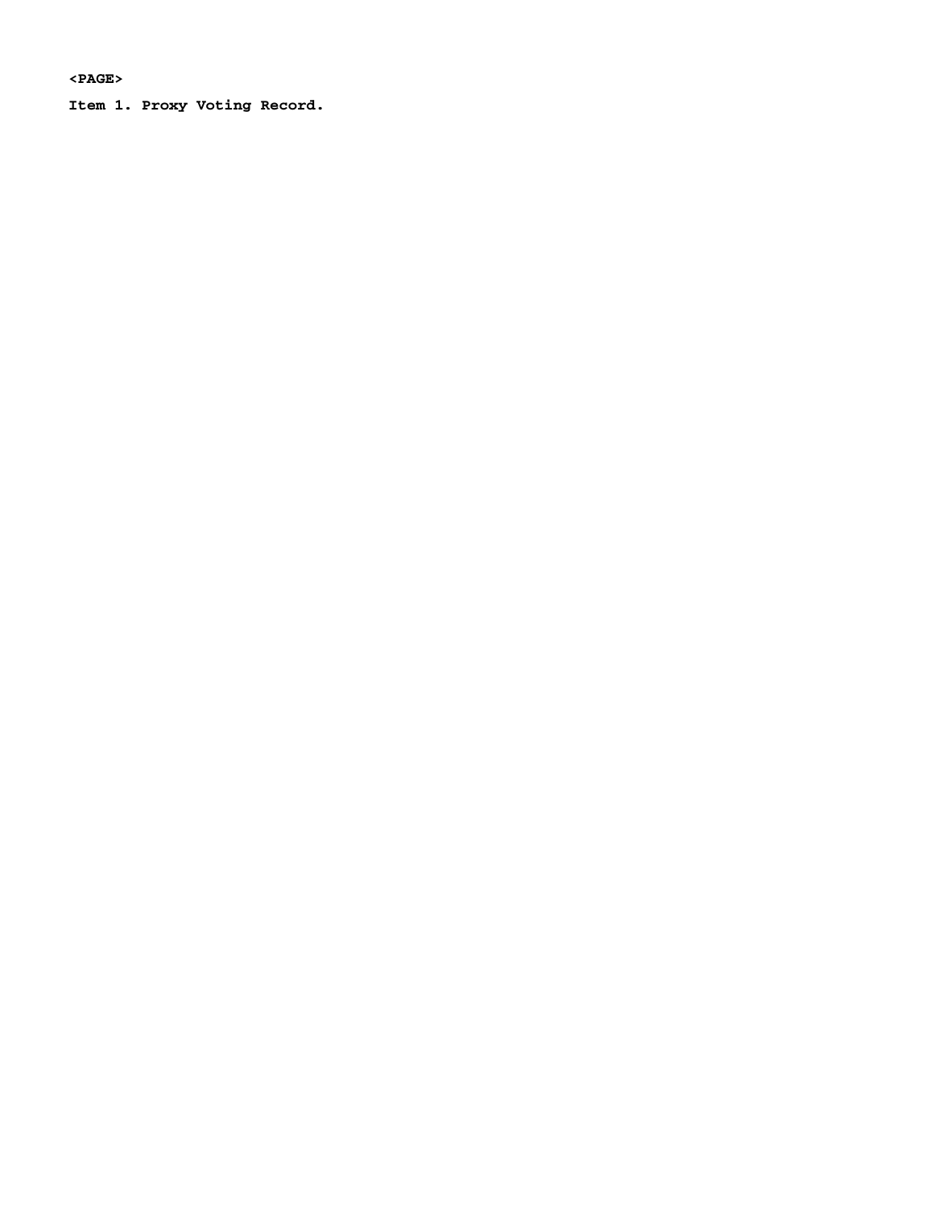<PAGE>

**Item 1. Proxy Voting Record.**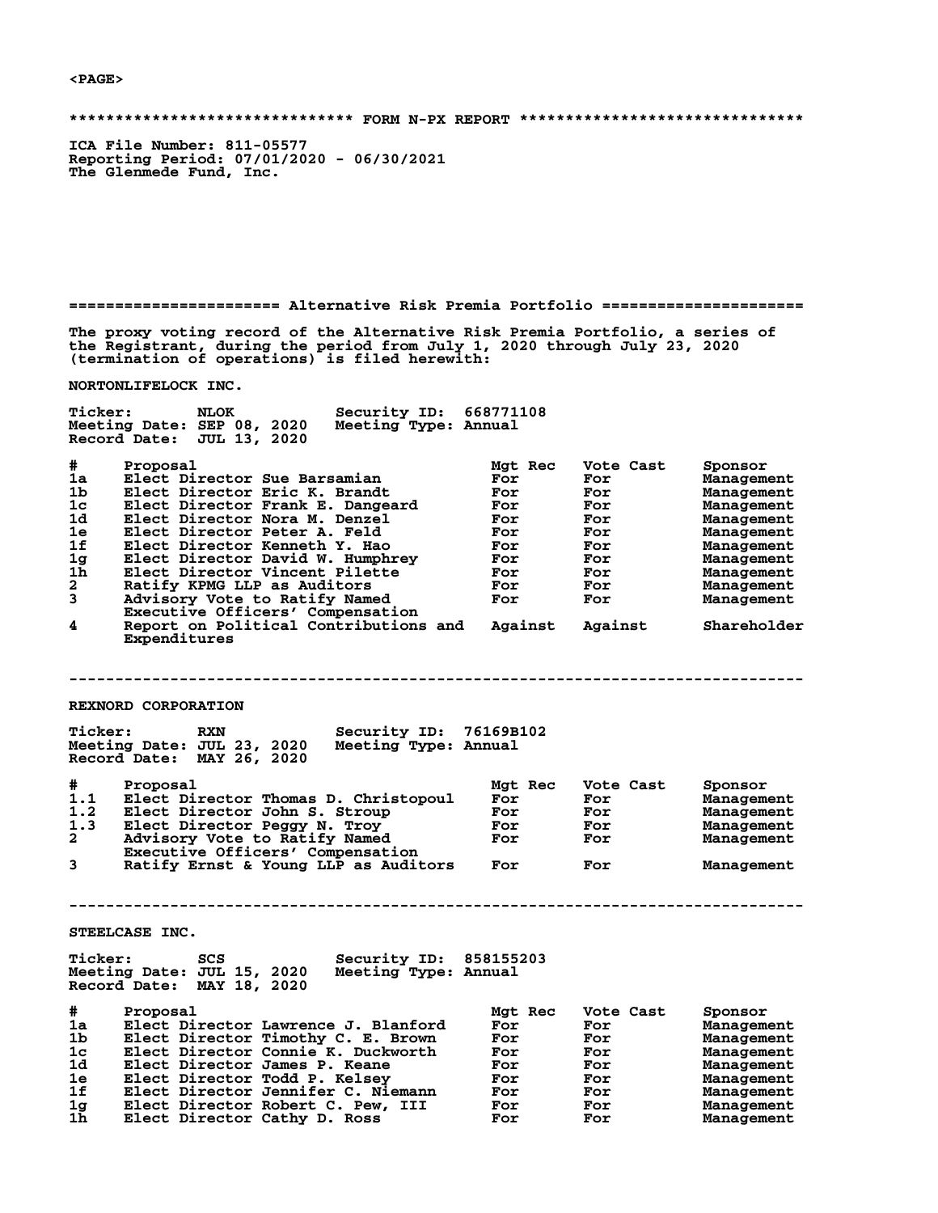<PAGE>

******************************* FORM N-PX REPORT *******************************

ICA File Number: 811-05577
Reporting Period: 07/01/2020 - 06/30/2021
The Glenmede Fund, Inc.

## ====================== Alternative Risk Premia Portfolio ======================

The proxy voting record of the Alternative Risk Premia Portfolio, a series of the Registrant, during the period from July 1, 2020 through July 23, 2020 (termination of operations) is filed herewith:

### NORTONLIFELOCK INC.

Ticker: NLOK  Security ID: 668771108
Meeting Date: SEP 08, 2020  Meeting Type: Annual
Record Date: JUL 13, 2020

| # | Proposal | Mgt Rec | Vote Cast | Sponsor |
|---|---|---|---|---|
| 1a | Elect Director Sue Barsamian | For | For | Management |
| 1b | Elect Director Eric K. Brandt | For | For | Management |
| 1c | Elect Director Frank E. Dangeard | For | For | Management |
| 1d | Elect Director Nora M. Denzel | For | For | Management |
| 1e | Elect Director Peter A. Feld | For | For | Management |
| 1f | Elect Director Kenneth Y. Hao | For | For | Management |
| 1g | Elect Director David W. Humphrey | For | For | Management |
| 1h | Elect Director Vincent Pilette | For | For | Management |
| 2 | Ratify KPMG LLP as Auditors | For | For | Management |
| 3 | Advisory Vote to Ratify Named Executive Officers' Compensation | For | For | Management |
| 4 | Report on Political Contributions and Expenditures | Against | Against | Shareholder |

--------------------------------------------------------------------------------

### REXNORD CORPORATION

Ticker: RXN  Security ID: 76169B102
Meeting Date: JUL 23, 2020  Meeting Type: Annual
Record Date: MAY 26, 2020

| # | Proposal | Mgt Rec | Vote Cast | Sponsor |
|---|---|---|---|---|
| 1.1 | Elect Director Thomas D. Christopoul | For | For | Management |
| 1.2 | Elect Director John S. Stroup | For | For | Management |
| 1.3 | Elect Director Peggy N. Troy | For | For | Management |
| 2 | Advisory Vote to Ratify Named Executive Officers' Compensation | For | For | Management |
| 3 | Ratify Ernst & Young LLP as Auditors | For | For | Management |

--------------------------------------------------------------------------------

### STEELCASE INC.

Ticker: SCS  Security ID: 858155203
Meeting Date: JUL 15, 2020  Meeting Type: Annual
Record Date: MAY 18, 2020

| # | Proposal | Mgt Rec | Vote Cast | Sponsor |
|---|---|---|---|---|
| 1a | Elect Director Lawrence J. Blanford | For | For | Management |
| 1b | Elect Director Timothy C. E. Brown | For | For | Management |
| 1c | Elect Director Connie K. Duckworth | For | For | Management |
| 1d | Elect Director James P. Keane | For | For | Management |
| 1e | Elect Director Todd P. Kelsey | For | For | Management |
| 1f | Elect Director Jennifer C. Niemann | For | For | Management |
| 1g | Elect Director Robert C. Pew, III | For | For | Management |
| 1h | Elect Director Cathy D. Ross | For | For | Management |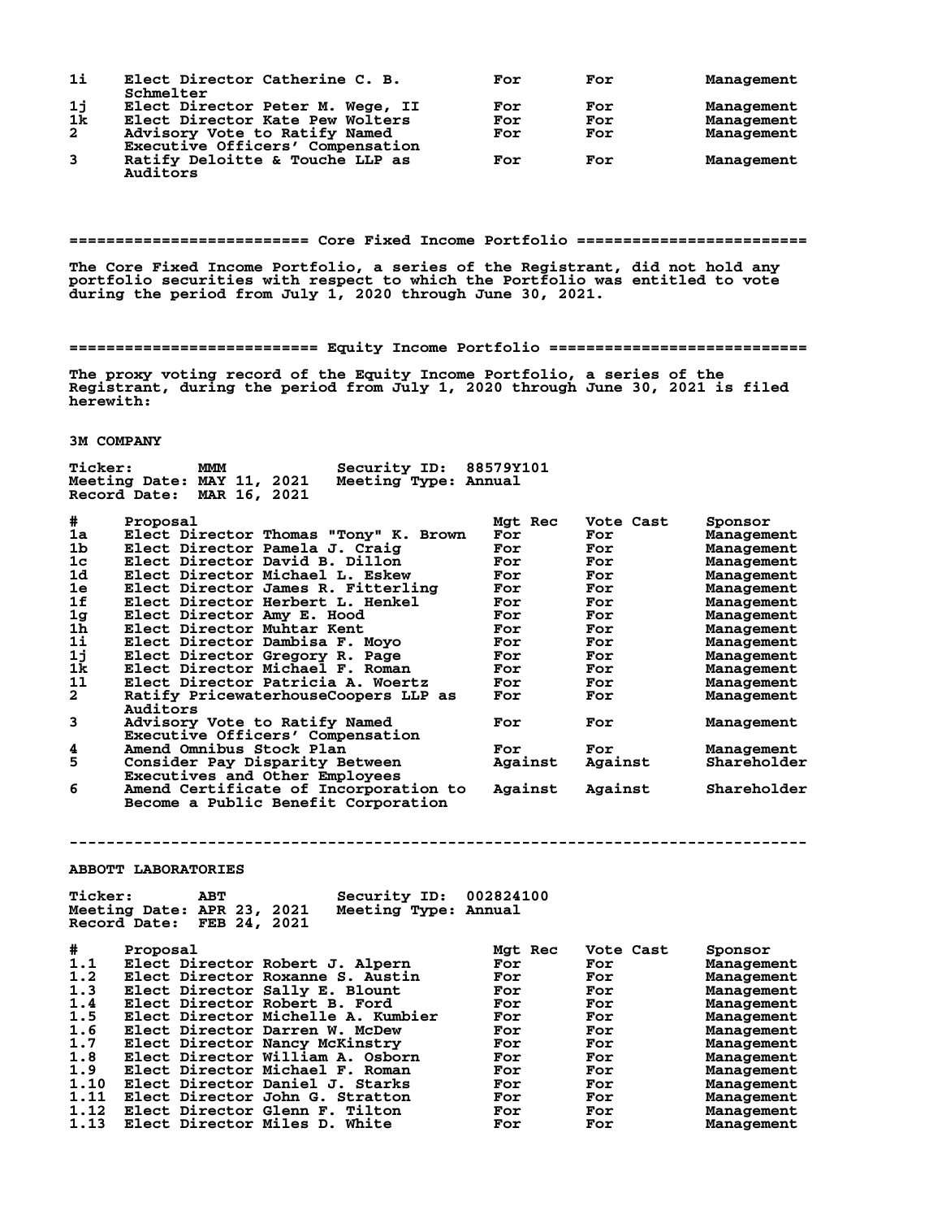| # | Proposal | Mgt Rec | Vote Cast | Sponsor |
|---|---|---|---|---|
| 1i | Elect Director Catherine C. B. Schmelter | For | For | Management |
| 1j | Elect Director Peter M. Wege, II | For | For | Management |
| 1k | Elect Director Kate Pew Wolters | For | For | Management |
| 2 | Advisory Vote to Ratify Named Executive Officers' Compensation | For | For | Management |
| 3 | Ratify Deloitte & Touche LLP as Auditors | For | For | Management |

## Core Fixed Income Portfolio

The Core Fixed Income Portfolio, a series of the Registrant, did not hold any portfolio securities with respect to which the Portfolio was entitled to vote during the period from July 1, 2020 through June 30, 2021.

## Equity Income Portfolio

The proxy voting record of the Equity Income Portfolio, a series of the Registrant, during the period from July 1, 2020 through June 30, 2021 is filed herewith:

### 3M COMPANY

Ticker: MMM Security ID: 88579Y101
Meeting Date: MAY 11, 2021 Meeting Type: Annual
Record Date: MAR 16, 2021

| # | Proposal | Mgt Rec | Vote Cast | Sponsor |
|---|---|---|---|---|
| 1a | Elect Director Thomas "Tony" K. Brown | For | For | Management |
| 1b | Elect Director Pamela J. Craig | For | For | Management |
| 1c | Elect Director David B. Dillon | For | For | Management |
| 1d | Elect Director Michael L. Eskew | For | For | Management |
| 1e | Elect Director James R. Fitterling | For | For | Management |
| 1f | Elect Director Herbert L. Henkel | For | For | Management |
| 1g | Elect Director Amy E. Hood | For | For | Management |
| 1h | Elect Director Muhtar Kent | For | For | Management |
| 1i | Elect Director Dambisa F. Moyo | For | For | Management |
| 1j | Elect Director Gregory R. Page | For | For | Management |
| 1k | Elect Director Michael F. Roman | For | For | Management |
| 1l | Elect Director Patricia A. Woertz | For | For | Management |
| 2 | Ratify PricewaterhouseCoopers LLP as Auditors | For | For | Management |
| 3 | Advisory Vote to Ratify Named Executive Officers' Compensation | For | For | Management |
| 4 | Amend Omnibus Stock Plan | For | For | Management |
| 5 | Consider Pay Disparity Between Executives and Other Employees | Against | Against | Shareholder |
| 6 | Amend Certificate of Incorporation to Become a Public Benefit Corporation | Against | Against | Shareholder |

---

### ABBOTT LABORATORIES

Ticker: ABT Security ID: 002824100
Meeting Date: APR 23, 2021 Meeting Type: Annual
Record Date: FEB 24, 2021

| # | Proposal | Mgt Rec | Vote Cast | Sponsor |
|---|---|---|---|---|
| 1.1 | Elect Director Robert J. Alpern | For | For | Management |
| 1.2 | Elect Director Roxanne S. Austin | For | For | Management |
| 1.3 | Elect Director Sally E. Blount | For | For | Management |
| 1.4 | Elect Director Robert B. Ford | For | For | Management |
| 1.5 | Elect Director Michelle A. Kumbier | For | For | Management |
| 1.6 | Elect Director Darren W. McDew | For | For | Management |
| 1.7 | Elect Director Nancy McKinstry | For | For | Management |
| 1.8 | Elect Director William A. Osborn | For | For | Management |
| 1.9 | Elect Director Michael F. Roman | For | For | Management |
| 1.10 | Elect Director Daniel J. Starks | For | For | Management |
| 1.11 | Elect Director John G. Stratton | For | For | Management |
| 1.12 | Elect Director Glenn F. Tilton | For | For | Management |
| 1.13 | Elect Director Miles D. White | For | For | Management |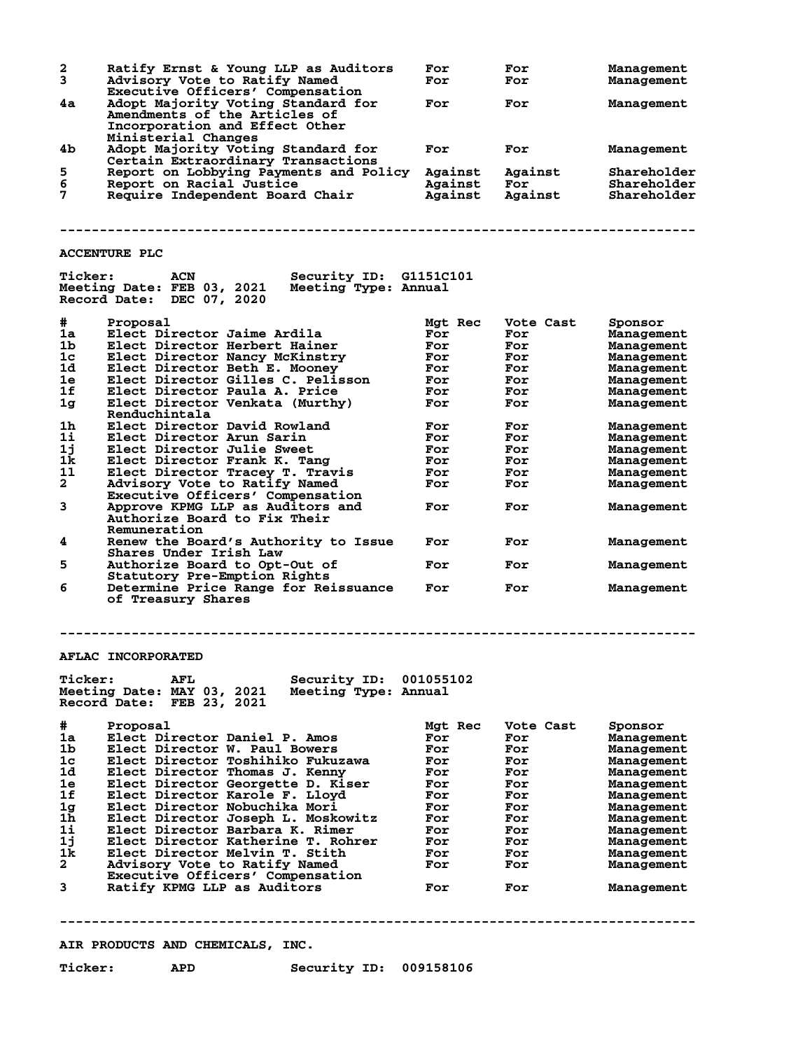| # | Proposal | Mgt Rec | Vote Cast | Sponsor |
|---|---|---|---|---|
| 2 | Ratify Ernst & Young LLP as Auditors | For | For | Management |
| 3 | Advisory Vote to Ratify Named Executive Officers' Compensation | For | For | Management |
| 4a | Adopt Majority Voting Standard for Amendments of the Articles of Incorporation and Effect Other Ministerial Changes | For | For | Management |
| 4b | Adopt Majority Voting Standard for Certain Extraordinary Transactions | For | For | Management |
| 5 | Report on Lobbying Payments and Policy | Against | Against | Shareholder |
| 6 | Report on Racial Justice | Against | For | Shareholder |
| 7 | Require Independent Board Chair | Against | Against | Shareholder |

---

## ACCENTURE PLC

**Ticker:** ACN **Security ID:** G1151C101
**Meeting Date:** FEB 03, 2021 **Meeting Type:** Annual
**Record Date:** DEC 07, 2020

| # | Proposal | Mgt Rec | Vote Cast | Sponsor |
|---|---|---|---|---|
| 1a | Elect Director Jaime Ardila | For | For | Management |
| 1b | Elect Director Herbert Hainer | For | For | Management |
| 1c | Elect Director Nancy McKinstry | For | For | Management |
| 1d | Elect Director Beth E. Mooney | For | For | Management |
| 1e | Elect Director Gilles C. Pelisson | For | For | Management |
| 1f | Elect Director Paula A. Price | For | For | Management |
| 1g | Elect Director Venkata (Murthy) Renduchintala | For | For | Management |
| 1h | Elect Director David Rowland | For | For | Management |
| 1i | Elect Director Arun Sarin | For | For | Management |
| 1j | Elect Director Julie Sweet | For | For | Management |
| 1k | Elect Director Frank K. Tang | For | For | Management |
| 1l | Elect Director Tracey T. Travis | For | For | Management |
| 2 | Advisory Vote to Ratify Named Executive Officers' Compensation | For | For | Management |
| 3 | Approve KPMG LLP as Auditors and Authorize Board to Fix Their Remuneration | For | For | Management |
| 4 | Renew the Board's Authority to Issue Shares Under Irish Law | For | For | Management |
| 5 | Authorize Board to Opt-Out of Statutory Pre-Emption Rights | For | For | Management |
| 6 | Determine Price Range for Reissuance of Treasury Shares | For | For | Management |

---

## AFLAC INCORPORATED

**Ticker:** AFL **Security ID:** 001055102
**Meeting Date:** MAY 03, 2021 **Meeting Type:** Annual
**Record Date:** FEB 23, 2021

| # | Proposal | Mgt Rec | Vote Cast | Sponsor |
|---|---|---|---|---|
| 1a | Elect Director Daniel P. Amos | For | For | Management |
| 1b | Elect Director W. Paul Bowers | For | For | Management |
| 1c | Elect Director Toshihiko Fukuzawa | For | For | Management |
| 1d | Elect Director Thomas J. Kenny | For | For | Management |
| 1e | Elect Director Georgette D. Kiser | For | For | Management |
| 1f | Elect Director Karole F. Lloyd | For | For | Management |
| 1g | Elect Director Nobuchika Mori | For | For | Management |
| 1h | Elect Director Joseph L. Moskowitz | For | For | Management |
| 1i | Elect Director Barbara K. Rimer | For | For | Management |
| 1j | Elect Director Katherine T. Rohrer | For | For | Management |
| 1k | Elect Director Melvin T. Stith | For | For | Management |
| 2 | Advisory Vote to Ratify Named Executive Officers' Compensation | For | For | Management |
| 3 | Ratify KPMG LLP as Auditors | For | For | Management |

---

## AIR PRODUCTS AND CHEMICALS, INC.

**Ticker:** APD **Security ID:** 009158106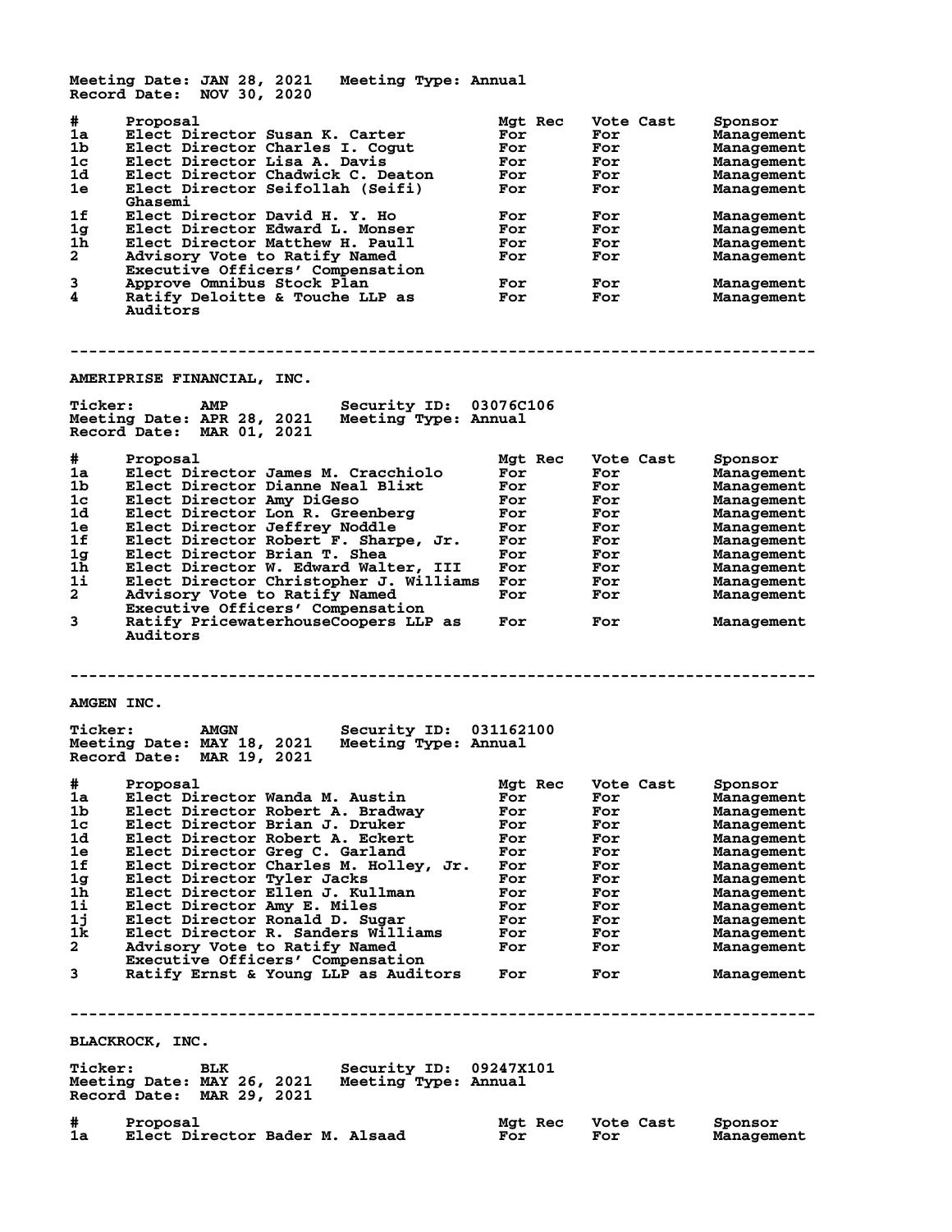Meeting Date: JAN 28, 2021 Meeting Type: Annual
Record Date: NOV 30, 2020

| # | Proposal | Mgt Rec | Vote Cast | Sponsor |
|---|---|---|---|---|
| 1a | Elect Director Susan K. Carter | For | For | Management |
| 1b | Elect Director Charles I. Cogut | For | For | Management |
| 1c | Elect Director Lisa A. Davis | For | For | Management |
| 1d | Elect Director Chadwick C. Deaton | For | For | Management |
| 1e | Elect Director Seifollah (Seifi) Ghasemi | For | For | Management |
| 1f | Elect Director David H. Y. Ho | For | For | Management |
| 1g | Elect Director Edward L. Monser | For | For | Management |
| 1h | Elect Director Matthew H. Paull | For | For | Management |
| 2 | Advisory Vote to Ratify Named Executive Officers' Compensation | For | For | Management |
| 3 | Approve Omnibus Stock Plan | For | For | Management |
| 4 | Ratify Deloitte & Touche LLP as Auditors | For | For | Management |

---

## AMERIPRISE FINANCIAL, INC.

Ticker: AMP Security ID: 03076C106
Meeting Date: APR 28, 2021 Meeting Type: Annual
Record Date: MAR 01, 2021

| # | Proposal | Mgt Rec | Vote Cast | Sponsor |
|---|---|---|---|---|
| 1a | Elect Director James M. Cracchiolo | For | For | Management |
| 1b | Elect Director Dianne Neal Blixt | For | For | Management |
| 1c | Elect Director Amy DiGeso | For | For | Management |
| 1d | Elect Director Lon R. Greenberg | For | For | Management |
| 1e | Elect Director Jeffrey Noddle | For | For | Management |
| 1f | Elect Director Robert F. Sharpe, Jr. | For | For | Management |
| 1g | Elect Director Brian T. Shea | For | For | Management |
| 1h | Elect Director W. Edward Walter, III | For | For | Management |
| 1i | Elect Director Christopher J. Williams | For | For | Management |
| 2 | Advisory Vote to Ratify Named Executive Officers' Compensation | For | For | Management |
| 3 | Ratify PricewaterhouseCoopers LLP as Auditors | For | For | Management |

---

## AMGEN INC.

Ticker: AMGN Security ID: 031162100
Meeting Date: MAY 18, 2021 Meeting Type: Annual
Record Date: MAR 19, 2021

| # | Proposal | Mgt Rec | Vote Cast | Sponsor |
|---|---|---|---|---|
| 1a | Elect Director Wanda M. Austin | For | For | Management |
| 1b | Elect Director Robert A. Bradway | For | For | Management |
| 1c | Elect Director Brian J. Druker | For | For | Management |
| 1d | Elect Director Robert A. Eckert | For | For | Management |
| 1e | Elect Director Greg C. Garland | For | For | Management |
| 1f | Elect Director Charles M. Holley, Jr. | For | For | Management |
| 1g | Elect Director Tyler Jacks | For | For | Management |
| 1h | Elect Director Ellen J. Kullman | For | For | Management |
| 1i | Elect Director Amy E. Miles | For | For | Management |
| 1j | Elect Director Ronald D. Sugar | For | For | Management |
| 1k | Elect Director R. Sanders Williams | For | For | Management |
| 2 | Advisory Vote to Ratify Named Executive Officers' Compensation | For | For | Management |
| 3 | Ratify Ernst & Young LLP as Auditors | For | For | Management |

---

## BLACKROCK, INC.

Ticker: BLK Security ID: 09247X101
Meeting Date: MAY 26, 2021 Meeting Type: Annual
Record Date: MAR 29, 2021

| # | Proposal | Mgt Rec | Vote Cast | Sponsor |
|---|---|---|---|---|
| 1a | Elect Director Bader M. Alsaad | For | For | Management |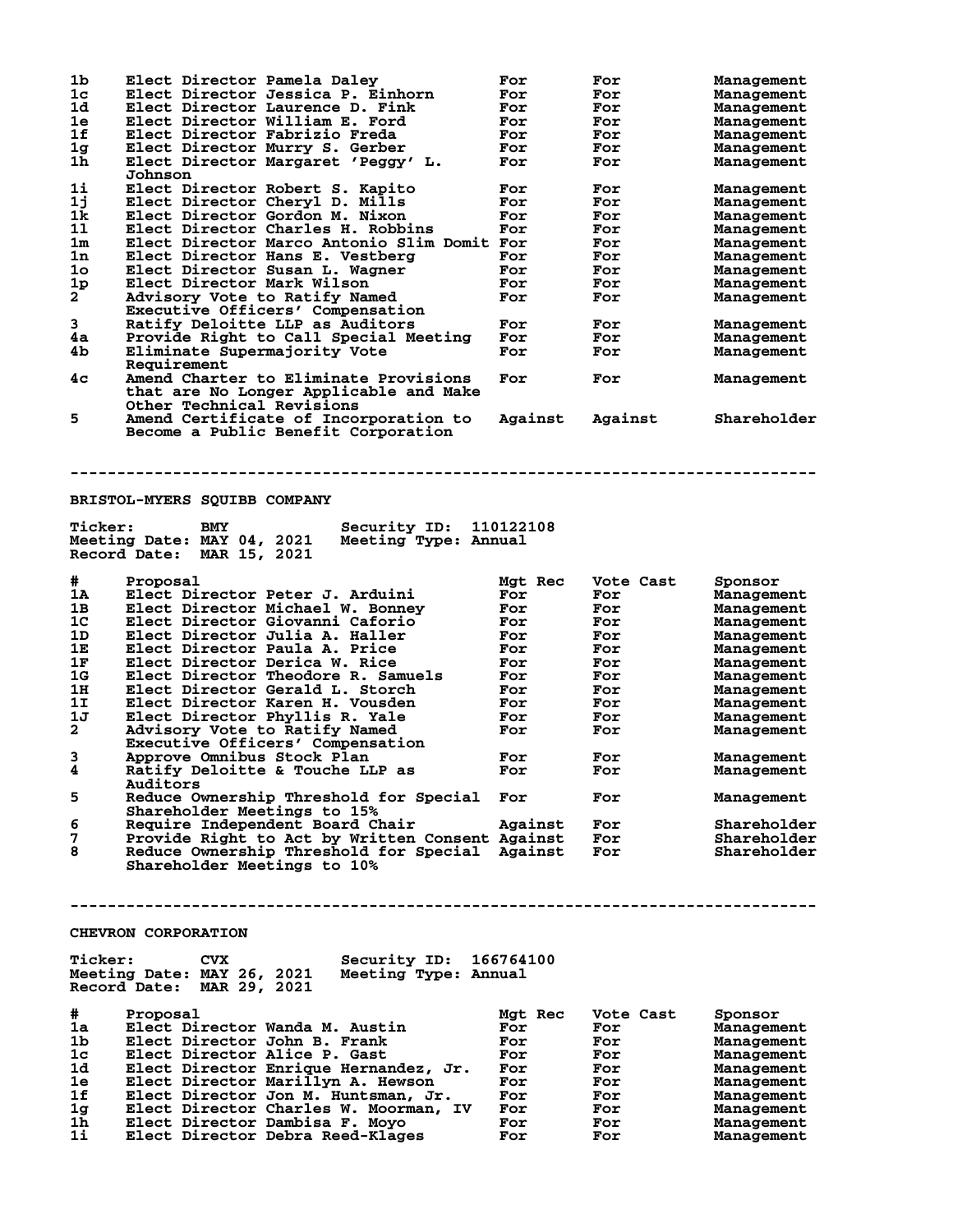| # | Proposal | Mgt Rec | Vote Cast | Sponsor |
|---|---|---|---|---|
| 1b | Elect Director Pamela Daley | For | For | Management |
| 1c | Elect Director Jessica P. Einhorn | For | For | Management |
| 1d | Elect Director Laurence D. Fink | For | For | Management |
| 1e | Elect Director William E. Ford | For | For | Management |
| 1f | Elect Director Fabrizio Freda | For | For | Management |
| 1g | Elect Director Murry S. Gerber | For | For | Management |
| 1h | Elect Director Margaret 'Peggy' L. Johnson | For | For | Management |
| 1i | Elect Director Robert S. Kapito | For | For | Management |
| 1j | Elect Director Cheryl D. Mills | For | For | Management |
| 1k | Elect Director Gordon M. Nixon | For | For | Management |
| 1l | Elect Director Charles H. Robbins | For | For | Management |
| 1m | Elect Director Marco Antonio Slim Domit | For | For | Management |
| 1n | Elect Director Hans E. Vestberg | For | For | Management |
| 1o | Elect Director Susan L. Wagner | For | For | Management |
| 1p | Elect Director Mark Wilson | For | For | Management |
| 2 | Advisory Vote to Ratify Named Executive Officers' Compensation | For | For | Management |
| 3 | Ratify Deloitte LLP as Auditors | For | For | Management |
| 4a | Provide Right to Call Special Meeting | For | For | Management |
| 4b | Eliminate Supermajority Vote Requirement | For | For | Management |
| 4c | Amend Charter to Eliminate Provisions that are No Longer Applicable and Make Other Technical Revisions | For | For | Management |
| 5 | Amend Certificate of Incorporation to Become a Public Benefit Corporation | Against | Against | Shareholder |

---

## BRISTOL-MYERS SQUIBB COMPANY

**Ticker:** BMY **Security ID:** 110122108
**Meeting Date:** MAY 04, 2021 **Meeting Type:** Annual
**Record Date:** MAR 15, 2021

| # | Proposal | Mgt Rec | Vote Cast | Sponsor |
|---|---|---|---|---|
| 1A | Elect Director Peter J. Arduini | For | For | Management |
| 1B | Elect Director Michael W. Bonney | For | For | Management |
| 1C | Elect Director Giovanni Caforio | For | For | Management |
| 1D | Elect Director Julia A. Haller | For | For | Management |
| 1E | Elect Director Paula A. Price | For | For | Management |
| 1F | Elect Director Derica W. Rice | For | For | Management |
| 1G | Elect Director Theodore R. Samuels | For | For | Management |
| 1H | Elect Director Gerald L. Storch | For | For | Management |
| 1I | Elect Director Karen H. Vousden | For | For | Management |
| 1J | Elect Director Phyllis R. Yale | For | For | Management |
| 2 | Advisory Vote to Ratify Named Executive Officers' Compensation | For | For | Management |
| 3 | Approve Omnibus Stock Plan | For | For | Management |
| 4 | Ratify Deloitte & Touche LLP as Auditors | For | For | Management |
| 5 | Reduce Ownership Threshold for Special Shareholder Meetings to 15% | For | For | Management |
| 6 | Require Independent Board Chair | Against | For | Shareholder |
| 7 | Provide Right to Act by Written Consent | Against | For | Shareholder |
| 8 | Reduce Ownership Threshold for Special Shareholder Meetings to 10% | Against | For | Shareholder |

---

## CHEVRON CORPORATION

**Ticker:** CVX **Security ID:** 166764100
**Meeting Date:** MAY 26, 2021 **Meeting Type:** Annual
**Record Date:** MAR 29, 2021

| # | Proposal | Mgt Rec | Vote Cast | Sponsor |
|---|---|---|---|---|
| 1a | Elect Director Wanda M. Austin | For | For | Management |
| 1b | Elect Director John B. Frank | For | For | Management |
| 1c | Elect Director Alice P. Gast | For | For | Management |
| 1d | Elect Director Enrique Hernandez, Jr. | For | For | Management |
| 1e | Elect Director Marillyn A. Hewson | For | For | Management |
| 1f | Elect Director Jon M. Huntsman, Jr. | For | For | Management |
| 1g | Elect Director Charles W. Moorman, IV | For | For | Management |
| 1h | Elect Director Dambisa F. Moyo | For | For | Management |
| 1i | Elect Director Debra Reed-Klages | For | For | Management |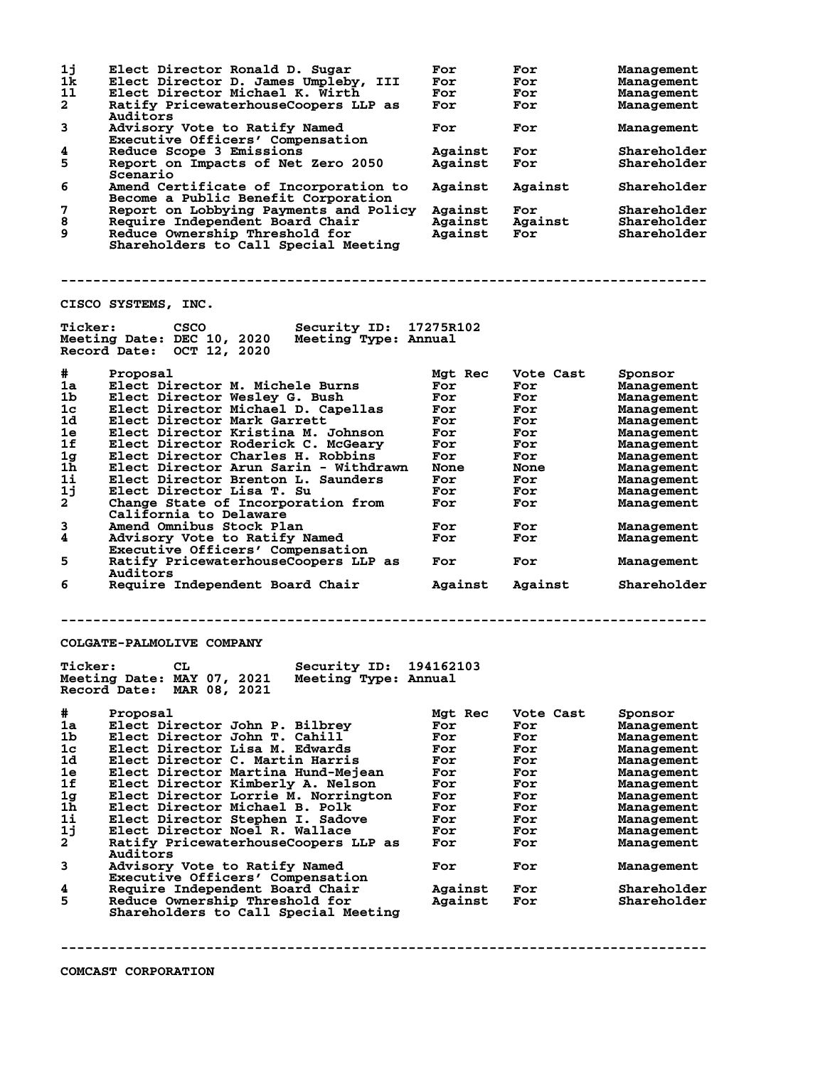| # | Proposal | Mgt Rec | Vote Cast | Sponsor |
|---|---|---|---|---|
| 1j | Elect Director Ronald D. Sugar | For | For | Management |
| 1k | Elect Director D. James Umpleby, III | For | For | Management |
| 1l | Elect Director Michael K. Wirth | For | For | Management |
| 2 | Ratify PricewaterhouseCoopers LLP as Auditors | For | For | Management |
| 3 | Advisory Vote to Ratify Named Executive Officers' Compensation | For | For | Management |
| 4 | Reduce Scope 3 Emissions | Against | For | Shareholder |
| 5 | Report on Impacts of Net Zero 2050 Scenario | Against | For | Shareholder |
| 6 | Amend Certificate of Incorporation to Become a Public Benefit Corporation | Against | Against | Shareholder |
| 7 | Report on Lobbying Payments and Policy | Against | For | Shareholder |
| 8 | Require Independent Board Chair | Against | Against | Shareholder |
| 9 | Reduce Ownership Threshold for Shareholders to Call Special Meeting | Against | For | Shareholder |

---

## CISCO SYSTEMS, INC.

**Ticker:** CSCO **Security ID:** 17275R102
**Meeting Date:** DEC 10, 2020 **Meeting Type:** Annual
**Record Date:** OCT 12, 2020

| # | Proposal | Mgt Rec | Vote Cast | Sponsor |
|---|---|---|---|---|
| 1a | Elect Director M. Michele Burns | For | For | Management |
| 1b | Elect Director Wesley G. Bush | For | For | Management |
| 1c | Elect Director Michael D. Capellas | For | For | Management |
| 1d | Elect Director Mark Garrett | For | For | Management |
| 1e | Elect Director Kristina M. Johnson | For | For | Management |
| 1f | Elect Director Roderick C. McGeary | For | For | Management |
| 1g | Elect Director Charles H. Robbins | For | For | Management |
| 1h | Elect Director Arun Sarin - Withdrawn | None | None | Management |
| 1i | Elect Director Brenton L. Saunders | For | For | Management |
| 1j | Elect Director Lisa T. Su | For | For | Management |
| 2 | Change State of Incorporation from California to Delaware | For | For | Management |
| 3 | Amend Omnibus Stock Plan | For | For | Management |
| 4 | Advisory Vote to Ratify Named Executive Officers' Compensation | For | For | Management |
| 5 | Ratify PricewaterhouseCoopers LLP as Auditors | For | For | Management |
| 6 | Require Independent Board Chair | Against | Against | Shareholder |

---

## COLGATE-PALMOLIVE COMPANY

**Ticker:** CL **Security ID:** 194162103
**Meeting Date:** MAY 07, 2021 **Meeting Type:** Annual
**Record Date:** MAR 08, 2021

| # | Proposal | Mgt Rec | Vote Cast | Sponsor |
|---|---|---|---|---|
| 1a | Elect Director John P. Bilbrey | For | For | Management |
| 1b | Elect Director John T. Cahill | For | For | Management |
| 1c | Elect Director Lisa M. Edwards | For | For | Management |
| 1d | Elect Director C. Martin Harris | For | For | Management |
| 1e | Elect Director Martina Hund-Mejean | For | For | Management |
| 1f | Elect Director Kimberly A. Nelson | For | For | Management |
| 1g | Elect Director Lorrie M. Norrington | For | For | Management |
| 1h | Elect Director Michael B. Polk | For | For | Management |
| 1i | Elect Director Stephen I. Sadove | For | For | Management |
| 1j | Elect Director Noel R. Wallace | For | For | Management |
| 2 | Ratify PricewaterhouseCoopers LLP as Auditors | For | For | Management |
| 3 | Advisory Vote to Ratify Named Executive Officers' Compensation | For | For | Management |
| 4 | Require Independent Board Chair | Against | For | Shareholder |
| 5 | Reduce Ownership Threshold for Shareholders to Call Special Meeting | Against | For | Shareholder |

---

## COMCAST CORPORATION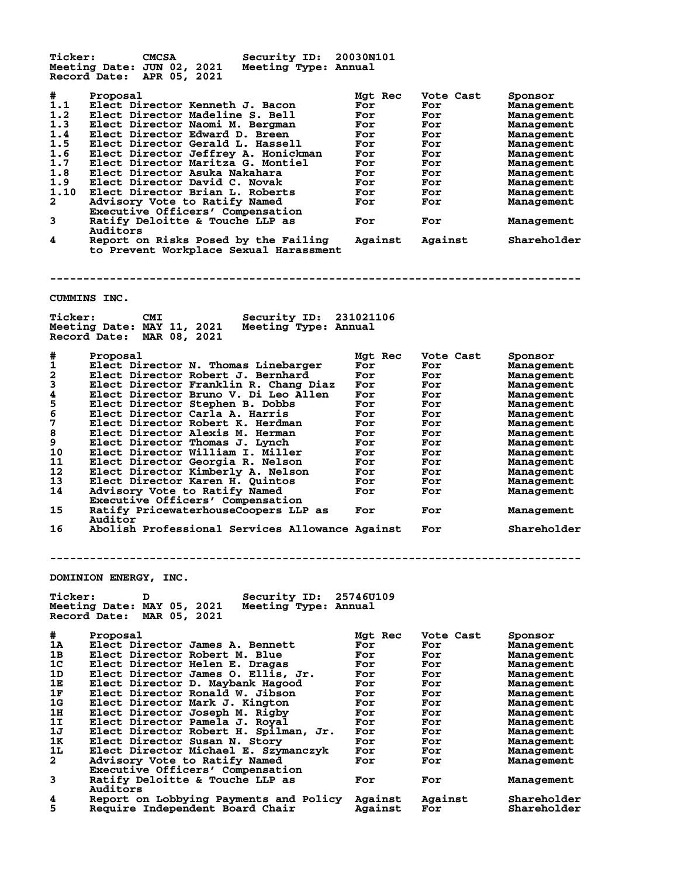**Ticker:** CMCSA **Security ID:** 20030N101
**Meeting Date:** JUN 02, 2021 **Meeting Type:** Annual
**Record Date:** APR 05, 2021

| # | Proposal | Mgt Rec | Vote Cast | Sponsor |
|---|---|---|---|---|
| 1.1 | Elect Director Kenneth J. Bacon | For | For | Management |
| 1.2 | Elect Director Madeline S. Bell | For | For | Management |
| 1.3 | Elect Director Naomi M. Bergman | For | For | Management |
| 1.4 | Elect Director Edward D. Breen | For | For | Management |
| 1.5 | Elect Director Gerald L. Hassell | For | For | Management |
| 1.6 | Elect Director Jeffrey A. Honickman | For | For | Management |
| 1.7 | Elect Director Maritza G. Montiel | For | For | Management |
| 1.8 | Elect Director Asuka Nakahara | For | For | Management |
| 1.9 | Elect Director David C. Novak | For | For | Management |
| 1.10 | Elect Director Brian L. Roberts | For | For | Management |
| 2 | Advisory Vote to Ratify Named Executive Officers' Compensation | For | For | Management |
| 3 | Ratify Deloitte & Touche LLP as Auditors | For | For | Management |
| 4 | Report on Risks Posed by the Failing to Prevent Workplace Sexual Harassment | Against | Against | Shareholder |

---

## CUMMINS INC.

**Ticker:** CMI **Security ID:** 231021106
**Meeting Date:** MAY 11, 2021 **Meeting Type:** Annual
**Record Date:** MAR 08, 2021

| # | Proposal | Mgt Rec | Vote Cast | Sponsor |
|---|---|---|---|---|
| 1 | Elect Director N. Thomas Linebarger | For | For | Management |
| 2 | Elect Director Robert J. Bernhard | For | For | Management |
| 3 | Elect Director Franklin R. Chang Diaz | For | For | Management |
| 4 | Elect Director Bruno V. Di Leo Allen | For | For | Management |
| 5 | Elect Director Stephen B. Dobbs | For | For | Management |
| 6 | Elect Director Carla A. Harris | For | For | Management |
| 7 | Elect Director Robert K. Herdman | For | For | Management |
| 8 | Elect Director Alexis M. Herman | For | For | Management |
| 9 | Elect Director Thomas J. Lynch | For | For | Management |
| 10 | Elect Director William I. Miller | For | For | Management |
| 11 | Elect Director Georgia R. Nelson | For | For | Management |
| 12 | Elect Director Kimberly A. Nelson | For | For | Management |
| 13 | Elect Director Karen H. Quintos | For | For | Management |
| 14 | Advisory Vote to Ratify Named Executive Officers' Compensation | For | For | Management |
| 15 | Ratify PricewaterhouseCoopers LLP as Auditor | For | For | Management |
| 16 | Abolish Professional Services Allowance | Against | For | Shareholder |

---

## DOMINION ENERGY, INC.

**Ticker:** D **Security ID:** 25746U109
**Meeting Date:** MAY 05, 2021 **Meeting Type:** Annual
**Record Date:** MAR 05, 2021

| # | Proposal | Mgt Rec | Vote Cast | Sponsor |
|---|---|---|---|---|
| 1A | Elect Director James A. Bennett | For | For | Management |
| 1B | Elect Director Robert M. Blue | For | For | Management |
| 1C | Elect Director Helen E. Dragas | For | For | Management |
| 1D | Elect Director James O. Ellis, Jr. | For | For | Management |
| 1E | Elect Director D. Maybank Hagood | For | For | Management |
| 1F | Elect Director Ronald W. Jibson | For | For | Management |
| 1G | Elect Director Mark J. Kington | For | For | Management |
| 1H | Elect Director Joseph M. Rigby | For | For | Management |
| 1I | Elect Director Pamela J. Royal | For | For | Management |
| 1J | Elect Director Robert H. Spilman, Jr. | For | For | Management |
| 1K | Elect Director Susan N. Story | For | For | Management |
| 1L | Elect Director Michael E. Szymanczyk | For | For | Management |
| 2 | Advisory Vote to Ratify Named Executive Officers' Compensation | For | For | Management |
| 3 | Ratify Deloitte & Touche LLP as Auditors | For | For | Management |
| 4 | Report on Lobbying Payments and Policy | Against | Against | Shareholder |
| 5 | Require Independent Board Chair | Against | For | Shareholder |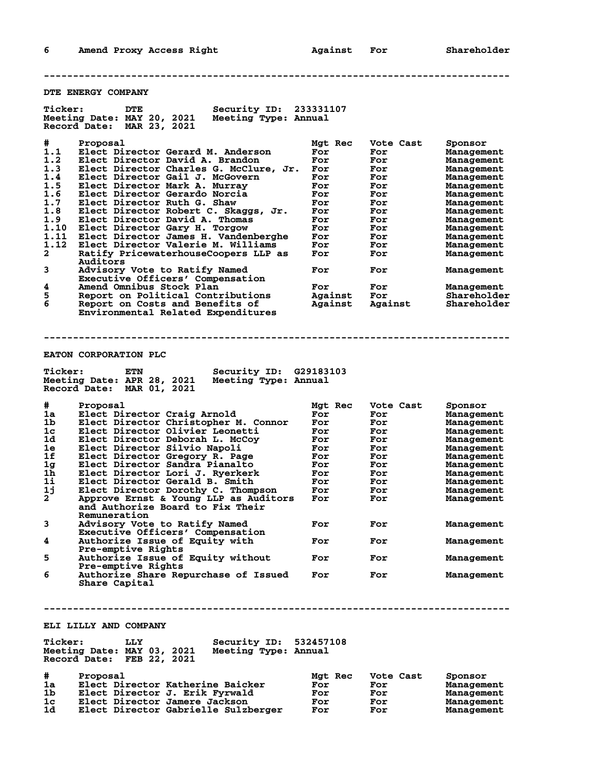| 6 | Amend Proxy Access Right | Against | For | Shareholder |
|---|---|---|---|---|

---

## DTE ENERGY COMPANY

**Ticker:** DTE **Security ID:** 233331107
**Meeting Date:** MAY 20, 2021 **Meeting Type:** Annual
**Record Date:** MAR 23, 2021

| # | Proposal | Mgt Rec | Vote Cast | Sponsor |
|---|---|---|---|---|
| 1.1 | Elect Director Gerard M. Anderson | For | For | Management |
| 1.2 | Elect Director David A. Brandon | For | For | Management |
| 1.3 | Elect Director Charles G. McClure, Jr. | For | For | Management |
| 1.4 | Elect Director Gail J. McGovern | For | For | Management |
| 1.5 | Elect Director Mark A. Murray | For | For | Management |
| 1.6 | Elect Director Gerardo Norcia | For | For | Management |
| 1.7 | Elect Director Ruth G. Shaw | For | For | Management |
| 1.8 | Elect Director Robert C. Skaggs, Jr. | For | For | Management |
| 1.9 | Elect Director David A. Thomas | For | For | Management |
| 1.10 | Elect Director Gary H. Torgow | For | For | Management |
| 1.11 | Elect Director James H. Vandenberghe | For | For | Management |
| 1.12 | Elect Director Valerie M. Williams | For | For | Management |
| 2 | Ratify PricewaterhouseCoopers LLP as Auditors | For | For | Management |
| 3 | Advisory Vote to Ratify Named Executive Officers' Compensation | For | For | Management |
| 4 | Amend Omnibus Stock Plan | For | For | Management |
| 5 | Report on Political Contributions | Against | For | Shareholder |
| 6 | Report on Costs and Benefits of Environmental Related Expenditures | Against | Against | Shareholder |

---

## EATON CORPORATION PLC

**Ticker:** ETN **Security ID:** G29183103
**Meeting Date:** APR 28, 2021 **Meeting Type:** Annual
**Record Date:** MAR 01, 2021

| # | Proposal | Mgt Rec | Vote Cast | Sponsor |
|---|---|---|---|---|
| 1a | Elect Director Craig Arnold | For | For | Management |
| 1b | Elect Director Christopher M. Connor | For | For | Management |
| 1c | Elect Director Olivier Leonetti | For | For | Management |
| 1d | Elect Director Deborah L. McCoy | For | For | Management |
| 1e | Elect Director Silvio Napoli | For | For | Management |
| 1f | Elect Director Gregory R. Page | For | For | Management |
| 1g | Elect Director Sandra Pianalto | For | For | Management |
| 1h | Elect Director Lori J. Ryerkerk | For | For | Management |
| 1i | Elect Director Gerald B. Smith | For | For | Management |
| 1j | Elect Director Dorothy C. Thompson | For | For | Management |
| 2 | Approve Ernst & Young LLP as Auditors and Authorize Board to Fix Their Remuneration | For | For | Management |
| 3 | Advisory Vote to Ratify Named Executive Officers' Compensation | For | For | Management |
| 4 | Authorize Issue of Equity with Pre-emptive Rights | For | For | Management |
| 5 | Authorize Issue of Equity without Pre-emptive Rights | For | For | Management |
| 6 | Authorize Share Repurchase of Issued Share Capital | For | For | Management |

---

## ELI LILLY AND COMPANY

**Ticker:** LLY **Security ID:** 532457108
**Meeting Date:** MAY 03, 2021 **Meeting Type:** Annual
**Record Date:** FEB 22, 2021

| # | Proposal | Mgt Rec | Vote Cast | Sponsor |
|---|---|---|---|---|
| 1a | Elect Director Katherine Baicker | For | For | Management |
| 1b | Elect Director J. Erik Fyrwald | For | For | Management |
| 1c | Elect Director Jamere Jackson | For | For | Management |
| 1d | Elect Director Gabrielle Sulzberger | For | For | Management |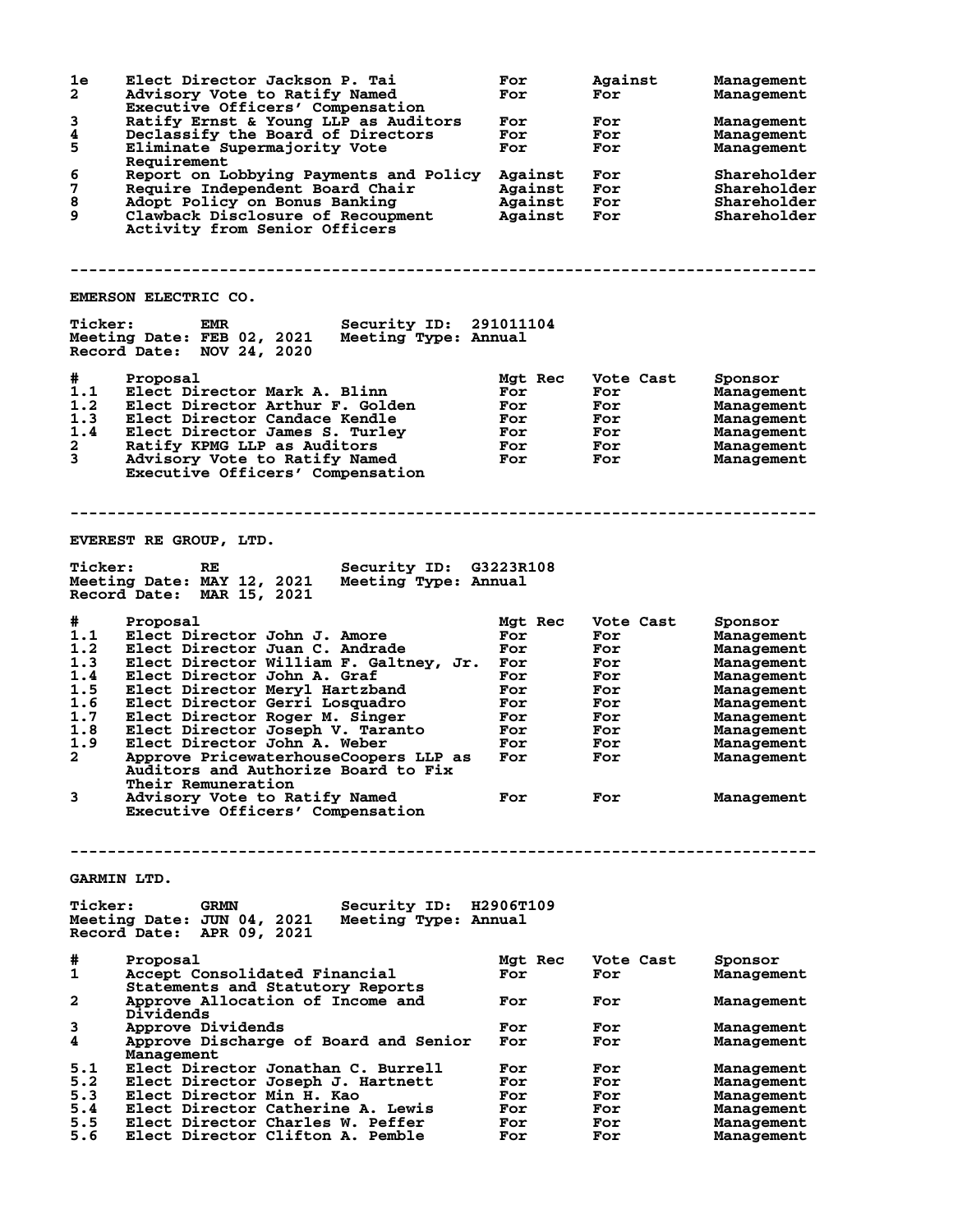| # | Proposal | Mgt Rec | Vote Cast | Sponsor |
|---|---|---|---|---|
| 1e | Elect Director Jackson P. Tai | For | Against | Management |
| 2 | Advisory Vote to Ratify Named Executive Officers' Compensation | For | For | Management |
| 3 | Ratify Ernst & Young LLP as Auditors | For | For | Management |
| 4 | Declassify the Board of Directors | For | For | Management |
| 5 | Eliminate Supermajority Vote Requirement | For | For | Management |
| 6 | Report on Lobbying Payments and Policy | Against | For | Shareholder |
| 7 | Require Independent Board Chair | Against | For | Shareholder |
| 8 | Adopt Policy on Bonus Banking | Against | For | Shareholder |
| 9 | Clawback Disclosure of Recoupment Activity from Senior Officers | Against | For | Shareholder |

---

## EMERSON ELECTRIC CO.

Ticker: EMR  Security ID: 291011104
Meeting Date: FEB 02, 2021  Meeting Type: Annual
Record Date: NOV 24, 2020

| # | Proposal | Mgt Rec | Vote Cast | Sponsor |
|---|---|---|---|---|
| 1.1 | Elect Director Mark A. Blinn | For | For | Management |
| 1.2 | Elect Director Arthur F. Golden | For | For | Management |
| 1.3 | Elect Director Candace Kendle | For | For | Management |
| 1.4 | Elect Director James S. Turley | For | For | Management |
| 2 | Ratify KPMG LLP as Auditors | For | For | Management |
| 3 | Advisory Vote to Ratify Named Executive Officers' Compensation | For | For | Management |

---

## EVEREST RE GROUP, LTD.

Ticker: RE  Security ID: G3223R108
Meeting Date: MAY 12, 2021  Meeting Type: Annual
Record Date: MAR 15, 2021

| # | Proposal | Mgt Rec | Vote Cast | Sponsor |
|---|---|---|---|---|
| 1.1 | Elect Director John J. Amore | For | For | Management |
| 1.2 | Elect Director Juan C. Andrade | For | For | Management |
| 1.3 | Elect Director William F. Galtney, Jr. | For | For | Management |
| 1.4 | Elect Director John A. Graf | For | For | Management |
| 1.5 | Elect Director Meryl Hartzband | For | For | Management |
| 1.6 | Elect Director Gerri Losquadro | For | For | Management |
| 1.7 | Elect Director Roger M. Singer | For | For | Management |
| 1.8 | Elect Director Joseph V. Taranto | For | For | Management |
| 1.9 | Elect Director John A. Weber | For | For | Management |
| 2 | Approve PricewaterhouseCoopers LLP as Auditors and Authorize Board to Fix Their Remuneration | For | For | Management |
| 3 | Advisory Vote to Ratify Named Executive Officers' Compensation | For | For | Management |

---

## GARMIN LTD.

Ticker: GRMN  Security ID: H2906T109
Meeting Date: JUN 04, 2021  Meeting Type: Annual
Record Date: APR 09, 2021

| # | Proposal | Mgt Rec | Vote Cast | Sponsor |
|---|---|---|---|---|
| 1 | Accept Consolidated Financial Statements and Statutory Reports | For | For | Management |
| 2 | Approve Allocation of Income and Dividends | For | For | Management |
| 3 | Approve Dividends | For | For | Management |
| 4 | Approve Discharge of Board and Senior Management | For | For | Management |
| 5.1 | Elect Director Jonathan C. Burrell | For | For | Management |
| 5.2 | Elect Director Joseph J. Hartnett | For | For | Management |
| 5.3 | Elect Director Min H. Kao | For | For | Management |
| 5.4 | Elect Director Catherine A. Lewis | For | For | Management |
| 5.5 | Elect Director Charles W. Peffer | For | For | Management |
| 5.6 | Elect Director Clifton A. Pemble | For | For | Management |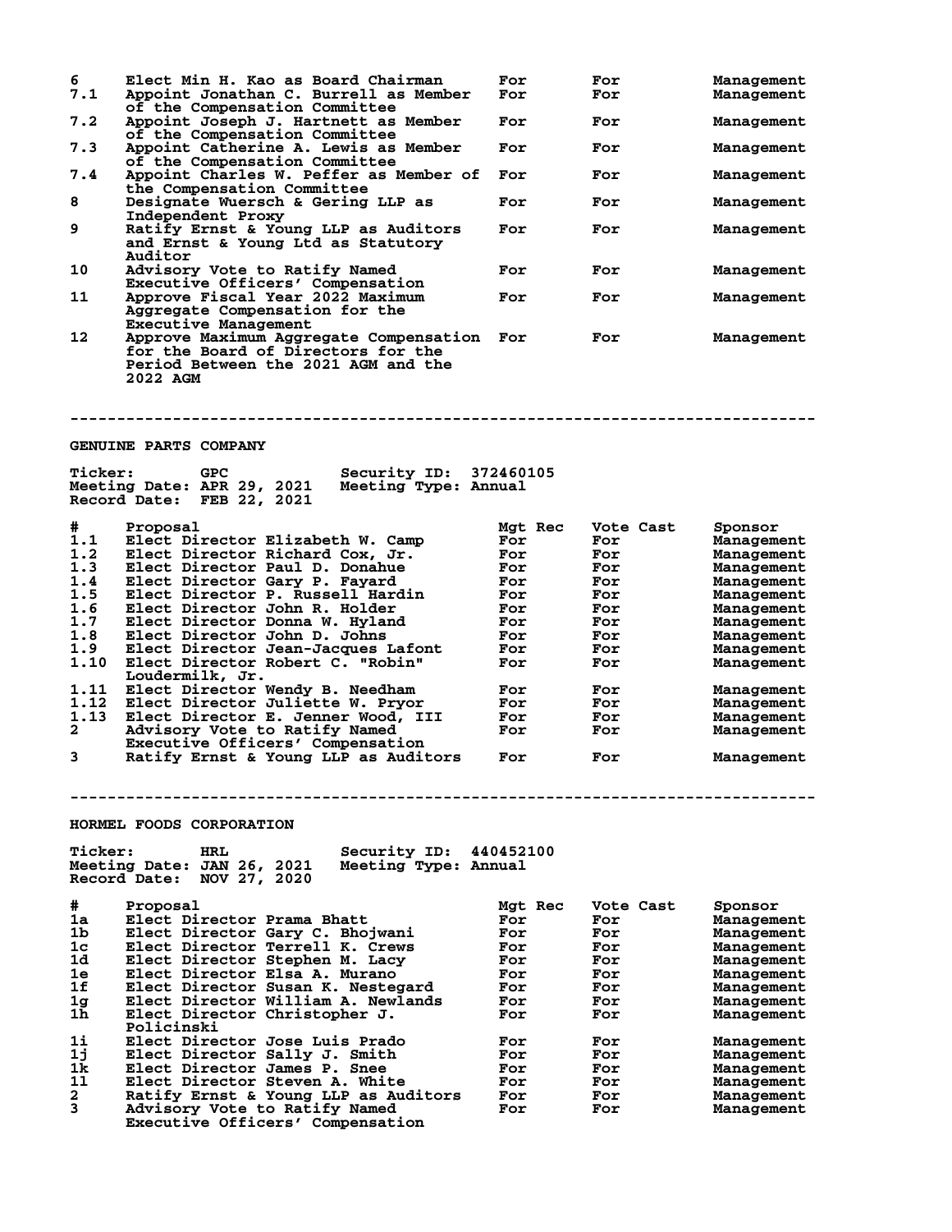| # | Proposal | Mgt Rec | Vote Cast | Sponsor |
|---|---|---|---|---|
| 6 | Elect Min H. Kao as Board Chairman | For | For | Management |
| 7.1 | Appoint Jonathan C. Burrell as Member of the Compensation Committee | For | For | Management |
| 7.2 | Appoint Joseph J. Hartnett as Member of the Compensation Committee | For | For | Management |
| 7.3 | Appoint Catherine A. Lewis as Member of the Compensation Committee | For | For | Management |
| 7.4 | Appoint Charles W. Peffer as Member of the Compensation Committee | For | For | Management |
| 8 | Designate Wuersch & Gering LLP as Independent Proxy | For | For | Management |
| 9 | Ratify Ernst & Young LLP as Auditors and Ernst & Young Ltd as Statutory Auditor | For | For | Management |
| 10 | Advisory Vote to Ratify Named Executive Officers' Compensation | For | For | Management |
| 11 | Approve Fiscal Year 2022 Maximum Aggregate Compensation for the Executive Management | For | For | Management |
| 12 | Approve Maximum Aggregate Compensation for the Board of Directors for the Period Between the 2021 AGM and the 2022 AGM | For | For | Management |

--------------------------------------------------------------------------------

## GENUINE PARTS COMPANY

Ticker: GPC Security ID: 372460105
Meeting Date: APR 29, 2021 Meeting Type: Annual
Record Date: FEB 22, 2021

| # | Proposal | Mgt Rec | Vote Cast | Sponsor |
|---|---|---|---|---|
| 1.1 | Elect Director Elizabeth W. Camp | For | For | Management |
| 1.2 | Elect Director Richard Cox, Jr. | For | For | Management |
| 1.3 | Elect Director Paul D. Donahue | For | For | Management |
| 1.4 | Elect Director Gary P. Fayard | For | For | Management |
| 1.5 | Elect Director P. Russell Hardin | For | For | Management |
| 1.6 | Elect Director John R. Holder | For | For | Management |
| 1.7 | Elect Director Donna W. Hyland | For | For | Management |
| 1.8 | Elect Director John D. Johns | For | For | Management |
| 1.9 | Elect Director Jean-Jacques Lafont | For | For | Management |
| 1.10 | Elect Director Robert C. "Robin" Loudermilk, Jr. | For | For | Management |
| 1.11 | Elect Director Wendy B. Needham | For | For | Management |
| 1.12 | Elect Director Juliette W. Pryor | For | For | Management |
| 1.13 | Elect Director E. Jenner Wood, III | For | For | Management |
| 2 | Advisory Vote to Ratify Named Executive Officers' Compensation | For | For | Management |
| 3 | Ratify Ernst & Young LLP as Auditors | For | For | Management |

--------------------------------------------------------------------------------

## HORMEL FOODS CORPORATION

Ticker: HRL Security ID: 440452100
Meeting Date: JAN 26, 2021 Meeting Type: Annual
Record Date: NOV 27, 2020

| # | Proposal | Mgt Rec | Vote Cast | Sponsor |
|---|---|---|---|---|
| 1a | Elect Director Prama Bhatt | For | For | Management |
| 1b | Elect Director Gary C. Bhojwani | For | For | Management |
| 1c | Elect Director Terrell K. Crews | For | For | Management |
| 1d | Elect Director Stephen M. Lacy | For | For | Management |
| 1e | Elect Director Elsa A. Murano | For | For | Management |
| 1f | Elect Director Susan K. Nestegard | For | For | Management |
| 1g | Elect Director William A. Newlands | For | For | Management |
| 1h | Elect Director Christopher J. Policinski | For | For | Management |
| 1i | Elect Director Jose Luis Prado | For | For | Management |
| 1j | Elect Director Sally J. Smith | For | For | Management |
| 1k | Elect Director James P. Snee | For | For | Management |
| 1l | Elect Director Steven A. White | For | For | Management |
| 2 | Ratify Ernst & Young LLP as Auditors | For | For | Management |
| 3 | Advisory Vote to Ratify Named Executive Officers' Compensation | For | For | Management |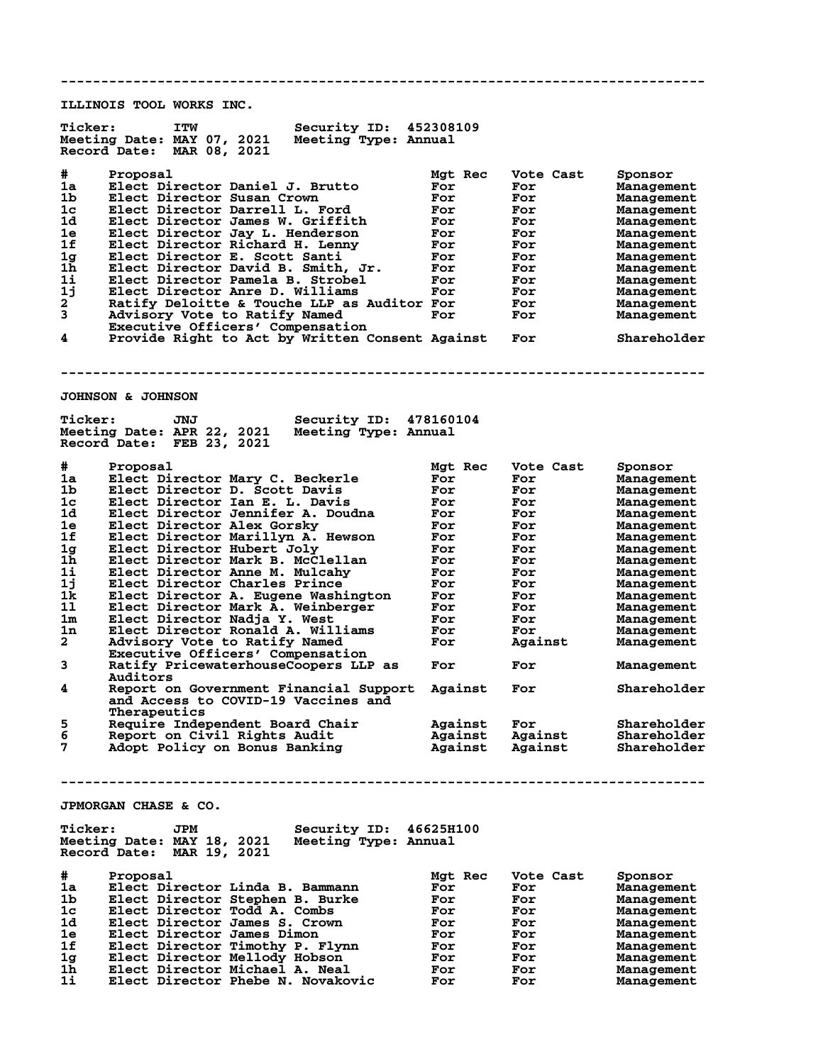---

## ILLINOIS TOOL WORKS INC.

**Ticker:** ITW **Security ID:** 452308109
**Meeting Date:** MAY 07, 2021 **Meeting Type:** Annual
**Record Date:** MAR 08, 2021

| # | Proposal | Mgt Rec | Vote Cast | Sponsor |
|---|---|---|---|---|
| 1a | Elect Director Daniel J. Brutto | For | For | Management |
| 1b | Elect Director Susan Crown | For | For | Management |
| 1c | Elect Director Darrell L. Ford | For | For | Management |
| 1d | Elect Director James W. Griffith | For | For | Management |
| 1e | Elect Director Jay L. Henderson | For | For | Management |
| 1f | Elect Director Richard H. Lenny | For | For | Management |
| 1g | Elect Director E. Scott Santi | For | For | Management |
| 1h | Elect Director David B. Smith, Jr. | For | For | Management |
| 1i | Elect Director Pamela B. Strobel | For | For | Management |
| 1j | Elect Director Anre D. Williams | For | For | Management |
| 2 | Ratify Deloitte & Touche LLP as Auditor | For | For | Management |
| 3 | Advisory Vote to Ratify Named Executive Officers' Compensation | For | For | Management |
| 4 | Provide Right to Act by Written Consent | Against | For | Shareholder |

---

## JOHNSON & JOHNSON

**Ticker:** JNJ **Security ID:** 478160104
**Meeting Date:** APR 22, 2021 **Meeting Type:** Annual
**Record Date:** FEB 23, 2021

| # | Proposal | Mgt Rec | Vote Cast | Sponsor |
|---|---|---|---|---|
| 1a | Elect Director Mary C. Beckerle | For | For | Management |
| 1b | Elect Director D. Scott Davis | For | For | Management |
| 1c | Elect Director Ian E. L. Davis | For | For | Management |
| 1d | Elect Director Jennifer A. Doudna | For | For | Management |
| 1e | Elect Director Alex Gorsky | For | For | Management |
| 1f | Elect Director Marillyn A. Hewson | For | For | Management |
| 1g | Elect Director Hubert Joly | For | For | Management |
| 1h | Elect Director Mark B. McClellan | For | For | Management |
| 1i | Elect Director Anne M. Mulcahy | For | For | Management |
| 1j | Elect Director Charles Prince | For | For | Management |
| 1k | Elect Director A. Eugene Washington | For | For | Management |
| 1l | Elect Director Mark A. Weinberger | For | For | Management |
| 1m | Elect Director Nadja Y. West | For | For | Management |
| 1n | Elect Director Ronald A. Williams | For | For | Management |
| 2 | Advisory Vote to Ratify Named Executive Officers' Compensation | For | Against | Management |
| 3 | Ratify PricewaterhouseCoopers LLP as Auditors | For | For | Management |
| 4 | Report on Government Financial Support and Access to COVID-19 Vaccines and Therapeutics | Against | For | Shareholder |
| 5 | Require Independent Board Chair | Against | For | Shareholder |
| 6 | Report on Civil Rights Audit | Against | Against | Shareholder |
| 7 | Adopt Policy on Bonus Banking | Against | Against | Shareholder |

---

## JPMORGAN CHASE & CO.

**Ticker:** JPM **Security ID:** 46625H100
**Meeting Date:** MAY 18, 2021 **Meeting Type:** Annual
**Record Date:** MAR 19, 2021

| # | Proposal | Mgt Rec | Vote Cast | Sponsor |
|---|---|---|---|---|
| 1a | Elect Director Linda B. Bammann | For | For | Management |
| 1b | Elect Director Stephen B. Burke | For | For | Management |
| 1c | Elect Director Todd A. Combs | For | For | Management |
| 1d | Elect Director James S. Crown | For | For | Management |
| 1e | Elect Director James Dimon | For | For | Management |
| 1f | Elect Director Timothy P. Flynn | For | For | Management |
| 1g | Elect Director Mellody Hobson | For | For | Management |
| 1h | Elect Director Michael A. Neal | For | For | Management |
| 1i | Elect Director Phebe N. Novakovic | For | For | Management |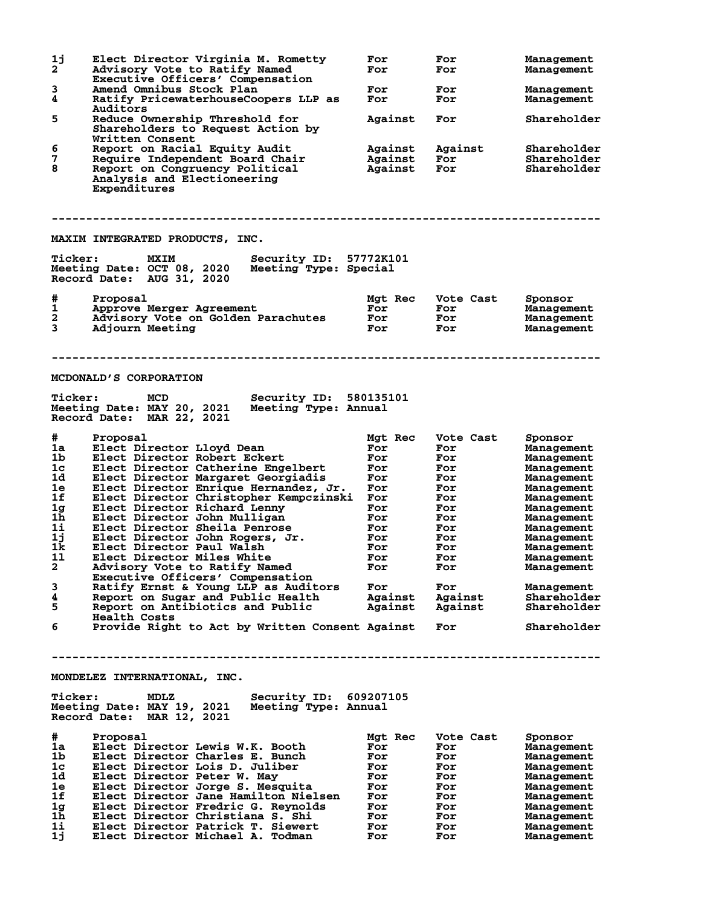| # | Proposal | Mgt Rec | Vote Cast | Sponsor |
|---|---|---|---|---|
| 1j | Elect Director Virginia M. Rometty | For | For | Management |
| 2 | Advisory Vote to Ratify Named Executive Officers' Compensation | For | For | Management |
| 3 | Amend Omnibus Stock Plan | For | For | Management |
| 4 | Ratify PricewaterhouseCoopers LLP as Auditors | For | For | Management |
| 5 | Reduce Ownership Threshold for Shareholders to Request Action by Written Consent | Against | For | Shareholder |
| 6 | Report on Racial Equity Audit | Against | Against | Shareholder |
| 7 | Require Independent Board Chair | Against | For | Shareholder |
| 8 | Report on Congruency Political Analysis and Electioneering Expenditures | Against | For | Shareholder |

---

## MAXIM INTEGRATED PRODUCTS, INC.

**Ticker:** MXIM **Security ID:** 57772K101
**Meeting Date:** OCT 08, 2020 **Meeting Type:** Special
**Record Date:** AUG 31, 2020

| # | Proposal | Mgt Rec | Vote Cast | Sponsor |
|---|---|---|---|---|
| 1 | Approve Merger Agreement | For | For | Management |
| 2 | Advisory Vote on Golden Parachutes | For | For | Management |
| 3 | Adjourn Meeting | For | For | Management |

---

## MCDONALD'S CORPORATION

**Ticker:** MCD **Security ID:** 580135101
**Meeting Date:** MAY 20, 2021 **Meeting Type:** Annual
**Record Date:** MAR 22, 2021

| # | Proposal | Mgt Rec | Vote Cast | Sponsor |
|---|---|---|---|---|
| 1a | Elect Director Lloyd Dean | For | For | Management |
| 1b | Elect Director Robert Eckert | For | For | Management |
| 1c | Elect Director Catherine Engelbert | For | For | Management |
| 1d | Elect Director Margaret Georgiadis | For | For | Management |
| 1e | Elect Director Enrique Hernandez, Jr. | For | For | Management |
| 1f | Elect Director Christopher Kempczinski | For | For | Management |
| 1g | Elect Director Richard Lenny | For | For | Management |
| 1h | Elect Director John Mulligan | For | For | Management |
| 1i | Elect Director Sheila Penrose | For | For | Management |
| 1j | Elect Director John Rogers, Jr. | For | For | Management |
| 1k | Elect Director Paul Walsh | For | For | Management |
| 1l | Elect Director Miles White | For | For | Management |
| 2 | Advisory Vote to Ratify Named Executive Officers' Compensation | For | For | Management |
| 3 | Ratify Ernst & Young LLP as Auditors | For | For | Management |
| 4 | Report on Sugar and Public Health | Against | Against | Shareholder |
| 5 | Report on Antibiotics and Public Health Costs | Against | Against | Shareholder |
| 6 | Provide Right to Act by Written Consent | Against | For | Shareholder |

---

## MONDELEZ INTERNATIONAL, INC.

**Ticker:** MDLZ **Security ID:** 609207105
**Meeting Date:** MAY 19, 2021 **Meeting Type:** Annual
**Record Date:** MAR 12, 2021

| # | Proposal | Mgt Rec | Vote Cast | Sponsor |
|---|---|---|---|---|
| 1a | Elect Director Lewis W.K. Booth | For | For | Management |
| 1b | Elect Director Charles E. Bunch | For | For | Management |
| 1c | Elect Director Lois D. Juliber | For | For | Management |
| 1d | Elect Director Peter W. May | For | For | Management |
| 1e | Elect Director Jorge S. Mesquita | For | For | Management |
| 1f | Elect Director Jane Hamilton Nielsen | For | For | Management |
| 1g | Elect Director Fredric G. Reynolds | For | For | Management |
| 1h | Elect Director Christiana S. Shi | For | For | Management |
| 1i | Elect Director Patrick T. Siewert | For | For | Management |
| 1j | Elect Director Michael A. Todman | For | For | Management |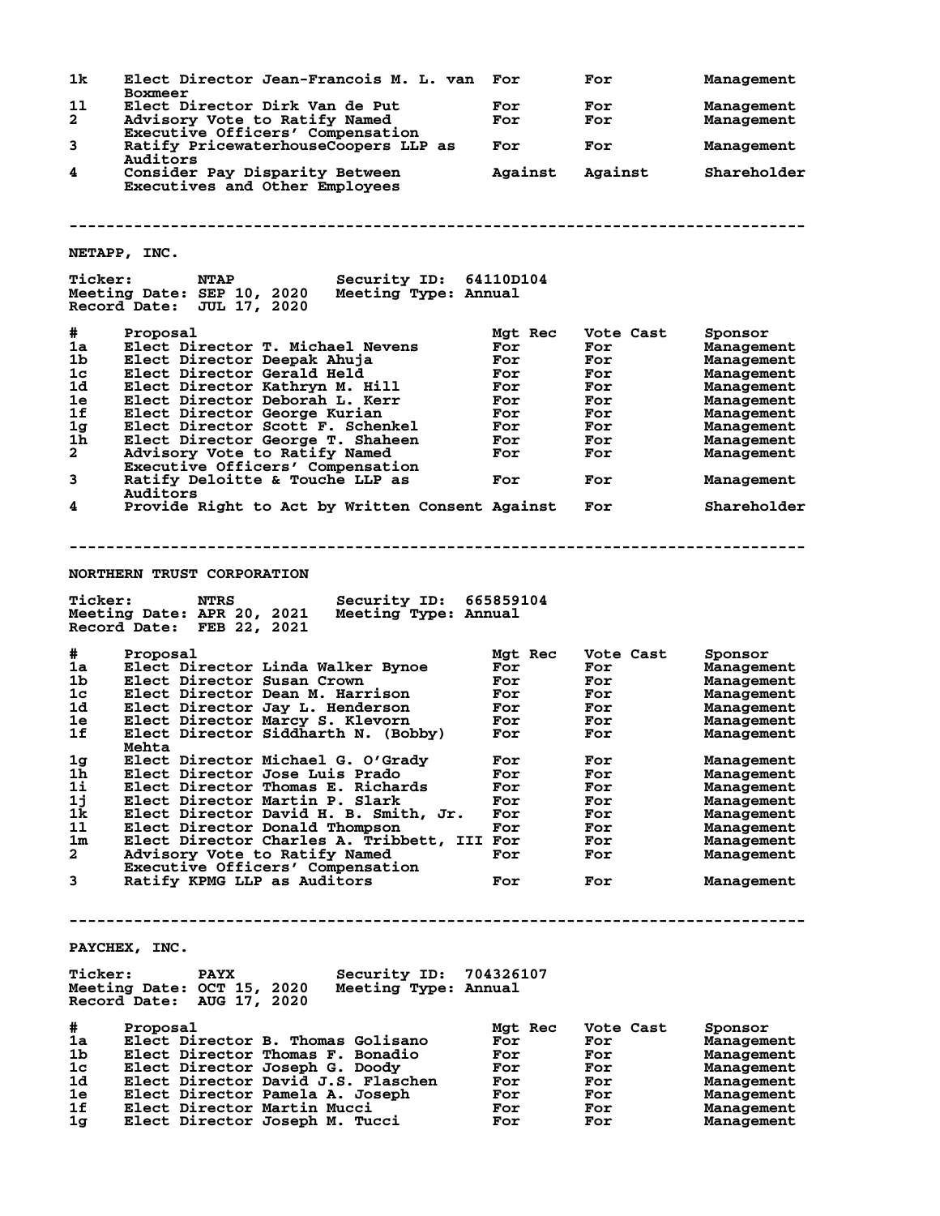| # | Proposal | Mgt Rec | Vote Cast | Sponsor |
|---|---|---|---|---|
| 1k | Elect Director Jean-Francois M. L. van Boxmeer | For | For | Management |
| 1l | Elect Director Dirk Van de Put | For | For | Management |
| 2 | Advisory Vote to Ratify Named Executive Officers' Compensation | For | For | Management |
| 3 | Ratify PricewaterhouseCoopers LLP as Auditors | For | For | Management |
| 4 | Consider Pay Disparity Between Executives and Other Employees | Against | Against | Shareholder |

---

## NETAPP, INC.

**Ticker:** NTAP **Security ID:** 64110D104
**Meeting Date:** SEP 10, 2020 **Meeting Type:** Annual
**Record Date:** JUL 17, 2020

| # | Proposal | Mgt Rec | Vote Cast | Sponsor |
|---|---|---|---|---|
| 1a | Elect Director T. Michael Nevens | For | For | Management |
| 1b | Elect Director Deepak Ahuja | For | For | Management |
| 1c | Elect Director Gerald Held | For | For | Management |
| 1d | Elect Director Kathryn M. Hill | For | For | Management |
| 1e | Elect Director Deborah L. Kerr | For | For | Management |
| 1f | Elect Director George Kurian | For | For | Management |
| 1g | Elect Director Scott F. Schenkel | For | For | Management |
| 1h | Elect Director George T. Shaheen | For | For | Management |
| 2 | Advisory Vote to Ratify Named Executive Officers' Compensation | For | For | Management |
| 3 | Ratify Deloitte & Touche LLP as Auditors | For | For | Management |
| 4 | Provide Right to Act by Written Consent | Against | For | Shareholder |

---

## NORTHERN TRUST CORPORATION

**Ticker:** NTRS **Security ID:** 665859104
**Meeting Date:** APR 20, 2021 **Meeting Type:** Annual
**Record Date:** FEB 22, 2021

| # | Proposal | Mgt Rec | Vote Cast | Sponsor |
|---|---|---|---|---|
| 1a | Elect Director Linda Walker Bynoe | For | For | Management |
| 1b | Elect Director Susan Crown | For | For | Management |
| 1c | Elect Director Dean M. Harrison | For | For | Management |
| 1d | Elect Director Jay L. Henderson | For | For | Management |
| 1e | Elect Director Marcy S. Klevorn | For | For | Management |
| 1f | Elect Director Siddharth N. (Bobby) Mehta | For | For | Management |
| 1g | Elect Director Michael G. O'Grady | For | For | Management |
| 1h | Elect Director Jose Luis Prado | For | For | Management |
| 1i | Elect Director Thomas E. Richards | For | For | Management |
| 1j | Elect Director Martin P. Slark | For | For | Management |
| 1k | Elect Director David H. B. Smith, Jr. | For | For | Management |
| 1l | Elect Director Donald Thompson | For | For | Management |
| 1m | Elect Director Charles A. Tribbett, III | For | For | Management |
| 2 | Advisory Vote to Ratify Named Executive Officers' Compensation | For | For | Management |
| 3 | Ratify KPMG LLP as Auditors | For | For | Management |

---

## PAYCHEX, INC.

**Ticker:** PAYX **Security ID:** 704326107
**Meeting Date:** OCT 15, 2020 **Meeting Type:** Annual
**Record Date:** AUG 17, 2020

| # | Proposal | Mgt Rec | Vote Cast | Sponsor |
|---|---|---|---|---|
| 1a | Elect Director B. Thomas Golisano | For | For | Management |
| 1b | Elect Director Thomas F. Bonadio | For | For | Management |
| 1c | Elect Director Joseph G. Doody | For | For | Management |
| 1d | Elect Director David J.S. Flaschen | For | For | Management |
| 1e | Elect Director Pamela A. Joseph | For | For | Management |
| 1f | Elect Director Martin Mucci | For | For | Management |
| 1g | Elect Director Joseph M. Tucci | For | For | Management |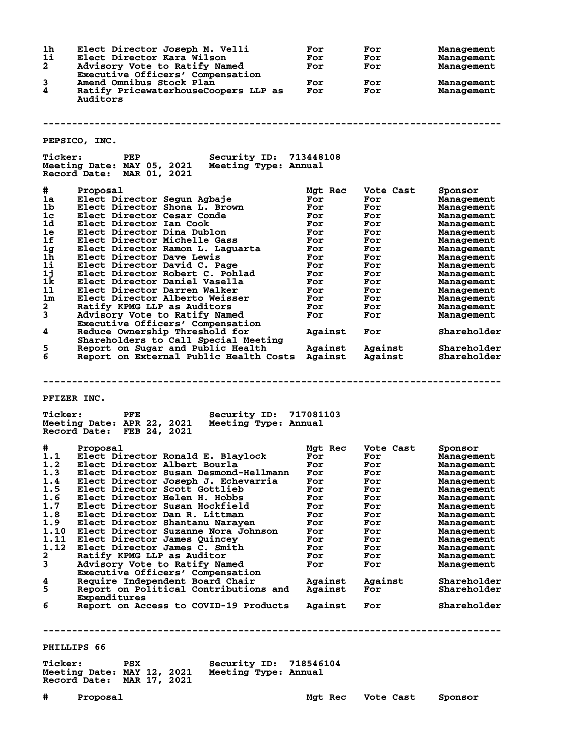| # | Proposal | Mgt Rec | Vote Cast | Sponsor |
|---|---|---|---|---|
| 1h | Elect Director Joseph M. Velli | For | For | Management |
| 1i | Elect Director Kara Wilson | For | For | Management |
| 2 | Advisory Vote to Ratify Named Executive Officers' Compensation | For | For | Management |
| 3 | Amend Omnibus Stock Plan | For | For | Management |
| 4 | Ratify PricewaterhouseCoopers LLP as Auditors | For | For | Management |

---

## PEPSICO, INC.

**Ticker:** PEP **Security ID:** 713448108
**Meeting Date:** MAY 05, 2021 **Meeting Type:** Annual
**Record Date:** MAR 01, 2021

| # | Proposal | Mgt Rec | Vote Cast | Sponsor |
|---|---|---|---|---|
| 1a | Elect Director Segun Agbaje | For | For | Management |
| 1b | Elect Director Shona L. Brown | For | For | Management |
| 1c | Elect Director Cesar Conde | For | For | Management |
| 1d | Elect Director Ian Cook | For | For | Management |
| 1e | Elect Director Dina Dublon | For | For | Management |
| 1f | Elect Director Michelle Gass | For | For | Management |
| 1g | Elect Director Ramon L. Laguarta | For | For | Management |
| 1h | Elect Director Dave Lewis | For | For | Management |
| 1i | Elect Director David C. Page | For | For | Management |
| 1j | Elect Director Robert C. Pohlad | For | For | Management |
| 1k | Elect Director Daniel Vasella | For | For | Management |
| 1l | Elect Director Darren Walker | For | For | Management |
| 1m | Elect Director Alberto Weisser | For | For | Management |
| 2 | Ratify KPMG LLP as Auditors | For | For | Management |
| 3 | Advisory Vote to Ratify Named Executive Officers' Compensation | For | For | Management |
| 4 | Reduce Ownership Threshold for Shareholders to Call Special Meeting | Against | For | Shareholder |
| 5 | Report on Sugar and Public Health | Against | Against | Shareholder |
| 6 | Report on External Public Health Costs | Against | Against | Shareholder |

---

## PFIZER INC.

**Ticker:** PFE **Security ID:** 717081103
**Meeting Date:** APR 22, 2021 **Meeting Type:** Annual
**Record Date:** FEB 24, 2021

| # | Proposal | Mgt Rec | Vote Cast | Sponsor |
|---|---|---|---|---|
| 1.1 | Elect Director Ronald E. Blaylock | For | For | Management |
| 1.2 | Elect Director Albert Bourla | For | For | Management |
| 1.3 | Elect Director Susan Desmond-Hellmann | For | For | Management |
| 1.4 | Elect Director Joseph J. Echevarria | For | For | Management |
| 1.5 | Elect Director Scott Gottlieb | For | For | Management |
| 1.6 | Elect Director Helen H. Hobbs | For | For | Management |
| 1.7 | Elect Director Susan Hockfield | For | For | Management |
| 1.8 | Elect Director Dan R. Littman | For | For | Management |
| 1.9 | Elect Director Shantanu Narayen | For | For | Management |
| 1.10 | Elect Director Suzanne Nora Johnson | For | For | Management |
| 1.11 | Elect Director James Quincey | For | For | Management |
| 1.12 | Elect Director James C. Smith | For | For | Management |
| 2 | Ratify KPMG LLP as Auditor | For | For | Management |
| 3 | Advisory Vote to Ratify Named Executive Officers' Compensation | For | For | Management |
| 4 | Require Independent Board Chair | Against | Against | Shareholder |
| 5 | Report on Political Contributions and Expenditures | Against | For | Shareholder |
| 6 | Report on Access to COVID-19 Products | Against | For | Shareholder |

---

## PHILLIPS 66

**Ticker:** PSX **Security ID:** 718546104
**Meeting Date:** MAY 12, 2021 **Meeting Type:** Annual
**Record Date:** MAR 17, 2021

| # | Proposal | Mgt Rec | Vote Cast | Sponsor |
|---|---|---|---|---|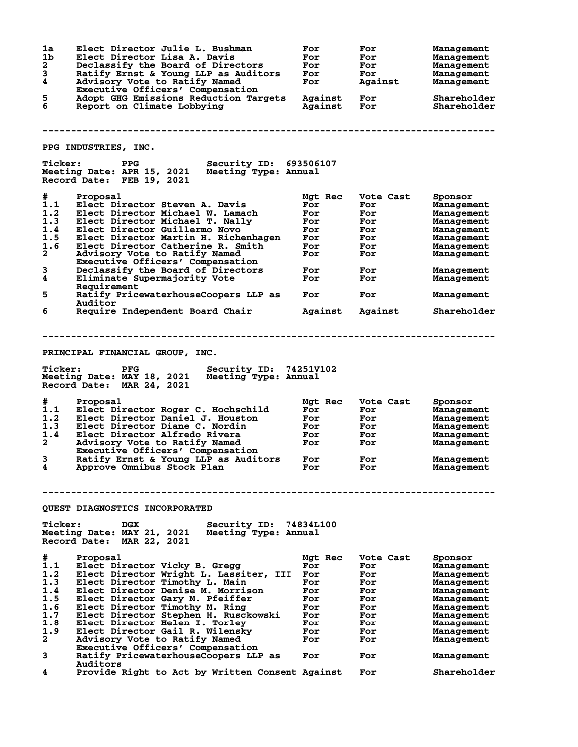| # | Proposal | Mgt Rec | Vote Cast | Sponsor |
|---|---|---|---|---|
| 1a | Elect Director Julie L. Bushman | For | For | Management |
| 1b | Elect Director Lisa A. Davis | For | For | Management |
| 2 | Declassify the Board of Directors | For | For | Management |
| 3 | Ratify Ernst & Young LLP as Auditors | For | For | Management |
| 4 | Advisory Vote to Ratify Named Executive Officers' Compensation | For | Against | Management |
| 5 | Adopt GHG Emissions Reduction Targets | Against | For | Shareholder |
| 6 | Report on Climate Lobbying | Against | For | Shareholder |

---

## PPG INDUSTRIES, INC.

**Ticker:** PPG **Security ID:** 693506107
**Meeting Date:** APR 15, 2021 **Meeting Type:** Annual
**Record Date:** FEB 19, 2021

| # | Proposal | Mgt Rec | Vote Cast | Sponsor |
|---|---|---|---|---|
| 1.1 | Elect Director Steven A. Davis | For | For | Management |
| 1.2 | Elect Director Michael W. Lamach | For | For | Management |
| 1.3 | Elect Director Michael T. Nally | For | For | Management |
| 1.4 | Elect Director Guillermo Novo | For | For | Management |
| 1.5 | Elect Director Martin H. Richenhagen | For | For | Management |
| 1.6 | Elect Director Catherine R. Smith | For | For | Management |
| 2 | Advisory Vote to Ratify Named Executive Officers' Compensation | For | For | Management |
| 3 | Declassify the Board of Directors | For | For | Management |
| 4 | Eliminate Supermajority Vote Requirement | For | For | Management |
| 5 | Ratify PricewaterhouseCoopers LLP as Auditor | For | For | Management |
| 6 | Require Independent Board Chair | Against | Against | Shareholder |

---

## PRINCIPAL FINANCIAL GROUP, INC.

**Ticker:** PFG **Security ID:** 74251V102
**Meeting Date:** MAY 18, 2021 **Meeting Type:** Annual
**Record Date:** MAR 24, 2021

| # | Proposal | Mgt Rec | Vote Cast | Sponsor |
|---|---|---|---|---|
| 1.1 | Elect Director Roger C. Hochschild | For | For | Management |
| 1.2 | Elect Director Daniel J. Houston | For | For | Management |
| 1.3 | Elect Director Diane C. Nordin | For | For | Management |
| 1.4 | Elect Director Alfredo Rivera | For | For | Management |
| 2 | Advisory Vote to Ratify Named Executive Officers' Compensation | For | For | Management |
| 3 | Ratify Ernst & Young LLP as Auditors | For | For | Management |
| 4 | Approve Omnibus Stock Plan | For | For | Management |

---

## QUEST DIAGNOSTICS INCORPORATED

**Ticker:** DGX **Security ID:** 74834L100
**Meeting Date:** MAY 21, 2021 **Meeting Type:** Annual
**Record Date:** MAR 22, 2021

| # | Proposal | Mgt Rec | Vote Cast | Sponsor |
|---|---|---|---|---|
| 1.1 | Elect Director Vicky B. Gregg | For | For | Management |
| 1.2 | Elect Director Wright L. Lassiter, III | For | For | Management |
| 1.3 | Elect Director Timothy L. Main | For | For | Management |
| 1.4 | Elect Director Denise M. Morrison | For | For | Management |
| 1.5 | Elect Director Gary M. Pfeiffer | For | For | Management |
| 1.6 | Elect Director Timothy M. Ring | For | For | Management |
| 1.7 | Elect Director Stephen H. Rusckowski | For | For | Management |
| 1.8 | Elect Director Helen I. Torley | For | For | Management |
| 1.9 | Elect Director Gail R. Wilensky | For | For | Management |
| 2 | Advisory Vote to Ratify Named Executive Officers' Compensation | For | For | Management |
| 3 | Ratify PricewaterhouseCoopers LLP as Auditors | For | For | Management |
| 4 | Provide Right to Act by Written Consent | Against | For | Shareholder |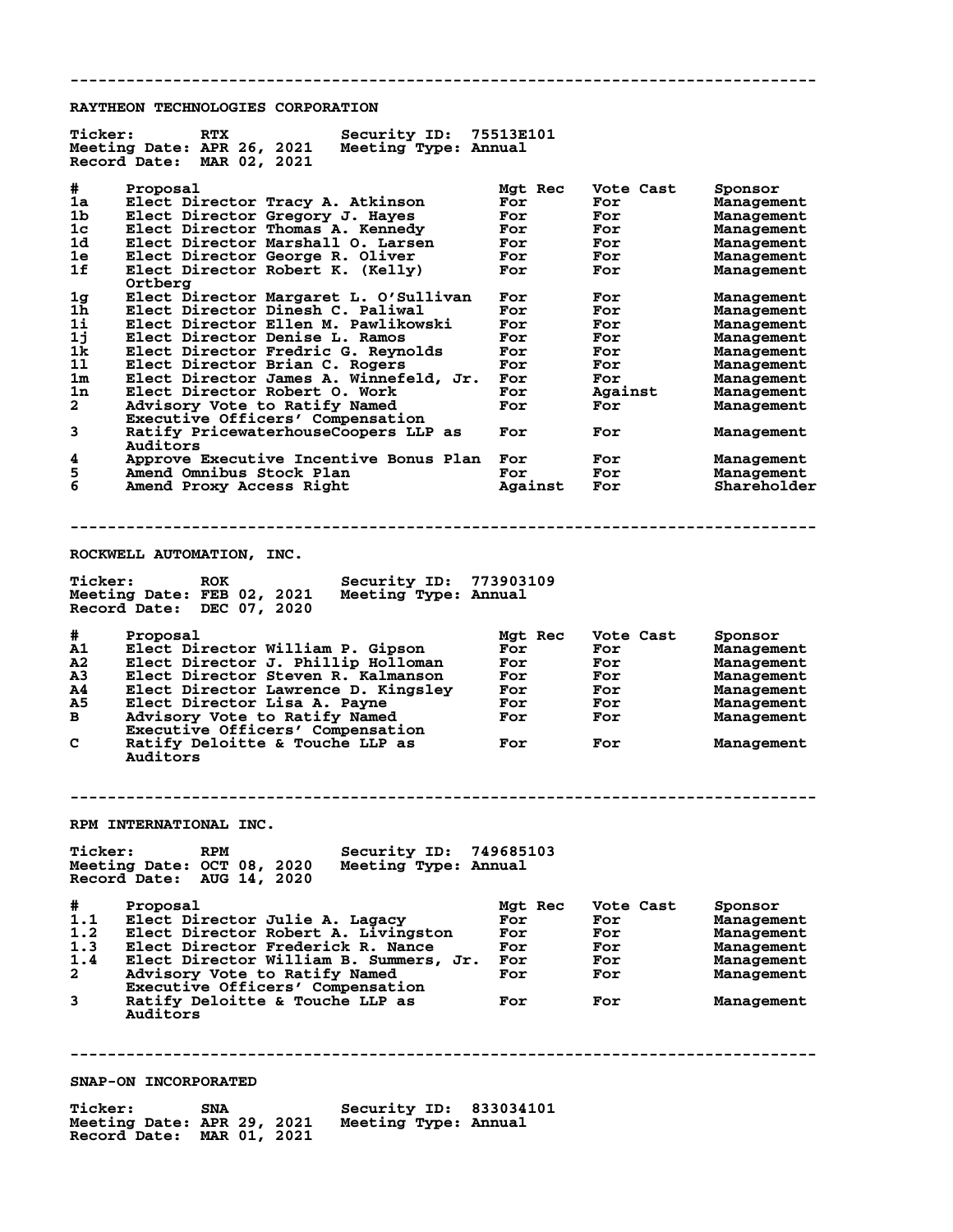---

## RAYTHEON TECHNOLOGIES CORPORATION

**Ticker:** RTX **Security ID:** 75513E101
**Meeting Date:** APR 26, 2021 **Meeting Type:** Annual
**Record Date:** MAR 02, 2021

| # | Proposal | Mgt Rec | Vote Cast | Sponsor |
|---|---|---|---|---|
| 1a | Elect Director Tracy A. Atkinson | For | For | Management |
| 1b | Elect Director Gregory J. Hayes | For | For | Management |
| 1c | Elect Director Thomas A. Kennedy | For | For | Management |
| 1d | Elect Director Marshall O. Larsen | For | For | Management |
| 1e | Elect Director George R. Oliver | For | For | Management |
| 1f | Elect Director Robert K. (Kelly) Ortberg | For | For | Management |
| 1g | Elect Director Margaret L. O'Sullivan | For | For | Management |
| 1h | Elect Director Dinesh C. Paliwal | For | For | Management |
| 1i | Elect Director Ellen M. Pawlikowski | For | For | Management |
| 1j | Elect Director Denise L. Ramos | For | For | Management |
| 1k | Elect Director Fredric G. Reynolds | For | For | Management |
| 1l | Elect Director Brian C. Rogers | For | For | Management |
| 1m | Elect Director James A. Winnefeld, Jr. | For | For | Management |
| 1n | Elect Director Robert O. Work | For | Against | Management |
| 2 | Advisory Vote to Ratify Named Executive Officers' Compensation | For | For | Management |
| 3 | Ratify PricewaterhouseCoopers LLP as Auditors | For | For | Management |
| 4 | Approve Executive Incentive Bonus Plan | For | For | Management |
| 5 | Amend Omnibus Stock Plan | For | For | Management |
| 6 | Amend Proxy Access Right | Against | For | Shareholder |

---

## ROCKWELL AUTOMATION, INC.

**Ticker:** ROK **Security ID:** 773903109
**Meeting Date:** FEB 02, 2021 **Meeting Type:** Annual
**Record Date:** DEC 07, 2020

| # | Proposal | Mgt Rec | Vote Cast | Sponsor |
|---|---|---|---|---|
| A1 | Elect Director William P. Gipson | For | For | Management |
| A2 | Elect Director J. Phillip Holloman | For | For | Management |
| A3 | Elect Director Steven R. Kalmanson | For | For | Management |
| A4 | Elect Director Lawrence D. Kingsley | For | For | Management |
| A5 | Elect Director Lisa A. Payne | For | For | Management |
| B | Advisory Vote to Ratify Named Executive Officers' Compensation | For | For | Management |
| C | Ratify Deloitte & Touche LLP as Auditors | For | For | Management |

---

## RPM INTERNATIONAL INC.

**Ticker:** RPM **Security ID:** 749685103
**Meeting Date:** OCT 08, 2020 **Meeting Type:** Annual
**Record Date:** AUG 14, 2020

| # | Proposal | Mgt Rec | Vote Cast | Sponsor |
|---|---|---|---|---|
| 1.1 | Elect Director Julie A. Lagacy | For | For | Management |
| 1.2 | Elect Director Robert A. Livingston | For | For | Management |
| 1.3 | Elect Director Frederick R. Nance | For | For | Management |
| 1.4 | Elect Director William B. Summers, Jr. | For | For | Management |
| 2 | Advisory Vote to Ratify Named Executive Officers' Compensation | For | For | Management |
| 3 | Ratify Deloitte & Touche LLP as Auditors | For | For | Management |

---

## SNAP-ON INCORPORATED

**Ticker:** SNA **Security ID:** 833034101
**Meeting Date:** APR 29, 2021 **Meeting Type:** Annual
**Record Date:** MAR 01, 2021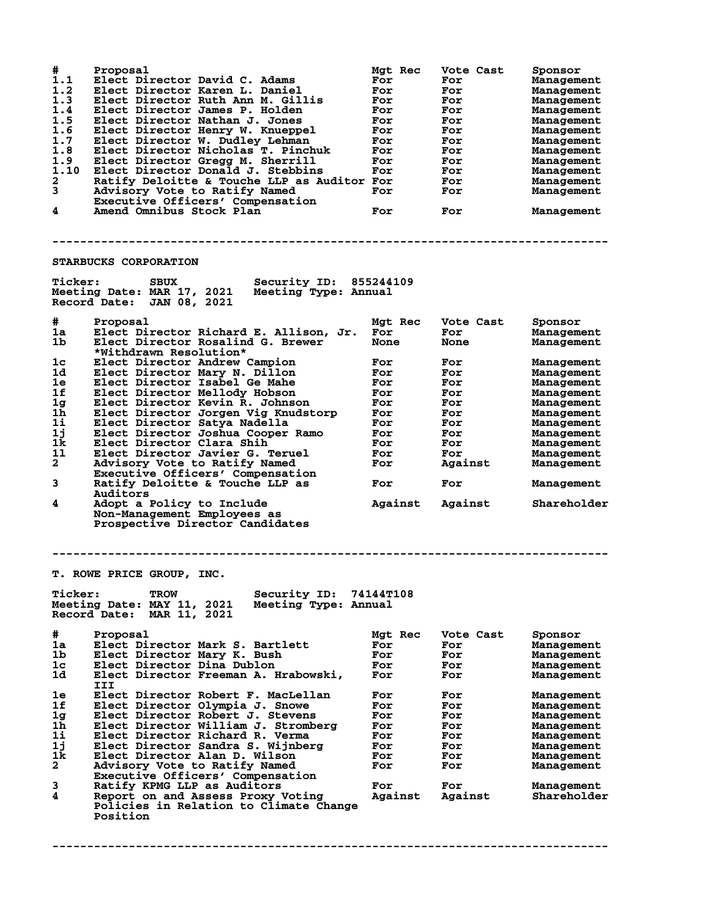| # | Proposal | Mgt Rec | Vote Cast | Sponsor |
|---|---|---|---|---|
| 1.1 | Elect Director David C. Adams | For | For | Management |
| 1.2 | Elect Director Karen L. Daniel | For | For | Management |
| 1.3 | Elect Director Ruth Ann M. Gillis | For | For | Management |
| 1.4 | Elect Director James P. Holden | For | For | Management |
| 1.5 | Elect Director Nathan J. Jones | For | For | Management |
| 1.6 | Elect Director Henry W. Knueppel | For | For | Management |
| 1.7 | Elect Director W. Dudley Lehman | For | For | Management |
| 1.8 | Elect Director Nicholas T. Pinchuk | For | For | Management |
| 1.9 | Elect Director Gregg M. Sherrill | For | For | Management |
| 1.10 | Elect Director Donald J. Stebbins | For | For | Management |
| 2 | Ratify Deloitte & Touche LLP as Auditor | For | For | Management |
| 3 | Advisory Vote to Ratify Named Executive Officers' Compensation | For | For | Management |
| 4 | Amend Omnibus Stock Plan | For | For | Management |

--------------------------------------------------------------------------------

## STARBUCKS CORPORATION

**Ticker:** SBUX **Security ID:** 855244109
**Meeting Date:** MAR 17, 2021 **Meeting Type:** Annual
**Record Date:** JAN 08, 2021

| # | Proposal | Mgt Rec | Vote Cast | Sponsor |
|---|---|---|---|---|
| 1a | Elect Director Richard E. Allison, Jr. | For | For | Management |
| 1b | Elect Director Rosalind G. Brewer *Withdrawn Resolution* | None | None | Management |
| 1c | Elect Director Andrew Campion | For | For | Management |
| 1d | Elect Director Mary N. Dillon | For | For | Management |
| 1e | Elect Director Isabel Ge Mahe | For | For | Management |
| 1f | Elect Director Mellody Hobson | For | For | Management |
| 1g | Elect Director Kevin R. Johnson | For | For | Management |
| 1h | Elect Director Jorgen Vig Knudstorp | For | For | Management |
| 1i | Elect Director Satya Nadella | For | For | Management |
| 1j | Elect Director Joshua Cooper Ramo | For | For | Management |
| 1k | Elect Director Clara Shih | For | For | Management |
| 1l | Elect Director Javier G. Teruel | For | For | Management |
| 2 | Advisory Vote to Ratify Named Executive Officers' Compensation | For | Against | Management |
| 3 | Ratify Deloitte & Touche LLP as Auditors | For | For | Management |
| 4 | Adopt a Policy to Include Non-Management Employees as Prospective Director Candidates | Against | Against | Shareholder |

--------------------------------------------------------------------------------

## T. ROWE PRICE GROUP, INC.

**Ticker:** TROW **Security ID:** 74144T108
**Meeting Date:** MAY 11, 2021 **Meeting Type:** Annual
**Record Date:** MAR 11, 2021

| # | Proposal | Mgt Rec | Vote Cast | Sponsor |
|---|---|---|---|---|
| 1a | Elect Director Mark S. Bartlett | For | For | Management |
| 1b | Elect Director Mary K. Bush | For | For | Management |
| 1c | Elect Director Dina Dublon | For | For | Management |
| 1d | Elect Director Freeman A. Hrabowski, III | For | For | Management |
| 1e | Elect Director Robert F. MacLellan | For | For | Management |
| 1f | Elect Director Olympia J. Snowe | For | For | Management |
| 1g | Elect Director Robert J. Stevens | For | For | Management |
| 1h | Elect Director William J. Stromberg | For | For | Management |
| 1i | Elect Director Richard R. Verma | For | For | Management |
| 1j | Elect Director Sandra S. Wijnberg | For | For | Management |
| 1k | Elect Director Alan D. Wilson | For | For | Management |
| 2 | Advisory Vote to Ratify Named Executive Officers' Compensation | For | For | Management |
| 3 | Ratify KPMG LLP as Auditors | For | For | Management |
| 4 | Report on and Assess Proxy Voting Policies in Relation to Climate Change Position | Against | Against | Shareholder |

--------------------------------------------------------------------------------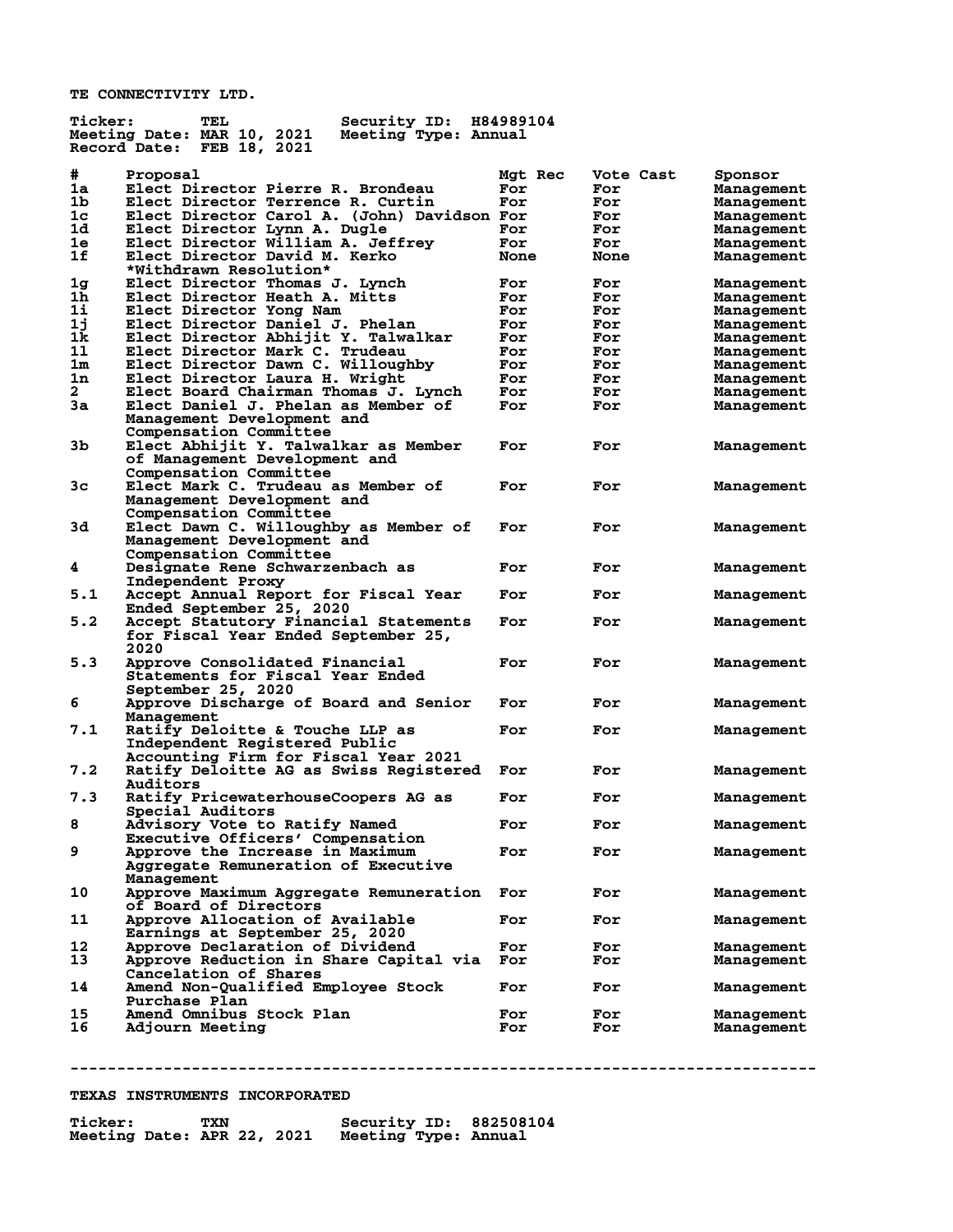## TE CONNECTIVITY LTD.

**Ticker:** TEL  **Security ID:** H84989104
**Meeting Date:** MAR 10, 2021  **Meeting Type:** Annual
**Record Date:** FEB 18, 2021

| # | Proposal | Mgt Rec | Vote Cast | Sponsor |
|---|---|---|---|---|
| 1a | Elect Director Pierre R. Brondeau | For | For | Management |
| 1b | Elect Director Terrence R. Curtin | For | For | Management |
| 1c | Elect Director Carol A. (John) Davidson | For | For | Management |
| 1d | Elect Director Lynn A. Dugle | For | For | Management |
| 1e | Elect Director William A. Jeffrey | For | For | Management |
| 1f | Elect Director David M. Kerko *Withdrawn Resolution* | None | None | Management |
| 1g | Elect Director Thomas J. Lynch | For | For | Management |
| 1h | Elect Director Heath A. Mitts | For | For | Management |
| 1i | Elect Director Yong Nam | For | For | Management |
| 1j | Elect Director Daniel J. Phelan | For | For | Management |
| 1k | Elect Director Abhijit Y. Talwalkar | For | For | Management |
| 1l | Elect Director Mark C. Trudeau | For | For | Management |
| 1m | Elect Director Dawn C. Willoughby | For | For | Management |
| 1n | Elect Director Laura H. Wright | For | For | Management |
| 2 | Elect Board Chairman Thomas J. Lynch | For | For | Management |
| 3a | Elect Daniel J. Phelan as Member of Management Development and Compensation Committee | For | For | Management |
| 3b | Elect Abhijit Y. Talwalkar as Member of Management Development and Compensation Committee | For | For | Management |
| 3c | Elect Mark C. Trudeau as Member of Management Development and Compensation Committee | For | For | Management |
| 3d | Elect Dawn C. Willoughby as Member of Management Development and Compensation Committee | For | For | Management |
| 4 | Designate Rene Schwarzenbach as Independent Proxy | For | For | Management |
| 5.1 | Accept Annual Report for Fiscal Year Ended September 25, 2020 | For | For | Management |
| 5.2 | Accept Statutory Financial Statements for Fiscal Year Ended September 25, 2020 | For | For | Management |
| 5.3 | Approve Consolidated Financial Statements for Fiscal Year Ended September 25, 2020 | For | For | Management |
| 6 | Approve Discharge of Board and Senior Management | For | For | Management |
| 7.1 | Ratify Deloitte & Touche LLP as Independent Registered Public Accounting Firm for Fiscal Year 2021 | For | For | Management |
| 7.2 | Ratify Deloitte AG as Swiss Registered Auditors | For | For | Management |
| 7.3 | Ratify PricewaterhouseCoopers AG as Special Auditors | For | For | Management |
| 8 | Advisory Vote to Ratify Named Executive Officers' Compensation | For | For | Management |
| 9 | Approve the Increase in Maximum Aggregate Remuneration of Executive Management | For | For | Management |
| 10 | Approve Maximum Aggregate Remuneration of Board of Directors | For | For | Management |
| 11 | Approve Allocation of Available Earnings at September 25, 2020 | For | For | Management |
| 12 | Approve Declaration of Dividend | For | For | Management |
| 13 | Approve Reduction in Share Capital via Cancelation of Shares | For | For | Management |
| 14 | Amend Non-Qualified Employee Stock Purchase Plan | For | For | Management |
| 15 | Amend Omnibus Stock Plan | For | For | Management |
| 16 | Adjourn Meeting | For | For | Management |

---

## TEXAS INSTRUMENTS INCORPORATED

**Ticker:** TXN  **Security ID:** 882508104
**Meeting Date:** APR 22, 2021  **Meeting Type:** Annual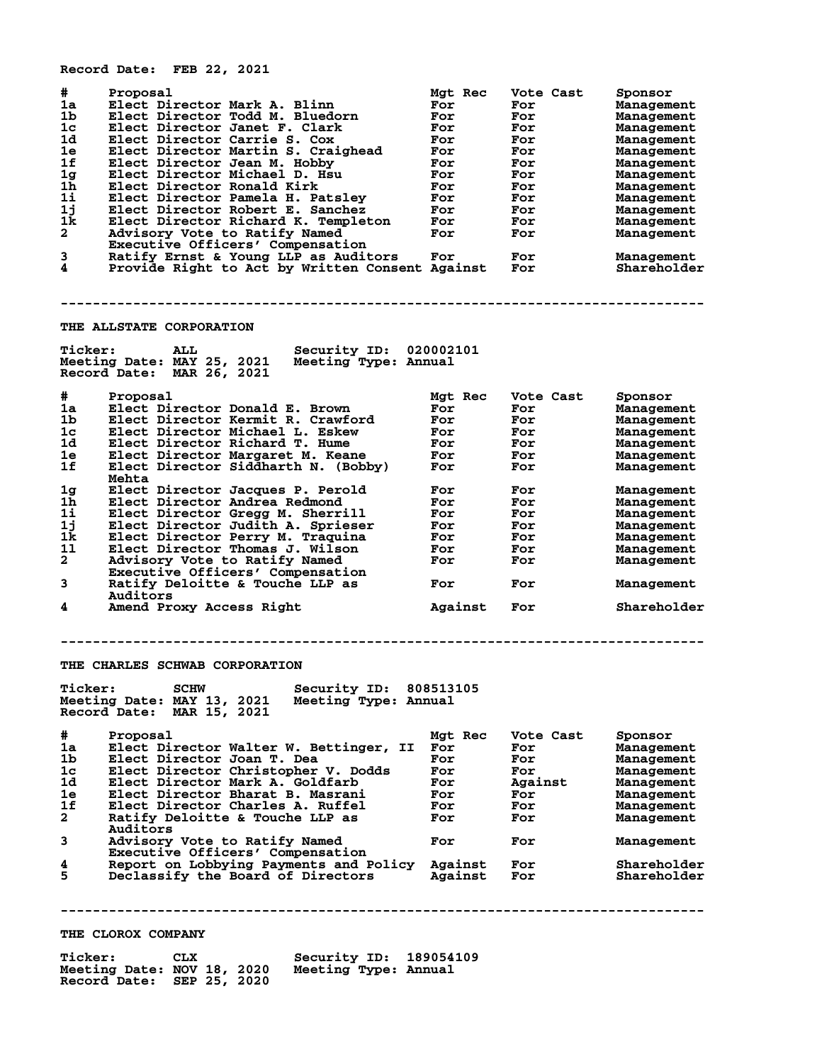Record Date: FEB 22, 2021

| # | Proposal | Mgt Rec | Vote Cast | Sponsor |
|---|---|---|---|---|
| 1a | Elect Director Mark A. Blinn | For | For | Management |
| 1b | Elect Director Todd M. Bluedorn | For | For | Management |
| 1c | Elect Director Janet F. Clark | For | For | Management |
| 1d | Elect Director Carrie S. Cox | For | For | Management |
| 1e | Elect Director Martin S. Craighead | For | For | Management |
| 1f | Elect Director Jean M. Hobby | For | For | Management |
| 1g | Elect Director Michael D. Hsu | For | For | Management |
| 1h | Elect Director Ronald Kirk | For | For | Management |
| 1i | Elect Director Pamela H. Patsley | For | For | Management |
| 1j | Elect Director Robert E. Sanchez | For | For | Management |
| 1k | Elect Director Richard K. Templeton | For | For | Management |
| 2 | Advisory Vote to Ratify Named Executive Officers' Compensation | For | For | Management |
| 3 | Ratify Ernst & Young LLP as Auditors | For | For | Management |
| 4 | Provide Right to Act by Written Consent | Against | For | Shareholder |

---

## THE ALLSTATE CORPORATION

Ticker: ALL Security ID: 020002101
Meeting Date: MAY 25, 2021 Meeting Type: Annual
Record Date: MAR 26, 2021

| # | Proposal | Mgt Rec | Vote Cast | Sponsor |
|---|---|---|---|---|
| 1a | Elect Director Donald E. Brown | For | For | Management |
| 1b | Elect Director Kermit R. Crawford | For | For | Management |
| 1c | Elect Director Michael L. Eskew | For | For | Management |
| 1d | Elect Director Richard T. Hume | For | For | Management |
| 1e | Elect Director Margaret M. Keane | For | For | Management |
| 1f | Elect Director Siddharth N. (Bobby) Mehta | For | For | Management |
| 1g | Elect Director Jacques P. Perold | For | For | Management |
| 1h | Elect Director Andrea Redmond | For | For | Management |
| 1i | Elect Director Gregg M. Sherrill | For | For | Management |
| 1j | Elect Director Judith A. Sprieser | For | For | Management |
| 1k | Elect Director Perry M. Traquina | For | For | Management |
| 1l | Elect Director Thomas J. Wilson | For | For | Management |
| 2 | Advisory Vote to Ratify Named Executive Officers' Compensation | For | For | Management |
| 3 | Ratify Deloitte & Touche LLP as Auditors | For | For | Management |
| 4 | Amend Proxy Access Right | Against | For | Shareholder |

---

## THE CHARLES SCHWAB CORPORATION

Ticker: SCHW Security ID: 808513105
Meeting Date: MAY 13, 2021 Meeting Type: Annual
Record Date: MAR 15, 2021

| # | Proposal | Mgt Rec | Vote Cast | Sponsor |
|---|---|---|---|---|
| 1a | Elect Director Walter W. Bettinger, II | For | For | Management |
| 1b | Elect Director Joan T. Dea | For | For | Management |
| 1c | Elect Director Christopher V. Dodds | For | For | Management |
| 1d | Elect Director Mark A. Goldfarb | For | Against | Management |
| 1e | Elect Director Bharat B. Masrani | For | For | Management |
| 1f | Elect Director Charles A. Ruffel | For | For | Management |
| 2 | Ratify Deloitte & Touche LLP as Auditors | For | For | Management |
| 3 | Advisory Vote to Ratify Named Executive Officers' Compensation | For | For | Management |
| 4 | Report on Lobbying Payments and Policy | Against | For | Shareholder |
| 5 | Declassify the Board of Directors | Against | For | Shareholder |

---

## THE CLOROX COMPANY

Ticker: CLX Security ID: 189054109
Meeting Date: NOV 18, 2020 Meeting Type: Annual
Record Date: SEP 25, 2020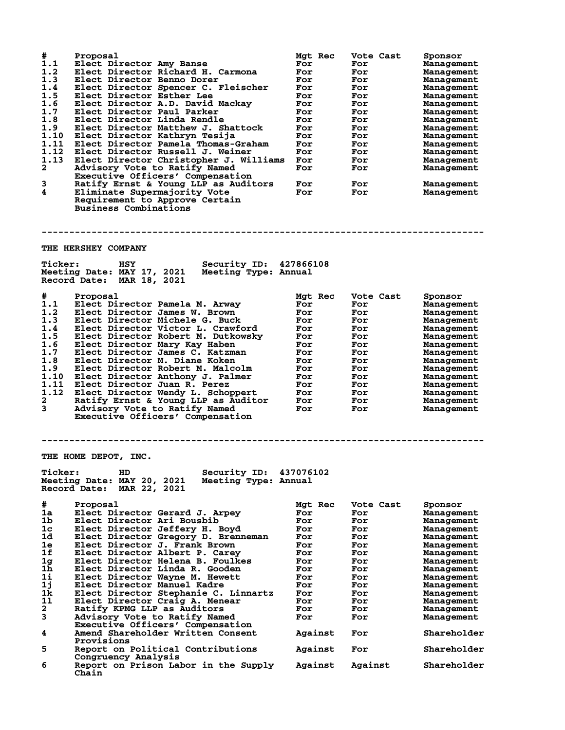| # | Proposal | Mgt Rec | Vote Cast | Sponsor |
|---|---|---|---|---|
| 1.1 | Elect Director Amy Banse | For | For | Management |
| 1.2 | Elect Director Richard H. Carmona | For | For | Management |
| 1.3 | Elect Director Benno Dorer | For | For | Management |
| 1.4 | Elect Director Spencer C. Fleischer | For | For | Management |
| 1.5 | Elect Director Esther Lee | For | For | Management |
| 1.6 | Elect Director A.D. David Mackay | For | For | Management |
| 1.7 | Elect Director Paul Parker | For | For | Management |
| 1.8 | Elect Director Linda Rendle | For | For | Management |
| 1.9 | Elect Director Matthew J. Shattock | For | For | Management |
| 1.10 | Elect Director Kathryn Tesija | For | For | Management |
| 1.11 | Elect Director Pamela Thomas-Graham | For | For | Management |
| 1.12 | Elect Director Russell J. Weiner | For | For | Management |
| 1.13 | Elect Director Christopher J. Williams | For | For | Management |
| 2 | Advisory Vote to Ratify Named Executive Officers' Compensation | For | For | Management |
| 3 | Ratify Ernst & Young LLP as Auditors | For | For | Management |
| 4 | Eliminate Supermajority Vote Requirement to Approve Certain Business Combinations | For | For | Management |

---

## THE HERSHEY COMPANY

**Ticker:** HSY **Security ID:** 427866108
**Meeting Date:** MAY 17, 2021 **Meeting Type:** Annual
**Record Date:** MAR 18, 2021

| # | Proposal | Mgt Rec | Vote Cast | Sponsor |
|---|---|---|---|---|
| 1.1 | Elect Director Pamela M. Arway | For | For | Management |
| 1.2 | Elect Director James W. Brown | For | For | Management |
| 1.3 | Elect Director Michele G. Buck | For | For | Management |
| 1.4 | Elect Director Victor L. Crawford | For | For | Management |
| 1.5 | Elect Director Robert M. Dutkowsky | For | For | Management |
| 1.6 | Elect Director Mary Kay Haben | For | For | Management |
| 1.7 | Elect Director James C. Katzman | For | For | Management |
| 1.8 | Elect Director M. Diane Koken | For | For | Management |
| 1.9 | Elect Director Robert M. Malcolm | For | For | Management |
| 1.10 | Elect Director Anthony J. Palmer | For | For | Management |
| 1.11 | Elect Director Juan R. Perez | For | For | Management |
| 1.12 | Elect Director Wendy L. Schoppert | For | For | Management |
| 2 | Ratify Ernst & Young LLP as Auditor | For | For | Management |
| 3 | Advisory Vote to Ratify Named Executive Officers' Compensation | For | For | Management |

---

## THE HOME DEPOT, INC.

**Ticker:** HD **Security ID:** 437076102
**Meeting Date:** MAY 20, 2021 **Meeting Type:** Annual
**Record Date:** MAR 22, 2021

| # | Proposal | Mgt Rec | Vote Cast | Sponsor |
|---|---|---|---|---|
| 1a | Elect Director Gerard J. Arpey | For | For | Management |
| 1b | Elect Director Ari Bousbib | For | For | Management |
| 1c | Elect Director Jeffery H. Boyd | For | For | Management |
| 1d | Elect Director Gregory D. Brenneman | For | For | Management |
| 1e | Elect Director J. Frank Brown | For | For | Management |
| 1f | Elect Director Albert P. Carey | For | For | Management |
| 1g | Elect Director Helena B. Foulkes | For | For | Management |
| 1h | Elect Director Linda R. Gooden | For | For | Management |
| 1i | Elect Director Wayne M. Hewett | For | For | Management |
| 1j | Elect Director Manuel Kadre | For | For | Management |
| 1k | Elect Director Stephanie C. Linnartz | For | For | Management |
| 1l | Elect Director Craig A. Menear | For | For | Management |
| 2 | Ratify KPMG LLP as Auditors | For | For | Management |
| 3 | Advisory Vote to Ratify Named Executive Officers' Compensation | For | For | Management |
| 4 | Amend Shareholder Written Consent Provisions | Against | For | Shareholder |
| 5 | Report on Political Contributions Congruency Analysis | Against | For | Shareholder |
| 6 | Report on Prison Labor in the Supply Chain | Against | Against | Shareholder |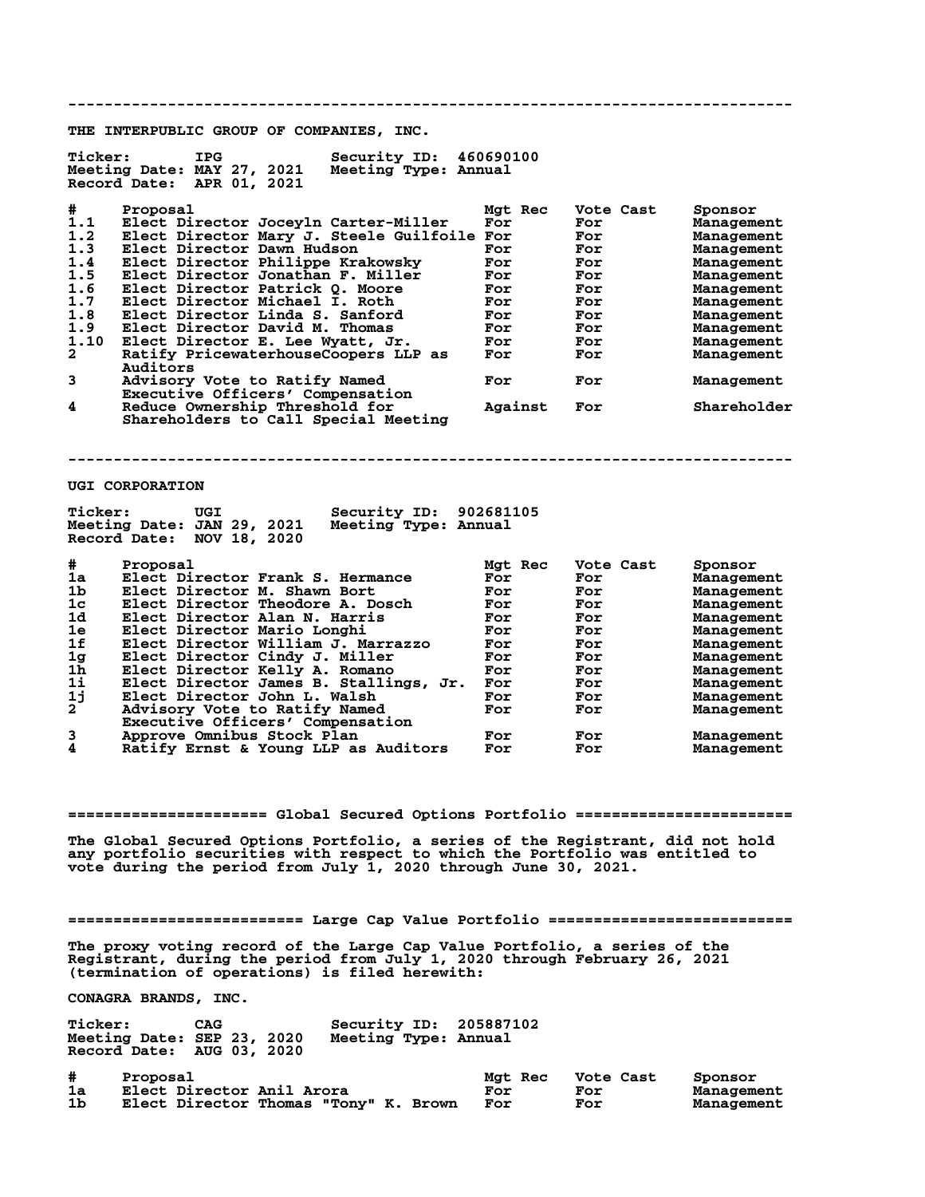---

## THE INTERPUBLIC GROUP OF COMPANIES, INC.

**Ticker:** IPG **Security ID:** 460690100
**Meeting Date:** MAY 27, 2021 **Meeting Type:** Annual
**Record Date:** APR 01, 2021

| # | Proposal | Mgt Rec | Vote Cast | Sponsor |
|---|---|---|---|---|
| 1.1 | Elect Director Joceyln Carter-Miller | For | For | Management |
| 1.2 | Elect Director Mary J. Steele Guilfoile | For | For | Management |
| 1.3 | Elect Director Dawn Hudson | For | For | Management |
| 1.4 | Elect Director Philippe Krakowsky | For | For | Management |
| 1.5 | Elect Director Jonathan F. Miller | For | For | Management |
| 1.6 | Elect Director Patrick Q. Moore | For | For | Management |
| 1.7 | Elect Director Michael I. Roth | For | For | Management |
| 1.8 | Elect Director Linda S. Sanford | For | For | Management |
| 1.9 | Elect Director David M. Thomas | For | For | Management |
| 1.10 | Elect Director E. Lee Wyatt, Jr. | For | For | Management |
| 2 | Ratify PricewaterhouseCoopers LLP as Auditors | For | For | Management |
| 3 | Advisory Vote to Ratify Named Executive Officers' Compensation | For | For | Management |
| 4 | Reduce Ownership Threshold for Shareholders to Call Special Meeting | Against | For | Shareholder |

---

## UGI CORPORATION

**Ticker:** UGI **Security ID:** 902681105
**Meeting Date:** JAN 29, 2021 **Meeting Type:** Annual
**Record Date:** NOV 18, 2020

| # | Proposal | Mgt Rec | Vote Cast | Sponsor |
|---|---|---|---|---|
| 1a | Elect Director Frank S. Hermance | For | For | Management |
| 1b | Elect Director M. Shawn Bort | For | For | Management |
| 1c | Elect Director Theodore A. Dosch | For | For | Management |
| 1d | Elect Director Alan N. Harris | For | For | Management |
| 1e | Elect Director Mario Longhi | For | For | Management |
| 1f | Elect Director William J. Marrazzo | For | For | Management |
| 1g | Elect Director Cindy J. Miller | For | For | Management |
| 1h | Elect Director Kelly A. Romano | For | For | Management |
| 1i | Elect Director James B. Stallings, Jr. | For | For | Management |
| 1j | Elect Director John L. Walsh | For | For | Management |
| 2 | Advisory Vote to Ratify Named Executive Officers' Compensation | For | For | Management |
| 3 | Approve Omnibus Stock Plan | For | For | Management |
| 4 | Ratify Ernst & Young LLP as Auditors | For | For | Management |

# ===================== Global Secured Options Portfolio ========================

The Global Secured Options Portfolio, a series of the Registrant, did not hold any portfolio securities with respect to which the Portfolio was entitled to vote during the period from July 1, 2020 through June 30, 2021.

# ========================= Large Cap Value Portfolio ===========================

The proxy voting record of the Large Cap Value Portfolio, a series of the Registrant, during the period from July 1, 2020 through February 26, 2021 (termination of operations) is filed herewith:

## CONAGRA BRANDS, INC.

**Ticker:** CAG **Security ID:** 205887102
**Meeting Date:** SEP 23, 2020 **Meeting Type:** Annual
**Record Date:** AUG 03, 2020

| # | Proposal | Mgt Rec | Vote Cast | Sponsor |
|---|---|---|---|---|
| 1a | Elect Director Anil Arora | For | For | Management |
| 1b | Elect Director Thomas "Tony" K. Brown | For | For | Management |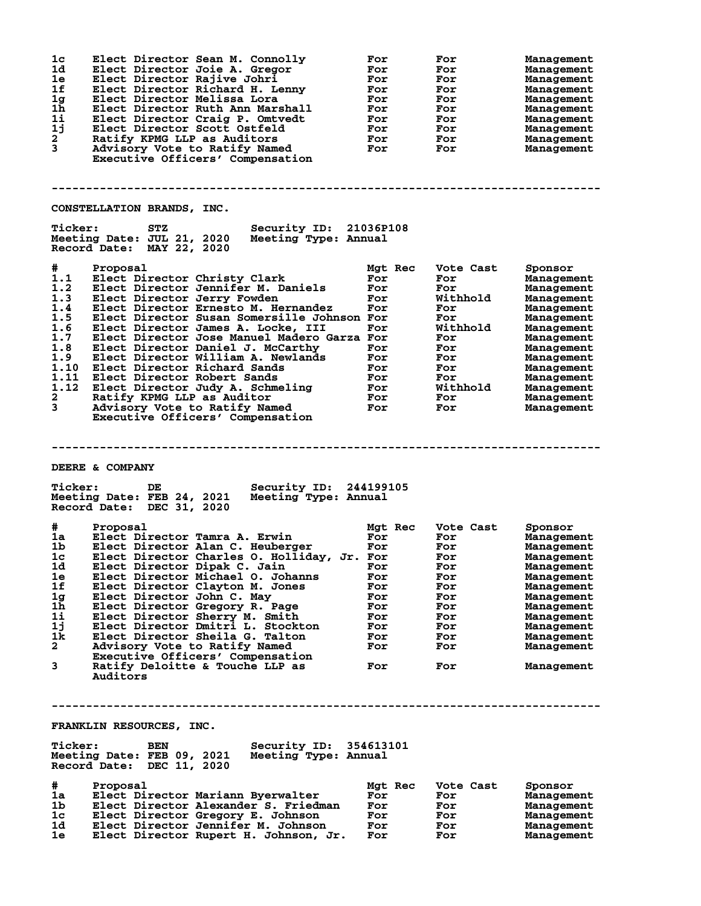| # | Proposal | Mgt Rec | Vote Cast | Sponsor |
|---|---|---|---|---|
| 1c | Elect Director Sean M. Connolly | For | For | Management |
| 1d | Elect Director Joie A. Gregor | For | For | Management |
| 1e | Elect Director Rajive Johri | For | For | Management |
| 1f | Elect Director Richard H. Lenny | For | For | Management |
| 1g | Elect Director Melissa Lora | For | For | Management |
| 1h | Elect Director Ruth Ann Marshall | For | For | Management |
| 1i | Elect Director Craig P. Omtvedt | For | For | Management |
| 1j | Elect Director Scott Ostfeld | For | For | Management |
| 2 | Ratify KPMG LLP as Auditors | For | For | Management |
| 3 | Advisory Vote to Ratify Named Executive Officers' Compensation | For | For | Management |

---

## CONSTELLATION BRANDS, INC.

**Ticker:** STZ **Security ID:** 21036P108
**Meeting Date:** JUL 21, 2020 **Meeting Type:** Annual
**Record Date:** MAY 22, 2020

| # | Proposal | Mgt Rec | Vote Cast | Sponsor |
|---|---|---|---|---|
| 1.1 | Elect Director Christy Clark | For | For | Management |
| 1.2 | Elect Director Jennifer M. Daniels | For | For | Management |
| 1.3 | Elect Director Jerry Fowden | For | Withhold | Management |
| 1.4 | Elect Director Ernesto M. Hernandez | For | For | Management |
| 1.5 | Elect Director Susan Somersille Johnson | For | For | Management |
| 1.6 | Elect Director James A. Locke, III | For | Withhold | Management |
| 1.7 | Elect Director Jose Manuel Madero Garza | For | For | Management |
| 1.8 | Elect Director Daniel J. McCarthy | For | For | Management |
| 1.9 | Elect Director William A. Newlands | For | For | Management |
| 1.10 | Elect Director Richard Sands | For | For | Management |
| 1.11 | Elect Director Robert Sands | For | For | Management |
| 1.12 | Elect Director Judy A. Schmeling | For | Withhold | Management |
| 2 | Ratify KPMG LLP as Auditor | For | For | Management |
| 3 | Advisory Vote to Ratify Named Executive Officers' Compensation | For | For | Management |

---

## DEERE & COMPANY

**Ticker:** DE **Security ID:** 244199105
**Meeting Date:** FEB 24, 2021 **Meeting Type:** Annual
**Record Date:** DEC 31, 2020

| # | Proposal | Mgt Rec | Vote Cast | Sponsor |
|---|---|---|---|---|
| 1a | Elect Director Tamra A. Erwin | For | For | Management |
| 1b | Elect Director Alan C. Heuberger | For | For | Management |
| 1c | Elect Director Charles O. Holliday, Jr. | For | For | Management |
| 1d | Elect Director Dipak C. Jain | For | For | Management |
| 1e | Elect Director Michael O. Johanns | For | For | Management |
| 1f | Elect Director Clayton M. Jones | For | For | Management |
| 1g | Elect Director John C. May | For | For | Management |
| 1h | Elect Director Gregory R. Page | For | For | Management |
| 1i | Elect Director Sherry M. Smith | For | For | Management |
| 1j | Elect Director Dmitri L. Stockton | For | For | Management |
| 1k | Elect Director Sheila G. Talton | For | For | Management |
| 2 | Advisory Vote to Ratify Named Executive Officers' Compensation | For | For | Management |
| 3 | Ratify Deloitte & Touche LLP as Auditors | For | For | Management |

---

## FRANKLIN RESOURCES, INC.

**Ticker:** BEN **Security ID:** 354613101
**Meeting Date:** FEB 09, 2021 **Meeting Type:** Annual
**Record Date:** DEC 11, 2020

| # | Proposal | Mgt Rec | Vote Cast | Sponsor |
|---|---|---|---|---|
| 1a | Elect Director Mariann Byerwalter | For | For | Management |
| 1b | Elect Director Alexander S. Friedman | For | For | Management |
| 1c | Elect Director Gregory E. Johnson | For | For | Management |
| 1d | Elect Director Jennifer M. Johnson | For | For | Management |
| 1e | Elect Director Rupert H. Johnson, Jr. | For | For | Management |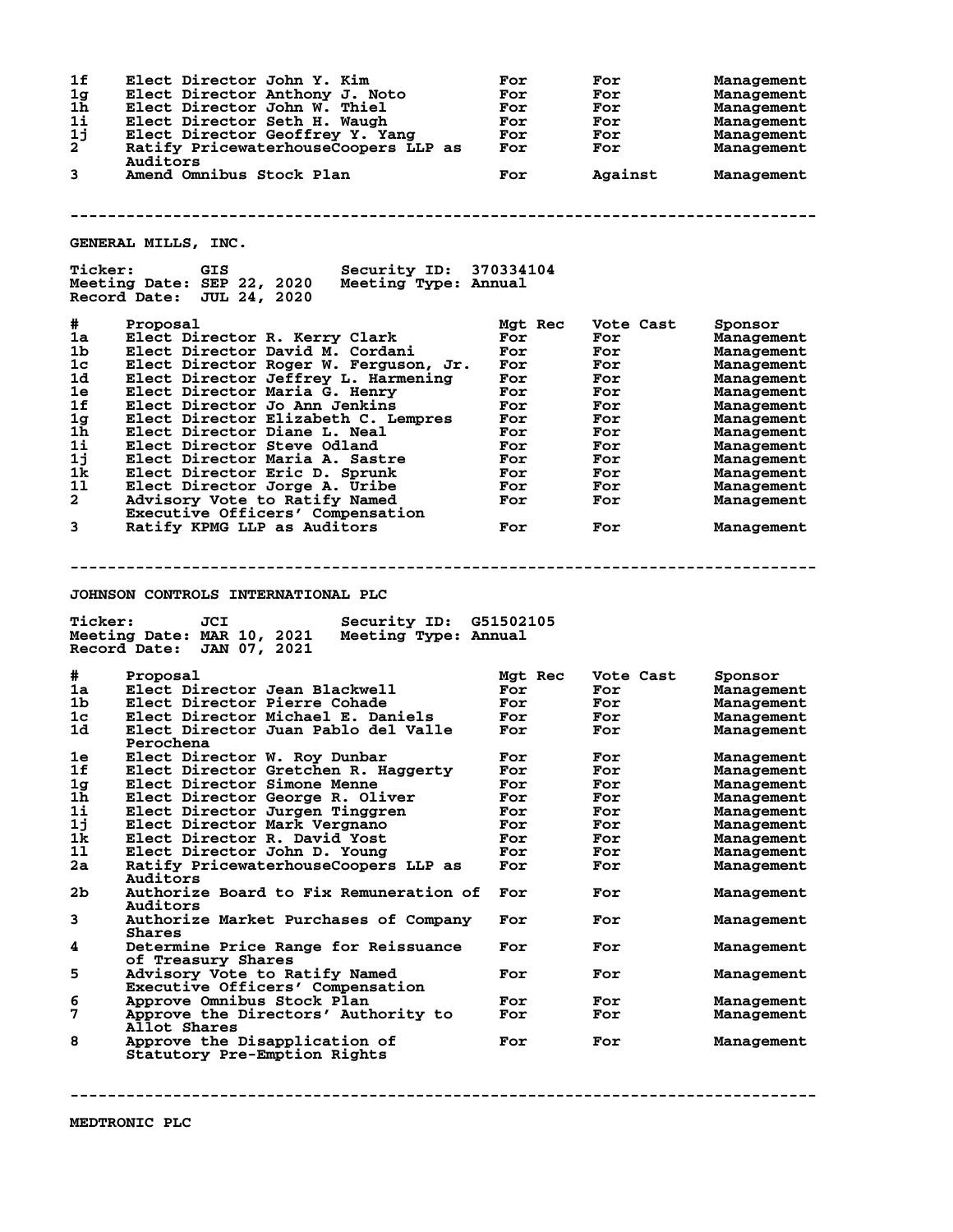| # | Proposal | Mgt Rec | Vote Cast | Sponsor |
|---|---|---|---|---|
| 1f | Elect Director John Y. Kim | For | For | Management |
| 1g | Elect Director Anthony J. Noto | For | For | Management |
| 1h | Elect Director John W. Thiel | For | For | Management |
| 1i | Elect Director Seth H. Waugh | For | For | Management |
| 1j | Elect Director Geoffrey Y. Yang | For | For | Management |
| 2 | Ratify PricewaterhouseCoopers LLP as Auditors | For | For | Management |
| 3 | Amend Omnibus Stock Plan | For | Against | Management |

---

## GENERAL MILLS, INC.

Ticker: GIS　　Security ID: 370334104
Meeting Date: SEP 22, 2020　　Meeting Type: Annual
Record Date: JUL 24, 2020

| # | Proposal | Mgt Rec | Vote Cast | Sponsor |
|---|---|---|---|---|
| 1a | Elect Director R. Kerry Clark | For | For | Management |
| 1b | Elect Director David M. Cordani | For | For | Management |
| 1c | Elect Director Roger W. Ferguson, Jr. | For | For | Management |
| 1d | Elect Director Jeffrey L. Harmening | For | For | Management |
| 1e | Elect Director Maria G. Henry | For | For | Management |
| 1f | Elect Director Jo Ann Jenkins | For | For | Management |
| 1g | Elect Director Elizabeth C. Lempres | For | For | Management |
| 1h | Elect Director Diane L. Neal | For | For | Management |
| 1i | Elect Director Steve Odland | For | For | Management |
| 1j | Elect Director Maria A. Sastre | For | For | Management |
| 1k | Elect Director Eric D. Sprunk | For | For | Management |
| 1l | Elect Director Jorge A. Uribe | For | For | Management |
| 2 | Advisory Vote to Ratify Named Executive Officers' Compensation | For | For | Management |
| 3 | Ratify KPMG LLP as Auditors | For | For | Management |

---

## JOHNSON CONTROLS INTERNATIONAL PLC

Ticker: JCI　　Security ID: G51502105
Meeting Date: MAR 10, 2021　　Meeting Type: Annual
Record Date: JAN 07, 2021

| # | Proposal | Mgt Rec | Vote Cast | Sponsor |
|---|---|---|---|---|
| 1a | Elect Director Jean Blackwell | For | For | Management |
| 1b | Elect Director Pierre Cohade | For | For | Management |
| 1c | Elect Director Michael E. Daniels | For | For | Management |
| 1d | Elect Director Juan Pablo del Valle Perochena | For | For | Management |
| 1e | Elect Director W. Roy Dunbar | For | For | Management |
| 1f | Elect Director Gretchen R. Haggerty | For | For | Management |
| 1g | Elect Director Simone Menne | For | For | Management |
| 1h | Elect Director George R. Oliver | For | For | Management |
| 1i | Elect Director Jurgen Tinggren | For | For | Management |
| 1j | Elect Director Mark Vergnano | For | For | Management |
| 1k | Elect Director R. David Yost | For | For | Management |
| 1l | Elect Director John D. Young | For | For | Management |
| 2a | Ratify PricewaterhouseCoopers LLP as Auditors | For | For | Management |
| 2b | Authorize Board to Fix Remuneration of Auditors | For | For | Management |
| 3 | Authorize Market Purchases of Company Shares | For | For | Management |
| 4 | Determine Price Range for Reissuance of Treasury Shares | For | For | Management |
| 5 | Advisory Vote to Ratify Named Executive Officers' Compensation | For | For | Management |
| 6 | Approve Omnibus Stock Plan | For | For | Management |
| 7 | Approve the Directors' Authority to Allot Shares | For | For | Management |
| 8 | Approve the Disapplication of Statutory Pre-Emption Rights | For | For | Management |

---

## MEDTRONIC PLC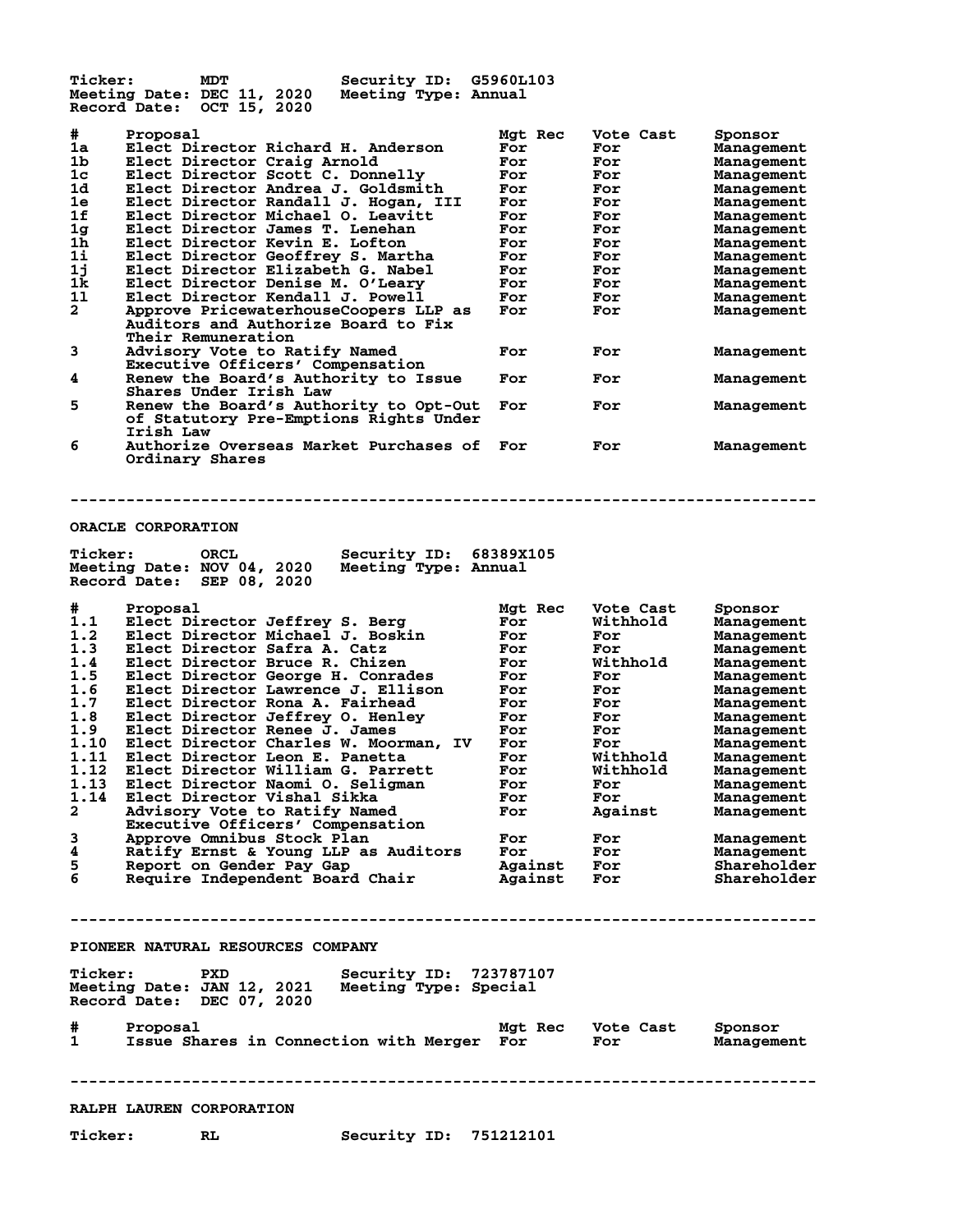**Ticker:** MDT **Security ID:** G5960L103
**Meeting Date:** DEC 11, 2020 **Meeting Type:** Annual
**Record Date:** OCT 15, 2020

| # | Proposal | Mgt Rec | Vote Cast | Sponsor |
|---|---|---|---|---|
| 1a | Elect Director Richard H. Anderson | For | For | Management |
| 1b | Elect Director Craig Arnold | For | For | Management |
| 1c | Elect Director Scott C. Donnelly | For | For | Management |
| 1d | Elect Director Andrea J. Goldsmith | For | For | Management |
| 1e | Elect Director Randall J. Hogan, III | For | For | Management |
| 1f | Elect Director Michael O. Leavitt | For | For | Management |
| 1g | Elect Director James T. Lenehan | For | For | Management |
| 1h | Elect Director Kevin E. Lofton | For | For | Management |
| 1i | Elect Director Geoffrey S. Martha | For | For | Management |
| 1j | Elect Director Elizabeth G. Nabel | For | For | Management |
| 1k | Elect Director Denise M. O'Leary | For | For | Management |
| 1l | Elect Director Kendall J. Powell | For | For | Management |
| 2 | Approve PricewaterhouseCoopers LLP as Auditors and Authorize Board to Fix Their Remuneration | For | For | Management |
| 3 | Advisory Vote to Ratify Named Executive Officers' Compensation | For | For | Management |
| 4 | Renew the Board's Authority to Issue Shares Under Irish Law | For | For | Management |
| 5 | Renew the Board's Authority to Opt-Out of Statutory Pre-Emptions Rights Under Irish Law | For | For | Management |
| 6 | Authorize Overseas Market Purchases of Ordinary Shares | For | For | Management |

---

## ORACLE CORPORATION

**Ticker:** ORCL **Security ID:** 68389X105
**Meeting Date:** NOV 04, 2020 **Meeting Type:** Annual
**Record Date:** SEP 08, 2020

| # | Proposal | Mgt Rec | Vote Cast | Sponsor |
|---|---|---|---|---|
| 1.1 | Elect Director Jeffrey S. Berg | For | Withhold | Management |
| 1.2 | Elect Director Michael J. Boskin | For | For | Management |
| 1.3 | Elect Director Safra A. Catz | For | For | Management |
| 1.4 | Elect Director Bruce R. Chizen | For | Withhold | Management |
| 1.5 | Elect Director George H. Conrades | For | For | Management |
| 1.6 | Elect Director Lawrence J. Ellison | For | For | Management |
| 1.7 | Elect Director Rona A. Fairhead | For | For | Management |
| 1.8 | Elect Director Jeffrey O. Henley | For | For | Management |
| 1.9 | Elect Director Renee J. James | For | For | Management |
| 1.10 | Elect Director Charles W. Moorman, IV | For | For | Management |
| 1.11 | Elect Director Leon E. Panetta | For | Withhold | Management |
| 1.12 | Elect Director William G. Parrett | For | Withhold | Management |
| 1.13 | Elect Director Naomi O. Seligman | For | For | Management |
| 1.14 | Elect Director Vishal Sikka | For | For | Management |
| 2 | Advisory Vote to Ratify Named Executive Officers' Compensation | For | Against | Management |
| 3 | Approve Omnibus Stock Plan | For | For | Management |
| 4 | Ratify Ernst & Young LLP as Auditors | For | For | Management |
| 5 | Report on Gender Pay Gap | Against | For | Shareholder |
| 6 | Require Independent Board Chair | Against | For | Shareholder |

---

## PIONEER NATURAL RESOURCES COMPANY

**Ticker:** PXD **Security ID:** 723787107
**Meeting Date:** JAN 12, 2021 **Meeting Type:** Special
**Record Date:** DEC 07, 2020

| # | Proposal | Mgt Rec | Vote Cast | Sponsor |
|---|---|---|---|---|
| 1 | Issue Shares in Connection with Merger | For | For | Management |

---

## RALPH LAUREN CORPORATION

**Ticker:** RL **Security ID:** 751212101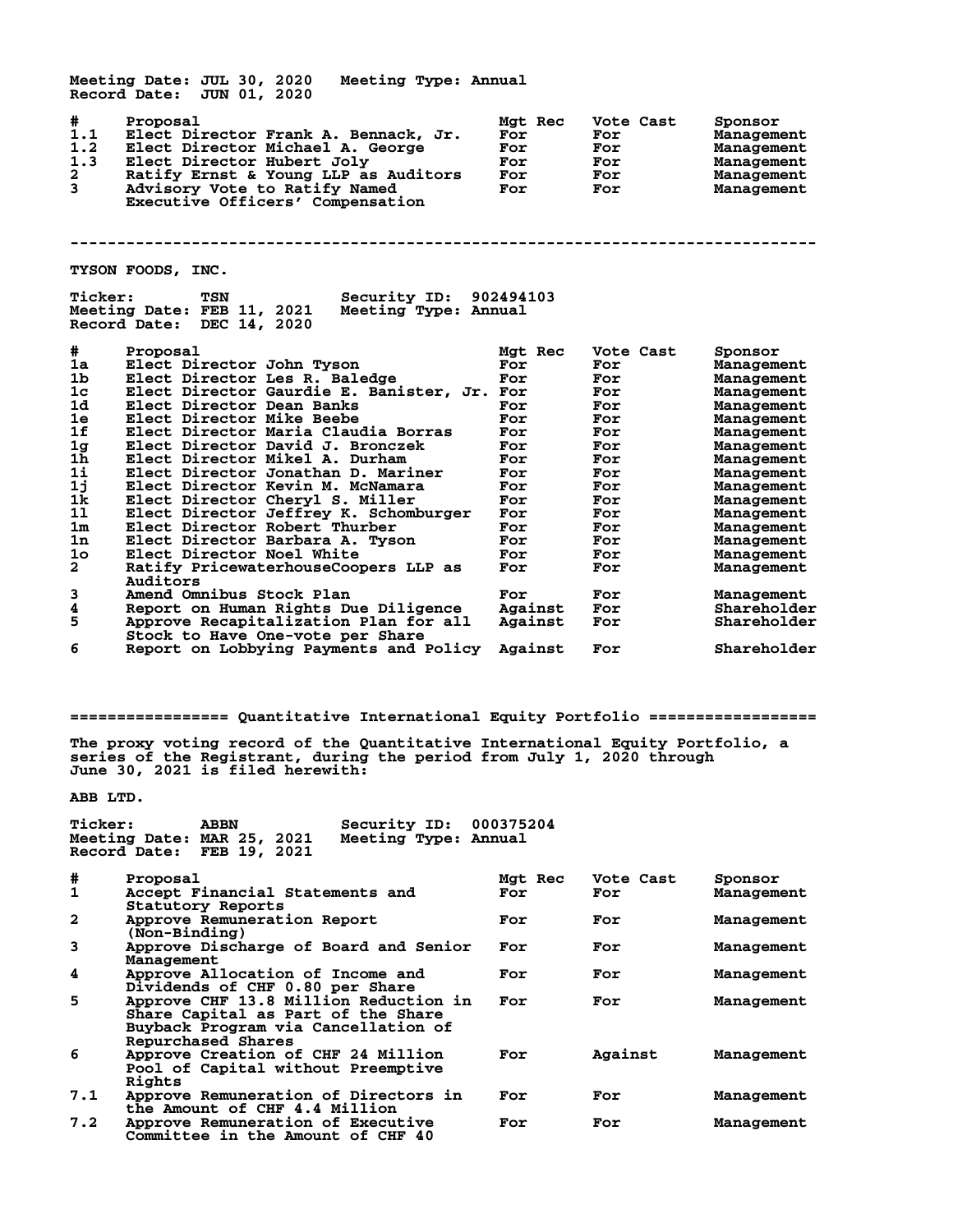Meeting Date: JUL 30, 2020 Meeting Type: Annual
Record Date: JUN 01, 2020

| # | Proposal | Mgt Rec | Vote Cast | Sponsor |
|---|---|---|---|---|
| 1.1 | Elect Director Frank A. Bennack, Jr. | For | For | Management |
| 1.2 | Elect Director Michael A. George | For | For | Management |
| 1.3 | Elect Director Hubert Joly | For | For | Management |
| 2 | Ratify Ernst & Young LLP as Auditors | For | For | Management |
| 3 | Advisory Vote to Ratify Named Executive Officers' Compensation | For | For | Management |

--------------------------------------------------------------------------------

TYSON FOODS, INC.

Ticker: TSN Security ID: 902494103
Meeting Date: FEB 11, 2021 Meeting Type: Annual
Record Date: DEC 14, 2020

| # | Proposal | Mgt Rec | Vote Cast | Sponsor |
|---|---|---|---|---|
| 1a | Elect Director John Tyson | For | For | Management |
| 1b | Elect Director Les R. Baledge | For | For | Management |
| 1c | Elect Director Gaurdie E. Banister, Jr. | For | For | Management |
| 1d | Elect Director Dean Banks | For | For | Management |
| 1e | Elect Director Mike Beebe | For | For | Management |
| 1f | Elect Director Maria Claudia Borras | For | For | Management |
| 1g | Elect Director David J. Bronczek | For | For | Management |
| 1h | Elect Director Mikel A. Durham | For | For | Management |
| 1i | Elect Director Jonathan D. Mariner | For | For | Management |
| 1j | Elect Director Kevin M. McNamara | For | For | Management |
| 1k | Elect Director Cheryl S. Miller | For | For | Management |
| 1l | Elect Director Jeffrey K. Schomburger | For | For | Management |
| 1m | Elect Director Robert Thurber | For | For | Management |
| 1n | Elect Director Barbara A. Tyson | For | For | Management |
| 1o | Elect Director Noel White | For | For | Management |
| 2 | Ratify PricewaterhouseCoopers LLP as Auditors | For | For | Management |
| 3 | Amend Omnibus Stock Plan | For | For | Management |
| 4 | Report on Human Rights Due Diligence | Against | For | Shareholder |
| 5 | Approve Recapitalization Plan for all Stock to Have One-vote per Share | Against | For | Shareholder |
| 6 | Report on Lobbying Payments and Policy | Against | For | Shareholder |

================= Quantitative International Equity Portfolio ==================

The proxy voting record of the Quantitative International Equity Portfolio, a series of the Registrant, during the period from July 1, 2020 through June 30, 2021 is filed herewith:

ABB LTD.

Ticker: ABBN Security ID: 000375204
Meeting Date: MAR 25, 2021 Meeting Type: Annual
Record Date: FEB 19, 2021

| # | Proposal | Mgt Rec | Vote Cast | Sponsor |
|---|---|---|---|---|
| 1 | Accept Financial Statements and Statutory Reports | For | For | Management |
| 2 | Approve Remuneration Report (Non-Binding) | For | For | Management |
| 3 | Approve Discharge of Board and Senior Management | For | For | Management |
| 4 | Approve Allocation of Income and Dividends of CHF 0.80 per Share | For | For | Management |
| 5 | Approve CHF 13.8 Million Reduction in Share Capital as Part of the Share Buyback Program via Cancellation of Repurchased Shares | For | For | Management |
| 6 | Approve Creation of CHF 24 Million Pool of Capital without Preemptive Rights | For | Against | Management |
| 7.1 | Approve Remuneration of Directors in the Amount of CHF 4.4 Million | For | For | Management |
| 7.2 | Approve Remuneration of Executive Committee in the Amount of CHF 40 | For | For | Management |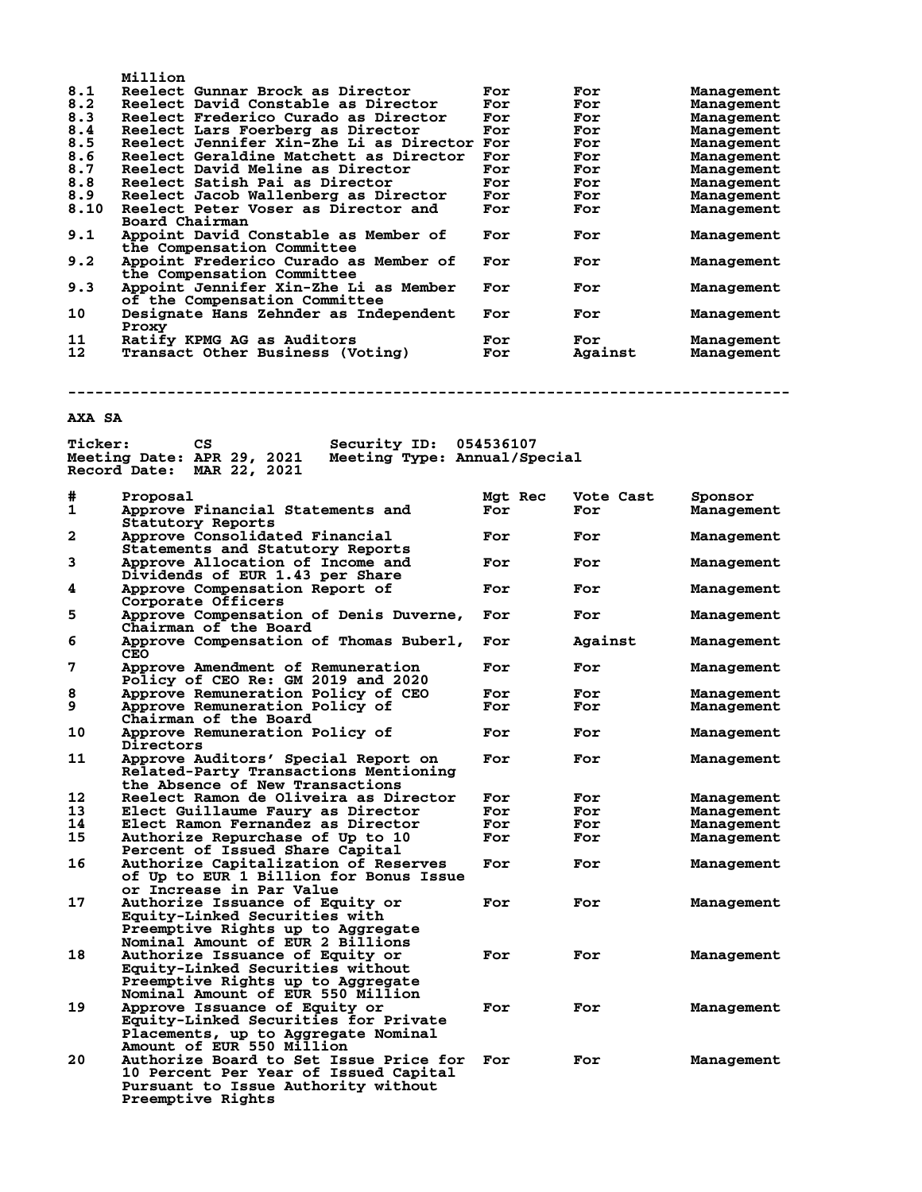| # | Proposal | Mgt Rec | Vote Cast | Sponsor |
|---|---|---|---|---|
| | Million | | | |
| 8.1 | Reelect Gunnar Brock as Director | For | For | Management |
| 8.2 | Reelect David Constable as Director | For | For | Management |
| 8.3 | Reelect Frederico Curado as Director | For | For | Management |
| 8.4 | Reelect Lars Foerberg as Director | For | For | Management |
| 8.5 | Reelect Jennifer Xin-Zhe Li as Director | For | For | Management |
| 8.6 | Reelect Geraldine Matchett as Director | For | For | Management |
| 8.7 | Reelect David Meline as Director | For | For | Management |
| 8.8 | Reelect Satish Pai as Director | For | For | Management |
| 8.9 | Reelect Jacob Wallenberg as Director | For | For | Management |
| 8.10 | Reelect Peter Voser as Director and Board Chairman | For | For | Management |
| 9.1 | Appoint David Constable as Member of the Compensation Committee | For | For | Management |
| 9.2 | Appoint Frederico Curado as Member of the Compensation Committee | For | For | Management |
| 9.3 | Appoint Jennifer Xin-Zhe Li as Member of the Compensation Committee | For | For | Management |
| 10 | Designate Hans Zehnder as Independent Proxy | For | For | Management |
| 11 | Ratify KPMG AG as Auditors | For | For | Management |
| 12 | Transact Other Business (Voting) | For | Against | Management |

---

**AXA SA**

Ticker: CS  Security ID: 054536107
Meeting Date: APR 29, 2021  Meeting Type: Annual/Special
Record Date: MAR 22, 2021

| # | Proposal | Mgt Rec | Vote Cast | Sponsor |
|---|---|---|---|---|
| 1 | Approve Financial Statements and Statutory Reports | For | For | Management |
| 2 | Approve Consolidated Financial Statements and Statutory Reports | For | For | Management |
| 3 | Approve Allocation of Income and Dividends of EUR 1.43 per Share | For | For | Management |
| 4 | Approve Compensation Report of Corporate Officers | For | For | Management |
| 5 | Approve Compensation of Denis Duverne, Chairman of the Board | For | For | Management |
| 6 | Approve Compensation of Thomas Buberl, CEO | For | Against | Management |
| 7 | Approve Amendment of Remuneration Policy of CEO Re: GM 2019 and 2020 | For | For | Management |
| 8 | Approve Remuneration Policy of CEO | For | For | Management |
| 9 | Approve Remuneration Policy of Chairman of the Board | For | For | Management |
| 10 | Approve Remuneration Policy of Directors | For | For | Management |
| 11 | Approve Auditors' Special Report on Related-Party Transactions Mentioning the Absence of New Transactions | For | For | Management |
| 12 | Reelect Ramon de Oliveira as Director | For | For | Management |
| 13 | Elect Guillaume Faury as Director | For | For | Management |
| 14 | Elect Ramon Fernandez as Director | For | For | Management |
| 15 | Authorize Repurchase of Up to 10 Percent of Issued Share Capital | For | For | Management |
| 16 | Authorize Capitalization of Reserves of Up to EUR 1 Billion for Bonus Issue or Increase in Par Value | For | For | Management |
| 17 | Authorize Issuance of Equity or Equity-Linked Securities with Preemptive Rights up to Aggregate Nominal Amount of EUR 2 Billions | For | For | Management |
| 18 | Authorize Issuance of Equity or Equity-Linked Securities without Preemptive Rights up to Aggregate Nominal Amount of EUR 550 Million | For | For | Management |
| 19 | Approve Issuance of Equity or Equity-Linked Securities for Private Placements, up to Aggregate Nominal Amount of EUR 550 Million | For | For | Management |
| 20 | Authorize Board to Set Issue Price for 10 Percent Per Year of Issued Capital Pursuant to Issue Authority without Preemptive Rights | For | For | Management |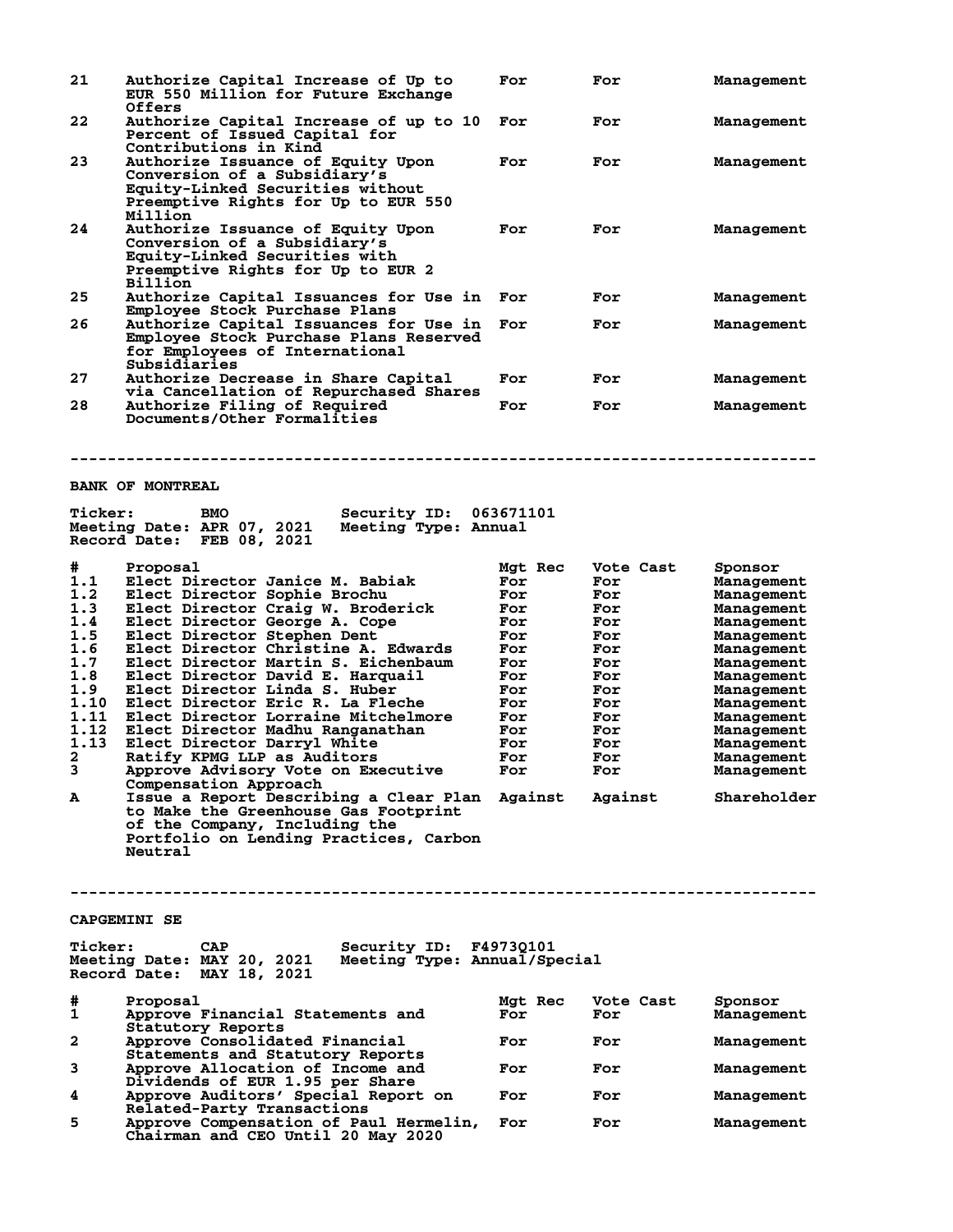| # | Proposal | Mgt Rec | Vote Cast | Sponsor |
|---|---|---|---|---|
| 21 | Authorize Capital Increase of Up to EUR 550 Million for Future Exchange Offers | For | For | Management |
| 22 | Authorize Capital Increase of up to 10 Percent of Issued Capital for Contributions in Kind | For | For | Management |
| 23 | Authorize Issuance of Equity Upon Conversion of a Subsidiary's Equity-Linked Securities without Preemptive Rights for Up to EUR 550 Million | For | For | Management |
| 24 | Authorize Issuance of Equity Upon Conversion of a Subsidiary's Equity-Linked Securities with Preemptive Rights for Up to EUR 2 Billion | For | For | Management |
| 25 | Authorize Capital Issuances for Use in Employee Stock Purchase Plans | For | For | Management |
| 26 | Authorize Capital Issuances for Use in Employee Stock Purchase Plans Reserved for Employees of International Subsidiaries | For | For | Management |
| 27 | Authorize Decrease in Share Capital via Cancellation of Repurchased Shares | For | For | Management |
| 28 | Authorize Filing of Required Documents/Other Formalities | For | For | Management |

---

## BANK OF MONTREAL

**Ticker:** BMO **Security ID:** 063671101
**Meeting Date:** APR 07, 2021 **Meeting Type:** Annual
**Record Date:** FEB 08, 2021

| # | Proposal | Mgt Rec | Vote Cast | Sponsor |
|---|---|---|---|---|
| 1.1 | Elect Director Janice M. Babiak | For | For | Management |
| 1.2 | Elect Director Sophie Brochu | For | For | Management |
| 1.3 | Elect Director Craig W. Broderick | For | For | Management |
| 1.4 | Elect Director George A. Cope | For | For | Management |
| 1.5 | Elect Director Stephen Dent | For | For | Management |
| 1.6 | Elect Director Christine A. Edwards | For | For | Management |
| 1.7 | Elect Director Martin S. Eichenbaum | For | For | Management |
| 1.8 | Elect Director David E. Harquail | For | For | Management |
| 1.9 | Elect Director Linda S. Huber | For | For | Management |
| 1.10 | Elect Director Eric R. La Fleche | For | For | Management |
| 1.11 | Elect Director Lorraine Mitchelmore | For | For | Management |
| 1.12 | Elect Director Madhu Ranganathan | For | For | Management |
| 1.13 | Elect Director Darryl White | For | For | Management |
| 2 | Ratify KPMG LLP as Auditors | For | For | Management |
| 3 | Approve Advisory Vote on Executive Compensation Approach | For | For | Management |
| A | Issue a Report Describing a Clear Plan to Make the Greenhouse Gas Footprint of the Company, Including the Portfolio on Lending Practices, Carbon Neutral | Against | Against | Shareholder |

---

## CAPGEMINI SE

**Ticker:** CAP **Security ID:** F4973Q101
**Meeting Date:** MAY 20, 2021 **Meeting Type:** Annual/Special
**Record Date:** MAY 18, 2021

| # | Proposal | Mgt Rec | Vote Cast | Sponsor |
|---|---|---|---|---|
| 1 | Approve Financial Statements and Statutory Reports | For | For | Management |
| 2 | Approve Consolidated Financial Statements and Statutory Reports | For | For | Management |
| 3 | Approve Allocation of Income and Dividends of EUR 1.95 per Share | For | For | Management |
| 4 | Approve Auditors' Special Report on Related-Party Transactions | For | For | Management |
| 5 | Approve Compensation of Paul Hermelin, Chairman and CEO Until 20 May 2020 | For | For | Management |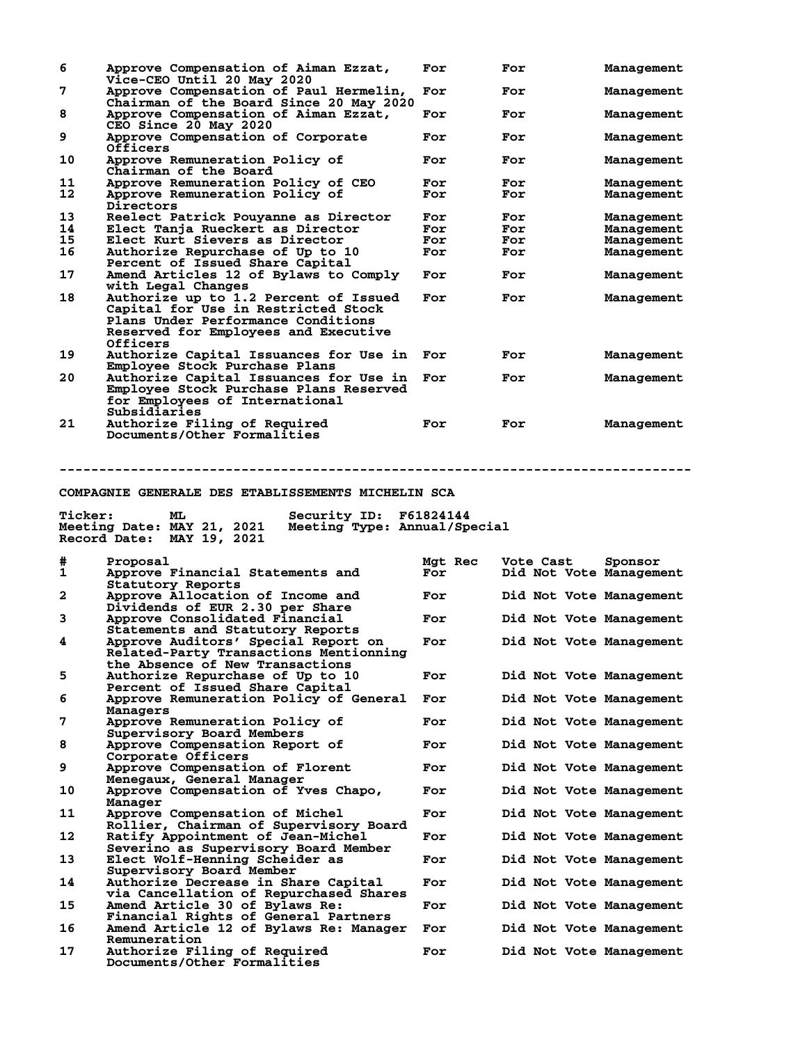| # | Proposal | Mgt Rec | Vote Cast | Sponsor |
|---|---|---|---|---|
| 6 | Approve Compensation of Aiman Ezzat, Vice-CEO Until 20 May 2020 | For | For | Management |
| 7 | Approve Compensation of Paul Hermelin, Chairman of the Board Since 20 May 2020 | For | For | Management |
| 8 | Approve Compensation of Aiman Ezzat, CEO Since 20 May 2020 | For | For | Management |
| 9 | Approve Compensation of Corporate Officers | For | For | Management |
| 10 | Approve Remuneration Policy of Chairman of the Board | For | For | Management |
| 11 | Approve Remuneration Policy of CEO | For | For | Management |
| 12 | Approve Remuneration Policy of Directors | For | For | Management |
| 13 | Reelect Patrick Pouyanne as Director | For | For | Management |
| 14 | Elect Tanja Rueckert as Director | For | For | Management |
| 15 | Elect Kurt Sievers as Director | For | For | Management |
| 16 | Authorize Repurchase of Up to 10 Percent of Issued Share Capital | For | For | Management |
| 17 | Amend Articles 12 of Bylaws to Comply with Legal Changes | For | For | Management |
| 18 | Authorize up to 1.2 Percent of Issued Capital for Use in Restricted Stock Plans Under Performance Conditions Reserved for Employees and Executive Officers | For | For | Management |
| 19 | Authorize Capital Issuances for Use in Employee Stock Purchase Plans | For | For | Management |
| 20 | Authorize Capital Issuances for Use in Employee Stock Purchase Plans Reserved for Employees of International Subsidiaries | For | For | Management |
| 21 | Authorize Filing of Required Documents/Other Formalities | For | For | Management |

---

## COMPAGNIE GENERALE DES ETABLISSEMENTS MICHELIN SCA

**Ticker:** ML **Security ID:** F61824144
**Meeting Date:** MAY 21, 2021 **Meeting Type:** Annual/Special
**Record Date:** MAY 19, 2021

| # | Proposal | Mgt Rec | Vote Cast | Sponsor |
|---|---|---|---|---|
| 1 | Approve Financial Statements and Statutory Reports | For | Did Not Vote | Management |
| 2 | Approve Allocation of Income and Dividends of EUR 2.30 per Share | For | Did Not Vote | Management |
| 3 | Approve Consolidated Financial Statements and Statutory Reports | For | Did Not Vote | Management |
| 4 | Approve Auditors' Special Report on Related-Party Transactions Mentionning the Absence of New Transactions | For | Did Not Vote | Management |
| 5 | Authorize Repurchase of Up to 10 Percent of Issued Share Capital | For | Did Not Vote | Management |
| 6 | Approve Remuneration Policy of General Managers | For | Did Not Vote | Management |
| 7 | Approve Remuneration Policy of Supervisory Board Members | For | Did Not Vote | Management |
| 8 | Approve Compensation Report of Corporate Officers | For | Did Not Vote | Management |
| 9 | Approve Compensation of Florent Menegaux, General Manager | For | Did Not Vote | Management |
| 10 | Approve Compensation of Yves Chapo, Manager | For | Did Not Vote | Management |
| 11 | Approve Compensation of Michel Rollier, Chairman of Supervisory Board | For | Did Not Vote | Management |
| 12 | Ratify Appointment of Jean-Michel Severino as Supervisory Board Member | For | Did Not Vote | Management |
| 13 | Elect Wolf-Henning Scheider as Supervisory Board Member | For | Did Not Vote | Management |
| 14 | Authorize Decrease in Share Capital via Cancellation of Repurchased Shares | For | Did Not Vote | Management |
| 15 | Amend Article 30 of Bylaws Re: Financial Rights of General Partners | For | Did Not Vote | Management |
| 16 | Amend Article 12 of Bylaws Re: Manager Remuneration | For | Did Not Vote | Management |
| 17 | Authorize Filing of Required Documents/Other Formalities | For | Did Not Vote | Management |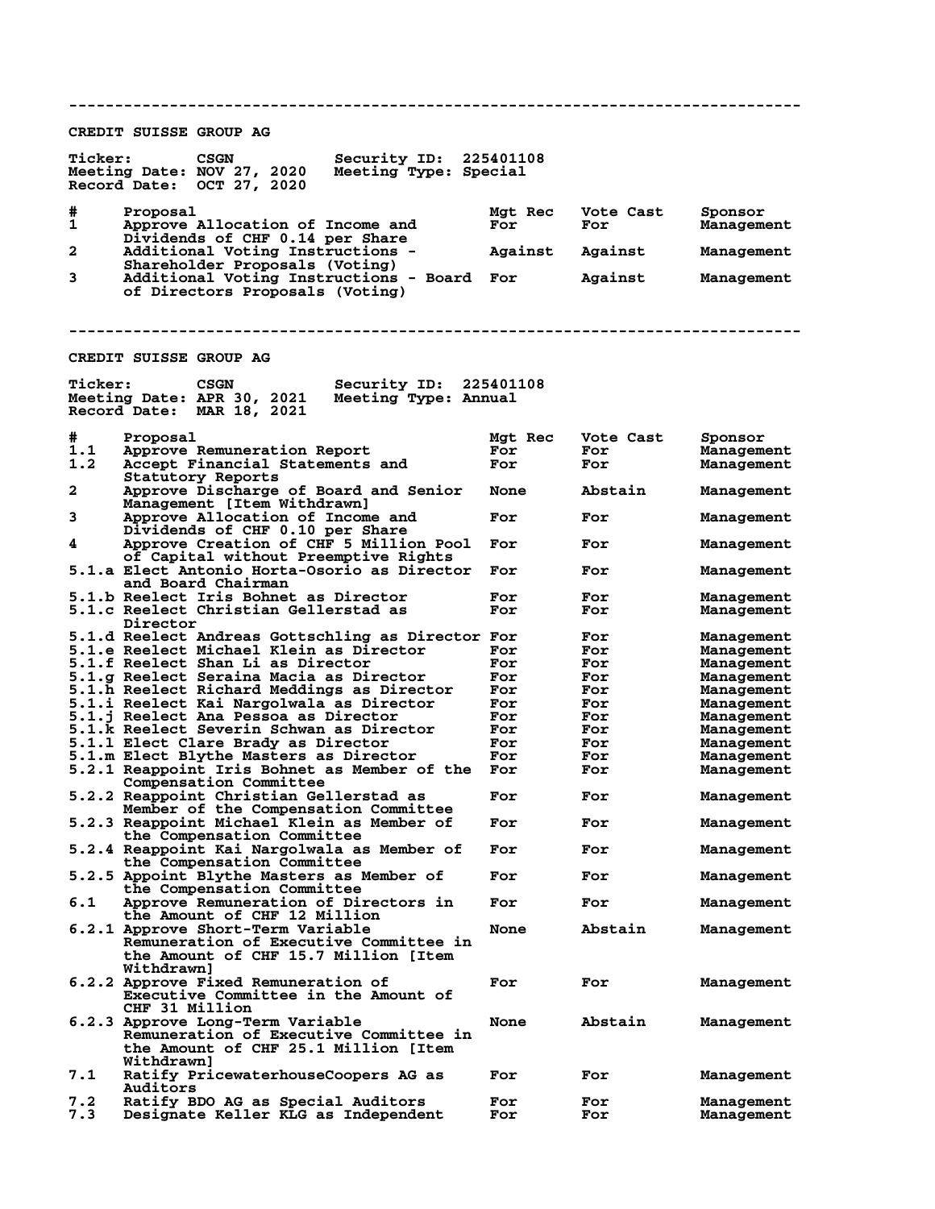---

## CREDIT SUISSE GROUP AG

**Ticker:** CSGN  **Security ID:** 225401108
**Meeting Date:** NOV 27, 2020  **Meeting Type:** Special
**Record Date:** OCT 27, 2020

| # | Proposal | Mgt Rec | Vote Cast | Sponsor |
|---|---|---|---|---|
| 1 | Approve Allocation of Income and Dividends of CHF 0.14 per Share | For | For | Management |
| 2 | Additional Voting Instructions - Shareholder Proposals (Voting) | Against | Against | Management |
| 3 | Additional Voting Instructions - Board of Directors Proposals (Voting) | For | Against | Management |

---

## CREDIT SUISSE GROUP AG

**Ticker:** CSGN  **Security ID:** 225401108
**Meeting Date:** APR 30, 2021  **Meeting Type:** Annual
**Record Date:** MAR 18, 2021

| # | Proposal | Mgt Rec | Vote Cast | Sponsor |
|---|---|---|---|---|
| 1.1 | Approve Remuneration Report | For | For | Management |
| 1.2 | Accept Financial Statements and Statutory Reports | For | For | Management |
| 2 | Approve Discharge of Board and Senior Management [Item Withdrawn] | None | Abstain | Management |
| 3 | Approve Allocation of Income and Dividends of CHF 0.10 per Share | For | For | Management |
| 4 | Approve Creation of CHF 5 Million Pool of Capital without Preemptive Rights | For | For | Management |
| 5.1.a | Elect Antonio Horta-Osorio as Director and Board Chairman | For | For | Management |
| 5.1.b | Reelect Iris Bohnet as Director | For | For | Management |
| 5.1.c | Reelect Christian Gellerstad as Director | For | For | Management |
| 5.1.d | Reelect Andreas Gottschling as Director | For | For | Management |
| 5.1.e | Reelect Michael Klein as Director | For | For | Management |
| 5.1.f | Reelect Shan Li as Director | For | For | Management |
| 5.1.g | Reelect Seraina Macia as Director | For | For | Management |
| 5.1.h | Reelect Richard Meddings as Director | For | For | Management |
| 5.1.i | Reelect Kai Nargolwala as Director | For | For | Management |
| 5.1.j | Reelect Ana Pessoa as Director | For | For | Management |
| 5.1.k | Reelect Severin Schwan as Director | For | For | Management |
| 5.1.l | Elect Clare Brady as Director | For | For | Management |
| 5.1.m | Elect Blythe Masters as Director | For | For | Management |
| 5.2.1 | Reappoint Iris Bohnet as Member of the Compensation Committee | For | For | Management |
| 5.2.2 | Reappoint Christian Gellerstad as Member of the Compensation Committee | For | For | Management |
| 5.2.3 | Reappoint Michael Klein as Member of the Compensation Committee | For | For | Management |
| 5.2.4 | Reappoint Kai Nargolwala as Member of the Compensation Committee | For | For | Management |
| 5.2.5 | Appoint Blythe Masters as Member of the Compensation Committee | For | For | Management |
| 6.1 | Approve Remuneration of Directors in the Amount of CHF 12 Million | For | For | Management |
| 6.2.1 | Approve Short-Term Variable Remuneration of Executive Committee in the Amount of CHF 15.7 Million [Item Withdrawn] | None | Abstain | Management |
| 6.2.2 | Approve Fixed Remuneration of Executive Committee in the Amount of CHF 31 Million | For | For | Management |
| 6.2.3 | Approve Long-Term Variable Remuneration of Executive Committee in the Amount of CHF 25.1 Million [Item Withdrawn] | None | Abstain | Management |
| 7.1 | Ratify PricewaterhouseCoopers AG as Auditors | For | For | Management |
| 7.2 | Ratify BDO AG as Special Auditors | For | For | Management |
| 7.3 | Designate Keller KLG as Independent | For | For | Management |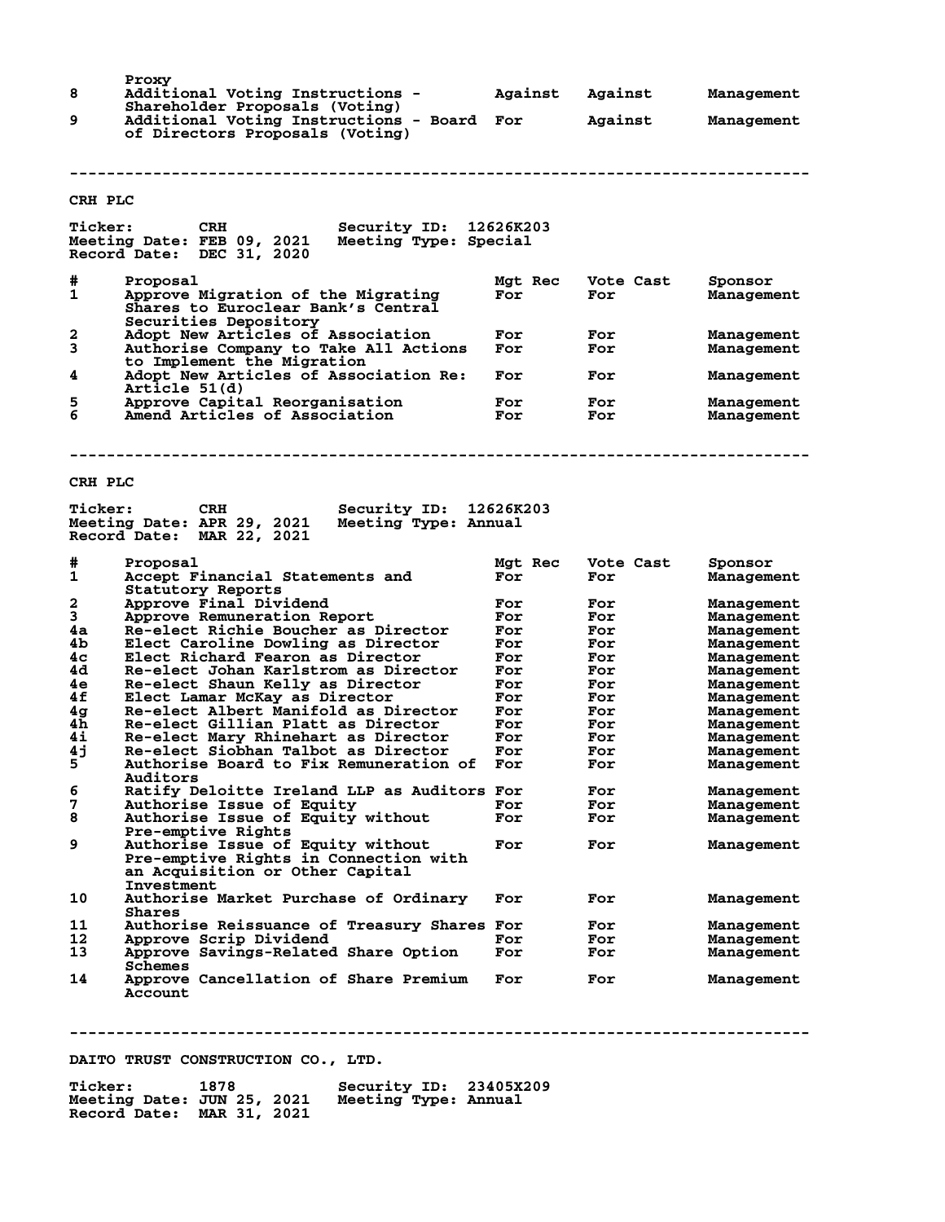| # | Proposal | Mgt Rec | Vote Cast | Sponsor |
|---|---|---|---|---|
| | Proxy | | | |
| 8 | Additional Voting Instructions - Shareholder Proposals (Voting) | Against | Against | Management |
| 9 | Additional Voting Instructions - Board of Directors Proposals (Voting) | For | Against | Management |

---

## CRH PLC

**Ticker:** CRH **Security ID:** 12626K203
**Meeting Date:** FEB 09, 2021 **Meeting Type:** Special
**Record Date:** DEC 31, 2020

| # | Proposal | Mgt Rec | Vote Cast | Sponsor |
|---|---|---|---|---|
| 1 | Approve Migration of the Migrating Shares to Euroclear Bank's Central Securities Depository | For | For | Management |
| 2 | Adopt New Articles of Association | For | For | Management |
| 3 | Authorise Company to Take All Actions to Implement the Migration | For | For | Management |
| 4 | Adopt New Articles of Association Re: Article 51(d) | For | For | Management |
| 5 | Approve Capital Reorganisation | For | For | Management |
| 6 | Amend Articles of Association | For | For | Management |

---

## CRH PLC

**Ticker:** CRH **Security ID:** 12626K203
**Meeting Date:** APR 29, 2021 **Meeting Type:** Annual
**Record Date:** MAR 22, 2021

| # | Proposal | Mgt Rec | Vote Cast | Sponsor |
|---|---|---|---|---|
| 1 | Accept Financial Statements and Statutory Reports | For | For | Management |
| 2 | Approve Final Dividend | For | For | Management |
| 3 | Approve Remuneration Report | For | For | Management |
| 4a | Re-elect Richie Boucher as Director | For | For | Management |
| 4b | Elect Caroline Dowling as Director | For | For | Management |
| 4c | Elect Richard Fearon as Director | For | For | Management |
| 4d | Re-elect Johan Karlstrom as Director | For | For | Management |
| 4e | Re-elect Shaun Kelly as Director | For | For | Management |
| 4f | Elect Lamar McKay as Director | For | For | Management |
| 4g | Re-elect Albert Manifold as Director | For | For | Management |
| 4h | Re-elect Gillian Platt as Director | For | For | Management |
| 4i | Re-elect Mary Rhinehart as Director | For | For | Management |
| 4j | Re-elect Siobhan Talbot as Director | For | For | Management |
| 5 | Authorise Board to Fix Remuneration of Auditors | For | For | Management |
| 6 | Ratify Deloitte Ireland LLP as Auditors | For | For | Management |
| 7 | Authorise Issue of Equity | For | For | Management |
| 8 | Authorise Issue of Equity without Pre-emptive Rights | For | For | Management |
| 9 | Authorise Issue of Equity without Pre-emptive Rights in Connection with an Acquisition or Other Capital Investment | For | For | Management |
| 10 | Authorise Market Purchase of Ordinary Shares | For | For | Management |
| 11 | Authorise Reissuance of Treasury Shares | For | For | Management |
| 12 | Approve Scrip Dividend | For | For | Management |
| 13 | Approve Savings-Related Share Option Schemes | For | For | Management |
| 14 | Approve Cancellation of Share Premium Account | For | For | Management |

---

## DAITO TRUST CONSTRUCTION CO., LTD.

**Ticker:** 1878 **Security ID:** 23405X209
**Meeting Date:** JUN 25, 2021 **Meeting Type:** Annual
**Record Date:** MAR 31, 2021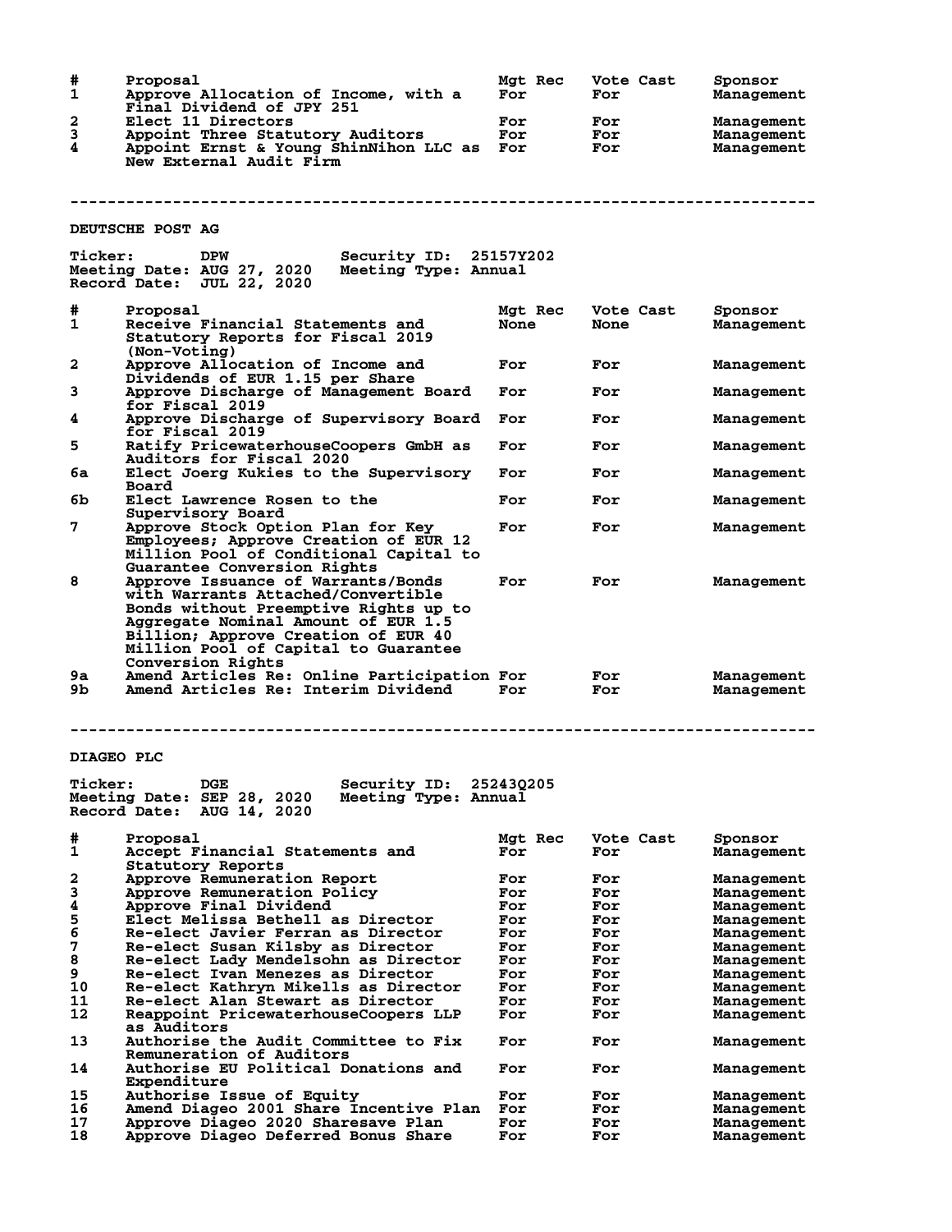| # | Proposal | Mgt Rec | Vote Cast | Sponsor |
|---|---|---|---|---|
| 1 | Approve Allocation of Income, with a Final Dividend of JPY 251 | For | For | Management |
| 2 | Elect 11 Directors | For | For | Management |
| 3 | Appoint Three Statutory Auditors | For | For | Management |
| 4 | Appoint Ernst & Young ShinNihon LLC as New External Audit Firm | For | For | Management |

---

## DEUTSCHE POST AG

**Ticker:** DPW **Security ID:** 25157Y202
**Meeting Date:** AUG 27, 2020 **Meeting Type:** Annual
**Record Date:** JUL 22, 2020

| # | Proposal | Mgt Rec | Vote Cast | Sponsor |
|---|---|---|---|---|
| 1 | Receive Financial Statements and Statutory Reports for Fiscal 2019 (Non-Voting) | None | None | Management |
| 2 | Approve Allocation of Income and Dividends of EUR 1.15 per Share | For | For | Management |
| 3 | Approve Discharge of Management Board for Fiscal 2019 | For | For | Management |
| 4 | Approve Discharge of Supervisory Board for Fiscal 2019 | For | For | Management |
| 5 | Ratify PricewaterhouseCoopers GmbH as Auditors for Fiscal 2020 | For | For | Management |
| 6a | Elect Joerg Kukies to the Supervisory Board | For | For | Management |
| 6b | Elect Lawrence Rosen to the Supervisory Board | For | For | Management |
| 7 | Approve Stock Option Plan for Key Employees; Approve Creation of EUR 12 Million Pool of Conditional Capital to Guarantee Conversion Rights | For | For | Management |
| 8 | Approve Issuance of Warrants/Bonds with Warrants Attached/Convertible Bonds without Preemptive Rights up to Aggregate Nominal Amount of EUR 1.5 Billion; Approve Creation of EUR 40 Million Pool of Capital to Guarantee Conversion Rights | For | For | Management |
| 9a | Amend Articles Re: Online Participation | For | For | Management |
| 9b | Amend Articles Re: Interim Dividend | For | For | Management |

---

## DIAGEO PLC

**Ticker:** DGE **Security ID:** 25243Q205
**Meeting Date:** SEP 28, 2020 **Meeting Type:** Annual
**Record Date:** AUG 14, 2020

| # | Proposal | Mgt Rec | Vote Cast | Sponsor |
|---|---|---|---|---|
| 1 | Accept Financial Statements and Statutory Reports | For | For | Management |
| 2 | Approve Remuneration Report | For | For | Management |
| 3 | Approve Remuneration Policy | For | For | Management |
| 4 | Approve Final Dividend | For | For | Management |
| 5 | Elect Melissa Bethell as Director | For | For | Management |
| 6 | Re-elect Javier Ferran as Director | For | For | Management |
| 7 | Re-elect Susan Kilsby as Director | For | For | Management |
| 8 | Re-elect Lady Mendelsohn as Director | For | For | Management |
| 9 | Re-elect Ivan Menezes as Director | For | For | Management |
| 10 | Re-elect Kathryn Mikells as Director | For | For | Management |
| 11 | Re-elect Alan Stewart as Director | For | For | Management |
| 12 | Reappoint PricewaterhouseCoopers LLP as Auditors | For | For | Management |
| 13 | Authorise the Audit Committee to Fix Remuneration of Auditors | For | For | Management |
| 14 | Authorise EU Political Donations and Expenditure | For | For | Management |
| 15 | Authorise Issue of Equity | For | For | Management |
| 16 | Amend Diageo 2001 Share Incentive Plan | For | For | Management |
| 17 | Approve Diageo 2020 Sharesave Plan | For | For | Management |
| 18 | Approve Diageo Deferred Bonus Share | For | For | Management |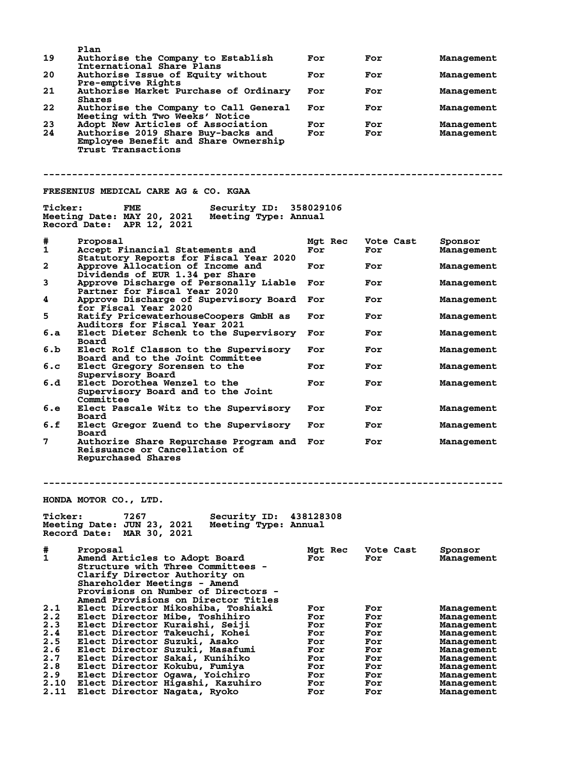| # | Proposal | Mgt Rec | Vote Cast | Sponsor |
|---|---|---|---|---|
| | Plan | | | |
| 19 | Authorise the Company to Establish International Share Plans | For | For | Management |
| 20 | Authorise Issue of Equity without Pre-emptive Rights | For | For | Management |
| 21 | Authorise Market Purchase of Ordinary Shares | For | For | Management |
| 22 | Authorise the Company to Call General Meeting with Two Weeks' Notice | For | For | Management |
| 23 | Adopt New Articles of Association | For | For | Management |
| 24 | Authorise 2019 Share Buy-backs and Employee Benefit and Share Ownership Trust Transactions | For | For | Management |

---

## FRESENIUS MEDICAL CARE AG & CO. KGAA

**Ticker:** FME  **Security ID:** 358029106
**Meeting Date:** MAY 20, 2021  **Meeting Type:** Annual
**Record Date:** APR 12, 2021

| # | Proposal | Mgt Rec | Vote Cast | Sponsor |
|---|---|---|---|---|
| 1 | Accept Financial Statements and Statutory Reports for Fiscal Year 2020 | For | For | Management |
| 2 | Approve Allocation of Income and Dividends of EUR 1.34 per Share | For | For | Management |
| 3 | Approve Discharge of Personally Liable Partner for Fiscal Year 2020 | For | For | Management |
| 4 | Approve Discharge of Supervisory Board for Fiscal Year 2020 | For | For | Management |
| 5 | Ratify PricewaterhouseCoopers GmbH as Auditors for Fiscal Year 2021 | For | For | Management |
| 6.a | Elect Dieter Schenk to the Supervisory Board | For | For | Management |
| 6.b | Elect Rolf Classon to the Supervisory Board and to the Joint Committee | For | For | Management |
| 6.c | Elect Gregory Sorensen to the Supervisory Board | For | For | Management |
| 6.d | Elect Dorothea Wenzel to the Supervisory Board and to the Joint Committee | For | For | Management |
| 6.e | Elect Pascale Witz to the Supervisory Board | For | For | Management |
| 6.f | Elect Gregor Zuend to the Supervisory Board | For | For | Management |
| 7 | Authorize Share Repurchase Program and Reissuance or Cancellation of Repurchased Shares | For | For | Management |

---

## HONDA MOTOR CO., LTD.

**Ticker:** 7267  **Security ID:** 438128308
**Meeting Date:** JUN 23, 2021  **Meeting Type:** Annual
**Record Date:** MAR 30, 2021

| # | Proposal | Mgt Rec | Vote Cast | Sponsor |
|---|---|---|---|---|
| 1 | Amend Articles to Adopt Board Structure with Three Committees - Clarify Director Authority on Shareholder Meetings - Amend Provisions on Number of Directors - Amend Provisions on Director Titles | For | For | Management |
| 2.1 | Elect Director Mikoshiba, Toshiaki | For | For | Management |
| 2.2 | Elect Director Mibe, Toshihiro | For | For | Management |
| 2.3 | Elect Director Kuraishi, Seiji | For | For | Management |
| 2.4 | Elect Director Takeuchi, Kohei | For | For | Management |
| 2.5 | Elect Director Suzuki, Asako | For | For | Management |
| 2.6 | Elect Director Suzuki, Masafumi | For | For | Management |
| 2.7 | Elect Director Sakai, Kunihiko | For | For | Management |
| 2.8 | Elect Director Kokubu, Fumiya | For | For | Management |
| 2.9 | Elect Director Ogawa, Yoichiro | For | For | Management |
| 2.10 | Elect Director Higashi, Kazuhiro | For | For | Management |
| 2.11 | Elect Director Nagata, Ryoko | For | For | Management |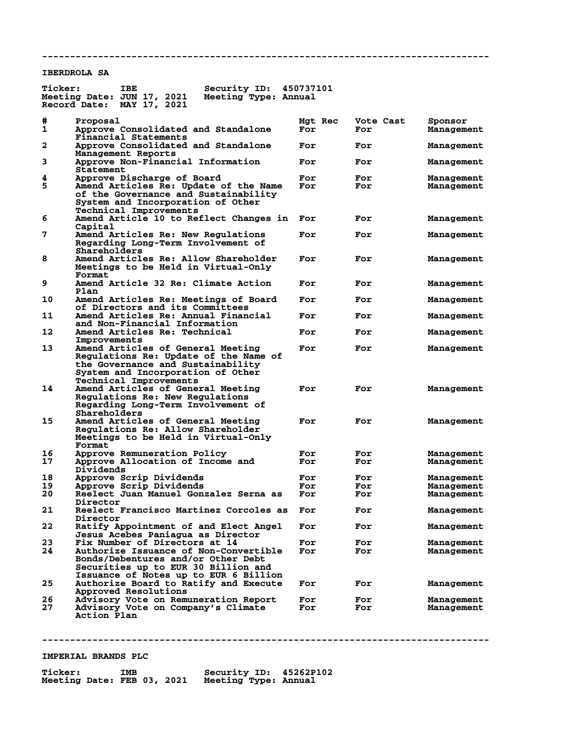---

**IBERDROLA SA**

**Ticker:** IBE **Security ID:** 450737101
**Meeting Date:** JUN 17, 2021 **Meeting Type:** Annual
**Record Date:** MAY 17, 2021

| # | Proposal | Mgt Rec | Vote Cast | Sponsor |
|---|---|---|---|---|
| 1 | Approve Consolidated and Standalone Financial Statements | For | For | Management |
| 2 | Approve Consolidated and Standalone Management Reports | For | For | Management |
| 3 | Approve Non-Financial Information Statement | For | For | Management |
| 4 | Approve Discharge of Board | For | For | Management |
| 5 | Amend Articles Re: Update of the Name of the Governance and Sustainability System and Incorporation of Other Technical Improvements | For | For | Management |
| 6 | Amend Article 10 to Reflect Changes in Capital | For | For | Management |
| 7 | Amend Articles Re: New Regulations Regarding Long-Term Involvement of Shareholders | For | For | Management |
| 8 | Amend Articles Re: Allow Shareholder Meetings to be Held in Virtual-Only Format | For | For | Management |
| 9 | Amend Article 32 Re: Climate Action Plan | For | For | Management |
| 10 | Amend Articles Re: Meetings of Board of Directors and its Committees | For | For | Management |
| 11 | Amend Articles Re: Annual Financial and Non-Financial Information | For | For | Management |
| 12 | Amend Articles Re: Technical Improvements | For | For | Management |
| 13 | Amend Articles of General Meeting Regulations Re: Update of the Name of the Governance and Sustainability System and Incorporation of Other Technical Improvements | For | For | Management |
| 14 | Amend Articles of General Meeting Regulations Re: New Regulations Regarding Long-Term Involvement of Shareholders | For | For | Management |
| 15 | Amend Articles of General Meeting Regulations Re: Allow Shareholder Meetings to be Held in Virtual-Only Format | For | For | Management |
| 16 | Approve Remuneration Policy | For | For | Management |
| 17 | Approve Allocation of Income and Dividends | For | For | Management |
| 18 | Approve Scrip Dividends | For | For | Management |
| 19 | Approve Scrip Dividends | For | For | Management |
| 20 | Reelect Juan Manuel Gonzalez Serna as Director | For | For | Management |
| 21 | Reelect Francisco Martinez Corcoles as Director | For | For | Management |
| 22 | Ratify Appointment of and Elect Angel Jesus Acebes Paniagua as Director | For | For | Management |
| 23 | Fix Number of Directors at 14 | For | For | Management |
| 24 | Authorize Issuance of Non-Convertible Bonds/Debentures and/or Other Debt Securities up to EUR 30 Billion and Issuance of Notes up to EUR 6 Billion | For | For | Management |
| 25 | Authorize Board to Ratify and Execute Approved Resolutions | For | For | Management |
| 26 | Advisory Vote on Remuneration Report | For | For | Management |
| 27 | Advisory Vote on Company's Climate Action Plan | For | For | Management |

---

**IMPERIAL BRANDS PLC**

**Ticker:** IMB **Security ID:** 45262P102
**Meeting Date:** FEB 03, 2021 **Meeting Type:** Annual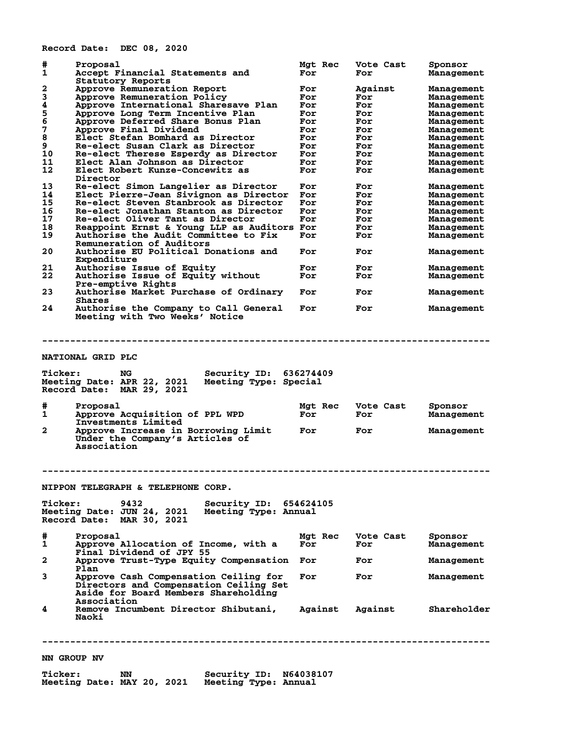Record Date: DEC 08, 2020

| # | Proposal | Mgt Rec | Vote Cast | Sponsor |
|---|---|---|---|---|
| 1 | Accept Financial Statements and Statutory Reports | For | For | Management |
| 2 | Approve Remuneration Report | For | Against | Management |
| 3 | Approve Remuneration Policy | For | For | Management |
| 4 | Approve International Sharesave Plan | For | For | Management |
| 5 | Approve Long Term Incentive Plan | For | For | Management |
| 6 | Approve Deferred Share Bonus Plan | For | For | Management |
| 7 | Approve Final Dividend | For | For | Management |
| 8 | Elect Stefan Bomhard as Director | For | For | Management |
| 9 | Re-elect Susan Clark as Director | For | For | Management |
| 10 | Re-elect Therese Esperdy as Director | For | For | Management |
| 11 | Elect Alan Johnson as Director | For | For | Management |
| 12 | Elect Robert Kunze-Concewitz as Director | For | For | Management |
| 13 | Re-elect Simon Langelier as Director | For | For | Management |
| 14 | Elect Pierre-Jean Sivignon as Director | For | For | Management |
| 15 | Re-elect Steven Stanbrook as Director | For | For | Management |
| 16 | Re-elect Jonathan Stanton as Director | For | For | Management |
| 17 | Re-elect Oliver Tant as Director | For | For | Management |
| 18 | Reappoint Ernst & Young LLP as Auditors | For | For | Management |
| 19 | Authorise the Audit Committee to Fix Remuneration of Auditors | For | For | Management |
| 20 | Authorise EU Political Donations and Expenditure | For | For | Management |
| 21 | Authorise Issue of Equity | For | For | Management |
| 22 | Authorise Issue of Equity without Pre-emptive Rights | For | For | Management |
| 23 | Authorise Market Purchase of Ordinary Shares | For | For | Management |
| 24 | Authorise the Company to Call General Meeting with Two Weeks' Notice | For | For | Management |

--------------------------------------------------------------------------------

## NATIONAL GRID PLC

Ticker: NG  Security ID: 636274409
Meeting Date: APR 22, 2021  Meeting Type: Special
Record Date: MAR 29, 2021

| # | Proposal | Mgt Rec | Vote Cast | Sponsor |
|---|---|---|---|---|
| 1 | Approve Acquisition of PPL WPD Investments Limited | For | For | Management |
| 2 | Approve Increase in Borrowing Limit Under the Company's Articles of Association | For | For | Management |

--------------------------------------------------------------------------------

## NIPPON TELEGRAPH & TELEPHONE CORP.

Ticker: 9432  Security ID: 654624105
Meeting Date: JUN 24, 2021  Meeting Type: Annual
Record Date: MAR 30, 2021

| # | Proposal | Mgt Rec | Vote Cast | Sponsor |
|---|---|---|---|---|
| 1 | Approve Allocation of Income, with a Final Dividend of JPY 55 | For | For | Management |
| 2 | Approve Trust-Type Equity Compensation Plan | For | For | Management |
| 3 | Approve Cash Compensation Ceiling for Directors and Compensation Ceiling Set Aside for Board Members Shareholding Association | For | For | Management |
| 4 | Remove Incumbent Director Shibutani, Naoki | Against | Against | Shareholder |

--------------------------------------------------------------------------------

## NN GROUP NV

Ticker: NN  Security ID: N64038107
Meeting Date: MAY 20, 2021  Meeting Type: Annual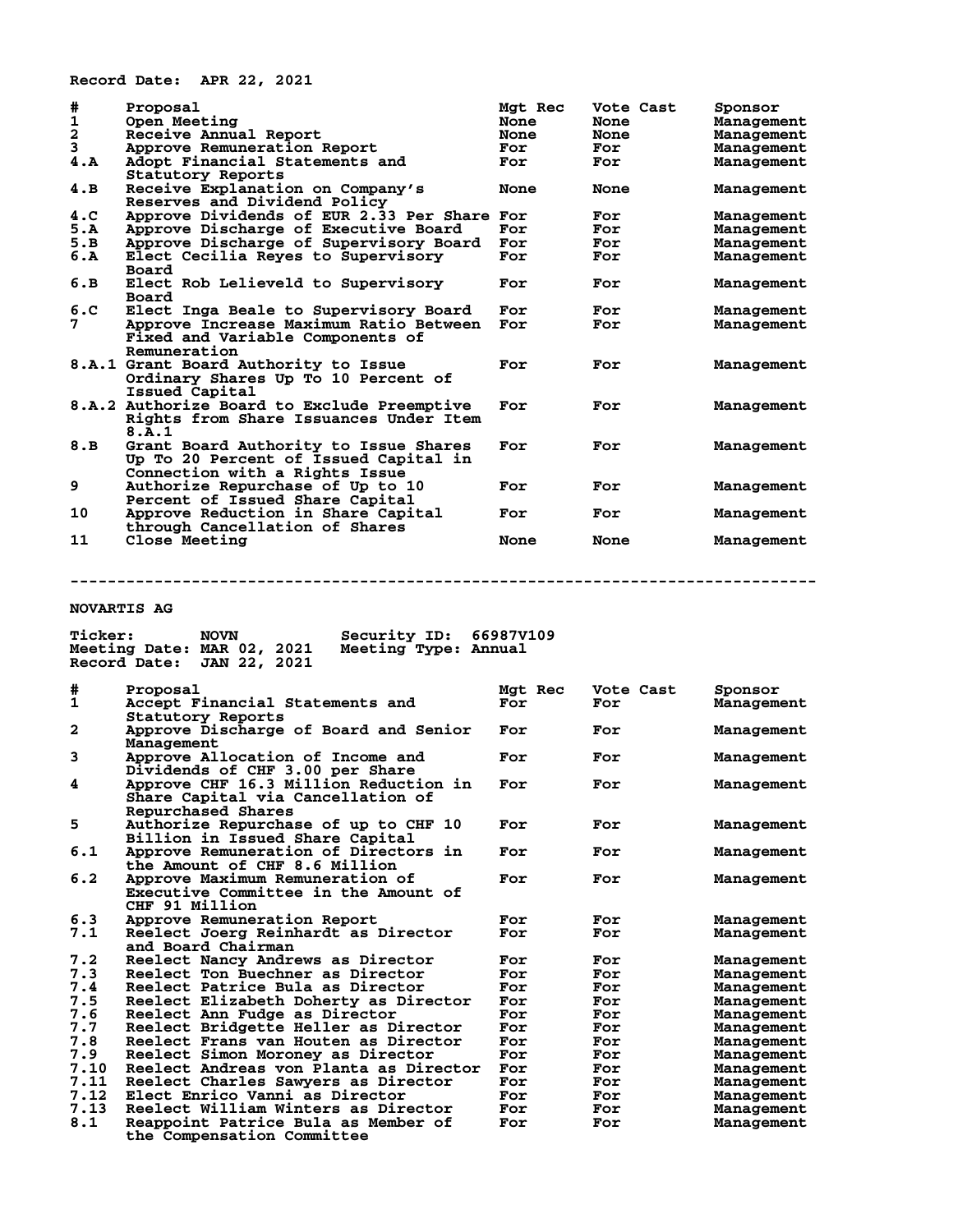Record Date: APR 22, 2021

| # | Proposal | Mgt Rec | Vote Cast | Sponsor |
|---|---|---|---|---|
| 1 | Open Meeting | None | None | Management |
| 2 | Receive Annual Report | None | None | Management |
| 3 | Approve Remuneration Report | For | For | Management |
| 4.A | Adopt Financial Statements and Statutory Reports | For | For | Management |
| 4.B | Receive Explanation on Company's Reserves and Dividend Policy | None | None | Management |
| 4.C | Approve Dividends of EUR 2.33 Per Share | For | For | Management |
| 5.A | Approve Discharge of Executive Board | For | For | Management |
| 5.B | Approve Discharge of Supervisory Board | For | For | Management |
| 6.A | Elect Cecilia Reyes to Supervisory Board | For | For | Management |
| 6.B | Elect Rob Lelieveld to Supervisory Board | For | For | Management |
| 6.C | Elect Inga Beale to Supervisory Board | For | For | Management |
| 7 | Approve Increase Maximum Ratio Between Fixed and Variable Components of Remuneration | For | For | Management |
| 8.A.1 | Grant Board Authority to Issue Ordinary Shares Up To 10 Percent of Issued Capital | For | For | Management |
| 8.A.2 | Authorize Board to Exclude Preemptive Rights from Share Issuances Under Item 8.A.1 | For | For | Management |
| 8.B | Grant Board Authority to Issue Shares Up To 20 Percent of Issued Capital in Connection with a Rights Issue | For | For | Management |
| 9 | Authorize Repurchase of Up to 10 Percent of Issued Share Capital | For | For | Management |
| 10 | Approve Reduction in Share Capital through Cancellation of Shares | For | For | Management |
| 11 | Close Meeting | None | None | Management |

---

## NOVARTIS AG

Ticker: NOVN  Security ID: 66987V109
Meeting Date: MAR 02, 2021  Meeting Type: Annual
Record Date: JAN 22, 2021

| # | Proposal | Mgt Rec | Vote Cast | Sponsor |
|---|---|---|---|---|
| 1 | Accept Financial Statements and Statutory Reports | For | For | Management |
| 2 | Approve Discharge of Board and Senior Management | For | For | Management |
| 3 | Approve Allocation of Income and Dividends of CHF 3.00 per Share | For | For | Management |
| 4 | Approve CHF 16.3 Million Reduction in Share Capital via Cancellation of Repurchased Shares | For | For | Management |
| 5 | Authorize Repurchase of up to CHF 10 Billion in Issued Share Capital | For | For | Management |
| 6.1 | Approve Remuneration of Directors in the Amount of CHF 8.6 Million | For | For | Management |
| 6.2 | Approve Maximum Remuneration of Executive Committee in the Amount of CHF 91 Million | For | For | Management |
| 6.3 | Approve Remuneration Report | For | For | Management |
| 7.1 | Reelect Joerg Reinhardt as Director and Board Chairman | For | For | Management |
| 7.2 | Reelect Nancy Andrews as Director | For | For | Management |
| 7.3 | Reelect Ton Buechner as Director | For | For | Management |
| 7.4 | Reelect Patrice Bula as Director | For | For | Management |
| 7.5 | Reelect Elizabeth Doherty as Director | For | For | Management |
| 7.6 | Reelect Ann Fudge as Director | For | For | Management |
| 7.7 | Reelect Bridgette Heller as Director | For | For | Management |
| 7.8 | Reelect Frans van Houten as Director | For | For | Management |
| 7.9 | Reelect Simon Moroney as Director | For | For | Management |
| 7.10 | Reelect Andreas von Planta as Director | For | For | Management |
| 7.11 | Reelect Charles Sawyers as Director | For | For | Management |
| 7.12 | Elect Enrico Vanni as Director | For | For | Management |
| 7.13 | Reelect William Winters as Director | For | For | Management |
| 8.1 | Reappoint Patrice Bula as Member of the Compensation Committee | For | For | Management |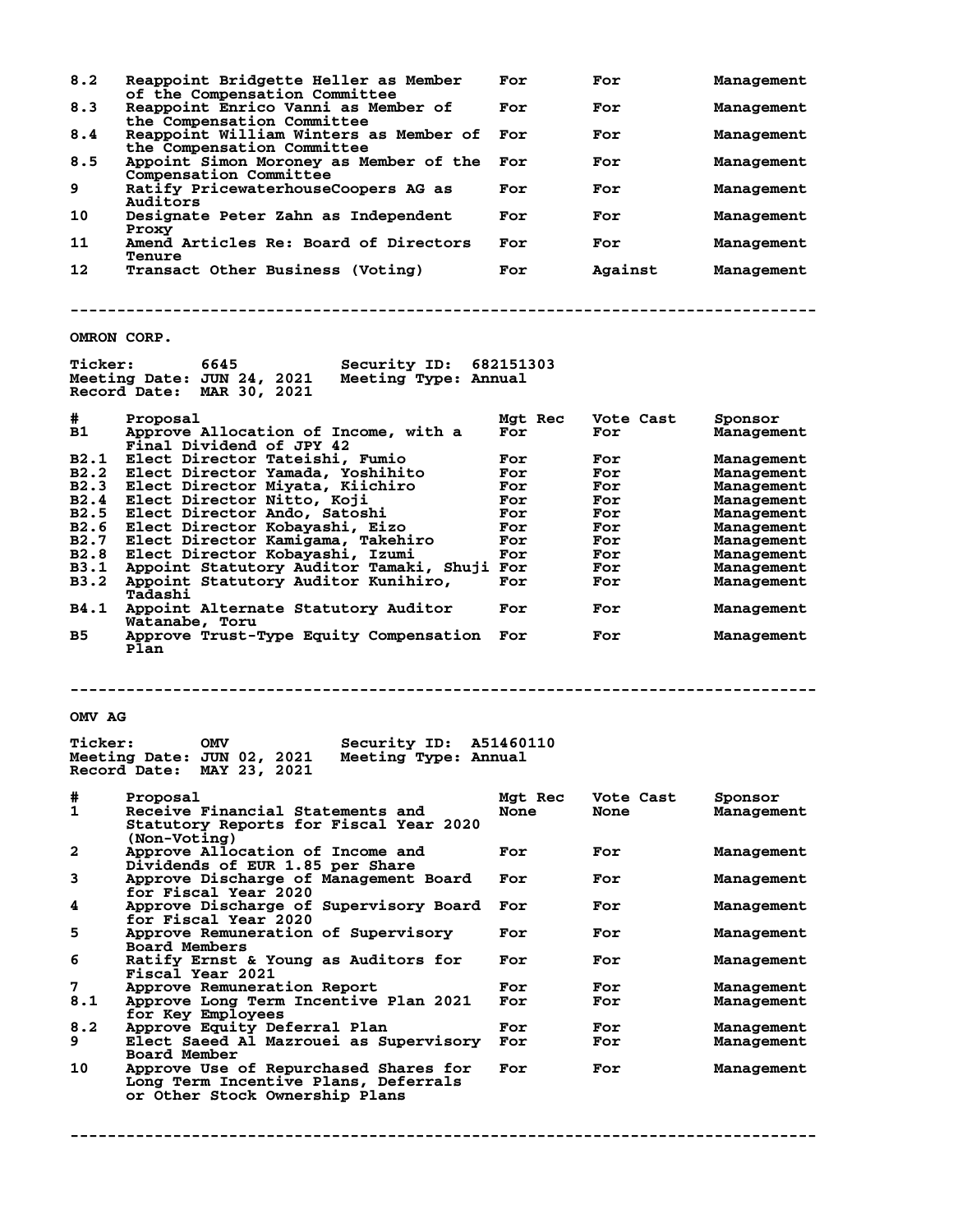| # | Proposal | Mgt Rec | Vote Cast | Sponsor |
|---|---|---|---|---|
| 8.2 | Reappoint Bridgette Heller as Member of the Compensation Committee | For | For | Management |
| 8.3 | Reappoint Enrico Vanni as Member of the Compensation Committee | For | For | Management |
| 8.4 | Reappoint William Winters as Member of the Compensation Committee | For | For | Management |
| 8.5 | Appoint Simon Moroney as Member of the Compensation Committee | For | For | Management |
| 9 | Ratify PricewaterhouseCoopers AG as Auditors | For | For | Management |
| 10 | Designate Peter Zahn as Independent Proxy | For | For | Management |
| 11 | Amend Articles Re: Board of Directors Tenure | For | For | Management |
| 12 | Transact Other Business (Voting) | For | Against | Management |

---

## OMRON CORP.

**Ticker:** 6645 **Security ID:** 682151303
**Meeting Date:** JUN 24, 2021 **Meeting Type:** Annual
**Record Date:** MAR 30, 2021

| # | Proposal | Mgt Rec | Vote Cast | Sponsor |
|---|---|---|---|---|
| B1 | Approve Allocation of Income, with a Final Dividend of JPY 42 | For | For | Management |
| B2.1 | Elect Director Tateishi, Fumio | For | For | Management |
| B2.2 | Elect Director Yamada, Yoshihito | For | For | Management |
| B2.3 | Elect Director Miyata, Kiichiro | For | For | Management |
| B2.4 | Elect Director Nitto, Koji | For | For | Management |
| B2.5 | Elect Director Ando, Satoshi | For | For | Management |
| B2.6 | Elect Director Kobayashi, Eizo | For | For | Management |
| B2.7 | Elect Director Kamigama, Takehiro | For | For | Management |
| B2.8 | Elect Director Kobayashi, Izumi | For | For | Management |
| B3.1 | Appoint Statutory Auditor Tamaki, Shuji | For | For | Management |
| B3.2 | Appoint Statutory Auditor Kunihiro, Tadashi | For | For | Management |
| B4.1 | Appoint Alternate Statutory Auditor Watanabe, Toru | For | For | Management |
| B5 | Approve Trust-Type Equity Compensation Plan | For | For | Management |

---

## OMV AG

**Ticker:** OMV **Security ID:** A51460110
**Meeting Date:** JUN 02, 2021 **Meeting Type:** Annual
**Record Date:** MAY 23, 2021

| # | Proposal | Mgt Rec | Vote Cast | Sponsor |
|---|---|---|---|---|
| 1 | Receive Financial Statements and Statutory Reports for Fiscal Year 2020 (Non-Voting) | None | None | Management |
| 2 | Approve Allocation of Income and Dividends of EUR 1.85 per Share | For | For | Management |
| 3 | Approve Discharge of Management Board for Fiscal Year 2020 | For | For | Management |
| 4 | Approve Discharge of Supervisory Board for Fiscal Year 2020 | For | For | Management |
| 5 | Approve Remuneration of Supervisory Board Members | For | For | Management |
| 6 | Ratify Ernst & Young as Auditors for Fiscal Year 2021 | For | For | Management |
| 7 | Approve Remuneration Report | For | For | Management |
| 8.1 | Approve Long Term Incentive Plan 2021 for Key Employees | For | For | Management |
| 8.2 | Approve Equity Deferral Plan | For | For | Management |
| 9 | Elect Saeed Al Mazrouei as Supervisory Board Member | For | For | Management |
| 10 | Approve Use of Repurchased Shares for Long Term Incentive Plans, Deferrals or Other Stock Ownership Plans | For | For | Management |

---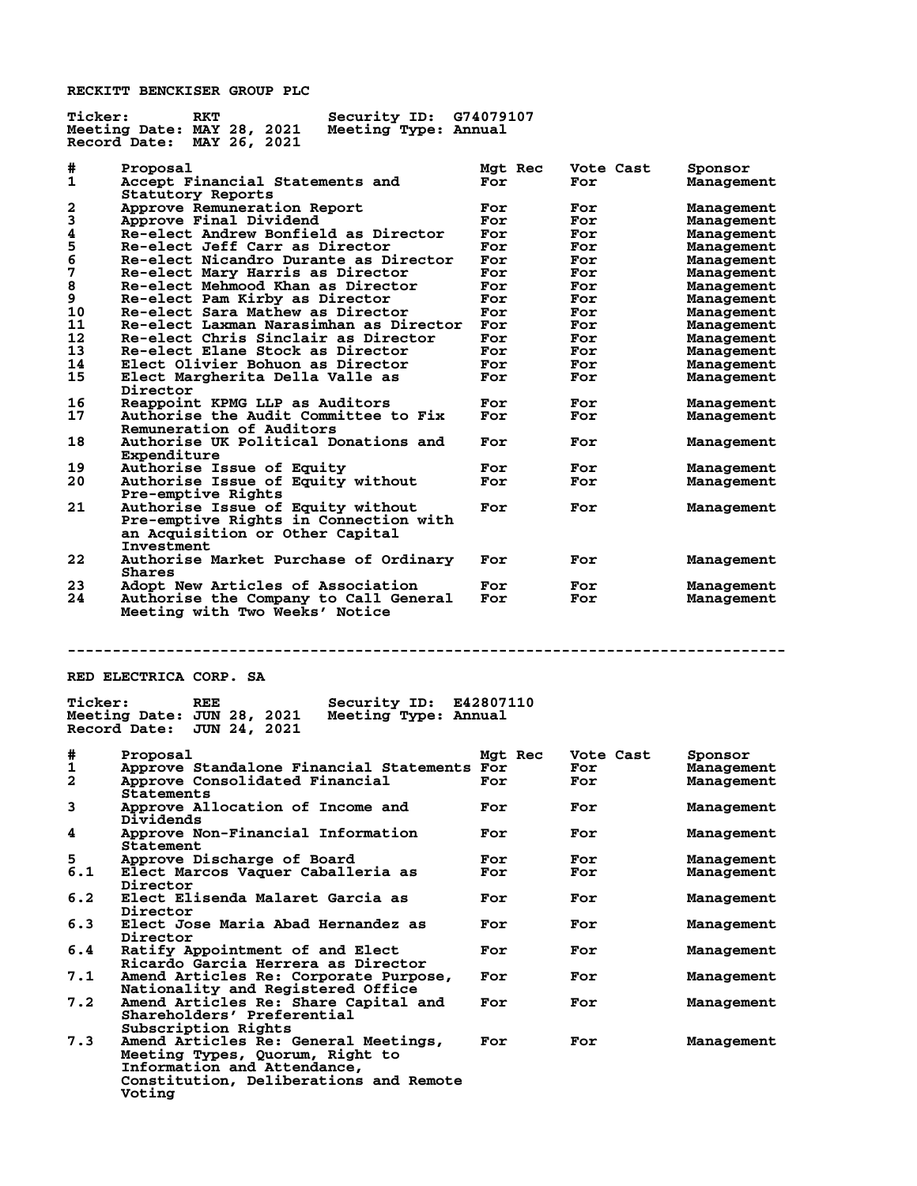## RECKITT BENCKISER GROUP PLC

**Ticker:** RKT **Security ID:** G74079107
**Meeting Date:** MAY 28, 2021 **Meeting Type:** Annual
**Record Date:** MAY 26, 2021

| # | Proposal | Mgt Rec | Vote Cast | Sponsor |
|---|---|---|---|---|
| 1 | Accept Financial Statements and Statutory Reports | For | For | Management |
| 2 | Approve Remuneration Report | For | For | Management |
| 3 | Approve Final Dividend | For | For | Management |
| 4 | Re-elect Andrew Bonfield as Director | For | For | Management |
| 5 | Re-elect Jeff Carr as Director | For | For | Management |
| 6 | Re-elect Nicandro Durante as Director | For | For | Management |
| 7 | Re-elect Mary Harris as Director | For | For | Management |
| 8 | Re-elect Mehmood Khan as Director | For | For | Management |
| 9 | Re-elect Pam Kirby as Director | For | For | Management |
| 10 | Re-elect Sara Mathew as Director | For | For | Management |
| 11 | Re-elect Laxman Narasimhan as Director | For | For | Management |
| 12 | Re-elect Chris Sinclair as Director | For | For | Management |
| 13 | Re-elect Elane Stock as Director | For | For | Management |
| 14 | Elect Olivier Bohuon as Director | For | For | Management |
| 15 | Elect Margherita Della Valle as Director | For | For | Management |
| 16 | Reappoint KPMG LLP as Auditors | For | For | Management |
| 17 | Authorise the Audit Committee to Fix Remuneration of Auditors | For | For | Management |
| 18 | Authorise UK Political Donations and Expenditure | For | For | Management |
| 19 | Authorise Issue of Equity | For | For | Management |
| 20 | Authorise Issue of Equity without Pre-emptive Rights | For | For | Management |
| 21 | Authorise Issue of Equity without Pre-emptive Rights in Connection with an Acquisition or Other Capital Investment | For | For | Management |
| 22 | Authorise Market Purchase of Ordinary Shares | For | For | Management |
| 23 | Adopt New Articles of Association | For | For | Management |
| 24 | Authorise the Company to Call General Meeting with Two Weeks' Notice | For | For | Management |

---

## RED ELECTRICA CORP. SA

**Ticker:** REE **Security ID:** E42807110
**Meeting Date:** JUN 28, 2021 **Meeting Type:** Annual
**Record Date:** JUN 24, 2021

| # | Proposal | Mgt Rec | Vote Cast | Sponsor |
|---|---|---|---|---|
| 1 | Approve Standalone Financial Statements | For | For | Management |
| 2 | Approve Consolidated Financial Statements | For | For | Management |
| 3 | Approve Allocation of Income and Dividends | For | For | Management |
| 4 | Approve Non-Financial Information Statement | For | For | Management |
| 5 | Approve Discharge of Board | For | For | Management |
| 6.1 | Elect Marcos Vaquer Caballeria as Director | For | For | Management |
| 6.2 | Elect Elisenda Malaret Garcia as Director | For | For | Management |
| 6.3 | Elect Jose Maria Abad Hernandez as Director | For | For | Management |
| 6.4 | Ratify Appointment of and Elect Ricardo Garcia Herrera as Director | For | For | Management |
| 7.1 | Amend Articles Re: Corporate Purpose, Nationality and Registered Office | For | For | Management |
| 7.2 | Amend Articles Re: Share Capital and Shareholders' Preferential Subscription Rights | For | For | Management |
| 7.3 | Amend Articles Re: General Meetings, Meeting Types, Quorum, Right to Information and Attendance, Constitution, Deliberations and Remote Voting | For | For | Management |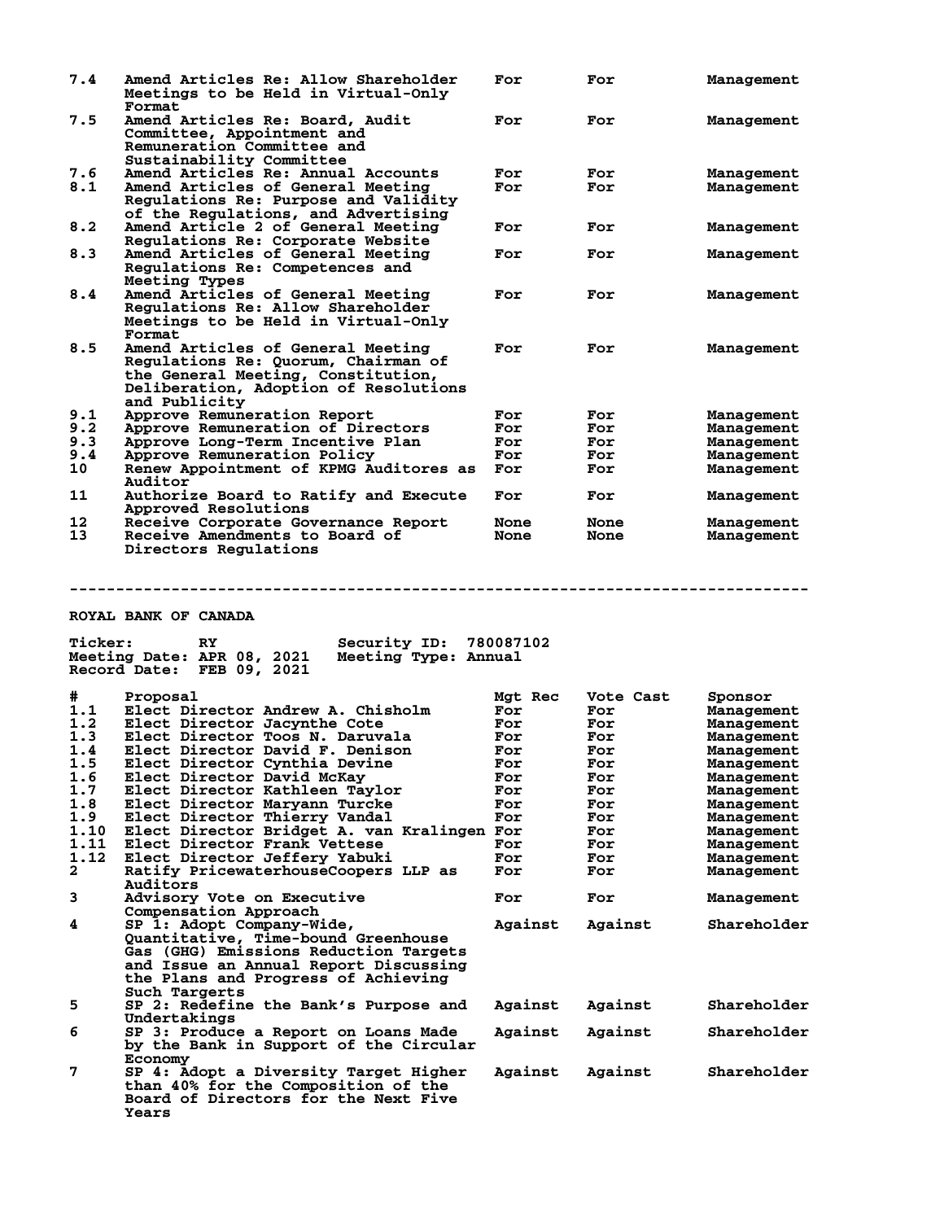| # | Proposal | Mgt Rec | Vote Cast | Sponsor |
|---|---|---|---|---|
| 7.4 | Amend Articles Re: Allow Shareholder Meetings to be Held in Virtual-Only Format | For | For | Management |
| 7.5 | Amend Articles Re: Board, Audit Committee, Appointment and Remuneration Committee and Sustainability Committee | For | For | Management |
| 7.6 | Amend Articles Re: Annual Accounts | For | For | Management |
| 8.1 | Amend Articles of General Meeting Regulations Re: Purpose and Validity of the Regulations, and Advertising | For | For | Management |
| 8.2 | Amend Article 2 of General Meeting Regulations Re: Corporate Website | For | For | Management |
| 8.3 | Amend Articles of General Meeting Regulations Re: Competences and Meeting Types | For | For | Management |
| 8.4 | Amend Articles of General Meeting Regulations Re: Allow Shareholder Meetings to be Held in Virtual-Only Format | For | For | Management |
| 8.5 | Amend Articles of General Meeting Regulations Re: Quorum, Chairman of the General Meeting, Constitution, Deliberation, Adoption of Resolutions and Publicity | For | For | Management |
| 9.1 | Approve Remuneration Report | For | For | Management |
| 9.2 | Approve Remuneration of Directors | For | For | Management |
| 9.3 | Approve Long-Term Incentive Plan | For | For | Management |
| 9.4 | Approve Remuneration Policy | For | For | Management |
| 10 | Renew Appointment of KPMG Auditores as Auditor | For | For | Management |
| 11 | Authorize Board to Ratify and Execute Approved Resolutions | For | For | Management |
| 12 | Receive Corporate Governance Report | None | None | Management |
| 13 | Receive Amendments to Board of Directors Regulations | None | None | Management |

---

## ROYAL BANK OF CANADA

**Ticker:** RY **Security ID:** 780087102
**Meeting Date:** APR 08, 2021 **Meeting Type:** Annual
**Record Date:** FEB 09, 2021

| # | Proposal | Mgt Rec | Vote Cast | Sponsor |
|---|---|---|---|---|
| 1.1 | Elect Director Andrew A. Chisholm | For | For | Management |
| 1.2 | Elect Director Jacynthe Cote | For | For | Management |
| 1.3 | Elect Director Toos N. Daruvala | For | For | Management |
| 1.4 | Elect Director David F. Denison | For | For | Management |
| 1.5 | Elect Director Cynthia Devine | For | For | Management |
| 1.6 | Elect Director David McKay | For | For | Management |
| 1.7 | Elect Director Kathleen Taylor | For | For | Management |
| 1.8 | Elect Director Maryann Turcke | For | For | Management |
| 1.9 | Elect Director Thierry Vandal | For | For | Management |
| 1.10 | Elect Director Bridget A. van Kralingen | For | For | Management |
| 1.11 | Elect Director Frank Vettese | For | For | Management |
| 1.12 | Elect Director Jeffery Yabuki | For | For | Management |
| 2 | Ratify PricewaterhouseCoopers LLP as Auditors | For | For | Management |
| 3 | Advisory Vote on Executive Compensation Approach | For | For | Management |
| 4 | SP 1: Adopt Company-Wide, Quantitative, Time-bound Greenhouse Gas (GHG) Emissions Reduction Targets and Issue an Annual Report Discussing the Plans and Progress of Achieving Such Targerts | Against | Against | Shareholder |
| 5 | SP 2: Redefine the Bank's Purpose and Undertakings | Against | Against | Shareholder |
| 6 | SP 3: Produce a Report on Loans Made by the Bank in Support of the Circular Economy | Against | Against | Shareholder |
| 7 | SP 4: Adopt a Diversity Target Higher than 40% for the Composition of the Board of Directors for the Next Five Years | Against | Against | Shareholder |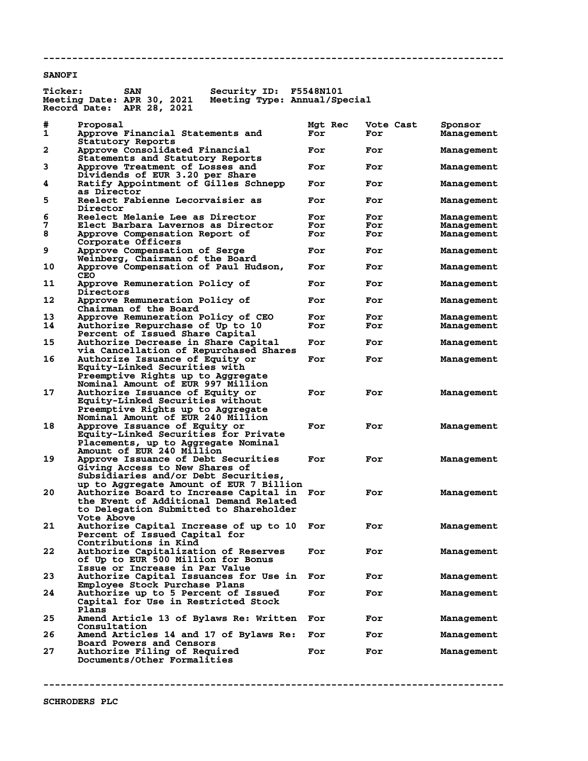---

**SANOFI**

**Ticker:** SAN **Security ID:** F5548N101
**Meeting Date:** APR 30, 2021 **Meeting Type:** Annual/Special
**Record Date:** APR 28, 2021

| # | Proposal | Mgt Rec | Vote Cast | Sponsor |
|---|---|---|---|---|
| 1 | Approve Financial Statements and Statutory Reports | For | For | Management |
| 2 | Approve Consolidated Financial Statements and Statutory Reports | For | For | Management |
| 3 | Approve Treatment of Losses and Dividends of EUR 3.20 per Share | For | For | Management |
| 4 | Ratify Appointment of Gilles Schnepp as Director | For | For | Management |
| 5 | Reelect Fabienne Lecorvaisier as Director | For | For | Management |
| 6 | Reelect Melanie Lee as Director | For | For | Management |
| 7 | Elect Barbara Lavernos as Director | For | For | Management |
| 8 | Approve Compensation Report of Corporate Officers | For | For | Management |
| 9 | Approve Compensation of Serge Weinberg, Chairman of the Board | For | For | Management |
| 10 | Approve Compensation of Paul Hudson, CEO | For | For | Management |
| 11 | Approve Remuneration Policy of Directors | For | For | Management |
| 12 | Approve Remuneration Policy of Chairman of the Board | For | For | Management |
| 13 | Approve Remuneration Policy of CEO | For | For | Management |
| 14 | Authorize Repurchase of Up to 10 Percent of Issued Share Capital | For | For | Management |
| 15 | Authorize Decrease in Share Capital via Cancellation of Repurchased Shares | For | For | Management |
| 16 | Authorize Issuance of Equity or Equity-Linked Securities with Preemptive Rights up to Aggregate Nominal Amount of EUR 997 Million | For | For | Management |
| 17 | Authorize Issuance of Equity or Equity-Linked Securities without Preemptive Rights up to Aggregate Nominal Amount of EUR 240 Million | For | For | Management |
| 18 | Approve Issuance of Equity or Equity-Linked Securities for Private Placements, up to Aggregate Nominal Amount of EUR 240 Million | For | For | Management |
| 19 | Approve Issuance of Debt Securities Giving Access to New Shares of Subsidiaries and/or Debt Securities, up to Aggregate Amount of EUR 7 Billion | For | For | Management |
| 20 | Authorize Board to Increase Capital in the Event of Additional Demand Related to Delegation Submitted to Shareholder Vote Above | For | For | Management |
| 21 | Authorize Capital Increase of up to 10 Percent of Issued Capital for Contributions in Kind | For | For | Management |
| 22 | Authorize Capitalization of Reserves of Up to EUR 500 Million for Bonus Issue or Increase in Par Value | For | For | Management |
| 23 | Authorize Capital Issuances for Use in Employee Stock Purchase Plans | For | For | Management |
| 24 | Authorize up to 5 Percent of Issued Capital for Use in Restricted Stock Plans | For | For | Management |
| 25 | Amend Article 13 of Bylaws Re: Written Consultation | For | For | Management |
| 26 | Amend Articles 14 and 17 of Bylaws Re: Board Powers and Censors | For | For | Management |
| 27 | Authorize Filing of Required Documents/Other Formalities | For | For | Management |

---

**SCHRODERS PLC**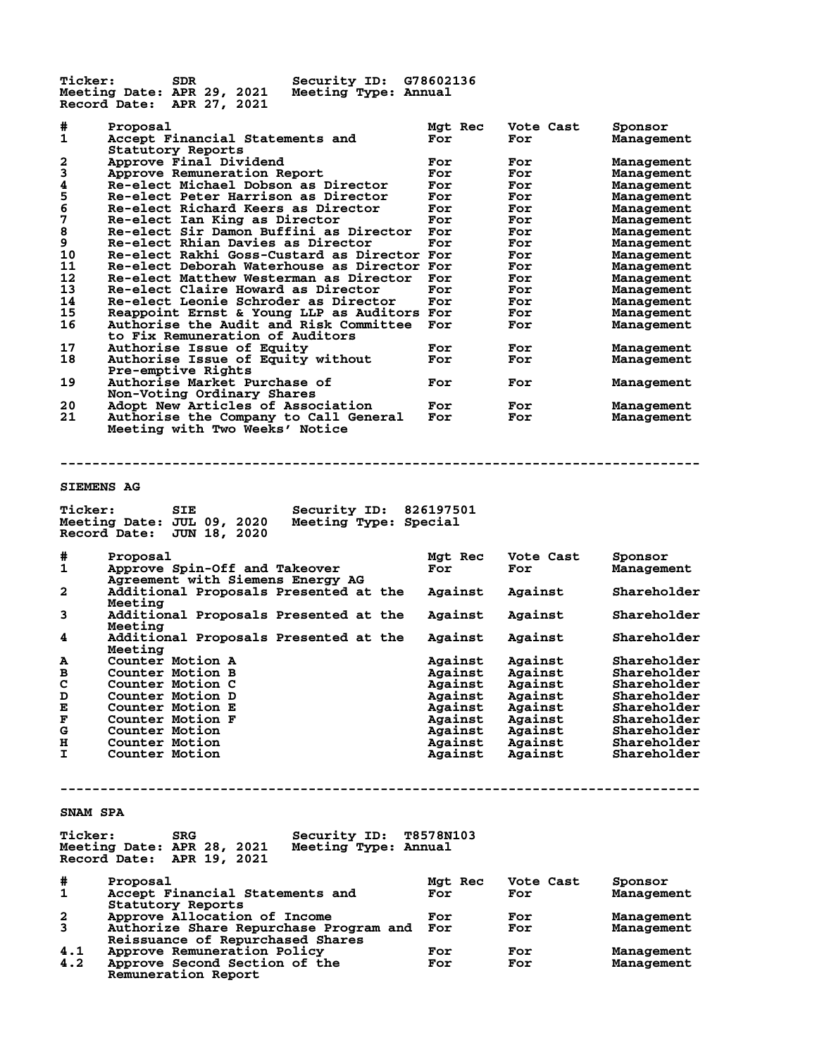Ticker: SDR Security ID: G78602136
Meeting Date: APR 29, 2021 Meeting Type: Annual
Record Date: APR 27, 2021

| # | Proposal | Mgt Rec | Vote Cast | Sponsor |
|---|---|---|---|---|
| 1 | Accept Financial Statements and Statutory Reports | For | For | Management |
| 2 | Approve Final Dividend | For | For | Management |
| 3 | Approve Remuneration Report | For | For | Management |
| 4 | Re-elect Michael Dobson as Director | For | For | Management |
| 5 | Re-elect Peter Harrison as Director | For | For | Management |
| 6 | Re-elect Richard Keers as Director | For | For | Management |
| 7 | Re-elect Ian King as Director | For | For | Management |
| 8 | Re-elect Sir Damon Buffini as Director | For | For | Management |
| 9 | Re-elect Rhian Davies as Director | For | For | Management |
| 10 | Re-elect Rakhi Goss-Custard as Director | For | For | Management |
| 11 | Re-elect Deborah Waterhouse as Director | For | For | Management |
| 12 | Re-elect Matthew Westerman as Director | For | For | Management |
| 13 | Re-elect Claire Howard as Director | For | For | Management |
| 14 | Re-elect Leonie Schroder as Director | For | For | Management |
| 15 | Reappoint Ernst & Young LLP as Auditors | For | For | Management |
| 16 | Authorise the Audit and Risk Committee to Fix Remuneration of Auditors | For | For | Management |
| 17 | Authorise Issue of Equity | For | For | Management |
| 18 | Authorise Issue of Equity without Pre-emptive Rights | For | For | Management |
| 19 | Authorise Market Purchase of Non-Voting Ordinary Shares | For | For | Management |
| 20 | Adopt New Articles of Association | For | For | Management |
| 21 | Authorise the Company to Call General Meeting with Two Weeks' Notice | For | For | Management |

--------------------------------------------------------------------------------

## SIEMENS AG

Ticker: SIE Security ID: 826197501
Meeting Date: JUL 09, 2020 Meeting Type: Special
Record Date: JUN 18, 2020

| # | Proposal | Mgt Rec | Vote Cast | Sponsor |
|---|---|---|---|---|
| 1 | Approve Spin-Off and Takeover Agreement with Siemens Energy AG | For | For | Management |
| 2 | Additional Proposals Presented at the Meeting | Against | Against | Shareholder |
| 3 | Additional Proposals Presented at the Meeting | Against | Against | Shareholder |
| 4 | Additional Proposals Presented at the Meeting | Against | Against | Shareholder |
| A | Counter Motion A | Against | Against | Shareholder |
| B | Counter Motion B | Against | Against | Shareholder |
| C | Counter Motion C | Against | Against | Shareholder |
| D | Counter Motion D | Against | Against | Shareholder |
| E | Counter Motion E | Against | Against | Shareholder |
| F | Counter Motion F | Against | Against | Shareholder |
| G | Counter Motion | Against | Against | Shareholder |
| H | Counter Motion | Against | Against | Shareholder |
| I | Counter Motion | Against | Against | Shareholder |

--------------------------------------------------------------------------------

## SNAM SPA

Ticker: SRG Security ID: T8578N103
Meeting Date: APR 28, 2021 Meeting Type: Annual
Record Date: APR 19, 2021

| # | Proposal | Mgt Rec | Vote Cast | Sponsor |
|---|---|---|---|---|
| 1 | Accept Financial Statements and Statutory Reports | For | For | Management |
| 2 | Approve Allocation of Income | For | For | Management |
| 3 | Authorize Share Repurchase Program and Reissuance of Repurchased Shares | For | For | Management |
| 4.1 | Approve Remuneration Policy | For | For | Management |
| 4.2 | Approve Second Section of the Remuneration Report | For | For | Management |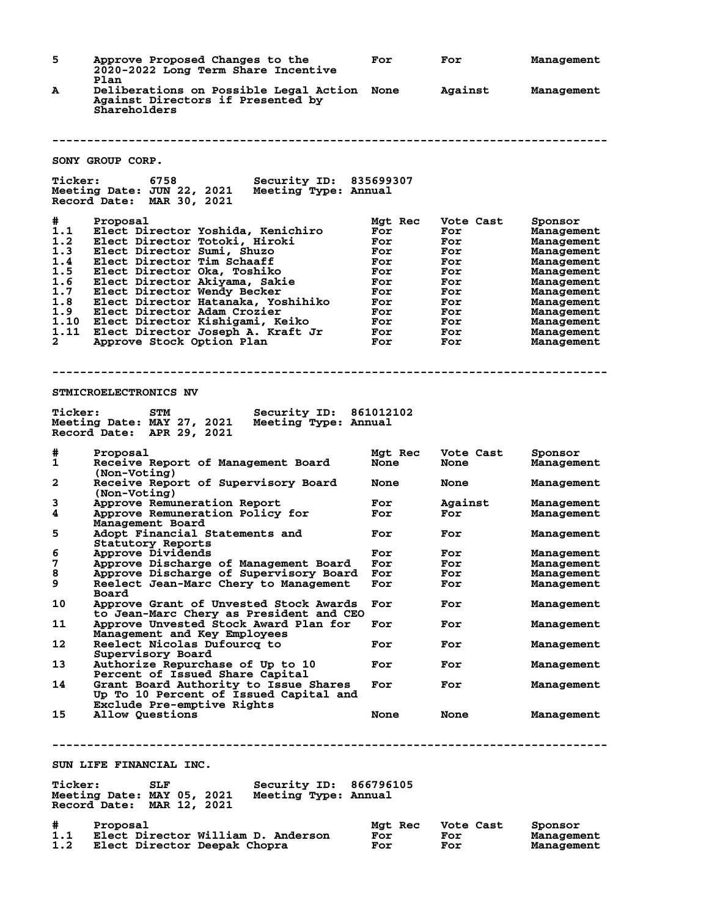| # | Proposal | Mgt Rec | Vote Cast | Sponsor |
|---|---|---|---|---|
| 5 | Approve Proposed Changes to the 2020-2022 Long Term Share Incentive Plan | For | For | Management |
| A | Deliberations on Possible Legal Action Against Directors if Presented by Shareholders | None | Against | Management |

---

## SONY GROUP CORP.

**Ticker:** 6758 **Security ID:** 835699307
**Meeting Date:** JUN 22, 2021 **Meeting Type:** Annual
**Record Date:** MAR 30, 2021

| # | Proposal | Mgt Rec | Vote Cast | Sponsor |
|---|---|---|---|---|
| 1.1 | Elect Director Yoshida, Kenichiro | For | For | Management |
| 1.2 | Elect Director Totoki, Hiroki | For | For | Management |
| 1.3 | Elect Director Sumi, Shuzo | For | For | Management |
| 1.4 | Elect Director Tim Schaaff | For | For | Management |
| 1.5 | Elect Director Oka, Toshiko | For | For | Management |
| 1.6 | Elect Director Akiyama, Sakie | For | For | Management |
| 1.7 | Elect Director Wendy Becker | For | For | Management |
| 1.8 | Elect Director Hatanaka, Yoshihiko | For | For | Management |
| 1.9 | Elect Director Adam Crozier | For | For | Management |
| 1.10 | Elect Director Kishigami, Keiko | For | For | Management |
| 1.11 | Elect Director Joseph A. Kraft Jr | For | For | Management |
| 2 | Approve Stock Option Plan | For | For | Management |

---

## STMICROELECTRONICS NV

**Ticker:** STM **Security ID:** 861012102
**Meeting Date:** MAY 27, 2021 **Meeting Type:** Annual
**Record Date:** APR 29, 2021

| # | Proposal | Mgt Rec | Vote Cast | Sponsor |
|---|---|---|---|---|
| 1 | Receive Report of Management Board (Non-Voting) | None | None | Management |
| 2 | Receive Report of Supervisory Board (Non-Voting) | None | None | Management |
| 3 | Approve Remuneration Report | For | Against | Management |
| 4 | Approve Remuneration Policy for Management Board | For | For | Management |
| 5 | Adopt Financial Statements and Statutory Reports | For | For | Management |
| 6 | Approve Dividends | For | For | Management |
| 7 | Approve Discharge of Management Board | For | For | Management |
| 8 | Approve Discharge of Supervisory Board | For | For | Management |
| 9 | Reelect Jean-Marc Chery to Management Board | For | For | Management |
| 10 | Approve Grant of Unvested Stock Awards to Jean-Marc Chery as President and CEO | For | For | Management |
| 11 | Approve Unvested Stock Award Plan for Management and Key Employees | For | For | Management |
| 12 | Reelect Nicolas Dufourcq to Supervisory Board | For | For | Management |
| 13 | Authorize Repurchase of Up to 10 Percent of Issued Share Capital | For | For | Management |
| 14 | Grant Board Authority to Issue Shares Up To 10 Percent of Issued Capital and Exclude Pre-emptive Rights | For | For | Management |
| 15 | Allow Questions | None | None | Management |

---

## SUN LIFE FINANCIAL INC.

**Ticker:** SLF **Security ID:** 866796105
**Meeting Date:** MAY 05, 2021 **Meeting Type:** Annual
**Record Date:** MAR 12, 2021

| # | Proposal | Mgt Rec | Vote Cast | Sponsor |
|---|---|---|---|---|
| 1.1 | Elect Director William D. Anderson | For | For | Management |
| 1.2 | Elect Director Deepak Chopra | For | For | Management |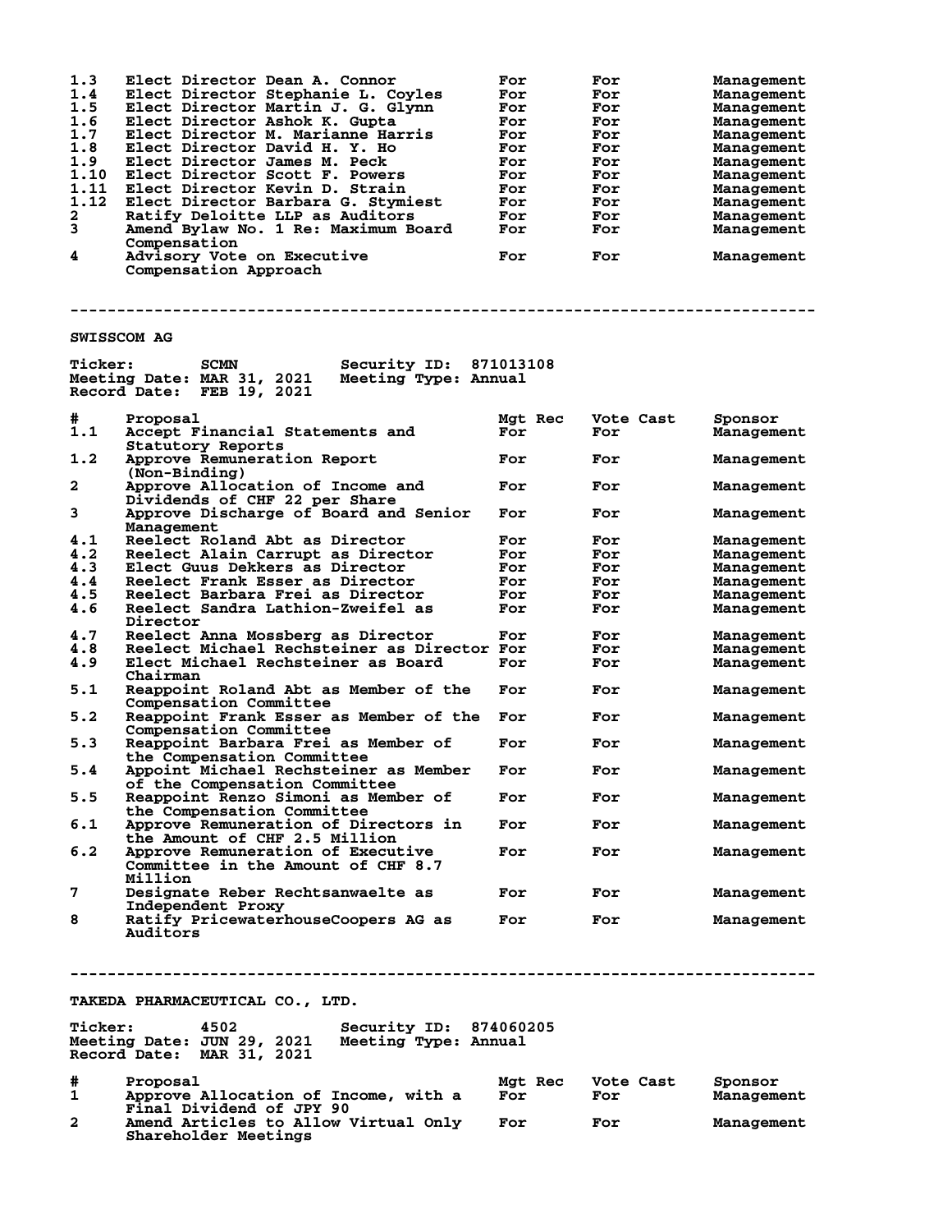| # | Proposal | Mgt Rec | Vote Cast | Sponsor |
|---|---|---|---|---|
| 1.3 | Elect Director Dean A. Connor | For | For | Management |
| 1.4 | Elect Director Stephanie L. Coyles | For | For | Management |
| 1.5 | Elect Director Martin J. G. Glynn | For | For | Management |
| 1.6 | Elect Director Ashok K. Gupta | For | For | Management |
| 1.7 | Elect Director M. Marianne Harris | For | For | Management |
| 1.8 | Elect Director David H. Y. Ho | For | For | Management |
| 1.9 | Elect Director James M. Peck | For | For | Management |
| 1.10 | Elect Director Scott F. Powers | For | For | Management |
| 1.11 | Elect Director Kevin D. Strain | For | For | Management |
| 1.12 | Elect Director Barbara G. Stymiest | For | For | Management |
| 2 | Ratify Deloitte LLP as Auditors | For | For | Management |
| 3 | Amend Bylaw No. 1 Re: Maximum Board Compensation | For | For | Management |
| 4 | Advisory Vote on Executive Compensation Approach | For | For | Management |

---

## SWISSCOM AG

**Ticker:** SCMN  **Security ID:** 871013108
**Meeting Date:** MAR 31, 2021  **Meeting Type:** Annual
**Record Date:** FEB 19, 2021

| # | Proposal | Mgt Rec | Vote Cast | Sponsor |
|---|---|---|---|---|
| 1.1 | Accept Financial Statements and Statutory Reports | For | For | Management |
| 1.2 | Approve Remuneration Report (Non-Binding) | For | For | Management |
| 2 | Approve Allocation of Income and Dividends of CHF 22 per Share | For | For | Management |
| 3 | Approve Discharge of Board and Senior Management | For | For | Management |
| 4.1 | Reelect Roland Abt as Director | For | For | Management |
| 4.2 | Reelect Alain Carrupt as Director | For | For | Management |
| 4.3 | Elect Guus Dekkers as Director | For | For | Management |
| 4.4 | Reelect Frank Esser as Director | For | For | Management |
| 4.5 | Reelect Barbara Frei as Director | For | For | Management |
| 4.6 | Reelect Sandra Lathion-Zweifel as Director | For | For | Management |
| 4.7 | Reelect Anna Mossberg as Director | For | For | Management |
| 4.8 | Reelect Michael Rechsteiner as Director | For | For | Management |
| 4.9 | Elect Michael Rechsteiner as Board Chairman | For | For | Management |
| 5.1 | Reappoint Roland Abt as Member of the Compensation Committee | For | For | Management |
| 5.2 | Reappoint Frank Esser as Member of the Compensation Committee | For | For | Management |
| 5.3 | Reappoint Barbara Frei as Member of the Compensation Committee | For | For | Management |
| 5.4 | Appoint Michael Rechsteiner as Member of the Compensation Committee | For | For | Management |
| 5.5 | Reappoint Renzo Simoni as Member of the Compensation Committee | For | For | Management |
| 6.1 | Approve Remuneration of Directors in the Amount of CHF 2.5 Million | For | For | Management |
| 6.2 | Approve Remuneration of Executive Committee in the Amount of CHF 8.7 Million | For | For | Management |
| 7 | Designate Reber Rechtsanwaelte as Independent Proxy | For | For | Management |
| 8 | Ratify PricewaterhouseCoopers AG as Auditors | For | For | Management |

---

## TAKEDA PHARMACEUTICAL CO., LTD.

**Ticker:** 4502  **Security ID:** 874060205
**Meeting Date:** JUN 29, 2021  **Meeting Type:** Annual
**Record Date:** MAR 31, 2021

| # | Proposal | Mgt Rec | Vote Cast | Sponsor |
|---|---|---|---|---|
| 1 | Approve Allocation of Income, with a Final Dividend of JPY 90 | For | For | Management |
| 2 | Amend Articles to Allow Virtual Only Shareholder Meetings | For | For | Management |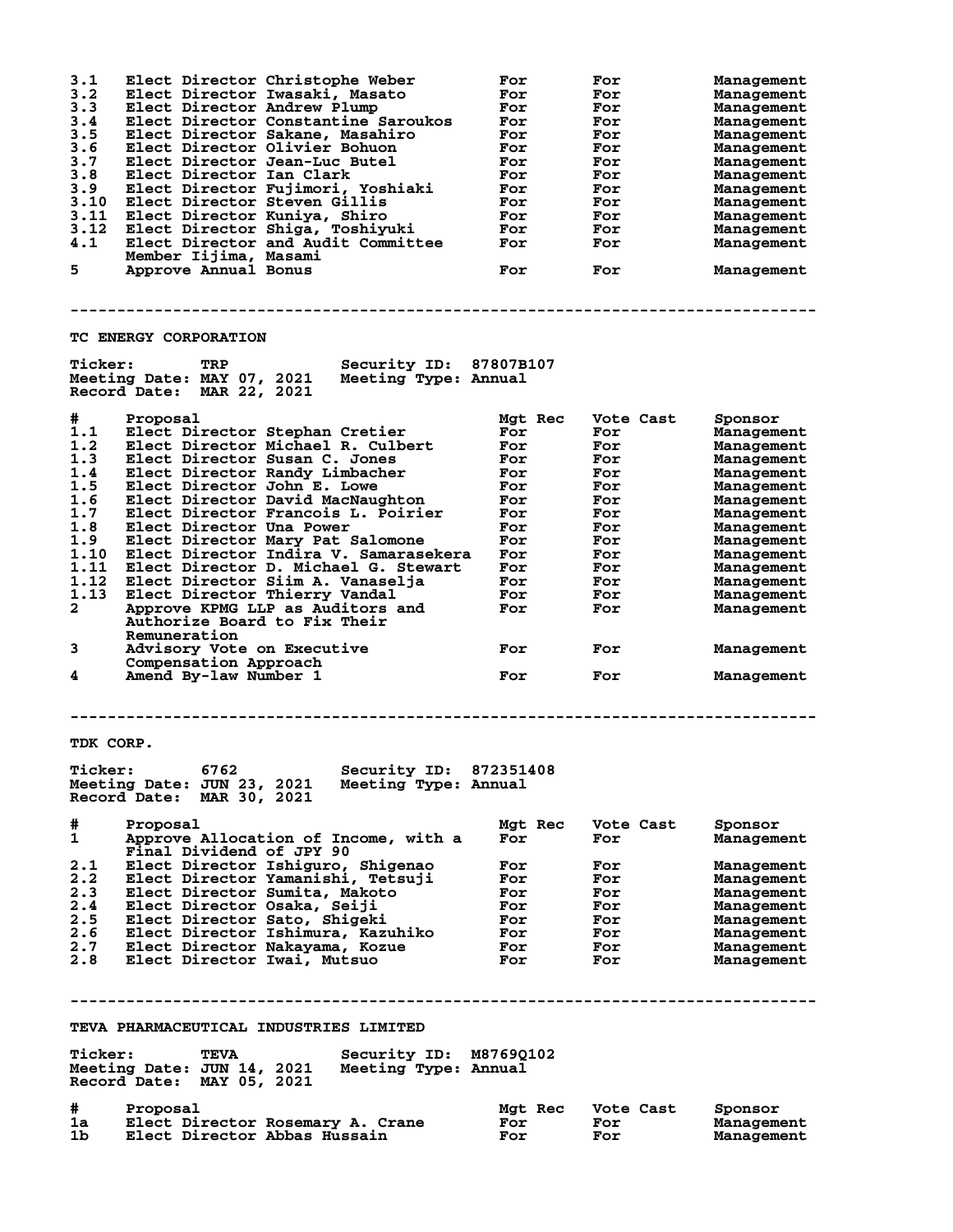| # | Proposal | Mgt Rec | Vote Cast | Sponsor |
|---|---|---|---|---|
| 3.1 | Elect Director Christophe Weber | For | For | Management |
| 3.2 | Elect Director Iwasaki, Masato | For | For | Management |
| 3.3 | Elect Director Andrew Plump | For | For | Management |
| 3.4 | Elect Director Constantine Saroukos | For | For | Management |
| 3.5 | Elect Director Sakane, Masahiro | For | For | Management |
| 3.6 | Elect Director Olivier Bohuon | For | For | Management |
| 3.7 | Elect Director Jean-Luc Butel | For | For | Management |
| 3.8 | Elect Director Ian Clark | For | For | Management |
| 3.9 | Elect Director Fujimori, Yoshiaki | For | For | Management |
| 3.10 | Elect Director Steven Gillis | For | For | Management |
| 3.11 | Elect Director Kuniya, Shiro | For | For | Management |
| 3.12 | Elect Director Shiga, Toshiyuki | For | For | Management |
| 4.1 | Elect Director and Audit Committee Member Iijima, Masami | For | For | Management |
| 5 | Approve Annual Bonus | For | For | Management |

---

## TC ENERGY CORPORATION

**Ticker:** TRP **Security ID:** 87807B107
**Meeting Date:** MAY 07, 2021 **Meeting Type:** Annual
**Record Date:** MAR 22, 2021

| # | Proposal | Mgt Rec | Vote Cast | Sponsor |
|---|---|---|---|---|
| 1.1 | Elect Director Stephan Cretier | For | For | Management |
| 1.2 | Elect Director Michael R. Culbert | For | For | Management |
| 1.3 | Elect Director Susan C. Jones | For | For | Management |
| 1.4 | Elect Director Randy Limbacher | For | For | Management |
| 1.5 | Elect Director John E. Lowe | For | For | Management |
| 1.6 | Elect Director David MacNaughton | For | For | Management |
| 1.7 | Elect Director Francois L. Poirier | For | For | Management |
| 1.8 | Elect Director Una Power | For | For | Management |
| 1.9 | Elect Director Mary Pat Salomone | For | For | Management |
| 1.10 | Elect Director Indira V. Samarasekera | For | For | Management |
| 1.11 | Elect Director D. Michael G. Stewart | For | For | Management |
| 1.12 | Elect Director Siim A. Vanaselja | For | For | Management |
| 1.13 | Elect Director Thierry Vandal | For | For | Management |
| 2 | Approve KPMG LLP as Auditors and Authorize Board to Fix Their Remuneration | For | For | Management |
| 3 | Advisory Vote on Executive Compensation Approach | For | For | Management |
| 4 | Amend By-law Number 1 | For | For | Management |

---

## TDK CORP.

**Ticker:** 6762 **Security ID:** 872351408
**Meeting Date:** JUN 23, 2021 **Meeting Type:** Annual
**Record Date:** MAR 30, 2021

| # | Proposal | Mgt Rec | Vote Cast | Sponsor |
|---|---|---|---|---|
| 1 | Approve Allocation of Income, with a Final Dividend of JPY 90 | For | For | Management |
| 2.1 | Elect Director Ishiguro, Shigenao | For | For | Management |
| 2.2 | Elect Director Yamanishi, Tetsuji | For | For | Management |
| 2.3 | Elect Director Sumita, Makoto | For | For | Management |
| 2.4 | Elect Director Osaka, Seiji | For | For | Management |
| 2.5 | Elect Director Sato, Shigeki | For | For | Management |
| 2.6 | Elect Director Ishimura, Kazuhiko | For | For | Management |
| 2.7 | Elect Director Nakayama, Kozue | For | For | Management |
| 2.8 | Elect Director Iwai, Mutsuo | For | For | Management |

---

## TEVA PHARMACEUTICAL INDUSTRIES LIMITED

**Ticker:** TEVA **Security ID:** M8769Q102
**Meeting Date:** JUN 14, 2021 **Meeting Type:** Annual
**Record Date:** MAY 05, 2021

| # | Proposal | Mgt Rec | Vote Cast | Sponsor |
|---|---|---|---|---|
| 1a | Elect Director Rosemary A. Crane | For | For | Management |
| 1b | Elect Director Abbas Hussain | For | For | Management |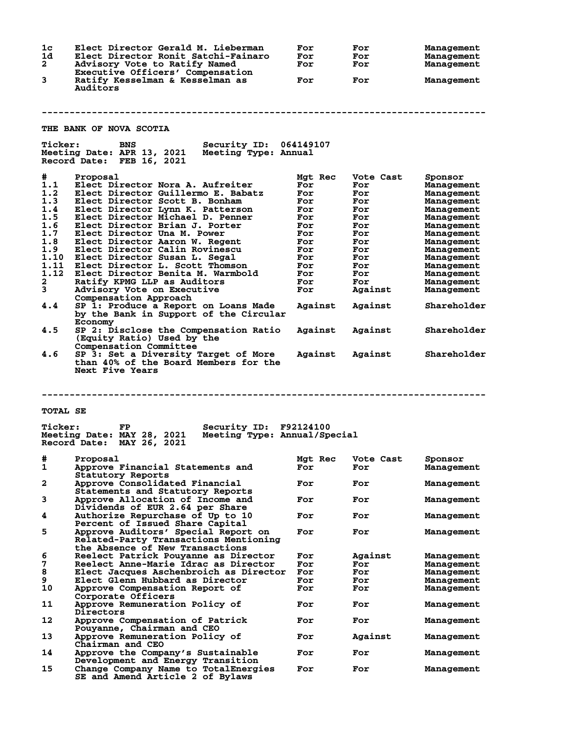| # | Proposal | Mgt Rec | Vote Cast | Sponsor |
|---|---|---|---|---|
| 1c | Elect Director Gerald M. Lieberman | For | For | Management |
| 1d | Elect Director Ronit Satchi-Fainaro | For | For | Management |
| 2 | Advisory Vote to Ratify Named Executive Officers' Compensation | For | For | Management |
| 3 | Ratify Kesselman & Kesselman as Auditors | For | For | Management |

--------------------------------------------------------------------------------

## THE BANK OF NOVA SCOTIA

**Ticker:** BNS **Security ID:** 064149107
**Meeting Date:** APR 13, 2021 **Meeting Type:** Annual
**Record Date:** FEB 16, 2021

| # | Proposal | Mgt Rec | Vote Cast | Sponsor |
|---|---|---|---|---|
| 1.1 | Elect Director Nora A. Aufreiter | For | For | Management |
| 1.2 | Elect Director Guillermo E. Babatz | For | For | Management |
| 1.3 | Elect Director Scott B. Bonham | For | For | Management |
| 1.4 | Elect Director Lynn K. Patterson | For | For | Management |
| 1.5 | Elect Director Michael D. Penner | For | For | Management |
| 1.6 | Elect Director Brian J. Porter | For | For | Management |
| 1.7 | Elect Director Una M. Power | For | For | Management |
| 1.8 | Elect Director Aaron W. Regent | For | For | Management |
| 1.9 | Elect Director Calin Rovinescu | For | For | Management |
| 1.10 | Elect Director Susan L. Segal | For | For | Management |
| 1.11 | Elect Director L. Scott Thomson | For | For | Management |
| 1.12 | Elect Director Benita M. Warmbold | For | For | Management |
| 2 | Ratify KPMG LLP as Auditors | For | For | Management |
| 3 | Advisory Vote on Executive Compensation Approach | For | Against | Management |
| 4.4 | SP 1: Produce a Report on Loans Made by the Bank in Support of the Circular Economy | Against | Against | Shareholder |
| 4.5 | SP 2: Disclose the Compensation Ratio (Equity Ratio) Used by the Compensation Committee | Against | Against | Shareholder |
| 4.6 | SP 3: Set a Diversity Target of More than 40% of the Board Members for the Next Five Years | Against | Against | Shareholder |

--------------------------------------------------------------------------------

## TOTAL SE

**Ticker:** FP **Security ID:** F92124100
**Meeting Date:** MAY 28, 2021 **Meeting Type:** Annual/Special
**Record Date:** MAY 26, 2021

| # | Proposal | Mgt Rec | Vote Cast | Sponsor |
|---|---|---|---|---|
| 1 | Approve Financial Statements and Statutory Reports | For | For | Management |
| 2 | Approve Consolidated Financial Statements and Statutory Reports | For | For | Management |
| 3 | Approve Allocation of Income and Dividends of EUR 2.64 per Share | For | For | Management |
| 4 | Authorize Repurchase of Up to 10 Percent of Issued Share Capital | For | For | Management |
| 5 | Approve Auditors' Special Report on Related-Party Transactions Mentioning the Absence of New Transactions | For | For | Management |
| 6 | Reelect Patrick Pouyanne as Director | For | Against | Management |
| 7 | Reelect Anne-Marie Idrac as Director | For | For | Management |
| 8 | Elect Jacques Aschenbroich as Director | For | For | Management |
| 9 | Elect Glenn Hubbard as Director | For | For | Management |
| 10 | Approve Compensation Report of Corporate Officers | For | For | Management |
| 11 | Approve Remuneration Policy of Directors | For | For | Management |
| 12 | Approve Compensation of Patrick Pouyanne, Chairman and CEO | For | For | Management |
| 13 | Approve Remuneration Policy of Chairman and CEO | For | Against | Management |
| 14 | Approve the Company's Sustainable Development and Energy Transition | For | For | Management |
| 15 | Change Company Name to TotalEnergies SE and Amend Article 2 of Bylaws | For | For | Management |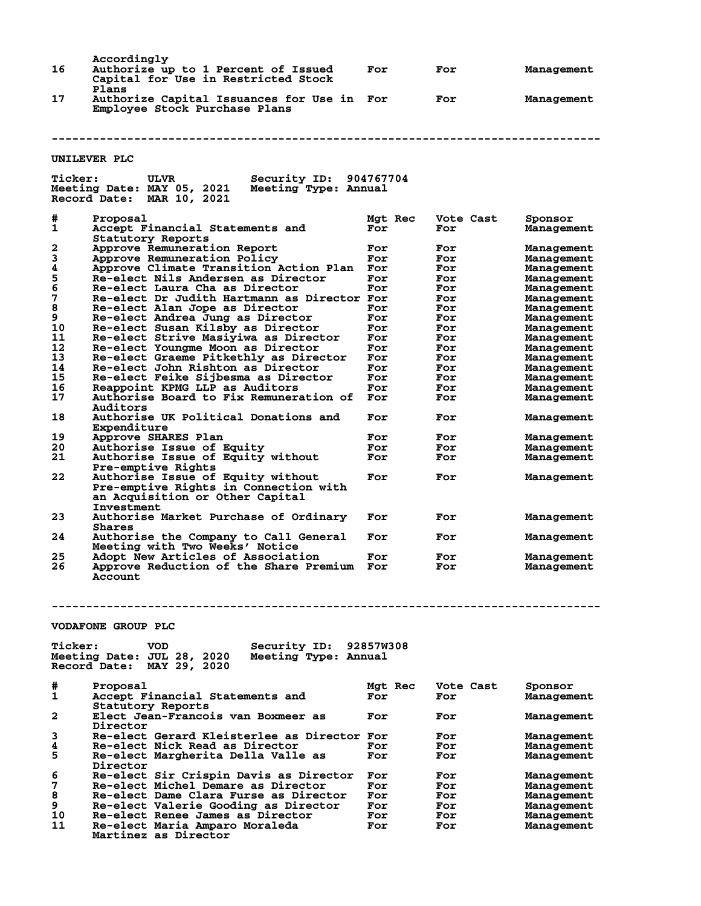| # | Proposal | Mgt Rec | Vote Cast | Sponsor |
|---|---|---|---|---|
| | Accordingly | | | |
| 16 | Authorize up to 1 Percent of Issued Capital for Use in Restricted Stock Plans | For | For | Management |
| 17 | Authorize Capital Issuances for Use in Employee Stock Purchase Plans | For | For | Management |

---

## UNILEVER PLC

**Ticker:** ULVR **Security ID:** 904767704
**Meeting Date:** MAY 05, 2021 **Meeting Type:** Annual
**Record Date:** MAR 10, 2021

| # | Proposal | Mgt Rec | Vote Cast | Sponsor |
|---|---|---|---|---|
| 1 | Accept Financial Statements and Statutory Reports | For | For | Management |
| 2 | Approve Remuneration Report | For | For | Management |
| 3 | Approve Remuneration Policy | For | For | Management |
| 4 | Approve Climate Transition Action Plan | For | For | Management |
| 5 | Re-elect Nils Andersen as Director | For | For | Management |
| 6 | Re-elect Laura Cha as Director | For | For | Management |
| 7 | Re-elect Dr Judith Hartmann as Director | For | For | Management |
| 8 | Re-elect Alan Jope as Director | For | For | Management |
| 9 | Re-elect Andrea Jung as Director | For | For | Management |
| 10 | Re-elect Susan Kilsby as Director | For | For | Management |
| 11 | Re-elect Strive Masiyiwa as Director | For | For | Management |
| 12 | Re-elect Youngme Moon as Director | For | For | Management |
| 13 | Re-elect Graeme Pitkethly as Director | For | For | Management |
| 14 | Re-elect John Rishton as Director | For | For | Management |
| 15 | Re-elect Feike Sijbesma as Director | For | For | Management |
| 16 | Reappoint KPMG LLP as Auditors | For | For | Management |
| 17 | Authorise Board to Fix Remuneration of Auditors | For | For | Management |
| 18 | Authorise UK Political Donations and Expenditure | For | For | Management |
| 19 | Approve SHARES Plan | For | For | Management |
| 20 | Authorise Issue of Equity | For | For | Management |
| 21 | Authorise Issue of Equity without Pre-emptive Rights | For | For | Management |
| 22 | Authorise Issue of Equity without Pre-emptive Rights in Connection with an Acquisition or Other Capital Investment | For | For | Management |
| 23 | Authorise Market Purchase of Ordinary Shares | For | For | Management |
| 24 | Authorise the Company to Call General Meeting with Two Weeks' Notice | For | For | Management |
| 25 | Adopt New Articles of Association | For | For | Management |
| 26 | Approve Reduction of the Share Premium Account | For | For | Management |

---

## VODAFONE GROUP PLC

**Ticker:** VOD **Security ID:** 92857W308
**Meeting Date:** JUL 28, 2020 **Meeting Type:** Annual
**Record Date:** MAY 29, 2020

| # | Proposal | Mgt Rec | Vote Cast | Sponsor |
|---|---|---|---|---|
| 1 | Accept Financial Statements and Statutory Reports | For | For | Management |
| 2 | Elect Jean-Francois van Boxmeer as Director | For | For | Management |
| 3 | Re-elect Gerard Kleisterlee as Director | For | For | Management |
| 4 | Re-elect Nick Read as Director | For | For | Management |
| 5 | Re-elect Margherita Della Valle as Director | For | For | Management |
| 6 | Re-elect Sir Crispin Davis as Director | For | For | Management |
| 7 | Re-elect Michel Demare as Director | For | For | Management |
| 8 | Re-elect Dame Clara Furse as Director | For | For | Management |
| 9 | Re-elect Valerie Gooding as Director | For | For | Management |
| 10 | Re-elect Renee James as Director | For | For | Management |
| 11 | Re-elect Maria Amparo Moraleda Martinez as Director | For | For | Management |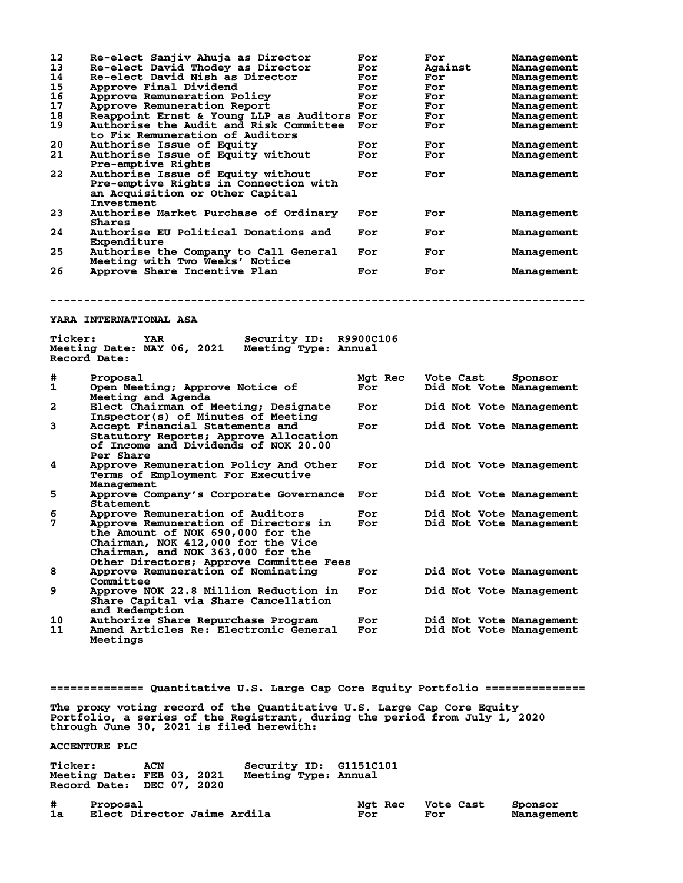| # | Proposal | Mgt Rec | Vote Cast | Sponsor |
|---|---|---|---|---|
| 12 | Re-elect Sanjiv Ahuja as Director | For | For | Management |
| 13 | Re-elect David Thodey as Director | For | Against | Management |
| 14 | Re-elect David Nish as Director | For | For | Management |
| 15 | Approve Final Dividend | For | For | Management |
| 16 | Approve Remuneration Policy | For | For | Management |
| 17 | Approve Remuneration Report | For | For | Management |
| 18 | Reappoint Ernst & Young LLP as Auditors | For | For | Management |
| 19 | Authorise the Audit and Risk Committee to Fix Remuneration of Auditors | For | For | Management |
| 20 | Authorise Issue of Equity | For | For | Management |
| 21 | Authorise Issue of Equity without Pre-emptive Rights | For | For | Management |
| 22 | Authorise Issue of Equity without Pre-emptive Rights in Connection with an Acquisition or Other Capital Investment | For | For | Management |
| 23 | Authorise Market Purchase of Ordinary Shares | For | For | Management |
| 24 | Authorise EU Political Donations and Expenditure | For | For | Management |
| 25 | Authorise the Company to Call General Meeting with Two Weeks' Notice | For | For | Management |
| 26 | Approve Share Incentive Plan | For | For | Management |

--------------------------------------------------------------------------------

**YARA INTERNATIONAL ASA**

Ticker: YAR  Security ID: R9900C106
Meeting Date: MAY 06, 2021  Meeting Type: Annual
Record Date:

| # | Proposal | Mgt Rec | Vote Cast | Sponsor |
|---|---|---|---|---|
| 1 | Open Meeting; Approve Notice of Meeting and Agenda | For | Did Not Vote | Management |
| 2 | Elect Chairman of Meeting; Designate Inspector(s) of Minutes of Meeting | For | Did Not Vote | Management |
| 3 | Accept Financial Statements and Statutory Reports; Approve Allocation of Income and Dividends of NOK 20.00 Per Share | For | Did Not Vote | Management |
| 4 | Approve Remuneration Policy And Other Terms of Employment For Executive Management | For | Did Not Vote | Management |
| 5 | Approve Company's Corporate Governance Statement | For | Did Not Vote | Management |
| 6 | Approve Remuneration of Auditors | For | Did Not Vote | Management |
| 7 | Approve Remuneration of Directors in the Amount of NOK 690,000 for the Chairman, NOK 412,000 for the Vice Chairman, and NOK 363,000 for the Other Directors; Approve Committee Fees | For | Did Not Vote | Management |
| 8 | Approve Remuneration of Nominating Committee | For | Did Not Vote | Management |
| 9 | Approve NOK 22.8 Million Reduction in Share Capital via Share Cancellation and Redemption | For | Did Not Vote | Management |
| 10 | Authorize Share Repurchase Program | For | Did Not Vote | Management |
| 11 | Amend Articles Re: Electronic General Meetings | For | Did Not Vote | Management |

============== Quantitative U.S. Large Cap Core Equity Portfolio ===============

The proxy voting record of the Quantitative U.S. Large Cap Core Equity Portfolio, a series of the Registrant, during the period from July 1, 2020 through June 30, 2021 is filed herewith:

**ACCENTURE PLC**

Ticker: ACN  Security ID: G1151C101
Meeting Date: FEB 03, 2021  Meeting Type: Annual
Record Date: DEC 07, 2020

| # | Proposal | Mgt Rec | Vote Cast | Sponsor |
|---|---|---|---|---|
| 1a | Elect Director Jaime Ardila | For | For | Management |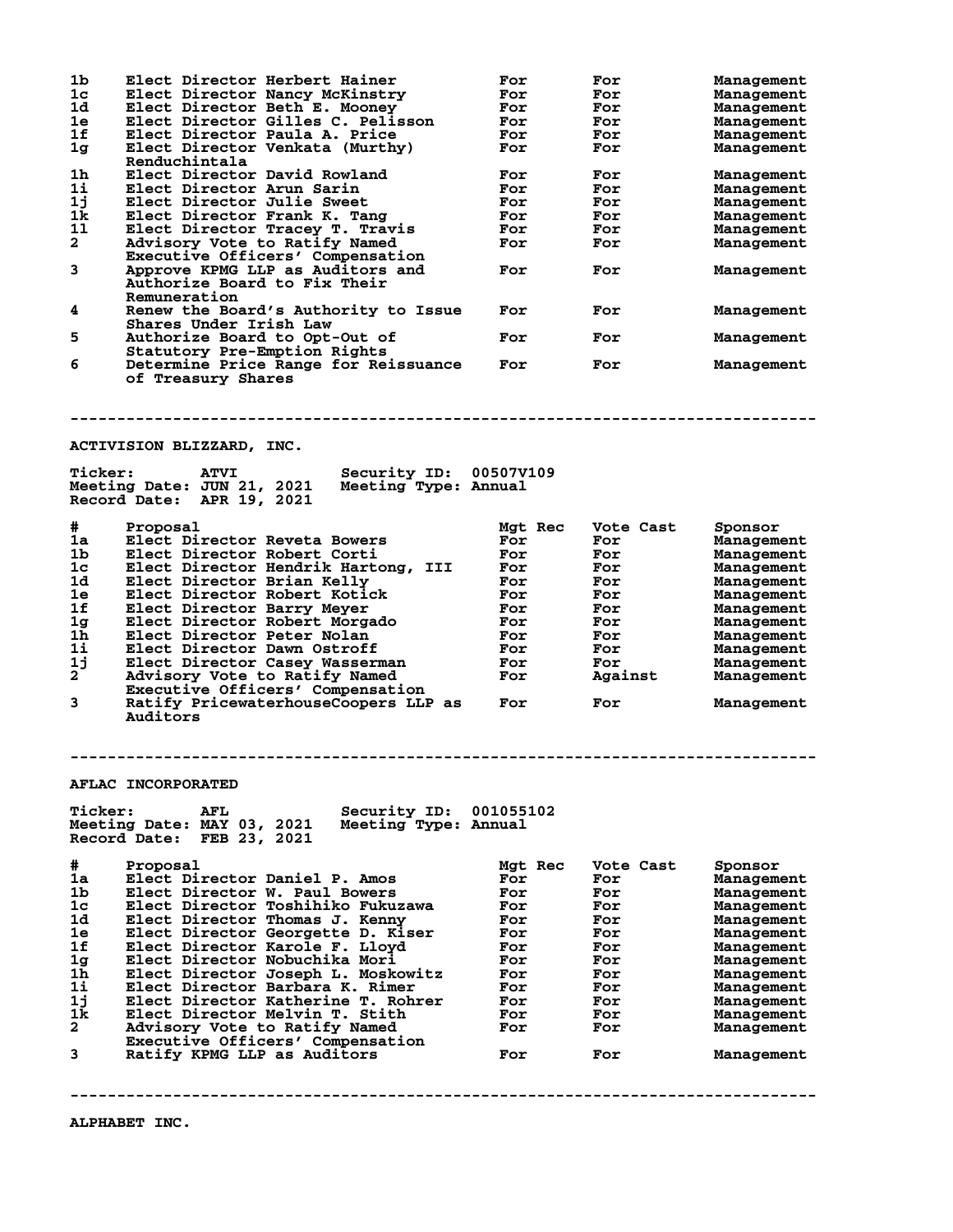| # | Proposal | Mgt Rec | Vote Cast | Sponsor |
|---|---|---|---|---|
| 1b | Elect Director Herbert Hainer | For | For | Management |
| 1c | Elect Director Nancy McKinstry | For | For | Management |
| 1d | Elect Director Beth E. Mooney | For | For | Management |
| 1e | Elect Director Gilles C. Pelisson | For | For | Management |
| 1f | Elect Director Paula A. Price | For | For | Management |
| 1g | Elect Director Venkata (Murthy) Renduchintala | For | For | Management |
| 1h | Elect Director David Rowland | For | For | Management |
| 1i | Elect Director Arun Sarin | For | For | Management |
| 1j | Elect Director Julie Sweet | For | For | Management |
| 1k | Elect Director Frank K. Tang | For | For | Management |
| 1l | Elect Director Tracey T. Travis | For | For | Management |
| 2 | Advisory Vote to Ratify Named Executive Officers' Compensation | For | For | Management |
| 3 | Approve KPMG LLP as Auditors and Authorize Board to Fix Their Remuneration | For | For | Management |
| 4 | Renew the Board's Authority to Issue Shares Under Irish Law | For | For | Management |
| 5 | Authorize Board to Opt-Out of Statutory Pre-Emption Rights | For | For | Management |
| 6 | Determine Price Range for Reissuance of Treasury Shares | For | For | Management |

--------------------------------------------------------------------------------

## ACTIVISION BLIZZARD, INC.

Ticker: ATVI  Security ID: 00507V109
Meeting Date: JUN 21, 2021  Meeting Type: Annual
Record Date: APR 19, 2021

| # | Proposal | Mgt Rec | Vote Cast | Sponsor |
|---|---|---|---|---|
| 1a | Elect Director Reveta Bowers | For | For | Management |
| 1b | Elect Director Robert Corti | For | For | Management |
| 1c | Elect Director Hendrik Hartong, III | For | For | Management |
| 1d | Elect Director Brian Kelly | For | For | Management |
| 1e | Elect Director Robert Kotick | For | For | Management |
| 1f | Elect Director Barry Meyer | For | For | Management |
| 1g | Elect Director Robert Morgado | For | For | Management |
| 1h | Elect Director Peter Nolan | For | For | Management |
| 1i | Elect Director Dawn Ostroff | For | For | Management |
| 1j | Elect Director Casey Wasserman | For | For | Management |
| 2 | Advisory Vote to Ratify Named Executive Officers' Compensation | For | Against | Management |
| 3 | Ratify PricewaterhouseCoopers LLP as Auditors | For | For | Management |

--------------------------------------------------------------------------------

## AFLAC INCORPORATED

Ticker: AFL  Security ID: 001055102
Meeting Date: MAY 03, 2021  Meeting Type: Annual
Record Date: FEB 23, 2021

| # | Proposal | Mgt Rec | Vote Cast | Sponsor |
|---|---|---|---|---|
| 1a | Elect Director Daniel P. Amos | For | For | Management |
| 1b | Elect Director W. Paul Bowers | For | For | Management |
| 1c | Elect Director Toshihiko Fukuzawa | For | For | Management |
| 1d | Elect Director Thomas J. Kenny | For | For | Management |
| 1e | Elect Director Georgette D. Kiser | For | For | Management |
| 1f | Elect Director Karole F. Lloyd | For | For | Management |
| 1g | Elect Director Nobuchika Mori | For | For | Management |
| 1h | Elect Director Joseph L. Moskowitz | For | For | Management |
| 1i | Elect Director Barbara K. Rimer | For | For | Management |
| 1j | Elect Director Katherine T. Rohrer | For | For | Management |
| 1k | Elect Director Melvin T. Stith | For | For | Management |
| 2 | Advisory Vote to Ratify Named Executive Officers' Compensation | For | For | Management |
| 3 | Ratify KPMG LLP as Auditors | For | For | Management |

--------------------------------------------------------------------------------

## ALPHABET INC.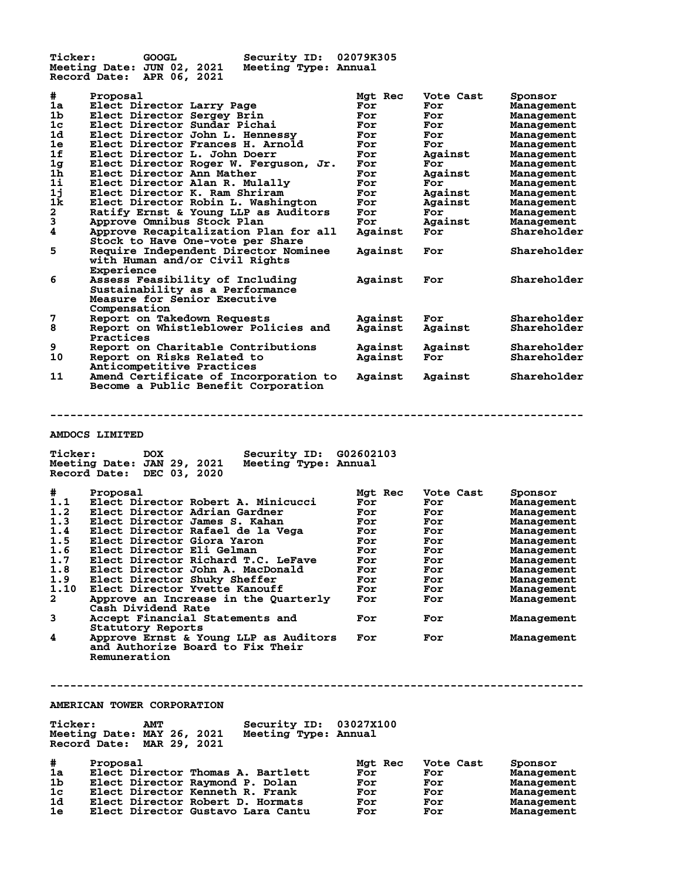| | | | | |
|---|---|---|---|---|
| **Ticker:** | GOOGL | **Security ID:** | 02079K305 | |
| **Meeting Date:** | JUN 02, 2021 | **Meeting Type:** | Annual | |
| **Record Date:** | APR 06, 2021 | | | |

| # | Proposal | Mgt Rec | Vote Cast | Sponsor |
|---|---|---|---|---|
| 1a | Elect Director Larry Page | For | For | Management |
| 1b | Elect Director Sergey Brin | For | For | Management |
| 1c | Elect Director Sundar Pichai | For | For | Management |
| 1d | Elect Director John L. Hennessy | For | For | Management |
| 1e | Elect Director Frances H. Arnold | For | For | Management |
| 1f | Elect Director L. John Doerr | For | Against | Management |
| 1g | Elect Director Roger W. Ferguson, Jr. | For | For | Management |
| 1h | Elect Director Ann Mather | For | Against | Management |
| 1i | Elect Director Alan R. Mulally | For | For | Management |
| 1j | Elect Director K. Ram Shriram | For | Against | Management |
| 1k | Elect Director Robin L. Washington | For | Against | Management |
| 2 | Ratify Ernst & Young LLP as Auditors | For | For | Management |
| 3 | Approve Omnibus Stock Plan | For | Against | Management |
| 4 | Approve Recapitalization Plan for all Stock to Have One-vote per Share | Against | For | Shareholder |
| 5 | Require Independent Director Nominee with Human and/or Civil Rights Experience | Against | For | Shareholder |
| 6 | Assess Feasibility of Including Sustainability as a Performance Measure for Senior Executive Compensation | Against | For | Shareholder |
| 7 | Report on Takedown Requests | Against | For | Shareholder |
| 8 | Report on Whistleblower Policies and Practices | Against | Against | Shareholder |
| 9 | Report on Charitable Contributions | Against | Against | Shareholder |
| 10 | Report on Risks Related to Anticompetitive Practices | Against | For | Shareholder |
| 11 | Amend Certificate of Incorporation to Become a Public Benefit Corporation | Against | Against | Shareholder |

---

## AMDOCS LIMITED

| | | | | |
|---|---|---|---|---|
| **Ticker:** | DOX | **Security ID:** | G02602103 | |
| **Meeting Date:** | JAN 29, 2021 | **Meeting Type:** | Annual | |
| **Record Date:** | DEC 03, 2020 | | | |

| # | Proposal | Mgt Rec | Vote Cast | Sponsor |
|---|---|---|---|---|
| 1.1 | Elect Director Robert A. Minicucci | For | For | Management |
| 1.2 | Elect Director Adrian Gardner | For | For | Management |
| 1.3 | Elect Director James S. Kahan | For | For | Management |
| 1.4 | Elect Director Rafael de la Vega | For | For | Management |
| 1.5 | Elect Director Giora Yaron | For | For | Management |
| 1.6 | Elect Director Eli Gelman | For | For | Management |
| 1.7 | Elect Director Richard T.C. LeFave | For | For | Management |
| 1.8 | Elect Director John A. MacDonald | For | For | Management |
| 1.9 | Elect Director Shuky Sheffer | For | For | Management |
| 1.10 | Elect Director Yvette Kanouff | For | For | Management |
| 2 | Approve an Increase in the Quarterly Cash Dividend Rate | For | For | Management |
| 3 | Accept Financial Statements and Statutory Reports | For | For | Management |
| 4 | Approve Ernst & Young LLP as Auditors and Authorize Board to Fix Their Remuneration | For | For | Management |

---

## AMERICAN TOWER CORPORATION

| | | | | |
|---|---|---|---|---|
| **Ticker:** | AMT | **Security ID:** | 03027X100 | |
| **Meeting Date:** | MAY 26, 2021 | **Meeting Type:** | Annual | |
| **Record Date:** | MAR 29, 2021 | | | |

| # | Proposal | Mgt Rec | Vote Cast | Sponsor |
|---|---|---|---|---|
| 1a | Elect Director Thomas A. Bartlett | For | For | Management |
| 1b | Elect Director Raymond P. Dolan | For | For | Management |
| 1c | Elect Director Kenneth R. Frank | For | For | Management |
| 1d | Elect Director Robert D. Hormats | For | For | Management |
| 1e | Elect Director Gustavo Lara Cantu | For | For | Management |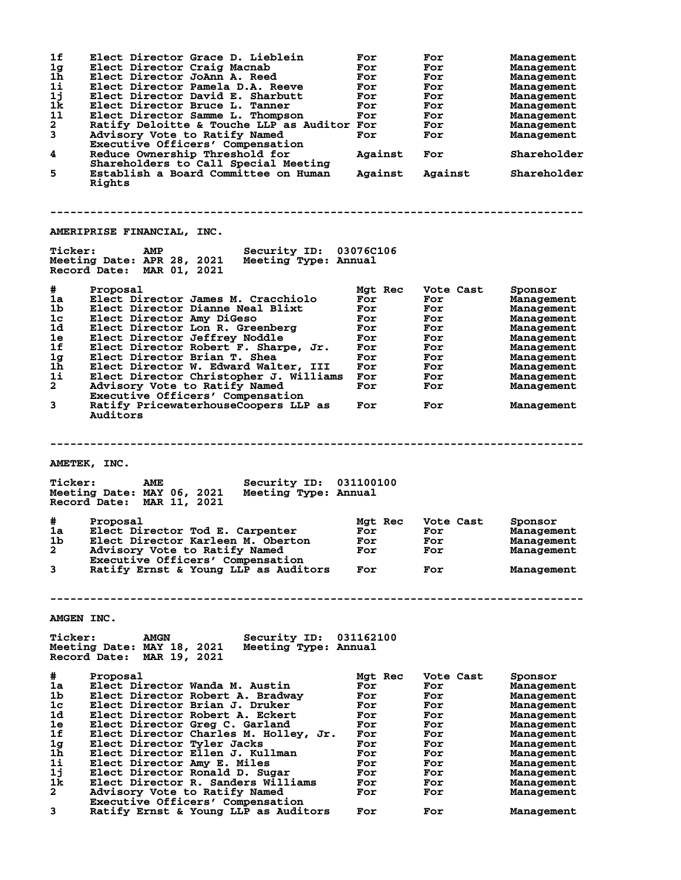| # | Proposal | Mgt Rec | Vote Cast | Sponsor |
|---|---|---|---|---|
| 1f | Elect Director Grace D. Lieblein | For | For | Management |
| 1g | Elect Director Craig Macnab | For | For | Management |
| 1h | Elect Director JoAnn A. Reed | For | For | Management |
| 1i | Elect Director Pamela D.A. Reeve | For | For | Management |
| 1j | Elect Director David E. Sharbutt | For | For | Management |
| 1k | Elect Director Bruce L. Tanner | For | For | Management |
| 1l | Elect Director Samme L. Thompson | For | For | Management |
| 2 | Ratify Deloitte & Touche LLP as Auditor | For | For | Management |
| 3 | Advisory Vote to Ratify Named Executive Officers' Compensation | For | For | Management |
| 4 | Reduce Ownership Threshold for Shareholders to Call Special Meeting | Against | For | Shareholder |
| 5 | Establish a Board Committee on Human Rights | Against | Against | Shareholder |

---

## AMERIPRISE FINANCIAL, INC.

**Ticker:** AMP **Security ID:** 03076C106
**Meeting Date:** APR 28, 2021 **Meeting Type:** Annual
**Record Date:** MAR 01, 2021

| # | Proposal | Mgt Rec | Vote Cast | Sponsor |
|---|---|---|---|---|
| 1a | Elect Director James M. Cracchiolo | For | For | Management |
| 1b | Elect Director Dianne Neal Blixt | For | For | Management |
| 1c | Elect Director Amy DiGeso | For | For | Management |
| 1d | Elect Director Lon R. Greenberg | For | For | Management |
| 1e | Elect Director Jeffrey Noddle | For | For | Management |
| 1f | Elect Director Robert F. Sharpe, Jr. | For | For | Management |
| 1g | Elect Director Brian T. Shea | For | For | Management |
| 1h | Elect Director W. Edward Walter, III | For | For | Management |
| 1i | Elect Director Christopher J. Williams | For | For | Management |
| 2 | Advisory Vote to Ratify Named Executive Officers' Compensation | For | For | Management |
| 3 | Ratify PricewaterhouseCoopers LLP as Auditors | For | For | Management |

---

## AMETEK, INC.

**Ticker:** AME **Security ID:** 031100100
**Meeting Date:** MAY 06, 2021 **Meeting Type:** Annual
**Record Date:** MAR 11, 2021

| # | Proposal | Mgt Rec | Vote Cast | Sponsor |
|---|---|---|---|---|
| 1a | Elect Director Tod E. Carpenter | For | For | Management |
| 1b | Elect Director Karleen M. Oberton | For | For | Management |
| 2 | Advisory Vote to Ratify Named Executive Officers' Compensation | For | For | Management |
| 3 | Ratify Ernst & Young LLP as Auditors | For | For | Management |

---

## AMGEN INC.

**Ticker:** AMGN **Security ID:** 031162100
**Meeting Date:** MAY 18, 2021 **Meeting Type:** Annual
**Record Date:** MAR 19, 2021

| # | Proposal | Mgt Rec | Vote Cast | Sponsor |
|---|---|---|---|---|
| 1a | Elect Director Wanda M. Austin | For | For | Management |
| 1b | Elect Director Robert A. Bradway | For | For | Management |
| 1c | Elect Director Brian J. Druker | For | For | Management |
| 1d | Elect Director Robert A. Eckert | For | For | Management |
| 1e | Elect Director Greg C. Garland | For | For | Management |
| 1f | Elect Director Charles M. Holley, Jr. | For | For | Management |
| 1g | Elect Director Tyler Jacks | For | For | Management |
| 1h | Elect Director Ellen J. Kullman | For | For | Management |
| 1i | Elect Director Amy E. Miles | For | For | Management |
| 1j | Elect Director Ronald D. Sugar | For | For | Management |
| 1k | Elect Director R. Sanders Williams | For | For | Management |
| 2 | Advisory Vote to Ratify Named Executive Officers' Compensation | For | For | Management |
| 3 | Ratify Ernst & Young LLP as Auditors | For | For | Management |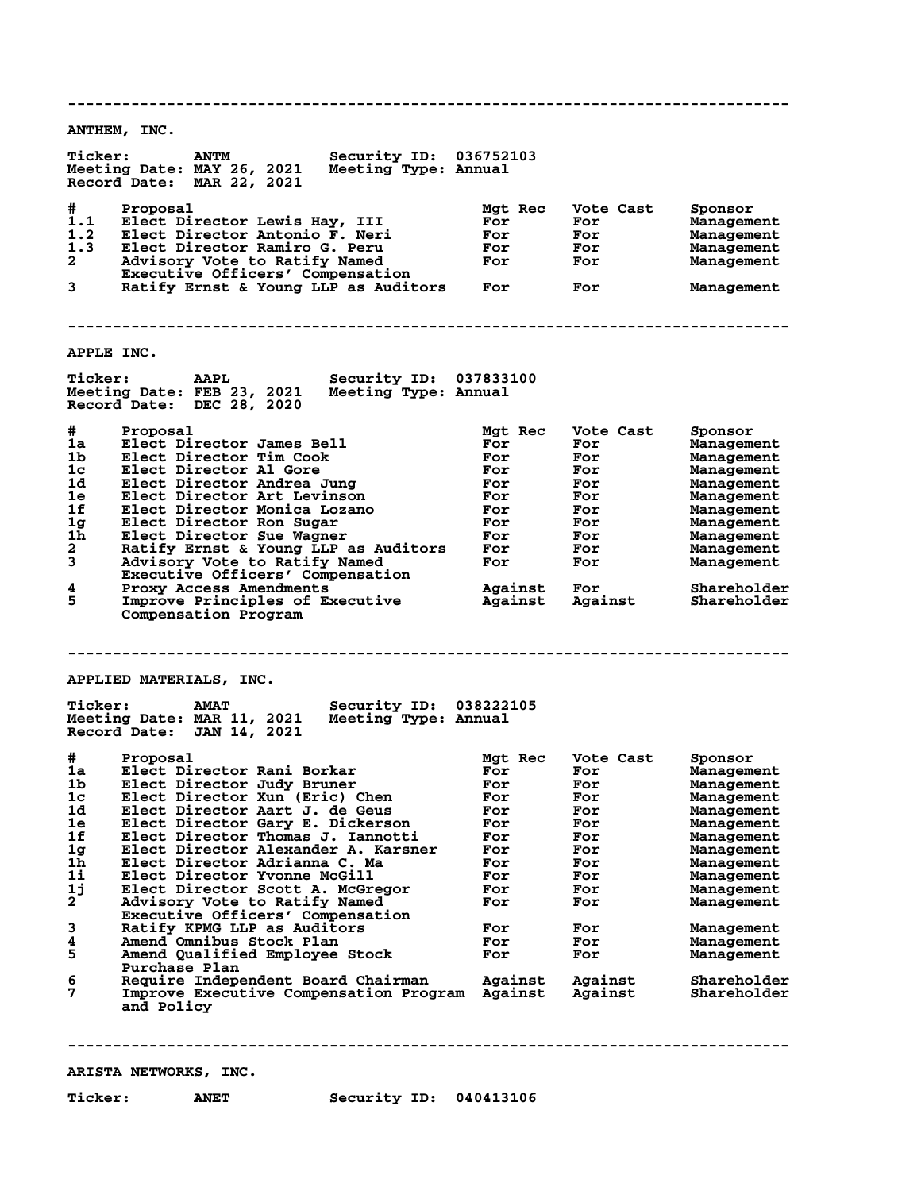---

## ANTHEM, INC.

**Ticker:** ANTM **Security ID:** 036752103
**Meeting Date:** MAY 26, 2021 **Meeting Type:** Annual
**Record Date:** MAR 22, 2021

| # | Proposal | Mgt Rec | Vote Cast | Sponsor |
|---|---|---|---|---|
| 1.1 | Elect Director Lewis Hay, III | For | For | Management |
| 1.2 | Elect Director Antonio F. Neri | For | For | Management |
| 1.3 | Elect Director Ramiro G. Peru | For | For | Management |
| 2 | Advisory Vote to Ratify Named Executive Officers' Compensation | For | For | Management |
| 3 | Ratify Ernst & Young LLP as Auditors | For | For | Management |

---

## APPLE INC.

**Ticker:** AAPL **Security ID:** 037833100
**Meeting Date:** FEB 23, 2021 **Meeting Type:** Annual
**Record Date:** DEC 28, 2020

| # | Proposal | Mgt Rec | Vote Cast | Sponsor |
|---|---|---|---|---|
| 1a | Elect Director James Bell | For | For | Management |
| 1b | Elect Director Tim Cook | For | For | Management |
| 1c | Elect Director Al Gore | For | For | Management |
| 1d | Elect Director Andrea Jung | For | For | Management |
| 1e | Elect Director Art Levinson | For | For | Management |
| 1f | Elect Director Monica Lozano | For | For | Management |
| 1g | Elect Director Ron Sugar | For | For | Management |
| 1h | Elect Director Sue Wagner | For | For | Management |
| 2 | Ratify Ernst & Young LLP as Auditors | For | For | Management |
| 3 | Advisory Vote to Ratify Named Executive Officers' Compensation | For | For | Management |
| 4 | Proxy Access Amendments | Against | For | Shareholder |
| 5 | Improve Principles of Executive Compensation Program | Against | Against | Shareholder |

---

## APPLIED MATERIALS, INC.

**Ticker:** AMAT **Security ID:** 038222105
**Meeting Date:** MAR 11, 2021 **Meeting Type:** Annual
**Record Date:** JAN 14, 2021

| # | Proposal | Mgt Rec | Vote Cast | Sponsor |
|---|---|---|---|---|
| 1a | Elect Director Rani Borkar | For | For | Management |
| 1b | Elect Director Judy Bruner | For | For | Management |
| 1c | Elect Director Xun (Eric) Chen | For | For | Management |
| 1d | Elect Director Aart J. de Geus | For | For | Management |
| 1e | Elect Director Gary E. Dickerson | For | For | Management |
| 1f | Elect Director Thomas J. Iannotti | For | For | Management |
| 1g | Elect Director Alexander A. Karsner | For | For | Management |
| 1h | Elect Director Adrianna C. Ma | For | For | Management |
| 1i | Elect Director Yvonne McGill | For | For | Management |
| 1j | Elect Director Scott A. McGregor | For | For | Management |
| 2 | Advisory Vote to Ratify Named Executive Officers' Compensation | For | For | Management |
| 3 | Ratify KPMG LLP as Auditors | For | For | Management |
| 4 | Amend Omnibus Stock Plan | For | For | Management |
| 5 | Amend Qualified Employee Stock Purchase Plan | For | For | Management |
| 6 | Require Independent Board Chairman | Against | Against | Shareholder |
| 7 | Improve Executive Compensation Program and Policy | Against | Against | Shareholder |

---

## ARISTA NETWORKS, INC.

**Ticker:** ANET **Security ID:** 040413106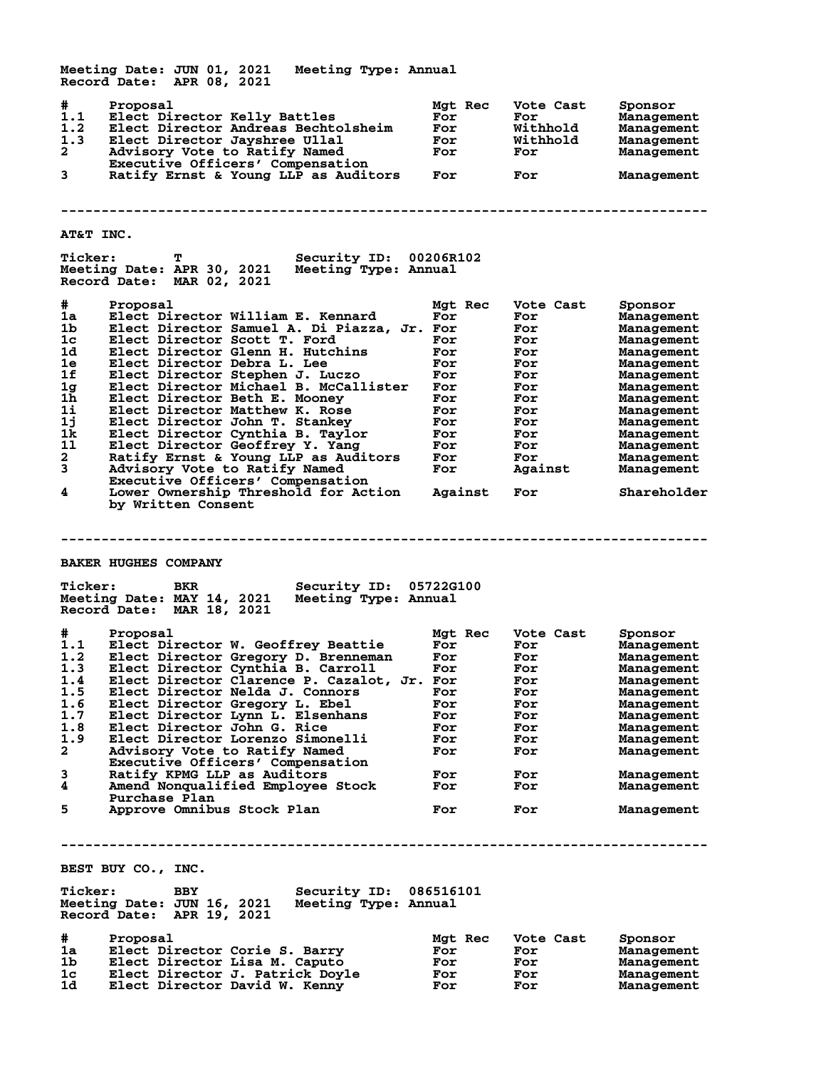Meeting Date: JUN 01, 2021 Meeting Type: Annual
Record Date: APR 08, 2021

| # | Proposal | Mgt Rec | Vote Cast | Sponsor |
|---|---|---|---|---|
| 1.1 | Elect Director Kelly Battles | For | For | Management |
| 1.2 | Elect Director Andreas Bechtolsheim | For | Withhold | Management |
| 1.3 | Elect Director Jayshree Ullal | For | Withhold | Management |
| 2 | Advisory Vote to Ratify Named Executive Officers' Compensation | For | For | Management |
| 3 | Ratify Ernst & Young LLP as Auditors | For | For | Management |

---

## AT&T INC.

Ticker: T Security ID: 00206R102
Meeting Date: APR 30, 2021 Meeting Type: Annual
Record Date: MAR 02, 2021

| # | Proposal | Mgt Rec | Vote Cast | Sponsor |
|---|---|---|---|---|
| 1a | Elect Director William E. Kennard | For | For | Management |
| 1b | Elect Director Samuel A. Di Piazza, Jr. | For | For | Management |
| 1c | Elect Director Scott T. Ford | For | For | Management |
| 1d | Elect Director Glenn H. Hutchins | For | For | Management |
| 1e | Elect Director Debra L. Lee | For | For | Management |
| 1f | Elect Director Stephen J. Luczo | For | For | Management |
| 1g | Elect Director Michael B. McCallister | For | For | Management |
| 1h | Elect Director Beth E. Mooney | For | For | Management |
| 1i | Elect Director Matthew K. Rose | For | For | Management |
| 1j | Elect Director John T. Stankey | For | For | Management |
| 1k | Elect Director Cynthia B. Taylor | For | For | Management |
| 1l | Elect Director Geoffrey Y. Yang | For | For | Management |
| 2 | Ratify Ernst & Young LLP as Auditors | For | For | Management |
| 3 | Advisory Vote to Ratify Named Executive Officers' Compensation | For | Against | Management |
| 4 | Lower Ownership Threshold for Action by Written Consent | Against | For | Shareholder |

---

## BAKER HUGHES COMPANY

Ticker: BKR Security ID: 05722G100
Meeting Date: MAY 14, 2021 Meeting Type: Annual
Record Date: MAR 18, 2021

| # | Proposal | Mgt Rec | Vote Cast | Sponsor |
|---|---|---|---|---|
| 1.1 | Elect Director W. Geoffrey Beattie | For | For | Management |
| 1.2 | Elect Director Gregory D. Brenneman | For | For | Management |
| 1.3 | Elect Director Cynthia B. Carroll | For | For | Management |
| 1.4 | Elect Director Clarence P. Cazalot, Jr. | For | For | Management |
| 1.5 | Elect Director Nelda J. Connors | For | For | Management |
| 1.6 | Elect Director Gregory L. Ebel | For | For | Management |
| 1.7 | Elect Director Lynn L. Elsenhans | For | For | Management |
| 1.8 | Elect Director John G. Rice | For | For | Management |
| 1.9 | Elect Director Lorenzo Simonelli | For | For | Management |
| 2 | Advisory Vote to Ratify Named Executive Officers' Compensation | For | For | Management |
| 3 | Ratify KPMG LLP as Auditors | For | For | Management |
| 4 | Amend Nonqualified Employee Stock Purchase Plan | For | For | Management |
| 5 | Approve Omnibus Stock Plan | For | For | Management |

---

## BEST BUY CO., INC.

Ticker: BBY Security ID: 086516101
Meeting Date: JUN 16, 2021 Meeting Type: Annual
Record Date: APR 19, 2021

| # | Proposal | Mgt Rec | Vote Cast | Sponsor |
|---|---|---|---|---|
| 1a | Elect Director Corie S. Barry | For | For | Management |
| 1b | Elect Director Lisa M. Caputo | For | For | Management |
| 1c | Elect Director J. Patrick Doyle | For | For | Management |
| 1d | Elect Director David W. Kenny | For | For | Management |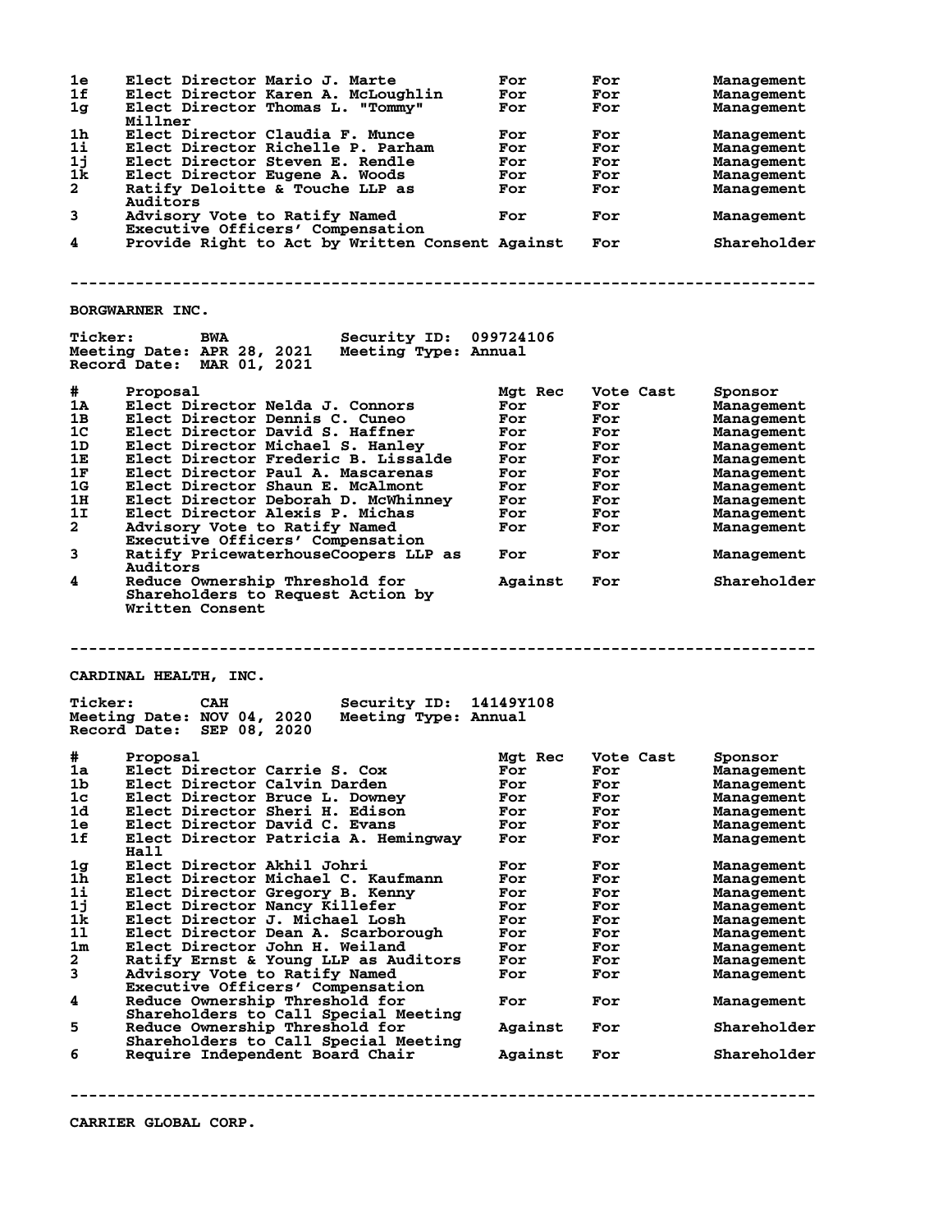| # | Proposal | Mgt Rec | Vote Cast | Sponsor |
|---|---|---|---|---|
| 1e | Elect Director Mario J. Marte | For | For | Management |
| 1f | Elect Director Karen A. McLoughlin | For | For | Management |
| 1g | Elect Director Thomas L. "Tommy" Millner | For | For | Management |
| 1h | Elect Director Claudia F. Munce | For | For | Management |
| 1i | Elect Director Richelle P. Parham | For | For | Management |
| 1j | Elect Director Steven E. Rendle | For | For | Management |
| 1k | Elect Director Eugene A. Woods | For | For | Management |
| 2 | Ratify Deloitte & Touche LLP as Auditors | For | For | Management |
| 3 | Advisory Vote to Ratify Named Executive Officers' Compensation | For | For | Management |
| 4 | Provide Right to Act by Written Consent | Against | For | Shareholder |

---

## BORGWARNER INC.

Ticker: BWA Security ID: 099724106
Meeting Date: APR 28, 2021 Meeting Type: Annual
Record Date: MAR 01, 2021

| # | Proposal | Mgt Rec | Vote Cast | Sponsor |
|---|---|---|---|---|
| 1A | Elect Director Nelda J. Connors | For | For | Management |
| 1B | Elect Director Dennis C. Cuneo | For | For | Management |
| 1C | Elect Director David S. Haffner | For | For | Management |
| 1D | Elect Director Michael S. Hanley | For | For | Management |
| 1E | Elect Director Frederic B. Lissalde | For | For | Management |
| 1F | Elect Director Paul A. Mascarenas | For | For | Management |
| 1G | Elect Director Shaun E. McAlmont | For | For | Management |
| 1H | Elect Director Deborah D. McWhinney | For | For | Management |
| 1I | Elect Director Alexis P. Michas | For | For | Management |
| 2 | Advisory Vote to Ratify Named Executive Officers' Compensation | For | For | Management |
| 3 | Ratify PricewaterhouseCoopers LLP as Auditors | For | For | Management |
| 4 | Reduce Ownership Threshold for Shareholders to Request Action by Written Consent | Against | For | Shareholder |

---

## CARDINAL HEALTH, INC.

Ticker: CAH Security ID: 14149Y108
Meeting Date: NOV 04, 2020 Meeting Type: Annual
Record Date: SEP 08, 2020

| # | Proposal | Mgt Rec | Vote Cast | Sponsor |
|---|---|---|---|---|
| 1a | Elect Director Carrie S. Cox | For | For | Management |
| 1b | Elect Director Calvin Darden | For | For | Management |
| 1c | Elect Director Bruce L. Downey | For | For | Management |
| 1d | Elect Director Sheri H. Edison | For | For | Management |
| 1e | Elect Director David C. Evans | For | For | Management |
| 1f | Elect Director Patricia A. Hemingway Hall | For | For | Management |
| 1g | Elect Director Akhil Johri | For | For | Management |
| 1h | Elect Director Michael C. Kaufmann | For | For | Management |
| 1i | Elect Director Gregory B. Kenny | For | For | Management |
| 1j | Elect Director Nancy Killefer | For | For | Management |
| 1k | Elect Director J. Michael Losh | For | For | Management |
| 1l | Elect Director Dean A. Scarborough | For | For | Management |
| 1m | Elect Director John H. Weiland | For | For | Management |
| 2 | Ratify Ernst & Young LLP as Auditors | For | For | Management |
| 3 | Advisory Vote to Ratify Named Executive Officers' Compensation | For | For | Management |
| 4 | Reduce Ownership Threshold for Shareholders to Call Special Meeting | For | For | Management |
| 5 | Reduce Ownership Threshold for Shareholders to Call Special Meeting | Against | For | Shareholder |
| 6 | Require Independent Board Chair | Against | For | Shareholder |

---

## CARRIER GLOBAL CORP.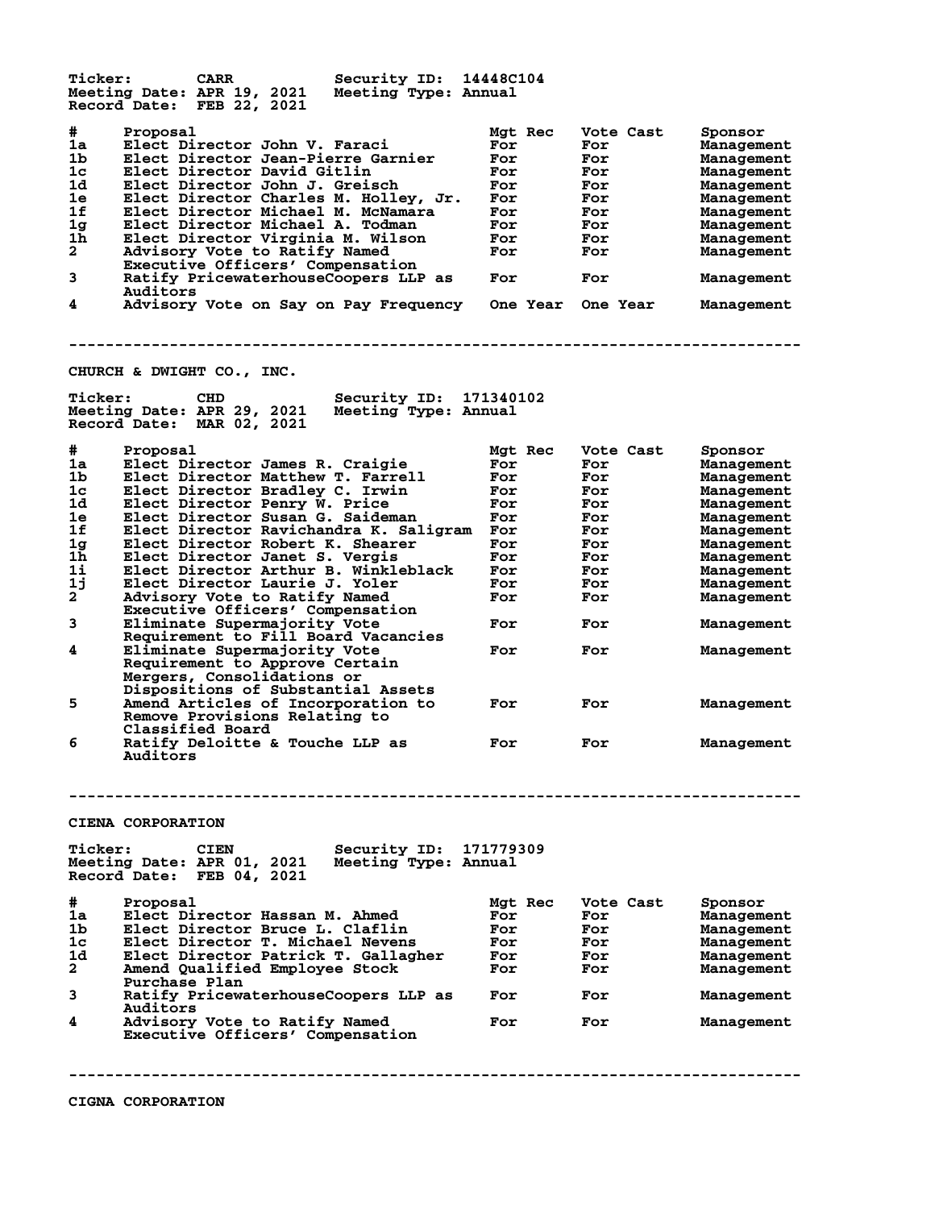Ticker: CARR Security ID: 14448C104
Meeting Date: APR 19, 2021 Meeting Type: Annual
Record Date: FEB 22, 2021

| # | Proposal | Mgt Rec | Vote Cast | Sponsor |
|---|---|---|---|---|
| 1a | Elect Director John V. Faraci | For | For | Management |
| 1b | Elect Director Jean-Pierre Garnier | For | For | Management |
| 1c | Elect Director David Gitlin | For | For | Management |
| 1d | Elect Director John J. Greisch | For | For | Management |
| 1e | Elect Director Charles M. Holley, Jr. | For | For | Management |
| 1f | Elect Director Michael M. McNamara | For | For | Management |
| 1g | Elect Director Michael A. Todman | For | For | Management |
| 1h | Elect Director Virginia M. Wilson | For | For | Management |
| 2 | Advisory Vote to Ratify Named Executive Officers' Compensation | For | For | Management |
| 3 | Ratify PricewaterhouseCoopers LLP as Auditors | For | For | Management |
| 4 | Advisory Vote on Say on Pay Frequency | One Year | One Year | Management |

---

## CHURCH & DWIGHT CO., INC.

Ticker: CHD Security ID: 171340102
Meeting Date: APR 29, 2021 Meeting Type: Annual
Record Date: MAR 02, 2021

| # | Proposal | Mgt Rec | Vote Cast | Sponsor |
|---|---|---|---|---|
| 1a | Elect Director James R. Craigie | For | For | Management |
| 1b | Elect Director Matthew T. Farrell | For | For | Management |
| 1c | Elect Director Bradley C. Irwin | For | For | Management |
| 1d | Elect Director Penry W. Price | For | For | Management |
| 1e | Elect Director Susan G. Saideman | For | For | Management |
| 1f | Elect Director Ravichandra K. Saligram | For | For | Management |
| 1g | Elect Director Robert K. Shearer | For | For | Management |
| 1h | Elect Director Janet S. Vergis | For | For | Management |
| 1i | Elect Director Arthur B. Winkleblack | For | For | Management |
| 1j | Elect Director Laurie J. Yoler | For | For | Management |
| 2 | Advisory Vote to Ratify Named Executive Officers' Compensation | For | For | Management |
| 3 | Eliminate Supermajority Vote Requirement to Fill Board Vacancies | For | For | Management |
| 4 | Eliminate Supermajority Vote Requirement to Approve Certain Mergers, Consolidations or Dispositions of Substantial Assets | For | For | Management |
| 5 | Amend Articles of Incorporation to Remove Provisions Relating to Classified Board | For | For | Management |
| 6 | Ratify Deloitte & Touche LLP as Auditors | For | For | Management |

---

## CIENA CORPORATION

Ticker: CIEN Security ID: 171779309
Meeting Date: APR 01, 2021 Meeting Type: Annual
Record Date: FEB 04, 2021

| # | Proposal | Mgt Rec | Vote Cast | Sponsor |
|---|---|---|---|---|
| 1a | Elect Director Hassan M. Ahmed | For | For | Management |
| 1b | Elect Director Bruce L. Claflin | For | For | Management |
| 1c | Elect Director T. Michael Nevens | For | For | Management |
| 1d | Elect Director Patrick T. Gallagher | For | For | Management |
| 2 | Amend Qualified Employee Stock Purchase Plan | For | For | Management |
| 3 | Ratify PricewaterhouseCoopers LLP as Auditors | For | For | Management |
| 4 | Advisory Vote to Ratify Named Executive Officers' Compensation | For | For | Management |

---

## CIGNA CORPORATION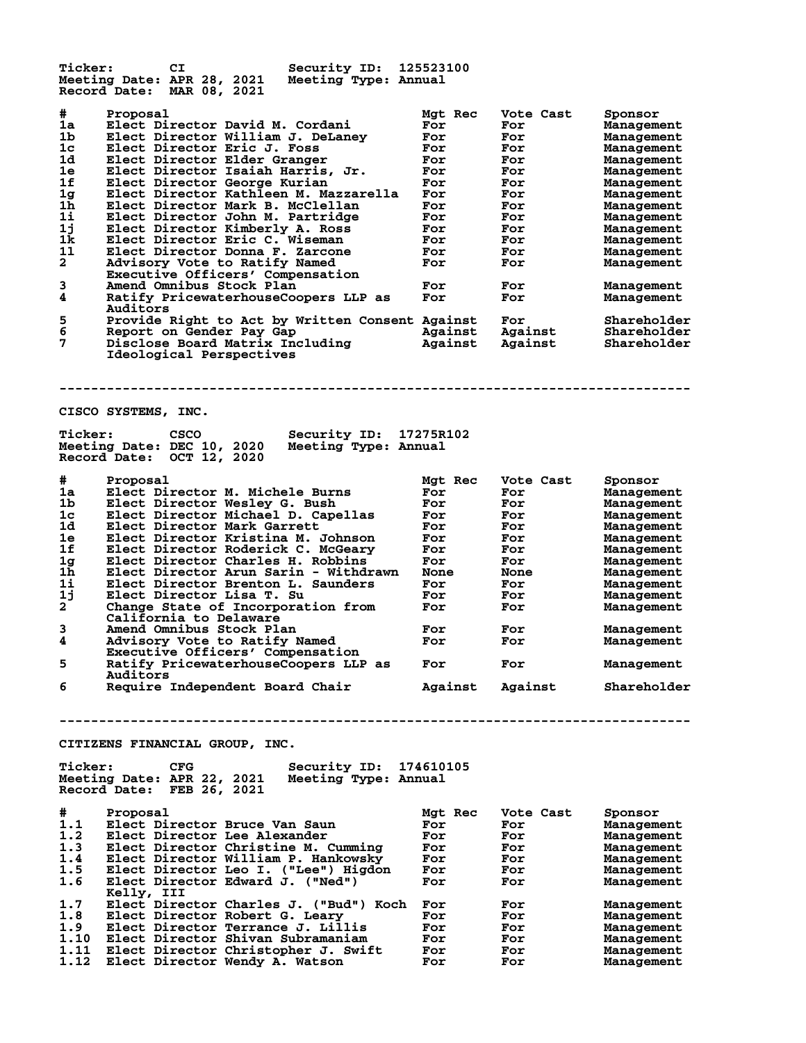Ticker: CI Security ID: 125523100
Meeting Date: APR 28, 2021 Meeting Type: Annual
Record Date: MAR 08, 2021

| # | Proposal | Mgt Rec | Vote Cast | Sponsor |
|---|---|---|---|---|
| 1a | Elect Director David M. Cordani | For | For | Management |
| 1b | Elect Director William J. DeLaney | For | For | Management |
| 1c | Elect Director Eric J. Foss | For | For | Management |
| 1d | Elect Director Elder Granger | For | For | Management |
| 1e | Elect Director Isaiah Harris, Jr. | For | For | Management |
| 1f | Elect Director George Kurian | For | For | Management |
| 1g | Elect Director Kathleen M. Mazzarella | For | For | Management |
| 1h | Elect Director Mark B. McClellan | For | For | Management |
| 1i | Elect Director John M. Partridge | For | For | Management |
| 1j | Elect Director Kimberly A. Ross | For | For | Management |
| 1k | Elect Director Eric C. Wiseman | For | For | Management |
| 1l | Elect Director Donna F. Zarcone | For | For | Management |
| 2 | Advisory Vote to Ratify Named Executive Officers' Compensation | For | For | Management |
| 3 | Amend Omnibus Stock Plan | For | For | Management |
| 4 | Ratify PricewaterhouseCoopers LLP as Auditors | For | For | Management |
| 5 | Provide Right to Act by Written Consent | Against | For | Shareholder |
| 6 | Report on Gender Pay Gap | Against | Against | Shareholder |
| 7 | Disclose Board Matrix Including Ideological Perspectives | Against | Against | Shareholder |

---

## CISCO SYSTEMS, INC.

Ticker: CSCO Security ID: 17275R102
Meeting Date: DEC 10, 2020 Meeting Type: Annual
Record Date: OCT 12, 2020

| # | Proposal | Mgt Rec | Vote Cast | Sponsor |
|---|---|---|---|---|
| 1a | Elect Director M. Michele Burns | For | For | Management |
| 1b | Elect Director Wesley G. Bush | For | For | Management |
| 1c | Elect Director Michael D. Capellas | For | For | Management |
| 1d | Elect Director Mark Garrett | For | For | Management |
| 1e | Elect Director Kristina M. Johnson | For | For | Management |
| 1f | Elect Director Roderick C. McGeary | For | For | Management |
| 1g | Elect Director Charles H. Robbins | For | For | Management |
| 1h | Elect Director Arun Sarin - Withdrawn | None | None | Management |
| 1i | Elect Director Brenton L. Saunders | For | For | Management |
| 1j | Elect Director Lisa T. Su | For | For | Management |
| 2 | Change State of Incorporation from California to Delaware | For | For | Management |
| 3 | Amend Omnibus Stock Plan | For | For | Management |
| 4 | Advisory Vote to Ratify Named Executive Officers' Compensation | For | For | Management |
| 5 | Ratify PricewaterhouseCoopers LLP as Auditors | For | For | Management |
| 6 | Require Independent Board Chair | Against | Against | Shareholder |

---

## CITIZENS FINANCIAL GROUP, INC.

Ticker: CFG Security ID: 174610105
Meeting Date: APR 22, 2021 Meeting Type: Annual
Record Date: FEB 26, 2021

| # | Proposal | Mgt Rec | Vote Cast | Sponsor |
|---|---|---|---|---|
| 1.1 | Elect Director Bruce Van Saun | For | For | Management |
| 1.2 | Elect Director Lee Alexander | For | For | Management |
| 1.3 | Elect Director Christine M. Cumming | For | For | Management |
| 1.4 | Elect Director William P. Hankowsky | For | For | Management |
| 1.5 | Elect Director Leo I. ("Lee") Higdon | For | For | Management |
| 1.6 | Elect Director Edward J. ("Ned") Kelly, III | For | For | Management |
| 1.7 | Elect Director Charles J. ("Bud") Koch | For | For | Management |
| 1.8 | Elect Director Robert G. Leary | For | For | Management |
| 1.9 | Elect Director Terrance J. Lillis | For | For | Management |
| 1.10 | Elect Director Shivan Subramaniam | For | For | Management |
| 1.11 | Elect Director Christopher J. Swift | For | For | Management |
| 1.12 | Elect Director Wendy A. Watson | For | For | Management |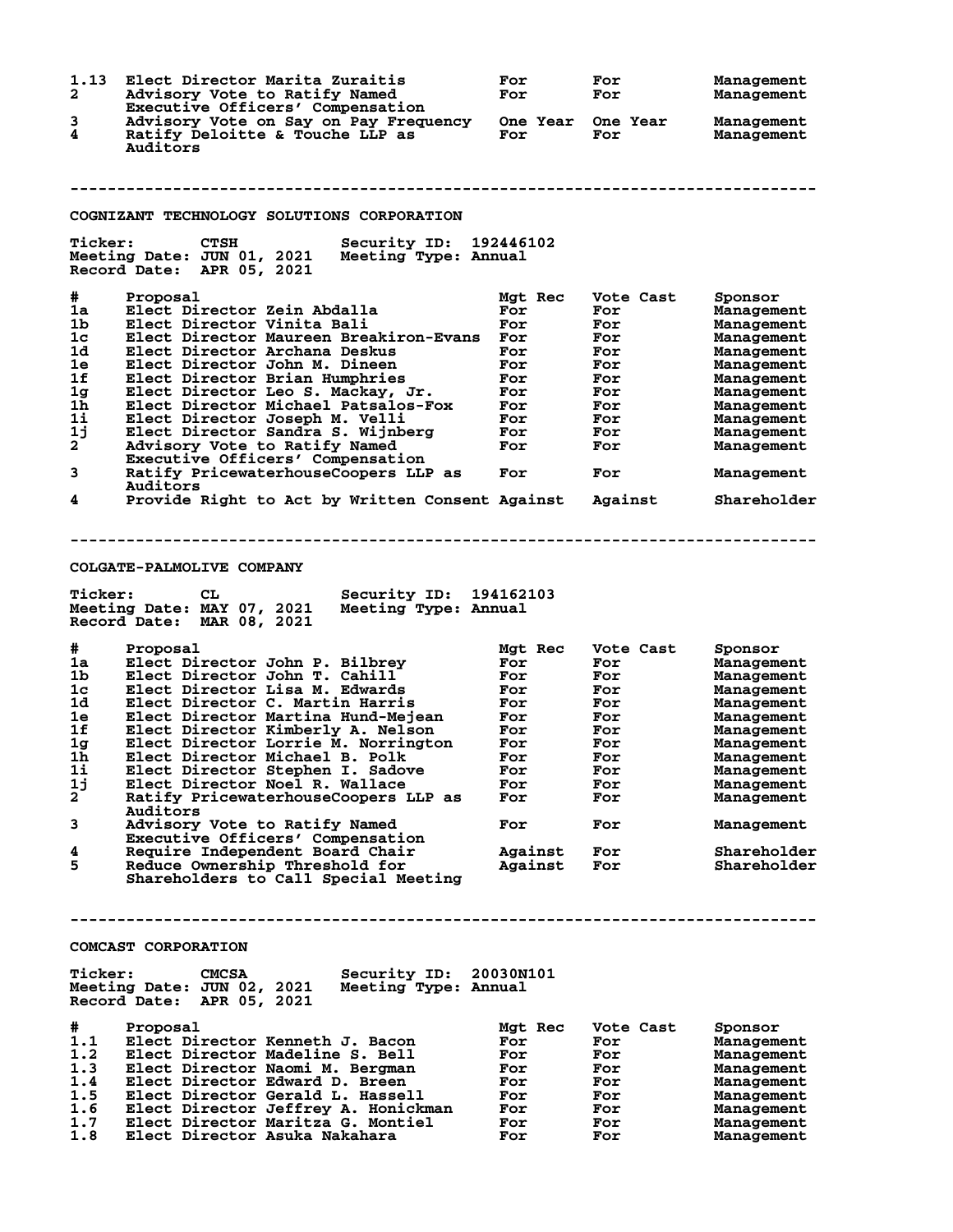| # | Proposal | Mgt Rec | Vote Cast | Sponsor |
|---|---|---|---|---|
| 1.13 | Elect Director Marita Zuraitis | For | For | Management |
| 2 | Advisory Vote to Ratify Named Executive Officers' Compensation | For | For | Management |
| 3 | Advisory Vote on Say on Pay Frequency | One Year | One Year | Management |
| 4 | Ratify Deloitte & Touche LLP as Auditors | For | For | Management |

---

## COGNIZANT TECHNOLOGY SOLUTIONS CORPORATION

**Ticker:** CTSH **Security ID:** 192446102
**Meeting Date:** JUN 01, 2021 **Meeting Type:** Annual
**Record Date:** APR 05, 2021

| # | Proposal | Mgt Rec | Vote Cast | Sponsor |
|---|---|---|---|---|
| 1a | Elect Director Zein Abdalla | For | For | Management |
| 1b | Elect Director Vinita Bali | For | For | Management |
| 1c | Elect Director Maureen Breakiron-Evans | For | For | Management |
| 1d | Elect Director Archana Deskus | For | For | Management |
| 1e | Elect Director John M. Dineen | For | For | Management |
| 1f | Elect Director Brian Humphries | For | For | Management |
| 1g | Elect Director Leo S. Mackay, Jr. | For | For | Management |
| 1h | Elect Director Michael Patsalos-Fox | For | For | Management |
| 1i | Elect Director Joseph M. Velli | For | For | Management |
| 1j | Elect Director Sandra S. Wijnberg | For | For | Management |
| 2 | Advisory Vote to Ratify Named Executive Officers' Compensation | For | For | Management |
| 3 | Ratify PricewaterhouseCoopers LLP as Auditors | For | For | Management |
| 4 | Provide Right to Act by Written Consent | Against | Against | Shareholder |

---

## COLGATE-PALMOLIVE COMPANY

**Ticker:** CL **Security ID:** 194162103
**Meeting Date:** MAY 07, 2021 **Meeting Type:** Annual
**Record Date:** MAR 08, 2021

| # | Proposal | Mgt Rec | Vote Cast | Sponsor |
|---|---|---|---|---|
| 1a | Elect Director John P. Bilbrey | For | For | Management |
| 1b | Elect Director John T. Cahill | For | For | Management |
| 1c | Elect Director Lisa M. Edwards | For | For | Management |
| 1d | Elect Director C. Martin Harris | For | For | Management |
| 1e | Elect Director Martina Hund-Mejean | For | For | Management |
| 1f | Elect Director Kimberly A. Nelson | For | For | Management |
| 1g | Elect Director Lorrie M. Norrington | For | For | Management |
| 1h | Elect Director Michael B. Polk | For | For | Management |
| 1i | Elect Director Stephen I. Sadove | For | For | Management |
| 1j | Elect Director Noel R. Wallace | For | For | Management |
| 2 | Ratify PricewaterhouseCoopers LLP as Auditors | For | For | Management |
| 3 | Advisory Vote to Ratify Named Executive Officers' Compensation | For | For | Management |
| 4 | Require Independent Board Chair | Against | For | Shareholder |
| 5 | Reduce Ownership Threshold for Shareholders to Call Special Meeting | Against | For | Shareholder |

---

## COMCAST CORPORATION

**Ticker:** CMCSA **Security ID:** 20030N101
**Meeting Date:** JUN 02, 2021 **Meeting Type:** Annual
**Record Date:** APR 05, 2021

| # | Proposal | Mgt Rec | Vote Cast | Sponsor |
|---|---|---|---|---|
| 1.1 | Elect Director Kenneth J. Bacon | For | For | Management |
| 1.2 | Elect Director Madeline S. Bell | For | For | Management |
| 1.3 | Elect Director Naomi M. Bergman | For | For | Management |
| 1.4 | Elect Director Edward D. Breen | For | For | Management |
| 1.5 | Elect Director Gerald L. Hassell | For | For | Management |
| 1.6 | Elect Director Jeffrey A. Honickman | For | For | Management |
| 1.7 | Elect Director Maritza G. Montiel | For | For | Management |
| 1.8 | Elect Director Asuka Nakahara | For | For | Management |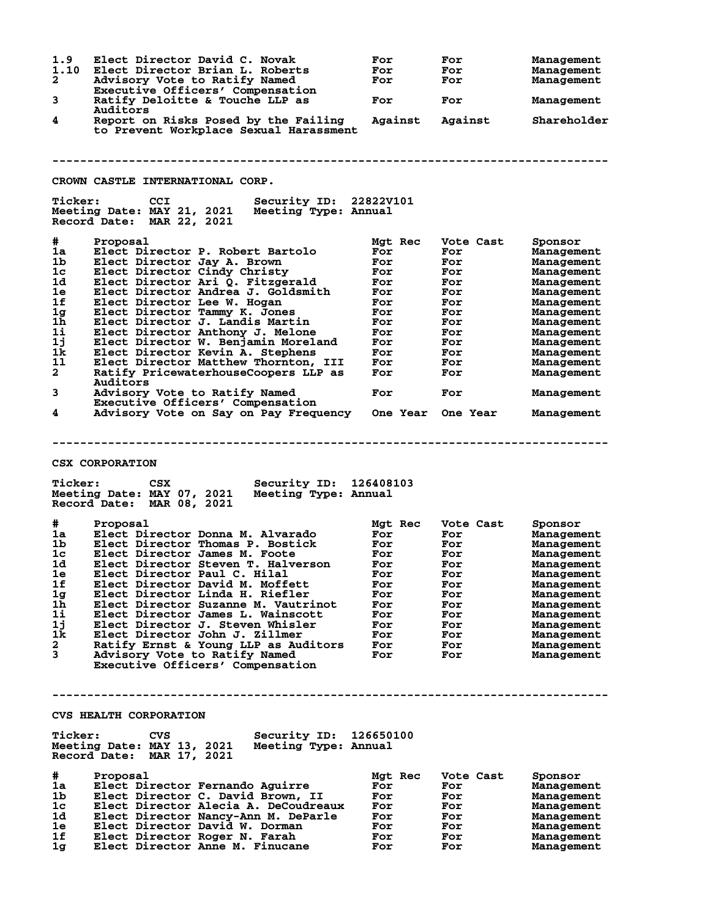| # | Proposal | Mgt Rec | Vote Cast | Sponsor |
|---|---|---|---|---|
| 1.9 | Elect Director David C. Novak | For | For | Management |
| 1.10 | Elect Director Brian L. Roberts | For | For | Management |
| 2 | Advisory Vote to Ratify Named Executive Officers' Compensation | For | For | Management |
| 3 | Ratify Deloitte & Touche LLP as Auditors | For | For | Management |
| 4 | Report on Risks Posed by the Failing to Prevent Workplace Sexual Harassment | Against | Against | Shareholder |

---

## CROWN CASTLE INTERNATIONAL CORP.

**Ticker:** CCI **Security ID:** 22822V101
**Meeting Date:** MAY 21, 2021 **Meeting Type:** Annual
**Record Date:** MAR 22, 2021

| # | Proposal | Mgt Rec | Vote Cast | Sponsor |
|---|---|---|---|---|
| 1a | Elect Director P. Robert Bartolo | For | For | Management |
| 1b | Elect Director Jay A. Brown | For | For | Management |
| 1c | Elect Director Cindy Christy | For | For | Management |
| 1d | Elect Director Ari Q. Fitzgerald | For | For | Management |
| 1e | Elect Director Andrea J. Goldsmith | For | For | Management |
| 1f | Elect Director Lee W. Hogan | For | For | Management |
| 1g | Elect Director Tammy K. Jones | For | For | Management |
| 1h | Elect Director J. Landis Martin | For | For | Management |
| 1i | Elect Director Anthony J. Melone | For | For | Management |
| 1j | Elect Director W. Benjamin Moreland | For | For | Management |
| 1k | Elect Director Kevin A. Stephens | For | For | Management |
| 1l | Elect Director Matthew Thornton, III | For | For | Management |
| 2 | Ratify PricewaterhouseCoopers LLP as Auditors | For | For | Management |
| 3 | Advisory Vote to Ratify Named Executive Officers' Compensation | For | For | Management |
| 4 | Advisory Vote on Say on Pay Frequency | One Year | One Year | Management |

---

## CSX CORPORATION

**Ticker:** CSX **Security ID:** 126408103
**Meeting Date:** MAY 07, 2021 **Meeting Type:** Annual
**Record Date:** MAR 08, 2021

| # | Proposal | Mgt Rec | Vote Cast | Sponsor |
|---|---|---|---|---|
| 1a | Elect Director Donna M. Alvarado | For | For | Management |
| 1b | Elect Director Thomas P. Bostick | For | For | Management |
| 1c | Elect Director James M. Foote | For | For | Management |
| 1d | Elect Director Steven T. Halverson | For | For | Management |
| 1e | Elect Director Paul C. Hilal | For | For | Management |
| 1f | Elect Director David M. Moffett | For | For | Management |
| 1g | Elect Director Linda H. Riefler | For | For | Management |
| 1h | Elect Director Suzanne M. Vautrinot | For | For | Management |
| 1i | Elect Director James L. Wainscott | For | For | Management |
| 1j | Elect Director J. Steven Whisler | For | For | Management |
| 1k | Elect Director John J. Zillmer | For | For | Management |
| 2 | Ratify Ernst & Young LLP as Auditors | For | For | Management |
| 3 | Advisory Vote to Ratify Named Executive Officers' Compensation | For | For | Management |

---

## CVS HEALTH CORPORATION

**Ticker:** CVS **Security ID:** 126650100
**Meeting Date:** MAY 13, 2021 **Meeting Type:** Annual
**Record Date:** MAR 17, 2021

| # | Proposal | Mgt Rec | Vote Cast | Sponsor |
|---|---|---|---|---|
| 1a | Elect Director Fernando Aguirre | For | For | Management |
| 1b | Elect Director C. David Brown, II | For | For | Management |
| 1c | Elect Director Alecia A. DeCoudreaux | For | For | Management |
| 1d | Elect Director Nancy-Ann M. DeParle | For | For | Management |
| 1e | Elect Director David W. Dorman | For | For | Management |
| 1f | Elect Director Roger N. Farah | For | For | Management |
| 1g | Elect Director Anne M. Finucane | For | For | Management |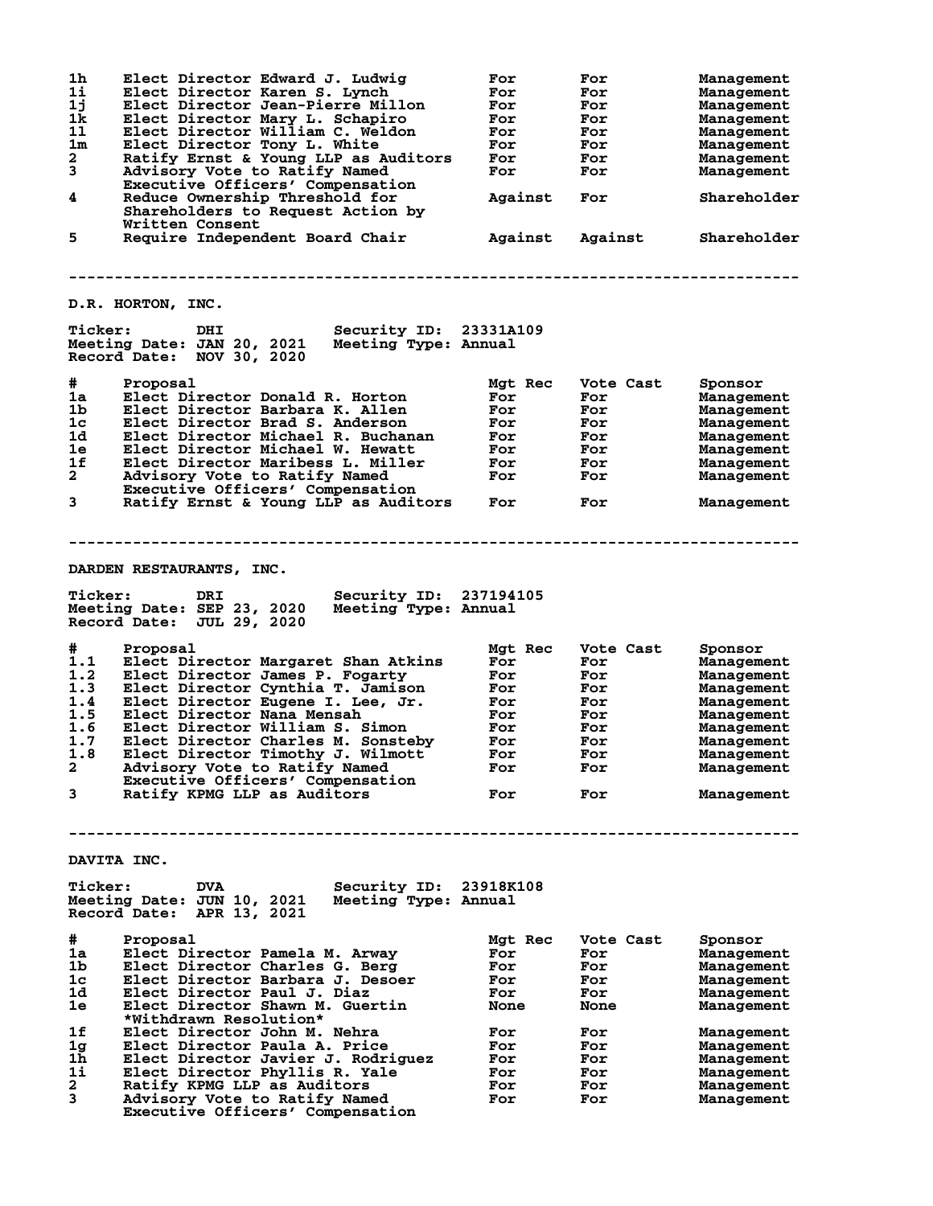| # | Proposal | Mgt Rec | Vote Cast | Sponsor |
|---|---|---|---|---|
| 1h | Elect Director Edward J. Ludwig | For | For | Management |
| 1i | Elect Director Karen S. Lynch | For | For | Management |
| 1j | Elect Director Jean-Pierre Millon | For | For | Management |
| 1k | Elect Director Mary L. Schapiro | For | For | Management |
| 1l | Elect Director William C. Weldon | For | For | Management |
| 1m | Elect Director Tony L. White | For | For | Management |
| 2 | Ratify Ernst & Young LLP as Auditors | For | For | Management |
| 3 | Advisory Vote to Ratify Named Executive Officers' Compensation | For | For | Management |
| 4 | Reduce Ownership Threshold for Shareholders to Request Action by Written Consent | Against | For | Shareholder |
| 5 | Require Independent Board Chair | Against | Against | Shareholder |

---

## D.R. HORTON, INC.

**Ticker:** DHI **Security ID:** 23331A109
**Meeting Date:** JAN 20, 2021 **Meeting Type:** Annual
**Record Date:** NOV 30, 2020

| # | Proposal | Mgt Rec | Vote Cast | Sponsor |
|---|---|---|---|---|
| 1a | Elect Director Donald R. Horton | For | For | Management |
| 1b | Elect Director Barbara K. Allen | For | For | Management |
| 1c | Elect Director Brad S. Anderson | For | For | Management |
| 1d | Elect Director Michael R. Buchanan | For | For | Management |
| 1e | Elect Director Michael W. Hewatt | For | For | Management |
| 1f | Elect Director Maribess L. Miller | For | For | Management |
| 2 | Advisory Vote to Ratify Named Executive Officers' Compensation | For | For | Management |
| 3 | Ratify Ernst & Young LLP as Auditors | For | For | Management |

---

## DARDEN RESTAURANTS, INC.

**Ticker:** DRI **Security ID:** 237194105
**Meeting Date:** SEP 23, 2020 **Meeting Type:** Annual
**Record Date:** JUL 29, 2020

| # | Proposal | Mgt Rec | Vote Cast | Sponsor |
|---|---|---|---|---|
| 1.1 | Elect Director Margaret Shan Atkins | For | For | Management |
| 1.2 | Elect Director James P. Fogarty | For | For | Management |
| 1.3 | Elect Director Cynthia T. Jamison | For | For | Management |
| 1.4 | Elect Director Eugene I. Lee, Jr. | For | For | Management |
| 1.5 | Elect Director Nana Mensah | For | For | Management |
| 1.6 | Elect Director William S. Simon | For | For | Management |
| 1.7 | Elect Director Charles M. Sonsteby | For | For | Management |
| 1.8 | Elect Director Timothy J. Wilmott | For | For | Management |
| 2 | Advisory Vote to Ratify Named Executive Officers' Compensation | For | For | Management |
| 3 | Ratify KPMG LLP as Auditors | For | For | Management |

---

## DAVITA INC.

**Ticker:** DVA **Security ID:** 23918K108
**Meeting Date:** JUN 10, 2021 **Meeting Type:** Annual
**Record Date:** APR 13, 2021

| # | Proposal | Mgt Rec | Vote Cast | Sponsor |
|---|---|---|---|---|
| 1a | Elect Director Pamela M. Arway | For | For | Management |
| 1b | Elect Director Charles G. Berg | For | For | Management |
| 1c | Elect Director Barbara J. Desoer | For | For | Management |
| 1d | Elect Director Paul J. Diaz | For | For | Management |
| 1e | Elect Director Shawn M. Guertin *Withdrawn Resolution* | None | None | Management |
| 1f | Elect Director John M. Nehra | For | For | Management |
| 1g | Elect Director Paula A. Price | For | For | Management |
| 1h | Elect Director Javier J. Rodriguez | For | For | Management |
| 1i | Elect Director Phyllis R. Yale | For | For | Management |
| 2 | Ratify KPMG LLP as Auditors | For | For | Management |
| 3 | Advisory Vote to Ratify Named Executive Officers' Compensation | For | For | Management |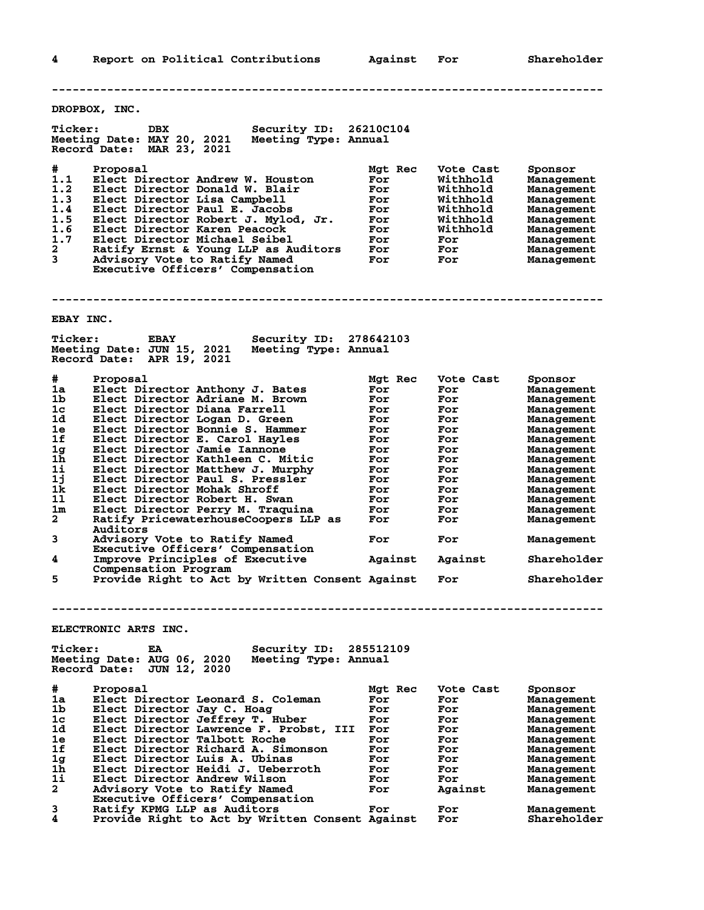| # | Proposal | Mgt Rec | Vote Cast | Sponsor |
|---|---|---|---|---|
| 4 | Report on Political Contributions | Against | For | Shareholder |

---

## DROPBOX, INC.

**Ticker:** DBX  **Security ID:** 26210C104
**Meeting Date:** MAY 20, 2021  **Meeting Type:** Annual
**Record Date:** MAR 23, 2021

| # | Proposal | Mgt Rec | Vote Cast | Sponsor |
|---|---|---|---|---|
| 1.1 | Elect Director Andrew W. Houston | For | Withhold | Management |
| 1.2 | Elect Director Donald W. Blair | For | Withhold | Management |
| 1.3 | Elect Director Lisa Campbell | For | Withhold | Management |
| 1.4 | Elect Director Paul E. Jacobs | For | Withhold | Management |
| 1.5 | Elect Director Robert J. Mylod, Jr. | For | Withhold | Management |
| 1.6 | Elect Director Karen Peacock | For | Withhold | Management |
| 1.7 | Elect Director Michael Seibel | For | For | Management |
| 2 | Ratify Ernst & Young LLP as Auditors | For | For | Management |
| 3 | Advisory Vote to Ratify Named Executive Officers' Compensation | For | For | Management |

---

## EBAY INC.

**Ticker:** EBAY  **Security ID:** 278642103
**Meeting Date:** JUN 15, 2021  **Meeting Type:** Annual
**Record Date:** APR 19, 2021

| # | Proposal | Mgt Rec | Vote Cast | Sponsor |
|---|---|---|---|---|
| 1a | Elect Director Anthony J. Bates | For | For | Management |
| 1b | Elect Director Adriane M. Brown | For | For | Management |
| 1c | Elect Director Diana Farrell | For | For | Management |
| 1d | Elect Director Logan D. Green | For | For | Management |
| 1e | Elect Director Bonnie S. Hammer | For | For | Management |
| 1f | Elect Director E. Carol Hayles | For | For | Management |
| 1g | Elect Director Jamie Iannone | For | For | Management |
| 1h | Elect Director Kathleen C. Mitic | For | For | Management |
| 1i | Elect Director Matthew J. Murphy | For | For | Management |
| 1j | Elect Director Paul S. Pressler | For | For | Management |
| 1k | Elect Director Mohak Shroff | For | For | Management |
| 1l | Elect Director Robert H. Swan | For | For | Management |
| 1m | Elect Director Perry M. Traquina | For | For | Management |
| 2 | Ratify PricewaterhouseCoopers LLP as Auditors | For | For | Management |
| 3 | Advisory Vote to Ratify Named Executive Officers' Compensation | For | For | Management |
| 4 | Improve Principles of Executive Compensation Program | Against | Against | Shareholder |
| 5 | Provide Right to Act by Written Consent | Against | For | Shareholder |

---

## ELECTRONIC ARTS INC.

**Ticker:** EA  **Security ID:** 285512109
**Meeting Date:** AUG 06, 2020  **Meeting Type:** Annual
**Record Date:** JUN 12, 2020

| # | Proposal | Mgt Rec | Vote Cast | Sponsor |
|---|---|---|---|---|
| 1a | Elect Director Leonard S. Coleman | For | For | Management |
| 1b | Elect Director Jay C. Hoag | For | For | Management |
| 1c | Elect Director Jeffrey T. Huber | For | For | Management |
| 1d | Elect Director Lawrence F. Probst, III | For | For | Management |
| 1e | Elect Director Talbott Roche | For | For | Management |
| 1f | Elect Director Richard A. Simonson | For | For | Management |
| 1g | Elect Director Luis A. Ubinas | For | For | Management |
| 1h | Elect Director Heidi J. Ueberroth | For | For | Management |
| 1i | Elect Director Andrew Wilson | For | For | Management |
| 2 | Advisory Vote to Ratify Named Executive Officers' Compensation | For | Against | Management |
| 3 | Ratify KPMG LLP as Auditors | For | For | Management |
| 4 | Provide Right to Act by Written Consent | Against | For | Shareholder |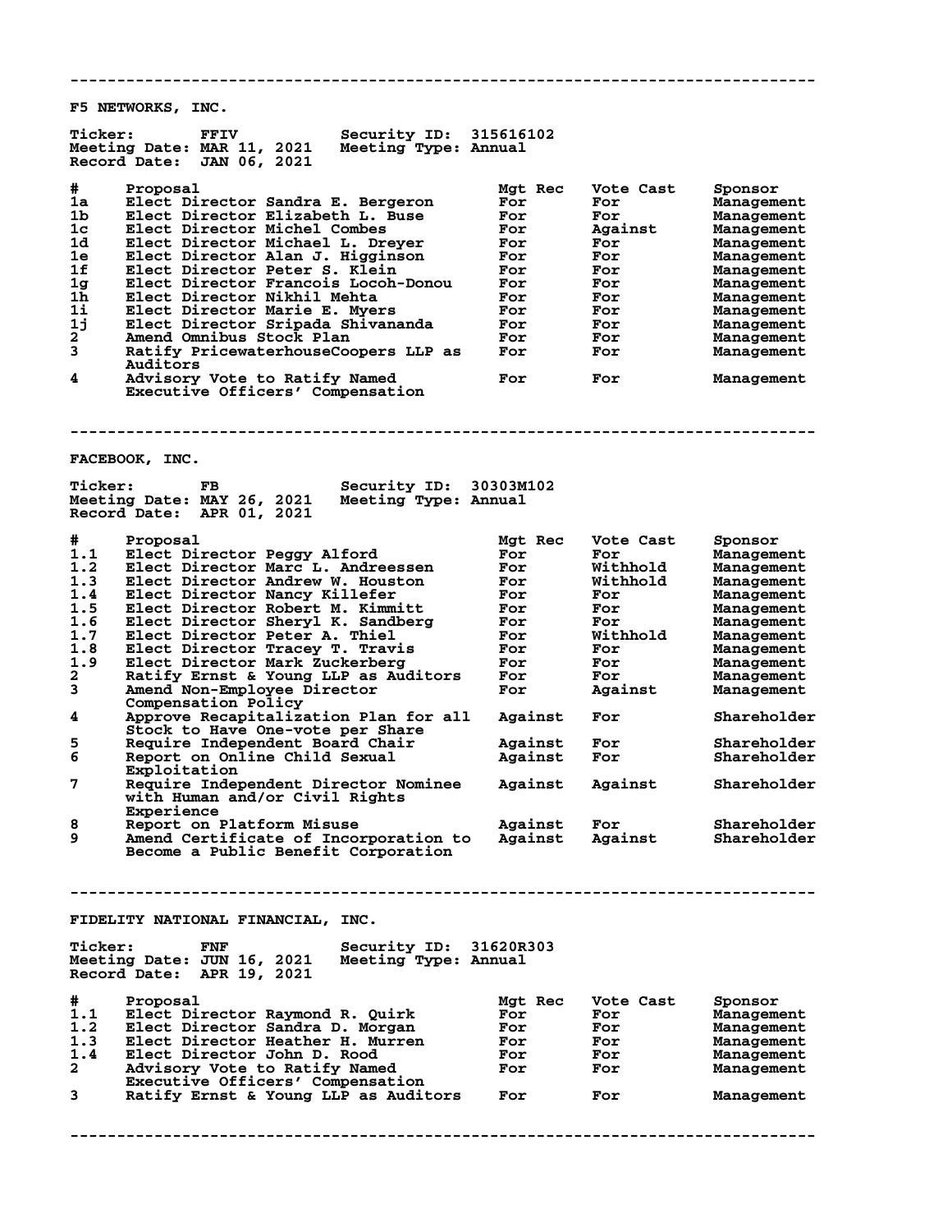---

## F5 NETWORKS, INC.

**Ticker:** FFIV **Security ID:** 315616102
**Meeting Date:** MAR 11, 2021 **Meeting Type:** Annual
**Record Date:** JAN 06, 2021

| # | Proposal | Mgt Rec | Vote Cast | Sponsor |
|---|---|---|---|---|
| 1a | Elect Director Sandra E. Bergeron | For | For | Management |
| 1b | Elect Director Elizabeth L. Buse | For | For | Management |
| 1c | Elect Director Michel Combes | For | Against | Management |
| 1d | Elect Director Michael L. Dreyer | For | For | Management |
| 1e | Elect Director Alan J. Higginson | For | For | Management |
| 1f | Elect Director Peter S. Klein | For | For | Management |
| 1g | Elect Director Francois Locoh-Donou | For | For | Management |
| 1h | Elect Director Nikhil Mehta | For | For | Management |
| 1i | Elect Director Marie E. Myers | For | For | Management |
| 1j | Elect Director Sripada Shivananda | For | For | Management |
| 2 | Amend Omnibus Stock Plan | For | For | Management |
| 3 | Ratify PricewaterhouseCoopers LLP as Auditors | For | For | Management |
| 4 | Advisory Vote to Ratify Named Executive Officers' Compensation | For | For | Management |

---

## FACEBOOK, INC.

**Ticker:** FB **Security ID:** 30303M102
**Meeting Date:** MAY 26, 2021 **Meeting Type:** Annual
**Record Date:** APR 01, 2021

| # | Proposal | Mgt Rec | Vote Cast | Sponsor |
|---|---|---|---|---|
| 1.1 | Elect Director Peggy Alford | For | For | Management |
| 1.2 | Elect Director Marc L. Andreessen | For | Withhold | Management |
| 1.3 | Elect Director Andrew W. Houston | For | Withhold | Management |
| 1.4 | Elect Director Nancy Killefer | For | For | Management |
| 1.5 | Elect Director Robert M. Kimmitt | For | For | Management |
| 1.6 | Elect Director Sheryl K. Sandberg | For | For | Management |
| 1.7 | Elect Director Peter A. Thiel | For | Withhold | Management |
| 1.8 | Elect Director Tracey T. Travis | For | For | Management |
| 1.9 | Elect Director Mark Zuckerberg | For | For | Management |
| 2 | Ratify Ernst & Young LLP as Auditors | For | For | Management |
| 3 | Amend Non-Employee Director Compensation Policy | For | Against | Management |
| 4 | Approve Recapitalization Plan for all Stock to Have One-vote per Share | Against | For | Shareholder |
| 5 | Require Independent Board Chair | Against | For | Shareholder |
| 6 | Report on Online Child Sexual Exploitation | Against | For | Shareholder |
| 7 | Require Independent Director Nominee with Human and/or Civil Rights Experience | Against | Against | Shareholder |
| 8 | Report on Platform Misuse | Against | For | Shareholder |
| 9 | Amend Certificate of Incorporation to Become a Public Benefit Corporation | Against | Against | Shareholder |

---

## FIDELITY NATIONAL FINANCIAL, INC.

**Ticker:** FNF **Security ID:** 31620R303
**Meeting Date:** JUN 16, 2021 **Meeting Type:** Annual
**Record Date:** APR 19, 2021

| # | Proposal | Mgt Rec | Vote Cast | Sponsor |
|---|---|---|---|---|
| 1.1 | Elect Director Raymond R. Quirk | For | For | Management |
| 1.2 | Elect Director Sandra D. Morgan | For | For | Management |
| 1.3 | Elect Director Heather H. Murren | For | For | Management |
| 1.4 | Elect Director John D. Rood | For | For | Management |
| 2 | Advisory Vote to Ratify Named Executive Officers' Compensation | For | For | Management |
| 3 | Ratify Ernst & Young LLP as Auditors | For | For | Management |

---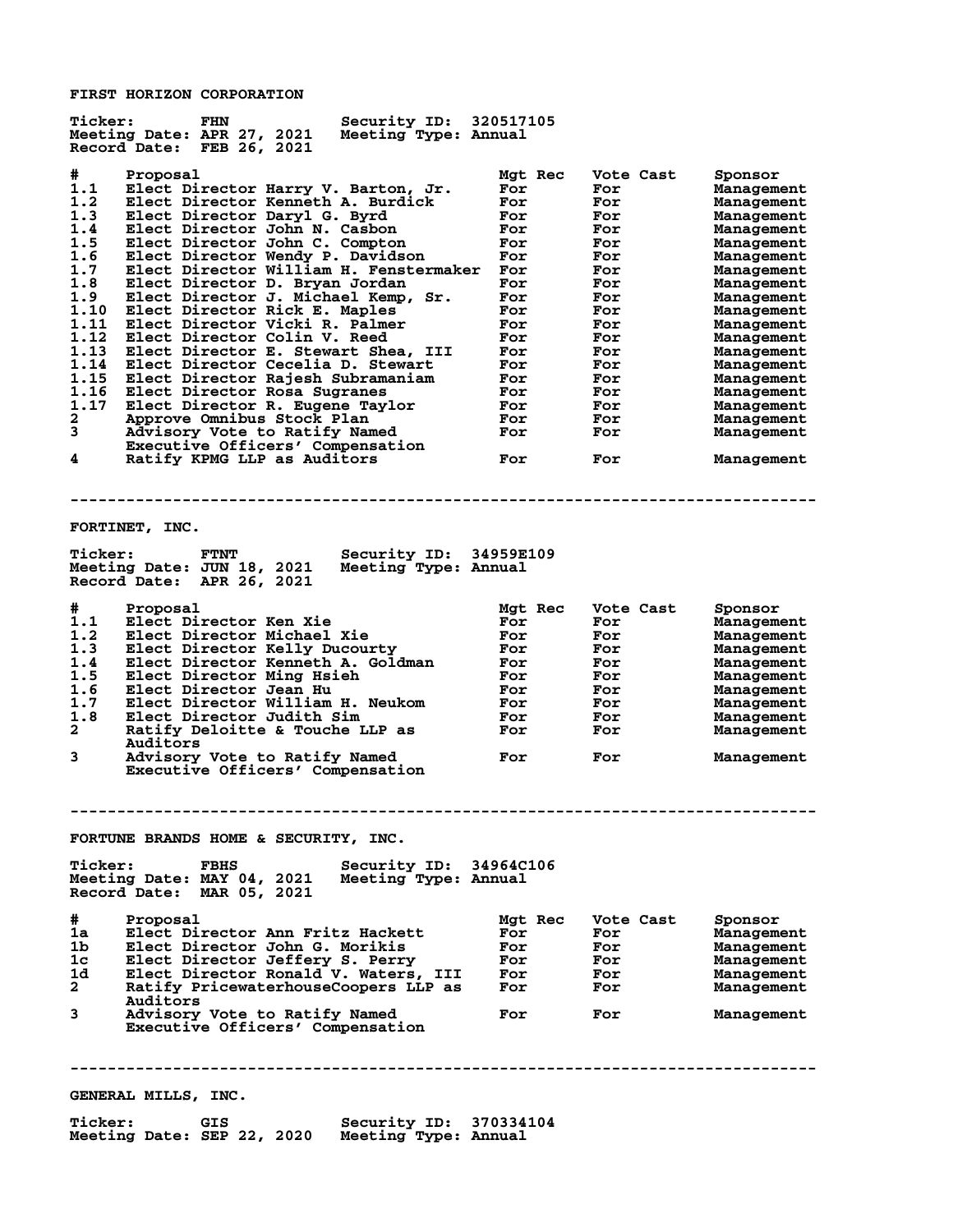## FIRST HORIZON CORPORATION

**Ticker:** FHN **Security ID:** 320517105
**Meeting Date:** APR 27, 2021 **Meeting Type:** Annual
**Record Date:** FEB 26, 2021

| # | Proposal | Mgt Rec | Vote Cast | Sponsor |
|---|---|---|---|---|
| 1.1 | Elect Director Harry V. Barton, Jr. | For | For | Management |
| 1.2 | Elect Director Kenneth A. Burdick | For | For | Management |
| 1.3 | Elect Director Daryl G. Byrd | For | For | Management |
| 1.4 | Elect Director John N. Casbon | For | For | Management |
| 1.5 | Elect Director John C. Compton | For | For | Management |
| 1.6 | Elect Director Wendy P. Davidson | For | For | Management |
| 1.7 | Elect Director William H. Fenstermaker | For | For | Management |
| 1.8 | Elect Director D. Bryan Jordan | For | For | Management |
| 1.9 | Elect Director J. Michael Kemp, Sr. | For | For | Management |
| 1.10 | Elect Director Rick E. Maples | For | For | Management |
| 1.11 | Elect Director Vicki R. Palmer | For | For | Management |
| 1.12 | Elect Director Colin V. Reed | For | For | Management |
| 1.13 | Elect Director E. Stewart Shea, III | For | For | Management |
| 1.14 | Elect Director Cecelia D. Stewart | For | For | Management |
| 1.15 | Elect Director Rajesh Subramaniam | For | For | Management |
| 1.16 | Elect Director Rosa Sugranes | For | For | Management |
| 1.17 | Elect Director R. Eugene Taylor | For | For | Management |
| 2 | Approve Omnibus Stock Plan | For | For | Management |
| 3 | Advisory Vote to Ratify Named Executive Officers' Compensation | For | For | Management |
| 4 | Ratify KPMG LLP as Auditors | For | For | Management |

---

## FORTINET, INC.

**Ticker:** FTNT **Security ID:** 34959E109
**Meeting Date:** JUN 18, 2021 **Meeting Type:** Annual
**Record Date:** APR 26, 2021

| # | Proposal | Mgt Rec | Vote Cast | Sponsor |
|---|---|---|---|---|
| 1.1 | Elect Director Ken Xie | For | For | Management |
| 1.2 | Elect Director Michael Xie | For | For | Management |
| 1.3 | Elect Director Kelly Ducourty | For | For | Management |
| 1.4 | Elect Director Kenneth A. Goldman | For | For | Management |
| 1.5 | Elect Director Ming Hsieh | For | For | Management |
| 1.6 | Elect Director Jean Hu | For | For | Management |
| 1.7 | Elect Director William H. Neukom | For | For | Management |
| 1.8 | Elect Director Judith Sim | For | For | Management |
| 2 | Ratify Deloitte & Touche LLP as Auditors | For | For | Management |
| 3 | Advisory Vote to Ratify Named Executive Officers' Compensation | For | For | Management |

---

## FORTUNE BRANDS HOME & SECURITY, INC.

**Ticker:** FBHS **Security ID:** 34964C106
**Meeting Date:** MAY 04, 2021 **Meeting Type:** Annual
**Record Date:** MAR 05, 2021

| # | Proposal | Mgt Rec | Vote Cast | Sponsor |
|---|---|---|---|---|
| 1a | Elect Director Ann Fritz Hackett | For | For | Management |
| 1b | Elect Director John G. Morikis | For | For | Management |
| 1c | Elect Director Jeffery S. Perry | For | For | Management |
| 1d | Elect Director Ronald V. Waters, III | For | For | Management |
| 2 | Ratify PricewaterhouseCoopers LLP as Auditors | For | For | Management |
| 3 | Advisory Vote to Ratify Named Executive Officers' Compensation | For | For | Management |

---

## GENERAL MILLS, INC.

**Ticker:** GIS **Security ID:** 370334104
**Meeting Date:** SEP 22, 2020 **Meeting Type:** Annual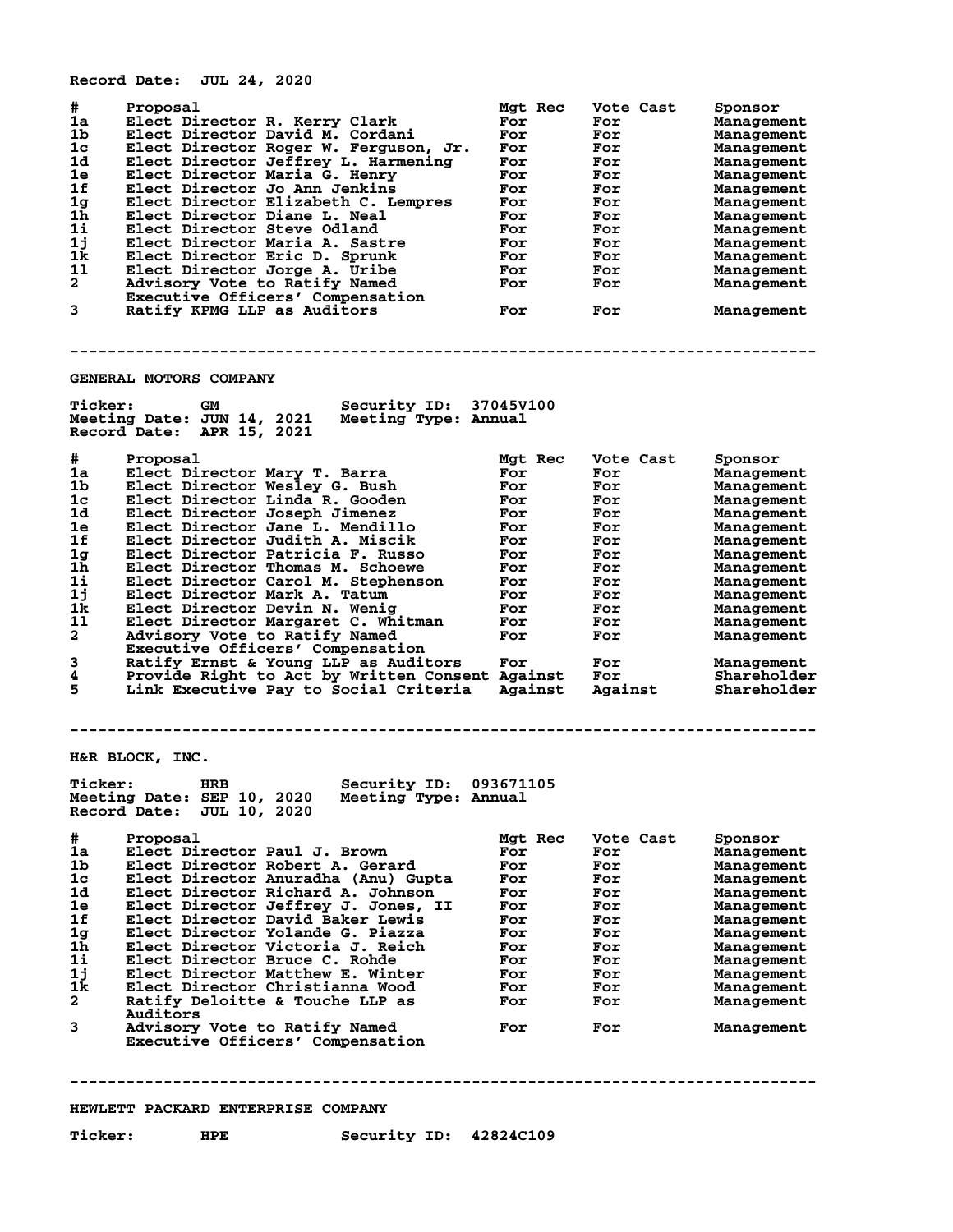Record Date: JUL 24, 2020

| # | Proposal | Mgt Rec | Vote Cast | Sponsor |
|---|---|---|---|---|
| 1a | Elect Director R. Kerry Clark | For | For | Management |
| 1b | Elect Director David M. Cordani | For | For | Management |
| 1c | Elect Director Roger W. Ferguson, Jr. | For | For | Management |
| 1d | Elect Director Jeffrey L. Harmening | For | For | Management |
| 1e | Elect Director Maria G. Henry | For | For | Management |
| 1f | Elect Director Jo Ann Jenkins | For | For | Management |
| 1g | Elect Director Elizabeth C. Lempres | For | For | Management |
| 1h | Elect Director Diane L. Neal | For | For | Management |
| 1i | Elect Director Steve Odland | For | For | Management |
| 1j | Elect Director Maria A. Sastre | For | For | Management |
| 1k | Elect Director Eric D. Sprunk | For | For | Management |
| 1l | Elect Director Jorge A. Uribe | For | For | Management |
| 2 | Advisory Vote to Ratify Named Executive Officers' Compensation | For | For | Management |
| 3 | Ratify KPMG LLP as Auditors | For | For | Management |

---

## GENERAL MOTORS COMPANY

**Ticker:** GM **Security ID:** 37045V100
**Meeting Date:** JUN 14, 2021 **Meeting Type:** Annual
**Record Date:** APR 15, 2021

| # | Proposal | Mgt Rec | Vote Cast | Sponsor |
|---|---|---|---|---|
| 1a | Elect Director Mary T. Barra | For | For | Management |
| 1b | Elect Director Wesley G. Bush | For | For | Management |
| 1c | Elect Director Linda R. Gooden | For | For | Management |
| 1d | Elect Director Joseph Jimenez | For | For | Management |
| 1e | Elect Director Jane L. Mendillo | For | For | Management |
| 1f | Elect Director Judith A. Miscik | For | For | Management |
| 1g | Elect Director Patricia F. Russo | For | For | Management |
| 1h | Elect Director Thomas M. Schoewe | For | For | Management |
| 1i | Elect Director Carol M. Stephenson | For | For | Management |
| 1j | Elect Director Mark A. Tatum | For | For | Management |
| 1k | Elect Director Devin N. Wenig | For | For | Management |
| 1l | Elect Director Margaret C. Whitman | For | For | Management |
| 2 | Advisory Vote to Ratify Named Executive Officers' Compensation | For | For | Management |
| 3 | Ratify Ernst & Young LLP as Auditors | For | For | Management |
| 4 | Provide Right to Act by Written Consent | Against | For | Shareholder |
| 5 | Link Executive Pay to Social Criteria | Against | Against | Shareholder |

---

## H&R BLOCK, INC.

**Ticker:** HRB **Security ID:** 093671105
**Meeting Date:** SEP 10, 2020 **Meeting Type:** Annual
**Record Date:** JUL 10, 2020

| # | Proposal | Mgt Rec | Vote Cast | Sponsor |
|---|---|---|---|---|
| 1a | Elect Director Paul J. Brown | For | For | Management |
| 1b | Elect Director Robert A. Gerard | For | For | Management |
| 1c | Elect Director Anuradha (Anu) Gupta | For | For | Management |
| 1d | Elect Director Richard A. Johnson | For | For | Management |
| 1e | Elect Director Jeffrey J. Jones, II | For | For | Management |
| 1f | Elect Director David Baker Lewis | For | For | Management |
| 1g | Elect Director Yolande G. Piazza | For | For | Management |
| 1h | Elect Director Victoria J. Reich | For | For | Management |
| 1i | Elect Director Bruce C. Rohde | For | For | Management |
| 1j | Elect Director Matthew E. Winter | For | For | Management |
| 1k | Elect Director Christianna Wood | For | For | Management |
| 2 | Ratify Deloitte & Touche LLP as Auditors | For | For | Management |
| 3 | Advisory Vote to Ratify Named Executive Officers' Compensation | For | For | Management |

---

## HEWLETT PACKARD ENTERPRISE COMPANY

**Ticker:** HPE **Security ID:** 42824C109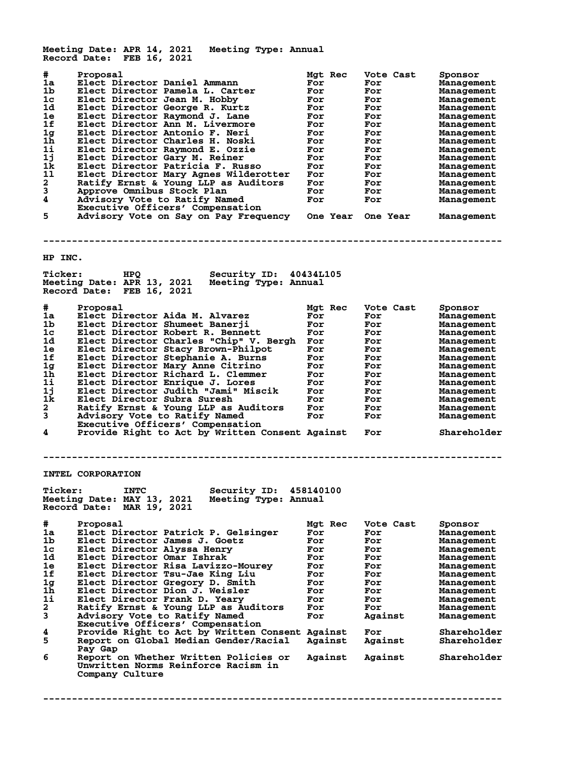Meeting Date: APR 14, 2021 Meeting Type: Annual
Record Date: FEB 16, 2021

| # | Proposal | Mgt Rec | Vote Cast | Sponsor |
|---|---|---|---|---|
| 1a | Elect Director Daniel Ammann | For | For | Management |
| 1b | Elect Director Pamela L. Carter | For | For | Management |
| 1c | Elect Director Jean M. Hobby | For | For | Management |
| 1d | Elect Director George R. Kurtz | For | For | Management |
| 1e | Elect Director Raymond J. Lane | For | For | Management |
| 1f | Elect Director Ann M. Livermore | For | For | Management |
| 1g | Elect Director Antonio F. Neri | For | For | Management |
| 1h | Elect Director Charles H. Noski | For | For | Management |
| 1i | Elect Director Raymond E. Ozzie | For | For | Management |
| 1j | Elect Director Gary M. Reiner | For | For | Management |
| 1k | Elect Director Patricia F. Russo | For | For | Management |
| 1l | Elect Director Mary Agnes Wilderotter | For | For | Management |
| 2 | Ratify Ernst & Young LLP as Auditors | For | For | Management |
| 3 | Approve Omnibus Stock Plan | For | For | Management |
| 4 | Advisory Vote to Ratify Named Executive Officers' Compensation | For | For | Management |
| 5 | Advisory Vote on Say on Pay Frequency | One Year | One Year | Management |

--------------------------------------------------------------------------------

HP INC.

Ticker: HPQ Security ID: 40434L105
Meeting Date: APR 13, 2021 Meeting Type: Annual
Record Date: FEB 16, 2021

| # | Proposal | Mgt Rec | Vote Cast | Sponsor |
|---|---|---|---|---|
| 1a | Elect Director Aida M. Alvarez | For | For | Management |
| 1b | Elect Director Shumeet Banerji | For | For | Management |
| 1c | Elect Director Robert R. Bennett | For | For | Management |
| 1d | Elect Director Charles "Chip" V. Bergh | For | For | Management |
| 1e | Elect Director Stacy Brown-Philpot | For | For | Management |
| 1f | Elect Director Stephanie A. Burns | For | For | Management |
| 1g | Elect Director Mary Anne Citrino | For | For | Management |
| 1h | Elect Director Richard L. Clemmer | For | For | Management |
| 1i | Elect Director Enrique J. Lores | For | For | Management |
| 1j | Elect Director Judith "Jami" Miscik | For | For | Management |
| 1k | Elect Director Subra Suresh | For | For | Management |
| 2 | Ratify Ernst & Young LLP as Auditors | For | For | Management |
| 3 | Advisory Vote to Ratify Named Executive Officers' Compensation | For | For | Management |
| 4 | Provide Right to Act by Written Consent | Against | For | Shareholder |

--------------------------------------------------------------------------------

INTEL CORPORATION

Ticker: INTC Security ID: 458140100
Meeting Date: MAY 13, 2021 Meeting Type: Annual
Record Date: MAR 19, 2021

| # | Proposal | Mgt Rec | Vote Cast | Sponsor |
|---|---|---|---|---|
| 1a | Elect Director Patrick P. Gelsinger | For | For | Management |
| 1b | Elect Director James J. Goetz | For | For | Management |
| 1c | Elect Director Alyssa Henry | For | For | Management |
| 1d | Elect Director Omar Ishrak | For | For | Management |
| 1e | Elect Director Risa Lavizzo-Mourey | For | For | Management |
| 1f | Elect Director Tsu-Jae King Liu | For | For | Management |
| 1g | Elect Director Gregory D. Smith | For | For | Management |
| 1h | Elect Director Dion J. Weisler | For | For | Management |
| 1i | Elect Director Frank D. Yeary | For | For | Management |
| 2 | Ratify Ernst & Young LLP as Auditors | For | For | Management |
| 3 | Advisory Vote to Ratify Named Executive Officers' Compensation | For | Against | Management |
| 4 | Provide Right to Act by Written Consent | Against | For | Shareholder |
| 5 | Report on Global Median Gender/Racial Pay Gap | Against | Against | Shareholder |
| 6 | Report on Whether Written Policies or Unwritten Norms Reinforce Racism in Company Culture | Against | Against | Shareholder |

--------------------------------------------------------------------------------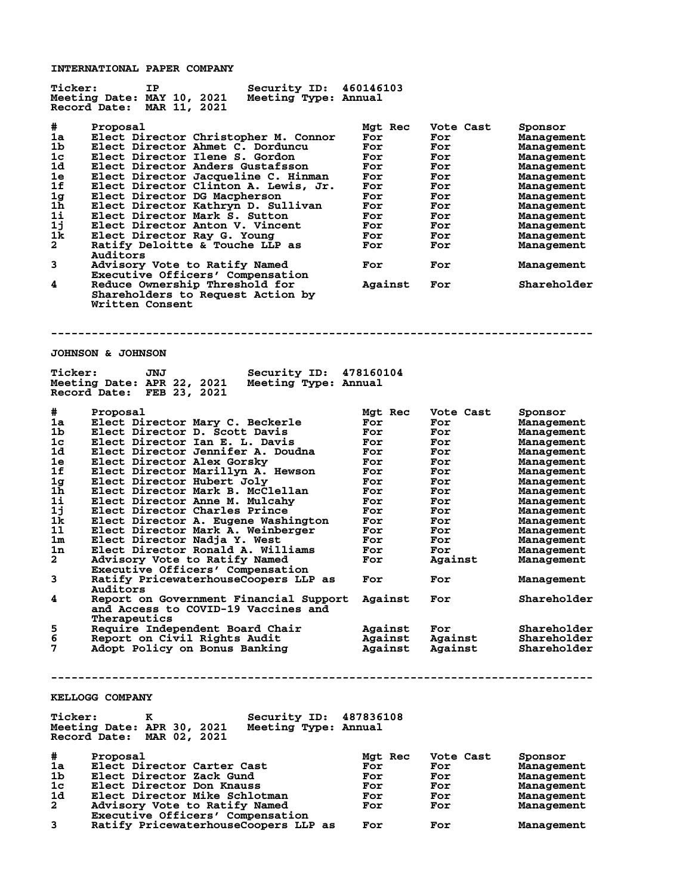**INTERNATIONAL PAPER COMPANY**

**Ticker:** IP **Security ID:** 460146103
**Meeting Date:** MAY 10, 2021 **Meeting Type:** Annual
**Record Date:** MAR 11, 2021

| # | Proposal | Mgt Rec | Vote Cast | Sponsor |
|---|---|---|---|---|
| 1a | Elect Director Christopher M. Connor | For | For | Management |
| 1b | Elect Director Ahmet C. Dorduncu | For | For | Management |
| 1c | Elect Director Ilene S. Gordon | For | For | Management |
| 1d | Elect Director Anders Gustafsson | For | For | Management |
| 1e | Elect Director Jacqueline C. Hinman | For | For | Management |
| 1f | Elect Director Clinton A. Lewis, Jr. | For | For | Management |
| 1g | Elect Director DG Macpherson | For | For | Management |
| 1h | Elect Director Kathryn D. Sullivan | For | For | Management |
| 1i | Elect Director Mark S. Sutton | For | For | Management |
| 1j | Elect Director Anton V. Vincent | For | For | Management |
| 1k | Elect Director Ray G. Young | For | For | Management |
| 2 | Ratify Deloitte & Touche LLP as Auditors | For | For | Management |
| 3 | Advisory Vote to Ratify Named Executive Officers' Compensation | For | For | Management |
| 4 | Reduce Ownership Threshold for Shareholders to Request Action by Written Consent | Against | For | Shareholder |

---

**JOHNSON & JOHNSON**

**Ticker:** JNJ **Security ID:** 478160104
**Meeting Date:** APR 22, 2021 **Meeting Type:** Annual
**Record Date:** FEB 23, 2021

| # | Proposal | Mgt Rec | Vote Cast | Sponsor |
|---|---|---|---|---|
| 1a | Elect Director Mary C. Beckerle | For | For | Management |
| 1b | Elect Director D. Scott Davis | For | For | Management |
| 1c | Elect Director Ian E. L. Davis | For | For | Management |
| 1d | Elect Director Jennifer A. Doudna | For | For | Management |
| 1e | Elect Director Alex Gorsky | For | For | Management |
| 1f | Elect Director Marillyn A. Hewson | For | For | Management |
| 1g | Elect Director Hubert Joly | For | For | Management |
| 1h | Elect Director Mark B. McClellan | For | For | Management |
| 1i | Elect Director Anne M. Mulcahy | For | For | Management |
| 1j | Elect Director Charles Prince | For | For | Management |
| 1k | Elect Director A. Eugene Washington | For | For | Management |
| 1l | Elect Director Mark A. Weinberger | For | For | Management |
| 1m | Elect Director Nadja Y. West | For | For | Management |
| 1n | Elect Director Ronald A. Williams | For | For | Management |
| 2 | Advisory Vote to Ratify Named Executive Officers' Compensation | For | Against | Management |
| 3 | Ratify PricewaterhouseCoopers LLP as Auditors | For | For | Management |
| 4 | Report on Government Financial Support and Access to COVID-19 Vaccines and Therapeutics | Against | For | Shareholder |
| 5 | Require Independent Board Chair | Against | For | Shareholder |
| 6 | Report on Civil Rights Audit | Against | Against | Shareholder |
| 7 | Adopt Policy on Bonus Banking | Against | Against | Shareholder |

---

**KELLOGG COMPANY**

**Ticker:** K **Security ID:** 487836108
**Meeting Date:** APR 30, 2021 **Meeting Type:** Annual
**Record Date:** MAR 02, 2021

| # | Proposal | Mgt Rec | Vote Cast | Sponsor |
|---|---|---|---|---|
| 1a | Elect Director Carter Cast | For | For | Management |
| 1b | Elect Director Zack Gund | For | For | Management |
| 1c | Elect Director Don Knauss | For | For | Management |
| 1d | Elect Director Mike Schlotman | For | For | Management |
| 2 | Advisory Vote to Ratify Named Executive Officers' Compensation | For | For | Management |
| 3 | Ratify PricewaterhouseCoopers LLP as | For | For | Management |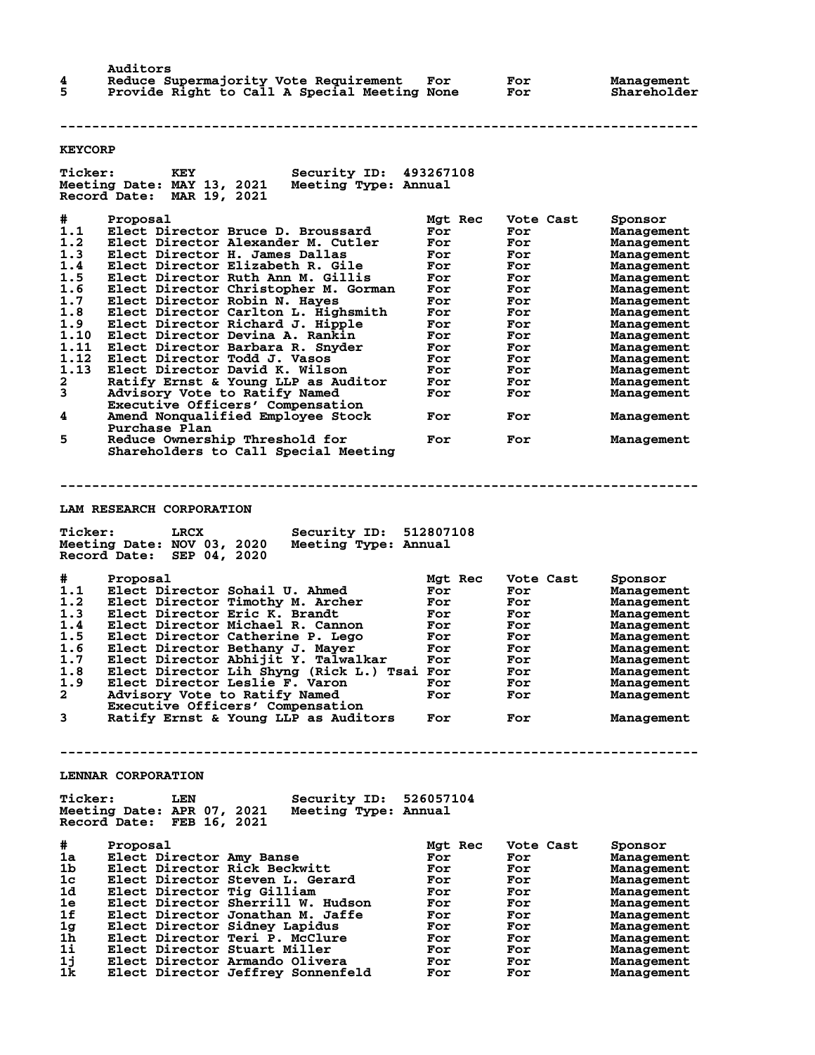| # | Proposal | Mgt Rec | Vote Cast | Sponsor |
|---|---|---|---|---|
| | Auditors | | | |
| 4 | Reduce Supermajority Vote Requirement | For | For | Management |
| 5 | Provide Right to Call A Special Meeting | None | For | Shareholder |

---

## KEYCORP

**Ticker:** KEY **Security ID:** 493267108
**Meeting Date:** MAY 13, 2021 **Meeting Type:** Annual
**Record Date:** MAR 19, 2021

| # | Proposal | Mgt Rec | Vote Cast | Sponsor |
|---|---|---|---|---|
| 1.1 | Elect Director Bruce D. Broussard | For | For | Management |
| 1.2 | Elect Director Alexander M. Cutler | For | For | Management |
| 1.3 | Elect Director H. James Dallas | For | For | Management |
| 1.4 | Elect Director Elizabeth R. Gile | For | For | Management |
| 1.5 | Elect Director Ruth Ann M. Gillis | For | For | Management |
| 1.6 | Elect Director Christopher M. Gorman | For | For | Management |
| 1.7 | Elect Director Robin N. Hayes | For | For | Management |
| 1.8 | Elect Director Carlton L. Highsmith | For | For | Management |
| 1.9 | Elect Director Richard J. Hipple | For | For | Management |
| 1.10 | Elect Director Devina A. Rankin | For | For | Management |
| 1.11 | Elect Director Barbara R. Snyder | For | For | Management |
| 1.12 | Elect Director Todd J. Vasos | For | For | Management |
| 1.13 | Elect Director David K. Wilson | For | For | Management |
| 2 | Ratify Ernst & Young LLP as Auditor | For | For | Management |
| 3 | Advisory Vote to Ratify Named Executive Officers' Compensation | For | For | Management |
| 4 | Amend Nonqualified Employee Stock Purchase Plan | For | For | Management |
| 5 | Reduce Ownership Threshold for Shareholders to Call Special Meeting | For | For | Management |

---

## LAM RESEARCH CORPORATION

**Ticker:** LRCX **Security ID:** 512807108
**Meeting Date:** NOV 03, 2020 **Meeting Type:** Annual
**Record Date:** SEP 04, 2020

| # | Proposal | Mgt Rec | Vote Cast | Sponsor |
|---|---|---|---|---|
| 1.1 | Elect Director Sohail U. Ahmed | For | For | Management |
| 1.2 | Elect Director Timothy M. Archer | For | For | Management |
| 1.3 | Elect Director Eric K. Brandt | For | For | Management |
| 1.4 | Elect Director Michael R. Cannon | For | For | Management |
| 1.5 | Elect Director Catherine P. Lego | For | For | Management |
| 1.6 | Elect Director Bethany J. Mayer | For | For | Management |
| 1.7 | Elect Director Abhijit Y. Talwalkar | For | For | Management |
| 1.8 | Elect Director Lih Shyng (Rick L.) Tsai | For | For | Management |
| 1.9 | Elect Director Leslie F. Varon | For | For | Management |
| 2 | Advisory Vote to Ratify Named Executive Officers' Compensation | For | For | Management |
| 3 | Ratify Ernst & Young LLP as Auditors | For | For | Management |

---

## LENNAR CORPORATION

**Ticker:** LEN **Security ID:** 526057104
**Meeting Date:** APR 07, 2021 **Meeting Type:** Annual
**Record Date:** FEB 16, 2021

| # | Proposal | Mgt Rec | Vote Cast | Sponsor |
|---|---|---|---|---|
| 1a | Elect Director Amy Banse | For | For | Management |
| 1b | Elect Director Rick Beckwitt | For | For | Management |
| 1c | Elect Director Steven L. Gerard | For | For | Management |
| 1d | Elect Director Tig Gilliam | For | For | Management |
| 1e | Elect Director Sherrill W. Hudson | For | For | Management |
| 1f | Elect Director Jonathan M. Jaffe | For | For | Management |
| 1g | Elect Director Sidney Lapidus | For | For | Management |
| 1h | Elect Director Teri P. McClure | For | For | Management |
| 1i | Elect Director Stuart Miller | For | For | Management |
| 1j | Elect Director Armando Olivera | For | For | Management |
| 1k | Elect Director Jeffrey Sonnenfeld | For | For | Management |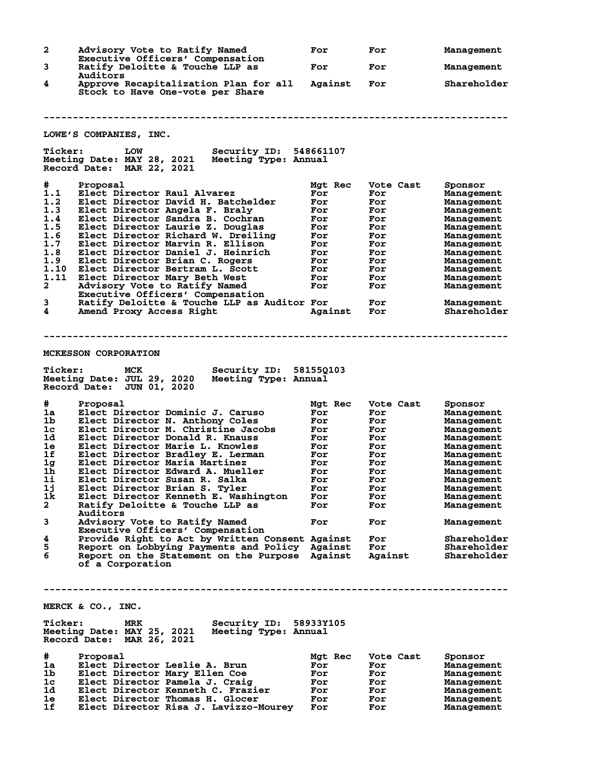| # | Proposal | Mgt Rec | Vote Cast | Sponsor |
|---|---|---|---|---|
| 2 | Advisory Vote to Ratify Named Executive Officers' Compensation | For | For | Management |
| 3 | Ratify Deloitte & Touche LLP as Auditors | For | For | Management |
| 4 | Approve Recapitalization Plan for all Stock to Have One-vote per Share | Against | For | Shareholder |

---

## LOWE'S COMPANIES, INC.

**Ticker:** LOW **Security ID:** 548661107
**Meeting Date:** MAY 28, 2021 **Meeting Type:** Annual
**Record Date:** MAR 22, 2021

| # | Proposal | Mgt Rec | Vote Cast | Sponsor |
|---|---|---|---|---|
| 1.1 | Elect Director Raul Alvarez | For | For | Management |
| 1.2 | Elect Director David H. Batchelder | For | For | Management |
| 1.3 | Elect Director Angela F. Braly | For | For | Management |
| 1.4 | Elect Director Sandra B. Cochran | For | For | Management |
| 1.5 | Elect Director Laurie Z. Douglas | For | For | Management |
| 1.6 | Elect Director Richard W. Dreiling | For | For | Management |
| 1.7 | Elect Director Marvin R. Ellison | For | For | Management |
| 1.8 | Elect Director Daniel J. Heinrich | For | For | Management |
| 1.9 | Elect Director Brian C. Rogers | For | For | Management |
| 1.10 | Elect Director Bertram L. Scott | For | For | Management |
| 1.11 | Elect Director Mary Beth West | For | For | Management |
| 2 | Advisory Vote to Ratify Named Executive Officers' Compensation | For | For | Management |
| 3 | Ratify Deloitte & Touche LLP as Auditor | For | For | Management |
| 4 | Amend Proxy Access Right | Against | For | Shareholder |

---

## MCKESSON CORPORATION

**Ticker:** MCK **Security ID:** 58155Q103
**Meeting Date:** JUL 29, 2020 **Meeting Type:** Annual
**Record Date:** JUN 01, 2020

| # | Proposal | Mgt Rec | Vote Cast | Sponsor |
|---|---|---|---|---|
| 1a | Elect Director Dominic J. Caruso | For | For | Management |
| 1b | Elect Director N. Anthony Coles | For | For | Management |
| 1c | Elect Director M. Christine Jacobs | For | For | Management |
| 1d | Elect Director Donald R. Knauss | For | For | Management |
| 1e | Elect Director Marie L. Knowles | For | For | Management |
| 1f | Elect Director Bradley E. Lerman | For | For | Management |
| 1g | Elect Director Maria Martinez | For | For | Management |
| 1h | Elect Director Edward A. Mueller | For | For | Management |
| 1i | Elect Director Susan R. Salka | For | For | Management |
| 1j | Elect Director Brian S. Tyler | For | For | Management |
| 1k | Elect Director Kenneth E. Washington | For | For | Management |
| 2 | Ratify Deloitte & Touche LLP as Auditors | For | For | Management |
| 3 | Advisory Vote to Ratify Named Executive Officers' Compensation | For | For | Management |
| 4 | Provide Right to Act by Written Consent | Against | For | Shareholder |
| 5 | Report on Lobbying Payments and Policy | Against | For | Shareholder |
| 6 | Report on the Statement on the Purpose of a Corporation | Against | Against | Shareholder |

---

## MERCK & CO., INC.

**Ticker:** MRK **Security ID:** 58933Y105
**Meeting Date:** MAY 25, 2021 **Meeting Type:** Annual
**Record Date:** MAR 26, 2021

| # | Proposal | Mgt Rec | Vote Cast | Sponsor |
|---|---|---|---|---|
| 1a | Elect Director Leslie A. Brun | For | For | Management |
| 1b | Elect Director Mary Ellen Coe | For | For | Management |
| 1c | Elect Director Pamela J. Craig | For | For | Management |
| 1d | Elect Director Kenneth C. Frazier | For | For | Management |
| 1e | Elect Director Thomas H. Glocer | For | For | Management |
| 1f | Elect Director Risa J. Lavizzo-Mourey | For | For | Management |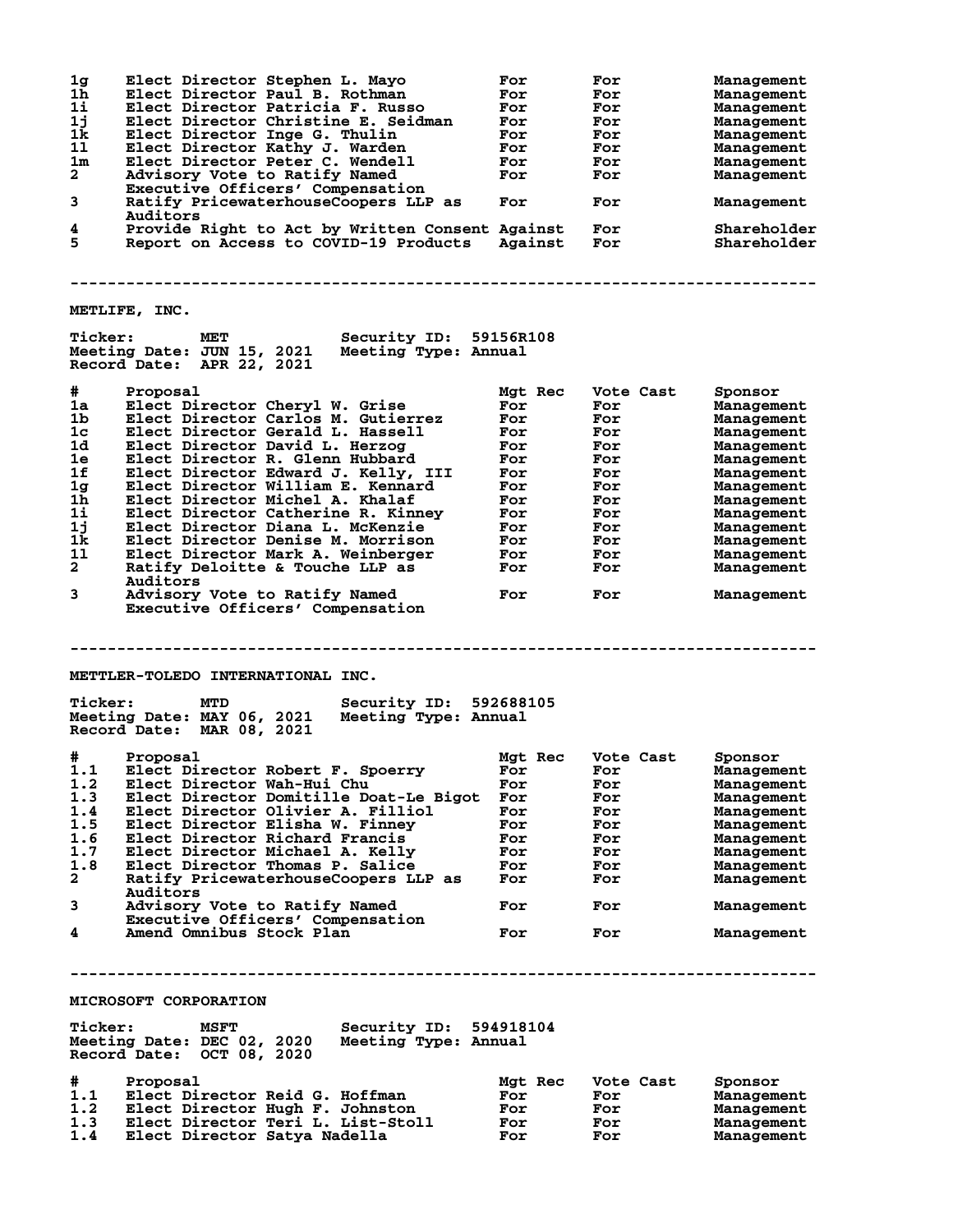| # | Proposal | Mgt Rec | Vote Cast | Sponsor |
|---|---|---|---|---|
| 1g | Elect Director Stephen L. Mayo | For | For | Management |
| 1h | Elect Director Paul B. Rothman | For | For | Management |
| 1i | Elect Director Patricia F. Russo | For | For | Management |
| 1j | Elect Director Christine E. Seidman | For | For | Management |
| 1k | Elect Director Inge G. Thulin | For | For | Management |
| 1l | Elect Director Kathy J. Warden | For | For | Management |
| 1m | Elect Director Peter C. Wendell | For | For | Management |
| 2 | Advisory Vote to Ratify Named Executive Officers' Compensation | For | For | Management |
| 3 | Ratify PricewaterhouseCoopers LLP as Auditors | For | For | Management |
| 4 | Provide Right to Act by Written Consent | Against | For | Shareholder |
| 5 | Report on Access to COVID-19 Products | Against | For | Shareholder |

---

## METLIFE, INC.

**Ticker:** MET **Security ID:** 59156R108
**Meeting Date:** JUN 15, 2021 **Meeting Type:** Annual
**Record Date:** APR 22, 2021

| # | Proposal | Mgt Rec | Vote Cast | Sponsor |
|---|---|---|---|---|
| 1a | Elect Director Cheryl W. Grise | For | For | Management |
| 1b | Elect Director Carlos M. Gutierrez | For | For | Management |
| 1c | Elect Director Gerald L. Hassell | For | For | Management |
| 1d | Elect Director David L. Herzog | For | For | Management |
| 1e | Elect Director R. Glenn Hubbard | For | For | Management |
| 1f | Elect Director Edward J. Kelly, III | For | For | Management |
| 1g | Elect Director William E. Kennard | For | For | Management |
| 1h | Elect Director Michel A. Khalaf | For | For | Management |
| 1i | Elect Director Catherine R. Kinney | For | For | Management |
| 1j | Elect Director Diana L. McKenzie | For | For | Management |
| 1k | Elect Director Denise M. Morrison | For | For | Management |
| 1l | Elect Director Mark A. Weinberger | For | For | Management |
| 2 | Ratify Deloitte & Touche LLP as Auditors | For | For | Management |
| 3 | Advisory Vote to Ratify Named Executive Officers' Compensation | For | For | Management |

---

## METTLER-TOLEDO INTERNATIONAL INC.

**Ticker:** MTD **Security ID:** 592688105
**Meeting Date:** MAY 06, 2021 **Meeting Type:** Annual
**Record Date:** MAR 08, 2021

| # | Proposal | Mgt Rec | Vote Cast | Sponsor |
|---|---|---|---|---|
| 1.1 | Elect Director Robert F. Spoerry | For | For | Management |
| 1.2 | Elect Director Wah-Hui Chu | For | For | Management |
| 1.3 | Elect Director Domitille Doat-Le Bigot | For | For | Management |
| 1.4 | Elect Director Olivier A. Filliol | For | For | Management |
| 1.5 | Elect Director Elisha W. Finney | For | For | Management |
| 1.6 | Elect Director Richard Francis | For | For | Management |
| 1.7 | Elect Director Michael A. Kelly | For | For | Management |
| 1.8 | Elect Director Thomas P. Salice | For | For | Management |
| 2 | Ratify PricewaterhouseCoopers LLP as Auditors | For | For | Management |
| 3 | Advisory Vote to Ratify Named Executive Officers' Compensation | For | For | Management |
| 4 | Amend Omnibus Stock Plan | For | For | Management |

---

## MICROSOFT CORPORATION

**Ticker:** MSFT **Security ID:** 594918104
**Meeting Date:** DEC 02, 2020 **Meeting Type:** Annual
**Record Date:** OCT 08, 2020

| # | Proposal | Mgt Rec | Vote Cast | Sponsor |
|---|---|---|---|---|
| 1.1 | Elect Director Reid G. Hoffman | For | For | Management |
| 1.2 | Elect Director Hugh F. Johnston | For | For | Management |
| 1.3 | Elect Director Teri L. List-Stoll | For | For | Management |
| 1.4 | Elect Director Satya Nadella | For | For | Management |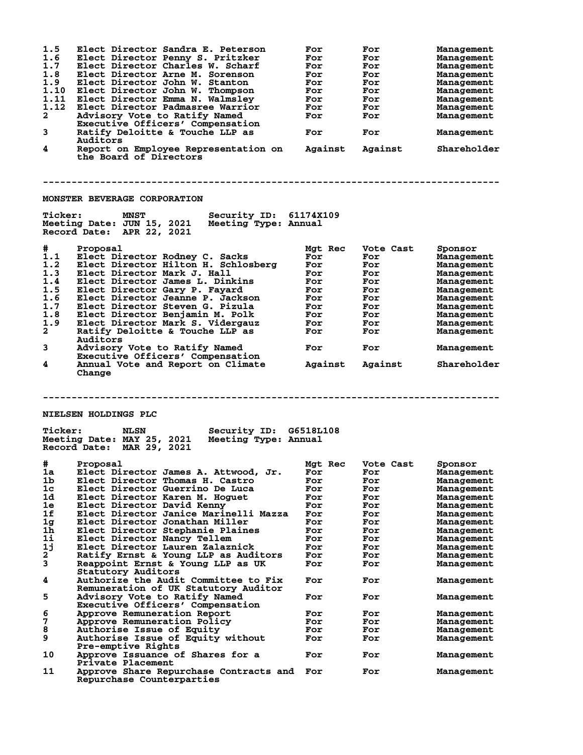| # | Proposal | Mgt Rec | Vote Cast | Sponsor |
|---|---|---|---|---|
| 1.5 | Elect Director Sandra E. Peterson | For | For | Management |
| 1.6 | Elect Director Penny S. Pritzker | For | For | Management |
| 1.7 | Elect Director Charles W. Scharf | For | For | Management |
| 1.8 | Elect Director Arne M. Sorenson | For | For | Management |
| 1.9 | Elect Director John W. Stanton | For | For | Management |
| 1.10 | Elect Director John W. Thompson | For | For | Management |
| 1.11 | Elect Director Emma N. Walmsley | For | For | Management |
| 1.12 | Elect Director Padmasree Warrior | For | For | Management |
| 2 | Advisory Vote to Ratify Named Executive Officers' Compensation | For | For | Management |
| 3 | Ratify Deloitte & Touche LLP as Auditors | For | For | Management |
| 4 | Report on Employee Representation on the Board of Directors | Against | Against | Shareholder |

--------------------------------------------------------------------------------

## MONSTER BEVERAGE CORPORATION

**Ticker:** MNST **Security ID:** 61174X109
**Meeting Date:** JUN 15, 2021 **Meeting Type:** Annual
**Record Date:** APR 22, 2021

| # | Proposal | Mgt Rec | Vote Cast | Sponsor |
|---|---|---|---|---|
| 1.1 | Elect Director Rodney C. Sacks | For | For | Management |
| 1.2 | Elect Director Hilton H. Schlosberg | For | For | Management |
| 1.3 | Elect Director Mark J. Hall | For | For | Management |
| 1.4 | Elect Director James L. Dinkins | For | For | Management |
| 1.5 | Elect Director Gary P. Fayard | For | For | Management |
| 1.6 | Elect Director Jeanne P. Jackson | For | For | Management |
| 1.7 | Elect Director Steven G. Pizula | For | For | Management |
| 1.8 | Elect Director Benjamin M. Polk | For | For | Management |
| 1.9 | Elect Director Mark S. Vidergauz | For | For | Management |
| 2 | Ratify Deloitte & Touche LLP as Auditors | For | For | Management |
| 3 | Advisory Vote to Ratify Named Executive Officers' Compensation | For | For | Management |
| 4 | Annual Vote and Report on Climate Change | Against | Against | Shareholder |

--------------------------------------------------------------------------------

## NIELSEN HOLDINGS PLC

**Ticker:** NLSN **Security ID:** G6518L108
**Meeting Date:** MAY 25, 2021 **Meeting Type:** Annual
**Record Date:** MAR 29, 2021

| # | Proposal | Mgt Rec | Vote Cast | Sponsor |
|---|---|---|---|---|
| 1a | Elect Director James A. Attwood, Jr. | For | For | Management |
| 1b | Elect Director Thomas H. Castro | For | For | Management |
| 1c | Elect Director Guerrino De Luca | For | For | Management |
| 1d | Elect Director Karen M. Hoguet | For | For | Management |
| 1e | Elect Director David Kenny | For | For | Management |
| 1f | Elect Director Janice Marinelli Mazza | For | For | Management |
| 1g | Elect Director Jonathan Miller | For | For | Management |
| 1h | Elect Director Stephanie Plaines | For | For | Management |
| 1i | Elect Director Nancy Tellem | For | For | Management |
| 1j | Elect Director Lauren Zalaznick | For | For | Management |
| 2 | Ratify Ernst & Young LLP as Auditors | For | For | Management |
| 3 | Reappoint Ernst & Young LLP as UK Statutory Auditors | For | For | Management |
| 4 | Authorize the Audit Committee to Fix Remuneration of UK Statutory Auditor | For | For | Management |
| 5 | Advisory Vote to Ratify Named Executive Officers' Compensation | For | For | Management |
| 6 | Approve Remuneration Report | For | For | Management |
| 7 | Approve Remuneration Policy | For | For | Management |
| 8 | Authorise Issue of Equity | For | For | Management |
| 9 | Authorise Issue of Equity without Pre-emptive Rights | For | For | Management |
| 10 | Approve Issuance of Shares for a Private Placement | For | For | Management |
| 11 | Approve Share Repurchase Contracts and Repurchase Counterparties | For | For | Management |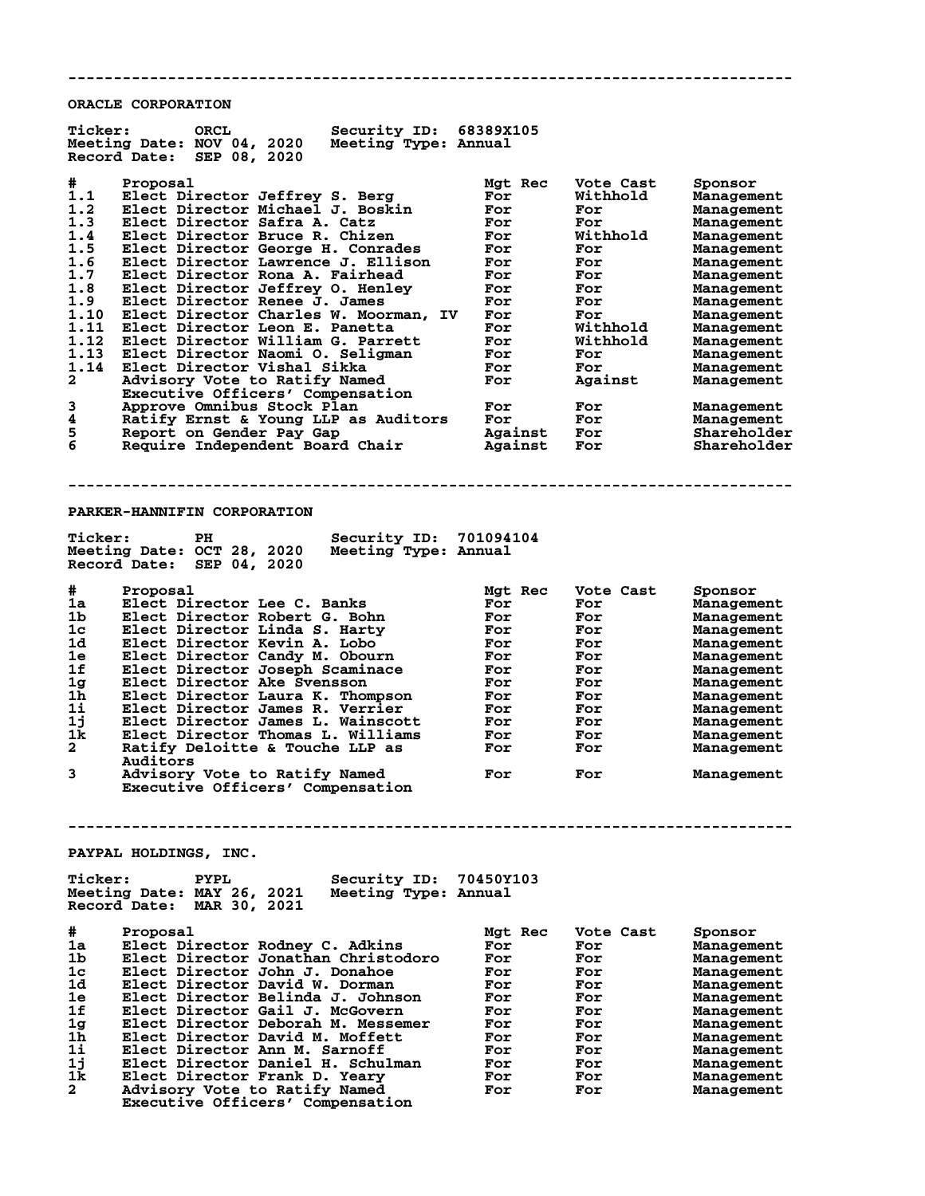---

## ORACLE CORPORATION

**Ticker:** ORCL **Security ID:** 68389X105
**Meeting Date:** NOV 04, 2020 **Meeting Type:** Annual
**Record Date:** SEP 08, 2020

| # | Proposal | Mgt Rec | Vote Cast | Sponsor |
|---|---|---|---|---|
| 1.1 | Elect Director Jeffrey S. Berg | For | Withhold | Management |
| 1.2 | Elect Director Michael J. Boskin | For | For | Management |
| 1.3 | Elect Director Safra A. Catz | For | For | Management |
| 1.4 | Elect Director Bruce R. Chizen | For | Withhold | Management |
| 1.5 | Elect Director George H. Conrades | For | For | Management |
| 1.6 | Elect Director Lawrence J. Ellison | For | For | Management |
| 1.7 | Elect Director Rona A. Fairhead | For | For | Management |
| 1.8 | Elect Director Jeffrey O. Henley | For | For | Management |
| 1.9 | Elect Director Renee J. James | For | For | Management |
| 1.10 | Elect Director Charles W. Moorman, IV | For | For | Management |
| 1.11 | Elect Director Leon E. Panetta | For | Withhold | Management |
| 1.12 | Elect Director William G. Parrett | For | Withhold | Management |
| 1.13 | Elect Director Naomi O. Seligman | For | For | Management |
| 1.14 | Elect Director Vishal Sikka | For | For | Management |
| 2 | Advisory Vote to Ratify Named Executive Officers' Compensation | For | Against | Management |
| 3 | Approve Omnibus Stock Plan | For | For | Management |
| 4 | Ratify Ernst & Young LLP as Auditors | For | For | Management |
| 5 | Report on Gender Pay Gap | Against | For | Shareholder |
| 6 | Require Independent Board Chair | Against | For | Shareholder |

---

## PARKER-HANNIFIN CORPORATION

**Ticker:** PH **Security ID:** 701094104
**Meeting Date:** OCT 28, 2020 **Meeting Type:** Annual
**Record Date:** SEP 04, 2020

| # | Proposal | Mgt Rec | Vote Cast | Sponsor |
|---|---|---|---|---|
| 1a | Elect Director Lee C. Banks | For | For | Management |
| 1b | Elect Director Robert G. Bohn | For | For | Management |
| 1c | Elect Director Linda S. Harty | For | For | Management |
| 1d | Elect Director Kevin A. Lobo | For | For | Management |
| 1e | Elect Director Candy M. Obourn | For | For | Management |
| 1f | Elect Director Joseph Scaminace | For | For | Management |
| 1g | Elect Director Ake Svensson | For | For | Management |
| 1h | Elect Director Laura K. Thompson | For | For | Management |
| 1i | Elect Director James R. Verrier | For | For | Management |
| 1j | Elect Director James L. Wainscott | For | For | Management |
| 1k | Elect Director Thomas L. Williams | For | For | Management |
| 2 | Ratify Deloitte & Touche LLP as Auditors | For | For | Management |
| 3 | Advisory Vote to Ratify Named Executive Officers' Compensation | For | For | Management |

---

## PAYPAL HOLDINGS, INC.

**Ticker:** PYPL **Security ID:** 70450Y103
**Meeting Date:** MAY 26, 2021 **Meeting Type:** Annual
**Record Date:** MAR 30, 2021

| # | Proposal | Mgt Rec | Vote Cast | Sponsor |
|---|---|---|---|---|
| 1a | Elect Director Rodney C. Adkins | For | For | Management |
| 1b | Elect Director Jonathan Christodoro | For | For | Management |
| 1c | Elect Director John J. Donahoe | For | For | Management |
| 1d | Elect Director David W. Dorman | For | For | Management |
| 1e | Elect Director Belinda J. Johnson | For | For | Management |
| 1f | Elect Director Gail J. McGovern | For | For | Management |
| 1g | Elect Director Deborah M. Messemer | For | For | Management |
| 1h | Elect Director David M. Moffett | For | For | Management |
| 1i | Elect Director Ann M. Sarnoff | For | For | Management |
| 1j | Elect Director Daniel H. Schulman | For | For | Management |
| 1k | Elect Director Frank D. Yeary | For | For | Management |
| 2 | Advisory Vote to Ratify Named Executive Officers' Compensation | For | For | Management |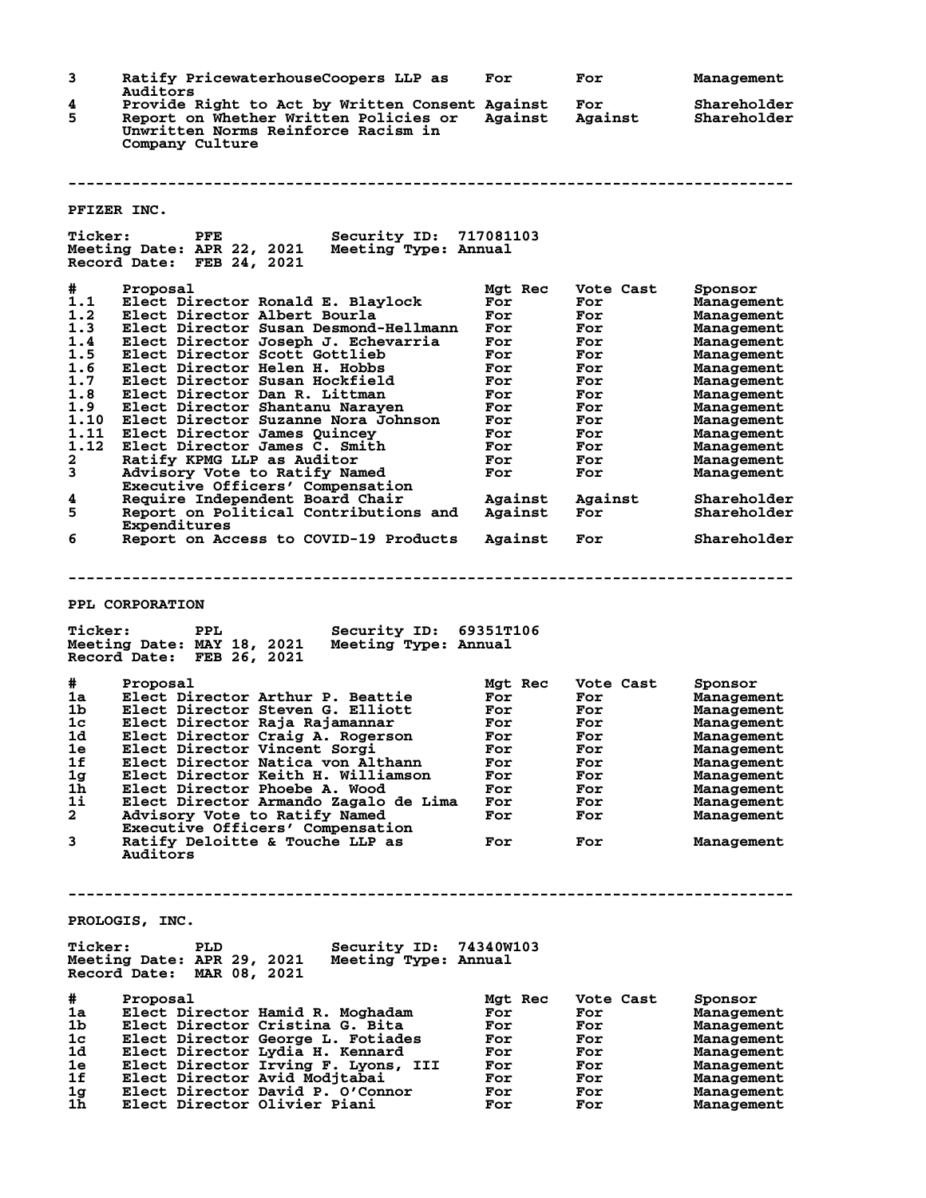| # | Proposal | Mgt Rec | Vote Cast | Sponsor |
|---|---|---|---|---|
| 3 | Ratify PricewaterhouseCoopers LLP as Auditors | For | For | Management |
| 4 | Provide Right to Act by Written Consent | Against | For | Shareholder |
| 5 | Report on Whether Written Policies or Unwritten Norms Reinforce Racism in Company Culture | Against | Against | Shareholder |

---

## PFIZER INC.

**Ticker:** PFE **Security ID:** 717081103
**Meeting Date:** APR 22, 2021 **Meeting Type:** Annual
**Record Date:** FEB 24, 2021

| # | Proposal | Mgt Rec | Vote Cast | Sponsor |
|---|---|---|---|---|
| 1.1 | Elect Director Ronald E. Blaylock | For | For | Management |
| 1.2 | Elect Director Albert Bourla | For | For | Management |
| 1.3 | Elect Director Susan Desmond-Hellmann | For | For | Management |
| 1.4 | Elect Director Joseph J. Echevarria | For | For | Management |
| 1.5 | Elect Director Scott Gottlieb | For | For | Management |
| 1.6 | Elect Director Helen H. Hobbs | For | For | Management |
| 1.7 | Elect Director Susan Hockfield | For | For | Management |
| 1.8 | Elect Director Dan R. Littman | For | For | Management |
| 1.9 | Elect Director Shantanu Narayen | For | For | Management |
| 1.10 | Elect Director Suzanne Nora Johnson | For | For | Management |
| 1.11 | Elect Director James Quincey | For | For | Management |
| 1.12 | Elect Director James C. Smith | For | For | Management |
| 2 | Ratify KPMG LLP as Auditor | For | For | Management |
| 3 | Advisory Vote to Ratify Named Executive Officers' Compensation | For | For | Management |
| 4 | Require Independent Board Chair | Against | Against | Shareholder |
| 5 | Report on Political Contributions and Expenditures | Against | For | Shareholder |
| 6 | Report on Access to COVID-19 Products | Against | For | Shareholder |

---

## PPL CORPORATION

**Ticker:** PPL **Security ID:** 69351T106
**Meeting Date:** MAY 18, 2021 **Meeting Type:** Annual
**Record Date:** FEB 26, 2021

| # | Proposal | Mgt Rec | Vote Cast | Sponsor |
|---|---|---|---|---|
| 1a | Elect Director Arthur P. Beattie | For | For | Management |
| 1b | Elect Director Steven G. Elliott | For | For | Management |
| 1c | Elect Director Raja Rajamannar | For | For | Management |
| 1d | Elect Director Craig A. Rogerson | For | For | Management |
| 1e | Elect Director Vincent Sorgi | For | For | Management |
| 1f | Elect Director Natica von Althann | For | For | Management |
| 1g | Elect Director Keith H. Williamson | For | For | Management |
| 1h | Elect Director Phoebe A. Wood | For | For | Management |
| 1i | Elect Director Armando Zagalo de Lima | For | For | Management |
| 2 | Advisory Vote to Ratify Named Executive Officers' Compensation | For | For | Management |
| 3 | Ratify Deloitte & Touche LLP as Auditors | For | For | Management |

---

## PROLOGIS, INC.

**Ticker:** PLD **Security ID:** 74340W103
**Meeting Date:** APR 29, 2021 **Meeting Type:** Annual
**Record Date:** MAR 08, 2021

| # | Proposal | Mgt Rec | Vote Cast | Sponsor |
|---|---|---|---|---|
| 1a | Elect Director Hamid R. Moghadam | For | For | Management |
| 1b | Elect Director Cristina G. Bita | For | For | Management |
| 1c | Elect Director George L. Fotiades | For | For | Management |
| 1d | Elect Director Lydia H. Kennard | For | For | Management |
| 1e | Elect Director Irving F. Lyons, III | For | For | Management |
| 1f | Elect Director Avid Modjtabai | For | For | Management |
| 1g | Elect Director David P. O'Connor | For | For | Management |
| 1h | Elect Director Olivier Piani | For | For | Management |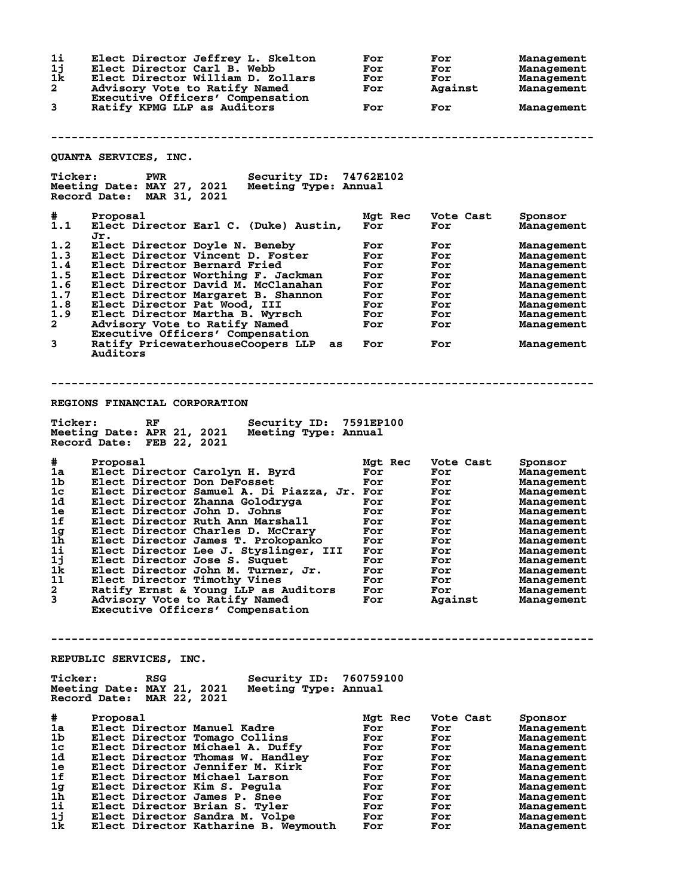| # | Proposal | Mgt Rec | Vote Cast | Sponsor |
|---|---|---|---|---|
| 1i | Elect Director Jeffrey L. Skelton | For | For | Management |
| 1j | Elect Director Carl B. Webb | For | For | Management |
| 1k | Elect Director William D. Zollars | For | For | Management |
| 2 | Advisory Vote to Ratify Named Executive Officers' Compensation | For | Against | Management |
| 3 | Ratify KPMG LLP as Auditors | For | For | Management |

---

## QUANTA SERVICES, INC.

Ticker: PWR Security ID: 74762E102
Meeting Date: MAY 27, 2021 Meeting Type: Annual
Record Date: MAR 31, 2021

| # | Proposal | Mgt Rec | Vote Cast | Sponsor |
|---|---|---|---|---|
| 1.1 | Elect Director Earl C. (Duke) Austin, Jr. | For | For | Management |
| 1.2 | Elect Director Doyle N. Beneby | For | For | Management |
| 1.3 | Elect Director Vincent D. Foster | For | For | Management |
| 1.4 | Elect Director Bernard Fried | For | For | Management |
| 1.5 | Elect Director Worthing F. Jackman | For | For | Management |
| 1.6 | Elect Director David M. McClanahan | For | For | Management |
| 1.7 | Elect Director Margaret B. Shannon | For | For | Management |
| 1.8 | Elect Director Pat Wood, III | For | For | Management |
| 1.9 | Elect Director Martha B. Wyrsch | For | For | Management |
| 2 | Advisory Vote to Ratify Named Executive Officers' Compensation | For | For | Management |
| 3 | Ratify PricewaterhouseCoopers LLP as Auditors | For | For | Management |

---

## REGIONS FINANCIAL CORPORATION

Ticker: RF Security ID: 7591EP100
Meeting Date: APR 21, 2021 Meeting Type: Annual
Record Date: FEB 22, 2021

| # | Proposal | Mgt Rec | Vote Cast | Sponsor |
|---|---|---|---|---|
| 1a | Elect Director Carolyn H. Byrd | For | For | Management |
| 1b | Elect Director Don DeFosset | For | For | Management |
| 1c | Elect Director Samuel A. Di Piazza, Jr. | For | For | Management |
| 1d | Elect Director Zhanna Golodryga | For | For | Management |
| 1e | Elect Director John D. Johns | For | For | Management |
| 1f | Elect Director Ruth Ann Marshall | For | For | Management |
| 1g | Elect Director Charles D. McCrary | For | For | Management |
| 1h | Elect Director James T. Prokopanko | For | For | Management |
| 1i | Elect Director Lee J. Styslinger, III | For | For | Management |
| 1j | Elect Director Jose S. Suquet | For | For | Management |
| 1k | Elect Director John M. Turner, Jr. | For | For | Management |
| 1l | Elect Director Timothy Vines | For | For | Management |
| 2 | Ratify Ernst & Young LLP as Auditors | For | For | Management |
| 3 | Advisory Vote to Ratify Named Executive Officers' Compensation | For | Against | Management |

---

## REPUBLIC SERVICES, INC.

Ticker: RSG Security ID: 760759100
Meeting Date: MAY 21, 2021 Meeting Type: Annual
Record Date: MAR 22, 2021

| # | Proposal | Mgt Rec | Vote Cast | Sponsor |
|---|---|---|---|---|
| 1a | Elect Director Manuel Kadre | For | For | Management |
| 1b | Elect Director Tomago Collins | For | For | Management |
| 1c | Elect Director Michael A. Duffy | For | For | Management |
| 1d | Elect Director Thomas W. Handley | For | For | Management |
| 1e | Elect Director Jennifer M. Kirk | For | For | Management |
| 1f | Elect Director Michael Larson | For | For | Management |
| 1g | Elect Director Kim S. Pegula | For | For | Management |
| 1h | Elect Director James P. Snee | For | For | Management |
| 1i | Elect Director Brian S. Tyler | For | For | Management |
| 1j | Elect Director Sandra M. Volpe | For | For | Management |
| 1k | Elect Director Katharine B. Weymouth | For | For | Management |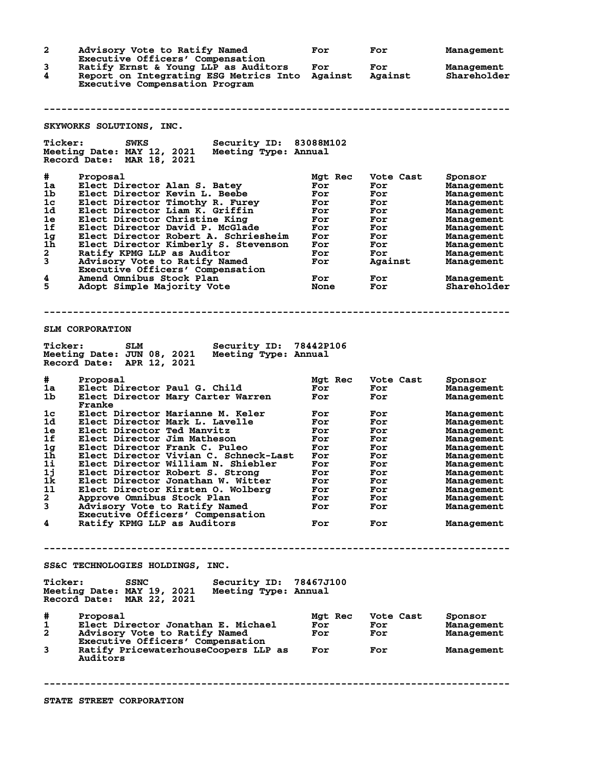| # | Proposal | Mgt Rec | Vote Cast | Sponsor |
|---|---|---|---|---|
| 2 | Advisory Vote to Ratify Named Executive Officers' Compensation | For | For | Management |
| 3 | Ratify Ernst & Young LLP as Auditors | For | For | Management |
| 4 | Report on Integrating ESG Metrics Into Executive Compensation Program | Against | Against | Shareholder |

---

## SKYWORKS SOLUTIONS, INC.

**Ticker:** SWKS  **Security ID:** 83088M102
**Meeting Date:** MAY 12, 2021  **Meeting Type:** Annual
**Record Date:** MAR 18, 2021

| # | Proposal | Mgt Rec | Vote Cast | Sponsor |
|---|---|---|---|---|
| 1a | Elect Director Alan S. Batey | For | For | Management |
| 1b | Elect Director Kevin L. Beebe | For | For | Management |
| 1c | Elect Director Timothy R. Furey | For | For | Management |
| 1d | Elect Director Liam K. Griffin | For | For | Management |
| 1e | Elect Director Christine King | For | For | Management |
| 1f | Elect Director David P. McGlade | For | For | Management |
| 1g | Elect Director Robert A. Schriesheim | For | For | Management |
| 1h | Elect Director Kimberly S. Stevenson | For | For | Management |
| 2 | Ratify KPMG LLP as Auditor | For | For | Management |
| 3 | Advisory Vote to Ratify Named Executive Officers' Compensation | For | Against | Management |
| 4 | Amend Omnibus Stock Plan | For | For | Management |
| 5 | Adopt Simple Majority Vote | None | For | Shareholder |

---

## SLM CORPORATION

**Ticker:** SLM  **Security ID:** 78442P106
**Meeting Date:** JUN 08, 2021  **Meeting Type:** Annual
**Record Date:** APR 12, 2021

| # | Proposal | Mgt Rec | Vote Cast | Sponsor |
|---|---|---|---|---|
| 1a | Elect Director Paul G. Child | For | For | Management |
| 1b | Elect Director Mary Carter Warren Franke | For | For | Management |
| 1c | Elect Director Marianne M. Keler | For | For | Management |
| 1d | Elect Director Mark L. Lavelle | For | For | Management |
| 1e | Elect Director Ted Manvitz | For | For | Management |
| 1f | Elect Director Jim Matheson | For | For | Management |
| 1g | Elect Director Frank C. Puleo | For | For | Management |
| 1h | Elect Director Vivian C. Schneck-Last | For | For | Management |
| 1i | Elect Director William N. Shiebler | For | For | Management |
| 1j | Elect Director Robert S. Strong | For | For | Management |
| 1k | Elect Director Jonathan W. Witter | For | For | Management |
| 1l | Elect Director Kirsten O. Wolberg | For | For | Management |
| 2 | Approve Omnibus Stock Plan | For | For | Management |
| 3 | Advisory Vote to Ratify Named Executive Officers' Compensation | For | For | Management |
| 4 | Ratify KPMG LLP as Auditors | For | For | Management |

---

## SS&C TECHNOLOGIES HOLDINGS, INC.

**Ticker:** SSNC  **Security ID:** 78467J100
**Meeting Date:** MAY 19, 2021  **Meeting Type:** Annual
**Record Date:** MAR 22, 2021

| # | Proposal | Mgt Rec | Vote Cast | Sponsor |
|---|---|---|---|---|
| 1 | Elect Director Jonathan E. Michael | For | For | Management |
| 2 | Advisory Vote to Ratify Named Executive Officers' Compensation | For | For | Management |
| 3 | Ratify PricewaterhouseCoopers LLP as Auditors | For | For | Management |

---

## STATE STREET CORPORATION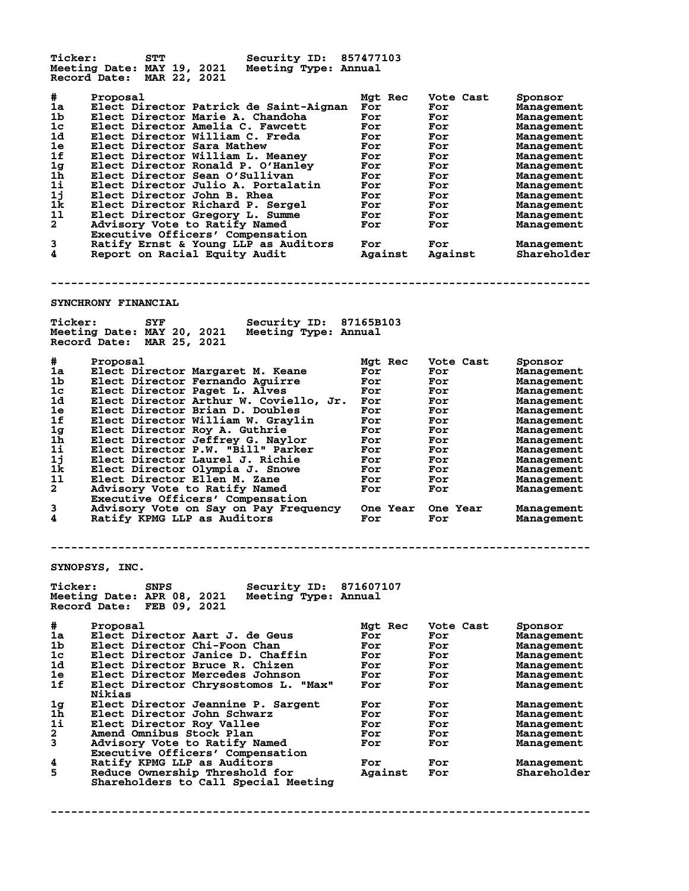**Ticker:** STT **Security ID:** 857477103
**Meeting Date:** MAY 19, 2021 **Meeting Type:** Annual
**Record Date:** MAR 22, 2021

| # | Proposal | Mgt Rec | Vote Cast | Sponsor |
|---|---|---|---|---|
| 1a | Elect Director Patrick de Saint-Aignan | For | For | Management |
| 1b | Elect Director Marie A. Chandoha | For | For | Management |
| 1c | Elect Director Amelia C. Fawcett | For | For | Management |
| 1d | Elect Director William C. Freda | For | For | Management |
| 1e | Elect Director Sara Mathew | For | For | Management |
| 1f | Elect Director William L. Meaney | For | For | Management |
| 1g | Elect Director Ronald P. O'Hanley | For | For | Management |
| 1h | Elect Director Sean O'Sullivan | For | For | Management |
| 1i | Elect Director Julio A. Portalatin | For | For | Management |
| 1j | Elect Director John B. Rhea | For | For | Management |
| 1k | Elect Director Richard P. Sergel | For | For | Management |
| 1l | Elect Director Gregory L. Summe | For | For | Management |
| 2 | Advisory Vote to Ratify Named Executive Officers' Compensation | For | For | Management |
| 3 | Ratify Ernst & Young LLP as Auditors | For | For | Management |
| 4 | Report on Racial Equity Audit | Against | Against | Shareholder |

---

## SYNCHRONY FINANCIAL

**Ticker:** SYF **Security ID:** 87165B103
**Meeting Date:** MAY 20, 2021 **Meeting Type:** Annual
**Record Date:** MAR 25, 2021

| # | Proposal | Mgt Rec | Vote Cast | Sponsor |
|---|---|---|---|---|
| 1a | Elect Director Margaret M. Keane | For | For | Management |
| 1b | Elect Director Fernando Aguirre | For | For | Management |
| 1c | Elect Director Paget L. Alves | For | For | Management |
| 1d | Elect Director Arthur W. Coviello, Jr. | For | For | Management |
| 1e | Elect Director Brian D. Doubles | For | For | Management |
| 1f | Elect Director William W. Graylin | For | For | Management |
| 1g | Elect Director Roy A. Guthrie | For | For | Management |
| 1h | Elect Director Jeffrey G. Naylor | For | For | Management |
| 1i | Elect Director P.W. "Bill" Parker | For | For | Management |
| 1j | Elect Director Laurel J. Richie | For | For | Management |
| 1k | Elect Director Olympia J. Snowe | For | For | Management |
| 1l | Elect Director Ellen M. Zane | For | For | Management |
| 2 | Advisory Vote to Ratify Named Executive Officers' Compensation | For | For | Management |
| 3 | Advisory Vote on Say on Pay Frequency | One Year | One Year | Management |
| 4 | Ratify KPMG LLP as Auditors | For | For | Management |

---

## SYNOPSYS, INC.

**Ticker:** SNPS **Security ID:** 871607107
**Meeting Date:** APR 08, 2021 **Meeting Type:** Annual
**Record Date:** FEB 09, 2021

| # | Proposal | Mgt Rec | Vote Cast | Sponsor |
|---|---|---|---|---|
| 1a | Elect Director Aart J. de Geus | For | For | Management |
| 1b | Elect Director Chi-Foon Chan | For | For | Management |
| 1c | Elect Director Janice D. Chaffin | For | For | Management |
| 1d | Elect Director Bruce R. Chizen | For | For | Management |
| 1e | Elect Director Mercedes Johnson | For | For | Management |
| 1f | Elect Director Chrysostomos L. "Max" Nikias | For | For | Management |
| 1g | Elect Director Jeannine P. Sargent | For | For | Management |
| 1h | Elect Director John Schwarz | For | For | Management |
| 1i | Elect Director Roy Vallee | For | For | Management |
| 2 | Amend Omnibus Stock Plan | For | For | Management |
| 3 | Advisory Vote to Ratify Named Executive Officers' Compensation | For | For | Management |
| 4 | Ratify KPMG LLP as Auditors | For | For | Management |
| 5 | Reduce Ownership Threshold for Shareholders to Call Special Meeting | Against | For | Shareholder |

---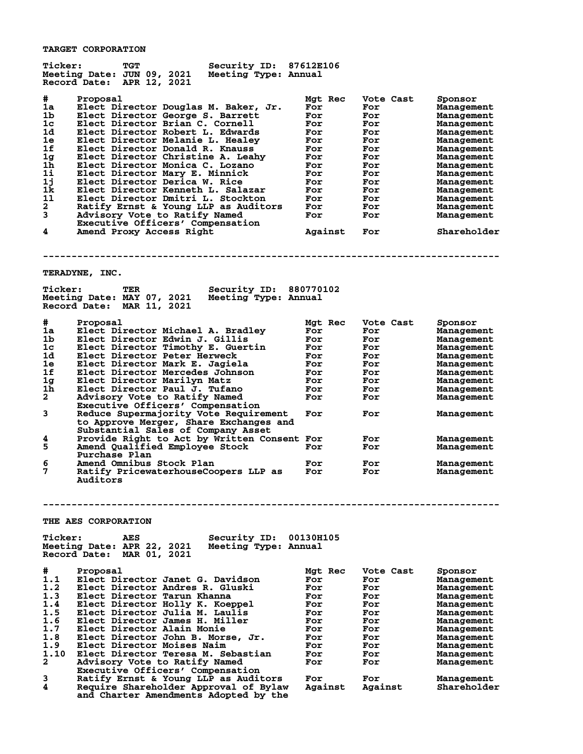## TARGET CORPORATION

**Ticker:** TGT **Security ID:** 87612E106
**Meeting Date:** JUN 09, 2021 **Meeting Type:** Annual
**Record Date:** APR 12, 2021

| # | Proposal | Mgt Rec | Vote Cast | Sponsor |
|---|---|---|---|---|
| 1a | Elect Director Douglas M. Baker, Jr. | For | For | Management |
| 1b | Elect Director George S. Barrett | For | For | Management |
| 1c | Elect Director Brian C. Cornell | For | For | Management |
| 1d | Elect Director Robert L. Edwards | For | For | Management |
| 1e | Elect Director Melanie L. Healey | For | For | Management |
| 1f | Elect Director Donald R. Knauss | For | For | Management |
| 1g | Elect Director Christine A. Leahy | For | For | Management |
| 1h | Elect Director Monica C. Lozano | For | For | Management |
| 1i | Elect Director Mary E. Minnick | For | For | Management |
| 1j | Elect Director Derica W. Rice | For | For | Management |
| 1k | Elect Director Kenneth L. Salazar | For | For | Management |
| 1l | Elect Director Dmitri L. Stockton | For | For | Management |
| 2 | Ratify Ernst & Young LLP as Auditors | For | For | Management |
| 3 | Advisory Vote to Ratify Named Executive Officers' Compensation | For | For | Management |
| 4 | Amend Proxy Access Right | Against | For | Shareholder |

---

## TERADYNE, INC.

**Ticker:** TER **Security ID:** 880770102
**Meeting Date:** MAY 07, 2021 **Meeting Type:** Annual
**Record Date:** MAR 11, 2021

| # | Proposal | Mgt Rec | Vote Cast | Sponsor |
|---|---|---|---|---|
| 1a | Elect Director Michael A. Bradley | For | For | Management |
| 1b | Elect Director Edwin J. Gillis | For | For | Management |
| 1c | Elect Director Timothy E. Guertin | For | For | Management |
| 1d | Elect Director Peter Herweck | For | For | Management |
| 1e | Elect Director Mark E. Jagiela | For | For | Management |
| 1f | Elect Director Mercedes Johnson | For | For | Management |
| 1g | Elect Director Marilyn Matz | For | For | Management |
| 1h | Elect Director Paul J. Tufano | For | For | Management |
| 2 | Advisory Vote to Ratify Named Executive Officers' Compensation | For | For | Management |
| 3 | Reduce Supermajority Vote Requirement to Approve Merger, Share Exchanges and Substantial Sales of Company Asset | For | For | Management |
| 4 | Provide Right to Act by Written Consent | For | For | Management |
| 5 | Amend Qualified Employee Stock Purchase Plan | For | For | Management |
| 6 | Amend Omnibus Stock Plan | For | For | Management |
| 7 | Ratify PricewaterhouseCoopers LLP as Auditors | For | For | Management |

---

## THE AES CORPORATION

**Ticker:** AES **Security ID:** 00130H105
**Meeting Date:** APR 22, 2021 **Meeting Type:** Annual
**Record Date:** MAR 01, 2021

| # | Proposal | Mgt Rec | Vote Cast | Sponsor |
|---|---|---|---|---|
| 1.1 | Elect Director Janet G. Davidson | For | For | Management |
| 1.2 | Elect Director Andres R. Gluski | For | For | Management |
| 1.3 | Elect Director Tarun Khanna | For | For | Management |
| 1.4 | Elect Director Holly K. Koeppel | For | For | Management |
| 1.5 | Elect Director Julia M. Laulis | For | For | Management |
| 1.6 | Elect Director James H. Miller | For | For | Management |
| 1.7 | Elect Director Alain Monie | For | For | Management |
| 1.8 | Elect Director John B. Morse, Jr. | For | For | Management |
| 1.9 | Elect Director Moises Naim | For | For | Management |
| 1.10 | Elect Director Teresa M. Sebastian | For | For | Management |
| 2 | Advisory Vote to Ratify Named Executive Officers' Compensation | For | For | Management |
| 3 | Ratify Ernst & Young LLP as Auditors | For | For | Management |
| 4 | Require Shareholder Approval of Bylaw and Charter Amendments Adopted by the | Against | Against | Shareholder |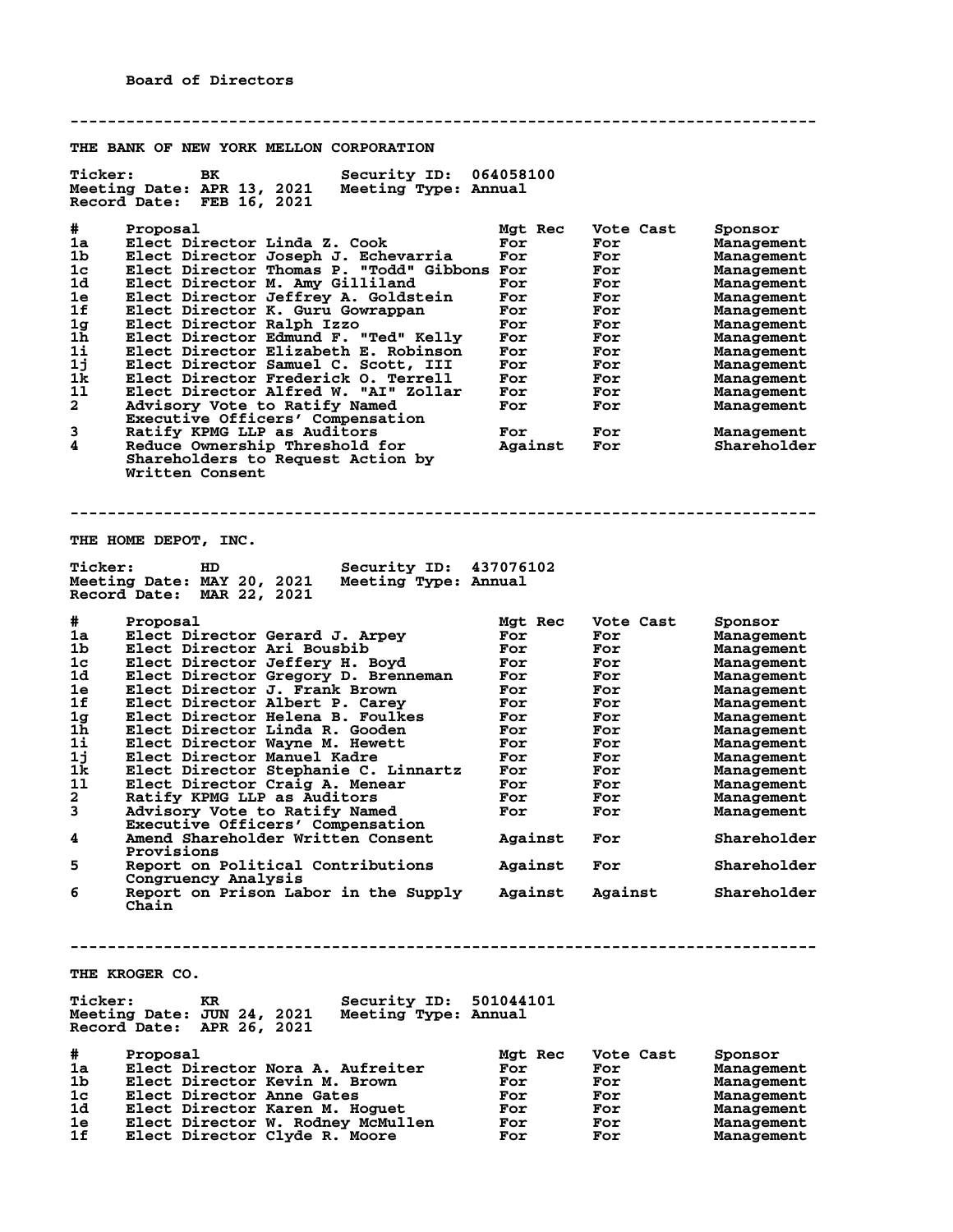Board of Directors

--------------------------------------------------------------------------------

## THE BANK OF NEW YORK MELLON CORPORATION

**Ticker:** BK **Security ID:** 064058100
**Meeting Date:** APR 13, 2021 **Meeting Type:** Annual
**Record Date:** FEB 16, 2021

| # | Proposal | Mgt Rec | Vote Cast | Sponsor |
|---|---|---|---|---|
| 1a | Elect Director Linda Z. Cook | For | For | Management |
| 1b | Elect Director Joseph J. Echevarria | For | For | Management |
| 1c | Elect Director Thomas P. "Todd" Gibbons | For | For | Management |
| 1d | Elect Director M. Amy Gilliland | For | For | Management |
| 1e | Elect Director Jeffrey A. Goldstein | For | For | Management |
| 1f | Elect Director K. Guru Gowrappan | For | For | Management |
| 1g | Elect Director Ralph Izzo | For | For | Management |
| 1h | Elect Director Edmund F. "Ted" Kelly | For | For | Management |
| 1i | Elect Director Elizabeth E. Robinson | For | For | Management |
| 1j | Elect Director Samuel C. Scott, III | For | For | Management |
| 1k | Elect Director Frederick O. Terrell | For | For | Management |
| 1l | Elect Director Alfred W. "AI" Zollar | For | For | Management |
| 2 | Advisory Vote to Ratify Named Executive Officers' Compensation | For | For | Management |
| 3 | Ratify KPMG LLP as Auditors | For | For | Management |
| 4 | Reduce Ownership Threshold for Shareholders to Request Action by Written Consent | Against | For | Shareholder |

--------------------------------------------------------------------------------

## THE HOME DEPOT, INC.

**Ticker:** HD **Security ID:** 437076102
**Meeting Date:** MAY 20, 2021 **Meeting Type:** Annual
**Record Date:** MAR 22, 2021

| # | Proposal | Mgt Rec | Vote Cast | Sponsor |
|---|---|---|---|---|
| 1a | Elect Director Gerard J. Arpey | For | For | Management |
| 1b | Elect Director Ari Bousbib | For | For | Management |
| 1c | Elect Director Jeffery H. Boyd | For | For | Management |
| 1d | Elect Director Gregory D. Brenneman | For | For | Management |
| 1e | Elect Director J. Frank Brown | For | For | Management |
| 1f | Elect Director Albert P. Carey | For | For | Management |
| 1g | Elect Director Helena B. Foulkes | For | For | Management |
| 1h | Elect Director Linda R. Gooden | For | For | Management |
| 1i | Elect Director Wayne M. Hewett | For | For | Management |
| 1j | Elect Director Manuel Kadre | For | For | Management |
| 1k | Elect Director Stephanie C. Linnartz | For | For | Management |
| 1l | Elect Director Craig A. Menear | For | For | Management |
| 2 | Ratify KPMG LLP as Auditors | For | For | Management |
| 3 | Advisory Vote to Ratify Named Executive Officers' Compensation | For | For | Management |
| 4 | Amend Shareholder Written Consent Provisions | Against | For | Shareholder |
| 5 | Report on Political Contributions Congruency Analysis | Against | For | Shareholder |
| 6 | Report on Prison Labor in the Supply Chain | Against | Against | Shareholder |

--------------------------------------------------------------------------------

## THE KROGER CO.

**Ticker:** KR **Security ID:** 501044101
**Meeting Date:** JUN 24, 2021 **Meeting Type:** Annual
**Record Date:** APR 26, 2021

| # | Proposal | Mgt Rec | Vote Cast | Sponsor |
|---|---|---|---|---|
| 1a | Elect Director Nora A. Aufreiter | For | For | Management |
| 1b | Elect Director Kevin M. Brown | For | For | Management |
| 1c | Elect Director Anne Gates | For | For | Management |
| 1d | Elect Director Karen M. Hoguet | For | For | Management |
| 1e | Elect Director W. Rodney McMullen | For | For | Management |
| 1f | Elect Director Clyde R. Moore | For | For | Management |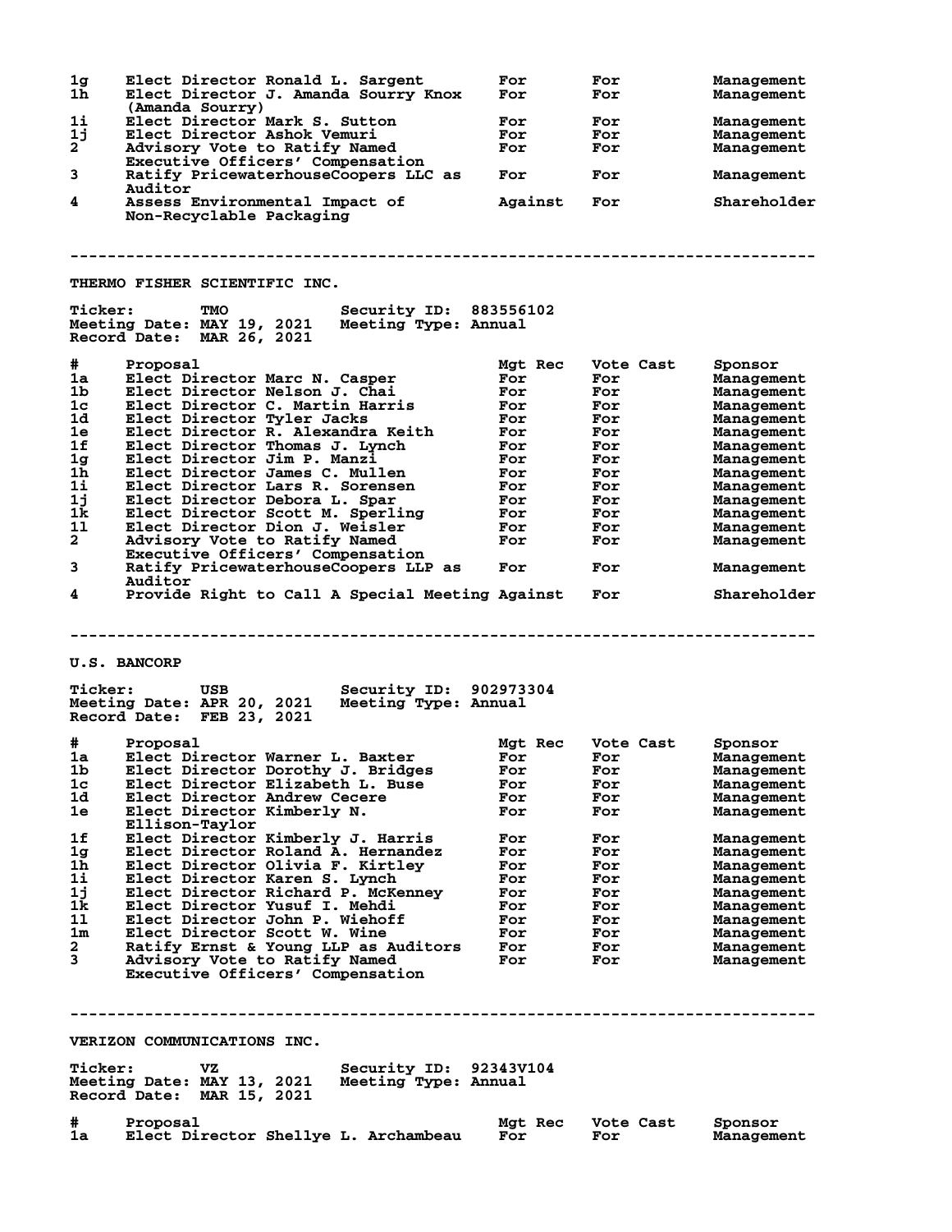| # | Proposal | Mgt Rec | Vote Cast | Sponsor |
|---|---|---|---|---|
| 1g | Elect Director Ronald L. Sargent | For | For | Management |
| 1h | Elect Director J. Amanda Sourry Knox (Amanda Sourry) | For | For | Management |
| 1i | Elect Director Mark S. Sutton | For | For | Management |
| 1j | Elect Director Ashok Vemuri | For | For | Management |
| 2 | Advisory Vote to Ratify Named Executive Officers' Compensation | For | For | Management |
| 3 | Ratify PricewaterhouseCoopers LLC as Auditor | For | For | Management |
| 4 | Assess Environmental Impact of Non-Recyclable Packaging | Against | For | Shareholder |

---

## THERMO FISHER SCIENTIFIC INC.

**Ticker:** TMO  **Security ID:** 883556102
**Meeting Date:** MAY 19, 2021  **Meeting Type:** Annual
**Record Date:** MAR 26, 2021

| # | Proposal | Mgt Rec | Vote Cast | Sponsor |
|---|---|---|---|---|
| 1a | Elect Director Marc N. Casper | For | For | Management |
| 1b | Elect Director Nelson J. Chai | For | For | Management |
| 1c | Elect Director C. Martin Harris | For | For | Management |
| 1d | Elect Director Tyler Jacks | For | For | Management |
| 1e | Elect Director R. Alexandra Keith | For | For | Management |
| 1f | Elect Director Thomas J. Lynch | For | For | Management |
| 1g | Elect Director Jim P. Manzi | For | For | Management |
| 1h | Elect Director James C. Mullen | For | For | Management |
| 1i | Elect Director Lars R. Sorensen | For | For | Management |
| 1j | Elect Director Debora L. Spar | For | For | Management |
| 1k | Elect Director Scott M. Sperling | For | For | Management |
| 1l | Elect Director Dion J. Weisler | For | For | Management |
| 2 | Advisory Vote to Ratify Named Executive Officers' Compensation | For | For | Management |
| 3 | Ratify PricewaterhouseCoopers LLP as Auditor | For | For | Management |
| 4 | Provide Right to Call A Special Meeting | Against | For | Shareholder |

---

## U.S. BANCORP

**Ticker:** USB  **Security ID:** 902973304
**Meeting Date:** APR 20, 2021  **Meeting Type:** Annual
**Record Date:** FEB 23, 2021

| # | Proposal | Mgt Rec | Vote Cast | Sponsor |
|---|---|---|---|---|
| 1a | Elect Director Warner L. Baxter | For | For | Management |
| 1b | Elect Director Dorothy J. Bridges | For | For | Management |
| 1c | Elect Director Elizabeth L. Buse | For | For | Management |
| 1d | Elect Director Andrew Cecere | For | For | Management |
| 1e | Elect Director Kimberly N. Ellison-Taylor | For | For | Management |
| 1f | Elect Director Kimberly J. Harris | For | For | Management |
| 1g | Elect Director Roland A. Hernandez | For | For | Management |
| 1h | Elect Director Olivia F. Kirtley | For | For | Management |
| 1i | Elect Director Karen S. Lynch | For | For | Management |
| 1j | Elect Director Richard P. McKenney | For | For | Management |
| 1k | Elect Director Yusuf I. Mehdi | For | For | Management |
| 1l | Elect Director John P. Wiehoff | For | For | Management |
| 1m | Elect Director Scott W. Wine | For | For | Management |
| 2 | Ratify Ernst & Young LLP as Auditors | For | For | Management |
| 3 | Advisory Vote to Ratify Named Executive Officers' Compensation | For | For | Management |

---

## VERIZON COMMUNICATIONS INC.

**Ticker:** VZ  **Security ID:** 92343V104
**Meeting Date:** MAY 13, 2021  **Meeting Type:** Annual
**Record Date:** MAR 15, 2021

| # | Proposal | Mgt Rec | Vote Cast | Sponsor |
|---|---|---|---|---|
| 1a | Elect Director Shellye L. Archambeau | For | For | Management |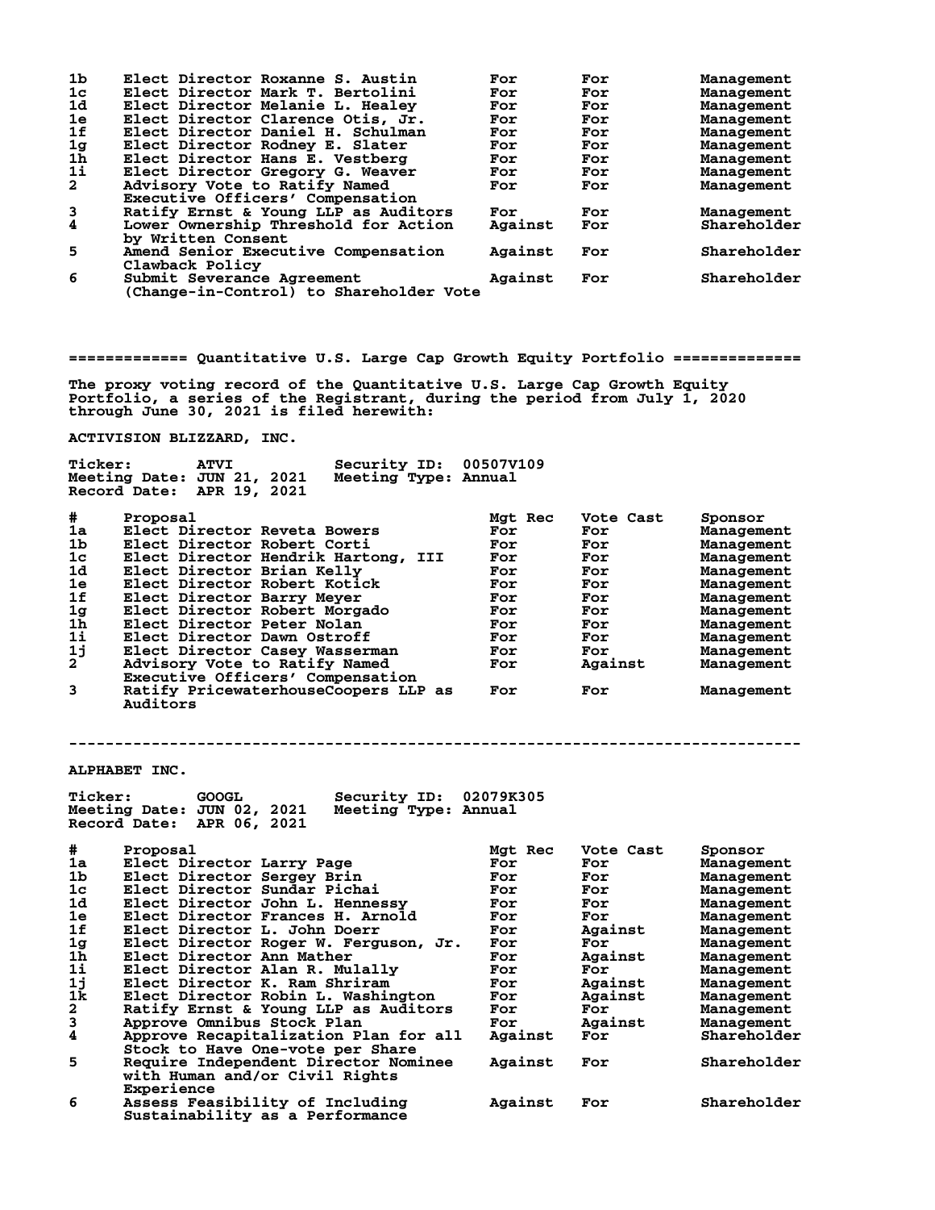| # | Proposal | Mgt Rec | Vote Cast | Sponsor |
|---|---|---|---|---|
| 1b | Elect Director Roxanne S. Austin | For | For | Management |
| 1c | Elect Director Mark T. Bertolini | For | For | Management |
| 1d | Elect Director Melanie L. Healey | For | For | Management |
| 1e | Elect Director Clarence Otis, Jr. | For | For | Management |
| 1f | Elect Director Daniel H. Schulman | For | For | Management |
| 1g | Elect Director Rodney E. Slater | For | For | Management |
| 1h | Elect Director Hans E. Vestberg | For | For | Management |
| 1i | Elect Director Gregory G. Weaver | For | For | Management |
| 2 | Advisory Vote to Ratify Named Executive Officers' Compensation | For | For | Management |
| 3 | Ratify Ernst & Young LLP as Auditors | For | For | Management |
| 4 | Lower Ownership Threshold for Action by Written Consent | Against | For | Shareholder |
| 5 | Amend Senior Executive Compensation Clawback Policy | Against | For | Shareholder |
| 6 | Submit Severance Agreement (Change-in-Control) to Shareholder Vote | Against | For | Shareholder |

## ============= Quantitative U.S. Large Cap Growth Equity Portfolio ==============

The proxy voting record of the Quantitative U.S. Large Cap Growth Equity Portfolio, a series of the Registrant, during the period from July 1, 2020 through June 30, 2021 is filed herewith:

### ACTIVISION BLIZZARD, INC.

Ticker: ATVI Security ID: 00507V109
Meeting Date: JUN 21, 2021 Meeting Type: Annual
Record Date: APR 19, 2021

| # | Proposal | Mgt Rec | Vote Cast | Sponsor |
|---|---|---|---|---|
| 1a | Elect Director Reveta Bowers | For | For | Management |
| 1b | Elect Director Robert Corti | For | For | Management |
| 1c | Elect Director Hendrik Hartong, III | For | For | Management |
| 1d | Elect Director Brian Kelly | For | For | Management |
| 1e | Elect Director Robert Kotick | For | For | Management |
| 1f | Elect Director Barry Meyer | For | For | Management |
| 1g | Elect Director Robert Morgado | For | For | Management |
| 1h | Elect Director Peter Nolan | For | For | Management |
| 1i | Elect Director Dawn Ostroff | For | For | Management |
| 1j | Elect Director Casey Wasserman | For | For | Management |
| 2 | Advisory Vote to Ratify Named Executive Officers' Compensation | For | Against | Management |
| 3 | Ratify PricewaterhouseCoopers LLP as Auditors | For | For | Management |

--------------------------------------------------------------------------------

### ALPHABET INC.

Ticker: GOOGL Security ID: 02079K305
Meeting Date: JUN 02, 2021 Meeting Type: Annual
Record Date: APR 06, 2021

| # | Proposal | Mgt Rec | Vote Cast | Sponsor |
|---|---|---|---|---|
| 1a | Elect Director Larry Page | For | For | Management |
| 1b | Elect Director Sergey Brin | For | For | Management |
| 1c | Elect Director Sundar Pichai | For | For | Management |
| 1d | Elect Director John L. Hennessy | For | For | Management |
| 1e | Elect Director Frances H. Arnold | For | For | Management |
| 1f | Elect Director L. John Doerr | For | Against | Management |
| 1g | Elect Director Roger W. Ferguson, Jr. | For | For | Management |
| 1h | Elect Director Ann Mather | For | Against | Management |
| 1i | Elect Director Alan R. Mulally | For | For | Management |
| 1j | Elect Director K. Ram Shriram | For | Against | Management |
| 1k | Elect Director Robin L. Washington | For | Against | Management |
| 2 | Ratify Ernst & Young LLP as Auditors | For | For | Management |
| 3 | Approve Omnibus Stock Plan | For | Against | Management |
| 4 | Approve Recapitalization Plan for all Stock to Have One-vote per Share | Against | For | Shareholder |
| 5 | Require Independent Director Nominee with Human and/or Civil Rights Experience | Against | For | Shareholder |
| 6 | Assess Feasibility of Including Sustainability as a Performance | Against | For | Shareholder |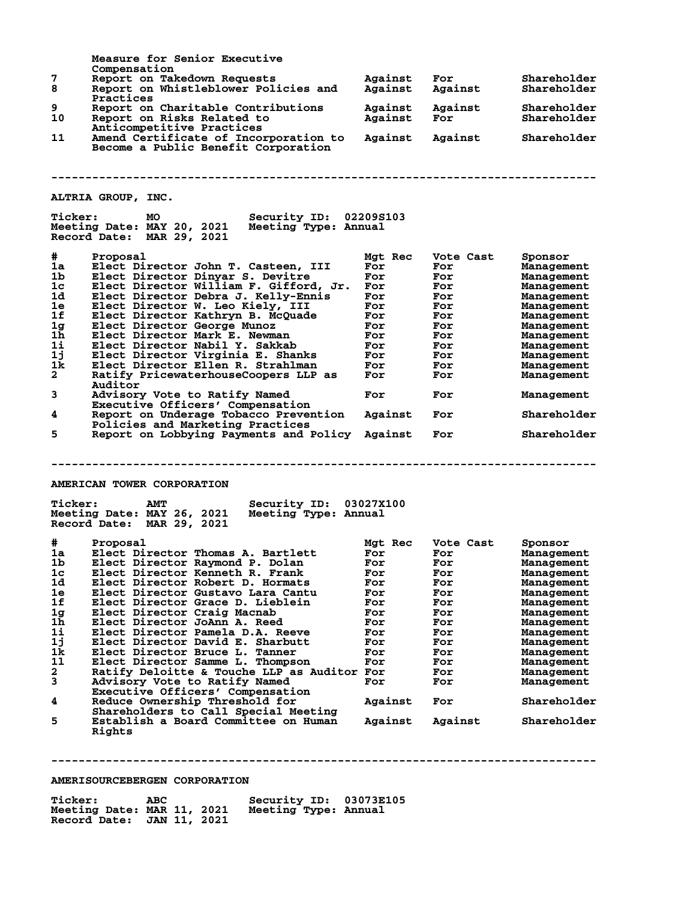| # | Proposal | Mgt Rec | Vote Cast | Sponsor |
|---|---|---|---|---|
| | Measure for Senior Executive Compensation | | | |
| 7 | Report on Takedown Requests | Against | For | Shareholder |
| 8 | Report on Whistleblower Policies and Practices | Against | Against | Shareholder |
| 9 | Report on Charitable Contributions | Against | Against | Shareholder |
| 10 | Report on Risks Related to Anticompetitive Practices | Against | For | Shareholder |
| 11 | Amend Certificate of Incorporation to Become a Public Benefit Corporation | Against | Against | Shareholder |

---

## ALTRIA GROUP, INC.

**Ticker:** MO **Security ID:** 02209S103
**Meeting Date:** MAY 20, 2021 **Meeting Type:** Annual
**Record Date:** MAR 29, 2021

| # | Proposal | Mgt Rec | Vote Cast | Sponsor |
|---|---|---|---|---|
| 1a | Elect Director John T. Casteen, III | For | For | Management |
| 1b | Elect Director Dinyar S. Devitre | For | For | Management |
| 1c | Elect Director William F. Gifford, Jr. | For | For | Management |
| 1d | Elect Director Debra J. Kelly-Ennis | For | For | Management |
| 1e | Elect Director W. Leo Kiely, III | For | For | Management |
| 1f | Elect Director Kathryn B. McQuade | For | For | Management |
| 1g | Elect Director George Munoz | For | For | Management |
| 1h | Elect Director Mark E. Newman | For | For | Management |
| 1i | Elect Director Nabil Y. Sakkab | For | For | Management |
| 1j | Elect Director Virginia E. Shanks | For | For | Management |
| 1k | Elect Director Ellen R. Strahlman | For | For | Management |
| 2 | Ratify PricewaterhouseCoopers LLP as Auditor | For | For | Management |
| 3 | Advisory Vote to Ratify Named Executive Officers' Compensation | For | For | Management |
| 4 | Report on Underage Tobacco Prevention Policies and Marketing Practices | Against | For | Shareholder |
| 5 | Report on Lobbying Payments and Policy | Against | For | Shareholder |

---

## AMERICAN TOWER CORPORATION

**Ticker:** AMT **Security ID:** 03027X100
**Meeting Date:** MAY 26, 2021 **Meeting Type:** Annual
**Record Date:** MAR 29, 2021

| # | Proposal | Mgt Rec | Vote Cast | Sponsor |
|---|---|---|---|---|
| 1a | Elect Director Thomas A. Bartlett | For | For | Management |
| 1b | Elect Director Raymond P. Dolan | For | For | Management |
| 1c | Elect Director Kenneth R. Frank | For | For | Management |
| 1d | Elect Director Robert D. Hormats | For | For | Management |
| 1e | Elect Director Gustavo Lara Cantu | For | For | Management |
| 1f | Elect Director Grace D. Lieblein | For | For | Management |
| 1g | Elect Director Craig Macnab | For | For | Management |
| 1h | Elect Director JoAnn A. Reed | For | For | Management |
| 1i | Elect Director Pamela D.A. Reeve | For | For | Management |
| 1j | Elect Director David E. Sharbutt | For | For | Management |
| 1k | Elect Director Bruce L. Tanner | For | For | Management |
| 1l | Elect Director Samme L. Thompson | For | For | Management |
| 2 | Ratify Deloitte & Touche LLP as Auditor | For | For | Management |
| 3 | Advisory Vote to Ratify Named Executive Officers' Compensation | For | For | Management |
| 4 | Reduce Ownership Threshold for Shareholders to Call Special Meeting | Against | For | Shareholder |
| 5 | Establish a Board Committee on Human Rights | Against | Against | Shareholder |

---

## AMERISOURCEBERGEN CORPORATION

**Ticker:** ABC **Security ID:** 03073E105
**Meeting Date:** MAR 11, 2021 **Meeting Type:** Annual
**Record Date:** JAN 11, 2021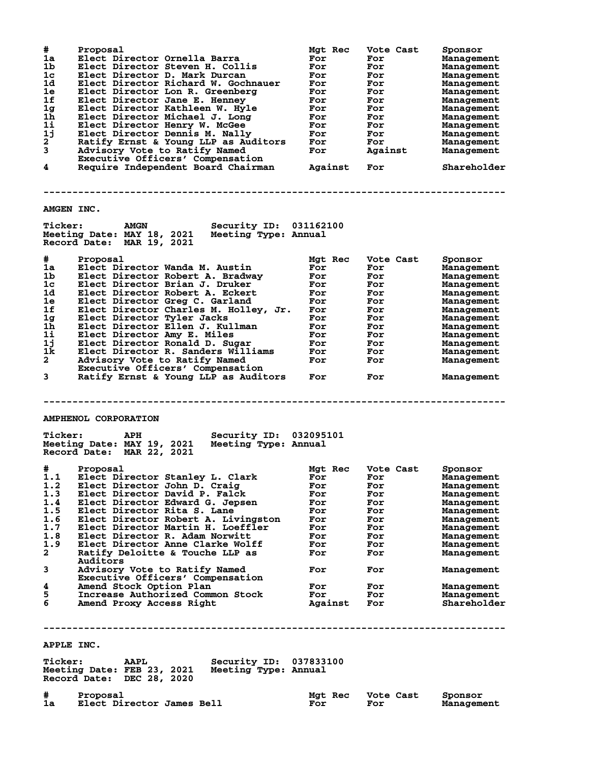| # | Proposal | Mgt Rec | Vote Cast | Sponsor |
|---|---|---|---|---|
| 1a | Elect Director Ornella Barra | For | For | Management |
| 1b | Elect Director Steven H. Collis | For | For | Management |
| 1c | Elect Director D. Mark Durcan | For | For | Management |
| 1d | Elect Director Richard W. Gochnauer | For | For | Management |
| 1e | Elect Director Lon R. Greenberg | For | For | Management |
| 1f | Elect Director Jane E. Henney | For | For | Management |
| 1g | Elect Director Kathleen W. Hyle | For | For | Management |
| 1h | Elect Director Michael J. Long | For | For | Management |
| 1i | Elect Director Henry W. McGee | For | For | Management |
| 1j | Elect Director Dennis M. Nally | For | For | Management |
| 2 | Ratify Ernst & Young LLP as Auditors | For | For | Management |
| 3 | Advisory Vote to Ratify Named Executive Officers' Compensation | For | Against | Management |
| 4 | Require Independent Board Chairman | Against | For | Shareholder |

---

## AMGEN INC.

**Ticker:** AMGN  **Security ID:** 031162100
**Meeting Date:** MAY 18, 2021  **Meeting Type:** Annual
**Record Date:** MAR 19, 2021

| # | Proposal | Mgt Rec | Vote Cast | Sponsor |
|---|---|---|---|---|
| 1a | Elect Director Wanda M. Austin | For | For | Management |
| 1b | Elect Director Robert A. Bradway | For | For | Management |
| 1c | Elect Director Brian J. Druker | For | For | Management |
| 1d | Elect Director Robert A. Eckert | For | For | Management |
| 1e | Elect Director Greg C. Garland | For | For | Management |
| 1f | Elect Director Charles M. Holley, Jr. | For | For | Management |
| 1g | Elect Director Tyler Jacks | For | For | Management |
| 1h | Elect Director Ellen J. Kullman | For | For | Management |
| 1i | Elect Director Amy E. Miles | For | For | Management |
| 1j | Elect Director Ronald D. Sugar | For | For | Management |
| 1k | Elect Director R. Sanders Williams | For | For | Management |
| 2 | Advisory Vote to Ratify Named Executive Officers' Compensation | For | For | Management |
| 3 | Ratify Ernst & Young LLP as Auditors | For | For | Management |

---

## AMPHENOL CORPORATION

**Ticker:** APH  **Security ID:** 032095101
**Meeting Date:** MAY 19, 2021  **Meeting Type:** Annual
**Record Date:** MAR 22, 2021

| # | Proposal | Mgt Rec | Vote Cast | Sponsor |
|---|---|---|---|---|
| 1.1 | Elect Director Stanley L. Clark | For | For | Management |
| 1.2 | Elect Director John D. Craig | For | For | Management |
| 1.3 | Elect Director David P. Falck | For | For | Management |
| 1.4 | Elect Director Edward G. Jepsen | For | For | Management |
| 1.5 | Elect Director Rita S. Lane | For | For | Management |
| 1.6 | Elect Director Robert A. Livingston | For | For | Management |
| 1.7 | Elect Director Martin H. Loeffler | For | For | Management |
| 1.8 | Elect Director R. Adam Norwitt | For | For | Management |
| 1.9 | Elect Director Anne Clarke Wolff | For | For | Management |
| 2 | Ratify Deloitte & Touche LLP as Auditors | For | For | Management |
| 3 | Advisory Vote to Ratify Named Executive Officers' Compensation | For | For | Management |
| 4 | Amend Stock Option Plan | For | For | Management |
| 5 | Increase Authorized Common Stock | For | For | Management |
| 6 | Amend Proxy Access Right | Against | For | Shareholder |

---

## APPLE INC.

**Ticker:** AAPL  **Security ID:** 037833100
**Meeting Date:** FEB 23, 2021  **Meeting Type:** Annual
**Record Date:** DEC 28, 2020

| # | Proposal | Mgt Rec | Vote Cast | Sponsor |
|---|---|---|---|---|
| 1a | Elect Director James Bell | For | For | Management |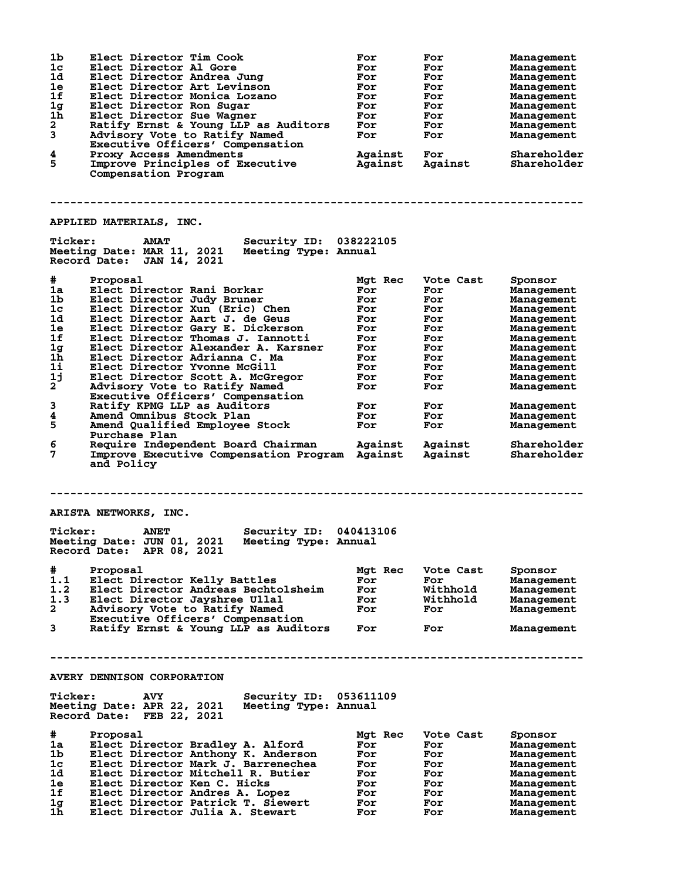| # | Proposal | Mgt Rec | Vote Cast | Sponsor |
|---|---|---|---|---|
| 1b | Elect Director Tim Cook | For | For | Management |
| 1c | Elect Director Al Gore | For | For | Management |
| 1d | Elect Director Andrea Jung | For | For | Management |
| 1e | Elect Director Art Levinson | For | For | Management |
| 1f | Elect Director Monica Lozano | For | For | Management |
| 1g | Elect Director Ron Sugar | For | For | Management |
| 1h | Elect Director Sue Wagner | For | For | Management |
| 2 | Ratify Ernst & Young LLP as Auditors | For | For | Management |
| 3 | Advisory Vote to Ratify Named Executive Officers' Compensation | For | For | Management |
| 4 | Proxy Access Amendments | Against | For | Shareholder |
| 5 | Improve Principles of Executive Compensation Program | Against | Against | Shareholder |

---

## APPLIED MATERIALS, INC.

**Ticker:** AMAT **Security ID:** 038222105
**Meeting Date:** MAR 11, 2021 **Meeting Type:** Annual
**Record Date:** JAN 14, 2021

| # | Proposal | Mgt Rec | Vote Cast | Sponsor |
|---|---|---|---|---|
| 1a | Elect Director Rani Borkar | For | For | Management |
| 1b | Elect Director Judy Bruner | For | For | Management |
| 1c | Elect Director Xun (Eric) Chen | For | For | Management |
| 1d | Elect Director Aart J. de Geus | For | For | Management |
| 1e | Elect Director Gary E. Dickerson | For | For | Management |
| 1f | Elect Director Thomas J. Iannotti | For | For | Management |
| 1g | Elect Director Alexander A. Karsner | For | For | Management |
| 1h | Elect Director Adrianna C. Ma | For | For | Management |
| 1i | Elect Director Yvonne McGill | For | For | Management |
| 1j | Elect Director Scott A. McGregor | For | For | Management |
| 2 | Advisory Vote to Ratify Named Executive Officers' Compensation | For | For | Management |
| 3 | Ratify KPMG LLP as Auditors | For | For | Management |
| 4 | Amend Omnibus Stock Plan | For | For | Management |
| 5 | Amend Qualified Employee Stock Purchase Plan | For | For | Management |
| 6 | Require Independent Board Chairman | Against | Against | Shareholder |
| 7 | Improve Executive Compensation Program and Policy | Against | Against | Shareholder |

---

## ARISTA NETWORKS, INC.

**Ticker:** ANET **Security ID:** 040413106
**Meeting Date:** JUN 01, 2021 **Meeting Type:** Annual
**Record Date:** APR 08, 2021

| # | Proposal | Mgt Rec | Vote Cast | Sponsor |
|---|---|---|---|---|
| 1.1 | Elect Director Kelly Battles | For | For | Management |
| 1.2 | Elect Director Andreas Bechtolsheim | For | Withhold | Management |
| 1.3 | Elect Director Jayshree Ullal | For | Withhold | Management |
| 2 | Advisory Vote to Ratify Named Executive Officers' Compensation | For | For | Management |
| 3 | Ratify Ernst & Young LLP as Auditors | For | For | Management |

---

## AVERY DENNISON CORPORATION

**Ticker:** AVY **Security ID:** 053611109
**Meeting Date:** APR 22, 2021 **Meeting Type:** Annual
**Record Date:** FEB 22, 2021

| # | Proposal | Mgt Rec | Vote Cast | Sponsor |
|---|---|---|---|---|
| 1a | Elect Director Bradley A. Alford | For | For | Management |
| 1b | Elect Director Anthony K. Anderson | For | For | Management |
| 1c | Elect Director Mark J. Barrenechea | For | For | Management |
| 1d | Elect Director Mitchell R. Butier | For | For | Management |
| 1e | Elect Director Ken C. Hicks | For | For | Management |
| 1f | Elect Director Andres A. Lopez | For | For | Management |
| 1g | Elect Director Patrick T. Siewert | For | For | Management |
| 1h | Elect Director Julia A. Stewart | For | For | Management |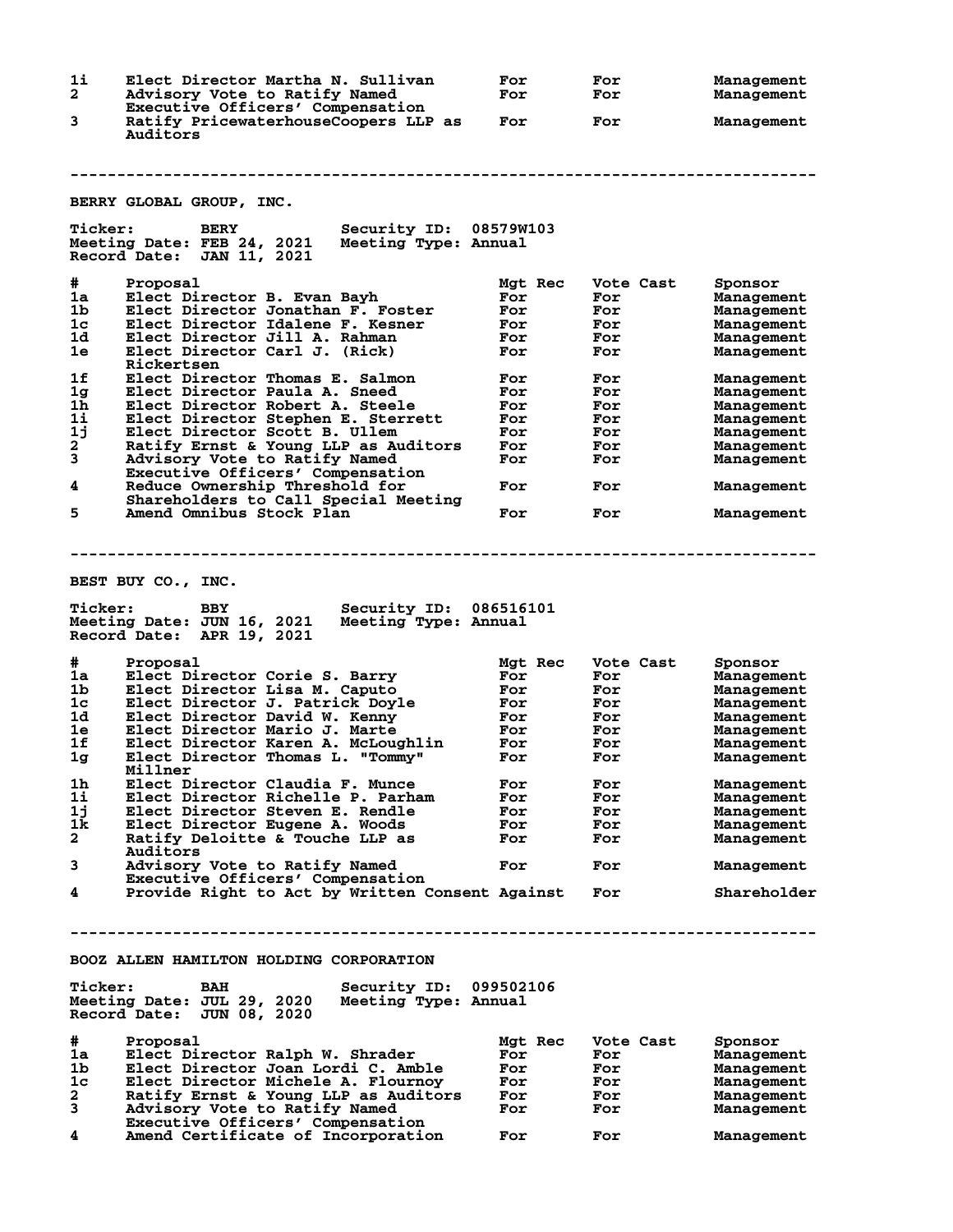| # | Proposal | Mgt Rec | Vote Cast | Sponsor |
|---|---|---|---|---|
| 1i | Elect Director Martha N. Sullivan | For | For | Management |
| 2 | Advisory Vote to Ratify Named Executive Officers' Compensation | For | For | Management |
| 3 | Ratify PricewaterhouseCoopers LLP as Auditors | For | For | Management |

---

## BERRY GLOBAL GROUP, INC.

**Ticker:** BERY  **Security ID:** 08579W103
**Meeting Date:** FEB 24, 2021  **Meeting Type:** Annual
**Record Date:** JAN 11, 2021

| # | Proposal | Mgt Rec | Vote Cast | Sponsor |
|---|---|---|---|---|
| 1a | Elect Director B. Evan Bayh | For | For | Management |
| 1b | Elect Director Jonathan F. Foster | For | For | Management |
| 1c | Elect Director Idalene F. Kesner | For | For | Management |
| 1d | Elect Director Jill A. Rahman | For | For | Management |
| 1e | Elect Director Carl J. (Rick) Rickertsen | For | For | Management |
| 1f | Elect Director Thomas E. Salmon | For | For | Management |
| 1g | Elect Director Paula A. Sneed | For | For | Management |
| 1h | Elect Director Robert A. Steele | For | For | Management |
| 1i | Elect Director Stephen E. Sterrett | For | For | Management |
| 1j | Elect Director Scott B. Ullem | For | For | Management |
| 2 | Ratify Ernst & Young LLP as Auditors | For | For | Management |
| 3 | Advisory Vote to Ratify Named Executive Officers' Compensation | For | For | Management |
| 4 | Reduce Ownership Threshold for Shareholders to Call Special Meeting | For | For | Management |
| 5 | Amend Omnibus Stock Plan | For | For | Management |

---

## BEST BUY CO., INC.

**Ticker:** BBY  **Security ID:** 086516101
**Meeting Date:** JUN 16, 2021  **Meeting Type:** Annual
**Record Date:** APR 19, 2021

| # | Proposal | Mgt Rec | Vote Cast | Sponsor |
|---|---|---|---|---|
| 1a | Elect Director Corie S. Barry | For | For | Management |
| 1b | Elect Director Lisa M. Caputo | For | For | Management |
| 1c | Elect Director J. Patrick Doyle | For | For | Management |
| 1d | Elect Director David W. Kenny | For | For | Management |
| 1e | Elect Director Mario J. Marte | For | For | Management |
| 1f | Elect Director Karen A. McLoughlin | For | For | Management |
| 1g | Elect Director Thomas L. "Tommy" Millner | For | For | Management |
| 1h | Elect Director Claudia F. Munce | For | For | Management |
| 1i | Elect Director Richelle P. Parham | For | For | Management |
| 1j | Elect Director Steven E. Rendle | For | For | Management |
| 1k | Elect Director Eugene A. Woods | For | For | Management |
| 2 | Ratify Deloitte & Touche LLP as Auditors | For | For | Management |
| 3 | Advisory Vote to Ratify Named Executive Officers' Compensation | For | For | Management |
| 4 | Provide Right to Act by Written Consent | Against | For | Shareholder |

---

## BOOZ ALLEN HAMILTON HOLDING CORPORATION

**Ticker:** BAH  **Security ID:** 099502106
**Meeting Date:** JUL 29, 2020  **Meeting Type:** Annual
**Record Date:** JUN 08, 2020

| # | Proposal | Mgt Rec | Vote Cast | Sponsor |
|---|---|---|---|---|
| 1a | Elect Director Ralph W. Shrader | For | For | Management |
| 1b | Elect Director Joan Lordi C. Amble | For | For | Management |
| 1c | Elect Director Michele A. Flournoy | For | For | Management |
| 2 | Ratify Ernst & Young LLP as Auditors | For | For | Management |
| 3 | Advisory Vote to Ratify Named Executive Officers' Compensation | For | For | Management |
| 4 | Amend Certificate of Incorporation | For | For | Management |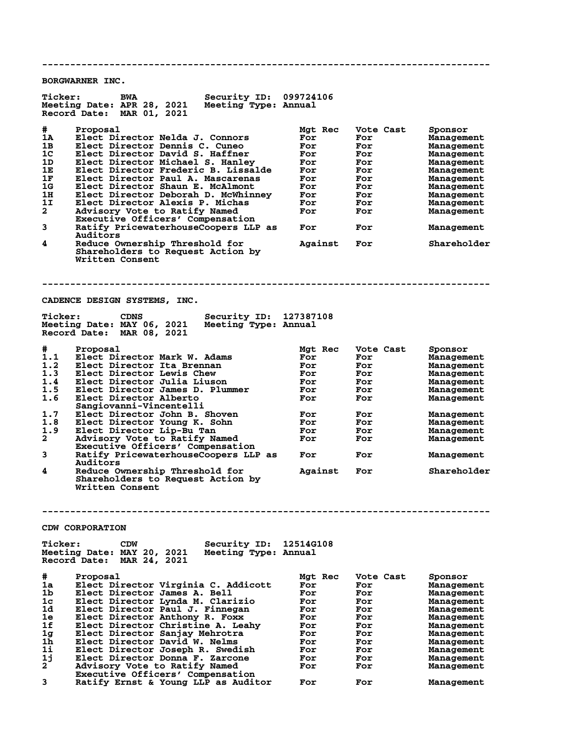---

## BORGWARNER INC.

**Ticker:** BWA **Security ID:** 099724106
**Meeting Date:** APR 28, 2021 **Meeting Type:** Annual
**Record Date:** MAR 01, 2021

| # | Proposal | Mgt Rec | Vote Cast | Sponsor |
|---|---|---|---|---|
| 1A | Elect Director Nelda J. Connors | For | For | Management |
| 1B | Elect Director Dennis C. Cuneo | For | For | Management |
| 1C | Elect Director David S. Haffner | For | For | Management |
| 1D | Elect Director Michael S. Hanley | For | For | Management |
| 1E | Elect Director Frederic B. Lissalde | For | For | Management |
| 1F | Elect Director Paul A. Mascarenas | For | For | Management |
| 1G | Elect Director Shaun E. McAlmont | For | For | Management |
| 1H | Elect Director Deborah D. McWhinney | For | For | Management |
| 1I | Elect Director Alexis P. Michas | For | For | Management |
| 2 | Advisory Vote to Ratify Named Executive Officers' Compensation | For | For | Management |
| 3 | Ratify PricewaterhouseCoopers LLP as Auditors | For | For | Management |
| 4 | Reduce Ownership Threshold for Shareholders to Request Action by Written Consent | Against | For | Shareholder |

---

## CADENCE DESIGN SYSTEMS, INC.

**Ticker:** CDNS **Security ID:** 127387108
**Meeting Date:** MAY 06, 2021 **Meeting Type:** Annual
**Record Date:** MAR 08, 2021

| # | Proposal | Mgt Rec | Vote Cast | Sponsor |
|---|---|---|---|---|
| 1.1 | Elect Director Mark W. Adams | For | For | Management |
| 1.2 | Elect Director Ita Brennan | For | For | Management |
| 1.3 | Elect Director Lewis Chew | For | For | Management |
| 1.4 | Elect Director Julia Liuson | For | For | Management |
| 1.5 | Elect Director James D. Plummer | For | For | Management |
| 1.6 | Elect Director Alberto Sangiovanni-Vincentelli | For | For | Management |
| 1.7 | Elect Director John B. Shoven | For | For | Management |
| 1.8 | Elect Director Young K. Sohn | For | For | Management |
| 1.9 | Elect Director Lip-Bu Tan | For | For | Management |
| 2 | Advisory Vote to Ratify Named Executive Officers' Compensation | For | For | Management |
| 3 | Ratify PricewaterhouseCoopers LLP as Auditors | For | For | Management |
| 4 | Reduce Ownership Threshold for Shareholders to Request Action by Written Consent | Against | For | Shareholder |

---

## CDW CORPORATION

**Ticker:** CDW **Security ID:** 12514G108
**Meeting Date:** MAY 20, 2021 **Meeting Type:** Annual
**Record Date:** MAR 24, 2021

| # | Proposal | Mgt Rec | Vote Cast | Sponsor |
|---|---|---|---|---|
| 1a | Elect Director Virginia C. Addicott | For | For | Management |
| 1b | Elect Director James A. Bell | For | For | Management |
| 1c | Elect Director Lynda M. Clarizio | For | For | Management |
| 1d | Elect Director Paul J. Finnegan | For | For | Management |
| 1e | Elect Director Anthony R. Foxx | For | For | Management |
| 1f | Elect Director Christine A. Leahy | For | For | Management |
| 1g | Elect Director Sanjay Mehrotra | For | For | Management |
| 1h | Elect Director David W. Nelms | For | For | Management |
| 1i | Elect Director Joseph R. Swedish | For | For | Management |
| 1j | Elect Director Donna F. Zarcone | For | For | Management |
| 2 | Advisory Vote to Ratify Named Executive Officers' Compensation | For | For | Management |
| 3 | Ratify Ernst & Young LLP as Auditor | For | For | Management |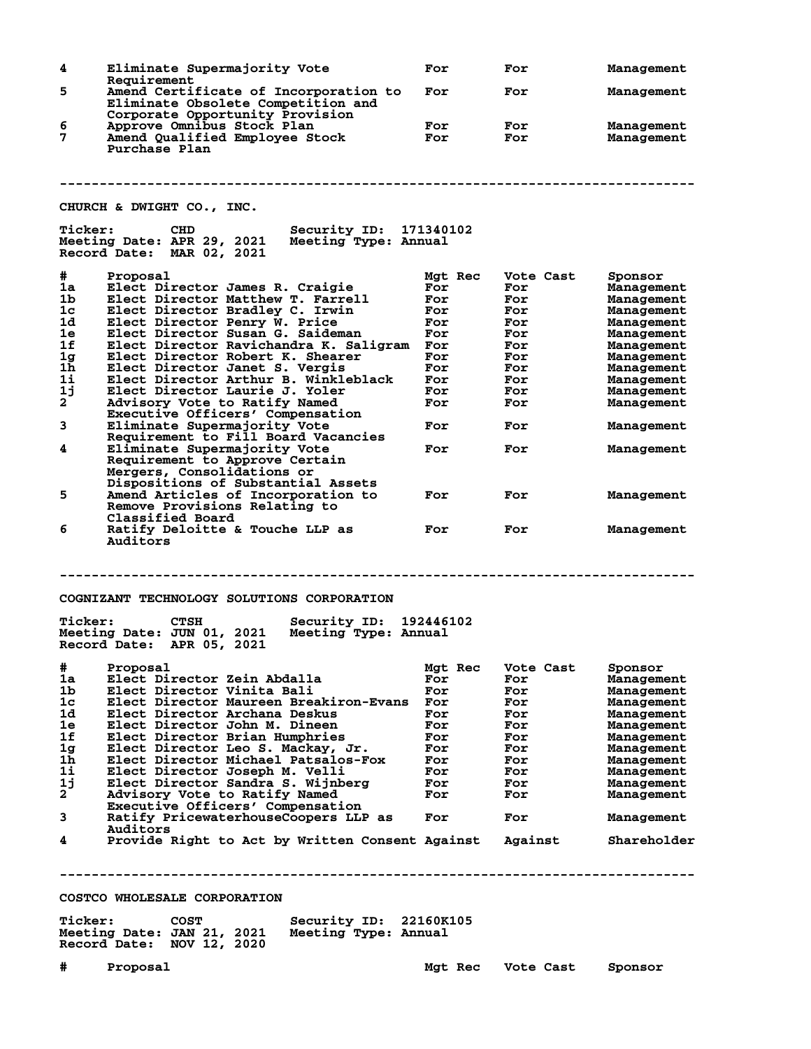| # | Proposal | Mgt Rec | Vote Cast | Sponsor |
|---|---|---|---|---|
| 4 | Eliminate Supermajority Vote Requirement | For | For | Management |
| 5 | Amend Certificate of Incorporation to Eliminate Obsolete Competition and Corporate Opportunity Provision | For | For | Management |
| 6 | Approve Omnibus Stock Plan | For | For | Management |
| 7 | Amend Qualified Employee Stock Purchase Plan | For | For | Management |

---

## CHURCH & DWIGHT CO., INC.

**Ticker:** CHD **Security ID:** 171340102
**Meeting Date:** APR 29, 2021 **Meeting Type:** Annual
**Record Date:** MAR 02, 2021

| # | Proposal | Mgt Rec | Vote Cast | Sponsor |
|---|---|---|---|---|
| 1a | Elect Director James R. Craigie | For | For | Management |
| 1b | Elect Director Matthew T. Farrell | For | For | Management |
| 1c | Elect Director Bradley C. Irwin | For | For | Management |
| 1d | Elect Director Penry W. Price | For | For | Management |
| 1e | Elect Director Susan G. Saideman | For | For | Management |
| 1f | Elect Director Ravichandra K. Saligram | For | For | Management |
| 1g | Elect Director Robert K. Shearer | For | For | Management |
| 1h | Elect Director Janet S. Vergis | For | For | Management |
| 1i | Elect Director Arthur B. Winkleblack | For | For | Management |
| 1j | Elect Director Laurie J. Yoler | For | For | Management |
| 2 | Advisory Vote to Ratify Named Executive Officers' Compensation | For | For | Management |
| 3 | Eliminate Supermajority Vote Requirement to Fill Board Vacancies | For | For | Management |
| 4 | Eliminate Supermajority Vote Requirement to Approve Certain Mergers, Consolidations or Dispositions of Substantial Assets | For | For | Management |
| 5 | Amend Articles of Incorporation to Remove Provisions Relating to Classified Board | For | For | Management |
| 6 | Ratify Deloitte & Touche LLP as Auditors | For | For | Management |

---

## COGNIZANT TECHNOLOGY SOLUTIONS CORPORATION

**Ticker:** CTSH **Security ID:** 192446102
**Meeting Date:** JUN 01, 2021 **Meeting Type:** Annual
**Record Date:** APR 05, 2021

| # | Proposal | Mgt Rec | Vote Cast | Sponsor |
|---|---|---|---|---|
| 1a | Elect Director Zein Abdalla | For | For | Management |
| 1b | Elect Director Vinita Bali | For | For | Management |
| 1c | Elect Director Maureen Breakiron-Evans | For | For | Management |
| 1d | Elect Director Archana Deskus | For | For | Management |
| 1e | Elect Director John M. Dineen | For | For | Management |
| 1f | Elect Director Brian Humphries | For | For | Management |
| 1g | Elect Director Leo S. Mackay, Jr. | For | For | Management |
| 1h | Elect Director Michael Patsalos-Fox | For | For | Management |
| 1i | Elect Director Joseph M. Velli | For | For | Management |
| 1j | Elect Director Sandra S. Wijnberg | For | For | Management |
| 2 | Advisory Vote to Ratify Named Executive Officers' Compensation | For | For | Management |
| 3 | Ratify PricewaterhouseCoopers LLP as Auditors | For | For | Management |
| 4 | Provide Right to Act by Written Consent | Against | Against | Shareholder |

---

## COSTCO WHOLESALE CORPORATION

**Ticker:** COST **Security ID:** 22160K105
**Meeting Date:** JAN 21, 2021 **Meeting Type:** Annual
**Record Date:** NOV 12, 2020

| # | Proposal | Mgt Rec | Vote Cast | Sponsor |
|---|---|---|---|---|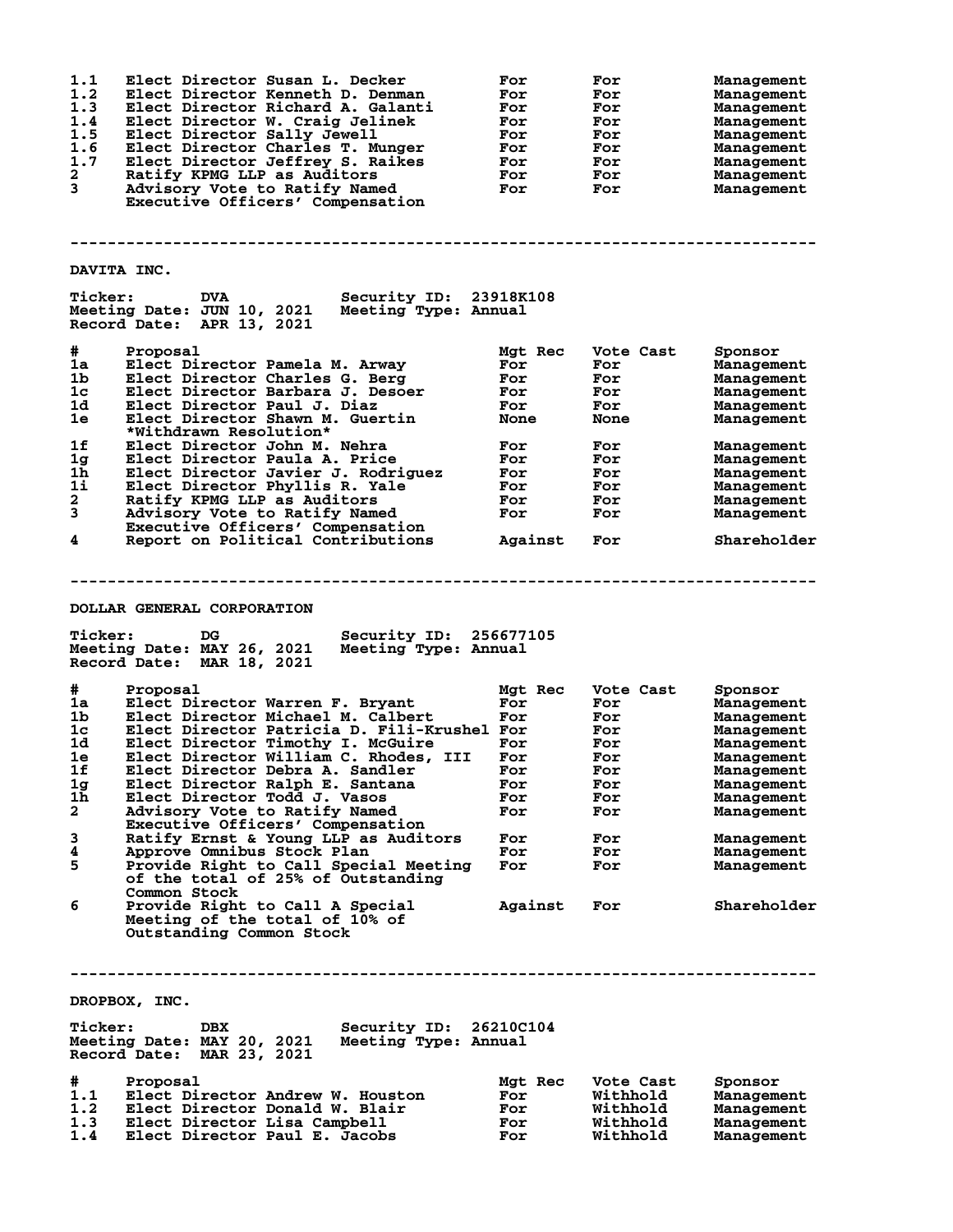| # | Proposal | Mgt Rec | Vote Cast | Sponsor |
|---|---|---|---|---|
| 1.1 | Elect Director Susan L. Decker | For | For | Management |
| 1.2 | Elect Director Kenneth D. Denman | For | For | Management |
| 1.3 | Elect Director Richard A. Galanti | For | For | Management |
| 1.4 | Elect Director W. Craig Jelinek | For | For | Management |
| 1.5 | Elect Director Sally Jewell | For | For | Management |
| 1.6 | Elect Director Charles T. Munger | For | For | Management |
| 1.7 | Elect Director Jeffrey S. Raikes | For | For | Management |
| 2 | Ratify KPMG LLP as Auditors | For | For | Management |
| 3 | Advisory Vote to Ratify Named Executive Officers' Compensation | For | For | Management |

---

## DAVITA INC.

**Ticker:** DVA **Security ID:** 23918K108
**Meeting Date:** JUN 10, 2021 **Meeting Type:** Annual
**Record Date:** APR 13, 2021

| # | Proposal | Mgt Rec | Vote Cast | Sponsor |
|---|---|---|---|---|
| 1a | Elect Director Pamela M. Arway | For | For | Management |
| 1b | Elect Director Charles G. Berg | For | For | Management |
| 1c | Elect Director Barbara J. Desoer | For | For | Management |
| 1d | Elect Director Paul J. Diaz | For | For | Management |
| 1e | Elect Director Shawn M. Guertin *Withdrawn Resolution* | None | None | Management |
| 1f | Elect Director John M. Nehra | For | For | Management |
| 1g | Elect Director Paula A. Price | For | For | Management |
| 1h | Elect Director Javier J. Rodriguez | For | For | Management |
| 1i | Elect Director Phyllis R. Yale | For | For | Management |
| 2 | Ratify KPMG LLP as Auditors | For | For | Management |
| 3 | Advisory Vote to Ratify Named Executive Officers' Compensation | For | For | Management |
| 4 | Report on Political Contributions | Against | For | Shareholder |

---

## DOLLAR GENERAL CORPORATION

**Ticker:** DG **Security ID:** 256677105
**Meeting Date:** MAY 26, 2021 **Meeting Type:** Annual
**Record Date:** MAR 18, 2021

| # | Proposal | Mgt Rec | Vote Cast | Sponsor |
|---|---|---|---|---|
| 1a | Elect Director Warren F. Bryant | For | For | Management |
| 1b | Elect Director Michael M. Calbert | For | For | Management |
| 1c | Elect Director Patricia D. Fili-Krushel | For | For | Management |
| 1d | Elect Director Timothy I. McGuire | For | For | Management |
| 1e | Elect Director William C. Rhodes, III | For | For | Management |
| 1f | Elect Director Debra A. Sandler | For | For | Management |
| 1g | Elect Director Ralph E. Santana | For | For | Management |
| 1h | Elect Director Todd J. Vasos | For | For | Management |
| 2 | Advisory Vote to Ratify Named Executive Officers' Compensation | For | For | Management |
| 3 | Ratify Ernst & Young LLP as Auditors | For | For | Management |
| 4 | Approve Omnibus Stock Plan | For | For | Management |
| 5 | Provide Right to Call Special Meeting of the total of 25% of Outstanding Common Stock | For | For | Management |
| 6 | Provide Right to Call A Special Meeting of the total of 10% of Outstanding Common Stock | Against | For | Shareholder |

---

## DROPBOX, INC.

**Ticker:** DBX **Security ID:** 26210C104
**Meeting Date:** MAY 20, 2021 **Meeting Type:** Annual
**Record Date:** MAR 23, 2021

| # | Proposal | Mgt Rec | Vote Cast | Sponsor |
|---|---|---|---|---|
| 1.1 | Elect Director Andrew W. Houston | For | Withhold | Management |
| 1.2 | Elect Director Donald W. Blair | For | Withhold | Management |
| 1.3 | Elect Director Lisa Campbell | For | Withhold | Management |
| 1.4 | Elect Director Paul E. Jacobs | For | Withhold | Management |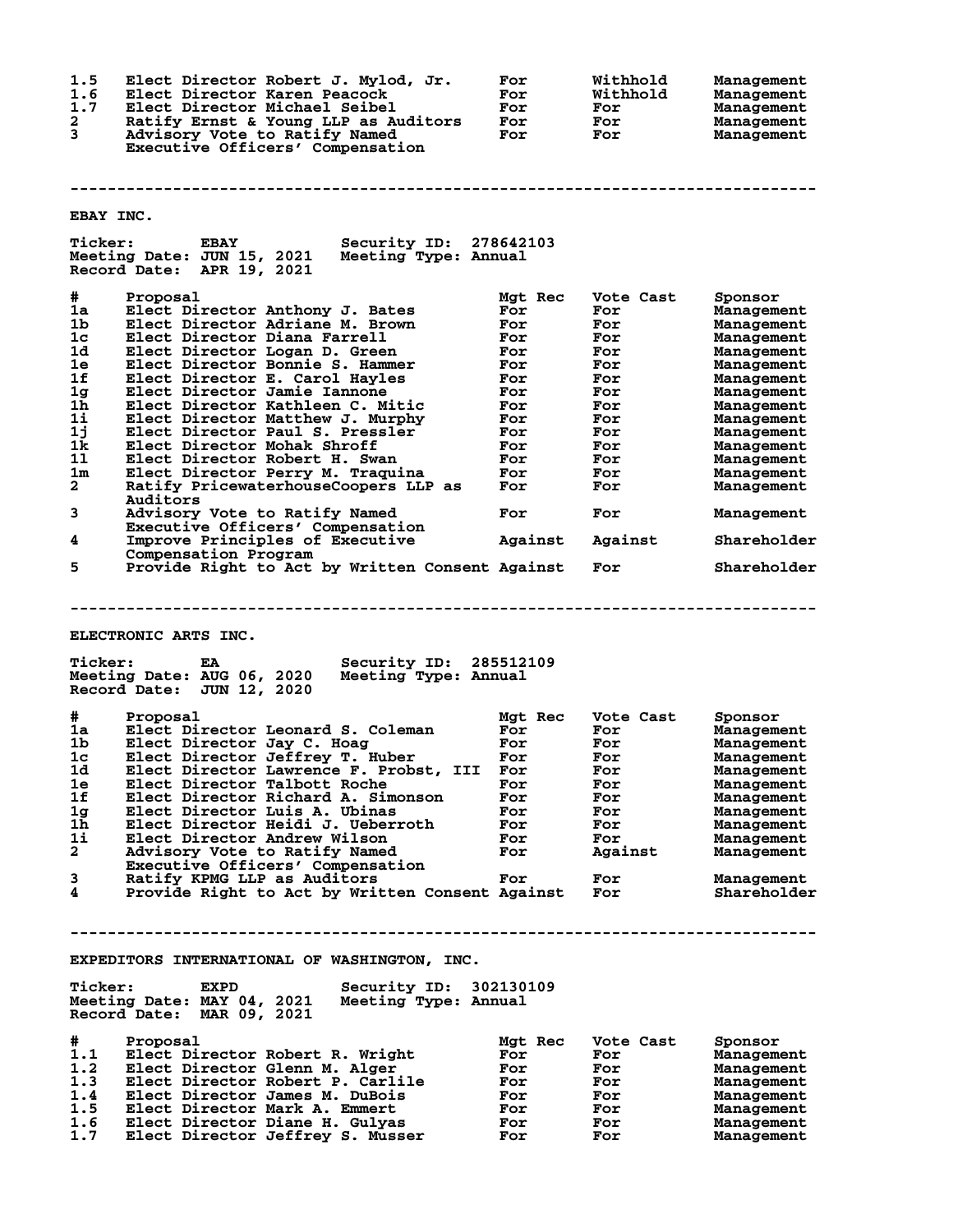| # | Proposal | Mgt Rec | Vote Cast | Sponsor |
|---|---|---|---|---|
| 1.5 | Elect Director Robert J. Mylod, Jr. | For | Withhold | Management |
| 1.6 | Elect Director Karen Peacock | For | Withhold | Management |
| 1.7 | Elect Director Michael Seibel | For | For | Management |
| 2 | Ratify Ernst & Young LLP as Auditors | For | For | Management |
| 3 | Advisory Vote to Ratify Named Executive Officers' Compensation | For | For | Management |

---

## EBAY INC.

**Ticker:** EBAY  **Security ID:** 278642103
**Meeting Date:** JUN 15, 2021  **Meeting Type:** Annual
**Record Date:** APR 19, 2021

| # | Proposal | Mgt Rec | Vote Cast | Sponsor |
|---|---|---|---|---|
| 1a | Elect Director Anthony J. Bates | For | For | Management |
| 1b | Elect Director Adriane M. Brown | For | For | Management |
| 1c | Elect Director Diana Farrell | For | For | Management |
| 1d | Elect Director Logan D. Green | For | For | Management |
| 1e | Elect Director Bonnie S. Hammer | For | For | Management |
| 1f | Elect Director E. Carol Hayles | For | For | Management |
| 1g | Elect Director Jamie Iannone | For | For | Management |
| 1h | Elect Director Kathleen C. Mitic | For | For | Management |
| 1i | Elect Director Matthew J. Murphy | For | For | Management |
| 1j | Elect Director Paul S. Pressler | For | For | Management |
| 1k | Elect Director Mohak Shroff | For | For | Management |
| 1l | Elect Director Robert H. Swan | For | For | Management |
| 1m | Elect Director Perry M. Traquina | For | For | Management |
| 2 | Ratify PricewaterhouseCoopers LLP as Auditors | For | For | Management |
| 3 | Advisory Vote to Ratify Named Executive Officers' Compensation | For | For | Management |
| 4 | Improve Principles of Executive Compensation Program | Against | Against | Shareholder |
| 5 | Provide Right to Act by Written Consent | Against | For | Shareholder |

---

## ELECTRONIC ARTS INC.

**Ticker:** EA  **Security ID:** 285512109
**Meeting Date:** AUG 06, 2020  **Meeting Type:** Annual
**Record Date:** JUN 12, 2020

| # | Proposal | Mgt Rec | Vote Cast | Sponsor |
|---|---|---|---|---|
| 1a | Elect Director Leonard S. Coleman | For | For | Management |
| 1b | Elect Director Jay C. Hoag | For | For | Management |
| 1c | Elect Director Jeffrey T. Huber | For | For | Management |
| 1d | Elect Director Lawrence F. Probst, III | For | For | Management |
| 1e | Elect Director Talbott Roche | For | For | Management |
| 1f | Elect Director Richard A. Simonson | For | For | Management |
| 1g | Elect Director Luis A. Ubinas | For | For | Management |
| 1h | Elect Director Heidi J. Ueberroth | For | For | Management |
| 1i | Elect Director Andrew Wilson | For | For | Management |
| 2 | Advisory Vote to Ratify Named Executive Officers' Compensation | For | Against | Management |
| 3 | Ratify KPMG LLP as Auditors | For | For | Management |
| 4 | Provide Right to Act by Written Consent | Against | For | Shareholder |

---

## EXPEDITORS INTERNATIONAL OF WASHINGTON, INC.

**Ticker:** EXPD  **Security ID:** 302130109
**Meeting Date:** MAY 04, 2021  **Meeting Type:** Annual
**Record Date:** MAR 09, 2021

| # | Proposal | Mgt Rec | Vote Cast | Sponsor |
|---|---|---|---|---|
| 1.1 | Elect Director Robert R. Wright | For | For | Management |
| 1.2 | Elect Director Glenn M. Alger | For | For | Management |
| 1.3 | Elect Director Robert P. Carlile | For | For | Management |
| 1.4 | Elect Director James M. DuBois | For | For | Management |
| 1.5 | Elect Director Mark A. Emmert | For | For | Management |
| 1.6 | Elect Director Diane H. Gulyas | For | For | Management |
| 1.7 | Elect Director Jeffrey S. Musser | For | For | Management |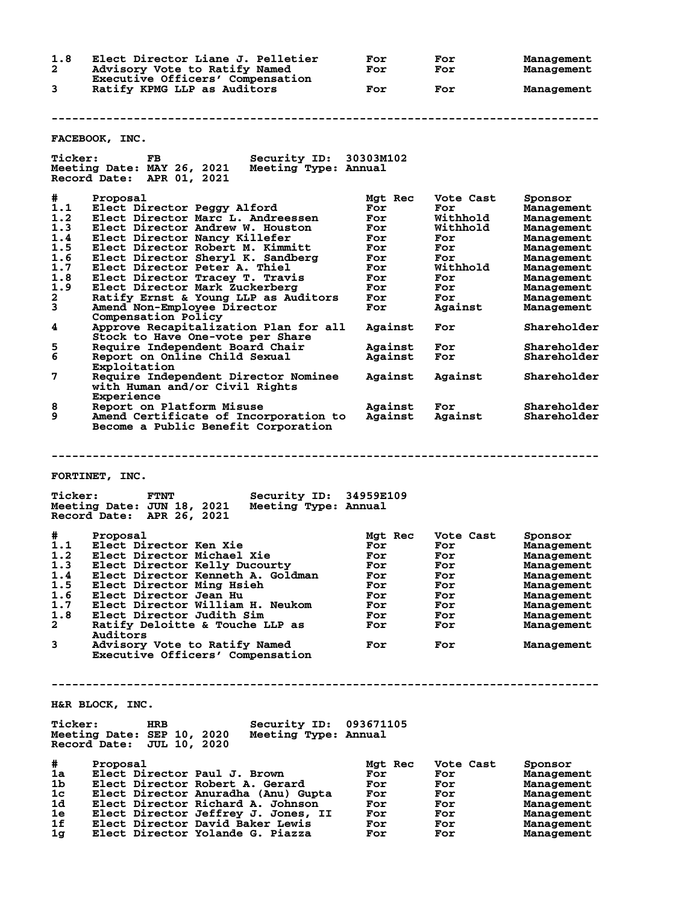| # | Proposal | Mgt Rec | Vote Cast | Sponsor |
|---|---|---|---|---|
| 1.8 | Elect Director Liane J. Pelletier | For | For | Management |
| 2 | Advisory Vote to Ratify Named Executive Officers' Compensation | For | For | Management |
| 3 | Ratify KPMG LLP as Auditors | For | For | Management |

---

## FACEBOOK, INC.

**Ticker:** FB **Security ID:** 30303M102
**Meeting Date:** MAY 26, 2021 **Meeting Type:** Annual
**Record Date:** APR 01, 2021

| # | Proposal | Mgt Rec | Vote Cast | Sponsor |
|---|---|---|---|---|
| 1.1 | Elect Director Peggy Alford | For | For | Management |
| 1.2 | Elect Director Marc L. Andreessen | For | Withhold | Management |
| 1.3 | Elect Director Andrew W. Houston | For | Withhold | Management |
| 1.4 | Elect Director Nancy Killefer | For | For | Management |
| 1.5 | Elect Director Robert M. Kimmitt | For | For | Management |
| 1.6 | Elect Director Sheryl K. Sandberg | For | For | Management |
| 1.7 | Elect Director Peter A. Thiel | For | Withhold | Management |
| 1.8 | Elect Director Tracey T. Travis | For | For | Management |
| 1.9 | Elect Director Mark Zuckerberg | For | For | Management |
| 2 | Ratify Ernst & Young LLP as Auditors | For | For | Management |
| 3 | Amend Non-Employee Director Compensation Policy | For | Against | Management |
| 4 | Approve Recapitalization Plan for all Stock to Have One-vote per Share | Against | For | Shareholder |
| 5 | Require Independent Board Chair | Against | For | Shareholder |
| 6 | Report on Online Child Sexual Exploitation | Against | For | Shareholder |
| 7 | Require Independent Director Nominee with Human and/or Civil Rights Experience | Against | Against | Shareholder |
| 8 | Report on Platform Misuse | Against | For | Shareholder |
| 9 | Amend Certificate of Incorporation to Become a Public Benefit Corporation | Against | Against | Shareholder |

---

## FORTINET, INC.

**Ticker:** FTNT **Security ID:** 34959E109
**Meeting Date:** JUN 18, 2021 **Meeting Type:** Annual
**Record Date:** APR 26, 2021

| # | Proposal | Mgt Rec | Vote Cast | Sponsor |
|---|---|---|---|---|
| 1.1 | Elect Director Ken Xie | For | For | Management |
| 1.2 | Elect Director Michael Xie | For | For | Management |
| 1.3 | Elect Director Kelly Ducourty | For | For | Management |
| 1.4 | Elect Director Kenneth A. Goldman | For | For | Management |
| 1.5 | Elect Director Ming Hsieh | For | For | Management |
| 1.6 | Elect Director Jean Hu | For | For | Management |
| 1.7 | Elect Director William H. Neukom | For | For | Management |
| 1.8 | Elect Director Judith Sim | For | For | Management |
| 2 | Ratify Deloitte & Touche LLP as Auditors | For | For | Management |
| 3 | Advisory Vote to Ratify Named Executive Officers' Compensation | For | For | Management |

---

## H&R BLOCK, INC.

**Ticker:** HRB **Security ID:** 093671105
**Meeting Date:** SEP 10, 2020 **Meeting Type:** Annual
**Record Date:** JUL 10, 2020

| # | Proposal | Mgt Rec | Vote Cast | Sponsor |
|---|---|---|---|---|
| 1a | Elect Director Paul J. Brown | For | For | Management |
| 1b | Elect Director Robert A. Gerard | For | For | Management |
| 1c | Elect Director Anuradha (Anu) Gupta | For | For | Management |
| 1d | Elect Director Richard A. Johnson | For | For | Management |
| 1e | Elect Director Jeffrey J. Jones, II | For | For | Management |
| 1f | Elect Director David Baker Lewis | For | For | Management |
| 1g | Elect Director Yolande G. Piazza | For | For | Management |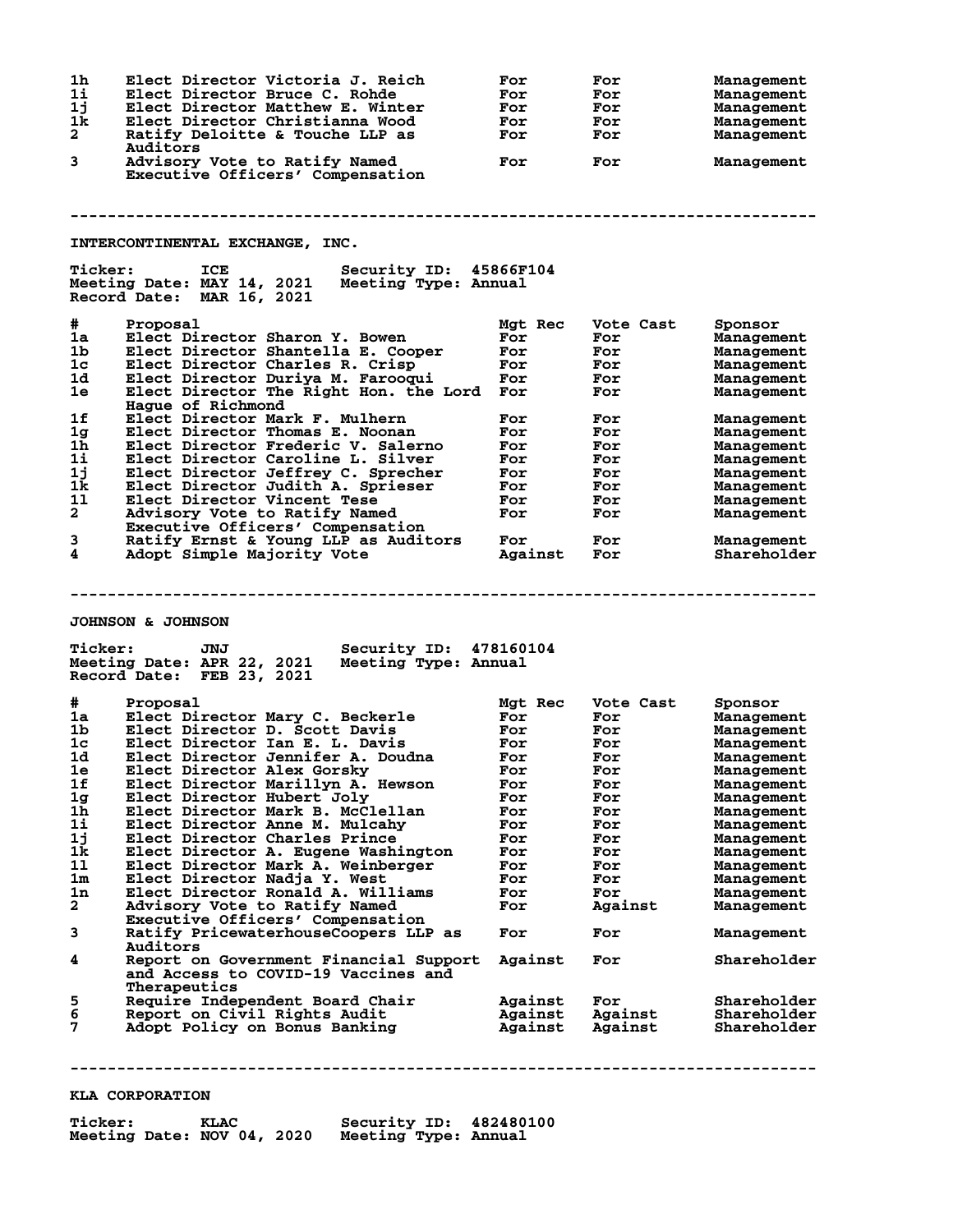| # | Proposal | Mgt Rec | Vote Cast | Sponsor |
|---|---|---|---|---|
| 1h | Elect Director Victoria J. Reich | For | For | Management |
| 1i | Elect Director Bruce C. Rohde | For | For | Management |
| 1j | Elect Director Matthew E. Winter | For | For | Management |
| 1k | Elect Director Christianna Wood | For | For | Management |
| 2 | Ratify Deloitte & Touche LLP as Auditors | For | For | Management |
| 3 | Advisory Vote to Ratify Named Executive Officers' Compensation | For | For | Management |

---

## INTERCONTINENTAL EXCHANGE, INC.

**Ticker:** ICE **Security ID:** 45866F104
**Meeting Date:** MAY 14, 2021 **Meeting Type:** Annual
**Record Date:** MAR 16, 2021

| # | Proposal | Mgt Rec | Vote Cast | Sponsor |
|---|---|---|---|---|
| 1a | Elect Director Sharon Y. Bowen | For | For | Management |
| 1b | Elect Director Shantella E. Cooper | For | For | Management |
| 1c | Elect Director Charles R. Crisp | For | For | Management |
| 1d | Elect Director Duriya M. Farooqui | For | For | Management |
| 1e | Elect Director The Right Hon. the Lord Hague of Richmond | For | For | Management |
| 1f | Elect Director Mark F. Mulhern | For | For | Management |
| 1g | Elect Director Thomas E. Noonan | For | For | Management |
| 1h | Elect Director Frederic V. Salerno | For | For | Management |
| 1i | Elect Director Caroline L. Silver | For | For | Management |
| 1j | Elect Director Jeffrey C. Sprecher | For | For | Management |
| 1k | Elect Director Judith A. Sprieser | For | For | Management |
| 1l | Elect Director Vincent Tese | For | For | Management |
| 2 | Advisory Vote to Ratify Named Executive Officers' Compensation | For | For | Management |
| 3 | Ratify Ernst & Young LLP as Auditors | For | For | Management |
| 4 | Adopt Simple Majority Vote | Against | For | Shareholder |

---

## JOHNSON & JOHNSON

**Ticker:** JNJ **Security ID:** 478160104
**Meeting Date:** APR 22, 2021 **Meeting Type:** Annual
**Record Date:** FEB 23, 2021

| # | Proposal | Mgt Rec | Vote Cast | Sponsor |
|---|---|---|---|---|
| 1a | Elect Director Mary C. Beckerle | For | For | Management |
| 1b | Elect Director D. Scott Davis | For | For | Management |
| 1c | Elect Director Ian E. L. Davis | For | For | Management |
| 1d | Elect Director Jennifer A. Doudna | For | For | Management |
| 1e | Elect Director Alex Gorsky | For | For | Management |
| 1f | Elect Director Marillyn A. Hewson | For | For | Management |
| 1g | Elect Director Hubert Joly | For | For | Management |
| 1h | Elect Director Mark B. McClellan | For | For | Management |
| 1i | Elect Director Anne M. Mulcahy | For | For | Management |
| 1j | Elect Director Charles Prince | For | For | Management |
| 1k | Elect Director A. Eugene Washington | For | For | Management |
| 1l | Elect Director Mark A. Weinberger | For | For | Management |
| 1m | Elect Director Nadja Y. West | For | For | Management |
| 1n | Elect Director Ronald A. Williams | For | For | Management |
| 2 | Advisory Vote to Ratify Named Executive Officers' Compensation | For | Against | Management |
| 3 | Ratify PricewaterhouseCoopers LLP as Auditors | For | For | Management |
| 4 | Report on Government Financial Support and Access to COVID-19 Vaccines and Therapeutics | Against | For | Shareholder |
| 5 | Require Independent Board Chair | Against | For | Shareholder |
| 6 | Report on Civil Rights Audit | Against | Against | Shareholder |
| 7 | Adopt Policy on Bonus Banking | Against | Against | Shareholder |

---

## KLA CORPORATION

**Ticker:** KLAC **Security ID:** 482480100
**Meeting Date:** NOV 04, 2020 **Meeting Type:** Annual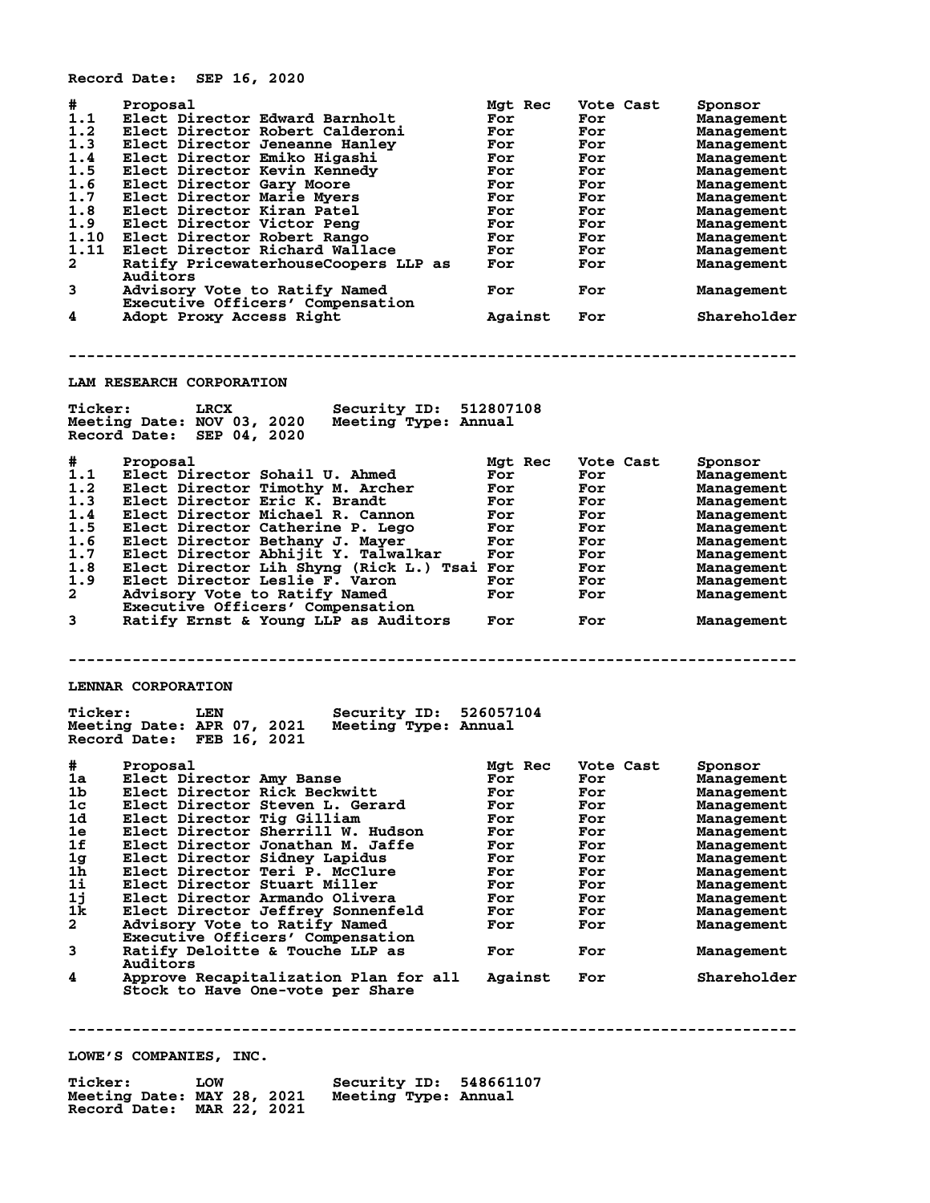Record Date: SEP 16, 2020

| # | Proposal | Mgt Rec | Vote Cast | Sponsor |
|---|---|---|---|---|
| 1.1 | Elect Director Edward Barnholt | For | For | Management |
| 1.2 | Elect Director Robert Calderoni | For | For | Management |
| 1.3 | Elect Director Jeneanne Hanley | For | For | Management |
| 1.4 | Elect Director Emiko Higashi | For | For | Management |
| 1.5 | Elect Director Kevin Kennedy | For | For | Management |
| 1.6 | Elect Director Gary Moore | For | For | Management |
| 1.7 | Elect Director Marie Myers | For | For | Management |
| 1.8 | Elect Director Kiran Patel | For | For | Management |
| 1.9 | Elect Director Victor Peng | For | For | Management |
| 1.10 | Elect Director Robert Rango | For | For | Management |
| 1.11 | Elect Director Richard Wallace | For | For | Management |
| 2 | Ratify PricewaterhouseCoopers LLP as Auditors | For | For | Management |
| 3 | Advisory Vote to Ratify Named Executive Officers' Compensation | For | For | Management |
| 4 | Adopt Proxy Access Right | Against | For | Shareholder |

---

## LAM RESEARCH CORPORATION

Ticker: LRCX  Security ID: 512807108
Meeting Date: NOV 03, 2020  Meeting Type: Annual
Record Date: SEP 04, 2020

| # | Proposal | Mgt Rec | Vote Cast | Sponsor |
|---|---|---|---|---|
| 1.1 | Elect Director Sohail U. Ahmed | For | For | Management |
| 1.2 | Elect Director Timothy M. Archer | For | For | Management |
| 1.3 | Elect Director Eric K. Brandt | For | For | Management |
| 1.4 | Elect Director Michael R. Cannon | For | For | Management |
| 1.5 | Elect Director Catherine P. Lego | For | For | Management |
| 1.6 | Elect Director Bethany J. Mayer | For | For | Management |
| 1.7 | Elect Director Abhijit Y. Talwalkar | For | For | Management |
| 1.8 | Elect Director Lih Shyng (Rick L.) Tsai | For | For | Management |
| 1.9 | Elect Director Leslie F. Varon | For | For | Management |
| 2 | Advisory Vote to Ratify Named Executive Officers' Compensation | For | For | Management |
| 3 | Ratify Ernst & Young LLP as Auditors | For | For | Management |

---

## LENNAR CORPORATION

Ticker: LEN  Security ID: 526057104
Meeting Date: APR 07, 2021  Meeting Type: Annual
Record Date: FEB 16, 2021

| # | Proposal | Mgt Rec | Vote Cast | Sponsor |
|---|---|---|---|---|
| 1a | Elect Director Amy Banse | For | For | Management |
| 1b | Elect Director Rick Beckwitt | For | For | Management |
| 1c | Elect Director Steven L. Gerard | For | For | Management |
| 1d | Elect Director Tig Gilliam | For | For | Management |
| 1e | Elect Director Sherrill W. Hudson | For | For | Management |
| 1f | Elect Director Jonathan M. Jaffe | For | For | Management |
| 1g | Elect Director Sidney Lapidus | For | For | Management |
| 1h | Elect Director Teri P. McClure | For | For | Management |
| 1i | Elect Director Stuart Miller | For | For | Management |
| 1j | Elect Director Armando Olivera | For | For | Management |
| 1k | Elect Director Jeffrey Sonnenfeld | For | For | Management |
| 2 | Advisory Vote to Ratify Named Executive Officers' Compensation | For | For | Management |
| 3 | Ratify Deloitte & Touche LLP as Auditors | For | For | Management |
| 4 | Approve Recapitalization Plan for all Stock to Have One-vote per Share | Against | For | Shareholder |

---

## LOWE'S COMPANIES, INC.

Ticker: LOW  Security ID: 548661107
Meeting Date: MAY 28, 2021  Meeting Type: Annual
Record Date: MAR 22, 2021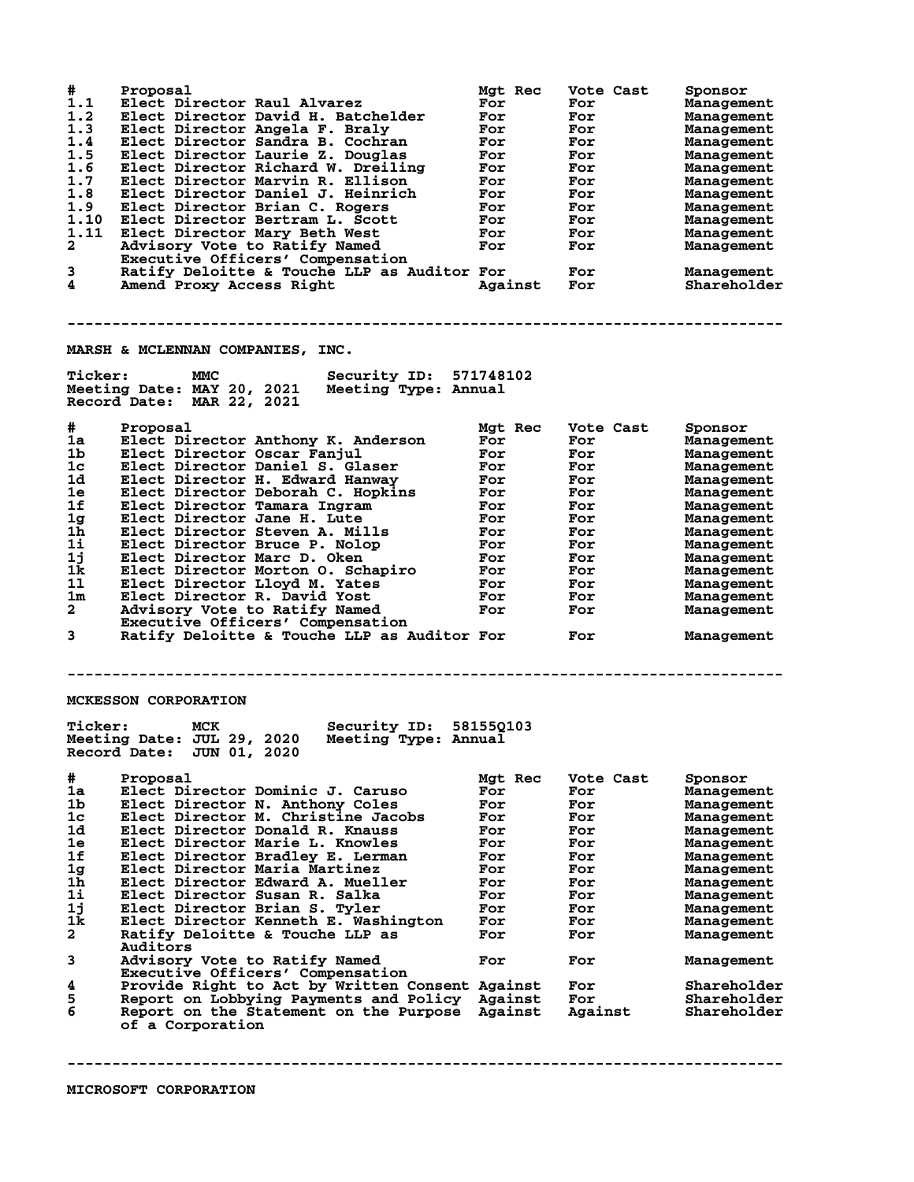| # | Proposal | Mgt Rec | Vote Cast | Sponsor |
|---|---|---|---|---|
| 1.1 | Elect Director Raul Alvarez | For | For | Management |
| 1.2 | Elect Director David H. Batchelder | For | For | Management |
| 1.3 | Elect Director Angela F. Braly | For | For | Management |
| 1.4 | Elect Director Sandra B. Cochran | For | For | Management |
| 1.5 | Elect Director Laurie Z. Douglas | For | For | Management |
| 1.6 | Elect Director Richard W. Dreiling | For | For | Management |
| 1.7 | Elect Director Marvin R. Ellison | For | For | Management |
| 1.8 | Elect Director Daniel J. Heinrich | For | For | Management |
| 1.9 | Elect Director Brian C. Rogers | For | For | Management |
| 1.10 | Elect Director Bertram L. Scott | For | For | Management |
| 1.11 | Elect Director Mary Beth West | For | For | Management |
| 2 | Advisory Vote to Ratify Named Executive Officers' Compensation | For | For | Management |
| 3 | Ratify Deloitte & Touche LLP as Auditor | For | For | Management |
| 4 | Amend Proxy Access Right | Against | For | Shareholder |

---

## MARSH & MCLENNAN COMPANIES, INC.

**Ticker:** MMC **Security ID:** 571748102
**Meeting Date:** MAY 20, 2021 **Meeting Type:** Annual
**Record Date:** MAR 22, 2021

| # | Proposal | Mgt Rec | Vote Cast | Sponsor |
|---|---|---|---|---|
| 1a | Elect Director Anthony K. Anderson | For | For | Management |
| 1b | Elect Director Oscar Fanjul | For | For | Management |
| 1c | Elect Director Daniel S. Glaser | For | For | Management |
| 1d | Elect Director H. Edward Hanway | For | For | Management |
| 1e | Elect Director Deborah C. Hopkins | For | For | Management |
| 1f | Elect Director Tamara Ingram | For | For | Management |
| 1g | Elect Director Jane H. Lute | For | For | Management |
| 1h | Elect Director Steven A. Mills | For | For | Management |
| 1i | Elect Director Bruce P. Nolop | For | For | Management |
| 1j | Elect Director Marc D. Oken | For | For | Management |
| 1k | Elect Director Morton O. Schapiro | For | For | Management |
| 1l | Elect Director Lloyd M. Yates | For | For | Management |
| 1m | Elect Director R. David Yost | For | For | Management |
| 2 | Advisory Vote to Ratify Named Executive Officers' Compensation | For | For | Management |
| 3 | Ratify Deloitte & Touche LLP as Auditor | For | For | Management |

---

## MCKESSON CORPORATION

**Ticker:** MCK **Security ID:** 58155Q103
**Meeting Date:** JUL 29, 2020 **Meeting Type:** Annual
**Record Date:** JUN 01, 2020

| # | Proposal | Mgt Rec | Vote Cast | Sponsor |
|---|---|---|---|---|
| 1a | Elect Director Dominic J. Caruso | For | For | Management |
| 1b | Elect Director N. Anthony Coles | For | For | Management |
| 1c | Elect Director M. Christine Jacobs | For | For | Management |
| 1d | Elect Director Donald R. Knauss | For | For | Management |
| 1e | Elect Director Marie L. Knowles | For | For | Management |
| 1f | Elect Director Bradley E. Lerman | For | For | Management |
| 1g | Elect Director Maria Martinez | For | For | Management |
| 1h | Elect Director Edward A. Mueller | For | For | Management |
| 1i | Elect Director Susan R. Salka | For | For | Management |
| 1j | Elect Director Brian S. Tyler | For | For | Management |
| 1k | Elect Director Kenneth E. Washington | For | For | Management |
| 2 | Ratify Deloitte & Touche LLP as Auditors | For | For | Management |
| 3 | Advisory Vote to Ratify Named Executive Officers' Compensation | For | For | Management |
| 4 | Provide Right to Act by Written Consent | Against | For | Shareholder |
| 5 | Report on Lobbying Payments and Policy | Against | For | Shareholder |
| 6 | Report on the Statement on the Purpose of a Corporation | Against | Against | Shareholder |

---

## MICROSOFT CORPORATION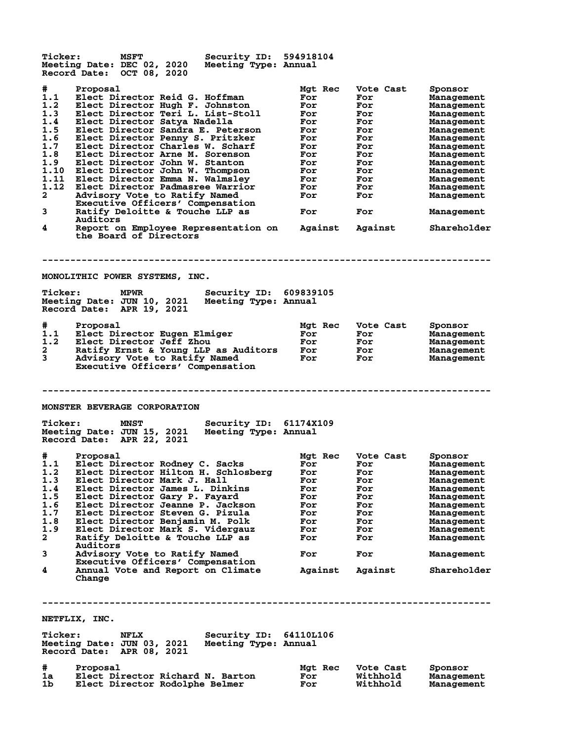Ticker: MSFT Security ID: 594918104
Meeting Date: DEC 02, 2020 Meeting Type: Annual
Record Date: OCT 08, 2020

| # | Proposal | Mgt Rec | Vote Cast | Sponsor |
|---|---|---|---|---|
| 1.1 | Elect Director Reid G. Hoffman | For | For | Management |
| 1.2 | Elect Director Hugh F. Johnston | For | For | Management |
| 1.3 | Elect Director Teri L. List-Stoll | For | For | Management |
| 1.4 | Elect Director Satya Nadella | For | For | Management |
| 1.5 | Elect Director Sandra E. Peterson | For | For | Management |
| 1.6 | Elect Director Penny S. Pritzker | For | For | Management |
| 1.7 | Elect Director Charles W. Scharf | For | For | Management |
| 1.8 | Elect Director Arne M. Sorenson | For | For | Management |
| 1.9 | Elect Director John W. Stanton | For | For | Management |
| 1.10 | Elect Director John W. Thompson | For | For | Management |
| 1.11 | Elect Director Emma N. Walmsley | For | For | Management |
| 1.12 | Elect Director Padmasree Warrior | For | For | Management |
| 2 | Advisory Vote to Ratify Named Executive Officers' Compensation | For | For | Management |
| 3 | Ratify Deloitte & Touche LLP as Auditors | For | For | Management |
| 4 | Report on Employee Representation on the Board of Directors | Against | Against | Shareholder |

--------------------------------------------------------------------------------

MONOLITHIC POWER SYSTEMS, INC.

Ticker: MPWR Security ID: 609839105
Meeting Date: JUN 10, 2021 Meeting Type: Annual
Record Date: APR 19, 2021

| # | Proposal | Mgt Rec | Vote Cast | Sponsor |
|---|---|---|---|---|
| 1.1 | Elect Director Eugen Elmiger | For | For | Management |
| 1.2 | Elect Director Jeff Zhou | For | For | Management |
| 2 | Ratify Ernst & Young LLP as Auditors | For | For | Management |
| 3 | Advisory Vote to Ratify Named Executive Officers' Compensation | For | For | Management |

--------------------------------------------------------------------------------

MONSTER BEVERAGE CORPORATION

Ticker: MNST Security ID: 61174X109
Meeting Date: JUN 15, 2021 Meeting Type: Annual
Record Date: APR 22, 2021

| # | Proposal | Mgt Rec | Vote Cast | Sponsor |
|---|---|---|---|---|
| 1.1 | Elect Director Rodney C. Sacks | For | For | Management |
| 1.2 | Elect Director Hilton H. Schlosberg | For | For | Management |
| 1.3 | Elect Director Mark J. Hall | For | For | Management |
| 1.4 | Elect Director James L. Dinkins | For | For | Management |
| 1.5 | Elect Director Gary P. Fayard | For | For | Management |
| 1.6 | Elect Director Jeanne P. Jackson | For | For | Management |
| 1.7 | Elect Director Steven G. Pizula | For | For | Management |
| 1.8 | Elect Director Benjamin M. Polk | For | For | Management |
| 1.9 | Elect Director Mark S. Vidergauz | For | For | Management |
| 2 | Ratify Deloitte & Touche LLP as Auditors | For | For | Management |
| 3 | Advisory Vote to Ratify Named Executive Officers' Compensation | For | For | Management |
| 4 | Annual Vote and Report on Climate Change | Against | Against | Shareholder |

--------------------------------------------------------------------------------

NETFLIX, INC.

Ticker: NFLX Security ID: 64110L106
Meeting Date: JUN 03, 2021 Meeting Type: Annual
Record Date: APR 08, 2021

| # | Proposal | Mgt Rec | Vote Cast | Sponsor |
|---|---|---|---|---|
| 1a | Elect Director Richard N. Barton | For | Withhold | Management |
| 1b | Elect Director Rodolphe Belmer | For | Withhold | Management |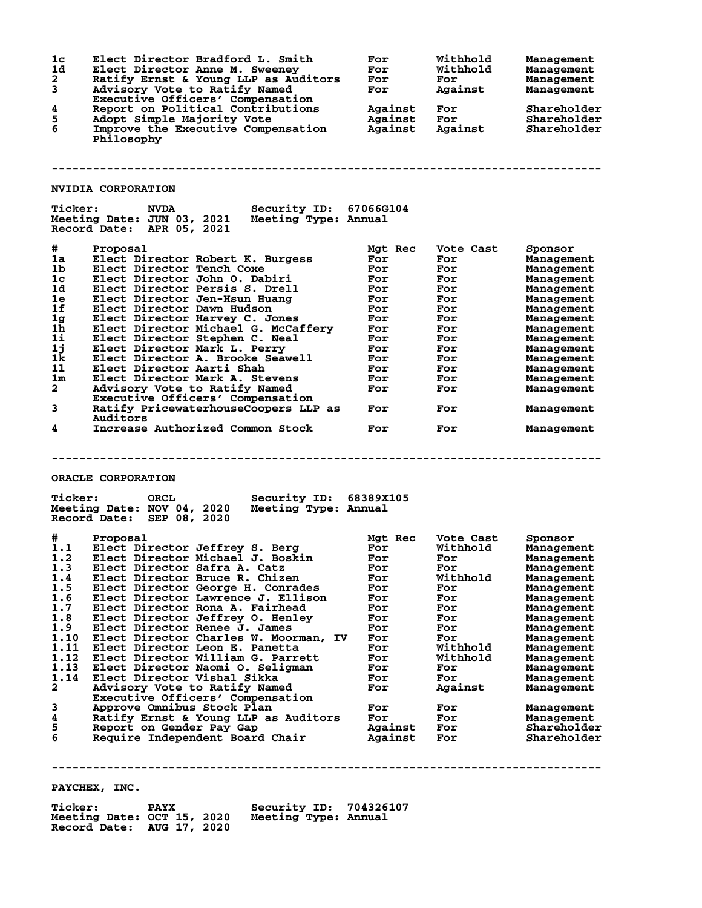| # | Proposal | Mgt Rec | Vote Cast | Sponsor |
|---|---|---|---|---|
| 1c | Elect Director Bradford L. Smith | For | Withhold | Management |
| 1d | Elect Director Anne M. Sweeney | For | Withhold | Management |
| 2 | Ratify Ernst & Young LLP as Auditors | For | For | Management |
| 3 | Advisory Vote to Ratify Named Executive Officers' Compensation | For | Against | Management |
| 4 | Report on Political Contributions | Against | For | Shareholder |
| 5 | Adopt Simple Majority Vote | Against | For | Shareholder |
| 6 | Improve the Executive Compensation Philosophy | Against | Against | Shareholder |

---

## NVIDIA CORPORATION

**Ticker:** NVDA **Security ID:** 67066G104
**Meeting Date:** JUN 03, 2021 **Meeting Type:** Annual
**Record Date:** APR 05, 2021

| # | Proposal | Mgt Rec | Vote Cast | Sponsor |
|---|---|---|---|---|
| 1a | Elect Director Robert K. Burgess | For | For | Management |
| 1b | Elect Director Tench Coxe | For | For | Management |
| 1c | Elect Director John O. Dabiri | For | For | Management |
| 1d | Elect Director Persis S. Drell | For | For | Management |
| 1e | Elect Director Jen-Hsun Huang | For | For | Management |
| 1f | Elect Director Dawn Hudson | For | For | Management |
| 1g | Elect Director Harvey C. Jones | For | For | Management |
| 1h | Elect Director Michael G. McCaffery | For | For | Management |
| 1i | Elect Director Stephen C. Neal | For | For | Management |
| 1j | Elect Director Mark L. Perry | For | For | Management |
| 1k | Elect Director A. Brooke Seawell | For | For | Management |
| 1l | Elect Director Aarti Shah | For | For | Management |
| 1m | Elect Director Mark A. Stevens | For | For | Management |
| 2 | Advisory Vote to Ratify Named Executive Officers' Compensation | For | For | Management |
| 3 | Ratify PricewaterhouseCoopers LLP as Auditors | For | For | Management |
| 4 | Increase Authorized Common Stock | For | For | Management |

---

## ORACLE CORPORATION

**Ticker:** ORCL **Security ID:** 68389X105
**Meeting Date:** NOV 04, 2020 **Meeting Type:** Annual
**Record Date:** SEP 08, 2020

| # | Proposal | Mgt Rec | Vote Cast | Sponsor |
|---|---|---|---|---|
| 1.1 | Elect Director Jeffrey S. Berg | For | Withhold | Management |
| 1.2 | Elect Director Michael J. Boskin | For | For | Management |
| 1.3 | Elect Director Safra A. Catz | For | For | Management |
| 1.4 | Elect Director Bruce R. Chizen | For | Withhold | Management |
| 1.5 | Elect Director George H. Conrades | For | For | Management |
| 1.6 | Elect Director Lawrence J. Ellison | For | For | Management |
| 1.7 | Elect Director Rona A. Fairhead | For | For | Management |
| 1.8 | Elect Director Jeffrey O. Henley | For | For | Management |
| 1.9 | Elect Director Renee J. James | For | For | Management |
| 1.10 | Elect Director Charles W. Moorman, IV | For | For | Management |
| 1.11 | Elect Director Leon E. Panetta | For | Withhold | Management |
| 1.12 | Elect Director William G. Parrett | For | Withhold | Management |
| 1.13 | Elect Director Naomi O. Seligman | For | For | Management |
| 1.14 | Elect Director Vishal Sikka | For | For | Management |
| 2 | Advisory Vote to Ratify Named Executive Officers' Compensation | For | Against | Management |
| 3 | Approve Omnibus Stock Plan | For | For | Management |
| 4 | Ratify Ernst & Young LLP as Auditors | For | For | Management |
| 5 | Report on Gender Pay Gap | Against | For | Shareholder |
| 6 | Require Independent Board Chair | Against | For | Shareholder |

---

## PAYCHEX, INC.

**Ticker:** PAYX **Security ID:** 704326107
**Meeting Date:** OCT 15, 2020 **Meeting Type:** Annual
**Record Date:** AUG 17, 2020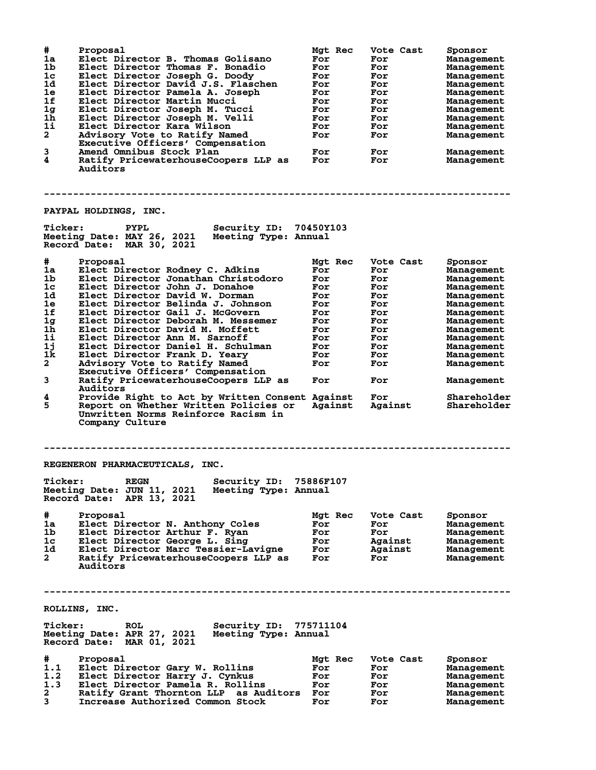| # | Proposal | Mgt Rec | Vote Cast | Sponsor |
|---|---|---|---|---|
| 1a | Elect Director B. Thomas Golisano | For | For | Management |
| 1b | Elect Director Thomas F. Bonadio | For | For | Management |
| 1c | Elect Director Joseph G. Doody | For | For | Management |
| 1d | Elect Director David J.S. Flaschen | For | For | Management |
| 1e | Elect Director Pamela A. Joseph | For | For | Management |
| 1f | Elect Director Martin Mucci | For | For | Management |
| 1g | Elect Director Joseph M. Tucci | For | For | Management |
| 1h | Elect Director Joseph M. Velli | For | For | Management |
| 1i | Elect Director Kara Wilson | For | For | Management |
| 2 | Advisory Vote to Ratify Named Executive Officers' Compensation | For | For | Management |
| 3 | Amend Omnibus Stock Plan | For | For | Management |
| 4 | Ratify PricewaterhouseCoopers LLP as Auditors | For | For | Management |

---

## PAYPAL HOLDINGS, INC.

**Ticker:** PYPL  **Security ID:** 70450Y103
**Meeting Date:** MAY 26, 2021  **Meeting Type:** Annual
**Record Date:** MAR 30, 2021

| # | Proposal | Mgt Rec | Vote Cast | Sponsor |
|---|---|---|---|---|
| 1a | Elect Director Rodney C. Adkins | For | For | Management |
| 1b | Elect Director Jonathan Christodoro | For | For | Management |
| 1c | Elect Director John J. Donahoe | For | For | Management |
| 1d | Elect Director David W. Dorman | For | For | Management |
| 1e | Elect Director Belinda J. Johnson | For | For | Management |
| 1f | Elect Director Gail J. McGovern | For | For | Management |
| 1g | Elect Director Deborah M. Messemer | For | For | Management |
| 1h | Elect Director David M. Moffett | For | For | Management |
| 1i | Elect Director Ann M. Sarnoff | For | For | Management |
| 1j | Elect Director Daniel H. Schulman | For | For | Management |
| 1k | Elect Director Frank D. Yeary | For | For | Management |
| 2 | Advisory Vote to Ratify Named Executive Officers' Compensation | For | For | Management |
| 3 | Ratify PricewaterhouseCoopers LLP as Auditors | For | For | Management |
| 4 | Provide Right to Act by Written Consent | Against | For | Shareholder |
| 5 | Report on Whether Written Policies or Unwritten Norms Reinforce Racism in Company Culture | Against | Against | Shareholder |

---

## REGENERON PHARMACEUTICALS, INC.

**Ticker:** REGN  **Security ID:** 75886F107
**Meeting Date:** JUN 11, 2021  **Meeting Type:** Annual
**Record Date:** APR 13, 2021

| # | Proposal | Mgt Rec | Vote Cast | Sponsor |
|---|---|---|---|---|
| 1a | Elect Director N. Anthony Coles | For | For | Management |
| 1b | Elect Director Arthur F. Ryan | For | For | Management |
| 1c | Elect Director George L. Sing | For | Against | Management |
| 1d | Elect Director Marc Tessier-Lavigne | For | Against | Management |
| 2 | Ratify PricewaterhouseCoopers LLP as Auditors | For | For | Management |

---

## ROLLINS, INC.

**Ticker:** ROL  **Security ID:** 775711104
**Meeting Date:** APR 27, 2021  **Meeting Type:** Annual
**Record Date:** MAR 01, 2021

| # | Proposal | Mgt Rec | Vote Cast | Sponsor |
|---|---|---|---|---|
| 1.1 | Elect Director Gary W. Rollins | For | For | Management |
| 1.2 | Elect Director Harry J. Cynkus | For | For | Management |
| 1.3 | Elect Director Pamela R. Rollins | For | For | Management |
| 2 | Ratify Grant Thornton LLP as Auditors | For | For | Management |
| 3 | Increase Authorized Common Stock | For | For | Management |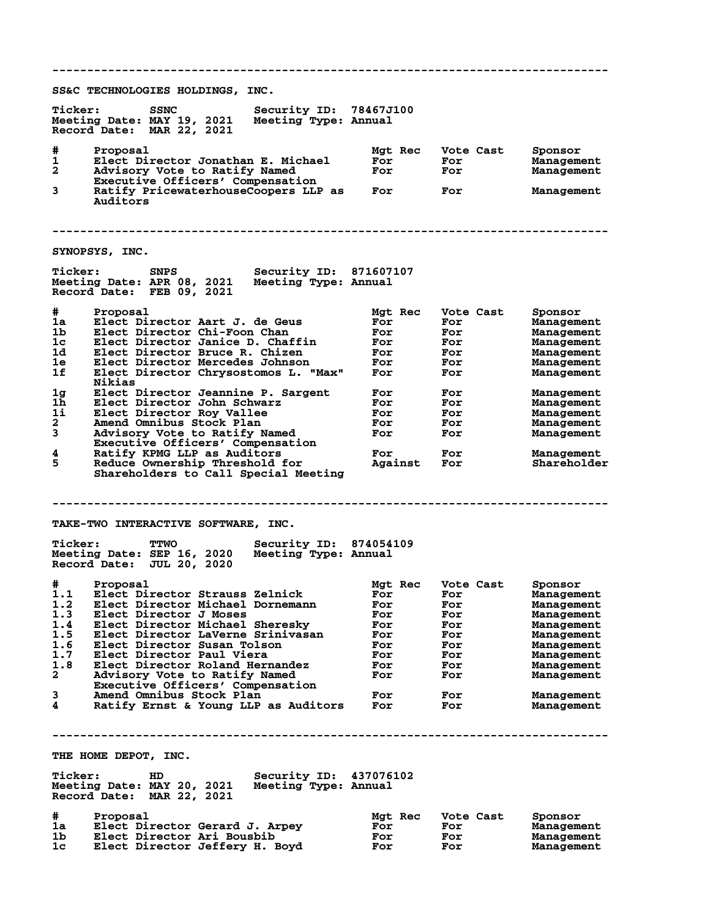---

## SS&C TECHNOLOGIES HOLDINGS, INC.

**Ticker:** SSNC **Security ID:** 78467J100
**Meeting Date:** MAY 19, 2021 **Meeting Type:** Annual
**Record Date:** MAR 22, 2021

| # | Proposal | Mgt Rec | Vote Cast | Sponsor |
|---|---|---|---|---|
| 1 | Elect Director Jonathan E. Michael | For | For | Management |
| 2 | Advisory Vote to Ratify Named Executive Officers' Compensation | For | For | Management |
| 3 | Ratify PricewaterhouseCoopers LLP as Auditors | For | For | Management |

---

## SYNOPSYS, INC.

**Ticker:** SNPS **Security ID:** 871607107
**Meeting Date:** APR 08, 2021 **Meeting Type:** Annual
**Record Date:** FEB 09, 2021

| # | Proposal | Mgt Rec | Vote Cast | Sponsor |
|---|---|---|---|---|
| 1a | Elect Director Aart J. de Geus | For | For | Management |
| 1b | Elect Director Chi-Foon Chan | For | For | Management |
| 1c | Elect Director Janice D. Chaffin | For | For | Management |
| 1d | Elect Director Bruce R. Chizen | For | For | Management |
| 1e | Elect Director Mercedes Johnson | For | For | Management |
| 1f | Elect Director Chrysostomos L. "Max" Nikias | For | For | Management |
| 1g | Elect Director Jeannine P. Sargent | For | For | Management |
| 1h | Elect Director John Schwarz | For | For | Management |
| 1i | Elect Director Roy Vallee | For | For | Management |
| 2 | Amend Omnibus Stock Plan | For | For | Management |
| 3 | Advisory Vote to Ratify Named Executive Officers' Compensation | For | For | Management |
| 4 | Ratify KPMG LLP as Auditors | For | For | Management |
| 5 | Reduce Ownership Threshold for Shareholders to Call Special Meeting | Against | For | Shareholder |

---

## TAKE-TWO INTERACTIVE SOFTWARE, INC.

**Ticker:** TTWO **Security ID:** 874054109
**Meeting Date:** SEP 16, 2020 **Meeting Type:** Annual
**Record Date:** JUL 20, 2020

| # | Proposal | Mgt Rec | Vote Cast | Sponsor |
|---|---|---|---|---|
| 1.1 | Elect Director Strauss Zelnick | For | For | Management |
| 1.2 | Elect Director Michael Dornemann | For | For | Management |
| 1.3 | Elect Director J Moses | For | For | Management |
| 1.4 | Elect Director Michael Sheresky | For | For | Management |
| 1.5 | Elect Director LaVerne Srinivasan | For | For | Management |
| 1.6 | Elect Director Susan Tolson | For | For | Management |
| 1.7 | Elect Director Paul Viera | For | For | Management |
| 1.8 | Elect Director Roland Hernandez | For | For | Management |
| 2 | Advisory Vote to Ratify Named Executive Officers' Compensation | For | For | Management |
| 3 | Amend Omnibus Stock Plan | For | For | Management |
| 4 | Ratify Ernst & Young LLP as Auditors | For | For | Management |

---

## THE HOME DEPOT, INC.

**Ticker:** HD **Security ID:** 437076102
**Meeting Date:** MAY 20, 2021 **Meeting Type:** Annual
**Record Date:** MAR 22, 2021

| # | Proposal | Mgt Rec | Vote Cast | Sponsor |
|---|---|---|---|---|
| 1a | Elect Director Gerard J. Arpey | For | For | Management |
| 1b | Elect Director Ari Bousbib | For | For | Management |
| 1c | Elect Director Jeffery H. Boyd | For | For | Management |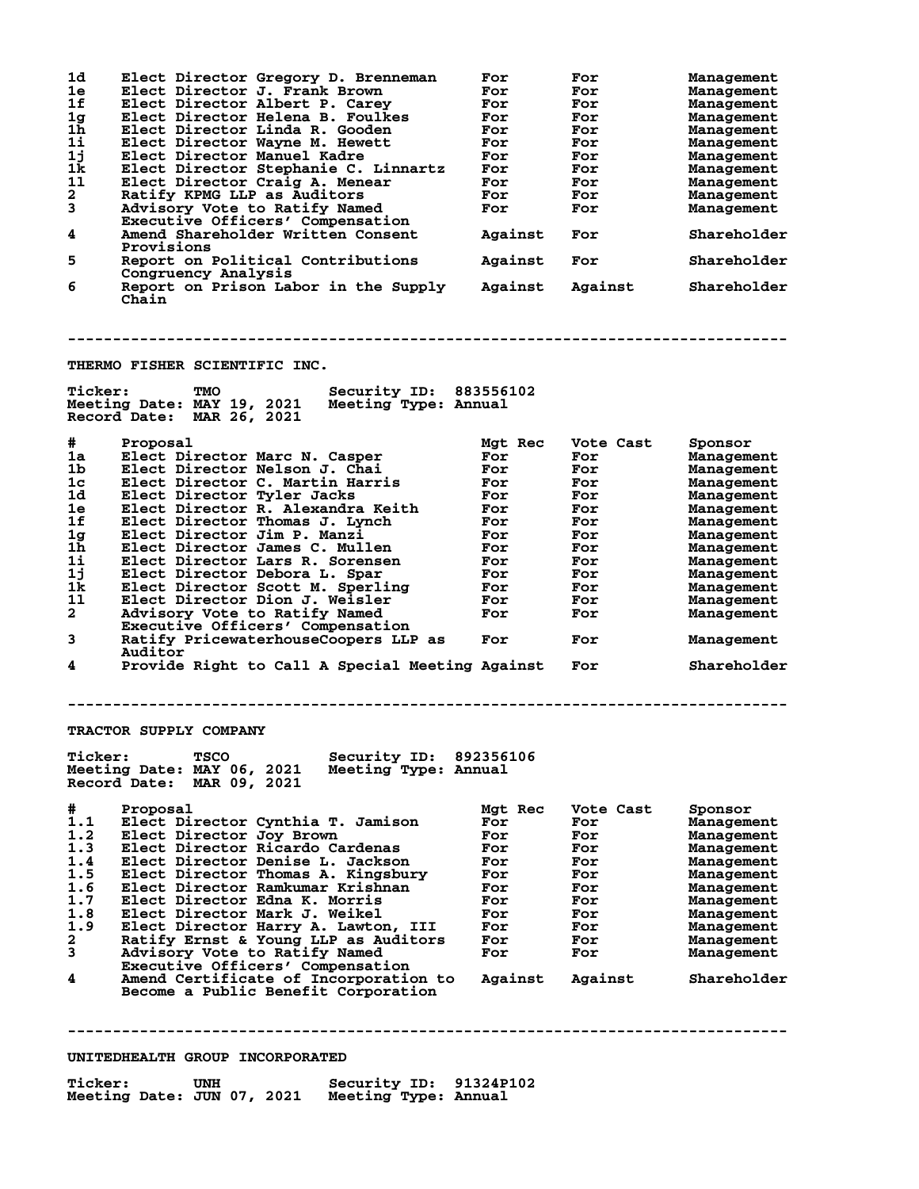| # | Proposal | Mgt Rec | Vote Cast | Sponsor |
|---|---|---|---|---|
| 1d | Elect Director Gregory D. Brenneman | For | For | Management |
| 1e | Elect Director J. Frank Brown | For | For | Management |
| 1f | Elect Director Albert P. Carey | For | For | Management |
| 1g | Elect Director Helena B. Foulkes | For | For | Management |
| 1h | Elect Director Linda R. Gooden | For | For | Management |
| 1i | Elect Director Wayne M. Hewett | For | For | Management |
| 1j | Elect Director Manuel Kadre | For | For | Management |
| 1k | Elect Director Stephanie C. Linnartz | For | For | Management |
| 1l | Elect Director Craig A. Menear | For | For | Management |
| 2 | Ratify KPMG LLP as Auditors | For | For | Management |
| 3 | Advisory Vote to Ratify Named Executive Officers' Compensation | For | For | Management |
| 4 | Amend Shareholder Written Consent Provisions | Against | For | Shareholder |
| 5 | Report on Political Contributions Congruency Analysis | Against | For | Shareholder |
| 6 | Report on Prison Labor in the Supply Chain | Against | Against | Shareholder |

---

## THERMO FISHER SCIENTIFIC INC.

**Ticker:** TMO **Security ID:** 883556102
**Meeting Date:** MAY 19, 2021 **Meeting Type:** Annual
**Record Date:** MAR 26, 2021

| # | Proposal | Mgt Rec | Vote Cast | Sponsor |
|---|---|---|---|---|
| 1a | Elect Director Marc N. Casper | For | For | Management |
| 1b | Elect Director Nelson J. Chai | For | For | Management |
| 1c | Elect Director C. Martin Harris | For | For | Management |
| 1d | Elect Director Tyler Jacks | For | For | Management |
| 1e | Elect Director R. Alexandra Keith | For | For | Management |
| 1f | Elect Director Thomas J. Lynch | For | For | Management |
| 1g | Elect Director Jim P. Manzi | For | For | Management |
| 1h | Elect Director James C. Mullen | For | For | Management |
| 1i | Elect Director Lars R. Sorensen | For | For | Management |
| 1j | Elect Director Debora L. Spar | For | For | Management |
| 1k | Elect Director Scott M. Sperling | For | For | Management |
| 1l | Elect Director Dion J. Weisler | For | For | Management |
| 2 | Advisory Vote to Ratify Named Executive Officers' Compensation | For | For | Management |
| 3 | Ratify PricewaterhouseCoopers LLP as Auditor | For | For | Management |
| 4 | Provide Right to Call A Special Meeting | Against | For | Shareholder |

---

## TRACTOR SUPPLY COMPANY

**Ticker:** TSCO **Security ID:** 892356106
**Meeting Date:** MAY 06, 2021 **Meeting Type:** Annual
**Record Date:** MAR 09, 2021

| # | Proposal | Mgt Rec | Vote Cast | Sponsor |
|---|---|---|---|---|
| 1.1 | Elect Director Cynthia T. Jamison | For | For | Management |
| 1.2 | Elect Director Joy Brown | For | For | Management |
| 1.3 | Elect Director Ricardo Cardenas | For | For | Management |
| 1.4 | Elect Director Denise L. Jackson | For | For | Management |
| 1.5 | Elect Director Thomas A. Kingsbury | For | For | Management |
| 1.6 | Elect Director Ramkumar Krishnan | For | For | Management |
| 1.7 | Elect Director Edna K. Morris | For | For | Management |
| 1.8 | Elect Director Mark J. Weikel | For | For | Management |
| 1.9 | Elect Director Harry A. Lawton, III | For | For | Management |
| 2 | Ratify Ernst & Young LLP as Auditors | For | For | Management |
| 3 | Advisory Vote to Ratify Named Executive Officers' Compensation | For | For | Management |
| 4 | Amend Certificate of Incorporation to Become a Public Benefit Corporation | Against | Against | Shareholder |

---

## UNITEDHEALTH GROUP INCORPORATED

**Ticker:** UNH **Security ID:** 91324P102
**Meeting Date:** JUN 07, 2021 **Meeting Type:** Annual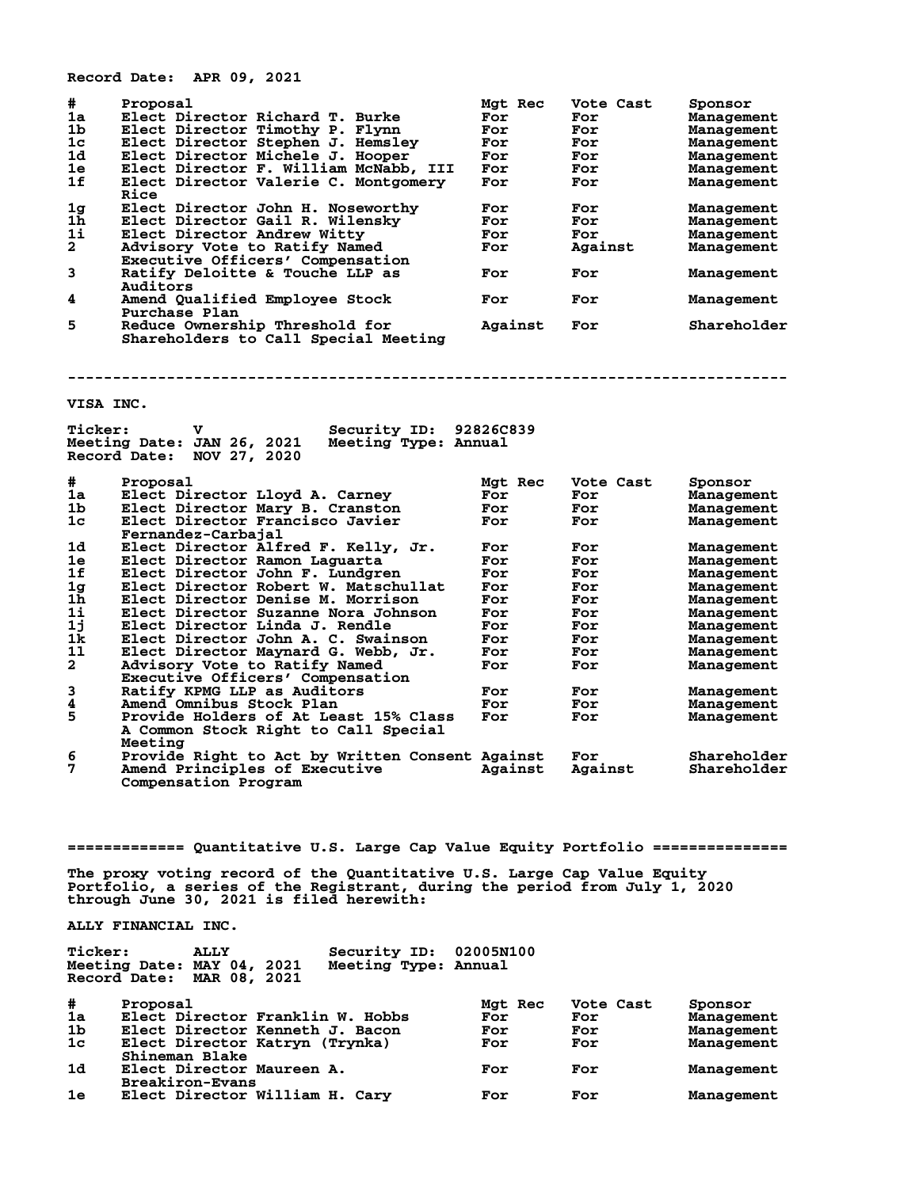Record Date: APR 09, 2021

| # | Proposal | Mgt Rec | Vote Cast | Sponsor |
|---|---|---|---|---|
| 1a | Elect Director Richard T. Burke | For | For | Management |
| 1b | Elect Director Timothy P. Flynn | For | For | Management |
| 1c | Elect Director Stephen J. Hemsley | For | For | Management |
| 1d | Elect Director Michele J. Hooper | For | For | Management |
| 1e | Elect Director F. William McNabb, III | For | For | Management |
| 1f | Elect Director Valerie C. Montgomery Rice | For | For | Management |
| 1g | Elect Director John H. Noseworthy | For | For | Management |
| 1h | Elect Director Gail R. Wilensky | For | For | Management |
| 1i | Elect Director Andrew Witty | For | For | Management |
| 2 | Advisory Vote to Ratify Named Executive Officers' Compensation | For | Against | Management |
| 3 | Ratify Deloitte & Touche LLP as Auditors | For | For | Management |
| 4 | Amend Qualified Employee Stock Purchase Plan | For | For | Management |
| 5 | Reduce Ownership Threshold for Shareholders to Call Special Meeting | Against | For | Shareholder |

--------------------------------------------------------------------------------

VISA INC.

Ticker: V Security ID: 92826C839
Meeting Date: JAN 26, 2021 Meeting Type: Annual
Record Date: NOV 27, 2020

| # | Proposal | Mgt Rec | Vote Cast | Sponsor |
|---|---|---|---|---|
| 1a | Elect Director Lloyd A. Carney | For | For | Management |
| 1b | Elect Director Mary B. Cranston | For | For | Management |
| 1c | Elect Director Francisco Javier Fernandez-Carbajal | For | For | Management |
| 1d | Elect Director Alfred F. Kelly, Jr. | For | For | Management |
| 1e | Elect Director Ramon Laguarta | For | For | Management |
| 1f | Elect Director John F. Lundgren | For | For | Management |
| 1g | Elect Director Robert W. Matschullat | For | For | Management |
| 1h | Elect Director Denise M. Morrison | For | For | Management |
| 1i | Elect Director Suzanne Nora Johnson | For | For | Management |
| 1j | Elect Director Linda J. Rendle | For | For | Management |
| 1k | Elect Director John A. C. Swainson | For | For | Management |
| 1l | Elect Director Maynard G. Webb, Jr. | For | For | Management |
| 2 | Advisory Vote to Ratify Named Executive Officers' Compensation | For | For | Management |
| 3 | Ratify KPMG LLP as Auditors | For | For | Management |
| 4 | Amend Omnibus Stock Plan | For | For | Management |
| 5 | Provide Holders of At Least 15% Class A Common Stock Right to Call Special Meeting | For | For | Management |
| 6 | Provide Right to Act by Written Consent | Against | For | Shareholder |
| 7 | Amend Principles of Executive Compensation Program | Against | Against | Shareholder |

============= Quantitative U.S. Large Cap Value Equity Portfolio ===============

The proxy voting record of the Quantitative U.S. Large Cap Value Equity Portfolio, a series of the Registrant, during the period from July 1, 2020 through June 30, 2021 is filed herewith:

ALLY FINANCIAL INC.

Ticker: ALLY Security ID: 02005N100
Meeting Date: MAY 04, 2021 Meeting Type: Annual
Record Date: MAR 08, 2021

| # | Proposal | Mgt Rec | Vote Cast | Sponsor |
|---|---|---|---|---|
| 1a | Elect Director Franklin W. Hobbs | For | For | Management |
| 1b | Elect Director Kenneth J. Bacon | For | For | Management |
| 1c | Elect Director Katryn (Trynka) Shineman Blake | For | For | Management |
| 1d | Elect Director Maureen A. Breakiron-Evans | For | For | Management |
| 1e | Elect Director William H. Cary | For | For | Management |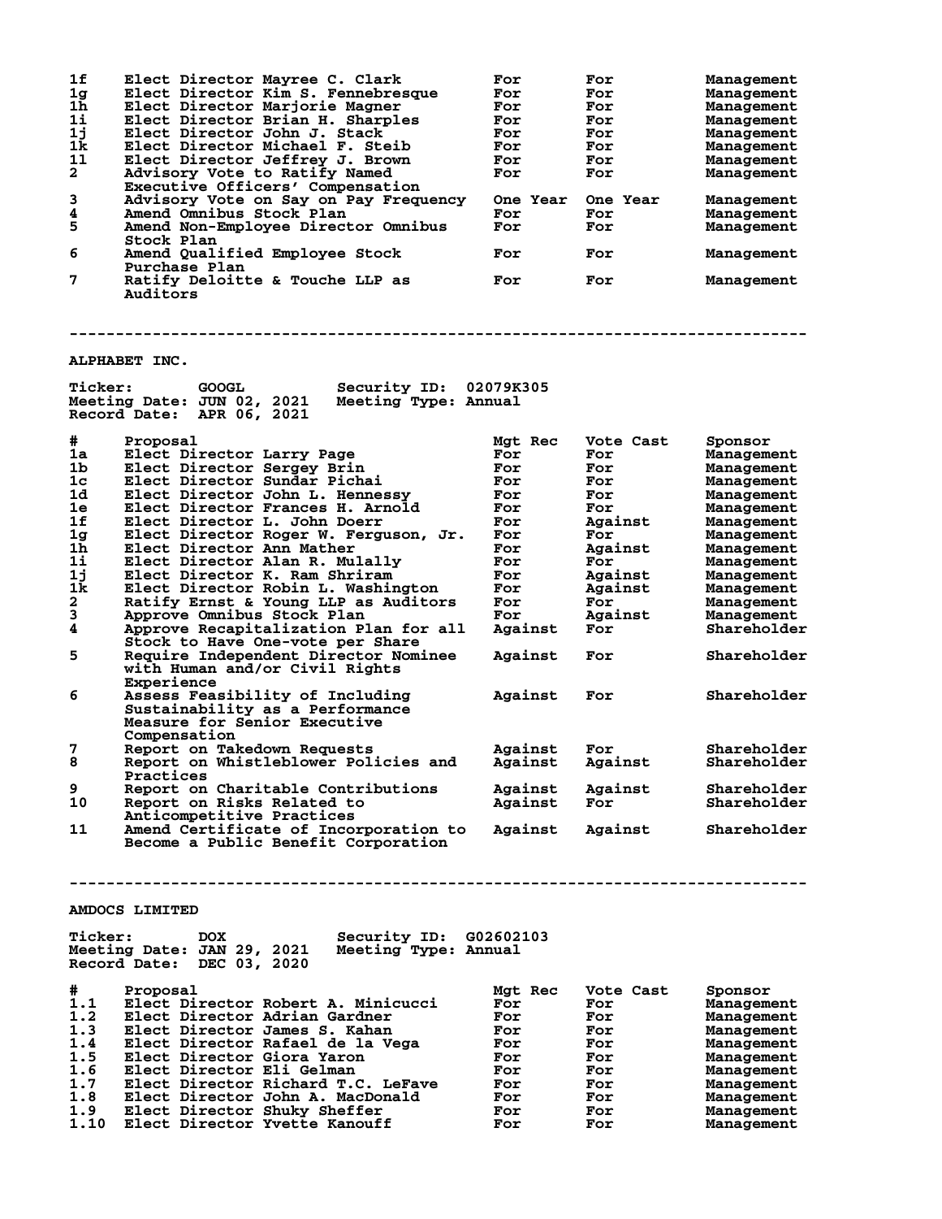| # | Proposal | Mgt Rec | Vote Cast | Sponsor |
|---|---|---|---|---|
| 1f | Elect Director Mayree C. Clark | For | For | Management |
| 1g | Elect Director Kim S. Fennebresque | For | For | Management |
| 1h | Elect Director Marjorie Magner | For | For | Management |
| 1i | Elect Director Brian H. Sharples | For | For | Management |
| 1j | Elect Director John J. Stack | For | For | Management |
| 1k | Elect Director Michael F. Steib | For | For | Management |
| 1l | Elect Director Jeffrey J. Brown | For | For | Management |
| 2 | Advisory Vote to Ratify Named Executive Officers' Compensation | For | For | Management |
| 3 | Advisory Vote on Say on Pay Frequency | One Year | One Year | Management |
| 4 | Amend Omnibus Stock Plan | For | For | Management |
| 5 | Amend Non-Employee Director Omnibus Stock Plan | For | For | Management |
| 6 | Amend Qualified Employee Stock Purchase Plan | For | For | Management |
| 7 | Ratify Deloitte & Touche LLP as Auditors | For | For | Management |

---

## ALPHABET INC.

**Ticker:** GOOGL **Security ID:** 02079K305
**Meeting Date:** JUN 02, 2021 **Meeting Type:** Annual
**Record Date:** APR 06, 2021

| # | Proposal | Mgt Rec | Vote Cast | Sponsor |
|---|---|---|---|---|
| 1a | Elect Director Larry Page | For | For | Management |
| 1b | Elect Director Sergey Brin | For | For | Management |
| 1c | Elect Director Sundar Pichai | For | For | Management |
| 1d | Elect Director John L. Hennessy | For | For | Management |
| 1e | Elect Director Frances H. Arnold | For | For | Management |
| 1f | Elect Director L. John Doerr | For | Against | Management |
| 1g | Elect Director Roger W. Ferguson, Jr. | For | For | Management |
| 1h | Elect Director Ann Mather | For | Against | Management |
| 1i | Elect Director Alan R. Mulally | For | For | Management |
| 1j | Elect Director K. Ram Shriram | For | Against | Management |
| 1k | Elect Director Robin L. Washington | For | Against | Management |
| 2 | Ratify Ernst & Young LLP as Auditors | For | For | Management |
| 3 | Approve Omnibus Stock Plan | For | Against | Management |
| 4 | Approve Recapitalization Plan for all Stock to Have One-vote per Share | Against | For | Shareholder |
| 5 | Require Independent Director Nominee with Human and/or Civil Rights Experience | Against | For | Shareholder |
| 6 | Assess Feasibility of Including Sustainability as a Performance Measure for Senior Executive Compensation | Against | For | Shareholder |
| 7 | Report on Takedown Requests | Against | For | Shareholder |
| 8 | Report on Whistleblower Policies and Practices | Against | Against | Shareholder |
| 9 | Report on Charitable Contributions | Against | Against | Shareholder |
| 10 | Report on Risks Related to Anticompetitive Practices | Against | For | Shareholder |
| 11 | Amend Certificate of Incorporation to Become a Public Benefit Corporation | Against | Against | Shareholder |

---

## AMDOCS LIMITED

**Ticker:** DOX **Security ID:** G02602103
**Meeting Date:** JAN 29, 2021 **Meeting Type:** Annual
**Record Date:** DEC 03, 2020

| # | Proposal | Mgt Rec | Vote Cast | Sponsor |
|---|---|---|---|---|
| 1.1 | Elect Director Robert A. Minicucci | For | For | Management |
| 1.2 | Elect Director Adrian Gardner | For | For | Management |
| 1.3 | Elect Director James S. Kahan | For | For | Management |
| 1.4 | Elect Director Rafael de la Vega | For | For | Management |
| 1.5 | Elect Director Giora Yaron | For | For | Management |
| 1.6 | Elect Director Eli Gelman | For | For | Management |
| 1.7 | Elect Director Richard T.C. LeFave | For | For | Management |
| 1.8 | Elect Director John A. MacDonald | For | For | Management |
| 1.9 | Elect Director Shuky Sheffer | For | For | Management |
| 1.10 | Elect Director Yvette Kanouff | For | For | Management |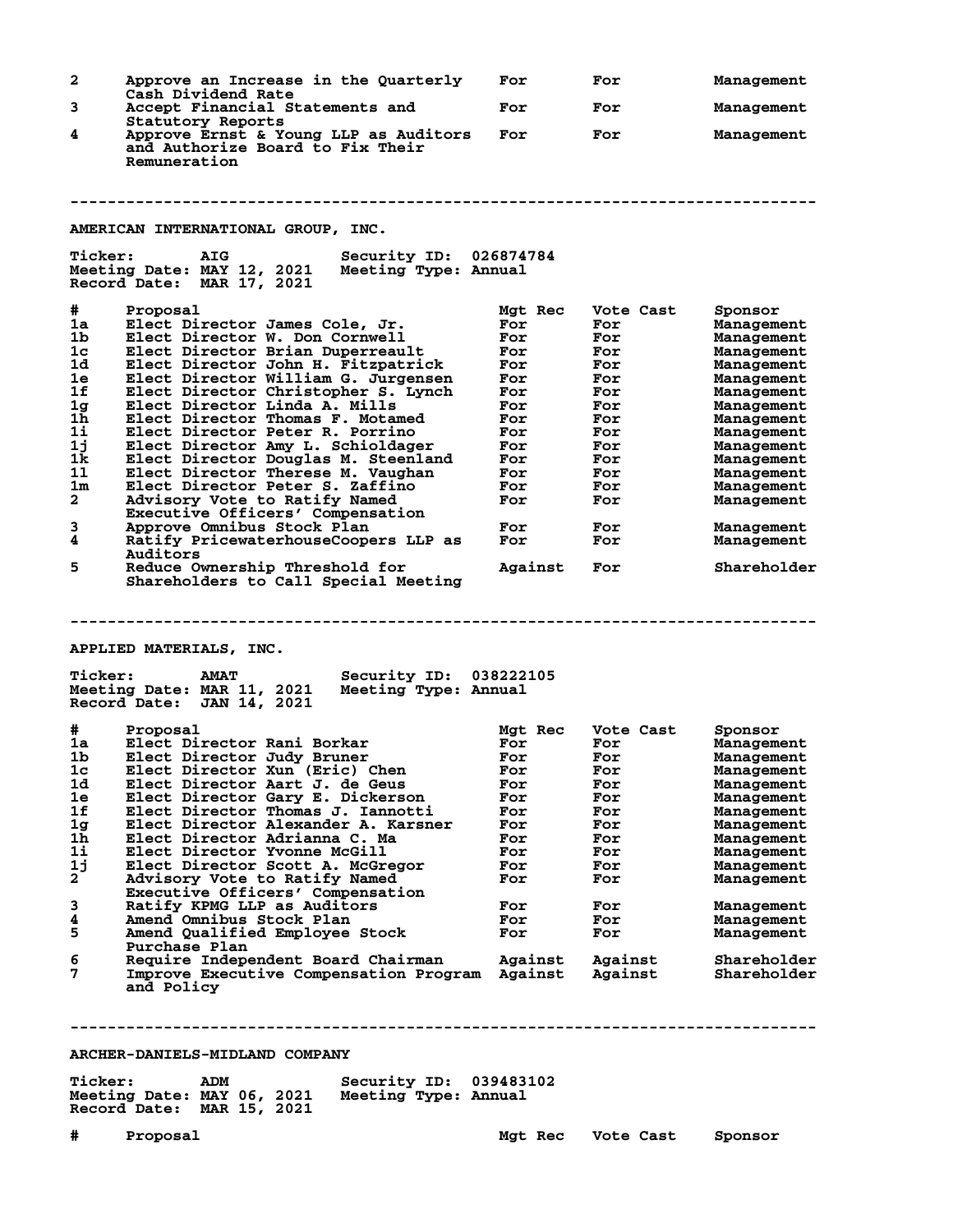| # | Proposal | Mgt Rec | Vote Cast | Sponsor |
|---|---|---|---|---|
| 2 | Approve an Increase in the Quarterly Cash Dividend Rate | For | For | Management |
| 3 | Accept Financial Statements and Statutory Reports | For | For | Management |
| 4 | Approve Ernst & Young LLP as Auditors and Authorize Board to Fix Their Remuneration | For | For | Management |

---

## AMERICAN INTERNATIONAL GROUP, INC.

**Ticker:** AIG **Security ID:** 026874784
**Meeting Date:** MAY 12, 2021 **Meeting Type:** Annual
**Record Date:** MAR 17, 2021

| # | Proposal | Mgt Rec | Vote Cast | Sponsor |
|---|---|---|---|---|
| 1a | Elect Director James Cole, Jr. | For | For | Management |
| 1b | Elect Director W. Don Cornwell | For | For | Management |
| 1c | Elect Director Brian Duperreault | For | For | Management |
| 1d | Elect Director John H. Fitzpatrick | For | For | Management |
| 1e | Elect Director William G. Jurgensen | For | For | Management |
| 1f | Elect Director Christopher S. Lynch | For | For | Management |
| 1g | Elect Director Linda A. Mills | For | For | Management |
| 1h | Elect Director Thomas F. Motamed | For | For | Management |
| 1i | Elect Director Peter R. Porrino | For | For | Management |
| 1j | Elect Director Amy L. Schioldager | For | For | Management |
| 1k | Elect Director Douglas M. Steenland | For | For | Management |
| 1l | Elect Director Therese M. Vaughan | For | For | Management |
| 1m | Elect Director Peter S. Zaffino | For | For | Management |
| 2 | Advisory Vote to Ratify Named Executive Officers' Compensation | For | For | Management |
| 3 | Approve Omnibus Stock Plan | For | For | Management |
| 4 | Ratify PricewaterhouseCoopers LLP as Auditors | For | For | Management |
| 5 | Reduce Ownership Threshold for Shareholders to Call Special Meeting | Against | For | Shareholder |

---

## APPLIED MATERIALS, INC.

**Ticker:** AMAT **Security ID:** 038222105
**Meeting Date:** MAR 11, 2021 **Meeting Type:** Annual
**Record Date:** JAN 14, 2021

| # | Proposal | Mgt Rec | Vote Cast | Sponsor |
|---|---|---|---|---|
| 1a | Elect Director Rani Borkar | For | For | Management |
| 1b | Elect Director Judy Bruner | For | For | Management |
| 1c | Elect Director Xun (Eric) Chen | For | For | Management |
| 1d | Elect Director Aart J. de Geus | For | For | Management |
| 1e | Elect Director Gary E. Dickerson | For | For | Management |
| 1f | Elect Director Thomas J. Iannotti | For | For | Management |
| 1g | Elect Director Alexander A. Karsner | For | For | Management |
| 1h | Elect Director Adrianna C. Ma | For | For | Management |
| 1i | Elect Director Yvonne McGill | For | For | Management |
| 1j | Elect Director Scott A. McGregor | For | For | Management |
| 2 | Advisory Vote to Ratify Named Executive Officers' Compensation | For | For | Management |
| 3 | Ratify KPMG LLP as Auditors | For | For | Management |
| 4 | Amend Omnibus Stock Plan | For | For | Management |
| 5 | Amend Qualified Employee Stock Purchase Plan | For | For | Management |
| 6 | Require Independent Board Chairman | Against | Against | Shareholder |
| 7 | Improve Executive Compensation Program and Policy | Against | Against | Shareholder |

---

## ARCHER-DANIELS-MIDLAND COMPANY

**Ticker:** ADM **Security ID:** 039483102
**Meeting Date:** MAY 06, 2021 **Meeting Type:** Annual
**Record Date:** MAR 15, 2021

| # | Proposal | Mgt Rec | Vote Cast | Sponsor |
|---|---|---|---|---|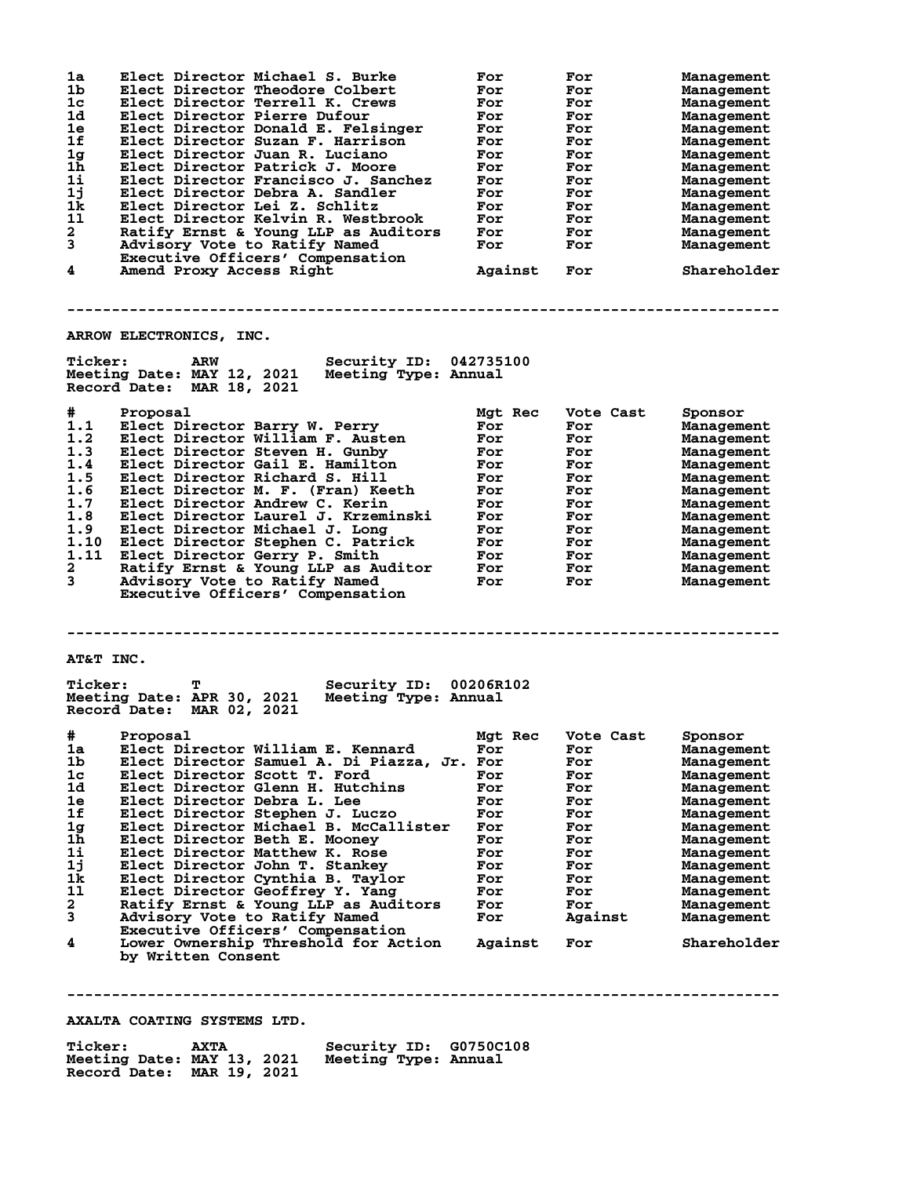| # | Proposal | Mgt Rec | Vote Cast | Sponsor |
|---|---|---|---|---|
| 1a | Elect Director Michael S. Burke | For | For | Management |
| 1b | Elect Director Theodore Colbert | For | For | Management |
| 1c | Elect Director Terrell K. Crews | For | For | Management |
| 1d | Elect Director Pierre Dufour | For | For | Management |
| 1e | Elect Director Donald E. Felsinger | For | For | Management |
| 1f | Elect Director Suzan F. Harrison | For | For | Management |
| 1g | Elect Director Juan R. Luciano | For | For | Management |
| 1h | Elect Director Patrick J. Moore | For | For | Management |
| 1i | Elect Director Francisco J. Sanchez | For | For | Management |
| 1j | Elect Director Debra A. Sandler | For | For | Management |
| 1k | Elect Director Lei Z. Schlitz | For | For | Management |
| 1l | Elect Director Kelvin R. Westbrook | For | For | Management |
| 2 | Ratify Ernst & Young LLP as Auditors | For | For | Management |
| 3 | Advisory Vote to Ratify Named Executive Officers' Compensation | For | For | Management |
| 4 | Amend Proxy Access Right | Against | For | Shareholder |

---

## ARROW ELECTRONICS, INC.

**Ticker:** ARW **Security ID:** 042735100
**Meeting Date:** MAY 12, 2021 **Meeting Type:** Annual
**Record Date:** MAR 18, 2021

| # | Proposal | Mgt Rec | Vote Cast | Sponsor |
|---|---|---|---|---|
| 1.1 | Elect Director Barry W. Perry | For | For | Management |
| 1.2 | Elect Director William F. Austen | For | For | Management |
| 1.3 | Elect Director Steven H. Gunby | For | For | Management |
| 1.4 | Elect Director Gail E. Hamilton | For | For | Management |
| 1.5 | Elect Director Richard S. Hill | For | For | Management |
| 1.6 | Elect Director M. F. (Fran) Keeth | For | For | Management |
| 1.7 | Elect Director Andrew C. Kerin | For | For | Management |
| 1.8 | Elect Director Laurel J. Krzeminski | For | For | Management |
| 1.9 | Elect Director Michael J. Long | For | For | Management |
| 1.10 | Elect Director Stephen C. Patrick | For | For | Management |
| 1.11 | Elect Director Gerry P. Smith | For | For | Management |
| 2 | Ratify Ernst & Young LLP as Auditor | For | For | Management |
| 3 | Advisory Vote to Ratify Named Executive Officers' Compensation | For | For | Management |

---

## AT&T INC.

**Ticker:** T **Security ID:** 00206R102
**Meeting Date:** APR 30, 2021 **Meeting Type:** Annual
**Record Date:** MAR 02, 2021

| # | Proposal | Mgt Rec | Vote Cast | Sponsor |
|---|---|---|---|---|
| 1a | Elect Director William E. Kennard | For | For | Management |
| 1b | Elect Director Samuel A. Di Piazza, Jr. | For | For | Management |
| 1c | Elect Director Scott T. Ford | For | For | Management |
| 1d | Elect Director Glenn H. Hutchins | For | For | Management |
| 1e | Elect Director Debra L. Lee | For | For | Management |
| 1f | Elect Director Stephen J. Luczo | For | For | Management |
| 1g | Elect Director Michael B. McCallister | For | For | Management |
| 1h | Elect Director Beth E. Mooney | For | For | Management |
| 1i | Elect Director Matthew K. Rose | For | For | Management |
| 1j | Elect Director John T. Stankey | For | For | Management |
| 1k | Elect Director Cynthia B. Taylor | For | For | Management |
| 1l | Elect Director Geoffrey Y. Yang | For | For | Management |
| 2 | Ratify Ernst & Young LLP as Auditors | For | For | Management |
| 3 | Advisory Vote to Ratify Named Executive Officers' Compensation | For | Against | Management |
| 4 | Lower Ownership Threshold for Action by Written Consent | Against | For | Shareholder |

---

## AXALTA COATING SYSTEMS LTD.

**Ticker:** AXTA **Security ID:** G0750C108
**Meeting Date:** MAY 13, 2021 **Meeting Type:** Annual
**Record Date:** MAR 19, 2021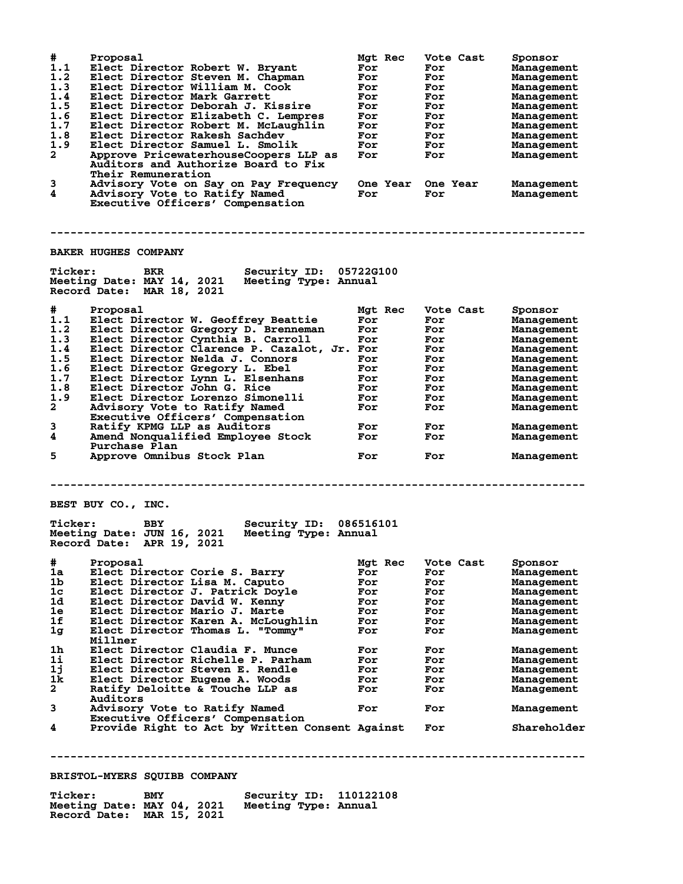| # | Proposal | Mgt Rec | Vote Cast | Sponsor |
|---|---|---|---|---|
| 1.1 | Elect Director Robert W. Bryant | For | For | Management |
| 1.2 | Elect Director Steven M. Chapman | For | For | Management |
| 1.3 | Elect Director William M. Cook | For | For | Management |
| 1.4 | Elect Director Mark Garrett | For | For | Management |
| 1.5 | Elect Director Deborah J. Kissire | For | For | Management |
| 1.6 | Elect Director Elizabeth C. Lempres | For | For | Management |
| 1.7 | Elect Director Robert M. McLaughlin | For | For | Management |
| 1.8 | Elect Director Rakesh Sachdev | For | For | Management |
| 1.9 | Elect Director Samuel L. Smolik | For | For | Management |
| 2 | Approve PricewaterhouseCoopers LLP as Auditors and Authorize Board to Fix Their Remuneration | For | For | Management |
| 3 | Advisory Vote on Say on Pay Frequency | One Year | One Year | Management |
| 4 | Advisory Vote to Ratify Named Executive Officers' Compensation | For | For | Management |

---

## BAKER HUGHES COMPANY

**Ticker:** BKR **Security ID:** 05722G100
**Meeting Date:** MAY 14, 2021 **Meeting Type:** Annual
**Record Date:** MAR 18, 2021

| # | Proposal | Mgt Rec | Vote Cast | Sponsor |
|---|---|---|---|---|
| 1.1 | Elect Director W. Geoffrey Beattie | For | For | Management |
| 1.2 | Elect Director Gregory D. Brenneman | For | For | Management |
| 1.3 | Elect Director Cynthia B. Carroll | For | For | Management |
| 1.4 | Elect Director Clarence P. Cazalot, Jr. | For | For | Management |
| 1.5 | Elect Director Nelda J. Connors | For | For | Management |
| 1.6 | Elect Director Gregory L. Ebel | For | For | Management |
| 1.7 | Elect Director Lynn L. Elsenhans | For | For | Management |
| 1.8 | Elect Director John G. Rice | For | For | Management |
| 1.9 | Elect Director Lorenzo Simonelli | For | For | Management |
| 2 | Advisory Vote to Ratify Named Executive Officers' Compensation | For | For | Management |
| 3 | Ratify KPMG LLP as Auditors | For | For | Management |
| 4 | Amend Nonqualified Employee Stock Purchase Plan | For | For | Management |
| 5 | Approve Omnibus Stock Plan | For | For | Management |

---

## BEST BUY CO., INC.

**Ticker:** BBY **Security ID:** 086516101
**Meeting Date:** JUN 16, 2021 **Meeting Type:** Annual
**Record Date:** APR 19, 2021

| # | Proposal | Mgt Rec | Vote Cast | Sponsor |
|---|---|---|---|---|
| 1a | Elect Director Corie S. Barry | For | For | Management |
| 1b | Elect Director Lisa M. Caputo | For | For | Management |
| 1c | Elect Director J. Patrick Doyle | For | For | Management |
| 1d | Elect Director David W. Kenny | For | For | Management |
| 1e | Elect Director Mario J. Marte | For | For | Management |
| 1f | Elect Director Karen A. McLoughlin | For | For | Management |
| 1g | Elect Director Thomas L. "Tommy" Millner | For | For | Management |
| 1h | Elect Director Claudia F. Munce | For | For | Management |
| 1i | Elect Director Richelle P. Parham | For | For | Management |
| 1j | Elect Director Steven E. Rendle | For | For | Management |
| 1k | Elect Director Eugene A. Woods | For | For | Management |
| 2 | Ratify Deloitte & Touche LLP as Auditors | For | For | Management |
| 3 | Advisory Vote to Ratify Named Executive Officers' Compensation | For | For | Management |
| 4 | Provide Right to Act by Written Consent | Against | For | Shareholder |

---

## BRISTOL-MYERS SQUIBB COMPANY

**Ticker:** BMY **Security ID:** 110122108
**Meeting Date:** MAY 04, 2021 **Meeting Type:** Annual
**Record Date:** MAR 15, 2021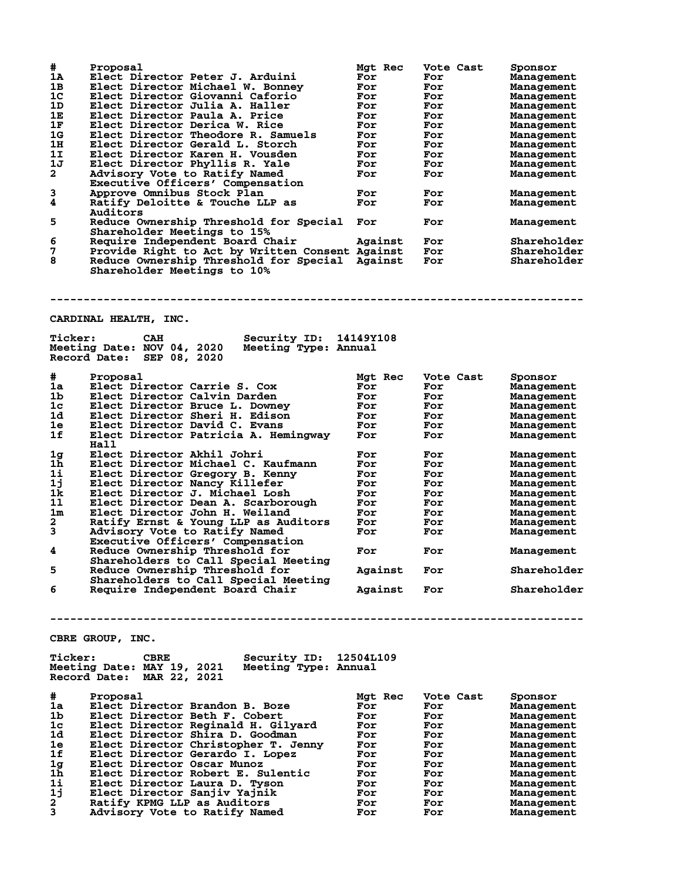| # | Proposal | Mgt Rec | Vote Cast | Sponsor |
|---|---|---|---|---|
| 1A | Elect Director Peter J. Arduini | For | For | Management |
| 1B | Elect Director Michael W. Bonney | For | For | Management |
| 1C | Elect Director Giovanni Caforio | For | For | Management |
| 1D | Elect Director Julia A. Haller | For | For | Management |
| 1E | Elect Director Paula A. Price | For | For | Management |
| 1F | Elect Director Derica W. Rice | For | For | Management |
| 1G | Elect Director Theodore R. Samuels | For | For | Management |
| 1H | Elect Director Gerald L. Storch | For | For | Management |
| 1I | Elect Director Karen H. Vousden | For | For | Management |
| 1J | Elect Director Phyllis R. Yale | For | For | Management |
| 2 | Advisory Vote to Ratify Named Executive Officers' Compensation | For | For | Management |
| 3 | Approve Omnibus Stock Plan | For | For | Management |
| 4 | Ratify Deloitte & Touche LLP as Auditors | For | For | Management |
| 5 | Reduce Ownership Threshold for Special Shareholder Meetings to 15% | For | For | Management |
| 6 | Require Independent Board Chair | Against | For | Shareholder |
| 7 | Provide Right to Act by Written Consent | Against | For | Shareholder |
| 8 | Reduce Ownership Threshold for Special Shareholder Meetings to 10% | Against | For | Shareholder |

---

## CARDINAL HEALTH, INC.

**Ticker:** CAH **Security ID:** 14149Y108
**Meeting Date:** NOV 04, 2020 **Meeting Type:** Annual
**Record Date:** SEP 08, 2020

| # | Proposal | Mgt Rec | Vote Cast | Sponsor |
|---|---|---|---|---|
| 1a | Elect Director Carrie S. Cox | For | For | Management |
| 1b | Elect Director Calvin Darden | For | For | Management |
| 1c | Elect Director Bruce L. Downey | For | For | Management |
| 1d | Elect Director Sheri H. Edison | For | For | Management |
| 1e | Elect Director David C. Evans | For | For | Management |
| 1f | Elect Director Patricia A. Hemingway Hall | For | For | Management |
| 1g | Elect Director Akhil Johri | For | For | Management |
| 1h | Elect Director Michael C. Kaufmann | For | For | Management |
| 1i | Elect Director Gregory B. Kenny | For | For | Management |
| 1j | Elect Director Nancy Killefer | For | For | Management |
| 1k | Elect Director J. Michael Losh | For | For | Management |
| 1l | Elect Director Dean A. Scarborough | For | For | Management |
| 1m | Elect Director John H. Weiland | For | For | Management |
| 2 | Ratify Ernst & Young LLP as Auditors | For | For | Management |
| 3 | Advisory Vote to Ratify Named Executive Officers' Compensation | For | For | Management |
| 4 | Reduce Ownership Threshold for Shareholders to Call Special Meeting | For | For | Management |
| 5 | Reduce Ownership Threshold for Shareholders to Call Special Meeting | Against | For | Shareholder |
| 6 | Require Independent Board Chair | Against | For | Shareholder |

---

## CBRE GROUP, INC.

**Ticker:** CBRE **Security ID:** 12504L109
**Meeting Date:** MAY 19, 2021 **Meeting Type:** Annual
**Record Date:** MAR 22, 2021

| # | Proposal | Mgt Rec | Vote Cast | Sponsor |
|---|---|---|---|---|
| 1a | Elect Director Brandon B. Boze | For | For | Management |
| 1b | Elect Director Beth F. Cobert | For | For | Management |
| 1c | Elect Director Reginald H. Gilyard | For | For | Management |
| 1d | Elect Director Shira D. Goodman | For | For | Management |
| 1e | Elect Director Christopher T. Jenny | For | For | Management |
| 1f | Elect Director Gerardo I. Lopez | For | For | Management |
| 1g | Elect Director Oscar Munoz | For | For | Management |
| 1h | Elect Director Robert E. Sulentic | For | For | Management |
| 1i | Elect Director Laura D. Tyson | For | For | Management |
| 1j | Elect Director Sanjiv Yajnik | For | For | Management |
| 2 | Ratify KPMG LLP as Auditors | For | For | Management |
| 3 | Advisory Vote to Ratify Named | For | For | Management |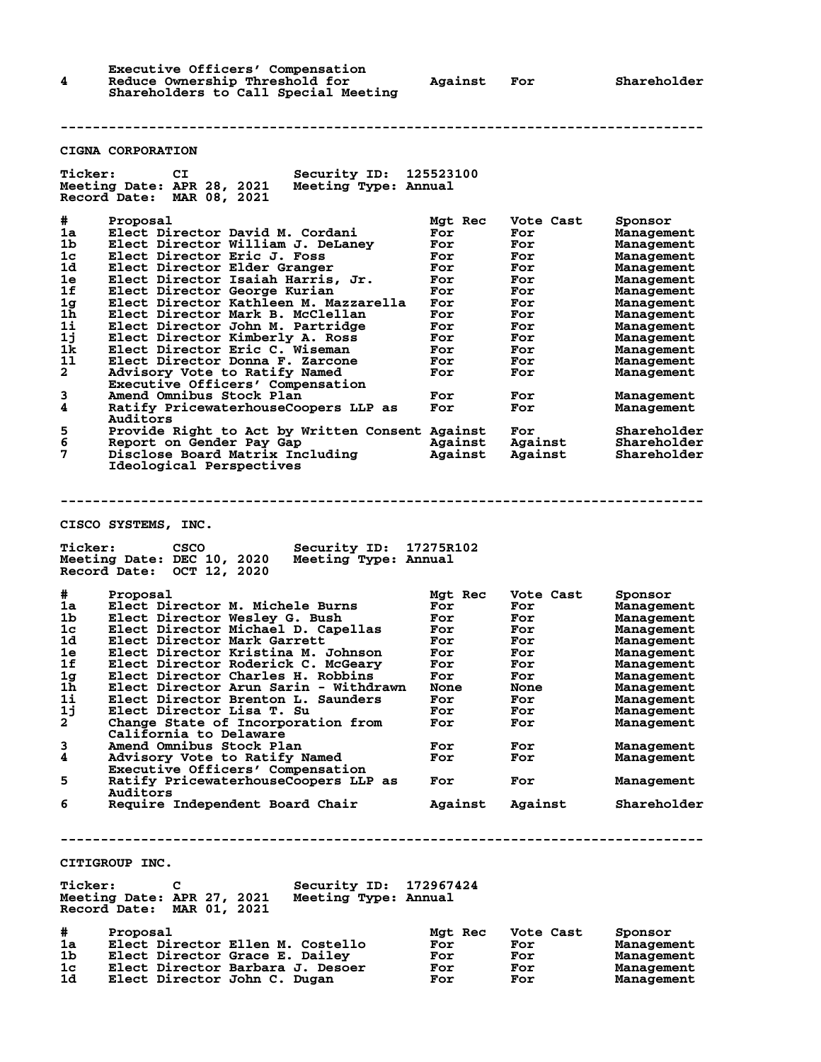| # | Proposal | Mgt Rec | Vote Cast | Sponsor |
|---|---|---|---|---|
| | Executive Officers' Compensation | | | |
| 4 | Reduce Ownership Threshold for Shareholders to Call Special Meeting | Against | For | Shareholder |

---

## CIGNA CORPORATION

**Ticker:** CI **Security ID:** 125523100
**Meeting Date:** APR 28, 2021 **Meeting Type:** Annual
**Record Date:** MAR 08, 2021

| # | Proposal | Mgt Rec | Vote Cast | Sponsor |
|---|---|---|---|---|
| 1a | Elect Director David M. Cordani | For | For | Management |
| 1b | Elect Director William J. DeLaney | For | For | Management |
| 1c | Elect Director Eric J. Foss | For | For | Management |
| 1d | Elect Director Elder Granger | For | For | Management |
| 1e | Elect Director Isaiah Harris, Jr. | For | For | Management |
| 1f | Elect Director George Kurian | For | For | Management |
| 1g | Elect Director Kathleen M. Mazzarella | For | For | Management |
| 1h | Elect Director Mark B. McClellan | For | For | Management |
| 1i | Elect Director John M. Partridge | For | For | Management |
| 1j | Elect Director Kimberly A. Ross | For | For | Management |
| 1k | Elect Director Eric C. Wiseman | For | For | Management |
| 1l | Elect Director Donna F. Zarcone | For | For | Management |
| 2 | Advisory Vote to Ratify Named Executive Officers' Compensation | For | For | Management |
| 3 | Amend Omnibus Stock Plan | For | For | Management |
| 4 | Ratify PricewaterhouseCoopers LLP as Auditors | For | For | Management |
| 5 | Provide Right to Act by Written Consent | Against | For | Shareholder |
| 6 | Report on Gender Pay Gap | Against | Against | Shareholder |
| 7 | Disclose Board Matrix Including Ideological Perspectives | Against | Against | Shareholder |

---

## CISCO SYSTEMS, INC.

**Ticker:** CSCO **Security ID:** 17275R102
**Meeting Date:** DEC 10, 2020 **Meeting Type:** Annual
**Record Date:** OCT 12, 2020

| # | Proposal | Mgt Rec | Vote Cast | Sponsor |
|---|---|---|---|---|
| 1a | Elect Director M. Michele Burns | For | For | Management |
| 1b | Elect Director Wesley G. Bush | For | For | Management |
| 1c | Elect Director Michael D. Capellas | For | For | Management |
| 1d | Elect Director Mark Garrett | For | For | Management |
| 1e | Elect Director Kristina M. Johnson | For | For | Management |
| 1f | Elect Director Roderick C. McGeary | For | For | Management |
| 1g | Elect Director Charles H. Robbins | For | For | Management |
| 1h | Elect Director Arun Sarin - Withdrawn | None | None | Management |
| 1i | Elect Director Brenton L. Saunders | For | For | Management |
| 1j | Elect Director Lisa T. Su | For | For | Management |
| 2 | Change State of Incorporation from California to Delaware | For | For | Management |
| 3 | Amend Omnibus Stock Plan | For | For | Management |
| 4 | Advisory Vote to Ratify Named Executive Officers' Compensation | For | For | Management |
| 5 | Ratify PricewaterhouseCoopers LLP as Auditors | For | For | Management |
| 6 | Require Independent Board Chair | Against | Against | Shareholder |

---

## CITIGROUP INC.

**Ticker:** C **Security ID:** 172967424
**Meeting Date:** APR 27, 2021 **Meeting Type:** Annual
**Record Date:** MAR 01, 2021

| # | Proposal | Mgt Rec | Vote Cast | Sponsor |
|---|---|---|---|---|
| 1a | Elect Director Ellen M. Costello | For | For | Management |
| 1b | Elect Director Grace E. Dailey | For | For | Management |
| 1c | Elect Director Barbara J. Desoer | For | For | Management |
| 1d | Elect Director John C. Dugan | For | For | Management |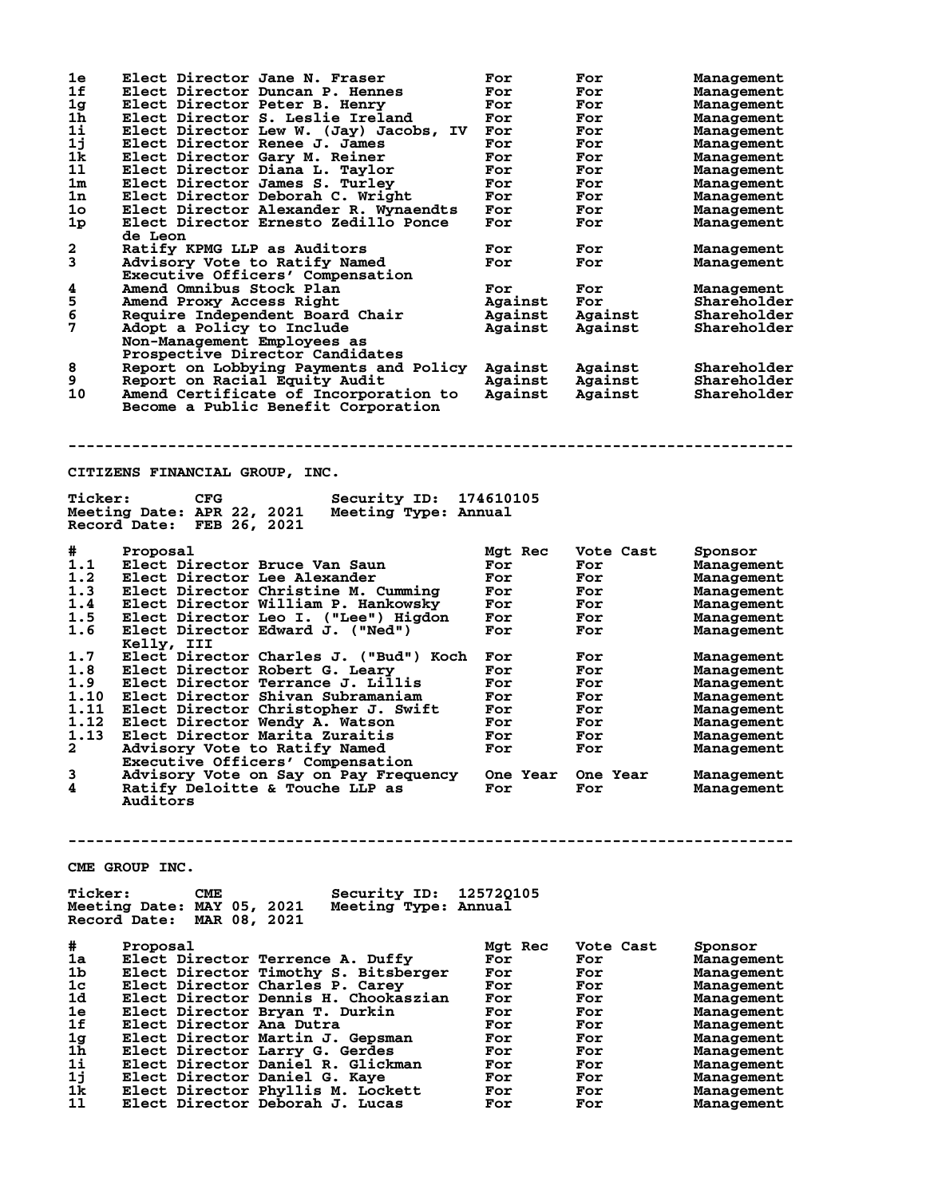| # | Proposal | Mgt Rec | Vote Cast | Sponsor |
|---|---|---|---|---|
| 1e | Elect Director Jane N. Fraser | For | For | Management |
| 1f | Elect Director Duncan P. Hennes | For | For | Management |
| 1g | Elect Director Peter B. Henry | For | For | Management |
| 1h | Elect Director S. Leslie Ireland | For | For | Management |
| 1i | Elect Director Lew W. (Jay) Jacobs, IV | For | For | Management |
| 1j | Elect Director Renee J. James | For | For | Management |
| 1k | Elect Director Gary M. Reiner | For | For | Management |
| 1l | Elect Director Diana L. Taylor | For | For | Management |
| 1m | Elect Director James S. Turley | For | For | Management |
| 1n | Elect Director Deborah C. Wright | For | For | Management |
| 1o | Elect Director Alexander R. Wynaendts | For | For | Management |
| 1p | Elect Director Ernesto Zedillo Ponce de Leon | For | For | Management |
| 2 | Ratify KPMG LLP as Auditors | For | For | Management |
| 3 | Advisory Vote to Ratify Named Executive Officers' Compensation | For | For | Management |
| 4 | Amend Omnibus Stock Plan | For | For | Management |
| 5 | Amend Proxy Access Right | Against | For | Shareholder |
| 6 | Require Independent Board Chair | Against | Against | Shareholder |
| 7 | Adopt a Policy to Include Non-Management Employees as Prospective Director Candidates | Against | Against | Shareholder |
| 8 | Report on Lobbying Payments and Policy | Against | Against | Shareholder |
| 9 | Report on Racial Equity Audit | Against | Against | Shareholder |
| 10 | Amend Certificate of Incorporation to Become a Public Benefit Corporation | Against | Against | Shareholder |

---

## CITIZENS FINANCIAL GROUP, INC.

**Ticker:** CFG **Security ID:** 174610105
**Meeting Date:** APR 22, 2021 **Meeting Type:** Annual
**Record Date:** FEB 26, 2021

| # | Proposal | Mgt Rec | Vote Cast | Sponsor |
|---|---|---|---|---|
| 1.1 | Elect Director Bruce Van Saun | For | For | Management |
| 1.2 | Elect Director Lee Alexander | For | For | Management |
| 1.3 | Elect Director Christine M. Cumming | For | For | Management |
| 1.4 | Elect Director William P. Hankowsky | For | For | Management |
| 1.5 | Elect Director Leo I. ("Lee") Higdon | For | For | Management |
| 1.6 | Elect Director Edward J. ("Ned") Kelly, III | For | For | Management |
| 1.7 | Elect Director Charles J. ("Bud") Koch | For | For | Management |
| 1.8 | Elect Director Robert G. Leary | For | For | Management |
| 1.9 | Elect Director Terrance J. Lillis | For | For | Management |
| 1.10 | Elect Director Shivan Subramaniam | For | For | Management |
| 1.11 | Elect Director Christopher J. Swift | For | For | Management |
| 1.12 | Elect Director Wendy A. Watson | For | For | Management |
| 1.13 | Elect Director Marita Zuraitis | For | For | Management |
| 2 | Advisory Vote to Ratify Named Executive Officers' Compensation | For | For | Management |
| 3 | Advisory Vote on Say on Pay Frequency | One Year | One Year | Management |
| 4 | Ratify Deloitte & Touche LLP as Auditors | For | For | Management |

---

## CME GROUP INC.

**Ticker:** CME **Security ID:** 12572Q105
**Meeting Date:** MAY 05, 2021 **Meeting Type:** Annual
**Record Date:** MAR 08, 2021

| # | Proposal | Mgt Rec | Vote Cast | Sponsor |
|---|---|---|---|---|
| 1a | Elect Director Terrence A. Duffy | For | For | Management |
| 1b | Elect Director Timothy S. Bitsberger | For | For | Management |
| 1c | Elect Director Charles P. Carey | For | For | Management |
| 1d | Elect Director Dennis H. Chookaszian | For | For | Management |
| 1e | Elect Director Bryan T. Durkin | For | For | Management |
| 1f | Elect Director Ana Dutra | For | For | Management |
| 1g | Elect Director Martin J. Gepsman | For | For | Management |
| 1h | Elect Director Larry G. Gerdes | For | For | Management |
| 1i | Elect Director Daniel R. Glickman | For | For | Management |
| 1j | Elect Director Daniel G. Kaye | For | For | Management |
| 1k | Elect Director Phyllis M. Lockett | For | For | Management |
| 1l | Elect Director Deborah J. Lucas | For | For | Management |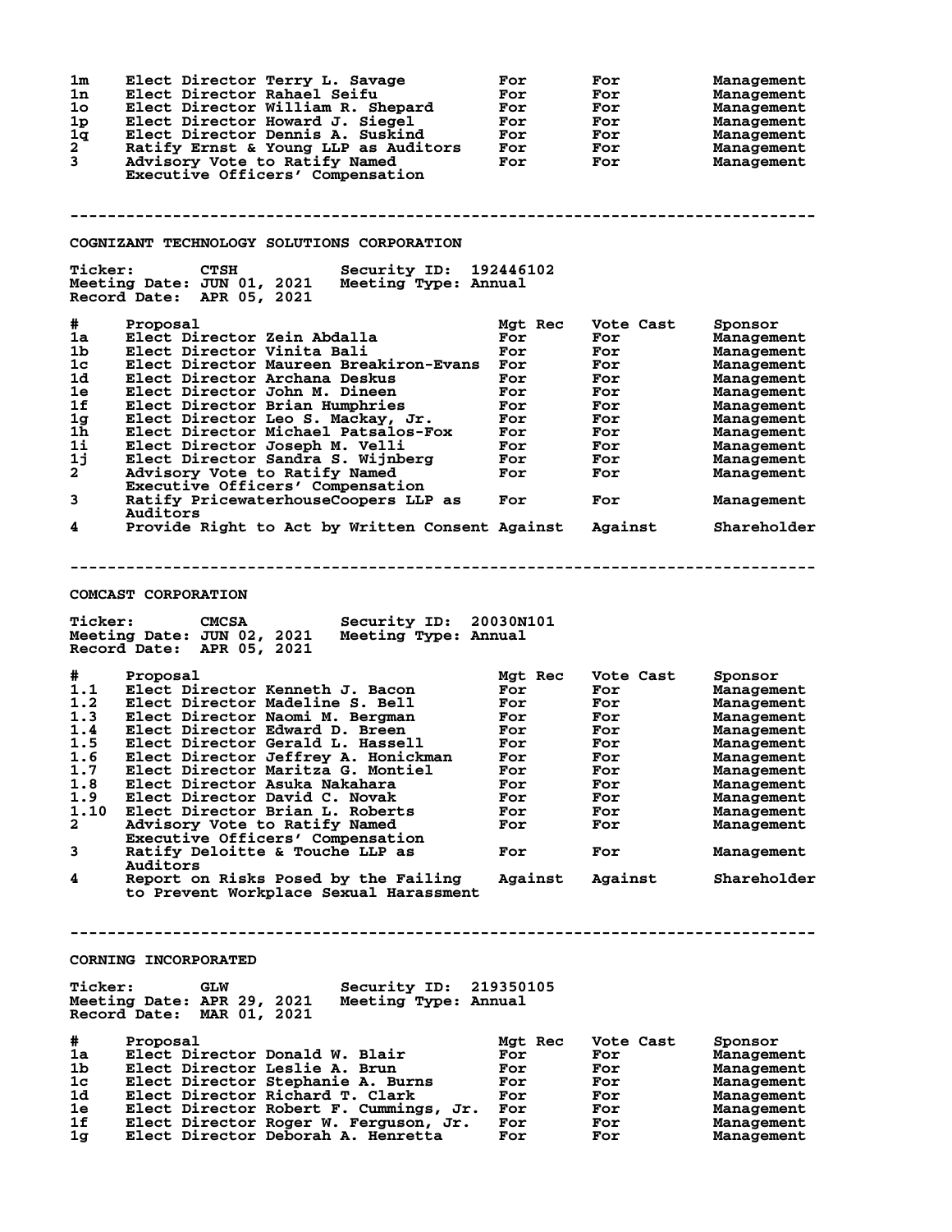| # | Proposal | Mgt Rec | Vote Cast | Sponsor |
|---|---|---|---|---|
| 1m | Elect Director Terry L. Savage | For | For | Management |
| 1n | Elect Director Rahael Seifu | For | For | Management |
| 1o | Elect Director William R. Shepard | For | For | Management |
| 1p | Elect Director Howard J. Siegel | For | For | Management |
| 1q | Elect Director Dennis A. Suskind | For | For | Management |
| 2 | Ratify Ernst & Young LLP as Auditors | For | For | Management |
| 3 | Advisory Vote to Ratify Named Executive Officers' Compensation | For | For | Management |

---

## COGNIZANT TECHNOLOGY SOLUTIONS CORPORATION

**Ticker:** CTSH **Security ID:** 192446102
**Meeting Date:** JUN 01, 2021 **Meeting Type:** Annual
**Record Date:** APR 05, 2021

| # | Proposal | Mgt Rec | Vote Cast | Sponsor |
|---|---|---|---|---|
| 1a | Elect Director Zein Abdalla | For | For | Management |
| 1b | Elect Director Vinita Bali | For | For | Management |
| 1c | Elect Director Maureen Breakiron-Evans | For | For | Management |
| 1d | Elect Director Archana Deskus | For | For | Management |
| 1e | Elect Director John M. Dineen | For | For | Management |
| 1f | Elect Director Brian Humphries | For | For | Management |
| 1g | Elect Director Leo S. Mackay, Jr. | For | For | Management |
| 1h | Elect Director Michael Patsalos-Fox | For | For | Management |
| 1i | Elect Director Joseph M. Velli | For | For | Management |
| 1j | Elect Director Sandra S. Wijnberg | For | For | Management |
| 2 | Advisory Vote to Ratify Named Executive Officers' Compensation | For | For | Management |
| 3 | Ratify PricewaterhouseCoopers LLP as Auditors | For | For | Management |
| 4 | Provide Right to Act by Written Consent | Against | Against | Shareholder |

---

## COMCAST CORPORATION

**Ticker:** CMCSA **Security ID:** 20030N101
**Meeting Date:** JUN 02, 2021 **Meeting Type:** Annual
**Record Date:** APR 05, 2021

| # | Proposal | Mgt Rec | Vote Cast | Sponsor |
|---|---|---|---|---|
| 1.1 | Elect Director Kenneth J. Bacon | For | For | Management |
| 1.2 | Elect Director Madeline S. Bell | For | For | Management |
| 1.3 | Elect Director Naomi M. Bergman | For | For | Management |
| 1.4 | Elect Director Edward D. Breen | For | For | Management |
| 1.5 | Elect Director Gerald L. Hassell | For | For | Management |
| 1.6 | Elect Director Jeffrey A. Honickman | For | For | Management |
| 1.7 | Elect Director Maritza G. Montiel | For | For | Management |
| 1.8 | Elect Director Asuka Nakahara | For | For | Management |
| 1.9 | Elect Director David C. Novak | For | For | Management |
| 1.10 | Elect Director Brian L. Roberts | For | For | Management |
| 2 | Advisory Vote to Ratify Named Executive Officers' Compensation | For | For | Management |
| 3 | Ratify Deloitte & Touche LLP as Auditors | For | For | Management |
| 4 | Report on Risks Posed by the Failing to Prevent Workplace Sexual Harassment | Against | Against | Shareholder |

---

## CORNING INCORPORATED

**Ticker:** GLW **Security ID:** 219350105
**Meeting Date:** APR 29, 2021 **Meeting Type:** Annual
**Record Date:** MAR 01, 2021

| # | Proposal | Mgt Rec | Vote Cast | Sponsor |
|---|---|---|---|---|
| 1a | Elect Director Donald W. Blair | For | For | Management |
| 1b | Elect Director Leslie A. Brun | For | For | Management |
| 1c | Elect Director Stephanie A. Burns | For | For | Management |
| 1d | Elect Director Richard T. Clark | For | For | Management |
| 1e | Elect Director Robert F. Cummings, Jr. | For | For | Management |
| 1f | Elect Director Roger W. Ferguson, Jr. | For | For | Management |
| 1g | Elect Director Deborah A. Henretta | For | For | Management |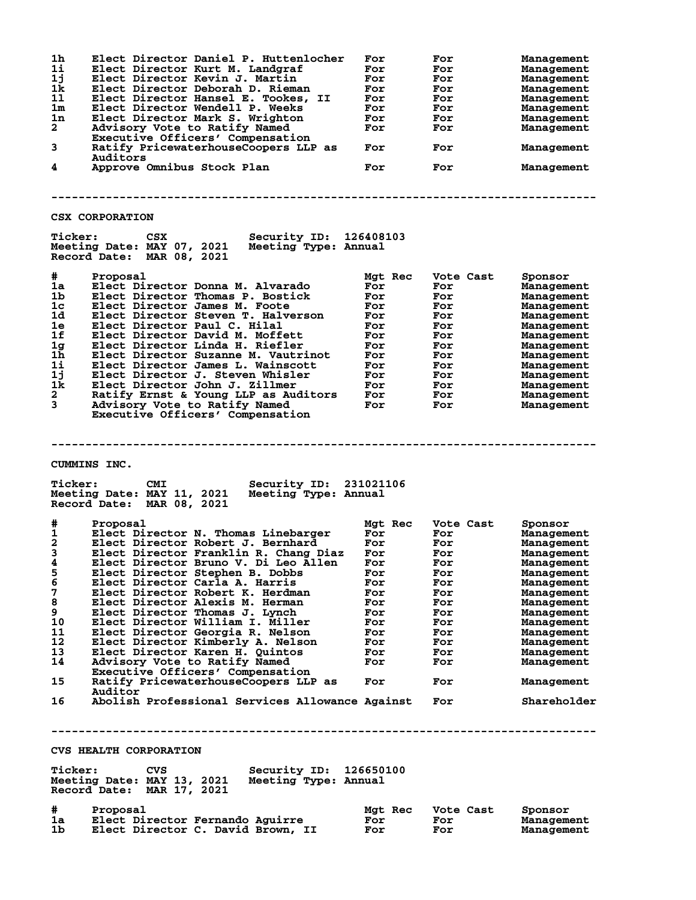| # | Proposal | Mgt Rec | Vote Cast | Sponsor |
|---|---|---|---|---|
| 1h | Elect Director Daniel P. Huttenlocher | For | For | Management |
| 1i | Elect Director Kurt M. Landgraf | For | For | Management |
| 1j | Elect Director Kevin J. Martin | For | For | Management |
| 1k | Elect Director Deborah D. Rieman | For | For | Management |
| 1l | Elect Director Hansel E. Tookes, II | For | For | Management |
| 1m | Elect Director Wendell P. Weeks | For | For | Management |
| 1n | Elect Director Mark S. Wrighton | For | For | Management |
| 2 | Advisory Vote to Ratify Named Executive Officers' Compensation | For | For | Management |
| 3 | Ratify PricewaterhouseCoopers LLP as Auditors | For | For | Management |
| 4 | Approve Omnibus Stock Plan | For | For | Management |

---

## CSX CORPORATION

**Ticker:** CSX **Security ID:** 126408103
**Meeting Date:** MAY 07, 2021 **Meeting Type:** Annual
**Record Date:** MAR 08, 2021

| # | Proposal | Mgt Rec | Vote Cast | Sponsor |
|---|---|---|---|---|
| 1a | Elect Director Donna M. Alvarado | For | For | Management |
| 1b | Elect Director Thomas P. Bostick | For | For | Management |
| 1c | Elect Director James M. Foote | For | For | Management |
| 1d | Elect Director Steven T. Halverson | For | For | Management |
| 1e | Elect Director Paul C. Hilal | For | For | Management |
| 1f | Elect Director David M. Moffett | For | For | Management |
| 1g | Elect Director Linda H. Riefler | For | For | Management |
| 1h | Elect Director Suzanne M. Vautrinot | For | For | Management |
| 1i | Elect Director James L. Wainscott | For | For | Management |
| 1j | Elect Director J. Steven Whisler | For | For | Management |
| 1k | Elect Director John J. Zillmer | For | For | Management |
| 2 | Ratify Ernst & Young LLP as Auditors | For | For | Management |
| 3 | Advisory Vote to Ratify Named Executive Officers' Compensation | For | For | Management |

---

## CUMMINS INC.

**Ticker:** CMI **Security ID:** 231021106
**Meeting Date:** MAY 11, 2021 **Meeting Type:** Annual
**Record Date:** MAR 08, 2021

| # | Proposal | Mgt Rec | Vote Cast | Sponsor |
|---|---|---|---|---|
| 1 | Elect Director N. Thomas Linebarger | For | For | Management |
| 2 | Elect Director Robert J. Bernhard | For | For | Management |
| 3 | Elect Director Franklin R. Chang Diaz | For | For | Management |
| 4 | Elect Director Bruno V. Di Leo Allen | For | For | Management |
| 5 | Elect Director Stephen B. Dobbs | For | For | Management |
| 6 | Elect Director Carla A. Harris | For | For | Management |
| 7 | Elect Director Robert K. Herdman | For | For | Management |
| 8 | Elect Director Alexis M. Herman | For | For | Management |
| 9 | Elect Director Thomas J. Lynch | For | For | Management |
| 10 | Elect Director William I. Miller | For | For | Management |
| 11 | Elect Director Georgia R. Nelson | For | For | Management |
| 12 | Elect Director Kimberly A. Nelson | For | For | Management |
| 13 | Elect Director Karen H. Quintos | For | For | Management |
| 14 | Advisory Vote to Ratify Named Executive Officers' Compensation | For | For | Management |
| 15 | Ratify PricewaterhouseCoopers LLP as Auditor | For | For | Management |
| 16 | Abolish Professional Services Allowance | Against | For | Shareholder |

---

## CVS HEALTH CORPORATION

**Ticker:** CVS **Security ID:** 126650100
**Meeting Date:** MAY 13, 2021 **Meeting Type:** Annual
**Record Date:** MAR 17, 2021

| # | Proposal | Mgt Rec | Vote Cast | Sponsor |
|---|---|---|---|---|
| 1a | Elect Director Fernando Aguirre | For | For | Management |
| 1b | Elect Director C. David Brown, II | For | For | Management |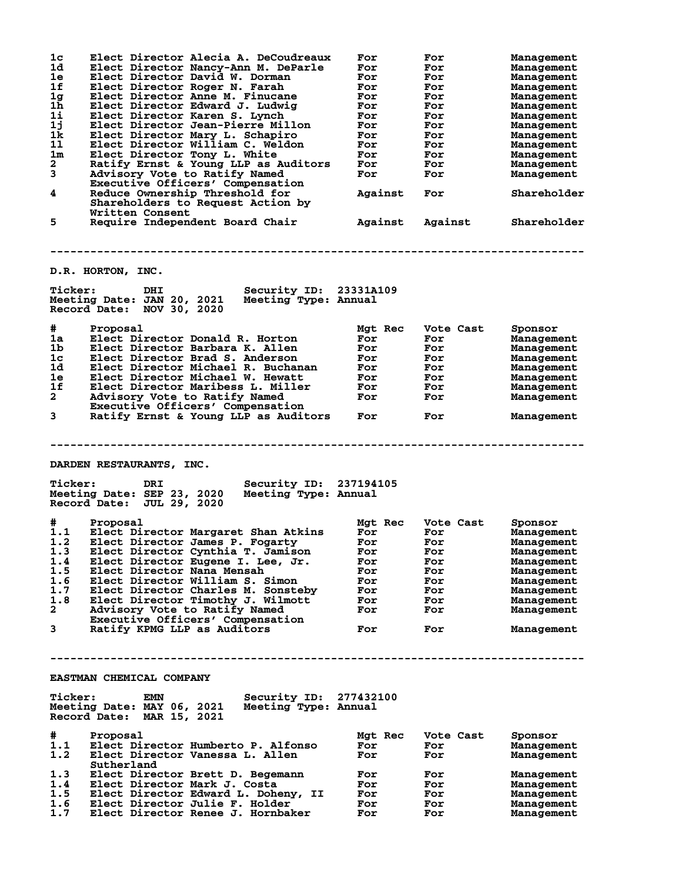| # | Proposal | Mgt Rec | Vote Cast | Sponsor |
|---|---|---|---|---|
| 1c | Elect Director Alecia A. DeCoudreaux | For | For | Management |
| 1d | Elect Director Nancy-Ann M. DeParle | For | For | Management |
| 1e | Elect Director David W. Dorman | For | For | Management |
| 1f | Elect Director Roger N. Farah | For | For | Management |
| 1g | Elect Director Anne M. Finucane | For | For | Management |
| 1h | Elect Director Edward J. Ludwig | For | For | Management |
| 1i | Elect Director Karen S. Lynch | For | For | Management |
| 1j | Elect Director Jean-Pierre Millon | For | For | Management |
| 1k | Elect Director Mary L. Schapiro | For | For | Management |
| 1l | Elect Director William C. Weldon | For | For | Management |
| 1m | Elect Director Tony L. White | For | For | Management |
| 2 | Ratify Ernst & Young LLP as Auditors | For | For | Management |
| 3 | Advisory Vote to Ratify Named Executive Officers' Compensation | For | For | Management |
| 4 | Reduce Ownership Threshold for Shareholders to Request Action by Written Consent | Against | For | Shareholder |
| 5 | Require Independent Board Chair | Against | Against | Shareholder |

---

## D.R. HORTON, INC.

**Ticker:** DHI **Security ID:** 23331A109
**Meeting Date:** JAN 20, 2021 **Meeting Type:** Annual
**Record Date:** NOV 30, 2020

| # | Proposal | Mgt Rec | Vote Cast | Sponsor |
|---|---|---|---|---|
| 1a | Elect Director Donald R. Horton | For | For | Management |
| 1b | Elect Director Barbara K. Allen | For | For | Management |
| 1c | Elect Director Brad S. Anderson | For | For | Management |
| 1d | Elect Director Michael R. Buchanan | For | For | Management |
| 1e | Elect Director Michael W. Hewatt | For | For | Management |
| 1f | Elect Director Maribess L. Miller | For | For | Management |
| 2 | Advisory Vote to Ratify Named Executive Officers' Compensation | For | For | Management |
| 3 | Ratify Ernst & Young LLP as Auditors | For | For | Management |

---

## DARDEN RESTAURANTS, INC.

**Ticker:** DRI **Security ID:** 237194105
**Meeting Date:** SEP 23, 2020 **Meeting Type:** Annual
**Record Date:** JUL 29, 2020

| # | Proposal | Mgt Rec | Vote Cast | Sponsor |
|---|---|---|---|---|
| 1.1 | Elect Director Margaret Shan Atkins | For | For | Management |
| 1.2 | Elect Director James P. Fogarty | For | For | Management |
| 1.3 | Elect Director Cynthia T. Jamison | For | For | Management |
| 1.4 | Elect Director Eugene I. Lee, Jr. | For | For | Management |
| 1.5 | Elect Director Nana Mensah | For | For | Management |
| 1.6 | Elect Director William S. Simon | For | For | Management |
| 1.7 | Elect Director Charles M. Sonsteby | For | For | Management |
| 1.8 | Elect Director Timothy J. Wilmott | For | For | Management |
| 2 | Advisory Vote to Ratify Named Executive Officers' Compensation | For | For | Management |
| 3 | Ratify KPMG LLP as Auditors | For | For | Management |

---

## EASTMAN CHEMICAL COMPANY

**Ticker:** EMN **Security ID:** 277432100
**Meeting Date:** MAY 06, 2021 **Meeting Type:** Annual
**Record Date:** MAR 15, 2021

| # | Proposal | Mgt Rec | Vote Cast | Sponsor |
|---|---|---|---|---|
| 1.1 | Elect Director Humberto P. Alfonso | For | For | Management |
| 1.2 | Elect Director Vanessa L. Allen Sutherland | For | For | Management |
| 1.3 | Elect Director Brett D. Begemann | For | For | Management |
| 1.4 | Elect Director Mark J. Costa | For | For | Management |
| 1.5 | Elect Director Edward L. Doheny, II | For | For | Management |
| 1.6 | Elect Director Julie F. Holder | For | For | Management |
| 1.7 | Elect Director Renee J. Hornbaker | For | For | Management |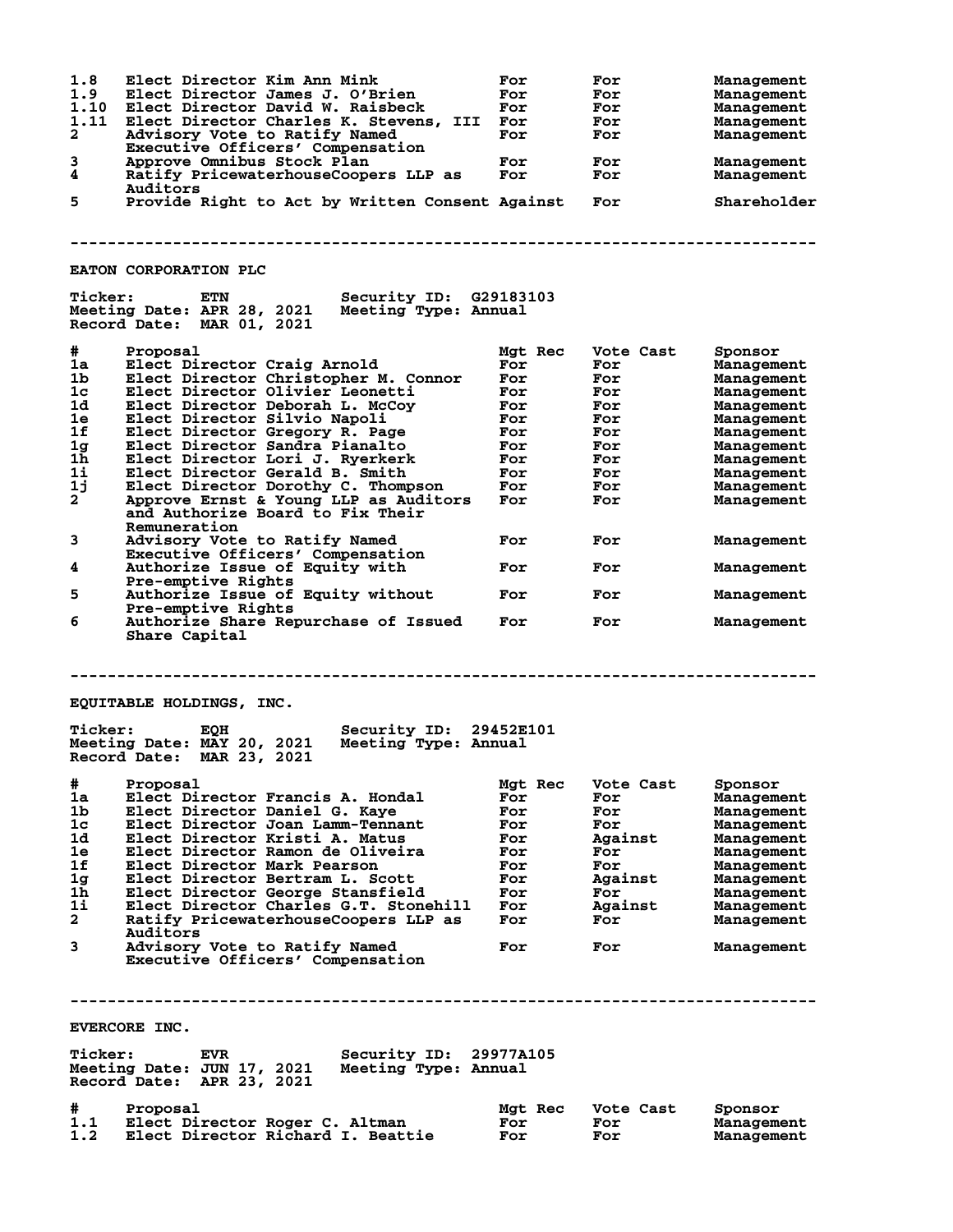| # | Proposal | Mgt Rec | Vote Cast | Sponsor |
|---|---|---|---|---|
| 1.8 | Elect Director Kim Ann Mink | For | For | Management |
| 1.9 | Elect Director James J. O'Brien | For | For | Management |
| 1.10 | Elect Director David W. Raisbeck | For | For | Management |
| 1.11 | Elect Director Charles K. Stevens, III | For | For | Management |
| 2 | Advisory Vote to Ratify Named Executive Officers' Compensation | For | For | Management |
| 3 | Approve Omnibus Stock Plan | For | For | Management |
| 4 | Ratify PricewaterhouseCoopers LLP as Auditors | For | For | Management |
| 5 | Provide Right to Act by Written Consent | Against | For | Shareholder |

---

## EATON CORPORATION PLC

**Ticker:** ETN  **Security ID:** G29183103
**Meeting Date:** APR 28, 2021  **Meeting Type:** Annual
**Record Date:** MAR 01, 2021

| # | Proposal | Mgt Rec | Vote Cast | Sponsor |
|---|---|---|---|---|
| 1a | Elect Director Craig Arnold | For | For | Management |
| 1b | Elect Director Christopher M. Connor | For | For | Management |
| 1c | Elect Director Olivier Leonetti | For | For | Management |
| 1d | Elect Director Deborah L. McCoy | For | For | Management |
| 1e | Elect Director Silvio Napoli | For | For | Management |
| 1f | Elect Director Gregory R. Page | For | For | Management |
| 1g | Elect Director Sandra Pianalto | For | For | Management |
| 1h | Elect Director Lori J. Ryerkerk | For | For | Management |
| 1i | Elect Director Gerald B. Smith | For | For | Management |
| 1j | Elect Director Dorothy C. Thompson | For | For | Management |
| 2 | Approve Ernst & Young LLP as Auditors and Authorize Board to Fix Their Remuneration | For | For | Management |
| 3 | Advisory Vote to Ratify Named Executive Officers' Compensation | For | For | Management |
| 4 | Authorize Issue of Equity with Pre-emptive Rights | For | For | Management |
| 5 | Authorize Issue of Equity without Pre-emptive Rights | For | For | Management |
| 6 | Authorize Share Repurchase of Issued Share Capital | For | For | Management |

---

## EQUITABLE HOLDINGS, INC.

**Ticker:** EQH  **Security ID:** 29452E101
**Meeting Date:** MAY 20, 2021  **Meeting Type:** Annual
**Record Date:** MAR 23, 2021

| # | Proposal | Mgt Rec | Vote Cast | Sponsor |
|---|---|---|---|---|
| 1a | Elect Director Francis A. Hondal | For | For | Management |
| 1b | Elect Director Daniel G. Kaye | For | For | Management |
| 1c | Elect Director Joan Lamm-Tennant | For | For | Management |
| 1d | Elect Director Kristi A. Matus | For | Against | Management |
| 1e | Elect Director Ramon de Oliveira | For | For | Management |
| 1f | Elect Director Mark Pearson | For | For | Management |
| 1g | Elect Director Bertram L. Scott | For | Against | Management |
| 1h | Elect Director George Stansfield | For | For | Management |
| 1i | Elect Director Charles G.T. Stonehill | For | Against | Management |
| 2 | Ratify PricewaterhouseCoopers LLP as Auditors | For | For | Management |
| 3 | Advisory Vote to Ratify Named Executive Officers' Compensation | For | For | Management |

---

## EVERCORE INC.

**Ticker:** EVR  **Security ID:** 29977A105
**Meeting Date:** JUN 17, 2021  **Meeting Type:** Annual
**Record Date:** APR 23, 2021

| # | Proposal | Mgt Rec | Vote Cast | Sponsor |
|---|---|---|---|---|
| 1.1 | Elect Director Roger C. Altman | For | For | Management |
| 1.2 | Elect Director Richard I. Beattie | For | For | Management |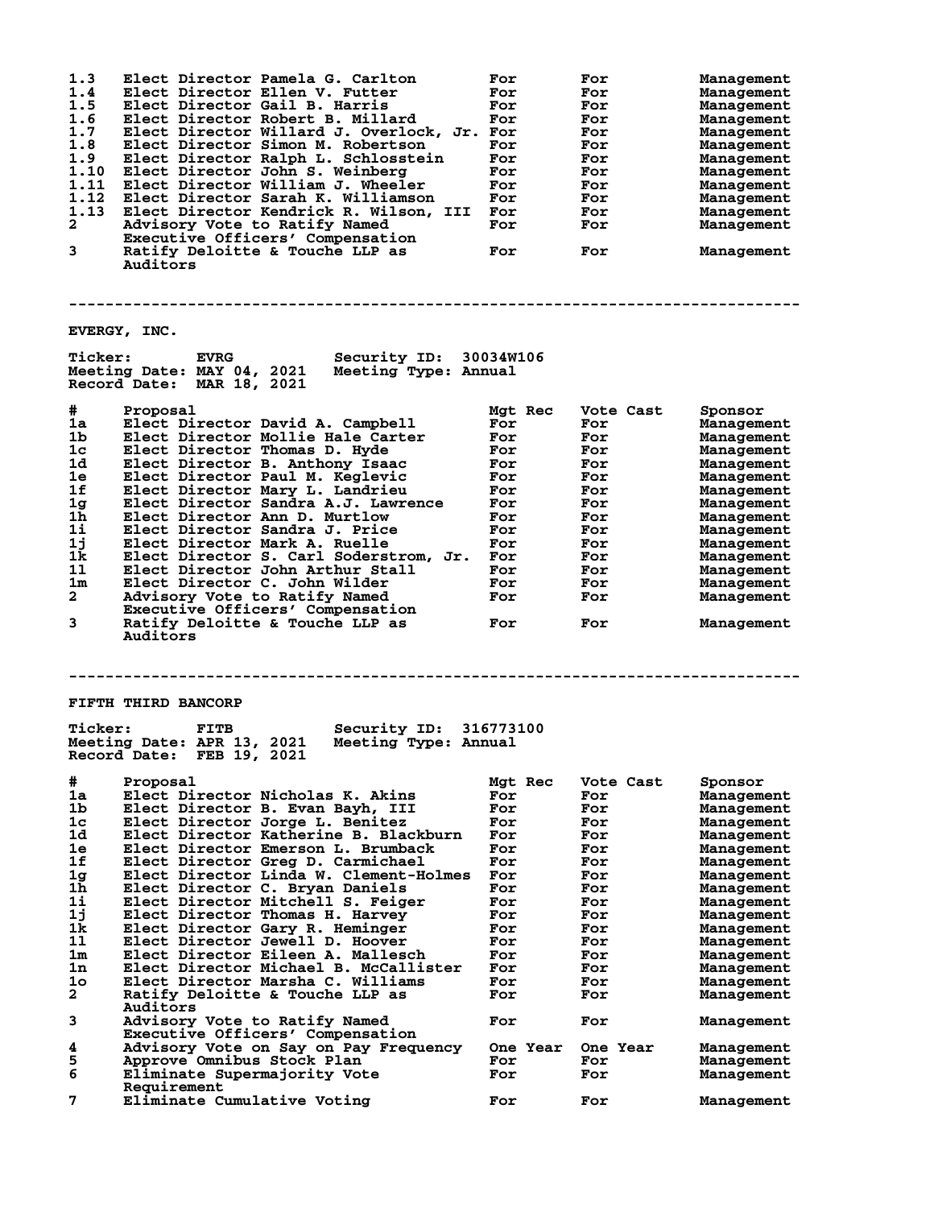| # | Proposal | Mgt Rec | Vote Cast | Sponsor |
|---|---|---|---|---|
| 1.3 | Elect Director Pamela G. Carlton | For | For | Management |
| 1.4 | Elect Director Ellen V. Futter | For | For | Management |
| 1.5 | Elect Director Gail B. Harris | For | For | Management |
| 1.6 | Elect Director Robert B. Millard | For | For | Management |
| 1.7 | Elect Director Willard J. Overlock, Jr. | For | For | Management |
| 1.8 | Elect Director Simon M. Robertson | For | For | Management |
| 1.9 | Elect Director Ralph L. Schlosstein | For | For | Management |
| 1.10 | Elect Director John S. Weinberg | For | For | Management |
| 1.11 | Elect Director William J. Wheeler | For | For | Management |
| 1.12 | Elect Director Sarah K. Williamson | For | For | Management |
| 1.13 | Elect Director Kendrick R. Wilson, III | For | For | Management |
| 2 | Advisory Vote to Ratify Named Executive Officers' Compensation | For | For | Management |
| 3 | Ratify Deloitte & Touche LLP as Auditors | For | For | Management |

---

## EVERGY, INC.

**Ticker:** EVRG **Security ID:** 30034W106
**Meeting Date:** MAY 04, 2021 **Meeting Type:** Annual
**Record Date:** MAR 18, 2021

| # | Proposal | Mgt Rec | Vote Cast | Sponsor |
|---|---|---|---|---|
| 1a | Elect Director David A. Campbell | For | For | Management |
| 1b | Elect Director Mollie Hale Carter | For | For | Management |
| 1c | Elect Director Thomas D. Hyde | For | For | Management |
| 1d | Elect Director B. Anthony Isaac | For | For | Management |
| 1e | Elect Director Paul M. Keglevic | For | For | Management |
| 1f | Elect Director Mary L. Landrieu | For | For | Management |
| 1g | Elect Director Sandra A.J. Lawrence | For | For | Management |
| 1h | Elect Director Ann D. Murtlow | For | For | Management |
| 1i | Elect Director Sandra J. Price | For | For | Management |
| 1j | Elect Director Mark A. Ruelle | For | For | Management |
| 1k | Elect Director S. Carl Soderstrom, Jr. | For | For | Management |
| 1l | Elect Director John Arthur Stall | For | For | Management |
| 1m | Elect Director C. John Wilder | For | For | Management |
| 2 | Advisory Vote to Ratify Named Executive Officers' Compensation | For | For | Management |
| 3 | Ratify Deloitte & Touche LLP as Auditors | For | For | Management |

---

## FIFTH THIRD BANCORP

**Ticker:** FITB **Security ID:** 316773100
**Meeting Date:** APR 13, 2021 **Meeting Type:** Annual
**Record Date:** FEB 19, 2021

| # | Proposal | Mgt Rec | Vote Cast | Sponsor |
|---|---|---|---|---|
| 1a | Elect Director Nicholas K. Akins | For | For | Management |
| 1b | Elect Director B. Evan Bayh, III | For | For | Management |
| 1c | Elect Director Jorge L. Benitez | For | For | Management |
| 1d | Elect Director Katherine B. Blackburn | For | For | Management |
| 1e | Elect Director Emerson L. Brumback | For | For | Management |
| 1f | Elect Director Greg D. Carmichael | For | For | Management |
| 1g | Elect Director Linda W. Clement-Holmes | For | For | Management |
| 1h | Elect Director C. Bryan Daniels | For | For | Management |
| 1i | Elect Director Mitchell S. Feiger | For | For | Management |
| 1j | Elect Director Thomas H. Harvey | For | For | Management |
| 1k | Elect Director Gary R. Heminger | For | For | Management |
| 1l | Elect Director Jewell D. Hoover | For | For | Management |
| 1m | Elect Director Eileen A. Mallesch | For | For | Management |
| 1n | Elect Director Michael B. McCallister | For | For | Management |
| 1o | Elect Director Marsha C. Williams | For | For | Management |
| 2 | Ratify Deloitte & Touche LLP as Auditors | For | For | Management |
| 3 | Advisory Vote to Ratify Named Executive Officers' Compensation | For | For | Management |
| 4 | Advisory Vote on Say on Pay Frequency | One Year | One Year | Management |
| 5 | Approve Omnibus Stock Plan | For | For | Management |
| 6 | Eliminate Supermajority Vote Requirement | For | For | Management |
| 7 | Eliminate Cumulative Voting | For | For | Management |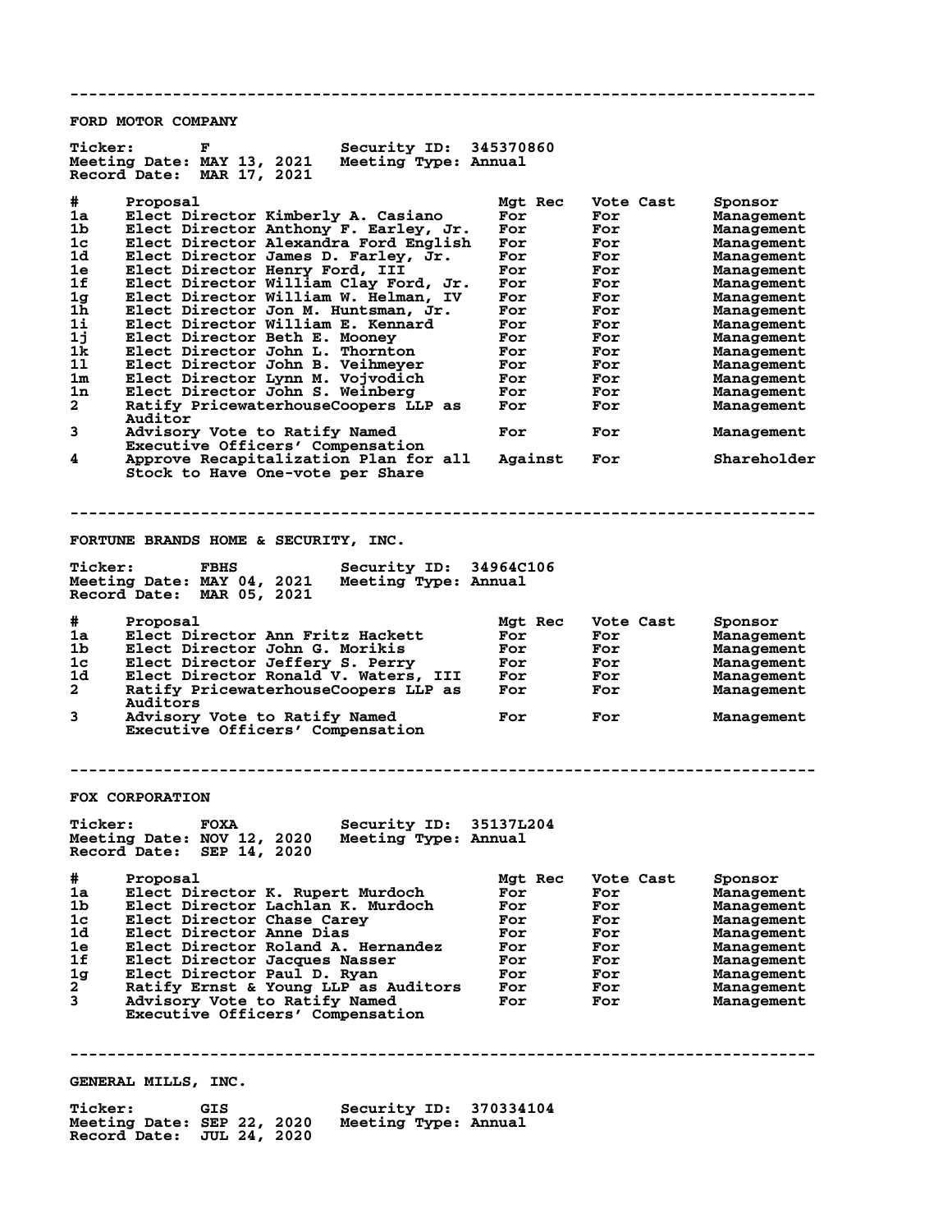---

## FORD MOTOR COMPANY

**Ticker:** F **Security ID:** 345370860
**Meeting Date:** MAY 13, 2021 **Meeting Type:** Annual
**Record Date:** MAR 17, 2021

| # | Proposal | Mgt Rec | Vote Cast | Sponsor |
|---|---|---|---|---|
| 1a | Elect Director Kimberly A. Casiano | For | For | Management |
| 1b | Elect Director Anthony F. Earley, Jr. | For | For | Management |
| 1c | Elect Director Alexandra Ford English | For | For | Management |
| 1d | Elect Director James D. Farley, Jr. | For | For | Management |
| 1e | Elect Director Henry Ford, III | For | For | Management |
| 1f | Elect Director William Clay Ford, Jr. | For | For | Management |
| 1g | Elect Director William W. Helman, IV | For | For | Management |
| 1h | Elect Director Jon M. Huntsman, Jr. | For | For | Management |
| 1i | Elect Director William E. Kennard | For | For | Management |
| 1j | Elect Director Beth E. Mooney | For | For | Management |
| 1k | Elect Director John L. Thornton | For | For | Management |
| 1l | Elect Director John B. Veihmeyer | For | For | Management |
| 1m | Elect Director Lynn M. Vojvodich | For | For | Management |
| 1n | Elect Director John S. Weinberg | For | For | Management |
| 2 | Ratify PricewaterhouseCoopers LLP as Auditor | For | For | Management |
| 3 | Advisory Vote to Ratify Named Executive Officers' Compensation | For | For | Management |
| 4 | Approve Recapitalization Plan for all Stock to Have One-vote per Share | Against | For | Shareholder |

---

## FORTUNE BRANDS HOME & SECURITY, INC.

**Ticker:** FBHS **Security ID:** 34964C106
**Meeting Date:** MAY 04, 2021 **Meeting Type:** Annual
**Record Date:** MAR 05, 2021

| # | Proposal | Mgt Rec | Vote Cast | Sponsor |
|---|---|---|---|---|
| 1a | Elect Director Ann Fritz Hackett | For | For | Management |
| 1b | Elect Director John G. Morikis | For | For | Management |
| 1c | Elect Director Jeffery S. Perry | For | For | Management |
| 1d | Elect Director Ronald V. Waters, III | For | For | Management |
| 2 | Ratify PricewaterhouseCoopers LLP as Auditors | For | For | Management |
| 3 | Advisory Vote to Ratify Named Executive Officers' Compensation | For | For | Management |

---

## FOX CORPORATION

**Ticker:** FOXA **Security ID:** 35137L204
**Meeting Date:** NOV 12, 2020 **Meeting Type:** Annual
**Record Date:** SEP 14, 2020

| # | Proposal | Mgt Rec | Vote Cast | Sponsor |
|---|---|---|---|---|
| 1a | Elect Director K. Rupert Murdoch | For | For | Management |
| 1b | Elect Director Lachlan K. Murdoch | For | For | Management |
| 1c | Elect Director Chase Carey | For | For | Management |
| 1d | Elect Director Anne Dias | For | For | Management |
| 1e | Elect Director Roland A. Hernandez | For | For | Management |
| 1f | Elect Director Jacques Nasser | For | For | Management |
| 1g | Elect Director Paul D. Ryan | For | For | Management |
| 2 | Ratify Ernst & Young LLP as Auditors | For | For | Management |
| 3 | Advisory Vote to Ratify Named Executive Officers' Compensation | For | For | Management |

---

## GENERAL MILLS, INC.

**Ticker:** GIS **Security ID:** 370334104
**Meeting Date:** SEP 22, 2020 **Meeting Type:** Annual
**Record Date:** JUL 24, 2020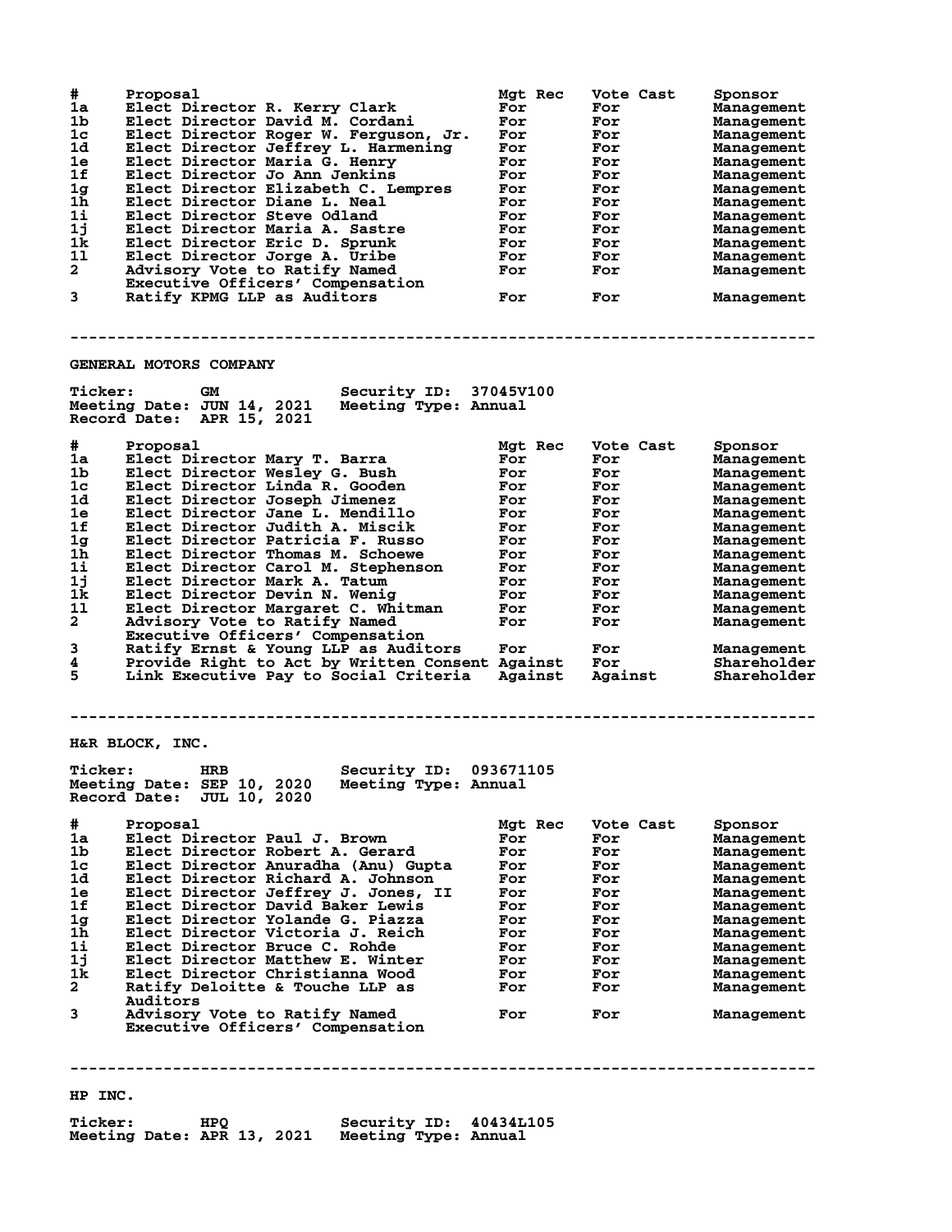| # | Proposal | Mgt Rec | Vote Cast | Sponsor |
|---|---|---|---|---|
| 1a | Elect Director R. Kerry Clark | For | For | Management |
| 1b | Elect Director David M. Cordani | For | For | Management |
| 1c | Elect Director Roger W. Ferguson, Jr. | For | For | Management |
| 1d | Elect Director Jeffrey L. Harmening | For | For | Management |
| 1e | Elect Director Maria G. Henry | For | For | Management |
| 1f | Elect Director Jo Ann Jenkins | For | For | Management |
| 1g | Elect Director Elizabeth C. Lempres | For | For | Management |
| 1h | Elect Director Diane L. Neal | For | For | Management |
| 1i | Elect Director Steve Odland | For | For | Management |
| 1j | Elect Director Maria A. Sastre | For | For | Management |
| 1k | Elect Director Eric D. Sprunk | For | For | Management |
| 1l | Elect Director Jorge A. Uribe | For | For | Management |
| 2 | Advisory Vote to Ratify Named Executive Officers' Compensation | For | For | Management |
| 3 | Ratify KPMG LLP as Auditors | For | For | Management |

---

## GENERAL MOTORS COMPANY

**Ticker:** GM **Security ID:** 37045V100
**Meeting Date:** JUN 14, 2021 **Meeting Type:** Annual
**Record Date:** APR 15, 2021

| # | Proposal | Mgt Rec | Vote Cast | Sponsor |
|---|---|---|---|---|
| 1a | Elect Director Mary T. Barra | For | For | Management |
| 1b | Elect Director Wesley G. Bush | For | For | Management |
| 1c | Elect Director Linda R. Gooden | For | For | Management |
| 1d | Elect Director Joseph Jimenez | For | For | Management |
| 1e | Elect Director Jane L. Mendillo | For | For | Management |
| 1f | Elect Director Judith A. Miscik | For | For | Management |
| 1g | Elect Director Patricia F. Russo | For | For | Management |
| 1h | Elect Director Thomas M. Schoewe | For | For | Management |
| 1i | Elect Director Carol M. Stephenson | For | For | Management |
| 1j | Elect Director Mark A. Tatum | For | For | Management |
| 1k | Elect Director Devin N. Wenig | For | For | Management |
| 1l | Elect Director Margaret C. Whitman | For | For | Management |
| 2 | Advisory Vote to Ratify Named Executive Officers' Compensation | For | For | Management |
| 3 | Ratify Ernst & Young LLP as Auditors | For | For | Management |
| 4 | Provide Right to Act by Written Consent | Against | For | Shareholder |
| 5 | Link Executive Pay to Social Criteria | Against | Against | Shareholder |

---

## H&R BLOCK, INC.

**Ticker:** HRB **Security ID:** 093671105
**Meeting Date:** SEP 10, 2020 **Meeting Type:** Annual
**Record Date:** JUL 10, 2020

| # | Proposal | Mgt Rec | Vote Cast | Sponsor |
|---|---|---|---|---|
| 1a | Elect Director Paul J. Brown | For | For | Management |
| 1b | Elect Director Robert A. Gerard | For | For | Management |
| 1c | Elect Director Anuradha (Anu) Gupta | For | For | Management |
| 1d | Elect Director Richard A. Johnson | For | For | Management |
| 1e | Elect Director Jeffrey J. Jones, II | For | For | Management |
| 1f | Elect Director David Baker Lewis | For | For | Management |
| 1g | Elect Director Yolande G. Piazza | For | For | Management |
| 1h | Elect Director Victoria J. Reich | For | For | Management |
| 1i | Elect Director Bruce C. Rohde | For | For | Management |
| 1j | Elect Director Matthew E. Winter | For | For | Management |
| 1k | Elect Director Christianna Wood | For | For | Management |
| 2 | Ratify Deloitte & Touche LLP as Auditors | For | For | Management |
| 3 | Advisory Vote to Ratify Named Executive Officers' Compensation | For | For | Management |

---

## HP INC.

**Ticker:** HPQ **Security ID:** 40434L105
**Meeting Date:** APR 13, 2021 **Meeting Type:** Annual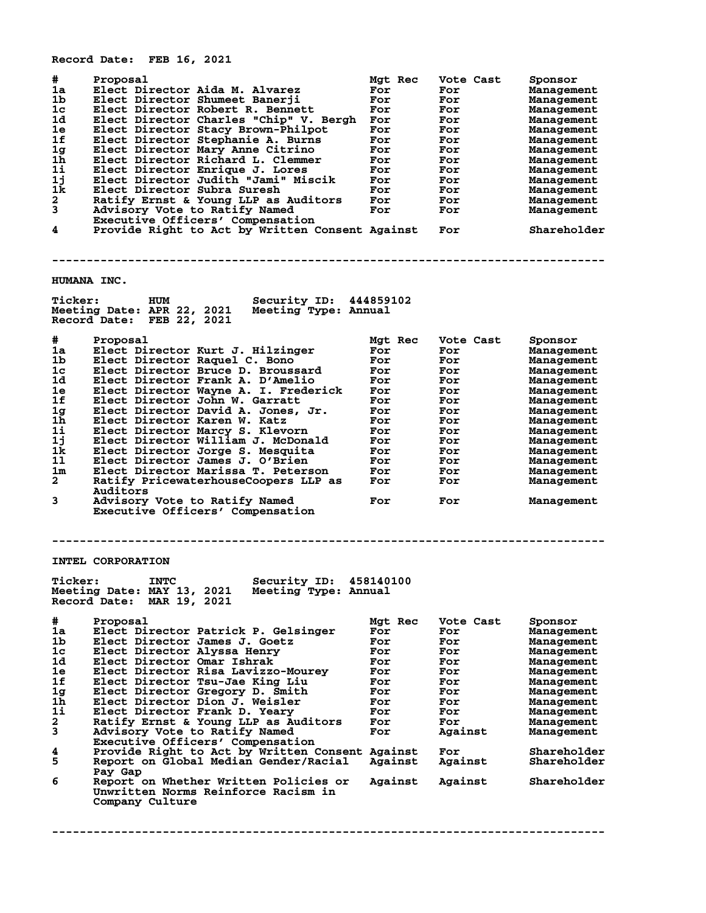Record Date: FEB 16, 2021

| # | Proposal | Mgt Rec | Vote Cast | Sponsor |
|---|---|---|---|---|
| 1a | Elect Director Aida M. Alvarez | For | For | Management |
| 1b | Elect Director Shumeet Banerji | For | For | Management |
| 1c | Elect Director Robert R. Bennett | For | For | Management |
| 1d | Elect Director Charles "Chip" V. Bergh | For | For | Management |
| 1e | Elect Director Stacy Brown-Philpot | For | For | Management |
| 1f | Elect Director Stephanie A. Burns | For | For | Management |
| 1g | Elect Director Mary Anne Citrino | For | For | Management |
| 1h | Elect Director Richard L. Clemmer | For | For | Management |
| 1i | Elect Director Enrique J. Lores | For | For | Management |
| 1j | Elect Director Judith "Jami" Miscik | For | For | Management |
| 1k | Elect Director Subra Suresh | For | For | Management |
| 2 | Ratify Ernst & Young LLP as Auditors | For | For | Management |
| 3 | Advisory Vote to Ratify Named Executive Officers' Compensation | For | For | Management |
| 4 | Provide Right to Act by Written Consent | Against | For | Shareholder |

--------------------------------------------------------------------------------

## HUMANA INC.

Ticker: HUM Security ID: 444859102
Meeting Date: APR 22, 2021 Meeting Type: Annual
Record Date: FEB 22, 2021

| # | Proposal | Mgt Rec | Vote Cast | Sponsor |
|---|---|---|---|---|
| 1a | Elect Director Kurt J. Hilzinger | For | For | Management |
| 1b | Elect Director Raquel C. Bono | For | For | Management |
| 1c | Elect Director Bruce D. Broussard | For | For | Management |
| 1d | Elect Director Frank A. D'Amelio | For | For | Management |
| 1e | Elect Director Wayne A. I. Frederick | For | For | Management |
| 1f | Elect Director John W. Garratt | For | For | Management |
| 1g | Elect Director David A. Jones, Jr. | For | For | Management |
| 1h | Elect Director Karen W. Katz | For | For | Management |
| 1i | Elect Director Marcy S. Klevorn | For | For | Management |
| 1j | Elect Director William J. McDonald | For | For | Management |
| 1k | Elect Director Jorge S. Mesquita | For | For | Management |
| 1l | Elect Director James J. O'Brien | For | For | Management |
| 1m | Elect Director Marissa T. Peterson | For | For | Management |
| 2 | Ratify PricewaterhouseCoopers LLP as Auditors | For | For | Management |
| 3 | Advisory Vote to Ratify Named Executive Officers' Compensation | For | For | Management |

--------------------------------------------------------------------------------

## INTEL CORPORATION

Ticker: INTC Security ID: 458140100
Meeting Date: MAY 13, 2021 Meeting Type: Annual
Record Date: MAR 19, 2021

| # | Proposal | Mgt Rec | Vote Cast | Sponsor |
|---|---|---|---|---|
| 1a | Elect Director Patrick P. Gelsinger | For | For | Management |
| 1b | Elect Director James J. Goetz | For | For | Management |
| 1c | Elect Director Alyssa Henry | For | For | Management |
| 1d | Elect Director Omar Ishrak | For | For | Management |
| 1e | Elect Director Risa Lavizzo-Mourey | For | For | Management |
| 1f | Elect Director Tsu-Jae King Liu | For | For | Management |
| 1g | Elect Director Gregory D. Smith | For | For | Management |
| 1h | Elect Director Dion J. Weisler | For | For | Management |
| 1i | Elect Director Frank D. Yeary | For | For | Management |
| 2 | Ratify Ernst & Young LLP as Auditors | For | For | Management |
| 3 | Advisory Vote to Ratify Named Executive Officers' Compensation | For | Against | Management |
| 4 | Provide Right to Act by Written Consent | Against | For | Shareholder |
| 5 | Report on Global Median Gender/Racial Pay Gap | Against | Against | Shareholder |
| 6 | Report on Whether Written Policies or Unwritten Norms Reinforce Racism in Company Culture | Against | Against | Shareholder |

--------------------------------------------------------------------------------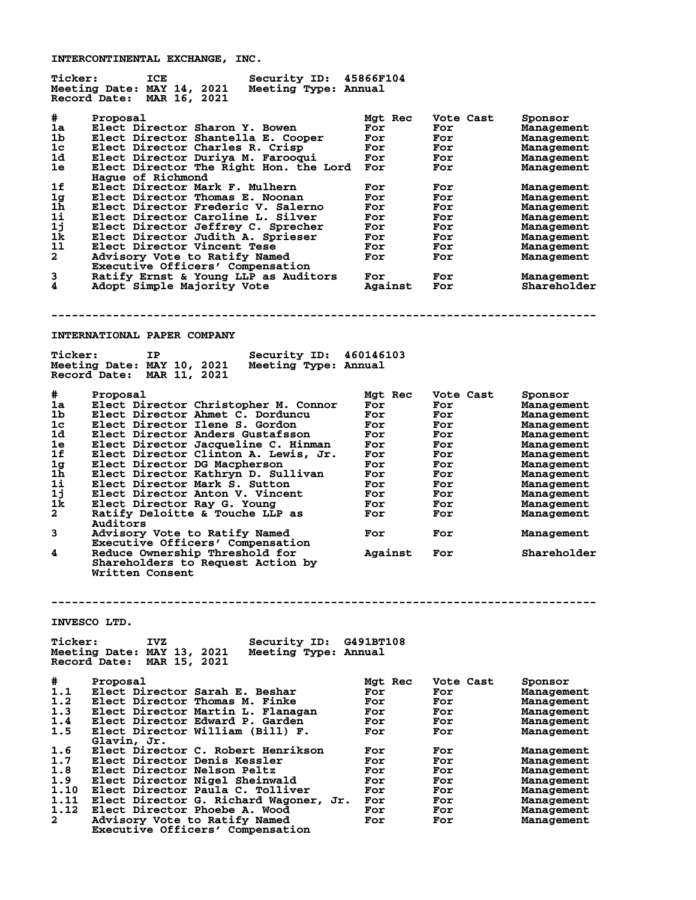## INTERCONTINENTAL EXCHANGE, INC.

Ticker: ICE Security ID: 45866F104
Meeting Date: MAY 14, 2021 Meeting Type: Annual
Record Date: MAR 16, 2021

| # | Proposal | Mgt Rec | Vote Cast | Sponsor |
|---|---|---|---|---|
| 1a | Elect Director Sharon Y. Bowen | For | For | Management |
| 1b | Elect Director Shantella E. Cooper | For | For | Management |
| 1c | Elect Director Charles R. Crisp | For | For | Management |
| 1d | Elect Director Duriya M. Farooqui | For | For | Management |
| 1e | Elect Director The Right Hon. the Lord Hague of Richmond | For | For | Management |
| 1f | Elect Director Mark F. Mulhern | For | For | Management |
| 1g | Elect Director Thomas E. Noonan | For | For | Management |
| 1h | Elect Director Frederic V. Salerno | For | For | Management |
| 1i | Elect Director Caroline L. Silver | For | For | Management |
| 1j | Elect Director Jeffrey C. Sprecher | For | For | Management |
| 1k | Elect Director Judith A. Sprieser | For | For | Management |
| 1l | Elect Director Vincent Tese | For | For | Management |
| 2 | Advisory Vote to Ratify Named Executive Officers' Compensation | For | For | Management |
| 3 | Ratify Ernst & Young LLP as Auditors | For | For | Management |
| 4 | Adopt Simple Majority Vote | Against | For | Shareholder |

---

## INTERNATIONAL PAPER COMPANY

Ticker: IP Security ID: 460146103
Meeting Date: MAY 10, 2021 Meeting Type: Annual
Record Date: MAR 11, 2021

| # | Proposal | Mgt Rec | Vote Cast | Sponsor |
|---|---|---|---|---|
| 1a | Elect Director Christopher M. Connor | For | For | Management |
| 1b | Elect Director Ahmet C. Dorduncu | For | For | Management |
| 1c | Elect Director Ilene S. Gordon | For | For | Management |
| 1d | Elect Director Anders Gustafsson | For | For | Management |
| 1e | Elect Director Jacqueline C. Hinman | For | For | Management |
| 1f | Elect Director Clinton A. Lewis, Jr. | For | For | Management |
| 1g | Elect Director DG Macpherson | For | For | Management |
| 1h | Elect Director Kathryn D. Sullivan | For | For | Management |
| 1i | Elect Director Mark S. Sutton | For | For | Management |
| 1j | Elect Director Anton V. Vincent | For | For | Management |
| 1k | Elect Director Ray G. Young | For | For | Management |
| 2 | Ratify Deloitte & Touche LLP as Auditors | For | For | Management |
| 3 | Advisory Vote to Ratify Named Executive Officers' Compensation | For | For | Management |
| 4 | Reduce Ownership Threshold for Shareholders to Request Action by Written Consent | Against | For | Shareholder |

---

## INVESCO LTD.

Ticker: IVZ Security ID: G491BT108
Meeting Date: MAY 13, 2021 Meeting Type: Annual
Record Date: MAR 15, 2021

| # | Proposal | Mgt Rec | Vote Cast | Sponsor |
|---|---|---|---|---|
| 1.1 | Elect Director Sarah E. Beshar | For | For | Management |
| 1.2 | Elect Director Thomas M. Finke | For | For | Management |
| 1.3 | Elect Director Martin L. Flanagan | For | For | Management |
| 1.4 | Elect Director Edward P. Garden | For | For | Management |
| 1.5 | Elect Director William (Bill) F. Glavin, Jr. | For | For | Management |
| 1.6 | Elect Director C. Robert Henrikson | For | For | Management |
| 1.7 | Elect Director Denis Kessler | For | For | Management |
| 1.8 | Elect Director Nelson Peltz | For | For | Management |
| 1.9 | Elect Director Nigel Sheinwald | For | For | Management |
| 1.10 | Elect Director Paula C. Tolliver | For | For | Management |
| 1.11 | Elect Director G. Richard Wagoner, Jr. | For | For | Management |
| 1.12 | Elect Director Phoebe A. Wood | For | For | Management |
| 2 | Advisory Vote to Ratify Named Executive Officers' Compensation | For | For | Management |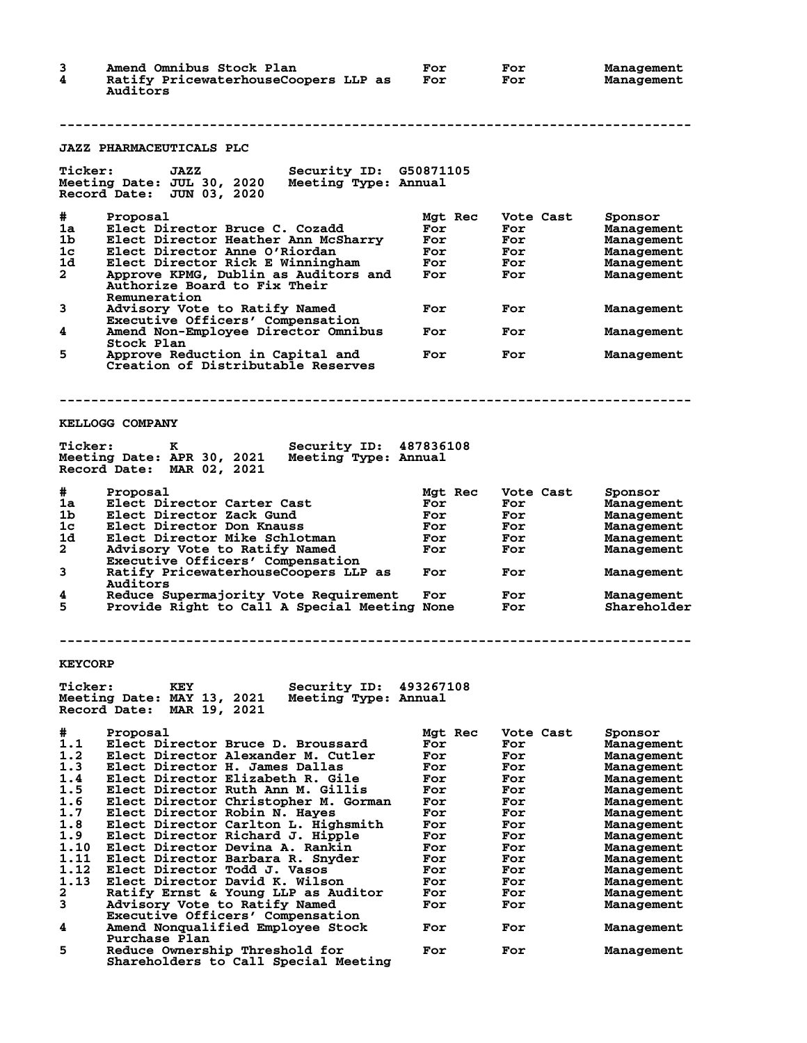| # | Proposal | Mgt Rec | Vote Cast | Sponsor |
|---|---|---|---|---|
| 3 | Amend Omnibus Stock Plan | For | For | Management |
| 4 | Ratify PricewaterhouseCoopers LLP as Auditors | For | For | Management |

---

## JAZZ PHARMACEUTICALS PLC

Ticker: JAZZ  Security ID: G50871105
Meeting Date: JUL 30, 2020  Meeting Type: Annual
Record Date: JUN 03, 2020

| # | Proposal | Mgt Rec | Vote Cast | Sponsor |
|---|---|---|---|---|
| 1a | Elect Director Bruce C. Cozadd | For | For | Management |
| 1b | Elect Director Heather Ann McSharry | For | For | Management |
| 1c | Elect Director Anne O'Riordan | For | For | Management |
| 1d | Elect Director Rick E Winningham | For | For | Management |
| 2 | Approve KPMG, Dublin as Auditors and Authorize Board to Fix Their Remuneration | For | For | Management |
| 3 | Advisory Vote to Ratify Named Executive Officers' Compensation | For | For | Management |
| 4 | Amend Non-Employee Director Omnibus Stock Plan | For | For | Management |
| 5 | Approve Reduction in Capital and Creation of Distributable Reserves | For | For | Management |

---

## KELLOGG COMPANY

Ticker: K  Security ID: 487836108
Meeting Date: APR 30, 2021  Meeting Type: Annual
Record Date: MAR 02, 2021

| # | Proposal | Mgt Rec | Vote Cast | Sponsor |
|---|---|---|---|---|
| 1a | Elect Director Carter Cast | For | For | Management |
| 1b | Elect Director Zack Gund | For | For | Management |
| 1c | Elect Director Don Knauss | For | For | Management |
| 1d | Elect Director Mike Schlotman | For | For | Management |
| 2 | Advisory Vote to Ratify Named Executive Officers' Compensation | For | For | Management |
| 3 | Ratify PricewaterhouseCoopers LLP as Auditors | For | For | Management |
| 4 | Reduce Supermajority Vote Requirement | For | For | Management |
| 5 | Provide Right to Call A Special Meeting | None | For | Shareholder |

---

## KEYCORP

Ticker: KEY  Security ID: 493267108
Meeting Date: MAY 13, 2021  Meeting Type: Annual
Record Date: MAR 19, 2021

| # | Proposal | Mgt Rec | Vote Cast | Sponsor |
|---|---|---|---|---|
| 1.1 | Elect Director Bruce D. Broussard | For | For | Management |
| 1.2 | Elect Director Alexander M. Cutler | For | For | Management |
| 1.3 | Elect Director H. James Dallas | For | For | Management |
| 1.4 | Elect Director Elizabeth R. Gile | For | For | Management |
| 1.5 | Elect Director Ruth Ann M. Gillis | For | For | Management |
| 1.6 | Elect Director Christopher M. Gorman | For | For | Management |
| 1.7 | Elect Director Robin N. Hayes | For | For | Management |
| 1.8 | Elect Director Carlton L. Highsmith | For | For | Management |
| 1.9 | Elect Director Richard J. Hipple | For | For | Management |
| 1.10 | Elect Director Devina A. Rankin | For | For | Management |
| 1.11 | Elect Director Barbara R. Snyder | For | For | Management |
| 1.12 | Elect Director Todd J. Vasos | For | For | Management |
| 1.13 | Elect Director David K. Wilson | For | For | Management |
| 2 | Ratify Ernst & Young LLP as Auditor | For | For | Management |
| 3 | Advisory Vote to Ratify Named Executive Officers' Compensation | For | For | Management |
| 4 | Amend Nonqualified Employee Stock Purchase Plan | For | For | Management |
| 5 | Reduce Ownership Threshold for Shareholders to Call Special Meeting | For | For | Management |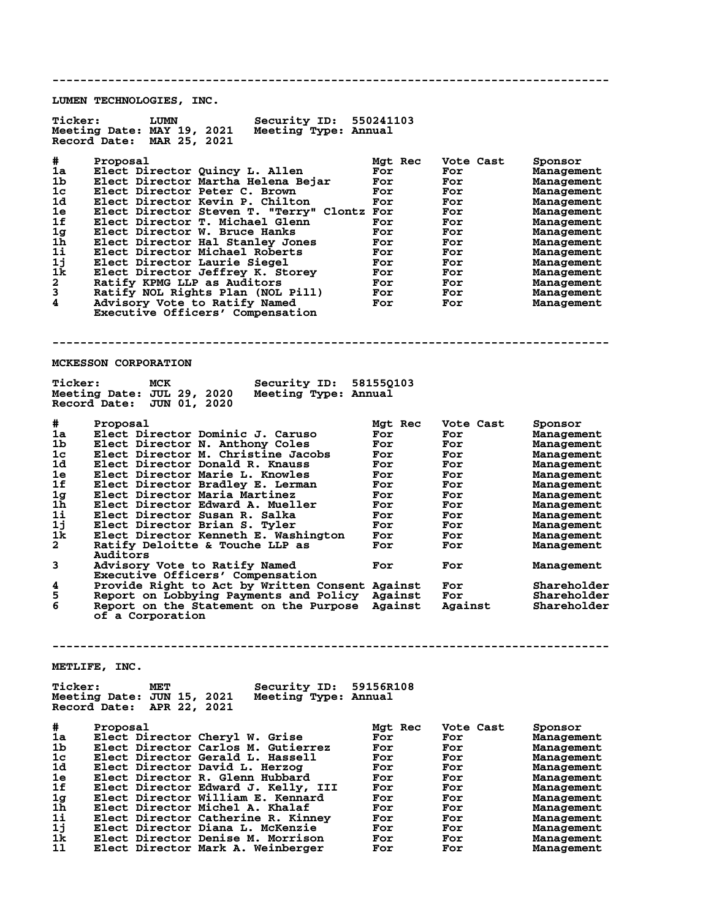---

## LUMEN TECHNOLOGIES, INC.

**Ticker:** LUMN  **Security ID:** 550241103
**Meeting Date:** MAY 19, 2021  **Meeting Type:** Annual
**Record Date:** MAR 25, 2021

| # | Proposal | Mgt Rec | Vote Cast | Sponsor |
|---|---|---|---|---|
| 1a | Elect Director Quincy L. Allen | For | For | Management |
| 1b | Elect Director Martha Helena Bejar | For | For | Management |
| 1c | Elect Director Peter C. Brown | For | For | Management |
| 1d | Elect Director Kevin P. Chilton | For | For | Management |
| 1e | Elect Director Steven T. "Terry" Clontz | For | For | Management |
| 1f | Elect Director T. Michael Glenn | For | For | Management |
| 1g | Elect Director W. Bruce Hanks | For | For | Management |
| 1h | Elect Director Hal Stanley Jones | For | For | Management |
| 1i | Elect Director Michael Roberts | For | For | Management |
| 1j | Elect Director Laurie Siegel | For | For | Management |
| 1k | Elect Director Jeffrey K. Storey | For | For | Management |
| 2 | Ratify KPMG LLP as Auditors | For | For | Management |
| 3 | Ratify NOL Rights Plan (NOL Pill) | For | For | Management |
| 4 | Advisory Vote to Ratify Named Executive Officers' Compensation | For | For | Management |

---

## MCKESSON CORPORATION

**Ticker:** MCK  **Security ID:** 58155Q103
**Meeting Date:** JUL 29, 2020  **Meeting Type:** Annual
**Record Date:** JUN 01, 2020

| # | Proposal | Mgt Rec | Vote Cast | Sponsor |
|---|---|---|---|---|
| 1a | Elect Director Dominic J. Caruso | For | For | Management |
| 1b | Elect Director N. Anthony Coles | For | For | Management |
| 1c | Elect Director M. Christine Jacobs | For | For | Management |
| 1d | Elect Director Donald R. Knauss | For | For | Management |
| 1e | Elect Director Marie L. Knowles | For | For | Management |
| 1f | Elect Director Bradley E. Lerman | For | For | Management |
| 1g | Elect Director Maria Martinez | For | For | Management |
| 1h | Elect Director Edward A. Mueller | For | For | Management |
| 1i | Elect Director Susan R. Salka | For | For | Management |
| 1j | Elect Director Brian S. Tyler | For | For | Management |
| 1k | Elect Director Kenneth E. Washington | For | For | Management |
| 2 | Ratify Deloitte & Touche LLP as Auditors | For | For | Management |
| 3 | Advisory Vote to Ratify Named Executive Officers' Compensation | For | For | Management |
| 4 | Provide Right to Act by Written Consent | Against | For | Shareholder |
| 5 | Report on Lobbying Payments and Policy | Against | For | Shareholder |
| 6 | Report on the Statement on the Purpose of a Corporation | Against | Against | Shareholder |

---

## METLIFE, INC.

**Ticker:** MET  **Security ID:** 59156R108
**Meeting Date:** JUN 15, 2021  **Meeting Type:** Annual
**Record Date:** APR 22, 2021

| # | Proposal | Mgt Rec | Vote Cast | Sponsor |
|---|---|---|---|---|
| 1a | Elect Director Cheryl W. Grise | For | For | Management |
| 1b | Elect Director Carlos M. Gutierrez | For | For | Management |
| 1c | Elect Director Gerald L. Hassell | For | For | Management |
| 1d | Elect Director David L. Herzog | For | For | Management |
| 1e | Elect Director R. Glenn Hubbard | For | For | Management |
| 1f | Elect Director Edward J. Kelly, III | For | For | Management |
| 1g | Elect Director William E. Kennard | For | For | Management |
| 1h | Elect Director Michel A. Khalaf | For | For | Management |
| 1i | Elect Director Catherine R. Kinney | For | For | Management |
| 1j | Elect Director Diana L. McKenzie | For | For | Management |
| 1k | Elect Director Denise M. Morrison | For | For | Management |
| 1l | Elect Director Mark A. Weinberger | For | For | Management |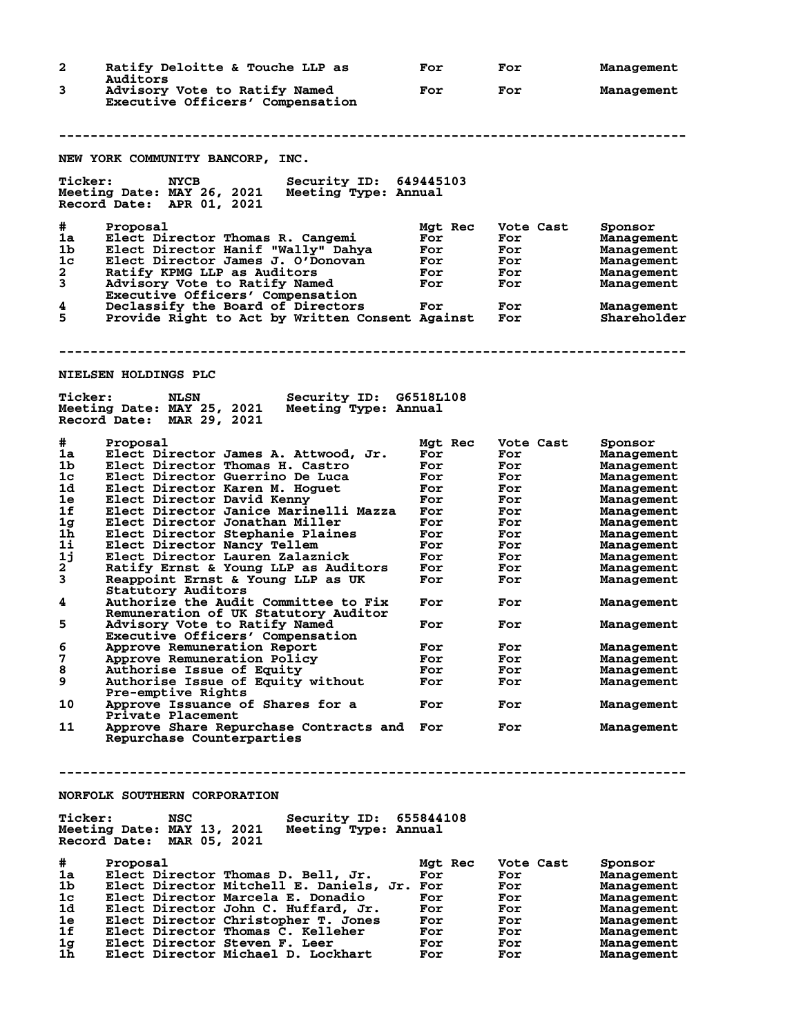| # | Proposal | Mgt Rec | Vote Cast | Sponsor |
|---|---|---|---|---|
| 2 | Ratify Deloitte & Touche LLP as Auditors | For | For | Management |
| 3 | Advisory Vote to Ratify Named Executive Officers' Compensation | For | For | Management |

---

## NEW YORK COMMUNITY BANCORP, INC.

**Ticker:** NYCB **Security ID:** 649445103
**Meeting Date:** MAY 26, 2021 **Meeting Type:** Annual
**Record Date:** APR 01, 2021

| # | Proposal | Mgt Rec | Vote Cast | Sponsor |
|---|---|---|---|---|
| 1a | Elect Director Thomas R. Cangemi | For | For | Management |
| 1b | Elect Director Hanif "Wally" Dahya | For | For | Management |
| 1c | Elect Director James J. O'Donovan | For | For | Management |
| 2 | Ratify KPMG LLP as Auditors | For | For | Management |
| 3 | Advisory Vote to Ratify Named Executive Officers' Compensation | For | For | Management |
| 4 | Declassify the Board of Directors | For | For | Management |
| 5 | Provide Right to Act by Written Consent | Against | For | Shareholder |

---

## NIELSEN HOLDINGS PLC

**Ticker:** NLSN **Security ID:** G6518L108
**Meeting Date:** MAY 25, 2021 **Meeting Type:** Annual
**Record Date:** MAR 29, 2021

| # | Proposal | Mgt Rec | Vote Cast | Sponsor |
|---|---|---|---|---|
| 1a | Elect Director James A. Attwood, Jr. | For | For | Management |
| 1b | Elect Director Thomas H. Castro | For | For | Management |
| 1c | Elect Director Guerrino De Luca | For | For | Management |
| 1d | Elect Director Karen M. Hoguet | For | For | Management |
| 1e | Elect Director David Kenny | For | For | Management |
| 1f | Elect Director Janice Marinelli Mazza | For | For | Management |
| 1g | Elect Director Jonathan Miller | For | For | Management |
| 1h | Elect Director Stephanie Plaines | For | For | Management |
| 1i | Elect Director Nancy Tellem | For | For | Management |
| 1j | Elect Director Lauren Zalaznick | For | For | Management |
| 2 | Ratify Ernst & Young LLP as Auditors | For | For | Management |
| 3 | Reappoint Ernst & Young LLP as UK Statutory Auditors | For | For | Management |
| 4 | Authorize the Audit Committee to Fix Remuneration of UK Statutory Auditor | For | For | Management |
| 5 | Advisory Vote to Ratify Named Executive Officers' Compensation | For | For | Management |
| 6 | Approve Remuneration Report | For | For | Management |
| 7 | Approve Remuneration Policy | For | For | Management |
| 8 | Authorise Issue of Equity | For | For | Management |
| 9 | Authorise Issue of Equity without Pre-emptive Rights | For | For | Management |
| 10 | Approve Issuance of Shares for a Private Placement | For | For | Management |
| 11 | Approve Share Repurchase Contracts and Repurchase Counterparties | For | For | Management |

---

## NORFOLK SOUTHERN CORPORATION

**Ticker:** NSC **Security ID:** 655844108
**Meeting Date:** MAY 13, 2021 **Meeting Type:** Annual
**Record Date:** MAR 05, 2021

| # | Proposal | Mgt Rec | Vote Cast | Sponsor |
|---|---|---|---|---|
| 1a | Elect Director Thomas D. Bell, Jr. | For | For | Management |
| 1b | Elect Director Mitchell E. Daniels, Jr. | For | For | Management |
| 1c | Elect Director Marcela E. Donadio | For | For | Management |
| 1d | Elect Director John C. Huffard, Jr. | For | For | Management |
| 1e | Elect Director Christopher T. Jones | For | For | Management |
| 1f | Elect Director Thomas C. Kelleher | For | For | Management |
| 1g | Elect Director Steven F. Leer | For | For | Management |
| 1h | Elect Director Michael D. Lockhart | For | For | Management |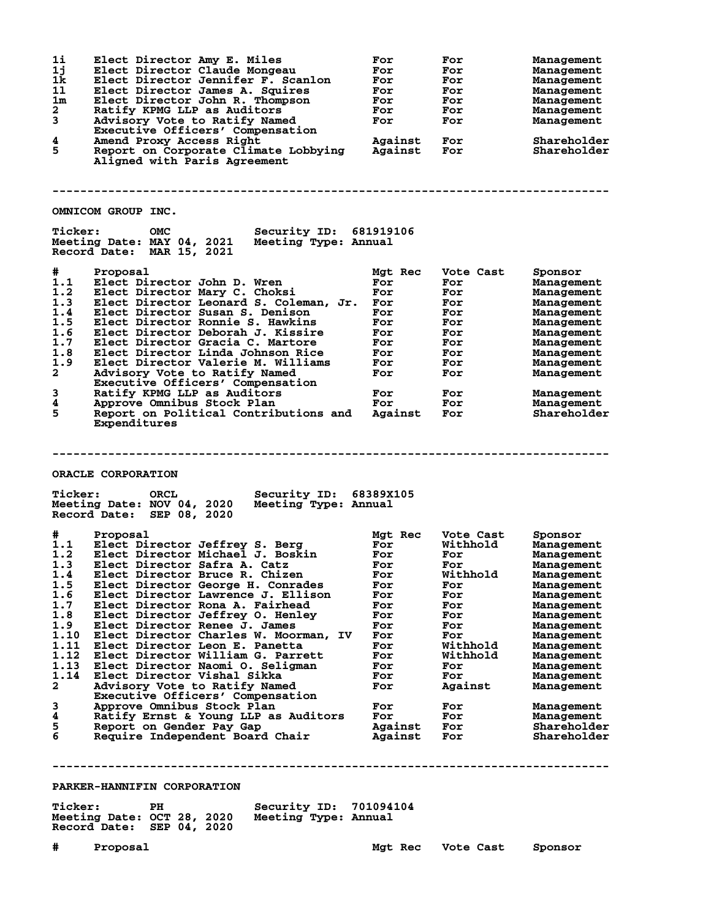| # | Proposal | Mgt Rec | Vote Cast | Sponsor |
|---|---|---|---|---|
| 1i | Elect Director Amy E. Miles | For | For | Management |
| 1j | Elect Director Claude Mongeau | For | For | Management |
| 1k | Elect Director Jennifer F. Scanlon | For | For | Management |
| 1l | Elect Director James A. Squires | For | For | Management |
| 1m | Elect Director John R. Thompson | For | For | Management |
| 2 | Ratify KPMG LLP as Auditors | For | For | Management |
| 3 | Advisory Vote to Ratify Named Executive Officers' Compensation | For | For | Management |
| 4 | Amend Proxy Access Right | Against | For | Shareholder |
| 5 | Report on Corporate Climate Lobbying Aligned with Paris Agreement | Against | For | Shareholder |

---

## OMNICOM GROUP INC.

**Ticker:** OMC **Security ID:** 681919106
**Meeting Date:** MAY 04, 2021 **Meeting Type:** Annual
**Record Date:** MAR 15, 2021

| # | Proposal | Mgt Rec | Vote Cast | Sponsor |
|---|---|---|---|---|
| 1.1 | Elect Director John D. Wren | For | For | Management |
| 1.2 | Elect Director Mary C. Choksi | For | For | Management |
| 1.3 | Elect Director Leonard S. Coleman, Jr. | For | For | Management |
| 1.4 | Elect Director Susan S. Denison | For | For | Management |
| 1.5 | Elect Director Ronnie S. Hawkins | For | For | Management |
| 1.6 | Elect Director Deborah J. Kissire | For | For | Management |
| 1.7 | Elect Director Gracia C. Martore | For | For | Management |
| 1.8 | Elect Director Linda Johnson Rice | For | For | Management |
| 1.9 | Elect Director Valerie M. Williams | For | For | Management |
| 2 | Advisory Vote to Ratify Named Executive Officers' Compensation | For | For | Management |
| 3 | Ratify KPMG LLP as Auditors | For | For | Management |
| 4 | Approve Omnibus Stock Plan | For | For | Management |
| 5 | Report on Political Contributions and Expenditures | Against | For | Shareholder |

---

## ORACLE CORPORATION

**Ticker:** ORCL **Security ID:** 68389X105
**Meeting Date:** NOV 04, 2020 **Meeting Type:** Annual
**Record Date:** SEP 08, 2020

| # | Proposal | Mgt Rec | Vote Cast | Sponsor |
|---|---|---|---|---|
| 1.1 | Elect Director Jeffrey S. Berg | For | Withhold | Management |
| 1.2 | Elect Director Michael J. Boskin | For | For | Management |
| 1.3 | Elect Director Safra A. Catz | For | For | Management |
| 1.4 | Elect Director Bruce R. Chizen | For | Withhold | Management |
| 1.5 | Elect Director George H. Conrades | For | For | Management |
| 1.6 | Elect Director Lawrence J. Ellison | For | For | Management |
| 1.7 | Elect Director Rona A. Fairhead | For | For | Management |
| 1.8 | Elect Director Jeffrey O. Henley | For | For | Management |
| 1.9 | Elect Director Renee J. James | For | For | Management |
| 1.10 | Elect Director Charles W. Moorman, IV | For | For | Management |
| 1.11 | Elect Director Leon E. Panetta | For | Withhold | Management |
| 1.12 | Elect Director William G. Parrett | For | Withhold | Management |
| 1.13 | Elect Director Naomi O. Seligman | For | For | Management |
| 1.14 | Elect Director Vishal Sikka | For | For | Management |
| 2 | Advisory Vote to Ratify Named Executive Officers' Compensation | For | Against | Management |
| 3 | Approve Omnibus Stock Plan | For | For | Management |
| 4 | Ratify Ernst & Young LLP as Auditors | For | For | Management |
| 5 | Report on Gender Pay Gap | Against | For | Shareholder |
| 6 | Require Independent Board Chair | Against | For | Shareholder |

---

## PARKER-HANNIFIN CORPORATION

**Ticker:** PH **Security ID:** 701094104
**Meeting Date:** OCT 28, 2020 **Meeting Type:** Annual
**Record Date:** SEP 04, 2020

| # | Proposal | Mgt Rec | Vote Cast | Sponsor |
|---|---|---|---|---|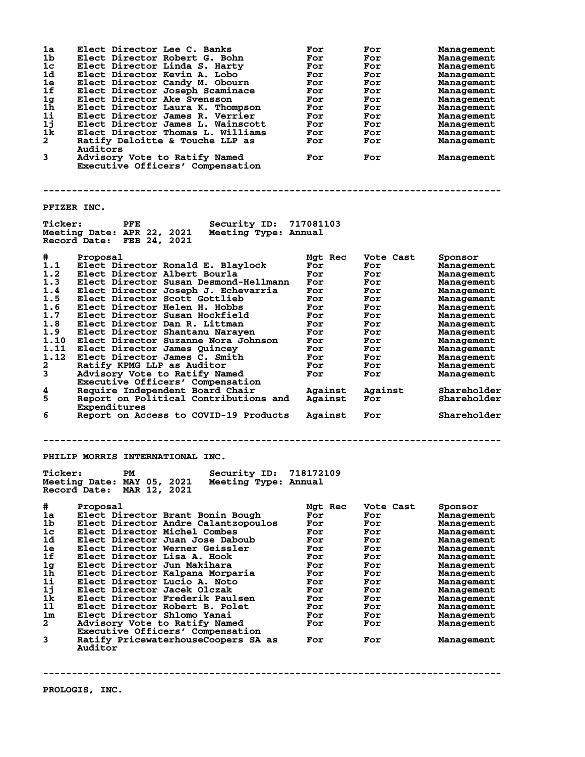| # | Proposal | Mgt Rec | Vote Cast | Sponsor |
|---|---|---|---|---|
| 1a | Elect Director Lee C. Banks | For | For | Management |
| 1b | Elect Director Robert G. Bohn | For | For | Management |
| 1c | Elect Director Linda S. Harty | For | For | Management |
| 1d | Elect Director Kevin A. Lobo | For | For | Management |
| 1e | Elect Director Candy M. Obourn | For | For | Management |
| 1f | Elect Director Joseph Scaminace | For | For | Management |
| 1g | Elect Director Ake Svensson | For | For | Management |
| 1h | Elect Director Laura K. Thompson | For | For | Management |
| 1i | Elect Director James R. Verrier | For | For | Management |
| 1j | Elect Director James L. Wainscott | For | For | Management |
| 1k | Elect Director Thomas L. Williams | For | For | Management |
| 2 | Ratify Deloitte & Touche LLP as Auditors | For | For | Management |
| 3 | Advisory Vote to Ratify Named Executive Officers' Compensation | For | For | Management |

--------------------------------------------------------------------------------

PFIZER INC.

Ticker: PFE    Security ID: 717081103
Meeting Date: APR 22, 2021    Meeting Type: Annual
Record Date: FEB 24, 2021

| # | Proposal | Mgt Rec | Vote Cast | Sponsor |
|---|---|---|---|---|
| 1.1 | Elect Director Ronald E. Blaylock | For | For | Management |
| 1.2 | Elect Director Albert Bourla | For | For | Management |
| 1.3 | Elect Director Susan Desmond-Hellmann | For | For | Management |
| 1.4 | Elect Director Joseph J. Echevarria | For | For | Management |
| 1.5 | Elect Director Scott Gottlieb | For | For | Management |
| 1.6 | Elect Director Helen H. Hobbs | For | For | Management |
| 1.7 | Elect Director Susan Hockfield | For | For | Management |
| 1.8 | Elect Director Dan R. Littman | For | For | Management |
| 1.9 | Elect Director Shantanu Narayen | For | For | Management |
| 1.10 | Elect Director Suzanne Nora Johnson | For | For | Management |
| 1.11 | Elect Director James Quincey | For | For | Management |
| 1.12 | Elect Director James C. Smith | For | For | Management |
| 2 | Ratify KPMG LLP as Auditor | For | For | Management |
| 3 | Advisory Vote to Ratify Named Executive Officers' Compensation | For | For | Management |
| 4 | Require Independent Board Chair | Against | Against | Shareholder |
| 5 | Report on Political Contributions and Expenditures | Against | For | Shareholder |
| 6 | Report on Access to COVID-19 Products | Against | For | Shareholder |

--------------------------------------------------------------------------------

PHILIP MORRIS INTERNATIONAL INC.

Ticker: PM    Security ID: 718172109
Meeting Date: MAY 05, 2021    Meeting Type: Annual
Record Date: MAR 12, 2021

| # | Proposal | Mgt Rec | Vote Cast | Sponsor |
|---|---|---|---|---|
| 1a | Elect Director Brant Bonin Bough | For | For | Management |
| 1b | Elect Director Andre Calantzopoulos | For | For | Management |
| 1c | Elect Director Michel Combes | For | For | Management |
| 1d | Elect Director Juan Jose Daboub | For | For | Management |
| 1e | Elect Director Werner Geissler | For | For | Management |
| 1f | Elect Director Lisa A. Hook | For | For | Management |
| 1g | Elect Director Jun Makihara | For | For | Management |
| 1h | Elect Director Kalpana Morparia | For | For | Management |
| 1i | Elect Director Lucio A. Noto | For | For | Management |
| 1j | Elect Director Jacek Olczak | For | For | Management |
| 1k | Elect Director Frederik Paulsen | For | For | Management |
| 1l | Elect Director Robert B. Polet | For | For | Management |
| 1m | Elect Director Shlomo Yanai | For | For | Management |
| 2 | Advisory Vote to Ratify Named Executive Officers' Compensation | For | For | Management |
| 3 | Ratify PricewaterhouseCoopers SA as Auditor | For | For | Management |

--------------------------------------------------------------------------------

PROLOGIS, INC.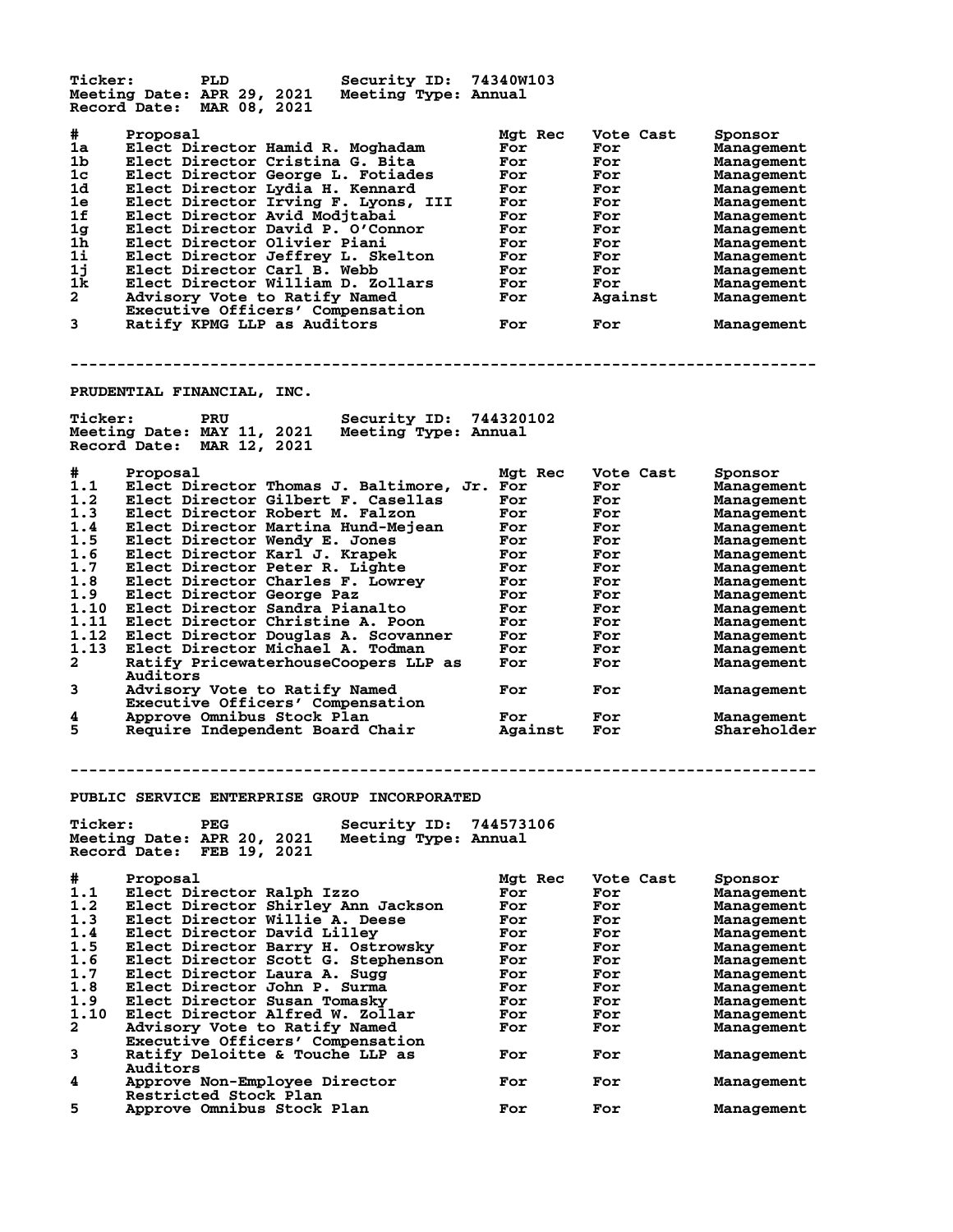Ticker: PLD Security ID: 74340W103
Meeting Date: APR 29, 2021 Meeting Type: Annual
Record Date: MAR 08, 2021

| # | Proposal | Mgt Rec | Vote Cast | Sponsor |
|---|---|---|---|---|
| 1a | Elect Director Hamid R. Moghadam | For | For | Management |
| 1b | Elect Director Cristina G. Bita | For | For | Management |
| 1c | Elect Director George L. Fotiades | For | For | Management |
| 1d | Elect Director Lydia H. Kennard | For | For | Management |
| 1e | Elect Director Irving F. Lyons, III | For | For | Management |
| 1f | Elect Director Avid Modjtabai | For | For | Management |
| 1g | Elect Director David P. O'Connor | For | For | Management |
| 1h | Elect Director Olivier Piani | For | For | Management |
| 1i | Elect Director Jeffrey L. Skelton | For | For | Management |
| 1j | Elect Director Carl B. Webb | For | For | Management |
| 1k | Elect Director William D. Zollars | For | For | Management |
| 2 | Advisory Vote to Ratify Named Executive Officers' Compensation | For | Against | Management |
| 3 | Ratify KPMG LLP as Auditors | For | For | Management |

---

PRUDENTIAL FINANCIAL, INC.

Ticker: PRU Security ID: 744320102
Meeting Date: MAY 11, 2021 Meeting Type: Annual
Record Date: MAR 12, 2021

| # | Proposal | Mgt Rec | Vote Cast | Sponsor |
|---|---|---|---|---|
| 1.1 | Elect Director Thomas J. Baltimore, Jr. | For | For | Management |
| 1.2 | Elect Director Gilbert F. Casellas | For | For | Management |
| 1.3 | Elect Director Robert M. Falzon | For | For | Management |
| 1.4 | Elect Director Martina Hund-Mejean | For | For | Management |
| 1.5 | Elect Director Wendy E. Jones | For | For | Management |
| 1.6 | Elect Director Karl J. Krapek | For | For | Management |
| 1.7 | Elect Director Peter R. Lighte | For | For | Management |
| 1.8 | Elect Director Charles F. Lowrey | For | For | Management |
| 1.9 | Elect Director George Paz | For | For | Management |
| 1.10 | Elect Director Sandra Pianalto | For | For | Management |
| 1.11 | Elect Director Christine A. Poon | For | For | Management |
| 1.12 | Elect Director Douglas A. Scovanner | For | For | Management |
| 1.13 | Elect Director Michael A. Todman | For | For | Management |
| 2 | Ratify PricewaterhouseCoopers LLP as Auditors | For | For | Management |
| 3 | Advisory Vote to Ratify Named Executive Officers' Compensation | For | For | Management |
| 4 | Approve Omnibus Stock Plan | For | For | Management |
| 5 | Require Independent Board Chair | Against | For | Shareholder |

---

PUBLIC SERVICE ENTERPRISE GROUP INCORPORATED

Ticker: PEG Security ID: 744573106
Meeting Date: APR 20, 2021 Meeting Type: Annual
Record Date: FEB 19, 2021

| # | Proposal | Mgt Rec | Vote Cast | Sponsor |
|---|---|---|---|---|
| 1.1 | Elect Director Ralph Izzo | For | For | Management |
| 1.2 | Elect Director Shirley Ann Jackson | For | For | Management |
| 1.3 | Elect Director Willie A. Deese | For | For | Management |
| 1.4 | Elect Director David Lilley | For | For | Management |
| 1.5 | Elect Director Barry H. Ostrowsky | For | For | Management |
| 1.6 | Elect Director Scott G. Stephenson | For | For | Management |
| 1.7 | Elect Director Laura A. Sugg | For | For | Management |
| 1.8 | Elect Director John P. Surma | For | For | Management |
| 1.9 | Elect Director Susan Tomasky | For | For | Management |
| 1.10 | Elect Director Alfred W. Zollar | For | For | Management |
| 2 | Advisory Vote to Ratify Named Executive Officers' Compensation | For | For | Management |
| 3 | Ratify Deloitte & Touche LLP as Auditors | For | For | Management |
| 4 | Approve Non-Employee Director Restricted Stock Plan | For | For | Management |
| 5 | Approve Omnibus Stock Plan | For | For | Management |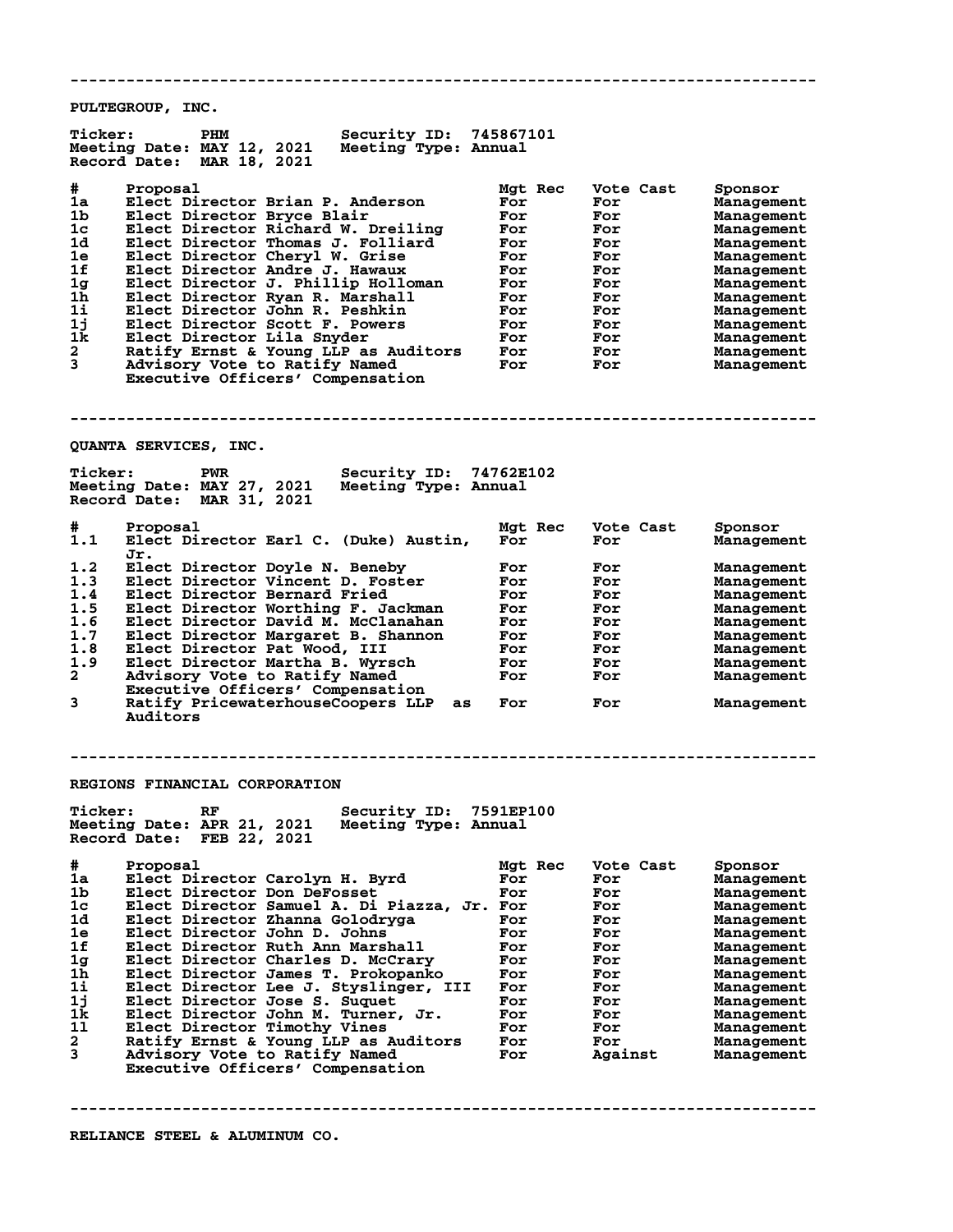---

## PULTEGROUP, INC.

**Ticker:** PHM  **Security ID:** 745867101
**Meeting Date:** MAY 12, 2021  **Meeting Type:** Annual
**Record Date:** MAR 18, 2021

| # | Proposal | Mgt Rec | Vote Cast | Sponsor |
|---|---|---|---|---|
| 1a | Elect Director Brian P. Anderson | For | For | Management |
| 1b | Elect Director Bryce Blair | For | For | Management |
| 1c | Elect Director Richard W. Dreiling | For | For | Management |
| 1d | Elect Director Thomas J. Folliard | For | For | Management |
| 1e | Elect Director Cheryl W. Grise | For | For | Management |
| 1f | Elect Director Andre J. Hawaux | For | For | Management |
| 1g | Elect Director J. Phillip Holloman | For | For | Management |
| 1h | Elect Director Ryan R. Marshall | For | For | Management |
| 1i | Elect Director John R. Peshkin | For | For | Management |
| 1j | Elect Director Scott F. Powers | For | For | Management |
| 1k | Elect Director Lila Snyder | For | For | Management |
| 2 | Ratify Ernst & Young LLP as Auditors | For | For | Management |
| 3 | Advisory Vote to Ratify Named Executive Officers' Compensation | For | For | Management |

---

## QUANTA SERVICES, INC.

**Ticker:** PWR  **Security ID:** 74762E102
**Meeting Date:** MAY 27, 2021  **Meeting Type:** Annual
**Record Date:** MAR 31, 2021

| # | Proposal | Mgt Rec | Vote Cast | Sponsor |
|---|---|---|---|---|
| 1.1 | Elect Director Earl C. (Duke) Austin, Jr. | For | For | Management |
| 1.2 | Elect Director Doyle N. Beneby | For | For | Management |
| 1.3 | Elect Director Vincent D. Foster | For | For | Management |
| 1.4 | Elect Director Bernard Fried | For | For | Management |
| 1.5 | Elect Director Worthing F. Jackman | For | For | Management |
| 1.6 | Elect Director David M. McClanahan | For | For | Management |
| 1.7 | Elect Director Margaret B. Shannon | For | For | Management |
| 1.8 | Elect Director Pat Wood, III | For | For | Management |
| 1.9 | Elect Director Martha B. Wyrsch | For | For | Management |
| 2 | Advisory Vote to Ratify Named Executive Officers' Compensation | For | For | Management |
| 3 | Ratify PricewaterhouseCoopers LLP as Auditors | For | For | Management |

---

## REGIONS FINANCIAL CORPORATION

**Ticker:** RF  **Security ID:** 7591EP100
**Meeting Date:** APR 21, 2021  **Meeting Type:** Annual
**Record Date:** FEB 22, 2021

| # | Proposal | Mgt Rec | Vote Cast | Sponsor |
|---|---|---|---|---|
| 1a | Elect Director Carolyn H. Byrd | For | For | Management |
| 1b | Elect Director Don DeFosset | For | For | Management |
| 1c | Elect Director Samuel A. Di Piazza, Jr. | For | For | Management |
| 1d | Elect Director Zhanna Golodryga | For | For | Management |
| 1e | Elect Director John D. Johns | For | For | Management |
| 1f | Elect Director Ruth Ann Marshall | For | For | Management |
| 1g | Elect Director Charles D. McCrary | For | For | Management |
| 1h | Elect Director James T. Prokopanko | For | For | Management |
| 1i | Elect Director Lee J. Styslinger, III | For | For | Management |
| 1j | Elect Director Jose S. Suquet | For | For | Management |
| 1k | Elect Director John M. Turner, Jr. | For | For | Management |
| 1l | Elect Director Timothy Vines | For | For | Management |
| 2 | Ratify Ernst & Young LLP as Auditors | For | For | Management |
| 3 | Advisory Vote to Ratify Named Executive Officers' Compensation | For | Against | Management |

---

## RELIANCE STEEL & ALUMINUM CO.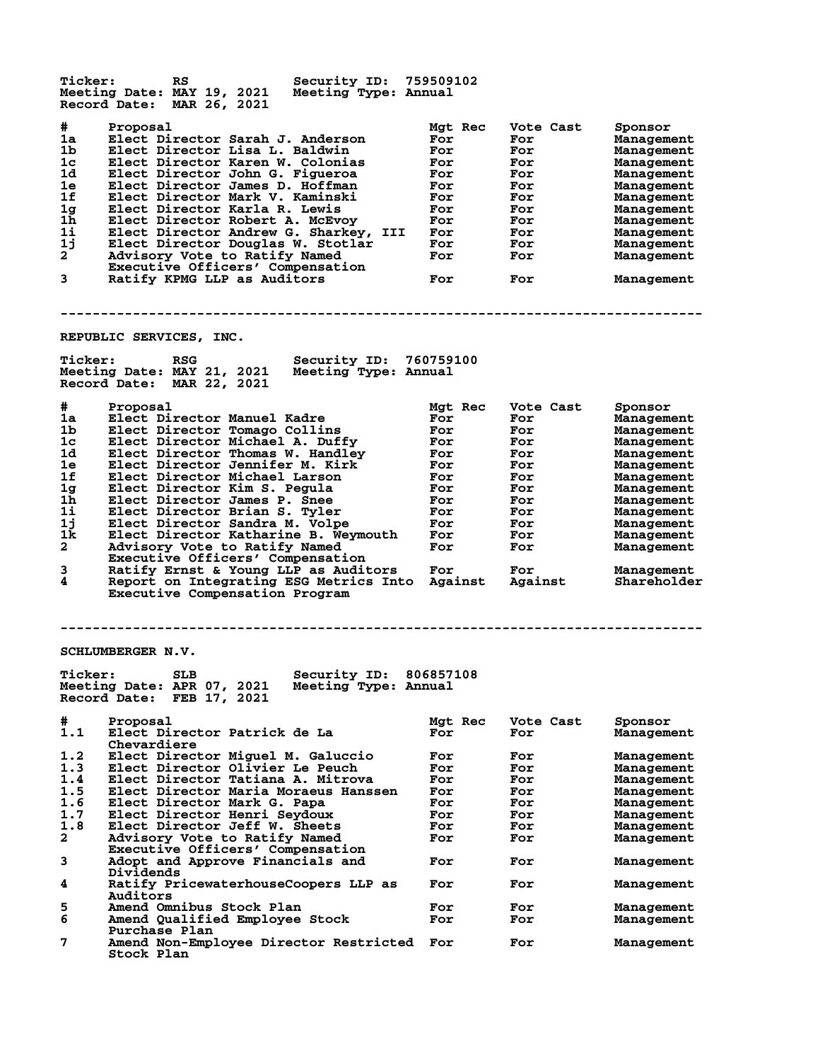**Ticker:** RS  **Security ID:** 759509102
**Meeting Date:** MAY 19, 2021  **Meeting Type:** Annual
**Record Date:** MAR 26, 2021

| # | Proposal | Mgt Rec | Vote Cast | Sponsor |
|---|---|---|---|---|
| 1a | Elect Director Sarah J. Anderson | For | For | Management |
| 1b | Elect Director Lisa L. Baldwin | For | For | Management |
| 1c | Elect Director Karen W. Colonias | For | For | Management |
| 1d | Elect Director John G. Figueroa | For | For | Management |
| 1e | Elect Director James D. Hoffman | For | For | Management |
| 1f | Elect Director Mark V. Kaminski | For | For | Management |
| 1g | Elect Director Karla R. Lewis | For | For | Management |
| 1h | Elect Director Robert A. McEvoy | For | For | Management |
| 1i | Elect Director Andrew G. Sharkey, III | For | For | Management |
| 1j | Elect Director Douglas W. Stotlar | For | For | Management |
| 2 | Advisory Vote to Ratify Named Executive Officers' Compensation | For | For | Management |
| 3 | Ratify KPMG LLP as Auditors | For | For | Management |

---

## REPUBLIC SERVICES, INC.

**Ticker:** RSG  **Security ID:** 760759100
**Meeting Date:** MAY 21, 2021  **Meeting Type:** Annual
**Record Date:** MAR 22, 2021

| # | Proposal | Mgt Rec | Vote Cast | Sponsor |
|---|---|---|---|---|
| 1a | Elect Director Manuel Kadre | For | For | Management |
| 1b | Elect Director Tomago Collins | For | For | Management |
| 1c | Elect Director Michael A. Duffy | For | For | Management |
| 1d | Elect Director Thomas W. Handley | For | For | Management |
| 1e | Elect Director Jennifer M. Kirk | For | For | Management |
| 1f | Elect Director Michael Larson | For | For | Management |
| 1g | Elect Director Kim S. Pegula | For | For | Management |
| 1h | Elect Director James P. Snee | For | For | Management |
| 1i | Elect Director Brian S. Tyler | For | For | Management |
| 1j | Elect Director Sandra M. Volpe | For | For | Management |
| 1k | Elect Director Katharine B. Weymouth | For | For | Management |
| 2 | Advisory Vote to Ratify Named Executive Officers' Compensation | For | For | Management |
| 3 | Ratify Ernst & Young LLP as Auditors | For | For | Management |
| 4 | Report on Integrating ESG Metrics Into Executive Compensation Program | Against | Against | Shareholder |

---

## SCHLUMBERGER N.V.

**Ticker:** SLB  **Security ID:** 806857108
**Meeting Date:** APR 07, 2021  **Meeting Type:** Annual
**Record Date:** FEB 17, 2021

| # | Proposal | Mgt Rec | Vote Cast | Sponsor |
|---|---|---|---|---|
| 1.1 | Elect Director Patrick de La Chevardiere | For | For | Management |
| 1.2 | Elect Director Miguel M. Galuccio | For | For | Management |
| 1.3 | Elect Director Olivier Le Peuch | For | For | Management |
| 1.4 | Elect Director Tatiana A. Mitrova | For | For | Management |
| 1.5 | Elect Director Maria Moraeus Hanssen | For | For | Management |
| 1.6 | Elect Director Mark G. Papa | For | For | Management |
| 1.7 | Elect Director Henri Seydoux | For | For | Management |
| 1.8 | Elect Director Jeff W. Sheets | For | For | Management |
| 2 | Advisory Vote to Ratify Named Executive Officers' Compensation | For | For | Management |
| 3 | Adopt and Approve Financials and Dividends | For | For | Management |
| 4 | Ratify PricewaterhouseCoopers LLP as Auditors | For | For | Management |
| 5 | Amend Omnibus Stock Plan | For | For | Management |
| 6 | Amend Qualified Employee Stock Purchase Plan | For | For | Management |
| 7 | Amend Non-Employee Director Restricted Stock Plan | For | For | Management |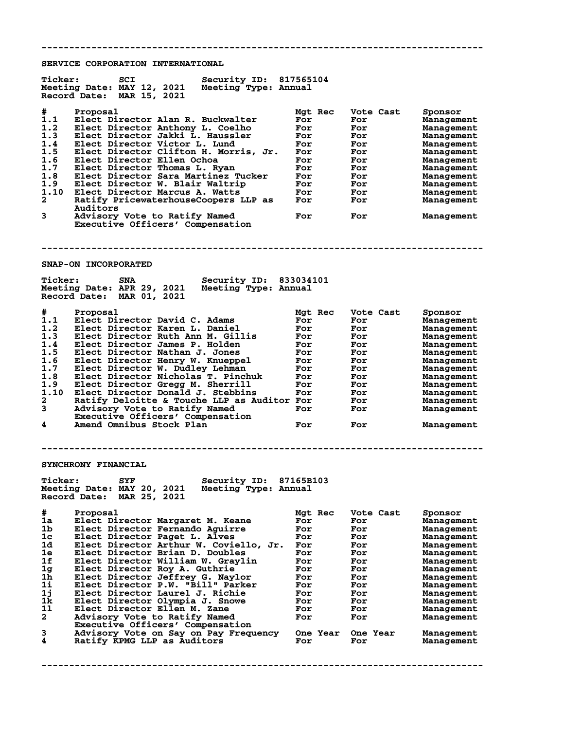---

## SERVICE CORPORATION INTERNATIONAL

**Ticker:** SCI **Security ID:** 817565104
**Meeting Date:** MAY 12, 2021 **Meeting Type:** Annual
**Record Date:** MAR 15, 2021

| # | Proposal | Mgt Rec | Vote Cast | Sponsor |
|---|---|---|---|---|
| 1.1 | Elect Director Alan R. Buckwalter | For | For | Management |
| 1.2 | Elect Director Anthony L. Coelho | For | For | Management |
| 1.3 | Elect Director Jakki L. Haussler | For | For | Management |
| 1.4 | Elect Director Victor L. Lund | For | For | Management |
| 1.5 | Elect Director Clifton H. Morris, Jr. | For | For | Management |
| 1.6 | Elect Director Ellen Ochoa | For | For | Management |
| 1.7 | Elect Director Thomas L. Ryan | For | For | Management |
| 1.8 | Elect Director Sara Martinez Tucker | For | For | Management |
| 1.9 | Elect Director W. Blair Waltrip | For | For | Management |
| 1.10 | Elect Director Marcus A. Watts | For | For | Management |
| 2 | Ratify PricewaterhouseCoopers LLP as Auditors | For | For | Management |
| 3 | Advisory Vote to Ratify Named Executive Officers' Compensation | For | For | Management |

---

## SNAP-ON INCORPORATED

**Ticker:** SNA **Security ID:** 833034101
**Meeting Date:** APR 29, 2021 **Meeting Type:** Annual
**Record Date:** MAR 01, 2021

| # | Proposal | Mgt Rec | Vote Cast | Sponsor |
|---|---|---|---|---|
| 1.1 | Elect Director David C. Adams | For | For | Management |
| 1.2 | Elect Director Karen L. Daniel | For | For | Management |
| 1.3 | Elect Director Ruth Ann M. Gillis | For | For | Management |
| 1.4 | Elect Director James P. Holden | For | For | Management |
| 1.5 | Elect Director Nathan J. Jones | For | For | Management |
| 1.6 | Elect Director Henry W. Knueppel | For | For | Management |
| 1.7 | Elect Director W. Dudley Lehman | For | For | Management |
| 1.8 | Elect Director Nicholas T. Pinchuk | For | For | Management |
| 1.9 | Elect Director Gregg M. Sherrill | For | For | Management |
| 1.10 | Elect Director Donald J. Stebbins | For | For | Management |
| 2 | Ratify Deloitte & Touche LLP as Auditor | For | For | Management |
| 3 | Advisory Vote to Ratify Named Executive Officers' Compensation | For | For | Management |
| 4 | Amend Omnibus Stock Plan | For | For | Management |

---

## SYNCHRONY FINANCIAL

**Ticker:** SYF **Security ID:** 87165B103
**Meeting Date:** MAY 20, 2021 **Meeting Type:** Annual
**Record Date:** MAR 25, 2021

| # | Proposal | Mgt Rec | Vote Cast | Sponsor |
|---|---|---|---|---|
| 1a | Elect Director Margaret M. Keane | For | For | Management |
| 1b | Elect Director Fernando Aguirre | For | For | Management |
| 1c | Elect Director Paget L. Alves | For | For | Management |
| 1d | Elect Director Arthur W. Coviello, Jr. | For | For | Management |
| 1e | Elect Director Brian D. Doubles | For | For | Management |
| 1f | Elect Director William W. Graylin | For | For | Management |
| 1g | Elect Director Roy A. Guthrie | For | For | Management |
| 1h | Elect Director Jeffrey G. Naylor | For | For | Management |
| 1i | Elect Director P.W. "Bill" Parker | For | For | Management |
| 1j | Elect Director Laurel J. Richie | For | For | Management |
| 1k | Elect Director Olympia J. Snowe | For | For | Management |
| 1l | Elect Director Ellen M. Zane | For | For | Management |
| 2 | Advisory Vote to Ratify Named Executive Officers' Compensation | For | For | Management |
| 3 | Advisory Vote on Say on Pay Frequency | One Year | One Year | Management |
| 4 | Ratify KPMG LLP as Auditors | For | For | Management |

---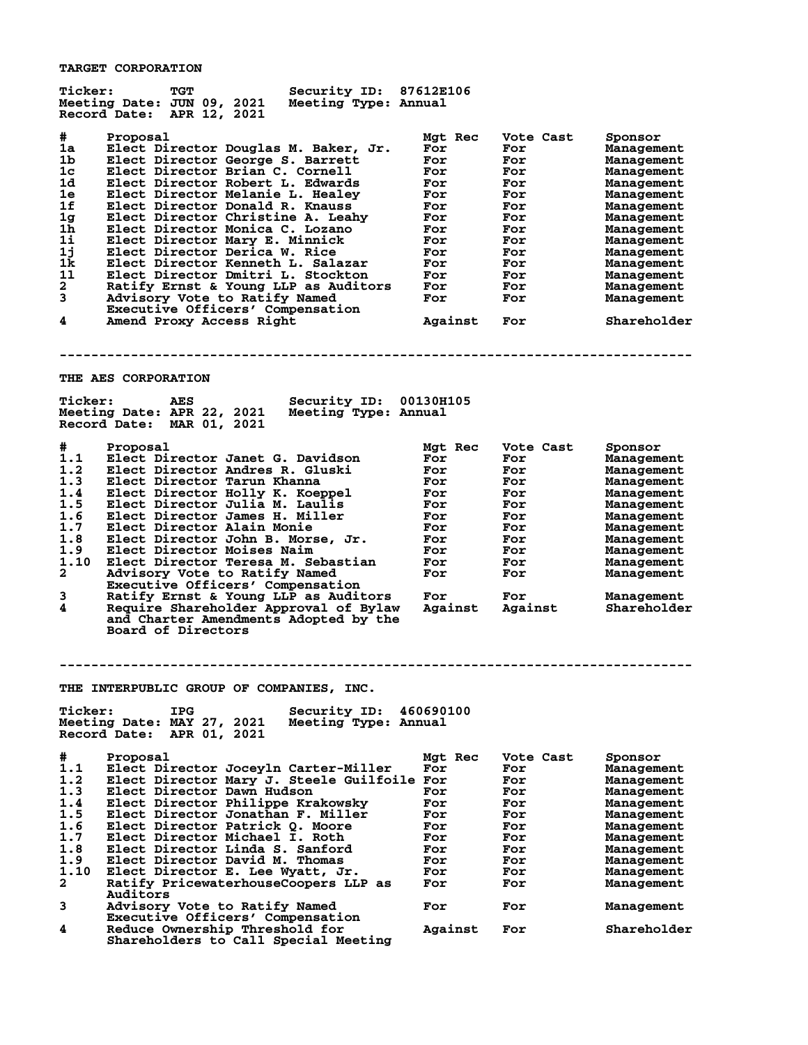## TARGET CORPORATION

**Ticker:** TGT **Security ID:** 87612E106
**Meeting Date:** JUN 09, 2021 **Meeting Type:** Annual
**Record Date:** APR 12, 2021

| # | Proposal | Mgt Rec | Vote Cast | Sponsor |
|---|---|---|---|---|
| 1a | Elect Director Douglas M. Baker, Jr. | For | For | Management |
| 1b | Elect Director George S. Barrett | For | For | Management |
| 1c | Elect Director Brian C. Cornell | For | For | Management |
| 1d | Elect Director Robert L. Edwards | For | For | Management |
| 1e | Elect Director Melanie L. Healey | For | For | Management |
| 1f | Elect Director Donald R. Knauss | For | For | Management |
| 1g | Elect Director Christine A. Leahy | For | For | Management |
| 1h | Elect Director Monica C. Lozano | For | For | Management |
| 1i | Elect Director Mary E. Minnick | For | For | Management |
| 1j | Elect Director Derica W. Rice | For | For | Management |
| 1k | Elect Director Kenneth L. Salazar | For | For | Management |
| 1l | Elect Director Dmitri L. Stockton | For | For | Management |
| 2 | Ratify Ernst & Young LLP as Auditors | For | For | Management |
| 3 | Advisory Vote to Ratify Named Executive Officers' Compensation | For | For | Management |
| 4 | Amend Proxy Access Right | Against | For | Shareholder |

---

## THE AES CORPORATION

**Ticker:** AES **Security ID:** 00130H105
**Meeting Date:** APR 22, 2021 **Meeting Type:** Annual
**Record Date:** MAR 01, 2021

| # | Proposal | Mgt Rec | Vote Cast | Sponsor |
|---|---|---|---|---|
| 1.1 | Elect Director Janet G. Davidson | For | For | Management |
| 1.2 | Elect Director Andres R. Gluski | For | For | Management |
| 1.3 | Elect Director Tarun Khanna | For | For | Management |
| 1.4 | Elect Director Holly K. Koeppel | For | For | Management |
| 1.5 | Elect Director Julia M. Laulis | For | For | Management |
| 1.6 | Elect Director James H. Miller | For | For | Management |
| 1.7 | Elect Director Alain Monie | For | For | Management |
| 1.8 | Elect Director John B. Morse, Jr. | For | For | Management |
| 1.9 | Elect Director Moises Naim | For | For | Management |
| 1.10 | Elect Director Teresa M. Sebastian | For | For | Management |
| 2 | Advisory Vote to Ratify Named Executive Officers' Compensation | For | For | Management |
| 3 | Ratify Ernst & Young LLP as Auditors | For | For | Management |
| 4 | Require Shareholder Approval of Bylaw and Charter Amendments Adopted by the Board of Directors | Against | Against | Shareholder |

---

## THE INTERPUBLIC GROUP OF COMPANIES, INC.

**Ticker:** IPG **Security ID:** 460690100
**Meeting Date:** MAY 27, 2021 **Meeting Type:** Annual
**Record Date:** APR 01, 2021

| # | Proposal | Mgt Rec | Vote Cast | Sponsor |
|---|---|---|---|---|
| 1.1 | Elect Director Joceyln Carter-Miller | For | For | Management |
| 1.2 | Elect Director Mary J. Steele Guilfoile | For | For | Management |
| 1.3 | Elect Director Dawn Hudson | For | For | Management |
| 1.4 | Elect Director Philippe Krakowsky | For | For | Management |
| 1.5 | Elect Director Jonathan F. Miller | For | For | Management |
| 1.6 | Elect Director Patrick Q. Moore | For | For | Management |
| 1.7 | Elect Director Michael I. Roth | For | For | Management |
| 1.8 | Elect Director Linda S. Sanford | For | For | Management |
| 1.9 | Elect Director David M. Thomas | For | For | Management |
| 1.10 | Elect Director E. Lee Wyatt, Jr. | For | For | Management |
| 2 | Ratify PricewaterhouseCoopers LLP as Auditors | For | For | Management |
| 3 | Advisory Vote to Ratify Named Executive Officers' Compensation | For | For | Management |
| 4 | Reduce Ownership Threshold for Shareholders to Call Special Meeting | Against | For | Shareholder |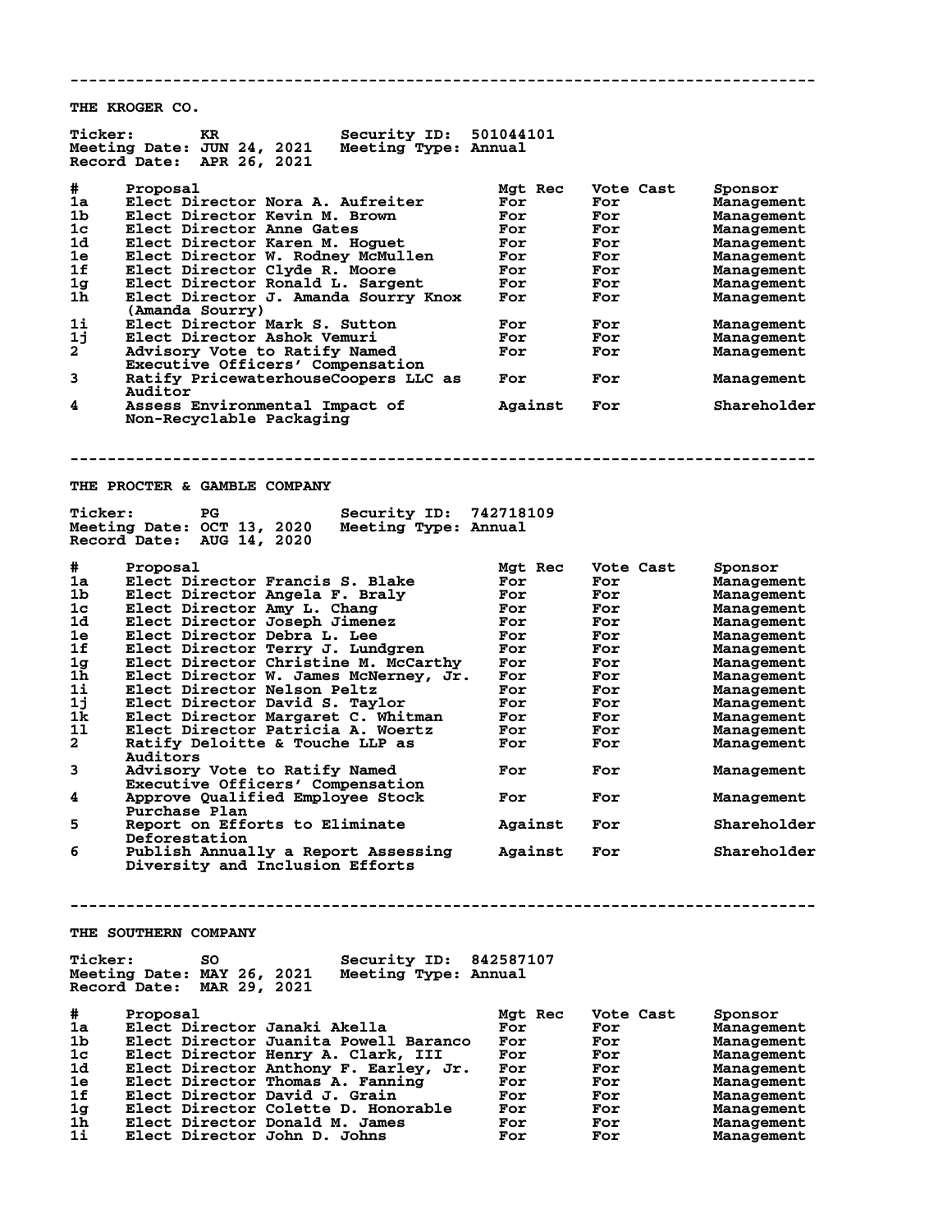## THE KROGER CO.

**Ticker:** KR **Security ID:** 501044101
**Meeting Date:** JUN 24, 2021 **Meeting Type:** Annual
**Record Date:** APR 26, 2021

| # | Proposal | Mgt Rec | Vote Cast | Sponsor |
|---|---|---|---|---|
| 1a | Elect Director Nora A. Aufreiter | For | For | Management |
| 1b | Elect Director Kevin M. Brown | For | For | Management |
| 1c | Elect Director Anne Gates | For | For | Management |
| 1d | Elect Director Karen M. Hoguet | For | For | Management |
| 1e | Elect Director W. Rodney McMullen | For | For | Management |
| 1f | Elect Director Clyde R. Moore | For | For | Management |
| 1g | Elect Director Ronald L. Sargent | For | For | Management |
| 1h | Elect Director J. Amanda Sourry Knox (Amanda Sourry) | For | For | Management |
| 1i | Elect Director Mark S. Sutton | For | For | Management |
| 1j | Elect Director Ashok Vemuri | For | For | Management |
| 2 | Advisory Vote to Ratify Named Executive Officers' Compensation | For | For | Management |
| 3 | Ratify PricewaterhouseCoopers LLC as Auditor | For | For | Management |
| 4 | Assess Environmental Impact of Non-Recyclable Packaging | Against | For | Shareholder |

---

## THE PROCTER & GAMBLE COMPANY

**Ticker:** PG **Security ID:** 742718109
**Meeting Date:** OCT 13, 2020 **Meeting Type:** Annual
**Record Date:** AUG 14, 2020

| # | Proposal | Mgt Rec | Vote Cast | Sponsor |
|---|---|---|---|---|
| 1a | Elect Director Francis S. Blake | For | For | Management |
| 1b | Elect Director Angela F. Braly | For | For | Management |
| 1c | Elect Director Amy L. Chang | For | For | Management |
| 1d | Elect Director Joseph Jimenez | For | For | Management |
| 1e | Elect Director Debra L. Lee | For | For | Management |
| 1f | Elect Director Terry J. Lundgren | For | For | Management |
| 1g | Elect Director Christine M. McCarthy | For | For | Management |
| 1h | Elect Director W. James McNerney, Jr. | For | For | Management |
| 1i | Elect Director Nelson Peltz | For | For | Management |
| 1j | Elect Director David S. Taylor | For | For | Management |
| 1k | Elect Director Margaret C. Whitman | For | For | Management |
| 1l | Elect Director Patricia A. Woertz | For | For | Management |
| 2 | Ratify Deloitte & Touche LLP as Auditors | For | For | Management |
| 3 | Advisory Vote to Ratify Named Executive Officers' Compensation | For | For | Management |
| 4 | Approve Qualified Employee Stock Purchase Plan | For | For | Management |
| 5 | Report on Efforts to Eliminate Deforestation | Against | For | Shareholder |
| 6 | Publish Annually a Report Assessing Diversity and Inclusion Efforts | Against | For | Shareholder |

---

## THE SOUTHERN COMPANY

**Ticker:** SO **Security ID:** 842587107
**Meeting Date:** MAY 26, 2021 **Meeting Type:** Annual
**Record Date:** MAR 29, 2021

| # | Proposal | Mgt Rec | Vote Cast | Sponsor |
|---|---|---|---|---|
| 1a | Elect Director Janaki Akella | For | For | Management |
| 1b | Elect Director Juanita Powell Baranco | For | For | Management |
| 1c | Elect Director Henry A. Clark, III | For | For | Management |
| 1d | Elect Director Anthony F. Earley, Jr. | For | For | Management |
| 1e | Elect Director Thomas A. Fanning | For | For | Management |
| 1f | Elect Director David J. Grain | For | For | Management |
| 1g | Elect Director Colette D. Honorable | For | For | Management |
| 1h | Elect Director Donald M. James | For | For | Management |
| 1i | Elect Director John D. Johns | For | For | Management |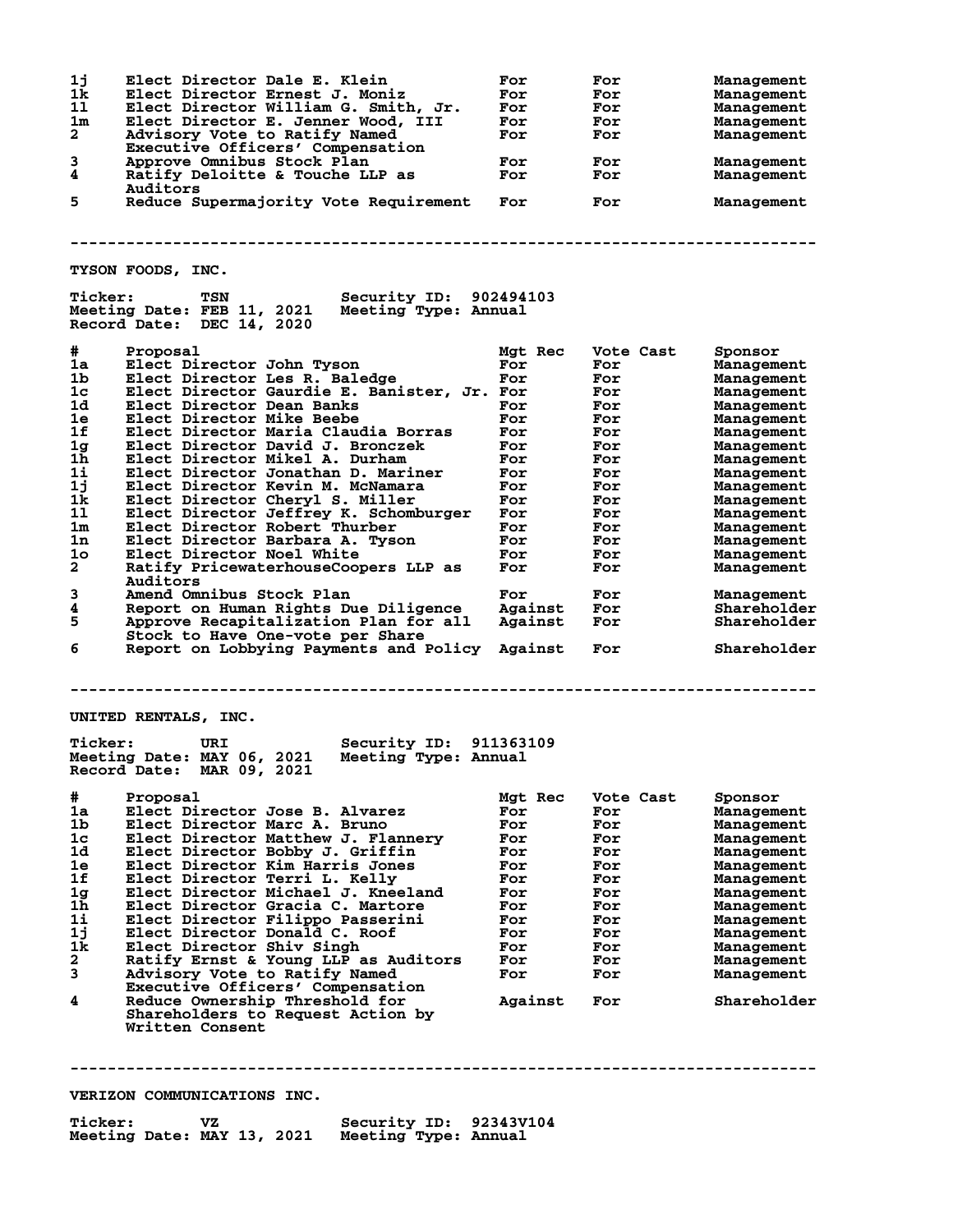| # | Proposal | Mgt Rec | Vote Cast | Sponsor |
|---|---|---|---|---|
| 1j | Elect Director Dale E. Klein | For | For | Management |
| 1k | Elect Director Ernest J. Moniz | For | For | Management |
| 1l | Elect Director William G. Smith, Jr. | For | For | Management |
| 1m | Elect Director E. Jenner Wood, III | For | For | Management |
| 2 | Advisory Vote to Ratify Named Executive Officers' Compensation | For | For | Management |
| 3 | Approve Omnibus Stock Plan | For | For | Management |
| 4 | Ratify Deloitte & Touche LLP as Auditors | For | For | Management |
| 5 | Reduce Supermajority Vote Requirement | For | For | Management |

---

## TYSON FOODS, INC.

**Ticker:** TSN **Security ID:** 902494103
**Meeting Date:** FEB 11, 2021 **Meeting Type:** Annual
**Record Date:** DEC 14, 2020

| # | Proposal | Mgt Rec | Vote Cast | Sponsor |
|---|---|---|---|---|
| 1a | Elect Director John Tyson | For | For | Management |
| 1b | Elect Director Les R. Baledge | For | For | Management |
| 1c | Elect Director Gaurdie E. Banister, Jr. | For | For | Management |
| 1d | Elect Director Dean Banks | For | For | Management |
| 1e | Elect Director Mike Beebe | For | For | Management |
| 1f | Elect Director Maria Claudia Borras | For | For | Management |
| 1g | Elect Director David J. Bronczek | For | For | Management |
| 1h | Elect Director Mikel A. Durham | For | For | Management |
| 1i | Elect Director Jonathan D. Mariner | For | For | Management |
| 1j | Elect Director Kevin M. McNamara | For | For | Management |
| 1k | Elect Director Cheryl S. Miller | For | For | Management |
| 1l | Elect Director Jeffrey K. Schomburger | For | For | Management |
| 1m | Elect Director Robert Thurber | For | For | Management |
| 1n | Elect Director Barbara A. Tyson | For | For | Management |
| 1o | Elect Director Noel White | For | For | Management |
| 2 | Ratify PricewaterhouseCoopers LLP as Auditors | For | For | Management |
| 3 | Amend Omnibus Stock Plan | For | For | Management |
| 4 | Report on Human Rights Due Diligence | Against | For | Shareholder |
| 5 | Approve Recapitalization Plan for all Stock to Have One-vote per Share | Against | For | Shareholder |
| 6 | Report on Lobbying Payments and Policy | Against | For | Shareholder |

---

## UNITED RENTALS, INC.

**Ticker:** URI **Security ID:** 911363109
**Meeting Date:** MAY 06, 2021 **Meeting Type:** Annual
**Record Date:** MAR 09, 2021

| # | Proposal | Mgt Rec | Vote Cast | Sponsor |
|---|---|---|---|---|
| 1a | Elect Director Jose B. Alvarez | For | For | Management |
| 1b | Elect Director Marc A. Bruno | For | For | Management |
| 1c | Elect Director Matthew J. Flannery | For | For | Management |
| 1d | Elect Director Bobby J. Griffin | For | For | Management |
| 1e | Elect Director Kim Harris Jones | For | For | Management |
| 1f | Elect Director Terri L. Kelly | For | For | Management |
| 1g | Elect Director Michael J. Kneeland | For | For | Management |
| 1h | Elect Director Gracia C. Martore | For | For | Management |
| 1i | Elect Director Filippo Passerini | For | For | Management |
| 1j | Elect Director Donald C. Roof | For | For | Management |
| 1k | Elect Director Shiv Singh | For | For | Management |
| 2 | Ratify Ernst & Young LLP as Auditors | For | For | Management |
| 3 | Advisory Vote to Ratify Named Executive Officers' Compensation | For | For | Management |
| 4 | Reduce Ownership Threshold for Shareholders to Request Action by Written Consent | Against | For | Shareholder |

---

## VERIZON COMMUNICATIONS INC.

**Ticker:** VZ **Security ID:** 92343V104
**Meeting Date:** MAY 13, 2021 **Meeting Type:** Annual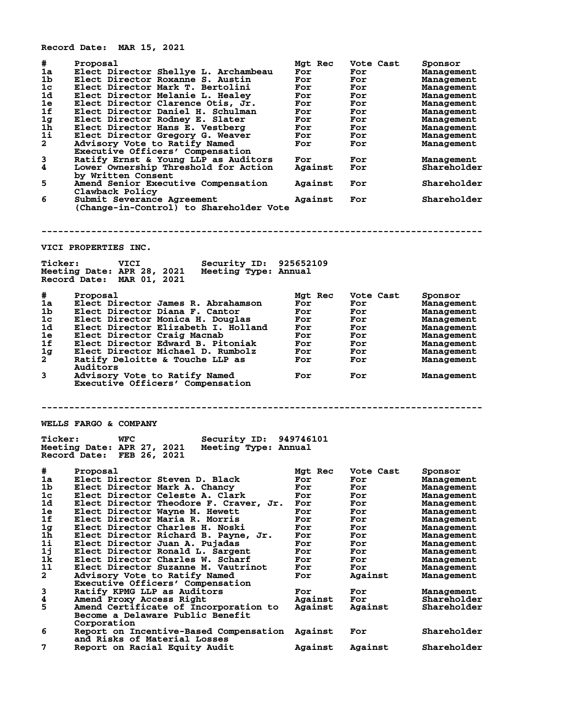Record Date: MAR 15, 2021

| # | Proposal | Mgt Rec | Vote Cast | Sponsor |
|---|---|---|---|---|
| 1a | Elect Director Shellye L. Archambeau | For | For | Management |
| 1b | Elect Director Roxanne S. Austin | For | For | Management |
| 1c | Elect Director Mark T. Bertolini | For | For | Management |
| 1d | Elect Director Melanie L. Healey | For | For | Management |
| 1e | Elect Director Clarence Otis, Jr. | For | For | Management |
| 1f | Elect Director Daniel H. Schulman | For | For | Management |
| 1g | Elect Director Rodney E. Slater | For | For | Management |
| 1h | Elect Director Hans E. Vestberg | For | For | Management |
| 1i | Elect Director Gregory G. Weaver | For | For | Management |
| 2 | Advisory Vote to Ratify Named Executive Officers' Compensation | For | For | Management |
| 3 | Ratify Ernst & Young LLP as Auditors | For | For | Management |
| 4 | Lower Ownership Threshold for Action by Written Consent | Against | For | Shareholder |
| 5 | Amend Senior Executive Compensation Clawback Policy | Against | For | Shareholder |
| 6 | Submit Severance Agreement (Change-in-Control) to Shareholder Vote | Against | For | Shareholder |

--------------------------------------------------------------------------------

## VICI PROPERTIES INC.

Ticker: VICI Security ID: 925652109
Meeting Date: APR 28, 2021 Meeting Type: Annual
Record Date: MAR 01, 2021

| # | Proposal | Mgt Rec | Vote Cast | Sponsor |
|---|---|---|---|---|
| 1a | Elect Director James R. Abrahamson | For | For | Management |
| 1b | Elect Director Diana F. Cantor | For | For | Management |
| 1c | Elect Director Monica H. Douglas | For | For | Management |
| 1d | Elect Director Elizabeth I. Holland | For | For | Management |
| 1e | Elect Director Craig Macnab | For | For | Management |
| 1f | Elect Director Edward B. Pitoniak | For | For | Management |
| 1g | Elect Director Michael D. Rumbolz | For | For | Management |
| 2 | Ratify Deloitte & Touche LLP as Auditors | For | For | Management |
| 3 | Advisory Vote to Ratify Named Executive Officers' Compensation | For | For | Management |

--------------------------------------------------------------------------------

## WELLS FARGO & COMPANY

Ticker: WFC Security ID: 949746101
Meeting Date: APR 27, 2021 Meeting Type: Annual
Record Date: FEB 26, 2021

| # | Proposal | Mgt Rec | Vote Cast | Sponsor |
|---|---|---|---|---|
| 1a | Elect Director Steven D. Black | For | For | Management |
| 1b | Elect Director Mark A. Chancy | For | For | Management |
| 1c | Elect Director Celeste A. Clark | For | For | Management |
| 1d | Elect Director Theodore F. Craver, Jr. | For | For | Management |
| 1e | Elect Director Wayne M. Hewett | For | For | Management |
| 1f | Elect Director Maria R. Morris | For | For | Management |
| 1g | Elect Director Charles H. Noski | For | For | Management |
| 1h | Elect Director Richard B. Payne, Jr. | For | For | Management |
| 1i | Elect Director Juan A. Pujadas | For | For | Management |
| 1j | Elect Director Ronald L. Sargent | For | For | Management |
| 1k | Elect Director Charles W. Scharf | For | For | Management |
| 1l | Elect Director Suzanne M. Vautrinot | For | For | Management |
| 2 | Advisory Vote to Ratify Named Executive Officers' Compensation | For | Against | Management |
| 3 | Ratify KPMG LLP as Auditors | For | For | Management |
| 4 | Amend Proxy Access Right | Against | For | Shareholder |
| 5 | Amend Certificate of Incorporation to Become a Delaware Public Benefit Corporation | Against | Against | Shareholder |
| 6 | Report on Incentive-Based Compensation and Risks of Material Losses | Against | For | Shareholder |
| 7 | Report on Racial Equity Audit | Against | Against | Shareholder |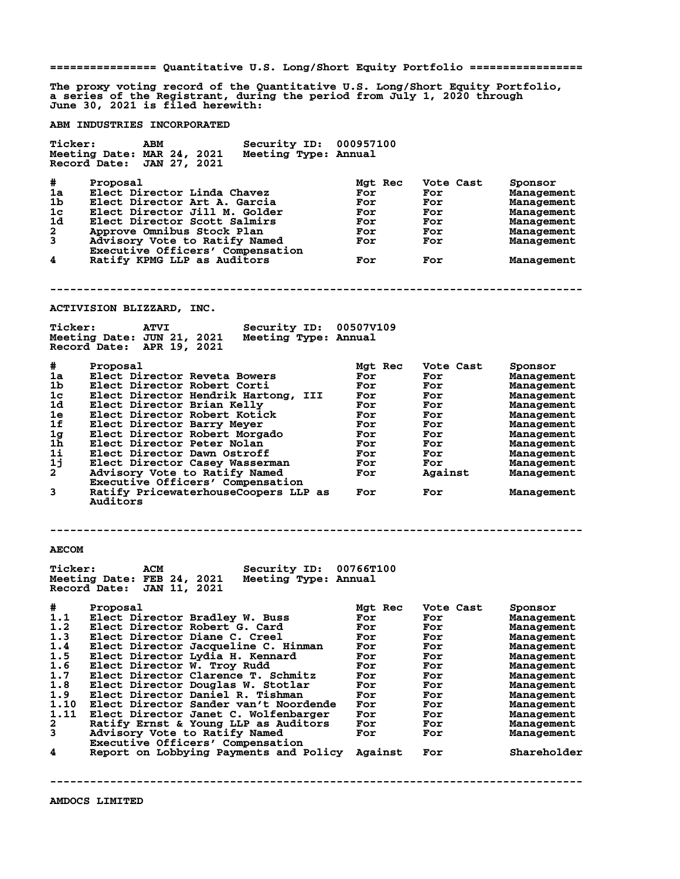================ Quantitative U.S. Long/Short Equity Portfolio =================

The proxy voting record of the Quantitative U.S. Long/Short Equity Portfolio, a series of the Registrant, during the period from July 1, 2020 through June 30, 2021 is filed herewith:

**ABM INDUSTRIES INCORPORATED**

Ticker: ABM Security ID: 000957100
Meeting Date: MAR 24, 2021 Meeting Type: Annual
Record Date: JAN 27, 2021

| # | Proposal | Mgt Rec | Vote Cast | Sponsor |
|---|---|---|---|---|
| 1a | Elect Director Linda Chavez | For | For | Management |
| 1b | Elect Director Art A. Garcia | For | For | Management |
| 1c | Elect Director Jill M. Golder | For | For | Management |
| 1d | Elect Director Scott Salmirs | For | For | Management |
| 2 | Approve Omnibus Stock Plan | For | For | Management |
| 3 | Advisory Vote to Ratify Named Executive Officers' Compensation | For | For | Management |
| 4 | Ratify KPMG LLP as Auditors | For | For | Management |

--------------------------------------------------------------------------------

**ACTIVISION BLIZZARD, INC.**

Ticker: ATVI Security ID: 00507V109
Meeting Date: JUN 21, 2021 Meeting Type: Annual
Record Date: APR 19, 2021

| # | Proposal | Mgt Rec | Vote Cast | Sponsor |
|---|---|---|---|---|
| 1a | Elect Director Reveta Bowers | For | For | Management |
| 1b | Elect Director Robert Corti | For | For | Management |
| 1c | Elect Director Hendrik Hartong, III | For | For | Management |
| 1d | Elect Director Brian Kelly | For | For | Management |
| 1e | Elect Director Robert Kotick | For | For | Management |
| 1f | Elect Director Barry Meyer | For | For | Management |
| 1g | Elect Director Robert Morgado | For | For | Management |
| 1h | Elect Director Peter Nolan | For | For | Management |
| 1i | Elect Director Dawn Ostroff | For | For | Management |
| 1j | Elect Director Casey Wasserman | For | For | Management |
| 2 | Advisory Vote to Ratify Named Executive Officers' Compensation | For | Against | Management |
| 3 | Ratify PricewaterhouseCoopers LLP as Auditors | For | For | Management |

--------------------------------------------------------------------------------

**AECOM**

Ticker: ACM Security ID: 00766T100
Meeting Date: FEB 24, 2021 Meeting Type: Annual
Record Date: JAN 11, 2021

| # | Proposal | Mgt Rec | Vote Cast | Sponsor |
|---|---|---|---|---|
| 1.1 | Elect Director Bradley W. Buss | For | For | Management |
| 1.2 | Elect Director Robert G. Card | For | For | Management |
| 1.3 | Elect Director Diane C. Creel | For | For | Management |
| 1.4 | Elect Director Jacqueline C. Hinman | For | For | Management |
| 1.5 | Elect Director Lydia H. Kennard | For | For | Management |
| 1.6 | Elect Director W. Troy Rudd | For | For | Management |
| 1.7 | Elect Director Clarence T. Schmitz | For | For | Management |
| 1.8 | Elect Director Douglas W. Stotlar | For | For | Management |
| 1.9 | Elect Director Daniel R. Tishman | For | For | Management |
| 1.10 | Elect Director Sander van't Noordende | For | For | Management |
| 1.11 | Elect Director Janet C. Wolfenbarger | For | For | Management |
| 2 | Ratify Ernst & Young LLP as Auditors | For | For | Management |
| 3 | Advisory Vote to Ratify Named Executive Officers' Compensation | For | For | Management |
| 4 | Report on Lobbying Payments and Policy | Against | For | Shareholder |

--------------------------------------------------------------------------------

**AMDOCS LIMITED**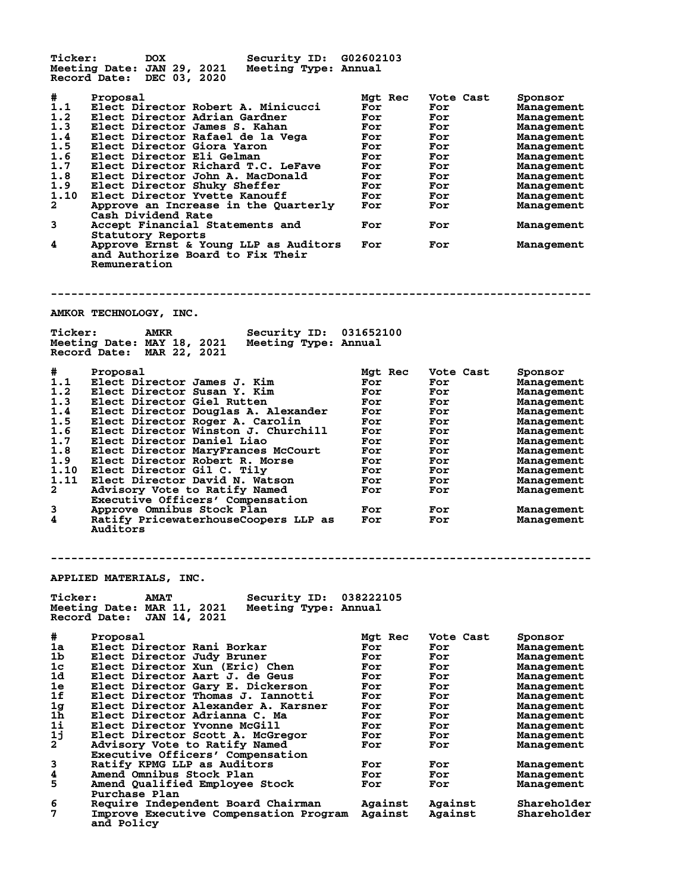**Ticker:** DOX **Security ID:** G02602103
**Meeting Date:** JAN 29, 2021 **Meeting Type:** Annual
**Record Date:** DEC 03, 2020

| # | Proposal | Mgt Rec | Vote Cast | Sponsor |
|---|---|---|---|---|
| 1.1 | Elect Director Robert A. Minicucci | For | For | Management |
| 1.2 | Elect Director Adrian Gardner | For | For | Management |
| 1.3 | Elect Director James S. Kahan | For | For | Management |
| 1.4 | Elect Director Rafael de la Vega | For | For | Management |
| 1.5 | Elect Director Giora Yaron | For | For | Management |
| 1.6 | Elect Director Eli Gelman | For | For | Management |
| 1.7 | Elect Director Richard T.C. LeFave | For | For | Management |
| 1.8 | Elect Director John A. MacDonald | For | For | Management |
| 1.9 | Elect Director Shuky Sheffer | For | For | Management |
| 1.10 | Elect Director Yvette Kanouff | For | For | Management |
| 2 | Approve an Increase in the Quarterly Cash Dividend Rate | For | For | Management |
| 3 | Accept Financial Statements and Statutory Reports | For | For | Management |
| 4 | Approve Ernst & Young LLP as Auditors and Authorize Board to Fix Their Remuneration | For | For | Management |

---

## AMKOR TECHNOLOGY, INC.

**Ticker:** AMKR **Security ID:** 031652100
**Meeting Date:** MAY 18, 2021 **Meeting Type:** Annual
**Record Date:** MAR 22, 2021

| # | Proposal | Mgt Rec | Vote Cast | Sponsor |
|---|---|---|---|---|
| 1.1 | Elect Director James J. Kim | For | For | Management |
| 1.2 | Elect Director Susan Y. Kim | For | For | Management |
| 1.3 | Elect Director Giel Rutten | For | For | Management |
| 1.4 | Elect Director Douglas A. Alexander | For | For | Management |
| 1.5 | Elect Director Roger A. Carolin | For | For | Management |
| 1.6 | Elect Director Winston J. Churchill | For | For | Management |
| 1.7 | Elect Director Daniel Liao | For | For | Management |
| 1.8 | Elect Director MaryFrances McCourt | For | For | Management |
| 1.9 | Elect Director Robert R. Morse | For | For | Management |
| 1.10 | Elect Director Gil C. Tily | For | For | Management |
| 1.11 | Elect Director David N. Watson | For | For | Management |
| 2 | Advisory Vote to Ratify Named Executive Officers' Compensation | For | For | Management |
| 3 | Approve Omnibus Stock Plan | For | For | Management |
| 4 | Ratify PricewaterhouseCoopers LLP as Auditors | For | For | Management |

---

## APPLIED MATERIALS, INC.

**Ticker:** AMAT **Security ID:** 038222105
**Meeting Date:** MAR 11, 2021 **Meeting Type:** Annual
**Record Date:** JAN 14, 2021

| # | Proposal | Mgt Rec | Vote Cast | Sponsor |
|---|---|---|---|---|
| 1a | Elect Director Rani Borkar | For | For | Management |
| 1b | Elect Director Judy Bruner | For | For | Management |
| 1c | Elect Director Xun (Eric) Chen | For | For | Management |
| 1d | Elect Director Aart J. de Geus | For | For | Management |
| 1e | Elect Director Gary E. Dickerson | For | For | Management |
| 1f | Elect Director Thomas J. Iannotti | For | For | Management |
| 1g | Elect Director Alexander A. Karsner | For | For | Management |
| 1h | Elect Director Adrianna C. Ma | For | For | Management |
| 1i | Elect Director Yvonne McGill | For | For | Management |
| 1j | Elect Director Scott A. McGregor | For | For | Management |
| 2 | Advisory Vote to Ratify Named Executive Officers' Compensation | For | For | Management |
| 3 | Ratify KPMG LLP as Auditors | For | For | Management |
| 4 | Amend Omnibus Stock Plan | For | For | Management |
| 5 | Amend Qualified Employee Stock Purchase Plan | For | For | Management |
| 6 | Require Independent Board Chairman | Against | Against | Shareholder |
| 7 | Improve Executive Compensation Program and Policy | Against | Against | Shareholder |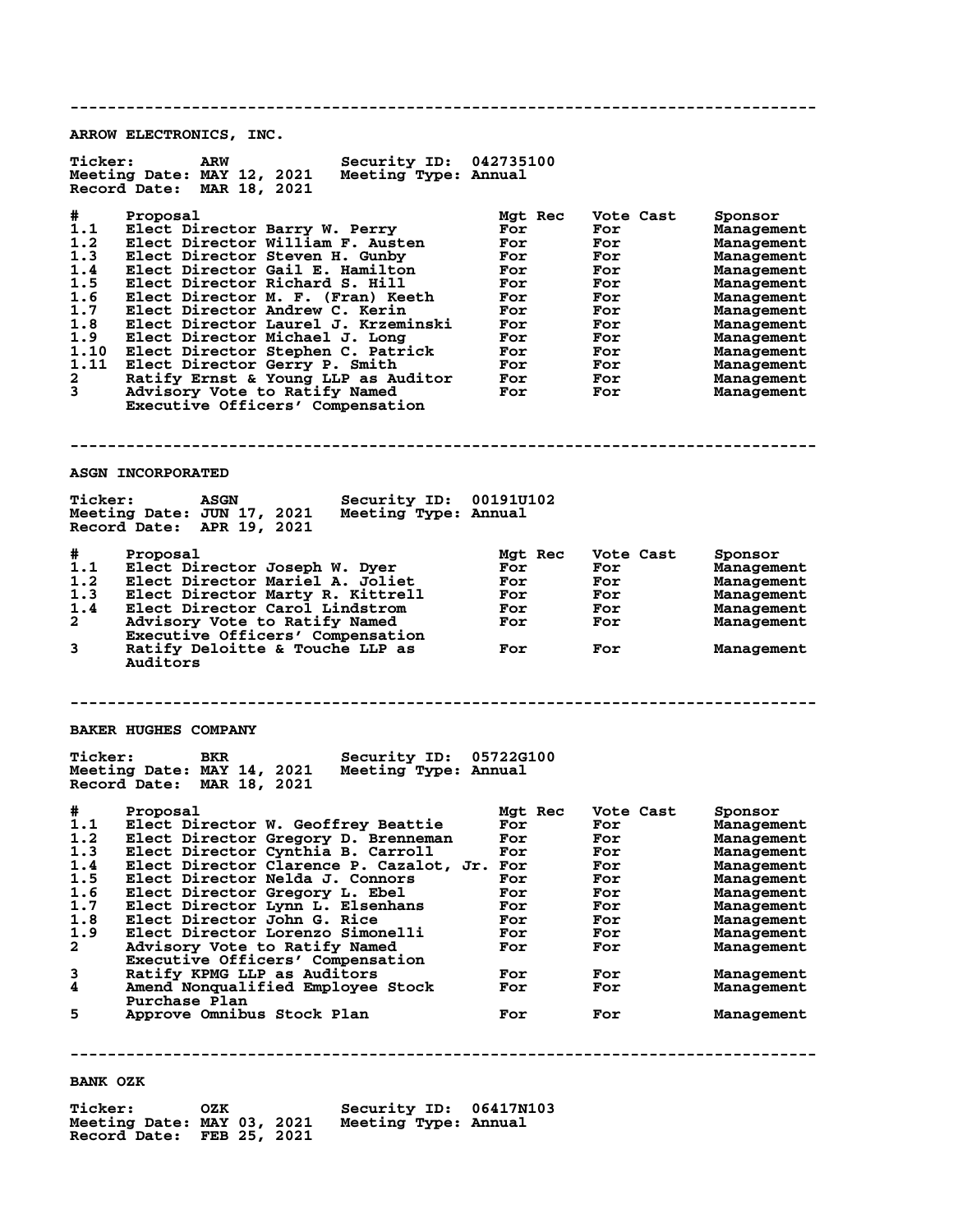---

## ARROW ELECTRONICS, INC.

**Ticker:** ARW **Security ID:** 042735100
**Meeting Date:** MAY 12, 2021 **Meeting Type:** Annual
**Record Date:** MAR 18, 2021

| # | Proposal | Mgt Rec | Vote Cast | Sponsor |
|---|---|---|---|---|
| 1.1 | Elect Director Barry W. Perry | For | For | Management |
| 1.2 | Elect Director William F. Austen | For | For | Management |
| 1.3 | Elect Director Steven H. Gunby | For | For | Management |
| 1.4 | Elect Director Gail E. Hamilton | For | For | Management |
| 1.5 | Elect Director Richard S. Hill | For | For | Management |
| 1.6 | Elect Director M. F. (Fran) Keeth | For | For | Management |
| 1.7 | Elect Director Andrew C. Kerin | For | For | Management |
| 1.8 | Elect Director Laurel J. Krzeminski | For | For | Management |
| 1.9 | Elect Director Michael J. Long | For | For | Management |
| 1.10 | Elect Director Stephen C. Patrick | For | For | Management |
| 1.11 | Elect Director Gerry P. Smith | For | For | Management |
| 2 | Ratify Ernst & Young LLP as Auditor | For | For | Management |
| 3 | Advisory Vote to Ratify Named Executive Officers' Compensation | For | For | Management |

---

## ASGN INCORPORATED

**Ticker:** ASGN **Security ID:** 00191U102
**Meeting Date:** JUN 17, 2021 **Meeting Type:** Annual
**Record Date:** APR 19, 2021

| # | Proposal | Mgt Rec | Vote Cast | Sponsor |
|---|---|---|---|---|
| 1.1 | Elect Director Joseph W. Dyer | For | For | Management |
| 1.2 | Elect Director Mariel A. Joliet | For | For | Management |
| 1.3 | Elect Director Marty R. Kittrell | For | For | Management |
| 1.4 | Elect Director Carol Lindstrom | For | For | Management |
| 2 | Advisory Vote to Ratify Named Executive Officers' Compensation | For | For | Management |
| 3 | Ratify Deloitte & Touche LLP as Auditors | For | For | Management |

---

## BAKER HUGHES COMPANY

**Ticker:** BKR **Security ID:** 05722G100
**Meeting Date:** MAY 14, 2021 **Meeting Type:** Annual
**Record Date:** MAR 18, 2021

| # | Proposal | Mgt Rec | Vote Cast | Sponsor |
|---|---|---|---|---|
| 1.1 | Elect Director W. Geoffrey Beattie | For | For | Management |
| 1.2 | Elect Director Gregory D. Brenneman | For | For | Management |
| 1.3 | Elect Director Cynthia B. Carroll | For | For | Management |
| 1.4 | Elect Director Clarence P. Cazalot, Jr. | For | For | Management |
| 1.5 | Elect Director Nelda J. Connors | For | For | Management |
| 1.6 | Elect Director Gregory L. Ebel | For | For | Management |
| 1.7 | Elect Director Lynn L. Elsenhans | For | For | Management |
| 1.8 | Elect Director John G. Rice | For | For | Management |
| 1.9 | Elect Director Lorenzo Simonelli | For | For | Management |
| 2 | Advisory Vote to Ratify Named Executive Officers' Compensation | For | For | Management |
| 3 | Ratify KPMG LLP as Auditors | For | For | Management |
| 4 | Amend Nonqualified Employee Stock Purchase Plan | For | For | Management |
| 5 | Approve Omnibus Stock Plan | For | For | Management |

---

## BANK OZK

**Ticker:** OZK **Security ID:** 06417N103
**Meeting Date:** MAY 03, 2021 **Meeting Type:** Annual
**Record Date:** FEB 25, 2021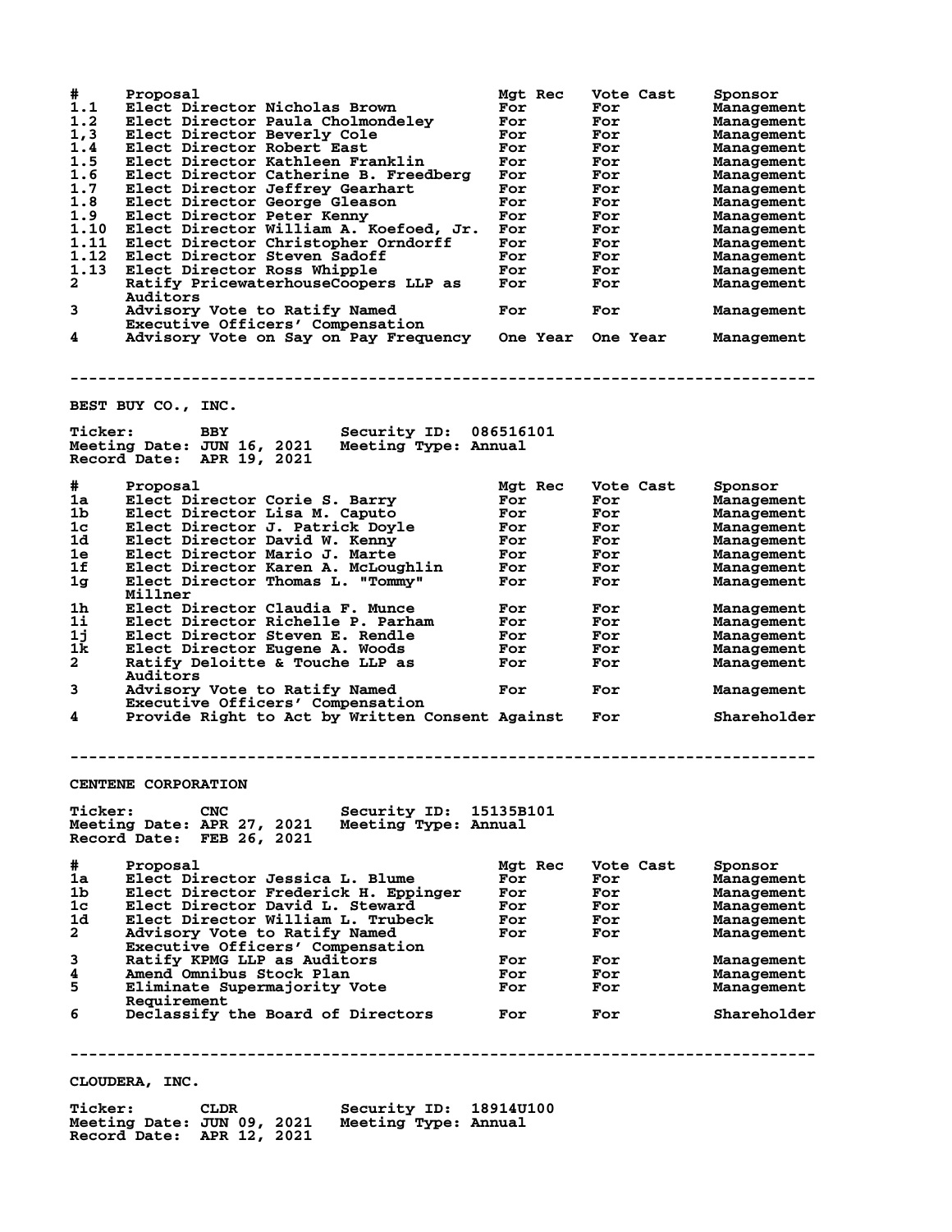| # | Proposal | Mgt Rec | Vote Cast | Sponsor |
|---|---|---|---|---|
| 1.1 | Elect Director Nicholas Brown | For | For | Management |
| 1.2 | Elect Director Paula Cholmondeley | For | For | Management |
| 1,3 | Elect Director Beverly Cole | For | For | Management |
| 1.4 | Elect Director Robert East | For | For | Management |
| 1.5 | Elect Director Kathleen Franklin | For | For | Management |
| 1.6 | Elect Director Catherine B. Freedberg | For | For | Management |
| 1.7 | Elect Director Jeffrey Gearhart | For | For | Management |
| 1.8 | Elect Director George Gleason | For | For | Management |
| 1.9 | Elect Director Peter Kenny | For | For | Management |
| 1.10 | Elect Director William A. Koefoed, Jr. | For | For | Management |
| 1.11 | Elect Director Christopher Orndorff | For | For | Management |
| 1.12 | Elect Director Steven Sadoff | For | For | Management |
| 1.13 | Elect Director Ross Whipple | For | For | Management |
| 2 | Ratify PricewaterhouseCoopers LLP as Auditors | For | For | Management |
| 3 | Advisory Vote to Ratify Named Executive Officers' Compensation | For | For | Management |
| 4 | Advisory Vote on Say on Pay Frequency | One Year | One Year | Management |

---

## BEST BUY CO., INC.

**Ticker:** BBY **Security ID:** 086516101
**Meeting Date:** JUN 16, 2021 **Meeting Type:** Annual
**Record Date:** APR 19, 2021

| # | Proposal | Mgt Rec | Vote Cast | Sponsor |
|---|---|---|---|---|
| 1a | Elect Director Corie S. Barry | For | For | Management |
| 1b | Elect Director Lisa M. Caputo | For | For | Management |
| 1c | Elect Director J. Patrick Doyle | For | For | Management |
| 1d | Elect Director David W. Kenny | For | For | Management |
| 1e | Elect Director Mario J. Marte | For | For | Management |
| 1f | Elect Director Karen A. McLoughlin | For | For | Management |
| 1g | Elect Director Thomas L. "Tommy" Millner | For | For | Management |
| 1h | Elect Director Claudia F. Munce | For | For | Management |
| 1i | Elect Director Richelle P. Parham | For | For | Management |
| 1j | Elect Director Steven E. Rendle | For | For | Management |
| 1k | Elect Director Eugene A. Woods | For | For | Management |
| 2 | Ratify Deloitte & Touche LLP as Auditors | For | For | Management |
| 3 | Advisory Vote to Ratify Named Executive Officers' Compensation | For | For | Management |
| 4 | Provide Right to Act by Written Consent | Against | For | Shareholder |

---

## CENTENE CORPORATION

**Ticker:** CNC **Security ID:** 15135B101
**Meeting Date:** APR 27, 2021 **Meeting Type:** Annual
**Record Date:** FEB 26, 2021

| # | Proposal | Mgt Rec | Vote Cast | Sponsor |
|---|---|---|---|---|
| 1a | Elect Director Jessica L. Blume | For | For | Management |
| 1b | Elect Director Frederick H. Eppinger | For | For | Management |
| 1c | Elect Director David L. Steward | For | For | Management |
| 1d | Elect Director William L. Trubeck | For | For | Management |
| 2 | Advisory Vote to Ratify Named Executive Officers' Compensation | For | For | Management |
| 3 | Ratify KPMG LLP as Auditors | For | For | Management |
| 4 | Amend Omnibus Stock Plan | For | For | Management |
| 5 | Eliminate Supermajority Vote Requirement | For | For | Management |
| 6 | Declassify the Board of Directors | For | For | Shareholder |

---

## CLOUDERA, INC.

**Ticker:** CLDR **Security ID:** 18914U100
**Meeting Date:** JUN 09, 2021 **Meeting Type:** Annual
**Record Date:** APR 12, 2021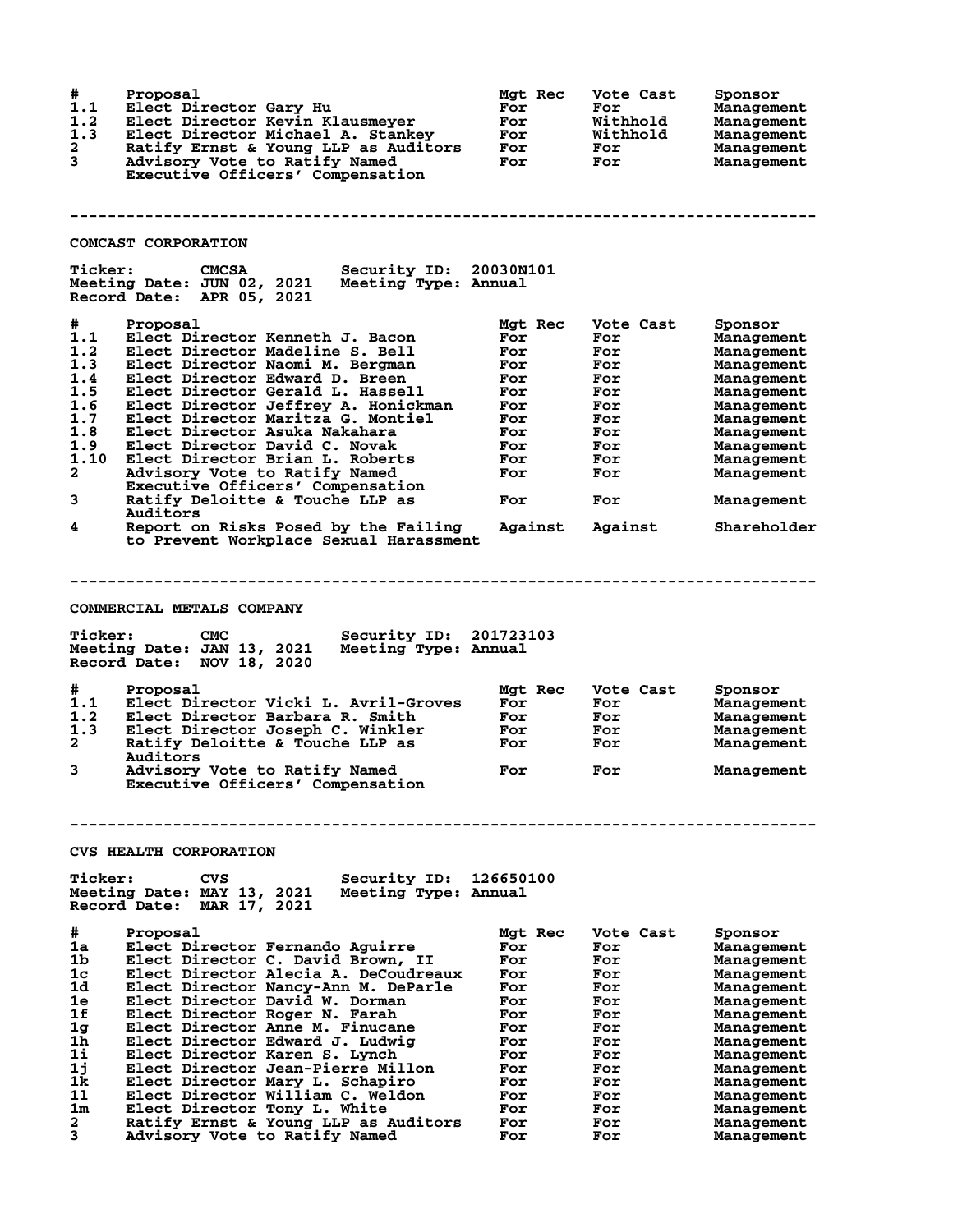| # | Proposal | Mgt Rec | Vote Cast | Sponsor |
|---|---|---|---|---|
| 1.1 | Elect Director Gary Hu | For | For | Management |
| 1.2 | Elect Director Kevin Klausmeyer | For | Withhold | Management |
| 1.3 | Elect Director Michael A. Stankey | For | Withhold | Management |
| 2 | Ratify Ernst & Young LLP as Auditors | For | For | Management |
| 3 | Advisory Vote to Ratify Named Executive Officers' Compensation | For | For | Management |

---

## COMCAST CORPORATION

**Ticker:** CMCSA **Security ID:** 20030N101
**Meeting Date:** JUN 02, 2021 **Meeting Type:** Annual
**Record Date:** APR 05, 2021

| # | Proposal | Mgt Rec | Vote Cast | Sponsor |
|---|---|---|---|---|
| 1.1 | Elect Director Kenneth J. Bacon | For | For | Management |
| 1.2 | Elect Director Madeline S. Bell | For | For | Management |
| 1.3 | Elect Director Naomi M. Bergman | For | For | Management |
| 1.4 | Elect Director Edward D. Breen | For | For | Management |
| 1.5 | Elect Director Gerald L. Hassell | For | For | Management |
| 1.6 | Elect Director Jeffrey A. Honickman | For | For | Management |
| 1.7 | Elect Director Maritza G. Montiel | For | For | Management |
| 1.8 | Elect Director Asuka Nakahara | For | For | Management |
| 1.9 | Elect Director David C. Novak | For | For | Management |
| 1.10 | Elect Director Brian L. Roberts | For | For | Management |
| 2 | Advisory Vote to Ratify Named Executive Officers' Compensation | For | For | Management |
| 3 | Ratify Deloitte & Touche LLP as Auditors | For | For | Management |
| 4 | Report on Risks Posed by the Failing to Prevent Workplace Sexual Harassment | Against | Against | Shareholder |

---

## COMMERCIAL METALS COMPANY

**Ticker:** CMC **Security ID:** 201723103
**Meeting Date:** JAN 13, 2021 **Meeting Type:** Annual
**Record Date:** NOV 18, 2020

| # | Proposal | Mgt Rec | Vote Cast | Sponsor |
|---|---|---|---|---|
| 1.1 | Elect Director Vicki L. Avril-Groves | For | For | Management |
| 1.2 | Elect Director Barbara R. Smith | For | For | Management |
| 1.3 | Elect Director Joseph C. Winkler | For | For | Management |
| 2 | Ratify Deloitte & Touche LLP as Auditors | For | For | Management |
| 3 | Advisory Vote to Ratify Named Executive Officers' Compensation | For | For | Management |

---

## CVS HEALTH CORPORATION

**Ticker:** CVS **Security ID:** 126650100
**Meeting Date:** MAY 13, 2021 **Meeting Type:** Annual
**Record Date:** MAR 17, 2021

| # | Proposal | Mgt Rec | Vote Cast | Sponsor |
|---|---|---|---|---|
| 1a | Elect Director Fernando Aguirre | For | For | Management |
| 1b | Elect Director C. David Brown, II | For | For | Management |
| 1c | Elect Director Alecia A. DeCoudreaux | For | For | Management |
| 1d | Elect Director Nancy-Ann M. DeParle | For | For | Management |
| 1e | Elect Director David W. Dorman | For | For | Management |
| 1f | Elect Director Roger N. Farah | For | For | Management |
| 1g | Elect Director Anne M. Finucane | For | For | Management |
| 1h | Elect Director Edward J. Ludwig | For | For | Management |
| 1i | Elect Director Karen S. Lynch | For | For | Management |
| 1j | Elect Director Jean-Pierre Millon | For | For | Management |
| 1k | Elect Director Mary L. Schapiro | For | For | Management |
| 1l | Elect Director William C. Weldon | For | For | Management |
| 1m | Elect Director Tony L. White | For | For | Management |
| 2 | Ratify Ernst & Young LLP as Auditors | For | For | Management |
| 3 | Advisory Vote to Ratify Named | For | For | Management |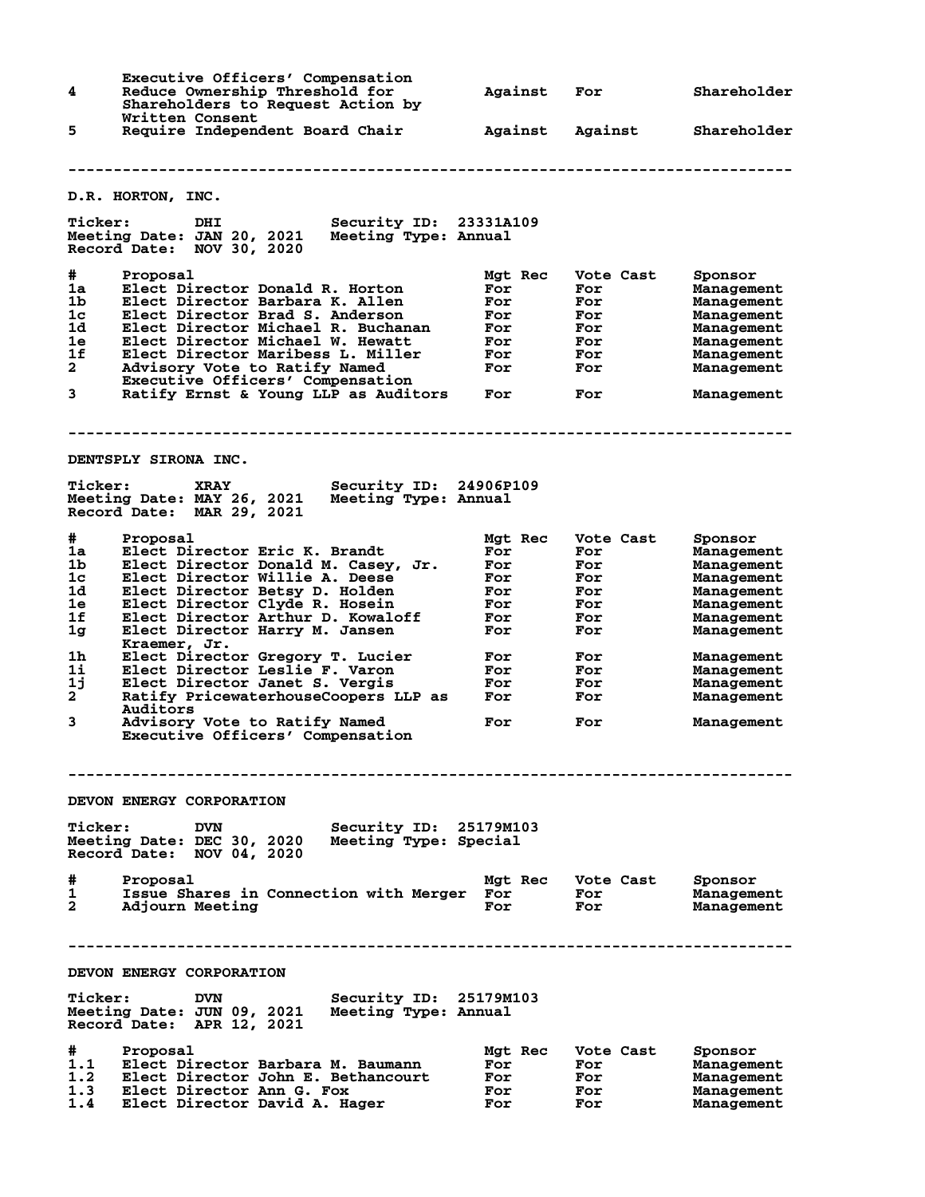| # | Proposal | Mgt Rec | Vote Cast | Sponsor |
|---|---|---|---|---|
| | Executive Officers' Compensation | | | |
| 4 | Reduce Ownership Threshold for Shareholders to Request Action by Written Consent | Against | For | Shareholder |
| 5 | Require Independent Board Chair | Against | Against | Shareholder |

---

## D.R. HORTON, INC.

**Ticker:** DHI **Security ID:** 23331A109
**Meeting Date:** JAN 20, 2021 **Meeting Type:** Annual
**Record Date:** NOV 30, 2020

| # | Proposal | Mgt Rec | Vote Cast | Sponsor |
|---|---|---|---|---|
| 1a | Elect Director Donald R. Horton | For | For | Management |
| 1b | Elect Director Barbara K. Allen | For | For | Management |
| 1c | Elect Director Brad S. Anderson | For | For | Management |
| 1d | Elect Director Michael R. Buchanan | For | For | Management |
| 1e | Elect Director Michael W. Hewatt | For | For | Management |
| 1f | Elect Director Maribess L. Miller | For | For | Management |
| 2 | Advisory Vote to Ratify Named Executive Officers' Compensation | For | For | Management |
| 3 | Ratify Ernst & Young LLP as Auditors | For | For | Management |

---

## DENTSPLY SIRONA INC.

**Ticker:** XRAY **Security ID:** 24906P109
**Meeting Date:** MAY 26, 2021 **Meeting Type:** Annual
**Record Date:** MAR 29, 2021

| # | Proposal | Mgt Rec | Vote Cast | Sponsor |
|---|---|---|---|---|
| 1a | Elect Director Eric K. Brandt | For | For | Management |
| 1b | Elect Director Donald M. Casey, Jr. | For | For | Management |
| 1c | Elect Director Willie A. Deese | For | For | Management |
| 1d | Elect Director Betsy D. Holden | For | For | Management |
| 1e | Elect Director Clyde R. Hosein | For | For | Management |
| 1f | Elect Director Arthur D. Kowaloff | For | For | Management |
| 1g | Elect Director Harry M. Jansen Kraemer, Jr. | For | For | Management |
| 1h | Elect Director Gregory T. Lucier | For | For | Management |
| 1i | Elect Director Leslie F. Varon | For | For | Management |
| 1j | Elect Director Janet S. Vergis | For | For | Management |
| 2 | Ratify PricewaterhouseCoopers LLP as Auditors | For | For | Management |
| 3 | Advisory Vote to Ratify Named Executive Officers' Compensation | For | For | Management |

---

## DEVON ENERGY CORPORATION

**Ticker:** DVN **Security ID:** 25179M103
**Meeting Date:** DEC 30, 2020 **Meeting Type:** Special
**Record Date:** NOV 04, 2020

| # | Proposal | Mgt Rec | Vote Cast | Sponsor |
|---|---|---|---|---|
| 1 | Issue Shares in Connection with Merger | For | For | Management |
| 2 | Adjourn Meeting | For | For | Management |

---

## DEVON ENERGY CORPORATION

**Ticker:** DVN **Security ID:** 25179M103
**Meeting Date:** JUN 09, 2021 **Meeting Type:** Annual
**Record Date:** APR 12, 2021

| # | Proposal | Mgt Rec | Vote Cast | Sponsor |
|---|---|---|---|---|
| 1.1 | Elect Director Barbara M. Baumann | For | For | Management |
| 1.2 | Elect Director John E. Bethancourt | For | For | Management |
| 1.3 | Elect Director Ann G. Fox | For | For | Management |
| 1.4 | Elect Director David A. Hager | For | For | Management |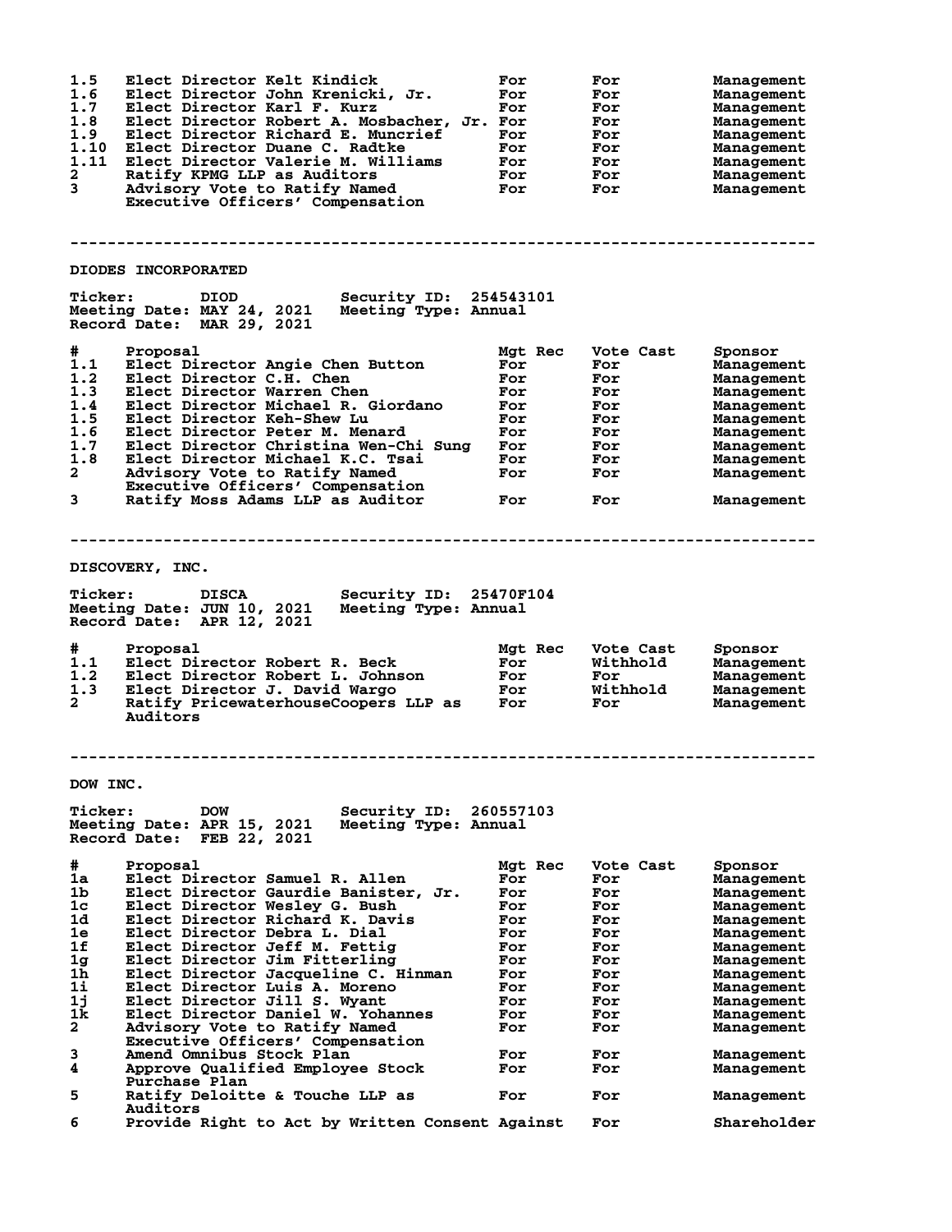| # | Proposal | Mgt Rec | Vote Cast | Sponsor |
|---|---|---|---|---|
| 1.5 | Elect Director Kelt Kindick | For | For | Management |
| 1.6 | Elect Director John Krenicki, Jr. | For | For | Management |
| 1.7 | Elect Director Karl F. Kurz | For | For | Management |
| 1.8 | Elect Director Robert A. Mosbacher, Jr. | For | For | Management |
| 1.9 | Elect Director Richard E. Muncrief | For | For | Management |
| 1.10 | Elect Director Duane C. Radtke | For | For | Management |
| 1.11 | Elect Director Valerie M. Williams | For | For | Management |
| 2 | Ratify KPMG LLP as Auditors | For | For | Management |
| 3 | Advisory Vote to Ratify Named Executive Officers' Compensation | For | For | Management |

---

## DIODES INCORPORATED

**Ticker:** DIOD **Security ID:** 254543101
**Meeting Date:** MAY 24, 2021 **Meeting Type:** Annual
**Record Date:** MAR 29, 2021

| # | Proposal | Mgt Rec | Vote Cast | Sponsor |
|---|---|---|---|---|
| 1.1 | Elect Director Angie Chen Button | For | For | Management |
| 1.2 | Elect Director C.H. Chen | For | For | Management |
| 1.3 | Elect Director Warren Chen | For | For | Management |
| 1.4 | Elect Director Michael R. Giordano | For | For | Management |
| 1.5 | Elect Director Keh-Shew Lu | For | For | Management |
| 1.6 | Elect Director Peter M. Menard | For | For | Management |
| 1.7 | Elect Director Christina Wen-Chi Sung | For | For | Management |
| 1.8 | Elect Director Michael K.C. Tsai | For | For | Management |
| 2 | Advisory Vote to Ratify Named Executive Officers' Compensation | For | For | Management |
| 3 | Ratify Moss Adams LLP as Auditor | For | For | Management |

---

## DISCOVERY, INC.

**Ticker:** DISCA **Security ID:** 25470F104
**Meeting Date:** JUN 10, 2021 **Meeting Type:** Annual
**Record Date:** APR 12, 2021

| # | Proposal | Mgt Rec | Vote Cast | Sponsor |
|---|---|---|---|---|
| 1.1 | Elect Director Robert R. Beck | For | Withhold | Management |
| 1.2 | Elect Director Robert L. Johnson | For | For | Management |
| 1.3 | Elect Director J. David Wargo | For | Withhold | Management |
| 2 | Ratify PricewaterhouseCoopers LLP as Auditors | For | For | Management |

---

## DOW INC.

**Ticker:** DOW **Security ID:** 260557103
**Meeting Date:** APR 15, 2021 **Meeting Type:** Annual
**Record Date:** FEB 22, 2021

| # | Proposal | Mgt Rec | Vote Cast | Sponsor |
|---|---|---|---|---|
| 1a | Elect Director Samuel R. Allen | For | For | Management |
| 1b | Elect Director Gaurdie Banister, Jr. | For | For | Management |
| 1c | Elect Director Wesley G. Bush | For | For | Management |
| 1d | Elect Director Richard K. Davis | For | For | Management |
| 1e | Elect Director Debra L. Dial | For | For | Management |
| 1f | Elect Director Jeff M. Fettig | For | For | Management |
| 1g | Elect Director Jim Fitterling | For | For | Management |
| 1h | Elect Director Jacqueline C. Hinman | For | For | Management |
| 1i | Elect Director Luis A. Moreno | For | For | Management |
| 1j | Elect Director Jill S. Wyant | For | For | Management |
| 1k | Elect Director Daniel W. Yohannes | For | For | Management |
| 2 | Advisory Vote to Ratify Named Executive Officers' Compensation | For | For | Management |
| 3 | Amend Omnibus Stock Plan | For | For | Management |
| 4 | Approve Qualified Employee Stock Purchase Plan | For | For | Management |
| 5 | Ratify Deloitte & Touche LLP as Auditors | For | For | Management |
| 6 | Provide Right to Act by Written Consent | Against | For | Shareholder |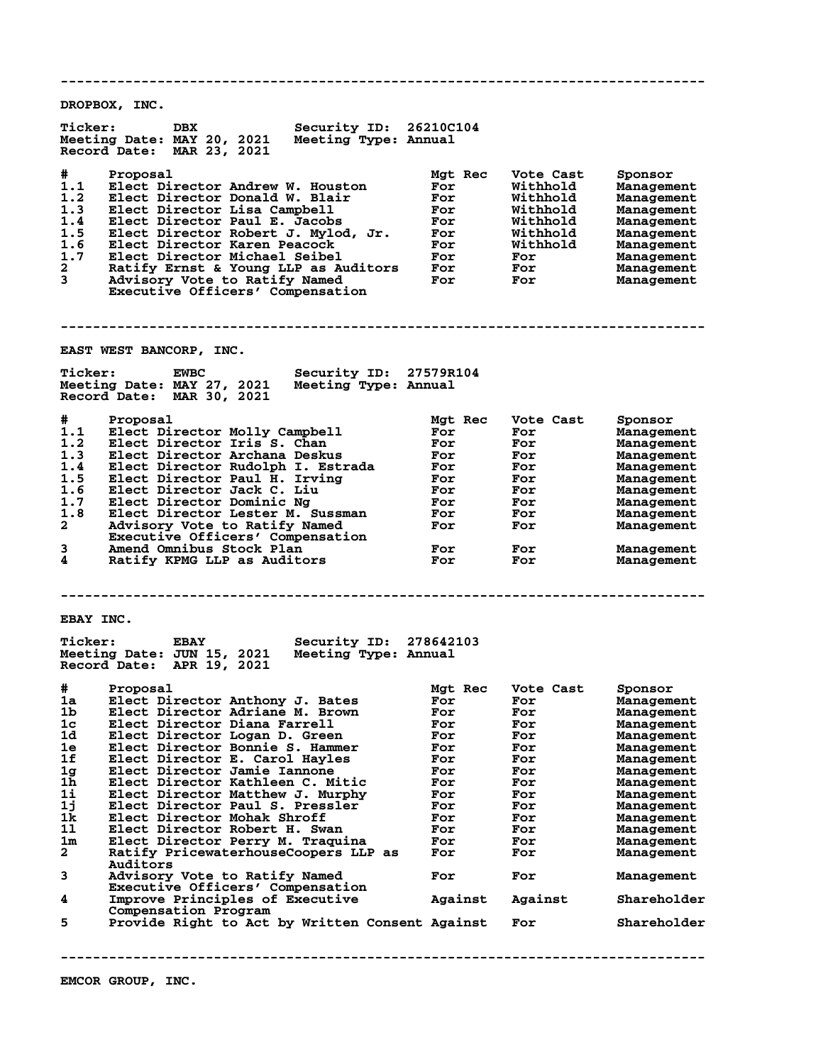---

## DROPBOX, INC.

**Ticker:** DBX **Security ID:** 26210C104
**Meeting Date:** MAY 20, 2021 **Meeting Type:** Annual
**Record Date:** MAR 23, 2021

| # | Proposal | Mgt Rec | Vote Cast | Sponsor |
|---|---|---|---|---|
| 1.1 | Elect Director Andrew W. Houston | For | Withhold | Management |
| 1.2 | Elect Director Donald W. Blair | For | Withhold | Management |
| 1.3 | Elect Director Lisa Campbell | For | Withhold | Management |
| 1.4 | Elect Director Paul E. Jacobs | For | Withhold | Management |
| 1.5 | Elect Director Robert J. Mylod, Jr. | For | Withhold | Management |
| 1.6 | Elect Director Karen Peacock | For | Withhold | Management |
| 1.7 | Elect Director Michael Seibel | For | For | Management |
| 2 | Ratify Ernst & Young LLP as Auditors | For | For | Management |
| 3 | Advisory Vote to Ratify Named Executive Officers' Compensation | For | For | Management |

---

## EAST WEST BANCORP, INC.

**Ticker:** EWBC **Security ID:** 27579R104
**Meeting Date:** MAY 27, 2021 **Meeting Type:** Annual
**Record Date:** MAR 30, 2021

| # | Proposal | Mgt Rec | Vote Cast | Sponsor |
|---|---|---|---|---|
| 1.1 | Elect Director Molly Campbell | For | For | Management |
| 1.2 | Elect Director Iris S. Chan | For | For | Management |
| 1.3 | Elect Director Archana Deskus | For | For | Management |
| 1.4 | Elect Director Rudolph I. Estrada | For | For | Management |
| 1.5 | Elect Director Paul H. Irving | For | For | Management |
| 1.6 | Elect Director Jack C. Liu | For | For | Management |
| 1.7 | Elect Director Dominic Ng | For | For | Management |
| 1.8 | Elect Director Lester M. Sussman | For | For | Management |
| 2 | Advisory Vote to Ratify Named Executive Officers' Compensation | For | For | Management |
| 3 | Amend Omnibus Stock Plan | For | For | Management |
| 4 | Ratify KPMG LLP as Auditors | For | For | Management |

---

## EBAY INC.

**Ticker:** EBAY **Security ID:** 278642103
**Meeting Date:** JUN 15, 2021 **Meeting Type:** Annual
**Record Date:** APR 19, 2021

| # | Proposal | Mgt Rec | Vote Cast | Sponsor |
|---|---|---|---|---|
| 1a | Elect Director Anthony J. Bates | For | For | Management |
| 1b | Elect Director Adriane M. Brown | For | For | Management |
| 1c | Elect Director Diana Farrell | For | For | Management |
| 1d | Elect Director Logan D. Green | For | For | Management |
| 1e | Elect Director Bonnie S. Hammer | For | For | Management |
| 1f | Elect Director E. Carol Hayles | For | For | Management |
| 1g | Elect Director Jamie Iannone | For | For | Management |
| 1h | Elect Director Kathleen C. Mitic | For | For | Management |
| 1i | Elect Director Matthew J. Murphy | For | For | Management |
| 1j | Elect Director Paul S. Pressler | For | For | Management |
| 1k | Elect Director Mohak Shroff | For | For | Management |
| 1l | Elect Director Robert H. Swan | For | For | Management |
| 1m | Elect Director Perry M. Traquina | For | For | Management |
| 2 | Ratify PricewaterhouseCoopers LLP as Auditors | For | For | Management |
| 3 | Advisory Vote to Ratify Named Executive Officers' Compensation | For | For | Management |
| 4 | Improve Principles of Executive Compensation Program | Against | Against | Shareholder |
| 5 | Provide Right to Act by Written Consent | Against | For | Shareholder |

---

## EMCOR GROUP, INC.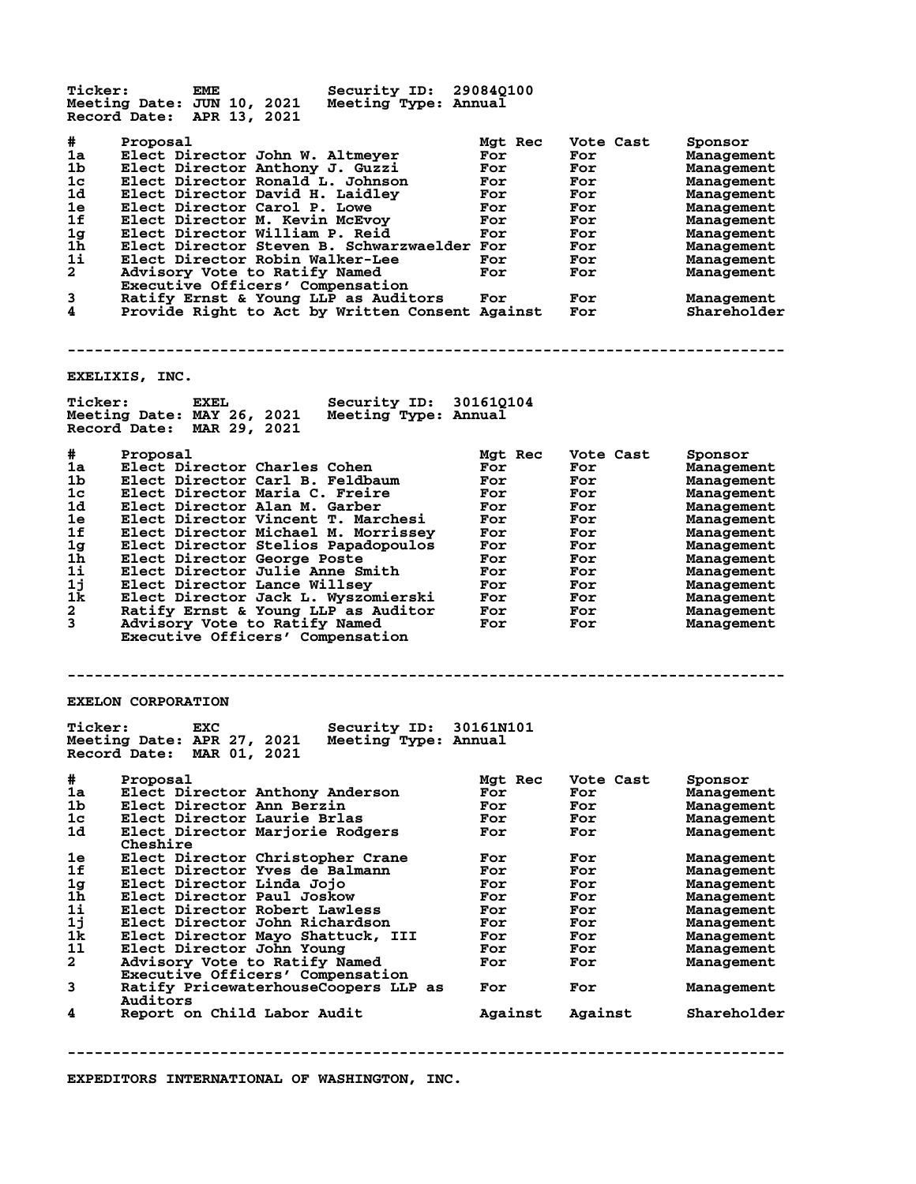Ticker: EME  Security ID: 29084Q100
Meeting Date: JUN 10, 2021  Meeting Type: Annual
Record Date: APR 13, 2021

| # | Proposal | Mgt Rec | Vote Cast | Sponsor |
|---|---|---|---|---|
| 1a | Elect Director John W. Altmeyer | For | For | Management |
| 1b | Elect Director Anthony J. Guzzi | For | For | Management |
| 1c | Elect Director Ronald L. Johnson | For | For | Management |
| 1d | Elect Director David H. Laidley | For | For | Management |
| 1e | Elect Director Carol P. Lowe | For | For | Management |
| 1f | Elect Director M. Kevin McEvoy | For | For | Management |
| 1g | Elect Director William P. Reid | For | For | Management |
| 1h | Elect Director Steven B. Schwarzwaelder | For | For | Management |
| 1i | Elect Director Robin Walker-Lee | For | For | Management |
| 2 | Advisory Vote to Ratify Named Executive Officers' Compensation | For | For | Management |
| 3 | Ratify Ernst & Young LLP as Auditors | For | For | Management |
| 4 | Provide Right to Act by Written Consent | Against | For | Shareholder |

---

## EXELIXIS, INC.

Ticker: EXEL  Security ID: 30161Q104
Meeting Date: MAY 26, 2021  Meeting Type: Annual
Record Date: MAR 29, 2021

| # | Proposal | Mgt Rec | Vote Cast | Sponsor |
|---|---|---|---|---|
| 1a | Elect Director Charles Cohen | For | For | Management |
| 1b | Elect Director Carl B. Feldbaum | For | For | Management |
| 1c | Elect Director Maria C. Freire | For | For | Management |
| 1d | Elect Director Alan M. Garber | For | For | Management |
| 1e | Elect Director Vincent T. Marchesi | For | For | Management |
| 1f | Elect Director Michael M. Morrissey | For | For | Management |
| 1g | Elect Director Stelios Papadopoulos | For | For | Management |
| 1h | Elect Director George Poste | For | For | Management |
| 1i | Elect Director Julie Anne Smith | For | For | Management |
| 1j | Elect Director Lance Willsey | For | For | Management |
| 1k | Elect Director Jack L. Wyszomierski | For | For | Management |
| 2 | Ratify Ernst & Young LLP as Auditor | For | For | Management |
| 3 | Advisory Vote to Ratify Named Executive Officers' Compensation | For | For | Management |

---

## EXELON CORPORATION

Ticker: EXC  Security ID: 30161N101
Meeting Date: APR 27, 2021  Meeting Type: Annual
Record Date: MAR 01, 2021

| # | Proposal | Mgt Rec | Vote Cast | Sponsor |
|---|---|---|---|---|
| 1a | Elect Director Anthony Anderson | For | For | Management |
| 1b | Elect Director Ann Berzin | For | For | Management |
| 1c | Elect Director Laurie Brlas | For | For | Management |
| 1d | Elect Director Marjorie Rodgers Cheshire | For | For | Management |
| 1e | Elect Director Christopher Crane | For | For | Management |
| 1f | Elect Director Yves de Balmann | For | For | Management |
| 1g | Elect Director Linda Jojo | For | For | Management |
| 1h | Elect Director Paul Joskow | For | For | Management |
| 1i | Elect Director Robert Lawless | For | For | Management |
| 1j | Elect Director John Richardson | For | For | Management |
| 1k | Elect Director Mayo Shattuck, III | For | For | Management |
| 1l | Elect Director John Young | For | For | Management |
| 2 | Advisory Vote to Ratify Named Executive Officers' Compensation | For | For | Management |
| 3 | Ratify PricewaterhouseCoopers LLP as Auditors | For | For | Management |
| 4 | Report on Child Labor Audit | Against | Against | Shareholder |

---

## EXPEDITORS INTERNATIONAL OF WASHINGTON, INC.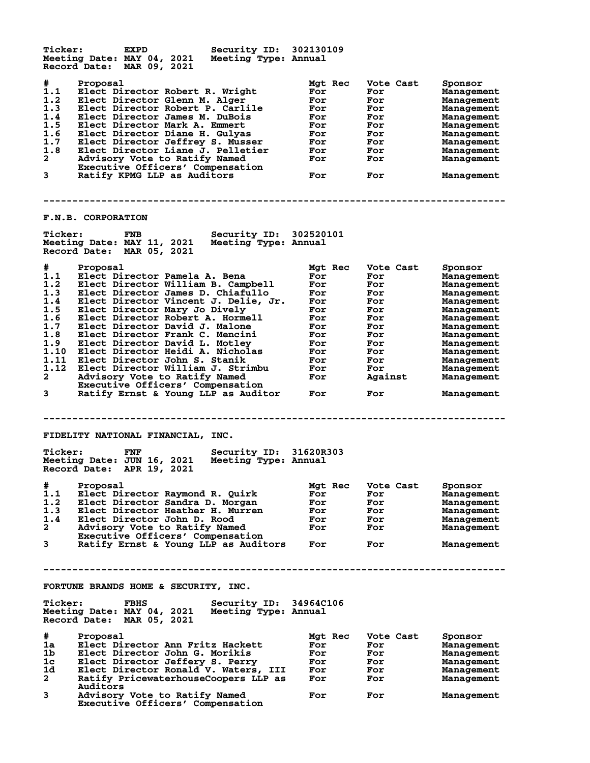Ticker: EXPD Security ID: 302130109
Meeting Date: MAY 04, 2021 Meeting Type: Annual
Record Date: MAR 09, 2021

| # | Proposal | Mgt Rec | Vote Cast | Sponsor |
|---|---|---|---|---|
| 1.1 | Elect Director Robert R. Wright | For | For | Management |
| 1.2 | Elect Director Glenn M. Alger | For | For | Management |
| 1.3 | Elect Director Robert P. Carlile | For | For | Management |
| 1.4 | Elect Director James M. DuBois | For | For | Management |
| 1.5 | Elect Director Mark A. Emmert | For | For | Management |
| 1.6 | Elect Director Diane H. Gulyas | For | For | Management |
| 1.7 | Elect Director Jeffrey S. Musser | For | For | Management |
| 1.8 | Elect Director Liane J. Pelletier | For | For | Management |
| 2 | Advisory Vote to Ratify Named Executive Officers' Compensation | For | For | Management |
| 3 | Ratify KPMG LLP as Auditors | For | For | Management |

---

## F.N.B. CORPORATION

Ticker: FNB Security ID: 302520101
Meeting Date: MAY 11, 2021 Meeting Type: Annual
Record Date: MAR 05, 2021

| # | Proposal | Mgt Rec | Vote Cast | Sponsor |
|---|---|---|---|---|
| 1.1 | Elect Director Pamela A. Bena | For | For | Management |
| 1.2 | Elect Director William B. Campbell | For | For | Management |
| 1.3 | Elect Director James D. Chiafullo | For | For | Management |
| 1.4 | Elect Director Vincent J. Delie, Jr. | For | For | Management |
| 1.5 | Elect Director Mary Jo Dively | For | For | Management |
| 1.6 | Elect Director Robert A. Hormell | For | For | Management |
| 1.7 | Elect Director David J. Malone | For | For | Management |
| 1.8 | Elect Director Frank C. Mencini | For | For | Management |
| 1.9 | Elect Director David L. Motley | For | For | Management |
| 1.10 | Elect Director Heidi A. Nicholas | For | For | Management |
| 1.11 | Elect Director John S. Stanik | For | For | Management |
| 1.12 | Elect Director William J. Strimbu | For | For | Management |
| 2 | Advisory Vote to Ratify Named Executive Officers' Compensation | For | Against | Management |
| 3 | Ratify Ernst & Young LLP as Auditor | For | For | Management |

---

## FIDELITY NATIONAL FINANCIAL, INC.

Ticker: FNF Security ID: 31620R303
Meeting Date: JUN 16, 2021 Meeting Type: Annual
Record Date: APR 19, 2021

| # | Proposal | Mgt Rec | Vote Cast | Sponsor |
|---|---|---|---|---|
| 1.1 | Elect Director Raymond R. Quirk | For | For | Management |
| 1.2 | Elect Director Sandra D. Morgan | For | For | Management |
| 1.3 | Elect Director Heather H. Murren | For | For | Management |
| 1.4 | Elect Director John D. Rood | For | For | Management |
| 2 | Advisory Vote to Ratify Named Executive Officers' Compensation | For | For | Management |
| 3 | Ratify Ernst & Young LLP as Auditors | For | For | Management |

---

## FORTUNE BRANDS HOME & SECURITY, INC.

Ticker: FBHS Security ID: 34964C106
Meeting Date: MAY 04, 2021 Meeting Type: Annual
Record Date: MAR 05, 2021

| # | Proposal | Mgt Rec | Vote Cast | Sponsor |
|---|---|---|---|---|
| 1a | Elect Director Ann Fritz Hackett | For | For | Management |
| 1b | Elect Director John G. Morikis | For | For | Management |
| 1c | Elect Director Jeffery S. Perry | For | For | Management |
| 1d | Elect Director Ronald V. Waters, III | For | For | Management |
| 2 | Ratify PricewaterhouseCoopers LLP as Auditors | For | For | Management |
| 3 | Advisory Vote to Ratify Named Executive Officers' Compensation | For | For | Management |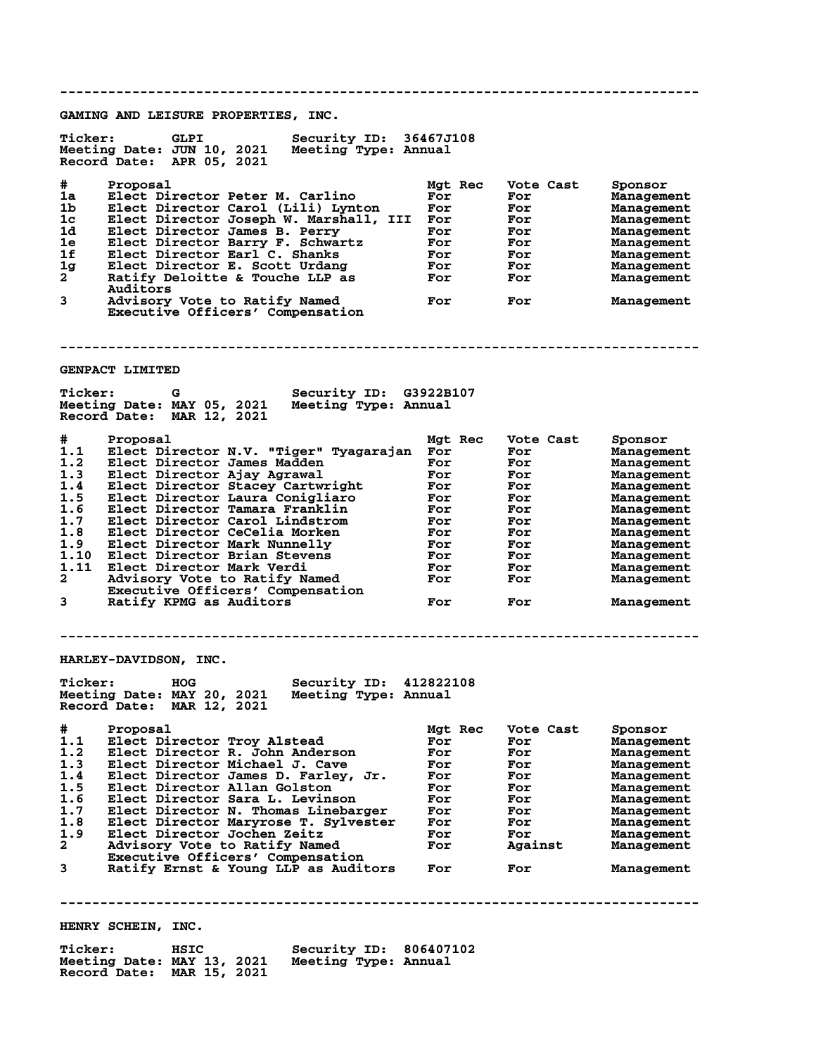---

## GAMING AND LEISURE PROPERTIES, INC.

**Ticker:** GLPI **Security ID:** 36467J108
**Meeting Date:** JUN 10, 2021 **Meeting Type:** Annual
**Record Date:** APR 05, 2021

| # | Proposal | Mgt Rec | Vote Cast | Sponsor |
|---|---|---|---|---|
| 1a | Elect Director Peter M. Carlino | For | For | Management |
| 1b | Elect Director Carol (Lili) Lynton | For | For | Management |
| 1c | Elect Director Joseph W. Marshall, III | For | For | Management |
| 1d | Elect Director James B. Perry | For | For | Management |
| 1e | Elect Director Barry F. Schwartz | For | For | Management |
| 1f | Elect Director Earl C. Shanks | For | For | Management |
| 1g | Elect Director E. Scott Urdang | For | For | Management |
| 2 | Ratify Deloitte & Touche LLP as Auditors | For | For | Management |
| 3 | Advisory Vote to Ratify Named Executive Officers' Compensation | For | For | Management |

---

## GENPACT LIMITED

**Ticker:** G **Security ID:** G3922B107
**Meeting Date:** MAY 05, 2021 **Meeting Type:** Annual
**Record Date:** MAR 12, 2021

| # | Proposal | Mgt Rec | Vote Cast | Sponsor |
|---|---|---|---|---|
| 1.1 | Elect Director N.V. "Tiger" Tyagarajan | For | For | Management |
| 1.2 | Elect Director James Madden | For | For | Management |
| 1.3 | Elect Director Ajay Agrawal | For | For | Management |
| 1.4 | Elect Director Stacey Cartwright | For | For | Management |
| 1.5 | Elect Director Laura Conigliaro | For | For | Management |
| 1.6 | Elect Director Tamara Franklin | For | For | Management |
| 1.7 | Elect Director Carol Lindstrom | For | For | Management |
| 1.8 | Elect Director CeCelia Morken | For | For | Management |
| 1.9 | Elect Director Mark Nunnelly | For | For | Management |
| 1.10 | Elect Director Brian Stevens | For | For | Management |
| 1.11 | Elect Director Mark Verdi | For | For | Management |
| 2 | Advisory Vote to Ratify Named Executive Officers' Compensation | For | For | Management |
| 3 | Ratify KPMG as Auditors | For | For | Management |

---

## HARLEY-DAVIDSON, INC.

**Ticker:** HOG **Security ID:** 412822108
**Meeting Date:** MAY 20, 2021 **Meeting Type:** Annual
**Record Date:** MAR 12, 2021

| # | Proposal | Mgt Rec | Vote Cast | Sponsor |
|---|---|---|---|---|
| 1.1 | Elect Director Troy Alstead | For | For | Management |
| 1.2 | Elect Director R. John Anderson | For | For | Management |
| 1.3 | Elect Director Michael J. Cave | For | For | Management |
| 1.4 | Elect Director James D. Farley, Jr. | For | For | Management |
| 1.5 | Elect Director Allan Golston | For | For | Management |
| 1.6 | Elect Director Sara L. Levinson | For | For | Management |
| 1.7 | Elect Director N. Thomas Linebarger | For | For | Management |
| 1.8 | Elect Director Maryrose T. Sylvester | For | For | Management |
| 1.9 | Elect Director Jochen Zeitz | For | For | Management |
| 2 | Advisory Vote to Ratify Named Executive Officers' Compensation | For | Against | Management |
| 3 | Ratify Ernst & Young LLP as Auditors | For | For | Management |

---

## HENRY SCHEIN, INC.

**Ticker:** HSIC **Security ID:** 806407102
**Meeting Date:** MAY 13, 2021 **Meeting Type:** Annual
**Record Date:** MAR 15, 2021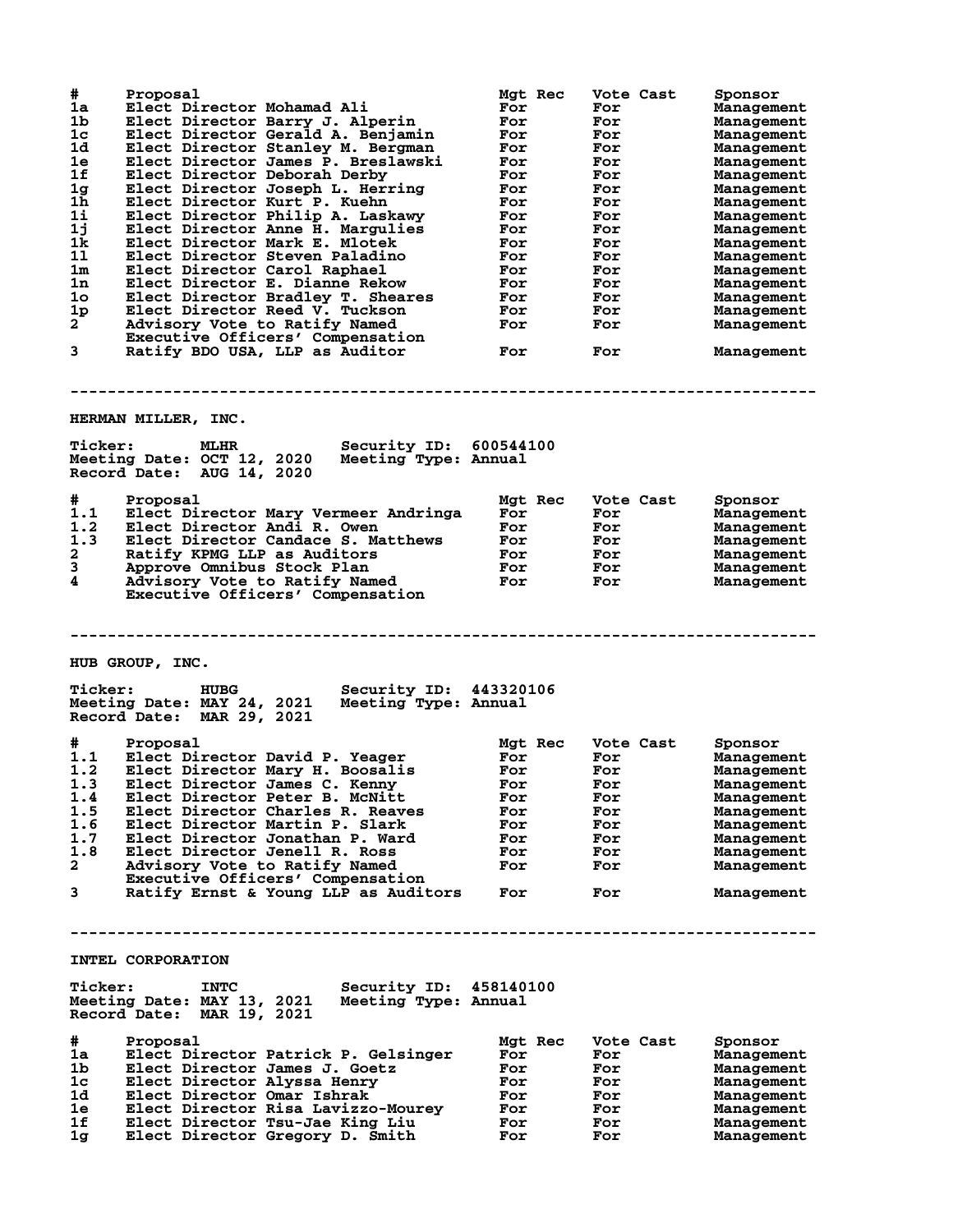| # | Proposal | Mgt Rec | Vote Cast | Sponsor |
|---|---|---|---|---|
| 1a | Elect Director Mohamad Ali | For | For | Management |
| 1b | Elect Director Barry J. Alperin | For | For | Management |
| 1c | Elect Director Gerald A. Benjamin | For | For | Management |
| 1d | Elect Director Stanley M. Bergman | For | For | Management |
| 1e | Elect Director James P. Breslawski | For | For | Management |
| 1f | Elect Director Deborah Derby | For | For | Management |
| 1g | Elect Director Joseph L. Herring | For | For | Management |
| 1h | Elect Director Kurt P. Kuehn | For | For | Management |
| 1i | Elect Director Philip A. Laskawy | For | For | Management |
| 1j | Elect Director Anne H. Margulies | For | For | Management |
| 1k | Elect Director Mark E. Mlotek | For | For | Management |
| 1l | Elect Director Steven Paladino | For | For | Management |
| 1m | Elect Director Carol Raphael | For | For | Management |
| 1n | Elect Director E. Dianne Rekow | For | For | Management |
| 1o | Elect Director Bradley T. Sheares | For | For | Management |
| 1p | Elect Director Reed V. Tuckson | For | For | Management |
| 2 | Advisory Vote to Ratify Named Executive Officers' Compensation | For | For | Management |
| 3 | Ratify BDO USA, LLP as Auditor | For | For | Management |

---

## HERMAN MILLER, INC.

**Ticker:** MLHR **Security ID:** 600544100
**Meeting Date:** OCT 12, 2020 **Meeting Type:** Annual
**Record Date:** AUG 14, 2020

| # | Proposal | Mgt Rec | Vote Cast | Sponsor |
|---|---|---|---|---|
| 1.1 | Elect Director Mary Vermeer Andringa | For | For | Management |
| 1.2 | Elect Director Andi R. Owen | For | For | Management |
| 1.3 | Elect Director Candace S. Matthews | For | For | Management |
| 2 | Ratify KPMG LLP as Auditors | For | For | Management |
| 3 | Approve Omnibus Stock Plan | For | For | Management |
| 4 | Advisory Vote to Ratify Named Executive Officers' Compensation | For | For | Management |

---

## HUB GROUP, INC.

**Ticker:** HUBG **Security ID:** 443320106
**Meeting Date:** MAY 24, 2021 **Meeting Type:** Annual
**Record Date:** MAR 29, 2021

| # | Proposal | Mgt Rec | Vote Cast | Sponsor |
|---|---|---|---|---|
| 1.1 | Elect Director David P. Yeager | For | For | Management |
| 1.2 | Elect Director Mary H. Boosalis | For | For | Management |
| 1.3 | Elect Director James C. Kenny | For | For | Management |
| 1.4 | Elect Director Peter B. McNitt | For | For | Management |
| 1.5 | Elect Director Charles R. Reaves | For | For | Management |
| 1.6 | Elect Director Martin P. Slark | For | For | Management |
| 1.7 | Elect Director Jonathan P. Ward | For | For | Management |
| 1.8 | Elect Director Jenell R. Ross | For | For | Management |
| 2 | Advisory Vote to Ratify Named Executive Officers' Compensation | For | For | Management |
| 3 | Ratify Ernst & Young LLP as Auditors | For | For | Management |

---

## INTEL CORPORATION

**Ticker:** INTC **Security ID:** 458140100
**Meeting Date:** MAY 13, 2021 **Meeting Type:** Annual
**Record Date:** MAR 19, 2021

| # | Proposal | Mgt Rec | Vote Cast | Sponsor |
|---|---|---|---|---|
| 1a | Elect Director Patrick P. Gelsinger | For | For | Management |
| 1b | Elect Director James J. Goetz | For | For | Management |
| 1c | Elect Director Alyssa Henry | For | For | Management |
| 1d | Elect Director Omar Ishrak | For | For | Management |
| 1e | Elect Director Risa Lavizzo-Mourey | For | For | Management |
| 1f | Elect Director Tsu-Jae King Liu | For | For | Management |
| 1g | Elect Director Gregory D. Smith | For | For | Management |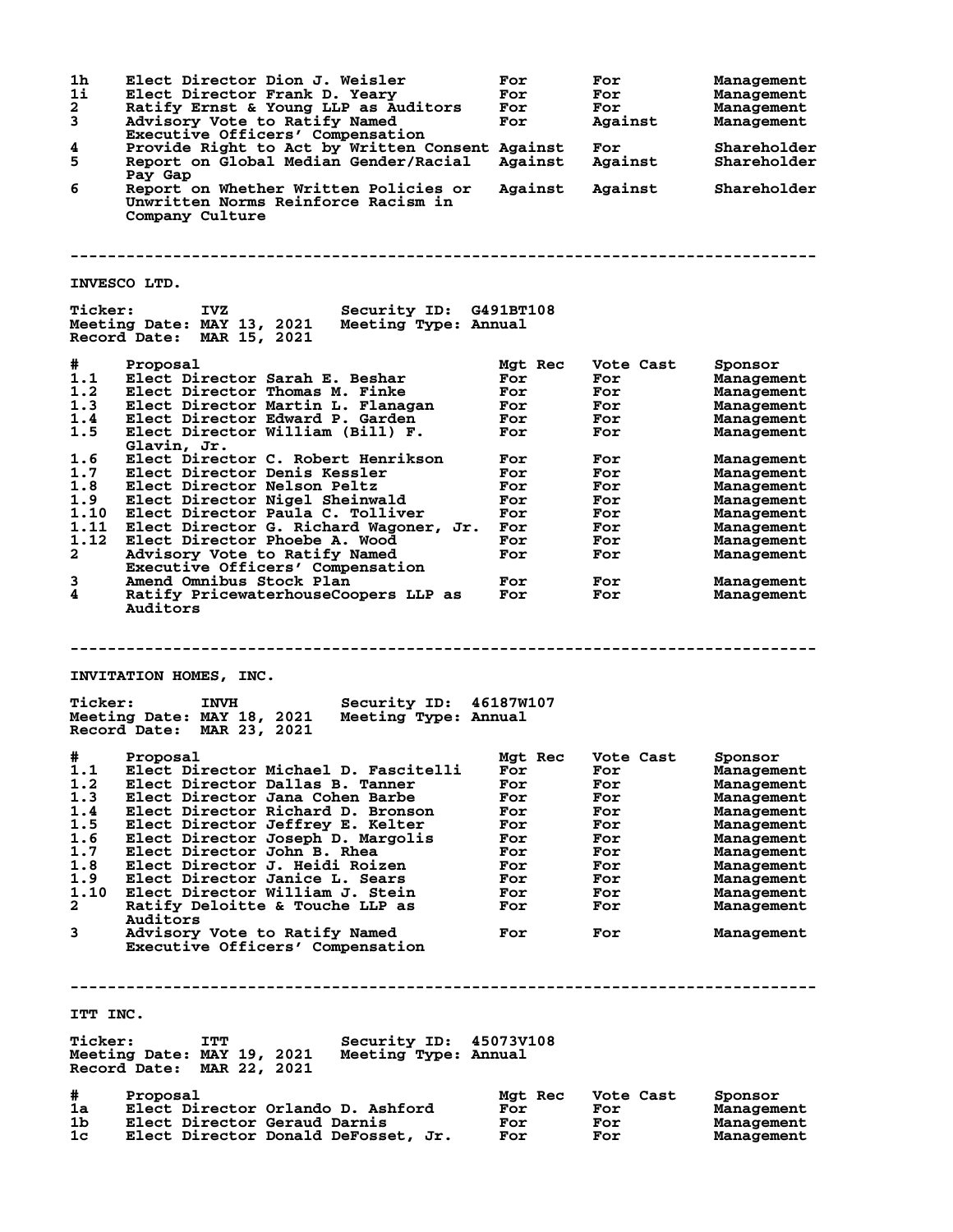| # | Proposal | Mgt Rec | Vote Cast | Sponsor |
|---|---|---|---|---|
| 1h | Elect Director Dion J. Weisler | For | For | Management |
| 1i | Elect Director Frank D. Yeary | For | For | Management |
| 2 | Ratify Ernst & Young LLP as Auditors | For | For | Management |
| 3 | Advisory Vote to Ratify Named Executive Officers' Compensation | For | Against | Management |
| 4 | Provide Right to Act by Written Consent | Against | For | Shareholder |
| 5 | Report on Global Median Gender/Racial Pay Gap | Against | Against | Shareholder |
| 6 | Report on Whether Written Policies or Unwritten Norms Reinforce Racism in Company Culture | Against | Against | Shareholder |

---

## INVESCO LTD.

**Ticker:** IVZ **Security ID:** G491BT108
**Meeting Date:** MAY 13, 2021 **Meeting Type:** Annual
**Record Date:** MAR 15, 2021

| # | Proposal | Mgt Rec | Vote Cast | Sponsor |
|---|---|---|---|---|
| 1.1 | Elect Director Sarah E. Beshar | For | For | Management |
| 1.2 | Elect Director Thomas M. Finke | For | For | Management |
| 1.3 | Elect Director Martin L. Flanagan | For | For | Management |
| 1.4 | Elect Director Edward P. Garden | For | For | Management |
| 1.5 | Elect Director William (Bill) F. Glavin, Jr. | For | For | Management |
| 1.6 | Elect Director C. Robert Henrikson | For | For | Management |
| 1.7 | Elect Director Denis Kessler | For | For | Management |
| 1.8 | Elect Director Nelson Peltz | For | For | Management |
| 1.9 | Elect Director Nigel Sheinwald | For | For | Management |
| 1.10 | Elect Director Paula C. Tolliver | For | For | Management |
| 1.11 | Elect Director G. Richard Wagoner, Jr. | For | For | Management |
| 1.12 | Elect Director Phoebe A. Wood | For | For | Management |
| 2 | Advisory Vote to Ratify Named Executive Officers' Compensation | For | For | Management |
| 3 | Amend Omnibus Stock Plan | For | For | Management |
| 4 | Ratify PricewaterhouseCoopers LLP as Auditors | For | For | Management |

---

## INVITATION HOMES, INC.

**Ticker:** INVH **Security ID:** 46187W107
**Meeting Date:** MAY 18, 2021 **Meeting Type:** Annual
**Record Date:** MAR 23, 2021

| # | Proposal | Mgt Rec | Vote Cast | Sponsor |
|---|---|---|---|---|
| 1.1 | Elect Director Michael D. Fascitelli | For | For | Management |
| 1.2 | Elect Director Dallas B. Tanner | For | For | Management |
| 1.3 | Elect Director Jana Cohen Barbe | For | For | Management |
| 1.4 | Elect Director Richard D. Bronson | For | For | Management |
| 1.5 | Elect Director Jeffrey E. Kelter | For | For | Management |
| 1.6 | Elect Director Joseph D. Margolis | For | For | Management |
| 1.7 | Elect Director John B. Rhea | For | For | Management |
| 1.8 | Elect Director J. Heidi Roizen | For | For | Management |
| 1.9 | Elect Director Janice L. Sears | For | For | Management |
| 1.10 | Elect Director William J. Stein | For | For | Management |
| 2 | Ratify Deloitte & Touche LLP as Auditors | For | For | Management |
| 3 | Advisory Vote to Ratify Named Executive Officers' Compensation | For | For | Management |

---

## ITT INC.

**Ticker:** ITT **Security ID:** 45073V108
**Meeting Date:** MAY 19, 2021 **Meeting Type:** Annual
**Record Date:** MAR 22, 2021

| # | Proposal | Mgt Rec | Vote Cast | Sponsor |
|---|---|---|---|---|
| 1a | Elect Director Orlando D. Ashford | For | For | Management |
| 1b | Elect Director Geraud Darnis | For | For | Management |
| 1c | Elect Director Donald DeFosset, Jr. | For | For | Management |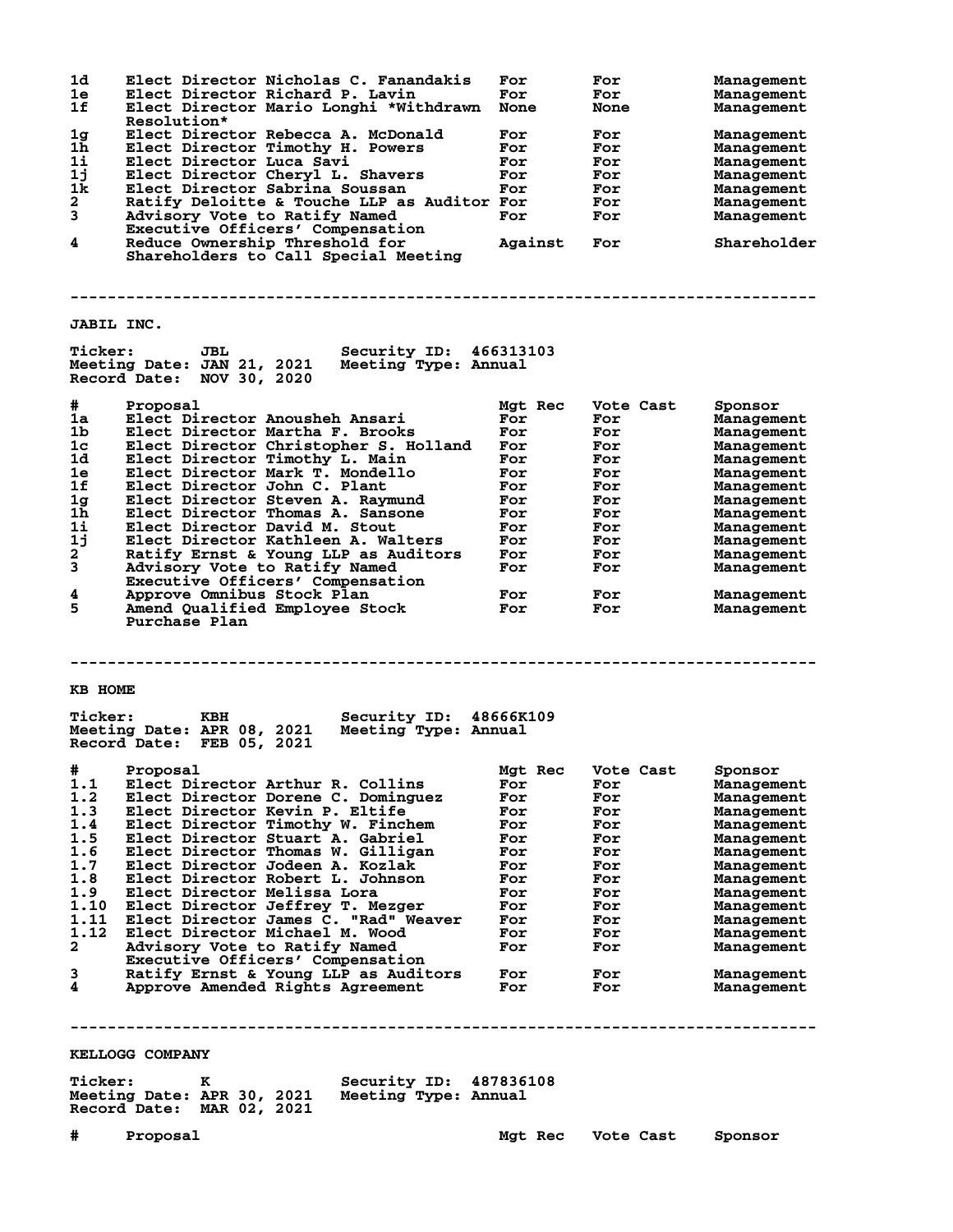| # | Proposal | Mgt Rec | Vote Cast | Sponsor |
|---|---|---|---|---|
| 1d | Elect Director Nicholas C. Fanandakis | For | For | Management |
| 1e | Elect Director Richard P. Lavin | For | For | Management |
| 1f | Elect Director Mario Longhi *Withdrawn Resolution* | None | None | Management |
| 1g | Elect Director Rebecca A. McDonald | For | For | Management |
| 1h | Elect Director Timothy H. Powers | For | For | Management |
| 1i | Elect Director Luca Savi | For | For | Management |
| 1j | Elect Director Cheryl L. Shavers | For | For | Management |
| 1k | Elect Director Sabrina Soussan | For | For | Management |
| 2 | Ratify Deloitte & Touche LLP as Auditor | For | For | Management |
| 3 | Advisory Vote to Ratify Named Executive Officers' Compensation | For | For | Management |
| 4 | Reduce Ownership Threshold for Shareholders to Call Special Meeting | Against | For | Shareholder |

---

## JABIL INC.

**Ticker:** JBL **Security ID:** 466313103
**Meeting Date:** JAN 21, 2021 **Meeting Type:** Annual
**Record Date:** NOV 30, 2020

| # | Proposal | Mgt Rec | Vote Cast | Sponsor |
|---|---|---|---|---|
| 1a | Elect Director Anousheh Ansari | For | For | Management |
| 1b | Elect Director Martha F. Brooks | For | For | Management |
| 1c | Elect Director Christopher S. Holland | For | For | Management |
| 1d | Elect Director Timothy L. Main | For | For | Management |
| 1e | Elect Director Mark T. Mondello | For | For | Management |
| 1f | Elect Director John C. Plant | For | For | Management |
| 1g | Elect Director Steven A. Raymund | For | For | Management |
| 1h | Elect Director Thomas A. Sansone | For | For | Management |
| 1i | Elect Director David M. Stout | For | For | Management |
| 1j | Elect Director Kathleen A. Walters | For | For | Management |
| 2 | Ratify Ernst & Young LLP as Auditors | For | For | Management |
| 3 | Advisory Vote to Ratify Named Executive Officers' Compensation | For | For | Management |
| 4 | Approve Omnibus Stock Plan | For | For | Management |
| 5 | Amend Qualified Employee Stock Purchase Plan | For | For | Management |

---

## KB HOME

**Ticker:** KBH **Security ID:** 48666K109
**Meeting Date:** APR 08, 2021 **Meeting Type:** Annual
**Record Date:** FEB 05, 2021

| # | Proposal | Mgt Rec | Vote Cast | Sponsor |
|---|---|---|---|---|
| 1.1 | Elect Director Arthur R. Collins | For | For | Management |
| 1.2 | Elect Director Dorene C. Dominguez | For | For | Management |
| 1.3 | Elect Director Kevin P. Eltife | For | For | Management |
| 1.4 | Elect Director Timothy W. Finchem | For | For | Management |
| 1.5 | Elect Director Stuart A. Gabriel | For | For | Management |
| 1.6 | Elect Director Thomas W. Gilligan | For | For | Management |
| 1.7 | Elect Director Jodeen A. Kozlak | For | For | Management |
| 1.8 | Elect Director Robert L. Johnson | For | For | Management |
| 1.9 | Elect Director Melissa Lora | For | For | Management |
| 1.10 | Elect Director Jeffrey T. Mezger | For | For | Management |
| 1.11 | Elect Director James C. "Rad" Weaver | For | For | Management |
| 1.12 | Elect Director Michael M. Wood | For | For | Management |
| 2 | Advisory Vote to Ratify Named Executive Officers' Compensation | For | For | Management |
| 3 | Ratify Ernst & Young LLP as Auditors | For | For | Management |
| 4 | Approve Amended Rights Agreement | For | For | Management |

---

## KELLOGG COMPANY

**Ticker:** K **Security ID:** 487836108
**Meeting Date:** APR 30, 2021 **Meeting Type:** Annual
**Record Date:** MAR 02, 2021

| # | Proposal | Mgt Rec | Vote Cast | Sponsor |
|---|---|---|---|---|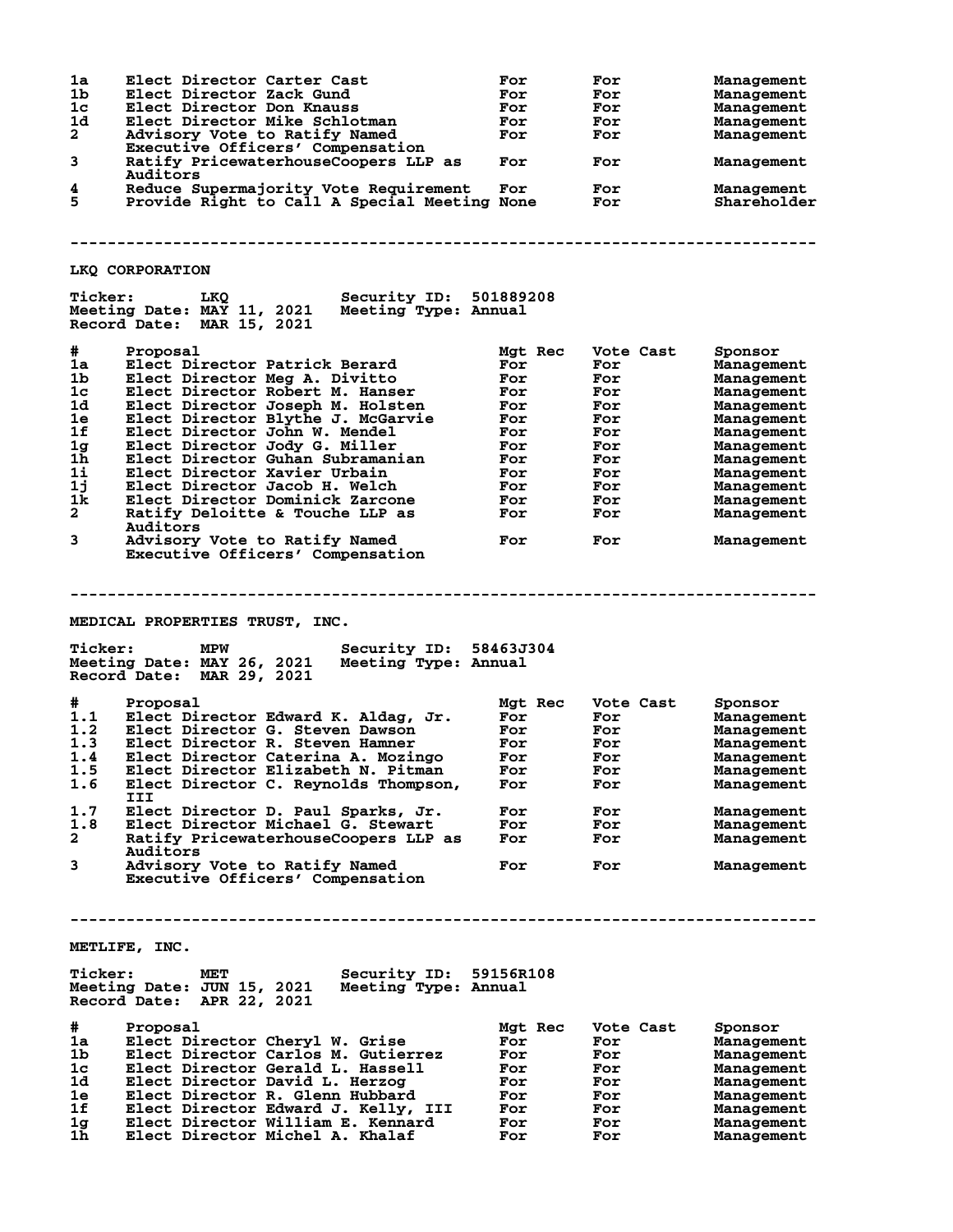| # | Proposal | Mgt Rec | Vote Cast | Sponsor |
|---|---|---|---|---|
| 1a | Elect Director Carter Cast | For | For | Management |
| 1b | Elect Director Zack Gund | For | For | Management |
| 1c | Elect Director Don Knauss | For | For | Management |
| 1d | Elect Director Mike Schlotman | For | For | Management |
| 2 | Advisory Vote to Ratify Named Executive Officers' Compensation | For | For | Management |
| 3 | Ratify PricewaterhouseCoopers LLP as Auditors | For | For | Management |
| 4 | Reduce Supermajority Vote Requirement | For | For | Management |
| 5 | Provide Right to Call A Special Meeting | None | For | Shareholder |

---

## LKQ CORPORATION

**Ticker:** LKQ **Security ID:** 501889208
**Meeting Date:** MAY 11, 2021 **Meeting Type:** Annual
**Record Date:** MAR 15, 2021

| # | Proposal | Mgt Rec | Vote Cast | Sponsor |
|---|---|---|---|---|
| 1a | Elect Director Patrick Berard | For | For | Management |
| 1b | Elect Director Meg A. Divitto | For | For | Management |
| 1c | Elect Director Robert M. Hanser | For | For | Management |
| 1d | Elect Director Joseph M. Holsten | For | For | Management |
| 1e | Elect Director Blythe J. McGarvie | For | For | Management |
| 1f | Elect Director John W. Mendel | For | For | Management |
| 1g | Elect Director Jody G. Miller | For | For | Management |
| 1h | Elect Director Guhan Subramanian | For | For | Management |
| 1i | Elect Director Xavier Urbain | For | For | Management |
| 1j | Elect Director Jacob H. Welch | For | For | Management |
| 1k | Elect Director Dominick Zarcone | For | For | Management |
| 2 | Ratify Deloitte & Touche LLP as Auditors | For | For | Management |
| 3 | Advisory Vote to Ratify Named Executive Officers' Compensation | For | For | Management |

---

## MEDICAL PROPERTIES TRUST, INC.

**Ticker:** MPW **Security ID:** 58463J304
**Meeting Date:** MAY 26, 2021 **Meeting Type:** Annual
**Record Date:** MAR 29, 2021

| # | Proposal | Mgt Rec | Vote Cast | Sponsor |
|---|---|---|---|---|
| 1.1 | Elect Director Edward K. Aldag, Jr. | For | For | Management |
| 1.2 | Elect Director G. Steven Dawson | For | For | Management |
| 1.3 | Elect Director R. Steven Hamner | For | For | Management |
| 1.4 | Elect Director Caterina A. Mozingo | For | For | Management |
| 1.5 | Elect Director Elizabeth N. Pitman | For | For | Management |
| 1.6 | Elect Director C. Reynolds Thompson, III | For | For | Management |
| 1.7 | Elect Director D. Paul Sparks, Jr. | For | For | Management |
| 1.8 | Elect Director Michael G. Stewart | For | For | Management |
| 2 | Ratify PricewaterhouseCoopers LLP as Auditors | For | For | Management |
| 3 | Advisory Vote to Ratify Named Executive Officers' Compensation | For | For | Management |

---

## METLIFE, INC.

**Ticker:** MET **Security ID:** 59156R108
**Meeting Date:** JUN 15, 2021 **Meeting Type:** Annual
**Record Date:** APR 22, 2021

| # | Proposal | Mgt Rec | Vote Cast | Sponsor |
|---|---|---|---|---|
| 1a | Elect Director Cheryl W. Grise | For | For | Management |
| 1b | Elect Director Carlos M. Gutierrez | For | For | Management |
| 1c | Elect Director Gerald L. Hassell | For | For | Management |
| 1d | Elect Director David L. Herzog | For | For | Management |
| 1e | Elect Director R. Glenn Hubbard | For | For | Management |
| 1f | Elect Director Edward J. Kelly, III | For | For | Management |
| 1g | Elect Director William E. Kennard | For | For | Management |
| 1h | Elect Director Michel A. Khalaf | For | For | Management |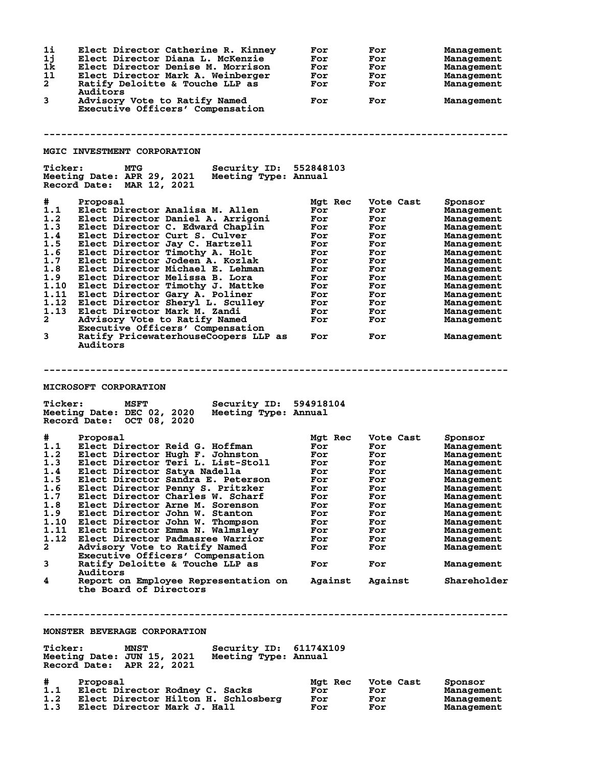| # | Proposal | Mgt Rec | Vote Cast | Sponsor |
|---|---|---|---|---|
| 1i | Elect Director Catherine R. Kinney | For | For | Management |
| 1j | Elect Director Diana L. McKenzie | For | For | Management |
| 1k | Elect Director Denise M. Morrison | For | For | Management |
| 1l | Elect Director Mark A. Weinberger | For | For | Management |
| 2 | Ratify Deloitte & Touche LLP as Auditors | For | For | Management |
| 3 | Advisory Vote to Ratify Named Executive Officers' Compensation | For | For | Management |

---

## MGIC INVESTMENT CORPORATION

**Ticker:** MTG **Security ID:** 552848103
**Meeting Date:** APR 29, 2021 **Meeting Type:** Annual
**Record Date:** MAR 12, 2021

| # | Proposal | Mgt Rec | Vote Cast | Sponsor |
|---|---|---|---|---|
| 1.1 | Elect Director Analisa M. Allen | For | For | Management |
| 1.2 | Elect Director Daniel A. Arrigoni | For | For | Management |
| 1.3 | Elect Director C. Edward Chaplin | For | For | Management |
| 1.4 | Elect Director Curt S. Culver | For | For | Management |
| 1.5 | Elect Director Jay C. Hartzell | For | For | Management |
| 1.6 | Elect Director Timothy A. Holt | For | For | Management |
| 1.7 | Elect Director Jodeen A. Kozlak | For | For | Management |
| 1.8 | Elect Director Michael E. Lehman | For | For | Management |
| 1.9 | Elect Director Melissa B. Lora | For | For | Management |
| 1.10 | Elect Director Timothy J. Mattke | For | For | Management |
| 1.11 | Elect Director Gary A. Poliner | For | For | Management |
| 1.12 | Elect Director Sheryl L. Sculley | For | For | Management |
| 1.13 | Elect Director Mark M. Zandi | For | For | Management |
| 2 | Advisory Vote to Ratify Named Executive Officers' Compensation | For | For | Management |
| 3 | Ratify PricewaterhouseCoopers LLP as Auditors | For | For | Management |

---

## MICROSOFT CORPORATION

**Ticker:** MSFT **Security ID:** 594918104
**Meeting Date:** DEC 02, 2020 **Meeting Type:** Annual
**Record Date:** OCT 08, 2020

| # | Proposal | Mgt Rec | Vote Cast | Sponsor |
|---|---|---|---|---|
| 1.1 | Elect Director Reid G. Hoffman | For | For | Management |
| 1.2 | Elect Director Hugh F. Johnston | For | For | Management |
| 1.3 | Elect Director Teri L. List-Stoll | For | For | Management |
| 1.4 | Elect Director Satya Nadella | For | For | Management |
| 1.5 | Elect Director Sandra E. Peterson | For | For | Management |
| 1.6 | Elect Director Penny S. Pritzker | For | For | Management |
| 1.7 | Elect Director Charles W. Scharf | For | For | Management |
| 1.8 | Elect Director Arne M. Sorenson | For | For | Management |
| 1.9 | Elect Director John W. Stanton | For | For | Management |
| 1.10 | Elect Director John W. Thompson | For | For | Management |
| 1.11 | Elect Director Emma N. Walmsley | For | For | Management |
| 1.12 | Elect Director Padmasree Warrior | For | For | Management |
| 2 | Advisory Vote to Ratify Named Executive Officers' Compensation | For | For | Management |
| 3 | Ratify Deloitte & Touche LLP as Auditors | For | For | Management |
| 4 | Report on Employee Representation on the Board of Directors | Against | Against | Shareholder |

---

## MONSTER BEVERAGE CORPORATION

**Ticker:** MNST **Security ID:** 61174X109
**Meeting Date:** JUN 15, 2021 **Meeting Type:** Annual
**Record Date:** APR 22, 2021

| # | Proposal | Mgt Rec | Vote Cast | Sponsor |
|---|---|---|---|---|
| 1.1 | Elect Director Rodney C. Sacks | For | For | Management |
| 1.2 | Elect Director Hilton H. Schlosberg | For | For | Management |
| 1.3 | Elect Director Mark J. Hall | For | For | Management |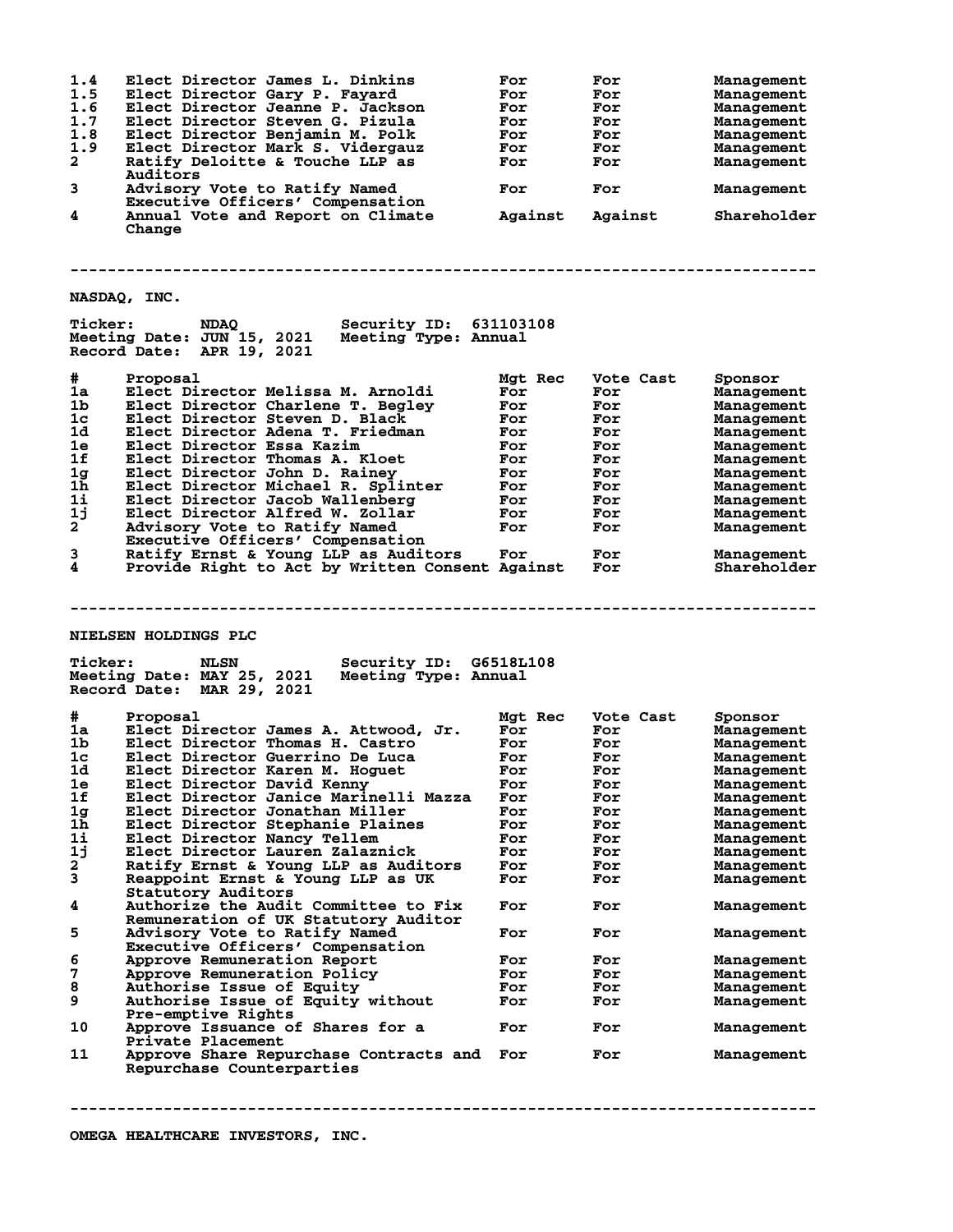| # | Proposal | Mgt Rec | Vote Cast | Sponsor |
|---|---|---|---|---|
| 1.4 | Elect Director James L. Dinkins | For | For | Management |
| 1.5 | Elect Director Gary P. Fayard | For | For | Management |
| 1.6 | Elect Director Jeanne P. Jackson | For | For | Management |
| 1.7 | Elect Director Steven G. Pizula | For | For | Management |
| 1.8 | Elect Director Benjamin M. Polk | For | For | Management |
| 1.9 | Elect Director Mark S. Vidergauz | For | For | Management |
| 2 | Ratify Deloitte & Touche LLP as Auditors | For | For | Management |
| 3 | Advisory Vote to Ratify Named Executive Officers' Compensation | For | For | Management |
| 4 | Annual Vote and Report on Climate Change | Against | Against | Shareholder |

---

## NASDAQ, INC.

**Ticker:** NDAQ **Security ID:** 631103108
**Meeting Date:** JUN 15, 2021 **Meeting Type:** Annual
**Record Date:** APR 19, 2021

| # | Proposal | Mgt Rec | Vote Cast | Sponsor |
|---|---|---|---|---|
| 1a | Elect Director Melissa M. Arnoldi | For | For | Management |
| 1b | Elect Director Charlene T. Begley | For | For | Management |
| 1c | Elect Director Steven D. Black | For | For | Management |
| 1d | Elect Director Adena T. Friedman | For | For | Management |
| 1e | Elect Director Essa Kazim | For | For | Management |
| 1f | Elect Director Thomas A. Kloet | For | For | Management |
| 1g | Elect Director John D. Rainey | For | For | Management |
| 1h | Elect Director Michael R. Splinter | For | For | Management |
| 1i | Elect Director Jacob Wallenberg | For | For | Management |
| 1j | Elect Director Alfred W. Zollar | For | For | Management |
| 2 | Advisory Vote to Ratify Named Executive Officers' Compensation | For | For | Management |
| 3 | Ratify Ernst & Young LLP as Auditors | For | For | Management |
| 4 | Provide Right to Act by Written Consent | Against | For | Shareholder |

---

## NIELSEN HOLDINGS PLC

**Ticker:** NLSN **Security ID:** G6518L108
**Meeting Date:** MAY 25, 2021 **Meeting Type:** Annual
**Record Date:** MAR 29, 2021

| # | Proposal | Mgt Rec | Vote Cast | Sponsor |
|---|---|---|---|---|
| 1a | Elect Director James A. Attwood, Jr. | For | For | Management |
| 1b | Elect Director Thomas H. Castro | For | For | Management |
| 1c | Elect Director Guerrino De Luca | For | For | Management |
| 1d | Elect Director Karen M. Hoguet | For | For | Management |
| 1e | Elect Director David Kenny | For | For | Management |
| 1f | Elect Director Janice Marinelli Mazza | For | For | Management |
| 1g | Elect Director Jonathan Miller | For | For | Management |
| 1h | Elect Director Stephanie Plaines | For | For | Management |
| 1i | Elect Director Nancy Tellem | For | For | Management |
| 1j | Elect Director Lauren Zalaznick | For | For | Management |
| 2 | Ratify Ernst & Young LLP as Auditors | For | For | Management |
| 3 | Reappoint Ernst & Young LLP as UK Statutory Auditors | For | For | Management |
| 4 | Authorize the Audit Committee to Fix Remuneration of UK Statutory Auditor | For | For | Management |
| 5 | Advisory Vote to Ratify Named Executive Officers' Compensation | For | For | Management |
| 6 | Approve Remuneration Report | For | For | Management |
| 7 | Approve Remuneration Policy | For | For | Management |
| 8 | Authorise Issue of Equity | For | For | Management |
| 9 | Authorise Issue of Equity without Pre-emptive Rights | For | For | Management |
| 10 | Approve Issuance of Shares for a Private Placement | For | For | Management |
| 11 | Approve Share Repurchase Contracts and Repurchase Counterparties | For | For | Management |

---

## OMEGA HEALTHCARE INVESTORS, INC.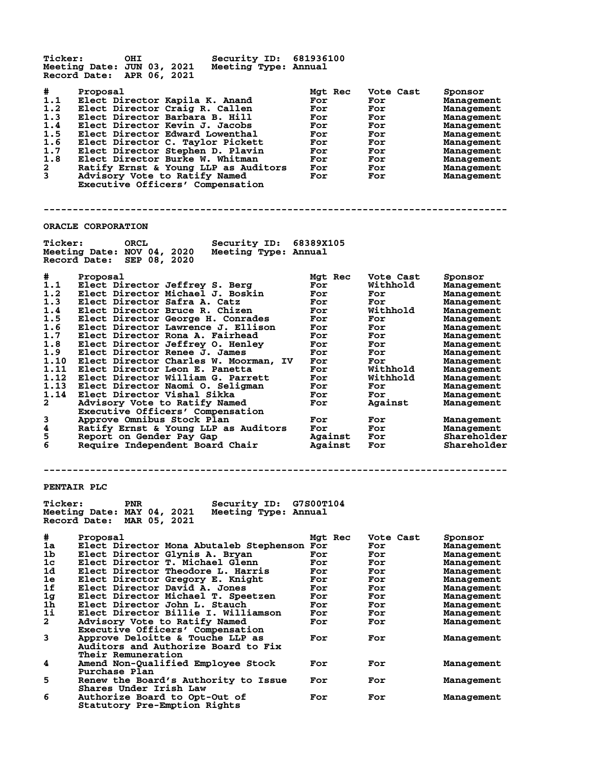**Ticker:** OHI **Security ID:** 681936100
**Meeting Date:** JUN 03, 2021 **Meeting Type:** Annual
**Record Date:** APR 06, 2021

| # | Proposal | Mgt Rec | Vote Cast | Sponsor |
|---|---|---|---|---|
| 1.1 | Elect Director Kapila K. Anand | For | For | Management |
| 1.2 | Elect Director Craig R. Callen | For | For | Management |
| 1.3 | Elect Director Barbara B. Hill | For | For | Management |
| 1.4 | Elect Director Kevin J. Jacobs | For | For | Management |
| 1.5 | Elect Director Edward Lowenthal | For | For | Management |
| 1.6 | Elect Director C. Taylor Pickett | For | For | Management |
| 1.7 | Elect Director Stephen D. Plavin | For | For | Management |
| 1.8 | Elect Director Burke W. Whitman | For | For | Management |
| 2 | Ratify Ernst & Young LLP as Auditors | For | For | Management |
| 3 | Advisory Vote to Ratify Named Executive Officers' Compensation | For | For | Management |

---

## ORACLE CORPORATION

**Ticker:** ORCL **Security ID:** 68389X105
**Meeting Date:** NOV 04, 2020 **Meeting Type:** Annual
**Record Date:** SEP 08, 2020

| # | Proposal | Mgt Rec | Vote Cast | Sponsor |
|---|---|---|---|---|
| 1.1 | Elect Director Jeffrey S. Berg | For | Withhold | Management |
| 1.2 | Elect Director Michael J. Boskin | For | For | Management |
| 1.3 | Elect Director Safra A. Catz | For | For | Management |
| 1.4 | Elect Director Bruce R. Chizen | For | Withhold | Management |
| 1.5 | Elect Director George H. Conrades | For | For | Management |
| 1.6 | Elect Director Lawrence J. Ellison | For | For | Management |
| 1.7 | Elect Director Rona A. Fairhead | For | For | Management |
| 1.8 | Elect Director Jeffrey O. Henley | For | For | Management |
| 1.9 | Elect Director Renee J. James | For | For | Management |
| 1.10 | Elect Director Charles W. Moorman, IV | For | For | Management |
| 1.11 | Elect Director Leon E. Panetta | For | Withhold | Management |
| 1.12 | Elect Director William G. Parrett | For | Withhold | Management |
| 1.13 | Elect Director Naomi O. Seligman | For | For | Management |
| 1.14 | Elect Director Vishal Sikka | For | For | Management |
| 2 | Advisory Vote to Ratify Named Executive Officers' Compensation | For | Against | Management |
| 3 | Approve Omnibus Stock Plan | For | For | Management |
| 4 | Ratify Ernst & Young LLP as Auditors | For | For | Management |
| 5 | Report on Gender Pay Gap | Against | For | Shareholder |
| 6 | Require Independent Board Chair | Against | For | Shareholder |

---

## PENTAIR PLC

**Ticker:** PNR **Security ID:** G7S00T104
**Meeting Date:** MAY 04, 2021 **Meeting Type:** Annual
**Record Date:** MAR 05, 2021

| # | Proposal | Mgt Rec | Vote Cast | Sponsor |
|---|---|---|---|---|
| 1a | Elect Director Mona Abutaleb Stephenson | For | For | Management |
| 1b | Elect Director Glynis A. Bryan | For | For | Management |
| 1c | Elect Director T. Michael Glenn | For | For | Management |
| 1d | Elect Director Theodore L. Harris | For | For | Management |
| 1e | Elect Director Gregory E. Knight | For | For | Management |
| 1f | Elect Director David A. Jones | For | For | Management |
| 1g | Elect Director Michael T. Speetzen | For | For | Management |
| 1h | Elect Director John L. Stauch | For | For | Management |
| 1i | Elect Director Billie I. Williamson | For | For | Management |
| 2 | Advisory Vote to Ratify Named Executive Officers' Compensation | For | For | Management |
| 3 | Approve Deloitte & Touche LLP as Auditors and Authorize Board to Fix Their Remuneration | For | For | Management |
| 4 | Amend Non-Qualified Employee Stock Purchase Plan | For | For | Management |
| 5 | Renew the Board's Authority to Issue Shares Under Irish Law | For | For | Management |
| 6 | Authorize Board to Opt-Out of Statutory Pre-Emption Rights | For | For | Management |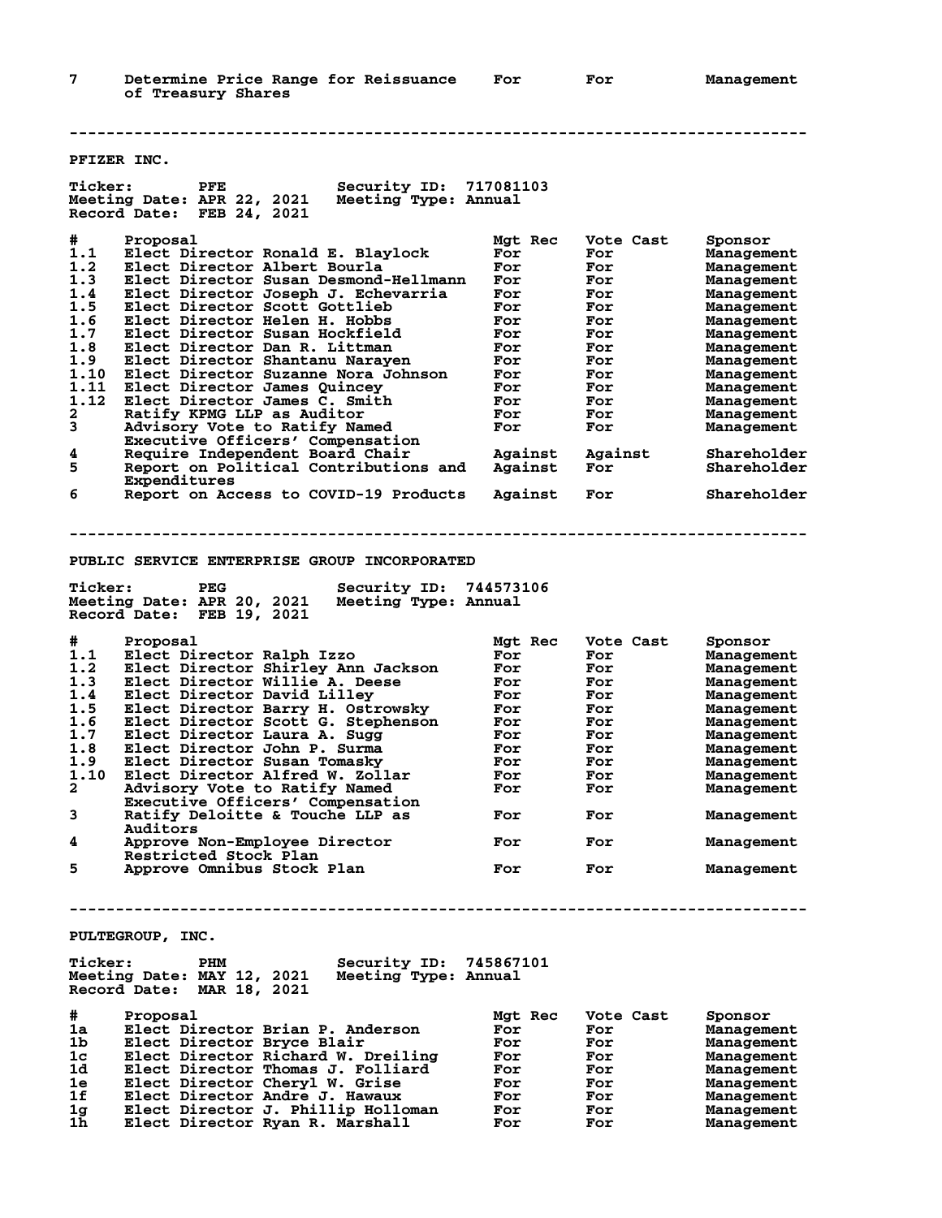| # | Proposal | Mgt Rec | Vote Cast | Sponsor |
|---|---|---|---|---|
| 7 | Determine Price Range for Reissuance of Treasury Shares | For | For | Management |

---

## PFIZER INC.

**Ticker:** PFE **Security ID:** 717081103
**Meeting Date:** APR 22, 2021 **Meeting Type:** Annual
**Record Date:** FEB 24, 2021

| # | Proposal | Mgt Rec | Vote Cast | Sponsor |
|---|---|---|---|---|
| 1.1 | Elect Director Ronald E. Blaylock | For | For | Management |
| 1.2 | Elect Director Albert Bourla | For | For | Management |
| 1.3 | Elect Director Susan Desmond-Hellmann | For | For | Management |
| 1.4 | Elect Director Joseph J. Echevarria | For | For | Management |
| 1.5 | Elect Director Scott Gottlieb | For | For | Management |
| 1.6 | Elect Director Helen H. Hobbs | For | For | Management |
| 1.7 | Elect Director Susan Hockfield | For | For | Management |
| 1.8 | Elect Director Dan R. Littman | For | For | Management |
| 1.9 | Elect Director Shantanu Narayen | For | For | Management |
| 1.10 | Elect Director Suzanne Nora Johnson | For | For | Management |
| 1.11 | Elect Director James Quincey | For | For | Management |
| 1.12 | Elect Director James C. Smith | For | For | Management |
| 2 | Ratify KPMG LLP as Auditor | For | For | Management |
| 3 | Advisory Vote to Ratify Named Executive Officers' Compensation | For | For | Management |
| 4 | Require Independent Board Chair | Against | Against | Shareholder |
| 5 | Report on Political Contributions and Expenditures | Against | For | Shareholder |
| 6 | Report on Access to COVID-19 Products | Against | For | Shareholder |

---

## PUBLIC SERVICE ENTERPRISE GROUP INCORPORATED

**Ticker:** PEG **Security ID:** 744573106
**Meeting Date:** APR 20, 2021 **Meeting Type:** Annual
**Record Date:** FEB 19, 2021

| # | Proposal | Mgt Rec | Vote Cast | Sponsor |
|---|---|---|---|---|
| 1.1 | Elect Director Ralph Izzo | For | For | Management |
| 1.2 | Elect Director Shirley Ann Jackson | For | For | Management |
| 1.3 | Elect Director Willie A. Deese | For | For | Management |
| 1.4 | Elect Director David Lilley | For | For | Management |
| 1.5 | Elect Director Barry H. Ostrowsky | For | For | Management |
| 1.6 | Elect Director Scott G. Stephenson | For | For | Management |
| 1.7 | Elect Director Laura A. Sugg | For | For | Management |
| 1.8 | Elect Director John P. Surma | For | For | Management |
| 1.9 | Elect Director Susan Tomasky | For | For | Management |
| 1.10 | Elect Director Alfred W. Zollar | For | For | Management |
| 2 | Advisory Vote to Ratify Named Executive Officers' Compensation | For | For | Management |
| 3 | Ratify Deloitte & Touche LLP as Auditors | For | For | Management |
| 4 | Approve Non-Employee Director Restricted Stock Plan | For | For | Management |
| 5 | Approve Omnibus Stock Plan | For | For | Management |

---

## PULTEGROUP, INC.

**Ticker:** PHM **Security ID:** 745867101
**Meeting Date:** MAY 12, 2021 **Meeting Type:** Annual
**Record Date:** MAR 18, 2021

| # | Proposal | Mgt Rec | Vote Cast | Sponsor |
|---|---|---|---|---|
| 1a | Elect Director Brian P. Anderson | For | For | Management |
| 1b | Elect Director Bryce Blair | For | For | Management |
| 1c | Elect Director Richard W. Dreiling | For | For | Management |
| 1d | Elect Director Thomas J. Folliard | For | For | Management |
| 1e | Elect Director Cheryl W. Grise | For | For | Management |
| 1f | Elect Director Andre J. Hawaux | For | For | Management |
| 1g | Elect Director J. Phillip Holloman | For | For | Management |
| 1h | Elect Director Ryan R. Marshall | For | For | Management |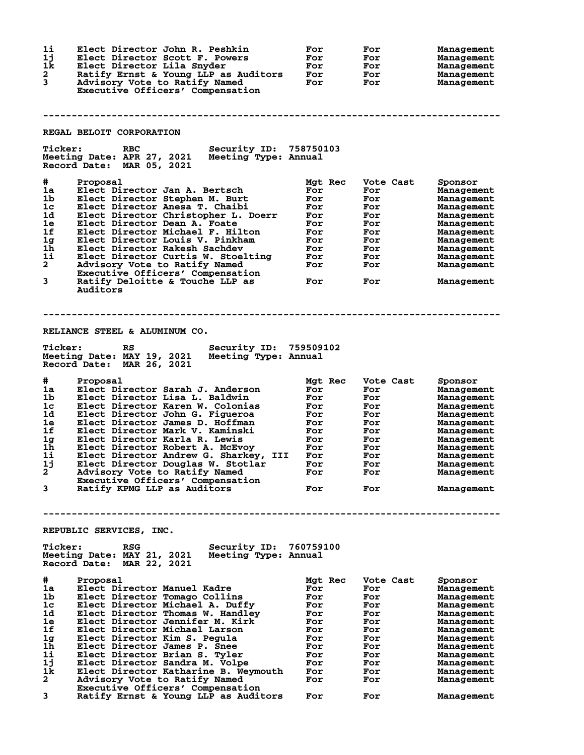| # | Proposal | Mgt Rec | Vote Cast | Sponsor |
|---|---|---|---|---|
| 1i | Elect Director John R. Peshkin | For | For | Management |
| 1j | Elect Director Scott F. Powers | For | For | Management |
| 1k | Elect Director Lila Snyder | For | For | Management |
| 2 | Ratify Ernst & Young LLP as Auditors | For | For | Management |
| 3 | Advisory Vote to Ratify Named Executive Officers' Compensation | For | For | Management |

---

## REGAL BELOIT CORPORATION

**Ticker:** RBC **Security ID:** 758750103
**Meeting Date:** APR 27, 2021 **Meeting Type:** Annual
**Record Date:** MAR 05, 2021

| # | Proposal | Mgt Rec | Vote Cast | Sponsor |
|---|---|---|---|---|
| 1a | Elect Director Jan A. Bertsch | For | For | Management |
| 1b | Elect Director Stephen M. Burt | For | For | Management |
| 1c | Elect Director Anesa T. Chaibi | For | For | Management |
| 1d | Elect Director Christopher L. Doerr | For | For | Management |
| 1e | Elect Director Dean A. Foate | For | For | Management |
| 1f | Elect Director Michael F. Hilton | For | For | Management |
| 1g | Elect Director Louis V. Pinkham | For | For | Management |
| 1h | Elect Director Rakesh Sachdev | For | For | Management |
| 1i | Elect Director Curtis W. Stoelting | For | For | Management |
| 2 | Advisory Vote to Ratify Named Executive Officers' Compensation | For | For | Management |
| 3 | Ratify Deloitte & Touche LLP as Auditors | For | For | Management |

---

## RELIANCE STEEL & ALUMINUM CO.

**Ticker:** RS **Security ID:** 759509102
**Meeting Date:** MAY 19, 2021 **Meeting Type:** Annual
**Record Date:** MAR 26, 2021

| # | Proposal | Mgt Rec | Vote Cast | Sponsor |
|---|---|---|---|---|
| 1a | Elect Director Sarah J. Anderson | For | For | Management |
| 1b | Elect Director Lisa L. Baldwin | For | For | Management |
| 1c | Elect Director Karen W. Colonias | For | For | Management |
| 1d | Elect Director John G. Figueroa | For | For | Management |
| 1e | Elect Director James D. Hoffman | For | For | Management |
| 1f | Elect Director Mark V. Kaminski | For | For | Management |
| 1g | Elect Director Karla R. Lewis | For | For | Management |
| 1h | Elect Director Robert A. McEvoy | For | For | Management |
| 1i | Elect Director Andrew G. Sharkey, III | For | For | Management |
| 1j | Elect Director Douglas W. Stotlar | For | For | Management |
| 2 | Advisory Vote to Ratify Named Executive Officers' Compensation | For | For | Management |
| 3 | Ratify KPMG LLP as Auditors | For | For | Management |

---

## REPUBLIC SERVICES, INC.

**Ticker:** RSG **Security ID:** 760759100
**Meeting Date:** MAY 21, 2021 **Meeting Type:** Annual
**Record Date:** MAR 22, 2021

| # | Proposal | Mgt Rec | Vote Cast | Sponsor |
|---|---|---|---|---|
| 1a | Elect Director Manuel Kadre | For | For | Management |
| 1b | Elect Director Tomago Collins | For | For | Management |
| 1c | Elect Director Michael A. Duffy | For | For | Management |
| 1d | Elect Director Thomas W. Handley | For | For | Management |
| 1e | Elect Director Jennifer M. Kirk | For | For | Management |
| 1f | Elect Director Michael Larson | For | For | Management |
| 1g | Elect Director Kim S. Pegula | For | For | Management |
| 1h | Elect Director James P. Snee | For | For | Management |
| 1i | Elect Director Brian S. Tyler | For | For | Management |
| 1j | Elect Director Sandra M. Volpe | For | For | Management |
| 1k | Elect Director Katharine B. Weymouth | For | For | Management |
| 2 | Advisory Vote to Ratify Named Executive Officers' Compensation | For | For | Management |
| 3 | Ratify Ernst & Young LLP as Auditors | For | For | Management |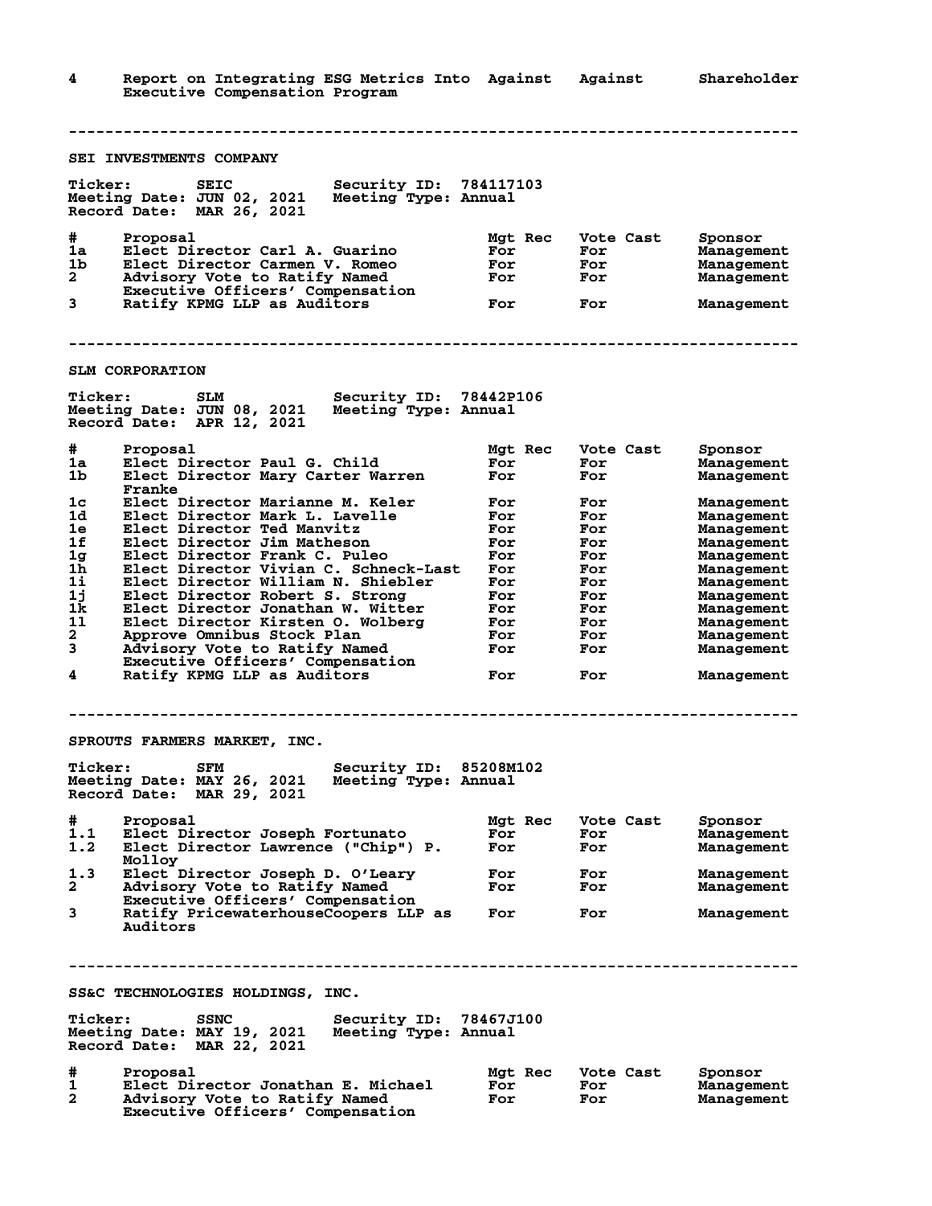| # | Proposal | Mgt Rec | Vote Cast | Sponsor |
|---|---|---|---|---|
| 4 | Report on Integrating ESG Metrics Into Executive Compensation Program | Against | Against | Shareholder |

---

## SEI INVESTMENTS COMPANY

**Ticker:** SEIC **Security ID:** 784117103
**Meeting Date:** JUN 02, 2021 **Meeting Type:** Annual
**Record Date:** MAR 26, 2021

| # | Proposal | Mgt Rec | Vote Cast | Sponsor |
|---|---|---|---|---|
| 1a | Elect Director Carl A. Guarino | For | For | Management |
| 1b | Elect Director Carmen V. Romeo | For | For | Management |
| 2 | Advisory Vote to Ratify Named Executive Officers' Compensation | For | For | Management |
| 3 | Ratify KPMG LLP as Auditors | For | For | Management |

---

## SLM CORPORATION

**Ticker:** SLM **Security ID:** 78442P106
**Meeting Date:** JUN 08, 2021 **Meeting Type:** Annual
**Record Date:** APR 12, 2021

| # | Proposal | Mgt Rec | Vote Cast | Sponsor |
|---|---|---|---|---|
| 1a | Elect Director Paul G. Child | For | For | Management |
| 1b | Elect Director Mary Carter Warren Franke | For | For | Management |
| 1c | Elect Director Marianne M. Keler | For | For | Management |
| 1d | Elect Director Mark L. Lavelle | For | For | Management |
| 1e | Elect Director Ted Manvitz | For | For | Management |
| 1f | Elect Director Jim Matheson | For | For | Management |
| 1g | Elect Director Frank C. Puleo | For | For | Management |
| 1h | Elect Director Vivian C. Schneck-Last | For | For | Management |
| 1i | Elect Director William N. Shiebler | For | For | Management |
| 1j | Elect Director Robert S. Strong | For | For | Management |
| 1k | Elect Director Jonathan W. Witter | For | For | Management |
| 1l | Elect Director Kirsten O. Wolberg | For | For | Management |
| 2 | Approve Omnibus Stock Plan | For | For | Management |
| 3 | Advisory Vote to Ratify Named Executive Officers' Compensation | For | For | Management |
| 4 | Ratify KPMG LLP as Auditors | For | For | Management |

---

## SPROUTS FARMERS MARKET, INC.

**Ticker:** SFM **Security ID:** 85208M102
**Meeting Date:** MAY 26, 2021 **Meeting Type:** Annual
**Record Date:** MAR 29, 2021

| # | Proposal | Mgt Rec | Vote Cast | Sponsor |
|---|---|---|---|---|
| 1.1 | Elect Director Joseph Fortunato | For | For | Management |
| 1.2 | Elect Director Lawrence ("Chip") P. Molloy | For | For | Management |
| 1.3 | Elect Director Joseph D. O'Leary | For | For | Management |
| 2 | Advisory Vote to Ratify Named Executive Officers' Compensation | For | For | Management |
| 3 | Ratify PricewaterhouseCoopers LLP as Auditors | For | For | Management |

---

## SS&C TECHNOLOGIES HOLDINGS, INC.

**Ticker:** SSNC **Security ID:** 78467J100
**Meeting Date:** MAY 19, 2021 **Meeting Type:** Annual
**Record Date:** MAR 22, 2021

| # | Proposal | Mgt Rec | Vote Cast | Sponsor |
|---|---|---|---|---|
| 1 | Elect Director Jonathan E. Michael | For | For | Management |
| 2 | Advisory Vote to Ratify Named Executive Officers' Compensation | For | For | Management |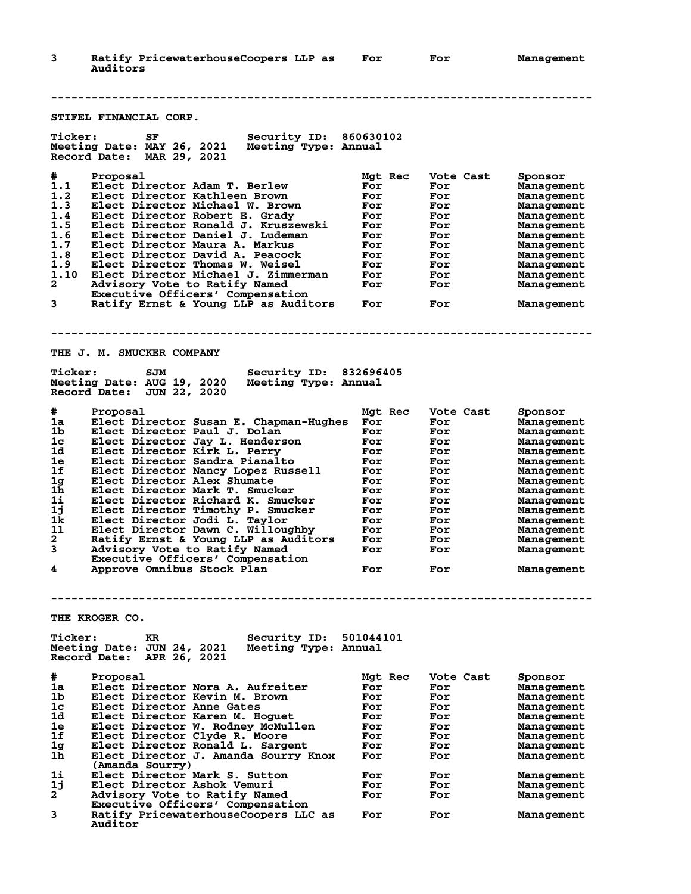| # | Proposal | Mgt Rec | Vote Cast | Sponsor |
|---|---|---|---|---|
| 3 | Ratify PricewaterhouseCoopers LLP as Auditors | For | For | Management |

---

## STIFEL FINANCIAL CORP.

**Ticker:** SF **Security ID:** 860630102
**Meeting Date:** MAY 26, 2021 **Meeting Type:** Annual
**Record Date:** MAR 29, 2021

| # | Proposal | Mgt Rec | Vote Cast | Sponsor |
|---|---|---|---|---|
| 1.1 | Elect Director Adam T. Berlew | For | For | Management |
| 1.2 | Elect Director Kathleen Brown | For | For | Management |
| 1.3 | Elect Director Michael W. Brown | For | For | Management |
| 1.4 | Elect Director Robert E. Grady | For | For | Management |
| 1.5 | Elect Director Ronald J. Kruszewski | For | For | Management |
| 1.6 | Elect Director Daniel J. Ludeman | For | For | Management |
| 1.7 | Elect Director Maura A. Markus | For | For | Management |
| 1.8 | Elect Director David A. Peacock | For | For | Management |
| 1.9 | Elect Director Thomas W. Weisel | For | For | Management |
| 1.10 | Elect Director Michael J. Zimmerman | For | For | Management |
| 2 | Advisory Vote to Ratify Named Executive Officers' Compensation | For | For | Management |
| 3 | Ratify Ernst & Young LLP as Auditors | For | For | Management |

---

## THE J. M. SMUCKER COMPANY

**Ticker:** SJM **Security ID:** 832696405
**Meeting Date:** AUG 19, 2020 **Meeting Type:** Annual
**Record Date:** JUN 22, 2020

| # | Proposal | Mgt Rec | Vote Cast | Sponsor |
|---|---|---|---|---|
| 1a | Elect Director Susan E. Chapman-Hughes | For | For | Management |
| 1b | Elect Director Paul J. Dolan | For | For | Management |
| 1c | Elect Director Jay L. Henderson | For | For | Management |
| 1d | Elect Director Kirk L. Perry | For | For | Management |
| 1e | Elect Director Sandra Pianalto | For | For | Management |
| 1f | Elect Director Nancy Lopez Russell | For | For | Management |
| 1g | Elect Director Alex Shumate | For | For | Management |
| 1h | Elect Director Mark T. Smucker | For | For | Management |
| 1i | Elect Director Richard K. Smucker | For | For | Management |
| 1j | Elect Director Timothy P. Smucker | For | For | Management |
| 1k | Elect Director Jodi L. Taylor | For | For | Management |
| 1l | Elect Director Dawn C. Willoughby | For | For | Management |
| 2 | Ratify Ernst & Young LLP as Auditors | For | For | Management |
| 3 | Advisory Vote to Ratify Named Executive Officers' Compensation | For | For | Management |
| 4 | Approve Omnibus Stock Plan | For | For | Management |

---

## THE KROGER CO.

**Ticker:** KR **Security ID:** 501044101
**Meeting Date:** JUN 24, 2021 **Meeting Type:** Annual
**Record Date:** APR 26, 2021

| # | Proposal | Mgt Rec | Vote Cast | Sponsor |
|---|---|---|---|---|
| 1a | Elect Director Nora A. Aufreiter | For | For | Management |
| 1b | Elect Director Kevin M. Brown | For | For | Management |
| 1c | Elect Director Anne Gates | For | For | Management |
| 1d | Elect Director Karen M. Hoguet | For | For | Management |
| 1e | Elect Director W. Rodney McMullen | For | For | Management |
| 1f | Elect Director Clyde R. Moore | For | For | Management |
| 1g | Elect Director Ronald L. Sargent | For | For | Management |
| 1h | Elect Director J. Amanda Sourry Knox (Amanda Sourry) | For | For | Management |
| 1i | Elect Director Mark S. Sutton | For | For | Management |
| 1j | Elect Director Ashok Vemuri | For | For | Management |
| 2 | Advisory Vote to Ratify Named Executive Officers' Compensation | For | For | Management |
| 3 | Ratify PricewaterhouseCoopers LLC as Auditor | For | For | Management |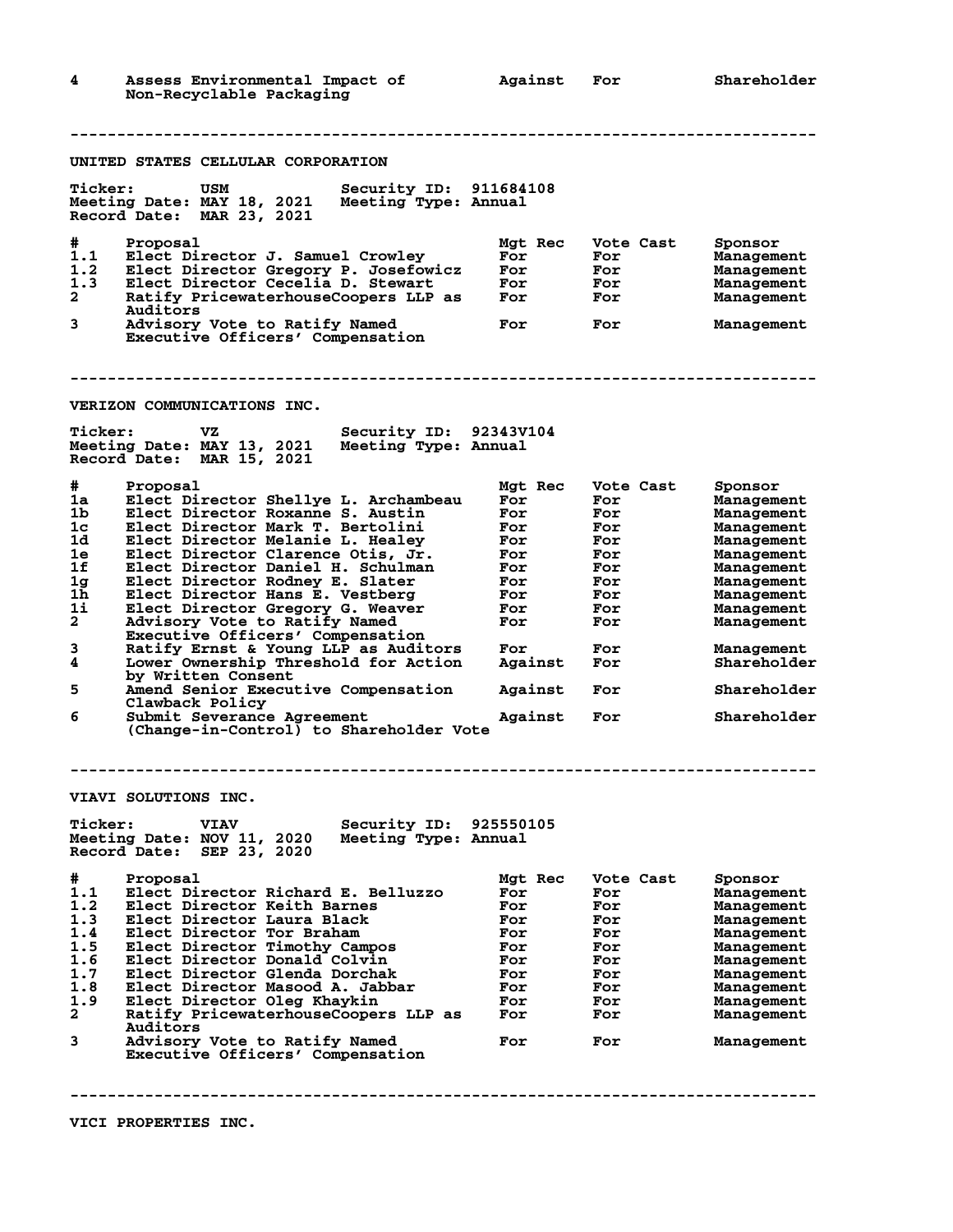| # | Proposal | Mgt Rec | Vote Cast | Sponsor |
|---|---|---|---|---|
| 4 | Assess Environmental Impact of Non-Recyclable Packaging | Against | For | Shareholder |

---

## UNITED STATES CELLULAR CORPORATION

**Ticker:** USM **Security ID:** 911684108
**Meeting Date:** MAY 18, 2021 **Meeting Type:** Annual
**Record Date:** MAR 23, 2021

| # | Proposal | Mgt Rec | Vote Cast | Sponsor |
|---|---|---|---|---|
| 1.1 | Elect Director J. Samuel Crowley | For | For | Management |
| 1.2 | Elect Director Gregory P. Josefowicz | For | For | Management |
| 1.3 | Elect Director Cecelia D. Stewart | For | For | Management |
| 2 | Ratify PricewaterhouseCoopers LLP as Auditors | For | For | Management |
| 3 | Advisory Vote to Ratify Named Executive Officers' Compensation | For | For | Management |

---

## VERIZON COMMUNICATIONS INC.

**Ticker:** VZ **Security ID:** 92343V104
**Meeting Date:** MAY 13, 2021 **Meeting Type:** Annual
**Record Date:** MAR 15, 2021

| # | Proposal | Mgt Rec | Vote Cast | Sponsor |
|---|---|---|---|---|
| 1a | Elect Director Shellye L. Archambeau | For | For | Management |
| 1b | Elect Director Roxanne S. Austin | For | For | Management |
| 1c | Elect Director Mark T. Bertolini | For | For | Management |
| 1d | Elect Director Melanie L. Healey | For | For | Management |
| 1e | Elect Director Clarence Otis, Jr. | For | For | Management |
| 1f | Elect Director Daniel H. Schulman | For | For | Management |
| 1g | Elect Director Rodney E. Slater | For | For | Management |
| 1h | Elect Director Hans E. Vestberg | For | For | Management |
| 1i | Elect Director Gregory G. Weaver | For | For | Management |
| 2 | Advisory Vote to Ratify Named Executive Officers' Compensation | For | For | Management |
| 3 | Ratify Ernst & Young LLP as Auditors | For | For | Management |
| 4 | Lower Ownership Threshold for Action by Written Consent | Against | For | Shareholder |
| 5 | Amend Senior Executive Compensation Clawback Policy | Against | For | Shareholder |
| 6 | Submit Severance Agreement (Change-in-Control) to Shareholder Vote | Against | For | Shareholder |

---

## VIAVI SOLUTIONS INC.

**Ticker:** VIAV **Security ID:** 925550105
**Meeting Date:** NOV 11, 2020 **Meeting Type:** Annual
**Record Date:** SEP 23, 2020

| # | Proposal | Mgt Rec | Vote Cast | Sponsor |
|---|---|---|---|---|
| 1.1 | Elect Director Richard E. Belluzzo | For | For | Management |
| 1.2 | Elect Director Keith Barnes | For | For | Management |
| 1.3 | Elect Director Laura Black | For | For | Management |
| 1.4 | Elect Director Tor Braham | For | For | Management |
| 1.5 | Elect Director Timothy Campos | For | For | Management |
| 1.6 | Elect Director Donald Colvin | For | For | Management |
| 1.7 | Elect Director Glenda Dorchak | For | For | Management |
| 1.8 | Elect Director Masood A. Jabbar | For | For | Management |
| 1.9 | Elect Director Oleg Khaykin | For | For | Management |
| 2 | Ratify PricewaterhouseCoopers LLP as Auditors | For | For | Management |
| 3 | Advisory Vote to Ratify Named Executive Officers' Compensation | For | For | Management |

---

## VICI PROPERTIES INC.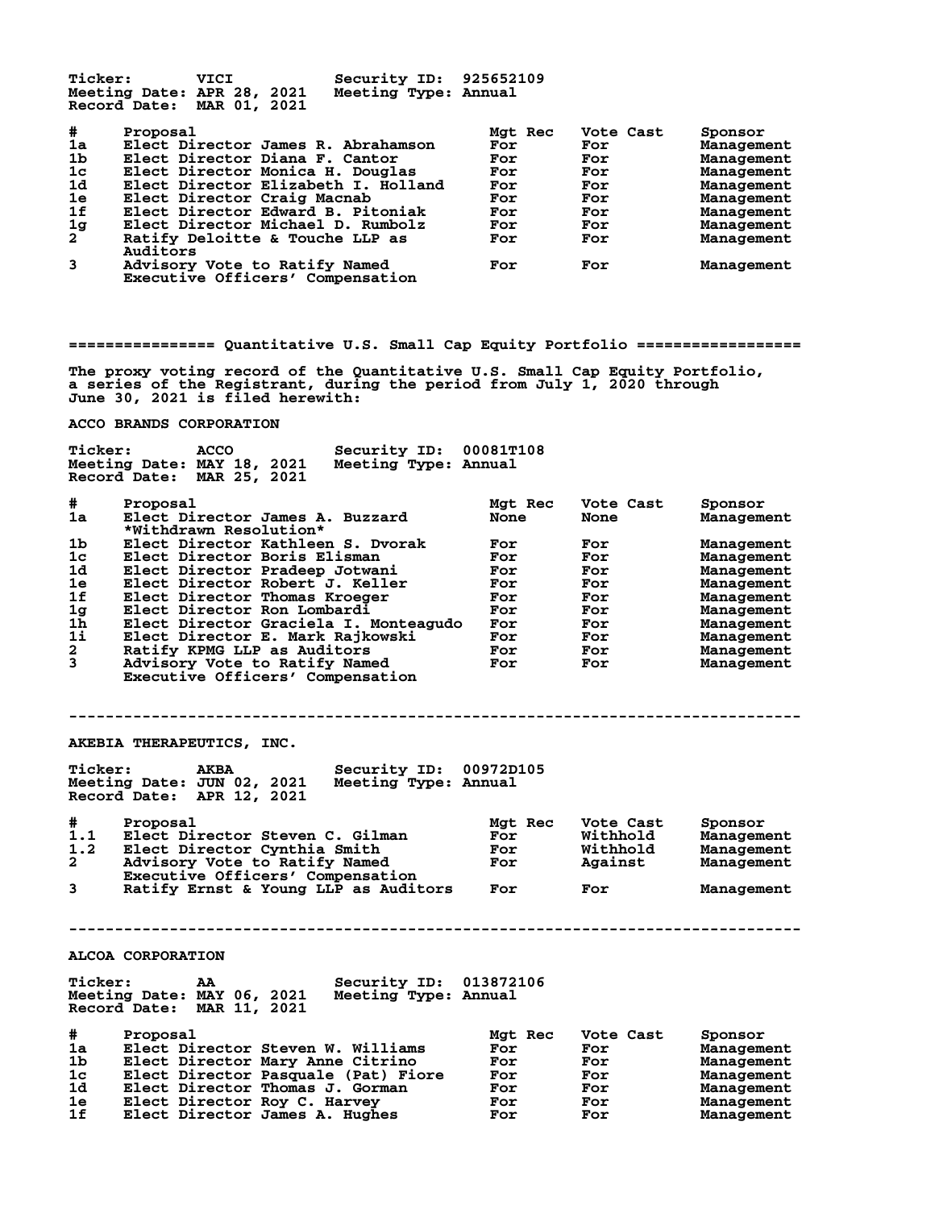Ticker: VICI Security ID: 925652109
Meeting Date: APR 28, 2021 Meeting Type: Annual
Record Date: MAR 01, 2021

| # | Proposal | Mgt Rec | Vote Cast | Sponsor |
|---|---|---|---|---|
| 1a | Elect Director James R. Abrahamson | For | For | Management |
| 1b | Elect Director Diana F. Cantor | For | For | Management |
| 1c | Elect Director Monica H. Douglas | For | For | Management |
| 1d | Elect Director Elizabeth I. Holland | For | For | Management |
| 1e | Elect Director Craig Macnab | For | For | Management |
| 1f | Elect Director Edward B. Pitoniak | For | For | Management |
| 1g | Elect Director Michael D. Rumbolz | For | For | Management |
| 2 | Ratify Deloitte & Touche LLP as Auditors | For | For | Management |
| 3 | Advisory Vote to Ratify Named Executive Officers' Compensation | For | For | Management |

## Quantitative U.S. Small Cap Equity Portfolio

The proxy voting record of the Quantitative U.S. Small Cap Equity Portfolio, a series of the Registrant, during the period from July 1, 2020 through June 30, 2021 is filed herewith:

### ACCO BRANDS CORPORATION

Ticker: ACCO Security ID: 00081T108
Meeting Date: MAY 18, 2021 Meeting Type: Annual
Record Date: MAR 25, 2021

| # | Proposal | Mgt Rec | Vote Cast | Sponsor |
|---|---|---|---|---|
| 1a | Elect Director James A. Buzzard *Withdrawn Resolution* | None | None | Management |
| 1b | Elect Director Kathleen S. Dvorak | For | For | Management |
| 1c | Elect Director Boris Elisman | For | For | Management |
| 1d | Elect Director Pradeep Jotwani | For | For | Management |
| 1e | Elect Director Robert J. Keller | For | For | Management |
| 1f | Elect Director Thomas Kroeger | For | For | Management |
| 1g | Elect Director Ron Lombardi | For | For | Management |
| 1h | Elect Director Graciela I. Monteagudo | For | For | Management |
| 1i | Elect Director E. Mark Rajkowski | For | For | Management |
| 2 | Ratify KPMG LLP as Auditors | For | For | Management |
| 3 | Advisory Vote to Ratify Named Executive Officers' Compensation | For | For | Management |

---

### AKEBIA THERAPEUTICS, INC.

Ticker: AKBA Security ID: 00972D105
Meeting Date: JUN 02, 2021 Meeting Type: Annual
Record Date: APR 12, 2021

| # | Proposal | Mgt Rec | Vote Cast | Sponsor |
|---|---|---|---|---|
| 1.1 | Elect Director Steven C. Gilman | For | Withhold | Management |
| 1.2 | Elect Director Cynthia Smith | For | Withhold | Management |
| 2 | Advisory Vote to Ratify Named Executive Officers' Compensation | For | Against | Management |
| 3 | Ratify Ernst & Young LLP as Auditors | For | For | Management |

---

### ALCOA CORPORATION

Ticker: AA Security ID: 013872106
Meeting Date: MAY 06, 2021 Meeting Type: Annual
Record Date: MAR 11, 2021

| # | Proposal | Mgt Rec | Vote Cast | Sponsor |
|---|---|---|---|---|
| 1a | Elect Director Steven W. Williams | For | For | Management |
| 1b | Elect Director Mary Anne Citrino | For | For | Management |
| 1c | Elect Director Pasquale (Pat) Fiore | For | For | Management |
| 1d | Elect Director Thomas J. Gorman | For | For | Management |
| 1e | Elect Director Roy C. Harvey | For | For | Management |
| 1f | Elect Director James A. Hughes | For | For | Management |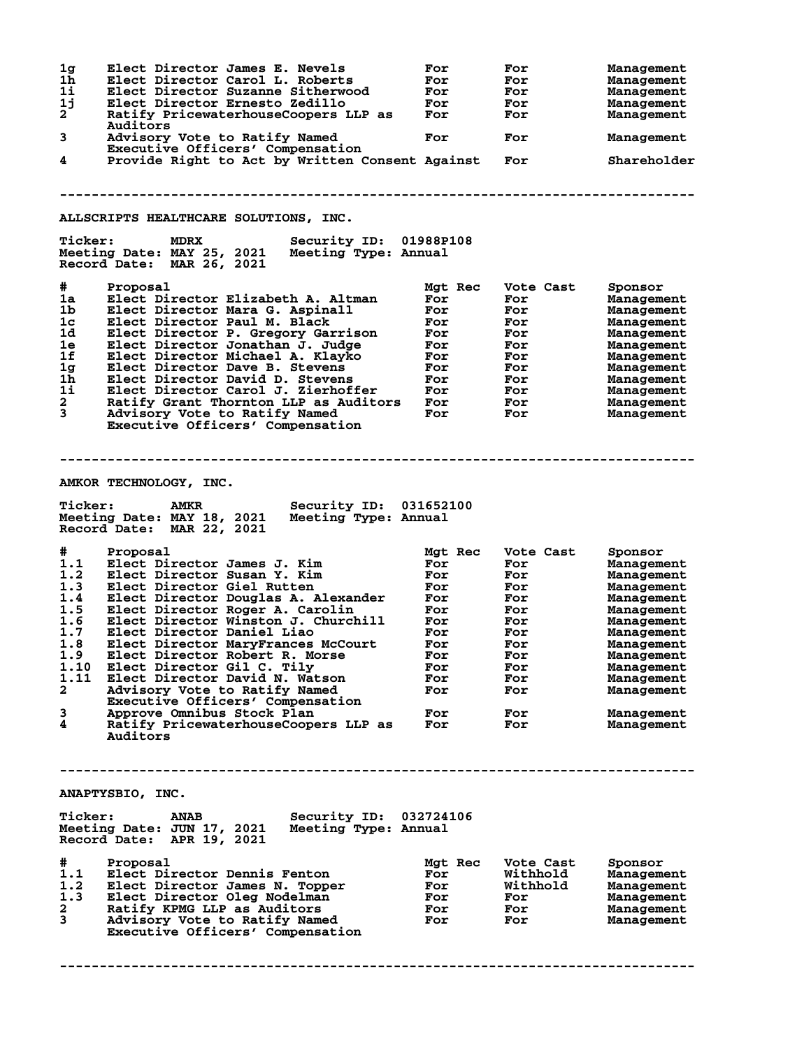| # | Proposal | Mgt Rec | Vote Cast | Sponsor |
|---|---|---|---|---|
| 1g | Elect Director James E. Nevels | For | For | Management |
| 1h | Elect Director Carol L. Roberts | For | For | Management |
| 1i | Elect Director Suzanne Sitherwood | For | For | Management |
| 1j | Elect Director Ernesto Zedillo | For | For | Management |
| 2 | Ratify PricewaterhouseCoopers LLP as Auditors | For | For | Management |
| 3 | Advisory Vote to Ratify Named Executive Officers' Compensation | For | For | Management |
| 4 | Provide Right to Act by Written Consent | Against | For | Shareholder |

---

## ALLSCRIPTS HEALTHCARE SOLUTIONS, INC.

**Ticker:** MDRX **Security ID:** 01988P108
**Meeting Date:** MAY 25, 2021 **Meeting Type:** Annual
**Record Date:** MAR 26, 2021

| # | Proposal | Mgt Rec | Vote Cast | Sponsor |
|---|---|---|---|---|
| 1a | Elect Director Elizabeth A. Altman | For | For | Management |
| 1b | Elect Director Mara G. Aspinall | For | For | Management |
| 1c | Elect Director Paul M. Black | For | For | Management |
| 1d | Elect Director P. Gregory Garrison | For | For | Management |
| 1e | Elect Director Jonathan J. Judge | For | For | Management |
| 1f | Elect Director Michael A. Klayko | For | For | Management |
| 1g | Elect Director Dave B. Stevens | For | For | Management |
| 1h | Elect Director David D. Stevens | For | For | Management |
| 1i | Elect Director Carol J. Zierhoffer | For | For | Management |
| 2 | Ratify Grant Thornton LLP as Auditors | For | For | Management |
| 3 | Advisory Vote to Ratify Named Executive Officers' Compensation | For | For | Management |

---

## AMKOR TECHNOLOGY, INC.

**Ticker:** AMKR **Security ID:** 031652100
**Meeting Date:** MAY 18, 2021 **Meeting Type:** Annual
**Record Date:** MAR 22, 2021

| # | Proposal | Mgt Rec | Vote Cast | Sponsor |
|---|---|---|---|---|
| 1.1 | Elect Director James J. Kim | For | For | Management |
| 1.2 | Elect Director Susan Y. Kim | For | For | Management |
| 1.3 | Elect Director Giel Rutten | For | For | Management |
| 1.4 | Elect Director Douglas A. Alexander | For | For | Management |
| 1.5 | Elect Director Roger A. Carolin | For | For | Management |
| 1.6 | Elect Director Winston J. Churchill | For | For | Management |
| 1.7 | Elect Director Daniel Liao | For | For | Management |
| 1.8 | Elect Director MaryFrances McCourt | For | For | Management |
| 1.9 | Elect Director Robert R. Morse | For | For | Management |
| 1.10 | Elect Director Gil C. Tily | For | For | Management |
| 1.11 | Elect Director David N. Watson | For | For | Management |
| 2 | Advisory Vote to Ratify Named Executive Officers' Compensation | For | For | Management |
| 3 | Approve Omnibus Stock Plan | For | For | Management |
| 4 | Ratify PricewaterhouseCoopers LLP as Auditors | For | For | Management |

---

## ANAPTYSBIO, INC.

**Ticker:** ANAB **Security ID:** 032724106
**Meeting Date:** JUN 17, 2021 **Meeting Type:** Annual
**Record Date:** APR 19, 2021

| # | Proposal | Mgt Rec | Vote Cast | Sponsor |
|---|---|---|---|---|
| 1.1 | Elect Director Dennis Fenton | For | Withhold | Management |
| 1.2 | Elect Director James N. Topper | For | Withhold | Management |
| 1.3 | Elect Director Oleg Nodelman | For | For | Management |
| 2 | Ratify KPMG LLP as Auditors | For | For | Management |
| 3 | Advisory Vote to Ratify Named Executive Officers' Compensation | For | For | Management |

---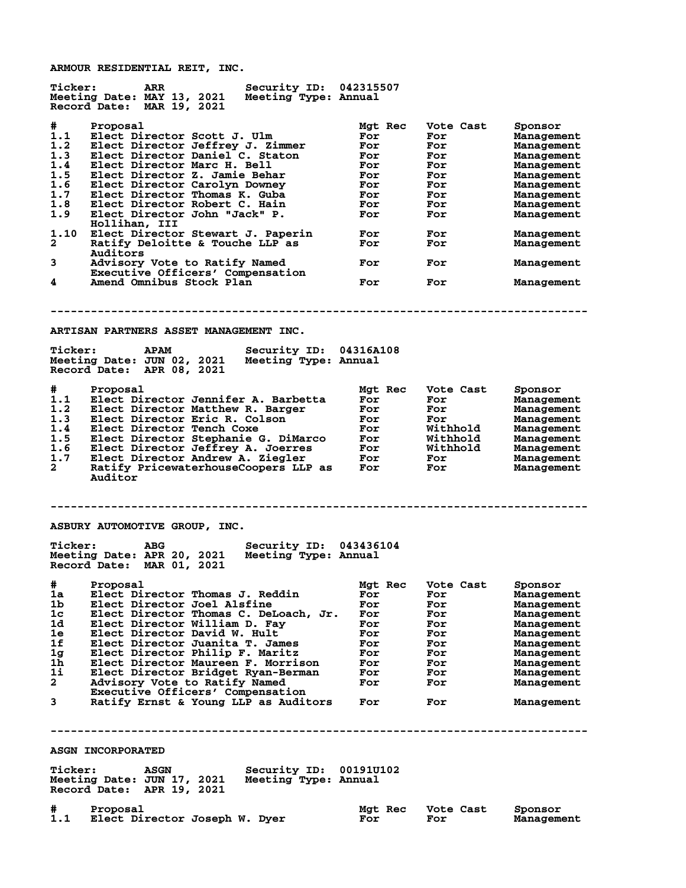## ARMOUR RESIDENTIAL REIT, INC.

**Ticker:** ARR **Security ID:** 042315507
**Meeting Date:** MAY 13, 2021 **Meeting Type:** Annual
**Record Date:** MAR 19, 2021

| # | Proposal | Mgt Rec | Vote Cast | Sponsor |
|---|---|---|---|---|
| 1.1 | Elect Director Scott J. Ulm | For | For | Management |
| 1.2 | Elect Director Jeffrey J. Zimmer | For | For | Management |
| 1.3 | Elect Director Daniel C. Staton | For | For | Management |
| 1.4 | Elect Director Marc H. Bell | For | For | Management |
| 1.5 | Elect Director Z. Jamie Behar | For | For | Management |
| 1.6 | Elect Director Carolyn Downey | For | For | Management |
| 1.7 | Elect Director Thomas K. Guba | For | For | Management |
| 1.8 | Elect Director Robert C. Hain | For | For | Management |
| 1.9 | Elect Director John "Jack" P. Hollihan, III | For | For | Management |
| 1.10 | Elect Director Stewart J. Paperin | For | For | Management |
| 2 | Ratify Deloitte & Touche LLP as Auditors | For | For | Management |
| 3 | Advisory Vote to Ratify Named Executive Officers' Compensation | For | For | Management |
| 4 | Amend Omnibus Stock Plan | For | For | Management |

---

## ARTISAN PARTNERS ASSET MANAGEMENT INC.

**Ticker:** APAM **Security ID:** 04316A108
**Meeting Date:** JUN 02, 2021 **Meeting Type:** Annual
**Record Date:** APR 08, 2021

| # | Proposal | Mgt Rec | Vote Cast | Sponsor |
|---|---|---|---|---|
| 1.1 | Elect Director Jennifer A. Barbetta | For | For | Management |
| 1.2 | Elect Director Matthew R. Barger | For | For | Management |
| 1.3 | Elect Director Eric R. Colson | For | For | Management |
| 1.4 | Elect Director Tench Coxe | For | Withhold | Management |
| 1.5 | Elect Director Stephanie G. DiMarco | For | Withhold | Management |
| 1.6 | Elect Director Jeffrey A. Joerres | For | Withhold | Management |
| 1.7 | Elect Director Andrew A. Ziegler | For | For | Management |
| 2 | Ratify PricewaterhouseCoopers LLP as Auditor | For | For | Management |

---

## ASBURY AUTOMOTIVE GROUP, INC.

**Ticker:** ABG **Security ID:** 043436104
**Meeting Date:** APR 20, 2021 **Meeting Type:** Annual
**Record Date:** MAR 01, 2021

| # | Proposal | Mgt Rec | Vote Cast | Sponsor |
|---|---|---|---|---|
| 1a | Elect Director Thomas J. Reddin | For | For | Management |
| 1b | Elect Director Joel Alsfine | For | For | Management |
| 1c | Elect Director Thomas C. DeLoach, Jr. | For | For | Management |
| 1d | Elect Director William D. Fay | For | For | Management |
| 1e | Elect Director David W. Hult | For | For | Management |
| 1f | Elect Director Juanita T. James | For | For | Management |
| 1g | Elect Director Philip F. Maritz | For | For | Management |
| 1h | Elect Director Maureen F. Morrison | For | For | Management |
| 1i | Elect Director Bridget Ryan-Berman | For | For | Management |
| 2 | Advisory Vote to Ratify Named Executive Officers' Compensation | For | For | Management |
| 3 | Ratify Ernst & Young LLP as Auditors | For | For | Management |

---

## ASGN INCORPORATED

**Ticker:** ASGN **Security ID:** 00191U102
**Meeting Date:** JUN 17, 2021 **Meeting Type:** Annual
**Record Date:** APR 19, 2021

| # | Proposal | Mgt Rec | Vote Cast | Sponsor |
|---|---|---|---|---|
| 1.1 | Elect Director Joseph W. Dyer | For | For | Management |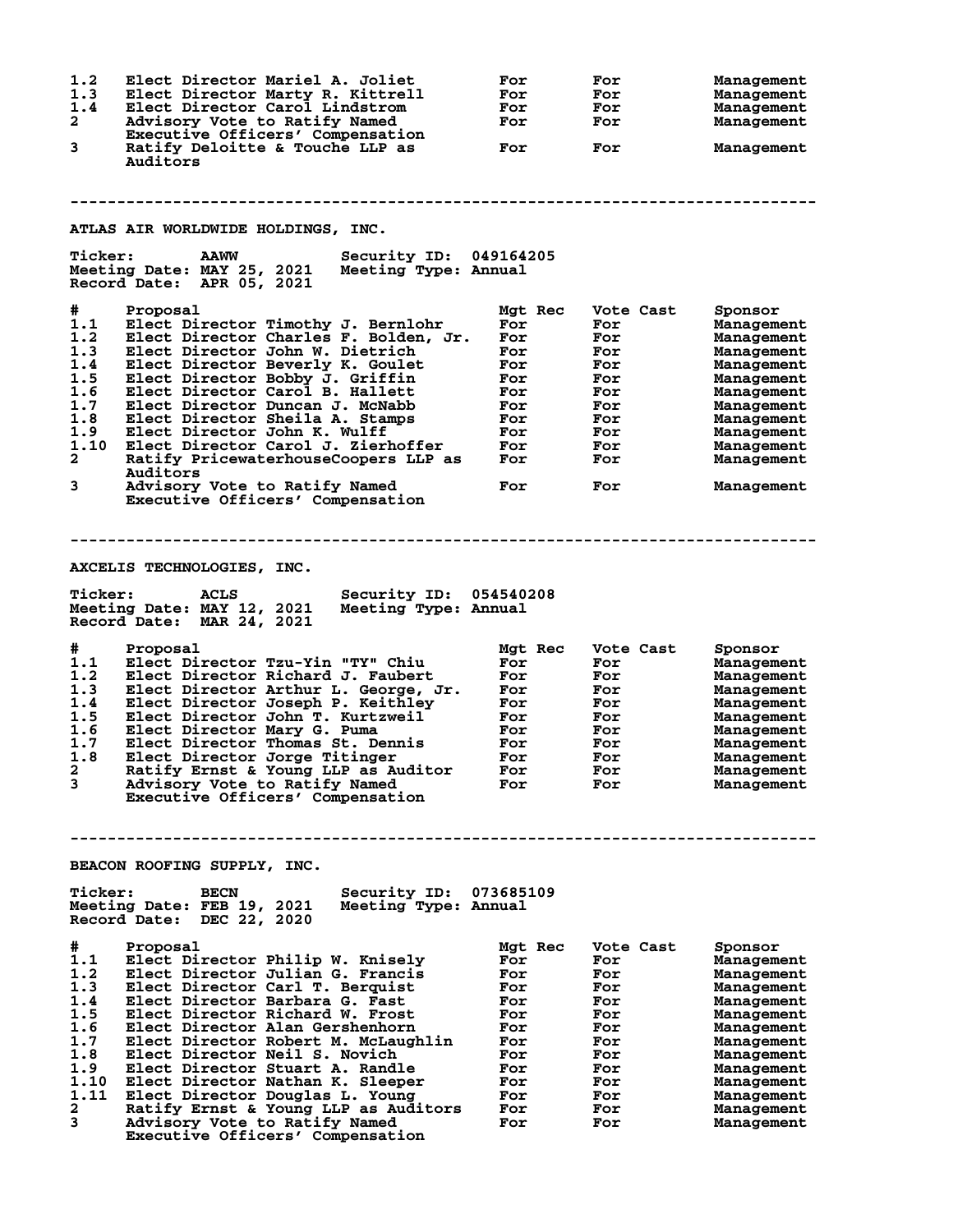| # | Proposal | Mgt Rec | Vote Cast | Sponsor |
|---|---|---|---|---|
| 1.2 | Elect Director Mariel A. Joliet | For | For | Management |
| 1.3 | Elect Director Marty R. Kittrell | For | For | Management |
| 1.4 | Elect Director Carol Lindstrom | For | For | Management |
| 2 | Advisory Vote to Ratify Named Executive Officers' Compensation | For | For | Management |
| 3 | Ratify Deloitte & Touche LLP as Auditors | For | For | Management |

---

## ATLAS AIR WORLDWIDE HOLDINGS, INC.

**Ticker:** AAWW **Security ID:** 049164205
**Meeting Date:** MAY 25, 2021 **Meeting Type:** Annual
**Record Date:** APR 05, 2021

| # | Proposal | Mgt Rec | Vote Cast | Sponsor |
|---|---|---|---|---|
| 1.1 | Elect Director Timothy J. Bernlohr | For | For | Management |
| 1.2 | Elect Director Charles F. Bolden, Jr. | For | For | Management |
| 1.3 | Elect Director John W. Dietrich | For | For | Management |
| 1.4 | Elect Director Beverly K. Goulet | For | For | Management |
| 1.5 | Elect Director Bobby J. Griffin | For | For | Management |
| 1.6 | Elect Director Carol B. Hallett | For | For | Management |
| 1.7 | Elect Director Duncan J. McNabb | For | For | Management |
| 1.8 | Elect Director Sheila A. Stamps | For | For | Management |
| 1.9 | Elect Director John K. Wulff | For | For | Management |
| 1.10 | Elect Director Carol J. Zierhoffer | For | For | Management |
| 2 | Ratify PricewaterhouseCoopers LLP as Auditors | For | For | Management |
| 3 | Advisory Vote to Ratify Named Executive Officers' Compensation | For | For | Management |

---

## AXCELIS TECHNOLOGIES, INC.

**Ticker:** ACLS **Security ID:** 054540208
**Meeting Date:** MAY 12, 2021 **Meeting Type:** Annual
**Record Date:** MAR 24, 2021

| # | Proposal | Mgt Rec | Vote Cast | Sponsor |
|---|---|---|---|---|
| 1.1 | Elect Director Tzu-Yin "TY" Chiu | For | For | Management |
| 1.2 | Elect Director Richard J. Faubert | For | For | Management |
| 1.3 | Elect Director Arthur L. George, Jr. | For | For | Management |
| 1.4 | Elect Director Joseph P. Keithley | For | For | Management |
| 1.5 | Elect Director John T. Kurtzweil | For | For | Management |
| 1.6 | Elect Director Mary G. Puma | For | For | Management |
| 1.7 | Elect Director Thomas St. Dennis | For | For | Management |
| 1.8 | Elect Director Jorge Titinger | For | For | Management |
| 2 | Ratify Ernst & Young LLP as Auditor | For | For | Management |
| 3 | Advisory Vote to Ratify Named Executive Officers' Compensation | For | For | Management |

---

## BEACON ROOFING SUPPLY, INC.

**Ticker:** BECN **Security ID:** 073685109
**Meeting Date:** FEB 19, 2021 **Meeting Type:** Annual
**Record Date:** DEC 22, 2020

| # | Proposal | Mgt Rec | Vote Cast | Sponsor |
|---|---|---|---|---|
| 1.1 | Elect Director Philip W. Knisely | For | For | Management |
| 1.2 | Elect Director Julian G. Francis | For | For | Management |
| 1.3 | Elect Director Carl T. Berquist | For | For | Management |
| 1.4 | Elect Director Barbara G. Fast | For | For | Management |
| 1.5 | Elect Director Richard W. Frost | For | For | Management |
| 1.6 | Elect Director Alan Gershenhorn | For | For | Management |
| 1.7 | Elect Director Robert M. McLaughlin | For | For | Management |
| 1.8 | Elect Director Neil S. Novich | For | For | Management |
| 1.9 | Elect Director Stuart A. Randle | For | For | Management |
| 1.10 | Elect Director Nathan K. Sleeper | For | For | Management |
| 1.11 | Elect Director Douglas L. Young | For | For | Management |
| 2 | Ratify Ernst & Young LLP as Auditors | For | For | Management |
| 3 | Advisory Vote to Ratify Named Executive Officers' Compensation | For | For | Management |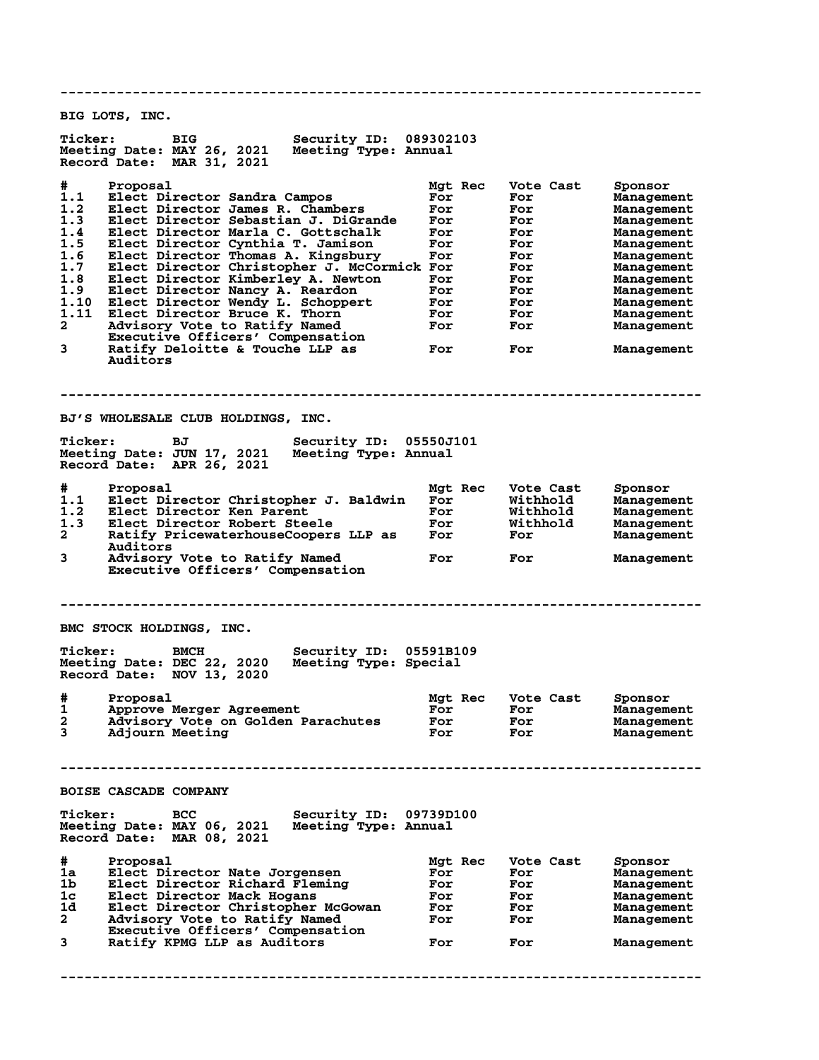---

## BIG LOTS, INC.

**Ticker:** BIG **Security ID:** 089302103
**Meeting Date:** MAY 26, 2021 **Meeting Type:** Annual
**Record Date:** MAR 31, 2021

| # | Proposal | Mgt Rec | Vote Cast | Sponsor |
|---|---|---|---|---|
| 1.1 | Elect Director Sandra Campos | For | For | Management |
| 1.2 | Elect Director James R. Chambers | For | For | Management |
| 1.3 | Elect Director Sebastian J. DiGrande | For | For | Management |
| 1.4 | Elect Director Marla C. Gottschalk | For | For | Management |
| 1.5 | Elect Director Cynthia T. Jamison | For | For | Management |
| 1.6 | Elect Director Thomas A. Kingsbury | For | For | Management |
| 1.7 | Elect Director Christopher J. McCormick | For | For | Management |
| 1.8 | Elect Director Kimberley A. Newton | For | For | Management |
| 1.9 | Elect Director Nancy A. Reardon | For | For | Management |
| 1.10 | Elect Director Wendy L. Schoppert | For | For | Management |
| 1.11 | Elect Director Bruce K. Thorn | For | For | Management |
| 2 | Advisory Vote to Ratify Named Executive Officers' Compensation | For | For | Management |
| 3 | Ratify Deloitte & Touche LLP as Auditors | For | For | Management |

---

## BJ'S WHOLESALE CLUB HOLDINGS, INC.

**Ticker:** BJ **Security ID:** 05550J101
**Meeting Date:** JUN 17, 2021 **Meeting Type:** Annual
**Record Date:** APR 26, 2021

| # | Proposal | Mgt Rec | Vote Cast | Sponsor |
|---|---|---|---|---|
| 1.1 | Elect Director Christopher J. Baldwin | For | Withhold | Management |
| 1.2 | Elect Director Ken Parent | For | Withhold | Management |
| 1.3 | Elect Director Robert Steele | For | Withhold | Management |
| 2 | Ratify PricewaterhouseCoopers LLP as Auditors | For | For | Management |
| 3 | Advisory Vote to Ratify Named Executive Officers' Compensation | For | For | Management |

---

## BMC STOCK HOLDINGS, INC.

**Ticker:** BMCH **Security ID:** 05591B109
**Meeting Date:** DEC 22, 2020 **Meeting Type:** Special
**Record Date:** NOV 13, 2020

| # | Proposal | Mgt Rec | Vote Cast | Sponsor |
|---|---|---|---|---|
| 1 | Approve Merger Agreement | For | For | Management |
| 2 | Advisory Vote on Golden Parachutes | For | For | Management |
| 3 | Adjourn Meeting | For | For | Management |

---

## BOISE CASCADE COMPANY

**Ticker:** BCC **Security ID:** 09739D100
**Meeting Date:** MAY 06, 2021 **Meeting Type:** Annual
**Record Date:** MAR 08, 2021

| # | Proposal | Mgt Rec | Vote Cast | Sponsor |
|---|---|---|---|---|
| 1a | Elect Director Nate Jorgensen | For | For | Management |
| 1b | Elect Director Richard Fleming | For | For | Management |
| 1c | Elect Director Mack Hogans | For | For | Management |
| 1d | Elect Director Christopher McGowan | For | For | Management |
| 2 | Advisory Vote to Ratify Named Executive Officers' Compensation | For | For | Management |
| 3 | Ratify KPMG LLP as Auditors | For | For | Management |

---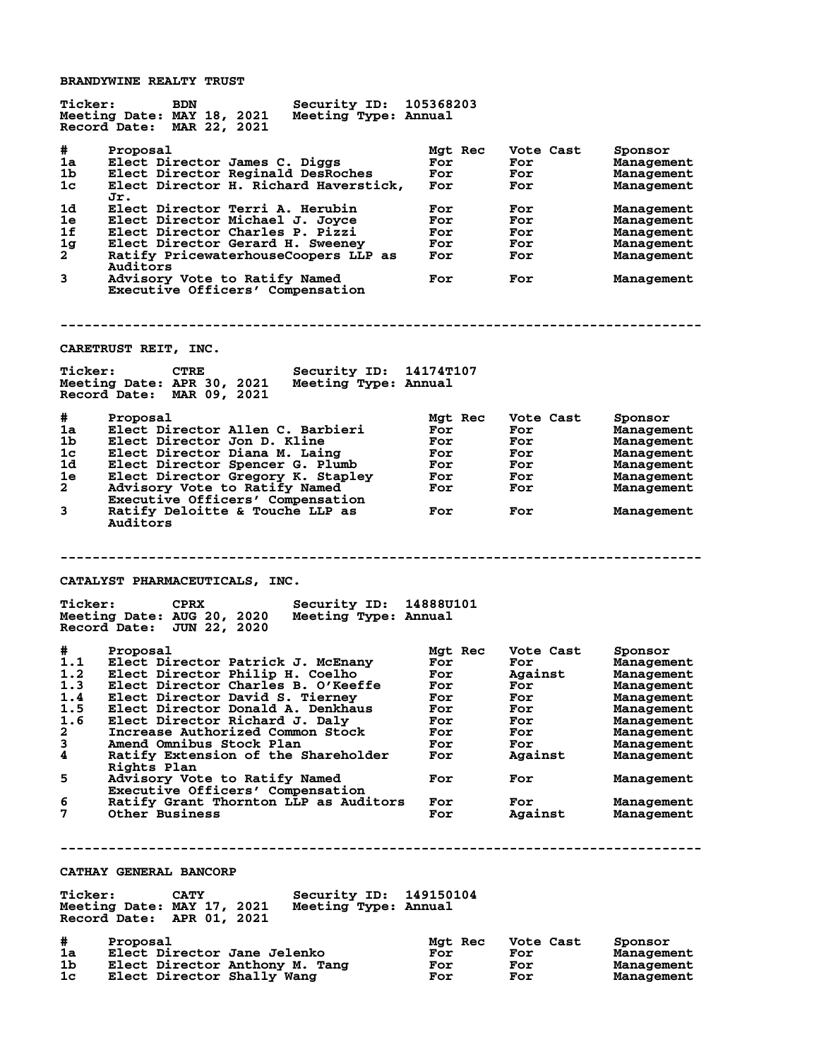## BRANDYWINE REALTY TRUST

**Ticker:** BDN **Security ID:** 105368203
**Meeting Date:** MAY 18, 2021 **Meeting Type:** Annual
**Record Date:** MAR 22, 2021

| # | Proposal | Mgt Rec | Vote Cast | Sponsor |
|---|---|---|---|---|
| 1a | Elect Director James C. Diggs | For | For | Management |
| 1b | Elect Director Reginald DesRoches | For | For | Management |
| 1c | Elect Director H. Richard Haverstick, Jr. | For | For | Management |
| 1d | Elect Director Terri A. Herubin | For | For | Management |
| 1e | Elect Director Michael J. Joyce | For | For | Management |
| 1f | Elect Director Charles P. Pizzi | For | For | Management |
| 1g | Elect Director Gerard H. Sweeney | For | For | Management |
| 2 | Ratify PricewaterhouseCoopers LLP as Auditors | For | For | Management |
| 3 | Advisory Vote to Ratify Named Executive Officers' Compensation | For | For | Management |

---

## CARETRUST REIT, INC.

**Ticker:** CTRE **Security ID:** 14174T107
**Meeting Date:** APR 30, 2021 **Meeting Type:** Annual
**Record Date:** MAR 09, 2021

| # | Proposal | Mgt Rec | Vote Cast | Sponsor |
|---|---|---|---|---|
| 1a | Elect Director Allen C. Barbieri | For | For | Management |
| 1b | Elect Director Jon D. Kline | For | For | Management |
| 1c | Elect Director Diana M. Laing | For | For | Management |
| 1d | Elect Director Spencer G. Plumb | For | For | Management |
| 1e | Elect Director Gregory K. Stapley | For | For | Management |
| 2 | Advisory Vote to Ratify Named Executive Officers' Compensation | For | For | Management |
| 3 | Ratify Deloitte & Touche LLP as Auditors | For | For | Management |

---

## CATALYST PHARMACEUTICALS, INC.

**Ticker:** CPRX **Security ID:** 14888U101
**Meeting Date:** AUG 20, 2020 **Meeting Type:** Annual
**Record Date:** JUN 22, 2020

| # | Proposal | Mgt Rec | Vote Cast | Sponsor |
|---|---|---|---|---|
| 1.1 | Elect Director Patrick J. McEnany | For | For | Management |
| 1.2 | Elect Director Philip H. Coelho | For | Against | Management |
| 1.3 | Elect Director Charles B. O'Keeffe | For | For | Management |
| 1.4 | Elect Director David S. Tierney | For | For | Management |
| 1.5 | Elect Director Donald A. Denkhaus | For | For | Management |
| 1.6 | Elect Director Richard J. Daly | For | For | Management |
| 2 | Increase Authorized Common Stock | For | For | Management |
| 3 | Amend Omnibus Stock Plan | For | For | Management |
| 4 | Ratify Extension of the Shareholder Rights Plan | For | Against | Management |
| 5 | Advisory Vote to Ratify Named Executive Officers' Compensation | For | For | Management |
| 6 | Ratify Grant Thornton LLP as Auditors | For | For | Management |
| 7 | Other Business | For | Against | Management |

---

## CATHAY GENERAL BANCORP

**Ticker:** CATY **Security ID:** 149150104
**Meeting Date:** MAY 17, 2021 **Meeting Type:** Annual
**Record Date:** APR 01, 2021

| # | Proposal | Mgt Rec | Vote Cast | Sponsor |
|---|---|---|---|---|
| 1a | Elect Director Jane Jelenko | For | For | Management |
| 1b | Elect Director Anthony M. Tang | For | For | Management |
| 1c | Elect Director Shally Wang | For | For | Management |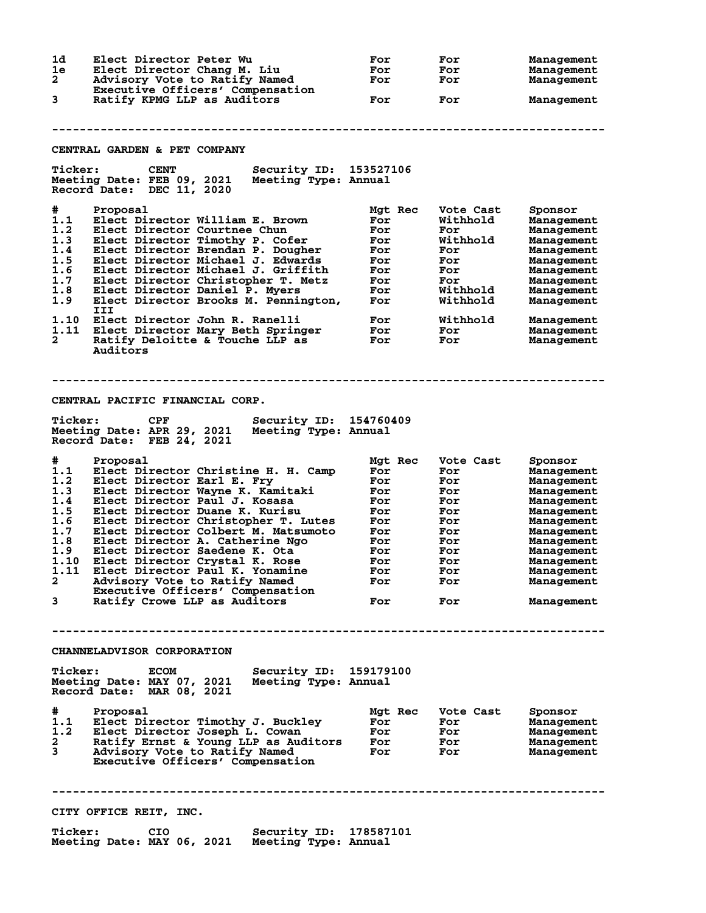| # | Proposal | Mgt Rec | Vote Cast | Sponsor |
|---|---|---|---|---|
| 1d | Elect Director Peter Wu | For | For | Management |
| 1e | Elect Director Chang M. Liu | For | For | Management |
| 2 | Advisory Vote to Ratify Named Executive Officers' Compensation | For | For | Management |
| 3 | Ratify KPMG LLP as Auditors | For | For | Management |

---

## CENTRAL GARDEN & PET COMPANY

**Ticker:** CENT  **Security ID:** 153527106
**Meeting Date:** FEB 09, 2021  **Meeting Type:** Annual
**Record Date:** DEC 11, 2020

| # | Proposal | Mgt Rec | Vote Cast | Sponsor |
|---|---|---|---|---|
| 1.1 | Elect Director William E. Brown | For | Withhold | Management |
| 1.2 | Elect Director Courtnee Chun | For | For | Management |
| 1.3 | Elect Director Timothy P. Cofer | For | Withhold | Management |
| 1.4 | Elect Director Brendan P. Dougher | For | For | Management |
| 1.5 | Elect Director Michael J. Edwards | For | For | Management |
| 1.6 | Elect Director Michael J. Griffith | For | For | Management |
| 1.7 | Elect Director Christopher T. Metz | For | For | Management |
| 1.8 | Elect Director Daniel P. Myers | For | Withhold | Management |
| 1.9 | Elect Director Brooks M. Pennington, III | For | Withhold | Management |
| 1.10 | Elect Director John R. Ranelli | For | Withhold | Management |
| 1.11 | Elect Director Mary Beth Springer | For | For | Management |
| 2 | Ratify Deloitte & Touche LLP as Auditors | For | For | Management |

---

## CENTRAL PACIFIC FINANCIAL CORP.

**Ticker:** CPF  **Security ID:** 154760409
**Meeting Date:** APR 29, 2021  **Meeting Type:** Annual
**Record Date:** FEB 24, 2021

| # | Proposal | Mgt Rec | Vote Cast | Sponsor |
|---|---|---|---|---|
| 1.1 | Elect Director Christine H. H. Camp | For | For | Management |
| 1.2 | Elect Director Earl E. Fry | For | For | Management |
| 1.3 | Elect Director Wayne K. Kamitaki | For | For | Management |
| 1.4 | Elect Director Paul J. Kosasa | For | For | Management |
| 1.5 | Elect Director Duane K. Kurisu | For | For | Management |
| 1.6 | Elect Director Christopher T. Lutes | For | For | Management |
| 1.7 | Elect Director Colbert M. Matsumoto | For | For | Management |
| 1.8 | Elect Director A. Catherine Ngo | For | For | Management |
| 1.9 | Elect Director Saedene K. Ota | For | For | Management |
| 1.10 | Elect Director Crystal K. Rose | For | For | Management |
| 1.11 | Elect Director Paul K. Yonamine | For | For | Management |
| 2 | Advisory Vote to Ratify Named Executive Officers' Compensation | For | For | Management |
| 3 | Ratify Crowe LLP as Auditors | For | For | Management |

---

## CHANNELADVISOR CORPORATION

**Ticker:** ECOM  **Security ID:** 159179100
**Meeting Date:** MAY 07, 2021  **Meeting Type:** Annual
**Record Date:** MAR 08, 2021

| # | Proposal | Mgt Rec | Vote Cast | Sponsor |
|---|---|---|---|---|
| 1.1 | Elect Director Timothy J. Buckley | For | For | Management |
| 1.2 | Elect Director Joseph L. Cowan | For | For | Management |
| 2 | Ratify Ernst & Young LLP as Auditors | For | For | Management |
| 3 | Advisory Vote to Ratify Named Executive Officers' Compensation | For | For | Management |

---

## CITY OFFICE REIT, INC.

**Ticker:** CIO  **Security ID:** 178587101
**Meeting Date:** MAY 06, 2021  **Meeting Type:** Annual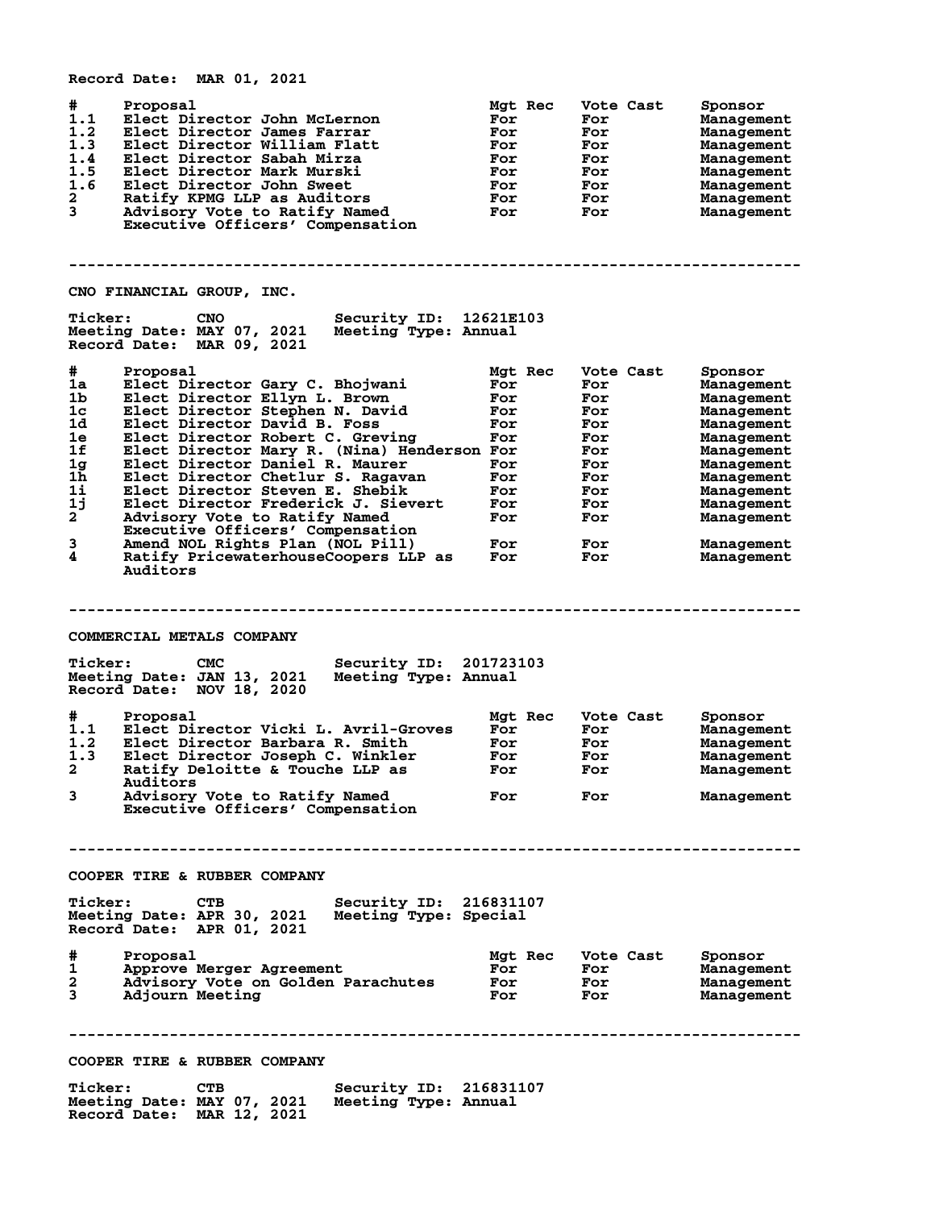Record Date: MAR 01, 2021

| # | Proposal | Mgt Rec | Vote Cast | Sponsor |
|---|---|---|---|---|
| 1.1 | Elect Director John McLernon | For | For | Management |
| 1.2 | Elect Director James Farrar | For | For | Management |
| 1.3 | Elect Director William Flatt | For | For | Management |
| 1.4 | Elect Director Sabah Mirza | For | For | Management |
| 1.5 | Elect Director Mark Murski | For | For | Management |
| 1.6 | Elect Director John Sweet | For | For | Management |
| 2 | Ratify KPMG LLP as Auditors | For | For | Management |
| 3 | Advisory Vote to Ratify Named Executive Officers' Compensation | For | For | Management |

---

## CNO FINANCIAL GROUP, INC.

Ticker: CNO Security ID: 12621E103
Meeting Date: MAY 07, 2021 Meeting Type: Annual
Record Date: MAR 09, 2021

| # | Proposal | Mgt Rec | Vote Cast | Sponsor |
|---|---|---|---|---|
| 1a | Elect Director Gary C. Bhojwani | For | For | Management |
| 1b | Elect Director Ellyn L. Brown | For | For | Management |
| 1c | Elect Director Stephen N. David | For | For | Management |
| 1d | Elect Director David B. Foss | For | For | Management |
| 1e | Elect Director Robert C. Greving | For | For | Management |
| 1f | Elect Director Mary R. (Nina) Henderson | For | For | Management |
| 1g | Elect Director Daniel R. Maurer | For | For | Management |
| 1h | Elect Director Chetlur S. Ragavan | For | For | Management |
| 1i | Elect Director Steven E. Shebik | For | For | Management |
| 1j | Elect Director Frederick J. Sievert | For | For | Management |
| 2 | Advisory Vote to Ratify Named Executive Officers' Compensation | For | For | Management |
| 3 | Amend NOL Rights Plan (NOL Pill) | For | For | Management |
| 4 | Ratify PricewaterhouseCoopers LLP as Auditors | For | For | Management |

---

## COMMERCIAL METALS COMPANY

Ticker: CMC Security ID: 201723103
Meeting Date: JAN 13, 2021 Meeting Type: Annual
Record Date: NOV 18, 2020

| # | Proposal | Mgt Rec | Vote Cast | Sponsor |
|---|---|---|---|---|
| 1.1 | Elect Director Vicki L. Avril-Groves | For | For | Management |
| 1.2 | Elect Director Barbara R. Smith | For | For | Management |
| 1.3 | Elect Director Joseph C. Winkler | For | For | Management |
| 2 | Ratify Deloitte & Touche LLP as Auditors | For | For | Management |
| 3 | Advisory Vote to Ratify Named Executive Officers' Compensation | For | For | Management |

---

## COOPER TIRE & RUBBER COMPANY

Ticker: CTB Security ID: 216831107
Meeting Date: APR 30, 2021 Meeting Type: Special
Record Date: APR 01, 2021

| # | Proposal | Mgt Rec | Vote Cast | Sponsor |
|---|---|---|---|---|
| 1 | Approve Merger Agreement | For | For | Management |
| 2 | Advisory Vote on Golden Parachutes | For | For | Management |
| 3 | Adjourn Meeting | For | For | Management |

---

## COOPER TIRE & RUBBER COMPANY

Ticker: CTB Security ID: 216831107
Meeting Date: MAY 07, 2021 Meeting Type: Annual
Record Date: MAR 12, 2021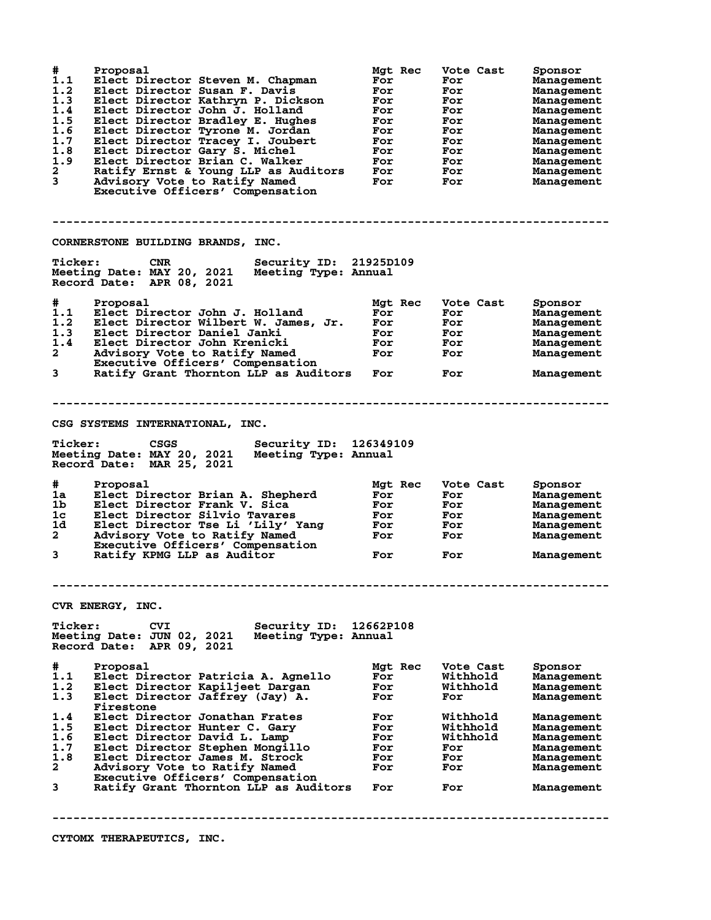| # | Proposal | Mgt Rec | Vote Cast | Sponsor |
|---|---|---|---|---|
| 1.1 | Elect Director Steven M. Chapman | For | For | Management |
| 1.2 | Elect Director Susan F. Davis | For | For | Management |
| 1.3 | Elect Director Kathryn P. Dickson | For | For | Management |
| 1.4 | Elect Director John J. Holland | For | For | Management |
| 1.5 | Elect Director Bradley E. Hughes | For | For | Management |
| 1.6 | Elect Director Tyrone M. Jordan | For | For | Management |
| 1.7 | Elect Director Tracey I. Joubert | For | For | Management |
| 1.8 | Elect Director Gary S. Michel | For | For | Management |
| 1.9 | Elect Director Brian C. Walker | For | For | Management |
| 2 | Ratify Ernst & Young LLP as Auditors | For | For | Management |
| 3 | Advisory Vote to Ratify Named Executive Officers' Compensation | For | For | Management |

---

## CORNERSTONE BUILDING BRANDS, INC.

**Ticker:** CNR **Security ID:** 21925D109
**Meeting Date:** MAY 20, 2021 **Meeting Type:** Annual
**Record Date:** APR 08, 2021

| # | Proposal | Mgt Rec | Vote Cast | Sponsor |
|---|---|---|---|---|
| 1.1 | Elect Director John J. Holland | For | For | Management |
| 1.2 | Elect Director Wilbert W. James, Jr. | For | For | Management |
| 1.3 | Elect Director Daniel Janki | For | For | Management |
| 1.4 | Elect Director John Krenicki | For | For | Management |
| 2 | Advisory Vote to Ratify Named Executive Officers' Compensation | For | For | Management |
| 3 | Ratify Grant Thornton LLP as Auditors | For | For | Management |

---

## CSG SYSTEMS INTERNATIONAL, INC.

**Ticker:** CSGS **Security ID:** 126349109
**Meeting Date:** MAY 20, 2021 **Meeting Type:** Annual
**Record Date:** MAR 25, 2021

| # | Proposal | Mgt Rec | Vote Cast | Sponsor |
|---|---|---|---|---|
| 1a | Elect Director Brian A. Shepherd | For | For | Management |
| 1b | Elect Director Frank V. Sica | For | For | Management |
| 1c | Elect Director Silvio Tavares | For | For | Management |
| 1d | Elect Director Tse Li 'Lily' Yang | For | For | Management |
| 2 | Advisory Vote to Ratify Named Executive Officers' Compensation | For | For | Management |
| 3 | Ratify KPMG LLP as Auditor | For | For | Management |

---

## CVR ENERGY, INC.

**Ticker:** CVI **Security ID:** 12662P108
**Meeting Date:** JUN 02, 2021 **Meeting Type:** Annual
**Record Date:** APR 09, 2021

| # | Proposal | Mgt Rec | Vote Cast | Sponsor |
|---|---|---|---|---|
| 1.1 | Elect Director Patricia A. Agnello | For | Withhold | Management |
| 1.2 | Elect Director Kapiljeet Dargan | For | Withhold | Management |
| 1.3 | Elect Director Jaffrey (Jay) A. Firestone | For | For | Management |
| 1.4 | Elect Director Jonathan Frates | For | Withhold | Management |
| 1.5 | Elect Director Hunter C. Gary | For | Withhold | Management |
| 1.6 | Elect Director David L. Lamp | For | Withhold | Management |
| 1.7 | Elect Director Stephen Mongillo | For | For | Management |
| 1.8 | Elect Director James M. Strock | For | For | Management |
| 2 | Advisory Vote to Ratify Named Executive Officers' Compensation | For | For | Management |
| 3 | Ratify Grant Thornton LLP as Auditors | For | For | Management |

---

## CYTOMX THERAPEUTICS, INC.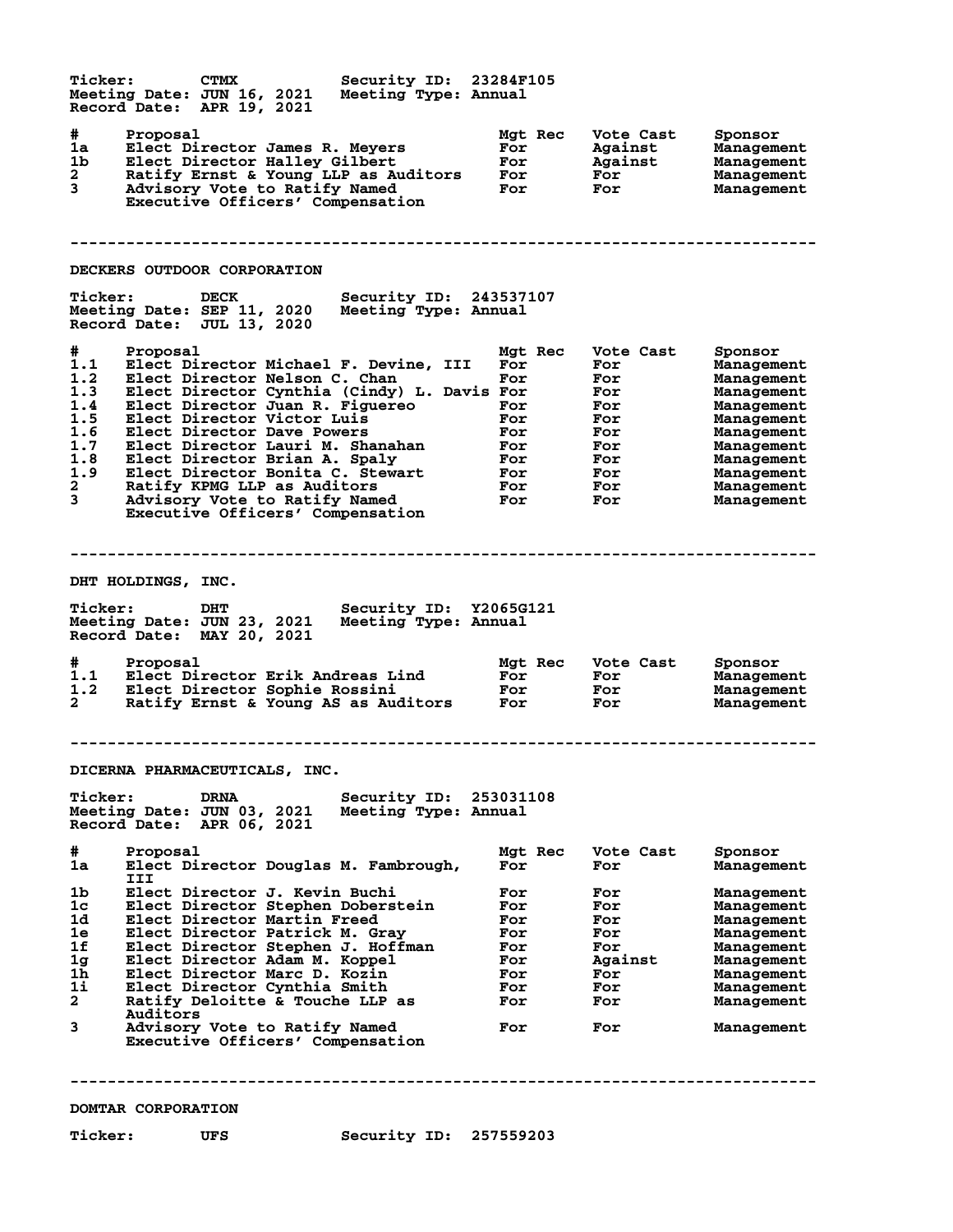Ticker: CTMX Security ID: 23284F105
Meeting Date: JUN 16, 2021 Meeting Type: Annual
Record Date: APR 19, 2021

| # | Proposal | Mgt Rec | Vote Cast | Sponsor |
|---|---|---|---|---|
| 1a | Elect Director James R. Meyers | For | Against | Management |
| 1b | Elect Director Halley Gilbert | For | Against | Management |
| 2 | Ratify Ernst & Young LLP as Auditors | For | For | Management |
| 3 | Advisory Vote to Ratify Named Executive Officers' Compensation | For | For | Management |

---

## DECKERS OUTDOOR CORPORATION

Ticker: DECK Security ID: 243537107
Meeting Date: SEP 11, 2020 Meeting Type: Annual
Record Date: JUL 13, 2020

| # | Proposal | Mgt Rec | Vote Cast | Sponsor |
|---|---|---|---|---|
| 1.1 | Elect Director Michael F. Devine, III | For | For | Management |
| 1.2 | Elect Director Nelson C. Chan | For | For | Management |
| 1.3 | Elect Director Cynthia (Cindy) L. Davis | For | For | Management |
| 1.4 | Elect Director Juan R. Figuereo | For | For | Management |
| 1.5 | Elect Director Victor Luis | For | For | Management |
| 1.6 | Elect Director Dave Powers | For | For | Management |
| 1.7 | Elect Director Lauri M. Shanahan | For | For | Management |
| 1.8 | Elect Director Brian A. Spaly | For | For | Management |
| 1.9 | Elect Director Bonita C. Stewart | For | For | Management |
| 2 | Ratify KPMG LLP as Auditors | For | For | Management |
| 3 | Advisory Vote to Ratify Named Executive Officers' Compensation | For | For | Management |

---

## DHT HOLDINGS, INC.

Ticker: DHT Security ID: Y2065G121
Meeting Date: JUN 23, 2021 Meeting Type: Annual
Record Date: MAY 20, 2021

| # | Proposal | Mgt Rec | Vote Cast | Sponsor |
|---|---|---|---|---|
| 1.1 | Elect Director Erik Andreas Lind | For | For | Management |
| 1.2 | Elect Director Sophie Rossini | For | For | Management |
| 2 | Ratify Ernst & Young AS as Auditors | For | For | Management |

---

## DICERNA PHARMACEUTICALS, INC.

Ticker: DRNA Security ID: 253031108
Meeting Date: JUN 03, 2021 Meeting Type: Annual
Record Date: APR 06, 2021

| # | Proposal | Mgt Rec | Vote Cast | Sponsor |
|---|---|---|---|---|
| 1a | Elect Director Douglas M. Fambrough, III | For | For | Management |
| 1b | Elect Director J. Kevin Buchi | For | For | Management |
| 1c | Elect Director Stephen Doberstein | For | For | Management |
| 1d | Elect Director Martin Freed | For | For | Management |
| 1e | Elect Director Patrick M. Gray | For | For | Management |
| 1f | Elect Director Stephen J. Hoffman | For | For | Management |
| 1g | Elect Director Adam M. Koppel | For | Against | Management |
| 1h | Elect Director Marc D. Kozin | For | For | Management |
| 1i | Elect Director Cynthia Smith | For | For | Management |
| 2 | Ratify Deloitte & Touche LLP as Auditors | For | For | Management |
| 3 | Advisory Vote to Ratify Named Executive Officers' Compensation | For | For | Management |

---

## DOMTAR CORPORATION

Ticker: UFS Security ID: 257559203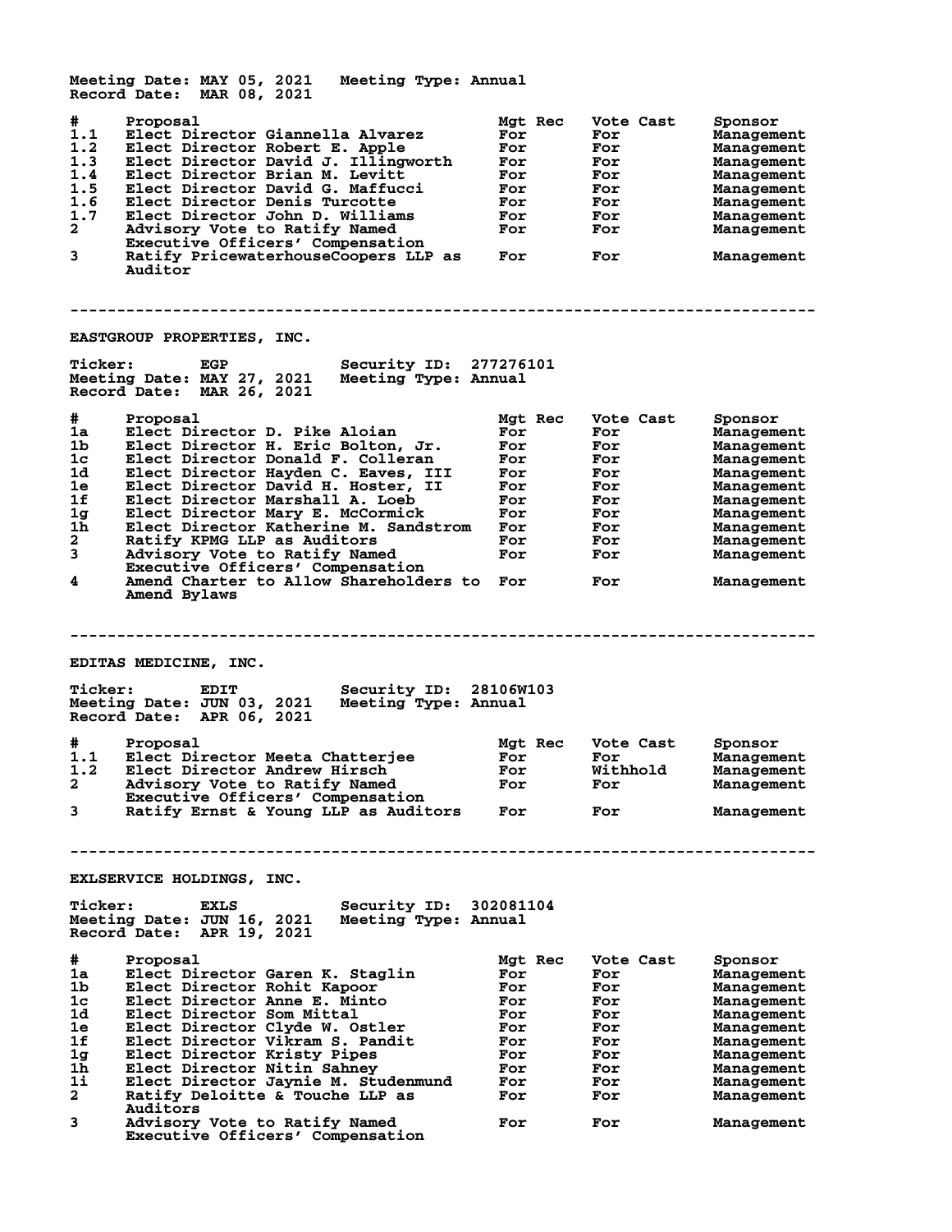Meeting Date: MAY 05, 2021 Meeting Type: Annual
Record Date: MAR 08, 2021

| # | Proposal | Mgt Rec | Vote Cast | Sponsor |
|---|---|---|---|---|
| 1.1 | Elect Director Giannella Alvarez | For | For | Management |
| 1.2 | Elect Director Robert E. Apple | For | For | Management |
| 1.3 | Elect Director David J. Illingworth | For | For | Management |
| 1.4 | Elect Director Brian M. Levitt | For | For | Management |
| 1.5 | Elect Director David G. Maffucci | For | For | Management |
| 1.6 | Elect Director Denis Turcotte | For | For | Management |
| 1.7 | Elect Director John D. Williams | For | For | Management |
| 2 | Advisory Vote to Ratify Named Executive Officers' Compensation | For | For | Management |
| 3 | Ratify PricewaterhouseCoopers LLP as Auditor | For | For | Management |

---

## EASTGROUP PROPERTIES, INC.

Ticker: EGP Security ID: 277276101
Meeting Date: MAY 27, 2021 Meeting Type: Annual
Record Date: MAR 26, 2021

| # | Proposal | Mgt Rec | Vote Cast | Sponsor |
|---|---|---|---|---|
| 1a | Elect Director D. Pike Aloian | For | For | Management |
| 1b | Elect Director H. Eric Bolton, Jr. | For | For | Management |
| 1c | Elect Director Donald F. Colleran | For | For | Management |
| 1d | Elect Director Hayden C. Eaves, III | For | For | Management |
| 1e | Elect Director David H. Hoster, II | For | For | Management |
| 1f | Elect Director Marshall A. Loeb | For | For | Management |
| 1g | Elect Director Mary E. McCormick | For | For | Management |
| 1h | Elect Director Katherine M. Sandstrom | For | For | Management |
| 2 | Ratify KPMG LLP as Auditors | For | For | Management |
| 3 | Advisory Vote to Ratify Named Executive Officers' Compensation | For | For | Management |
| 4 | Amend Charter to Allow Shareholders to Amend Bylaws | For | For | Management |

---

## EDITAS MEDICINE, INC.

Ticker: EDIT Security ID: 28106W103
Meeting Date: JUN 03, 2021 Meeting Type: Annual
Record Date: APR 06, 2021

| # | Proposal | Mgt Rec | Vote Cast | Sponsor |
|---|---|---|---|---|
| 1.1 | Elect Director Meeta Chatterjee | For | For | Management |
| 1.2 | Elect Director Andrew Hirsch | For | Withhold | Management |
| 2 | Advisory Vote to Ratify Named Executive Officers' Compensation | For | For | Management |
| 3 | Ratify Ernst & Young LLP as Auditors | For | For | Management |

---

## EXLSERVICE HOLDINGS, INC.

Ticker: EXLS Security ID: 302081104
Meeting Date: JUN 16, 2021 Meeting Type: Annual
Record Date: APR 19, 2021

| # | Proposal | Mgt Rec | Vote Cast | Sponsor |
|---|---|---|---|---|
| 1a | Elect Director Garen K. Staglin | For | For | Management |
| 1b | Elect Director Rohit Kapoor | For | For | Management |
| 1c | Elect Director Anne E. Minto | For | For | Management |
| 1d | Elect Director Som Mittal | For | For | Management |
| 1e | Elect Director Clyde W. Ostler | For | For | Management |
| 1f | Elect Director Vikram S. Pandit | For | For | Management |
| 1g | Elect Director Kristy Pipes | For | For | Management |
| 1h | Elect Director Nitin Sahney | For | For | Management |
| 1i | Elect Director Jaynie M. Studenmund | For | For | Management |
| 2 | Ratify Deloitte & Touche LLP as Auditors | For | For | Management |
| 3 | Advisory Vote to Ratify Named Executive Officers' Compensation | For | For | Management |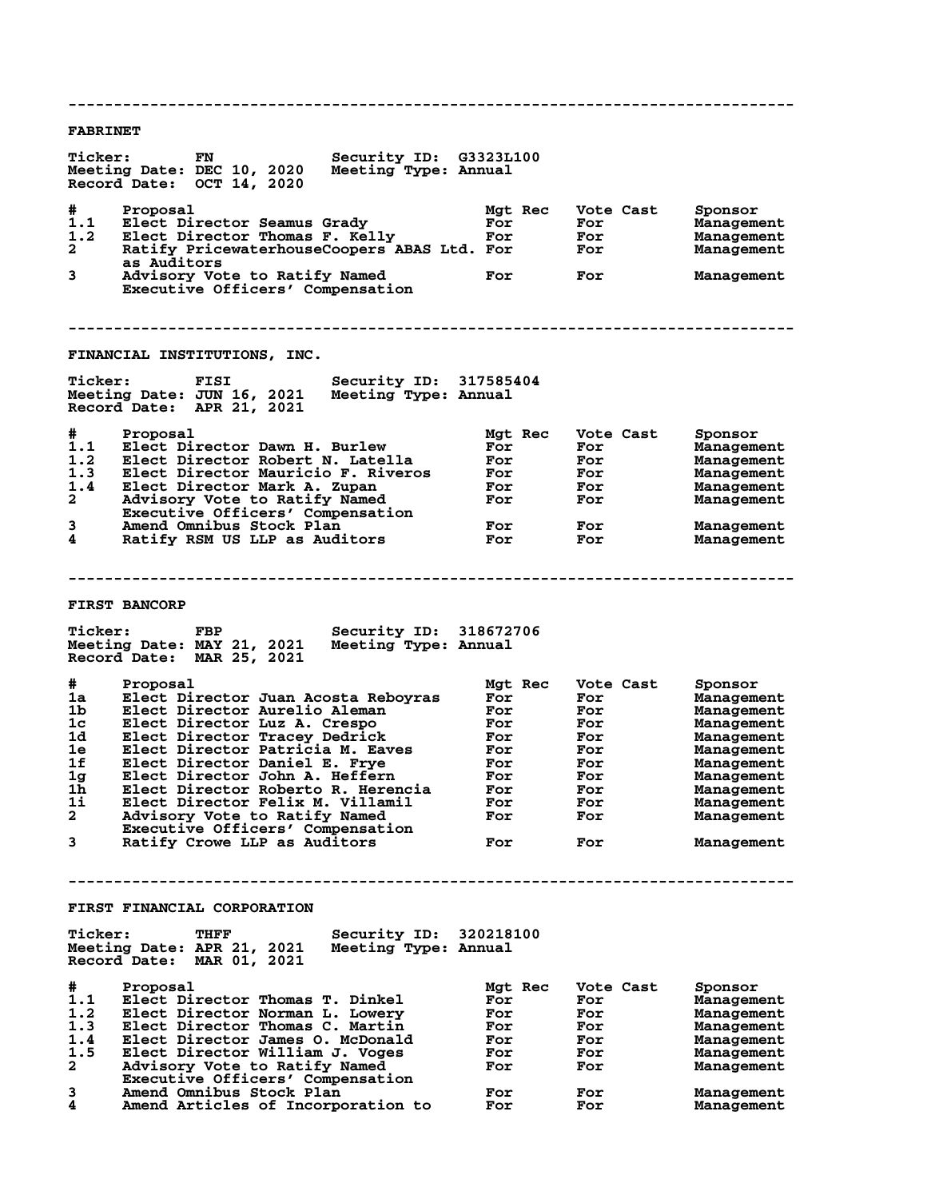---

## FABRINET

**Ticker:** FN **Security ID:** G3323L100
**Meeting Date:** DEC 10, 2020 **Meeting Type:** Annual
**Record Date:** OCT 14, 2020

| # | Proposal | Mgt Rec | Vote Cast | Sponsor |
|---|---|---|---|---|
| 1.1 | Elect Director Seamus Grady | For | For | Management |
| 1.2 | Elect Director Thomas F. Kelly | For | For | Management |
| 2 | Ratify PricewaterhouseCoopers ABAS Ltd. as Auditors | For | For | Management |
| 3 | Advisory Vote to Ratify Named Executive Officers' Compensation | For | For | Management |

---

## FINANCIAL INSTITUTIONS, INC.

**Ticker:** FISI **Security ID:** 317585404
**Meeting Date:** JUN 16, 2021 **Meeting Type:** Annual
**Record Date:** APR 21, 2021

| # | Proposal | Mgt Rec | Vote Cast | Sponsor |
|---|---|---|---|---|
| 1.1 | Elect Director Dawn H. Burlew | For | For | Management |
| 1.2 | Elect Director Robert N. Latella | For | For | Management |
| 1.3 | Elect Director Mauricio F. Riveros | For | For | Management |
| 1.4 | Elect Director Mark A. Zupan | For | For | Management |
| 2 | Advisory Vote to Ratify Named Executive Officers' Compensation | For | For | Management |
| 3 | Amend Omnibus Stock Plan | For | For | Management |
| 4 | Ratify RSM US LLP as Auditors | For | For | Management |

---

## FIRST BANCORP

**Ticker:** FBP **Security ID:** 318672706
**Meeting Date:** MAY 21, 2021 **Meeting Type:** Annual
**Record Date:** MAR 25, 2021

| # | Proposal | Mgt Rec | Vote Cast | Sponsor |
|---|---|---|---|---|
| 1a | Elect Director Juan Acosta Reboyras | For | For | Management |
| 1b | Elect Director Aurelio Aleman | For | For | Management |
| 1c | Elect Director Luz A. Crespo | For | For | Management |
| 1d | Elect Director Tracey Dedrick | For | For | Management |
| 1e | Elect Director Patricia M. Eaves | For | For | Management |
| 1f | Elect Director Daniel E. Frye | For | For | Management |
| 1g | Elect Director John A. Heffern | For | For | Management |
| 1h | Elect Director Roberto R. Herencia | For | For | Management |
| 1i | Elect Director Felix M. Villamil | For | For | Management |
| 2 | Advisory Vote to Ratify Named Executive Officers' Compensation | For | For | Management |
| 3 | Ratify Crowe LLP as Auditors | For | For | Management |

---

## FIRST FINANCIAL CORPORATION

**Ticker:** THFF **Security ID:** 320218100
**Meeting Date:** APR 21, 2021 **Meeting Type:** Annual
**Record Date:** MAR 01, 2021

| # | Proposal | Mgt Rec | Vote Cast | Sponsor |
|---|---|---|---|---|
| 1.1 | Elect Director Thomas T. Dinkel | For | For | Management |
| 1.2 | Elect Director Norman L. Lowery | For | For | Management |
| 1.3 | Elect Director Thomas C. Martin | For | For | Management |
| 1.4 | Elect Director James O. McDonald | For | For | Management |
| 1.5 | Elect Director William J. Voges | For | For | Management |
| 2 | Advisory Vote to Ratify Named Executive Officers' Compensation | For | For | Management |
| 3 | Amend Omnibus Stock Plan | For | For | Management |
| 4 | Amend Articles of Incorporation to | For | For | Management |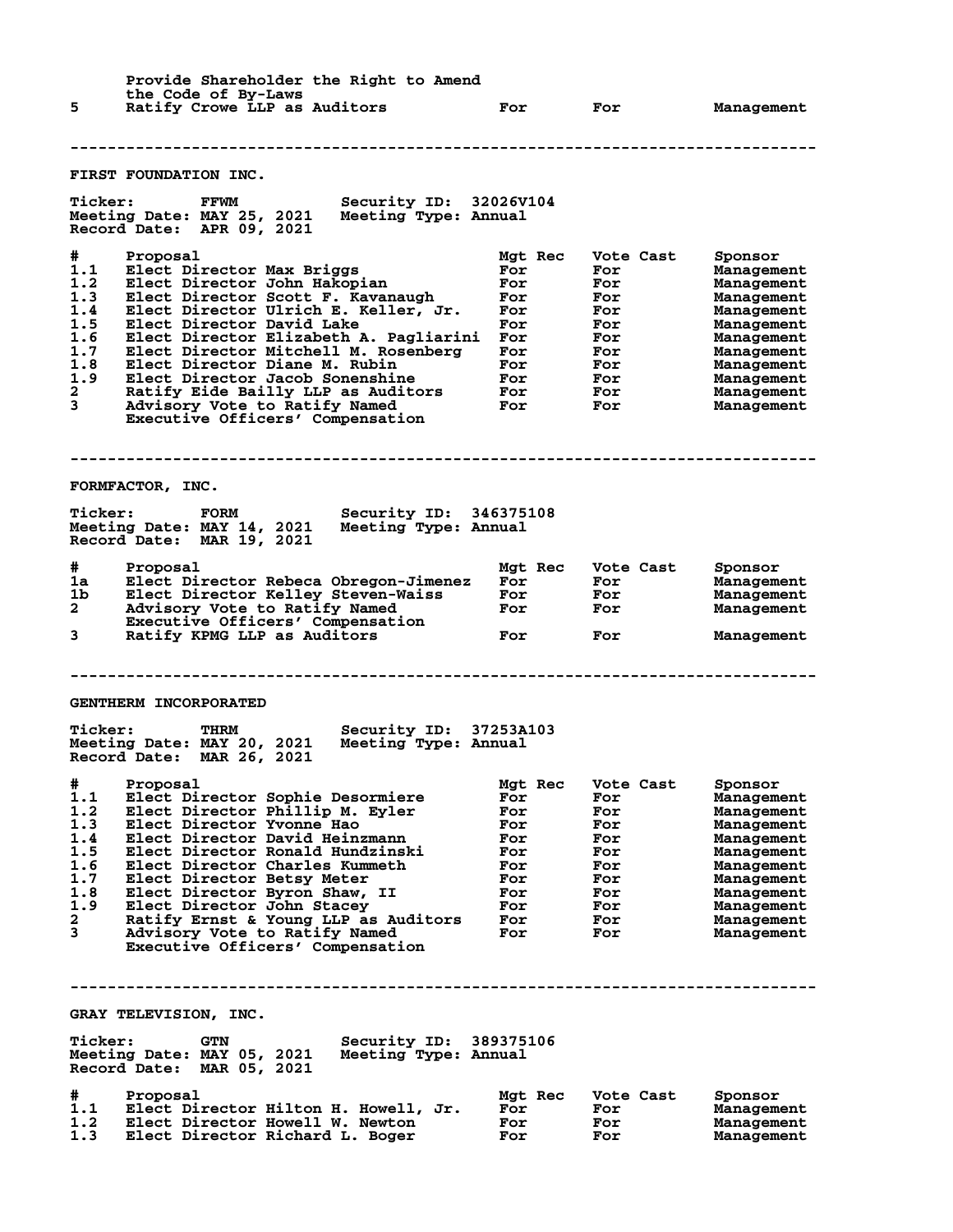| # | Proposal | Mgt Rec | Vote Cast | Sponsor |
|---|---|---|---|---|
| | Provide Shareholder the Right to Amend the Code of By-Laws | | | |
| 5 | Ratify Crowe LLP as Auditors | For | For | Management |

---

## FIRST FOUNDATION INC.

**Ticker:** FFWM **Security ID:** 32026V104
**Meeting Date:** MAY 25, 2021 **Meeting Type:** Annual
**Record Date:** APR 09, 2021

| # | Proposal | Mgt Rec | Vote Cast | Sponsor |
|---|---|---|---|---|
| 1.1 | Elect Director Max Briggs | For | For | Management |
| 1.2 | Elect Director John Hakopian | For | For | Management |
| 1.3 | Elect Director Scott F. Kavanaugh | For | For | Management |
| 1.4 | Elect Director Ulrich E. Keller, Jr. | For | For | Management |
| 1.5 | Elect Director David Lake | For | For | Management |
| 1.6 | Elect Director Elizabeth A. Pagliarini | For | For | Management |
| 1.7 | Elect Director Mitchell M. Rosenberg | For | For | Management |
| 1.8 | Elect Director Diane M. Rubin | For | For | Management |
| 1.9 | Elect Director Jacob Sonenshine | For | For | Management |
| 2 | Ratify Eide Bailly LLP as Auditors | For | For | Management |
| 3 | Advisory Vote to Ratify Named Executive Officers' Compensation | For | For | Management |

---

## FORMFACTOR, INC.

**Ticker:** FORM **Security ID:** 346375108
**Meeting Date:** MAY 14, 2021 **Meeting Type:** Annual
**Record Date:** MAR 19, 2021

| # | Proposal | Mgt Rec | Vote Cast | Sponsor |
|---|---|---|---|---|
| 1a | Elect Director Rebeca Obregon-Jimenez | For | For | Management |
| 1b | Elect Director Kelley Steven-Waiss | For | For | Management |
| 2 | Advisory Vote to Ratify Named Executive Officers' Compensation | For | For | Management |
| 3 | Ratify KPMG LLP as Auditors | For | For | Management |

---

## GENTHERM INCORPORATED

**Ticker:** THRM **Security ID:** 37253A103
**Meeting Date:** MAY 20, 2021 **Meeting Type:** Annual
**Record Date:** MAR 26, 2021

| # | Proposal | Mgt Rec | Vote Cast | Sponsor |
|---|---|---|---|---|
| 1.1 | Elect Director Sophie Desormiere | For | For | Management |
| 1.2 | Elect Director Phillip M. Eyler | For | For | Management |
| 1.3 | Elect Director Yvonne Hao | For | For | Management |
| 1.4 | Elect Director David Heinzmann | For | For | Management |
| 1.5 | Elect Director Ronald Hundzinski | For | For | Management |
| 1.6 | Elect Director Charles Kummeth | For | For | Management |
| 1.7 | Elect Director Betsy Meter | For | For | Management |
| 1.8 | Elect Director Byron Shaw, II | For | For | Management |
| 1.9 | Elect Director John Stacey | For | For | Management |
| 2 | Ratify Ernst & Young LLP as Auditors | For | For | Management |
| 3 | Advisory Vote to Ratify Named Executive Officers' Compensation | For | For | Management |

---

## GRAY TELEVISION, INC.

**Ticker:** GTN **Security ID:** 389375106
**Meeting Date:** MAY 05, 2021 **Meeting Type:** Annual
**Record Date:** MAR 05, 2021

| # | Proposal | Mgt Rec | Vote Cast | Sponsor |
|---|---|---|---|---|
| 1.1 | Elect Director Hilton H. Howell, Jr. | For | For | Management |
| 1.2 | Elect Director Howell W. Newton | For | For | Management |
| 1.3 | Elect Director Richard L. Boger | For | For | Management |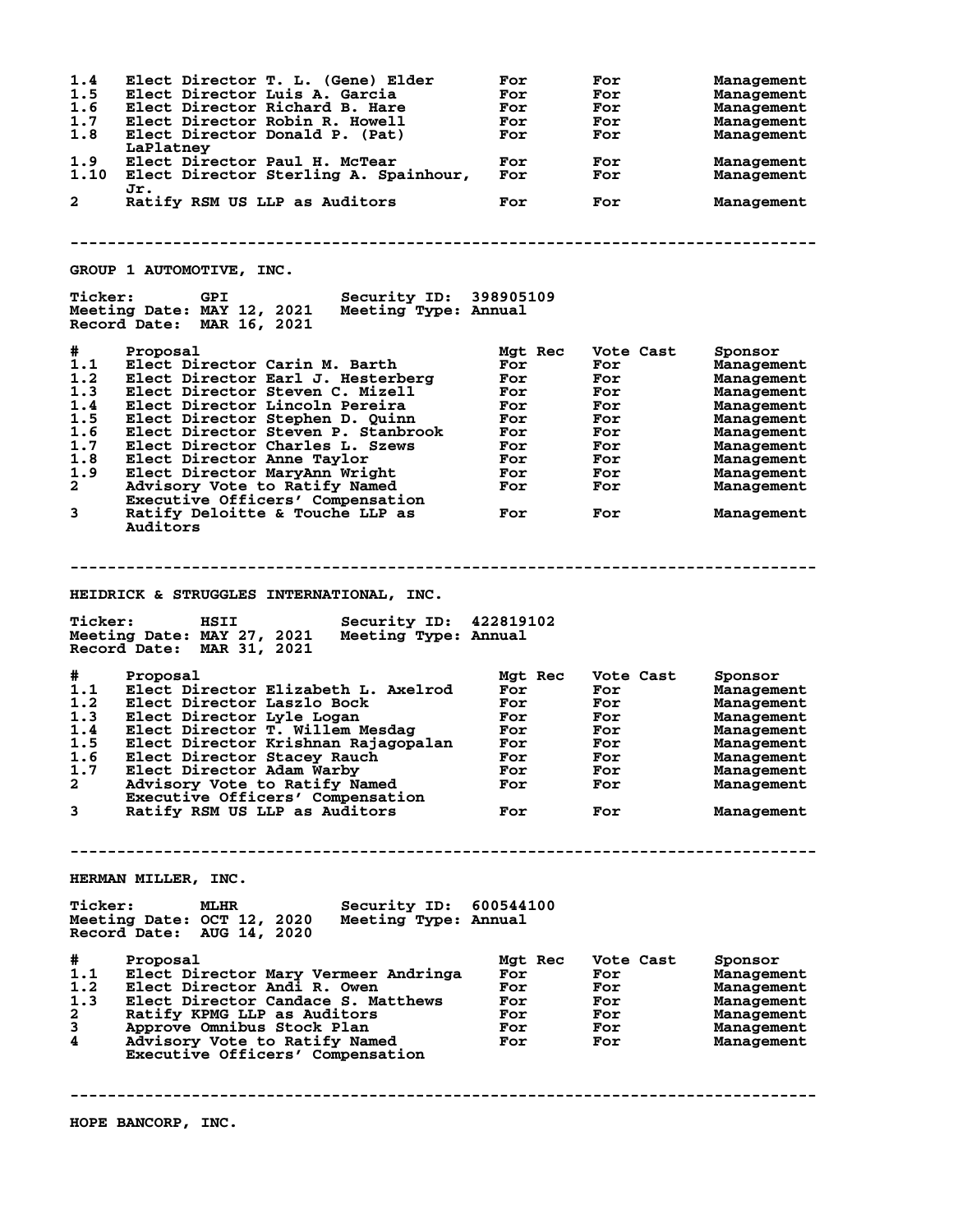| # | Proposal | Mgt Rec | Vote Cast | Sponsor |
|---|---|---|---|---|
| 1.4 | Elect Director T. L. (Gene) Elder | For | For | Management |
| 1.5 | Elect Director Luis A. Garcia | For | For | Management |
| 1.6 | Elect Director Richard B. Hare | For | For | Management |
| 1.7 | Elect Director Robin R. Howell | For | For | Management |
| 1.8 | Elect Director Donald P. (Pat) LaPlatney | For | For | Management |
| 1.9 | Elect Director Paul H. McTear | For | For | Management |
| 1.10 | Elect Director Sterling A. Spainhour, Jr. | For | For | Management |
| 2 | Ratify RSM US LLP as Auditors | For | For | Management |

---

## GROUP 1 AUTOMOTIVE, INC.

**Ticker:** GPI **Security ID:** 398905109
**Meeting Date:** MAY 12, 2021 **Meeting Type:** Annual
**Record Date:** MAR 16, 2021

| # | Proposal | Mgt Rec | Vote Cast | Sponsor |
|---|---|---|---|---|
| 1.1 | Elect Director Carin M. Barth | For | For | Management |
| 1.2 | Elect Director Earl J. Hesterberg | For | For | Management |
| 1.3 | Elect Director Steven C. Mizell | For | For | Management |
| 1.4 | Elect Director Lincoln Pereira | For | For | Management |
| 1.5 | Elect Director Stephen D. Quinn | For | For | Management |
| 1.6 | Elect Director Steven P. Stanbrook | For | For | Management |
| 1.7 | Elect Director Charles L. Szews | For | For | Management |
| 1.8 | Elect Director Anne Taylor | For | For | Management |
| 1.9 | Elect Director MaryAnn Wright | For | For | Management |
| 2 | Advisory Vote to Ratify Named Executive Officers' Compensation | For | For | Management |
| 3 | Ratify Deloitte & Touche LLP as Auditors | For | For | Management |

---

## HEIDRICK & STRUGGLES INTERNATIONAL, INC.

**Ticker:** HSII **Security ID:** 422819102
**Meeting Date:** MAY 27, 2021 **Meeting Type:** Annual
**Record Date:** MAR 31, 2021

| # | Proposal | Mgt Rec | Vote Cast | Sponsor |
|---|---|---|---|---|
| 1.1 | Elect Director Elizabeth L. Axelrod | For | For | Management |
| 1.2 | Elect Director Laszlo Bock | For | For | Management |
| 1.3 | Elect Director Lyle Logan | For | For | Management |
| 1.4 | Elect Director T. Willem Mesdag | For | For | Management |
| 1.5 | Elect Director Krishnan Rajagopalan | For | For | Management |
| 1.6 | Elect Director Stacey Rauch | For | For | Management |
| 1.7 | Elect Director Adam Warby | For | For | Management |
| 2 | Advisory Vote to Ratify Named Executive Officers' Compensation | For | For | Management |
| 3 | Ratify RSM US LLP as Auditors | For | For | Management |

---

## HERMAN MILLER, INC.

**Ticker:** MLHR **Security ID:** 600544100
**Meeting Date:** OCT 12, 2020 **Meeting Type:** Annual
**Record Date:** AUG 14, 2020

| # | Proposal | Mgt Rec | Vote Cast | Sponsor |
|---|---|---|---|---|
| 1.1 | Elect Director Mary Vermeer Andringa | For | For | Management |
| 1.2 | Elect Director Andi R. Owen | For | For | Management |
| 1.3 | Elect Director Candace S. Matthews | For | For | Management |
| 2 | Ratify KPMG LLP as Auditors | For | For | Management |
| 3 | Approve Omnibus Stock Plan | For | For | Management |
| 4 | Advisory Vote to Ratify Named Executive Officers' Compensation | For | For | Management |

---

## HOPE BANCORP, INC.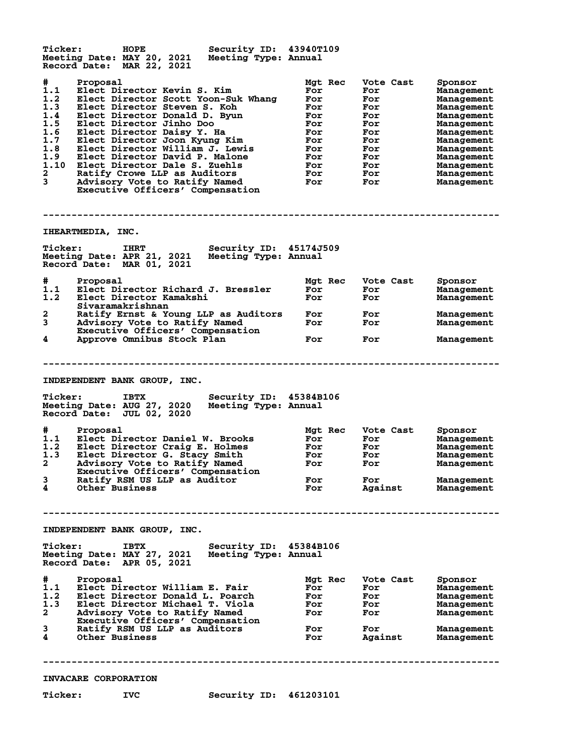Ticker: HOPE Security ID: 43940T109
Meeting Date: MAY 20, 2021 Meeting Type: Annual
Record Date: MAR 22, 2021

| # | Proposal | Mgt Rec | Vote Cast | Sponsor |
|---|---|---|---|---|
| 1.1 | Elect Director Kevin S. Kim | For | For | Management |
| 1.2 | Elect Director Scott Yoon-Suk Whang | For | For | Management |
| 1.3 | Elect Director Steven S. Koh | For | For | Management |
| 1.4 | Elect Director Donald D. Byun | For | For | Management |
| 1.5 | Elect Director Jinho Doo | For | For | Management |
| 1.6 | Elect Director Daisy Y. Ha | For | For | Management |
| 1.7 | Elect Director Joon Kyung Kim | For | For | Management |
| 1.8 | Elect Director William J. Lewis | For | For | Management |
| 1.9 | Elect Director David P. Malone | For | For | Management |
| 1.10 | Elect Director Dale S. Zuehls | For | For | Management |
| 2 | Ratify Crowe LLP as Auditors | For | For | Management |
| 3 | Advisory Vote to Ratify Named Executive Officers' Compensation | For | For | Management |

---

## IHEARTMEDIA, INC.

Ticker: IHRT Security ID: 45174J509
Meeting Date: APR 21, 2021 Meeting Type: Annual
Record Date: MAR 01, 2021

| # | Proposal | Mgt Rec | Vote Cast | Sponsor |
|---|---|---|---|---|
| 1.1 | Elect Director Richard J. Bressler | For | For | Management |
| 1.2 | Elect Director Kamakshi Sivaramakrishnan | For | For | Management |
| 2 | Ratify Ernst & Young LLP as Auditors | For | For | Management |
| 3 | Advisory Vote to Ratify Named Executive Officers' Compensation | For | For | Management |
| 4 | Approve Omnibus Stock Plan | For | For | Management |

---

## INDEPENDENT BANK GROUP, INC.

Ticker: IBTX Security ID: 45384B106
Meeting Date: AUG 27, 2020 Meeting Type: Annual
Record Date: JUL 02, 2020

| # | Proposal | Mgt Rec | Vote Cast | Sponsor |
|---|---|---|---|---|
| 1.1 | Elect Director Daniel W. Brooks | For | For | Management |
| 1.2 | Elect Director Craig E. Holmes | For | For | Management |
| 1.3 | Elect Director G. Stacy Smith | For | For | Management |
| 2 | Advisory Vote to Ratify Named Executive Officers' Compensation | For | For | Management |
| 3 | Ratify RSM US LLP as Auditor | For | For | Management |
| 4 | Other Business | For | Against | Management |

---

## INDEPENDENT BANK GROUP, INC.

Ticker: IBTX Security ID: 45384B106
Meeting Date: MAY 27, 2021 Meeting Type: Annual
Record Date: APR 05, 2021

| # | Proposal | Mgt Rec | Vote Cast | Sponsor |
|---|---|---|---|---|
| 1.1 | Elect Director William E. Fair | For | For | Management |
| 1.2 | Elect Director Donald L. Poarch | For | For | Management |
| 1.3 | Elect Director Michael T. Viola | For | For | Management |
| 2 | Advisory Vote to Ratify Named Executive Officers' Compensation | For | For | Management |
| 3 | Ratify RSM US LLP as Auditors | For | For | Management |
| 4 | Other Business | For | Against | Management |

---

## INVACARE CORPORATION

Ticker: IVC Security ID: 461203101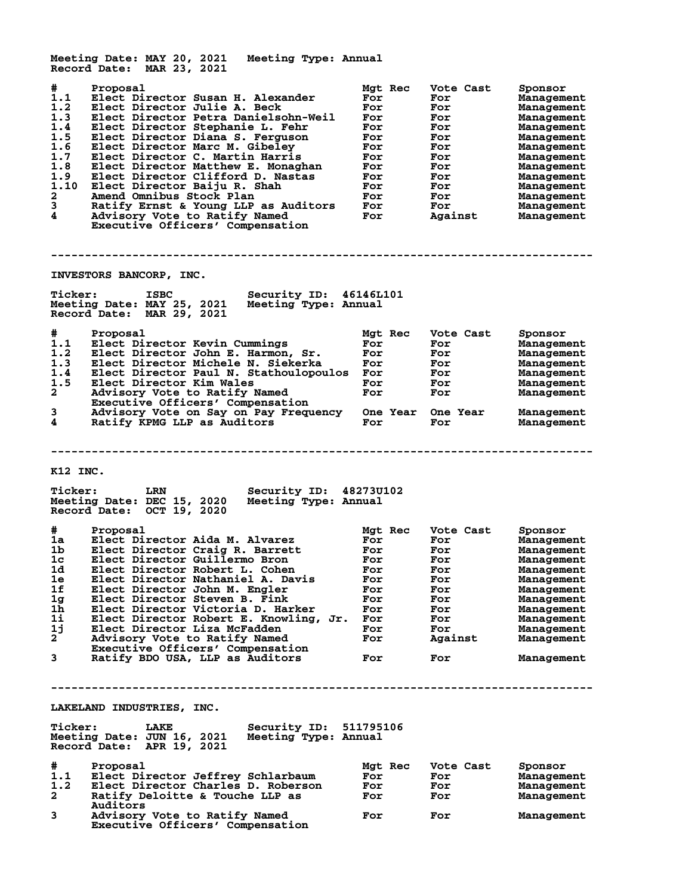Meeting Date: MAY 20, 2021 Meeting Type: Annual
Record Date: MAR 23, 2021

| # | Proposal | Mgt Rec | Vote Cast | Sponsor |
|---|---|---|---|---|
| 1.1 | Elect Director Susan H. Alexander | For | For | Management |
| 1.2 | Elect Director Julie A. Beck | For | For | Management |
| 1.3 | Elect Director Petra Danielsohn-Weil | For | For | Management |
| 1.4 | Elect Director Stephanie L. Fehr | For | For | Management |
| 1.5 | Elect Director Diana S. Ferguson | For | For | Management |
| 1.6 | Elect Director Marc M. Gibeley | For | For | Management |
| 1.7 | Elect Director C. Martin Harris | For | For | Management |
| 1.8 | Elect Director Matthew E. Monaghan | For | For | Management |
| 1.9 | Elect Director Clifford D. Nastas | For | For | Management |
| 1.10 | Elect Director Baiju R. Shah | For | For | Management |
| 2 | Amend Omnibus Stock Plan | For | For | Management |
| 3 | Ratify Ernst & Young LLP as Auditors | For | For | Management |
| 4 | Advisory Vote to Ratify Named Executive Officers' Compensation | For | Against | Management |

---

## INVESTORS BANCORP, INC.

Ticker: ISBC Security ID: 46146L101
Meeting Date: MAY 25, 2021 Meeting Type: Annual
Record Date: MAR 29, 2021

| # | Proposal | Mgt Rec | Vote Cast | Sponsor |
|---|---|---|---|---|
| 1.1 | Elect Director Kevin Cummings | For | For | Management |
| 1.2 | Elect Director John E. Harmon, Sr. | For | For | Management |
| 1.3 | Elect Director Michele N. Siekerka | For | For | Management |
| 1.4 | Elect Director Paul N. Stathoulopoulos | For | For | Management |
| 1.5 | Elect Director Kim Wales | For | For | Management |
| 2 | Advisory Vote to Ratify Named Executive Officers' Compensation | For | For | Management |
| 3 | Advisory Vote on Say on Pay Frequency | One Year | One Year | Management |
| 4 | Ratify KPMG LLP as Auditors | For | For | Management |

---

## K12 INC.

Ticker: LRN Security ID: 48273U102
Meeting Date: DEC 15, 2020 Meeting Type: Annual
Record Date: OCT 19, 2020

| # | Proposal | Mgt Rec | Vote Cast | Sponsor |
|---|---|---|---|---|
| 1a | Elect Director Aida M. Alvarez | For | For | Management |
| 1b | Elect Director Craig R. Barrett | For | For | Management |
| 1c | Elect Director Guillermo Bron | For | For | Management |
| 1d | Elect Director Robert L. Cohen | For | For | Management |
| 1e | Elect Director Nathaniel A. Davis | For | For | Management |
| 1f | Elect Director John M. Engler | For | For | Management |
| 1g | Elect Director Steven B. Fink | For | For | Management |
| 1h | Elect Director Victoria D. Harker | For | For | Management |
| 1i | Elect Director Robert E. Knowling, Jr. | For | For | Management |
| 1j | Elect Director Liza McFadden | For | For | Management |
| 2 | Advisory Vote to Ratify Named Executive Officers' Compensation | For | Against | Management |
| 3 | Ratify BDO USA, LLP as Auditors | For | For | Management |

---

## LAKELAND INDUSTRIES, INC.

Ticker: LAKE Security ID: 511795106
Meeting Date: JUN 16, 2021 Meeting Type: Annual
Record Date: APR 19, 2021

| # | Proposal | Mgt Rec | Vote Cast | Sponsor |
|---|---|---|---|---|
| 1.1 | Elect Director Jeffrey Schlarbaum | For | For | Management |
| 1.2 | Elect Director Charles D. Roberson | For | For | Management |
| 2 | Ratify Deloitte & Touche LLP as Auditors | For | For | Management |
| 3 | Advisory Vote to Ratify Named Executive Officers' Compensation | For | For | Management |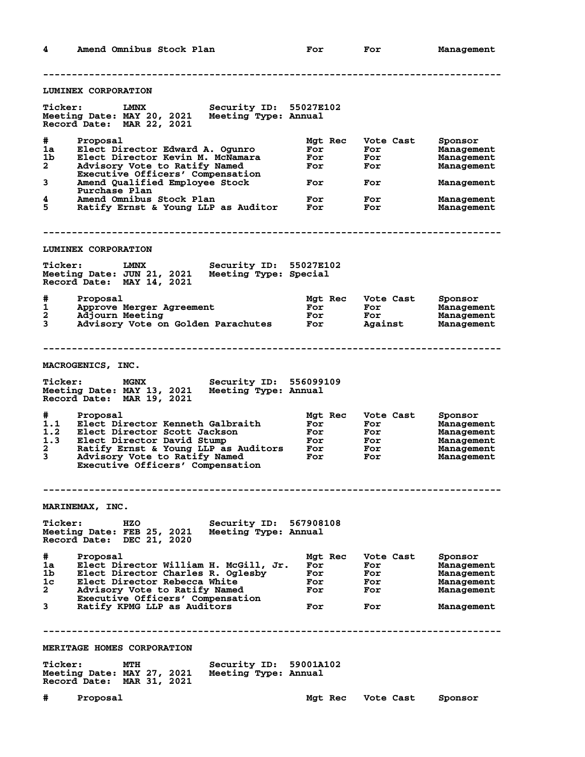| # | Proposal | Mgt Rec | Vote Cast | Sponsor |
|---|---|---|---|---|
| 4 | Amend Omnibus Stock Plan | For | For | Management |

---

## LUMINEX CORPORATION

**Ticker:** LMNX **Security ID:** 55027E102
**Meeting Date:** MAY 20, 2021 **Meeting Type:** Annual
**Record Date:** MAR 22, 2021

| # | Proposal | Mgt Rec | Vote Cast | Sponsor |
|---|---|---|---|---|
| 1a | Elect Director Edward A. Ogunro | For | For | Management |
| 1b | Elect Director Kevin M. McNamara | For | For | Management |
| 2 | Advisory Vote to Ratify Named Executive Officers' Compensation | For | For | Management |
| 3 | Amend Qualified Employee Stock Purchase Plan | For | For | Management |
| 4 | Amend Omnibus Stock Plan | For | For | Management |
| 5 | Ratify Ernst & Young LLP as Auditor | For | For | Management |

---

## LUMINEX CORPORATION

**Ticker:** LMNX **Security ID:** 55027E102
**Meeting Date:** JUN 21, 2021 **Meeting Type:** Special
**Record Date:** MAY 14, 2021

| # | Proposal | Mgt Rec | Vote Cast | Sponsor |
|---|---|---|---|---|
| 1 | Approve Merger Agreement | For | For | Management |
| 2 | Adjourn Meeting | For | For | Management |
| 3 | Advisory Vote on Golden Parachutes | For | Against | Management |

---

## MACROGENICS, INC.

**Ticker:** MGNX **Security ID:** 556099109
**Meeting Date:** MAY 13, 2021 **Meeting Type:** Annual
**Record Date:** MAR 19, 2021

| # | Proposal | Mgt Rec | Vote Cast | Sponsor |
|---|---|---|---|---|
| 1.1 | Elect Director Kenneth Galbraith | For | For | Management |
| 1.2 | Elect Director Scott Jackson | For | For | Management |
| 1.3 | Elect Director David Stump | For | For | Management |
| 2 | Ratify Ernst & Young LLP as Auditors | For | For | Management |
| 3 | Advisory Vote to Ratify Named Executive Officers' Compensation | For | For | Management |

---

## MARINEMAX, INC.

**Ticker:** HZO **Security ID:** 567908108
**Meeting Date:** FEB 25, 2021 **Meeting Type:** Annual
**Record Date:** DEC 21, 2020

| # | Proposal | Mgt Rec | Vote Cast | Sponsor |
|---|---|---|---|---|
| 1a | Elect Director William H. McGill, Jr. | For | For | Management |
| 1b | Elect Director Charles R. Oglesby | For | For | Management |
| 1c | Elect Director Rebecca White | For | For | Management |
| 2 | Advisory Vote to Ratify Named Executive Officers' Compensation | For | For | Management |
| 3 | Ratify KPMG LLP as Auditors | For | For | Management |

---

## MERITAGE HOMES CORPORATION

**Ticker:** MTH **Security ID:** 59001A102
**Meeting Date:** MAY 27, 2021 **Meeting Type:** Annual
**Record Date:** MAR 31, 2021

| # | Proposal | Mgt Rec | Vote Cast | Sponsor |
|---|---|---|---|---|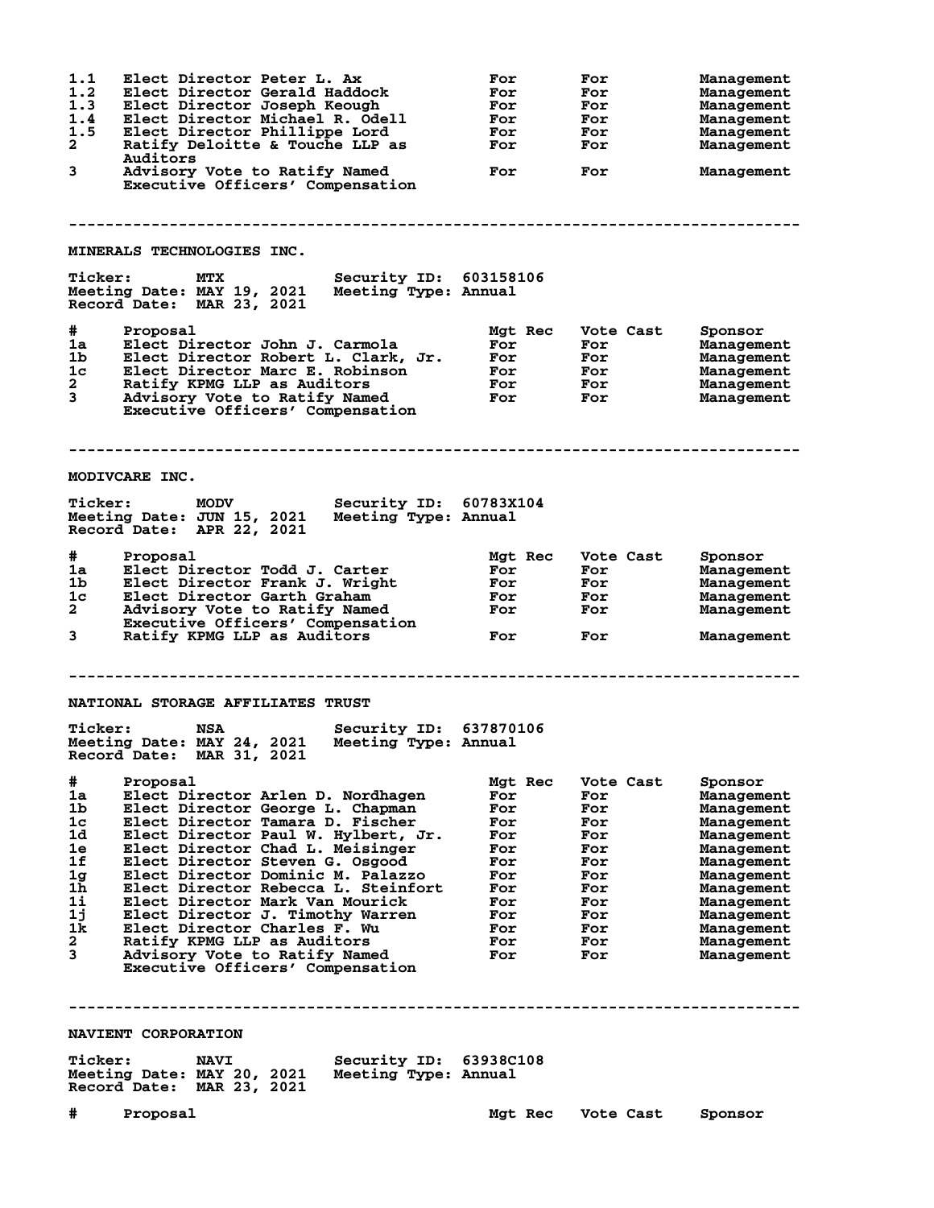| # | Proposal | Mgt Rec | Vote Cast | Sponsor |
|---|---|---|---|---|
| 1.1 | Elect Director Peter L. Ax | For | For | Management |
| 1.2 | Elect Director Gerald Haddock | For | For | Management |
| 1.3 | Elect Director Joseph Keough | For | For | Management |
| 1.4 | Elect Director Michael R. Odell | For | For | Management |
| 1.5 | Elect Director Phillippe Lord | For | For | Management |
| 2 | Ratify Deloitte & Touche LLP as Auditors | For | For | Management |
| 3 | Advisory Vote to Ratify Named Executive Officers' Compensation | For | For | Management |

---

## MINERALS TECHNOLOGIES INC.

**Ticker:** MTX **Security ID:** 603158106
**Meeting Date:** MAY 19, 2021 **Meeting Type:** Annual
**Record Date:** MAR 23, 2021

| # | Proposal | Mgt Rec | Vote Cast | Sponsor |
|---|---|---|---|---|
| 1a | Elect Director John J. Carmola | For | For | Management |
| 1b | Elect Director Robert L. Clark, Jr. | For | For | Management |
| 1c | Elect Director Marc E. Robinson | For | For | Management |
| 2 | Ratify KPMG LLP as Auditors | For | For | Management |
| 3 | Advisory Vote to Ratify Named Executive Officers' Compensation | For | For | Management |

---

## MODIVCARE INC.

**Ticker:** MODV **Security ID:** 60783X104
**Meeting Date:** JUN 15, 2021 **Meeting Type:** Annual
**Record Date:** APR 22, 2021

| # | Proposal | Mgt Rec | Vote Cast | Sponsor |
|---|---|---|---|---|
| 1a | Elect Director Todd J. Carter | For | For | Management |
| 1b | Elect Director Frank J. Wright | For | For | Management |
| 1c | Elect Director Garth Graham | For | For | Management |
| 2 | Advisory Vote to Ratify Named Executive Officers' Compensation | For | For | Management |
| 3 | Ratify KPMG LLP as Auditors | For | For | Management |

---

## NATIONAL STORAGE AFFILIATES TRUST

**Ticker:** NSA **Security ID:** 637870106
**Meeting Date:** MAY 24, 2021 **Meeting Type:** Annual
**Record Date:** MAR 31, 2021

| # | Proposal | Mgt Rec | Vote Cast | Sponsor |
|---|---|---|---|---|
| 1a | Elect Director Arlen D. Nordhagen | For | For | Management |
| 1b | Elect Director George L. Chapman | For | For | Management |
| 1c | Elect Director Tamara D. Fischer | For | For | Management |
| 1d | Elect Director Paul W. Hylbert, Jr. | For | For | Management |
| 1e | Elect Director Chad L. Meisinger | For | For | Management |
| 1f | Elect Director Steven G. Osgood | For | For | Management |
| 1g | Elect Director Dominic M. Palazzo | For | For | Management |
| 1h | Elect Director Rebecca L. Steinfort | For | For | Management |
| 1i | Elect Director Mark Van Mourick | For | For | Management |
| 1j | Elect Director J. Timothy Warren | For | For | Management |
| 1k | Elect Director Charles F. Wu | For | For | Management |
| 2 | Ratify KPMG LLP as Auditors | For | For | Management |
| 3 | Advisory Vote to Ratify Named Executive Officers' Compensation | For | For | Management |

---

## NAVIENT CORPORATION

**Ticker:** NAVI **Security ID:** 63938C108
**Meeting Date:** MAY 20, 2021 **Meeting Type:** Annual
**Record Date:** MAR 23, 2021

| # | Proposal | Mgt Rec | Vote Cast | Sponsor |
|---|---|---|---|---|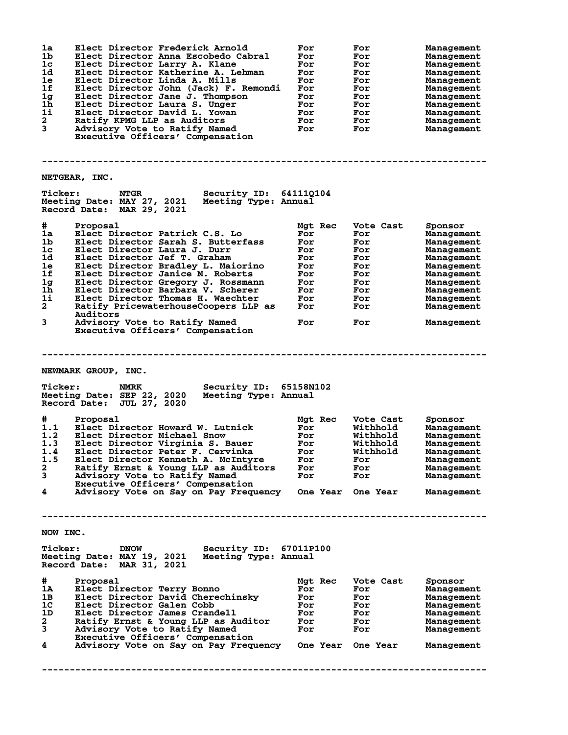| # | Proposal | Mgt Rec | Vote Cast | Sponsor |
|---|---|---|---|---|
| 1a | Elect Director Frederick Arnold | For | For | Management |
| 1b | Elect Director Anna Escobedo Cabral | For | For | Management |
| 1c | Elect Director Larry A. Klane | For | For | Management |
| 1d | Elect Director Katherine A. Lehman | For | For | Management |
| 1e | Elect Director Linda A. Mills | For | For | Management |
| 1f | Elect Director John (Jack) F. Remondi | For | For | Management |
| 1g | Elect Director Jane J. Thompson | For | For | Management |
| 1h | Elect Director Laura S. Unger | For | For | Management |
| 1i | Elect Director David L. Yowan | For | For | Management |
| 2 | Ratify KPMG LLP as Auditors | For | For | Management |
| 3 | Advisory Vote to Ratify Named Executive Officers' Compensation | For | For | Management |

---

## NETGEAR, INC.

**Ticker:** NTGR **Security ID:** 64111Q104
**Meeting Date:** MAY 27, 2021 **Meeting Type:** Annual
**Record Date:** MAR 29, 2021

| # | Proposal | Mgt Rec | Vote Cast | Sponsor |
|---|---|---|---|---|
| 1a | Elect Director Patrick C.S. Lo | For | For | Management |
| 1b | Elect Director Sarah S. Butterfass | For | For | Management |
| 1c | Elect Director Laura J. Durr | For | For | Management |
| 1d | Elect Director Jef T. Graham | For | For | Management |
| 1e | Elect Director Bradley L. Maiorino | For | For | Management |
| 1f | Elect Director Janice M. Roberts | For | For | Management |
| 1g | Elect Director Gregory J. Rossmann | For | For | Management |
| 1h | Elect Director Barbara V. Scherer | For | For | Management |
| 1i | Elect Director Thomas H. Waechter | For | For | Management |
| 2 | Ratify PricewaterhouseCoopers LLP as Auditors | For | For | Management |
| 3 | Advisory Vote to Ratify Named Executive Officers' Compensation | For | For | Management |

---

## NEWMARK GROUP, INC.

**Ticker:** NMRK **Security ID:** 65158N102
**Meeting Date:** SEP 22, 2020 **Meeting Type:** Annual
**Record Date:** JUL 27, 2020

| # | Proposal | Mgt Rec | Vote Cast | Sponsor |
|---|---|---|---|---|
| 1.1 | Elect Director Howard W. Lutnick | For | Withhold | Management |
| 1.2 | Elect Director Michael Snow | For | Withhold | Management |
| 1.3 | Elect Director Virginia S. Bauer | For | Withhold | Management |
| 1.4 | Elect Director Peter F. Cervinka | For | Withhold | Management |
| 1.5 | Elect Director Kenneth A. McIntyre | For | For | Management |
| 2 | Ratify Ernst & Young LLP as Auditors | For | For | Management |
| 3 | Advisory Vote to Ratify Named Executive Officers' Compensation | For | For | Management |
| 4 | Advisory Vote on Say on Pay Frequency | One Year | One Year | Management |

---

## NOW INC.

**Ticker:** DNOW **Security ID:** 67011P100
**Meeting Date:** MAY 19, 2021 **Meeting Type:** Annual
**Record Date:** MAR 31, 2021

| # | Proposal | Mgt Rec | Vote Cast | Sponsor |
|---|---|---|---|---|
| 1A | Elect Director Terry Bonno | For | For | Management |
| 1B | Elect Director David Cherechinsky | For | For | Management |
| 1C | Elect Director Galen Cobb | For | For | Management |
| 1D | Elect Director James Crandell | For | For | Management |
| 2 | Ratify Ernst & Young LLP as Auditor | For | For | Management |
| 3 | Advisory Vote to Ratify Named Executive Officers' Compensation | For | For | Management |
| 4 | Advisory Vote on Say on Pay Frequency | One Year | One Year | Management |

---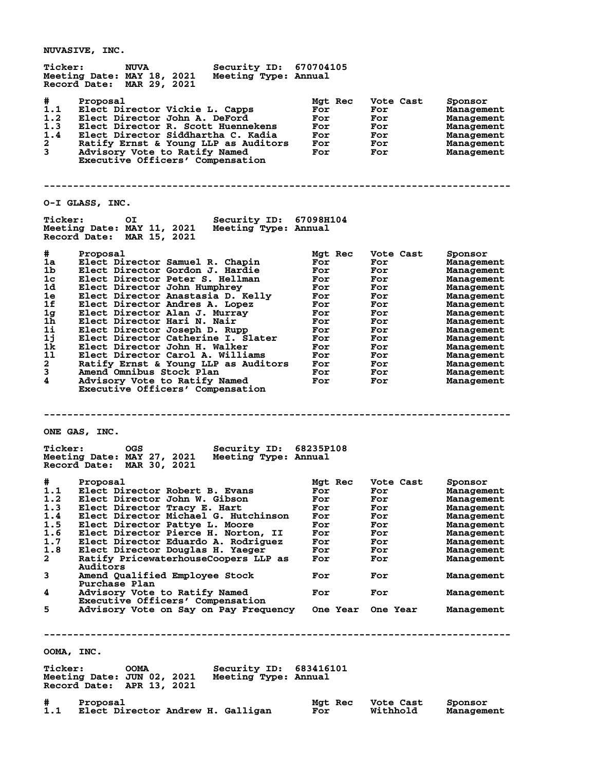## NUVASIVE, INC.

**Ticker:** NUVA **Security ID:** 670704105
**Meeting Date:** MAY 18, 2021 **Meeting Type:** Annual
**Record Date:** MAR 29, 2021

| # | Proposal | Mgt Rec | Vote Cast | Sponsor |
|---|---|---|---|---|
| 1.1 | Elect Director Vickie L. Capps | For | For | Management |
| 1.2 | Elect Director John A. DeFord | For | For | Management |
| 1.3 | Elect Director R. Scott Huennekens | For | For | Management |
| 1.4 | Elect Director Siddhartha C. Kadia | For | For | Management |
| 2 | Ratify Ernst & Young LLP as Auditors | For | For | Management |
| 3 | Advisory Vote to Ratify Named Executive Officers' Compensation | For | For | Management |

---

## O-I GLASS, INC.

**Ticker:** OI **Security ID:** 67098H104
**Meeting Date:** MAY 11, 2021 **Meeting Type:** Annual
**Record Date:** MAR 15, 2021

| # | Proposal | Mgt Rec | Vote Cast | Sponsor |
|---|---|---|---|---|
| 1a | Elect Director Samuel R. Chapin | For | For | Management |
| 1b | Elect Director Gordon J. Hardie | For | For | Management |
| 1c | Elect Director Peter S. Hellman | For | For | Management |
| 1d | Elect Director John Humphrey | For | For | Management |
| 1e | Elect Director Anastasia D. Kelly | For | For | Management |
| 1f | Elect Director Andres A. Lopez | For | For | Management |
| 1g | Elect Director Alan J. Murray | For | For | Management |
| 1h | Elect Director Hari N. Nair | For | For | Management |
| 1i | Elect Director Joseph D. Rupp | For | For | Management |
| 1j | Elect Director Catherine I. Slater | For | For | Management |
| 1k | Elect Director John H. Walker | For | For | Management |
| 1l | Elect Director Carol A. Williams | For | For | Management |
| 2 | Ratify Ernst & Young LLP as Auditors | For | For | Management |
| 3 | Amend Omnibus Stock Plan | For | For | Management |
| 4 | Advisory Vote to Ratify Named Executive Officers' Compensation | For | For | Management |

---

## ONE GAS, INC.

**Ticker:** OGS **Security ID:** 68235P108
**Meeting Date:** MAY 27, 2021 **Meeting Type:** Annual
**Record Date:** MAR 30, 2021

| # | Proposal | Mgt Rec | Vote Cast | Sponsor |
|---|---|---|---|---|
| 1.1 | Elect Director Robert B. Evans | For | For | Management |
| 1.2 | Elect Director John W. Gibson | For | For | Management |
| 1.3 | Elect Director Tracy E. Hart | For | For | Management |
| 1.4 | Elect Director Michael G. Hutchinson | For | For | Management |
| 1.5 | Elect Director Pattye L. Moore | For | For | Management |
| 1.6 | Elect Director Pierce H. Norton, II | For | For | Management |
| 1.7 | Elect Director Eduardo A. Rodriguez | For | For | Management |
| 1.8 | Elect Director Douglas H. Yaeger | For | For | Management |
| 2 | Ratify PricewaterhouseCoopers LLP as Auditors | For | For | Management |
| 3 | Amend Qualified Employee Stock Purchase Plan | For | For | Management |
| 4 | Advisory Vote to Ratify Named Executive Officers' Compensation | For | For | Management |
| 5 | Advisory Vote on Say on Pay Frequency | One Year | One Year | Management |

---

## OOMA, INC.

**Ticker:** OOMA **Security ID:** 683416101
**Meeting Date:** JUN 02, 2021 **Meeting Type:** Annual
**Record Date:** APR 13, 2021

| # | Proposal | Mgt Rec | Vote Cast | Sponsor |
|---|---|---|---|---|
| 1.1 | Elect Director Andrew H. Galligan | For | Withhold | Management |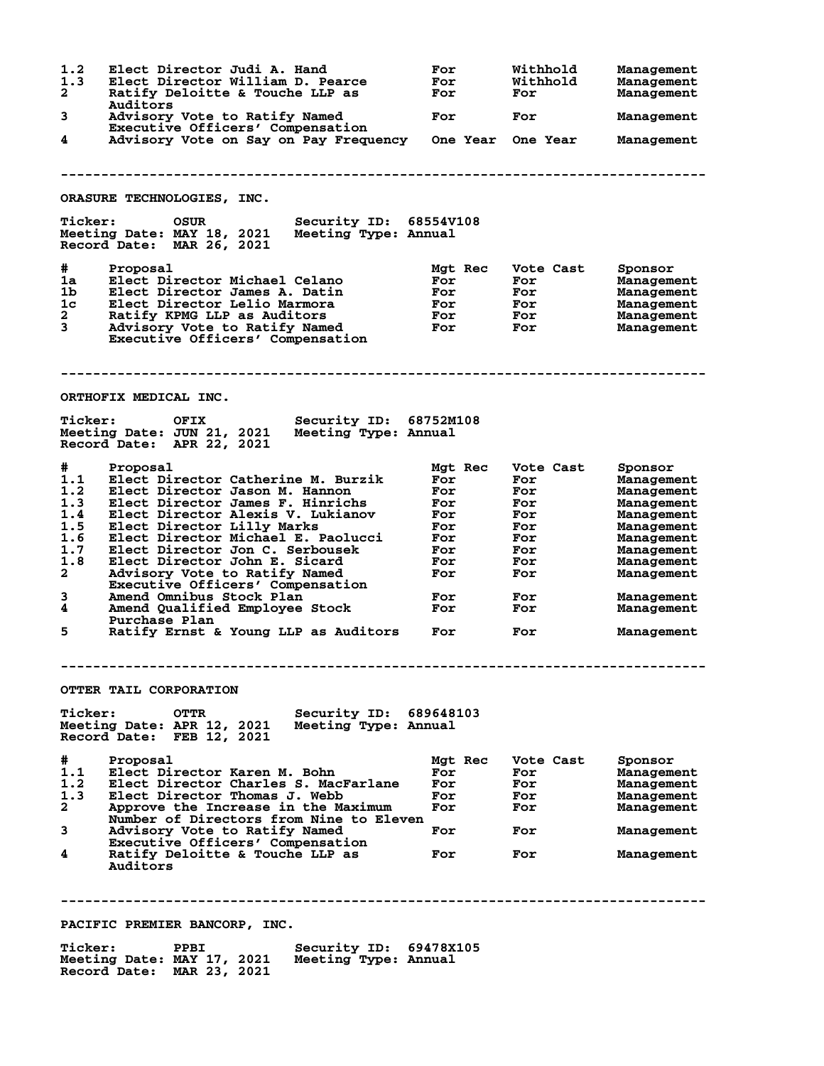| # | Proposal | Mgt Rec | Vote Cast | Sponsor |
|---|---|---|---|---|
| 1.2 | Elect Director Judi A. Hand | For | Withhold | Management |
| 1.3 | Elect Director William D. Pearce | For | Withhold | Management |
| 2 | Ratify Deloitte & Touche LLP as Auditors | For | For | Management |
| 3 | Advisory Vote to Ratify Named Executive Officers' Compensation | For | For | Management |
| 4 | Advisory Vote on Say on Pay Frequency | One Year | One Year | Management |

---

## ORASURE TECHNOLOGIES, INC.

**Ticker:** OSUR **Security ID:** 68554V108
**Meeting Date:** MAY 18, 2021 **Meeting Type:** Annual
**Record Date:** MAR 26, 2021

| # | Proposal | Mgt Rec | Vote Cast | Sponsor |
|---|---|---|---|---|
| 1a | Elect Director Michael Celano | For | For | Management |
| 1b | Elect Director James A. Datin | For | For | Management |
| 1c | Elect Director Lelio Marmora | For | For | Management |
| 2 | Ratify KPMG LLP as Auditors | For | For | Management |
| 3 | Advisory Vote to Ratify Named Executive Officers' Compensation | For | For | Management |

---

## ORTHOFIX MEDICAL INC.

**Ticker:** OFIX **Security ID:** 68752M108
**Meeting Date:** JUN 21, 2021 **Meeting Type:** Annual
**Record Date:** APR 22, 2021

| # | Proposal | Mgt Rec | Vote Cast | Sponsor |
|---|---|---|---|---|
| 1.1 | Elect Director Catherine M. Burzik | For | For | Management |
| 1.2 | Elect Director Jason M. Hannon | For | For | Management |
| 1.3 | Elect Director James F. Hinrichs | For | For | Management |
| 1.4 | Elect Director Alexis V. Lukianov | For | For | Management |
| 1.5 | Elect Director Lilly Marks | For | For | Management |
| 1.6 | Elect Director Michael E. Paolucci | For | For | Management |
| 1.7 | Elect Director Jon C. Serbousek | For | For | Management |
| 1.8 | Elect Director John E. Sicard | For | For | Management |
| 2 | Advisory Vote to Ratify Named Executive Officers' Compensation | For | For | Management |
| 3 | Amend Omnibus Stock Plan | For | For | Management |
| 4 | Amend Qualified Employee Stock Purchase Plan | For | For | Management |
| 5 | Ratify Ernst & Young LLP as Auditors | For | For | Management |

---

## OTTER TAIL CORPORATION

**Ticker:** OTTR **Security ID:** 689648103
**Meeting Date:** APR 12, 2021 **Meeting Type:** Annual
**Record Date:** FEB 12, 2021

| # | Proposal | Mgt Rec | Vote Cast | Sponsor |
|---|---|---|---|---|
| 1.1 | Elect Director Karen M. Bohn | For | For | Management |
| 1.2 | Elect Director Charles S. MacFarlane | For | For | Management |
| 1.3 | Elect Director Thomas J. Webb | For | For | Management |
| 2 | Approve the Increase in the Maximum Number of Directors from Nine to Eleven | For | For | Management |
| 3 | Advisory Vote to Ratify Named Executive Officers' Compensation | For | For | Management |
| 4 | Ratify Deloitte & Touche LLP as Auditors | For | For | Management |

---

## PACIFIC PREMIER BANCORP, INC.

**Ticker:** PPBI **Security ID:** 69478X105
**Meeting Date:** MAY 17, 2021 **Meeting Type:** Annual
**Record Date:** MAR 23, 2021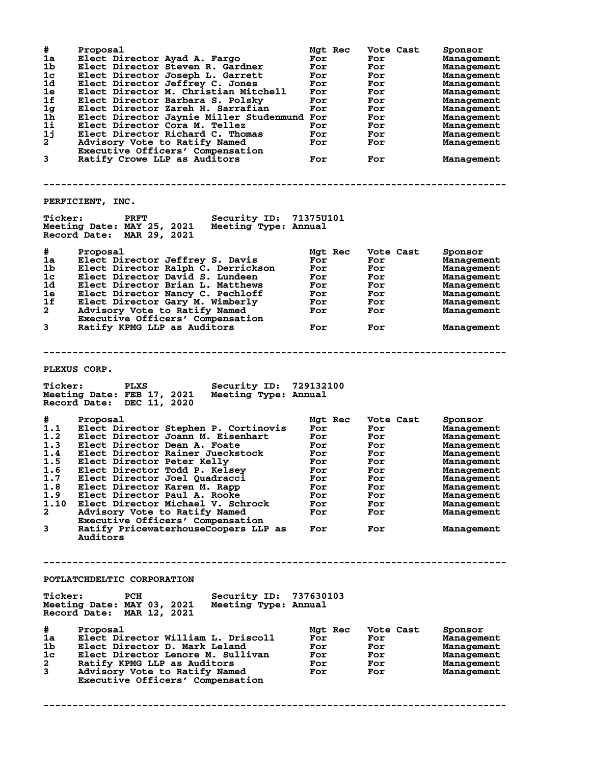| # | Proposal | Mgt Rec | Vote Cast | Sponsor |
|---|---|---|---|---|
| 1a | Elect Director Ayad A. Fargo | For | For | Management |
| 1b | Elect Director Steven R. Gardner | For | For | Management |
| 1c | Elect Director Joseph L. Garrett | For | For | Management |
| 1d | Elect Director Jeffrey C. Jones | For | For | Management |
| 1e | Elect Director M. Christian Mitchell | For | For | Management |
| 1f | Elect Director Barbara S. Polsky | For | For | Management |
| 1g | Elect Director Zareh H. Sarrafian | For | For | Management |
| 1h | Elect Director Jaynie Miller Studenmund | For | For | Management |
| 1i | Elect Director Cora M. Tellez | For | For | Management |
| 1j | Elect Director Richard C. Thomas | For | For | Management |
| 2 | Advisory Vote to Ratify Named Executive Officers' Compensation | For | For | Management |
| 3 | Ratify Crowe LLP as Auditors | For | For | Management |

---

## PERFICIENT, INC.

**Ticker:** PRFT **Security ID:** 71375U101
**Meeting Date:** MAY 25, 2021 **Meeting Type:** Annual
**Record Date:** MAR 29, 2021

| # | Proposal | Mgt Rec | Vote Cast | Sponsor |
|---|---|---|---|---|
| 1a | Elect Director Jeffrey S. Davis | For | For | Management |
| 1b | Elect Director Ralph C. Derrickson | For | For | Management |
| 1c | Elect Director David S. Lundeen | For | For | Management |
| 1d | Elect Director Brian L. Matthews | For | For | Management |
| 1e | Elect Director Nancy C. Pechloff | For | For | Management |
| 1f | Elect Director Gary M. Wimberly | For | For | Management |
| 2 | Advisory Vote to Ratify Named Executive Officers' Compensation | For | For | Management |
| 3 | Ratify KPMG LLP as Auditors | For | For | Management |

---

## PLEXUS CORP.

**Ticker:** PLXS **Security ID:** 729132100
**Meeting Date:** FEB 17, 2021 **Meeting Type:** Annual
**Record Date:** DEC 11, 2020

| # | Proposal | Mgt Rec | Vote Cast | Sponsor |
|---|---|---|---|---|
| 1.1 | Elect Director Stephen P. Cortinovis | For | For | Management |
| 1.2 | Elect Director Joann M. Eisenhart | For | For | Management |
| 1.3 | Elect Director Dean A. Foate | For | For | Management |
| 1.4 | Elect Director Rainer Jueckstock | For | For | Management |
| 1.5 | Elect Director Peter Kelly | For | For | Management |
| 1.6 | Elect Director Todd P. Kelsey | For | For | Management |
| 1.7 | Elect Director Joel Quadracci | For | For | Management |
| 1.8 | Elect Director Karen M. Rapp | For | For | Management |
| 1.9 | Elect Director Paul A. Rooke | For | For | Management |
| 1.10 | Elect Director Michael V. Schrock | For | For | Management |
| 2 | Advisory Vote to Ratify Named Executive Officers' Compensation | For | For | Management |
| 3 | Ratify PricewaterhouseCoopers LLP as Auditors | For | For | Management |

---

## POTLATCHDELTIC CORPORATION

**Ticker:** PCH **Security ID:** 737630103
**Meeting Date:** MAY 03, 2021 **Meeting Type:** Annual
**Record Date:** MAR 12, 2021

| # | Proposal | Mgt Rec | Vote Cast | Sponsor |
|---|---|---|---|---|
| 1a | Elect Director William L. Driscoll | For | For | Management |
| 1b | Elect Director D. Mark Leland | For | For | Management |
| 1c | Elect Director Lenore M. Sullivan | For | For | Management |
| 2 | Ratify KPMG LLP as Auditors | For | For | Management |
| 3 | Advisory Vote to Ratify Named Executive Officers' Compensation | For | For | Management |

---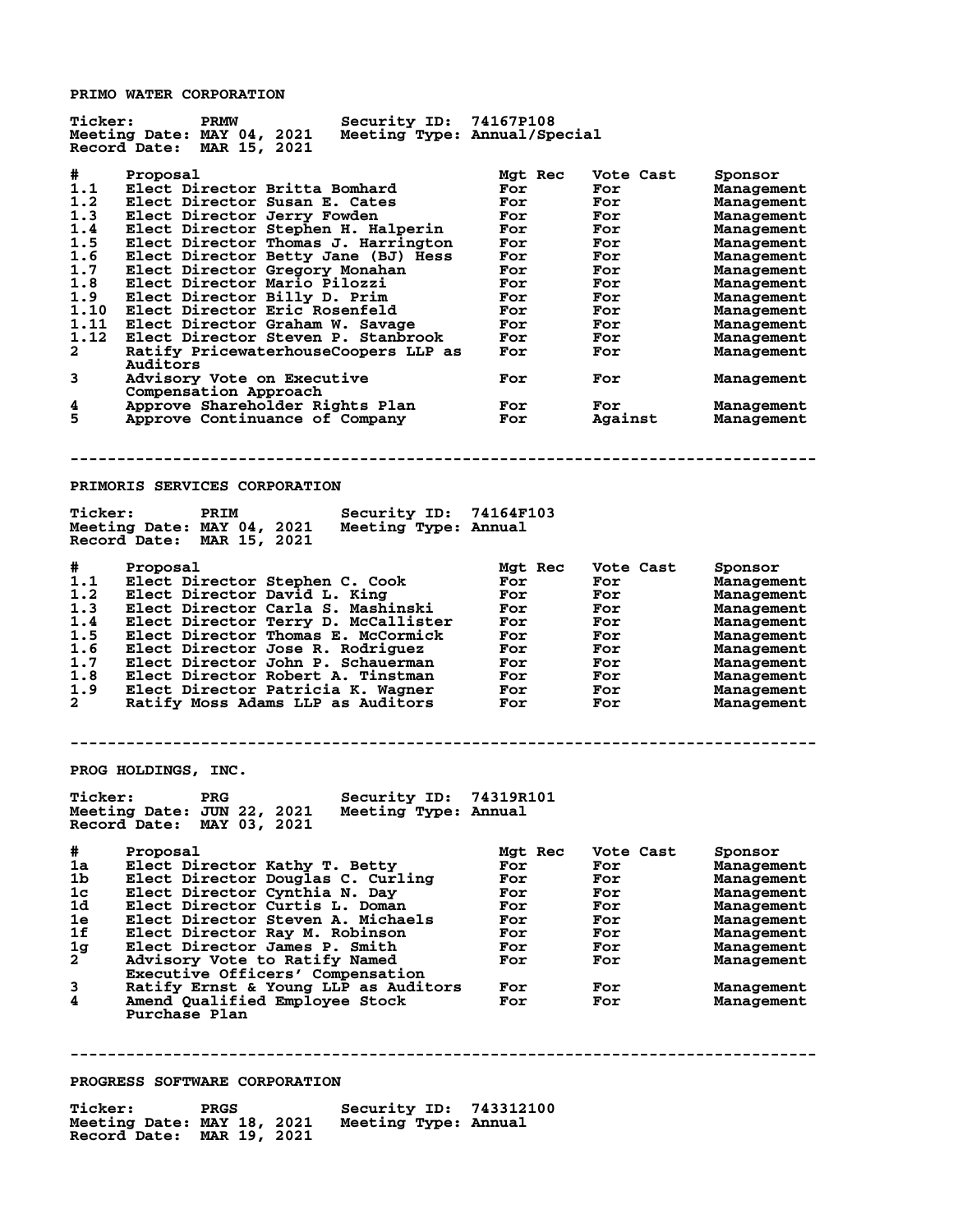## PRIMO WATER CORPORATION

**Ticker:** PRMW **Security ID:** 74167P108
**Meeting Date:** MAY 04, 2021 **Meeting Type:** Annual/Special
**Record Date:** MAR 15, 2021

| # | Proposal | Mgt Rec | Vote Cast | Sponsor |
|---|---|---|---|---|
| 1.1 | Elect Director Britta Bomhard | For | For | Management |
| 1.2 | Elect Director Susan E. Cates | For | For | Management |
| 1.3 | Elect Director Jerry Fowden | For | For | Management |
| 1.4 | Elect Director Stephen H. Halperin | For | For | Management |
| 1.5 | Elect Director Thomas J. Harrington | For | For | Management |
| 1.6 | Elect Director Betty Jane (BJ) Hess | For | For | Management |
| 1.7 | Elect Director Gregory Monahan | For | For | Management |
| 1.8 | Elect Director Mario Pilozzi | For | For | Management |
| 1.9 | Elect Director Billy D. Prim | For | For | Management |
| 1.10 | Elect Director Eric Rosenfeld | For | For | Management |
| 1.11 | Elect Director Graham W. Savage | For | For | Management |
| 1.12 | Elect Director Steven P. Stanbrook | For | For | Management |
| 2 | Ratify PricewaterhouseCoopers LLP as Auditors | For | For | Management |
| 3 | Advisory Vote on Executive Compensation Approach | For | For | Management |
| 4 | Approve Shareholder Rights Plan | For | For | Management |
| 5 | Approve Continuance of Company | For | Against | Management |

---

## PRIMORIS SERVICES CORPORATION

**Ticker:** PRIM **Security ID:** 74164F103
**Meeting Date:** MAY 04, 2021 **Meeting Type:** Annual
**Record Date:** MAR 15, 2021

| # | Proposal | Mgt Rec | Vote Cast | Sponsor |
|---|---|---|---|---|
| 1.1 | Elect Director Stephen C. Cook | For | For | Management |
| 1.2 | Elect Director David L. King | For | For | Management |
| 1.3 | Elect Director Carla S. Mashinski | For | For | Management |
| 1.4 | Elect Director Terry D. McCallister | For | For | Management |
| 1.5 | Elect Director Thomas E. McCormick | For | For | Management |
| 1.6 | Elect Director Jose R. Rodriguez | For | For | Management |
| 1.7 | Elect Director John P. Schauerman | For | For | Management |
| 1.8 | Elect Director Robert A. Tinstman | For | For | Management |
| 1.9 | Elect Director Patricia K. Wagner | For | For | Management |
| 2 | Ratify Moss Adams LLP as Auditors | For | For | Management |

---

## PROG HOLDINGS, INC.

**Ticker:** PRG **Security ID:** 74319R101
**Meeting Date:** JUN 22, 2021 **Meeting Type:** Annual
**Record Date:** MAY 03, 2021

| # | Proposal | Mgt Rec | Vote Cast | Sponsor |
|---|---|---|---|---|
| 1a | Elect Director Kathy T. Betty | For | For | Management |
| 1b | Elect Director Douglas C. Curling | For | For | Management |
| 1c | Elect Director Cynthia N. Day | For | For | Management |
| 1d | Elect Director Curtis L. Doman | For | For | Management |
| 1e | Elect Director Steven A. Michaels | For | For | Management |
| 1f | Elect Director Ray M. Robinson | For | For | Management |
| 1g | Elect Director James P. Smith | For | For | Management |
| 2 | Advisory Vote to Ratify Named Executive Officers' Compensation | For | For | Management |
| 3 | Ratify Ernst & Young LLP as Auditors | For | For | Management |
| 4 | Amend Qualified Employee Stock Purchase Plan | For | For | Management |

---

## PROGRESS SOFTWARE CORPORATION

**Ticker:** PRGS **Security ID:** 743312100
**Meeting Date:** MAY 18, 2021 **Meeting Type:** Annual
**Record Date:** MAR 19, 2021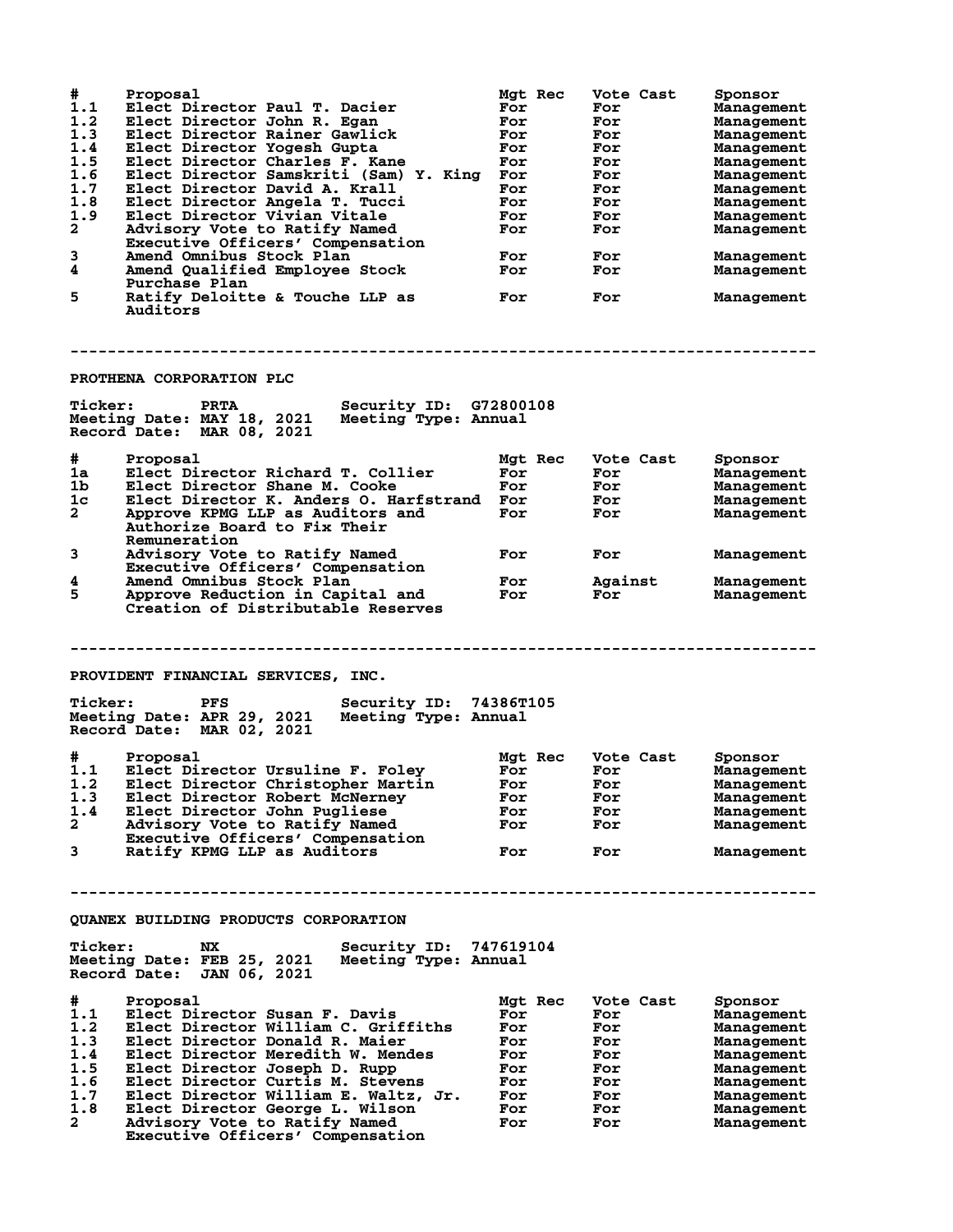| # | Proposal | Mgt Rec | Vote Cast | Sponsor |
|---|---|---|---|---|
| 1.1 | Elect Director Paul T. Dacier | For | For | Management |
| 1.2 | Elect Director John R. Egan | For | For | Management |
| 1.3 | Elect Director Rainer Gawlick | For | For | Management |
| 1.4 | Elect Director Yogesh Gupta | For | For | Management |
| 1.5 | Elect Director Charles F. Kane | For | For | Management |
| 1.6 | Elect Director Samskriti (Sam) Y. King | For | For | Management |
| 1.7 | Elect Director David A. Krall | For | For | Management |
| 1.8 | Elect Director Angela T. Tucci | For | For | Management |
| 1.9 | Elect Director Vivian Vitale | For | For | Management |
| 2 | Advisory Vote to Ratify Named Executive Officers' Compensation | For | For | Management |
| 3 | Amend Omnibus Stock Plan | For | For | Management |
| 4 | Amend Qualified Employee Stock Purchase Plan | For | For | Management |
| 5 | Ratify Deloitte & Touche LLP as Auditors | For | For | Management |

---

## PROTHENA CORPORATION PLC

**Ticker:** PRTA **Security ID:** G72800108
**Meeting Date:** MAY 18, 2021 **Meeting Type:** Annual
**Record Date:** MAR 08, 2021

| # | Proposal | Mgt Rec | Vote Cast | Sponsor |
|---|---|---|---|---|
| 1a | Elect Director Richard T. Collier | For | For | Management |
| 1b | Elect Director Shane M. Cooke | For | For | Management |
| 1c | Elect Director K. Anders O. Harfstrand | For | For | Management |
| 2 | Approve KPMG LLP as Auditors and Authorize Board to Fix Their Remuneration | For | For | Management |
| 3 | Advisory Vote to Ratify Named Executive Officers' Compensation | For | For | Management |
| 4 | Amend Omnibus Stock Plan | For | Against | Management |
| 5 | Approve Reduction in Capital and Creation of Distributable Reserves | For | For | Management |

---

## PROVIDENT FINANCIAL SERVICES, INC.

**Ticker:** PFS **Security ID:** 74386T105
**Meeting Date:** APR 29, 2021 **Meeting Type:** Annual
**Record Date:** MAR 02, 2021

| # | Proposal | Mgt Rec | Vote Cast | Sponsor |
|---|---|---|---|---|
| 1.1 | Elect Director Ursuline F. Foley | For | For | Management |
| 1.2 | Elect Director Christopher Martin | For | For | Management |
| 1.3 | Elect Director Robert McNerney | For | For | Management |
| 1.4 | Elect Director John Pugliese | For | For | Management |
| 2 | Advisory Vote to Ratify Named Executive Officers' Compensation | For | For | Management |
| 3 | Ratify KPMG LLP as Auditors | For | For | Management |

---

## QUANEX BUILDING PRODUCTS CORPORATION

**Ticker:** NX **Security ID:** 747619104
**Meeting Date:** FEB 25, 2021 **Meeting Type:** Annual
**Record Date:** JAN 06, 2021

| # | Proposal | Mgt Rec | Vote Cast | Sponsor |
|---|---|---|---|---|
| 1.1 | Elect Director Susan F. Davis | For | For | Management |
| 1.2 | Elect Director William C. Griffiths | For | For | Management |
| 1.3 | Elect Director Donald R. Maier | For | For | Management |
| 1.4 | Elect Director Meredith W. Mendes | For | For | Management |
| 1.5 | Elect Director Joseph D. Rupp | For | For | Management |
| 1.6 | Elect Director Curtis M. Stevens | For | For | Management |
| 1.7 | Elect Director William E. Waltz, Jr. | For | For | Management |
| 1.8 | Elect Director George L. Wilson | For | For | Management |
| 2 | Advisory Vote to Ratify Named Executive Officers' Compensation | For | For | Management |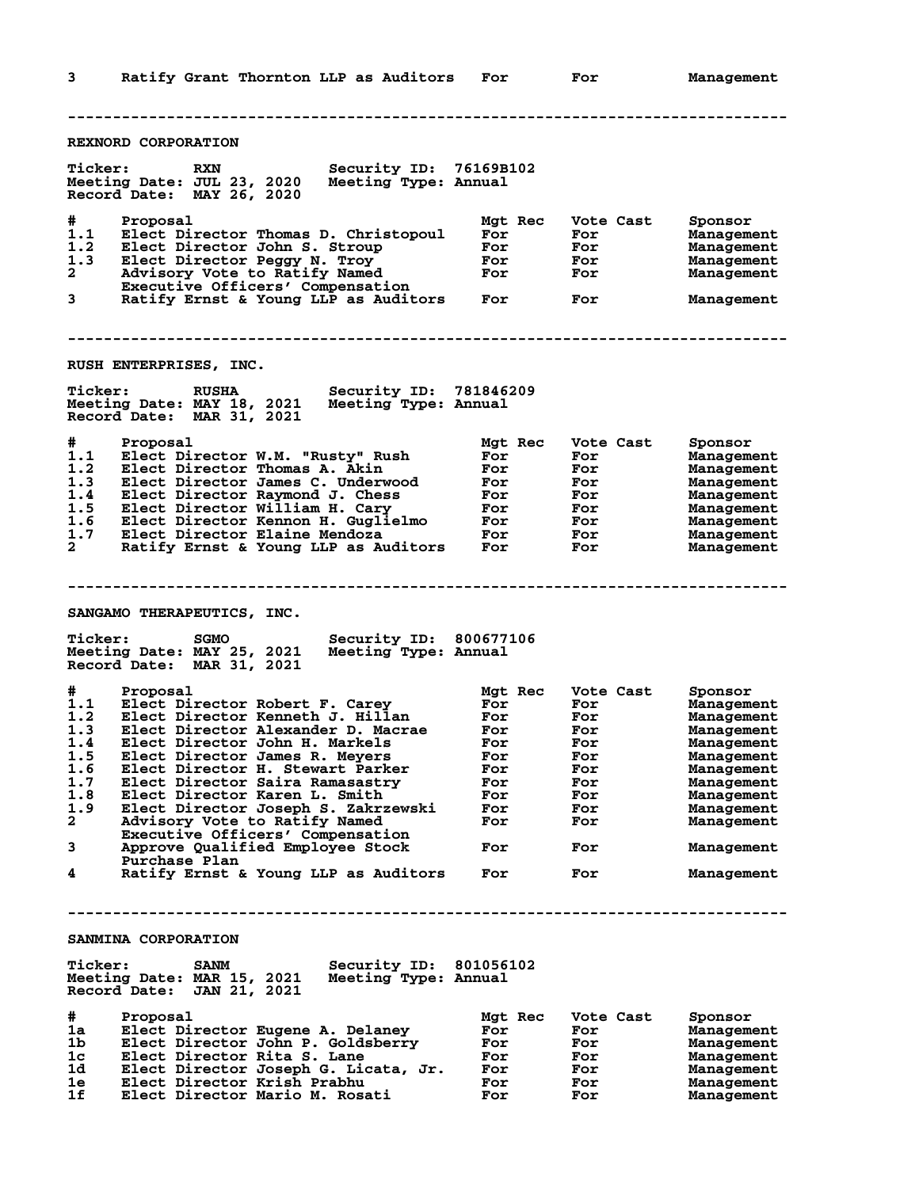| # | Proposal | Mgt Rec | Vote Cast | Sponsor |
|---|---|---|---|---|
| 3 | Ratify Grant Thornton LLP as Auditors | For | For | Management |

---

## REXNORD CORPORATION

**Ticker:** RXN **Security ID:** 76169B102
**Meeting Date:** JUL 23, 2020 **Meeting Type:** Annual
**Record Date:** MAY 26, 2020

| # | Proposal | Mgt Rec | Vote Cast | Sponsor |
|---|---|---|---|---|
| 1.1 | Elect Director Thomas D. Christopoul | For | For | Management |
| 1.2 | Elect Director John S. Stroup | For | For | Management |
| 1.3 | Elect Director Peggy N. Troy | For | For | Management |
| 2 | Advisory Vote to Ratify Named Executive Officers' Compensation | For | For | Management |
| 3 | Ratify Ernst & Young LLP as Auditors | For | For | Management |

---

## RUSH ENTERPRISES, INC.

**Ticker:** RUSHA **Security ID:** 781846209
**Meeting Date:** MAY 18, 2021 **Meeting Type:** Annual
**Record Date:** MAR 31, 2021

| # | Proposal | Mgt Rec | Vote Cast | Sponsor |
|---|---|---|---|---|
| 1.1 | Elect Director W.M. "Rusty" Rush | For | For | Management |
| 1.2 | Elect Director Thomas A. Akin | For | For | Management |
| 1.3 | Elect Director James C. Underwood | For | For | Management |
| 1.4 | Elect Director Raymond J. Chess | For | For | Management |
| 1.5 | Elect Director William H. Cary | For | For | Management |
| 1.6 | Elect Director Kennon H. Guglielmo | For | For | Management |
| 1.7 | Elect Director Elaine Mendoza | For | For | Management |
| 2 | Ratify Ernst & Young LLP as Auditors | For | For | Management |

---

## SANGAMO THERAPEUTICS, INC.

**Ticker:** SGMO **Security ID:** 800677106
**Meeting Date:** MAY 25, 2021 **Meeting Type:** Annual
**Record Date:** MAR 31, 2021

| # | Proposal | Mgt Rec | Vote Cast | Sponsor |
|---|---|---|---|---|
| 1.1 | Elect Director Robert F. Carey | For | For | Management |
| 1.2 | Elect Director Kenneth J. Hillan | For | For | Management |
| 1.3 | Elect Director Alexander D. Macrae | For | For | Management |
| 1.4 | Elect Director John H. Markels | For | For | Management |
| 1.5 | Elect Director James R. Meyers | For | For | Management |
| 1.6 | Elect Director H. Stewart Parker | For | For | Management |
| 1.7 | Elect Director Saira Ramasastry | For | For | Management |
| 1.8 | Elect Director Karen L. Smith | For | For | Management |
| 1.9 | Elect Director Joseph S. Zakrzewski | For | For | Management |
| 2 | Advisory Vote to Ratify Named Executive Officers' Compensation | For | For | Management |
| 3 | Approve Qualified Employee Stock Purchase Plan | For | For | Management |
| 4 | Ratify Ernst & Young LLP as Auditors | For | For | Management |

---

## SANMINA CORPORATION

**Ticker:** SANM **Security ID:** 801056102
**Meeting Date:** MAR 15, 2021 **Meeting Type:** Annual
**Record Date:** JAN 21, 2021

| # | Proposal | Mgt Rec | Vote Cast | Sponsor |
|---|---|---|---|---|
| 1a | Elect Director Eugene A. Delaney | For | For | Management |
| 1b | Elect Director John P. Goldsberry | For | For | Management |
| 1c | Elect Director Rita S. Lane | For | For | Management |
| 1d | Elect Director Joseph G. Licata, Jr. | For | For | Management |
| 1e | Elect Director Krish Prabhu | For | For | Management |
| 1f | Elect Director Mario M. Rosati | For | For | Management |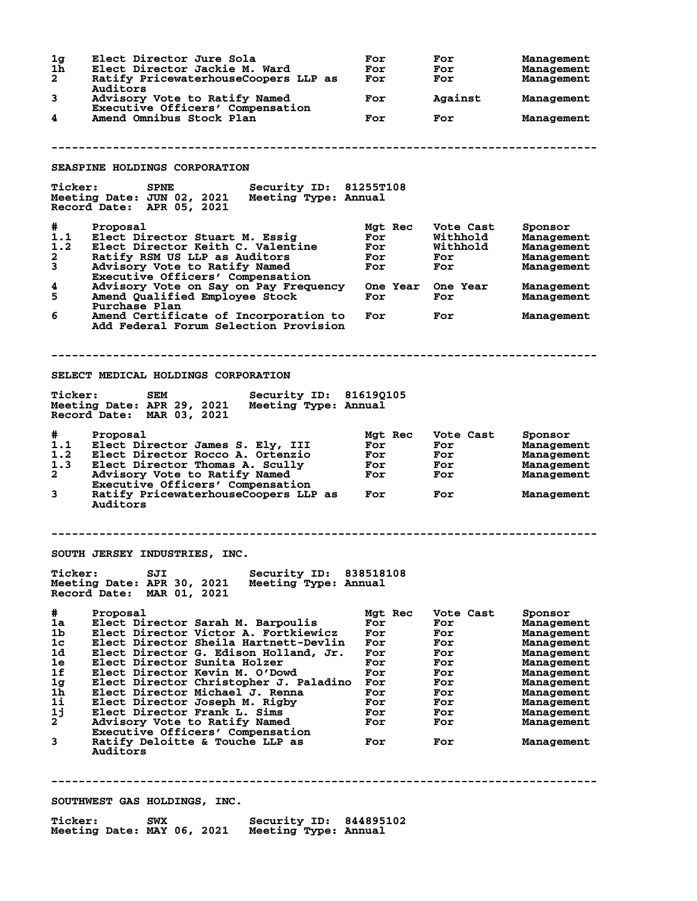| # | Proposal | Mgt Rec | Vote Cast | Sponsor |
|---|---|---|---|---|
| 1g | Elect Director Jure Sola | For | For | Management |
| 1h | Elect Director Jackie M. Ward | For | For | Management |
| 2 | Ratify PricewaterhouseCoopers LLP as Auditors | For | For | Management |
| 3 | Advisory Vote to Ratify Named Executive Officers' Compensation | For | Against | Management |
| 4 | Amend Omnibus Stock Plan | For | For | Management |

---

## SEASPINE HOLDINGS CORPORATION

**Ticker:** SPNE **Security ID:** 81255T108
**Meeting Date:** JUN 02, 2021 **Meeting Type:** Annual
**Record Date:** APR 05, 2021

| # | Proposal | Mgt Rec | Vote Cast | Sponsor |
|---|---|---|---|---|
| 1.1 | Elect Director Stuart M. Essig | For | Withhold | Management |
| 1.2 | Elect Director Keith C. Valentine | For | Withhold | Management |
| 2 | Ratify RSM US LLP as Auditors | For | For | Management |
| 3 | Advisory Vote to Ratify Named Executive Officers' Compensation | For | For | Management |
| 4 | Advisory Vote on Say on Pay Frequency | One Year | One Year | Management |
| 5 | Amend Qualified Employee Stock Purchase Plan | For | For | Management |
| 6 | Amend Certificate of Incorporation to Add Federal Forum Selection Provision | For | For | Management |

---

## SELECT MEDICAL HOLDINGS CORPORATION

**Ticker:** SEM **Security ID:** 81619Q105
**Meeting Date:** APR 29, 2021 **Meeting Type:** Annual
**Record Date:** MAR 03, 2021

| # | Proposal | Mgt Rec | Vote Cast | Sponsor |
|---|---|---|---|---|
| 1.1 | Elect Director James S. Ely, III | For | For | Management |
| 1.2 | Elect Director Rocco A. Ortenzio | For | For | Management |
| 1.3 | Elect Director Thomas A. Scully | For | For | Management |
| 2 | Advisory Vote to Ratify Named Executive Officers' Compensation | For | For | Management |
| 3 | Ratify PricewaterhouseCoopers LLP as Auditors | For | For | Management |

---

## SOUTH JERSEY INDUSTRIES, INC.

**Ticker:** SJI **Security ID:** 838518108
**Meeting Date:** APR 30, 2021 **Meeting Type:** Annual
**Record Date:** MAR 01, 2021

| # | Proposal | Mgt Rec | Vote Cast | Sponsor |
|---|---|---|---|---|
| 1a | Elect Director Sarah M. Barpoulis | For | For | Management |
| 1b | Elect Director Victor A. Fortkiewicz | For | For | Management |
| 1c | Elect Director Sheila Hartnett-Devlin | For | For | Management |
| 1d | Elect Director G. Edison Holland, Jr. | For | For | Management |
| 1e | Elect Director Sunita Holzer | For | For | Management |
| 1f | Elect Director Kevin M. O'Dowd | For | For | Management |
| 1g | Elect Director Christopher J. Paladino | For | For | Management |
| 1h | Elect Director Michael J. Renna | For | For | Management |
| 1i | Elect Director Joseph M. Rigby | For | For | Management |
| 1j | Elect Director Frank L. Sims | For | For | Management |
| 2 | Advisory Vote to Ratify Named Executive Officers' Compensation | For | For | Management |
| 3 | Ratify Deloitte & Touche LLP as Auditors | For | For | Management |

---

## SOUTHWEST GAS HOLDINGS, INC.

**Ticker:** SWX **Security ID:** 844895102
**Meeting Date:** MAY 06, 2021 **Meeting Type:** Annual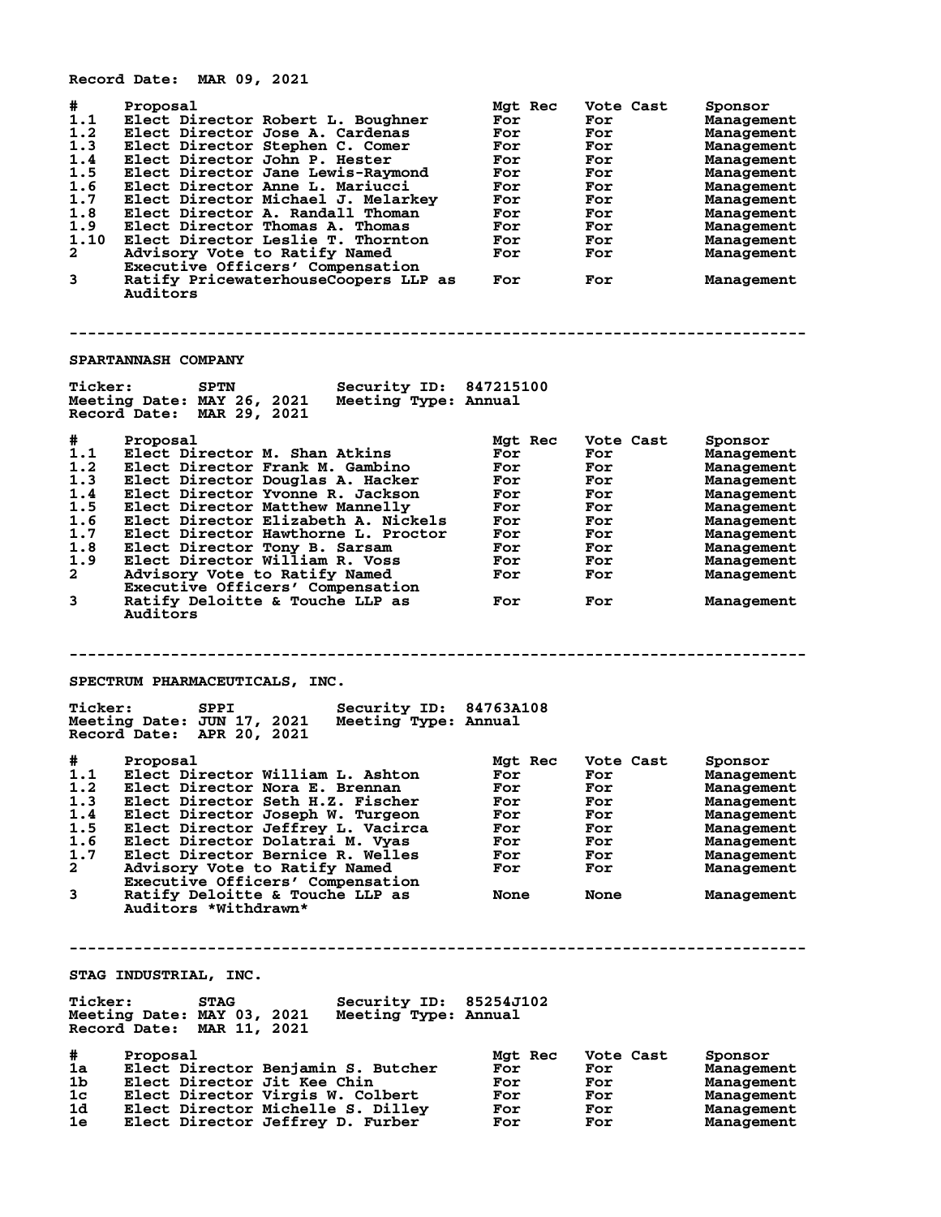Record Date: MAR 09, 2021

| # | Proposal | Mgt Rec | Vote Cast | Sponsor |
|---|---|---|---|---|
| 1.1 | Elect Director Robert L. Boughner | For | For | Management |
| 1.2 | Elect Director Jose A. Cardenas | For | For | Management |
| 1.3 | Elect Director Stephen C. Comer | For | For | Management |
| 1.4 | Elect Director John P. Hester | For | For | Management |
| 1.5 | Elect Director Jane Lewis-Raymond | For | For | Management |
| 1.6 | Elect Director Anne L. Mariucci | For | For | Management |
| 1.7 | Elect Director Michael J. Melarkey | For | For | Management |
| 1.8 | Elect Director A. Randall Thoman | For | For | Management |
| 1.9 | Elect Director Thomas A. Thomas | For | For | Management |
| 1.10 | Elect Director Leslie T. Thornton | For | For | Management |
| 2 | Advisory Vote to Ratify Named Executive Officers' Compensation | For | For | Management |
| 3 | Ratify PricewaterhouseCoopers LLP as Auditors | For | For | Management |

---

## SPARTANNASH COMPANY

Ticker: SPTN  
Security ID: 847215100  
Meeting Date: MAY 26, 2021  
Meeting Type: Annual  
Record Date: MAR 29, 2021

| # | Proposal | Mgt Rec | Vote Cast | Sponsor |
|---|---|---|---|---|
| 1.1 | Elect Director M. Shan Atkins | For | For | Management |
| 1.2 | Elect Director Frank M. Gambino | For | For | Management |
| 1.3 | Elect Director Douglas A. Hacker | For | For | Management |
| 1.4 | Elect Director Yvonne R. Jackson | For | For | Management |
| 1.5 | Elect Director Matthew Mannelly | For | For | Management |
| 1.6 | Elect Director Elizabeth A. Nickels | For | For | Management |
| 1.7 | Elect Director Hawthorne L. Proctor | For | For | Management |
| 1.8 | Elect Director Tony B. Sarsam | For | For | Management |
| 1.9 | Elect Director William R. Voss | For | For | Management |
| 2 | Advisory Vote to Ratify Named Executive Officers' Compensation | For | For | Management |
| 3 | Ratify Deloitte & Touche LLP as Auditors | For | For | Management |

---

## SPECTRUM PHARMACEUTICALS, INC.

Ticker: SPPI  
Security ID: 84763A108  
Meeting Date: JUN 17, 2021  
Meeting Type: Annual  
Record Date: APR 20, 2021

| # | Proposal | Mgt Rec | Vote Cast | Sponsor |
|---|---|---|---|---|
| 1.1 | Elect Director William L. Ashton | For | For | Management |
| 1.2 | Elect Director Nora E. Brennan | For | For | Management |
| 1.3 | Elect Director Seth H.Z. Fischer | For | For | Management |
| 1.4 | Elect Director Joseph W. Turgeon | For | For | Management |
| 1.5 | Elect Director Jeffrey L. Vacirca | For | For | Management |
| 1.6 | Elect Director Dolatrai M. Vyas | For | For | Management |
| 1.7 | Elect Director Bernice R. Welles | For | For | Management |
| 2 | Advisory Vote to Ratify Named Executive Officers' Compensation | For | For | Management |
| 3 | Ratify Deloitte & Touche LLP as Auditors *Withdrawn* | None | None | Management |

---

## STAG INDUSTRIAL, INC.

Ticker: STAG  
Security ID: 85254J102  
Meeting Date: MAY 03, 2021  
Meeting Type: Annual  
Record Date: MAR 11, 2021

| # | Proposal | Mgt Rec | Vote Cast | Sponsor |
|---|---|---|---|---|
| 1a | Elect Director Benjamin S. Butcher | For | For | Management |
| 1b | Elect Director Jit Kee Chin | For | For | Management |
| 1c | Elect Director Virgis W. Colbert | For | For | Management |
| 1d | Elect Director Michelle S. Dilley | For | For | Management |
| 1e | Elect Director Jeffrey D. Furber | For | For | Management |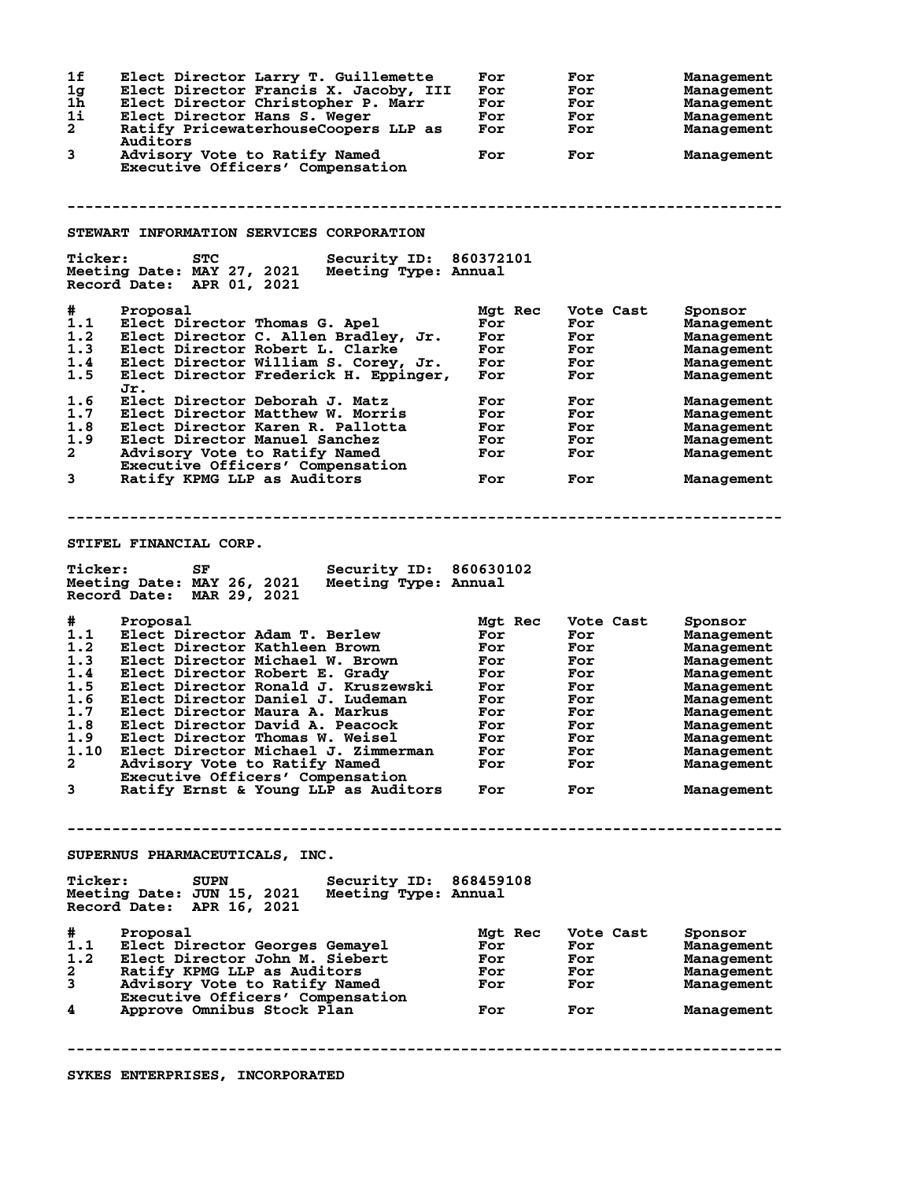| # | Proposal | Mgt Rec | Vote Cast | Sponsor |
|---|---|---|---|---|
| 1f | Elect Director Larry T. Guillemette | For | For | Management |
| 1g | Elect Director Francis X. Jacoby, III | For | For | Management |
| 1h | Elect Director Christopher P. Marr | For | For | Management |
| 1i | Elect Director Hans S. Weger | For | For | Management |
| 2 | Ratify PricewaterhouseCoopers LLP as Auditors | For | For | Management |
| 3 | Advisory Vote to Ratify Named Executive Officers' Compensation | For | For | Management |

---

## STEWART INFORMATION SERVICES CORPORATION

**Ticker:** STC **Security ID:** 860372101
**Meeting Date:** MAY 27, 2021 **Meeting Type:** Annual
**Record Date:** APR 01, 2021

| # | Proposal | Mgt Rec | Vote Cast | Sponsor |
|---|---|---|---|---|
| 1.1 | Elect Director Thomas G. Apel | For | For | Management |
| 1.2 | Elect Director C. Allen Bradley, Jr. | For | For | Management |
| 1.3 | Elect Director Robert L. Clarke | For | For | Management |
| 1.4 | Elect Director William S. Corey, Jr. | For | For | Management |
| 1.5 | Elect Director Frederick H. Eppinger, Jr. | For | For | Management |
| 1.6 | Elect Director Deborah J. Matz | For | For | Management |
| 1.7 | Elect Director Matthew W. Morris | For | For | Management |
| 1.8 | Elect Director Karen R. Pallotta | For | For | Management |
| 1.9 | Elect Director Manuel Sanchez | For | For | Management |
| 2 | Advisory Vote to Ratify Named Executive Officers' Compensation | For | For | Management |
| 3 | Ratify KPMG LLP as Auditors | For | For | Management |

---

## STIFEL FINANCIAL CORP.

**Ticker:** SF **Security ID:** 860630102
**Meeting Date:** MAY 26, 2021 **Meeting Type:** Annual
**Record Date:** MAR 29, 2021

| # | Proposal | Mgt Rec | Vote Cast | Sponsor |
|---|---|---|---|---|
| 1.1 | Elect Director Adam T. Berlew | For | For | Management |
| 1.2 | Elect Director Kathleen Brown | For | For | Management |
| 1.3 | Elect Director Michael W. Brown | For | For | Management |
| 1.4 | Elect Director Robert E. Grady | For | For | Management |
| 1.5 | Elect Director Ronald J. Kruszewski | For | For | Management |
| 1.6 | Elect Director Daniel J. Ludeman | For | For | Management |
| 1.7 | Elect Director Maura A. Markus | For | For | Management |
| 1.8 | Elect Director David A. Peacock | For | For | Management |
| 1.9 | Elect Director Thomas W. Weisel | For | For | Management |
| 1.10 | Elect Director Michael J. Zimmerman | For | For | Management |
| 2 | Advisory Vote to Ratify Named Executive Officers' Compensation | For | For | Management |
| 3 | Ratify Ernst & Young LLP as Auditors | For | For | Management |

---

## SUPERNUS PHARMACEUTICALS, INC.

**Ticker:** SUPN **Security ID:** 868459108
**Meeting Date:** JUN 15, 2021 **Meeting Type:** Annual
**Record Date:** APR 16, 2021

| # | Proposal | Mgt Rec | Vote Cast | Sponsor |
|---|---|---|---|---|
| 1.1 | Elect Director Georges Gemayel | For | For | Management |
| 1.2 | Elect Director John M. Siebert | For | For | Management |
| 2 | Ratify KPMG LLP as Auditors | For | For | Management |
| 3 | Advisory Vote to Ratify Named Executive Officers' Compensation | For | For | Management |
| 4 | Approve Omnibus Stock Plan | For | For | Management |

---

## SYKES ENTERPRISES, INCORPORATED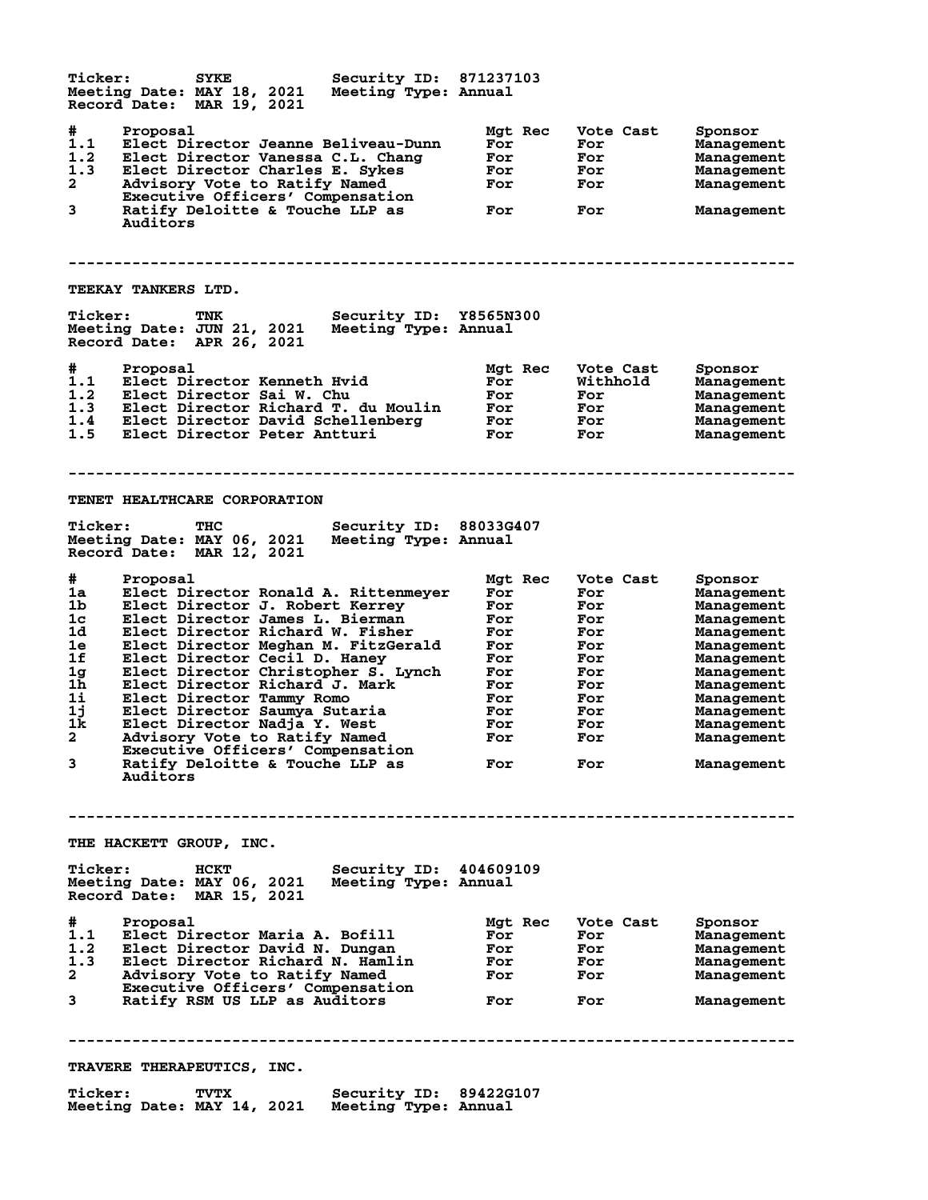Ticker: SYKE Security ID: 871237103
Meeting Date: MAY 18, 2021 Meeting Type: Annual
Record Date: MAR 19, 2021

| # | Proposal | Mgt Rec | Vote Cast | Sponsor |
|---|---|---|---|---|
| 1.1 | Elect Director Jeanne Beliveau-Dunn | For | For | Management |
| 1.2 | Elect Director Vanessa C.L. Chang | For | For | Management |
| 1.3 | Elect Director Charles E. Sykes | For | For | Management |
| 2 | Advisory Vote to Ratify Named Executive Officers' Compensation | For | For | Management |
| 3 | Ratify Deloitte & Touche LLP as Auditors | For | For | Management |

---

## TEEKAY TANKERS LTD.

Ticker: TNK Security ID: Y8565N300
Meeting Date: JUN 21, 2021 Meeting Type: Annual
Record Date: APR 26, 2021

| # | Proposal | Mgt Rec | Vote Cast | Sponsor |
|---|---|---|---|---|
| 1.1 | Elect Director Kenneth Hvid | For | Withhold | Management |
| 1.2 | Elect Director Sai W. Chu | For | For | Management |
| 1.3 | Elect Director Richard T. du Moulin | For | For | Management |
| 1.4 | Elect Director David Schellenberg | For | For | Management |
| 1.5 | Elect Director Peter Antturi | For | For | Management |

---

## TENET HEALTHCARE CORPORATION

Ticker: THC Security ID: 88033G407
Meeting Date: MAY 06, 2021 Meeting Type: Annual
Record Date: MAR 12, 2021

| # | Proposal | Mgt Rec | Vote Cast | Sponsor |
|---|---|---|---|---|
| 1a | Elect Director Ronald A. Rittenmeyer | For | For | Management |
| 1b | Elect Director J. Robert Kerrey | For | For | Management |
| 1c | Elect Director James L. Bierman | For | For | Management |
| 1d | Elect Director Richard W. Fisher | For | For | Management |
| 1e | Elect Director Meghan M. FitzGerald | For | For | Management |
| 1f | Elect Director Cecil D. Haney | For | For | Management |
| 1g | Elect Director Christopher S. Lynch | For | For | Management |
| 1h | Elect Director Richard J. Mark | For | For | Management |
| 1i | Elect Director Tammy Romo | For | For | Management |
| 1j | Elect Director Saumya Sutaria | For | For | Management |
| 1k | Elect Director Nadja Y. West | For | For | Management |
| 2 | Advisory Vote to Ratify Named Executive Officers' Compensation | For | For | Management |
| 3 | Ratify Deloitte & Touche LLP as Auditors | For | For | Management |

---

## THE HACKETT GROUP, INC.

Ticker: HCKT Security ID: 404609109
Meeting Date: MAY 06, 2021 Meeting Type: Annual
Record Date: MAR 15, 2021

| # | Proposal | Mgt Rec | Vote Cast | Sponsor |
|---|---|---|---|---|
| 1.1 | Elect Director Maria A. Bofill | For | For | Management |
| 1.2 | Elect Director David N. Dungan | For | For | Management |
| 1.3 | Elect Director Richard N. Hamlin | For | For | Management |
| 2 | Advisory Vote to Ratify Named Executive Officers' Compensation | For | For | Management |
| 3 | Ratify RSM US LLP as Auditors | For | For | Management |

---

## TRAVERE THERAPEUTICS, INC.

Ticker: TVTX Security ID: 89422G107
Meeting Date: MAY 14, 2021 Meeting Type: Annual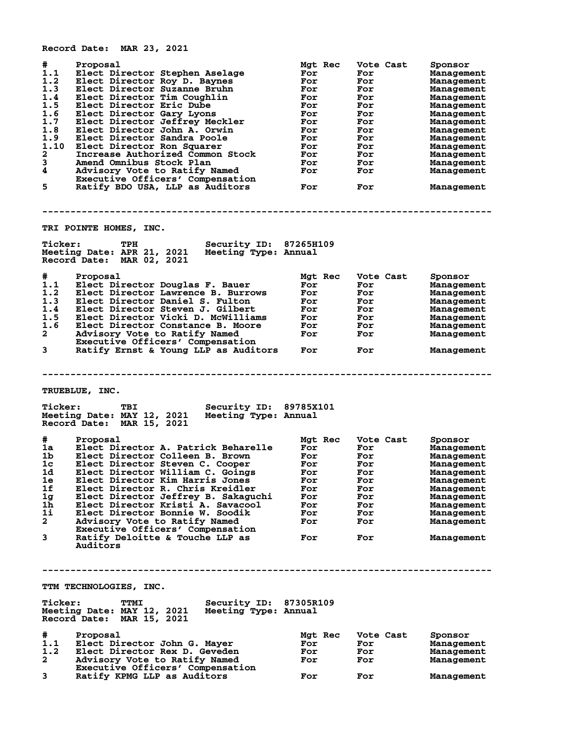Record Date: MAR 23, 2021

| # | Proposal | Mgt Rec | Vote Cast | Sponsor |
|---|---|---|---|---|
| 1.1 | Elect Director Stephen Aselage | For | For | Management |
| 1.2 | Elect Director Roy D. Baynes | For | For | Management |
| 1.3 | Elect Director Suzanne Bruhn | For | For | Management |
| 1.4 | Elect Director Tim Coughlin | For | For | Management |
| 1.5 | Elect Director Eric Dube | For | For | Management |
| 1.6 | Elect Director Gary Lyons | For | For | Management |
| 1.7 | Elect Director Jeffrey Meckler | For | For | Management |
| 1.8 | Elect Director John A. Orwin | For | For | Management |
| 1.9 | Elect Director Sandra Poole | For | For | Management |
| 1.10 | Elect Director Ron Squarer | For | For | Management |
| 2 | Increase Authorized Common Stock | For | For | Management |
| 3 | Amend Omnibus Stock Plan | For | For | Management |
| 4 | Advisory Vote to Ratify Named Executive Officers' Compensation | For | For | Management |
| 5 | Ratify BDO USA, LLP as Auditors | For | For | Management |

---

## TRI POINTE HOMES, INC.

Ticker: TPH Security ID: 87265H109
Meeting Date: APR 21, 2021 Meeting Type: Annual
Record Date: MAR 02, 2021

| # | Proposal | Mgt Rec | Vote Cast | Sponsor |
|---|---|---|---|---|
| 1.1 | Elect Director Douglas F. Bauer | For | For | Management |
| 1.2 | Elect Director Lawrence B. Burrows | For | For | Management |
| 1.3 | Elect Director Daniel S. Fulton | For | For | Management |
| 1.4 | Elect Director Steven J. Gilbert | For | For | Management |
| 1.5 | Elect Director Vicki D. McWilliams | For | For | Management |
| 1.6 | Elect Director Constance B. Moore | For | For | Management |
| 2 | Advisory Vote to Ratify Named Executive Officers' Compensation | For | For | Management |
| 3 | Ratify Ernst & Young LLP as Auditors | For | For | Management |

---

## TRUEBLUE, INC.

Ticker: TBI Security ID: 89785X101
Meeting Date: MAY 12, 2021 Meeting Type: Annual
Record Date: MAR 15, 2021

| # | Proposal | Mgt Rec | Vote Cast | Sponsor |
|---|---|---|---|---|
| 1a | Elect Director A. Patrick Beharelle | For | For | Management |
| 1b | Elect Director Colleen B. Brown | For | For | Management |
| 1c | Elect Director Steven C. Cooper | For | For | Management |
| 1d | Elect Director William C. Goings | For | For | Management |
| 1e | Elect Director Kim Harris Jones | For | For | Management |
| 1f | Elect Director R. Chris Kreidler | For | For | Management |
| 1g | Elect Director Jeffrey B. Sakaguchi | For | For | Management |
| 1h | Elect Director Kristi A. Savacool | For | For | Management |
| 1i | Elect Director Bonnie W. Soodik | For | For | Management |
| 2 | Advisory Vote to Ratify Named Executive Officers' Compensation | For | For | Management |
| 3 | Ratify Deloitte & Touche LLP as Auditors | For | For | Management |

---

## TTM TECHNOLOGIES, INC.

Ticker: TTMI Security ID: 87305R109
Meeting Date: MAY 12, 2021 Meeting Type: Annual
Record Date: MAR 15, 2021

| # | Proposal | Mgt Rec | Vote Cast | Sponsor |
|---|---|---|---|---|
| 1.1 | Elect Director John G. Mayer | For | For | Management |
| 1.2 | Elect Director Rex D. Geveden | For | For | Management |
| 2 | Advisory Vote to Ratify Named Executive Officers' Compensation | For | For | Management |
| 3 | Ratify KPMG LLP as Auditors | For | For | Management |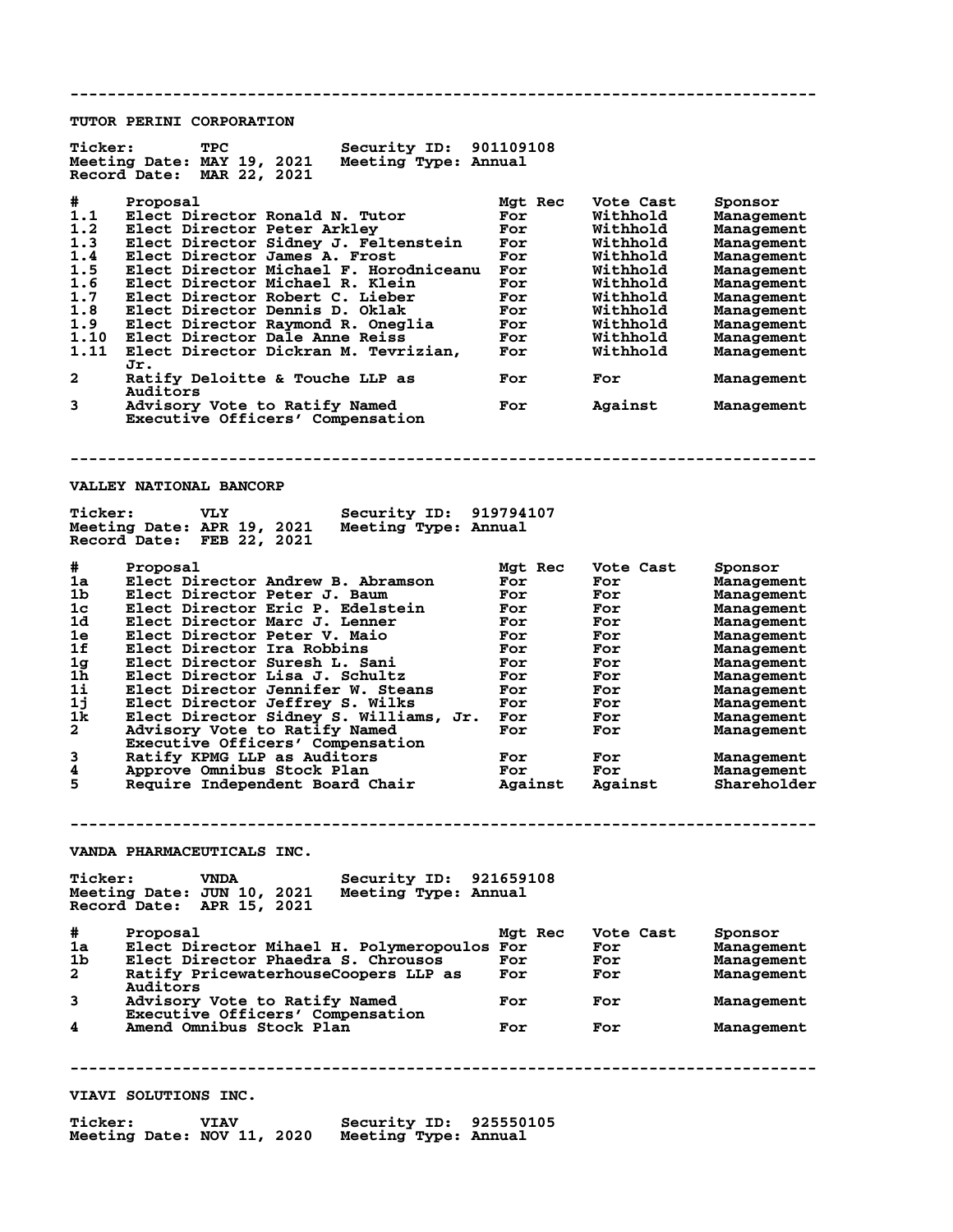---

## TUTOR PERINI CORPORATION

**Ticker:** TPC **Security ID:** 901109108
**Meeting Date:** MAY 19, 2021 **Meeting Type:** Annual
**Record Date:** MAR 22, 2021

| # | Proposal | Mgt Rec | Vote Cast | Sponsor |
|---|---|---|---|---|
| 1.1 | Elect Director Ronald N. Tutor | For | Withhold | Management |
| 1.2 | Elect Director Peter Arkley | For | Withhold | Management |
| 1.3 | Elect Director Sidney J. Feltenstein | For | Withhold | Management |
| 1.4 | Elect Director James A. Frost | For | Withhold | Management |
| 1.5 | Elect Director Michael F. Horodniceanu | For | Withhold | Management |
| 1.6 | Elect Director Michael R. Klein | For | Withhold | Management |
| 1.7 | Elect Director Robert C. Lieber | For | Withhold | Management |
| 1.8 | Elect Director Dennis D. Oklak | For | Withhold | Management |
| 1.9 | Elect Director Raymond R. Oneglia | For | Withhold | Management |
| 1.10 | Elect Director Dale Anne Reiss | For | Withhold | Management |
| 1.11 | Elect Director Dickran M. Tevrizian, Jr. | For | Withhold | Management |
| 2 | Ratify Deloitte & Touche LLP as Auditors | For | For | Management |
| 3 | Advisory Vote to Ratify Named Executive Officers' Compensation | For | Against | Management |

---

## VALLEY NATIONAL BANCORP

**Ticker:** VLY **Security ID:** 919794107
**Meeting Date:** APR 19, 2021 **Meeting Type:** Annual
**Record Date:** FEB 22, 2021

| # | Proposal | Mgt Rec | Vote Cast | Sponsor |
|---|---|---|---|---|
| 1a | Elect Director Andrew B. Abramson | For | For | Management |
| 1b | Elect Director Peter J. Baum | For | For | Management |
| 1c | Elect Director Eric P. Edelstein | For | For | Management |
| 1d | Elect Director Marc J. Lenner | For | For | Management |
| 1e | Elect Director Peter V. Maio | For | For | Management |
| 1f | Elect Director Ira Robbins | For | For | Management |
| 1g | Elect Director Suresh L. Sani | For | For | Management |
| 1h | Elect Director Lisa J. Schultz | For | For | Management |
| 1i | Elect Director Jennifer W. Steans | For | For | Management |
| 1j | Elect Director Jeffrey S. Wilks | For | For | Management |
| 1k | Elect Director Sidney S. Williams, Jr. | For | For | Management |
| 2 | Advisory Vote to Ratify Named Executive Officers' Compensation | For | For | Management |
| 3 | Ratify KPMG LLP as Auditors | For | For | Management |
| 4 | Approve Omnibus Stock Plan | For | For | Management |
| 5 | Require Independent Board Chair | Against | Against | Shareholder |

---

## VANDA PHARMACEUTICALS INC.

**Ticker:** VNDA **Security ID:** 921659108
**Meeting Date:** JUN 10, 2021 **Meeting Type:** Annual
**Record Date:** APR 15, 2021

| # | Proposal | Mgt Rec | Vote Cast | Sponsor |
|---|---|---|---|---|
| 1a | Elect Director Mihael H. Polymeropoulos | For | For | Management |
| 1b | Elect Director Phaedra S. Chrousos | For | For | Management |
| 2 | Ratify PricewaterhouseCoopers LLP as Auditors | For | For | Management |
| 3 | Advisory Vote to Ratify Named Executive Officers' Compensation | For | For | Management |
| 4 | Amend Omnibus Stock Plan | For | For | Management |

---

## VIAVI SOLUTIONS INC.

**Ticker:** VIAV **Security ID:** 925550105
**Meeting Date:** NOV 11, 2020 **Meeting Type:** Annual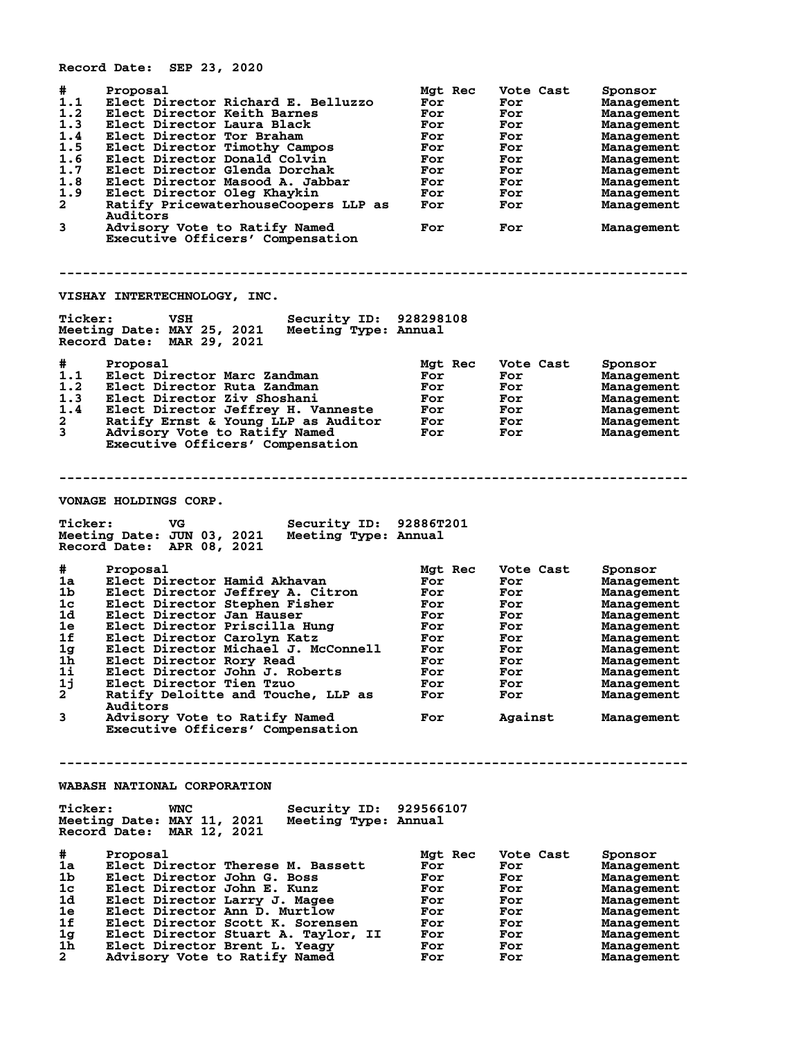Record Date: SEP 23, 2020

| # | Proposal | Mgt Rec | Vote Cast | Sponsor |
|---|---|---|---|---|
| 1.1 | Elect Director Richard E. Belluzzo | For | For | Management |
| 1.2 | Elect Director Keith Barnes | For | For | Management |
| 1.3 | Elect Director Laura Black | For | For | Management |
| 1.4 | Elect Director Tor Braham | For | For | Management |
| 1.5 | Elect Director Timothy Campos | For | For | Management |
| 1.6 | Elect Director Donald Colvin | For | For | Management |
| 1.7 | Elect Director Glenda Dorchak | For | For | Management |
| 1.8 | Elect Director Masood A. Jabbar | For | For | Management |
| 1.9 | Elect Director Oleg Khaykin | For | For | Management |
| 2 | Ratify PricewaterhouseCoopers LLP as Auditors | For | For | Management |
| 3 | Advisory Vote to Ratify Named Executive Officers' Compensation | For | For | Management |

---

## VISHAY INTERTECHNOLOGY, INC.

Ticker: VSH Security ID: 928298108
Meeting Date: MAY 25, 2021 Meeting Type: Annual
Record Date: MAR 29, 2021

| # | Proposal | Mgt Rec | Vote Cast | Sponsor |
|---|---|---|---|---|
| 1.1 | Elect Director Marc Zandman | For | For | Management |
| 1.2 | Elect Director Ruta Zandman | For | For | Management |
| 1.3 | Elect Director Ziv Shoshani | For | For | Management |
| 1.4 | Elect Director Jeffrey H. Vanneste | For | For | Management |
| 2 | Ratify Ernst & Young LLP as Auditor | For | For | Management |
| 3 | Advisory Vote to Ratify Named Executive Officers' Compensation | For | For | Management |

---

## VONAGE HOLDINGS CORP.

Ticker: VG Security ID: 92886T201
Meeting Date: JUN 03, 2021 Meeting Type: Annual
Record Date: APR 08, 2021

| # | Proposal | Mgt Rec | Vote Cast | Sponsor |
|---|---|---|---|---|
| 1a | Elect Director Hamid Akhavan | For | For | Management |
| 1b | Elect Director Jeffrey A. Citron | For | For | Management |
| 1c | Elect Director Stephen Fisher | For | For | Management |
| 1d | Elect Director Jan Hauser | For | For | Management |
| 1e | Elect Director Priscilla Hung | For | For | Management |
| 1f | Elect Director Carolyn Katz | For | For | Management |
| 1g | Elect Director Michael J. McConnell | For | For | Management |
| 1h | Elect Director Rory Read | For | For | Management |
| 1i | Elect Director John J. Roberts | For | For | Management |
| 1j | Elect Director Tien Tzuo | For | For | Management |
| 2 | Ratify Deloitte and Touche, LLP as Auditors | For | For | Management |
| 3 | Advisory Vote to Ratify Named Executive Officers' Compensation | For | Against | Management |

---

## WABASH NATIONAL CORPORATION

Ticker: WNC Security ID: 929566107
Meeting Date: MAY 11, 2021 Meeting Type: Annual
Record Date: MAR 12, 2021

| # | Proposal | Mgt Rec | Vote Cast | Sponsor |
|---|---|---|---|---|
| 1a | Elect Director Therese M. Bassett | For | For | Management |
| 1b | Elect Director John G. Boss | For | For | Management |
| 1c | Elect Director John E. Kunz | For | For | Management |
| 1d | Elect Director Larry J. Magee | For | For | Management |
| 1e | Elect Director Ann D. Murtlow | For | For | Management |
| 1f | Elect Director Scott K. Sorensen | For | For | Management |
| 1g | Elect Director Stuart A. Taylor, II | For | For | Management |
| 1h | Elect Director Brent L. Yeagy | For | For | Management |
| 2 | Advisory Vote to Ratify Named | For | For | Management |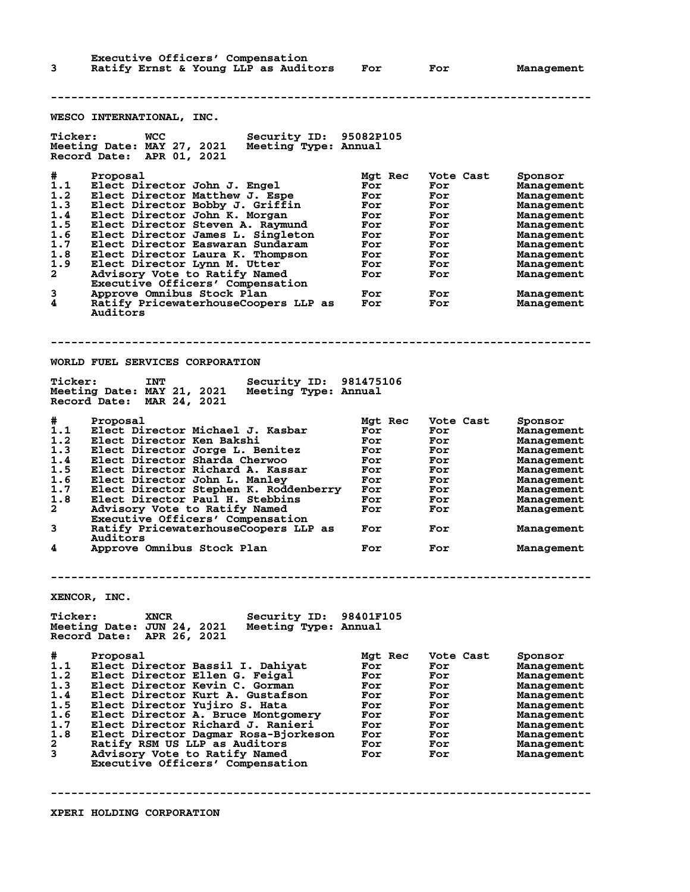|   | Executive Officers' Compensation |   |   |   |
|---|---|---|---|---|
| 3 | Ratify Ernst & Young LLP as Auditors | For | For | Management |

---

## WESCO INTERNATIONAL, INC.

**Ticker:** WCC **Security ID:** 95082P105
**Meeting Date:** MAY 27, 2021 **Meeting Type:** Annual
**Record Date:** APR 01, 2021

| # | Proposal | Mgt Rec | Vote Cast | Sponsor |
|---|---|---|---|---|
| 1.1 | Elect Director John J. Engel | For | For | Management |
| 1.2 | Elect Director Matthew J. Espe | For | For | Management |
| 1.3 | Elect Director Bobby J. Griffin | For | For | Management |
| 1.4 | Elect Director John K. Morgan | For | For | Management |
| 1.5 | Elect Director Steven A. Raymund | For | For | Management |
| 1.6 | Elect Director James L. Singleton | For | For | Management |
| 1.7 | Elect Director Easwaran Sundaram | For | For | Management |
| 1.8 | Elect Director Laura K. Thompson | For | For | Management |
| 1.9 | Elect Director Lynn M. Utter | For | For | Management |
| 2 | Advisory Vote to Ratify Named Executive Officers' Compensation | For | For | Management |
| 3 | Approve Omnibus Stock Plan | For | For | Management |
| 4 | Ratify PricewaterhouseCoopers LLP as Auditors | For | For | Management |

---

## WORLD FUEL SERVICES CORPORATION

**Ticker:** INT **Security ID:** 981475106
**Meeting Date:** MAY 21, 2021 **Meeting Type:** Annual
**Record Date:** MAR 24, 2021

| # | Proposal | Mgt Rec | Vote Cast | Sponsor |
|---|---|---|---|---|
| 1.1 | Elect Director Michael J. Kasbar | For | For | Management |
| 1.2 | Elect Director Ken Bakshi | For | For | Management |
| 1.3 | Elect Director Jorge L. Benitez | For | For | Management |
| 1.4 | Elect Director Sharda Cherwoo | For | For | Management |
| 1.5 | Elect Director Richard A. Kassar | For | For | Management |
| 1.6 | Elect Director John L. Manley | For | For | Management |
| 1.7 | Elect Director Stephen K. Roddenberry | For | For | Management |
| 1.8 | Elect Director Paul H. Stebbins | For | For | Management |
| 2 | Advisory Vote to Ratify Named Executive Officers' Compensation | For | For | Management |
| 3 | Ratify PricewaterhouseCoopers LLP as Auditors | For | For | Management |
| 4 | Approve Omnibus Stock Plan | For | For | Management |

---

## XENCOR, INC.

**Ticker:** XNCR **Security ID:** 98401F105
**Meeting Date:** JUN 24, 2021 **Meeting Type:** Annual
**Record Date:** APR 26, 2021

| # | Proposal | Mgt Rec | Vote Cast | Sponsor |
|---|---|---|---|---|
| 1.1 | Elect Director Bassil I. Dahiyat | For | For | Management |
| 1.2 | Elect Director Ellen G. Feigal | For | For | Management |
| 1.3 | Elect Director Kevin C. Gorman | For | For | Management |
| 1.4 | Elect Director Kurt A. Gustafson | For | For | Management |
| 1.5 | Elect Director Yujiro S. Hata | For | For | Management |
| 1.6 | Elect Director A. Bruce Montgomery | For | For | Management |
| 1.7 | Elect Director Richard J. Ranieri | For | For | Management |
| 1.8 | Elect Director Dagmar Rosa-Bjorkeson | For | For | Management |
| 2 | Ratify RSM US LLP as Auditors | For | For | Management |
| 3 | Advisory Vote to Ratify Named Executive Officers' Compensation | For | For | Management |

---

## XPERI HOLDING CORPORATION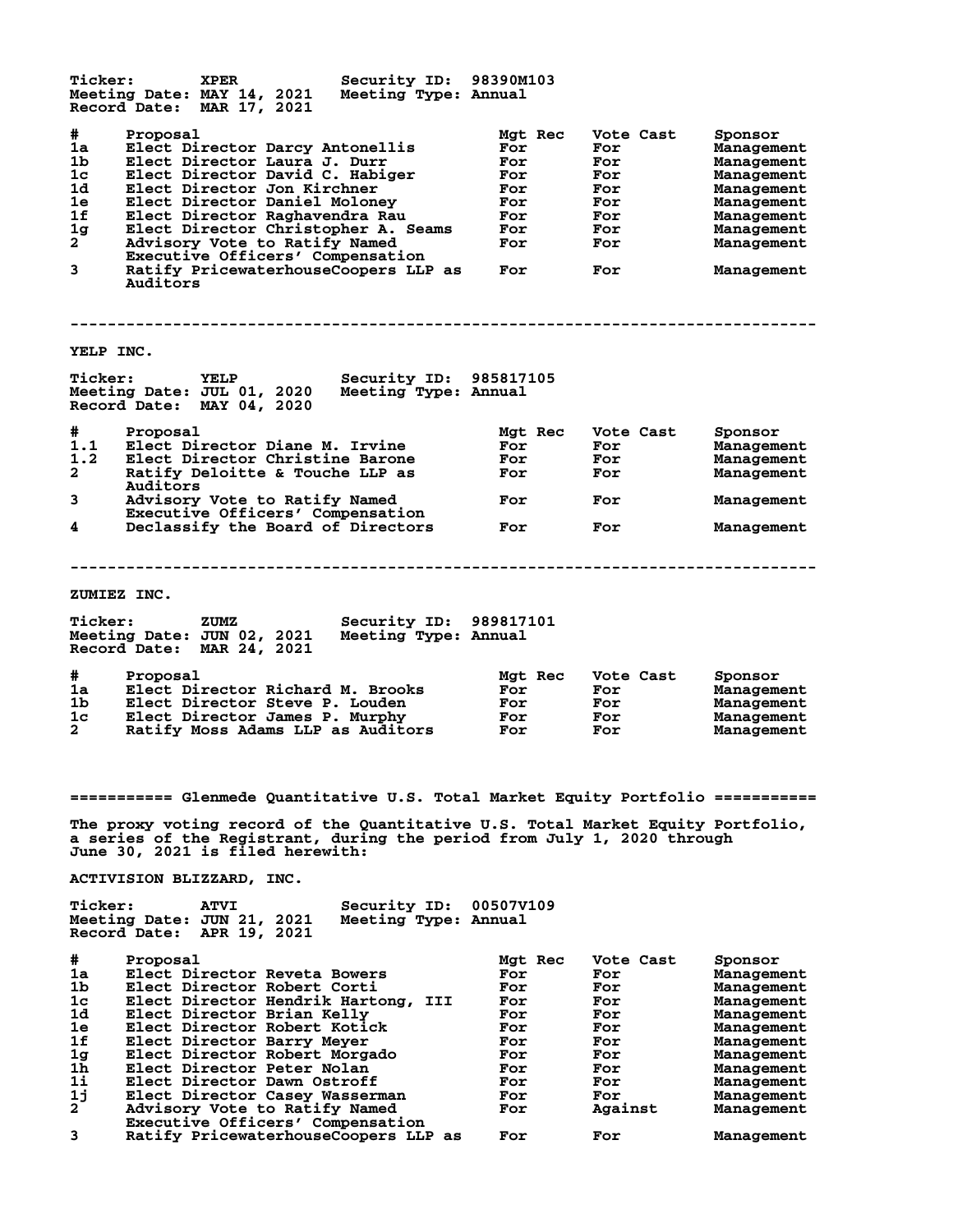**Ticker:** XPER  **Security ID:** 98390M103
**Meeting Date:** MAY 14, 2021  **Meeting Type:** Annual
**Record Date:** MAR 17, 2021

| # | Proposal | Mgt Rec | Vote Cast | Sponsor |
|---|---|---|---|---|
| 1a | Elect Director Darcy Antonellis | For | For | Management |
| 1b | Elect Director Laura J. Durr | For | For | Management |
| 1c | Elect Director David C. Habiger | For | For | Management |
| 1d | Elect Director Jon Kirchner | For | For | Management |
| 1e | Elect Director Daniel Moloney | For | For | Management |
| 1f | Elect Director Raghavendra Rau | For | For | Management |
| 1g | Elect Director Christopher A. Seams | For | For | Management |
| 2 | Advisory Vote to Ratify Named Executive Officers' Compensation | For | For | Management |
| 3 | Ratify PricewaterhouseCoopers LLP as Auditors | For | For | Management |

---

## YELP INC.

**Ticker:** YELP  **Security ID:** 985817105
**Meeting Date:** JUL 01, 2020  **Meeting Type:** Annual
**Record Date:** MAY 04, 2020

| # | Proposal | Mgt Rec | Vote Cast | Sponsor |
|---|---|---|---|---|
| 1.1 | Elect Director Diane M. Irvine | For | For | Management |
| 1.2 | Elect Director Christine Barone | For | For | Management |
| 2 | Ratify Deloitte & Touche LLP as Auditors | For | For | Management |
| 3 | Advisory Vote to Ratify Named Executive Officers' Compensation | For | For | Management |
| 4 | Declassify the Board of Directors | For | For | Management |

---

## ZUMIEZ INC.

**Ticker:** ZUMZ  **Security ID:** 989817101
**Meeting Date:** JUN 02, 2021  **Meeting Type:** Annual
**Record Date:** MAR 24, 2021

| # | Proposal | Mgt Rec | Vote Cast | Sponsor |
|---|---|---|---|---|
| 1a | Elect Director Richard M. Brooks | For | For | Management |
| 1b | Elect Director Steve P. Louden | For | For | Management |
| 1c | Elect Director James P. Murphy | For | For | Management |
| 2 | Ratify Moss Adams LLP as Auditors | For | For | Management |

# =========== Glenmede Quantitative U.S. Total Market Equity Portfolio ===========

The proxy voting record of the Quantitative U.S. Total Market Equity Portfolio, a series of the Registrant, during the period from July 1, 2020 through June 30, 2021 is filed herewith:

## ACTIVISION BLIZZARD, INC.

**Ticker:** ATVI  **Security ID:** 00507V109
**Meeting Date:** JUN 21, 2021  **Meeting Type:** Annual
**Record Date:** APR 19, 2021

| # | Proposal | Mgt Rec | Vote Cast | Sponsor |
|---|---|---|---|---|
| 1a | Elect Director Reveta Bowers | For | For | Management |
| 1b | Elect Director Robert Corti | For | For | Management |
| 1c | Elect Director Hendrik Hartong, III | For | For | Management |
| 1d | Elect Director Brian Kelly | For | For | Management |
| 1e | Elect Director Robert Kotick | For | For | Management |
| 1f | Elect Director Barry Meyer | For | For | Management |
| 1g | Elect Director Robert Morgado | For | For | Management |
| 1h | Elect Director Peter Nolan | For | For | Management |
| 1i | Elect Director Dawn Ostroff | For | For | Management |
| 1j | Elect Director Casey Wasserman | For | For | Management |
| 2 | Advisory Vote to Ratify Named Executive Officers' Compensation | For | Against | Management |
| 3 | Ratify PricewaterhouseCoopers LLP as | For | For | Management |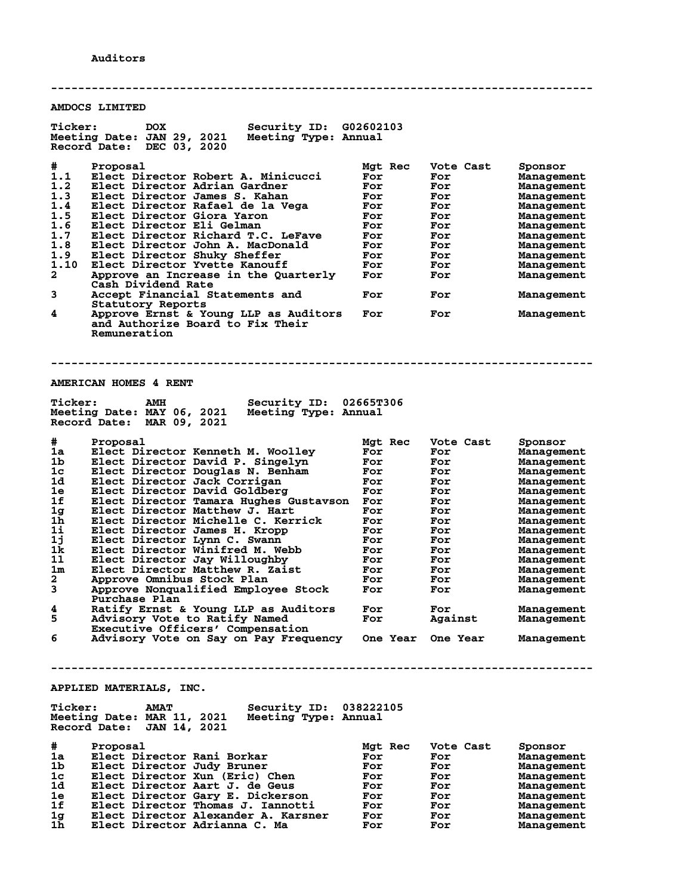Auditors

---

## AMDOCS LIMITED

**Ticker:** DOX **Security ID:** G02602103
**Meeting Date:** JAN 29, 2021 **Meeting Type:** Annual
**Record Date:** DEC 03, 2020

| # | Proposal | Mgt Rec | Vote Cast | Sponsor |
|---|---|---|---|---|
| 1.1 | Elect Director Robert A. Minicucci | For | For | Management |
| 1.2 | Elect Director Adrian Gardner | For | For | Management |
| 1.3 | Elect Director James S. Kahan | For | For | Management |
| 1.4 | Elect Director Rafael de la Vega | For | For | Management |
| 1.5 | Elect Director Giora Yaron | For | For | Management |
| 1.6 | Elect Director Eli Gelman | For | For | Management |
| 1.7 | Elect Director Richard T.C. LeFave | For | For | Management |
| 1.8 | Elect Director John A. MacDonald | For | For | Management |
| 1.9 | Elect Director Shuky Sheffer | For | For | Management |
| 1.10 | Elect Director Yvette Kanouff | For | For | Management |
| 2 | Approve an Increase in the Quarterly Cash Dividend Rate | For | For | Management |
| 3 | Accept Financial Statements and Statutory Reports | For | For | Management |
| 4 | Approve Ernst & Young LLP as Auditors and Authorize Board to Fix Their Remuneration | For | For | Management |

---

## AMERICAN HOMES 4 RENT

**Ticker:** AMH **Security ID:** 02665T306
**Meeting Date:** MAY 06, 2021 **Meeting Type:** Annual
**Record Date:** MAR 09, 2021

| # | Proposal | Mgt Rec | Vote Cast | Sponsor |
|---|---|---|---|---|
| 1a | Elect Director Kenneth M. Woolley | For | For | Management |
| 1b | Elect Director David P. Singelyn | For | For | Management |
| 1c | Elect Director Douglas N. Benham | For | For | Management |
| 1d | Elect Director Jack Corrigan | For | For | Management |
| 1e | Elect Director David Goldberg | For | For | Management |
| 1f | Elect Director Tamara Hughes Gustavson | For | For | Management |
| 1g | Elect Director Matthew J. Hart | For | For | Management |
| 1h | Elect Director Michelle C. Kerrick | For | For | Management |
| 1i | Elect Director James H. Kropp | For | For | Management |
| 1j | Elect Director Lynn C. Swann | For | For | Management |
| 1k | Elect Director Winifred M. Webb | For | For | Management |
| 1l | Elect Director Jay Willoughby | For | For | Management |
| 1m | Elect Director Matthew R. Zaist | For | For | Management |
| 2 | Approve Omnibus Stock Plan | For | For | Management |
| 3 | Approve Nonqualified Employee Stock Purchase Plan | For | For | Management |
| 4 | Ratify Ernst & Young LLP as Auditors | For | For | Management |
| 5 | Advisory Vote to Ratify Named Executive Officers' Compensation | For | Against | Management |
| 6 | Advisory Vote on Say on Pay Frequency | One Year | One Year | Management |

---

## APPLIED MATERIALS, INC.

**Ticker:** AMAT **Security ID:** 038222105
**Meeting Date:** MAR 11, 2021 **Meeting Type:** Annual
**Record Date:** JAN 14, 2021

| # | Proposal | Mgt Rec | Vote Cast | Sponsor |
|---|---|---|---|---|
| 1a | Elect Director Rani Borkar | For | For | Management |
| 1b | Elect Director Judy Bruner | For | For | Management |
| 1c | Elect Director Xun (Eric) Chen | For | For | Management |
| 1d | Elect Director Aart J. de Geus | For | For | Management |
| 1e | Elect Director Gary E. Dickerson | For | For | Management |
| 1f | Elect Director Thomas J. Iannotti | For | For | Management |
| 1g | Elect Director Alexander A. Karsner | For | For | Management |
| 1h | Elect Director Adrianna C. Ma | For | For | Management |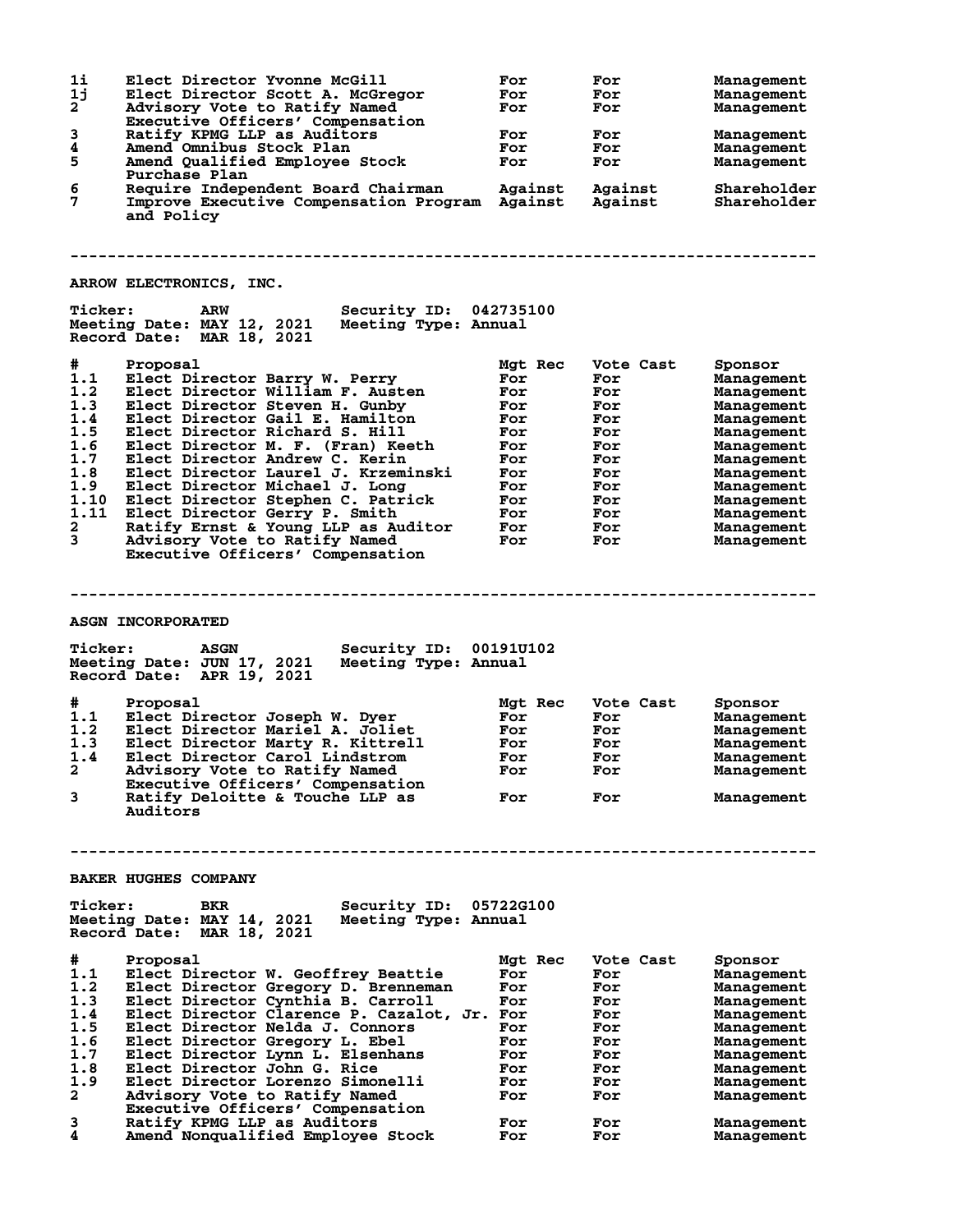| # | Proposal | Mgt Rec | Vote Cast | Sponsor |
|---|---|---|---|---|
| 1i | Elect Director Yvonne McGill | For | For | Management |
| 1j | Elect Director Scott A. McGregor | For | For | Management |
| 2 | Advisory Vote to Ratify Named Executive Officers' Compensation | For | For | Management |
| 3 | Ratify KPMG LLP as Auditors | For | For | Management |
| 4 | Amend Omnibus Stock Plan | For | For | Management |
| 5 | Amend Qualified Employee Stock Purchase Plan | For | For | Management |
| 6 | Require Independent Board Chairman | Against | Against | Shareholder |
| 7 | Improve Executive Compensation Program and Policy | Against | Against | Shareholder |

---

## ARROW ELECTRONICS, INC.

**Ticker:** ARW **Security ID:** 042735100
**Meeting Date:** MAY 12, 2021 **Meeting Type:** Annual
**Record Date:** MAR 18, 2021

| # | Proposal | Mgt Rec | Vote Cast | Sponsor |
|---|---|---|---|---|
| 1.1 | Elect Director Barry W. Perry | For | For | Management |
| 1.2 | Elect Director William F. Austen | For | For | Management |
| 1.3 | Elect Director Steven H. Gunby | For | For | Management |
| 1.4 | Elect Director Gail E. Hamilton | For | For | Management |
| 1.5 | Elect Director Richard S. Hill | For | For | Management |
| 1.6 | Elect Director M. F. (Fran) Keeth | For | For | Management |
| 1.7 | Elect Director Andrew C. Kerin | For | For | Management |
| 1.8 | Elect Director Laurel J. Krzeminski | For | For | Management |
| 1.9 | Elect Director Michael J. Long | For | For | Management |
| 1.10 | Elect Director Stephen C. Patrick | For | For | Management |
| 1.11 | Elect Director Gerry P. Smith | For | For | Management |
| 2 | Ratify Ernst & Young LLP as Auditor | For | For | Management |
| 3 | Advisory Vote to Ratify Named Executive Officers' Compensation | For | For | Management |

---

## ASGN INCORPORATED

**Ticker:** ASGN **Security ID:** 00191U102
**Meeting Date:** JUN 17, 2021 **Meeting Type:** Annual
**Record Date:** APR 19, 2021

| # | Proposal | Mgt Rec | Vote Cast | Sponsor |
|---|---|---|---|---|
| 1.1 | Elect Director Joseph W. Dyer | For | For | Management |
| 1.2 | Elect Director Mariel A. Joliet | For | For | Management |
| 1.3 | Elect Director Marty R. Kittrell | For | For | Management |
| 1.4 | Elect Director Carol Lindstrom | For | For | Management |
| 2 | Advisory Vote to Ratify Named Executive Officers' Compensation | For | For | Management |
| 3 | Ratify Deloitte & Touche LLP as Auditors | For | For | Management |

---

## BAKER HUGHES COMPANY

**Ticker:** BKR **Security ID:** 05722G100
**Meeting Date:** MAY 14, 2021 **Meeting Type:** Annual
**Record Date:** MAR 18, 2021

| # | Proposal | Mgt Rec | Vote Cast | Sponsor |
|---|---|---|---|---|
| 1.1 | Elect Director W. Geoffrey Beattie | For | For | Management |
| 1.2 | Elect Director Gregory D. Brenneman | For | For | Management |
| 1.3 | Elect Director Cynthia B. Carroll | For | For | Management |
| 1.4 | Elect Director Clarence P. Cazalot, Jr. | For | For | Management |
| 1.5 | Elect Director Nelda J. Connors | For | For | Management |
| 1.6 | Elect Director Gregory L. Ebel | For | For | Management |
| 1.7 | Elect Director Lynn L. Elsenhans | For | For | Management |
| 1.8 | Elect Director John G. Rice | For | For | Management |
| 1.9 | Elect Director Lorenzo Simonelli | For | For | Management |
| 2 | Advisory Vote to Ratify Named Executive Officers' Compensation | For | For | Management |
| 3 | Ratify KPMG LLP as Auditors | For | For | Management |
| 4 | Amend Nonqualified Employee Stock | For | For | Management |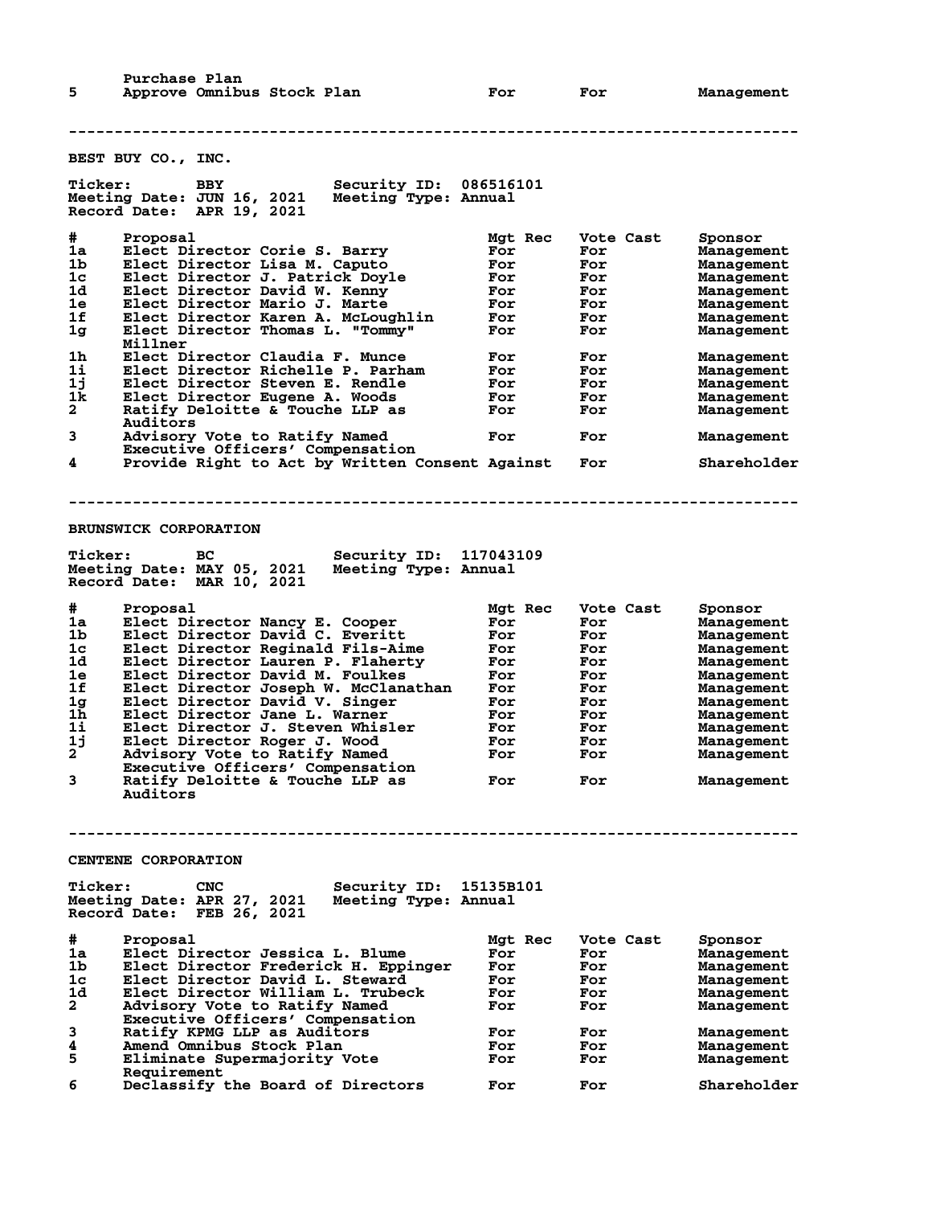| # | Proposal | Mgt Rec | Vote Cast | Sponsor |
|---|---|---|---|---|
| | Purchase Plan | | | |
| 5 | Approve Omnibus Stock Plan | For | For | Management |

---

## BEST BUY CO., INC.

**Ticker:** BBY **Security ID:** 086516101
**Meeting Date:** JUN 16, 2021 **Meeting Type:** Annual
**Record Date:** APR 19, 2021

| # | Proposal | Mgt Rec | Vote Cast | Sponsor |
|---|---|---|---|---|
| 1a | Elect Director Corie S. Barry | For | For | Management |
| 1b | Elect Director Lisa M. Caputo | For | For | Management |
| 1c | Elect Director J. Patrick Doyle | For | For | Management |
| 1d | Elect Director David W. Kenny | For | For | Management |
| 1e | Elect Director Mario J. Marte | For | For | Management |
| 1f | Elect Director Karen A. McLoughlin | For | For | Management |
| 1g | Elect Director Thomas L. "Tommy" Millner | For | For | Management |
| 1h | Elect Director Claudia F. Munce | For | For | Management |
| 1i | Elect Director Richelle P. Parham | For | For | Management |
| 1j | Elect Director Steven E. Rendle | For | For | Management |
| 1k | Elect Director Eugene A. Woods | For | For | Management |
| 2 | Ratify Deloitte & Touche LLP as Auditors | For | For | Management |
| 3 | Advisory Vote to Ratify Named Executive Officers' Compensation | For | For | Management |
| 4 | Provide Right to Act by Written Consent | Against | For | Shareholder |

---

## BRUNSWICK CORPORATION

**Ticker:** BC **Security ID:** 117043109
**Meeting Date:** MAY 05, 2021 **Meeting Type:** Annual
**Record Date:** MAR 10, 2021

| # | Proposal | Mgt Rec | Vote Cast | Sponsor |
|---|---|---|---|---|
| 1a | Elect Director Nancy E. Cooper | For | For | Management |
| 1b | Elect Director David C. Everitt | For | For | Management |
| 1c | Elect Director Reginald Fils-Aime | For | For | Management |
| 1d | Elect Director Lauren P. Flaherty | For | For | Management |
| 1e | Elect Director David M. Foulkes | For | For | Management |
| 1f | Elect Director Joseph W. McClanathan | For | For | Management |
| 1g | Elect Director David V. Singer | For | For | Management |
| 1h | Elect Director Jane L. Warner | For | For | Management |
| 1i | Elect Director J. Steven Whisler | For | For | Management |
| 1j | Elect Director Roger J. Wood | For | For | Management |
| 2 | Advisory Vote to Ratify Named Executive Officers' Compensation | For | For | Management |
| 3 | Ratify Deloitte & Touche LLP as Auditors | For | For | Management |

---

## CENTENE CORPORATION

**Ticker:** CNC **Security ID:** 15135B101
**Meeting Date:** APR 27, 2021 **Meeting Type:** Annual
**Record Date:** FEB 26, 2021

| # | Proposal | Mgt Rec | Vote Cast | Sponsor |
|---|---|---|---|---|
| 1a | Elect Director Jessica L. Blume | For | For | Management |
| 1b | Elect Director Frederick H. Eppinger | For | For | Management |
| 1c | Elect Director David L. Steward | For | For | Management |
| 1d | Elect Director William L. Trubeck | For | For | Management |
| 2 | Advisory Vote to Ratify Named Executive Officers' Compensation | For | For | Management |
| 3 | Ratify KPMG LLP as Auditors | For | For | Management |
| 4 | Amend Omnibus Stock Plan | For | For | Management |
| 5 | Eliminate Supermajority Vote Requirement | For | For | Management |
| 6 | Declassify the Board of Directors | For | For | Shareholder |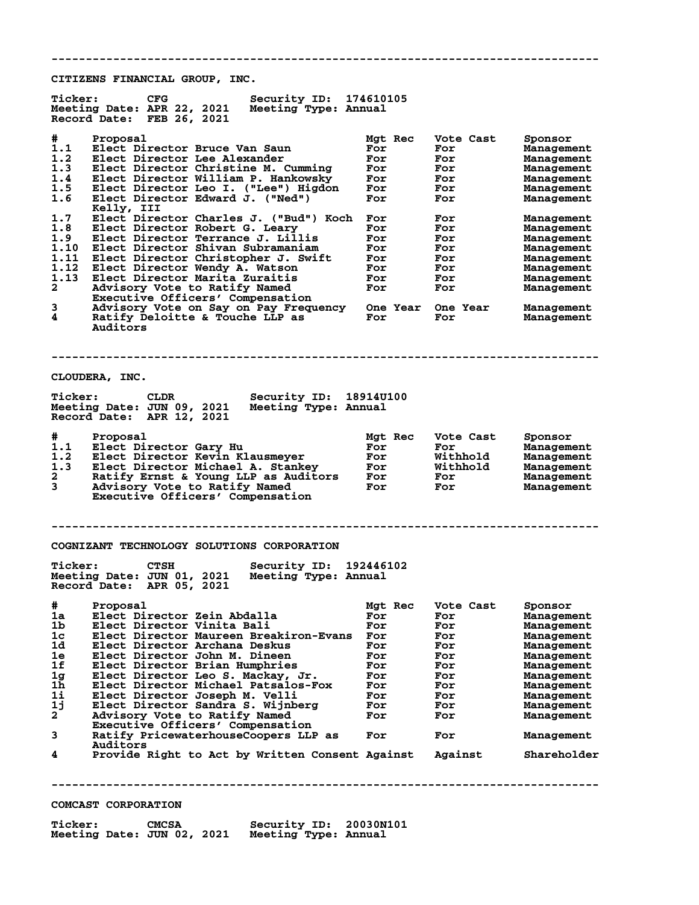---

## CITIZENS FINANCIAL GROUP, INC.

**Ticker:** CFG **Security ID:** 174610105
**Meeting Date:** APR 22, 2021 **Meeting Type:** Annual
**Record Date:** FEB 26, 2021

| # | Proposal | Mgt Rec | Vote Cast | Sponsor |
|---|---|---|---|---|
| 1.1 | Elect Director Bruce Van Saun | For | For | Management |
| 1.2 | Elect Director Lee Alexander | For | For | Management |
| 1.3 | Elect Director Christine M. Cumming | For | For | Management |
| 1.4 | Elect Director William P. Hankowsky | For | For | Management |
| 1.5 | Elect Director Leo I. ("Lee") Higdon | For | For | Management |
| 1.6 | Elect Director Edward J. ("Ned") Kelly, III | For | For | Management |
| 1.7 | Elect Director Charles J. ("Bud") Koch | For | For | Management |
| 1.8 | Elect Director Robert G. Leary | For | For | Management |
| 1.9 | Elect Director Terrance J. Lillis | For | For | Management |
| 1.10 | Elect Director Shivan Subramaniam | For | For | Management |
| 1.11 | Elect Director Christopher J. Swift | For | For | Management |
| 1.12 | Elect Director Wendy A. Watson | For | For | Management |
| 1.13 | Elect Director Marita Zuraitis | For | For | Management |
| 2 | Advisory Vote to Ratify Named Executive Officers' Compensation | For | For | Management |
| 3 | Advisory Vote on Say on Pay Frequency | One Year | One Year | Management |
| 4 | Ratify Deloitte & Touche LLP as Auditors | For | For | Management |

---

## CLOUDERA, INC.

**Ticker:** CLDR **Security ID:** 18914U100
**Meeting Date:** JUN 09, 2021 **Meeting Type:** Annual
**Record Date:** APR 12, 2021

| # | Proposal | Mgt Rec | Vote Cast | Sponsor |
|---|---|---|---|---|
| 1.1 | Elect Director Gary Hu | For | For | Management |
| 1.2 | Elect Director Kevin Klausmeyer | For | Withhold | Management |
| 1.3 | Elect Director Michael A. Stankey | For | Withhold | Management |
| 2 | Ratify Ernst & Young LLP as Auditors | For | For | Management |
| 3 | Advisory Vote to Ratify Named Executive Officers' Compensation | For | For | Management |

---

## COGNIZANT TECHNOLOGY SOLUTIONS CORPORATION

**Ticker:** CTSH **Security ID:** 192446102
**Meeting Date:** JUN 01, 2021 **Meeting Type:** Annual
**Record Date:** APR 05, 2021

| # | Proposal | Mgt Rec | Vote Cast | Sponsor |
|---|---|---|---|---|
| 1a | Elect Director Zein Abdalla | For | For | Management |
| 1b | Elect Director Vinita Bali | For | For | Management |
| 1c | Elect Director Maureen Breakiron-Evans | For | For | Management |
| 1d | Elect Director Archana Deskus | For | For | Management |
| 1e | Elect Director John M. Dineen | For | For | Management |
| 1f | Elect Director Brian Humphries | For | For | Management |
| 1g | Elect Director Leo S. Mackay, Jr. | For | For | Management |
| 1h | Elect Director Michael Patsalos-Fox | For | For | Management |
| 1i | Elect Director Joseph M. Velli | For | For | Management |
| 1j | Elect Director Sandra S. Wijnberg | For | For | Management |
| 2 | Advisory Vote to Ratify Named Executive Officers' Compensation | For | For | Management |
| 3 | Ratify PricewaterhouseCoopers LLP as Auditors | For | For | Management |
| 4 | Provide Right to Act by Written Consent | Against | Against | Shareholder |

---

## COMCAST CORPORATION

**Ticker:** CMCSA **Security ID:** 20030N101
**Meeting Date:** JUN 02, 2021 **Meeting Type:** Annual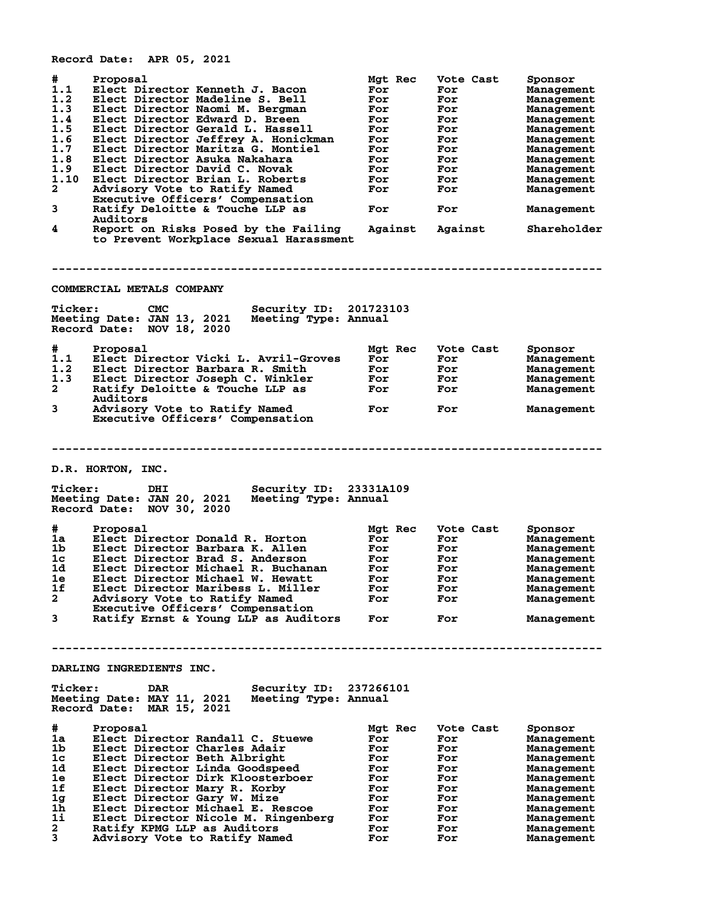Record Date: APR 05, 2021

| # | Proposal | Mgt Rec | Vote Cast | Sponsor |
|---|---|---|---|---|
| 1.1 | Elect Director Kenneth J. Bacon | For | For | Management |
| 1.2 | Elect Director Madeline S. Bell | For | For | Management |
| 1.3 | Elect Director Naomi M. Bergman | For | For | Management |
| 1.4 | Elect Director Edward D. Breen | For | For | Management |
| 1.5 | Elect Director Gerald L. Hassell | For | For | Management |
| 1.6 | Elect Director Jeffrey A. Honickman | For | For | Management |
| 1.7 | Elect Director Maritza G. Montiel | For | For | Management |
| 1.8 | Elect Director Asuka Nakahara | For | For | Management |
| 1.9 | Elect Director David C. Novak | For | For | Management |
| 1.10 | Elect Director Brian L. Roberts | For | For | Management |
| 2 | Advisory Vote to Ratify Named Executive Officers' Compensation | For | For | Management |
| 3 | Ratify Deloitte & Touche LLP as Auditors | For | For | Management |
| 4 | Report on Risks Posed by the Failing to Prevent Workplace Sexual Harassment | Against | Against | Shareholder |

---

## COMMERCIAL METALS COMPANY

Ticker: CMC Security ID: 201723103
Meeting Date: JAN 13, 2021 Meeting Type: Annual
Record Date: NOV 18, 2020

| # | Proposal | Mgt Rec | Vote Cast | Sponsor |
|---|---|---|---|---|
| 1.1 | Elect Director Vicki L. Avril-Groves | For | For | Management |
| 1.2 | Elect Director Barbara R. Smith | For | For | Management |
| 1.3 | Elect Director Joseph C. Winkler | For | For | Management |
| 2 | Ratify Deloitte & Touche LLP as Auditors | For | For | Management |
| 3 | Advisory Vote to Ratify Named Executive Officers' Compensation | For | For | Management |

---

## D.R. HORTON, INC.

Ticker: DHI Security ID: 23331A109
Meeting Date: JAN 20, 2021 Meeting Type: Annual
Record Date: NOV 30, 2020

| # | Proposal | Mgt Rec | Vote Cast | Sponsor |
|---|---|---|---|---|
| 1a | Elect Director Donald R. Horton | For | For | Management |
| 1b | Elect Director Barbara K. Allen | For | For | Management |
| 1c | Elect Director Brad S. Anderson | For | For | Management |
| 1d | Elect Director Michael R. Buchanan | For | For | Management |
| 1e | Elect Director Michael W. Hewatt | For | For | Management |
| 1f | Elect Director Maribess L. Miller | For | For | Management |
| 2 | Advisory Vote to Ratify Named Executive Officers' Compensation | For | For | Management |
| 3 | Ratify Ernst & Young LLP as Auditors | For | For | Management |

---

## DARLING INGREDIENTS INC.

Ticker: DAR Security ID: 237266101
Meeting Date: MAY 11, 2021 Meeting Type: Annual
Record Date: MAR 15, 2021

| # | Proposal | Mgt Rec | Vote Cast | Sponsor |
|---|---|---|---|---|
| 1a | Elect Director Randall C. Stuewe | For | For | Management |
| 1b | Elect Director Charles Adair | For | For | Management |
| 1c | Elect Director Beth Albright | For | For | Management |
| 1d | Elect Director Linda Goodspeed | For | For | Management |
| 1e | Elect Director Dirk Kloosterboer | For | For | Management |
| 1f | Elect Director Mary R. Korby | For | For | Management |
| 1g | Elect Director Gary W. Mize | For | For | Management |
| 1h | Elect Director Michael E. Rescoe | For | For | Management |
| 1i | Elect Director Nicole M. Ringenberg | For | For | Management |
| 2 | Ratify KPMG LLP as Auditors | For | For | Management |
| 3 | Advisory Vote to Ratify Named | For | For | Management |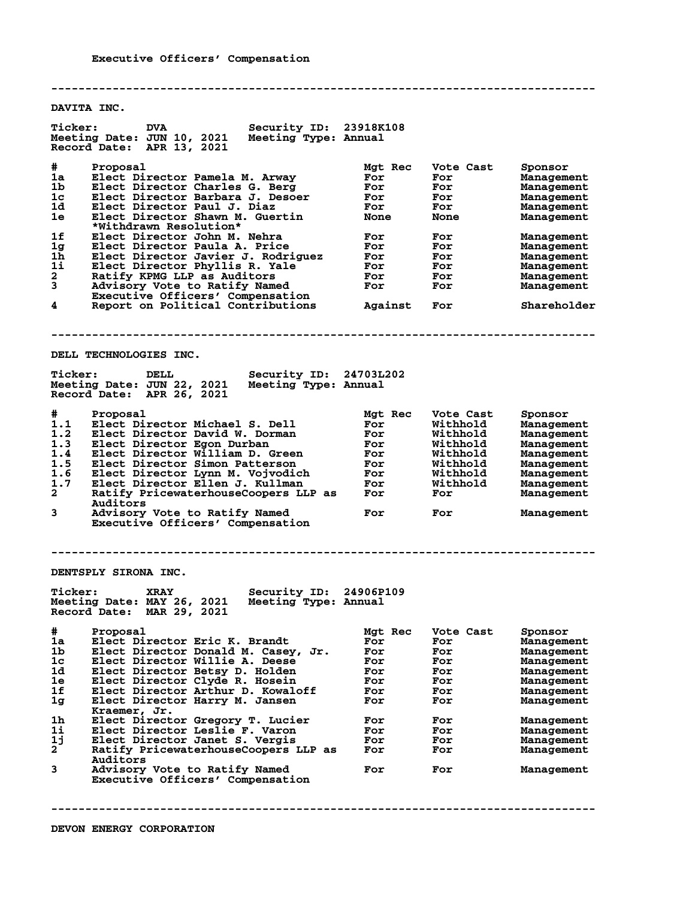Executive Officers' Compensation

---

## DAVITA INC.

**Ticker:** DVA **Security ID:** 23918K108
**Meeting Date:** JUN 10, 2021 **Meeting Type:** Annual
**Record Date:** APR 13, 2021

| # | Proposal | Mgt Rec | Vote Cast | Sponsor |
|---|---|---|---|---|
| 1a | Elect Director Pamela M. Arway | For | For | Management |
| 1b | Elect Director Charles G. Berg | For | For | Management |
| 1c | Elect Director Barbara J. Desoer | For | For | Management |
| 1d | Elect Director Paul J. Diaz | For | For | Management |
| 1e | Elect Director Shawn M. Guertin *Withdrawn Resolution* | None | None | Management |
| 1f | Elect Director John M. Nehra | For | For | Management |
| 1g | Elect Director Paula A. Price | For | For | Management |
| 1h | Elect Director Javier J. Rodriguez | For | For | Management |
| 1i | Elect Director Phyllis R. Yale | For | For | Management |
| 2 | Ratify KPMG LLP as Auditors | For | For | Management |
| 3 | Advisory Vote to Ratify Named Executive Officers' Compensation | For | For | Management |
| 4 | Report on Political Contributions | Against | For | Shareholder |

---

## DELL TECHNOLOGIES INC.

**Ticker:** DELL **Security ID:** 24703L202
**Meeting Date:** JUN 22, 2021 **Meeting Type:** Annual
**Record Date:** APR 26, 2021

| # | Proposal | Mgt Rec | Vote Cast | Sponsor |
|---|---|---|---|---|
| 1.1 | Elect Director Michael S. Dell | For | Withhold | Management |
| 1.2 | Elect Director David W. Dorman | For | Withhold | Management |
| 1.3 | Elect Director Egon Durban | For | Withhold | Management |
| 1.4 | Elect Director William D. Green | For | Withhold | Management |
| 1.5 | Elect Director Simon Patterson | For | Withhold | Management |
| 1.6 | Elect Director Lynn M. Vojvodich | For | Withhold | Management |
| 1.7 | Elect Director Ellen J. Kullman | For | Withhold | Management |
| 2 | Ratify PricewaterhouseCoopers LLP as Auditors | For | For | Management |
| 3 | Advisory Vote to Ratify Named Executive Officers' Compensation | For | For | Management |

---

## DENTSPLY SIRONA INC.

**Ticker:** XRAY **Security ID:** 24906P109
**Meeting Date:** MAY 26, 2021 **Meeting Type:** Annual
**Record Date:** MAR 29, 2021

| # | Proposal | Mgt Rec | Vote Cast | Sponsor |
|---|---|---|---|---|
| 1a | Elect Director Eric K. Brandt | For | For | Management |
| 1b | Elect Director Donald M. Casey, Jr. | For | For | Management |
| 1c | Elect Director Willie A. Deese | For | For | Management |
| 1d | Elect Director Betsy D. Holden | For | For | Management |
| 1e | Elect Director Clyde R. Hosein | For | For | Management |
| 1f | Elect Director Arthur D. Kowaloff | For | For | Management |
| 1g | Elect Director Harry M. Jansen Kraemer, Jr. | For | For | Management |
| 1h | Elect Director Gregory T. Lucier | For | For | Management |
| 1i | Elect Director Leslie F. Varon | For | For | Management |
| 1j | Elect Director Janet S. Vergis | For | For | Management |
| 2 | Ratify PricewaterhouseCoopers LLP as Auditors | For | For | Management |
| 3 | Advisory Vote to Ratify Named Executive Officers' Compensation | For | For | Management |

---

## DEVON ENERGY CORPORATION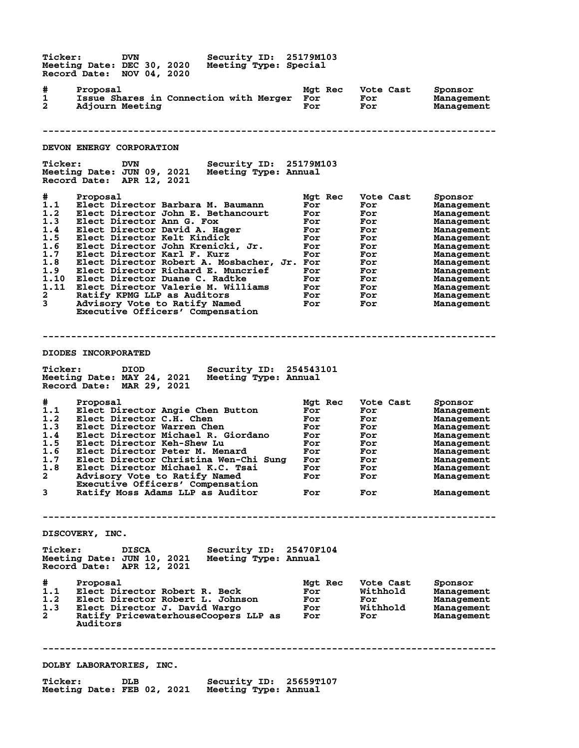Ticker: DVN  Security ID: 25179M103
Meeting Date: DEC 30, 2020  Meeting Type: Special
Record Date: NOV 04, 2020

| # | Proposal | Mgt Rec | Vote Cast | Sponsor |
|---|---|---|---|---|
| 1 | Issue Shares in Connection with Merger | For | For | Management |
| 2 | Adjourn Meeting | For | For | Management |

---

## DEVON ENERGY CORPORATION

Ticker: DVN  Security ID: 25179M103
Meeting Date: JUN 09, 2021  Meeting Type: Annual
Record Date: APR 12, 2021

| # | Proposal | Mgt Rec | Vote Cast | Sponsor |
|---|---|---|---|---|
| 1.1 | Elect Director Barbara M. Baumann | For | For | Management |
| 1.2 | Elect Director John E. Bethancourt | For | For | Management |
| 1.3 | Elect Director Ann G. Fox | For | For | Management |
| 1.4 | Elect Director David A. Hager | For | For | Management |
| 1.5 | Elect Director Kelt Kindick | For | For | Management |
| 1.6 | Elect Director John Krenicki, Jr. | For | For | Management |
| 1.7 | Elect Director Karl F. Kurz | For | For | Management |
| 1.8 | Elect Director Robert A. Mosbacher, Jr. | For | For | Management |
| 1.9 | Elect Director Richard E. Muncrief | For | For | Management |
| 1.10 | Elect Director Duane C. Radtke | For | For | Management |
| 1.11 | Elect Director Valerie M. Williams | For | For | Management |
| 2 | Ratify KPMG LLP as Auditors | For | For | Management |
| 3 | Advisory Vote to Ratify Named Executive Officers' Compensation | For | For | Management |

---

## DIODES INCORPORATED

Ticker: DIOD  Security ID: 254543101
Meeting Date: MAY 24, 2021  Meeting Type: Annual
Record Date: MAR 29, 2021

| # | Proposal | Mgt Rec | Vote Cast | Sponsor |
|---|---|---|---|---|
| 1.1 | Elect Director Angie Chen Button | For | For | Management |
| 1.2 | Elect Director C.H. Chen | For | For | Management |
| 1.3 | Elect Director Warren Chen | For | For | Management |
| 1.4 | Elect Director Michael R. Giordano | For | For | Management |
| 1.5 | Elect Director Keh-Shew Lu | For | For | Management |
| 1.6 | Elect Director Peter M. Menard | For | For | Management |
| 1.7 | Elect Director Christina Wen-Chi Sung | For | For | Management |
| 1.8 | Elect Director Michael K.C. Tsai | For | For | Management |
| 2 | Advisory Vote to Ratify Named Executive Officers' Compensation | For | For | Management |
| 3 | Ratify Moss Adams LLP as Auditor | For | For | Management |

---

## DISCOVERY, INC.

Ticker: DISCA  Security ID: 25470F104
Meeting Date: JUN 10, 2021  Meeting Type: Annual
Record Date: APR 12, 2021

| # | Proposal | Mgt Rec | Vote Cast | Sponsor |
|---|---|---|---|---|
| 1.1 | Elect Director Robert R. Beck | For | Withhold | Management |
| 1.2 | Elect Director Robert L. Johnson | For | For | Management |
| 1.3 | Elect Director J. David Wargo | For | Withhold | Management |
| 2 | Ratify PricewaterhouseCoopers LLP as Auditors | For | For | Management |

---

## DOLBY LABORATORIES, INC.

Ticker: DLB  Security ID: 25659T107
Meeting Date: FEB 02, 2021  Meeting Type: Annual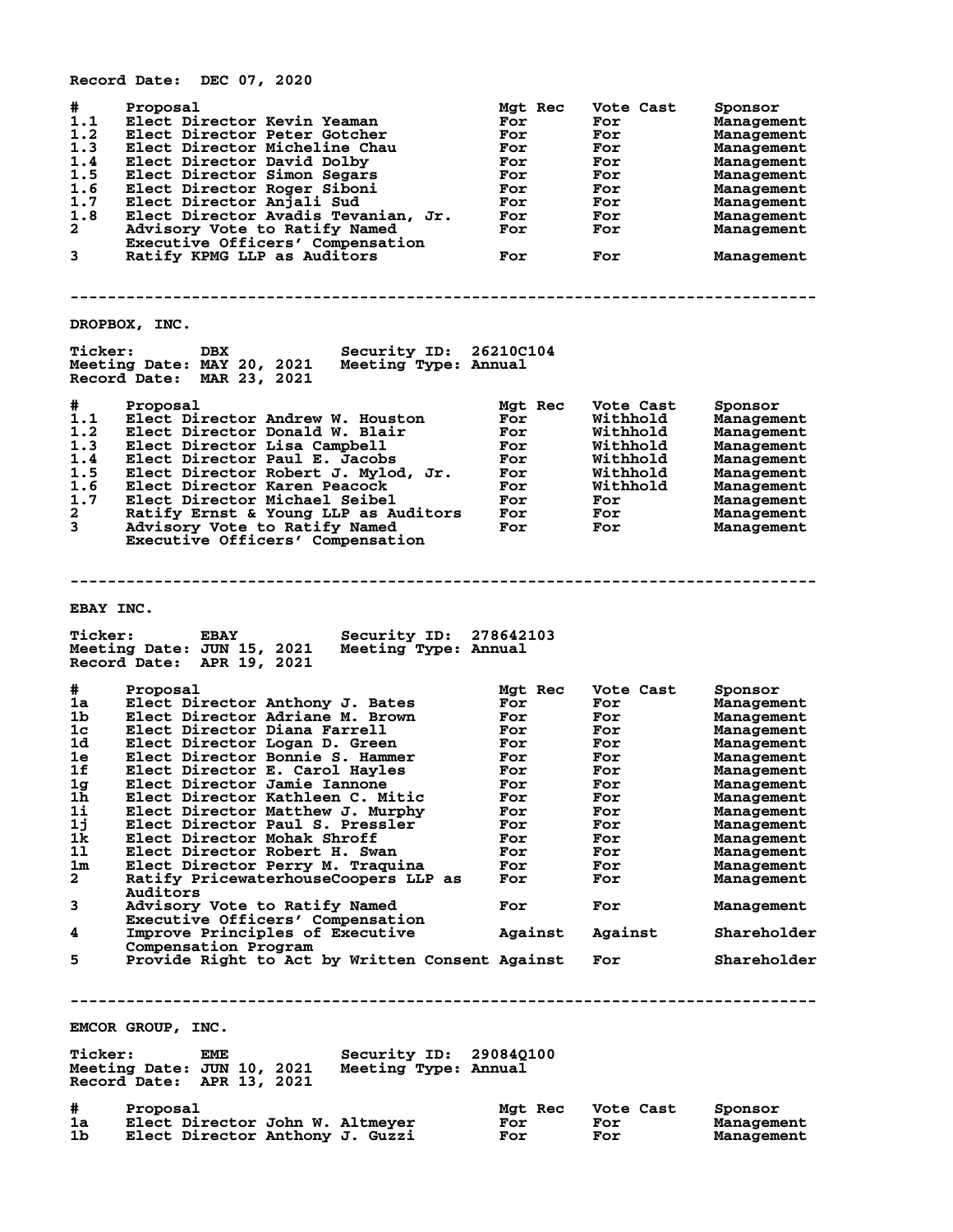Record Date: DEC 07, 2020

| # | Proposal | Mgt Rec | Vote Cast | Sponsor |
|---|---|---|---|---|
| 1.1 | Elect Director Kevin Yeaman | For | For | Management |
| 1.2 | Elect Director Peter Gotcher | For | For | Management |
| 1.3 | Elect Director Micheline Chau | For | For | Management |
| 1.4 | Elect Director David Dolby | For | For | Management |
| 1.5 | Elect Director Simon Segars | For | For | Management |
| 1.6 | Elect Director Roger Siboni | For | For | Management |
| 1.7 | Elect Director Anjali Sud | For | For | Management |
| 1.8 | Elect Director Avadis Tevanian, Jr. | For | For | Management |
| 2 | Advisory Vote to Ratify Named Executive Officers' Compensation | For | For | Management |
| 3 | Ratify KPMG LLP as Auditors | For | For | Management |

---

## DROPBOX, INC.

Ticker: DBX Security ID: 26210C104
Meeting Date: MAY 20, 2021 Meeting Type: Annual
Record Date: MAR 23, 2021

| # | Proposal | Mgt Rec | Vote Cast | Sponsor |
|---|---|---|---|---|
| 1.1 | Elect Director Andrew W. Houston | For | Withhold | Management |
| 1.2 | Elect Director Donald W. Blair | For | Withhold | Management |
| 1.3 | Elect Director Lisa Campbell | For | Withhold | Management |
| 1.4 | Elect Director Paul E. Jacobs | For | Withhold | Management |
| 1.5 | Elect Director Robert J. Mylod, Jr. | For | Withhold | Management |
| 1.6 | Elect Director Karen Peacock | For | Withhold | Management |
| 1.7 | Elect Director Michael Seibel | For | For | Management |
| 2 | Ratify Ernst & Young LLP as Auditors | For | For | Management |
| 3 | Advisory Vote to Ratify Named Executive Officers' Compensation | For | For | Management |

---

## EBAY INC.

Ticker: EBAY Security ID: 278642103
Meeting Date: JUN 15, 2021 Meeting Type: Annual
Record Date: APR 19, 2021

| # | Proposal | Mgt Rec | Vote Cast | Sponsor |
|---|---|---|---|---|
| 1a | Elect Director Anthony J. Bates | For | For | Management |
| 1b | Elect Director Adriane M. Brown | For | For | Management |
| 1c | Elect Director Diana Farrell | For | For | Management |
| 1d | Elect Director Logan D. Green | For | For | Management |
| 1e | Elect Director Bonnie S. Hammer | For | For | Management |
| 1f | Elect Director E. Carol Hayles | For | For | Management |
| 1g | Elect Director Jamie Iannone | For | For | Management |
| 1h | Elect Director Kathleen C. Mitic | For | For | Management |
| 1i | Elect Director Matthew J. Murphy | For | For | Management |
| 1j | Elect Director Paul S. Pressler | For | For | Management |
| 1k | Elect Director Mohak Shroff | For | For | Management |
| 1l | Elect Director Robert H. Swan | For | For | Management |
| 1m | Elect Director Perry M. Traquina | For | For | Management |
| 2 | Ratify PricewaterhouseCoopers LLP as Auditors | For | For | Management |
| 3 | Advisory Vote to Ratify Named Executive Officers' Compensation | For | For | Management |
| 4 | Improve Principles of Executive Compensation Program | Against | Against | Shareholder |
| 5 | Provide Right to Act by Written Consent | Against | For | Shareholder |

---

## EMCOR GROUP, INC.

Ticker: EME Security ID: 29084Q100
Meeting Date: JUN 10, 2021 Meeting Type: Annual
Record Date: APR 13, 2021

| # | Proposal | Mgt Rec | Vote Cast | Sponsor |
|---|---|---|---|---|
| 1a | Elect Director John W. Altmeyer | For | For | Management |
| 1b | Elect Director Anthony J. Guzzi | For | For | Management |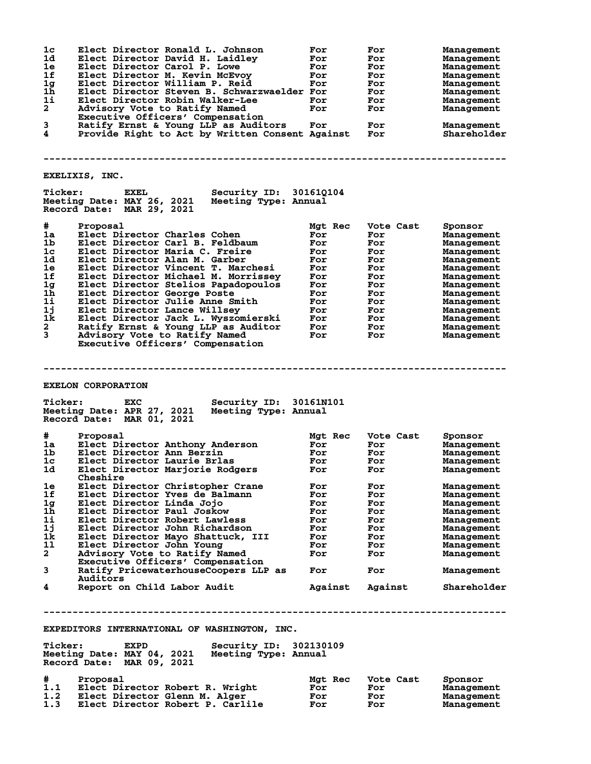| # | Proposal | Mgt Rec | Vote Cast | Sponsor |
|---|---|---|---|---|
| 1c | Elect Director Ronald L. Johnson | For | For | Management |
| 1d | Elect Director David H. Laidley | For | For | Management |
| 1e | Elect Director Carol P. Lowe | For | For | Management |
| 1f | Elect Director M. Kevin McEvoy | For | For | Management |
| 1g | Elect Director William P. Reid | For | For | Management |
| 1h | Elect Director Steven B. Schwarzwaelder | For | For | Management |
| 1i | Elect Director Robin Walker-Lee | For | For | Management |
| 2 | Advisory Vote to Ratify Named Executive Officers' Compensation | For | For | Management |
| 3 | Ratify Ernst & Young LLP as Auditors | For | For | Management |
| 4 | Provide Right to Act by Written Consent | Against | For | Shareholder |

---

## EXELIXIS, INC.

**Ticker:** EXEL **Security ID:** 30161Q104
**Meeting Date:** MAY 26, 2021 **Meeting Type:** Annual
**Record Date:** MAR 29, 2021

| # | Proposal | Mgt Rec | Vote Cast | Sponsor |
|---|---|---|---|---|
| 1a | Elect Director Charles Cohen | For | For | Management |
| 1b | Elect Director Carl B. Feldbaum | For | For | Management |
| 1c | Elect Director Maria C. Freire | For | For | Management |
| 1d | Elect Director Alan M. Garber | For | For | Management |
| 1e | Elect Director Vincent T. Marchesi | For | For | Management |
| 1f | Elect Director Michael M. Morrissey | For | For | Management |
| 1g | Elect Director Stelios Papadopoulos | For | For | Management |
| 1h | Elect Director George Poste | For | For | Management |
| 1i | Elect Director Julie Anne Smith | For | For | Management |
| 1j | Elect Director Lance Willsey | For | For | Management |
| 1k | Elect Director Jack L. Wyszomierski | For | For | Management |
| 2 | Ratify Ernst & Young LLP as Auditor | For | For | Management |
| 3 | Advisory Vote to Ratify Named Executive Officers' Compensation | For | For | Management |

---

## EXELON CORPORATION

**Ticker:** EXC **Security ID:** 30161N101
**Meeting Date:** APR 27, 2021 **Meeting Type:** Annual
**Record Date:** MAR 01, 2021

| # | Proposal | Mgt Rec | Vote Cast | Sponsor |
|---|---|---|---|---|
| 1a | Elect Director Anthony Anderson | For | For | Management |
| 1b | Elect Director Ann Berzin | For | For | Management |
| 1c | Elect Director Laurie Brlas | For | For | Management |
| 1d | Elect Director Marjorie Rodgers Cheshire | For | For | Management |
| 1e | Elect Director Christopher Crane | For | For | Management |
| 1f | Elect Director Yves de Balmann | For | For | Management |
| 1g | Elect Director Linda Jojo | For | For | Management |
| 1h | Elect Director Paul Joskow | For | For | Management |
| 1i | Elect Director Robert Lawless | For | For | Management |
| 1j | Elect Director John Richardson | For | For | Management |
| 1k | Elect Director Mayo Shattuck, III | For | For | Management |
| 1l | Elect Director John Young | For | For | Management |
| 2 | Advisory Vote to Ratify Named Executive Officers' Compensation | For | For | Management |
| 3 | Ratify PricewaterhouseCoopers LLP as Auditors | For | For | Management |
| 4 | Report on Child Labor Audit | Against | Against | Shareholder |

---

## EXPEDITORS INTERNATIONAL OF WASHINGTON, INC.

**Ticker:** EXPD **Security ID:** 302130109
**Meeting Date:** MAY 04, 2021 **Meeting Type:** Annual
**Record Date:** MAR 09, 2021

| # | Proposal | Mgt Rec | Vote Cast | Sponsor |
|---|---|---|---|---|
| 1.1 | Elect Director Robert R. Wright | For | For | Management |
| 1.2 | Elect Director Glenn M. Alger | For | For | Management |
| 1.3 | Elect Director Robert P. Carlile | For | For | Management |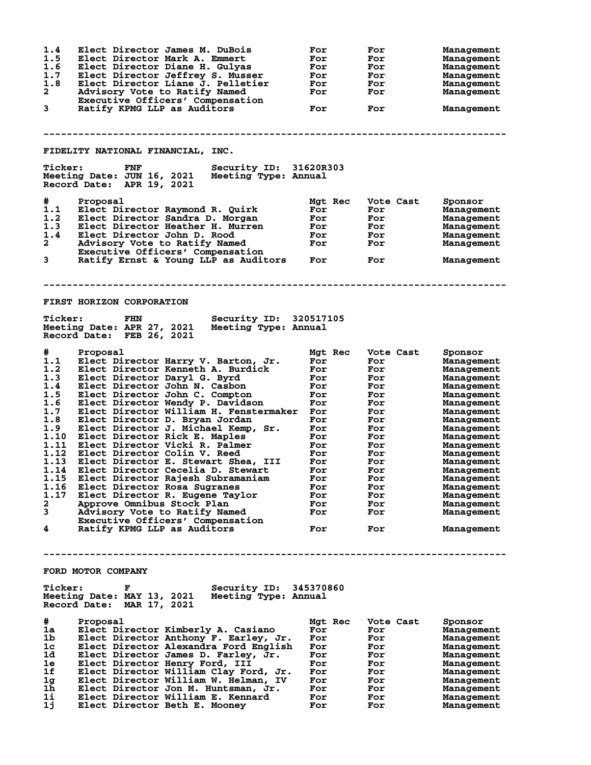| # | Proposal | Mgt Rec | Vote Cast | Sponsor |
|---|---|---|---|---|
| 1.4 | Elect Director James M. DuBois | For | For | Management |
| 1.5 | Elect Director Mark A. Emmert | For | For | Management |
| 1.6 | Elect Director Diane H. Gulyas | For | For | Management |
| 1.7 | Elect Director Jeffrey S. Musser | For | For | Management |
| 1.8 | Elect Director Liane J. Pelletier | For | For | Management |
| 2 | Advisory Vote to Ratify Named Executive Officers' Compensation | For | For | Management |
| 3 | Ratify KPMG LLP as Auditors | For | For | Management |

---

## FIDELITY NATIONAL FINANCIAL, INC.

**Ticker:** FNF **Security ID:** 31620R303
**Meeting Date:** JUN 16, 2021 **Meeting Type:** Annual
**Record Date:** APR 19, 2021

| # | Proposal | Mgt Rec | Vote Cast | Sponsor |
|---|---|---|---|---|
| 1.1 | Elect Director Raymond R. Quirk | For | For | Management |
| 1.2 | Elect Director Sandra D. Morgan | For | For | Management |
| 1.3 | Elect Director Heather H. Murren | For | For | Management |
| 1.4 | Elect Director John D. Rood | For | For | Management |
| 2 | Advisory Vote to Ratify Named Executive Officers' Compensation | For | For | Management |
| 3 | Ratify Ernst & Young LLP as Auditors | For | For | Management |

---

## FIRST HORIZON CORPORATION

**Ticker:** FHN **Security ID:** 320517105
**Meeting Date:** APR 27, 2021 **Meeting Type:** Annual
**Record Date:** FEB 26, 2021

| # | Proposal | Mgt Rec | Vote Cast | Sponsor |
|---|---|---|---|---|
| 1.1 | Elect Director Harry V. Barton, Jr. | For | For | Management |
| 1.2 | Elect Director Kenneth A. Burdick | For | For | Management |
| 1.3 | Elect Director Daryl G. Byrd | For | For | Management |
| 1.4 | Elect Director John N. Casbon | For | For | Management |
| 1.5 | Elect Director John C. Compton | For | For | Management |
| 1.6 | Elect Director Wendy P. Davidson | For | For | Management |
| 1.7 | Elect Director William H. Fenstermaker | For | For | Management |
| 1.8 | Elect Director D. Bryan Jordan | For | For | Management |
| 1.9 | Elect Director J. Michael Kemp, Sr. | For | For | Management |
| 1.10 | Elect Director Rick E. Maples | For | For | Management |
| 1.11 | Elect Director Vicki R. Palmer | For | For | Management |
| 1.12 | Elect Director Colin V. Reed | For | For | Management |
| 1.13 | Elect Director E. Stewart Shea, III | For | For | Management |
| 1.14 | Elect Director Cecelia D. Stewart | For | For | Management |
| 1.15 | Elect Director Rajesh Subramaniam | For | For | Management |
| 1.16 | Elect Director Rosa Sugranes | For | For | Management |
| 1.17 | Elect Director R. Eugene Taylor | For | For | Management |
| 2 | Approve Omnibus Stock Plan | For | For | Management |
| 3 | Advisory Vote to Ratify Named Executive Officers' Compensation | For | For | Management |
| 4 | Ratify KPMG LLP as Auditors | For | For | Management |

---

## FORD MOTOR COMPANY

**Ticker:** F **Security ID:** 345370860
**Meeting Date:** MAY 13, 2021 **Meeting Type:** Annual
**Record Date:** MAR 17, 2021

| # | Proposal | Mgt Rec | Vote Cast | Sponsor |
|---|---|---|---|---|
| 1a | Elect Director Kimberly A. Casiano | For | For | Management |
| 1b | Elect Director Anthony F. Earley, Jr. | For | For | Management |
| 1c | Elect Director Alexandra Ford English | For | For | Management |
| 1d | Elect Director James D. Farley, Jr. | For | For | Management |
| 1e | Elect Director Henry Ford, III | For | For | Management |
| 1f | Elect Director William Clay Ford, Jr. | For | For | Management |
| 1g | Elect Director William W. Helman, IV | For | For | Management |
| 1h | Elect Director Jon M. Huntsman, Jr. | For | For | Management |
| 1i | Elect Director William E. Kennard | For | For | Management |
| 1j | Elect Director Beth E. Mooney | For | For | Management |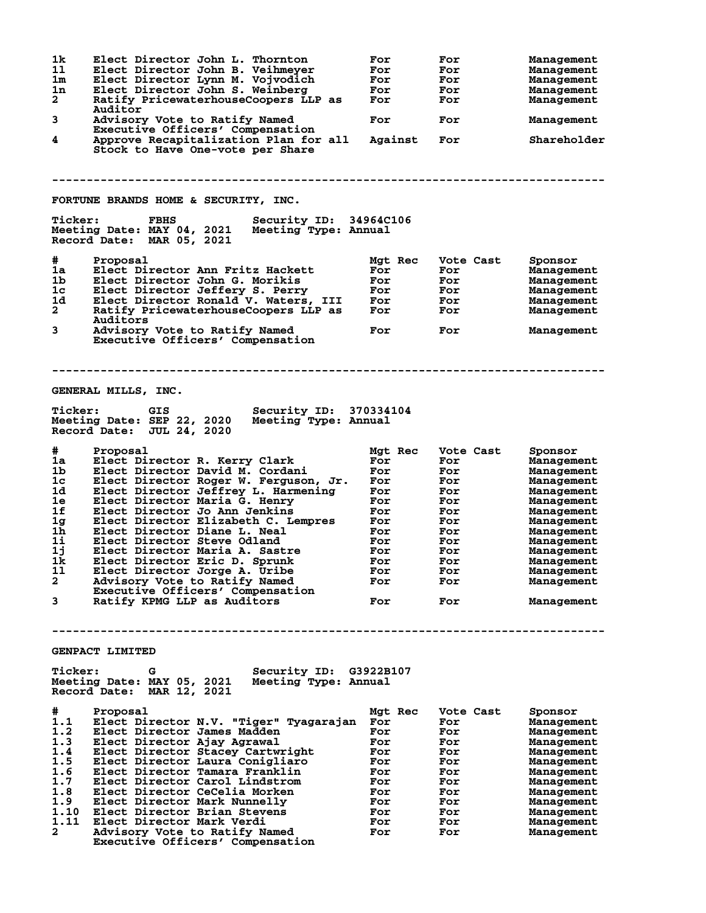| # | Proposal | Mgt Rec | Vote Cast | Sponsor |
|---|---|---|---|---|
| 1k | Elect Director John L. Thornton | For | For | Management |
| 1l | Elect Director John B. Veihmeyer | For | For | Management |
| 1m | Elect Director Lynn M. Vojvodich | For | For | Management |
| 1n | Elect Director John S. Weinberg | For | For | Management |
| 2 | Ratify PricewaterhouseCoopers LLP as Auditor | For | For | Management |
| 3 | Advisory Vote to Ratify Named Executive Officers' Compensation | For | For | Management |
| 4 | Approve Recapitalization Plan for all Stock to Have One-vote per Share | Against | For | Shareholder |

---

## FORTUNE BRANDS HOME & SECURITY, INC.

**Ticker:** FBHS **Security ID:** 34964C106
**Meeting Date:** MAY 04, 2021 **Meeting Type:** Annual
**Record Date:** MAR 05, 2021

| # | Proposal | Mgt Rec | Vote Cast | Sponsor |
|---|---|---|---|---|
| 1a | Elect Director Ann Fritz Hackett | For | For | Management |
| 1b | Elect Director John G. Morikis | For | For | Management |
| 1c | Elect Director Jeffery S. Perry | For | For | Management |
| 1d | Elect Director Ronald V. Waters, III | For | For | Management |
| 2 | Ratify PricewaterhouseCoopers LLP as Auditors | For | For | Management |
| 3 | Advisory Vote to Ratify Named Executive Officers' Compensation | For | For | Management |

---

## GENERAL MILLS, INC.

**Ticker:** GIS **Security ID:** 370334104
**Meeting Date:** SEP 22, 2020 **Meeting Type:** Annual
**Record Date:** JUL 24, 2020

| # | Proposal | Mgt Rec | Vote Cast | Sponsor |
|---|---|---|---|---|
| 1a | Elect Director R. Kerry Clark | For | For | Management |
| 1b | Elect Director David M. Cordani | For | For | Management |
| 1c | Elect Director Roger W. Ferguson, Jr. | For | For | Management |
| 1d | Elect Director Jeffrey L. Harmening | For | For | Management |
| 1e | Elect Director Maria G. Henry | For | For | Management |
| 1f | Elect Director Jo Ann Jenkins | For | For | Management |
| 1g | Elect Director Elizabeth C. Lempres | For | For | Management |
| 1h | Elect Director Diane L. Neal | For | For | Management |
| 1i | Elect Director Steve Odland | For | For | Management |
| 1j | Elect Director Maria A. Sastre | For | For | Management |
| 1k | Elect Director Eric D. Sprunk | For | For | Management |
| 1l | Elect Director Jorge A. Uribe | For | For | Management |
| 2 | Advisory Vote to Ratify Named Executive Officers' Compensation | For | For | Management |
| 3 | Ratify KPMG LLP as Auditors | For | For | Management |

---

## GENPACT LIMITED

**Ticker:** G **Security ID:** G3922B107
**Meeting Date:** MAY 05, 2021 **Meeting Type:** Annual
**Record Date:** MAR 12, 2021

| # | Proposal | Mgt Rec | Vote Cast | Sponsor |
|---|---|---|---|---|
| 1.1 | Elect Director N.V. "Tiger" Tyagarajan | For | For | Management |
| 1.2 | Elect Director James Madden | For | For | Management |
| 1.3 | Elect Director Ajay Agrawal | For | For | Management |
| 1.4 | Elect Director Stacey Cartwright | For | For | Management |
| 1.5 | Elect Director Laura Conigliaro | For | For | Management |
| 1.6 | Elect Director Tamara Franklin | For | For | Management |
| 1.7 | Elect Director Carol Lindstrom | For | For | Management |
| 1.8 | Elect Director CeCelia Morken | For | For | Management |
| 1.9 | Elect Director Mark Nunnelly | For | For | Management |
| 1.10 | Elect Director Brian Stevens | For | For | Management |
| 1.11 | Elect Director Mark Verdi | For | For | Management |
| 2 | Advisory Vote to Ratify Named Executive Officers' Compensation | For | For | Management |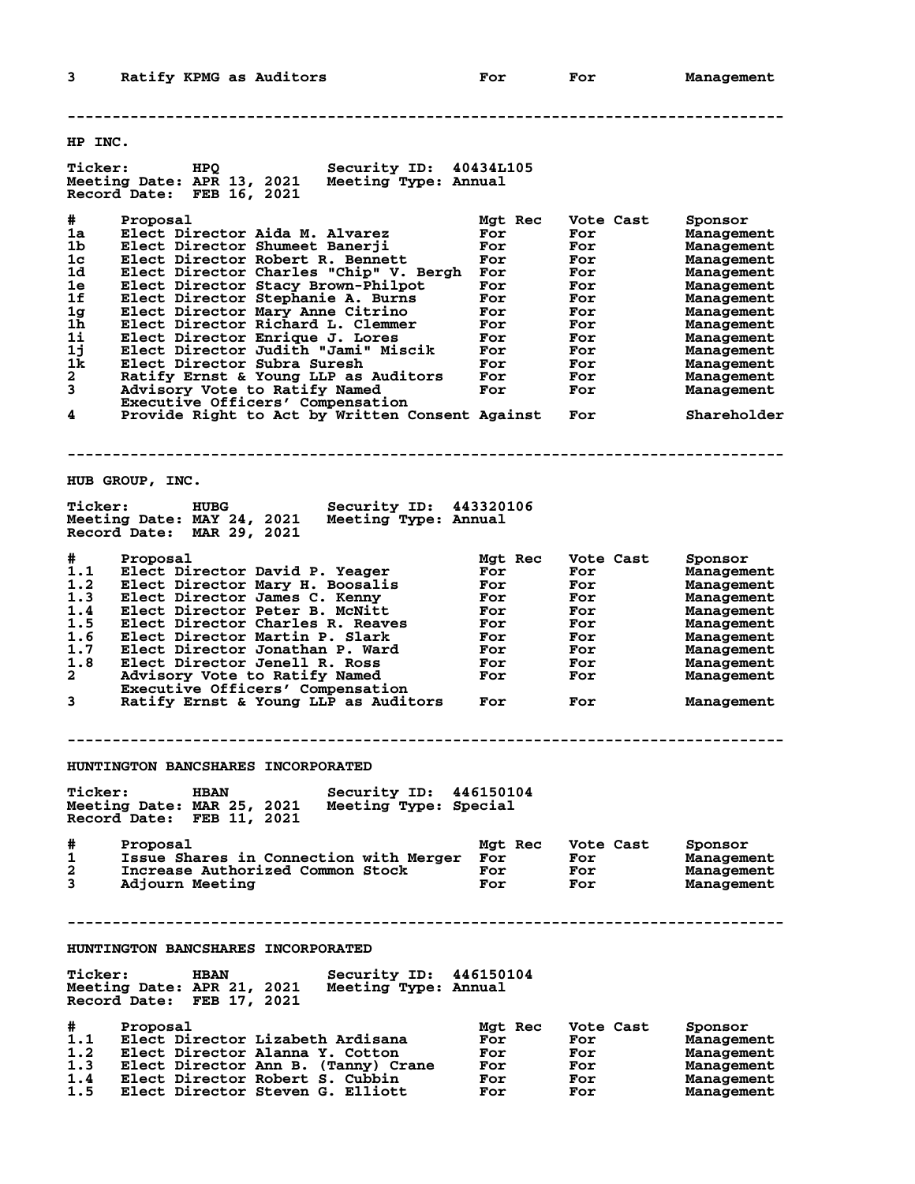| # | Proposal | Mgt Rec | Vote Cast | Sponsor |
|---|---|---|---|---|
| 3 | Ratify KPMG as Auditors | For | For | Management |

---

## HP INC.

**Ticker:** HPQ **Security ID:** 40434L105
**Meeting Date:** APR 13, 2021 **Meeting Type:** Annual
**Record Date:** FEB 16, 2021

| # | Proposal | Mgt Rec | Vote Cast | Sponsor |
|---|---|---|---|---|
| 1a | Elect Director Aida M. Alvarez | For | For | Management |
| 1b | Elect Director Shumeet Banerji | For | For | Management |
| 1c | Elect Director Robert R. Bennett | For | For | Management |
| 1d | Elect Director Charles "Chip" V. Bergh | For | For | Management |
| 1e | Elect Director Stacy Brown-Philpot | For | For | Management |
| 1f | Elect Director Stephanie A. Burns | For | For | Management |
| 1g | Elect Director Mary Anne Citrino | For | For | Management |
| 1h | Elect Director Richard L. Clemmer | For | For | Management |
| 1i | Elect Director Enrique J. Lores | For | For | Management |
| 1j | Elect Director Judith "Jami" Miscik | For | For | Management |
| 1k | Elect Director Subra Suresh | For | For | Management |
| 2 | Ratify Ernst & Young LLP as Auditors | For | For | Management |
| 3 | Advisory Vote to Ratify Named Executive Officers' Compensation | For | For | Management |
| 4 | Provide Right to Act by Written Consent | Against | For | Shareholder |

---

## HUB GROUP, INC.

**Ticker:** HUBG **Security ID:** 443320106
**Meeting Date:** MAY 24, 2021 **Meeting Type:** Annual
**Record Date:** MAR 29, 2021

| # | Proposal | Mgt Rec | Vote Cast | Sponsor |
|---|---|---|---|---|
| 1.1 | Elect Director David P. Yeager | For | For | Management |
| 1.2 | Elect Director Mary H. Boosalis | For | For | Management |
| 1.3 | Elect Director James C. Kenny | For | For | Management |
| 1.4 | Elect Director Peter B. McNitt | For | For | Management |
| 1.5 | Elect Director Charles R. Reaves | For | For | Management |
| 1.6 | Elect Director Martin P. Slark | For | For | Management |
| 1.7 | Elect Director Jonathan P. Ward | For | For | Management |
| 1.8 | Elect Director Jenell R. Ross | For | For | Management |
| 2 | Advisory Vote to Ratify Named Executive Officers' Compensation | For | For | Management |
| 3 | Ratify Ernst & Young LLP as Auditors | For | For | Management |

---

## HUNTINGTON BANCSHARES INCORPORATED

**Ticker:** HBAN **Security ID:** 446150104
**Meeting Date:** MAR 25, 2021 **Meeting Type:** Special
**Record Date:** FEB 11, 2021

| # | Proposal | Mgt Rec | Vote Cast | Sponsor |
|---|---|---|---|---|
| 1 | Issue Shares in Connection with Merger | For | For | Management |
| 2 | Increase Authorized Common Stock | For | For | Management |
| 3 | Adjourn Meeting | For | For | Management |

---

## HUNTINGTON BANCSHARES INCORPORATED

**Ticker:** HBAN **Security ID:** 446150104
**Meeting Date:** APR 21, 2021 **Meeting Type:** Annual
**Record Date:** FEB 17, 2021

| # | Proposal | Mgt Rec | Vote Cast | Sponsor |
|---|---|---|---|---|
| 1.1 | Elect Director Lizabeth Ardisana | For | For | Management |
| 1.2 | Elect Director Alanna Y. Cotton | For | For | Management |
| 1.3 | Elect Director Ann B. (Tanny) Crane | For | For | Management |
| 1.4 | Elect Director Robert S. Cubbin | For | For | Management |
| 1.5 | Elect Director Steven G. Elliott | For | For | Management |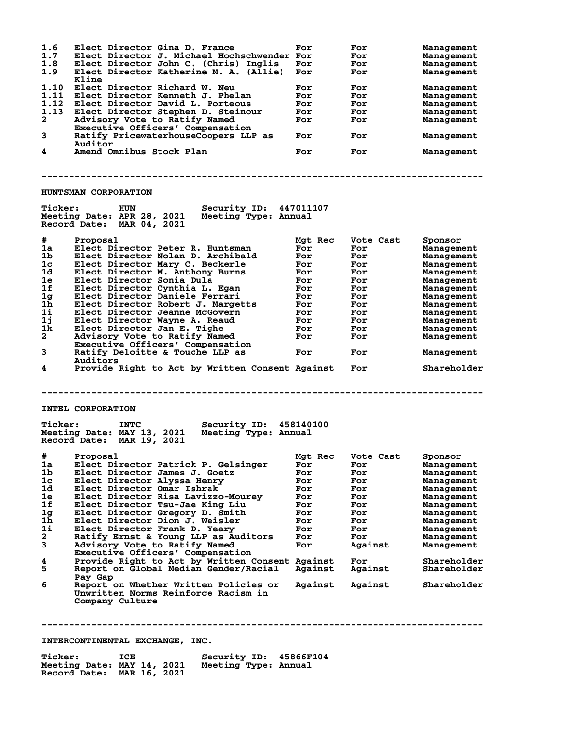| # | Proposal | Mgt Rec | Vote Cast | Sponsor |
|---|---|---|---|---|
| 1.6 | Elect Director Gina D. France | For | For | Management |
| 1.7 | Elect Director J. Michael Hochschwender | For | For | Management |
| 1.8 | Elect Director John C. (Chris) Inglis | For | For | Management |
| 1.9 | Elect Director Katherine M. A. (Allie) Kline | For | For | Management |
| 1.10 | Elect Director Richard W. Neu | For | For | Management |
| 1.11 | Elect Director Kenneth J. Phelan | For | For | Management |
| 1.12 | Elect Director David L. Porteous | For | For | Management |
| 1.13 | Elect Director Stephen D. Steinour | For | For | Management |
| 2 | Advisory Vote to Ratify Named Executive Officers' Compensation | For | For | Management |
| 3 | Ratify PricewaterhouseCoopers LLP as Auditor | For | For | Management |
| 4 | Amend Omnibus Stock Plan | For | For | Management |

---

## HUNTSMAN CORPORATION

**Ticker:** HUN **Security ID:** 447011107
**Meeting Date:** APR 28, 2021 **Meeting Type:** Annual
**Record Date:** MAR 04, 2021

| # | Proposal | Mgt Rec | Vote Cast | Sponsor |
|---|---|---|---|---|
| 1a | Elect Director Peter R. Huntsman | For | For | Management |
| 1b | Elect Director Nolan D. Archibald | For | For | Management |
| 1c | Elect Director Mary C. Beckerle | For | For | Management |
| 1d | Elect Director M. Anthony Burns | For | For | Management |
| 1e | Elect Director Sonia Dula | For | For | Management |
| 1f | Elect Director Cynthia L. Egan | For | For | Management |
| 1g | Elect Director Daniele Ferrari | For | For | Management |
| 1h | Elect Director Robert J. Margetts | For | For | Management |
| 1i | Elect Director Jeanne McGovern | For | For | Management |
| 1j | Elect Director Wayne A. Reaud | For | For | Management |
| 1k | Elect Director Jan E. Tighe | For | For | Management |
| 2 | Advisory Vote to Ratify Named Executive Officers' Compensation | For | For | Management |
| 3 | Ratify Deloitte & Touche LLP as Auditors | For | For | Management |
| 4 | Provide Right to Act by Written Consent | Against | For | Shareholder |

---

## INTEL CORPORATION

**Ticker:** INTC **Security ID:** 458140100
**Meeting Date:** MAY 13, 2021 **Meeting Type:** Annual
**Record Date:** MAR 19, 2021

| # | Proposal | Mgt Rec | Vote Cast | Sponsor |
|---|---|---|---|---|
| 1a | Elect Director Patrick P. Gelsinger | For | For | Management |
| 1b | Elect Director James J. Goetz | For | For | Management |
| 1c | Elect Director Alyssa Henry | For | For | Management |
| 1d | Elect Director Omar Ishrak | For | For | Management |
| 1e | Elect Director Risa Lavizzo-Mourey | For | For | Management |
| 1f | Elect Director Tsu-Jae King Liu | For | For | Management |
| 1g | Elect Director Gregory D. Smith | For | For | Management |
| 1h | Elect Director Dion J. Weisler | For | For | Management |
| 1i | Elect Director Frank D. Yeary | For | For | Management |
| 2 | Ratify Ernst & Young LLP as Auditors | For | For | Management |
| 3 | Advisory Vote to Ratify Named Executive Officers' Compensation | For | Against | Management |
| 4 | Provide Right to Act by Written Consent | Against | For | Shareholder |
| 5 | Report on Global Median Gender/Racial Pay Gap | Against | Against | Shareholder |
| 6 | Report on Whether Written Policies or Unwritten Norms Reinforce Racism in Company Culture | Against | Against | Shareholder |

---

## INTERCONTINENTAL EXCHANGE, INC.

**Ticker:** ICE **Security ID:** 45866F104
**Meeting Date:** MAY 14, 2021 **Meeting Type:** Annual
**Record Date:** MAR 16, 2021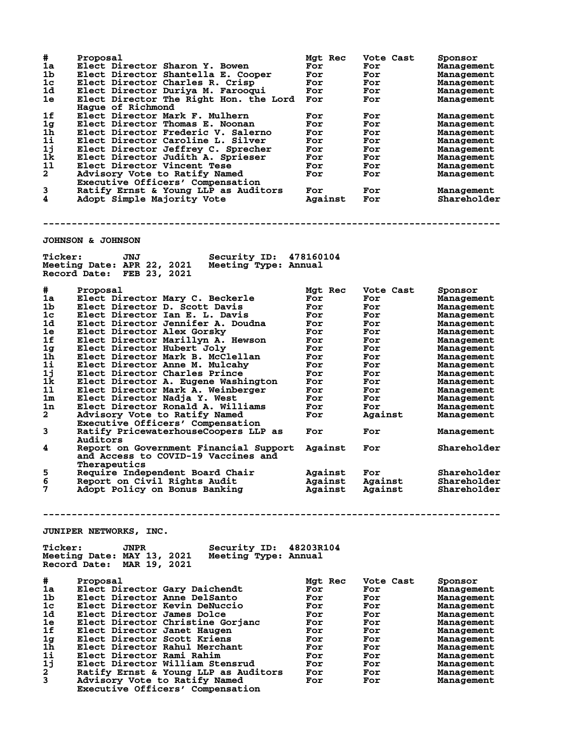| # | Proposal | Mgt Rec | Vote Cast | Sponsor |
|---|---|---|---|---|
| 1a | Elect Director Sharon Y. Bowen | For | For | Management |
| 1b | Elect Director Shantella E. Cooper | For | For | Management |
| 1c | Elect Director Charles R. Crisp | For | For | Management |
| 1d | Elect Director Duriya M. Farooqui | For | For | Management |
| 1e | Elect Director The Right Hon. the Lord Hague of Richmond | For | For | Management |
| 1f | Elect Director Mark F. Mulhern | For | For | Management |
| 1g | Elect Director Thomas E. Noonan | For | For | Management |
| 1h | Elect Director Frederic V. Salerno | For | For | Management |
| 1i | Elect Director Caroline L. Silver | For | For | Management |
| 1j | Elect Director Jeffrey C. Sprecher | For | For | Management |
| 1k | Elect Director Judith A. Sprieser | For | For | Management |
| 1l | Elect Director Vincent Tese | For | For | Management |
| 2 | Advisory Vote to Ratify Named Executive Officers' Compensation | For | For | Management |
| 3 | Ratify Ernst & Young LLP as Auditors | For | For | Management |
| 4 | Adopt Simple Majority Vote | Against | For | Shareholder |

---

## JOHNSON & JOHNSON

**Ticker:** JNJ **Security ID:** 478160104
**Meeting Date:** APR 22, 2021 **Meeting Type:** Annual
**Record Date:** FEB 23, 2021

| # | Proposal | Mgt Rec | Vote Cast | Sponsor |
|---|---|---|---|---|
| 1a | Elect Director Mary C. Beckerle | For | For | Management |
| 1b | Elect Director D. Scott Davis | For | For | Management |
| 1c | Elect Director Ian E. L. Davis | For | For | Management |
| 1d | Elect Director Jennifer A. Doudna | For | For | Management |
| 1e | Elect Director Alex Gorsky | For | For | Management |
| 1f | Elect Director Marillyn A. Hewson | For | For | Management |
| 1g | Elect Director Hubert Joly | For | For | Management |
| 1h | Elect Director Mark B. McClellan | For | For | Management |
| 1i | Elect Director Anne M. Mulcahy | For | For | Management |
| 1j | Elect Director Charles Prince | For | For | Management |
| 1k | Elect Director A. Eugene Washington | For | For | Management |
| 1l | Elect Director Mark A. Weinberger | For | For | Management |
| 1m | Elect Director Nadja Y. West | For | For | Management |
| 1n | Elect Director Ronald A. Williams | For | For | Management |
| 2 | Advisory Vote to Ratify Named Executive Officers' Compensation | For | Against | Management |
| 3 | Ratify PricewaterhouseCoopers LLP as Auditors | For | For | Management |
| 4 | Report on Government Financial Support and Access to COVID-19 Vaccines and Therapeutics | Against | For | Shareholder |
| 5 | Require Independent Board Chair | Against | For | Shareholder |
| 6 | Report on Civil Rights Audit | Against | Against | Shareholder |
| 7 | Adopt Policy on Bonus Banking | Against | Against | Shareholder |

---

## JUNIPER NETWORKS, INC.

**Ticker:** JNPR **Security ID:** 48203R104
**Meeting Date:** MAY 13, 2021 **Meeting Type:** Annual
**Record Date:** MAR 19, 2021

| # | Proposal | Mgt Rec | Vote Cast | Sponsor |
|---|---|---|---|---|
| 1a | Elect Director Gary Daichendt | For | For | Management |
| 1b | Elect Director Anne DelSanto | For | For | Management |
| 1c | Elect Director Kevin DeNuccio | For | For | Management |
| 1d | Elect Director James Dolce | For | For | Management |
| 1e | Elect Director Christine Gorjanc | For | For | Management |
| 1f | Elect Director Janet Haugen | For | For | Management |
| 1g | Elect Director Scott Kriens | For | For | Management |
| 1h | Elect Director Rahul Merchant | For | For | Management |
| 1i | Elect Director Rami Rahim | For | For | Management |
| 1j | Elect Director William Stensrud | For | For | Management |
| 2 | Ratify Ernst & Young LLP as Auditors | For | For | Management |
| 3 | Advisory Vote to Ratify Named Executive Officers' Compensation | For | For | Management |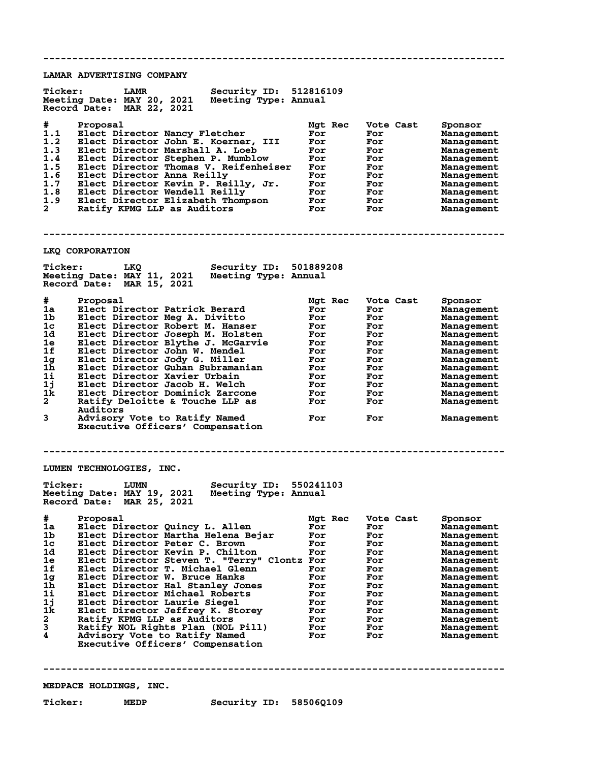---

## LAMAR ADVERTISING COMPANY

**Ticker:** LAMR **Security ID:** 512816109
**Meeting Date:** MAY 20, 2021 **Meeting Type:** Annual
**Record Date:** MAR 22, 2021

| # | Proposal | Mgt Rec | Vote Cast | Sponsor |
|---|---|---|---|---|
| 1.1 | Elect Director Nancy Fletcher | For | For | Management |
| 1.2 | Elect Director John E. Koerner, III | For | For | Management |
| 1.3 | Elect Director Marshall A. Loeb | For | For | Management |
| 1.4 | Elect Director Stephen P. Mumblow | For | For | Management |
| 1.5 | Elect Director Thomas V. Reifenheiser | For | For | Management |
| 1.6 | Elect Director Anna Reilly | For | For | Management |
| 1.7 | Elect Director Kevin P. Reilly, Jr. | For | For | Management |
| 1.8 | Elect Director Wendell Reilly | For | For | Management |
| 1.9 | Elect Director Elizabeth Thompson | For | For | Management |
| 2 | Ratify KPMG LLP as Auditors | For | For | Management |

---

## LKQ CORPORATION

**Ticker:** LKQ **Security ID:** 501889208
**Meeting Date:** MAY 11, 2021 **Meeting Type:** Annual
**Record Date:** MAR 15, 2021

| # | Proposal | Mgt Rec | Vote Cast | Sponsor |
|---|---|---|---|---|
| 1a | Elect Director Patrick Berard | For | For | Management |
| 1b | Elect Director Meg A. Divitto | For | For | Management |
| 1c | Elect Director Robert M. Hanser | For | For | Management |
| 1d | Elect Director Joseph M. Holsten | For | For | Management |
| 1e | Elect Director Blythe J. McGarvie | For | For | Management |
| 1f | Elect Director John W. Mendel | For | For | Management |
| 1g | Elect Director Jody G. Miller | For | For | Management |
| 1h | Elect Director Guhan Subramanian | For | For | Management |
| 1i | Elect Director Xavier Urbain | For | For | Management |
| 1j | Elect Director Jacob H. Welch | For | For | Management |
| 1k | Elect Director Dominick Zarcone | For | For | Management |
| 2 | Ratify Deloitte & Touche LLP as Auditors | For | For | Management |
| 3 | Advisory Vote to Ratify Named Executive Officers' Compensation | For | For | Management |

---

## LUMEN TECHNOLOGIES, INC.

**Ticker:** LUMN **Security ID:** 550241103
**Meeting Date:** MAY 19, 2021 **Meeting Type:** Annual
**Record Date:** MAR 25, 2021

| # | Proposal | Mgt Rec | Vote Cast | Sponsor |
|---|---|---|---|---|
| 1a | Elect Director Quincy L. Allen | For | For | Management |
| 1b | Elect Director Martha Helena Bejar | For | For | Management |
| 1c | Elect Director Peter C. Brown | For | For | Management |
| 1d | Elect Director Kevin P. Chilton | For | For | Management |
| 1e | Elect Director Steven T. "Terry" Clontz | For | For | Management |
| 1f | Elect Director T. Michael Glenn | For | For | Management |
| 1g | Elect Director W. Bruce Hanks | For | For | Management |
| 1h | Elect Director Hal Stanley Jones | For | For | Management |
| 1i | Elect Director Michael Roberts | For | For | Management |
| 1j | Elect Director Laurie Siegel | For | For | Management |
| 1k | Elect Director Jeffrey K. Storey | For | For | Management |
| 2 | Ratify KPMG LLP as Auditors | For | For | Management |
| 3 | Ratify NOL Rights Plan (NOL Pill) | For | For | Management |
| 4 | Advisory Vote to Ratify Named Executive Officers' Compensation | For | For | Management |

---

## MEDPACE HOLDINGS, INC.

**Ticker:** MEDP **Security ID:** 58506Q109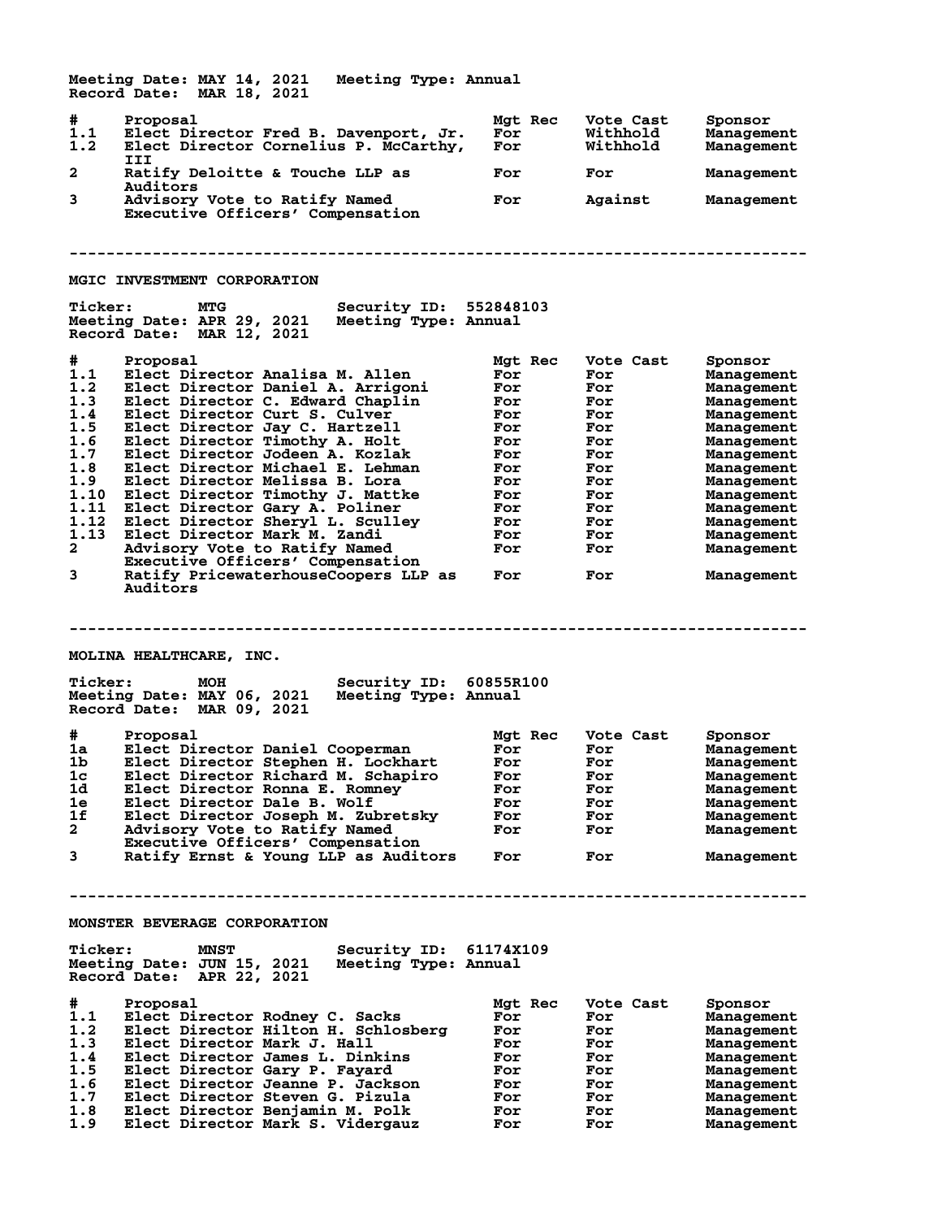Meeting Date: MAY 14, 2021 Meeting Type: Annual
Record Date: MAR 18, 2021

| # | Proposal | Mgt Rec | Vote Cast | Sponsor |
|---|---|---|---|---|
| 1.1 | Elect Director Fred B. Davenport, Jr. | For | Withhold | Management |
| 1.2 | Elect Director Cornelius P. McCarthy, III | For | Withhold | Management |
| 2 | Ratify Deloitte & Touche LLP as Auditors | For | For | Management |
| 3 | Advisory Vote to Ratify Named Executive Officers' Compensation | For | Against | Management |

---

## MGIC INVESTMENT CORPORATION

Ticker: MTG Security ID: 552848103
Meeting Date: APR 29, 2021 Meeting Type: Annual
Record Date: MAR 12, 2021

| # | Proposal | Mgt Rec | Vote Cast | Sponsor |
|---|---|---|---|---|
| 1.1 | Elect Director Analisa M. Allen | For | For | Management |
| 1.2 | Elect Director Daniel A. Arrigoni | For | For | Management |
| 1.3 | Elect Director C. Edward Chaplin | For | For | Management |
| 1.4 | Elect Director Curt S. Culver | For | For | Management |
| 1.5 | Elect Director Jay C. Hartzell | For | For | Management |
| 1.6 | Elect Director Timothy A. Holt | For | For | Management |
| 1.7 | Elect Director Jodeen A. Kozlak | For | For | Management |
| 1.8 | Elect Director Michael E. Lehman | For | For | Management |
| 1.9 | Elect Director Melissa B. Lora | For | For | Management |
| 1.10 | Elect Director Timothy J. Mattke | For | For | Management |
| 1.11 | Elect Director Gary A. Poliner | For | For | Management |
| 1.12 | Elect Director Sheryl L. Sculley | For | For | Management |
| 1.13 | Elect Director Mark M. Zandi | For | For | Management |
| 2 | Advisory Vote to Ratify Named Executive Officers' Compensation | For | For | Management |
| 3 | Ratify PricewaterhouseCoopers LLP as Auditors | For | For | Management |

---

## MOLINA HEALTHCARE, INC.

Ticker: MOH Security ID: 60855R100
Meeting Date: MAY 06, 2021 Meeting Type: Annual
Record Date: MAR 09, 2021

| # | Proposal | Mgt Rec | Vote Cast | Sponsor |
|---|---|---|---|---|
| 1a | Elect Director Daniel Cooperman | For | For | Management |
| 1b | Elect Director Stephen H. Lockhart | For | For | Management |
| 1c | Elect Director Richard M. Schapiro | For | For | Management |
| 1d | Elect Director Ronna E. Romney | For | For | Management |
| 1e | Elect Director Dale B. Wolf | For | For | Management |
| 1f | Elect Director Joseph M. Zubretsky | For | For | Management |
| 2 | Advisory Vote to Ratify Named Executive Officers' Compensation | For | For | Management |
| 3 | Ratify Ernst & Young LLP as Auditors | For | For | Management |

---

## MONSTER BEVERAGE CORPORATION

Ticker: MNST Security ID: 61174X109
Meeting Date: JUN 15, 2021 Meeting Type: Annual
Record Date: APR 22, 2021

| # | Proposal | Mgt Rec | Vote Cast | Sponsor |
|---|---|---|---|---|
| 1.1 | Elect Director Rodney C. Sacks | For | For | Management |
| 1.2 | Elect Director Hilton H. Schlosberg | For | For | Management |
| 1.3 | Elect Director Mark J. Hall | For | For | Management |
| 1.4 | Elect Director James L. Dinkins | For | For | Management |
| 1.5 | Elect Director Gary P. Fayard | For | For | Management |
| 1.6 | Elect Director Jeanne P. Jackson | For | For | Management |
| 1.7 | Elect Director Steven G. Pizula | For | For | Management |
| 1.8 | Elect Director Benjamin M. Polk | For | For | Management |
| 1.9 | Elect Director Mark S. Vidergauz | For | For | Management |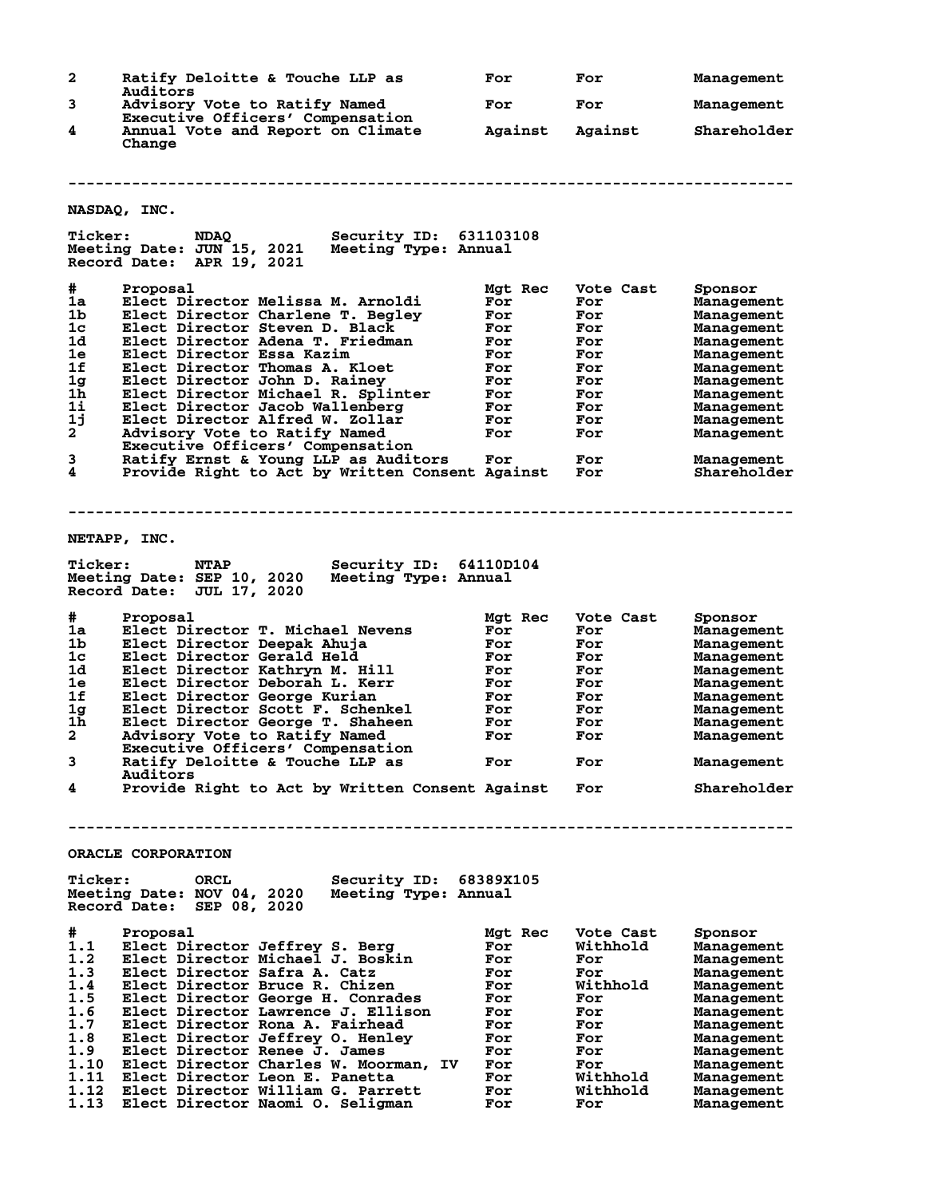| # | Proposal | Mgt Rec | Vote Cast | Sponsor |
|---|---|---|---|---|
| 2 | Ratify Deloitte & Touche LLP as Auditors | For | For | Management |
| 3 | Advisory Vote to Ratify Named Executive Officers' Compensation | For | For | Management |
| 4 | Annual Vote and Report on Climate Change | Against | Against | Shareholder |

---

## NASDAQ, INC.

**Ticker:** NDAQ **Security ID:** 631103108
**Meeting Date:** JUN 15, 2021 **Meeting Type:** Annual
**Record Date:** APR 19, 2021

| # | Proposal | Mgt Rec | Vote Cast | Sponsor |
|---|---|---|---|---|
| 1a | Elect Director Melissa M. Arnoldi | For | For | Management |
| 1b | Elect Director Charlene T. Begley | For | For | Management |
| 1c | Elect Director Steven D. Black | For | For | Management |
| 1d | Elect Director Adena T. Friedman | For | For | Management |
| 1e | Elect Director Essa Kazim | For | For | Management |
| 1f | Elect Director Thomas A. Kloet | For | For | Management |
| 1g | Elect Director John D. Rainey | For | For | Management |
| 1h | Elect Director Michael R. Splinter | For | For | Management |
| 1i | Elect Director Jacob Wallenberg | For | For | Management |
| 1j | Elect Director Alfred W. Zollar | For | For | Management |
| 2 | Advisory Vote to Ratify Named Executive Officers' Compensation | For | For | Management |
| 3 | Ratify Ernst & Young LLP as Auditors | For | For | Management |
| 4 | Provide Right to Act by Written Consent | Against | For | Shareholder |

---

## NETAPP, INC.

**Ticker:** NTAP **Security ID:** 64110D104
**Meeting Date:** SEP 10, 2020 **Meeting Type:** Annual
**Record Date:** JUL 17, 2020

| # | Proposal | Mgt Rec | Vote Cast | Sponsor |
|---|---|---|---|---|
| 1a | Elect Director T. Michael Nevens | For | For | Management |
| 1b | Elect Director Deepak Ahuja | For | For | Management |
| 1c | Elect Director Gerald Held | For | For | Management |
| 1d | Elect Director Kathryn M. Hill | For | For | Management |
| 1e | Elect Director Deborah L. Kerr | For | For | Management |
| 1f | Elect Director George Kurian | For | For | Management |
| 1g | Elect Director Scott F. Schenkel | For | For | Management |
| 1h | Elect Director George T. Shaheen | For | For | Management |
| 2 | Advisory Vote to Ratify Named Executive Officers' Compensation | For | For | Management |
| 3 | Ratify Deloitte & Touche LLP as Auditors | For | For | Management |
| 4 | Provide Right to Act by Written Consent | Against | For | Shareholder |

---

## ORACLE CORPORATION

**Ticker:** ORCL **Security ID:** 68389X105
**Meeting Date:** NOV 04, 2020 **Meeting Type:** Annual
**Record Date:** SEP 08, 2020

| # | Proposal | Mgt Rec | Vote Cast | Sponsor |
|---|---|---|---|---|
| 1.1 | Elect Director Jeffrey S. Berg | For | Withhold | Management |
| 1.2 | Elect Director Michael J. Boskin | For | For | Management |
| 1.3 | Elect Director Safra A. Catz | For | For | Management |
| 1.4 | Elect Director Bruce R. Chizen | For | Withhold | Management |
| 1.5 | Elect Director George H. Conrades | For | For | Management |
| 1.6 | Elect Director Lawrence J. Ellison | For | For | Management |
| 1.7 | Elect Director Rona A. Fairhead | For | For | Management |
| 1.8 | Elect Director Jeffrey O. Henley | For | For | Management |
| 1.9 | Elect Director Renee J. James | For | For | Management |
| 1.10 | Elect Director Charles W. Moorman, IV | For | For | Management |
| 1.11 | Elect Director Leon E. Panetta | For | Withhold | Management |
| 1.12 | Elect Director William G. Parrett | For | Withhold | Management |
| 1.13 | Elect Director Naomi O. Seligman | For | For | Management |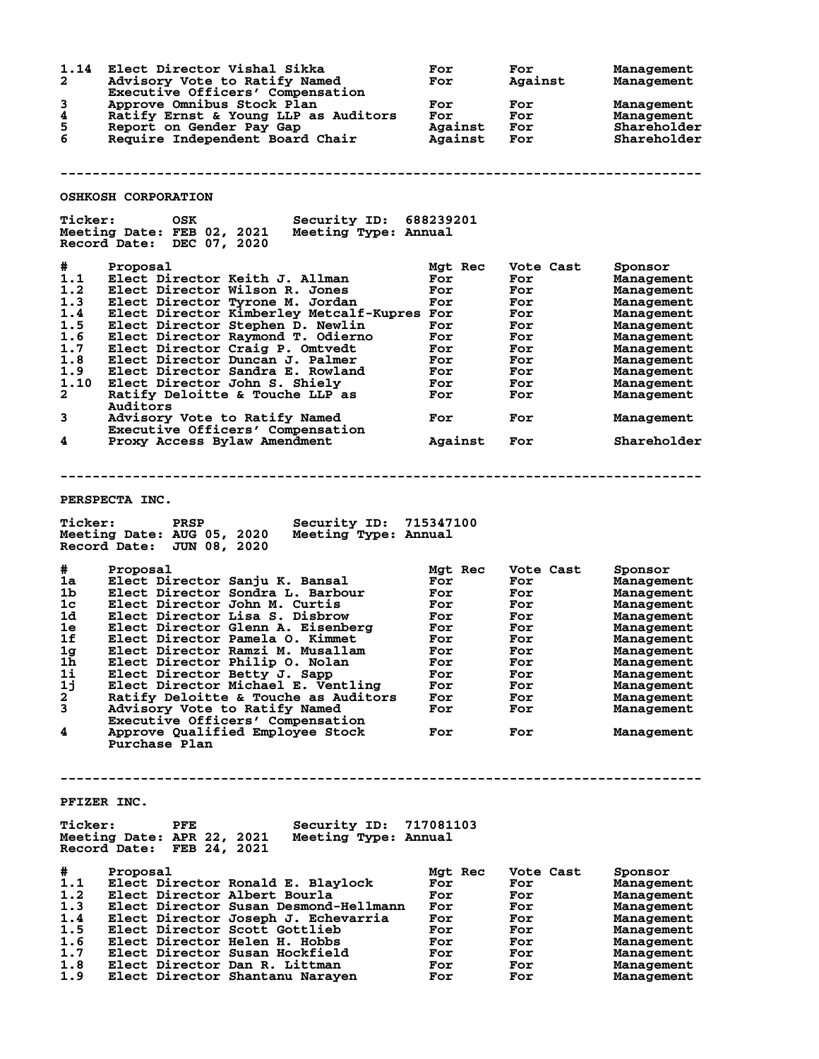| # | Proposal | Mgt Rec | Vote Cast | Sponsor |
|---|---|---|---|---|
| 1.14 | Elect Director Vishal Sikka | For | For | Management |
| 2 | Advisory Vote to Ratify Named Executive Officers' Compensation | For | Against | Management |
| 3 | Approve Omnibus Stock Plan | For | For | Management |
| 4 | Ratify Ernst & Young LLP as Auditors | For | For | Management |
| 5 | Report on Gender Pay Gap | Against | For | Shareholder |
| 6 | Require Independent Board Chair | Against | For | Shareholder |

---

## OSHKOSH CORPORATION

**Ticker:** OSK **Security ID:** 688239201
**Meeting Date:** FEB 02, 2021 **Meeting Type:** Annual
**Record Date:** DEC 07, 2020

| # | Proposal | Mgt Rec | Vote Cast | Sponsor |
|---|---|---|---|---|
| 1.1 | Elect Director Keith J. Allman | For | For | Management |
| 1.2 | Elect Director Wilson R. Jones | For | For | Management |
| 1.3 | Elect Director Tyrone M. Jordan | For | For | Management |
| 1.4 | Elect Director Kimberley Metcalf-Kupres | For | For | Management |
| 1.5 | Elect Director Stephen D. Newlin | For | For | Management |
| 1.6 | Elect Director Raymond T. Odierno | For | For | Management |
| 1.7 | Elect Director Craig P. Omtvedt | For | For | Management |
| 1.8 | Elect Director Duncan J. Palmer | For | For | Management |
| 1.9 | Elect Director Sandra E. Rowland | For | For | Management |
| 1.10 | Elect Director John S. Shiely | For | For | Management |
| 2 | Ratify Deloitte & Touche LLP as Auditors | For | For | Management |
| 3 | Advisory Vote to Ratify Named Executive Officers' Compensation | For | For | Management |
| 4 | Proxy Access Bylaw Amendment | Against | For | Shareholder |

---

## PERSPECTA INC.

**Ticker:** PRSP **Security ID:** 715347100
**Meeting Date:** AUG 05, 2020 **Meeting Type:** Annual
**Record Date:** JUN 08, 2020

| # | Proposal | Mgt Rec | Vote Cast | Sponsor |
|---|---|---|---|---|
| 1a | Elect Director Sanju K. Bansal | For | For | Management |
| 1b | Elect Director Sondra L. Barbour | For | For | Management |
| 1c | Elect Director John M. Curtis | For | For | Management |
| 1d | Elect Director Lisa S. Disbrow | For | For | Management |
| 1e | Elect Director Glenn A. Eisenberg | For | For | Management |
| 1f | Elect Director Pamela O. Kimmet | For | For | Management |
| 1g | Elect Director Ramzi M. Musallam | For | For | Management |
| 1h | Elect Director Philip O. Nolan | For | For | Management |
| 1i | Elect Director Betty J. Sapp | For | For | Management |
| 1j | Elect Director Michael E. Ventling | For | For | Management |
| 2 | Ratify Deloitte & Touche as Auditors | For | For | Management |
| 3 | Advisory Vote to Ratify Named Executive Officers' Compensation | For | For | Management |
| 4 | Approve Qualified Employee Stock Purchase Plan | For | For | Management |

---

## PFIZER INC.

**Ticker:** PFE **Security ID:** 717081103
**Meeting Date:** APR 22, 2021 **Meeting Type:** Annual
**Record Date:** FEB 24, 2021

| # | Proposal | Mgt Rec | Vote Cast | Sponsor |
|---|---|---|---|---|
| 1.1 | Elect Director Ronald E. Blaylock | For | For | Management |
| 1.2 | Elect Director Albert Bourla | For | For | Management |
| 1.3 | Elect Director Susan Desmond-Hellmann | For | For | Management |
| 1.4 | Elect Director Joseph J. Echevarria | For | For | Management |
| 1.5 | Elect Director Scott Gottlieb | For | For | Management |
| 1.6 | Elect Director Helen H. Hobbs | For | For | Management |
| 1.7 | Elect Director Susan Hockfield | For | For | Management |
| 1.8 | Elect Director Dan R. Littman | For | For | Management |
| 1.9 | Elect Director Shantanu Narayen | For | For | Management |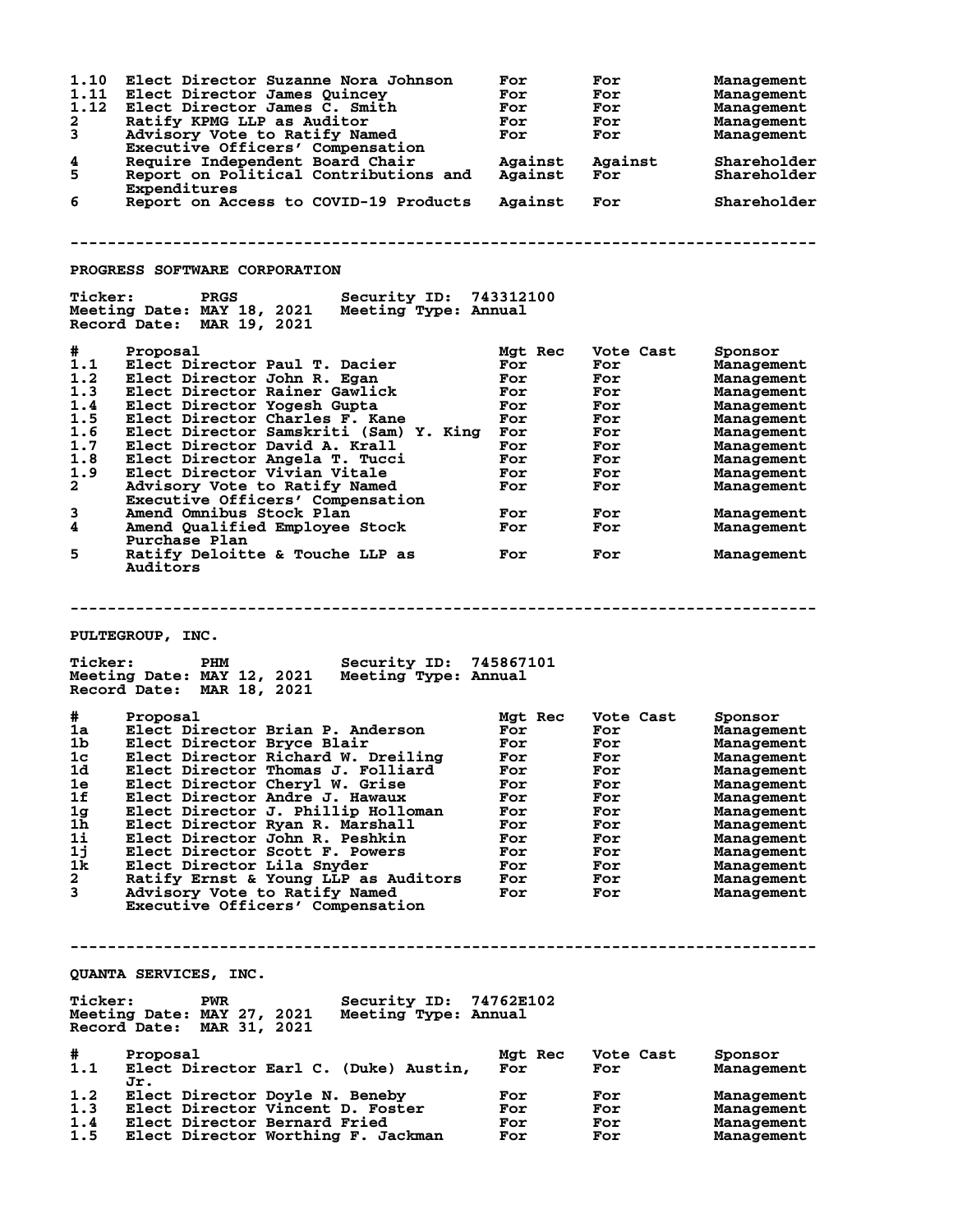| # | Proposal | Mgt Rec | Vote Cast | Sponsor |
|---|---|---|---|---|
| 1.10 | Elect Director Suzanne Nora Johnson | For | For | Management |
| 1.11 | Elect Director James Quincey | For | For | Management |
| 1.12 | Elect Director James C. Smith | For | For | Management |
| 2 | Ratify KPMG LLP as Auditor | For | For | Management |
| 3 | Advisory Vote to Ratify Named Executive Officers' Compensation | For | For | Management |
| 4 | Require Independent Board Chair | Against | Against | Shareholder |
| 5 | Report on Political Contributions and Expenditures | Against | For | Shareholder |
| 6 | Report on Access to COVID-19 Products | Against | For | Shareholder |

---

## PROGRESS SOFTWARE CORPORATION

**Ticker:** PRGS **Security ID:** 743312100
**Meeting Date:** MAY 18, 2021 **Meeting Type:** Annual
**Record Date:** MAR 19, 2021

| # | Proposal | Mgt Rec | Vote Cast | Sponsor |
|---|---|---|---|---|
| 1.1 | Elect Director Paul T. Dacier | For | For | Management |
| 1.2 | Elect Director John R. Egan | For | For | Management |
| 1.3 | Elect Director Rainer Gawlick | For | For | Management |
| 1.4 | Elect Director Yogesh Gupta | For | For | Management |
| 1.5 | Elect Director Charles F. Kane | For | For | Management |
| 1.6 | Elect Director Samskriti (Sam) Y. King | For | For | Management |
| 1.7 | Elect Director David A. Krall | For | For | Management |
| 1.8 | Elect Director Angela T. Tucci | For | For | Management |
| 1.9 | Elect Director Vivian Vitale | For | For | Management |
| 2 | Advisory Vote to Ratify Named Executive Officers' Compensation | For | For | Management |
| 3 | Amend Omnibus Stock Plan | For | For | Management |
| 4 | Amend Qualified Employee Stock Purchase Plan | For | For | Management |
| 5 | Ratify Deloitte & Touche LLP as Auditors | For | For | Management |

---

## PULTEGROUP, INC.

**Ticker:** PHM **Security ID:** 745867101
**Meeting Date:** MAY 12, 2021 **Meeting Type:** Annual
**Record Date:** MAR 18, 2021

| # | Proposal | Mgt Rec | Vote Cast | Sponsor |
|---|---|---|---|---|
| 1a | Elect Director Brian P. Anderson | For | For | Management |
| 1b | Elect Director Bryce Blair | For | For | Management |
| 1c | Elect Director Richard W. Dreiling | For | For | Management |
| 1d | Elect Director Thomas J. Folliard | For | For | Management |
| 1e | Elect Director Cheryl W. Grise | For | For | Management |
| 1f | Elect Director Andre J. Hawaux | For | For | Management |
| 1g | Elect Director J. Phillip Holloman | For | For | Management |
| 1h | Elect Director Ryan R. Marshall | For | For | Management |
| 1i | Elect Director John R. Peshkin | For | For | Management |
| 1j | Elect Director Scott F. Powers | For | For | Management |
| 1k | Elect Director Lila Snyder | For | For | Management |
| 2 | Ratify Ernst & Young LLP as Auditors | For | For | Management |
| 3 | Advisory Vote to Ratify Named Executive Officers' Compensation | For | For | Management |

---

## QUANTA SERVICES, INC.

**Ticker:** PWR **Security ID:** 74762E102
**Meeting Date:** MAY 27, 2021 **Meeting Type:** Annual
**Record Date:** MAR 31, 2021

| # | Proposal | Mgt Rec | Vote Cast | Sponsor |
|---|---|---|---|---|
| 1.1 | Elect Director Earl C. (Duke) Austin, Jr. | For | For | Management |
| 1.2 | Elect Director Doyle N. Beneby | For | For | Management |
| 1.3 | Elect Director Vincent D. Foster | For | For | Management |
| 1.4 | Elect Director Bernard Fried | For | For | Management |
| 1.5 | Elect Director Worthing F. Jackman | For | For | Management |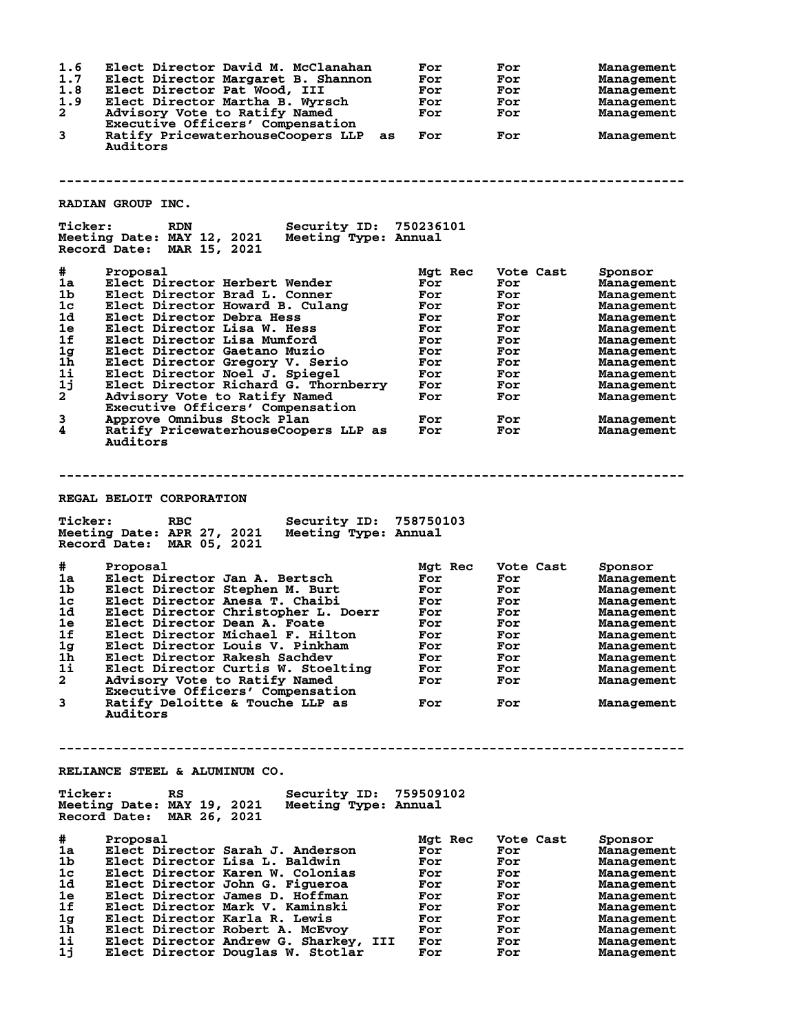| # | Proposal | Mgt Rec | Vote Cast | Sponsor |
|---|---|---|---|---|
| 1.6 | Elect Director David M. McClanahan | For | For | Management |
| 1.7 | Elect Director Margaret B. Shannon | For | For | Management |
| 1.8 | Elect Director Pat Wood, III | For | For | Management |
| 1.9 | Elect Director Martha B. Wyrsch | For | For | Management |
| 2 | Advisory Vote to Ratify Named Executive Officers' Compensation | For | For | Management |
| 3 | Ratify PricewaterhouseCoopers LLP as Auditors | For | For | Management |

---

## RADIAN GROUP INC.

**Ticker:** RDN **Security ID:** 750236101
**Meeting Date:** MAY 12, 2021 **Meeting Type:** Annual
**Record Date:** MAR 15, 2021

| # | Proposal | Mgt Rec | Vote Cast | Sponsor |
|---|---|---|---|---|
| 1a | Elect Director Herbert Wender | For | For | Management |
| 1b | Elect Director Brad L. Conner | For | For | Management |
| 1c | Elect Director Howard B. Culang | For | For | Management |
| 1d | Elect Director Debra Hess | For | For | Management |
| 1e | Elect Director Lisa W. Hess | For | For | Management |
| 1f | Elect Director Lisa Mumford | For | For | Management |
| 1g | Elect Director Gaetano Muzio | For | For | Management |
| 1h | Elect Director Gregory V. Serio | For | For | Management |
| 1i | Elect Director Noel J. Spiegel | For | For | Management |
| 1j | Elect Director Richard G. Thornberry | For | For | Management |
| 2 | Advisory Vote to Ratify Named Executive Officers' Compensation | For | For | Management |
| 3 | Approve Omnibus Stock Plan | For | For | Management |
| 4 | Ratify PricewaterhouseCoopers LLP as Auditors | For | For | Management |

---

## REGAL BELOIT CORPORATION

**Ticker:** RBC **Security ID:** 758750103
**Meeting Date:** APR 27, 2021 **Meeting Type:** Annual
**Record Date:** MAR 05, 2021

| # | Proposal | Mgt Rec | Vote Cast | Sponsor |
|---|---|---|---|---|
| 1a | Elect Director Jan A. Bertsch | For | For | Management |
| 1b | Elect Director Stephen M. Burt | For | For | Management |
| 1c | Elect Director Anesa T. Chaibi | For | For | Management |
| 1d | Elect Director Christopher L. Doerr | For | For | Management |
| 1e | Elect Director Dean A. Foate | For | For | Management |
| 1f | Elect Director Michael F. Hilton | For | For | Management |
| 1g | Elect Director Louis V. Pinkham | For | For | Management |
| 1h | Elect Director Rakesh Sachdev | For | For | Management |
| 1i | Elect Director Curtis W. Stoelting | For | For | Management |
| 2 | Advisory Vote to Ratify Named Executive Officers' Compensation | For | For | Management |
| 3 | Ratify Deloitte & Touche LLP as Auditors | For | For | Management |

---

## RELIANCE STEEL & ALUMINUM CO.

**Ticker:** RS **Security ID:** 759509102
**Meeting Date:** MAY 19, 2021 **Meeting Type:** Annual
**Record Date:** MAR 26, 2021

| # | Proposal | Mgt Rec | Vote Cast | Sponsor |
|---|---|---|---|---|
| 1a | Elect Director Sarah J. Anderson | For | For | Management |
| 1b | Elect Director Lisa L. Baldwin | For | For | Management |
| 1c | Elect Director Karen W. Colonias | For | For | Management |
| 1d | Elect Director John G. Figueroa | For | For | Management |
| 1e | Elect Director James D. Hoffman | For | For | Management |
| 1f | Elect Director Mark V. Kaminski | For | For | Management |
| 1g | Elect Director Karla R. Lewis | For | For | Management |
| 1h | Elect Director Robert A. McEvoy | For | For | Management |
| 1i | Elect Director Andrew G. Sharkey, III | For | For | Management |
| 1j | Elect Director Douglas W. Stotlar | For | For | Management |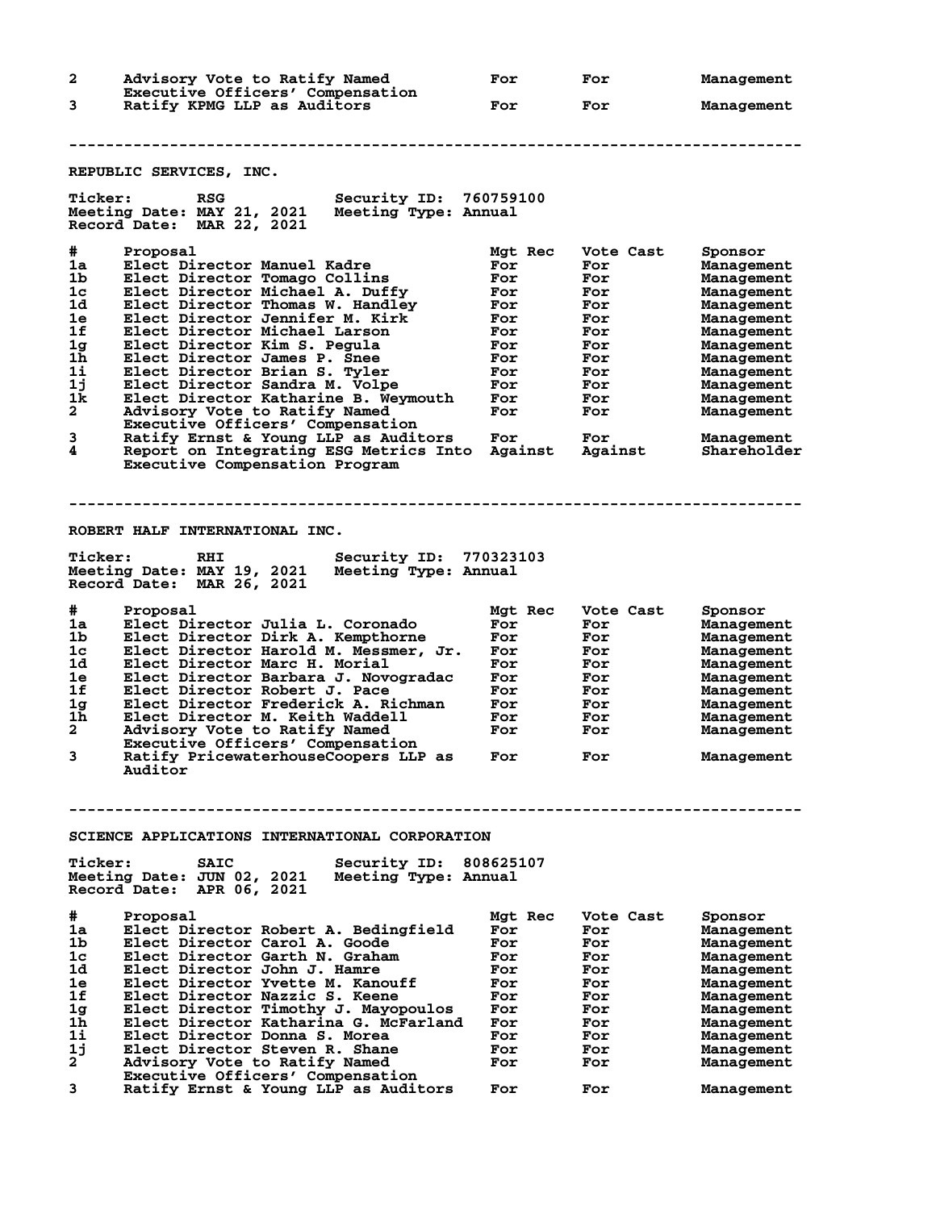| # | Proposal | Mgt Rec | Vote Cast | Sponsor |
|---|---|---|---|---|
| 2 | Advisory Vote to Ratify Named Executive Officers' Compensation | For | For | Management |
| 3 | Ratify KPMG LLP as Auditors | For | For | Management |

---

## REPUBLIC SERVICES, INC.

**Ticker:** RSG **Security ID:** 760759100
**Meeting Date:** MAY 21, 2021 **Meeting Type:** Annual
**Record Date:** MAR 22, 2021

| # | Proposal | Mgt Rec | Vote Cast | Sponsor |
|---|---|---|---|---|
| 1a | Elect Director Manuel Kadre | For | For | Management |
| 1b | Elect Director Tomago Collins | For | For | Management |
| 1c | Elect Director Michael A. Duffy | For | For | Management |
| 1d | Elect Director Thomas W. Handley | For | For | Management |
| 1e | Elect Director Jennifer M. Kirk | For | For | Management |
| 1f | Elect Director Michael Larson | For | For | Management |
| 1g | Elect Director Kim S. Pegula | For | For | Management |
| 1h | Elect Director James P. Snee | For | For | Management |
| 1i | Elect Director Brian S. Tyler | For | For | Management |
| 1j | Elect Director Sandra M. Volpe | For | For | Management |
| 1k | Elect Director Katharine B. Weymouth | For | For | Management |
| 2 | Advisory Vote to Ratify Named Executive Officers' Compensation | For | For | Management |
| 3 | Ratify Ernst & Young LLP as Auditors | For | For | Management |
| 4 | Report on Integrating ESG Metrics Into Executive Compensation Program | Against | Against | Shareholder |

---

## ROBERT HALF INTERNATIONAL INC.

**Ticker:** RHI **Security ID:** 770323103
**Meeting Date:** MAY 19, 2021 **Meeting Type:** Annual
**Record Date:** MAR 26, 2021

| # | Proposal | Mgt Rec | Vote Cast | Sponsor |
|---|---|---|---|---|
| 1a | Elect Director Julia L. Coronado | For | For | Management |
| 1b | Elect Director Dirk A. Kempthorne | For | For | Management |
| 1c | Elect Director Harold M. Messmer, Jr. | For | For | Management |
| 1d | Elect Director Marc H. Morial | For | For | Management |
| 1e | Elect Director Barbara J. Novogradac | For | For | Management |
| 1f | Elect Director Robert J. Pace | For | For | Management |
| 1g | Elect Director Frederick A. Richman | For | For | Management |
| 1h | Elect Director M. Keith Waddell | For | For | Management |
| 2 | Advisory Vote to Ratify Named Executive Officers' Compensation | For | For | Management |
| 3 | Ratify PricewaterhouseCoopers LLP as Auditor | For | For | Management |

---

## SCIENCE APPLICATIONS INTERNATIONAL CORPORATION

**Ticker:** SAIC **Security ID:** 808625107
**Meeting Date:** JUN 02, 2021 **Meeting Type:** Annual
**Record Date:** APR 06, 2021

| # | Proposal | Mgt Rec | Vote Cast | Sponsor |
|---|---|---|---|---|
| 1a | Elect Director Robert A. Bedingfield | For | For | Management |
| 1b | Elect Director Carol A. Goode | For | For | Management |
| 1c | Elect Director Garth N. Graham | For | For | Management |
| 1d | Elect Director John J. Hamre | For | For | Management |
| 1e | Elect Director Yvette M. Kanouff | For | For | Management |
| 1f | Elect Director Nazzic S. Keene | For | For | Management |
| 1g | Elect Director Timothy J. Mayopoulos | For | For | Management |
| 1h | Elect Director Katharina G. McFarland | For | For | Management |
| 1i | Elect Director Donna S. Morea | For | For | Management |
| 1j | Elect Director Steven R. Shane | For | For | Management |
| 2 | Advisory Vote to Ratify Named Executive Officers' Compensation | For | For | Management |
| 3 | Ratify Ernst & Young LLP as Auditors | For | For | Management |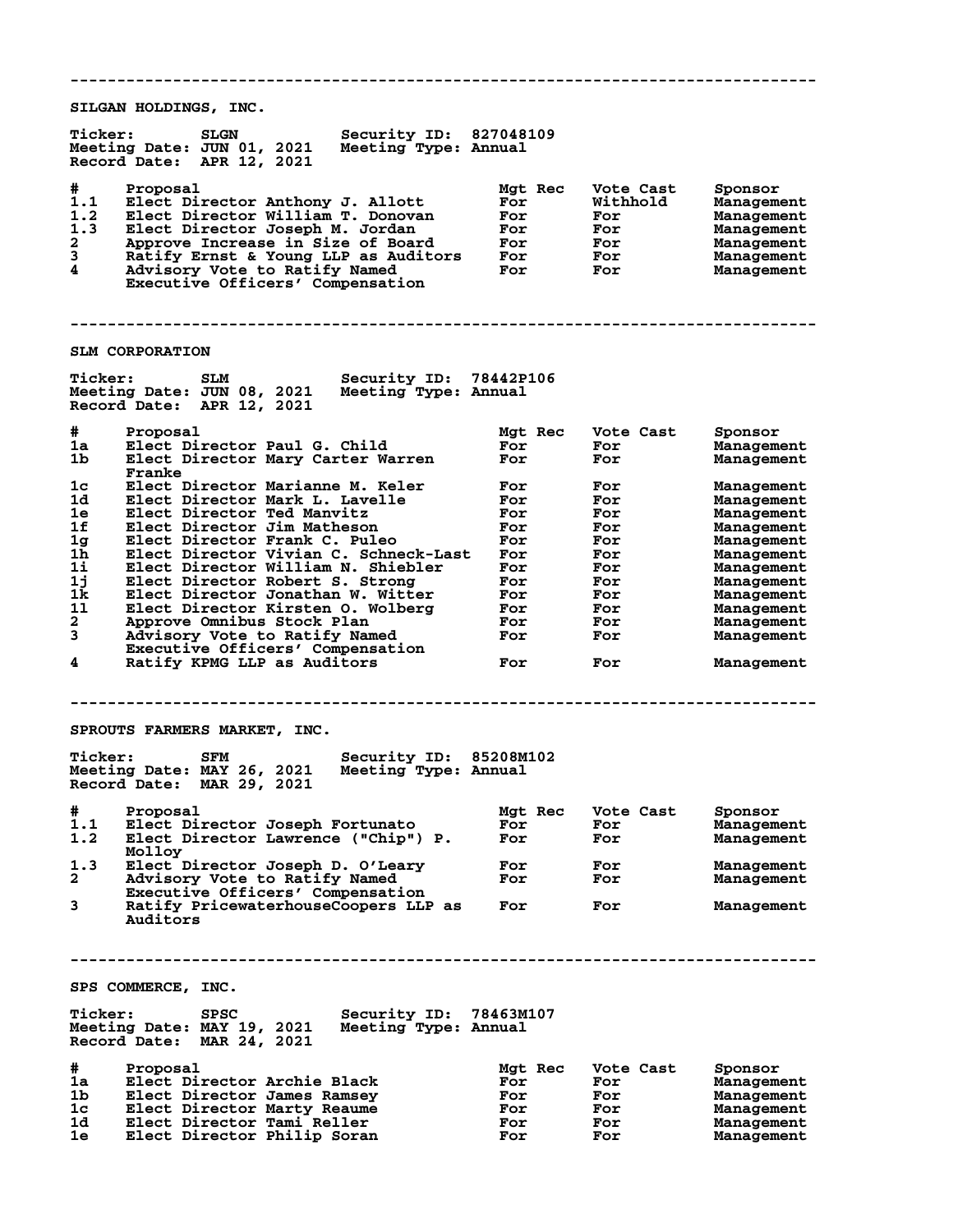---

## SILGAN HOLDINGS, INC.

**Ticker:** SLGN **Security ID:** 827048109
**Meeting Date:** JUN 01, 2021 **Meeting Type:** Annual
**Record Date:** APR 12, 2021

| # | Proposal | Mgt Rec | Vote Cast | Sponsor |
|---|---|---|---|---|
| 1.1 | Elect Director Anthony J. Allott | For | Withhold | Management |
| 1.2 | Elect Director William T. Donovan | For | For | Management |
| 1.3 | Elect Director Joseph M. Jordan | For | For | Management |
| 2 | Approve Increase in Size of Board | For | For | Management |
| 3 | Ratify Ernst & Young LLP as Auditors | For | For | Management |
| 4 | Advisory Vote to Ratify Named Executive Officers' Compensation | For | For | Management |

---

## SLM CORPORATION

**Ticker:** SLM **Security ID:** 78442P106
**Meeting Date:** JUN 08, 2021 **Meeting Type:** Annual
**Record Date:** APR 12, 2021

| # | Proposal | Mgt Rec | Vote Cast | Sponsor |
|---|---|---|---|---|
| 1a | Elect Director Paul G. Child | For | For | Management |
| 1b | Elect Director Mary Carter Warren Franke | For | For | Management |
| 1c | Elect Director Marianne M. Keler | For | For | Management |
| 1d | Elect Director Mark L. Lavelle | For | For | Management |
| 1e | Elect Director Ted Manvitz | For | For | Management |
| 1f | Elect Director Jim Matheson | For | For | Management |
| 1g | Elect Director Frank C. Puleo | For | For | Management |
| 1h | Elect Director Vivian C. Schneck-Last | For | For | Management |
| 1i | Elect Director William N. Shiebler | For | For | Management |
| 1j | Elect Director Robert S. Strong | For | For | Management |
| 1k | Elect Director Jonathan W. Witter | For | For | Management |
| 1l | Elect Director Kirsten O. Wolberg | For | For | Management |
| 2 | Approve Omnibus Stock Plan | For | For | Management |
| 3 | Advisory Vote to Ratify Named Executive Officers' Compensation | For | For | Management |
| 4 | Ratify KPMG LLP as Auditors | For | For | Management |

---

## SPROUTS FARMERS MARKET, INC.

**Ticker:** SFM **Security ID:** 85208M102
**Meeting Date:** MAY 26, 2021 **Meeting Type:** Annual
**Record Date:** MAR 29, 2021

| # | Proposal | Mgt Rec | Vote Cast | Sponsor |
|---|---|---|---|---|
| 1.1 | Elect Director Joseph Fortunato | For | For | Management |
| 1.2 | Elect Director Lawrence ("Chip") P. Molloy | For | For | Management |
| 1.3 | Elect Director Joseph D. O'Leary | For | For | Management |
| 2 | Advisory Vote to Ratify Named Executive Officers' Compensation | For | For | Management |
| 3 | Ratify PricewaterhouseCoopers LLP as Auditors | For | For | Management |

---

## SPS COMMERCE, INC.

**Ticker:** SPSC **Security ID:** 78463M107
**Meeting Date:** MAY 19, 2021 **Meeting Type:** Annual
**Record Date:** MAR 24, 2021

| # | Proposal | Mgt Rec | Vote Cast | Sponsor |
|---|---|---|---|---|
| 1a | Elect Director Archie Black | For | For | Management |
| 1b | Elect Director James Ramsey | For | For | Management |
| 1c | Elect Director Marty Reaume | For | For | Management |
| 1d | Elect Director Tami Reller | For | For | Management |
| 1e | Elect Director Philip Soran | For | For | Management |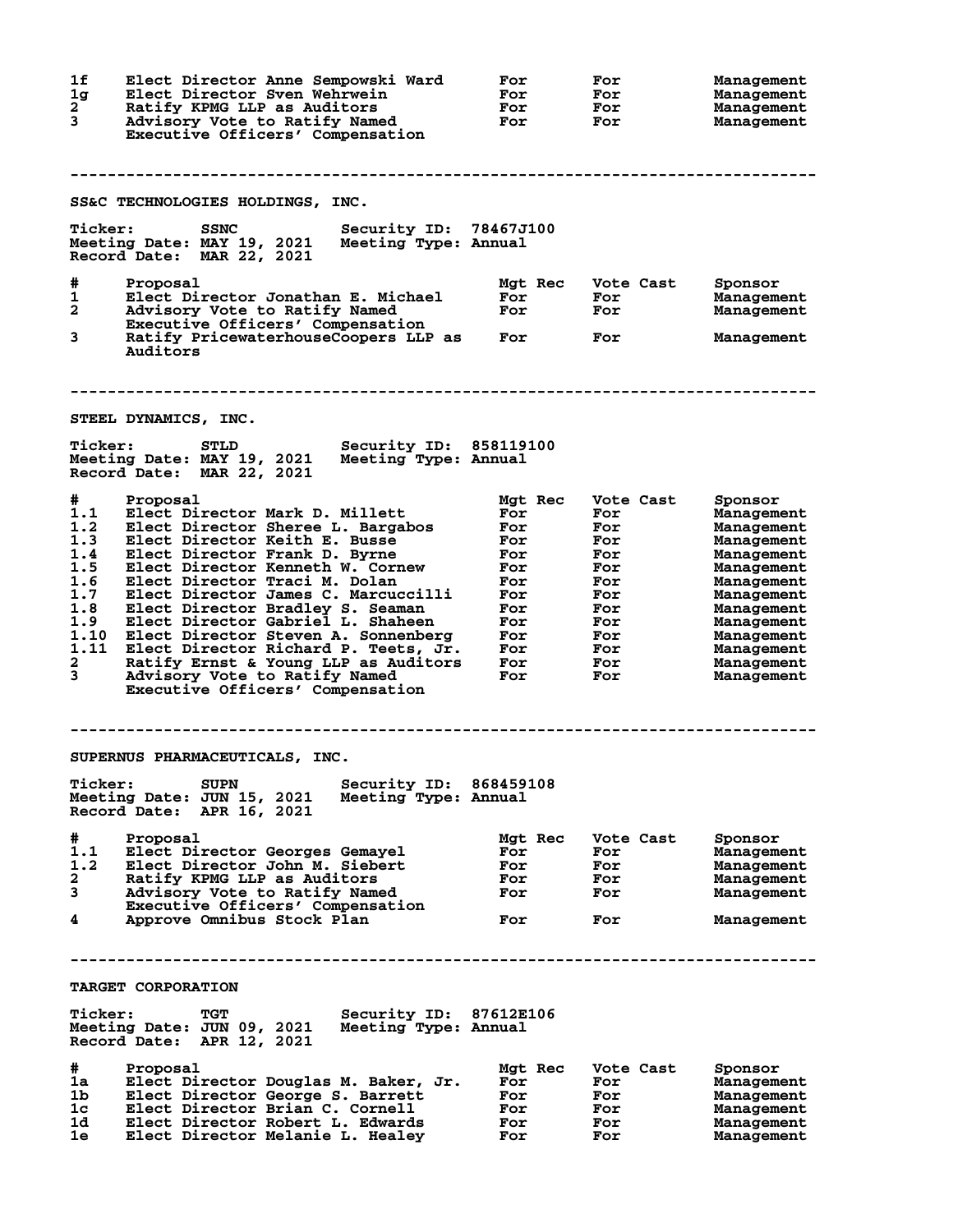| # | Proposal | Mgt Rec | Vote Cast | Sponsor |
|---|---|---|---|---|
| 1f | Elect Director Anne Sempowski Ward | For | For | Management |
| 1g | Elect Director Sven Wehrwein | For | For | Management |
| 2 | Ratify KPMG LLP as Auditors | For | For | Management |
| 3 | Advisory Vote to Ratify Named Executive Officers' Compensation | For | For | Management |

---

## SS&C TECHNOLOGIES HOLDINGS, INC.

**Ticker:** SSNC  **Security ID:** 78467J100
**Meeting Date:** MAY 19, 2021  **Meeting Type:** Annual
**Record Date:** MAR 22, 2021

| # | Proposal | Mgt Rec | Vote Cast | Sponsor |
|---|---|---|---|---|
| 1 | Elect Director Jonathan E. Michael | For | For | Management |
| 2 | Advisory Vote to Ratify Named Executive Officers' Compensation | For | For | Management |
| 3 | Ratify PricewaterhouseCoopers LLP as Auditors | For | For | Management |

---

## STEEL DYNAMICS, INC.

**Ticker:** STLD  **Security ID:** 858119100
**Meeting Date:** MAY 19, 2021  **Meeting Type:** Annual
**Record Date:** MAR 22, 2021

| # | Proposal | Mgt Rec | Vote Cast | Sponsor |
|---|---|---|---|---|
| 1.1 | Elect Director Mark D. Millett | For | For | Management |
| 1.2 | Elect Director Sheree L. Bargabos | For | For | Management |
| 1.3 | Elect Director Keith E. Busse | For | For | Management |
| 1.4 | Elect Director Frank D. Byrne | For | For | Management |
| 1.5 | Elect Director Kenneth W. Cornew | For | For | Management |
| 1.6 | Elect Director Traci M. Dolan | For | For | Management |
| 1.7 | Elect Director James C. Marcuccilli | For | For | Management |
| 1.8 | Elect Director Bradley S. Seaman | For | For | Management |
| 1.9 | Elect Director Gabriel L. Shaheen | For | For | Management |
| 1.10 | Elect Director Steven A. Sonnenberg | For | For | Management |
| 1.11 | Elect Director Richard P. Teets, Jr. | For | For | Management |
| 2 | Ratify Ernst & Young LLP as Auditors | For | For | Management |
| 3 | Advisory Vote to Ratify Named Executive Officers' Compensation | For | For | Management |

---

## SUPERNUS PHARMACEUTICALS, INC.

**Ticker:** SUPN  **Security ID:** 868459108
**Meeting Date:** JUN 15, 2021  **Meeting Type:** Annual
**Record Date:** APR 16, 2021

| # | Proposal | Mgt Rec | Vote Cast | Sponsor |
|---|---|---|---|---|
| 1.1 | Elect Director Georges Gemayel | For | For | Management |
| 1.2 | Elect Director John M. Siebert | For | For | Management |
| 2 | Ratify KPMG LLP as Auditors | For | For | Management |
| 3 | Advisory Vote to Ratify Named Executive Officers' Compensation | For | For | Management |
| 4 | Approve Omnibus Stock Plan | For | For | Management |

---

## TARGET CORPORATION

**Ticker:** TGT  **Security ID:** 87612E106
**Meeting Date:** JUN 09, 2021  **Meeting Type:** Annual
**Record Date:** APR 12, 2021

| # | Proposal | Mgt Rec | Vote Cast | Sponsor |
|---|---|---|---|---|
| 1a | Elect Director Douglas M. Baker, Jr. | For | For | Management |
| 1b | Elect Director George S. Barrett | For | For | Management |
| 1c | Elect Director Brian C. Cornell | For | For | Management |
| 1d | Elect Director Robert L. Edwards | For | For | Management |
| 1e | Elect Director Melanie L. Healey | For | For | Management |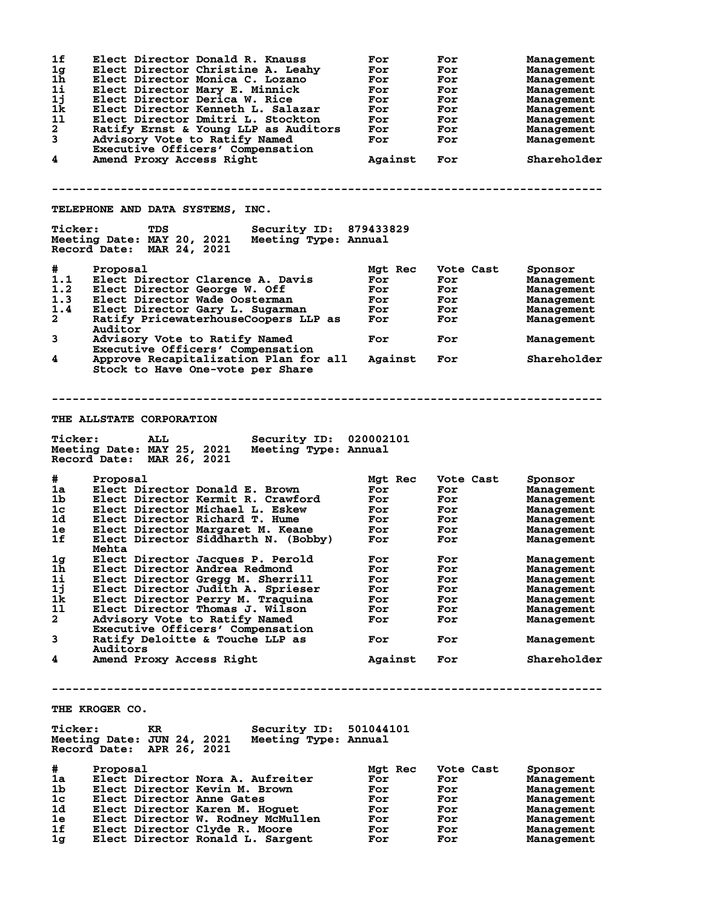| # | Proposal | Mgt Rec | Vote Cast | Sponsor |
|---|---|---|---|---|
| 1f | Elect Director Donald R. Knauss | For | For | Management |
| 1g | Elect Director Christine A. Leahy | For | For | Management |
| 1h | Elect Director Monica C. Lozano | For | For | Management |
| 1i | Elect Director Mary E. Minnick | For | For | Management |
| 1j | Elect Director Derica W. Rice | For | For | Management |
| 1k | Elect Director Kenneth L. Salazar | For | For | Management |
| 1l | Elect Director Dmitri L. Stockton | For | For | Management |
| 2 | Ratify Ernst & Young LLP as Auditors | For | For | Management |
| 3 | Advisory Vote to Ratify Named Executive Officers' Compensation | For | For | Management |
| 4 | Amend Proxy Access Right | Against | For | Shareholder |

---

## TELEPHONE AND DATA SYSTEMS, INC.

**Ticker:** TDS **Security ID:** 879433829
**Meeting Date:** MAY 20, 2021 **Meeting Type:** Annual
**Record Date:** MAR 24, 2021

| # | Proposal | Mgt Rec | Vote Cast | Sponsor |
|---|---|---|---|---|
| 1.1 | Elect Director Clarence A. Davis | For | For | Management |
| 1.2 | Elect Director George W. Off | For | For | Management |
| 1.3 | Elect Director Wade Oosterman | For | For | Management |
| 1.4 | Elect Director Gary L. Sugarman | For | For | Management |
| 2 | Ratify PricewaterhouseCoopers LLP as Auditor | For | For | Management |
| 3 | Advisory Vote to Ratify Named Executive Officers' Compensation | For | For | Management |
| 4 | Approve Recapitalization Plan for all Stock to Have One-vote per Share | Against | For | Shareholder |

---

## THE ALLSTATE CORPORATION

**Ticker:** ALL **Security ID:** 020002101
**Meeting Date:** MAY 25, 2021 **Meeting Type:** Annual
**Record Date:** MAR 26, 2021

| # | Proposal | Mgt Rec | Vote Cast | Sponsor |
|---|---|---|---|---|
| 1a | Elect Director Donald E. Brown | For | For | Management |
| 1b | Elect Director Kermit R. Crawford | For | For | Management |
| 1c | Elect Director Michael L. Eskew | For | For | Management |
| 1d | Elect Director Richard T. Hume | For | For | Management |
| 1e | Elect Director Margaret M. Keane | For | For | Management |
| 1f | Elect Director Siddharth N. (Bobby) Mehta | For | For | Management |
| 1g | Elect Director Jacques P. Perold | For | For | Management |
| 1h | Elect Director Andrea Redmond | For | For | Management |
| 1i | Elect Director Gregg M. Sherrill | For | For | Management |
| 1j | Elect Director Judith A. Sprieser | For | For | Management |
| 1k | Elect Director Perry M. Traquina | For | For | Management |
| 1l | Elect Director Thomas J. Wilson | For | For | Management |
| 2 | Advisory Vote to Ratify Named Executive Officers' Compensation | For | For | Management |
| 3 | Ratify Deloitte & Touche LLP as Auditors | For | For | Management |
| 4 | Amend Proxy Access Right | Against | For | Shareholder |

---

## THE KROGER CO.

**Ticker:** KR **Security ID:** 501044101
**Meeting Date:** JUN 24, 2021 **Meeting Type:** Annual
**Record Date:** APR 26, 2021

| # | Proposal | Mgt Rec | Vote Cast | Sponsor |
|---|---|---|---|---|
| 1a | Elect Director Nora A. Aufreiter | For | For | Management |
| 1b | Elect Director Kevin M. Brown | For | For | Management |
| 1c | Elect Director Anne Gates | For | For | Management |
| 1d | Elect Director Karen M. Hoguet | For | For | Management |
| 1e | Elect Director W. Rodney McMullen | For | For | Management |
| 1f | Elect Director Clyde R. Moore | For | For | Management |
| 1g | Elect Director Ronald L. Sargent | For | For | Management |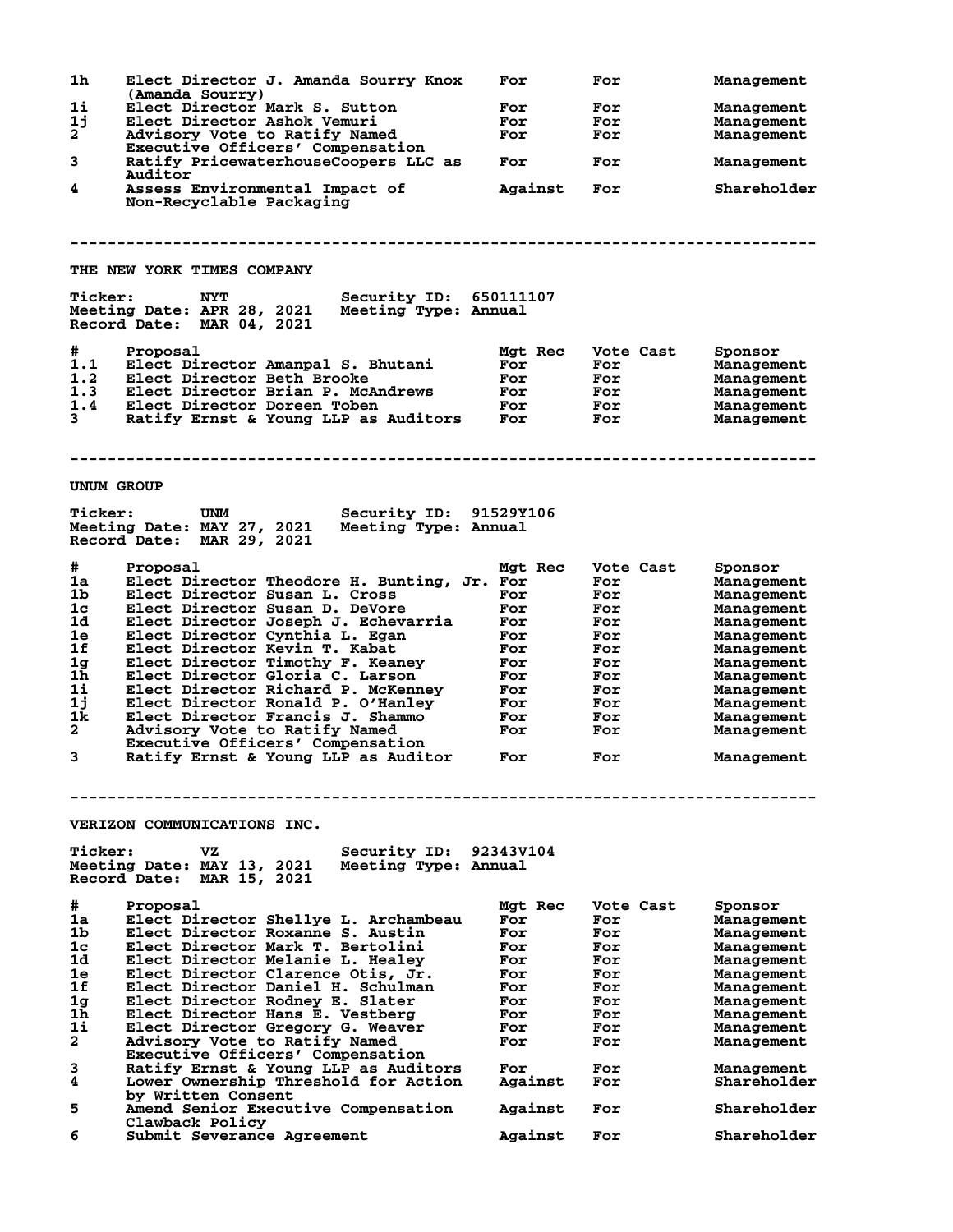| # | Proposal | Mgt Rec | Vote Cast | Sponsor |
|---|---|---|---|---|
| 1h | Elect Director J. Amanda Sourry Knox (Amanda Sourry) | For | For | Management |
| 1i | Elect Director Mark S. Sutton | For | For | Management |
| 1j | Elect Director Ashok Vemuri | For | For | Management |
| 2 | Advisory Vote to Ratify Named Executive Officers' Compensation | For | For | Management |
| 3 | Ratify PricewaterhouseCoopers LLC as Auditor | For | For | Management |
| 4 | Assess Environmental Impact of Non-Recyclable Packaging | Against | For | Shareholder |

---

## THE NEW YORK TIMES COMPANY

**Ticker:** NYT **Security ID:** 650111107
**Meeting Date:** APR 28, 2021 **Meeting Type:** Annual
**Record Date:** MAR 04, 2021

| # | Proposal | Mgt Rec | Vote Cast | Sponsor |
|---|---|---|---|---|
| 1.1 | Elect Director Amanpal S. Bhutani | For | For | Management |
| 1.2 | Elect Director Beth Brooke | For | For | Management |
| 1.3 | Elect Director Brian P. McAndrews | For | For | Management |
| 1.4 | Elect Director Doreen Toben | For | For | Management |
| 3 | Ratify Ernst & Young LLP as Auditors | For | For | Management |

---

## UNUM GROUP

**Ticker:** UNM **Security ID:** 91529Y106
**Meeting Date:** MAY 27, 2021 **Meeting Type:** Annual
**Record Date:** MAR 29, 2021

| # | Proposal | Mgt Rec | Vote Cast | Sponsor |
|---|---|---|---|---|
| 1a | Elect Director Theodore H. Bunting, Jr. | For | For | Management |
| 1b | Elect Director Susan L. Cross | For | For | Management |
| 1c | Elect Director Susan D. DeVore | For | For | Management |
| 1d | Elect Director Joseph J. Echevarria | For | For | Management |
| 1e | Elect Director Cynthia L. Egan | For | For | Management |
| 1f | Elect Director Kevin T. Kabat | For | For | Management |
| 1g | Elect Director Timothy F. Keaney | For | For | Management |
| 1h | Elect Director Gloria C. Larson | For | For | Management |
| 1i | Elect Director Richard P. McKenney | For | For | Management |
| 1j | Elect Director Ronald P. O'Hanley | For | For | Management |
| 1k | Elect Director Francis J. Shammo | For | For | Management |
| 2 | Advisory Vote to Ratify Named Executive Officers' Compensation | For | For | Management |
| 3 | Ratify Ernst & Young LLP as Auditor | For | For | Management |

---

## VERIZON COMMUNICATIONS INC.

**Ticker:** VZ **Security ID:** 92343V104
**Meeting Date:** MAY 13, 2021 **Meeting Type:** Annual
**Record Date:** MAR 15, 2021

| # | Proposal | Mgt Rec | Vote Cast | Sponsor |
|---|---|---|---|---|
| 1a | Elect Director Shellye L. Archambeau | For | For | Management |
| 1b | Elect Director Roxanne S. Austin | For | For | Management |
| 1c | Elect Director Mark T. Bertolini | For | For | Management |
| 1d | Elect Director Melanie L. Healey | For | For | Management |
| 1e | Elect Director Clarence Otis, Jr. | For | For | Management |
| 1f | Elect Director Daniel H. Schulman | For | For | Management |
| 1g | Elect Director Rodney E. Slater | For | For | Management |
| 1h | Elect Director Hans E. Vestberg | For | For | Management |
| 1i | Elect Director Gregory G. Weaver | For | For | Management |
| 2 | Advisory Vote to Ratify Named Executive Officers' Compensation | For | For | Management |
| 3 | Ratify Ernst & Young LLP as Auditors | For | For | Management |
| 4 | Lower Ownership Threshold for Action by Written Consent | Against | For | Shareholder |
| 5 | Amend Senior Executive Compensation Clawback Policy | Against | For | Shareholder |
| 6 | Submit Severance Agreement | Against | For | Shareholder |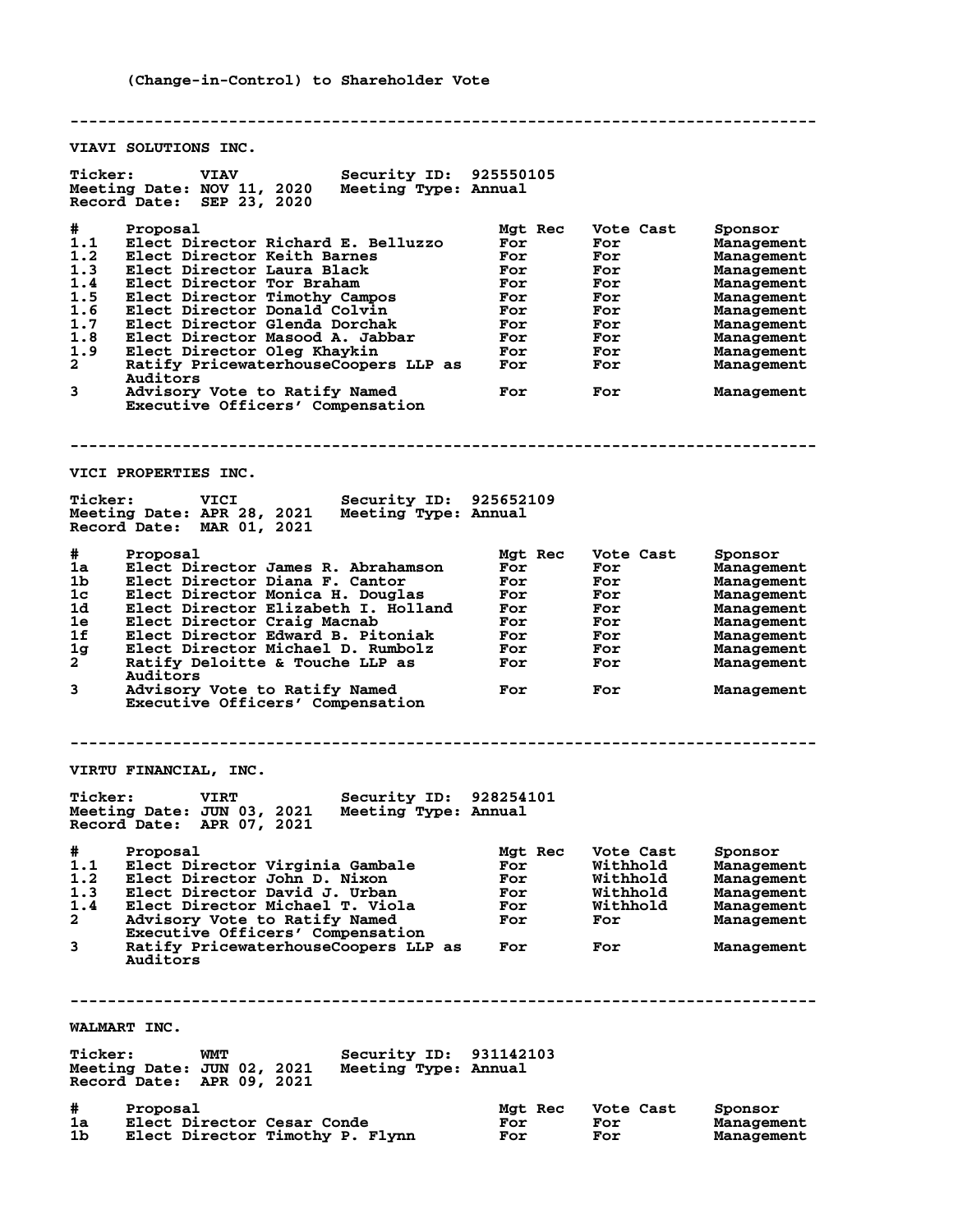(Change-in-Control) to Shareholder Vote

---

## VIAVI SOLUTIONS INC.

**Ticker:** VIAV **Security ID:** 925550105
**Meeting Date:** NOV 11, 2020 **Meeting Type:** Annual
**Record Date:** SEP 23, 2020

| # | Proposal | Mgt Rec | Vote Cast | Sponsor |
|---|---|---|---|---|
| 1.1 | Elect Director Richard E. Belluzzo | For | For | Management |
| 1.2 | Elect Director Keith Barnes | For | For | Management |
| 1.3 | Elect Director Laura Black | For | For | Management |
| 1.4 | Elect Director Tor Braham | For | For | Management |
| 1.5 | Elect Director Timothy Campos | For | For | Management |
| 1.6 | Elect Director Donald Colvin | For | For | Management |
| 1.7 | Elect Director Glenda Dorchak | For | For | Management |
| 1.8 | Elect Director Masood A. Jabbar | For | For | Management |
| 1.9 | Elect Director Oleg Khaykin | For | For | Management |
| 2 | Ratify PricewaterhouseCoopers LLP as Auditors | For | For | Management |
| 3 | Advisory Vote to Ratify Named Executive Officers' Compensation | For | For | Management |

---

## VICI PROPERTIES INC.

**Ticker:** VICI **Security ID:** 925652109
**Meeting Date:** APR 28, 2021 **Meeting Type:** Annual
**Record Date:** MAR 01, 2021

| # | Proposal | Mgt Rec | Vote Cast | Sponsor |
|---|---|---|---|---|
| 1a | Elect Director James R. Abrahamson | For | For | Management |
| 1b | Elect Director Diana F. Cantor | For | For | Management |
| 1c | Elect Director Monica H. Douglas | For | For | Management |
| 1d | Elect Director Elizabeth I. Holland | For | For | Management |
| 1e | Elect Director Craig Macnab | For | For | Management |
| 1f | Elect Director Edward B. Pitoniak | For | For | Management |
| 1g | Elect Director Michael D. Rumbolz | For | For | Management |
| 2 | Ratify Deloitte & Touche LLP as Auditors | For | For | Management |
| 3 | Advisory Vote to Ratify Named Executive Officers' Compensation | For | For | Management |

---

## VIRTU FINANCIAL, INC.

**Ticker:** VIRT **Security ID:** 928254101
**Meeting Date:** JUN 03, 2021 **Meeting Type:** Annual
**Record Date:** APR 07, 2021

| # | Proposal | Mgt Rec | Vote Cast | Sponsor |
|---|---|---|---|---|
| 1.1 | Elect Director Virginia Gambale | For | Withhold | Management |
| 1.2 | Elect Director John D. Nixon | For | Withhold | Management |
| 1.3 | Elect Director David J. Urban | For | Withhold | Management |
| 1.4 | Elect Director Michael T. Viola | For | Withhold | Management |
| 2 | Advisory Vote to Ratify Named Executive Officers' Compensation | For | For | Management |
| 3 | Ratify PricewaterhouseCoopers LLP as Auditors | For | For | Management |

---

## WALMART INC.

**Ticker:** WMT **Security ID:** 931142103
**Meeting Date:** JUN 02, 2021 **Meeting Type:** Annual
**Record Date:** APR 09, 2021

| # | Proposal | Mgt Rec | Vote Cast | Sponsor |
|---|---|---|---|---|
| 1a | Elect Director Cesar Conde | For | For | Management |
| 1b | Elect Director Timothy P. Flynn | For | For | Management |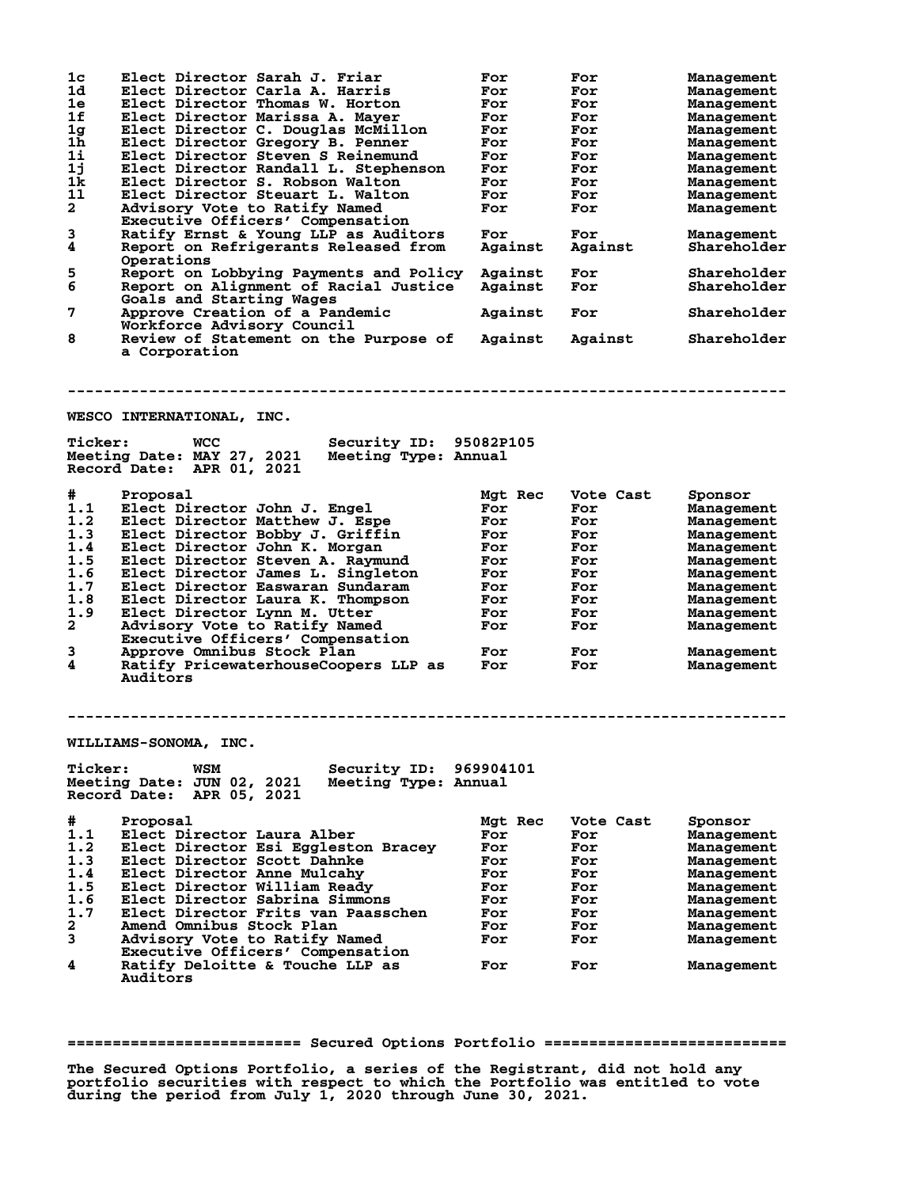| # | Proposal | Mgt Rec | Vote Cast | Sponsor |
|---|---|---|---|---|
| 1c | Elect Director Sarah J. Friar | For | For | Management |
| 1d | Elect Director Carla A. Harris | For | For | Management |
| 1e | Elect Director Thomas W. Horton | For | For | Management |
| 1f | Elect Director Marissa A. Mayer | For | For | Management |
| 1g | Elect Director C. Douglas McMillon | For | For | Management |
| 1h | Elect Director Gregory B. Penner | For | For | Management |
| 1i | Elect Director Steven S Reinemund | For | For | Management |
| 1j | Elect Director Randall L. Stephenson | For | For | Management |
| 1k | Elect Director S. Robson Walton | For | For | Management |
| 1l | Elect Director Steuart L. Walton | For | For | Management |
| 2 | Advisory Vote to Ratify Named Executive Officers' Compensation | For | For | Management |
| 3 | Ratify Ernst & Young LLP as Auditors | For | For | Management |
| 4 | Report on Refrigerants Released from Operations | Against | Against | Shareholder |
| 5 | Report on Lobbying Payments and Policy | Against | For | Shareholder |
| 6 | Report on Alignment of Racial Justice Goals and Starting Wages | Against | For | Shareholder |
| 7 | Approve Creation of a Pandemic Workforce Advisory Council | Against | For | Shareholder |
| 8 | Review of Statement on the Purpose of a Corporation | Against | Against | Shareholder |

---

WESCO INTERNATIONAL, INC.

Ticker: WCC Security ID: 95082P105
Meeting Date: MAY 27, 2021 Meeting Type: Annual
Record Date: APR 01, 2021

| # | Proposal | Mgt Rec | Vote Cast | Sponsor |
|---|---|---|---|---|
| 1.1 | Elect Director John J. Engel | For | For | Management |
| 1.2 | Elect Director Matthew J. Espe | For | For | Management |
| 1.3 | Elect Director Bobby J. Griffin | For | For | Management |
| 1.4 | Elect Director John K. Morgan | For | For | Management |
| 1.5 | Elect Director Steven A. Raymund | For | For | Management |
| 1.6 | Elect Director James L. Singleton | For | For | Management |
| 1.7 | Elect Director Easwaran Sundaram | For | For | Management |
| 1.8 | Elect Director Laura K. Thompson | For | For | Management |
| 1.9 | Elect Director Lynn M. Utter | For | For | Management |
| 2 | Advisory Vote to Ratify Named Executive Officers' Compensation | For | For | Management |
| 3 | Approve Omnibus Stock Plan | For | For | Management |
| 4 | Ratify PricewaterhouseCoopers LLP as Auditors | For | For | Management |

---

WILLIAMS-SONOMA, INC.

Ticker: WSM Security ID: 969904101
Meeting Date: JUN 02, 2021 Meeting Type: Annual
Record Date: APR 05, 2021

| # | Proposal | Mgt Rec | Vote Cast | Sponsor |
|---|---|---|---|---|
| 1.1 | Elect Director Laura Alber | For | For | Management |
| 1.2 | Elect Director Esi Eggleston Bracey | For | For | Management |
| 1.3 | Elect Director Scott Dahnke | For | For | Management |
| 1.4 | Elect Director Anne Mulcahy | For | For | Management |
| 1.5 | Elect Director William Ready | For | For | Management |
| 1.6 | Elect Director Sabrina Simmons | For | For | Management |
| 1.7 | Elect Director Frits van Paasschen | For | For | Management |
| 2 | Amend Omnibus Stock Plan | For | For | Management |
| 3 | Advisory Vote to Ratify Named Executive Officers' Compensation | For | For | Management |
| 4 | Ratify Deloitte & Touche LLP as Auditors | For | For | Management |

========================= Secured Options Portfolio ==========================

The Secured Options Portfolio, a series of the Registrant, did not hold any portfolio securities with respect to which the Portfolio was entitled to vote during the period from July 1, 2020 through June 30, 2021.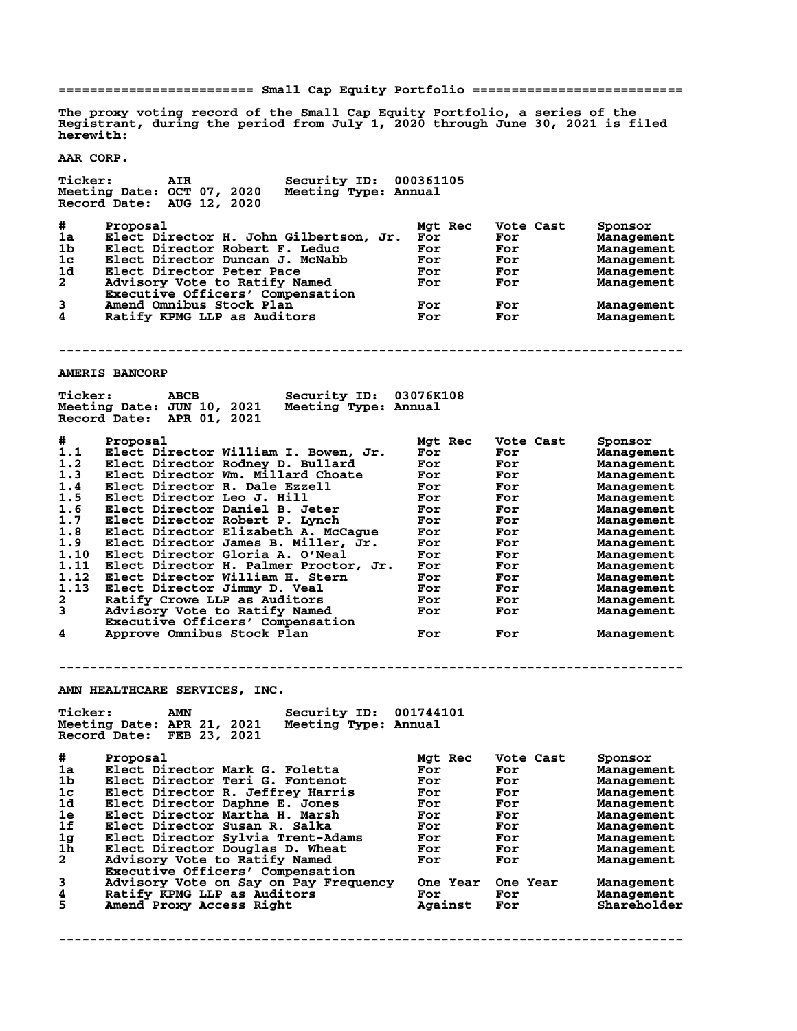## Small Cap Equity Portfolio

The proxy voting record of the Small Cap Equity Portfolio, a series of the Registrant, during the period from July 1, 2020 through June 30, 2021 is filed herewith:

### AAR CORP.

Ticker: AIR  
Security ID: 000361105  
Meeting Date: OCT 07, 2020  
Meeting Type: Annual  
Record Date: AUG 12, 2020

| # | Proposal | Mgt Rec | Vote Cast | Sponsor |
|---|---|---|---|---|
| 1a | Elect Director H. John Gilbertson, Jr. | For | For | Management |
| 1b | Elect Director Robert F. Leduc | For | For | Management |
| 1c | Elect Director Duncan J. McNabb | For | For | Management |
| 1d | Elect Director Peter Pace | For | For | Management |
| 2 | Advisory Vote to Ratify Named Executive Officers' Compensation | For | For | Management |
| 3 | Amend Omnibus Stock Plan | For | For | Management |
| 4 | Ratify KPMG LLP as Auditors | For | For | Management |

---

### AMERIS BANCORP

Ticker: ABCB  
Security ID: 03076K108  
Meeting Date: JUN 10, 2021  
Meeting Type: Annual  
Record Date: APR 01, 2021

| # | Proposal | Mgt Rec | Vote Cast | Sponsor |
|---|---|---|---|---|
| 1.1 | Elect Director William I. Bowen, Jr. | For | For | Management |
| 1.2 | Elect Director Rodney D. Bullard | For | For | Management |
| 1.3 | Elect Director Wm. Millard Choate | For | For | Management |
| 1.4 | Elect Director R. Dale Ezzell | For | For | Management |
| 1.5 | Elect Director Leo J. Hill | For | For | Management |
| 1.6 | Elect Director Daniel B. Jeter | For | For | Management |
| 1.7 | Elect Director Robert P. Lynch | For | For | Management |
| 1.8 | Elect Director Elizabeth A. McCague | For | For | Management |
| 1.9 | Elect Director James B. Miller, Jr. | For | For | Management |
| 1.10 | Elect Director Gloria A. O'Neal | For | For | Management |
| 1.11 | Elect Director H. Palmer Proctor, Jr. | For | For | Management |
| 1.12 | Elect Director William H. Stern | For | For | Management |
| 1.13 | Elect Director Jimmy D. Veal | For | For | Management |
| 2 | Ratify Crowe LLP as Auditors | For | For | Management |
| 3 | Advisory Vote to Ratify Named Executive Officers' Compensation | For | For | Management |
| 4 | Approve Omnibus Stock Plan | For | For | Management |

---

### AMN HEALTHCARE SERVICES, INC.

Ticker: AMN  
Security ID: 001744101  
Meeting Date: APR 21, 2021  
Meeting Type: Annual  
Record Date: FEB 23, 2021

| # | Proposal | Mgt Rec | Vote Cast | Sponsor |
|---|---|---|---|---|
| 1a | Elect Director Mark G. Foletta | For | For | Management |
| 1b | Elect Director Teri G. Fontenot | For | For | Management |
| 1c | Elect Director R. Jeffrey Harris | For | For | Management |
| 1d | Elect Director Daphne E. Jones | For | For | Management |
| 1e | Elect Director Martha H. Marsh | For | For | Management |
| 1f | Elect Director Susan R. Salka | For | For | Management |
| 1g | Elect Director Sylvia Trent-Adams | For | For | Management |
| 1h | Elect Director Douglas D. Wheat | For | For | Management |
| 2 | Advisory Vote to Ratify Named Executive Officers' Compensation | For | For | Management |
| 3 | Advisory Vote on Say on Pay Frequency | One Year | One Year | Management |
| 4 | Ratify KPMG LLP as Auditors | For | For | Management |
| 5 | Amend Proxy Access Right | Against | For | Shareholder |

---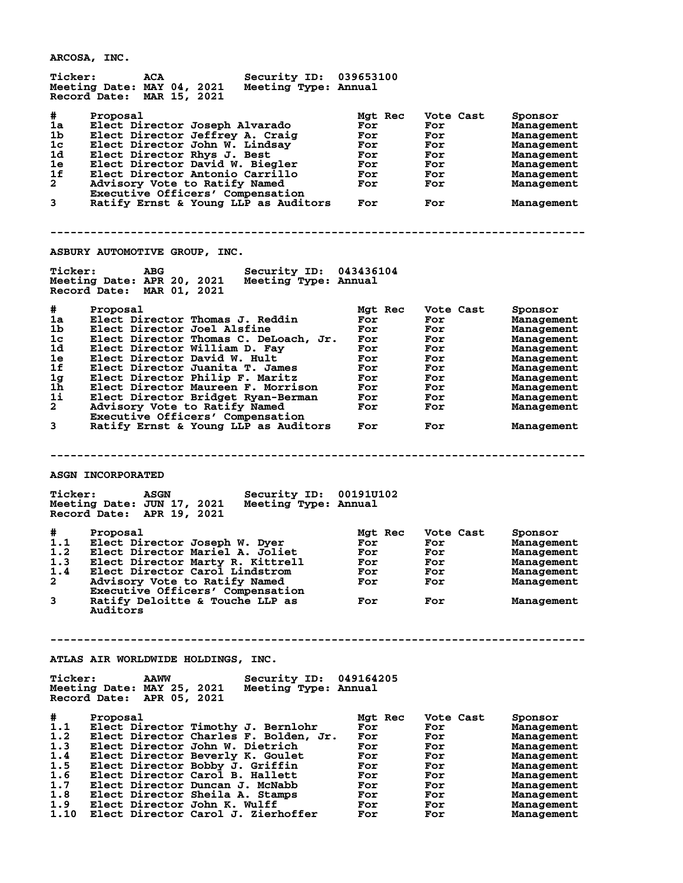## ARCOSA, INC.

**Ticker:** ACA  **Security ID:** 039653100
**Meeting Date:** MAY 04, 2021  **Meeting Type:** Annual
**Record Date:** MAR 15, 2021

| # | Proposal | Mgt Rec | Vote Cast | Sponsor |
|---|---|---|---|---|
| 1a | Elect Director Joseph Alvarado | For | For | Management |
| 1b | Elect Director Jeffrey A. Craig | For | For | Management |
| 1c | Elect Director John W. Lindsay | For | For | Management |
| 1d | Elect Director Rhys J. Best | For | For | Management |
| 1e | Elect Director David W. Biegler | For | For | Management |
| 1f | Elect Director Antonio Carrillo | For | For | Management |
| 2 | Advisory Vote to Ratify Named Executive Officers' Compensation | For | For | Management |
| 3 | Ratify Ernst & Young LLP as Auditors | For | For | Management |

---

## ASBURY AUTOMOTIVE GROUP, INC.

**Ticker:** ABG  **Security ID:** 043436104
**Meeting Date:** APR 20, 2021  **Meeting Type:** Annual
**Record Date:** MAR 01, 2021

| # | Proposal | Mgt Rec | Vote Cast | Sponsor |
|---|---|---|---|---|
| 1a | Elect Director Thomas J. Reddin | For | For | Management |
| 1b | Elect Director Joel Alsfine | For | For | Management |
| 1c | Elect Director Thomas C. DeLoach, Jr. | For | For | Management |
| 1d | Elect Director William D. Fay | For | For | Management |
| 1e | Elect Director David W. Hult | For | For | Management |
| 1f | Elect Director Juanita T. James | For | For | Management |
| 1g | Elect Director Philip F. Maritz | For | For | Management |
| 1h | Elect Director Maureen F. Morrison | For | For | Management |
| 1i | Elect Director Bridget Ryan-Berman | For | For | Management |
| 2 | Advisory Vote to Ratify Named Executive Officers' Compensation | For | For | Management |
| 3 | Ratify Ernst & Young LLP as Auditors | For | For | Management |

---

## ASGN INCORPORATED

**Ticker:** ASGN  **Security ID:** 00191U102
**Meeting Date:** JUN 17, 2021  **Meeting Type:** Annual
**Record Date:** APR 19, 2021

| # | Proposal | Mgt Rec | Vote Cast | Sponsor |
|---|---|---|---|---|
| 1.1 | Elect Director Joseph W. Dyer | For | For | Management |
| 1.2 | Elect Director Mariel A. Joliet | For | For | Management |
| 1.3 | Elect Director Marty R. Kittrell | For | For | Management |
| 1.4 | Elect Director Carol Lindstrom | For | For | Management |
| 2 | Advisory Vote to Ratify Named Executive Officers' Compensation | For | For | Management |
| 3 | Ratify Deloitte & Touche LLP as Auditors | For | For | Management |

---

## ATLAS AIR WORLDWIDE HOLDINGS, INC.

**Ticker:** AAWW  **Security ID:** 049164205
**Meeting Date:** MAY 25, 2021  **Meeting Type:** Annual
**Record Date:** APR 05, 2021

| # | Proposal | Mgt Rec | Vote Cast | Sponsor |
|---|---|---|---|---|
| 1.1 | Elect Director Timothy J. Bernlohr | For | For | Management |
| 1.2 | Elect Director Charles F. Bolden, Jr. | For | For | Management |
| 1.3 | Elect Director John W. Dietrich | For | For | Management |
| 1.4 | Elect Director Beverly K. Goulet | For | For | Management |
| 1.5 | Elect Director Bobby J. Griffin | For | For | Management |
| 1.6 | Elect Director Carol B. Hallett | For | For | Management |
| 1.7 | Elect Director Duncan J. McNabb | For | For | Management |
| 1.8 | Elect Director Sheila A. Stamps | For | For | Management |
| 1.9 | Elect Director John K. Wulff | For | For | Management |
| 1.10 | Elect Director Carol J. Zierhoffer | For | For | Management |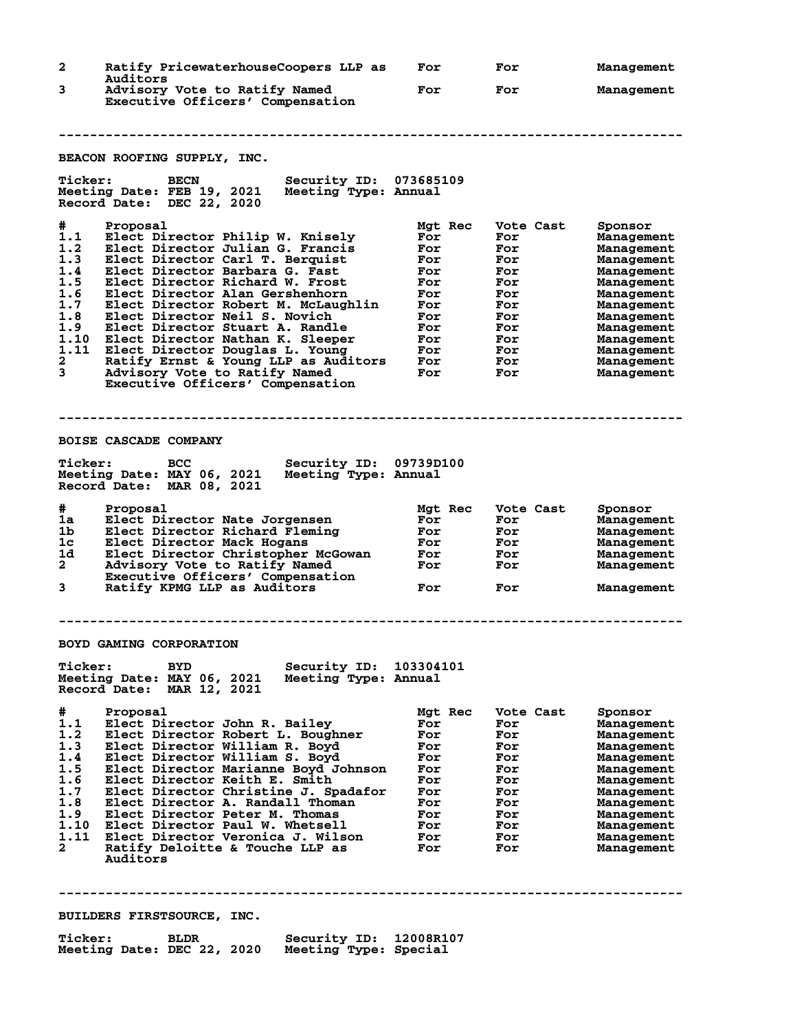| # | Proposal | Mgt Rec | Vote Cast | Sponsor |
|---|---|---|---|---|
| 2 | Ratify PricewaterhouseCoopers LLP as Auditors | For | For | Management |
| 3 | Advisory Vote to Ratify Named Executive Officers' Compensation | For | For | Management |

---

## BEACON ROOFING SUPPLY, INC.

**Ticker:** BECN **Security ID:** 073685109
**Meeting Date:** FEB 19, 2021 **Meeting Type:** Annual
**Record Date:** DEC 22, 2020

| # | Proposal | Mgt Rec | Vote Cast | Sponsor |
|---|---|---|---|---|
| 1.1 | Elect Director Philip W. Knisely | For | For | Management |
| 1.2 | Elect Director Julian G. Francis | For | For | Management |
| 1.3 | Elect Director Carl T. Berquist | For | For | Management |
| 1.4 | Elect Director Barbara G. Fast | For | For | Management |
| 1.5 | Elect Director Richard W. Frost | For | For | Management |
| 1.6 | Elect Director Alan Gershenhorn | For | For | Management |
| 1.7 | Elect Director Robert M. McLaughlin | For | For | Management |
| 1.8 | Elect Director Neil S. Novich | For | For | Management |
| 1.9 | Elect Director Stuart A. Randle | For | For | Management |
| 1.10 | Elect Director Nathan K. Sleeper | For | For | Management |
| 1.11 | Elect Director Douglas L. Young | For | For | Management |
| 2 | Ratify Ernst & Young LLP as Auditors | For | For | Management |
| 3 | Advisory Vote to Ratify Named Executive Officers' Compensation | For | For | Management |

---

## BOISE CASCADE COMPANY

**Ticker:** BCC **Security ID:** 09739D100
**Meeting Date:** MAY 06, 2021 **Meeting Type:** Annual
**Record Date:** MAR 08, 2021

| # | Proposal | Mgt Rec | Vote Cast | Sponsor |
|---|---|---|---|---|
| 1a | Elect Director Nate Jorgensen | For | For | Management |
| 1b | Elect Director Richard Fleming | For | For | Management |
| 1c | Elect Director Mack Hogans | For | For | Management |
| 1d | Elect Director Christopher McGowan | For | For | Management |
| 2 | Advisory Vote to Ratify Named Executive Officers' Compensation | For | For | Management |
| 3 | Ratify KPMG LLP as Auditors | For | For | Management |

---

## BOYD GAMING CORPORATION

**Ticker:** BYD **Security ID:** 103304101
**Meeting Date:** MAY 06, 2021 **Meeting Type:** Annual
**Record Date:** MAR 12, 2021

| # | Proposal | Mgt Rec | Vote Cast | Sponsor |
|---|---|---|---|---|
| 1.1 | Elect Director John R. Bailey | For | For | Management |
| 1.2 | Elect Director Robert L. Boughner | For | For | Management |
| 1.3 | Elect Director William R. Boyd | For | For | Management |
| 1.4 | Elect Director William S. Boyd | For | For | Management |
| 1.5 | Elect Director Marianne Boyd Johnson | For | For | Management |
| 1.6 | Elect Director Keith E. Smith | For | For | Management |
| 1.7 | Elect Director Christine J. Spadafor | For | For | Management |
| 1.8 | Elect Director A. Randall Thoman | For | For | Management |
| 1.9 | Elect Director Peter M. Thomas | For | For | Management |
| 1.10 | Elect Director Paul W. Whetsell | For | For | Management |
| 1.11 | Elect Director Veronica J. Wilson | For | For | Management |
| 2 | Ratify Deloitte & Touche LLP as Auditors | For | For | Management |

---

## BUILDERS FIRSTSOURCE, INC.

**Ticker:** BLDR **Security ID:** 12008R107
**Meeting Date:** DEC 22, 2020 **Meeting Type:** Special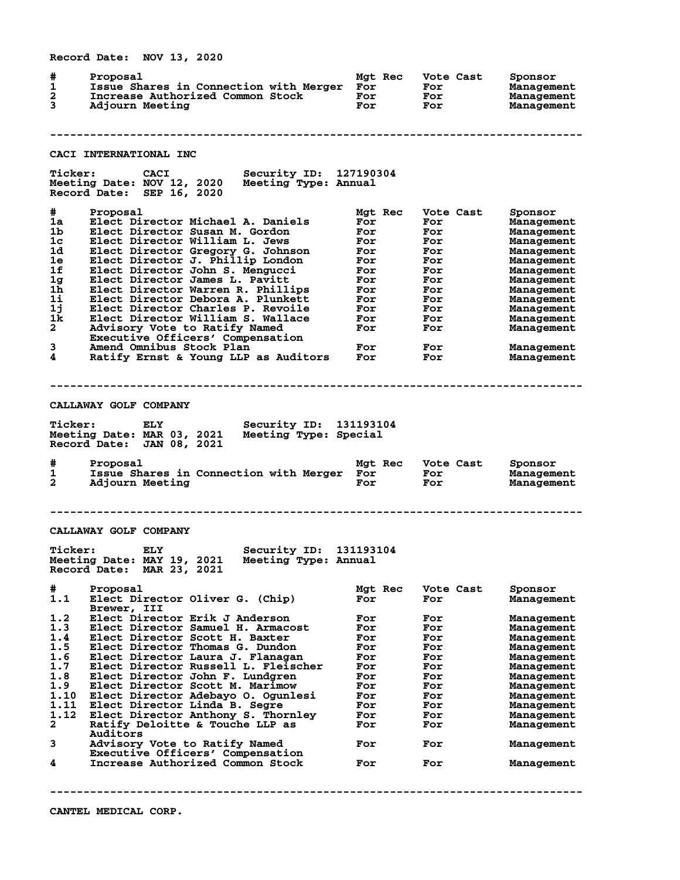Record Date: NOV 13, 2020

| # | Proposal | Mgt Rec | Vote Cast | Sponsor |
|---|---|---|---|---|
| 1 | Issue Shares in Connection with Merger | For | For | Management |
| 2 | Increase Authorized Common Stock | For | For | Management |
| 3 | Adjourn Meeting | For | For | Management |

---

## CACI INTERNATIONAL INC

Ticker: CACI Security ID: 127190304
Meeting Date: NOV 12, 2020 Meeting Type: Annual
Record Date: SEP 16, 2020

| # | Proposal | Mgt Rec | Vote Cast | Sponsor |
|---|---|---|---|---|
| 1a | Elect Director Michael A. Daniels | For | For | Management |
| 1b | Elect Director Susan M. Gordon | For | For | Management |
| 1c | Elect Director William L. Jews | For | For | Management |
| 1d | Elect Director Gregory G. Johnson | For | For | Management |
| 1e | Elect Director J. Phillip London | For | For | Management |
| 1f | Elect Director John S. Mengucci | For | For | Management |
| 1g | Elect Director James L. Pavitt | For | For | Management |
| 1h | Elect Director Warren R. Phillips | For | For | Management |
| 1i | Elect Director Debora A. Plunkett | For | For | Management |
| 1j | Elect Director Charles P. Revoile | For | For | Management |
| 1k | Elect Director William S. Wallace | For | For | Management |
| 2 | Advisory Vote to Ratify Named Executive Officers' Compensation | For | For | Management |
| 3 | Amend Omnibus Stock Plan | For | For | Management |
| 4 | Ratify Ernst & Young LLP as Auditors | For | For | Management |

---

## CALLAWAY GOLF COMPANY

Ticker: ELY Security ID: 131193104
Meeting Date: MAR 03, 2021 Meeting Type: Special
Record Date: JAN 08, 2021

| # | Proposal | Mgt Rec | Vote Cast | Sponsor |
|---|---|---|---|---|
| 1 | Issue Shares in Connection with Merger | For | For | Management |
| 2 | Adjourn Meeting | For | For | Management |

---

## CALLAWAY GOLF COMPANY

Ticker: ELY Security ID: 131193104
Meeting Date: MAY 19, 2021 Meeting Type: Annual
Record Date: MAR 23, 2021

| # | Proposal | Mgt Rec | Vote Cast | Sponsor |
|---|---|---|---|---|
| 1.1 | Elect Director Oliver G. (Chip) Brewer, III | For | For | Management |
| 1.2 | Elect Director Erik J Anderson | For | For | Management |
| 1.3 | Elect Director Samuel H. Armacost | For | For | Management |
| 1.4 | Elect Director Scott H. Baxter | For | For | Management |
| 1.5 | Elect Director Thomas G. Dundon | For | For | Management |
| 1.6 | Elect Director Laura J. Flanagan | For | For | Management |
| 1.7 | Elect Director Russell L. Fleischer | For | For | Management |
| 1.8 | Elect Director John F. Lundgren | For | For | Management |
| 1.9 | Elect Director Scott M. Marimow | For | For | Management |
| 1.10 | Elect Director Adebayo O. Ogunlesi | For | For | Management |
| 1.11 | Elect Director Linda B. Segre | For | For | Management |
| 1.12 | Elect Director Anthony S. Thornley | For | For | Management |
| 2 | Ratify Deloitte & Touche LLP as Auditors | For | For | Management |
| 3 | Advisory Vote to Ratify Named Executive Officers' Compensation | For | For | Management |
| 4 | Increase Authorized Common Stock | For | For | Management |

---

## CANTEL MEDICAL CORP.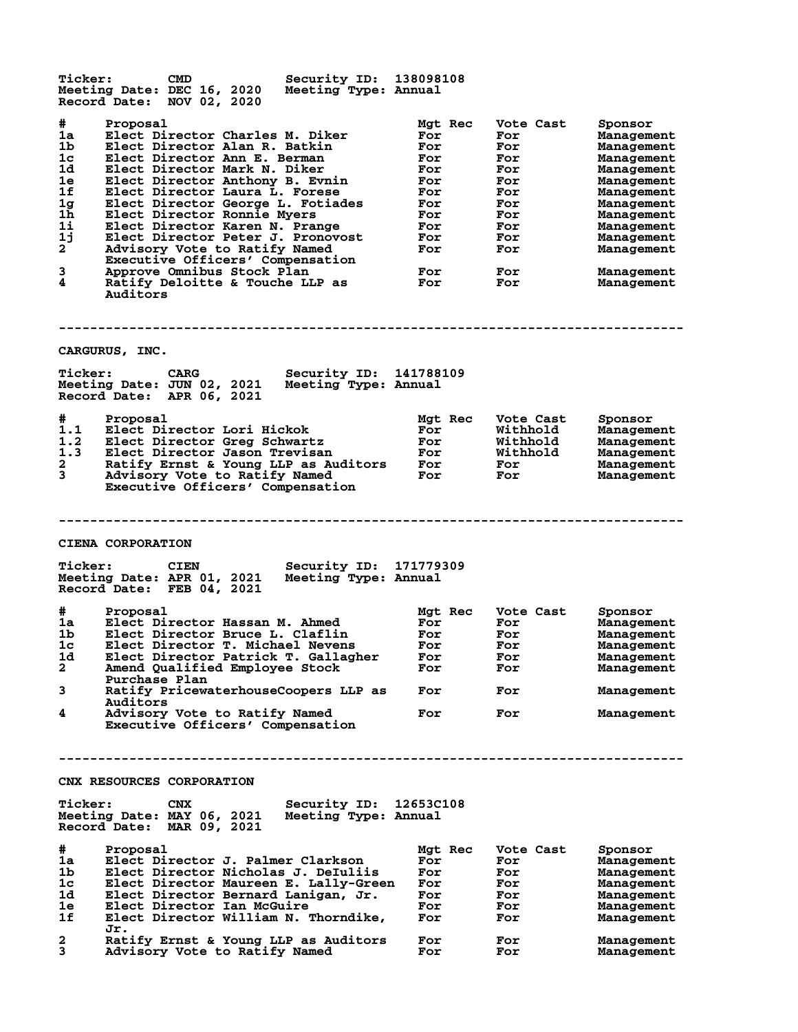Ticker: CMD Security ID: 138098108
Meeting Date: DEC 16, 2020 Meeting Type: Annual
Record Date: NOV 02, 2020

| # | Proposal | Mgt Rec | Vote Cast | Sponsor |
|---|---|---|---|---|
| 1a | Elect Director Charles M. Diker | For | For | Management |
| 1b | Elect Director Alan R. Batkin | For | For | Management |
| 1c | Elect Director Ann E. Berman | For | For | Management |
| 1d | Elect Director Mark N. Diker | For | For | Management |
| 1e | Elect Director Anthony B. Evnin | For | For | Management |
| 1f | Elect Director Laura L. Forese | For | For | Management |
| 1g | Elect Director George L. Fotiades | For | For | Management |
| 1h | Elect Director Ronnie Myers | For | For | Management |
| 1i | Elect Director Karen N. Prange | For | For | Management |
| 1j | Elect Director Peter J. Pronovost | For | For | Management |
| 2 | Advisory Vote to Ratify Named Executive Officers' Compensation | For | For | Management |
| 3 | Approve Omnibus Stock Plan | For | For | Management |
| 4 | Ratify Deloitte & Touche LLP as Auditors | For | For | Management |

--------------------------------------------------------------------------------

## CARGURUS, INC.

Ticker: CARG Security ID: 141788109
Meeting Date: JUN 02, 2021 Meeting Type: Annual
Record Date: APR 06, 2021

| # | Proposal | Mgt Rec | Vote Cast | Sponsor |
|---|---|---|---|---|
| 1.1 | Elect Director Lori Hickok | For | Withhold | Management |
| 1.2 | Elect Director Greg Schwartz | For | Withhold | Management |
| 1.3 | Elect Director Jason Trevisan | For | Withhold | Management |
| 2 | Ratify Ernst & Young LLP as Auditors | For | For | Management |
| 3 | Advisory Vote to Ratify Named Executive Officers' Compensation | For | For | Management |

--------------------------------------------------------------------------------

## CIENA CORPORATION

Ticker: CIEN Security ID: 171779309
Meeting Date: APR 01, 2021 Meeting Type: Annual
Record Date: FEB 04, 2021

| # | Proposal | Mgt Rec | Vote Cast | Sponsor |
|---|---|---|---|---|
| 1a | Elect Director Hassan M. Ahmed | For | For | Management |
| 1b | Elect Director Bruce L. Claflin | For | For | Management |
| 1c | Elect Director T. Michael Nevens | For | For | Management |
| 1d | Elect Director Patrick T. Gallagher | For | For | Management |
| 2 | Amend Qualified Employee Stock Purchase Plan | For | For | Management |
| 3 | Ratify PricewaterhouseCoopers LLP as Auditors | For | For | Management |
| 4 | Advisory Vote to Ratify Named Executive Officers' Compensation | For | For | Management |

--------------------------------------------------------------------------------

## CNX RESOURCES CORPORATION

Ticker: CNX Security ID: 12653C108
Meeting Date: MAY 06, 2021 Meeting Type: Annual
Record Date: MAR 09, 2021

| # | Proposal | Mgt Rec | Vote Cast | Sponsor |
|---|---|---|---|---|
| 1a | Elect Director J. Palmer Clarkson | For | For | Management |
| 1b | Elect Director Nicholas J. DeIuliis | For | For | Management |
| 1c | Elect Director Maureen E. Lally-Green | For | For | Management |
| 1d | Elect Director Bernard Lanigan, Jr. | For | For | Management |
| 1e | Elect Director Ian McGuire | For | For | Management |
| 1f | Elect Director William N. Thorndike, Jr. | For | For | Management |
| 2 | Ratify Ernst & Young LLP as Auditors | For | For | Management |
| 3 | Advisory Vote to Ratify Named | For | For | Management |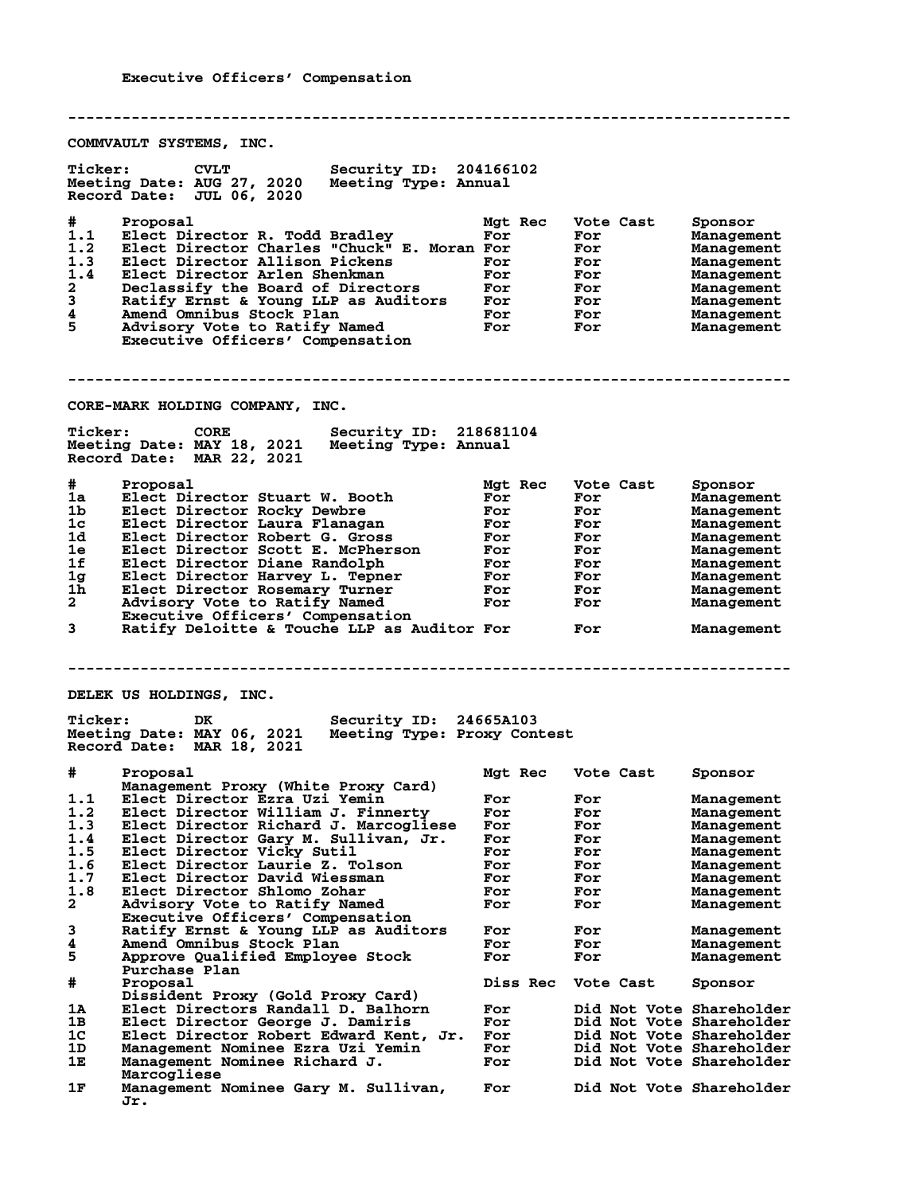Executive Officers' Compensation

---

## COMMVAULT SYSTEMS, INC.

**Ticker:** CVLT **Security ID:** 204166102
**Meeting Date:** AUG 27, 2020 **Meeting Type:** Annual
**Record Date:** JUL 06, 2020

| # | Proposal | Mgt Rec | Vote Cast | Sponsor |
|---|---|---|---|---|
| 1.1 | Elect Director R. Todd Bradley | For | For | Management |
| 1.2 | Elect Director Charles "Chuck" E. Moran | For | For | Management |
| 1.3 | Elect Director Allison Pickens | For | For | Management |
| 1.4 | Elect Director Arlen Shenkman | For | For | Management |
| 2 | Declassify the Board of Directors | For | For | Management |
| 3 | Ratify Ernst & Young LLP as Auditors | For | For | Management |
| 4 | Amend Omnibus Stock Plan | For | For | Management |
| 5 | Advisory Vote to Ratify Named Executive Officers' Compensation | For | For | Management |

---

## CORE-MARK HOLDING COMPANY, INC.

**Ticker:** CORE **Security ID:** 218681104
**Meeting Date:** MAY 18, 2021 **Meeting Type:** Annual
**Record Date:** MAR 22, 2021

| # | Proposal | Mgt Rec | Vote Cast | Sponsor |
|---|---|---|---|---|
| 1a | Elect Director Stuart W. Booth | For | For | Management |
| 1b | Elect Director Rocky Dewbre | For | For | Management |
| 1c | Elect Director Laura Flanagan | For | For | Management |
| 1d | Elect Director Robert G. Gross | For | For | Management |
| 1e | Elect Director Scott E. McPherson | For | For | Management |
| 1f | Elect Director Diane Randolph | For | For | Management |
| 1g | Elect Director Harvey L. Tepner | For | For | Management |
| 1h | Elect Director Rosemary Turner | For | For | Management |
| 2 | Advisory Vote to Ratify Named Executive Officers' Compensation | For | For | Management |
| 3 | Ratify Deloitte & Touche LLP as Auditor | For | For | Management |

---

## DELEK US HOLDINGS, INC.

**Ticker:** DK **Security ID:** 24665A103
**Meeting Date:** MAY 06, 2021 **Meeting Type:** Proxy Contest
**Record Date:** MAR 18, 2021

| # | Proposal | Mgt Rec | Vote Cast | Sponsor |
|---|---|---|---|---|
| | Management Proxy (White Proxy Card) | | | |
| 1.1 | Elect Director Ezra Uzi Yemin | For | For | Management |
| 1.2 | Elect Director William J. Finnerty | For | For | Management |
| 1.3 | Elect Director Richard J. Marcogliese | For | For | Management |
| 1.4 | Elect Director Gary M. Sullivan, Jr. | For | For | Management |
| 1.5 | Elect Director Vicky Sutil | For | For | Management |
| 1.6 | Elect Director Laurie Z. Tolson | For | For | Management |
| 1.7 | Elect Director David Wiessman | For | For | Management |
| 1.8 | Elect Director Shlomo Zohar | For | For | Management |
| 2 | Advisory Vote to Ratify Named Executive Officers' Compensation | For | For | Management |
| 3 | Ratify Ernst & Young LLP as Auditors | For | For | Management |
| 4 | Amend Omnibus Stock Plan | For | For | Management |
| 5 | Approve Qualified Employee Stock Purchase Plan | For | For | Management |

| # | Proposal | Diss Rec | Vote Cast | Sponsor |
|---|---|---|---|---|
| | Dissident Proxy (Gold Proxy Card) | | | |
| 1A | Elect Directors Randall D. Balhorn | For | Did Not Vote | Shareholder |
| 1B | Elect Director George J. Damiris | For | Did Not Vote | Shareholder |
| 1C | Elect Director Robert Edward Kent, Jr. | For | Did Not Vote | Shareholder |
| 1D | Management Nominee Ezra Uzi Yemin | For | Did Not Vote | Shareholder |
| 1E | Management Nominee Richard J. Marcogliese | For | Did Not Vote | Shareholder |
| 1F | Management Nominee Gary M. Sullivan, Jr. | For | Did Not Vote | Shareholder |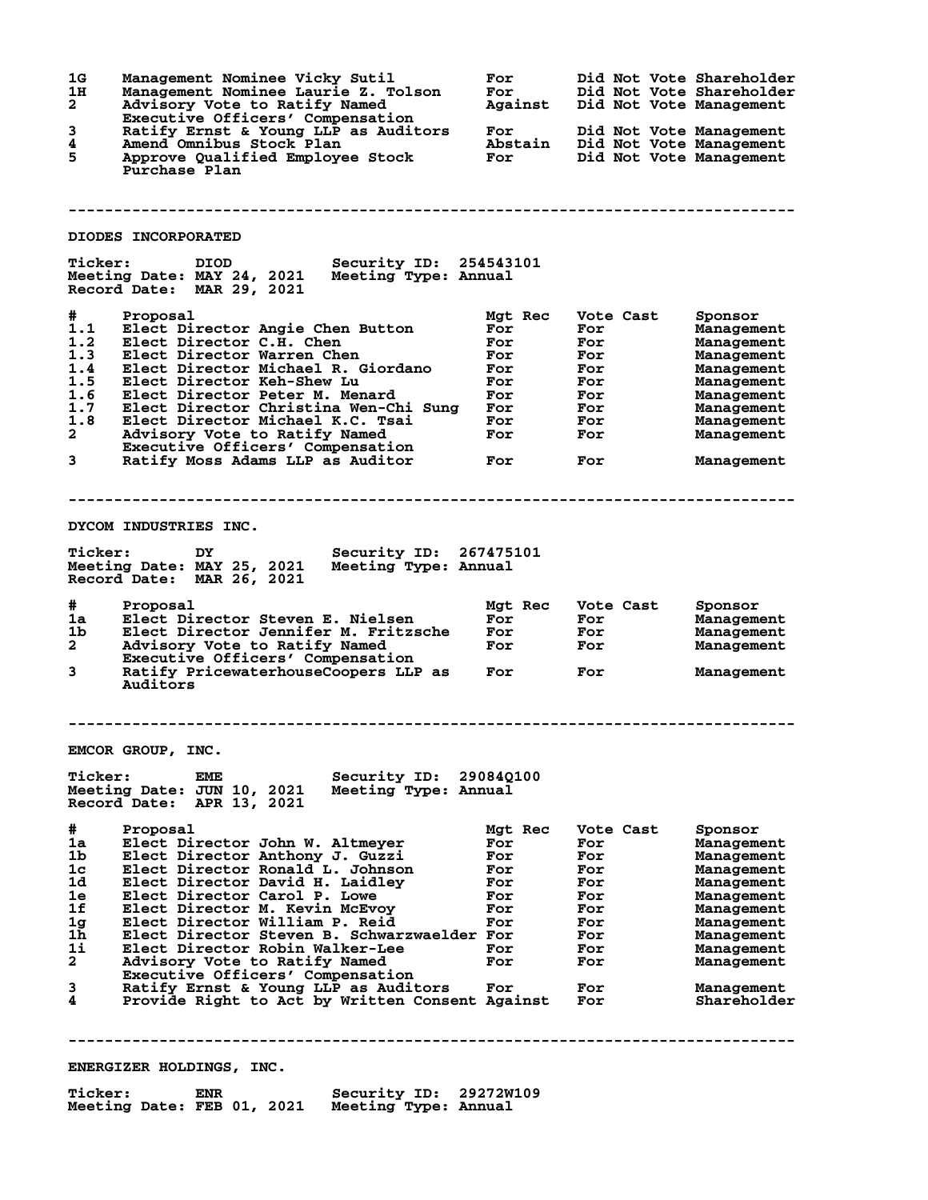| # | Proposal | Mgt Rec | Vote Cast | Sponsor |
|---|---|---|---|---|
| 1G | Management Nominee Vicky Sutil | For | Did Not Vote | Shareholder |
| 1H | Management Nominee Laurie Z. Tolson | For | Did Not Vote | Shareholder |
| 2 | Advisory Vote to Ratify Named Executive Officers' Compensation | Against | Did Not Vote | Management |
| 3 | Ratify Ernst & Young LLP as Auditors | For | Did Not Vote | Management |
| 4 | Amend Omnibus Stock Plan | Abstain | Did Not Vote | Management |
| 5 | Approve Qualified Employee Stock Purchase Plan | For | Did Not Vote | Management |

---

## DIODES INCORPORATED

**Ticker:** DIOD **Security ID:** 254543101
**Meeting Date:** MAY 24, 2021 **Meeting Type:** Annual
**Record Date:** MAR 29, 2021

| # | Proposal | Mgt Rec | Vote Cast | Sponsor |
|---|---|---|---|---|
| 1.1 | Elect Director Angie Chen Button | For | For | Management |
| 1.2 | Elect Director C.H. Chen | For | For | Management |
| 1.3 | Elect Director Warren Chen | For | For | Management |
| 1.4 | Elect Director Michael R. Giordano | For | For | Management |
| 1.5 | Elect Director Keh-Shew Lu | For | For | Management |
| 1.6 | Elect Director Peter M. Menard | For | For | Management |
| 1.7 | Elect Director Christina Wen-Chi Sung | For | For | Management |
| 1.8 | Elect Director Michael K.C. Tsai | For | For | Management |
| 2 | Advisory Vote to Ratify Named Executive Officers' Compensation | For | For | Management |
| 3 | Ratify Moss Adams LLP as Auditor | For | For | Management |

---

## DYCOM INDUSTRIES INC.

**Ticker:** DY **Security ID:** 267475101
**Meeting Date:** MAY 25, 2021 **Meeting Type:** Annual
**Record Date:** MAR 26, 2021

| # | Proposal | Mgt Rec | Vote Cast | Sponsor |
|---|---|---|---|---|
| 1a | Elect Director Steven E. Nielsen | For | For | Management |
| 1b | Elect Director Jennifer M. Fritzsche | For | For | Management |
| 2 | Advisory Vote to Ratify Named Executive Officers' Compensation | For | For | Management |
| 3 | Ratify PricewaterhouseCoopers LLP as Auditors | For | For | Management |

---

## EMCOR GROUP, INC.

**Ticker:** EME **Security ID:** 29084Q100
**Meeting Date:** JUN 10, 2021 **Meeting Type:** Annual
**Record Date:** APR 13, 2021

| # | Proposal | Mgt Rec | Vote Cast | Sponsor |
|---|---|---|---|---|
| 1a | Elect Director John W. Altmeyer | For | For | Management |
| 1b | Elect Director Anthony J. Guzzi | For | For | Management |
| 1c | Elect Director Ronald L. Johnson | For | For | Management |
| 1d | Elect Director David H. Laidley | For | For | Management |
| 1e | Elect Director Carol P. Lowe | For | For | Management |
| 1f | Elect Director M. Kevin McEvoy | For | For | Management |
| 1g | Elect Director William P. Reid | For | For | Management |
| 1h | Elect Director Steven B. Schwarzwaelder | For | For | Management |
| 1i | Elect Director Robin Walker-Lee | For | For | Management |
| 2 | Advisory Vote to Ratify Named Executive Officers' Compensation | For | For | Management |
| 3 | Ratify Ernst & Young LLP as Auditors | For | For | Management |
| 4 | Provide Right to Act by Written Consent | Against | For | Shareholder |

---

## ENERGIZER HOLDINGS, INC.

**Ticker:** ENR **Security ID:** 29272W109
**Meeting Date:** FEB 01, 2021 **Meeting Type:** Annual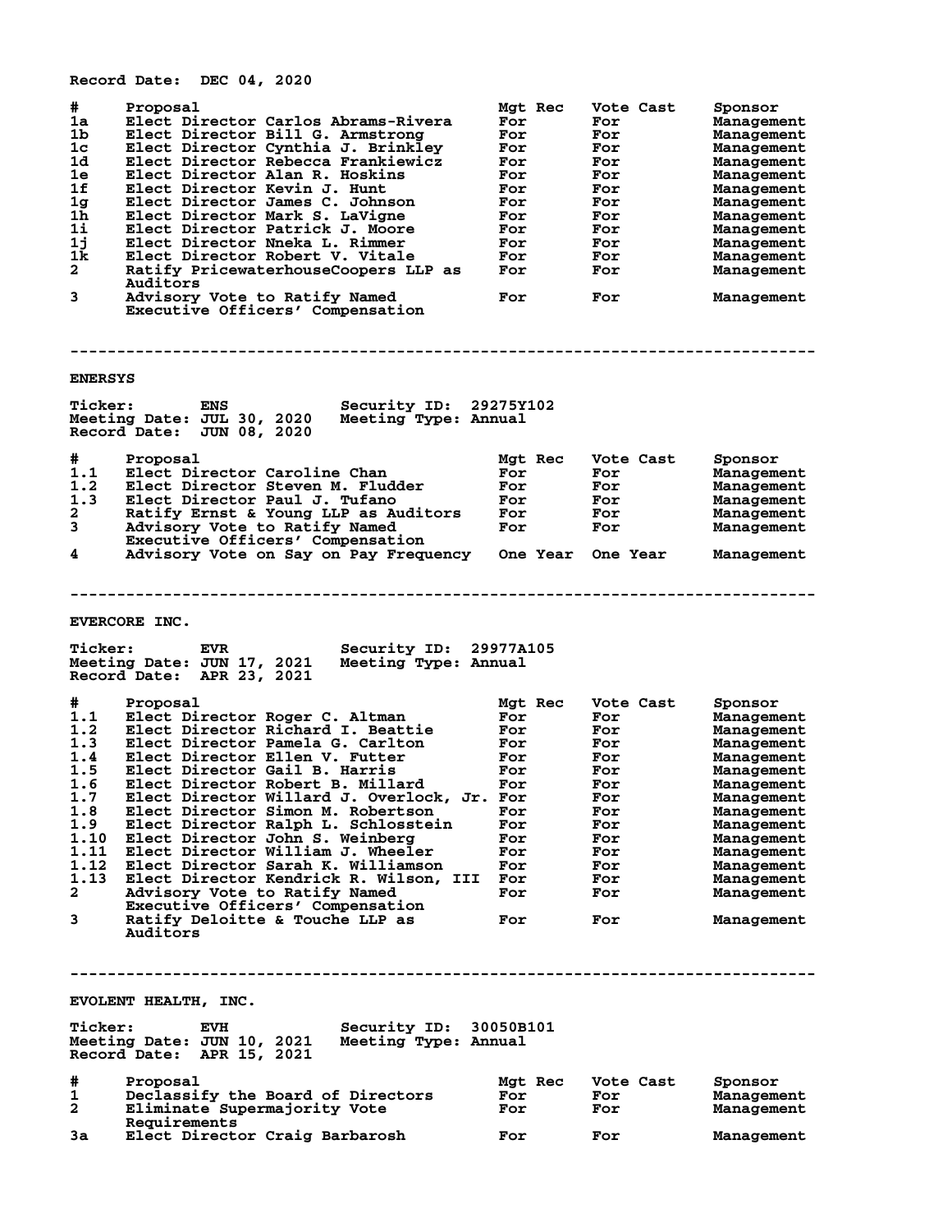Record Date: DEC 04, 2020

| # | Proposal | Mgt Rec | Vote Cast | Sponsor |
|---|---|---|---|---|
| 1a | Elect Director Carlos Abrams-Rivera | For | For | Management |
| 1b | Elect Director Bill G. Armstrong | For | For | Management |
| 1c | Elect Director Cynthia J. Brinkley | For | For | Management |
| 1d | Elect Director Rebecca Frankiewicz | For | For | Management |
| 1e | Elect Director Alan R. Hoskins | For | For | Management |
| 1f | Elect Director Kevin J. Hunt | For | For | Management |
| 1g | Elect Director James C. Johnson | For | For | Management |
| 1h | Elect Director Mark S. LaVigne | For | For | Management |
| 1i | Elect Director Patrick J. Moore | For | For | Management |
| 1j | Elect Director Nneka L. Rimmer | For | For | Management |
| 1k | Elect Director Robert V. Vitale | For | For | Management |
| 2 | Ratify PricewaterhouseCoopers LLP as Auditors | For | For | Management |
| 3 | Advisory Vote to Ratify Named Executive Officers' Compensation | For | For | Management |

---

## ENERSYS

Ticker: ENS Security ID: 29275Y102
Meeting Date: JUL 30, 2020 Meeting Type: Annual
Record Date: JUN 08, 2020

| # | Proposal | Mgt Rec | Vote Cast | Sponsor |
|---|---|---|---|---|
| 1.1 | Elect Director Caroline Chan | For | For | Management |
| 1.2 | Elect Director Steven M. Fludder | For | For | Management |
| 1.3 | Elect Director Paul J. Tufano | For | For | Management |
| 2 | Ratify Ernst & Young LLP as Auditors | For | For | Management |
| 3 | Advisory Vote to Ratify Named Executive Officers' Compensation | For | For | Management |
| 4 | Advisory Vote on Say on Pay Frequency | One Year | One Year | Management |

---

## EVERCORE INC.

Ticker: EVR Security ID: 29977A105
Meeting Date: JUN 17, 2021 Meeting Type: Annual
Record Date: APR 23, 2021

| # | Proposal | Mgt Rec | Vote Cast | Sponsor |
|---|---|---|---|---|
| 1.1 | Elect Director Roger C. Altman | For | For | Management |
| 1.2 | Elect Director Richard I. Beattie | For | For | Management |
| 1.3 | Elect Director Pamela G. Carlton | For | For | Management |
| 1.4 | Elect Director Ellen V. Futter | For | For | Management |
| 1.5 | Elect Director Gail B. Harris | For | For | Management |
| 1.6 | Elect Director Robert B. Millard | For | For | Management |
| 1.7 | Elect Director Willard J. Overlock, Jr. | For | For | Management |
| 1.8 | Elect Director Simon M. Robertson | For | For | Management |
| 1.9 | Elect Director Ralph L. Schlosstein | For | For | Management |
| 1.10 | Elect Director John S. Weinberg | For | For | Management |
| 1.11 | Elect Director William J. Wheeler | For | For | Management |
| 1.12 | Elect Director Sarah K. Williamson | For | For | Management |
| 1.13 | Elect Director Kendrick R. Wilson, III | For | For | Management |
| 2 | Advisory Vote to Ratify Named Executive Officers' Compensation | For | For | Management |
| 3 | Ratify Deloitte & Touche LLP as Auditors | For | For | Management |

---

## EVOLENT HEALTH, INC.

Ticker: EVH Security ID: 30050B101
Meeting Date: JUN 10, 2021 Meeting Type: Annual
Record Date: APR 15, 2021

| # | Proposal | Mgt Rec | Vote Cast | Sponsor |
|---|---|---|---|---|
| 1 | Declassify the Board of Directors | For | For | Management |
| 2 | Eliminate Supermajority Vote Requirements | For | For | Management |
| 3a | Elect Director Craig Barbarosh | For | For | Management |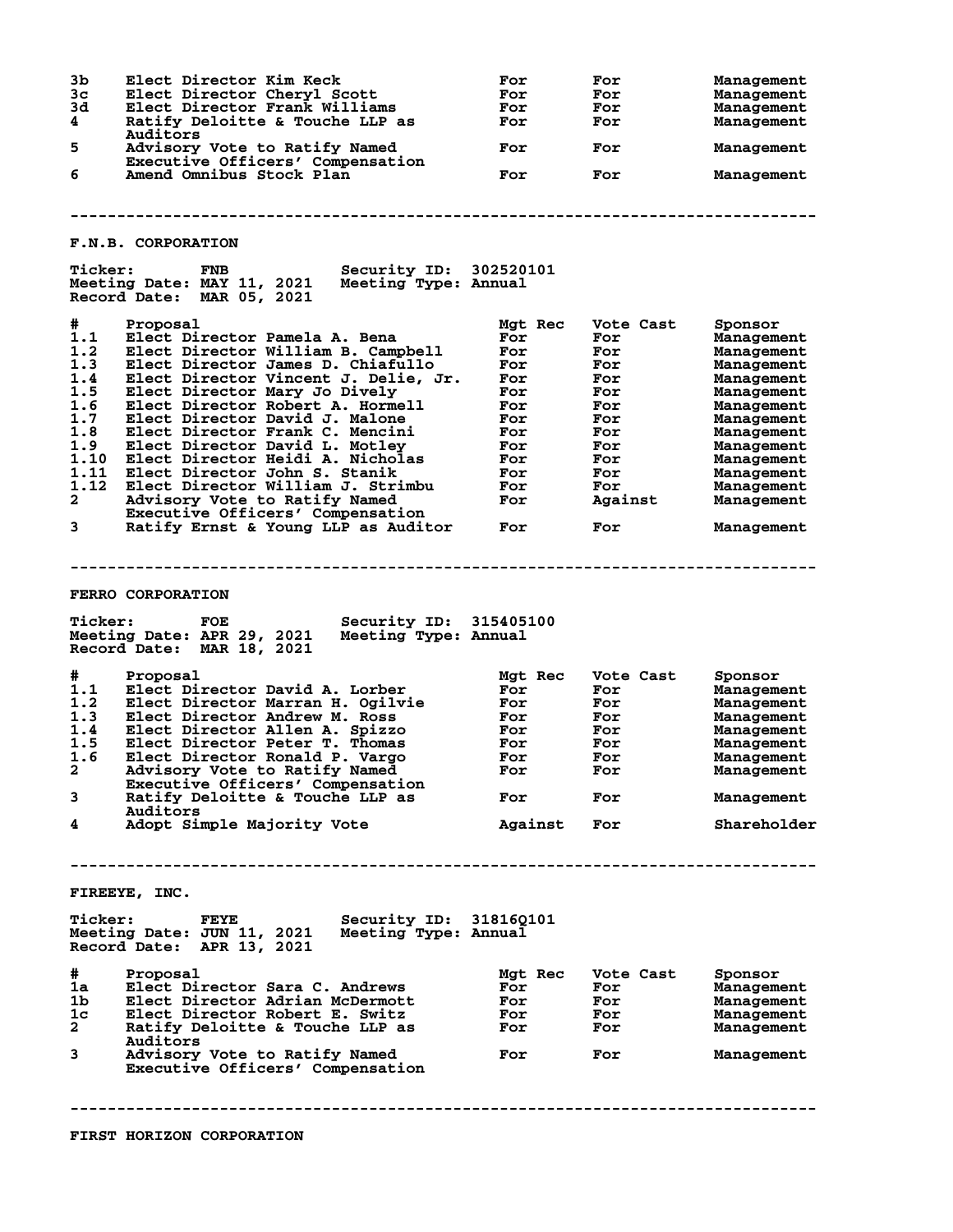| # | Proposal | Mgt Rec | Vote Cast | Sponsor |
|---|---|---|---|---|
| 3b | Elect Director Kim Keck | For | For | Management |
| 3c | Elect Director Cheryl Scott | For | For | Management |
| 3d | Elect Director Frank Williams | For | For | Management |
| 4 | Ratify Deloitte & Touche LLP as Auditors | For | For | Management |
| 5 | Advisory Vote to Ratify Named Executive Officers' Compensation | For | For | Management |
| 6 | Amend Omnibus Stock Plan | For | For | Management |

---

## F.N.B. CORPORATION

**Ticker:** FNB **Security ID:** 302520101
**Meeting Date:** MAY 11, 2021 **Meeting Type:** Annual
**Record Date:** MAR 05, 2021

| # | Proposal | Mgt Rec | Vote Cast | Sponsor |
|---|---|---|---|---|
| 1.1 | Elect Director Pamela A. Bena | For | For | Management |
| 1.2 | Elect Director William B. Campbell | For | For | Management |
| 1.3 | Elect Director James D. Chiafullo | For | For | Management |
| 1.4 | Elect Director Vincent J. Delie, Jr. | For | For | Management |
| 1.5 | Elect Director Mary Jo Dively | For | For | Management |
| 1.6 | Elect Director Robert A. Hormell | For | For | Management |
| 1.7 | Elect Director David J. Malone | For | For | Management |
| 1.8 | Elect Director Frank C. Mencini | For | For | Management |
| 1.9 | Elect Director David L. Motley | For | For | Management |
| 1.10 | Elect Director Heidi A. Nicholas | For | For | Management |
| 1.11 | Elect Director John S. Stanik | For | For | Management |
| 1.12 | Elect Director William J. Strimbu | For | For | Management |
| 2 | Advisory Vote to Ratify Named Executive Officers' Compensation | For | Against | Management |
| 3 | Ratify Ernst & Young LLP as Auditor | For | For | Management |

---

## FERRO CORPORATION

**Ticker:** FOE **Security ID:** 315405100
**Meeting Date:** APR 29, 2021 **Meeting Type:** Annual
**Record Date:** MAR 18, 2021

| # | Proposal | Mgt Rec | Vote Cast | Sponsor |
|---|---|---|---|---|
| 1.1 | Elect Director David A. Lorber | For | For | Management |
| 1.2 | Elect Director Marran H. Ogilvie | For | For | Management |
| 1.3 | Elect Director Andrew M. Ross | For | For | Management |
| 1.4 | Elect Director Allen A. Spizzo | For | For | Management |
| 1.5 | Elect Director Peter T. Thomas | For | For | Management |
| 1.6 | Elect Director Ronald P. Vargo | For | For | Management |
| 2 | Advisory Vote to Ratify Named Executive Officers' Compensation | For | For | Management |
| 3 | Ratify Deloitte & Touche LLP as Auditors | For | For | Management |
| 4 | Adopt Simple Majority Vote | Against | For | Shareholder |

---

## FIREEYE, INC.

**Ticker:** FEYE **Security ID:** 31816Q101
**Meeting Date:** JUN 11, 2021 **Meeting Type:** Annual
**Record Date:** APR 13, 2021

| # | Proposal | Mgt Rec | Vote Cast | Sponsor |
|---|---|---|---|---|
| 1a | Elect Director Sara C. Andrews | For | For | Management |
| 1b | Elect Director Adrian McDermott | For | For | Management |
| 1c | Elect Director Robert E. Switz | For | For | Management |
| 2 | Ratify Deloitte & Touche LLP as Auditors | For | For | Management |
| 3 | Advisory Vote to Ratify Named Executive Officers' Compensation | For | For | Management |

---

## FIRST HORIZON CORPORATION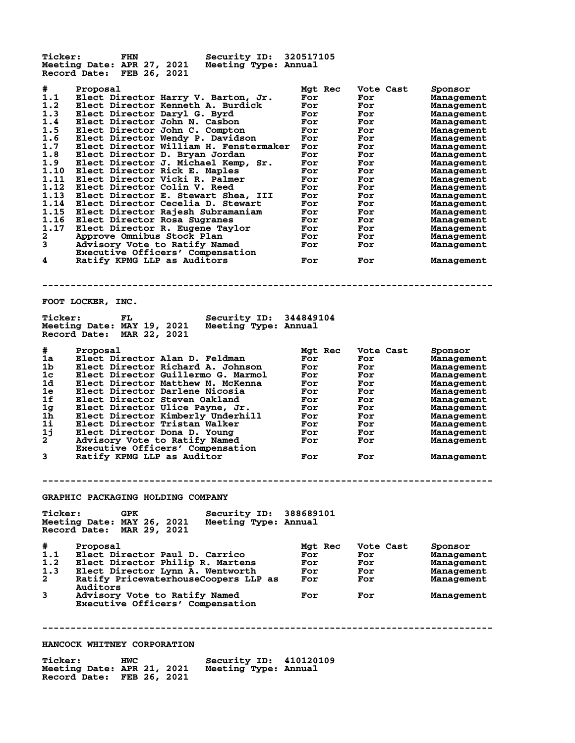Ticker: FHN Security ID: 320517105
Meeting Date: APR 27, 2021 Meeting Type: Annual
Record Date: FEB 26, 2021

| # | Proposal | Mgt Rec | Vote Cast | Sponsor |
|---|---|---|---|---|
| 1.1 | Elect Director Harry V. Barton, Jr. | For | For | Management |
| 1.2 | Elect Director Kenneth A. Burdick | For | For | Management |
| 1.3 | Elect Director Daryl G. Byrd | For | For | Management |
| 1.4 | Elect Director John N. Casbon | For | For | Management |
| 1.5 | Elect Director John C. Compton | For | For | Management |
| 1.6 | Elect Director Wendy P. Davidson | For | For | Management |
| 1.7 | Elect Director William H. Fenstermaker | For | For | Management |
| 1.8 | Elect Director D. Bryan Jordan | For | For | Management |
| 1.9 | Elect Director J. Michael Kemp, Sr. | For | For | Management |
| 1.10 | Elect Director Rick E. Maples | For | For | Management |
| 1.11 | Elect Director Vicki R. Palmer | For | For | Management |
| 1.12 | Elect Director Colin V. Reed | For | For | Management |
| 1.13 | Elect Director E. Stewart Shea, III | For | For | Management |
| 1.14 | Elect Director Cecelia D. Stewart | For | For | Management |
| 1.15 | Elect Director Rajesh Subramaniam | For | For | Management |
| 1.16 | Elect Director Rosa Sugranes | For | For | Management |
| 1.17 | Elect Director R. Eugene Taylor | For | For | Management |
| 2 | Approve Omnibus Stock Plan | For | For | Management |
| 3 | Advisory Vote to Ratify Named Executive Officers' Compensation | For | For | Management |
| 4 | Ratify KPMG LLP as Auditors | For | For | Management |

---

## FOOT LOCKER, INC.

Ticker: FL Security ID: 344849104
Meeting Date: MAY 19, 2021 Meeting Type: Annual
Record Date: MAR 22, 2021

| # | Proposal | Mgt Rec | Vote Cast | Sponsor |
|---|---|---|---|---|
| 1a | Elect Director Alan D. Feldman | For | For | Management |
| 1b | Elect Director Richard A. Johnson | For | For | Management |
| 1c | Elect Director Guillermo G. Marmol | For | For | Management |
| 1d | Elect Director Matthew M. McKenna | For | For | Management |
| 1e | Elect Director Darlene Nicosia | For | For | Management |
| 1f | Elect Director Steven Oakland | For | For | Management |
| 1g | Elect Director Ulice Payne, Jr. | For | For | Management |
| 1h | Elect Director Kimberly Underhill | For | For | Management |
| 1i | Elect Director Tristan Walker | For | For | Management |
| 1j | Elect Director Dona D. Young | For | For | Management |
| 2 | Advisory Vote to Ratify Named Executive Officers' Compensation | For | For | Management |
| 3 | Ratify KPMG LLP as Auditor | For | For | Management |

---

## GRAPHIC PACKAGING HOLDING COMPANY

Ticker: GPK Security ID: 388689101
Meeting Date: MAY 26, 2021 Meeting Type: Annual
Record Date: MAR 29, 2021

| # | Proposal | Mgt Rec | Vote Cast | Sponsor |
|---|---|---|---|---|
| 1.1 | Elect Director Paul D. Carrico | For | For | Management |
| 1.2 | Elect Director Philip R. Martens | For | For | Management |
| 1.3 | Elect Director Lynn A. Wentworth | For | For | Management |
| 2 | Ratify PricewaterhouseCoopers LLP as Auditors | For | For | Management |
| 3 | Advisory Vote to Ratify Named Executive Officers' Compensation | For | For | Management |

---

## HANCOCK WHITNEY CORPORATION

Ticker: HWC Security ID: 410120109
Meeting Date: APR 21, 2021 Meeting Type: Annual
Record Date: FEB 26, 2021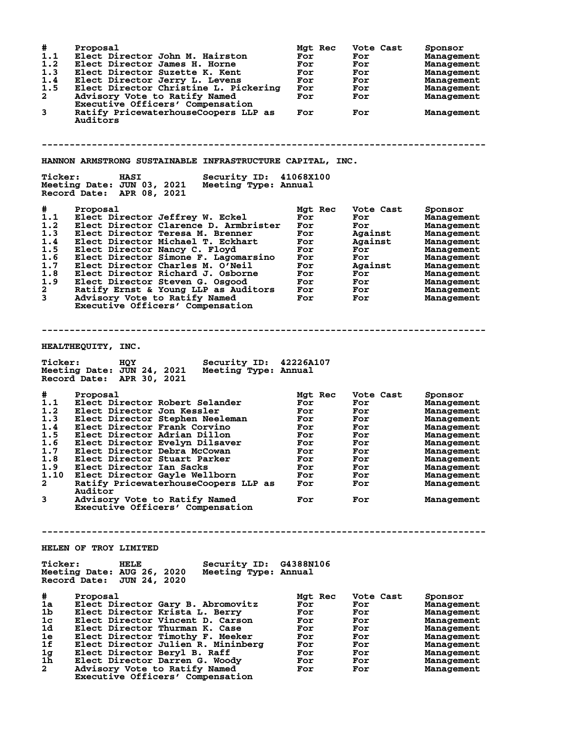| # | Proposal | Mgt Rec | Vote Cast | Sponsor |
|---|---|---|---|---|
| 1.1 | Elect Director John M. Hairston | For | For | Management |
| 1.2 | Elect Director James H. Horne | For | For | Management |
| 1.3 | Elect Director Suzette K. Kent | For | For | Management |
| 1.4 | Elect Director Jerry L. Levens | For | For | Management |
| 1.5 | Elect Director Christine L. Pickering | For | For | Management |
| 2 | Advisory Vote to Ratify Named Executive Officers' Compensation | For | For | Management |
| 3 | Ratify PricewaterhouseCoopers LLP as Auditors | For | For | Management |

---

## HANNON ARMSTRONG SUSTAINABLE INFRASTRUCTURE CAPITAL, INC.

**Ticker:** HASI **Security ID:** 41068X100
**Meeting Date:** JUN 03, 2021 **Meeting Type:** Annual
**Record Date:** APR 08, 2021

| # | Proposal | Mgt Rec | Vote Cast | Sponsor |
|---|---|---|---|---|
| 1.1 | Elect Director Jeffrey W. Eckel | For | For | Management |
| 1.2 | Elect Director Clarence D. Armbrister | For | For | Management |
| 1.3 | Elect Director Teresa M. Brenner | For | Against | Management |
| 1.4 | Elect Director Michael T. Eckhart | For | Against | Management |
| 1.5 | Elect Director Nancy C. Floyd | For | For | Management |
| 1.6 | Elect Director Simone F. Lagomarsino | For | For | Management |
| 1.7 | Elect Director Charles M. O'Neil | For | Against | Management |
| 1.8 | Elect Director Richard J. Osborne | For | For | Management |
| 1.9 | Elect Director Steven G. Osgood | For | For | Management |
| 2 | Ratify Ernst & Young LLP as Auditors | For | For | Management |
| 3 | Advisory Vote to Ratify Named Executive Officers' Compensation | For | For | Management |

---

## HEALTHEQUITY, INC.

**Ticker:** HQY **Security ID:** 42226A107
**Meeting Date:** JUN 24, 2021 **Meeting Type:** Annual
**Record Date:** APR 30, 2021

| # | Proposal | Mgt Rec | Vote Cast | Sponsor |
|---|---|---|---|---|
| 1.1 | Elect Director Robert Selander | For | For | Management |
| 1.2 | Elect Director Jon Kessler | For | For | Management |
| 1.3 | Elect Director Stephen Neeleman | For | For | Management |
| 1.4 | Elect Director Frank Corvino | For | For | Management |
| 1.5 | Elect Director Adrian Dillon | For | For | Management |
| 1.6 | Elect Director Evelyn Dilsaver | For | For | Management |
| 1.7 | Elect Director Debra McCowan | For | For | Management |
| 1.8 | Elect Director Stuart Parker | For | For | Management |
| 1.9 | Elect Director Ian Sacks | For | For | Management |
| 1.10 | Elect Director Gayle Wellborn | For | For | Management |
| 2 | Ratify PricewaterhouseCoopers LLP as Auditor | For | For | Management |
| 3 | Advisory Vote to Ratify Named Executive Officers' Compensation | For | For | Management |

---

## HELEN OF TROY LIMITED

**Ticker:** HELE **Security ID:** G4388N106
**Meeting Date:** AUG 26, 2020 **Meeting Type:** Annual
**Record Date:** JUN 24, 2020

| # | Proposal | Mgt Rec | Vote Cast | Sponsor |
|---|---|---|---|---|
| 1a | Elect Director Gary B. Abromovitz | For | For | Management |
| 1b | Elect Director Krista L. Berry | For | For | Management |
| 1c | Elect Director Vincent D. Carson | For | For | Management |
| 1d | Elect Director Thurman K. Case | For | For | Management |
| 1e | Elect Director Timothy F. Meeker | For | For | Management |
| 1f | Elect Director Julien R. Mininberg | For | For | Management |
| 1g | Elect Director Beryl B. Raff | For | For | Management |
| 1h | Elect Director Darren G. Woody | For | For | Management |
| 2 | Advisory Vote to Ratify Named Executive Officers' Compensation | For | For | Management |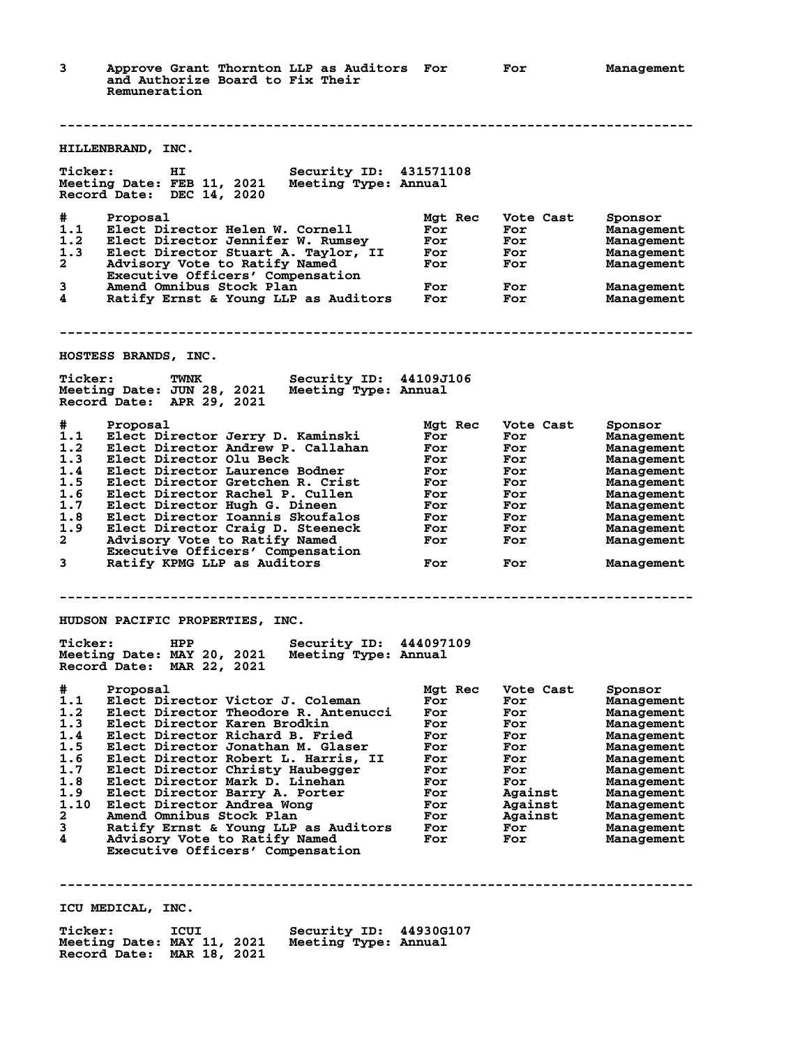| # | Proposal | Mgt Rec | Vote Cast | Sponsor |
|---|---|---|---|---|
| 3 | Approve Grant Thornton LLP as Auditors and Authorize Board to Fix Their Remuneration | For | For | Management |

---

## HILLENBRAND, INC.

**Ticker:** HI **Security ID:** 431571108
**Meeting Date:** FEB 11, 2021 **Meeting Type:** Annual
**Record Date:** DEC 14, 2020

| # | Proposal | Mgt Rec | Vote Cast | Sponsor |
|---|---|---|---|---|
| 1.1 | Elect Director Helen W. Cornell | For | For | Management |
| 1.2 | Elect Director Jennifer W. Rumsey | For | For | Management |
| 1.3 | Elect Director Stuart A. Taylor, II | For | For | Management |
| 2 | Advisory Vote to Ratify Named Executive Officers' Compensation | For | For | Management |
| 3 | Amend Omnibus Stock Plan | For | For | Management |
| 4 | Ratify Ernst & Young LLP as Auditors | For | For | Management |

---

## HOSTESS BRANDS, INC.

**Ticker:** TWNK **Security ID:** 44109J106
**Meeting Date:** JUN 28, 2021 **Meeting Type:** Annual
**Record Date:** APR 29, 2021

| # | Proposal | Mgt Rec | Vote Cast | Sponsor |
|---|---|---|---|---|
| 1.1 | Elect Director Jerry D. Kaminski | For | For | Management |
| 1.2 | Elect Director Andrew P. Callahan | For | For | Management |
| 1.3 | Elect Director Olu Beck | For | For | Management |
| 1.4 | Elect Director Laurence Bodner | For | For | Management |
| 1.5 | Elect Director Gretchen R. Crist | For | For | Management |
| 1.6 | Elect Director Rachel P. Cullen | For | For | Management |
| 1.7 | Elect Director Hugh G. Dineen | For | For | Management |
| 1.8 | Elect Director Ioannis Skoufalos | For | For | Management |
| 1.9 | Elect Director Craig D. Steeneck | For | For | Management |
| 2 | Advisory Vote to Ratify Named Executive Officers' Compensation | For | For | Management |
| 3 | Ratify KPMG LLP as Auditors | For | For | Management |

---

## HUDSON PACIFIC PROPERTIES, INC.

**Ticker:** HPP **Security ID:** 444097109
**Meeting Date:** MAY 20, 2021 **Meeting Type:** Annual
**Record Date:** MAR 22, 2021

| # | Proposal | Mgt Rec | Vote Cast | Sponsor |
|---|---|---|---|---|
| 1.1 | Elect Director Victor J. Coleman | For | For | Management |
| 1.2 | Elect Director Theodore R. Antenucci | For | For | Management |
| 1.3 | Elect Director Karen Brodkin | For | For | Management |
| 1.4 | Elect Director Richard B. Fried | For | For | Management |
| 1.5 | Elect Director Jonathan M. Glaser | For | For | Management |
| 1.6 | Elect Director Robert L. Harris, II | For | For | Management |
| 1.7 | Elect Director Christy Haubegger | For | For | Management |
| 1.8 | Elect Director Mark D. Linehan | For | For | Management |
| 1.9 | Elect Director Barry A. Porter | For | Against | Management |
| 1.10 | Elect Director Andrea Wong | For | Against | Management |
| 2 | Amend Omnibus Stock Plan | For | Against | Management |
| 3 | Ratify Ernst & Young LLP as Auditors | For | For | Management |
| 4 | Advisory Vote to Ratify Named Executive Officers' Compensation | For | For | Management |

---

## ICU MEDICAL, INC.

**Ticker:** ICUI **Security ID:** 44930G107
**Meeting Date:** MAY 11, 2021 **Meeting Type:** Annual
**Record Date:** MAR 18, 2021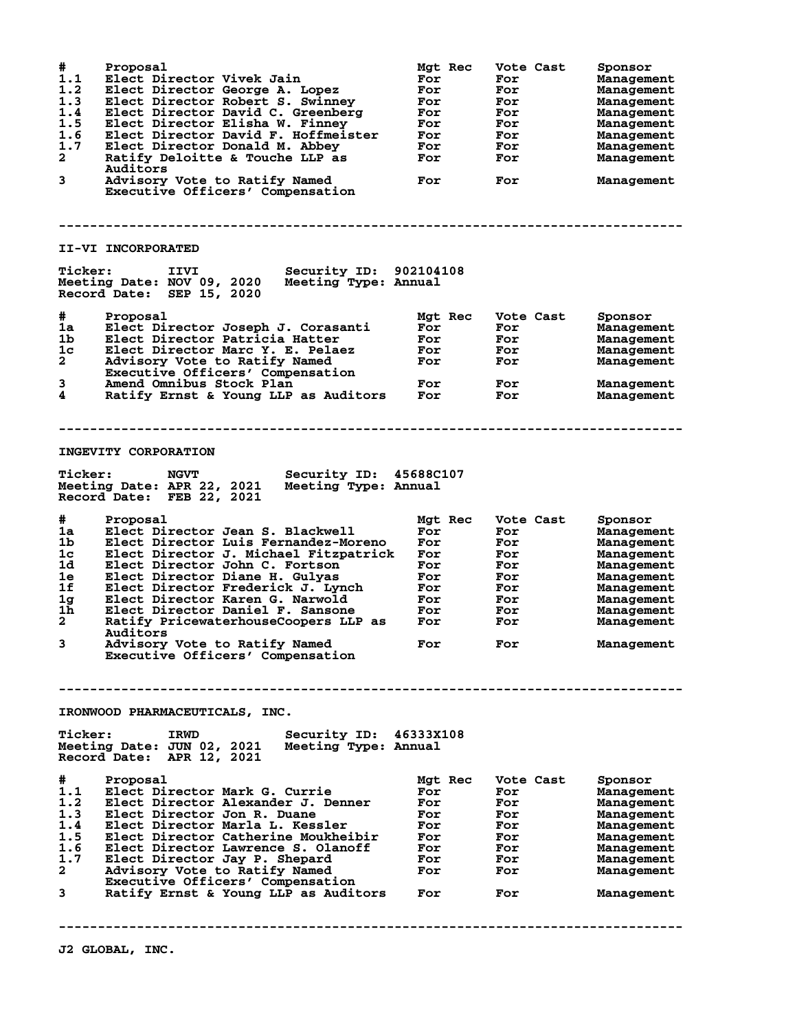| # | Proposal | Mgt Rec | Vote Cast | Sponsor |
|---|---|---|---|---|
| 1.1 | Elect Director Vivek Jain | For | For | Management |
| 1.2 | Elect Director George A. Lopez | For | For | Management |
| 1.3 | Elect Director Robert S. Swinney | For | For | Management |
| 1.4 | Elect Director David C. Greenberg | For | For | Management |
| 1.5 | Elect Director Elisha W. Finney | For | For | Management |
| 1.6 | Elect Director David F. Hoffmeister | For | For | Management |
| 1.7 | Elect Director Donald M. Abbey | For | For | Management |
| 2 | Ratify Deloitte & Touche LLP as Auditors | For | For | Management |
| 3 | Advisory Vote to Ratify Named Executive Officers' Compensation | For | For | Management |

---

## II-VI INCORPORATED

**Ticker:** IIVI **Security ID:** 902104108
**Meeting Date:** NOV 09, 2020 **Meeting Type:** Annual
**Record Date:** SEP 15, 2020

| # | Proposal | Mgt Rec | Vote Cast | Sponsor |
|---|---|---|---|---|
| 1a | Elect Director Joseph J. Corasanti | For | For | Management |
| 1b | Elect Director Patricia Hatter | For | For | Management |
| 1c | Elect Director Marc Y. E. Pelaez | For | For | Management |
| 2 | Advisory Vote to Ratify Named Executive Officers' Compensation | For | For | Management |
| 3 | Amend Omnibus Stock Plan | For | For | Management |
| 4 | Ratify Ernst & Young LLP as Auditors | For | For | Management |

---

## INGEVITY CORPORATION

**Ticker:** NGVT **Security ID:** 45688C107
**Meeting Date:** APR 22, 2021 **Meeting Type:** Annual
**Record Date:** FEB 22, 2021

| # | Proposal | Mgt Rec | Vote Cast | Sponsor |
|---|---|---|---|---|
| 1a | Elect Director Jean S. Blackwell | For | For | Management |
| 1b | Elect Director Luis Fernandez-Moreno | For | For | Management |
| 1c | Elect Director J. Michael Fitzpatrick | For | For | Management |
| 1d | Elect Director John C. Fortson | For | For | Management |
| 1e | Elect Director Diane H. Gulyas | For | For | Management |
| 1f | Elect Director Frederick J. Lynch | For | For | Management |
| 1g | Elect Director Karen G. Narwold | For | For | Management |
| 1h | Elect Director Daniel F. Sansone | For | For | Management |
| 2 | Ratify PricewaterhouseCoopers LLP as Auditors | For | For | Management |
| 3 | Advisory Vote to Ratify Named Executive Officers' Compensation | For | For | Management |

---

## IRONWOOD PHARMACEUTICALS, INC.

**Ticker:** IRWD **Security ID:** 46333X108
**Meeting Date:** JUN 02, 2021 **Meeting Type:** Annual
**Record Date:** APR 12, 2021

| # | Proposal | Mgt Rec | Vote Cast | Sponsor |
|---|---|---|---|---|
| 1.1 | Elect Director Mark G. Currie | For | For | Management |
| 1.2 | Elect Director Alexander J. Denner | For | For | Management |
| 1.3 | Elect Director Jon R. Duane | For | For | Management |
| 1.4 | Elect Director Marla L. Kessler | For | For | Management |
| 1.5 | Elect Director Catherine Moukheibir | For | For | Management |
| 1.6 | Elect Director Lawrence S. Olanoff | For | For | Management |
| 1.7 | Elect Director Jay P. Shepard | For | For | Management |
| 2 | Advisory Vote to Ratify Named Executive Officers' Compensation | For | For | Management |
| 3 | Ratify Ernst & Young LLP as Auditors | For | For | Management |

---

## J2 GLOBAL, INC.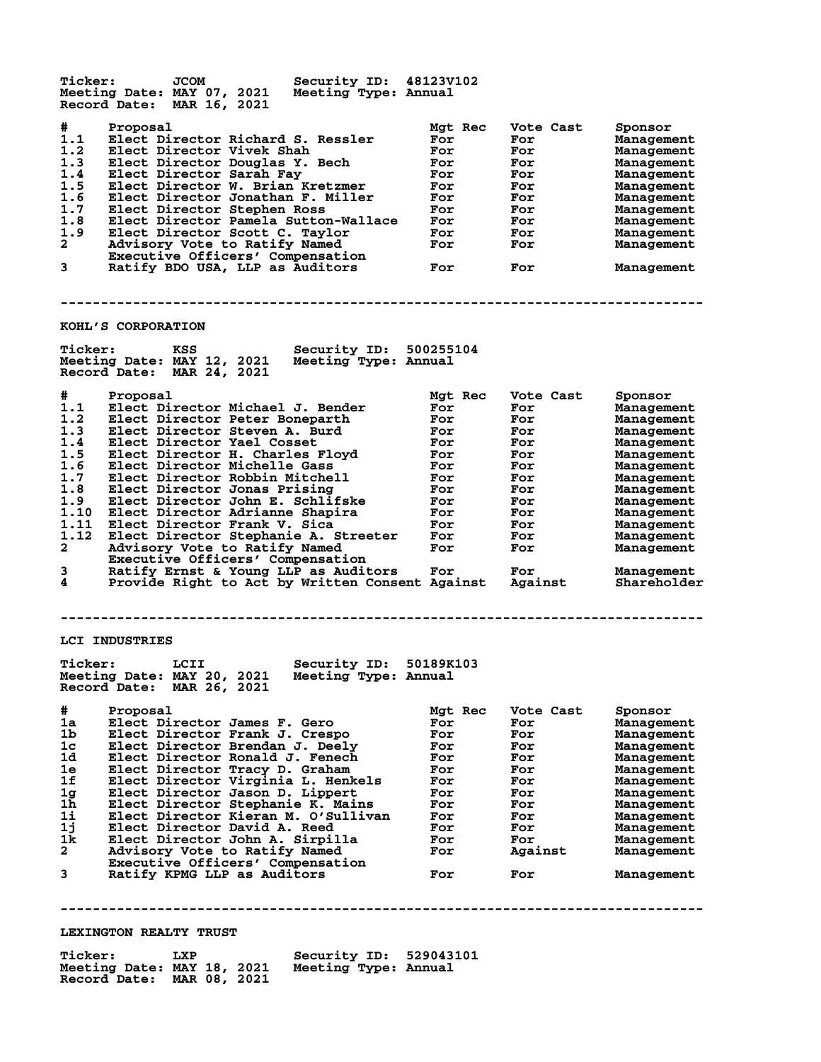Ticker: JCOM Security ID: 48123V102
Meeting Date: MAY 07, 2021 Meeting Type: Annual
Record Date: MAR 16, 2021

| # | Proposal | Mgt Rec | Vote Cast | Sponsor |
|---|---|---|---|---|
| 1.1 | Elect Director Richard S. Ressler | For | For | Management |
| 1.2 | Elect Director Vivek Shah | For | For | Management |
| 1.3 | Elect Director Douglas Y. Bech | For | For | Management |
| 1.4 | Elect Director Sarah Fay | For | For | Management |
| 1.5 | Elect Director W. Brian Kretzmer | For | For | Management |
| 1.6 | Elect Director Jonathan F. Miller | For | For | Management |
| 1.7 | Elect Director Stephen Ross | For | For | Management |
| 1.8 | Elect Director Pamela Sutton-Wallace | For | For | Management |
| 1.9 | Elect Director Scott C. Taylor | For | For | Management |
| 2 | Advisory Vote to Ratify Named Executive Officers' Compensation | For | For | Management |
| 3 | Ratify BDO USA, LLP as Auditors | For | For | Management |

--------------------------------------------------------------------------------

## KOHL'S CORPORATION

Ticker: KSS Security ID: 500255104
Meeting Date: MAY 12, 2021 Meeting Type: Annual
Record Date: MAR 24, 2021

| # | Proposal | Mgt Rec | Vote Cast | Sponsor |
|---|---|---|---|---|
| 1.1 | Elect Director Michael J. Bender | For | For | Management |
| 1.2 | Elect Director Peter Boneparth | For | For | Management |
| 1.3 | Elect Director Steven A. Burd | For | For | Management |
| 1.4 | Elect Director Yael Cosset | For | For | Management |
| 1.5 | Elect Director H. Charles Floyd | For | For | Management |
| 1.6 | Elect Director Michelle Gass | For | For | Management |
| 1.7 | Elect Director Robbin Mitchell | For | For | Management |
| 1.8 | Elect Director Jonas Prising | For | For | Management |
| 1.9 | Elect Director John E. Schlifske | For | For | Management |
| 1.10 | Elect Director Adrianne Shapira | For | For | Management |
| 1.11 | Elect Director Frank V. Sica | For | For | Management |
| 1.12 | Elect Director Stephanie A. Streeter | For | For | Management |
| 2 | Advisory Vote to Ratify Named Executive Officers' Compensation | For | For | Management |
| 3 | Ratify Ernst & Young LLP as Auditors | For | For | Management |
| 4 | Provide Right to Act by Written Consent | Against | Against | Shareholder |

--------------------------------------------------------------------------------

## LCI INDUSTRIES

Ticker: LCII Security ID: 50189K103
Meeting Date: MAY 20, 2021 Meeting Type: Annual
Record Date: MAR 26, 2021

| # | Proposal | Mgt Rec | Vote Cast | Sponsor |
|---|---|---|---|---|
| 1a | Elect Director James F. Gero | For | For | Management |
| 1b | Elect Director Frank J. Crespo | For | For | Management |
| 1c | Elect Director Brendan J. Deely | For | For | Management |
| 1d | Elect Director Ronald J. Fenech | For | For | Management |
| 1e | Elect Director Tracy D. Graham | For | For | Management |
| 1f | Elect Director Virginia L. Henkels | For | For | Management |
| 1g | Elect Director Jason D. Lippert | For | For | Management |
| 1h | Elect Director Stephanie K. Mains | For | For | Management |
| 1i | Elect Director Kieran M. O'Sullivan | For | For | Management |
| 1j | Elect Director David A. Reed | For | For | Management |
| 1k | Elect Director John A. Sirpilla | For | For | Management |
| 2 | Advisory Vote to Ratify Named Executive Officers' Compensation | For | Against | Management |
| 3 | Ratify KPMG LLP as Auditors | For | For | Management |

--------------------------------------------------------------------------------

## LEXINGTON REALTY TRUST

Ticker: LXP Security ID: 529043101
Meeting Date: MAY 18, 2021 Meeting Type: Annual
Record Date: MAR 08, 2021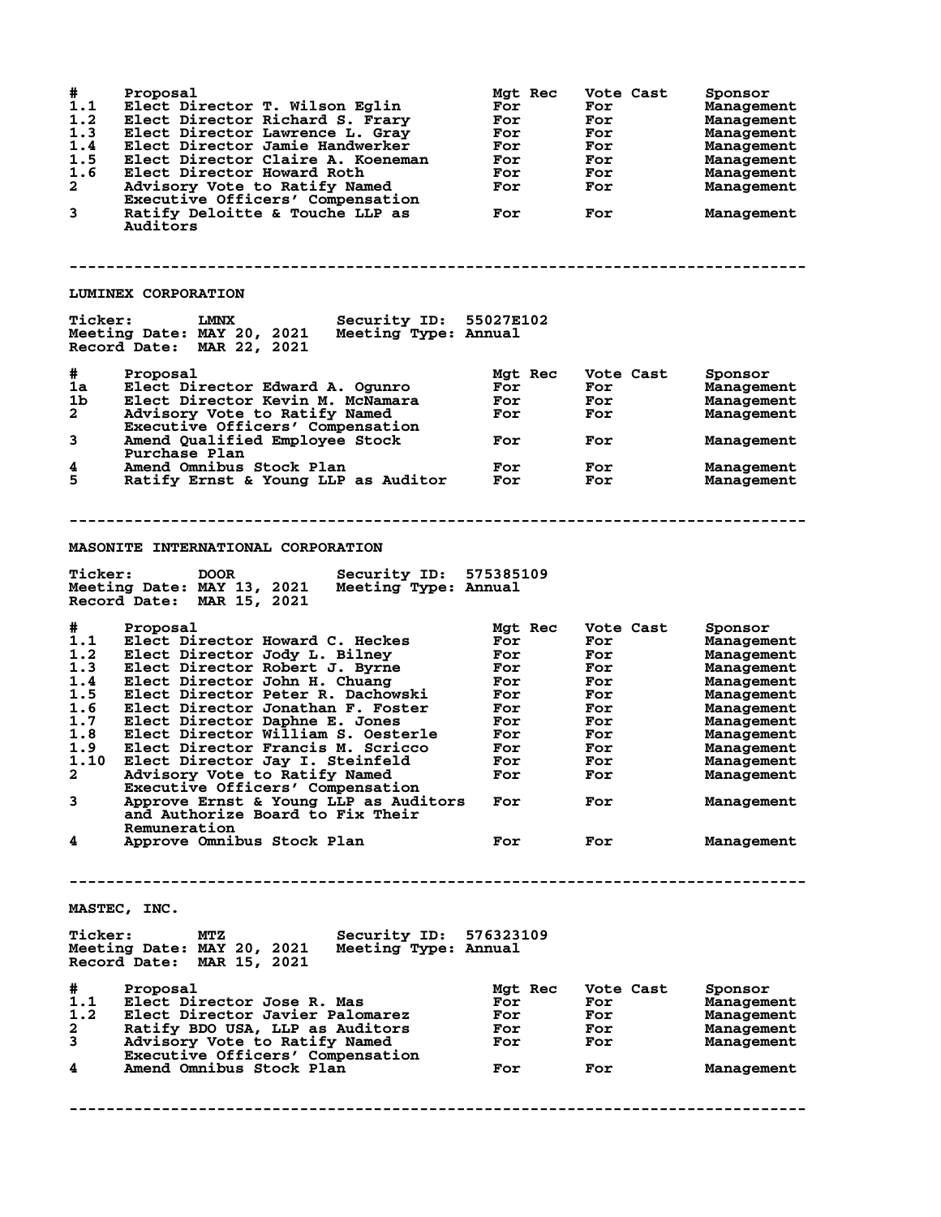| # | Proposal | Mgt Rec | Vote Cast | Sponsor |
|---|---|---|---|---|
| 1.1 | Elect Director T. Wilson Eglin | For | For | Management |
| 1.2 | Elect Director Richard S. Frary | For | For | Management |
| 1.3 | Elect Director Lawrence L. Gray | For | For | Management |
| 1.4 | Elect Director Jamie Handwerker | For | For | Management |
| 1.5 | Elect Director Claire A. Koeneman | For | For | Management |
| 1.6 | Elect Director Howard Roth | For | For | Management |
| 2 | Advisory Vote to Ratify Named Executive Officers' Compensation | For | For | Management |
| 3 | Ratify Deloitte & Touche LLP as Auditors | For | For | Management |

---

## LUMINEX CORPORATION

**Ticker:** LMNX **Security ID:** 55027E102
**Meeting Date:** MAY 20, 2021 **Meeting Type:** Annual
**Record Date:** MAR 22, 2021

| # | Proposal | Mgt Rec | Vote Cast | Sponsor |
|---|---|---|---|---|
| 1a | Elect Director Edward A. Ogunro | For | For | Management |
| 1b | Elect Director Kevin M. McNamara | For | For | Management |
| 2 | Advisory Vote to Ratify Named Executive Officers' Compensation | For | For | Management |
| 3 | Amend Qualified Employee Stock Purchase Plan | For | For | Management |
| 4 | Amend Omnibus Stock Plan | For | For | Management |
| 5 | Ratify Ernst & Young LLP as Auditor | For | For | Management |

---

## MASONITE INTERNATIONAL CORPORATION

**Ticker:** DOOR **Security ID:** 575385109
**Meeting Date:** MAY 13, 2021 **Meeting Type:** Annual
**Record Date:** MAR 15, 2021

| # | Proposal | Mgt Rec | Vote Cast | Sponsor |
|---|---|---|---|---|
| 1.1 | Elect Director Howard C. Heckes | For | For | Management |
| 1.2 | Elect Director Jody L. Bilney | For | For | Management |
| 1.3 | Elect Director Robert J. Byrne | For | For | Management |
| 1.4 | Elect Director John H. Chuang | For | For | Management |
| 1.5 | Elect Director Peter R. Dachowski | For | For | Management |
| 1.6 | Elect Director Jonathan F. Foster | For | For | Management |
| 1.7 | Elect Director Daphne E. Jones | For | For | Management |
| 1.8 | Elect Director William S. Oesterle | For | For | Management |
| 1.9 | Elect Director Francis M. Scricco | For | For | Management |
| 1.10 | Elect Director Jay I. Steinfeld | For | For | Management |
| 2 | Advisory Vote to Ratify Named Executive Officers' Compensation | For | For | Management |
| 3 | Approve Ernst & Young LLP as Auditors and Authorize Board to Fix Their Remuneration | For | For | Management |
| 4 | Approve Omnibus Stock Plan | For | For | Management |

---

## MASTEC, INC.

**Ticker:** MTZ **Security ID:** 576323109
**Meeting Date:** MAY 20, 2021 **Meeting Type:** Annual
**Record Date:** MAR 15, 2021

| # | Proposal | Mgt Rec | Vote Cast | Sponsor |
|---|---|---|---|---|
| 1.1 | Elect Director Jose R. Mas | For | For | Management |
| 1.2 | Elect Director Javier Palomarez | For | For | Management |
| 2 | Ratify BDO USA, LLP as Auditors | For | For | Management |
| 3 | Advisory Vote to Ratify Named Executive Officers' Compensation | For | For | Management |
| 4 | Amend Omnibus Stock Plan | For | For | Management |

---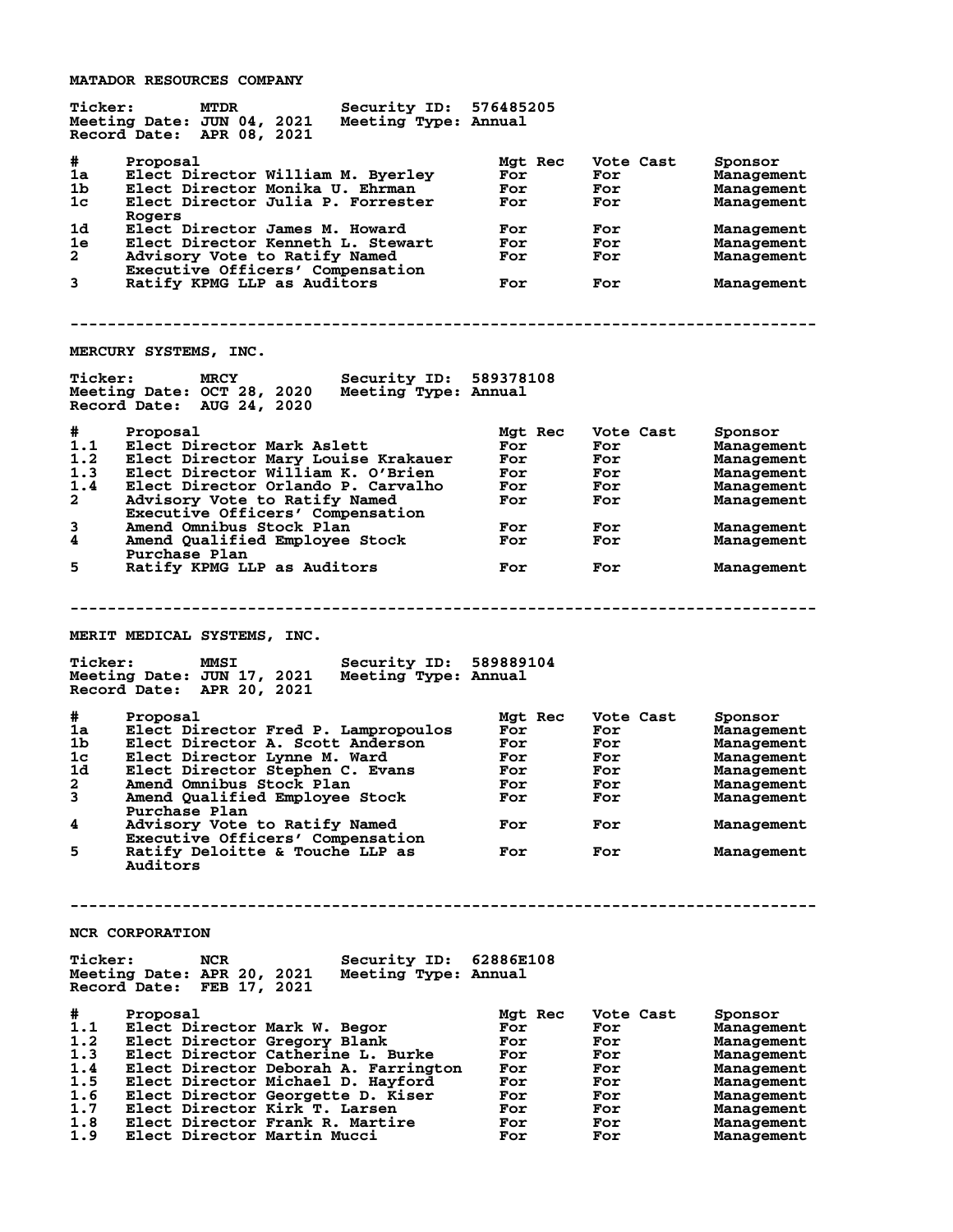## MATADOR RESOURCES COMPANY

**Ticker:** MTDR **Security ID:** 576485205
**Meeting Date:** JUN 04, 2021 **Meeting Type:** Annual
**Record Date:** APR 08, 2021

| # | Proposal | Mgt Rec | Vote Cast | Sponsor |
|---|---|---|---|---|
| 1a | Elect Director William M. Byerley | For | For | Management |
| 1b | Elect Director Monika U. Ehrman | For | For | Management |
| 1c | Elect Director Julia P. Forrester Rogers | For | For | Management |
| 1d | Elect Director James M. Howard | For | For | Management |
| 1e | Elect Director Kenneth L. Stewart | For | For | Management |
| 2 | Advisory Vote to Ratify Named Executive Officers' Compensation | For | For | Management |
| 3 | Ratify KPMG LLP as Auditors | For | For | Management |

---

## MERCURY SYSTEMS, INC.

**Ticker:** MRCY **Security ID:** 589378108
**Meeting Date:** OCT 28, 2020 **Meeting Type:** Annual
**Record Date:** AUG 24, 2020

| # | Proposal | Mgt Rec | Vote Cast | Sponsor |
|---|---|---|---|---|
| 1.1 | Elect Director Mark Aslett | For | For | Management |
| 1.2 | Elect Director Mary Louise Krakauer | For | For | Management |
| 1.3 | Elect Director William K. O'Brien | For | For | Management |
| 1.4 | Elect Director Orlando P. Carvalho | For | For | Management |
| 2 | Advisory Vote to Ratify Named Executive Officers' Compensation | For | For | Management |
| 3 | Amend Omnibus Stock Plan | For | For | Management |
| 4 | Amend Qualified Employee Stock Purchase Plan | For | For | Management |
| 5 | Ratify KPMG LLP as Auditors | For | For | Management |

---

## MERIT MEDICAL SYSTEMS, INC.

**Ticker:** MMSI **Security ID:** 589889104
**Meeting Date:** JUN 17, 2021 **Meeting Type:** Annual
**Record Date:** APR 20, 2021

| # | Proposal | Mgt Rec | Vote Cast | Sponsor |
|---|---|---|---|---|
| 1a | Elect Director Fred P. Lampropoulos | For | For | Management |
| 1b | Elect Director A. Scott Anderson | For | For | Management |
| 1c | Elect Director Lynne M. Ward | For | For | Management |
| 1d | Elect Director Stephen C. Evans | For | For | Management |
| 2 | Amend Omnibus Stock Plan | For | For | Management |
| 3 | Amend Qualified Employee Stock Purchase Plan | For | For | Management |
| 4 | Advisory Vote to Ratify Named Executive Officers' Compensation | For | For | Management |
| 5 | Ratify Deloitte & Touche LLP as Auditors | For | For | Management |

---

## NCR CORPORATION

**Ticker:** NCR **Security ID:** 62886E108
**Meeting Date:** APR 20, 2021 **Meeting Type:** Annual
**Record Date:** FEB 17, 2021

| # | Proposal | Mgt Rec | Vote Cast | Sponsor |
|---|---|---|---|---|
| 1.1 | Elect Director Mark W. Begor | For | For | Management |
| 1.2 | Elect Director Gregory Blank | For | For | Management |
| 1.3 | Elect Director Catherine L. Burke | For | For | Management |
| 1.4 | Elect Director Deborah A. Farrington | For | For | Management |
| 1.5 | Elect Director Michael D. Hayford | For | For | Management |
| 1.6 | Elect Director Georgette D. Kiser | For | For | Management |
| 1.7 | Elect Director Kirk T. Larsen | For | For | Management |
| 1.8 | Elect Director Frank R. Martire | For | For | Management |
| 1.9 | Elect Director Martin Mucci | For | For | Management |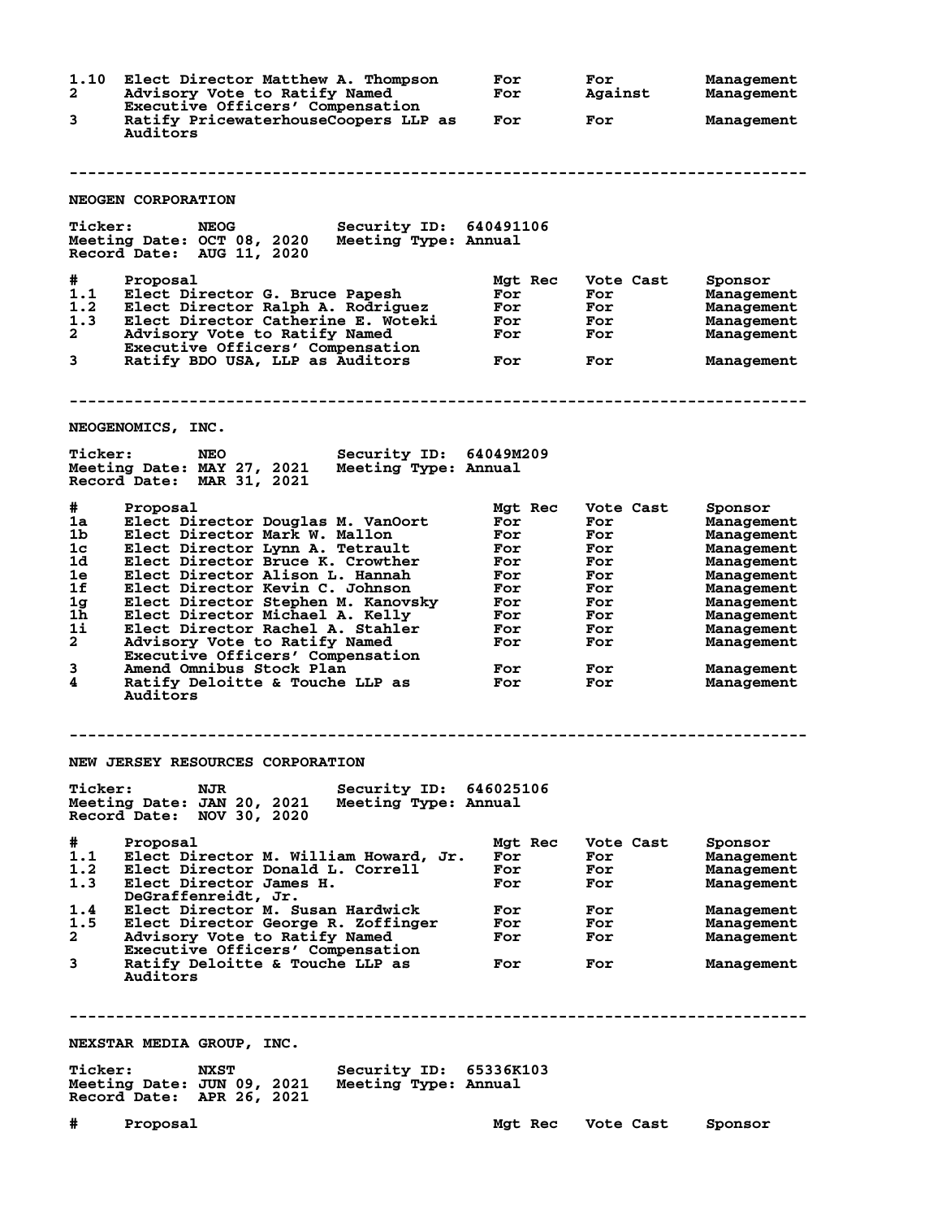| # | Proposal | Mgt Rec | Vote Cast | Sponsor |
|---|---|---|---|---|
| 1.10 | Elect Director Matthew A. Thompson | For | For | Management |
| 2 | Advisory Vote to Ratify Named Executive Officers' Compensation | For | Against | Management |
| 3 | Ratify PricewaterhouseCoopers LLP as Auditors | For | For | Management |

---

## NEOGEN CORPORATION

Ticker: NEOG  Security ID: 640491106
Meeting Date: OCT 08, 2020  Meeting Type: Annual
Record Date: AUG 11, 2020

| # | Proposal | Mgt Rec | Vote Cast | Sponsor |
|---|---|---|---|---|
| 1.1 | Elect Director G. Bruce Papesh | For | For | Management |
| 1.2 | Elect Director Ralph A. Rodriguez | For | For | Management |
| 1.3 | Elect Director Catherine E. Woteki | For | For | Management |
| 2 | Advisory Vote to Ratify Named Executive Officers' Compensation | For | For | Management |
| 3 | Ratify BDO USA, LLP as Auditors | For | For | Management |

---

## NEOGENOMICS, INC.

Ticker: NEO  Security ID: 64049M209
Meeting Date: MAY 27, 2021  Meeting Type: Annual
Record Date: MAR 31, 2021

| # | Proposal | Mgt Rec | Vote Cast | Sponsor |
|---|---|---|---|---|
| 1a | Elect Director Douglas M. VanOort | For | For | Management |
| 1b | Elect Director Mark W. Mallon | For | For | Management |
| 1c | Elect Director Lynn A. Tetrault | For | For | Management |
| 1d | Elect Director Bruce K. Crowther | For | For | Management |
| 1e | Elect Director Alison L. Hannah | For | For | Management |
| 1f | Elect Director Kevin C. Johnson | For | For | Management |
| 1g | Elect Director Stephen M. Kanovsky | For | For | Management |
| 1h | Elect Director Michael A. Kelly | For | For | Management |
| 1i | Elect Director Rachel A. Stahler | For | For | Management |
| 2 | Advisory Vote to Ratify Named Executive Officers' Compensation | For | For | Management |
| 3 | Amend Omnibus Stock Plan | For | For | Management |
| 4 | Ratify Deloitte & Touche LLP as Auditors | For | For | Management |

---

## NEW JERSEY RESOURCES CORPORATION

Ticker: NJR  Security ID: 646025106
Meeting Date: JAN 20, 2021  Meeting Type: Annual
Record Date: NOV 30, 2020

| # | Proposal | Mgt Rec | Vote Cast | Sponsor |
|---|---|---|---|---|
| 1.1 | Elect Director M. William Howard, Jr. | For | For | Management |
| 1.2 | Elect Director Donald L. Correll | For | For | Management |
| 1.3 | Elect Director James H. DeGraffenreidt, Jr. | For | For | Management |
| 1.4 | Elect Director M. Susan Hardwick | For | For | Management |
| 1.5 | Elect Director George R. Zoffinger | For | For | Management |
| 2 | Advisory Vote to Ratify Named Executive Officers' Compensation | For | For | Management |
| 3 | Ratify Deloitte & Touche LLP as Auditors | For | For | Management |

---

## NEXSTAR MEDIA GROUP, INC.

Ticker: NXST  Security ID: 65336K103
Meeting Date: JUN 09, 2021  Meeting Type: Annual
Record Date: APR 26, 2021

| # | Proposal | Mgt Rec | Vote Cast | Sponsor |
|---|---|---|---|---|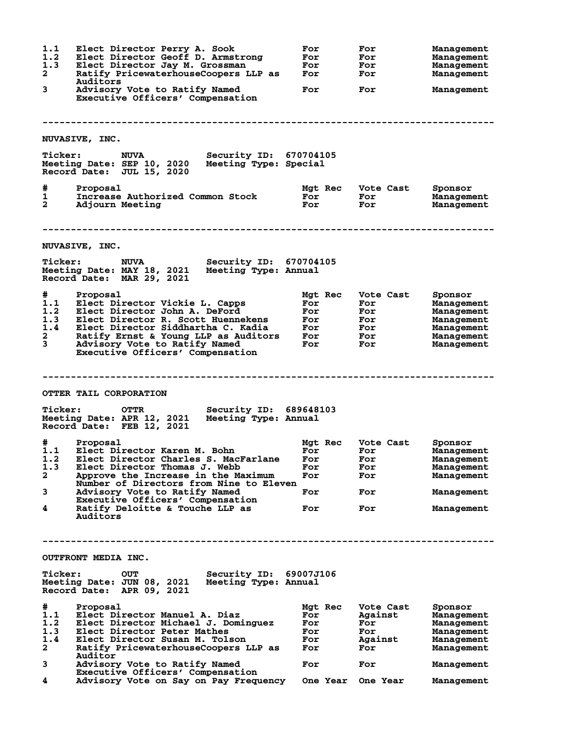| # | Proposal | Mgt Rec | Vote Cast | Sponsor |
|---|---|---|---|---|
| 1.1 | Elect Director Perry A. Sook | For | For | Management |
| 1.2 | Elect Director Geoff D. Armstrong | For | For | Management |
| 1.3 | Elect Director Jay M. Grossman | For | For | Management |
| 2 | Ratify PricewaterhouseCoopers LLP as Auditors | For | For | Management |
| 3 | Advisory Vote to Ratify Named Executive Officers' Compensation | For | For | Management |

---

## NUVASIVE, INC.

**Ticker:** NUVA **Security ID:** 670704105
**Meeting Date:** SEP 10, 2020 **Meeting Type:** Special
**Record Date:** JUL 15, 2020

| # | Proposal | Mgt Rec | Vote Cast | Sponsor |
|---|---|---|---|---|
| 1 | Increase Authorized Common Stock | For | For | Management |
| 2 | Adjourn Meeting | For | For | Management |

---

## NUVASIVE, INC.

**Ticker:** NUVA **Security ID:** 670704105
**Meeting Date:** MAY 18, 2021 **Meeting Type:** Annual
**Record Date:** MAR 29, 2021

| # | Proposal | Mgt Rec | Vote Cast | Sponsor |
|---|---|---|---|---|
| 1.1 | Elect Director Vickie L. Capps | For | For | Management |
| 1.2 | Elect Director John A. DeFord | For | For | Management |
| 1.3 | Elect Director R. Scott Huennekens | For | For | Management |
| 1.4 | Elect Director Siddhartha C. Kadia | For | For | Management |
| 2 | Ratify Ernst & Young LLP as Auditors | For | For | Management |
| 3 | Advisory Vote to Ratify Named Executive Officers' Compensation | For | For | Management |

---

## OTTER TAIL CORPORATION

**Ticker:** OTTR **Security ID:** 689648103
**Meeting Date:** APR 12, 2021 **Meeting Type:** Annual
**Record Date:** FEB 12, 2021

| # | Proposal | Mgt Rec | Vote Cast | Sponsor |
|---|---|---|---|---|
| 1.1 | Elect Director Karen M. Bohn | For | For | Management |
| 1.2 | Elect Director Charles S. MacFarlane | For | For | Management |
| 1.3 | Elect Director Thomas J. Webb | For | For | Management |
| 2 | Approve the Increase in the Maximum Number of Directors from Nine to Eleven | For | For | Management |
| 3 | Advisory Vote to Ratify Named Executive Officers' Compensation | For | For | Management |
| 4 | Ratify Deloitte & Touche LLP as Auditors | For | For | Management |

---

## OUTFRONT MEDIA INC.

**Ticker:** OUT **Security ID:** 69007J106
**Meeting Date:** JUN 08, 2021 **Meeting Type:** Annual
**Record Date:** APR 09, 2021

| # | Proposal | Mgt Rec | Vote Cast | Sponsor |
|---|---|---|---|---|
| 1.1 | Elect Director Manuel A. Diaz | For | Against | Management |
| 1.2 | Elect Director Michael J. Dominguez | For | For | Management |
| 1.3 | Elect Director Peter Mathes | For | For | Management |
| 1.4 | Elect Director Susan M. Tolson | For | Against | Management |
| 2 | Ratify PricewaterhouseCoopers LLP as Auditor | For | For | Management |
| 3 | Advisory Vote to Ratify Named Executive Officers' Compensation | For | For | Management |
| 4 | Advisory Vote on Say on Pay Frequency | One Year | One Year | Management |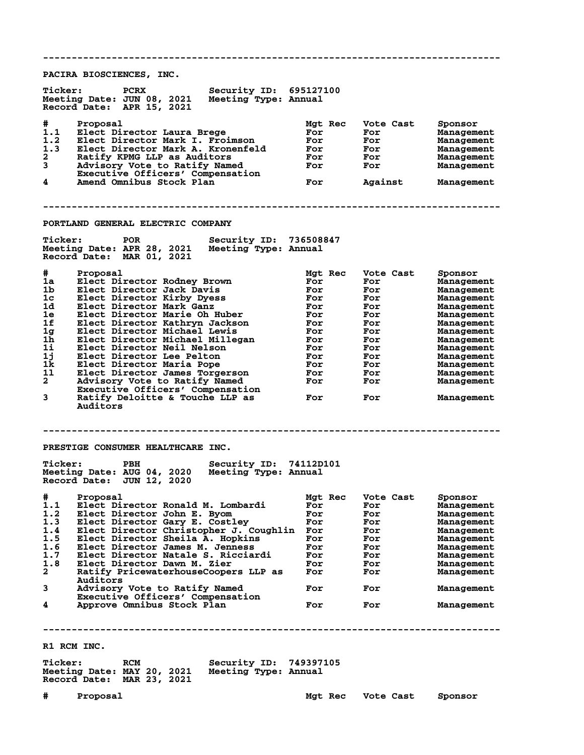---

## PACIRA BIOSCIENCES, INC.

**Ticker:** PCRX **Security ID:** 695127100
**Meeting Date:** JUN 08, 2021 **Meeting Type:** Annual
**Record Date:** APR 15, 2021

| # | Proposal | Mgt Rec | Vote Cast | Sponsor |
|---|---|---|---|---|
| 1.1 | Elect Director Laura Brege | For | For | Management |
| 1.2 | Elect Director Mark I. Froimson | For | For | Management |
| 1.3 | Elect Director Mark A. Kronenfeld | For | For | Management |
| 2 | Ratify KPMG LLP as Auditors | For | For | Management |
| 3 | Advisory Vote to Ratify Named Executive Officers' Compensation | For | For | Management |
| 4 | Amend Omnibus Stock Plan | For | Against | Management |

---

## PORTLAND GENERAL ELECTRIC COMPANY

**Ticker:** POR **Security ID:** 736508847
**Meeting Date:** APR 28, 2021 **Meeting Type:** Annual
**Record Date:** MAR 01, 2021

| # | Proposal | Mgt Rec | Vote Cast | Sponsor |
|---|---|---|---|---|
| 1a | Elect Director Rodney Brown | For | For | Management |
| 1b | Elect Director Jack Davis | For | For | Management |
| 1c | Elect Director Kirby Dyess | For | For | Management |
| 1d | Elect Director Mark Ganz | For | For | Management |
| 1e | Elect Director Marie Oh Huber | For | For | Management |
| 1f | Elect Director Kathryn Jackson | For | For | Management |
| 1g | Elect Director Michael Lewis | For | For | Management |
| 1h | Elect Director Michael Millegan | For | For | Management |
| 1i | Elect Director Neil Nelson | For | For | Management |
| 1j | Elect Director Lee Pelton | For | For | Management |
| 1k | Elect Director Maria Pope | For | For | Management |
| 1l | Elect Director James Torgerson | For | For | Management |
| 2 | Advisory Vote to Ratify Named Executive Officers' Compensation | For | For | Management |
| 3 | Ratify Deloitte & Touche LLP as Auditors | For | For | Management |

---

## PRESTIGE CONSUMER HEALTHCARE INC.

**Ticker:** PBH **Security ID:** 74112D101
**Meeting Date:** AUG 04, 2020 **Meeting Type:** Annual
**Record Date:** JUN 12, 2020

| # | Proposal | Mgt Rec | Vote Cast | Sponsor |
|---|---|---|---|---|
| 1.1 | Elect Director Ronald M. Lombardi | For | For | Management |
| 1.2 | Elect Director John E. Byom | For | For | Management |
| 1.3 | Elect Director Gary E. Costley | For | For | Management |
| 1.4 | Elect Director Christopher J. Coughlin | For | For | Management |
| 1.5 | Elect Director Sheila A. Hopkins | For | For | Management |
| 1.6 | Elect Director James M. Jenness | For | For | Management |
| 1.7 | Elect Director Natale S. Ricciardi | For | For | Management |
| 1.8 | Elect Director Dawn M. Zier | For | For | Management |
| 2 | Ratify PricewaterhouseCoopers LLP as Auditors | For | For | Management |
| 3 | Advisory Vote to Ratify Named Executive Officers' Compensation | For | For | Management |
| 4 | Approve Omnibus Stock Plan | For | For | Management |

---

## R1 RCM INC.

**Ticker:** RCM **Security ID:** 749397105
**Meeting Date:** MAY 20, 2021 **Meeting Type:** Annual
**Record Date:** MAR 23, 2021

| # | Proposal | Mgt Rec | Vote Cast | Sponsor |
|---|---|---|---|---|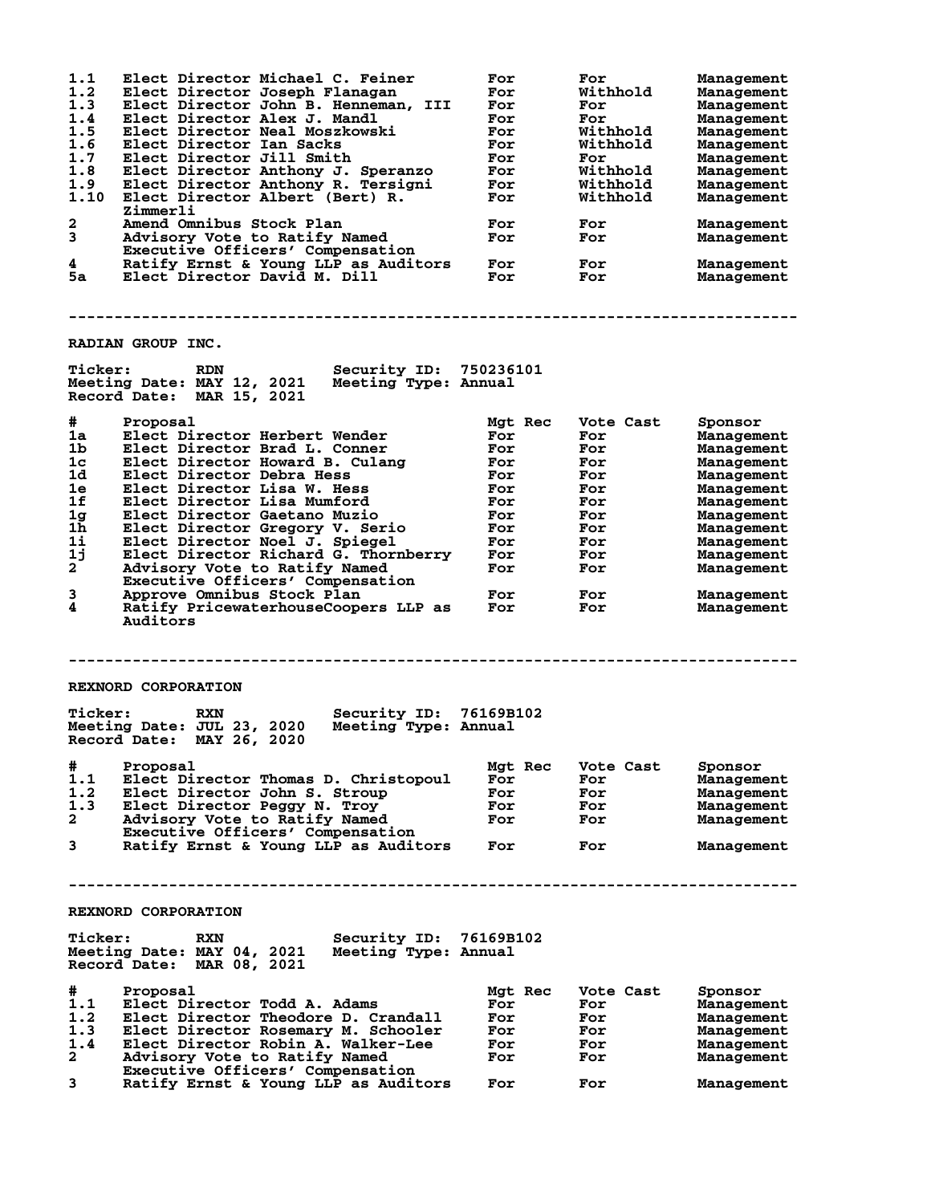| # | Proposal | Mgt Rec | Vote Cast | Sponsor |
|---|---|---|---|---|
| 1.1 | Elect Director Michael C. Feiner | For | For | Management |
| 1.2 | Elect Director Joseph Flanagan | For | Withhold | Management |
| 1.3 | Elect Director John B. Henneman, III | For | For | Management |
| 1.4 | Elect Director Alex J. Mandl | For | For | Management |
| 1.5 | Elect Director Neal Moszkowski | For | Withhold | Management |
| 1.6 | Elect Director Ian Sacks | For | Withhold | Management |
| 1.7 | Elect Director Jill Smith | For | For | Management |
| 1.8 | Elect Director Anthony J. Speranzo | For | Withhold | Management |
| 1.9 | Elect Director Anthony R. Tersigni | For | Withhold | Management |
| 1.10 | Elect Director Albert (Bert) R. Zimmerli | For | Withhold | Management |
| 2 | Amend Omnibus Stock Plan | For | For | Management |
| 3 | Advisory Vote to Ratify Named Executive Officers' Compensation | For | For | Management |
| 4 | Ratify Ernst & Young LLP as Auditors | For | For | Management |
| 5a | Elect Director David M. Dill | For | For | Management |

---

## RADIAN GROUP INC.

**Ticker:** RDN **Security ID:** 750236101
**Meeting Date:** MAY 12, 2021 **Meeting Type:** Annual
**Record Date:** MAR 15, 2021

| # | Proposal | Mgt Rec | Vote Cast | Sponsor |
|---|---|---|---|---|
| 1a | Elect Director Herbert Wender | For | For | Management |
| 1b | Elect Director Brad L. Conner | For | For | Management |
| 1c | Elect Director Howard B. Culang | For | For | Management |
| 1d | Elect Director Debra Hess | For | For | Management |
| 1e | Elect Director Lisa W. Hess | For | For | Management |
| 1f | Elect Director Lisa Mumford | For | For | Management |
| 1g | Elect Director Gaetano Muzio | For | For | Management |
| 1h | Elect Director Gregory V. Serio | For | For | Management |
| 1i | Elect Director Noel J. Spiegel | For | For | Management |
| 1j | Elect Director Richard G. Thornberry | For | For | Management |
| 2 | Advisory Vote to Ratify Named Executive Officers' Compensation | For | For | Management |
| 3 | Approve Omnibus Stock Plan | For | For | Management |
| 4 | Ratify PricewaterhouseCoopers LLP as Auditors | For | For | Management |

---

## REXNORD CORPORATION

**Ticker:** RXN **Security ID:** 76169B102
**Meeting Date:** JUL 23, 2020 **Meeting Type:** Annual
**Record Date:** MAY 26, 2020

| # | Proposal | Mgt Rec | Vote Cast | Sponsor |
|---|---|---|---|---|
| 1.1 | Elect Director Thomas D. Christopoul | For | For | Management |
| 1.2 | Elect Director John S. Stroup | For | For | Management |
| 1.3 | Elect Director Peggy N. Troy | For | For | Management |
| 2 | Advisory Vote to Ratify Named Executive Officers' Compensation | For | For | Management |
| 3 | Ratify Ernst & Young LLP as Auditors | For | For | Management |

---

## REXNORD CORPORATION

**Ticker:** RXN **Security ID:** 76169B102
**Meeting Date:** MAY 04, 2021 **Meeting Type:** Annual
**Record Date:** MAR 08, 2021

| # | Proposal | Mgt Rec | Vote Cast | Sponsor |
|---|---|---|---|---|
| 1.1 | Elect Director Todd A. Adams | For | For | Management |
| 1.2 | Elect Director Theodore D. Crandall | For | For | Management |
| 1.3 | Elect Director Rosemary M. Schooler | For | For | Management |
| 1.4 | Elect Director Robin A. Walker-Lee | For | For | Management |
| 2 | Advisory Vote to Ratify Named Executive Officers' Compensation | For | For | Management |
| 3 | Ratify Ernst & Young LLP as Auditors | For | For | Management |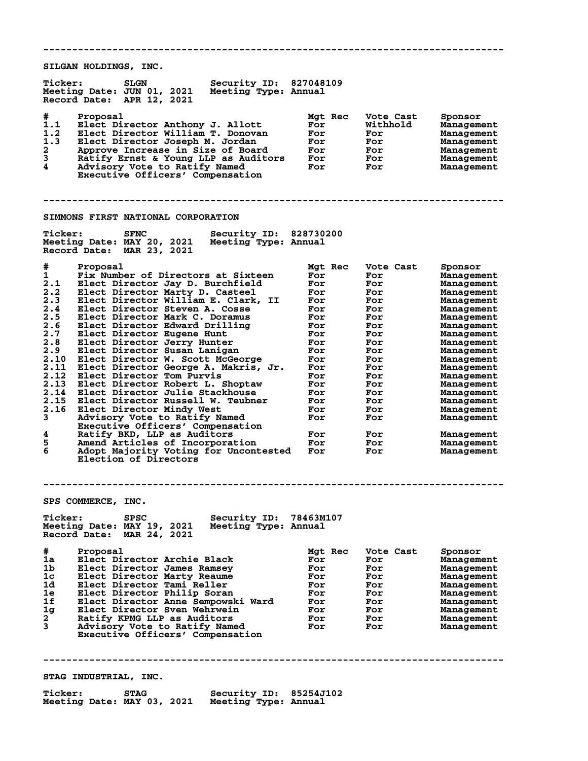---

## SILGAN HOLDINGS, INC.

**Ticker:** SLGN **Security ID:** 827048109
**Meeting Date:** JUN 01, 2021 **Meeting Type:** Annual
**Record Date:** APR 12, 2021

| # | Proposal | Mgt Rec | Vote Cast | Sponsor |
|---|---|---|---|---|
| 1.1 | Elect Director Anthony J. Allott | For | Withhold | Management |
| 1.2 | Elect Director William T. Donovan | For | For | Management |
| 1.3 | Elect Director Joseph M. Jordan | For | For | Management |
| 2 | Approve Increase in Size of Board | For | For | Management |
| 3 | Ratify Ernst & Young LLP as Auditors | For | For | Management |
| 4 | Advisory Vote to Ratify Named Executive Officers' Compensation | For | For | Management |

---

## SIMMONS FIRST NATIONAL CORPORATION

**Ticker:** SFNC **Security ID:** 828730200
**Meeting Date:** MAY 20, 2021 **Meeting Type:** Annual
**Record Date:** MAR 23, 2021

| # | Proposal | Mgt Rec | Vote Cast | Sponsor |
|---|---|---|---|---|
| 1 | Fix Number of Directors at Sixteen | For | For | Management |
| 2.1 | Elect Director Jay D. Burchfield | For | For | Management |
| 2.2 | Elect Director Marty D. Casteel | For | For | Management |
| 2.3 | Elect Director William E. Clark, II | For | For | Management |
| 2.4 | Elect Director Steven A. Cosse | For | For | Management |
| 2.5 | Elect Director Mark C. Doramus | For | For | Management |
| 2.6 | Elect Director Edward Drilling | For | For | Management |
| 2.7 | Elect Director Eugene Hunt | For | For | Management |
| 2.8 | Elect Director Jerry Hunter | For | For | Management |
| 2.9 | Elect Director Susan Lanigan | For | For | Management |
| 2.10 | Elect Director W. Scott McGeorge | For | For | Management |
| 2.11 | Elect Director George A. Makris, Jr. | For | For | Management |
| 2.12 | Elect Director Tom Purvis | For | For | Management |
| 2.13 | Elect Director Robert L. Shoptaw | For | For | Management |
| 2.14 | Elect Director Julie Stackhouse | For | For | Management |
| 2.15 | Elect Director Russell W. Teubner | For | For | Management |
| 2.16 | Elect Director Mindy West | For | For | Management |
| 3 | Advisory Vote to Ratify Named Executive Officers' Compensation | For | For | Management |
| 4 | Ratify BKD, LLP as Auditors | For | For | Management |
| 5 | Amend Articles of Incorporation | For | For | Management |
| 6 | Adopt Majority Voting for Uncontested Election of Directors | For | For | Management |

---

## SPS COMMERCE, INC.

**Ticker:** SPSC **Security ID:** 78463M107
**Meeting Date:** MAY 19, 2021 **Meeting Type:** Annual
**Record Date:** MAR 24, 2021

| # | Proposal | Mgt Rec | Vote Cast | Sponsor |
|---|---|---|---|---|
| 1a | Elect Director Archie Black | For | For | Management |
| 1b | Elect Director James Ramsey | For | For | Management |
| 1c | Elect Director Marty Reaume | For | For | Management |
| 1d | Elect Director Tami Reller | For | For | Management |
| 1e | Elect Director Philip Soran | For | For | Management |
| 1f | Elect Director Anne Sempowski Ward | For | For | Management |
| 1g | Elect Director Sven Wehrwein | For | For | Management |
| 2 | Ratify KPMG LLP as Auditors | For | For | Management |
| 3 | Advisory Vote to Ratify Named Executive Officers' Compensation | For | For | Management |

---

## STAG INDUSTRIAL, INC.

**Ticker:** STAG **Security ID:** 85254J102
**Meeting Date:** MAY 03, 2021 **Meeting Type:** Annual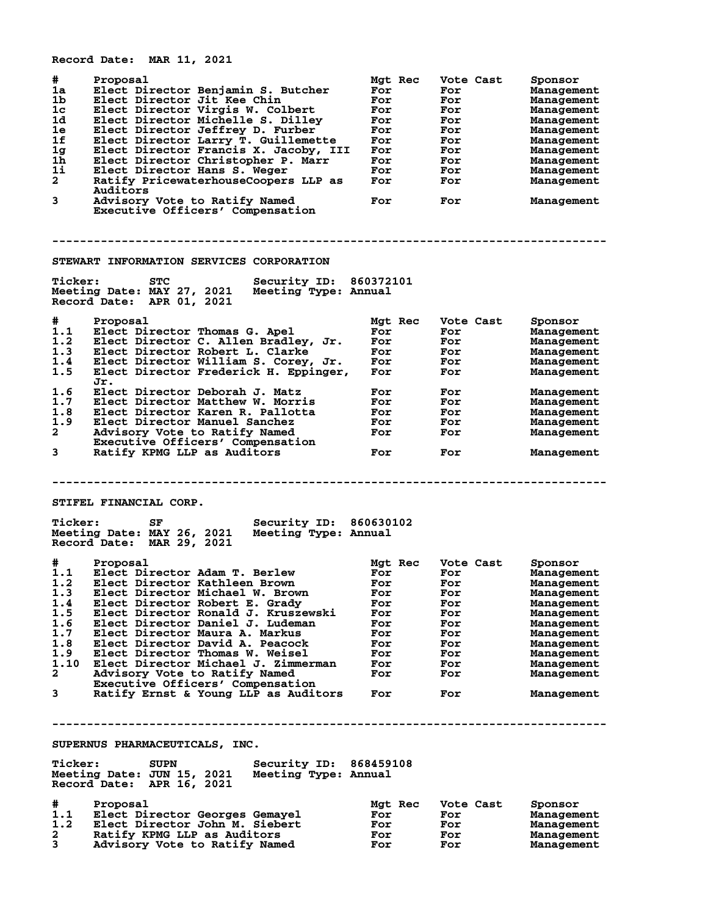Record Date: MAR 11, 2021

| # | Proposal | Mgt Rec | Vote Cast | Sponsor |
|---|---|---|---|---|
| 1a | Elect Director Benjamin S. Butcher | For | For | Management |
| 1b | Elect Director Jit Kee Chin | For | For | Management |
| 1c | Elect Director Virgis W. Colbert | For | For | Management |
| 1d | Elect Director Michelle S. Dilley | For | For | Management |
| 1e | Elect Director Jeffrey D. Furber | For | For | Management |
| 1f | Elect Director Larry T. Guillemette | For | For | Management |
| 1g | Elect Director Francis X. Jacoby, III | For | For | Management |
| 1h | Elect Director Christopher P. Marr | For | For | Management |
| 1i | Elect Director Hans S. Weger | For | For | Management |
| 2 | Ratify PricewaterhouseCoopers LLP as Auditors | For | For | Management |
| 3 | Advisory Vote to Ratify Named Executive Officers' Compensation | For | For | Management |

---

## STEWART INFORMATION SERVICES CORPORATION

Ticker: STC  Security ID: 860372101
Meeting Date: MAY 27, 2021  Meeting Type: Annual
Record Date: APR 01, 2021

| # | Proposal | Mgt Rec | Vote Cast | Sponsor |
|---|---|---|---|---|
| 1.1 | Elect Director Thomas G. Apel | For | For | Management |
| 1.2 | Elect Director C. Allen Bradley, Jr. | For | For | Management |
| 1.3 | Elect Director Robert L. Clarke | For | For | Management |
| 1.4 | Elect Director William S. Corey, Jr. | For | For | Management |
| 1.5 | Elect Director Frederick H. Eppinger, Jr. | For | For | Management |
| 1.6 | Elect Director Deborah J. Matz | For | For | Management |
| 1.7 | Elect Director Matthew W. Morris | For | For | Management |
| 1.8 | Elect Director Karen R. Pallotta | For | For | Management |
| 1.9 | Elect Director Manuel Sanchez | For | For | Management |
| 2 | Advisory Vote to Ratify Named Executive Officers' Compensation | For | For | Management |
| 3 | Ratify KPMG LLP as Auditors | For | For | Management |

---

## STIFEL FINANCIAL CORP.

Ticker: SF  Security ID: 860630102
Meeting Date: MAY 26, 2021  Meeting Type: Annual
Record Date: MAR 29, 2021

| # | Proposal | Mgt Rec | Vote Cast | Sponsor |
|---|---|---|---|---|
| 1.1 | Elect Director Adam T. Berlew | For | For | Management |
| 1.2 | Elect Director Kathleen Brown | For | For | Management |
| 1.3 | Elect Director Michael W. Brown | For | For | Management |
| 1.4 | Elect Director Robert E. Grady | For | For | Management |
| 1.5 | Elect Director Ronald J. Kruszewski | For | For | Management |
| 1.6 | Elect Director Daniel J. Ludeman | For | For | Management |
| 1.7 | Elect Director Maura A. Markus | For | For | Management |
| 1.8 | Elect Director David A. Peacock | For | For | Management |
| 1.9 | Elect Director Thomas W. Weisel | For | For | Management |
| 1.10 | Elect Director Michael J. Zimmerman | For | For | Management |
| 2 | Advisory Vote to Ratify Named Executive Officers' Compensation | For | For | Management |
| 3 | Ratify Ernst & Young LLP as Auditors | For | For | Management |

---

## SUPERNUS PHARMACEUTICALS, INC.

Ticker: SUPN  Security ID: 868459108
Meeting Date: JUN 15, 2021  Meeting Type: Annual
Record Date: APR 16, 2021

| # | Proposal | Mgt Rec | Vote Cast | Sponsor |
|---|---|---|---|---|
| 1.1 | Elect Director Georges Gemayel | For | For | Management |
| 1.2 | Elect Director John M. Siebert | For | For | Management |
| 2 | Ratify KPMG LLP as Auditors | For | For | Management |
| 3 | Advisory Vote to Ratify Named | For | For | Management |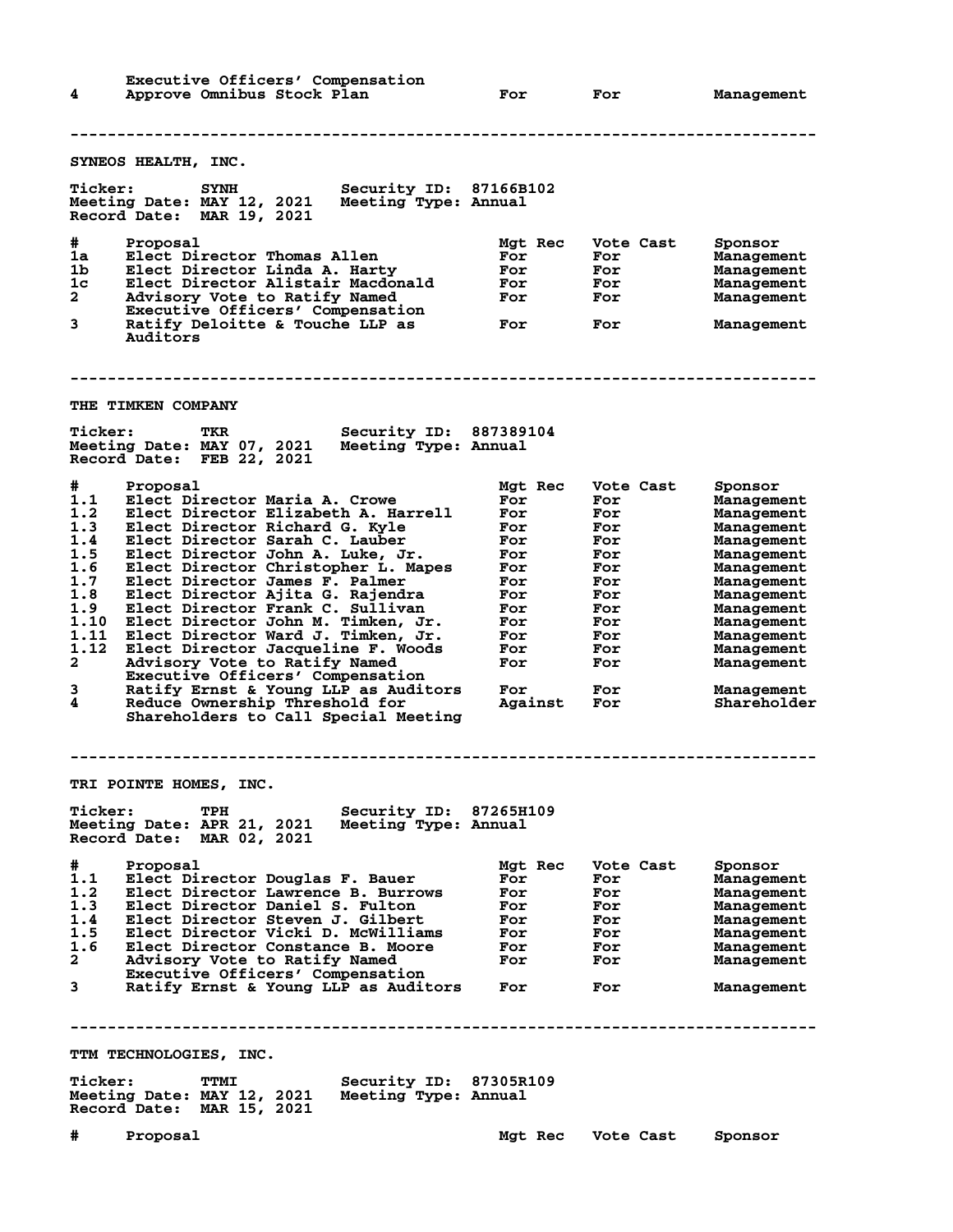| # | Proposal | Mgt Rec | Vote Cast | Sponsor |
|---|---|---|---|---|
| | Executive Officers' Compensation | | | |
| 4 | Approve Omnibus Stock Plan | For | For | Management |

---

## SYNEOS HEALTH, INC.

**Ticker:** SYNH **Security ID:** 87166B102
**Meeting Date:** MAY 12, 2021 **Meeting Type:** Annual
**Record Date:** MAR 19, 2021

| # | Proposal | Mgt Rec | Vote Cast | Sponsor |
|---|---|---|---|---|
| 1a | Elect Director Thomas Allen | For | For | Management |
| 1b | Elect Director Linda A. Harty | For | For | Management |
| 1c | Elect Director Alistair Macdonald | For | For | Management |
| 2 | Advisory Vote to Ratify Named Executive Officers' Compensation | For | For | Management |
| 3 | Ratify Deloitte & Touche LLP as Auditors | For | For | Management |

---

## THE TIMKEN COMPANY

**Ticker:** TKR **Security ID:** 887389104
**Meeting Date:** MAY 07, 2021 **Meeting Type:** Annual
**Record Date:** FEB 22, 2021

| # | Proposal | Mgt Rec | Vote Cast | Sponsor |
|---|---|---|---|---|
| 1.1 | Elect Director Maria A. Crowe | For | For | Management |
| 1.2 | Elect Director Elizabeth A. Harrell | For | For | Management |
| 1.3 | Elect Director Richard G. Kyle | For | For | Management |
| 1.4 | Elect Director Sarah C. Lauber | For | For | Management |
| 1.5 | Elect Director John A. Luke, Jr. | For | For | Management |
| 1.6 | Elect Director Christopher L. Mapes | For | For | Management |
| 1.7 | Elect Director James F. Palmer | For | For | Management |
| 1.8 | Elect Director Ajita G. Rajendra | For | For | Management |
| 1.9 | Elect Director Frank C. Sullivan | For | For | Management |
| 1.10 | Elect Director John M. Timken, Jr. | For | For | Management |
| 1.11 | Elect Director Ward J. Timken, Jr. | For | For | Management |
| 1.12 | Elect Director Jacqueline F. Woods | For | For | Management |
| 2 | Advisory Vote to Ratify Named Executive Officers' Compensation | For | For | Management |
| 3 | Ratify Ernst & Young LLP as Auditors | For | For | Management |
| 4 | Reduce Ownership Threshold for Shareholders to Call Special Meeting | Against | For | Shareholder |

---

## TRI POINTE HOMES, INC.

**Ticker:** TPH **Security ID:** 87265H109
**Meeting Date:** APR 21, 2021 **Meeting Type:** Annual
**Record Date:** MAR 02, 2021

| # | Proposal | Mgt Rec | Vote Cast | Sponsor |
|---|---|---|---|---|
| 1.1 | Elect Director Douglas F. Bauer | For | For | Management |
| 1.2 | Elect Director Lawrence B. Burrows | For | For | Management |
| 1.3 | Elect Director Daniel S. Fulton | For | For | Management |
| 1.4 | Elect Director Steven J. Gilbert | For | For | Management |
| 1.5 | Elect Director Vicki D. McWilliams | For | For | Management |
| 1.6 | Elect Director Constance B. Moore | For | For | Management |
| 2 | Advisory Vote to Ratify Named Executive Officers' Compensation | For | For | Management |
| 3 | Ratify Ernst & Young LLP as Auditors | For | For | Management |

---

## TTM TECHNOLOGIES, INC.

**Ticker:** TTMI **Security ID:** 87305R109
**Meeting Date:** MAY 12, 2021 **Meeting Type:** Annual
**Record Date:** MAR 15, 2021

| # | Proposal | Mgt Rec | Vote Cast | Sponsor |
|---|---|---|---|---|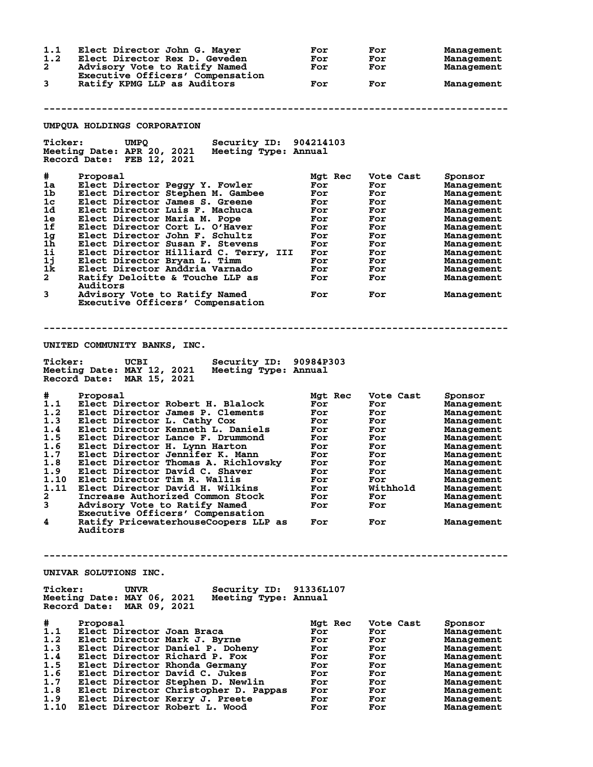| # | Proposal | Mgt Rec | Vote Cast | Sponsor |
|---|---|---|---|---|
| 1.1 | Elect Director John G. Mayer | For | For | Management |
| 1.2 | Elect Director Rex D. Geveden | For | For | Management |
| 2 | Advisory Vote to Ratify Named Executive Officers' Compensation | For | For | Management |
| 3 | Ratify KPMG LLP as Auditors | For | For | Management |

---

## UMPQUA HOLDINGS CORPORATION

**Ticker:** UMPQ **Security ID:** 904214103
**Meeting Date:** APR 20, 2021 **Meeting Type:** Annual
**Record Date:** FEB 12, 2021

| # | Proposal | Mgt Rec | Vote Cast | Sponsor |
|---|---|---|---|---|
| 1a | Elect Director Peggy Y. Fowler | For | For | Management |
| 1b | Elect Director Stephen M. Gambee | For | For | Management |
| 1c | Elect Director James S. Greene | For | For | Management |
| 1d | Elect Director Luis F. Machuca | For | For | Management |
| 1e | Elect Director Maria M. Pope | For | For | Management |
| 1f | Elect Director Cort L. O'Haver | For | For | Management |
| 1g | Elect Director John F. Schultz | For | For | Management |
| 1h | Elect Director Susan F. Stevens | For | For | Management |
| 1i | Elect Director Hilliard C. Terry, III | For | For | Management |
| 1j | Elect Director Bryan L. Timm | For | For | Management |
| 1k | Elect Director Anddria Varnado | For | For | Management |
| 2 | Ratify Deloitte & Touche LLP as Auditors | For | For | Management |
| 3 | Advisory Vote to Ratify Named Executive Officers' Compensation | For | For | Management |

---

## UNITED COMMUNITY BANKS, INC.

**Ticker:** UCBI **Security ID:** 90984P303
**Meeting Date:** MAY 12, 2021 **Meeting Type:** Annual
**Record Date:** MAR 15, 2021

| # | Proposal | Mgt Rec | Vote Cast | Sponsor |
|---|---|---|---|---|
| 1.1 | Elect Director Robert H. Blalock | For | For | Management |
| 1.2 | Elect Director James P. Clements | For | For | Management |
| 1.3 | Elect Director L. Cathy Cox | For | For | Management |
| 1.4 | Elect Director Kenneth L. Daniels | For | For | Management |
| 1.5 | Elect Director Lance F. Drummond | For | For | Management |
| 1.6 | Elect Director H. Lynn Harton | For | For | Management |
| 1.7 | Elect Director Jennifer K. Mann | For | For | Management |
| 1.8 | Elect Director Thomas A. Richlovsky | For | For | Management |
| 1.9 | Elect Director David C. Shaver | For | For | Management |
| 1.10 | Elect Director Tim R. Wallis | For | For | Management |
| 1.11 | Elect Director David H. Wilkins | For | Withhold | Management |
| 2 | Increase Authorized Common Stock | For | For | Management |
| 3 | Advisory Vote to Ratify Named Executive Officers' Compensation | For | For | Management |
| 4 | Ratify PricewaterhouseCoopers LLP as Auditors | For | For | Management |

---

## UNIVAR SOLUTIONS INC.

**Ticker:** UNVR **Security ID:** 91336L107
**Meeting Date:** MAY 06, 2021 **Meeting Type:** Annual
**Record Date:** MAR 09, 2021

| # | Proposal | Mgt Rec | Vote Cast | Sponsor |
|---|---|---|---|---|
| 1.1 | Elect Director Joan Braca | For | For | Management |
| 1.2 | Elect Director Mark J. Byrne | For | For | Management |
| 1.3 | Elect Director Daniel P. Doheny | For | For | Management |
| 1.4 | Elect Director Richard P. Fox | For | For | Management |
| 1.5 | Elect Director Rhonda Germany | For | For | Management |
| 1.6 | Elect Director David C. Jukes | For | For | Management |
| 1.7 | Elect Director Stephen D. Newlin | For | For | Management |
| 1.8 | Elect Director Christopher D. Pappas | For | For | Management |
| 1.9 | Elect Director Kerry J. Preete | For | For | Management |
| 1.10 | Elect Director Robert L. Wood | For | For | Management |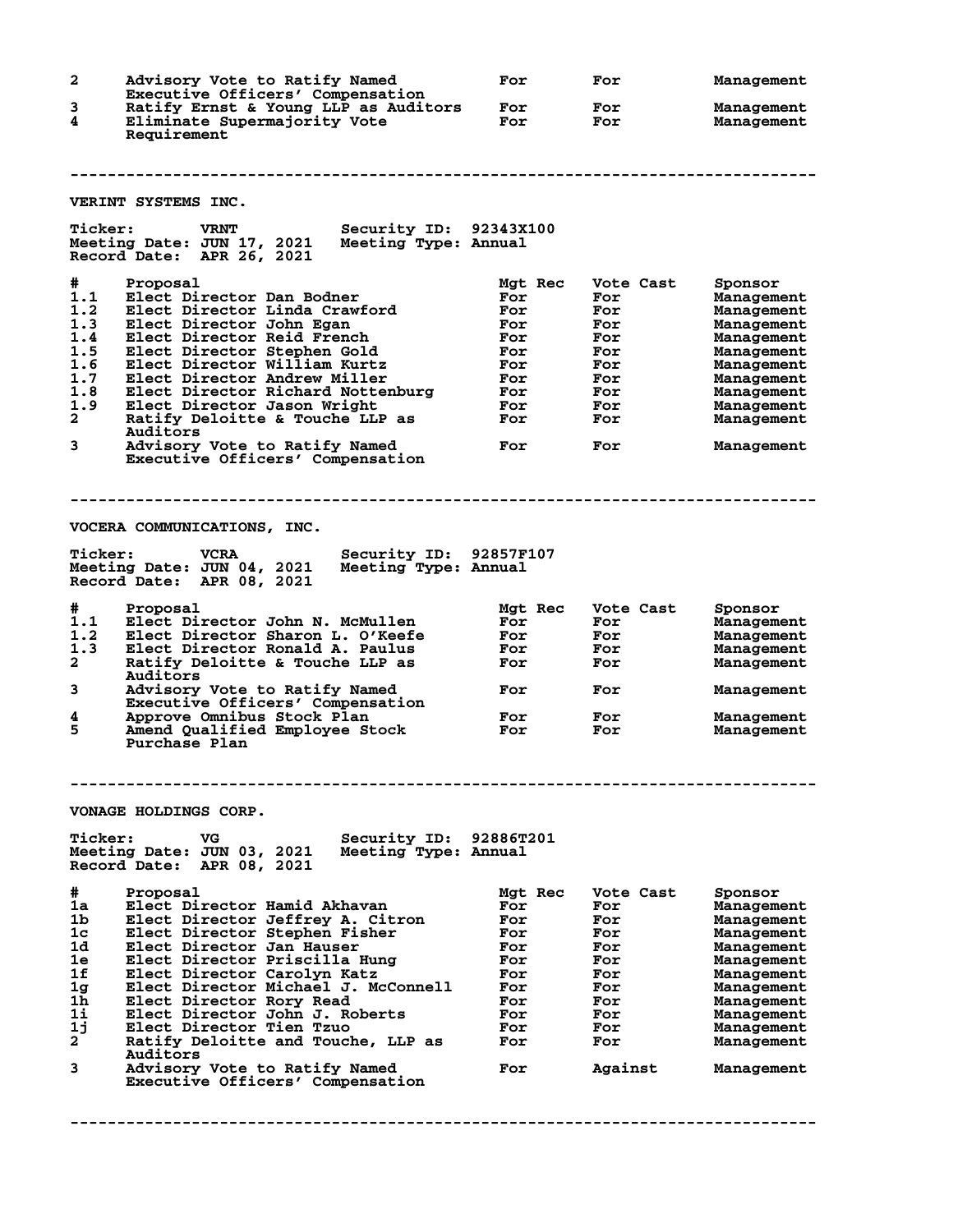| # | Proposal | Mgt Rec | Vote Cast | Sponsor |
|---|---|---|---|---|
| 2 | Advisory Vote to Ratify Named Executive Officers' Compensation | For | For | Management |
| 3 | Ratify Ernst & Young LLP as Auditors | For | For | Management |
| 4 | Eliminate Supermajority Vote Requirement | For | For | Management |

---

## VERINT SYSTEMS INC.

**Ticker:** VRNT **Security ID:** 92343X100
**Meeting Date:** JUN 17, 2021 **Meeting Type:** Annual
**Record Date:** APR 26, 2021

| # | Proposal | Mgt Rec | Vote Cast | Sponsor |
|---|---|---|---|---|
| 1.1 | Elect Director Dan Bodner | For | For | Management |
| 1.2 | Elect Director Linda Crawford | For | For | Management |
| 1.3 | Elect Director John Egan | For | For | Management |
| 1.4 | Elect Director Reid French | For | For | Management |
| 1.5 | Elect Director Stephen Gold | For | For | Management |
| 1.6 | Elect Director William Kurtz | For | For | Management |
| 1.7 | Elect Director Andrew Miller | For | For | Management |
| 1.8 | Elect Director Richard Nottenburg | For | For | Management |
| 1.9 | Elect Director Jason Wright | For | For | Management |
| 2 | Ratify Deloitte & Touche LLP as Auditors | For | For | Management |
| 3 | Advisory Vote to Ratify Named Executive Officers' Compensation | For | For | Management |

---

## VOCERA COMMUNICATIONS, INC.

**Ticker:** VCRA **Security ID:** 92857F107
**Meeting Date:** JUN 04, 2021 **Meeting Type:** Annual
**Record Date:** APR 08, 2021

| # | Proposal | Mgt Rec | Vote Cast | Sponsor |
|---|---|---|---|---|
| 1.1 | Elect Director John N. McMullen | For | For | Management |
| 1.2 | Elect Director Sharon L. O'Keefe | For | For | Management |
| 1.3 | Elect Director Ronald A. Paulus | For | For | Management |
| 2 | Ratify Deloitte & Touche LLP as Auditors | For | For | Management |
| 3 | Advisory Vote to Ratify Named Executive Officers' Compensation | For | For | Management |
| 4 | Approve Omnibus Stock Plan | For | For | Management |
| 5 | Amend Qualified Employee Stock Purchase Plan | For | For | Management |

---

## VONAGE HOLDINGS CORP.

**Ticker:** VG **Security ID:** 92886T201
**Meeting Date:** JUN 03, 2021 **Meeting Type:** Annual
**Record Date:** APR 08, 2021

| # | Proposal | Mgt Rec | Vote Cast | Sponsor |
|---|---|---|---|---|
| 1a | Elect Director Hamid Akhavan | For | For | Management |
| 1b | Elect Director Jeffrey A. Citron | For | For | Management |
| 1c | Elect Director Stephen Fisher | For | For | Management |
| 1d | Elect Director Jan Hauser | For | For | Management |
| 1e | Elect Director Priscilla Hung | For | For | Management |
| 1f | Elect Director Carolyn Katz | For | For | Management |
| 1g | Elect Director Michael J. McConnell | For | For | Management |
| 1h | Elect Director Rory Read | For | For | Management |
| 1i | Elect Director John J. Roberts | For | For | Management |
| 1j | Elect Director Tien Tzuo | For | For | Management |
| 2 | Ratify Deloitte and Touche, LLP as Auditors | For | For | Management |
| 3 | Advisory Vote to Ratify Named Executive Officers' Compensation | For | Against | Management |

---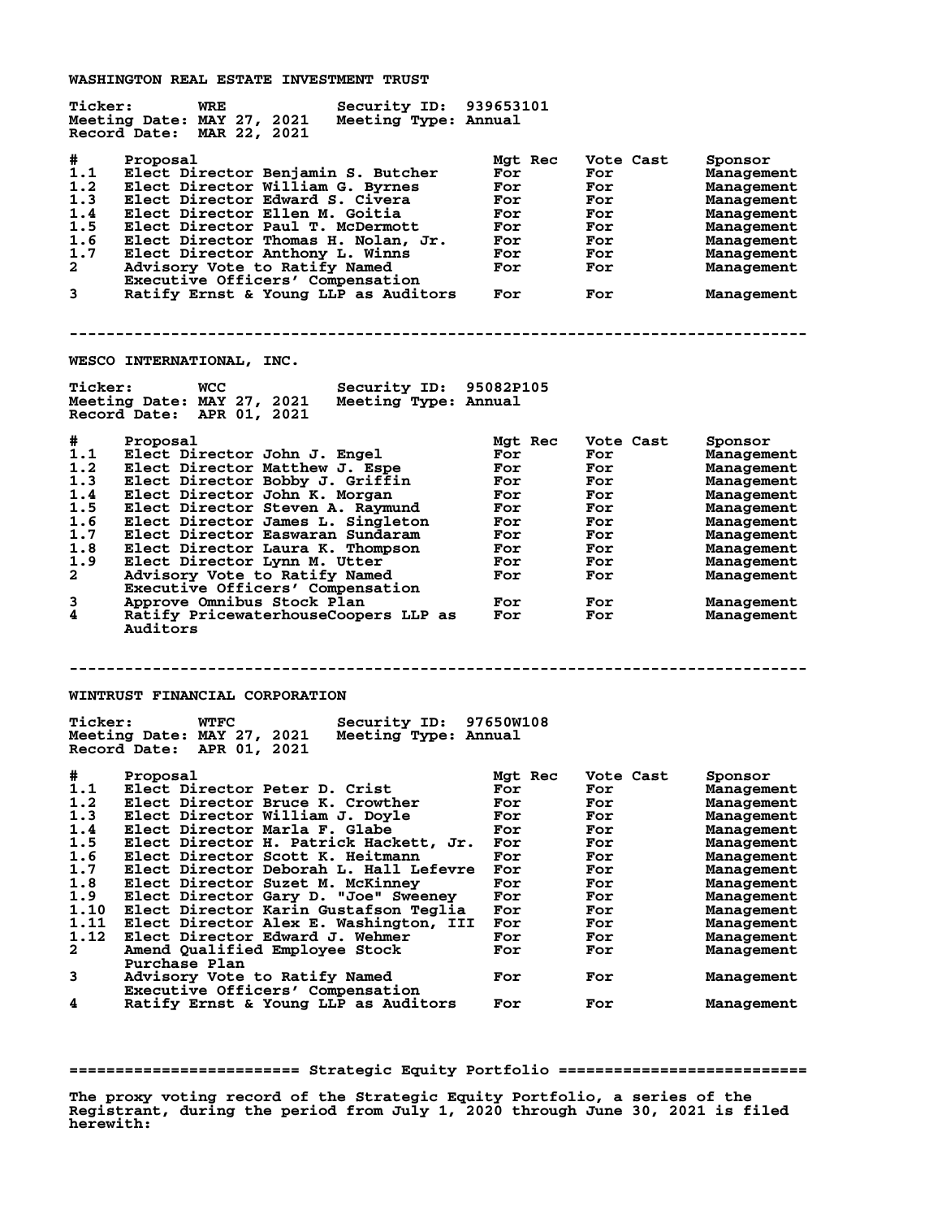## WASHINGTON REAL ESTATE INVESTMENT TRUST

**Ticker:** WRE **Security ID:** 939653101
**Meeting Date:** MAY 27, 2021 **Meeting Type:** Annual
**Record Date:** MAR 22, 2021

| # | Proposal | Mgt Rec | Vote Cast | Sponsor |
|---|---|---|---|---|
| 1.1 | Elect Director Benjamin S. Butcher | For | For | Management |
| 1.2 | Elect Director William G. Byrnes | For | For | Management |
| 1.3 | Elect Director Edward S. Civera | For | For | Management |
| 1.4 | Elect Director Ellen M. Goitia | For | For | Management |
| 1.5 | Elect Director Paul T. McDermott | For | For | Management |
| 1.6 | Elect Director Thomas H. Nolan, Jr. | For | For | Management |
| 1.7 | Elect Director Anthony L. Winns | For | For | Management |
| 2 | Advisory Vote to Ratify Named Executive Officers' Compensation | For | For | Management |
| 3 | Ratify Ernst & Young LLP as Auditors | For | For | Management |

---

## WESCO INTERNATIONAL, INC.

**Ticker:** WCC **Security ID:** 95082P105
**Meeting Date:** MAY 27, 2021 **Meeting Type:** Annual
**Record Date:** APR 01, 2021

| # | Proposal | Mgt Rec | Vote Cast | Sponsor |
|---|---|---|---|---|
| 1.1 | Elect Director John J. Engel | For | For | Management |
| 1.2 | Elect Director Matthew J. Espe | For | For | Management |
| 1.3 | Elect Director Bobby J. Griffin | For | For | Management |
| 1.4 | Elect Director John K. Morgan | For | For | Management |
| 1.5 | Elect Director Steven A. Raymund | For | For | Management |
| 1.6 | Elect Director James L. Singleton | For | For | Management |
| 1.7 | Elect Director Easwaran Sundaram | For | For | Management |
| 1.8 | Elect Director Laura K. Thompson | For | For | Management |
| 1.9 | Elect Director Lynn M. Utter | For | For | Management |
| 2 | Advisory Vote to Ratify Named Executive Officers' Compensation | For | For | Management |
| 3 | Approve Omnibus Stock Plan | For | For | Management |
| 4 | Ratify PricewaterhouseCoopers LLP as Auditors | For | For | Management |

---

## WINTRUST FINANCIAL CORPORATION

**Ticker:** WTFC **Security ID:** 97650W108
**Meeting Date:** MAY 27, 2021 **Meeting Type:** Annual
**Record Date:** APR 01, 2021

| # | Proposal | Mgt Rec | Vote Cast | Sponsor |
|---|---|---|---|---|
| 1.1 | Elect Director Peter D. Crist | For | For | Management |
| 1.2 | Elect Director Bruce K. Crowther | For | For | Management |
| 1.3 | Elect Director William J. Doyle | For | For | Management |
| 1.4 | Elect Director Marla F. Glabe | For | For | Management |
| 1.5 | Elect Director H. Patrick Hackett, Jr. | For | For | Management |
| 1.6 | Elect Director Scott K. Heitmann | For | For | Management |
| 1.7 | Elect Director Deborah L. Hall Lefevre | For | For | Management |
| 1.8 | Elect Director Suzet M. McKinney | For | For | Management |
| 1.9 | Elect Director Gary D. "Joe" Sweeney | For | For | Management |
| 1.10 | Elect Director Karin Gustafson Teglia | For | For | Management |
| 1.11 | Elect Director Alex E. Washington, III | For | For | Management |
| 1.12 | Elect Director Edward J. Wehmer | For | For | Management |
| 2 | Amend Qualified Employee Stock Purchase Plan | For | For | Management |
| 3 | Advisory Vote to Ratify Named Executive Officers' Compensation | For | For | Management |
| 4 | Ratify Ernst & Young LLP as Auditors | For | For | Management |

# Strategic Equity Portfolio

The proxy voting record of the Strategic Equity Portfolio, a series of the Registrant, during the period from July 1, 2020 through June 30, 2021 is filed herewith: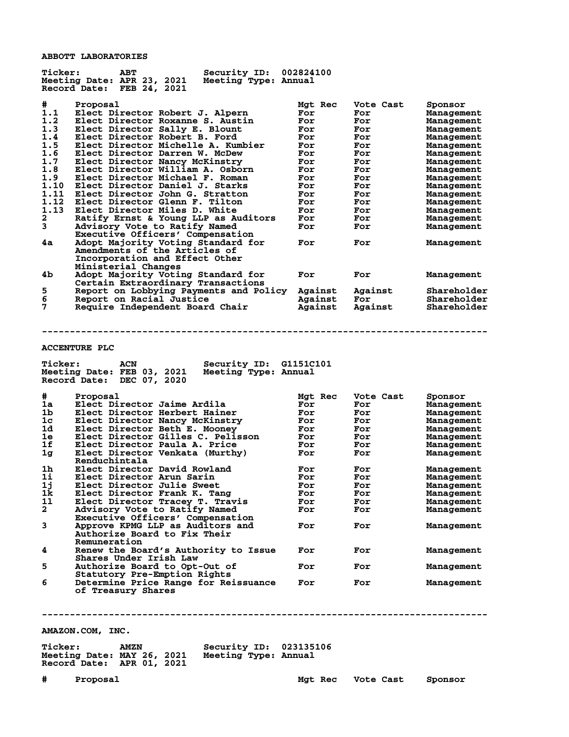## ABBOTT LABORATORIES

**Ticker:** ABT **Security ID:** 002824100
**Meeting Date:** APR 23, 2021 **Meeting Type:** Annual
**Record Date:** FEB 24, 2021

| # | Proposal | Mgt Rec | Vote Cast | Sponsor |
|---|---|---|---|---|
| 1.1 | Elect Director Robert J. Alpern | For | For | Management |
| 1.2 | Elect Director Roxanne S. Austin | For | For | Management |
| 1.3 | Elect Director Sally E. Blount | For | For | Management |
| 1.4 | Elect Director Robert B. Ford | For | For | Management |
| 1.5 | Elect Director Michelle A. Kumbier | For | For | Management |
| 1.6 | Elect Director Darren W. McDew | For | For | Management |
| 1.7 | Elect Director Nancy McKinstry | For | For | Management |
| 1.8 | Elect Director William A. Osborn | For | For | Management |
| 1.9 | Elect Director Michael F. Roman | For | For | Management |
| 1.10 | Elect Director Daniel J. Starks | For | For | Management |
| 1.11 | Elect Director John G. Stratton | For | For | Management |
| 1.12 | Elect Director Glenn F. Tilton | For | For | Management |
| 1.13 | Elect Director Miles D. White | For | For | Management |
| 2 | Ratify Ernst & Young LLP as Auditors | For | For | Management |
| 3 | Advisory Vote to Ratify Named Executive Officers' Compensation | For | For | Management |
| 4a | Adopt Majority Voting Standard for Amendments of the Articles of Incorporation and Effect Other Ministerial Changes | For | For | Management |
| 4b | Adopt Majority Voting Standard for Certain Extraordinary Transactions | For | For | Management |
| 5 | Report on Lobbying Payments and Policy | Against | Against | Shareholder |
| 6 | Report on Racial Justice | Against | For | Shareholder |
| 7 | Require Independent Board Chair | Against | Against | Shareholder |

---

## ACCENTURE PLC

**Ticker:** ACN **Security ID:** G1151C101
**Meeting Date:** FEB 03, 2021 **Meeting Type:** Annual
**Record Date:** DEC 07, 2020

| # | Proposal | Mgt Rec | Vote Cast | Sponsor |
|---|---|---|---|---|
| 1a | Elect Director Jaime Ardila | For | For | Management |
| 1b | Elect Director Herbert Hainer | For | For | Management |
| 1c | Elect Director Nancy McKinstry | For | For | Management |
| 1d | Elect Director Beth E. Mooney | For | For | Management |
| 1e | Elect Director Gilles C. Pelisson | For | For | Management |
| 1f | Elect Director Paula A. Price | For | For | Management |
| 1g | Elect Director Venkata (Murthy) Renduchintala | For | For | Management |
| 1h | Elect Director David Rowland | For | For | Management |
| 1i | Elect Director Arun Sarin | For | For | Management |
| 1j | Elect Director Julie Sweet | For | For | Management |
| 1k | Elect Director Frank K. Tang | For | For | Management |
| 1l | Elect Director Tracey T. Travis | For | For | Management |
| 2 | Advisory Vote to Ratify Named Executive Officers' Compensation | For | For | Management |
| 3 | Approve KPMG LLP as Auditors and Authorize Board to Fix Their Remuneration | For | For | Management |
| 4 | Renew the Board's Authority to Issue Shares Under Irish Law | For | For | Management |
| 5 | Authorize Board to Opt-Out of Statutory Pre-Emption Rights | For | For | Management |
| 6 | Determine Price Range for Reissuance of Treasury Shares | For | For | Management |

---

## AMAZON.COM, INC.

**Ticker:** AMZN **Security ID:** 023135106
**Meeting Date:** MAY 26, 2021 **Meeting Type:** Annual
**Record Date:** APR 01, 2021

| # | Proposal | Mgt Rec | Vote Cast | Sponsor |
|---|---|---|---|---|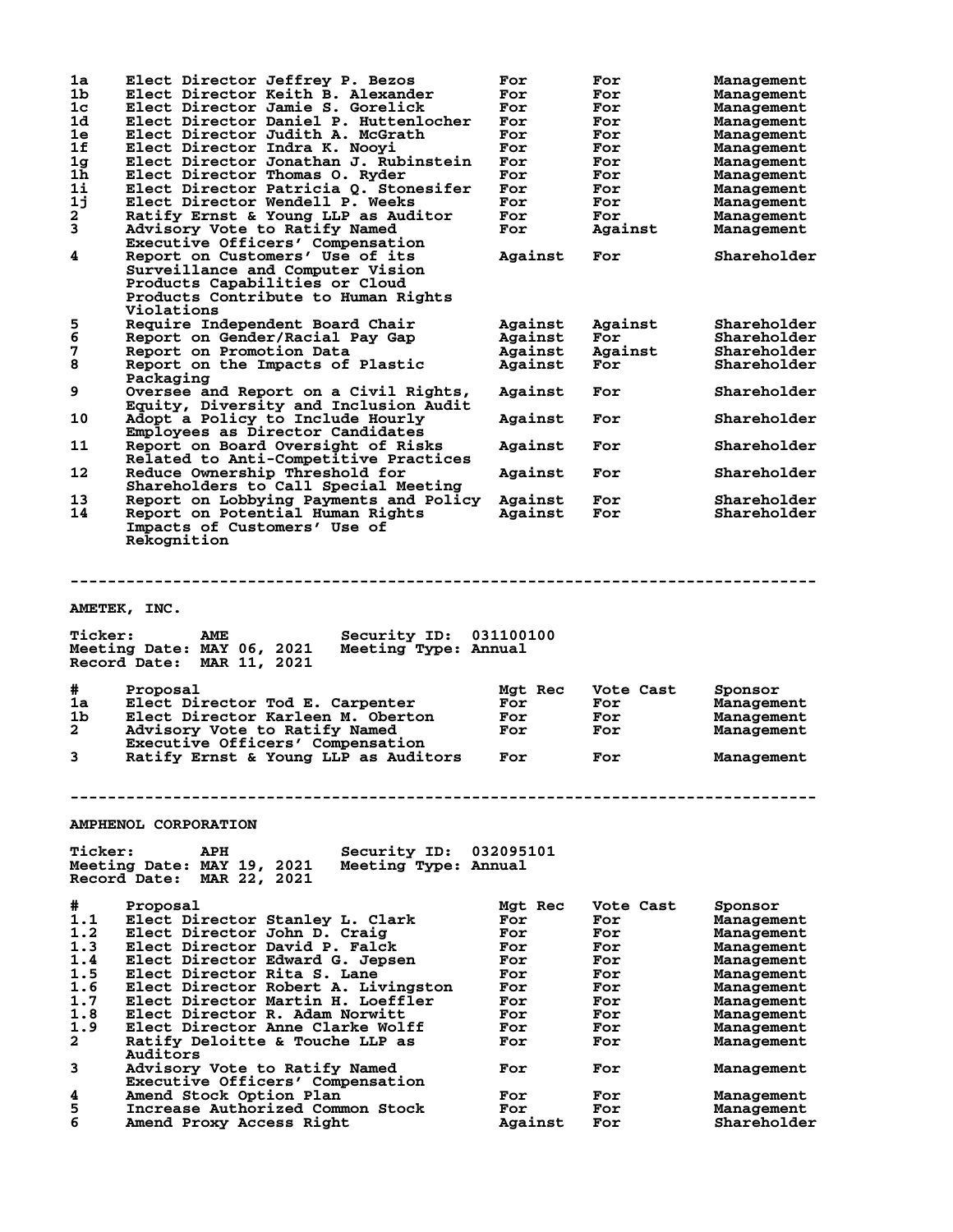| # | Proposal | Mgt Rec | Vote Cast | Sponsor |
|---|---|---|---|---|
| 1a | Elect Director Jeffrey P. Bezos | For | For | Management |
| 1b | Elect Director Keith B. Alexander | For | For | Management |
| 1c | Elect Director Jamie S. Gorelick | For | For | Management |
| 1d | Elect Director Daniel P. Huttenlocher | For | For | Management |
| 1e | Elect Director Judith A. McGrath | For | For | Management |
| 1f | Elect Director Indra K. Nooyi | For | For | Management |
| 1g | Elect Director Jonathan J. Rubinstein | For | For | Management |
| 1h | Elect Director Thomas O. Ryder | For | For | Management |
| 1i | Elect Director Patricia Q. Stonesifer | For | For | Management |
| 1j | Elect Director Wendell P. Weeks | For | For | Management |
| 2 | Ratify Ernst & Young LLP as Auditor | For | For | Management |
| 3 | Advisory Vote to Ratify Named Executive Officers' Compensation | For | Against | Management |
| 4 | Report on Customers' Use of its Surveillance and Computer Vision Products Capabilities or Cloud Products Contribute to Human Rights Violations | Against | For | Shareholder |
| 5 | Require Independent Board Chair | Against | Against | Shareholder |
| 6 | Report on Gender/Racial Pay Gap | Against | For | Shareholder |
| 7 | Report on Promotion Data | Against | Against | Shareholder |
| 8 | Report on the Impacts of Plastic Packaging | Against | For | Shareholder |
| 9 | Oversee and Report on a Civil Rights, Equity, Diversity and Inclusion Audit | Against | For | Shareholder |
| 10 | Adopt a Policy to Include Hourly Employees as Director Candidates | Against | For | Shareholder |
| 11 | Report on Board Oversight of Risks Related to Anti-Competitive Practices | Against | For | Shareholder |
| 12 | Reduce Ownership Threshold for Shareholders to Call Special Meeting | Against | For | Shareholder |
| 13 | Report on Lobbying Payments and Policy | Against | For | Shareholder |
| 14 | Report on Potential Human Rights Impacts of Customers' Use of Rekognition | Against | For | Shareholder |

---

## AMETEK, INC.

Ticker: AME  Security ID: 031100100
Meeting Date: MAY 06, 2021  Meeting Type: Annual
Record Date: MAR 11, 2021

| # | Proposal | Mgt Rec | Vote Cast | Sponsor |
|---|---|---|---|---|
| 1a | Elect Director Tod E. Carpenter | For | For | Management |
| 1b | Elect Director Karleen M. Oberton | For | For | Management |
| 2 | Advisory Vote to Ratify Named Executive Officers' Compensation | For | For | Management |
| 3 | Ratify Ernst & Young LLP as Auditors | For | For | Management |

---

## AMPHENOL CORPORATION

Ticker: APH  Security ID: 032095101
Meeting Date: MAY 19, 2021  Meeting Type: Annual
Record Date: MAR 22, 2021

| # | Proposal | Mgt Rec | Vote Cast | Sponsor |
|---|---|---|---|---|
| 1.1 | Elect Director Stanley L. Clark | For | For | Management |
| 1.2 | Elect Director John D. Craig | For | For | Management |
| 1.3 | Elect Director David P. Falck | For | For | Management |
| 1.4 | Elect Director Edward G. Jepsen | For | For | Management |
| 1.5 | Elect Director Rita S. Lane | For | For | Management |
| 1.6 | Elect Director Robert A. Livingston | For | For | Management |
| 1.7 | Elect Director Martin H. Loeffler | For | For | Management |
| 1.8 | Elect Director R. Adam Norwitt | For | For | Management |
| 1.9 | Elect Director Anne Clarke Wolff | For | For | Management |
| 2 | Ratify Deloitte & Touche LLP as Auditors | For | For | Management |
| 3 | Advisory Vote to Ratify Named Executive Officers' Compensation | For | For | Management |
| 4 | Amend Stock Option Plan | For | For | Management |
| 5 | Increase Authorized Common Stock | For | For | Management |
| 6 | Amend Proxy Access Right | Against | For | Shareholder |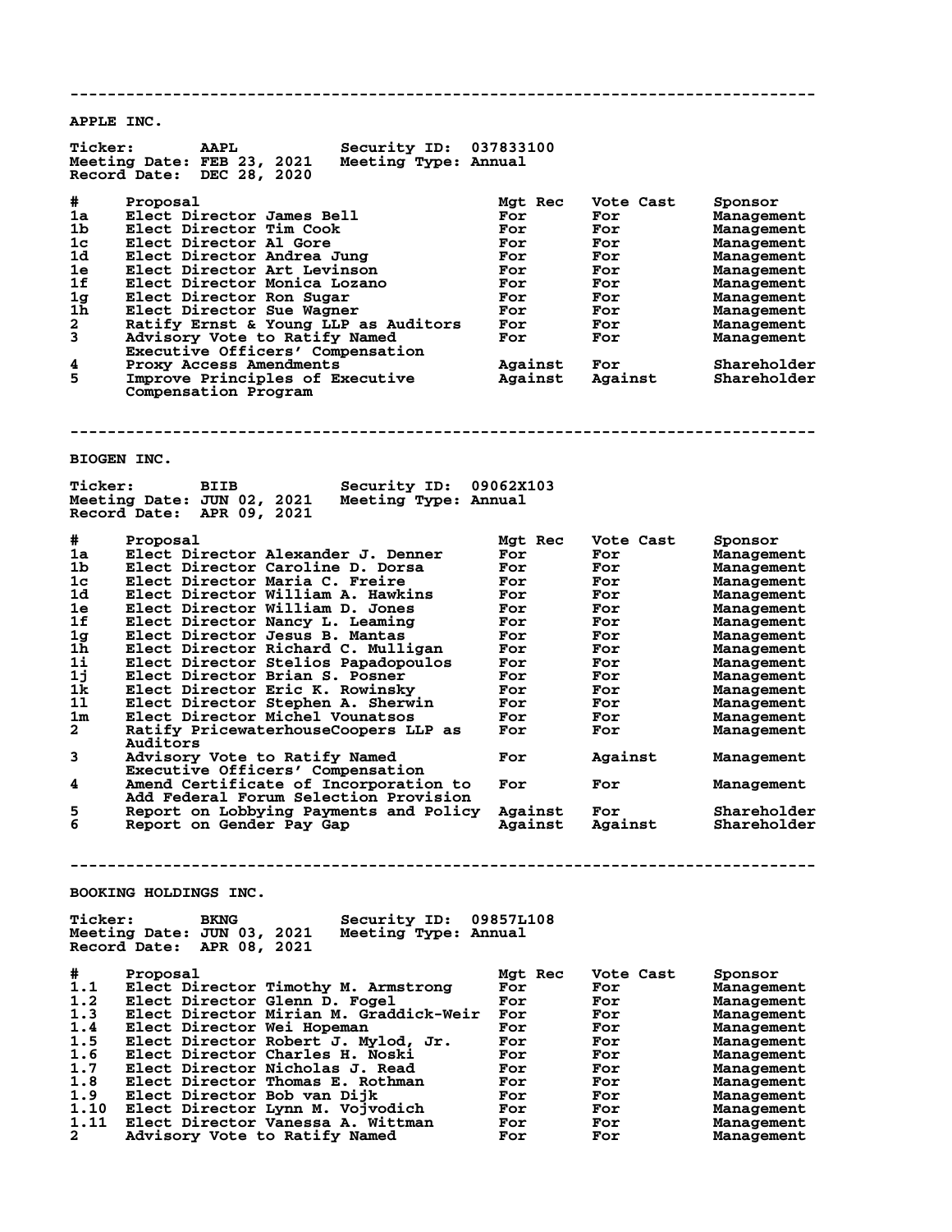---

**APPLE INC.**

**Ticker:** AAPL **Security ID:** 037833100
**Meeting Date:** FEB 23, 2021 **Meeting Type:** Annual
**Record Date:** DEC 28, 2020

| # | Proposal | Mgt Rec | Vote Cast | Sponsor |
|---|---|---|---|---|
| 1a | Elect Director James Bell | For | For | Management |
| 1b | Elect Director Tim Cook | For | For | Management |
| 1c | Elect Director Al Gore | For | For | Management |
| 1d | Elect Director Andrea Jung | For | For | Management |
| 1e | Elect Director Art Levinson | For | For | Management |
| 1f | Elect Director Monica Lozano | For | For | Management |
| 1g | Elect Director Ron Sugar | For | For | Management |
| 1h | Elect Director Sue Wagner | For | For | Management |
| 2 | Ratify Ernst & Young LLP as Auditors | For | For | Management |
| 3 | Advisory Vote to Ratify Named Executive Officers' Compensation | For | For | Management |
| 4 | Proxy Access Amendments | Against | For | Shareholder |
| 5 | Improve Principles of Executive Compensation Program | Against | Against | Shareholder |

---

**BIOGEN INC.**

**Ticker:** BIIB **Security ID:** 09062X103
**Meeting Date:** JUN 02, 2021 **Meeting Type:** Annual
**Record Date:** APR 09, 2021

| # | Proposal | Mgt Rec | Vote Cast | Sponsor |
|---|---|---|---|---|
| 1a | Elect Director Alexander J. Denner | For | For | Management |
| 1b | Elect Director Caroline D. Dorsa | For | For | Management |
| 1c | Elect Director Maria C. Freire | For | For | Management |
| 1d | Elect Director William A. Hawkins | For | For | Management |
| 1e | Elect Director William D. Jones | For | For | Management |
| 1f | Elect Director Nancy L. Leaming | For | For | Management |
| 1g | Elect Director Jesus B. Mantas | For | For | Management |
| 1h | Elect Director Richard C. Mulligan | For | For | Management |
| 1i | Elect Director Stelios Papadopoulos | For | For | Management |
| 1j | Elect Director Brian S. Posner | For | For | Management |
| 1k | Elect Director Eric K. Rowinsky | For | For | Management |
| 1l | Elect Director Stephen A. Sherwin | For | For | Management |
| 1m | Elect Director Michel Vounatsos | For | For | Management |
| 2 | Ratify PricewaterhouseCoopers LLP as Auditors | For | For | Management |
| 3 | Advisory Vote to Ratify Named Executive Officers' Compensation | For | Against | Management |
| 4 | Amend Certificate of Incorporation to Add Federal Forum Selection Provision | For | For | Management |
| 5 | Report on Lobbying Payments and Policy | Against | For | Shareholder |
| 6 | Report on Gender Pay Gap | Against | Against | Shareholder |

---

**BOOKING HOLDINGS INC.**

**Ticker:** BKNG **Security ID:** 09857L108
**Meeting Date:** JUN 03, 2021 **Meeting Type:** Annual
**Record Date:** APR 08, 2021

| # | Proposal | Mgt Rec | Vote Cast | Sponsor |
|---|---|---|---|---|
| 1.1 | Elect Director Timothy M. Armstrong | For | For | Management |
| 1.2 | Elect Director Glenn D. Fogel | For | For | Management |
| 1.3 | Elect Director Mirian M. Graddick-Weir | For | For | Management |
| 1.4 | Elect Director Wei Hopeman | For | For | Management |
| 1.5 | Elect Director Robert J. Mylod, Jr. | For | For | Management |
| 1.6 | Elect Director Charles H. Noski | For | For | Management |
| 1.7 | Elect Director Nicholas J. Read | For | For | Management |
| 1.8 | Elect Director Thomas E. Rothman | For | For | Management |
| 1.9 | Elect Director Bob van Dijk | For | For | Management |
| 1.10 | Elect Director Lynn M. Vojvodich | For | For | Management |
| 1.11 | Elect Director Vanessa A. Wittman | For | For | Management |
| 2 | Advisory Vote to Ratify Named | For | For | Management |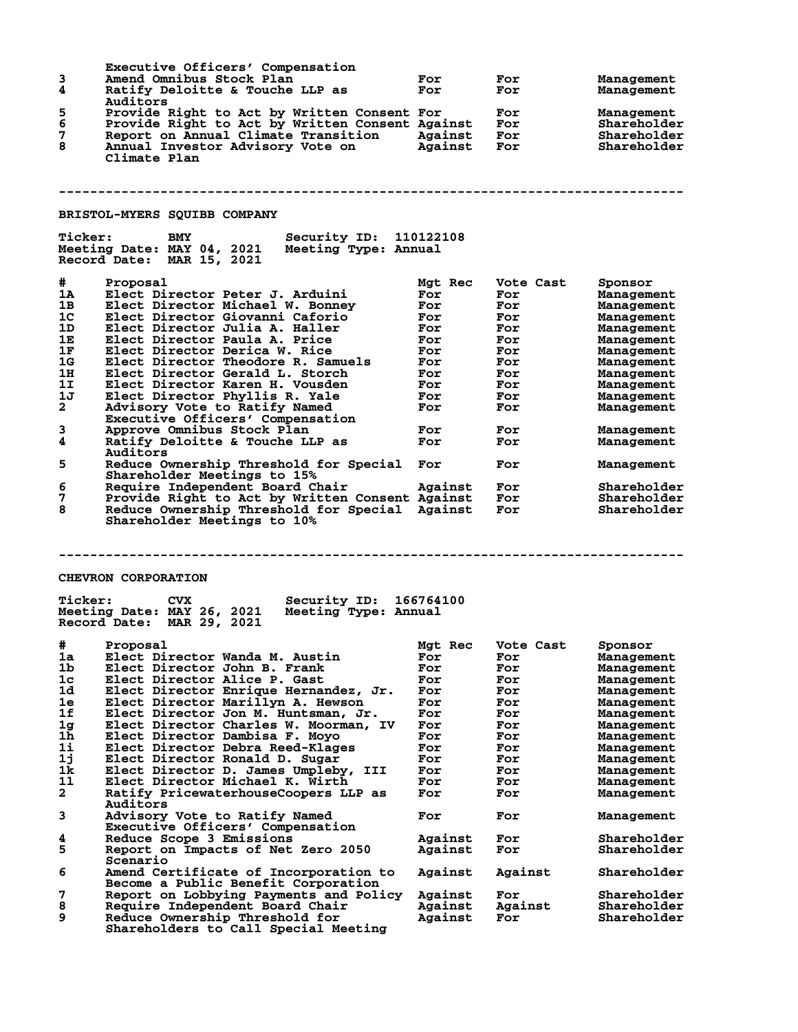| # | Proposal | Mgt Rec | Vote Cast | Sponsor |
|---|---|---|---|---|
| | Executive Officers' Compensation | | | |
| 3 | Amend Omnibus Stock Plan | For | For | Management |
| 4 | Ratify Deloitte & Touche LLP as Auditors | For | For | Management |
| 5 | Provide Right to Act by Written Consent | For | For | Management |
| 6 | Provide Right to Act by Written Consent | Against | For | Shareholder |
| 7 | Report on Annual Climate Transition | Against | For | Shareholder |
| 8 | Annual Investor Advisory Vote on Climate Plan | Against | For | Shareholder |

---

## BRISTOL-MYERS SQUIBB COMPANY

**Ticker:** BMY **Security ID:** 110122108
**Meeting Date:** MAY 04, 2021 **Meeting Type:** Annual
**Record Date:** MAR 15, 2021

| # | Proposal | Mgt Rec | Vote Cast | Sponsor |
|---|---|---|---|---|
| 1A | Elect Director Peter J. Arduini | For | For | Management |
| 1B | Elect Director Michael W. Bonney | For | For | Management |
| 1C | Elect Director Giovanni Caforio | For | For | Management |
| 1D | Elect Director Julia A. Haller | For | For | Management |
| 1E | Elect Director Paula A. Price | For | For | Management |
| 1F | Elect Director Derica W. Rice | For | For | Management |
| 1G | Elect Director Theodore R. Samuels | For | For | Management |
| 1H | Elect Director Gerald L. Storch | For | For | Management |
| 1I | Elect Director Karen H. Vousden | For | For | Management |
| 1J | Elect Director Phyllis R. Yale | For | For | Management |
| 2 | Advisory Vote to Ratify Named Executive Officers' Compensation | For | For | Management |
| 3 | Approve Omnibus Stock Plan | For | For | Management |
| 4 | Ratify Deloitte & Touche LLP as Auditors | For | For | Management |
| 5 | Reduce Ownership Threshold for Special Shareholder Meetings to 15% | For | For | Management |
| 6 | Require Independent Board Chair | Against | For | Shareholder |
| 7 | Provide Right to Act by Written Consent | Against | For | Shareholder |
| 8 | Reduce Ownership Threshold for Special Shareholder Meetings to 10% | Against | For | Shareholder |

---

## CHEVRON CORPORATION

**Ticker:** CVX **Security ID:** 166764100
**Meeting Date:** MAY 26, 2021 **Meeting Type:** Annual
**Record Date:** MAR 29, 2021

| # | Proposal | Mgt Rec | Vote Cast | Sponsor |
|---|---|---|---|---|
| 1a | Elect Director Wanda M. Austin | For | For | Management |
| 1b | Elect Director John B. Frank | For | For | Management |
| 1c | Elect Director Alice P. Gast | For | For | Management |
| 1d | Elect Director Enrique Hernandez, Jr. | For | For | Management |
| 1e | Elect Director Marillyn A. Hewson | For | For | Management |
| 1f | Elect Director Jon M. Huntsman, Jr. | For | For | Management |
| 1g | Elect Director Charles W. Moorman, IV | For | For | Management |
| 1h | Elect Director Dambisa F. Moyo | For | For | Management |
| 1i | Elect Director Debra Reed-Klages | For | For | Management |
| 1j | Elect Director Ronald D. Sugar | For | For | Management |
| 1k | Elect Director D. James Umpleby, III | For | For | Management |
| 1l | Elect Director Michael K. Wirth | For | For | Management |
| 2 | Ratify PricewaterhouseCoopers LLP as Auditors | For | For | Management |
| 3 | Advisory Vote to Ratify Named Executive Officers' Compensation | For | For | Management |
| 4 | Reduce Scope 3 Emissions | Against | For | Shareholder |
| 5 | Report on Impacts of Net Zero 2050 Scenario | Against | For | Shareholder |
| 6 | Amend Certificate of Incorporation to Become a Public Benefit Corporation | Against | Against | Shareholder |
| 7 | Report on Lobbying Payments and Policy | Against | For | Shareholder |
| 8 | Require Independent Board Chair | Against | Against | Shareholder |
| 9 | Reduce Ownership Threshold for Shareholders to Call Special Meeting | Against | For | Shareholder |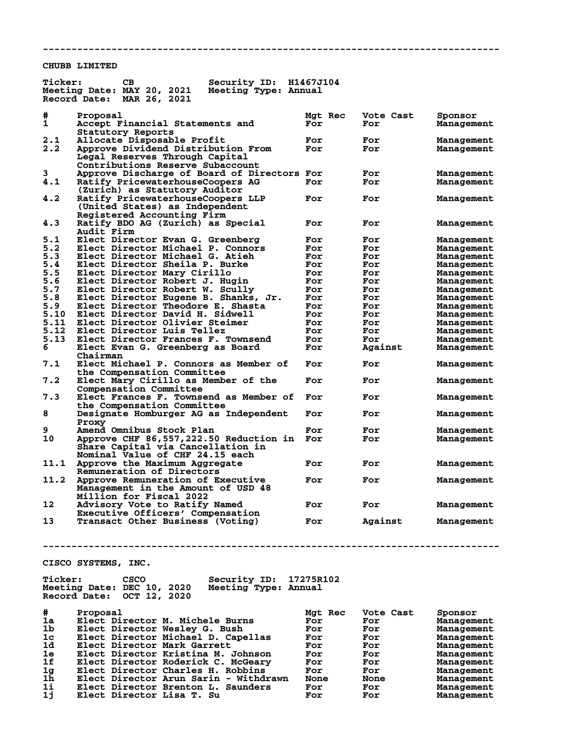---

## CHUBB LIMITED

**Ticker:** CB **Security ID:** H1467J104
**Meeting Date:** MAY 20, 2021 **Meeting Type:** Annual
**Record Date:** MAR 26, 2021

| # | Proposal | Mgt Rec | Vote Cast | Sponsor |
|---|---|---|---|---|
| 1 | Accept Financial Statements and Statutory Reports | For | For | Management |
| 2.1 | Allocate Disposable Profit | For | For | Management |
| 2.2 | Approve Dividend Distribution From Legal Reserves Through Capital Contributions Reserve Subaccount | For | For | Management |
| 3 | Approve Discharge of Board of Directors | For | For | Management |
| 4.1 | Ratify PricewaterhouseCoopers AG (Zurich) as Statutory Auditor | For | For | Management |
| 4.2 | Ratify PricewaterhouseCoopers LLP (United States) as Independent Registered Accounting Firm | For | For | Management |
| 4.3 | Ratify BDO AG (Zurich) as Special Audit Firm | For | For | Management |
| 5.1 | Elect Director Evan G. Greenberg | For | For | Management |
| 5.2 | Elect Director Michael P. Connors | For | For | Management |
| 5.3 | Elect Director Michael G. Atieh | For | For | Management |
| 5.4 | Elect Director Sheila P. Burke | For | For | Management |
| 5.5 | Elect Director Mary Cirillo | For | For | Management |
| 5.6 | Elect Director Robert J. Hugin | For | For | Management |
| 5.7 | Elect Director Robert W. Scully | For | For | Management |
| 5.8 | Elect Director Eugene B. Shanks, Jr. | For | For | Management |
| 5.9 | Elect Director Theodore E. Shasta | For | For | Management |
| 5.10 | Elect Director David H. Sidwell | For | For | Management |
| 5.11 | Elect Director Olivier Steimer | For | For | Management |
| 5.12 | Elect Director Luis Tellez | For | For | Management |
| 5.13 | Elect Director Frances F. Townsend | For | For | Management |
| 6 | Elect Evan G. Greenberg as Board Chairman | For | Against | Management |
| 7.1 | Elect Michael P. Connors as Member of the Compensation Committee | For | For | Management |
| 7.2 | Elect Mary Cirillo as Member of the Compensation Committee | For | For | Management |
| 7.3 | Elect Frances F. Townsend as Member of the Compensation Committee | For | For | Management |
| 8 | Designate Homburger AG as Independent Proxy | For | For | Management |
| 9 | Amend Omnibus Stock Plan | For | For | Management |
| 10 | Approve CHF 86,557,222.50 Reduction in Share Capital via Cancellation in Nominal Value of CHF 24.15 each | For | For | Management |
| 11.1 | Approve the Maximum Aggregate Remuneration of Directors | For | For | Management |
| 11.2 | Approve Remuneration of Executive Management in the Amount of USD 48 Million for Fiscal 2022 | For | For | Management |
| 12 | Advisory Vote to Ratify Named Executive Officers' Compensation | For | For | Management |
| 13 | Transact Other Business (Voting) | For | Against | Management |

---

## CISCO SYSTEMS, INC.

**Ticker:** CSCO **Security ID:** 17275R102
**Meeting Date:** DEC 10, 2020 **Meeting Type:** Annual
**Record Date:** OCT 12, 2020

| # | Proposal | Mgt Rec | Vote Cast | Sponsor |
|---|---|---|---|---|
| 1a | Elect Director M. Michele Burns | For | For | Management |
| 1b | Elect Director Wesley G. Bush | For | For | Management |
| 1c | Elect Director Michael D. Capellas | For | For | Management |
| 1d | Elect Director Mark Garrett | For | For | Management |
| 1e | Elect Director Kristina M. Johnson | For | For | Management |
| 1f | Elect Director Roderick C. McGeary | For | For | Management |
| 1g | Elect Director Charles H. Robbins | For | For | Management |
| 1h | Elect Director Arun Sarin - Withdrawn | None | None | Management |
| 1i | Elect Director Brenton L. Saunders | For | For | Management |
| 1j | Elect Director Lisa T. Su | For | For | Management |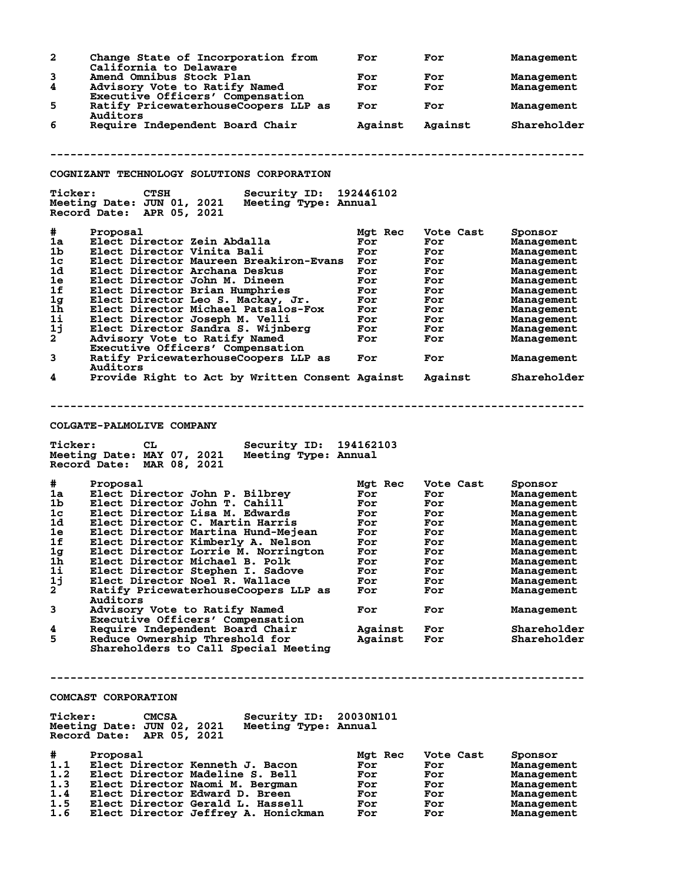| # | Proposal | Mgt Rec | Vote Cast | Sponsor |
|---|---|---|---|---|
| 2 | Change State of Incorporation from California to Delaware | For | For | Management |
| 3 | Amend Omnibus Stock Plan | For | For | Management |
| 4 | Advisory Vote to Ratify Named Executive Officers' Compensation | For | For | Management |
| 5 | Ratify PricewaterhouseCoopers LLP as Auditors | For | For | Management |
| 6 | Require Independent Board Chair | Against | Against | Shareholder |

---

## COGNIZANT TECHNOLOGY SOLUTIONS CORPORATION

**Ticker:** CTSH **Security ID:** 192446102
**Meeting Date:** JUN 01, 2021 **Meeting Type:** Annual
**Record Date:** APR 05, 2021

| # | Proposal | Mgt Rec | Vote Cast | Sponsor |
|---|---|---|---|---|
| 1a | Elect Director Zein Abdalla | For | For | Management |
| 1b | Elect Director Vinita Bali | For | For | Management |
| 1c | Elect Director Maureen Breakiron-Evans | For | For | Management |
| 1d | Elect Director Archana Deskus | For | For | Management |
| 1e | Elect Director John M. Dineen | For | For | Management |
| 1f | Elect Director Brian Humphries | For | For | Management |
| 1g | Elect Director Leo S. Mackay, Jr. | For | For | Management |
| 1h | Elect Director Michael Patsalos-Fox | For | For | Management |
| 1i | Elect Director Joseph M. Velli | For | For | Management |
| 1j | Elect Director Sandra S. Wijnberg | For | For | Management |
| 2 | Advisory Vote to Ratify Named Executive Officers' Compensation | For | For | Management |
| 3 | Ratify PricewaterhouseCoopers LLP as Auditors | For | For | Management |
| 4 | Provide Right to Act by Written Consent | Against | Against | Shareholder |

---

## COLGATE-PALMOLIVE COMPANY

**Ticker:** CL **Security ID:** 194162103
**Meeting Date:** MAY 07, 2021 **Meeting Type:** Annual
**Record Date:** MAR 08, 2021

| # | Proposal | Mgt Rec | Vote Cast | Sponsor |
|---|---|---|---|---|
| 1a | Elect Director John P. Bilbrey | For | For | Management |
| 1b | Elect Director John T. Cahill | For | For | Management |
| 1c | Elect Director Lisa M. Edwards | For | For | Management |
| 1d | Elect Director C. Martin Harris | For | For | Management |
| 1e | Elect Director Martina Hund-Mejean | For | For | Management |
| 1f | Elect Director Kimberly A. Nelson | For | For | Management |
| 1g | Elect Director Lorrie M. Norrington | For | For | Management |
| 1h | Elect Director Michael B. Polk | For | For | Management |
| 1i | Elect Director Stephen I. Sadove | For | For | Management |
| 1j | Elect Director Noel R. Wallace | For | For | Management |
| 2 | Ratify PricewaterhouseCoopers LLP as Auditors | For | For | Management |
| 3 | Advisory Vote to Ratify Named Executive Officers' Compensation | For | For | Management |
| 4 | Require Independent Board Chair | Against | For | Shareholder |
| 5 | Reduce Ownership Threshold for Shareholders to Call Special Meeting | Against | For | Shareholder |

---

## COMCAST CORPORATION

**Ticker:** CMCSA **Security ID:** 20030N101
**Meeting Date:** JUN 02, 2021 **Meeting Type:** Annual
**Record Date:** APR 05, 2021

| # | Proposal | Mgt Rec | Vote Cast | Sponsor |
|---|---|---|---|---|
| 1.1 | Elect Director Kenneth J. Bacon | For | For | Management |
| 1.2 | Elect Director Madeline S. Bell | For | For | Management |
| 1.3 | Elect Director Naomi M. Bergman | For | For | Management |
| 1.4 | Elect Director Edward D. Breen | For | For | Management |
| 1.5 | Elect Director Gerald L. Hassell | For | For | Management |
| 1.6 | Elect Director Jeffrey A. Honickman | For | For | Management |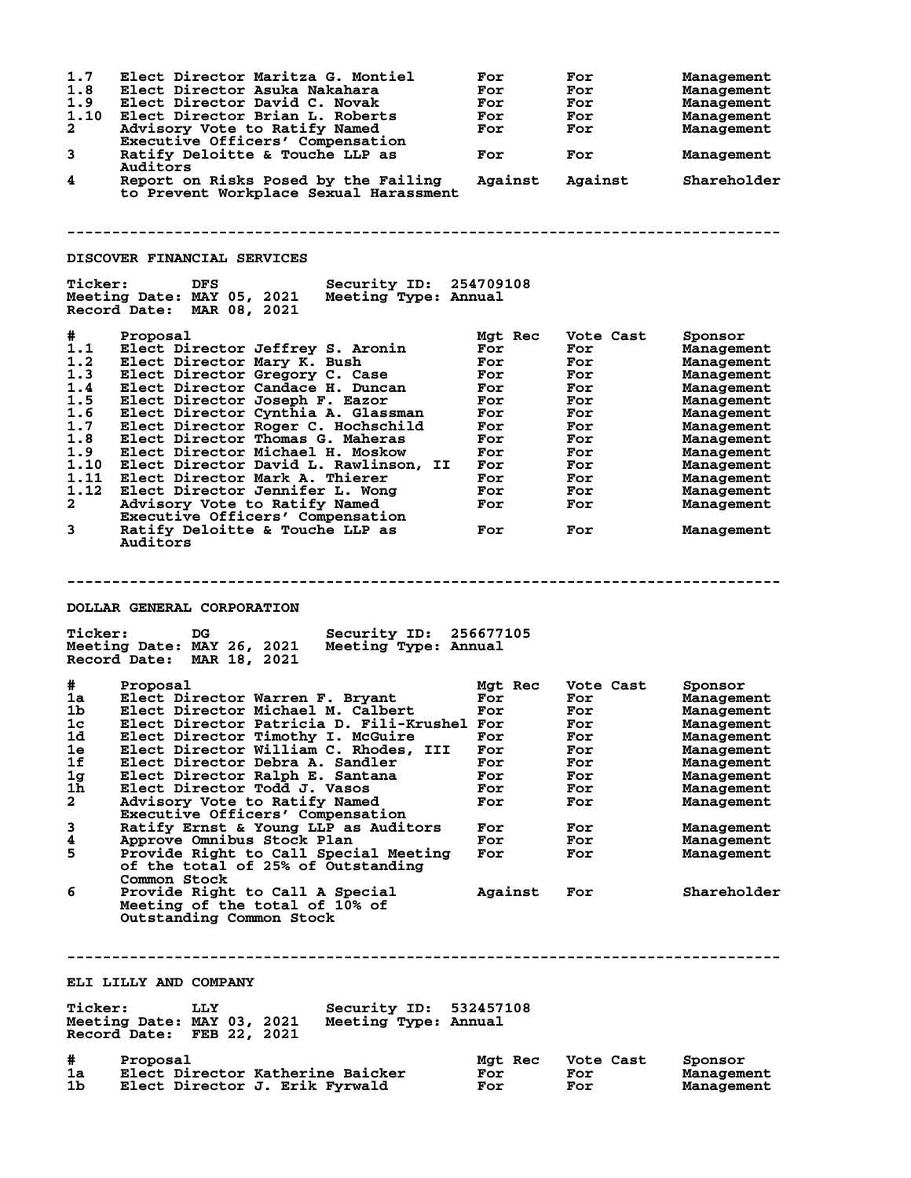| # | Proposal | Mgt Rec | Vote Cast | Sponsor |
|---|---|---|---|---|
| 1.7 | Elect Director Maritza G. Montiel | For | For | Management |
| 1.8 | Elect Director Asuka Nakahara | For | For | Management |
| 1.9 | Elect Director David C. Novak | For | For | Management |
| 1.10 | Elect Director Brian L. Roberts | For | For | Management |
| 2 | Advisory Vote to Ratify Named Executive Officers' Compensation | For | For | Management |
| 3 | Ratify Deloitte & Touche LLP as Auditors | For | For | Management |
| 4 | Report on Risks Posed by the Failing to Prevent Workplace Sexual Harassment | Against | Against | Shareholder |

---

## DISCOVER FINANCIAL SERVICES

**Ticker:** DFS **Security ID:** 254709108
**Meeting Date:** MAY 05, 2021 **Meeting Type:** Annual
**Record Date:** MAR 08, 2021

| # | Proposal | Mgt Rec | Vote Cast | Sponsor |
|---|---|---|---|---|
| 1.1 | Elect Director Jeffrey S. Aronin | For | For | Management |
| 1.2 | Elect Director Mary K. Bush | For | For | Management |
| 1.3 | Elect Director Gregory C. Case | For | For | Management |
| 1.4 | Elect Director Candace H. Duncan | For | For | Management |
| 1.5 | Elect Director Joseph F. Eazor | For | For | Management |
| 1.6 | Elect Director Cynthia A. Glassman | For | For | Management |
| 1.7 | Elect Director Roger C. Hochschild | For | For | Management |
| 1.8 | Elect Director Thomas G. Maheras | For | For | Management |
| 1.9 | Elect Director Michael H. Moskow | For | For | Management |
| 1.10 | Elect Director David L. Rawlinson, II | For | For | Management |
| 1.11 | Elect Director Mark A. Thierer | For | For | Management |
| 1.12 | Elect Director Jennifer L. Wong | For | For | Management |
| 2 | Advisory Vote to Ratify Named Executive Officers' Compensation | For | For | Management |
| 3 | Ratify Deloitte & Touche LLP as Auditors | For | For | Management |

---

## DOLLAR GENERAL CORPORATION

**Ticker:** DG **Security ID:** 256677105
**Meeting Date:** MAY 26, 2021 **Meeting Type:** Annual
**Record Date:** MAR 18, 2021

| # | Proposal | Mgt Rec | Vote Cast | Sponsor |
|---|---|---|---|---|
| 1a | Elect Director Warren F. Bryant | For | For | Management |
| 1b | Elect Director Michael M. Calbert | For | For | Management |
| 1c | Elect Director Patricia D. Fili-Krushel | For | For | Management |
| 1d | Elect Director Timothy I. McGuire | For | For | Management |
| 1e | Elect Director William C. Rhodes, III | For | For | Management |
| 1f | Elect Director Debra A. Sandler | For | For | Management |
| 1g | Elect Director Ralph E. Santana | For | For | Management |
| 1h | Elect Director Todd J. Vasos | For | For | Management |
| 2 | Advisory Vote to Ratify Named Executive Officers' Compensation | For | For | Management |
| 3 | Ratify Ernst & Young LLP as Auditors | For | For | Management |
| 4 | Approve Omnibus Stock Plan | For | For | Management |
| 5 | Provide Right to Call Special Meeting of the total of 25% of Outstanding Common Stock | For | For | Management |
| 6 | Provide Right to Call A Special Meeting of the total of 10% of Outstanding Common Stock | Against | For | Shareholder |

---

## ELI LILLY AND COMPANY

**Ticker:** LLY **Security ID:** 532457108
**Meeting Date:** MAY 03, 2021 **Meeting Type:** Annual
**Record Date:** FEB 22, 2021

| # | Proposal | Mgt Rec | Vote Cast | Sponsor |
|---|---|---|---|---|
| 1a | Elect Director Katherine Baicker | For | For | Management |
| 1b | Elect Director J. Erik Fyrwald | For | For | Management |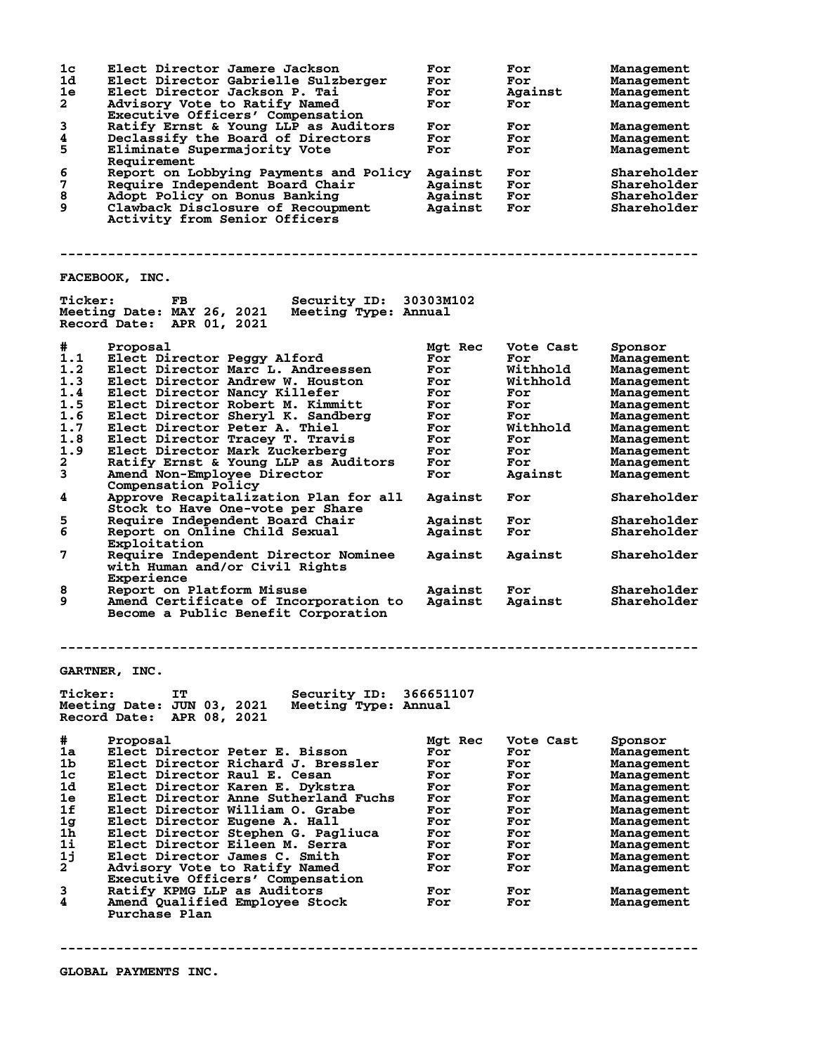| # | Proposal | Mgt Rec | Vote Cast | Sponsor |
|---|---|---|---|---|
| 1c | Elect Director Jamere Jackson | For | For | Management |
| 1d | Elect Director Gabrielle Sulzberger | For | For | Management |
| 1e | Elect Director Jackson P. Tai | For | Against | Management |
| 2 | Advisory Vote to Ratify Named Executive Officers' Compensation | For | For | Management |
| 3 | Ratify Ernst & Young LLP as Auditors | For | For | Management |
| 4 | Declassify the Board of Directors | For | For | Management |
| 5 | Eliminate Supermajority Vote Requirement | For | For | Management |
| 6 | Report on Lobbying Payments and Policy | Against | For | Shareholder |
| 7 | Require Independent Board Chair | Against | For | Shareholder |
| 8 | Adopt Policy on Bonus Banking | Against | For | Shareholder |
| 9 | Clawback Disclosure of Recoupment Activity from Senior Officers | Against | For | Shareholder |

---

## FACEBOOK, INC.

**Ticker:** FB **Security ID:** 30303M102
**Meeting Date:** MAY 26, 2021 **Meeting Type:** Annual
**Record Date:** APR 01, 2021

| # | Proposal | Mgt Rec | Vote Cast | Sponsor |
|---|---|---|---|---|
| 1.1 | Elect Director Peggy Alford | For | For | Management |
| 1.2 | Elect Director Marc L. Andreessen | For | Withhold | Management |
| 1.3 | Elect Director Andrew W. Houston | For | Withhold | Management |
| 1.4 | Elect Director Nancy Killefer | For | For | Management |
| 1.5 | Elect Director Robert M. Kimmitt | For | For | Management |
| 1.6 | Elect Director Sheryl K. Sandberg | For | For | Management |
| 1.7 | Elect Director Peter A. Thiel | For | Withhold | Management |
| 1.8 | Elect Director Tracey T. Travis | For | For | Management |
| 1.9 | Elect Director Mark Zuckerberg | For | For | Management |
| 2 | Ratify Ernst & Young LLP as Auditors | For | For | Management |
| 3 | Amend Non-Employee Director Compensation Policy | For | Against | Management |
| 4 | Approve Recapitalization Plan for all Stock to Have One-vote per Share | Against | For | Shareholder |
| 5 | Require Independent Board Chair | Against | For | Shareholder |
| 6 | Report on Online Child Sexual Exploitation | Against | For | Shareholder |
| 7 | Require Independent Director Nominee with Human and/or Civil Rights Experience | Against | Against | Shareholder |
| 8 | Report on Platform Misuse | Against | For | Shareholder |
| 9 | Amend Certificate of Incorporation to Become a Public Benefit Corporation | Against | Against | Shareholder |

---

## GARTNER, INC.

**Ticker:** IT **Security ID:** 366651107
**Meeting Date:** JUN 03, 2021 **Meeting Type:** Annual
**Record Date:** APR 08, 2021

| # | Proposal | Mgt Rec | Vote Cast | Sponsor |
|---|---|---|---|---|
| 1a | Elect Director Peter E. Bisson | For | For | Management |
| 1b | Elect Director Richard J. Bressler | For | For | Management |
| 1c | Elect Director Raul E. Cesan | For | For | Management |
| 1d | Elect Director Karen E. Dykstra | For | For | Management |
| 1e | Elect Director Anne Sutherland Fuchs | For | For | Management |
| 1f | Elect Director William O. Grabe | For | For | Management |
| 1g | Elect Director Eugene A. Hall | For | For | Management |
| 1h | Elect Director Stephen G. Pagliuca | For | For | Management |
| 1i | Elect Director Eileen M. Serra | For | For | Management |
| 1j | Elect Director James C. Smith | For | For | Management |
| 2 | Advisory Vote to Ratify Named Executive Officers' Compensation | For | For | Management |
| 3 | Ratify KPMG LLP as Auditors | For | For | Management |
| 4 | Amend Qualified Employee Stock Purchase Plan | For | For | Management |

---

## GLOBAL PAYMENTS INC.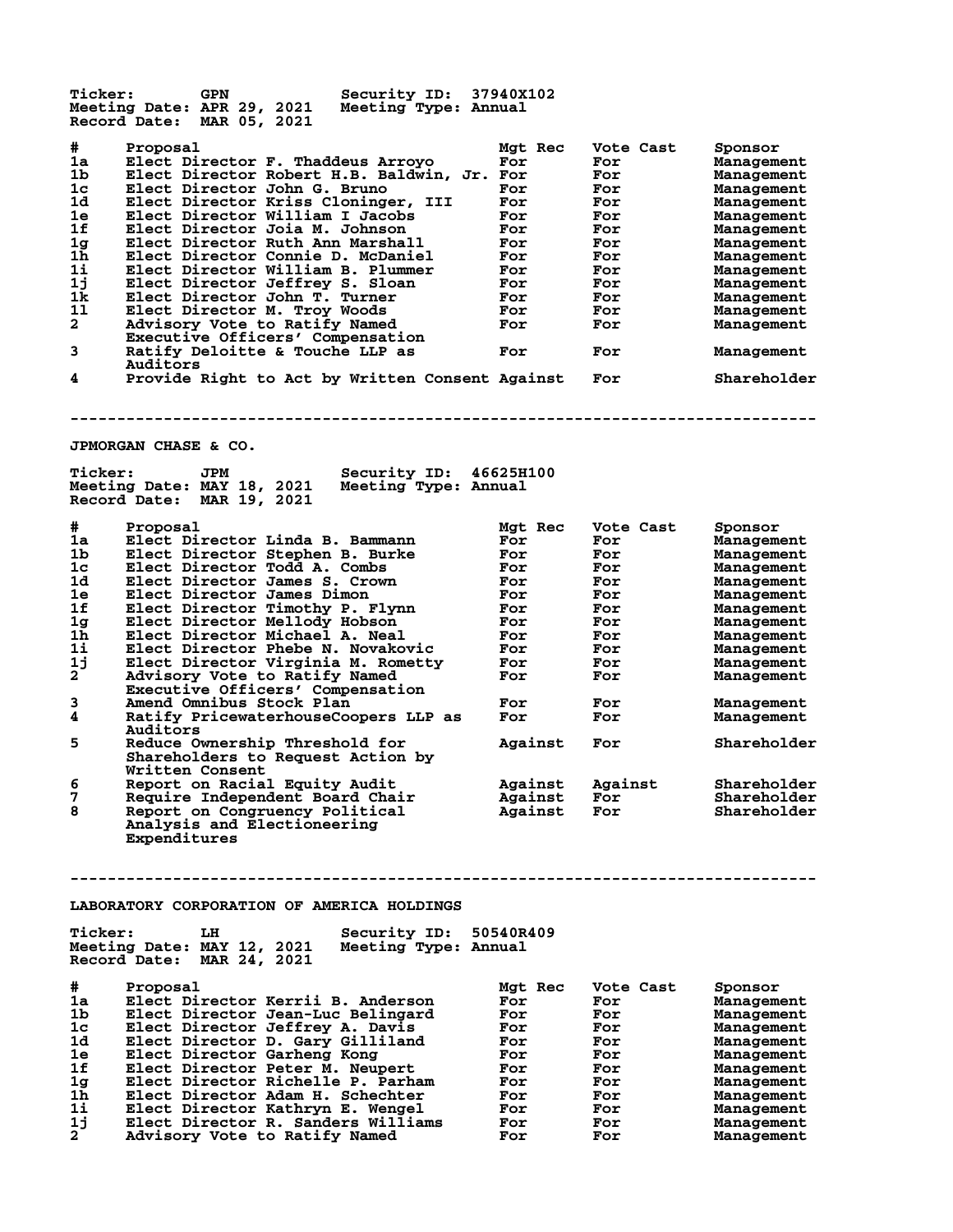Ticker: GPN Security ID: 37940X102
Meeting Date: APR 29, 2021 Meeting Type: Annual
Record Date: MAR 05, 2021

| # | Proposal | Mgt Rec | Vote Cast | Sponsor |
|---|---|---|---|---|
| 1a | Elect Director F. Thaddeus Arroyo | For | For | Management |
| 1b | Elect Director Robert H.B. Baldwin, Jr. | For | For | Management |
| 1c | Elect Director John G. Bruno | For | For | Management |
| 1d | Elect Director Kriss Cloninger, III | For | For | Management |
| 1e | Elect Director William I Jacobs | For | For | Management |
| 1f | Elect Director Joia M. Johnson | For | For | Management |
| 1g | Elect Director Ruth Ann Marshall | For | For | Management |
| 1h | Elect Director Connie D. McDaniel | For | For | Management |
| 1i | Elect Director William B. Plummer | For | For | Management |
| 1j | Elect Director Jeffrey S. Sloan | For | For | Management |
| 1k | Elect Director John T. Turner | For | For | Management |
| 1l | Elect Director M. Troy Woods | For | For | Management |
| 2 | Advisory Vote to Ratify Named Executive Officers' Compensation | For | For | Management |
| 3 | Ratify Deloitte & Touche LLP as Auditors | For | For | Management |
| 4 | Provide Right to Act by Written Consent | Against | For | Shareholder |

---

## JPMORGAN CHASE & CO.

Ticker: JPM Security ID: 46625H100
Meeting Date: MAY 18, 2021 Meeting Type: Annual
Record Date: MAR 19, 2021

| # | Proposal | Mgt Rec | Vote Cast | Sponsor |
|---|---|---|---|---|
| 1a | Elect Director Linda B. Bammann | For | For | Management |
| 1b | Elect Director Stephen B. Burke | For | For | Management |
| 1c | Elect Director Todd A. Combs | For | For | Management |
| 1d | Elect Director James S. Crown | For | For | Management |
| 1e | Elect Director James Dimon | For | For | Management |
| 1f | Elect Director Timothy P. Flynn | For | For | Management |
| 1g | Elect Director Mellody Hobson | For | For | Management |
| 1h | Elect Director Michael A. Neal | For | For | Management |
| 1i | Elect Director Phebe N. Novakovic | For | For | Management |
| 1j | Elect Director Virginia M. Rometty | For | For | Management |
| 2 | Advisory Vote to Ratify Named Executive Officers' Compensation | For | For | Management |
| 3 | Amend Omnibus Stock Plan | For | For | Management |
| 4 | Ratify PricewaterhouseCoopers LLP as Auditors | For | For | Management |
| 5 | Reduce Ownership Threshold for Shareholders to Request Action by Written Consent | Against | For | Shareholder |
| 6 | Report on Racial Equity Audit | Against | Against | Shareholder |
| 7 | Require Independent Board Chair | Against | For | Shareholder |
| 8 | Report on Congruency Political Analysis and Electioneering Expenditures | Against | For | Shareholder |

---

## LABORATORY CORPORATION OF AMERICA HOLDINGS

Ticker: LH Security ID: 50540R409
Meeting Date: MAY 12, 2021 Meeting Type: Annual
Record Date: MAR 24, 2021

| # | Proposal | Mgt Rec | Vote Cast | Sponsor |
|---|---|---|---|---|
| 1a | Elect Director Kerrii B. Anderson | For | For | Management |
| 1b | Elect Director Jean-Luc Belingard | For | For | Management |
| 1c | Elect Director Jeffrey A. Davis | For | For | Management |
| 1d | Elect Director D. Gary Gilliland | For | For | Management |
| 1e | Elect Director Garheng Kong | For | For | Management |
| 1f | Elect Director Peter M. Neupert | For | For | Management |
| 1g | Elect Director Richelle P. Parham | For | For | Management |
| 1h | Elect Director Adam H. Schechter | For | For | Management |
| 1i | Elect Director Kathryn E. Wengel | For | For | Management |
| 1j | Elect Director R. Sanders Williams | For | For | Management |
| 2 | Advisory Vote to Ratify Named | For | For | Management |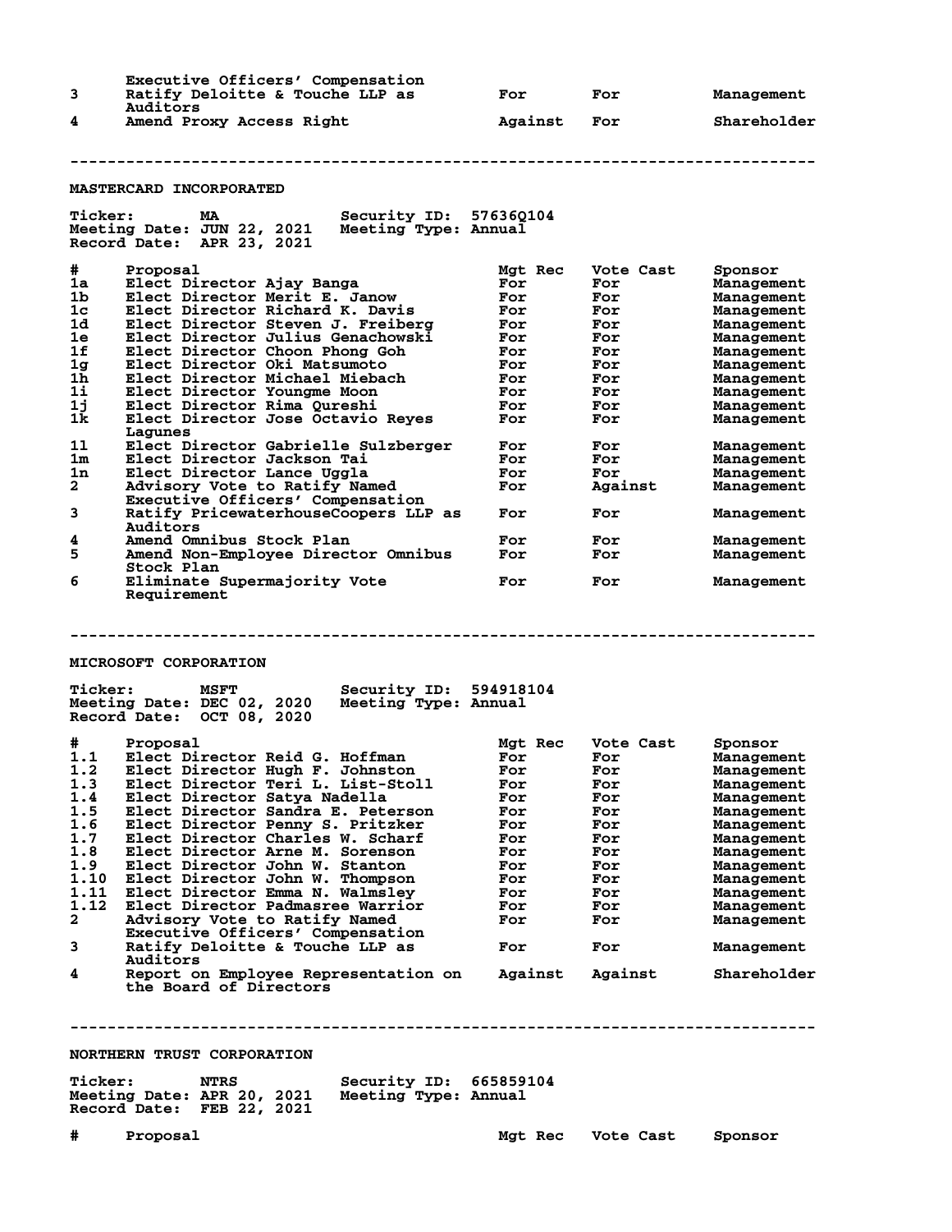| # | Proposal | Mgt Rec | Vote Cast | Sponsor |
|---|---|---|---|---|
| | Executive Officers' Compensation | | | |
| 3 | Ratify Deloitte & Touche LLP as Auditors | For | For | Management |
| 4 | Amend Proxy Access Right | Against | For | Shareholder |

---

## MASTERCARD INCORPORATED

**Ticker:** MA **Security ID:** 57636Q104
**Meeting Date:** JUN 22, 2021 **Meeting Type:** Annual
**Record Date:** APR 23, 2021

| # | Proposal | Mgt Rec | Vote Cast | Sponsor |
|---|---|---|---|---|
| 1a | Elect Director Ajay Banga | For | For | Management |
| 1b | Elect Director Merit E. Janow | For | For | Management |
| 1c | Elect Director Richard K. Davis | For | For | Management |
| 1d | Elect Director Steven J. Freiberg | For | For | Management |
| 1e | Elect Director Julius Genachowski | For | For | Management |
| 1f | Elect Director Choon Phong Goh | For | For | Management |
| 1g | Elect Director Oki Matsumoto | For | For | Management |
| 1h | Elect Director Michael Miebach | For | For | Management |
| 1i | Elect Director Youngme Moon | For | For | Management |
| 1j | Elect Director Rima Qureshi | For | For | Management |
| 1k | Elect Director Jose Octavio Reyes Lagunes | For | For | Management |
| 1l | Elect Director Gabrielle Sulzberger | For | For | Management |
| 1m | Elect Director Jackson Tai | For | For | Management |
| 1n | Elect Director Lance Uggla | For | For | Management |
| 2 | Advisory Vote to Ratify Named Executive Officers' Compensation | For | Against | Management |
| 3 | Ratify PricewaterhouseCoopers LLP as Auditors | For | For | Management |
| 4 | Amend Omnibus Stock Plan | For | For | Management |
| 5 | Amend Non-Employee Director Omnibus Stock Plan | For | For | Management |
| 6 | Eliminate Supermajority Vote Requirement | For | For | Management |

---

## MICROSOFT CORPORATION

**Ticker:** MSFT **Security ID:** 594918104
**Meeting Date:** DEC 02, 2020 **Meeting Type:** Annual
**Record Date:** OCT 08, 2020

| # | Proposal | Mgt Rec | Vote Cast | Sponsor |
|---|---|---|---|---|
| 1.1 | Elect Director Reid G. Hoffman | For | For | Management |
| 1.2 | Elect Director Hugh F. Johnston | For | For | Management |
| 1.3 | Elect Director Teri L. List-Stoll | For | For | Management |
| 1.4 | Elect Director Satya Nadella | For | For | Management |
| 1.5 | Elect Director Sandra E. Peterson | For | For | Management |
| 1.6 | Elect Director Penny S. Pritzker | For | For | Management |
| 1.7 | Elect Director Charles W. Scharf | For | For | Management |
| 1.8 | Elect Director Arne M. Sorenson | For | For | Management |
| 1.9 | Elect Director John W. Stanton | For | For | Management |
| 1.10 | Elect Director John W. Thompson | For | For | Management |
| 1.11 | Elect Director Emma N. Walmsley | For | For | Management |
| 1.12 | Elect Director Padmasree Warrior | For | For | Management |
| 2 | Advisory Vote to Ratify Named Executive Officers' Compensation | For | For | Management |
| 3 | Ratify Deloitte & Touche LLP as Auditors | For | For | Management |
| 4 | Report on Employee Representation on the Board of Directors | Against | Against | Shareholder |

---

## NORTHERN TRUST CORPORATION

**Ticker:** NTRS **Security ID:** 665859104
**Meeting Date:** APR 20, 2021 **Meeting Type:** Annual
**Record Date:** FEB 22, 2021

| # | Proposal | Mgt Rec | Vote Cast | Sponsor |
|---|---|---|---|---|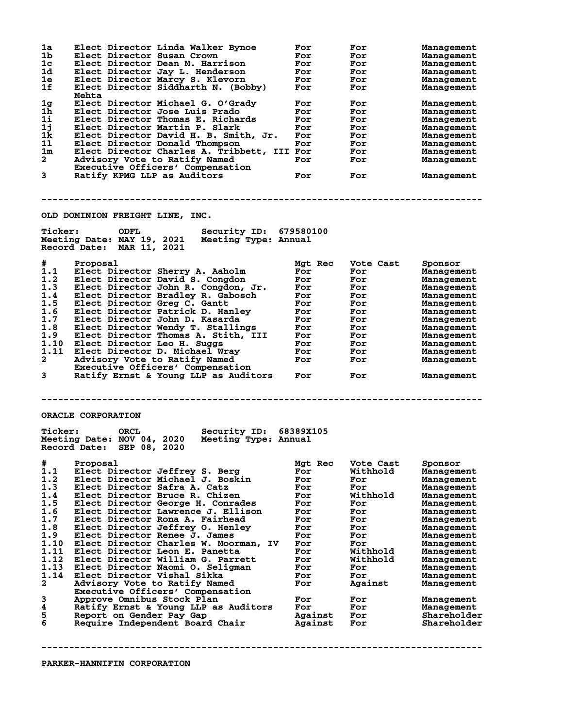| # | Proposal | Mgt Rec | Vote Cast | Sponsor |
|---|---|---|---|---|
| 1a | Elect Director Linda Walker Bynoe | For | For | Management |
| 1b | Elect Director Susan Crown | For | For | Management |
| 1c | Elect Director Dean M. Harrison | For | For | Management |
| 1d | Elect Director Jay L. Henderson | For | For | Management |
| 1e | Elect Director Marcy S. Klevorn | For | For | Management |
| 1f | Elect Director Siddharth N. (Bobby) Mehta | For | For | Management |
| 1g | Elect Director Michael G. O'Grady | For | For | Management |
| 1h | Elect Director Jose Luis Prado | For | For | Management |
| 1i | Elect Director Thomas E. Richards | For | For | Management |
| 1j | Elect Director Martin P. Slark | For | For | Management |
| 1k | Elect Director David H. B. Smith, Jr. | For | For | Management |
| 1l | Elect Director Donald Thompson | For | For | Management |
| 1m | Elect Director Charles A. Tribbett, III | For | For | Management |
| 2 | Advisory Vote to Ratify Named Executive Officers' Compensation | For | For | Management |
| 3 | Ratify KPMG LLP as Auditors | For | For | Management |

---

## OLD DOMINION FREIGHT LINE, INC.

**Ticker:** ODFL **Security ID:** 679580100
**Meeting Date:** MAY 19, 2021 **Meeting Type:** Annual
**Record Date:** MAR 11, 2021

| # | Proposal | Mgt Rec | Vote Cast | Sponsor |
|---|---|---|---|---|
| 1.1 | Elect Director Sherry A. Aaholm | For | For | Management |
| 1.2 | Elect Director David S. Congdon | For | For | Management |
| 1.3 | Elect Director John R. Congdon, Jr. | For | For | Management |
| 1.4 | Elect Director Bradley R. Gabosch | For | For | Management |
| 1.5 | Elect Director Greg C. Gantt | For | For | Management |
| 1.6 | Elect Director Patrick D. Hanley | For | For | Management |
| 1.7 | Elect Director John D. Kasarda | For | For | Management |
| 1.8 | Elect Director Wendy T. Stallings | For | For | Management |
| 1.9 | Elect Director Thomas A. Stith, III | For | For | Management |
| 1.10 | Elect Director Leo H. Suggs | For | For | Management |
| 1.11 | Elect Director D. Michael Wray | For | For | Management |
| 2 | Advisory Vote to Ratify Named Executive Officers' Compensation | For | For | Management |
| 3 | Ratify Ernst & Young LLP as Auditors | For | For | Management |

---

## ORACLE CORPORATION

**Ticker:** ORCL **Security ID:** 68389X105
**Meeting Date:** NOV 04, 2020 **Meeting Type:** Annual
**Record Date:** SEP 08, 2020

| # | Proposal | Mgt Rec | Vote Cast | Sponsor |
|---|---|---|---|---|
| 1.1 | Elect Director Jeffrey S. Berg | For | Withhold | Management |
| 1.2 | Elect Director Michael J. Boskin | For | For | Management |
| 1.3 | Elect Director Safra A. Catz | For | For | Management |
| 1.4 | Elect Director Bruce R. Chizen | For | Withhold | Management |
| 1.5 | Elect Director George H. Conrades | For | For | Management |
| 1.6 | Elect Director Lawrence J. Ellison | For | For | Management |
| 1.7 | Elect Director Rona A. Fairhead | For | For | Management |
| 1.8 | Elect Director Jeffrey O. Henley | For | For | Management |
| 1.9 | Elect Director Renee J. James | For | For | Management |
| 1.10 | Elect Director Charles W. Moorman, IV | For | For | Management |
| 1.11 | Elect Director Leon E. Panetta | For | Withhold | Management |
| 1.12 | Elect Director William G. Parrett | For | Withhold | Management |
| 1.13 | Elect Director Naomi O. Seligman | For | For | Management |
| 1.14 | Elect Director Vishal Sikka | For | For | Management |
| 2 | Advisory Vote to Ratify Named Executive Officers' Compensation | For | Against | Management |
| 3 | Approve Omnibus Stock Plan | For | For | Management |
| 4 | Ratify Ernst & Young LLP as Auditors | For | For | Management |
| 5 | Report on Gender Pay Gap | Against | For | Shareholder |
| 6 | Require Independent Board Chair | Against | For | Shareholder |

---

## PARKER-HANNIFIN CORPORATION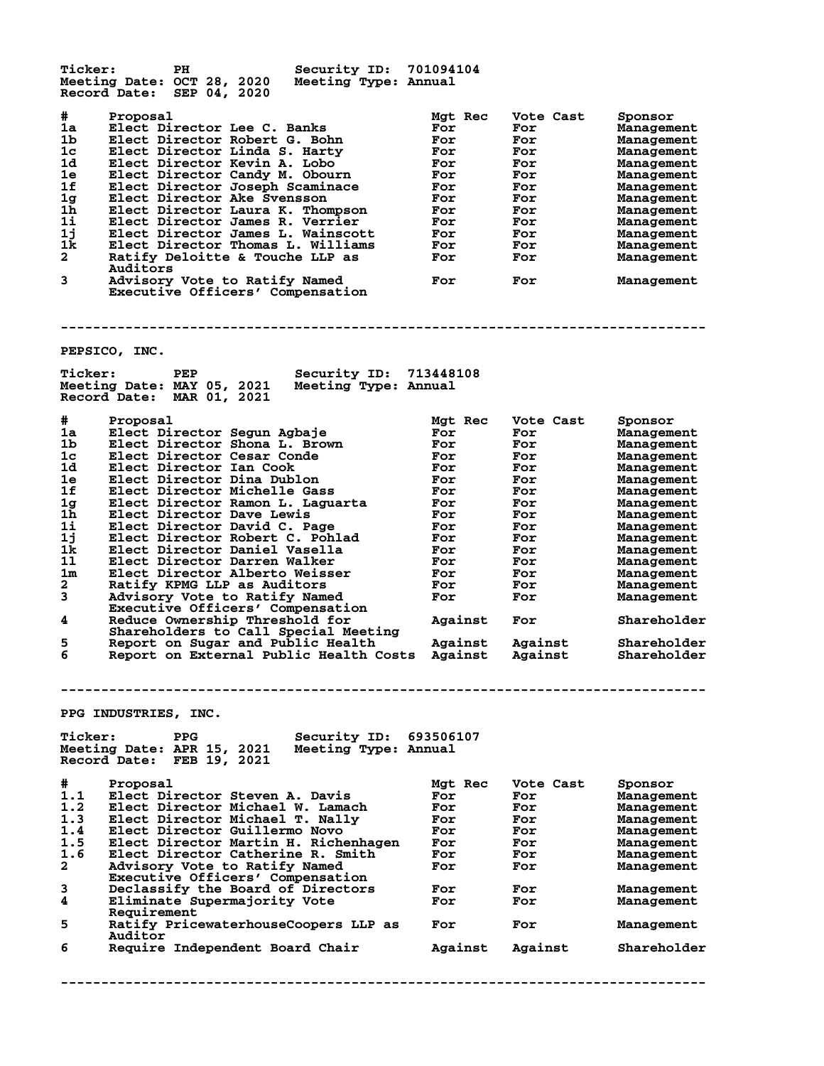| | | | |
|---|---|---|---|
| **Ticker:** PH | **Security ID:** 701094104 | | |
| **Meeting Date:** OCT 28, 2020 | **Meeting Type:** Annual | | |
| **Record Date:** SEP 04, 2020 | | | |

| # | Proposal | Mgt Rec | Vote Cast | Sponsor |
|---|---|---|---|---|
| 1a | Elect Director Lee C. Banks | For | For | Management |
| 1b | Elect Director Robert G. Bohn | For | For | Management |
| 1c | Elect Director Linda S. Harty | For | For | Management |
| 1d | Elect Director Kevin A. Lobo | For | For | Management |
| 1e | Elect Director Candy M. Obourn | For | For | Management |
| 1f | Elect Director Joseph Scaminace | For | For | Management |
| 1g | Elect Director Ake Svensson | For | For | Management |
| 1h | Elect Director Laura K. Thompson | For | For | Management |
| 1i | Elect Director James R. Verrier | For | For | Management |
| 1j | Elect Director James L. Wainscott | For | For | Management |
| 1k | Elect Director Thomas L. Williams | For | For | Management |
| 2 | Ratify Deloitte & Touche LLP as Auditors | For | For | Management |
| 3 | Advisory Vote to Ratify Named Executive Officers' Compensation | For | For | Management |

---

## PEPSICO, INC.

| | | | |
|---|---|---|---|
| **Ticker:** PEP | **Security ID:** 713448108 | | |
| **Meeting Date:** MAY 05, 2021 | **Meeting Type:** Annual | | |
| **Record Date:** MAR 01, 2021 | | | |

| # | Proposal | Mgt Rec | Vote Cast | Sponsor |
|---|---|---|---|---|
| 1a | Elect Director Segun Agbaje | For | For | Management |
| 1b | Elect Director Shona L. Brown | For | For | Management |
| 1c | Elect Director Cesar Conde | For | For | Management |
| 1d | Elect Director Ian Cook | For | For | Management |
| 1e | Elect Director Dina Dublon | For | For | Management |
| 1f | Elect Director Michelle Gass | For | For | Management |
| 1g | Elect Director Ramon L. Laguarta | For | For | Management |
| 1h | Elect Director Dave Lewis | For | For | Management |
| 1i | Elect Director David C. Page | For | For | Management |
| 1j | Elect Director Robert C. Pohlad | For | For | Management |
| 1k | Elect Director Daniel Vasella | For | For | Management |
| 1l | Elect Director Darren Walker | For | For | Management |
| 1m | Elect Director Alberto Weisser | For | For | Management |
| 2 | Ratify KPMG LLP as Auditors | For | For | Management |
| 3 | Advisory Vote to Ratify Named Executive Officers' Compensation | For | For | Management |
| 4 | Reduce Ownership Threshold for Shareholders to Call Special Meeting | Against | For | Shareholder |
| 5 | Report on Sugar and Public Health | Against | Against | Shareholder |
| 6 | Report on External Public Health Costs | Against | Against | Shareholder |

---

## PPG INDUSTRIES, INC.

| | | | |
|---|---|---|---|
| **Ticker:** PPG | **Security ID:** 693506107 | | |
| **Meeting Date:** APR 15, 2021 | **Meeting Type:** Annual | | |
| **Record Date:** FEB 19, 2021 | | | |

| # | Proposal | Mgt Rec | Vote Cast | Sponsor |
|---|---|---|---|---|
| 1.1 | Elect Director Steven A. Davis | For | For | Management |
| 1.2 | Elect Director Michael W. Lamach | For | For | Management |
| 1.3 | Elect Director Michael T. Nally | For | For | Management |
| 1.4 | Elect Director Guillermo Novo | For | For | Management |
| 1.5 | Elect Director Martin H. Richenhagen | For | For | Management |
| 1.6 | Elect Director Catherine R. Smith | For | For | Management |
| 2 | Advisory Vote to Ratify Named Executive Officers' Compensation | For | For | Management |
| 3 | Declassify the Board of Directors | For | For | Management |
| 4 | Eliminate Supermajority Vote Requirement | For | For | Management |
| 5 | Ratify PricewaterhouseCoopers LLP as Auditor | For | For | Management |
| 6 | Require Independent Board Chair | Against | Against | Shareholder |

---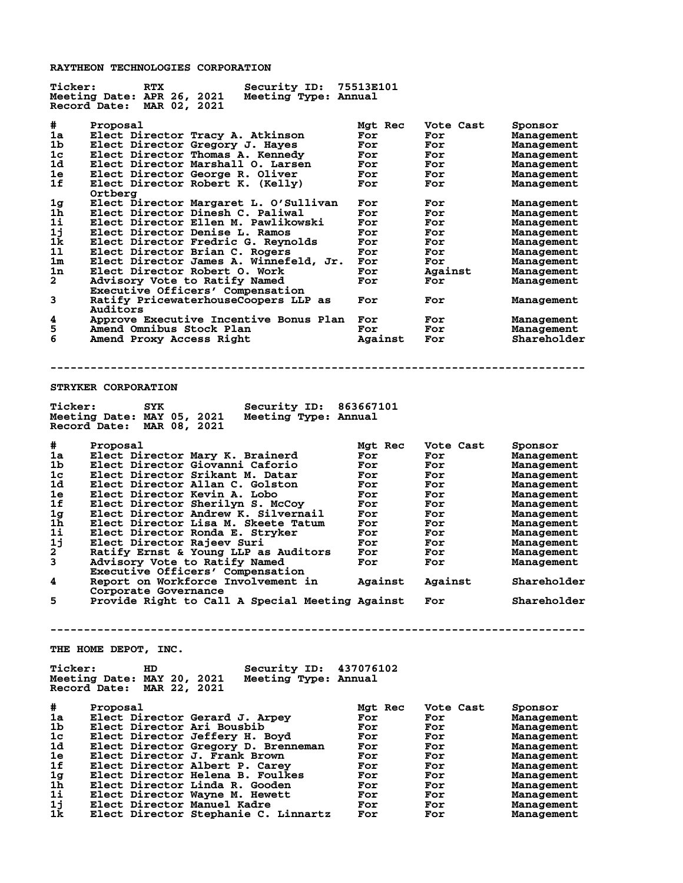## RAYTHEON TECHNOLOGIES CORPORATION

**Ticker:** RTX **Security ID:** 75513E101
**Meeting Date:** APR 26, 2021 **Meeting Type:** Annual
**Record Date:** MAR 02, 2021

| # | Proposal | Mgt Rec | Vote Cast | Sponsor |
|---|---|---|---|---|
| 1a | Elect Director Tracy A. Atkinson | For | For | Management |
| 1b | Elect Director Gregory J. Hayes | For | For | Management |
| 1c | Elect Director Thomas A. Kennedy | For | For | Management |
| 1d | Elect Director Marshall O. Larsen | For | For | Management |
| 1e | Elect Director George R. Oliver | For | For | Management |
| 1f | Elect Director Robert K. (Kelly) Ortberg | For | For | Management |
| 1g | Elect Director Margaret L. O'Sullivan | For | For | Management |
| 1h | Elect Director Dinesh C. Paliwal | For | For | Management |
| 1i | Elect Director Ellen M. Pawlikowski | For | For | Management |
| 1j | Elect Director Denise L. Ramos | For | For | Management |
| 1k | Elect Director Fredric G. Reynolds | For | For | Management |
| 1l | Elect Director Brian C. Rogers | For | For | Management |
| 1m | Elect Director James A. Winnefeld, Jr. | For | For | Management |
| 1n | Elect Director Robert O. Work | For | Against | Management |
| 2 | Advisory Vote to Ratify Named Executive Officers' Compensation | For | For | Management |
| 3 | Ratify PricewaterhouseCoopers LLP as Auditors | For | For | Management |
| 4 | Approve Executive Incentive Bonus Plan | For | For | Management |
| 5 | Amend Omnibus Stock Plan | For | For | Management |
| 6 | Amend Proxy Access Right | Against | For | Shareholder |

---

## STRYKER CORPORATION

**Ticker:** SYK **Security ID:** 863667101
**Meeting Date:** MAY 05, 2021 **Meeting Type:** Annual
**Record Date:** MAR 08, 2021

| # | Proposal | Mgt Rec | Vote Cast | Sponsor |
|---|---|---|---|---|
| 1a | Elect Director Mary K. Brainerd | For | For | Management |
| 1b | Elect Director Giovanni Caforio | For | For | Management |
| 1c | Elect Director Srikant M. Datar | For | For | Management |
| 1d | Elect Director Allan C. Golston | For | For | Management |
| 1e | Elect Director Kevin A. Lobo | For | For | Management |
| 1f | Elect Director Sherilyn S. McCoy | For | For | Management |
| 1g | Elect Director Andrew K. Silvernail | For | For | Management |
| 1h | Elect Director Lisa M. Skeete Tatum | For | For | Management |
| 1i | Elect Director Ronda E. Stryker | For | For | Management |
| 1j | Elect Director Rajeev Suri | For | For | Management |
| 2 | Ratify Ernst & Young LLP as Auditors | For | For | Management |
| 3 | Advisory Vote to Ratify Named Executive Officers' Compensation | For | For | Management |
| 4 | Report on Workforce Involvement in Corporate Governance | Against | Against | Shareholder |
| 5 | Provide Right to Call A Special Meeting | Against | For | Shareholder |

---

## THE HOME DEPOT, INC.

**Ticker:** HD **Security ID:** 437076102
**Meeting Date:** MAY 20, 2021 **Meeting Type:** Annual
**Record Date:** MAR 22, 2021

| # | Proposal | Mgt Rec | Vote Cast | Sponsor |
|---|---|---|---|---|
| 1a | Elect Director Gerard J. Arpey | For | For | Management |
| 1b | Elect Director Ari Bousbib | For | For | Management |
| 1c | Elect Director Jeffery H. Boyd | For | For | Management |
| 1d | Elect Director Gregory D. Brenneman | For | For | Management |
| 1e | Elect Director J. Frank Brown | For | For | Management |
| 1f | Elect Director Albert P. Carey | For | For | Management |
| 1g | Elect Director Helena B. Foulkes | For | For | Management |
| 1h | Elect Director Linda R. Gooden | For | For | Management |
| 1i | Elect Director Wayne M. Hewett | For | For | Management |
| 1j | Elect Director Manuel Kadre | For | For | Management |
| 1k | Elect Director Stephanie C. Linnartz | For | For | Management |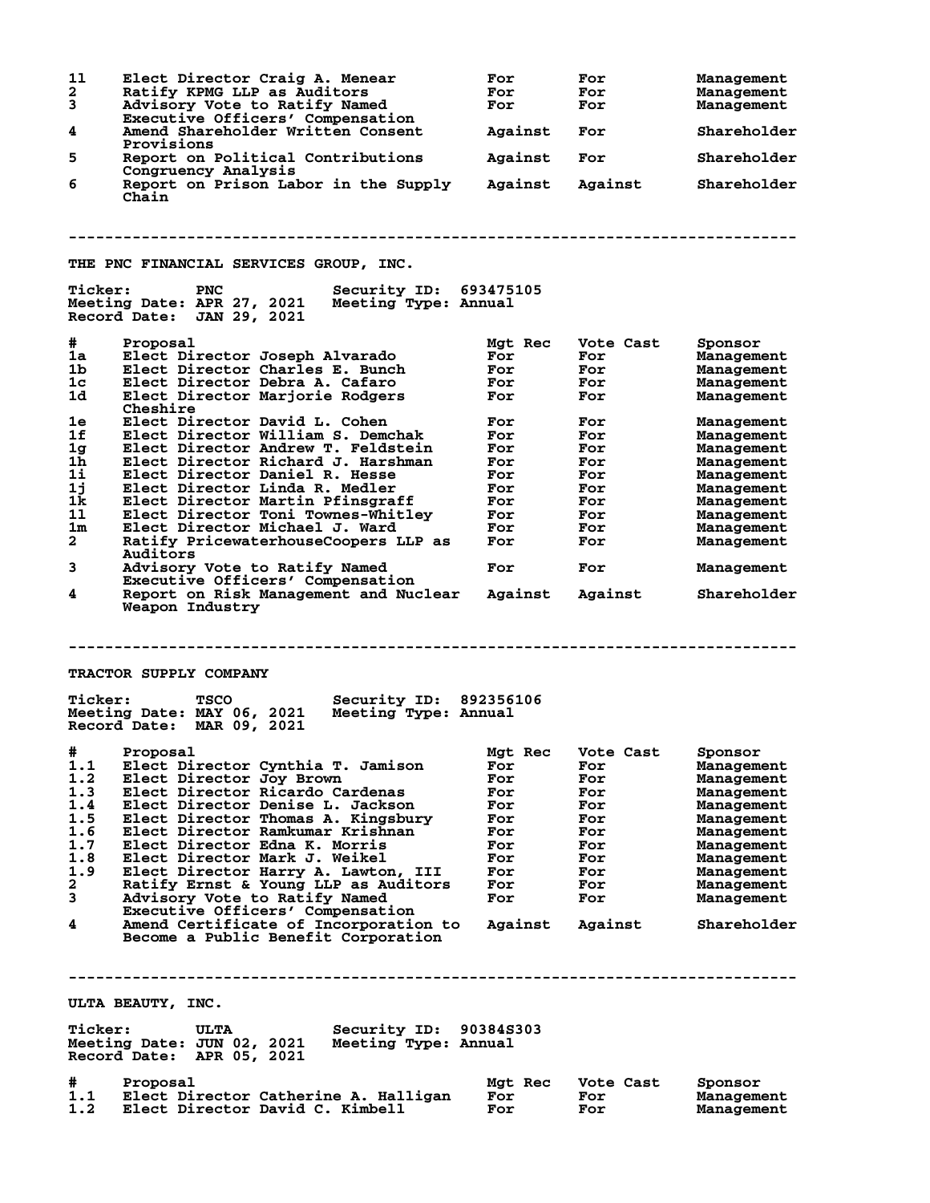| # | Proposal | Mgt Rec | Vote Cast | Sponsor |
|---|---|---|---|---|
| 1l | Elect Director Craig A. Menear | For | For | Management |
| 2 | Ratify KPMG LLP as Auditors | For | For | Management |
| 3 | Advisory Vote to Ratify Named Executive Officers' Compensation | For | For | Management |
| 4 | Amend Shareholder Written Consent Provisions | Against | For | Shareholder |
| 5 | Report on Political Contributions Congruency Analysis | Against | For | Shareholder |
| 6 | Report on Prison Labor in the Supply Chain | Against | Against | Shareholder |

---

## THE PNC FINANCIAL SERVICES GROUP, INC.

**Ticker:** PNC **Security ID:** 693475105
**Meeting Date:** APR 27, 2021 **Meeting Type:** Annual
**Record Date:** JAN 29, 2021

| # | Proposal | Mgt Rec | Vote Cast | Sponsor |
|---|---|---|---|---|
| 1a | Elect Director Joseph Alvarado | For | For | Management |
| 1b | Elect Director Charles E. Bunch | For | For | Management |
| 1c | Elect Director Debra A. Cafaro | For | For | Management |
| 1d | Elect Director Marjorie Rodgers Cheshire | For | For | Management |
| 1e | Elect Director David L. Cohen | For | For | Management |
| 1f | Elect Director William S. Demchak | For | For | Management |
| 1g | Elect Director Andrew T. Feldstein | For | For | Management |
| 1h | Elect Director Richard J. Harshman | For | For | Management |
| 1i | Elect Director Daniel R. Hesse | For | For | Management |
| 1j | Elect Director Linda R. Medler | For | For | Management |
| 1k | Elect Director Martin Pfinsgraff | For | For | Management |
| 1l | Elect Director Toni Townes-Whitley | For | For | Management |
| 1m | Elect Director Michael J. Ward | For | For | Management |
| 2 | Ratify PricewaterhouseCoopers LLP as Auditors | For | For | Management |
| 3 | Advisory Vote to Ratify Named Executive Officers' Compensation | For | For | Management |
| 4 | Report on Risk Management and Nuclear Weapon Industry | Against | Against | Shareholder |

---

## TRACTOR SUPPLY COMPANY

**Ticker:** TSCO **Security ID:** 892356106
**Meeting Date:** MAY 06, 2021 **Meeting Type:** Annual
**Record Date:** MAR 09, 2021

| # | Proposal | Mgt Rec | Vote Cast | Sponsor |
|---|---|---|---|---|
| 1.1 | Elect Director Cynthia T. Jamison | For | For | Management |
| 1.2 | Elect Director Joy Brown | For | For | Management |
| 1.3 | Elect Director Ricardo Cardenas | For | For | Management |
| 1.4 | Elect Director Denise L. Jackson | For | For | Management |
| 1.5 | Elect Director Thomas A. Kingsbury | For | For | Management |
| 1.6 | Elect Director Ramkumar Krishnan | For | For | Management |
| 1.7 | Elect Director Edna K. Morris | For | For | Management |
| 1.8 | Elect Director Mark J. Weikel | For | For | Management |
| 1.9 | Elect Director Harry A. Lawton, III | For | For | Management |
| 2 | Ratify Ernst & Young LLP as Auditors | For | For | Management |
| 3 | Advisory Vote to Ratify Named Executive Officers' Compensation | For | For | Management |
| 4 | Amend Certificate of Incorporation to Become a Public Benefit Corporation | Against | Against | Shareholder |

---

## ULTA BEAUTY, INC.

**Ticker:** ULTA **Security ID:** 90384S303
**Meeting Date:** JUN 02, 2021 **Meeting Type:** Annual
**Record Date:** APR 05, 2021

| # | Proposal | Mgt Rec | Vote Cast | Sponsor |
|---|---|---|---|---|
| 1.1 | Elect Director Catherine A. Halligan | For | For | Management |
| 1.2 | Elect Director David C. Kimbell | For | For | Management |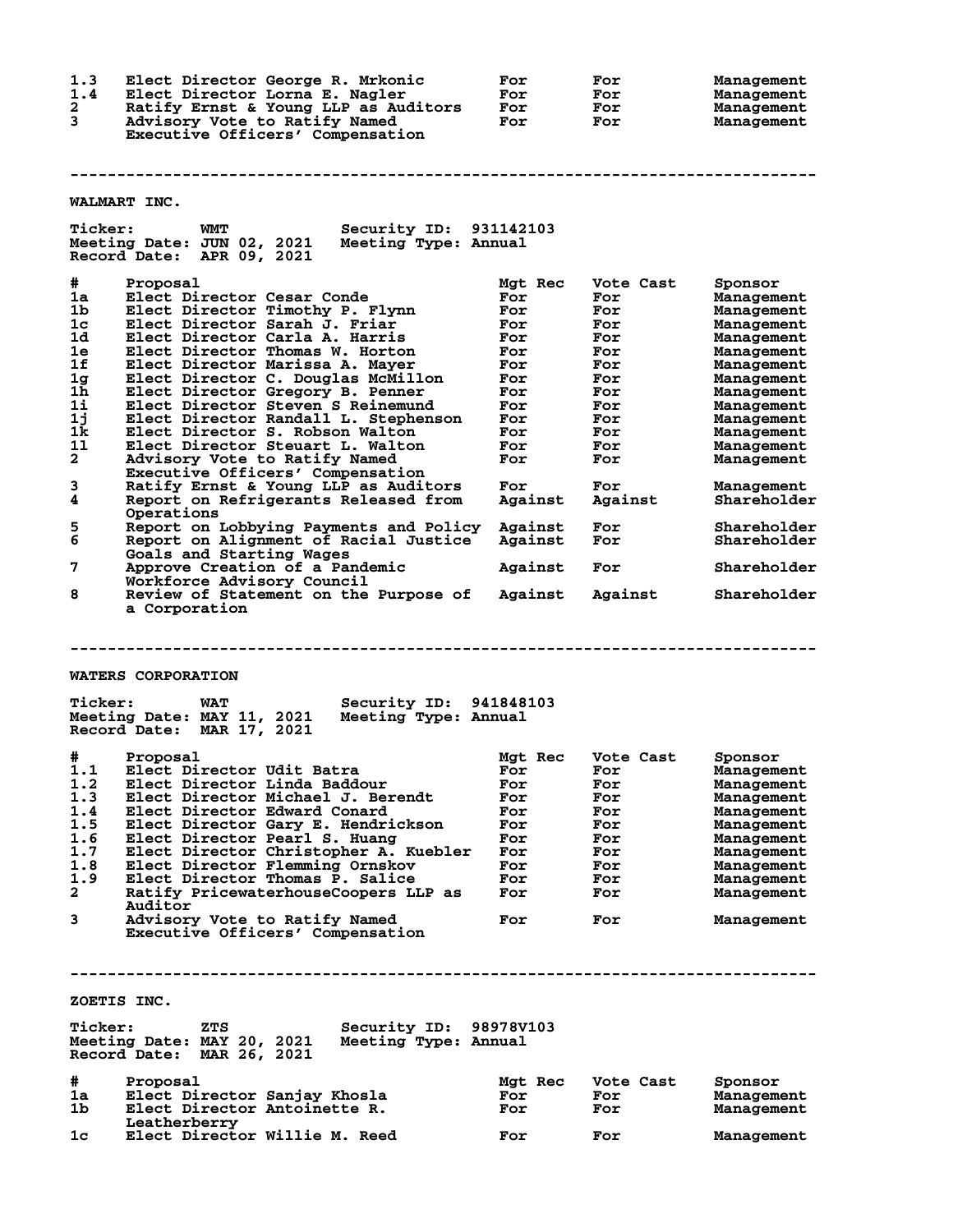| # | Proposal | Mgt Rec | Vote Cast | Sponsor |
|---|---|---|---|---|
| 1.3 | Elect Director George R. Mrkonic | For | For | Management |
| 1.4 | Elect Director Lorna E. Nagler | For | For | Management |
| 2 | Ratify Ernst & Young LLP as Auditors | For | For | Management |
| 3 | Advisory Vote to Ratify Named Executive Officers' Compensation | For | For | Management |

---

## WALMART INC.

**Ticker:** WMT **Security ID:** 931142103
**Meeting Date:** JUN 02, 2021 **Meeting Type:** Annual
**Record Date:** APR 09, 2021

| # | Proposal | Mgt Rec | Vote Cast | Sponsor |
|---|---|---|---|---|
| 1a | Elect Director Cesar Conde | For | For | Management |
| 1b | Elect Director Timothy P. Flynn | For | For | Management |
| 1c | Elect Director Sarah J. Friar | For | For | Management |
| 1d | Elect Director Carla A. Harris | For | For | Management |
| 1e | Elect Director Thomas W. Horton | For | For | Management |
| 1f | Elect Director Marissa A. Mayer | For | For | Management |
| 1g | Elect Director C. Douglas McMillon | For | For | Management |
| 1h | Elect Director Gregory B. Penner | For | For | Management |
| 1i | Elect Director Steven S Reinemund | For | For | Management |
| 1j | Elect Director Randall L. Stephenson | For | For | Management |
| 1k | Elect Director S. Robson Walton | For | For | Management |
| 1l | Elect Director Steuart L. Walton | For | For | Management |
| 2 | Advisory Vote to Ratify Named Executive Officers' Compensation | For | For | Management |
| 3 | Ratify Ernst & Young LLP as Auditors | For | For | Management |
| 4 | Report on Refrigerants Released from Operations | Against | Against | Shareholder |
| 5 | Report on Lobbying Payments and Policy | Against | For | Shareholder |
| 6 | Report on Alignment of Racial Justice Goals and Starting Wages | Against | For | Shareholder |
| 7 | Approve Creation of a Pandemic Workforce Advisory Council | Against | For | Shareholder |
| 8 | Review of Statement on the Purpose of a Corporation | Against | Against | Shareholder |

---

## WATERS CORPORATION

**Ticker:** WAT **Security ID:** 941848103
**Meeting Date:** MAY 11, 2021 **Meeting Type:** Annual
**Record Date:** MAR 17, 2021

| # | Proposal | Mgt Rec | Vote Cast | Sponsor |
|---|---|---|---|---|
| 1.1 | Elect Director Udit Batra | For | For | Management |
| 1.2 | Elect Director Linda Baddour | For | For | Management |
| 1.3 | Elect Director Michael J. Berendt | For | For | Management |
| 1.4 | Elect Director Edward Conard | For | For | Management |
| 1.5 | Elect Director Gary E. Hendrickson | For | For | Management |
| 1.6 | Elect Director Pearl S. Huang | For | For | Management |
| 1.7 | Elect Director Christopher A. Kuebler | For | For | Management |
| 1.8 | Elect Director Flemming Ornskov | For | For | Management |
| 1.9 | Elect Director Thomas P. Salice | For | For | Management |
| 2 | Ratify PricewaterhouseCoopers LLP as Auditor | For | For | Management |
| 3 | Advisory Vote to Ratify Named Executive Officers' Compensation | For | For | Management |

---

## ZOETIS INC.

**Ticker:** ZTS **Security ID:** 98978V103
**Meeting Date:** MAY 20, 2021 **Meeting Type:** Annual
**Record Date:** MAR 26, 2021

| # | Proposal | Mgt Rec | Vote Cast | Sponsor |
|---|---|---|---|---|
| 1a | Elect Director Sanjay Khosla | For | For | Management |
| 1b | Elect Director Antoinette R. Leatherberry | For | For | Management |
| 1c | Elect Director Willie M. Reed | For | For | Management |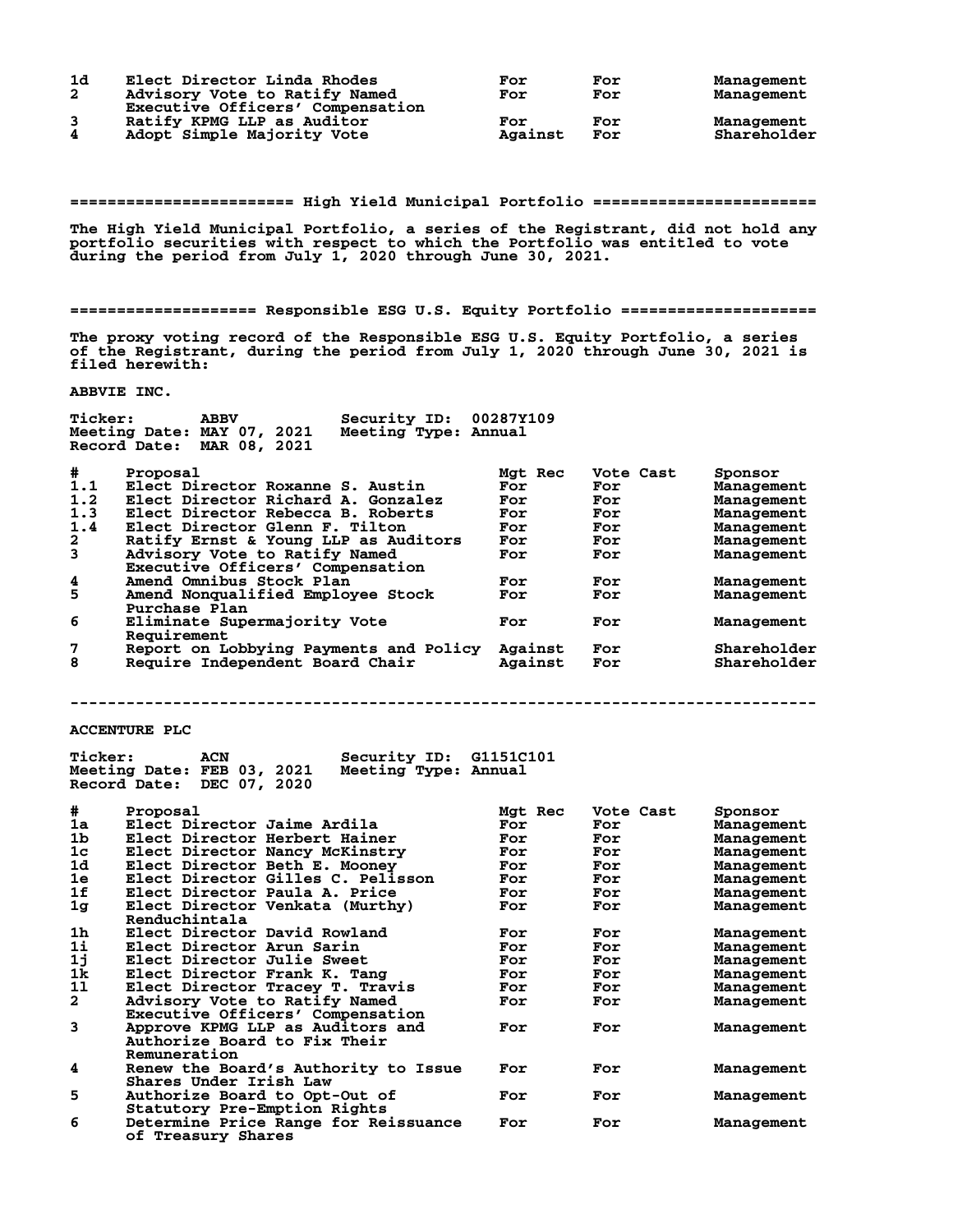| # | Proposal | Mgt Rec | Vote Cast | Sponsor |
|---|---|---|---|---|
| 1d | Elect Director Linda Rhodes | For | For | Management |
| 2 | Advisory Vote to Ratify Named Executive Officers' Compensation | For | For | Management |
| 3 | Ratify KPMG LLP as Auditor | For | For | Management |
| 4 | Adopt Simple Majority Vote | Against | For | Shareholder |

## ======================== High Yield Municipal Portfolio ========================

The High Yield Municipal Portfolio, a series of the Registrant, did not hold any portfolio securities with respect to which the Portfolio was entitled to vote during the period from July 1, 2020 through June 30, 2021.

## ==================== Responsible ESG U.S. Equity Portfolio ====================

The proxy voting record of the Responsible ESG U.S. Equity Portfolio, a series of the Registrant, during the period from July 1, 2020 through June 30, 2021 is filed herewith:

### ABBVIE INC.

Ticker: ABBV Security ID: 00287Y109
Meeting Date: MAY 07, 2021 Meeting Type: Annual
Record Date: MAR 08, 2021

| # | Proposal | Mgt Rec | Vote Cast | Sponsor |
|---|---|---|---|---|
| 1.1 | Elect Director Roxanne S. Austin | For | For | Management |
| 1.2 | Elect Director Richard A. Gonzalez | For | For | Management |
| 1.3 | Elect Director Rebecca B. Roberts | For | For | Management |
| 1.4 | Elect Director Glenn F. Tilton | For | For | Management |
| 2 | Ratify Ernst & Young LLP as Auditors | For | For | Management |
| 3 | Advisory Vote to Ratify Named Executive Officers' Compensation | For | For | Management |
| 4 | Amend Omnibus Stock Plan | For | For | Management |
| 5 | Amend Nonqualified Employee Stock Purchase Plan | For | For | Management |
| 6 | Eliminate Supermajority Vote Requirement | For | For | Management |
| 7 | Report on Lobbying Payments and Policy | Against | For | Shareholder |
| 8 | Require Independent Board Chair | Against | For | Shareholder |

--------------------------------------------------------------------------------

### ACCENTURE PLC

Ticker: ACN Security ID: G1151C101
Meeting Date: FEB 03, 2021 Meeting Type: Annual
Record Date: DEC 07, 2020

| # | Proposal | Mgt Rec | Vote Cast | Sponsor |
|---|---|---|---|---|
| 1a | Elect Director Jaime Ardila | For | For | Management |
| 1b | Elect Director Herbert Hainer | For | For | Management |
| 1c | Elect Director Nancy McKinstry | For | For | Management |
| 1d | Elect Director Beth E. Mooney | For | For | Management |
| 1e | Elect Director Gilles C. Pelisson | For | For | Management |
| 1f | Elect Director Paula A. Price | For | For | Management |
| 1g | Elect Director Venkata (Murthy) Renduchintala | For | For | Management |
| 1h | Elect Director David Rowland | For | For | Management |
| 1i | Elect Director Arun Sarin | For | For | Management |
| 1j | Elect Director Julie Sweet | For | For | Management |
| 1k | Elect Director Frank K. Tang | For | For | Management |
| 1l | Elect Director Tracey T. Travis | For | For | Management |
| 2 | Advisory Vote to Ratify Named Executive Officers' Compensation | For | For | Management |
| 3 | Approve KPMG LLP as Auditors and Authorize Board to Fix Their Remuneration | For | For | Management |
| 4 | Renew the Board's Authority to Issue Shares Under Irish Law | For | For | Management |
| 5 | Authorize Board to Opt-Out of Statutory Pre-Emption Rights | For | For | Management |
| 6 | Determine Price Range for Reissuance of Treasury Shares | For | For | Management |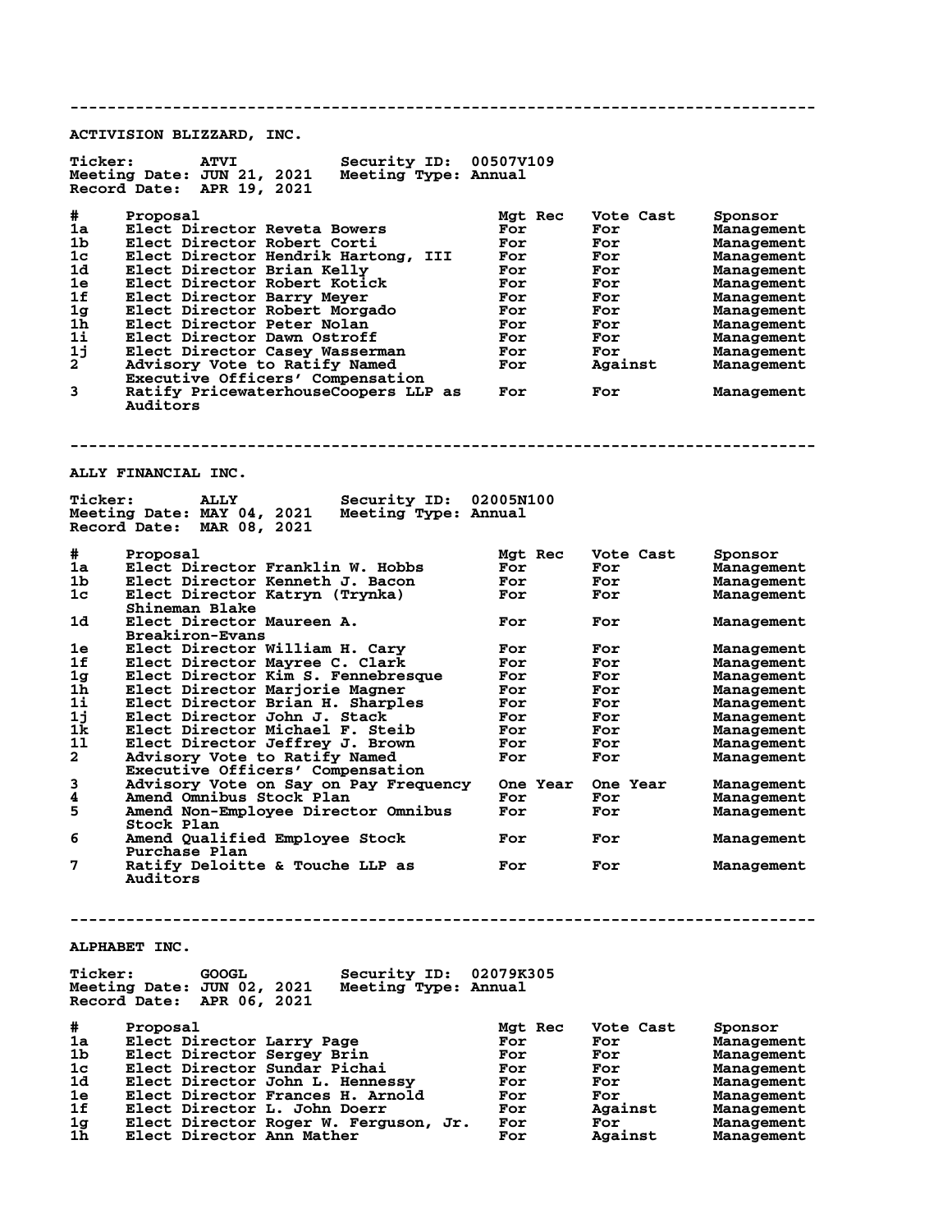---

## ACTIVISION BLIZZARD, INC.

**Ticker:** ATVI **Security ID:** 00507V109
**Meeting Date:** JUN 21, 2021 **Meeting Type:** Annual
**Record Date:** APR 19, 2021

| # | Proposal | Mgt Rec | Vote Cast | Sponsor |
|---|---|---|---|---|
| 1a | Elect Director Reveta Bowers | For | For | Management |
| 1b | Elect Director Robert Corti | For | For | Management |
| 1c | Elect Director Hendrik Hartong, III | For | For | Management |
| 1d | Elect Director Brian Kelly | For | For | Management |
| 1e | Elect Director Robert Kotick | For | For | Management |
| 1f | Elect Director Barry Meyer | For | For | Management |
| 1g | Elect Director Robert Morgado | For | For | Management |
| 1h | Elect Director Peter Nolan | For | For | Management |
| 1i | Elect Director Dawn Ostroff | For | For | Management |
| 1j | Elect Director Casey Wasserman | For | For | Management |
| 2 | Advisory Vote to Ratify Named Executive Officers' Compensation | For | Against | Management |
| 3 | Ratify PricewaterhouseCoopers LLP as Auditors | For | For | Management |

---

## ALLY FINANCIAL INC.

**Ticker:** ALLY **Security ID:** 02005N100
**Meeting Date:** MAY 04, 2021 **Meeting Type:** Annual
**Record Date:** MAR 08, 2021

| # | Proposal | Mgt Rec | Vote Cast | Sponsor |
|---|---|---|---|---|
| 1a | Elect Director Franklin W. Hobbs | For | For | Management |
| 1b | Elect Director Kenneth J. Bacon | For | For | Management |
| 1c | Elect Director Katryn (Trynka) Shineman Blake | For | For | Management |
| 1d | Elect Director Maureen A. Breakiron-Evans | For | For | Management |
| 1e | Elect Director William H. Cary | For | For | Management |
| 1f | Elect Director Mayree C. Clark | For | For | Management |
| 1g | Elect Director Kim S. Fennebresque | For | For | Management |
| 1h | Elect Director Marjorie Magner | For | For | Management |
| 1i | Elect Director Brian H. Sharples | For | For | Management |
| 1j | Elect Director John J. Stack | For | For | Management |
| 1k | Elect Director Michael F. Steib | For | For | Management |
| 1l | Elect Director Jeffrey J. Brown | For | For | Management |
| 2 | Advisory Vote to Ratify Named Executive Officers' Compensation | For | For | Management |
| 3 | Advisory Vote on Say on Pay Frequency | One Year | One Year | Management |
| 4 | Amend Omnibus Stock Plan | For | For | Management |
| 5 | Amend Non-Employee Director Omnibus Stock Plan | For | For | Management |
| 6 | Amend Qualified Employee Stock Purchase Plan | For | For | Management |
| 7 | Ratify Deloitte & Touche LLP as Auditors | For | For | Management |

---

## ALPHABET INC.

**Ticker:** GOOGL **Security ID:** 02079K305
**Meeting Date:** JUN 02, 2021 **Meeting Type:** Annual
**Record Date:** APR 06, 2021

| # | Proposal | Mgt Rec | Vote Cast | Sponsor |
|---|---|---|---|---|
| 1a | Elect Director Larry Page | For | For | Management |
| 1b | Elect Director Sergey Brin | For | For | Management |
| 1c | Elect Director Sundar Pichai | For | For | Management |
| 1d | Elect Director John L. Hennessy | For | For | Management |
| 1e | Elect Director Frances H. Arnold | For | For | Management |
| 1f | Elect Director L. John Doerr | For | Against | Management |
| 1g | Elect Director Roger W. Ferguson, Jr. | For | For | Management |
| 1h | Elect Director Ann Mather | For | Against | Management |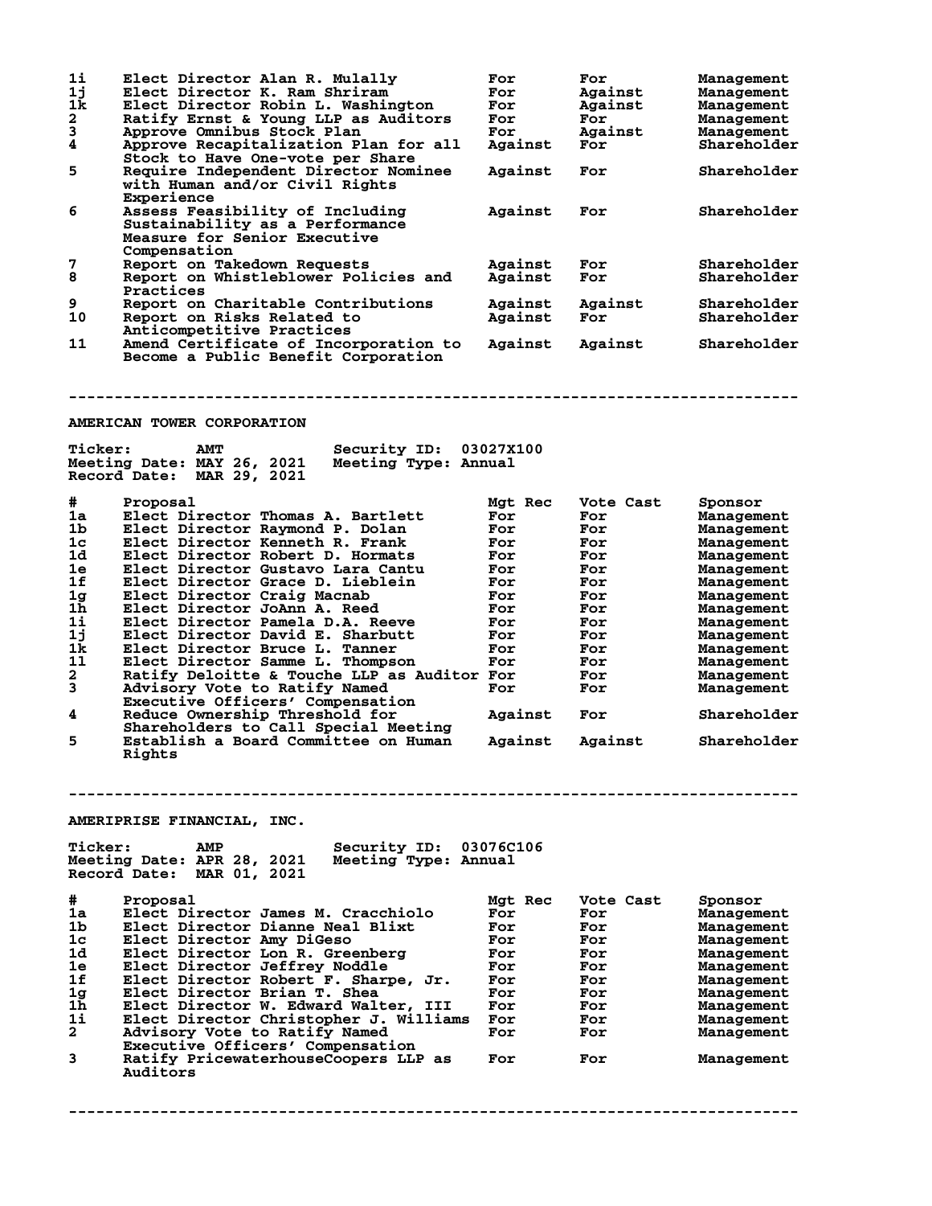| # | Proposal | Mgt Rec | Vote Cast | Sponsor |
|---|---|---|---|---|
| 1i | Elect Director Alan R. Mulally | For | For | Management |
| 1j | Elect Director K. Ram Shriram | For | Against | Management |
| 1k | Elect Director Robin L. Washington | For | Against | Management |
| 2 | Ratify Ernst & Young LLP as Auditors | For | For | Management |
| 3 | Approve Omnibus Stock Plan | For | Against | Management |
| 4 | Approve Recapitalization Plan for all Stock to Have One-vote per Share | Against | For | Shareholder |
| 5 | Require Independent Director Nominee with Human and/or Civil Rights Experience | Against | For | Shareholder |
| 6 | Assess Feasibility of Including Sustainability as a Performance Measure for Senior Executive Compensation | Against | For | Shareholder |
| 7 | Report on Takedown Requests | Against | For | Shareholder |
| 8 | Report on Whistleblower Policies and Practices | Against | For | Shareholder |
| 9 | Report on Charitable Contributions | Against | Against | Shareholder |
| 10 | Report on Risks Related to Anticompetitive Practices | Against | For | Shareholder |
| 11 | Amend Certificate of Incorporation to Become a Public Benefit Corporation | Against | Against | Shareholder |

---

## AMERICAN TOWER CORPORATION

**Ticker:** AMT **Security ID:** 03027X100
**Meeting Date:** MAY 26, 2021 **Meeting Type:** Annual
**Record Date:** MAR 29, 2021

| # | Proposal | Mgt Rec | Vote Cast | Sponsor |
|---|---|---|---|---|
| 1a | Elect Director Thomas A. Bartlett | For | For | Management |
| 1b | Elect Director Raymond P. Dolan | For | For | Management |
| 1c | Elect Director Kenneth R. Frank | For | For | Management |
| 1d | Elect Director Robert D. Hormats | For | For | Management |
| 1e | Elect Director Gustavo Lara Cantu | For | For | Management |
| 1f | Elect Director Grace D. Lieblein | For | For | Management |
| 1g | Elect Director Craig Macnab | For | For | Management |
| 1h | Elect Director JoAnn A. Reed | For | For | Management |
| 1i | Elect Director Pamela D.A. Reeve | For | For | Management |
| 1j | Elect Director David E. Sharbutt | For | For | Management |
| 1k | Elect Director Bruce L. Tanner | For | For | Management |
| 1l | Elect Director Samme L. Thompson | For | For | Management |
| 2 | Ratify Deloitte & Touche LLP as Auditor | For | For | Management |
| 3 | Advisory Vote to Ratify Named Executive Officers' Compensation | For | For | Management |
| 4 | Reduce Ownership Threshold for Shareholders to Call Special Meeting | Against | For | Shareholder |
| 5 | Establish a Board Committee on Human Rights | Against | Against | Shareholder |

---

## AMERIPRISE FINANCIAL, INC.

**Ticker:** AMP **Security ID:** 03076C106
**Meeting Date:** APR 28, 2021 **Meeting Type:** Annual
**Record Date:** MAR 01, 2021

| # | Proposal | Mgt Rec | Vote Cast | Sponsor |
|---|---|---|---|---|
| 1a | Elect Director James M. Cracchiolo | For | For | Management |
| 1b | Elect Director Dianne Neal Blixt | For | For | Management |
| 1c | Elect Director Amy DiGeso | For | For | Management |
| 1d | Elect Director Lon R. Greenberg | For | For | Management |
| 1e | Elect Director Jeffrey Noddle | For | For | Management |
| 1f | Elect Director Robert F. Sharpe, Jr. | For | For | Management |
| 1g | Elect Director Brian T. Shea | For | For | Management |
| 1h | Elect Director W. Edward Walter, III | For | For | Management |
| 1i | Elect Director Christopher J. Williams | For | For | Management |
| 2 | Advisory Vote to Ratify Named Executive Officers' Compensation | For | For | Management |
| 3 | Ratify PricewaterhouseCoopers LLP as Auditors | For | For | Management |

---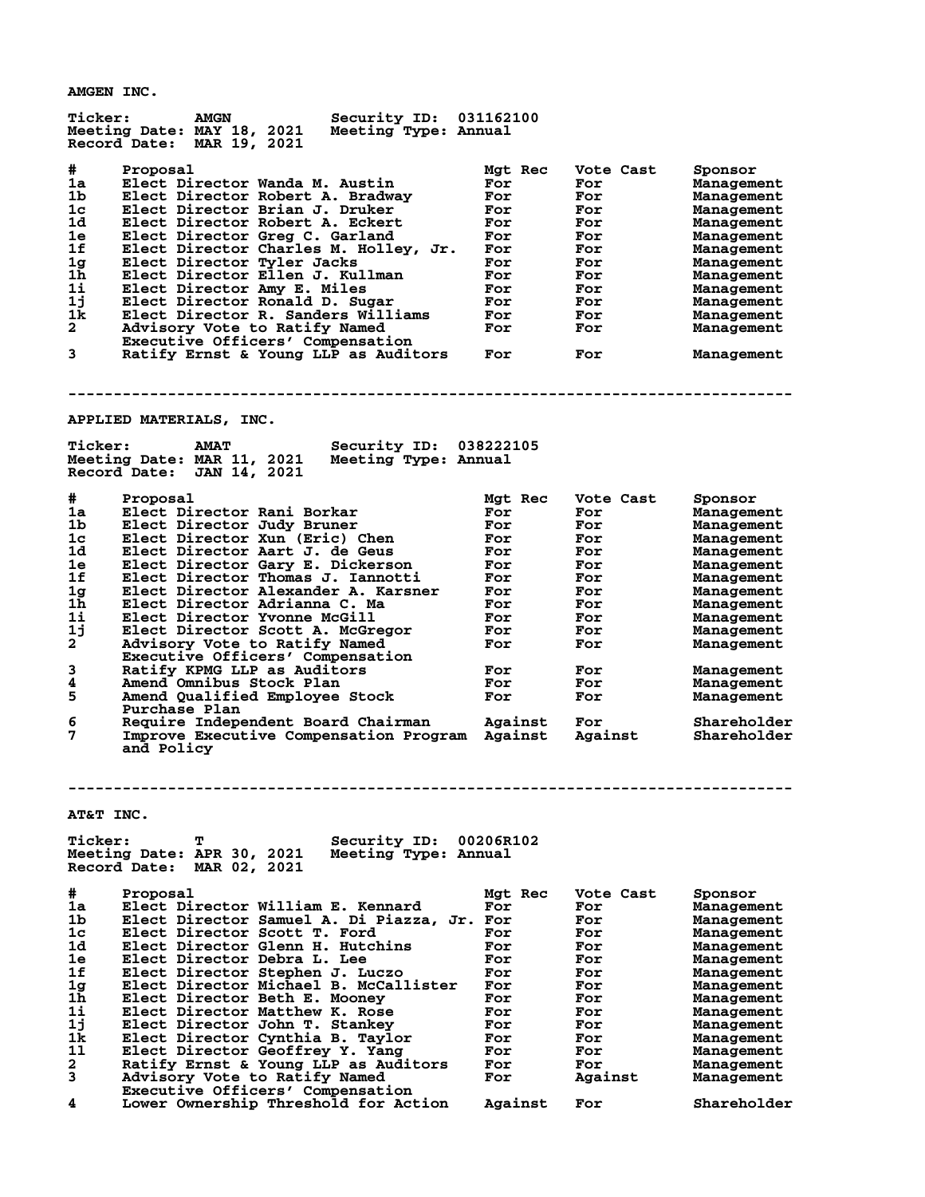## AMGEN INC.

**Ticker:** AMGN **Security ID:** 031162100
**Meeting Date:** MAY 18, 2021 **Meeting Type:** Annual
**Record Date:** MAR 19, 2021

| # | Proposal | Mgt Rec | Vote Cast | Sponsor |
|---|---|---|---|---|
| 1a | Elect Director Wanda M. Austin | For | For | Management |
| 1b | Elect Director Robert A. Bradway | For | For | Management |
| 1c | Elect Director Brian J. Druker | For | For | Management |
| 1d | Elect Director Robert A. Eckert | For | For | Management |
| 1e | Elect Director Greg C. Garland | For | For | Management |
| 1f | Elect Director Charles M. Holley, Jr. | For | For | Management |
| 1g | Elect Director Tyler Jacks | For | For | Management |
| 1h | Elect Director Ellen J. Kullman | For | For | Management |
| 1i | Elect Director Amy E. Miles | For | For | Management |
| 1j | Elect Director Ronald D. Sugar | For | For | Management |
| 1k | Elect Director R. Sanders Williams | For | For | Management |
| 2 | Advisory Vote to Ratify Named Executive Officers' Compensation | For | For | Management |
| 3 | Ratify Ernst & Young LLP as Auditors | For | For | Management |

---

## APPLIED MATERIALS, INC.

**Ticker:** AMAT **Security ID:** 038222105
**Meeting Date:** MAR 11, 2021 **Meeting Type:** Annual
**Record Date:** JAN 14, 2021

| # | Proposal | Mgt Rec | Vote Cast | Sponsor |
|---|---|---|---|---|
| 1a | Elect Director Rani Borkar | For | For | Management |
| 1b | Elect Director Judy Bruner | For | For | Management |
| 1c | Elect Director Xun (Eric) Chen | For | For | Management |
| 1d | Elect Director Aart J. de Geus | For | For | Management |
| 1e | Elect Director Gary E. Dickerson | For | For | Management |
| 1f | Elect Director Thomas J. Iannotti | For | For | Management |
| 1g | Elect Director Alexander A. Karsner | For | For | Management |
| 1h | Elect Director Adrianna C. Ma | For | For | Management |
| 1i | Elect Director Yvonne McGill | For | For | Management |
| 1j | Elect Director Scott A. McGregor | For | For | Management |
| 2 | Advisory Vote to Ratify Named Executive Officers' Compensation | For | For | Management |
| 3 | Ratify KPMG LLP as Auditors | For | For | Management |
| 4 | Amend Omnibus Stock Plan | For | For | Management |
| 5 | Amend Qualified Employee Stock Purchase Plan | For | For | Management |
| 6 | Require Independent Board Chairman | Against | For | Shareholder |
| 7 | Improve Executive Compensation Program and Policy | Against | Against | Shareholder |

---

## AT&T INC.

**Ticker:** T **Security ID:** 00206R102
**Meeting Date:** APR 30, 2021 **Meeting Type:** Annual
**Record Date:** MAR 02, 2021

| # | Proposal | Mgt Rec | Vote Cast | Sponsor |
|---|---|---|---|---|
| 1a | Elect Director William E. Kennard | For | For | Management |
| 1b | Elect Director Samuel A. Di Piazza, Jr. | For | For | Management |
| 1c | Elect Director Scott T. Ford | For | For | Management |
| 1d | Elect Director Glenn H. Hutchins | For | For | Management |
| 1e | Elect Director Debra L. Lee | For | For | Management |
| 1f | Elect Director Stephen J. Luczo | For | For | Management |
| 1g | Elect Director Michael B. McCallister | For | For | Management |
| 1h | Elect Director Beth E. Mooney | For | For | Management |
| 1i | Elect Director Matthew K. Rose | For | For | Management |
| 1j | Elect Director John T. Stankey | For | For | Management |
| 1k | Elect Director Cynthia B. Taylor | For | For | Management |
| 1l | Elect Director Geoffrey Y. Yang | For | For | Management |
| 2 | Ratify Ernst & Young LLP as Auditors | For | For | Management |
| 3 | Advisory Vote to Ratify Named Executive Officers' Compensation | For | Against | Management |
| 4 | Lower Ownership Threshold for Action | Against | For | Shareholder |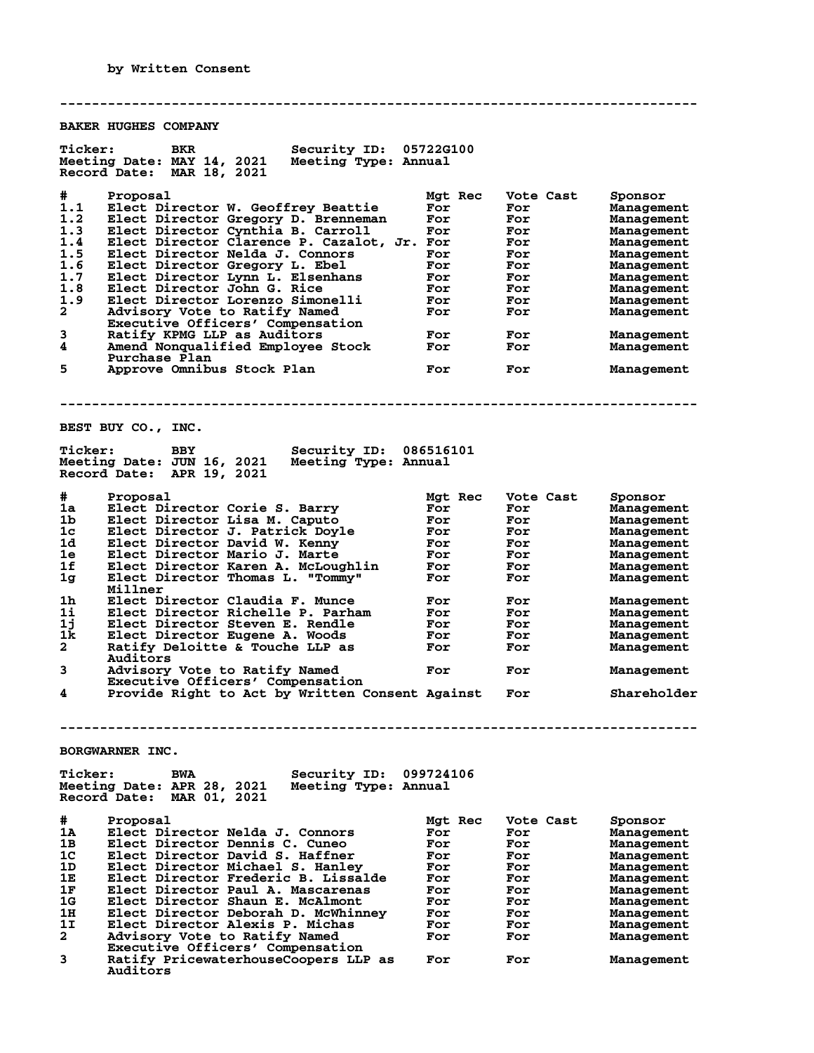by Written Consent

---

## BAKER HUGHES COMPANY

**Ticker:** BKR **Security ID:** 05722G100
**Meeting Date:** MAY 14, 2021 **Meeting Type:** Annual
**Record Date:** MAR 18, 2021

| # | Proposal | Mgt Rec | Vote Cast | Sponsor |
|---|---|---|---|---|
| 1.1 | Elect Director W. Geoffrey Beattie | For | For | Management |
| 1.2 | Elect Director Gregory D. Brenneman | For | For | Management |
| 1.3 | Elect Director Cynthia B. Carroll | For | For | Management |
| 1.4 | Elect Director Clarence P. Cazalot, Jr. | For | For | Management |
| 1.5 | Elect Director Nelda J. Connors | For | For | Management |
| 1.6 | Elect Director Gregory L. Ebel | For | For | Management |
| 1.7 | Elect Director Lynn L. Elsenhans | For | For | Management |
| 1.8 | Elect Director John G. Rice | For | For | Management |
| 1.9 | Elect Director Lorenzo Simonelli | For | For | Management |
| 2 | Advisory Vote to Ratify Named Executive Officers' Compensation | For | For | Management |
| 3 | Ratify KPMG LLP as Auditors | For | For | Management |
| 4 | Amend Nonqualified Employee Stock Purchase Plan | For | For | Management |
| 5 | Approve Omnibus Stock Plan | For | For | Management |

---

## BEST BUY CO., INC.

**Ticker:** BBY **Security ID:** 086516101
**Meeting Date:** JUN 16, 2021 **Meeting Type:** Annual
**Record Date:** APR 19, 2021

| # | Proposal | Mgt Rec | Vote Cast | Sponsor |
|---|---|---|---|---|
| 1a | Elect Director Corie S. Barry | For | For | Management |
| 1b | Elect Director Lisa M. Caputo | For | For | Management |
| 1c | Elect Director J. Patrick Doyle | For | For | Management |
| 1d | Elect Director David W. Kenny | For | For | Management |
| 1e | Elect Director Mario J. Marte | For | For | Management |
| 1f | Elect Director Karen A. McLoughlin | For | For | Management |
| 1g | Elect Director Thomas L. "Tommy" Millner | For | For | Management |
| 1h | Elect Director Claudia F. Munce | For | For | Management |
| 1i | Elect Director Richelle P. Parham | For | For | Management |
| 1j | Elect Director Steven E. Rendle | For | For | Management |
| 1k | Elect Director Eugene A. Woods | For | For | Management |
| 2 | Ratify Deloitte & Touche LLP as Auditors | For | For | Management |
| 3 | Advisory Vote to Ratify Named Executive Officers' Compensation | For | For | Management |
| 4 | Provide Right to Act by Written Consent | Against | For | Shareholder |

---

## BORGWARNER INC.

**Ticker:** BWA **Security ID:** 099724106
**Meeting Date:** APR 28, 2021 **Meeting Type:** Annual
**Record Date:** MAR 01, 2021

| # | Proposal | Mgt Rec | Vote Cast | Sponsor |
|---|---|---|---|---|
| 1A | Elect Director Nelda J. Connors | For | For | Management |
| 1B | Elect Director Dennis C. Cuneo | For | For | Management |
| 1C | Elect Director David S. Haffner | For | For | Management |
| 1D | Elect Director Michael S. Hanley | For | For | Management |
| 1E | Elect Director Frederic B. Lissalde | For | For | Management |
| 1F | Elect Director Paul A. Mascarenas | For | For | Management |
| 1G | Elect Director Shaun E. McAlmont | For | For | Management |
| 1H | Elect Director Deborah D. McWhinney | For | For | Management |
| 1I | Elect Director Alexis P. Michas | For | For | Management |
| 2 | Advisory Vote to Ratify Named Executive Officers' Compensation | For | For | Management |
| 3 | Ratify PricewaterhouseCoopers LLP as Auditors | For | For | Management |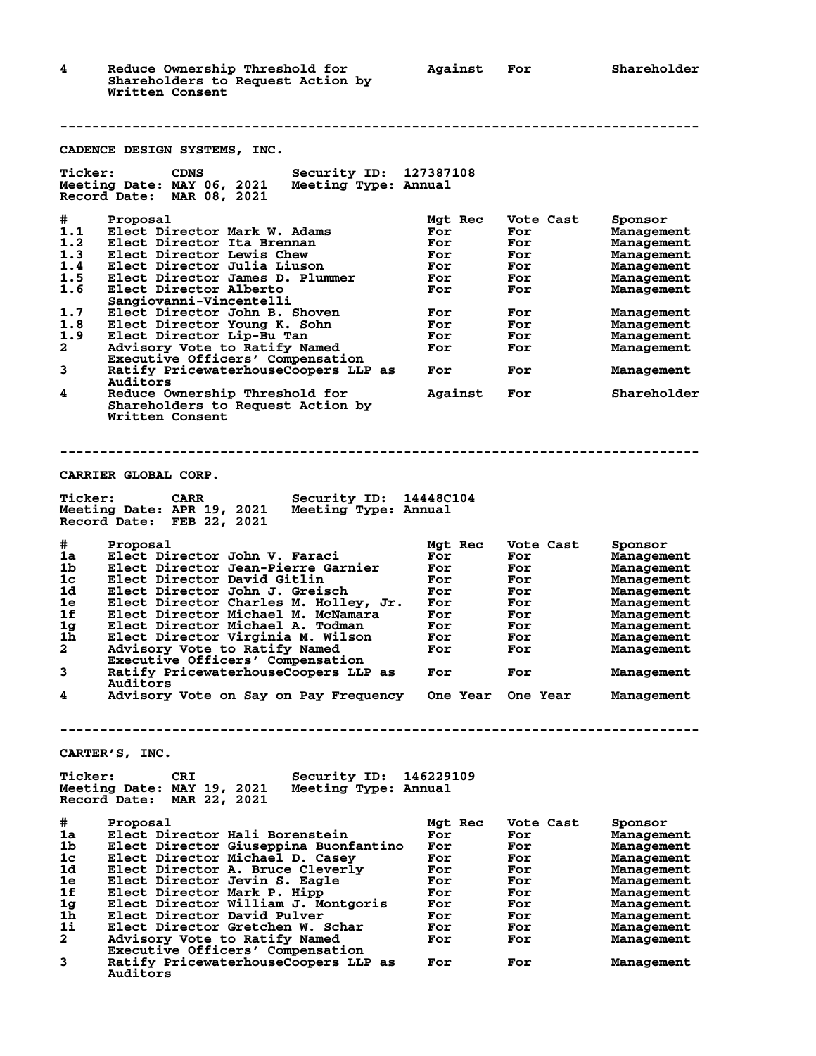| # | Proposal | Mgt Rec | Vote Cast | Sponsor |
|---|---|---|---|---|
| 4 | Reduce Ownership Threshold for Shareholders to Request Action by Written Consent | Against | For | Shareholder |

---

## CADENCE DESIGN SYSTEMS, INC.

**Ticker:** CDNS **Security ID:** 127387108
**Meeting Date:** MAY 06, 2021 **Meeting Type:** Annual
**Record Date:** MAR 08, 2021

| # | Proposal | Mgt Rec | Vote Cast | Sponsor |
|---|---|---|---|---|
| 1.1 | Elect Director Mark W. Adams | For | For | Management |
| 1.2 | Elect Director Ita Brennan | For | For | Management |
| 1.3 | Elect Director Lewis Chew | For | For | Management |
| 1.4 | Elect Director Julia Liuson | For | For | Management |
| 1.5 | Elect Director James D. Plummer | For | For | Management |
| 1.6 | Elect Director Alberto Sangiovanni-Vincentelli | For | For | Management |
| 1.7 | Elect Director John B. Shoven | For | For | Management |
| 1.8 | Elect Director Young K. Sohn | For | For | Management |
| 1.9 | Elect Director Lip-Bu Tan | For | For | Management |
| 2 | Advisory Vote to Ratify Named Executive Officers' Compensation | For | For | Management |
| 3 | Ratify PricewaterhouseCoopers LLP as Auditors | For | For | Management |
| 4 | Reduce Ownership Threshold for Shareholders to Request Action by Written Consent | Against | For | Shareholder |

---

## CARRIER GLOBAL CORP.

**Ticker:** CARR **Security ID:** 14448C104
**Meeting Date:** APR 19, 2021 **Meeting Type:** Annual
**Record Date:** FEB 22, 2021

| # | Proposal | Mgt Rec | Vote Cast | Sponsor |
|---|---|---|---|---|
| 1a | Elect Director John V. Faraci | For | For | Management |
| 1b | Elect Director Jean-Pierre Garnier | For | For | Management |
| 1c | Elect Director David Gitlin | For | For | Management |
| 1d | Elect Director John J. Greisch | For | For | Management |
| 1e | Elect Director Charles M. Holley, Jr. | For | For | Management |
| 1f | Elect Director Michael M. McNamara | For | For | Management |
| 1g | Elect Director Michael A. Todman | For | For | Management |
| 1h | Elect Director Virginia M. Wilson | For | For | Management |
| 2 | Advisory Vote to Ratify Named Executive Officers' Compensation | For | For | Management |
| 3 | Ratify PricewaterhouseCoopers LLP as Auditors | For | For | Management |
| 4 | Advisory Vote on Say on Pay Frequency | One Year | One Year | Management |

---

## CARTER'S, INC.

**Ticker:** CRI **Security ID:** 146229109
**Meeting Date:** MAY 19, 2021 **Meeting Type:** Annual
**Record Date:** MAR 22, 2021

| # | Proposal | Mgt Rec | Vote Cast | Sponsor |
|---|---|---|---|---|
| 1a | Elect Director Hali Borenstein | For | For | Management |
| 1b | Elect Director Giuseppina Buonfantino | For | For | Management |
| 1c | Elect Director Michael D. Casey | For | For | Management |
| 1d | Elect Director A. Bruce Cleverly | For | For | Management |
| 1e | Elect Director Jevin S. Eagle | For | For | Management |
| 1f | Elect Director Mark P. Hipp | For | For | Management |
| 1g | Elect Director William J. Montgoris | For | For | Management |
| 1h | Elect Director David Pulver | For | For | Management |
| 1i | Elect Director Gretchen W. Schar | For | For | Management |
| 2 | Advisory Vote to Ratify Named Executive Officers' Compensation | For | For | Management |
| 3 | Ratify PricewaterhouseCoopers LLP as Auditors | For | For | Management |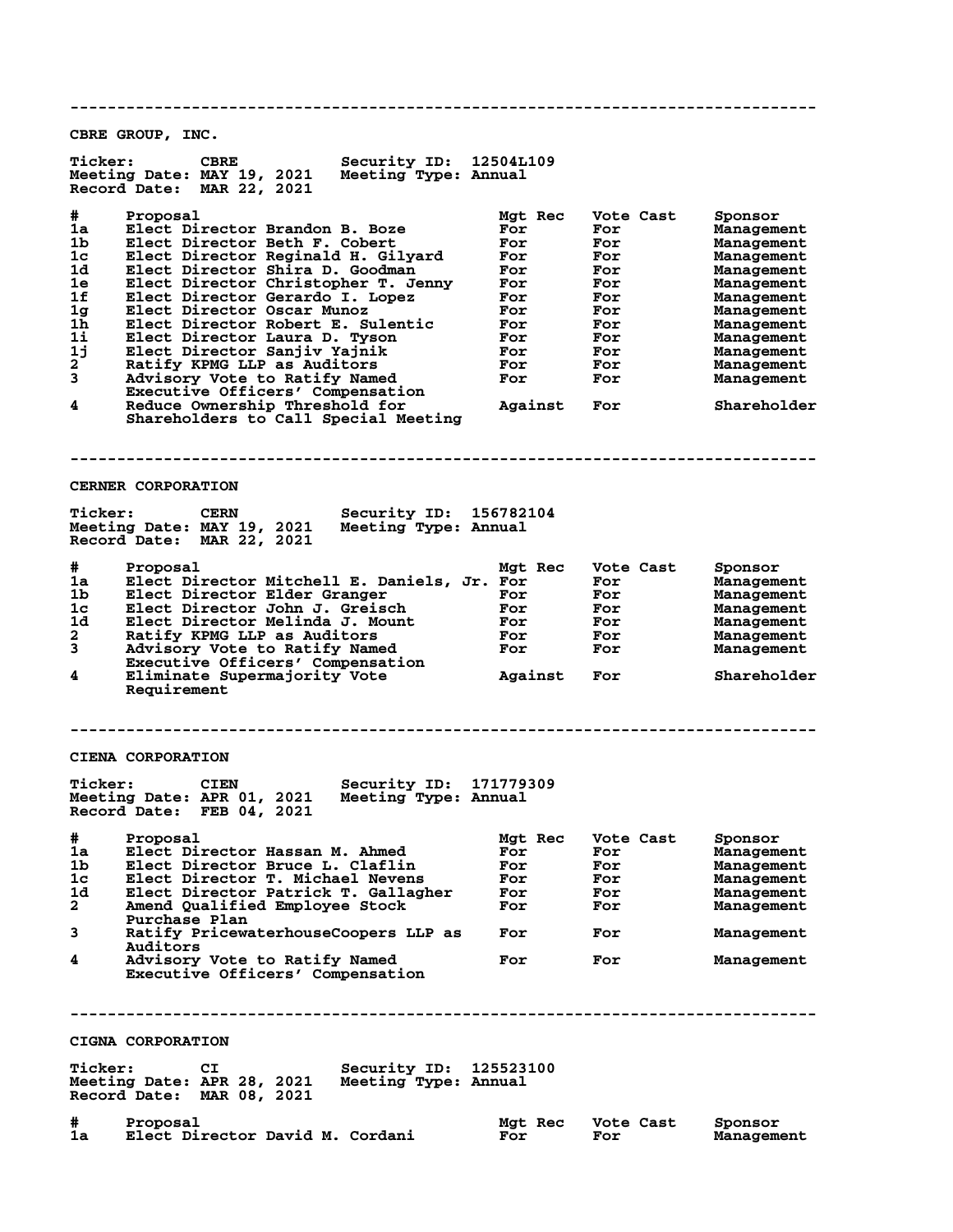---

## CBRE GROUP, INC.

**Ticker:** CBRE **Security ID:** 12504L109
**Meeting Date:** MAY 19, 2021 **Meeting Type:** Annual
**Record Date:** MAR 22, 2021

| # | Proposal | Mgt Rec | Vote Cast | Sponsor |
|---|---|---|---|---|
| 1a | Elect Director Brandon B. Boze | For | For | Management |
| 1b | Elect Director Beth F. Cobert | For | For | Management |
| 1c | Elect Director Reginald H. Gilyard | For | For | Management |
| 1d | Elect Director Shira D. Goodman | For | For | Management |
| 1e | Elect Director Christopher T. Jenny | For | For | Management |
| 1f | Elect Director Gerardo I. Lopez | For | For | Management |
| 1g | Elect Director Oscar Munoz | For | For | Management |
| 1h | Elect Director Robert E. Sulentic | For | For | Management |
| 1i | Elect Director Laura D. Tyson | For | For | Management |
| 1j | Elect Director Sanjiv Yajnik | For | For | Management |
| 2 | Ratify KPMG LLP as Auditors | For | For | Management |
| 3 | Advisory Vote to Ratify Named Executive Officers' Compensation | For | For | Management |
| 4 | Reduce Ownership Threshold for Shareholders to Call Special Meeting | Against | For | Shareholder |

---

## CERNER CORPORATION

**Ticker:** CERN **Security ID:** 156782104
**Meeting Date:** MAY 19, 2021 **Meeting Type:** Annual
**Record Date:** MAR 22, 2021

| # | Proposal | Mgt Rec | Vote Cast | Sponsor |
|---|---|---|---|---|
| 1a | Elect Director Mitchell E. Daniels, Jr. | For | For | Management |
| 1b | Elect Director Elder Granger | For | For | Management |
| 1c | Elect Director John J. Greisch | For | For | Management |
| 1d | Elect Director Melinda J. Mount | For | For | Management |
| 2 | Ratify KPMG LLP as Auditors | For | For | Management |
| 3 | Advisory Vote to Ratify Named Executive Officers' Compensation | For | For | Management |
| 4 | Eliminate Supermajority Vote Requirement | Against | For | Shareholder |

---

## CIENA CORPORATION

**Ticker:** CIEN **Security ID:** 171779309
**Meeting Date:** APR 01, 2021 **Meeting Type:** Annual
**Record Date:** FEB 04, 2021

| # | Proposal | Mgt Rec | Vote Cast | Sponsor |
|---|---|---|---|---|
| 1a | Elect Director Hassan M. Ahmed | For | For | Management |
| 1b | Elect Director Bruce L. Claflin | For | For | Management |
| 1c | Elect Director T. Michael Nevens | For | For | Management |
| 1d | Elect Director Patrick T. Gallagher | For | For | Management |
| 2 | Amend Qualified Employee Stock Purchase Plan | For | For | Management |
| 3 | Ratify PricewaterhouseCoopers LLP as Auditors | For | For | Management |
| 4 | Advisory Vote to Ratify Named Executive Officers' Compensation | For | For | Management |

---

## CIGNA CORPORATION

**Ticker:** CI **Security ID:** 125523100
**Meeting Date:** APR 28, 2021 **Meeting Type:** Annual
**Record Date:** MAR 08, 2021

| # | Proposal | Mgt Rec | Vote Cast | Sponsor |
|---|---|---|---|---|
| 1a | Elect Director David M. Cordani | For | For | Management |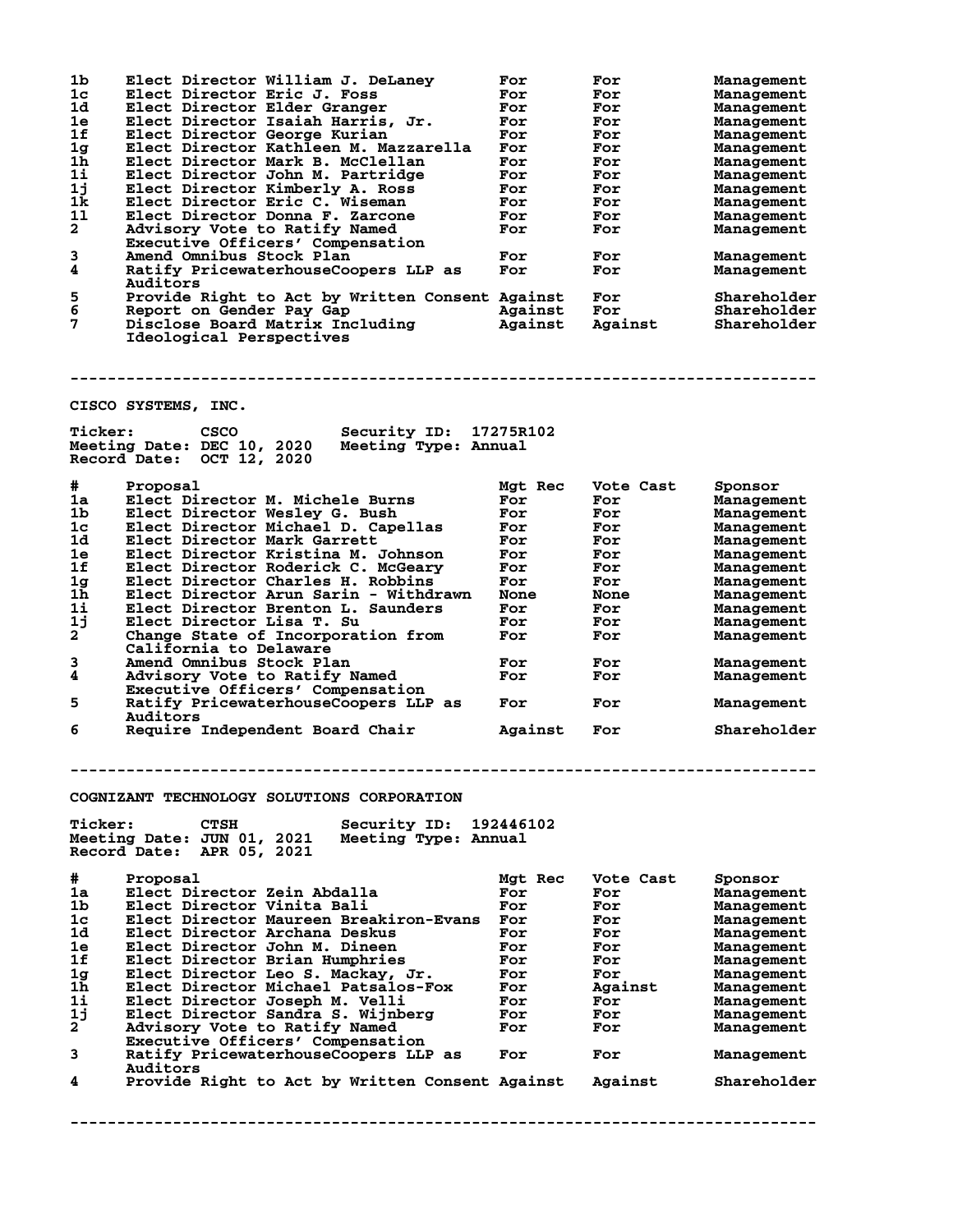| # | Proposal | Mgt Rec | Vote Cast | Sponsor |
|---|---|---|---|---|
| 1b | Elect Director William J. DeLaney | For | For | Management |
| 1c | Elect Director Eric J. Foss | For | For | Management |
| 1d | Elect Director Elder Granger | For | For | Management |
| 1e | Elect Director Isaiah Harris, Jr. | For | For | Management |
| 1f | Elect Director George Kurian | For | For | Management |
| 1g | Elect Director Kathleen M. Mazzarella | For | For | Management |
| 1h | Elect Director Mark B. McClellan | For | For | Management |
| 1i | Elect Director John M. Partridge | For | For | Management |
| 1j | Elect Director Kimberly A. Ross | For | For | Management |
| 1k | Elect Director Eric C. Wiseman | For | For | Management |
| 1l | Elect Director Donna F. Zarcone | For | For | Management |
| 2 | Advisory Vote to Ratify Named Executive Officers' Compensation | For | For | Management |
| 3 | Amend Omnibus Stock Plan | For | For | Management |
| 4 | Ratify PricewaterhouseCoopers LLP as Auditors | For | For | Management |
| 5 | Provide Right to Act by Written Consent | Against | For | Shareholder |
| 6 | Report on Gender Pay Gap | Against | For | Shareholder |
| 7 | Disclose Board Matrix Including Ideological Perspectives | Against | Against | Shareholder |

---

## CISCO SYSTEMS, INC.

**Ticker:** CSCO **Security ID:** 17275R102
**Meeting Date:** DEC 10, 2020 **Meeting Type:** Annual
**Record Date:** OCT 12, 2020

| # | Proposal | Mgt Rec | Vote Cast | Sponsor |
|---|---|---|---|---|
| 1a | Elect Director M. Michele Burns | For | For | Management |
| 1b | Elect Director Wesley G. Bush | For | For | Management |
| 1c | Elect Director Michael D. Capellas | For | For | Management |
| 1d | Elect Director Mark Garrett | For | For | Management |
| 1e | Elect Director Kristina M. Johnson | For | For | Management |
| 1f | Elect Director Roderick C. McGeary | For | For | Management |
| 1g | Elect Director Charles H. Robbins | For | For | Management |
| 1h | Elect Director Arun Sarin - Withdrawn | None | None | Management |
| 1i | Elect Director Brenton L. Saunders | For | For | Management |
| 1j | Elect Director Lisa T. Su | For | For | Management |
| 2 | Change State of Incorporation from California to Delaware | For | For | Management |
| 3 | Amend Omnibus Stock Plan | For | For | Management |
| 4 | Advisory Vote to Ratify Named Executive Officers' Compensation | For | For | Management |
| 5 | Ratify PricewaterhouseCoopers LLP as Auditors | For | For | Management |
| 6 | Require Independent Board Chair | Against | For | Shareholder |

---

## COGNIZANT TECHNOLOGY SOLUTIONS CORPORATION

**Ticker:** CTSH **Security ID:** 192446102
**Meeting Date:** JUN 01, 2021 **Meeting Type:** Annual
**Record Date:** APR 05, 2021

| # | Proposal | Mgt Rec | Vote Cast | Sponsor |
|---|---|---|---|---|
| 1a | Elect Director Zein Abdalla | For | For | Management |
| 1b | Elect Director Vinita Bali | For | For | Management |
| 1c | Elect Director Maureen Breakiron-Evans | For | For | Management |
| 1d | Elect Director Archana Deskus | For | For | Management |
| 1e | Elect Director John M. Dineen | For | For | Management |
| 1f | Elect Director Brian Humphries | For | For | Management |
| 1g | Elect Director Leo S. Mackay, Jr. | For | For | Management |
| 1h | Elect Director Michael Patsalos-Fox | For | Against | Management |
| 1i | Elect Director Joseph M. Velli | For | For | Management |
| 1j | Elect Director Sandra S. Wijnberg | For | For | Management |
| 2 | Advisory Vote to Ratify Named Executive Officers' Compensation | For | For | Management |
| 3 | Ratify PricewaterhouseCoopers LLP as Auditors | For | For | Management |
| 4 | Provide Right to Act by Written Consent | Against | Against | Shareholder |

---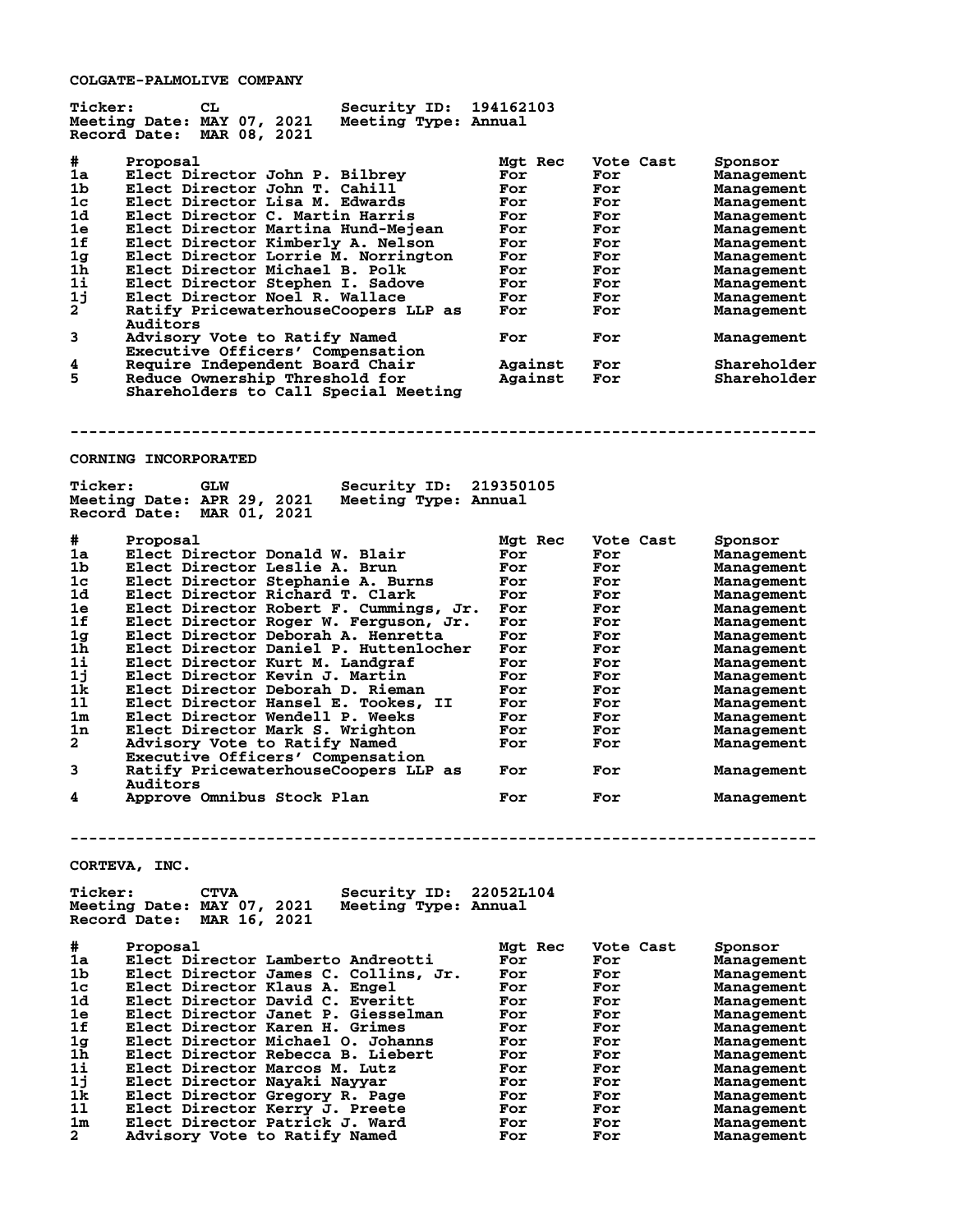## COLGATE-PALMOLIVE COMPANY

**Ticker:** CL  **Security ID:** 194162103
**Meeting Date:** MAY 07, 2021  **Meeting Type:** Annual
**Record Date:** MAR 08, 2021

| # | Proposal | Mgt Rec | Vote Cast | Sponsor |
|---|---|---|---|---|
| 1a | Elect Director John P. Bilbrey | For | For | Management |
| 1b | Elect Director John T. Cahill | For | For | Management |
| 1c | Elect Director Lisa M. Edwards | For | For | Management |
| 1d | Elect Director C. Martin Harris | For | For | Management |
| 1e | Elect Director Martina Hund-Mejean | For | For | Management |
| 1f | Elect Director Kimberly A. Nelson | For | For | Management |
| 1g | Elect Director Lorrie M. Norrington | For | For | Management |
| 1h | Elect Director Michael B. Polk | For | For | Management |
| 1i | Elect Director Stephen I. Sadove | For | For | Management |
| 1j | Elect Director Noel R. Wallace | For | For | Management |
| 2 | Ratify PricewaterhouseCoopers LLP as Auditors | For | For | Management |
| 3 | Advisory Vote to Ratify Named Executive Officers' Compensation | For | For | Management |
| 4 | Require Independent Board Chair | Against | For | Shareholder |
| 5 | Reduce Ownership Threshold for Shareholders to Call Special Meeting | Against | For | Shareholder |

---

## CORNING INCORPORATED

**Ticker:** GLW  **Security ID:** 219350105
**Meeting Date:** APR 29, 2021  **Meeting Type:** Annual
**Record Date:** MAR 01, 2021

| # | Proposal | Mgt Rec | Vote Cast | Sponsor |
|---|---|---|---|---|
| 1a | Elect Director Donald W. Blair | For | For | Management |
| 1b | Elect Director Leslie A. Brun | For | For | Management |
| 1c | Elect Director Stephanie A. Burns | For | For | Management |
| 1d | Elect Director Richard T. Clark | For | For | Management |
| 1e | Elect Director Robert F. Cummings, Jr. | For | For | Management |
| 1f | Elect Director Roger W. Ferguson, Jr. | For | For | Management |
| 1g | Elect Director Deborah A. Henretta | For | For | Management |
| 1h | Elect Director Daniel P. Huttenlocher | For | For | Management |
| 1i | Elect Director Kurt M. Landgraf | For | For | Management |
| 1j | Elect Director Kevin J. Martin | For | For | Management |
| 1k | Elect Director Deborah D. Rieman | For | For | Management |
| 1l | Elect Director Hansel E. Tookes, II | For | For | Management |
| 1m | Elect Director Wendell P. Weeks | For | For | Management |
| 1n | Elect Director Mark S. Wrighton | For | For | Management |
| 2 | Advisory Vote to Ratify Named Executive Officers' Compensation | For | For | Management |
| 3 | Ratify PricewaterhouseCoopers LLP as Auditors | For | For | Management |
| 4 | Approve Omnibus Stock Plan | For | For | Management |

---

## CORTEVA, INC.

**Ticker:** CTVA  **Security ID:** 22052L104
**Meeting Date:** MAY 07, 2021  **Meeting Type:** Annual
**Record Date:** MAR 16, 2021

| # | Proposal | Mgt Rec | Vote Cast | Sponsor |
|---|---|---|---|---|
| 1a | Elect Director Lamberto Andreotti | For | For | Management |
| 1b | Elect Director James C. Collins, Jr. | For | For | Management |
| 1c | Elect Director Klaus A. Engel | For | For | Management |
| 1d | Elect Director David C. Everitt | For | For | Management |
| 1e | Elect Director Janet P. Giesselman | For | For | Management |
| 1f | Elect Director Karen H. Grimes | For | For | Management |
| 1g | Elect Director Michael O. Johanns | For | For | Management |
| 1h | Elect Director Rebecca B. Liebert | For | For | Management |
| 1i | Elect Director Marcos M. Lutz | For | For | Management |
| 1j | Elect Director Nayaki Nayyar | For | For | Management |
| 1k | Elect Director Gregory R. Page | For | For | Management |
| 1l | Elect Director Kerry J. Preete | For | For | Management |
| 1m | Elect Director Patrick J. Ward | For | For | Management |
| 2 | Advisory Vote to Ratify Named | For | For | Management |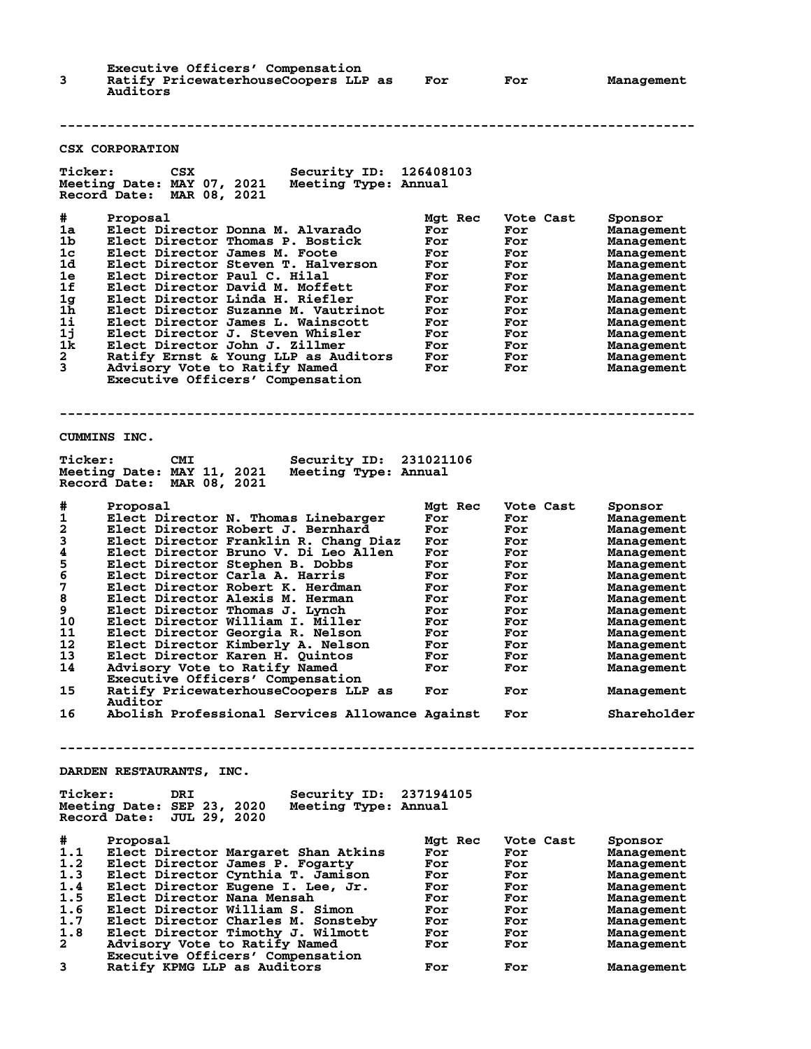| | Executive Officers' Compensation | | | |
|---|---|---|---|---|
| 3 | Ratify PricewaterhouseCoopers LLP as Auditors | For | For | Management |

---

## CSX CORPORATION

**Ticker:** CSX **Security ID:** 126408103
**Meeting Date:** MAY 07, 2021 **Meeting Type:** Annual
**Record Date:** MAR 08, 2021

| # | Proposal | Mgt Rec | Vote Cast | Sponsor |
|---|---|---|---|---|
| 1a | Elect Director Donna M. Alvarado | For | For | Management |
| 1b | Elect Director Thomas P. Bostick | For | For | Management |
| 1c | Elect Director James M. Foote | For | For | Management |
| 1d | Elect Director Steven T. Halverson | For | For | Management |
| 1e | Elect Director Paul C. Hilal | For | For | Management |
| 1f | Elect Director David M. Moffett | For | For | Management |
| 1g | Elect Director Linda H. Riefler | For | For | Management |
| 1h | Elect Director Suzanne M. Vautrinot | For | For | Management |
| 1i | Elect Director James L. Wainscott | For | For | Management |
| 1j | Elect Director J. Steven Whisler | For | For | Management |
| 1k | Elect Director John J. Zillmer | For | For | Management |
| 2 | Ratify Ernst & Young LLP as Auditors | For | For | Management |
| 3 | Advisory Vote to Ratify Named Executive Officers' Compensation | For | For | Management |

---

## CUMMINS INC.

**Ticker:** CMI **Security ID:** 231021106
**Meeting Date:** MAY 11, 2021 **Meeting Type:** Annual
**Record Date:** MAR 08, 2021

| # | Proposal | Mgt Rec | Vote Cast | Sponsor |
|---|---|---|---|---|
| 1 | Elect Director N. Thomas Linebarger | For | For | Management |
| 2 | Elect Director Robert J. Bernhard | For | For | Management |
| 3 | Elect Director Franklin R. Chang Diaz | For | For | Management |
| 4 | Elect Director Bruno V. Di Leo Allen | For | For | Management |
| 5 | Elect Director Stephen B. Dobbs | For | For | Management |
| 6 | Elect Director Carla A. Harris | For | For | Management |
| 7 | Elect Director Robert K. Herdman | For | For | Management |
| 8 | Elect Director Alexis M. Herman | For | For | Management |
| 9 | Elect Director Thomas J. Lynch | For | For | Management |
| 10 | Elect Director William I. Miller | For | For | Management |
| 11 | Elect Director Georgia R. Nelson | For | For | Management |
| 12 | Elect Director Kimberly A. Nelson | For | For | Management |
| 13 | Elect Director Karen H. Quintos | For | For | Management |
| 14 | Advisory Vote to Ratify Named Executive Officers' Compensation | For | For | Management |
| 15 | Ratify PricewaterhouseCoopers LLP as Auditor | For | For | Management |
| 16 | Abolish Professional Services Allowance | Against | For | Shareholder |

---

## DARDEN RESTAURANTS, INC.

**Ticker:** DRI **Security ID:** 237194105
**Meeting Date:** SEP 23, 2020 **Meeting Type:** Annual
**Record Date:** JUL 29, 2020

| # | Proposal | Mgt Rec | Vote Cast | Sponsor |
|---|---|---|---|---|
| 1.1 | Elect Director Margaret Shan Atkins | For | For | Management |
| 1.2 | Elect Director James P. Fogarty | For | For | Management |
| 1.3 | Elect Director Cynthia T. Jamison | For | For | Management |
| 1.4 | Elect Director Eugene I. Lee, Jr. | For | For | Management |
| 1.5 | Elect Director Nana Mensah | For | For | Management |
| 1.6 | Elect Director William S. Simon | For | For | Management |
| 1.7 | Elect Director Charles M. Sonsteby | For | For | Management |
| 1.8 | Elect Director Timothy J. Wilmott | For | For | Management |
| 2 | Advisory Vote to Ratify Named Executive Officers' Compensation | For | For | Management |
| 3 | Ratify KPMG LLP as Auditors | For | For | Management |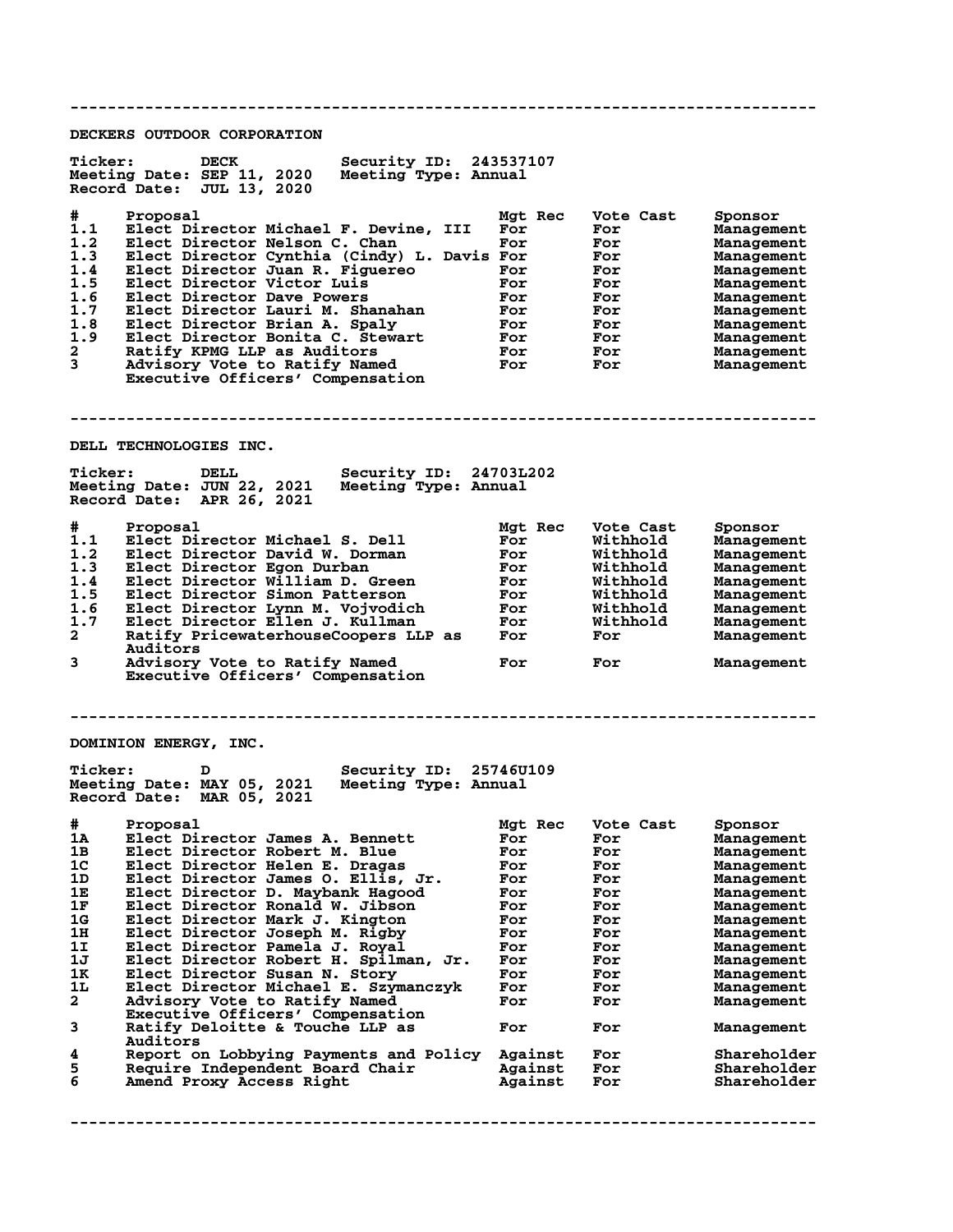---

## DECKERS OUTDOOR CORPORATION

**Ticker:** DECK **Security ID:** 243537107
**Meeting Date:** SEP 11, 2020 **Meeting Type:** Annual
**Record Date:** JUL 13, 2020

| # | Proposal | Mgt Rec | Vote Cast | Sponsor |
|---|---|---|---|---|
| 1.1 | Elect Director Michael F. Devine, III | For | For | Management |
| 1.2 | Elect Director Nelson C. Chan | For | For | Management |
| 1.3 | Elect Director Cynthia (Cindy) L. Davis | For | For | Management |
| 1.4 | Elect Director Juan R. Figuereo | For | For | Management |
| 1.5 | Elect Director Victor Luis | For | For | Management |
| 1.6 | Elect Director Dave Powers | For | For | Management |
| 1.7 | Elect Director Lauri M. Shanahan | For | For | Management |
| 1.8 | Elect Director Brian A. Spaly | For | For | Management |
| 1.9 | Elect Director Bonita C. Stewart | For | For | Management |
| 2 | Ratify KPMG LLP as Auditors | For | For | Management |
| 3 | Advisory Vote to Ratify Named Executive Officers' Compensation | For | For | Management |

---

## DELL TECHNOLOGIES INC.

**Ticker:** DELL **Security ID:** 24703L202
**Meeting Date:** JUN 22, 2021 **Meeting Type:** Annual
**Record Date:** APR 26, 2021

| # | Proposal | Mgt Rec | Vote Cast | Sponsor |
|---|---|---|---|---|
| 1.1 | Elect Director Michael S. Dell | For | Withhold | Management |
| 1.2 | Elect Director David W. Dorman | For | Withhold | Management |
| 1.3 | Elect Director Egon Durban | For | Withhold | Management |
| 1.4 | Elect Director William D. Green | For | Withhold | Management |
| 1.5 | Elect Director Simon Patterson | For | Withhold | Management |
| 1.6 | Elect Director Lynn M. Vojvodich | For | Withhold | Management |
| 1.7 | Elect Director Ellen J. Kullman | For | Withhold | Management |
| 2 | Ratify PricewaterhouseCoopers LLP as Auditors | For | For | Management |
| 3 | Advisory Vote to Ratify Named Executive Officers' Compensation | For | For | Management |

---

## DOMINION ENERGY, INC.

**Ticker:** D **Security ID:** 25746U109
**Meeting Date:** MAY 05, 2021 **Meeting Type:** Annual
**Record Date:** MAR 05, 2021

| # | Proposal | Mgt Rec | Vote Cast | Sponsor |
|---|---|---|---|---|
| 1A | Elect Director James A. Bennett | For | For | Management |
| 1B | Elect Director Robert M. Blue | For | For | Management |
| 1C | Elect Director Helen E. Dragas | For | For | Management |
| 1D | Elect Director James O. Ellis, Jr. | For | For | Management |
| 1E | Elect Director D. Maybank Hagood | For | For | Management |
| 1F | Elect Director Ronald W. Jibson | For | For | Management |
| 1G | Elect Director Mark J. Kington | For | For | Management |
| 1H | Elect Director Joseph M. Rigby | For | For | Management |
| 1I | Elect Director Pamela J. Royal | For | For | Management |
| 1J | Elect Director Robert H. Spilman, Jr. | For | For | Management |
| 1K | Elect Director Susan N. Story | For | For | Management |
| 1L | Elect Director Michael E. Szymanczyk | For | For | Management |
| 2 | Advisory Vote to Ratify Named Executive Officers' Compensation | For | For | Management |
| 3 | Ratify Deloitte & Touche LLP as Auditors | For | For | Management |
| 4 | Report on Lobbying Payments and Policy | Against | For | Shareholder |
| 5 | Require Independent Board Chair | Against | For | Shareholder |
| 6 | Amend Proxy Access Right | Against | For | Shareholder |

---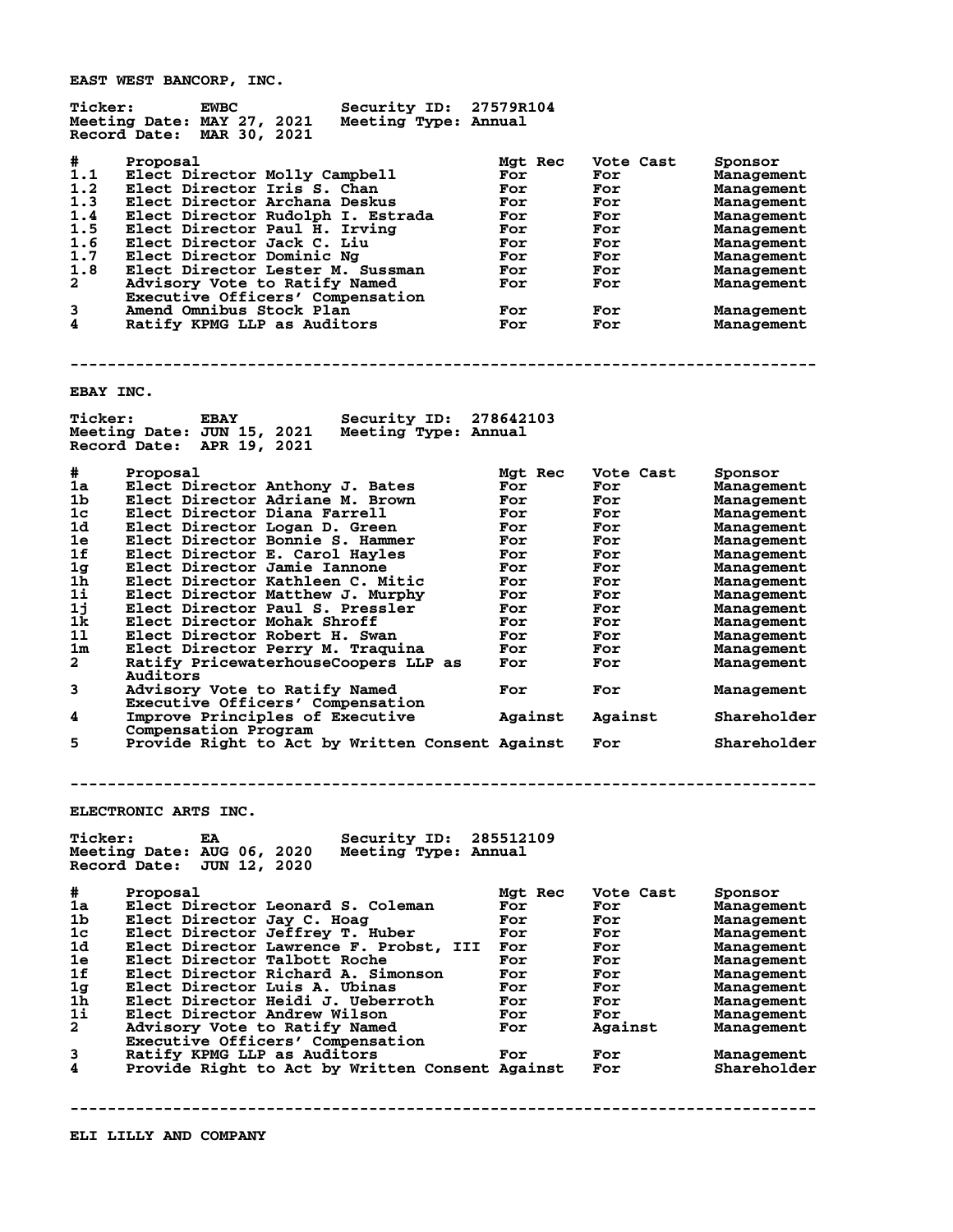## EAST WEST BANCORP, INC.

**Ticker:** EWBC  **Security ID:** 27579R104
**Meeting Date:** MAY 27, 2021  **Meeting Type:** Annual
**Record Date:** MAR 30, 2021

| # | Proposal | Mgt Rec | Vote Cast | Sponsor |
|---|---|---|---|---|
| 1.1 | Elect Director Molly Campbell | For | For | Management |
| 1.2 | Elect Director Iris S. Chan | For | For | Management |
| 1.3 | Elect Director Archana Deskus | For | For | Management |
| 1.4 | Elect Director Rudolph I. Estrada | For | For | Management |
| 1.5 | Elect Director Paul H. Irving | For | For | Management |
| 1.6 | Elect Director Jack C. Liu | For | For | Management |
| 1.7 | Elect Director Dominic Ng | For | For | Management |
| 1.8 | Elect Director Lester M. Sussman | For | For | Management |
| 2 | Advisory Vote to Ratify Named Executive Officers' Compensation | For | For | Management |
| 3 | Amend Omnibus Stock Plan | For | For | Management |
| 4 | Ratify KPMG LLP as Auditors | For | For | Management |

---

## EBAY INC.

**Ticker:** EBAY  **Security ID:** 278642103
**Meeting Date:** JUN 15, 2021  **Meeting Type:** Annual
**Record Date:** APR 19, 2021

| # | Proposal | Mgt Rec | Vote Cast | Sponsor |
|---|---|---|---|---|
| 1a | Elect Director Anthony J. Bates | For | For | Management |
| 1b | Elect Director Adriane M. Brown | For | For | Management |
| 1c | Elect Director Diana Farrell | For | For | Management |
| 1d | Elect Director Logan D. Green | For | For | Management |
| 1e | Elect Director Bonnie S. Hammer | For | For | Management |
| 1f | Elect Director E. Carol Hayles | For | For | Management |
| 1g | Elect Director Jamie Iannone | For | For | Management |
| 1h | Elect Director Kathleen C. Mitic | For | For | Management |
| 1i | Elect Director Matthew J. Murphy | For | For | Management |
| 1j | Elect Director Paul S. Pressler | For | For | Management |
| 1k | Elect Director Mohak Shroff | For | For | Management |
| 1l | Elect Director Robert H. Swan | For | For | Management |
| 1m | Elect Director Perry M. Traquina | For | For | Management |
| 2 | Ratify PricewaterhouseCoopers LLP as Auditors | For | For | Management |
| 3 | Advisory Vote to Ratify Named Executive Officers' Compensation | For | For | Management |
| 4 | Improve Principles of Executive Compensation Program | Against | Against | Shareholder |
| 5 | Provide Right to Act by Written Consent | Against | For | Shareholder |

---

## ELECTRONIC ARTS INC.

**Ticker:** EA  **Security ID:** 285512109
**Meeting Date:** AUG 06, 2020  **Meeting Type:** Annual
**Record Date:** JUN 12, 2020

| # | Proposal | Mgt Rec | Vote Cast | Sponsor |
|---|---|---|---|---|
| 1a | Elect Director Leonard S. Coleman | For | For | Management |
| 1b | Elect Director Jay C. Hoag | For | For | Management |
| 1c | Elect Director Jeffrey T. Huber | For | For | Management |
| 1d | Elect Director Lawrence F. Probst, III | For | For | Management |
| 1e | Elect Director Talbott Roche | For | For | Management |
| 1f | Elect Director Richard A. Simonson | For | For | Management |
| 1g | Elect Director Luis A. Ubinas | For | For | Management |
| 1h | Elect Director Heidi J. Ueberroth | For | For | Management |
| 1i | Elect Director Andrew Wilson | For | For | Management |
| 2 | Advisory Vote to Ratify Named Executive Officers' Compensation | For | Against | Management |
| 3 | Ratify KPMG LLP as Auditors | For | For | Management |
| 4 | Provide Right to Act by Written Consent | Against | For | Shareholder |

---

## ELI LILLY AND COMPANY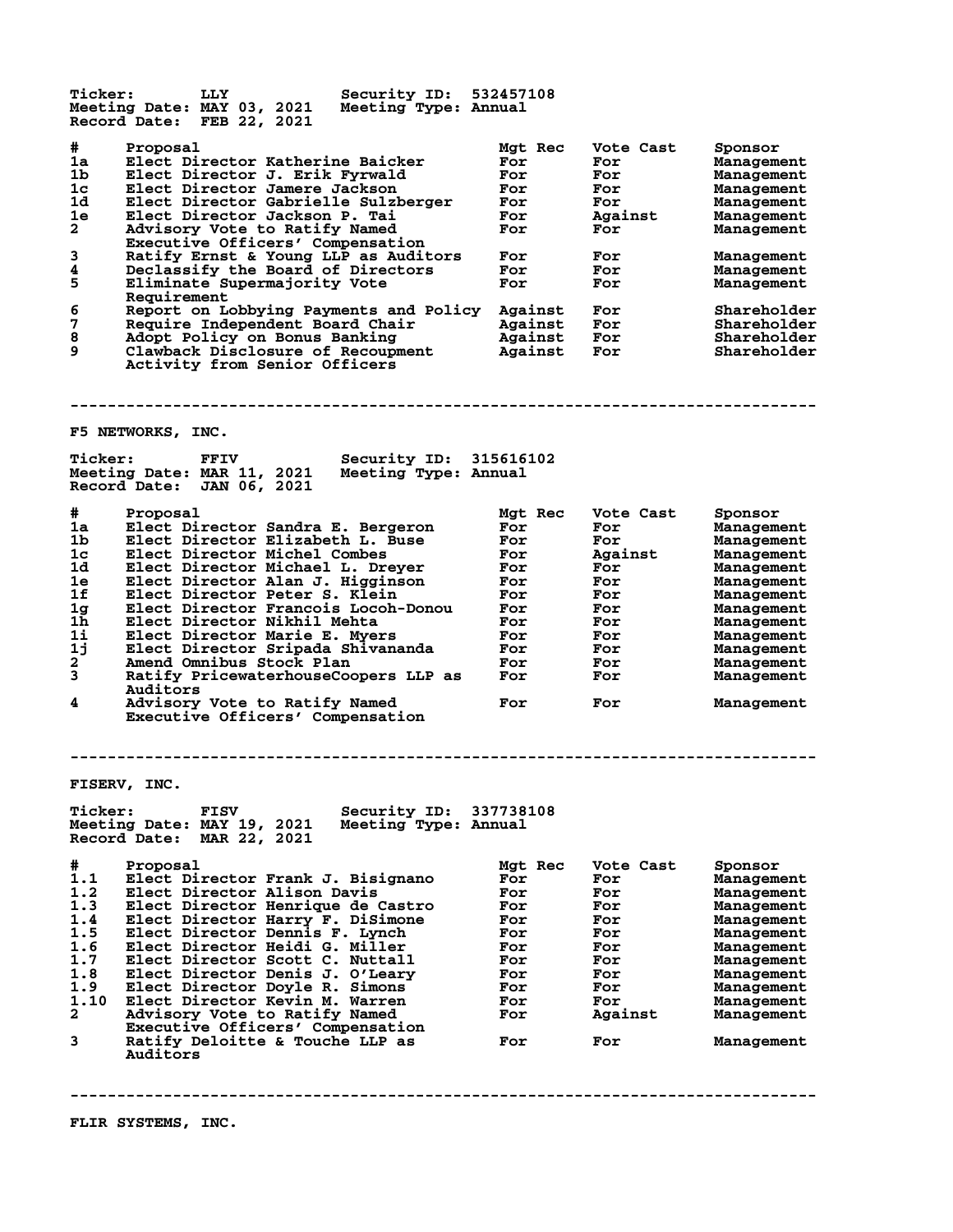Ticker: LLY Security ID: 532457108
Meeting Date: MAY 03, 2021 Meeting Type: Annual
Record Date: FEB 22, 2021

| # | Proposal | Mgt Rec | Vote Cast | Sponsor |
|---|---|---|---|---|
| 1a | Elect Director Katherine Baicker | For | For | Management |
| 1b | Elect Director J. Erik Fyrwald | For | For | Management |
| 1c | Elect Director Jamere Jackson | For | For | Management |
| 1d | Elect Director Gabrielle Sulzberger | For | For | Management |
| 1e | Elect Director Jackson P. Tai | For | Against | Management |
| 2 | Advisory Vote to Ratify Named Executive Officers' Compensation | For | For | Management |
| 3 | Ratify Ernst & Young LLP as Auditors | For | For | Management |
| 4 | Declassify the Board of Directors | For | For | Management |
| 5 | Eliminate Supermajority Vote Requirement | For | For | Management |
| 6 | Report on Lobbying Payments and Policy | Against | For | Shareholder |
| 7 | Require Independent Board Chair | Against | For | Shareholder |
| 8 | Adopt Policy on Bonus Banking | Against | For | Shareholder |
| 9 | Clawback Disclosure of Recoupment Activity from Senior Officers | Against | For | Shareholder |

---

F5 NETWORKS, INC.

Ticker: FFIV Security ID: 315616102
Meeting Date: MAR 11, 2021 Meeting Type: Annual
Record Date: JAN 06, 2021

| # | Proposal | Mgt Rec | Vote Cast | Sponsor |
|---|---|---|---|---|
| 1a | Elect Director Sandra E. Bergeron | For | For | Management |
| 1b | Elect Director Elizabeth L. Buse | For | For | Management |
| 1c | Elect Director Michel Combes | For | Against | Management |
| 1d | Elect Director Michael L. Dreyer | For | For | Management |
| 1e | Elect Director Alan J. Higginson | For | For | Management |
| 1f | Elect Director Peter S. Klein | For | For | Management |
| 1g | Elect Director Francois Locoh-Donou | For | For | Management |
| 1h | Elect Director Nikhil Mehta | For | For | Management |
| 1i | Elect Director Marie E. Myers | For | For | Management |
| 1j | Elect Director Sripada Shivananda | For | For | Management |
| 2 | Amend Omnibus Stock Plan | For | For | Management |
| 3 | Ratify PricewaterhouseCoopers LLP as Auditors | For | For | Management |
| 4 | Advisory Vote to Ratify Named Executive Officers' Compensation | For | For | Management |

---

FISERV, INC.

Ticker: FISV Security ID: 337738108
Meeting Date: MAY 19, 2021 Meeting Type: Annual
Record Date: MAR 22, 2021

| # | Proposal | Mgt Rec | Vote Cast | Sponsor |
|---|---|---|---|---|
| 1.1 | Elect Director Frank J. Bisignano | For | For | Management |
| 1.2 | Elect Director Alison Davis | For | For | Management |
| 1.3 | Elect Director Henrique de Castro | For | For | Management |
| 1.4 | Elect Director Harry F. DiSimone | For | For | Management |
| 1.5 | Elect Director Dennis F. Lynch | For | For | Management |
| 1.6 | Elect Director Heidi G. Miller | For | For | Management |
| 1.7 | Elect Director Scott C. Nuttall | For | For | Management |
| 1.8 | Elect Director Denis J. O'Leary | For | For | Management |
| 1.9 | Elect Director Doyle R. Simons | For | For | Management |
| 1.10 | Elect Director Kevin M. Warren | For | For | Management |
| 2 | Advisory Vote to Ratify Named Executive Officers' Compensation | For | Against | Management |
| 3 | Ratify Deloitte & Touche LLP as Auditors | For | For | Management |

---

FLIR SYSTEMS, INC.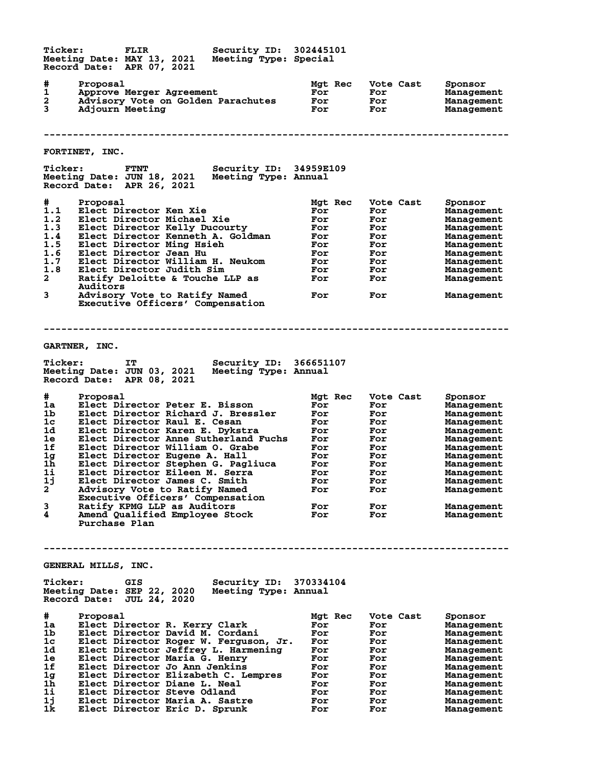Ticker: FLIR Security ID: 302445101
Meeting Date: MAY 13, 2021 Meeting Type: Special
Record Date: APR 07, 2021

| # | Proposal | Mgt Rec | Vote Cast | Sponsor |
|---|---|---|---|---|
| 1 | Approve Merger Agreement | For | For | Management |
| 2 | Advisory Vote on Golden Parachutes | For | For | Management |
| 3 | Adjourn Meeting | For | For | Management |

---

## FORTINET, INC.

Ticker: FTNT Security ID: 34959E109
Meeting Date: JUN 18, 2021 Meeting Type: Annual
Record Date: APR 26, 2021

| # | Proposal | Mgt Rec | Vote Cast | Sponsor |
|---|---|---|---|---|
| 1.1 | Elect Director Ken Xie | For | For | Management |
| 1.2 | Elect Director Michael Xie | For | For | Management |
| 1.3 | Elect Director Kelly Ducourty | For | For | Management |
| 1.4 | Elect Director Kenneth A. Goldman | For | For | Management |
| 1.5 | Elect Director Ming Hsieh | For | For | Management |
| 1.6 | Elect Director Jean Hu | For | For | Management |
| 1.7 | Elect Director William H. Neukom | For | For | Management |
| 1.8 | Elect Director Judith Sim | For | For | Management |
| 2 | Ratify Deloitte & Touche LLP as Auditors | For | For | Management |
| 3 | Advisory Vote to Ratify Named Executive Officers' Compensation | For | For | Management |

---

## GARTNER, INC.

Ticker: IT Security ID: 366651107
Meeting Date: JUN 03, 2021 Meeting Type: Annual
Record Date: APR 08, 2021

| # | Proposal | Mgt Rec | Vote Cast | Sponsor |
|---|---|---|---|---|
| 1a | Elect Director Peter E. Bisson | For | For | Management |
| 1b | Elect Director Richard J. Bressler | For | For | Management |
| 1c | Elect Director Raul E. Cesan | For | For | Management |
| 1d | Elect Director Karen E. Dykstra | For | For | Management |
| 1e | Elect Director Anne Sutherland Fuchs | For | For | Management |
| 1f | Elect Director William O. Grabe | For | For | Management |
| 1g | Elect Director Eugene A. Hall | For | For | Management |
| 1h | Elect Director Stephen G. Pagliuca | For | For | Management |
| 1i | Elect Director Eileen M. Serra | For | For | Management |
| 1j | Elect Director James C. Smith | For | For | Management |
| 2 | Advisory Vote to Ratify Named Executive Officers' Compensation | For | For | Management |
| 3 | Ratify KPMG LLP as Auditors | For | For | Management |
| 4 | Amend Qualified Employee Stock Purchase Plan | For | For | Management |

---

## GENERAL MILLS, INC.

Ticker: GIS Security ID: 370334104
Meeting Date: SEP 22, 2020 Meeting Type: Annual
Record Date: JUL 24, 2020

| # | Proposal | Mgt Rec | Vote Cast | Sponsor |
|---|---|---|---|---|
| 1a | Elect Director R. Kerry Clark | For | For | Management |
| 1b | Elect Director David M. Cordani | For | For | Management |
| 1c | Elect Director Roger W. Ferguson, Jr. | For | For | Management |
| 1d | Elect Director Jeffrey L. Harmening | For | For | Management |
| 1e | Elect Director Maria G. Henry | For | For | Management |
| 1f | Elect Director Jo Ann Jenkins | For | For | Management |
| 1g | Elect Director Elizabeth C. Lempres | For | For | Management |
| 1h | Elect Director Diane L. Neal | For | For | Management |
| 1i | Elect Director Steve Odland | For | For | Management |
| 1j | Elect Director Maria A. Sastre | For | For | Management |
| 1k | Elect Director Eric D. Sprunk | For | For | Management |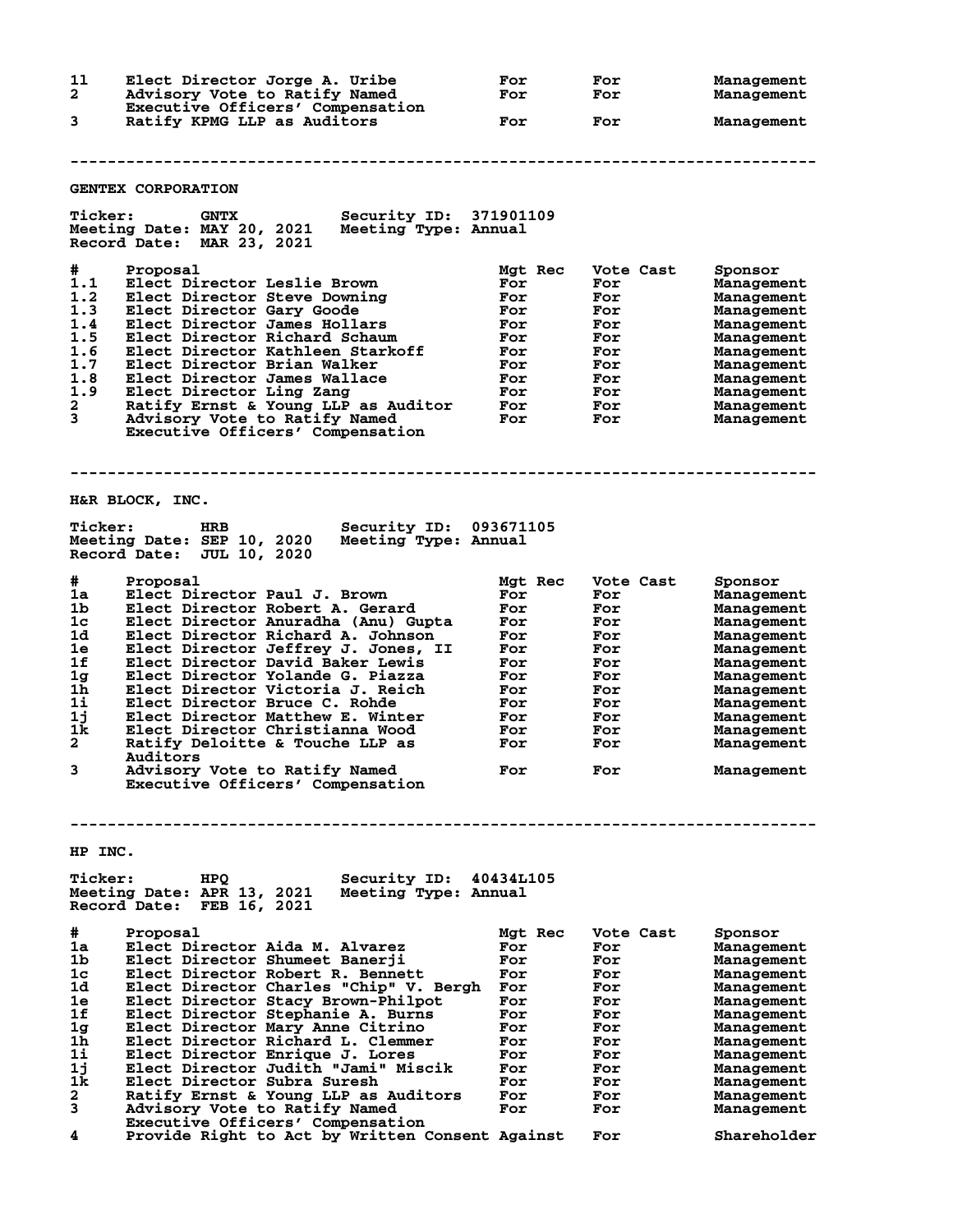| # | Proposal | Mgt Rec | Vote Cast | Sponsor |
|---|---|---|---|---|
| 1l | Elect Director Jorge A. Uribe | For | For | Management |
| 2 | Advisory Vote to Ratify Named Executive Officers' Compensation | For | For | Management |
| 3 | Ratify KPMG LLP as Auditors | For | For | Management |

---

## GENTEX CORPORATION

**Ticker:** GNTX **Security ID:** 371901109
**Meeting Date:** MAY 20, 2021 **Meeting Type:** Annual
**Record Date:** MAR 23, 2021

| # | Proposal | Mgt Rec | Vote Cast | Sponsor |
|---|---|---|---|---|
| 1.1 | Elect Director Leslie Brown | For | For | Management |
| 1.2 | Elect Director Steve Downing | For | For | Management |
| 1.3 | Elect Director Gary Goode | For | For | Management |
| 1.4 | Elect Director James Hollars | For | For | Management |
| 1.5 | Elect Director Richard Schaum | For | For | Management |
| 1.6 | Elect Director Kathleen Starkoff | For | For | Management |
| 1.7 | Elect Director Brian Walker | For | For | Management |
| 1.8 | Elect Director James Wallace | For | For | Management |
| 1.9 | Elect Director Ling Zang | For | For | Management |
| 2 | Ratify Ernst & Young LLP as Auditor | For | For | Management |
| 3 | Advisory Vote to Ratify Named Executive Officers' Compensation | For | For | Management |

---

## H&R BLOCK, INC.

**Ticker:** HRB **Security ID:** 093671105
**Meeting Date:** SEP 10, 2020 **Meeting Type:** Annual
**Record Date:** JUL 10, 2020

| # | Proposal | Mgt Rec | Vote Cast | Sponsor |
|---|---|---|---|---|
| 1a | Elect Director Paul J. Brown | For | For | Management |
| 1b | Elect Director Robert A. Gerard | For | For | Management |
| 1c | Elect Director Anuradha (Anu) Gupta | For | For | Management |
| 1d | Elect Director Richard A. Johnson | For | For | Management |
| 1e | Elect Director Jeffrey J. Jones, II | For | For | Management |
| 1f | Elect Director David Baker Lewis | For | For | Management |
| 1g | Elect Director Yolande G. Piazza | For | For | Management |
| 1h | Elect Director Victoria J. Reich | For | For | Management |
| 1i | Elect Director Bruce C. Rohde | For | For | Management |
| 1j | Elect Director Matthew E. Winter | For | For | Management |
| 1k | Elect Director Christianna Wood | For | For | Management |
| 2 | Ratify Deloitte & Touche LLP as Auditors | For | For | Management |
| 3 | Advisory Vote to Ratify Named Executive Officers' Compensation | For | For | Management |

---

## HP INC.

**Ticker:** HPQ **Security ID:** 40434L105
**Meeting Date:** APR 13, 2021 **Meeting Type:** Annual
**Record Date:** FEB 16, 2021

| # | Proposal | Mgt Rec | Vote Cast | Sponsor |
|---|---|---|---|---|
| 1a | Elect Director Aida M. Alvarez | For | For | Management |
| 1b | Elect Director Shumeet Banerji | For | For | Management |
| 1c | Elect Director Robert R. Bennett | For | For | Management |
| 1d | Elect Director Charles "Chip" V. Bergh | For | For | Management |
| 1e | Elect Director Stacy Brown-Philpot | For | For | Management |
| 1f | Elect Director Stephanie A. Burns | For | For | Management |
| 1g | Elect Director Mary Anne Citrino | For | For | Management |
| 1h | Elect Director Richard L. Clemmer | For | For | Management |
| 1i | Elect Director Enrique J. Lores | For | For | Management |
| 1j | Elect Director Judith "Jami" Miscik | For | For | Management |
| 1k | Elect Director Subra Suresh | For | For | Management |
| 2 | Ratify Ernst & Young LLP as Auditors | For | For | Management |
| 3 | Advisory Vote to Ratify Named Executive Officers' Compensation | For | For | Management |
| 4 | Provide Right to Act by Written Consent | Against | For | Shareholder |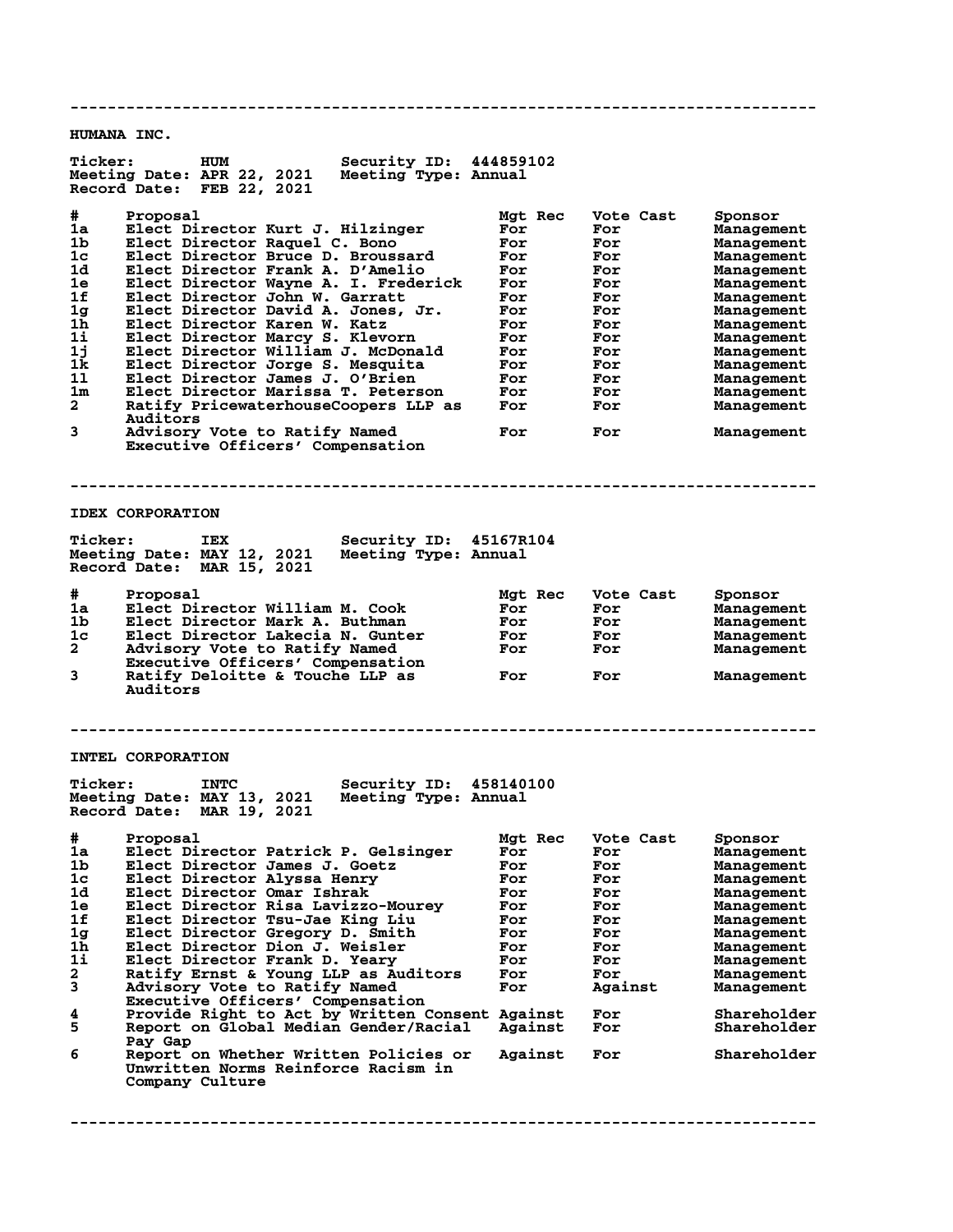---

## HUMANA INC.

**Ticker:** HUM **Security ID:** 444859102
**Meeting Date:** APR 22, 2021 **Meeting Type:** Annual
**Record Date:** FEB 22, 2021

| # | Proposal | Mgt Rec | Vote Cast | Sponsor |
|---|---|---|---|---|
| 1a | Elect Director Kurt J. Hilzinger | For | For | Management |
| 1b | Elect Director Raquel C. Bono | For | For | Management |
| 1c | Elect Director Bruce D. Broussard | For | For | Management |
| 1d | Elect Director Frank A. D'Amelio | For | For | Management |
| 1e | Elect Director Wayne A. I. Frederick | For | For | Management |
| 1f | Elect Director John W. Garratt | For | For | Management |
| 1g | Elect Director David A. Jones, Jr. | For | For | Management |
| 1h | Elect Director Karen W. Katz | For | For | Management |
| 1i | Elect Director Marcy S. Klevorn | For | For | Management |
| 1j | Elect Director William J. McDonald | For | For | Management |
| 1k | Elect Director Jorge S. Mesquita | For | For | Management |
| 1l | Elect Director James J. O'Brien | For | For | Management |
| 1m | Elect Director Marissa T. Peterson | For | For | Management |
| 2 | Ratify PricewaterhouseCoopers LLP as Auditors | For | For | Management |
| 3 | Advisory Vote to Ratify Named Executive Officers' Compensation | For | For | Management |

---

## IDEX CORPORATION

**Ticker:** IEX **Security ID:** 45167R104
**Meeting Date:** MAY 12, 2021 **Meeting Type:** Annual
**Record Date:** MAR 15, 2021

| # | Proposal | Mgt Rec | Vote Cast | Sponsor |
|---|---|---|---|---|
| 1a | Elect Director William M. Cook | For | For | Management |
| 1b | Elect Director Mark A. Buthman | For | For | Management |
| 1c | Elect Director Lakecia N. Gunter | For | For | Management |
| 2 | Advisory Vote to Ratify Named Executive Officers' Compensation | For | For | Management |
| 3 | Ratify Deloitte & Touche LLP as Auditors | For | For | Management |

---

## INTEL CORPORATION

**Ticker:** INTC **Security ID:** 458140100
**Meeting Date:** MAY 13, 2021 **Meeting Type:** Annual
**Record Date:** MAR 19, 2021

| # | Proposal | Mgt Rec | Vote Cast | Sponsor |
|---|---|---|---|---|
| 1a | Elect Director Patrick P. Gelsinger | For | For | Management |
| 1b | Elect Director James J. Goetz | For | For | Management |
| 1c | Elect Director Alyssa Henry | For | For | Management |
| 1d | Elect Director Omar Ishrak | For | For | Management |
| 1e | Elect Director Risa Lavizzo-Mourey | For | For | Management |
| 1f | Elect Director Tsu-Jae King Liu | For | For | Management |
| 1g | Elect Director Gregory D. Smith | For | For | Management |
| 1h | Elect Director Dion J. Weisler | For | For | Management |
| 1i | Elect Director Frank D. Yeary | For | For | Management |
| 2 | Ratify Ernst & Young LLP as Auditors | For | For | Management |
| 3 | Advisory Vote to Ratify Named Executive Officers' Compensation | For | Against | Management |
| 4 | Provide Right to Act by Written Consent | Against | For | Shareholder |
| 5 | Report on Global Median Gender/Racial Pay Gap | Against | For | Shareholder |
| 6 | Report on Whether Written Policies or Unwritten Norms Reinforce Racism in Company Culture | Against | For | Shareholder |

---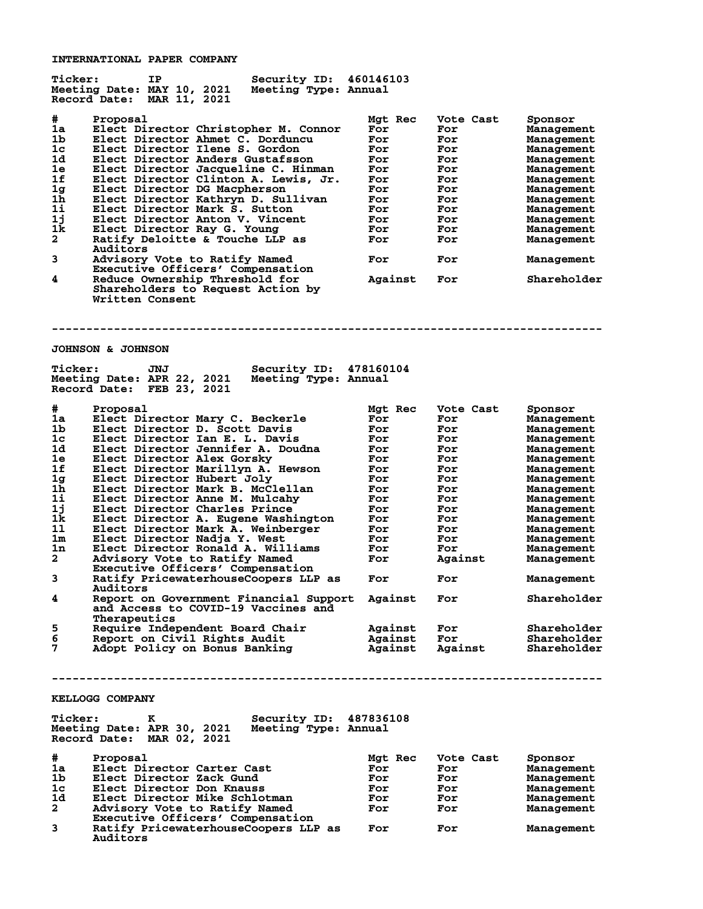## INTERNATIONAL PAPER COMPANY

**Ticker:** IP **Security ID:** 460146103
**Meeting Date:** MAY 10, 2021 **Meeting Type:** Annual
**Record Date:** MAR 11, 2021

| # | Proposal | Mgt Rec | Vote Cast | Sponsor |
|---|---|---|---|---|
| 1a | Elect Director Christopher M. Connor | For | For | Management |
| 1b | Elect Director Ahmet C. Dorduncu | For | For | Management |
| 1c | Elect Director Ilene S. Gordon | For | For | Management |
| 1d | Elect Director Anders Gustafsson | For | For | Management |
| 1e | Elect Director Jacqueline C. Hinman | For | For | Management |
| 1f | Elect Director Clinton A. Lewis, Jr. | For | For | Management |
| 1g | Elect Director DG Macpherson | For | For | Management |
| 1h | Elect Director Kathryn D. Sullivan | For | For | Management |
| 1i | Elect Director Mark S. Sutton | For | For | Management |
| 1j | Elect Director Anton V. Vincent | For | For | Management |
| 1k | Elect Director Ray G. Young | For | For | Management |
| 2 | Ratify Deloitte & Touche LLP as Auditors | For | For | Management |
| 3 | Advisory Vote to Ratify Named Executive Officers' Compensation | For | For | Management |
| 4 | Reduce Ownership Threshold for Shareholders to Request Action by Written Consent | Against | For | Shareholder |

---

## JOHNSON & JOHNSON

**Ticker:** JNJ **Security ID:** 478160104
**Meeting Date:** APR 22, 2021 **Meeting Type:** Annual
**Record Date:** FEB 23, 2021

| # | Proposal | Mgt Rec | Vote Cast | Sponsor |
|---|---|---|---|---|
| 1a | Elect Director Mary C. Beckerle | For | For | Management |
| 1b | Elect Director D. Scott Davis | For | For | Management |
| 1c | Elect Director Ian E. L. Davis | For | For | Management |
| 1d | Elect Director Jennifer A. Doudna | For | For | Management |
| 1e | Elect Director Alex Gorsky | For | For | Management |
| 1f | Elect Director Marillyn A. Hewson | For | For | Management |
| 1g | Elect Director Hubert Joly | For | For | Management |
| 1h | Elect Director Mark B. McClellan | For | For | Management |
| 1i | Elect Director Anne M. Mulcahy | For | For | Management |
| 1j | Elect Director Charles Prince | For | For | Management |
| 1k | Elect Director A. Eugene Washington | For | For | Management |
| 1l | Elect Director Mark A. Weinberger | For | For | Management |
| 1m | Elect Director Nadja Y. West | For | For | Management |
| 1n | Elect Director Ronald A. Williams | For | For | Management |
| 2 | Advisory Vote to Ratify Named Executive Officers' Compensation | For | Against | Management |
| 3 | Ratify PricewaterhouseCoopers LLP as Auditors | For | For | Management |
| 4 | Report on Government Financial Support and Access to COVID-19 Vaccines and Therapeutics | Against | For | Shareholder |
| 5 | Require Independent Board Chair | Against | For | Shareholder |
| 6 | Report on Civil Rights Audit | Against | For | Shareholder |
| 7 | Adopt Policy on Bonus Banking | Against | Against | Shareholder |

---

## KELLOGG COMPANY

**Ticker:** K **Security ID:** 487836108
**Meeting Date:** APR 30, 2021 **Meeting Type:** Annual
**Record Date:** MAR 02, 2021

| # | Proposal | Mgt Rec | Vote Cast | Sponsor |
|---|---|---|---|---|
| 1a | Elect Director Carter Cast | For | For | Management |
| 1b | Elect Director Zack Gund | For | For | Management |
| 1c | Elect Director Don Knauss | For | For | Management |
| 1d | Elect Director Mike Schlotman | For | For | Management |
| 2 | Advisory Vote to Ratify Named Executive Officers' Compensation | For | For | Management |
| 3 | Ratify PricewaterhouseCoopers LLP as Auditors | For | For | Management |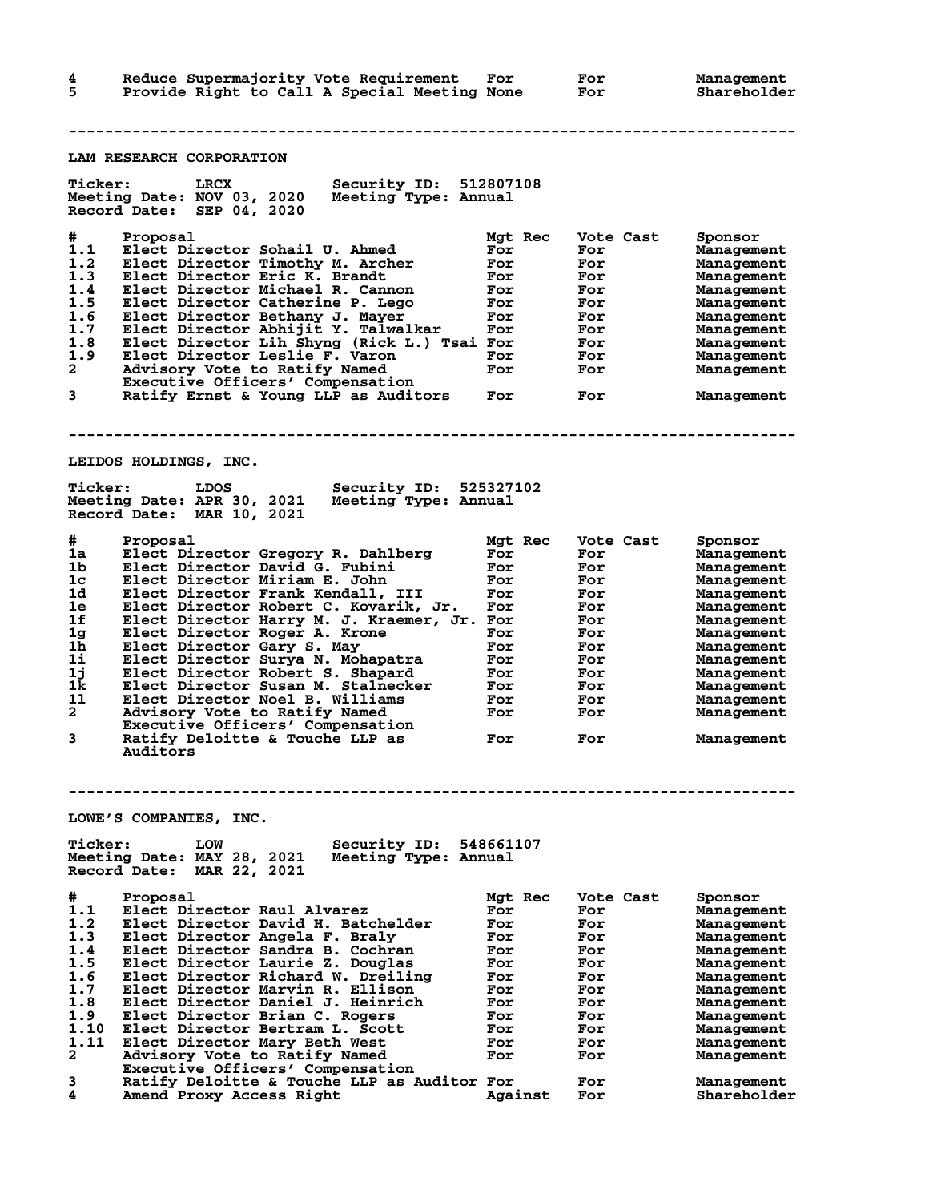| # | Proposal | Mgt Rec | Vote Cast | Sponsor |
|---|---|---|---|---|
| 4 | Reduce Supermajority Vote Requirement | For | For | Management |
| 5 | Provide Right to Call A Special Meeting | None | For | Shareholder |

---

## LAM RESEARCH CORPORATION

**Ticker:** LRCX **Security ID:** 512807108
**Meeting Date:** NOV 03, 2020 **Meeting Type:** Annual
**Record Date:** SEP 04, 2020

| # | Proposal | Mgt Rec | Vote Cast | Sponsor |
|---|---|---|---|---|
| 1.1 | Elect Director Sohail U. Ahmed | For | For | Management |
| 1.2 | Elect Director Timothy M. Archer | For | For | Management |
| 1.3 | Elect Director Eric K. Brandt | For | For | Management |
| 1.4 | Elect Director Michael R. Cannon | For | For | Management |
| 1.5 | Elect Director Catherine P. Lego | For | For | Management |
| 1.6 | Elect Director Bethany J. Mayer | For | For | Management |
| 1.7 | Elect Director Abhijit Y. Talwalkar | For | For | Management |
| 1.8 | Elect Director Lih Shyng (Rick L.) Tsai | For | For | Management |
| 1.9 | Elect Director Leslie F. Varon | For | For | Management |
| 2 | Advisory Vote to Ratify Named Executive Officers' Compensation | For | For | Management |
| 3 | Ratify Ernst & Young LLP as Auditors | For | For | Management |

---

## LEIDOS HOLDINGS, INC.

**Ticker:** LDOS **Security ID:** 525327102
**Meeting Date:** APR 30, 2021 **Meeting Type:** Annual
**Record Date:** MAR 10, 2021

| # | Proposal | Mgt Rec | Vote Cast | Sponsor |
|---|---|---|---|---|
| 1a | Elect Director Gregory R. Dahlberg | For | For | Management |
| 1b | Elect Director David G. Fubini | For | For | Management |
| 1c | Elect Director Miriam E. John | For | For | Management |
| 1d | Elect Director Frank Kendall, III | For | For | Management |
| 1e | Elect Director Robert C. Kovarik, Jr. | For | For | Management |
| 1f | Elect Director Harry M. J. Kraemer, Jr. | For | For | Management |
| 1g | Elect Director Roger A. Krone | For | For | Management |
| 1h | Elect Director Gary S. May | For | For | Management |
| 1i | Elect Director Surya N. Mohapatra | For | For | Management |
| 1j | Elect Director Robert S. Shapard | For | For | Management |
| 1k | Elect Director Susan M. Stalnecker | For | For | Management |
| 1l | Elect Director Noel B. Williams | For | For | Management |
| 2 | Advisory Vote to Ratify Named Executive Officers' Compensation | For | For | Management |
| 3 | Ratify Deloitte & Touche LLP as Auditors | For | For | Management |

---

## LOWE'S COMPANIES, INC.

**Ticker:** LOW **Security ID:** 548661107
**Meeting Date:** MAY 28, 2021 **Meeting Type:** Annual
**Record Date:** MAR 22, 2021

| # | Proposal | Mgt Rec | Vote Cast | Sponsor |
|---|---|---|---|---|
| 1.1 | Elect Director Raul Alvarez | For | For | Management |
| 1.2 | Elect Director David H. Batchelder | For | For | Management |
| 1.3 | Elect Director Angela F. Braly | For | For | Management |
| 1.4 | Elect Director Sandra B. Cochran | For | For | Management |
| 1.5 | Elect Director Laurie Z. Douglas | For | For | Management |
| 1.6 | Elect Director Richard W. Dreiling | For | For | Management |
| 1.7 | Elect Director Marvin R. Ellison | For | For | Management |
| 1.8 | Elect Director Daniel J. Heinrich | For | For | Management |
| 1.9 | Elect Director Brian C. Rogers | For | For | Management |
| 1.10 | Elect Director Bertram L. Scott | For | For | Management |
| 1.11 | Elect Director Mary Beth West | For | For | Management |
| 2 | Advisory Vote to Ratify Named Executive Officers' Compensation | For | For | Management |
| 3 | Ratify Deloitte & Touche LLP as Auditor | For | For | Management |
| 4 | Amend Proxy Access Right | Against | For | Shareholder |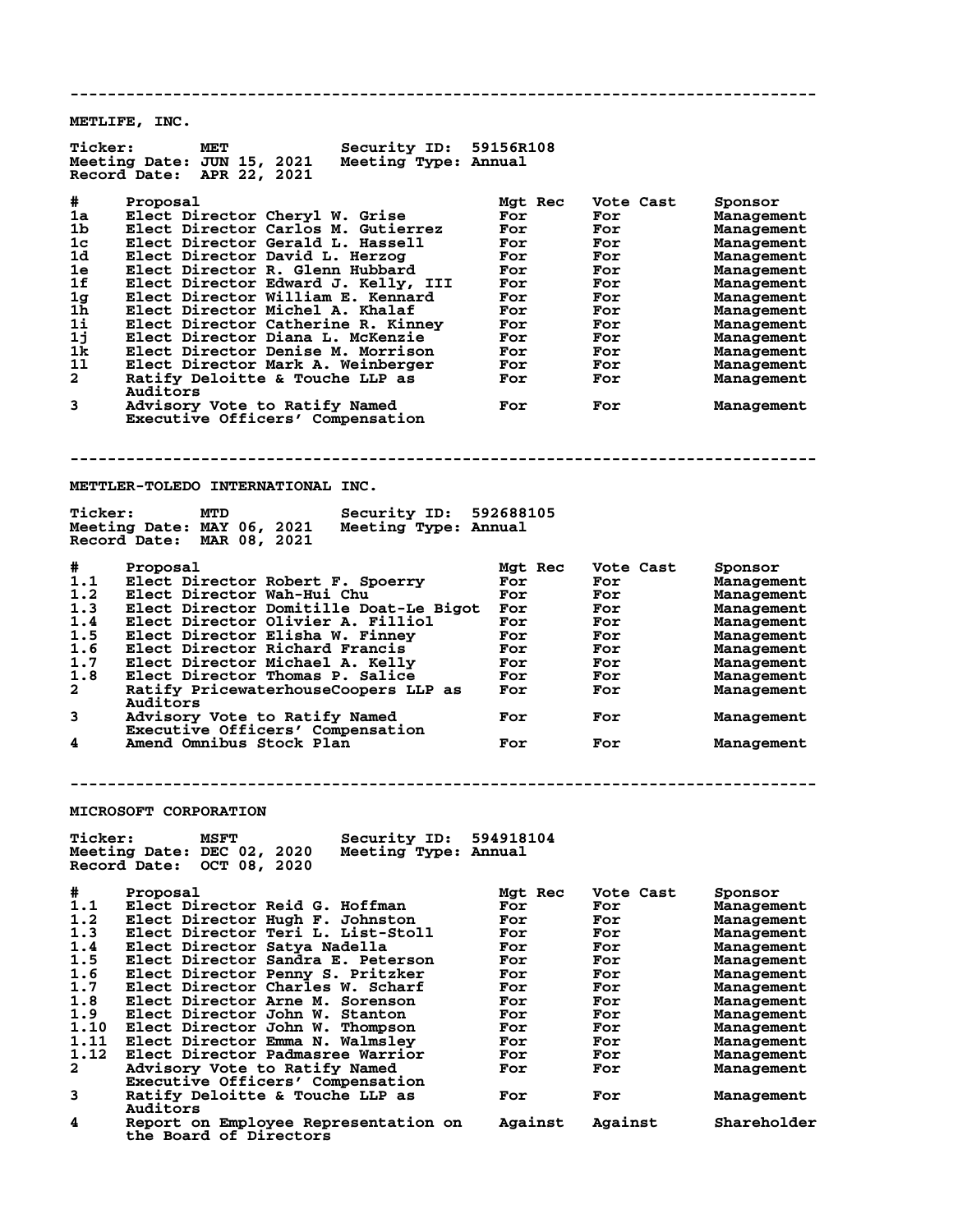---

## METLIFE, INC.

**Ticker:** MET **Security ID:** 59156R108
**Meeting Date:** JUN 15, 2021 **Meeting Type:** Annual
**Record Date:** APR 22, 2021

| # | Proposal | Mgt Rec | Vote Cast | Sponsor |
|---|---|---|---|---|
| 1a | Elect Director Cheryl W. Grise | For | For | Management |
| 1b | Elect Director Carlos M. Gutierrez | For | For | Management |
| 1c | Elect Director Gerald L. Hassell | For | For | Management |
| 1d | Elect Director David L. Herzog | For | For | Management |
| 1e | Elect Director R. Glenn Hubbard | For | For | Management |
| 1f | Elect Director Edward J. Kelly, III | For | For | Management |
| 1g | Elect Director William E. Kennard | For | For | Management |
| 1h | Elect Director Michel A. Khalaf | For | For | Management |
| 1i | Elect Director Catherine R. Kinney | For | For | Management |
| 1j | Elect Director Diana L. McKenzie | For | For | Management |
| 1k | Elect Director Denise M. Morrison | For | For | Management |
| 1l | Elect Director Mark A. Weinberger | For | For | Management |
| 2 | Ratify Deloitte & Touche LLP as Auditors | For | For | Management |
| 3 | Advisory Vote to Ratify Named Executive Officers' Compensation | For | For | Management |

---

## METTLER-TOLEDO INTERNATIONAL INC.

**Ticker:** MTD **Security ID:** 592688105
**Meeting Date:** MAY 06, 2021 **Meeting Type:** Annual
**Record Date:** MAR 08, 2021

| # | Proposal | Mgt Rec | Vote Cast | Sponsor |
|---|---|---|---|---|
| 1.1 | Elect Director Robert F. Spoerry | For | For | Management |
| 1.2 | Elect Director Wah-Hui Chu | For | For | Management |
| 1.3 | Elect Director Domitille Doat-Le Bigot | For | For | Management |
| 1.4 | Elect Director Olivier A. Filliol | For | For | Management |
| 1.5 | Elect Director Elisha W. Finney | For | For | Management |
| 1.6 | Elect Director Richard Francis | For | For | Management |
| 1.7 | Elect Director Michael A. Kelly | For | For | Management |
| 1.8 | Elect Director Thomas P. Salice | For | For | Management |
| 2 | Ratify PricewaterhouseCoopers LLP as Auditors | For | For | Management |
| 3 | Advisory Vote to Ratify Named Executive Officers' Compensation | For | For | Management |
| 4 | Amend Omnibus Stock Plan | For | For | Management |

---

## MICROSOFT CORPORATION

**Ticker:** MSFT **Security ID:** 594918104
**Meeting Date:** DEC 02, 2020 **Meeting Type:** Annual
**Record Date:** OCT 08, 2020

| # | Proposal | Mgt Rec | Vote Cast | Sponsor |
|---|---|---|---|---|
| 1.1 | Elect Director Reid G. Hoffman | For | For | Management |
| 1.2 | Elect Director Hugh F. Johnston | For | For | Management |
| 1.3 | Elect Director Teri L. List-Stoll | For | For | Management |
| 1.4 | Elect Director Satya Nadella | For | For | Management |
| 1.5 | Elect Director Sandra E. Peterson | For | For | Management |
| 1.6 | Elect Director Penny S. Pritzker | For | For | Management |
| 1.7 | Elect Director Charles W. Scharf | For | For | Management |
| 1.8 | Elect Director Arne M. Sorenson | For | For | Management |
| 1.9 | Elect Director John W. Stanton | For | For | Management |
| 1.10 | Elect Director John W. Thompson | For | For | Management |
| 1.11 | Elect Director Emma N. Walmsley | For | For | Management |
| 1.12 | Elect Director Padmasree Warrior | For | For | Management |
| 2 | Advisory Vote to Ratify Named Executive Officers' Compensation | For | For | Management |
| 3 | Ratify Deloitte & Touche LLP as Auditors | For | For | Management |
| 4 | Report on Employee Representation on the Board of Directors | Against | Against | Shareholder |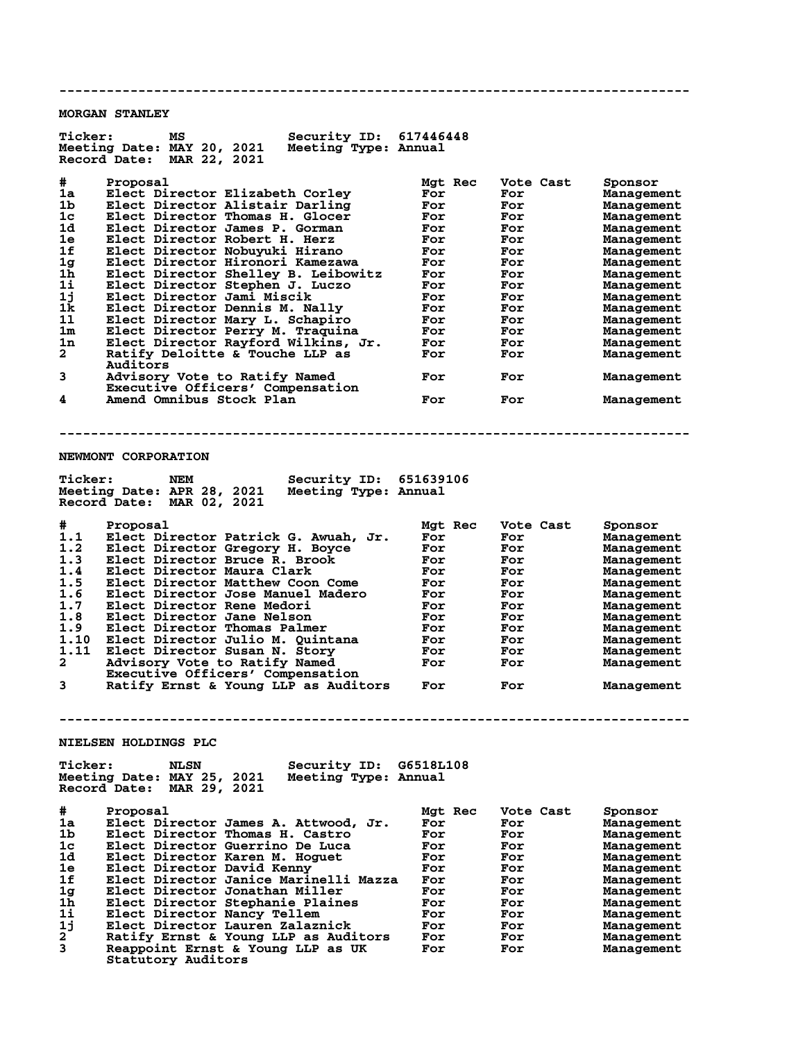---

## MORGAN STANLEY

**Ticker:** MS **Security ID:** 617446448
**Meeting Date:** MAY 20, 2021 **Meeting Type:** Annual
**Record Date:** MAR 22, 2021

| # | Proposal | Mgt Rec | Vote Cast | Sponsor |
|---|---|---|---|---|
| 1a | Elect Director Elizabeth Corley | For | For | Management |
| 1b | Elect Director Alistair Darling | For | For | Management |
| 1c | Elect Director Thomas H. Glocer | For | For | Management |
| 1d | Elect Director James P. Gorman | For | For | Management |
| 1e | Elect Director Robert H. Herz | For | For | Management |
| 1f | Elect Director Nobuyuki Hirano | For | For | Management |
| 1g | Elect Director Hironori Kamezawa | For | For | Management |
| 1h | Elect Director Shelley B. Leibowitz | For | For | Management |
| 1i | Elect Director Stephen J. Luczo | For | For | Management |
| 1j | Elect Director Jami Miscik | For | For | Management |
| 1k | Elect Director Dennis M. Nally | For | For | Management |
| 1l | Elect Director Mary L. Schapiro | For | For | Management |
| 1m | Elect Director Perry M. Traquina | For | For | Management |
| 1n | Elect Director Rayford Wilkins, Jr. | For | For | Management |
| 2 | Ratify Deloitte & Touche LLP as Auditors | For | For | Management |
| 3 | Advisory Vote to Ratify Named Executive Officers' Compensation | For | For | Management |
| 4 | Amend Omnibus Stock Plan | For | For | Management |

---

## NEWMONT CORPORATION

**Ticker:** NEM **Security ID:** 651639106
**Meeting Date:** APR 28, 2021 **Meeting Type:** Annual
**Record Date:** MAR 02, 2021

| # | Proposal | Mgt Rec | Vote Cast | Sponsor |
|---|---|---|---|---|
| 1.1 | Elect Director Patrick G. Awuah, Jr. | For | For | Management |
| 1.2 | Elect Director Gregory H. Boyce | For | For | Management |
| 1.3 | Elect Director Bruce R. Brook | For | For | Management |
| 1.4 | Elect Director Maura Clark | For | For | Management |
| 1.5 | Elect Director Matthew Coon Come | For | For | Management |
| 1.6 | Elect Director Jose Manuel Madero | For | For | Management |
| 1.7 | Elect Director Rene Medori | For | For | Management |
| 1.8 | Elect Director Jane Nelson | For | For | Management |
| 1.9 | Elect Director Thomas Palmer | For | For | Management |
| 1.10 | Elect Director Julio M. Quintana | For | For | Management |
| 1.11 | Elect Director Susan N. Story | For | For | Management |
| 2 | Advisory Vote to Ratify Named Executive Officers' Compensation | For | For | Management |
| 3 | Ratify Ernst & Young LLP as Auditors | For | For | Management |

---

## NIELSEN HOLDINGS PLC

**Ticker:** NLSN **Security ID:** G6518L108
**Meeting Date:** MAY 25, 2021 **Meeting Type:** Annual
**Record Date:** MAR 29, 2021

| # | Proposal | Mgt Rec | Vote Cast | Sponsor |
|---|---|---|---|---|
| 1a | Elect Director James A. Attwood, Jr. | For | For | Management |
| 1b | Elect Director Thomas H. Castro | For | For | Management |
| 1c | Elect Director Guerrino De Luca | For | For | Management |
| 1d | Elect Director Karen M. Hoguet | For | For | Management |
| 1e | Elect Director David Kenny | For | For | Management |
| 1f | Elect Director Janice Marinelli Mazza | For | For | Management |
| 1g | Elect Director Jonathan Miller | For | For | Management |
| 1h | Elect Director Stephanie Plaines | For | For | Management |
| 1i | Elect Director Nancy Tellem | For | For | Management |
| 1j | Elect Director Lauren Zalaznick | For | For | Management |
| 2 | Ratify Ernst & Young LLP as Auditors | For | For | Management |
| 3 | Reappoint Ernst & Young LLP as UK Statutory Auditors | For | For | Management |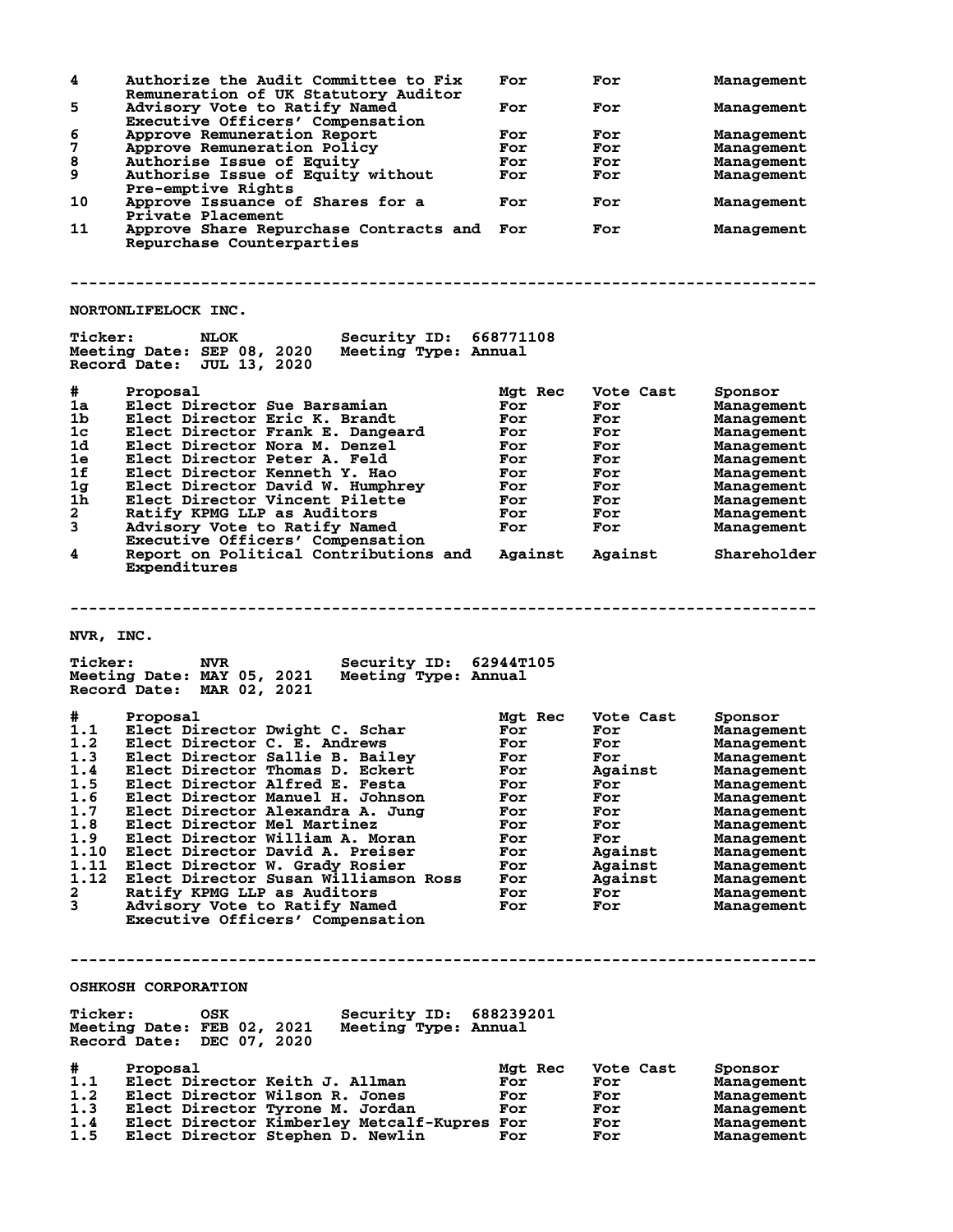| # | Proposal | Mgt Rec | Vote Cast | Sponsor |
|---|---|---|---|---|
| 4 | Authorize the Audit Committee to Fix Remuneration of UK Statutory Auditor | For | For | Management |
| 5 | Advisory Vote to Ratify Named Executive Officers' Compensation | For | For | Management |
| 6 | Approve Remuneration Report | For | For | Management |
| 7 | Approve Remuneration Policy | For | For | Management |
| 8 | Authorise Issue of Equity | For | For | Management |
| 9 | Authorise Issue of Equity without Pre-emptive Rights | For | For | Management |
| 10 | Approve Issuance of Shares for a Private Placement | For | For | Management |
| 11 | Approve Share Repurchase Contracts and Repurchase Counterparties | For | For | Management |

---

## NORTONLIFELOCK INC.

**Ticker:** NLOK **Security ID:** 668771108
**Meeting Date:** SEP 08, 2020 **Meeting Type:** Annual
**Record Date:** JUL 13, 2020

| # | Proposal | Mgt Rec | Vote Cast | Sponsor |
|---|---|---|---|---|
| 1a | Elect Director Sue Barsamian | For | For | Management |
| 1b | Elect Director Eric K. Brandt | For | For | Management |
| 1c | Elect Director Frank E. Dangeard | For | For | Management |
| 1d | Elect Director Nora M. Denzel | For | For | Management |
| 1e | Elect Director Peter A. Feld | For | For | Management |
| 1f | Elect Director Kenneth Y. Hao | For | For | Management |
| 1g | Elect Director David W. Humphrey | For | For | Management |
| 1h | Elect Director Vincent Pilette | For | For | Management |
| 2 | Ratify KPMG LLP as Auditors | For | For | Management |
| 3 | Advisory Vote to Ratify Named Executive Officers' Compensation | For | For | Management |
| 4 | Report on Political Contributions and Expenditures | Against | Against | Shareholder |

---

## NVR, INC.

**Ticker:** NVR **Security ID:** 62944T105
**Meeting Date:** MAY 05, 2021 **Meeting Type:** Annual
**Record Date:** MAR 02, 2021

| # | Proposal | Mgt Rec | Vote Cast | Sponsor |
|---|---|---|---|---|
| 1.1 | Elect Director Dwight C. Schar | For | For | Management |
| 1.2 | Elect Director C. E. Andrews | For | For | Management |
| 1.3 | Elect Director Sallie B. Bailey | For | For | Management |
| 1.4 | Elect Director Thomas D. Eckert | For | Against | Management |
| 1.5 | Elect Director Alfred E. Festa | For | For | Management |
| 1.6 | Elect Director Manuel H. Johnson | For | For | Management |
| 1.7 | Elect Director Alexandra A. Jung | For | For | Management |
| 1.8 | Elect Director Mel Martinez | For | For | Management |
| 1.9 | Elect Director William A. Moran | For | For | Management |
| 1.10 | Elect Director David A. Preiser | For | Against | Management |
| 1.11 | Elect Director W. Grady Rosier | For | Against | Management |
| 1.12 | Elect Director Susan Williamson Ross | For | Against | Management |
| 2 | Ratify KPMG LLP as Auditors | For | For | Management |
| 3 | Advisory Vote to Ratify Named Executive Officers' Compensation | For | For | Management |

---

## OSHKOSH CORPORATION

**Ticker:** OSK **Security ID:** 688239201
**Meeting Date:** FEB 02, 2021 **Meeting Type:** Annual
**Record Date:** DEC 07, 2020

| # | Proposal | Mgt Rec | Vote Cast | Sponsor |
|---|---|---|---|---|
| 1.1 | Elect Director Keith J. Allman | For | For | Management |
| 1.2 | Elect Director Wilson R. Jones | For | For | Management |
| 1.3 | Elect Director Tyrone M. Jordan | For | For | Management |
| 1.4 | Elect Director Kimberley Metcalf-Kupres | For | For | Management |
| 1.5 | Elect Director Stephen D. Newlin | For | For | Management |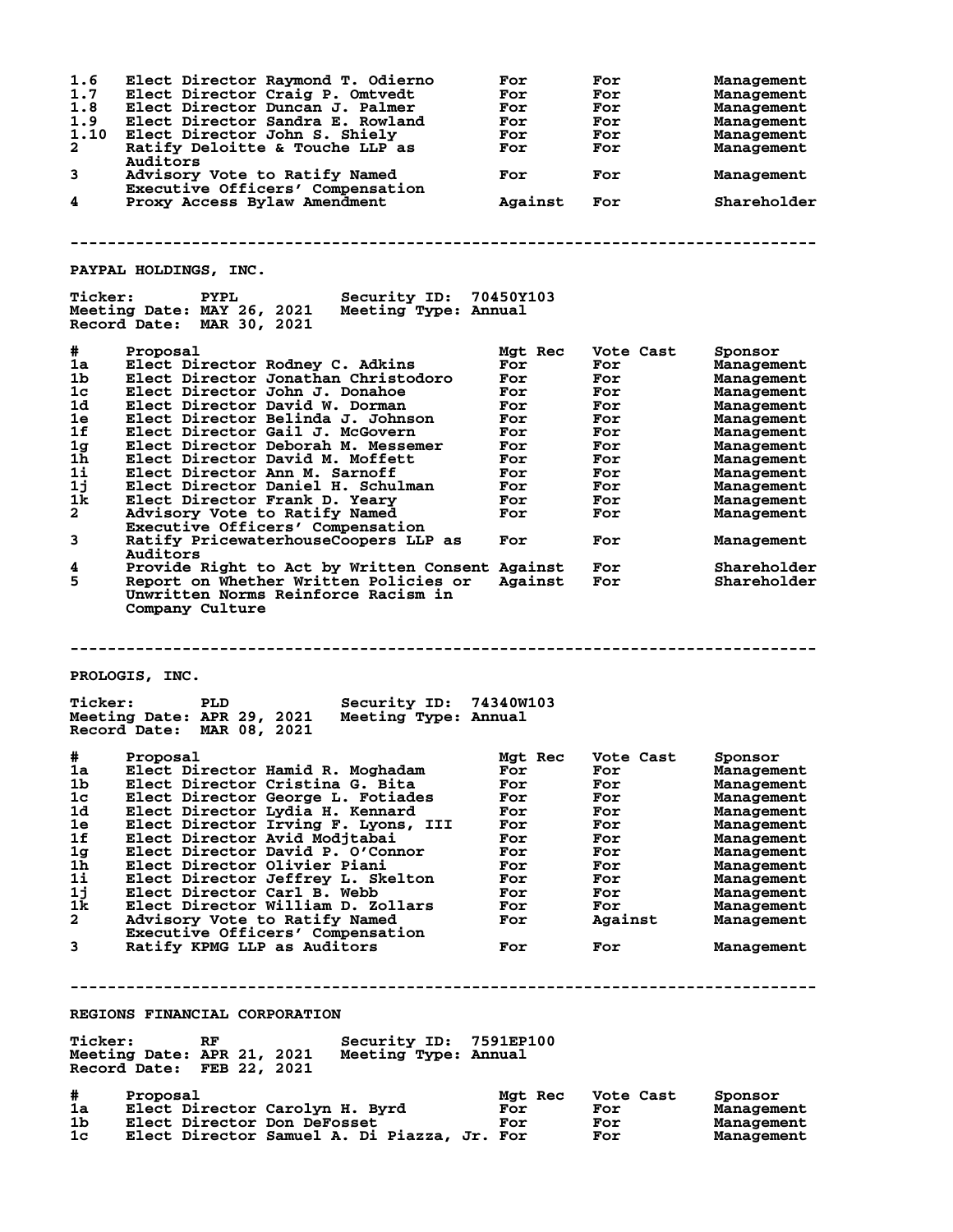| # | Proposal | Mgt Rec | Vote Cast | Sponsor |
|---|---|---|---|---|
| 1.6 | Elect Director Raymond T. Odierno | For | For | Management |
| 1.7 | Elect Director Craig P. Omtvedt | For | For | Management |
| 1.8 | Elect Director Duncan J. Palmer | For | For | Management |
| 1.9 | Elect Director Sandra E. Rowland | For | For | Management |
| 1.10 | Elect Director John S. Shiely | For | For | Management |
| 2 | Ratify Deloitte & Touche LLP as Auditors | For | For | Management |
| 3 | Advisory Vote to Ratify Named Executive Officers' Compensation | For | For | Management |
| 4 | Proxy Access Bylaw Amendment | Against | For | Shareholder |

---

## PAYPAL HOLDINGS, INC.

**Ticker:** PYPL **Security ID:** 70450Y103
**Meeting Date:** MAY 26, 2021 **Meeting Type:** Annual
**Record Date:** MAR 30, 2021

| # | Proposal | Mgt Rec | Vote Cast | Sponsor |
|---|---|---|---|---|
| 1a | Elect Director Rodney C. Adkins | For | For | Management |
| 1b | Elect Director Jonathan Christodoro | For | For | Management |
| 1c | Elect Director John J. Donahoe | For | For | Management |
| 1d | Elect Director David W. Dorman | For | For | Management |
| 1e | Elect Director Belinda J. Johnson | For | For | Management |
| 1f | Elect Director Gail J. McGovern | For | For | Management |
| 1g | Elect Director Deborah M. Messemer | For | For | Management |
| 1h | Elect Director David M. Moffett | For | For | Management |
| 1i | Elect Director Ann M. Sarnoff | For | For | Management |
| 1j | Elect Director Daniel H. Schulman | For | For | Management |
| 1k | Elect Director Frank D. Yeary | For | For | Management |
| 2 | Advisory Vote to Ratify Named Executive Officers' Compensation | For | For | Management |
| 3 | Ratify PricewaterhouseCoopers LLP as Auditors | For | For | Management |
| 4 | Provide Right to Act by Written Consent | Against | For | Shareholder |
| 5 | Report on Whether Written Policies or Unwritten Norms Reinforce Racism in Company Culture | Against | For | Shareholder |

---

## PROLOGIS, INC.

**Ticker:** PLD **Security ID:** 74340W103
**Meeting Date:** APR 29, 2021 **Meeting Type:** Annual
**Record Date:** MAR 08, 2021

| # | Proposal | Mgt Rec | Vote Cast | Sponsor |
|---|---|---|---|---|
| 1a | Elect Director Hamid R. Moghadam | For | For | Management |
| 1b | Elect Director Cristina G. Bita | For | For | Management |
| 1c | Elect Director George L. Fotiades | For | For | Management |
| 1d | Elect Director Lydia H. Kennard | For | For | Management |
| 1e | Elect Director Irving F. Lyons, III | For | For | Management |
| 1f | Elect Director Avid Modjtabai | For | For | Management |
| 1g | Elect Director David P. O'Connor | For | For | Management |
| 1h | Elect Director Olivier Piani | For | For | Management |
| 1i | Elect Director Jeffrey L. Skelton | For | For | Management |
| 1j | Elect Director Carl B. Webb | For | For | Management |
| 1k | Elect Director William D. Zollars | For | For | Management |
| 2 | Advisory Vote to Ratify Named Executive Officers' Compensation | For | Against | Management |
| 3 | Ratify KPMG LLP as Auditors | For | For | Management |

---

## REGIONS FINANCIAL CORPORATION

**Ticker:** RF **Security ID:** 7591EP100
**Meeting Date:** APR 21, 2021 **Meeting Type:** Annual
**Record Date:** FEB 22, 2021

| # | Proposal | Mgt Rec | Vote Cast | Sponsor |
|---|---|---|---|---|
| 1a | Elect Director Carolyn H. Byrd | For | For | Management |
| 1b | Elect Director Don DeFosset | For | For | Management |
| 1c | Elect Director Samuel A. Di Piazza, Jr. | For | For | Management |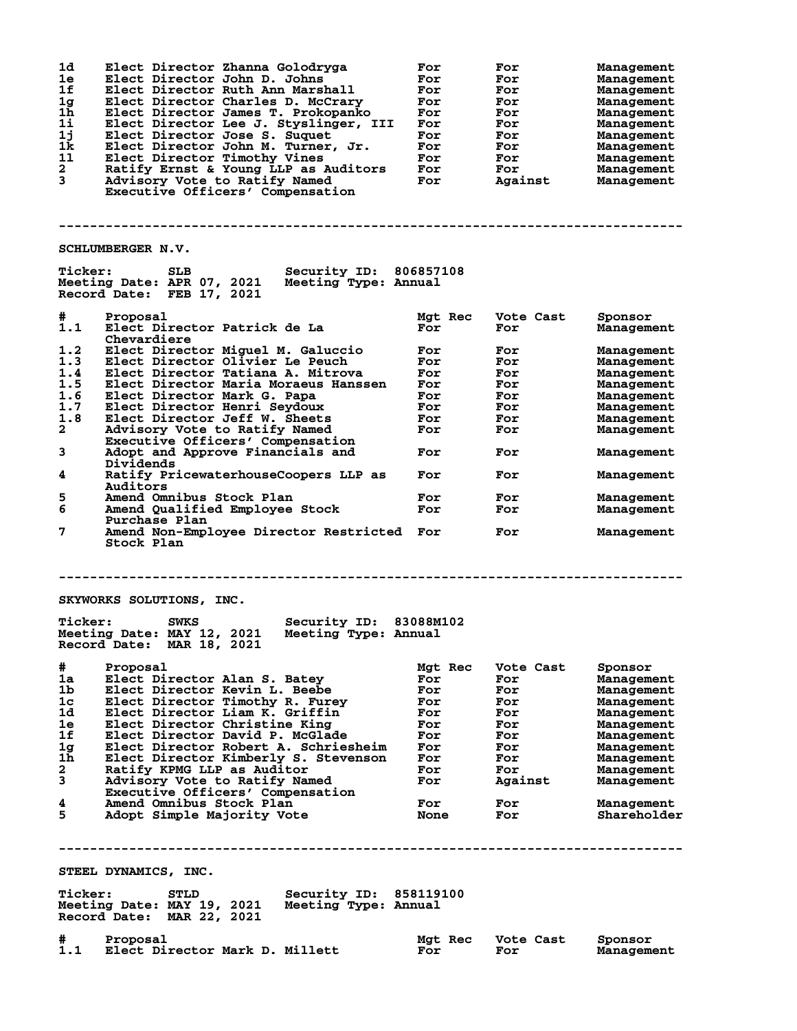| # | Proposal | Mgt Rec | Vote Cast | Sponsor |
|---|---|---|---|---|
| 1d | Elect Director Zhanna Golodryga | For | For | Management |
| 1e | Elect Director John D. Johns | For | For | Management |
| 1f | Elect Director Ruth Ann Marshall | For | For | Management |
| 1g | Elect Director Charles D. McCrary | For | For | Management |
| 1h | Elect Director James T. Prokopanko | For | For | Management |
| 1i | Elect Director Lee J. Styslinger, III | For | For | Management |
| 1j | Elect Director Jose S. Suquet | For | For | Management |
| 1k | Elect Director John M. Turner, Jr. | For | For | Management |
| 1l | Elect Director Timothy Vines | For | For | Management |
| 2 | Ratify Ernst & Young LLP as Auditors | For | For | Management |
| 3 | Advisory Vote to Ratify Named Executive Officers' Compensation | For | Against | Management |

---

## SCHLUMBERGER N.V.

**Ticker:** SLB **Security ID:** 806857108
**Meeting Date:** APR 07, 2021 **Meeting Type:** Annual
**Record Date:** FEB 17, 2021

| # | Proposal | Mgt Rec | Vote Cast | Sponsor |
|---|---|---|---|---|
| 1.1 | Elect Director Patrick de La Chevardiere | For | For | Management |
| 1.2 | Elect Director Miguel M. Galuccio | For | For | Management |
| 1.3 | Elect Director Olivier Le Peuch | For | For | Management |
| 1.4 | Elect Director Tatiana A. Mitrova | For | For | Management |
| 1.5 | Elect Director Maria Moraeus Hanssen | For | For | Management |
| 1.6 | Elect Director Mark G. Papa | For | For | Management |
| 1.7 | Elect Director Henri Seydoux | For | For | Management |
| 1.8 | Elect Director Jeff W. Sheets | For | For | Management |
| 2 | Advisory Vote to Ratify Named Executive Officers' Compensation | For | For | Management |
| 3 | Adopt and Approve Financials and Dividends | For | For | Management |
| 4 | Ratify PricewaterhouseCoopers LLP as Auditors | For | For | Management |
| 5 | Amend Omnibus Stock Plan | For | For | Management |
| 6 | Amend Qualified Employee Stock Purchase Plan | For | For | Management |
| 7 | Amend Non-Employee Director Restricted Stock Plan | For | For | Management |

---

## SKYWORKS SOLUTIONS, INC.

**Ticker:** SWKS **Security ID:** 83088M102
**Meeting Date:** MAY 12, 2021 **Meeting Type:** Annual
**Record Date:** MAR 18, 2021

| # | Proposal | Mgt Rec | Vote Cast | Sponsor |
|---|---|---|---|---|
| 1a | Elect Director Alan S. Batey | For | For | Management |
| 1b | Elect Director Kevin L. Beebe | For | For | Management |
| 1c | Elect Director Timothy R. Furey | For | For | Management |
| 1d | Elect Director Liam K. Griffin | For | For | Management |
| 1e | Elect Director Christine King | For | For | Management |
| 1f | Elect Director David P. McGlade | For | For | Management |
| 1g | Elect Director Robert A. Schriesheim | For | For | Management |
| 1h | Elect Director Kimberly S. Stevenson | For | For | Management |
| 2 | Ratify KPMG LLP as Auditor | For | For | Management |
| 3 | Advisory Vote to Ratify Named Executive Officers' Compensation | For | Against | Management |
| 4 | Amend Omnibus Stock Plan | For | For | Management |
| 5 | Adopt Simple Majority Vote | None | For | Shareholder |

---

## STEEL DYNAMICS, INC.

**Ticker:** STLD **Security ID:** 858119100
**Meeting Date:** MAY 19, 2021 **Meeting Type:** Annual
**Record Date:** MAR 22, 2021

| # | Proposal | Mgt Rec | Vote Cast | Sponsor |
|---|---|---|---|---|
| 1.1 | Elect Director Mark D. Millett | For | For | Management |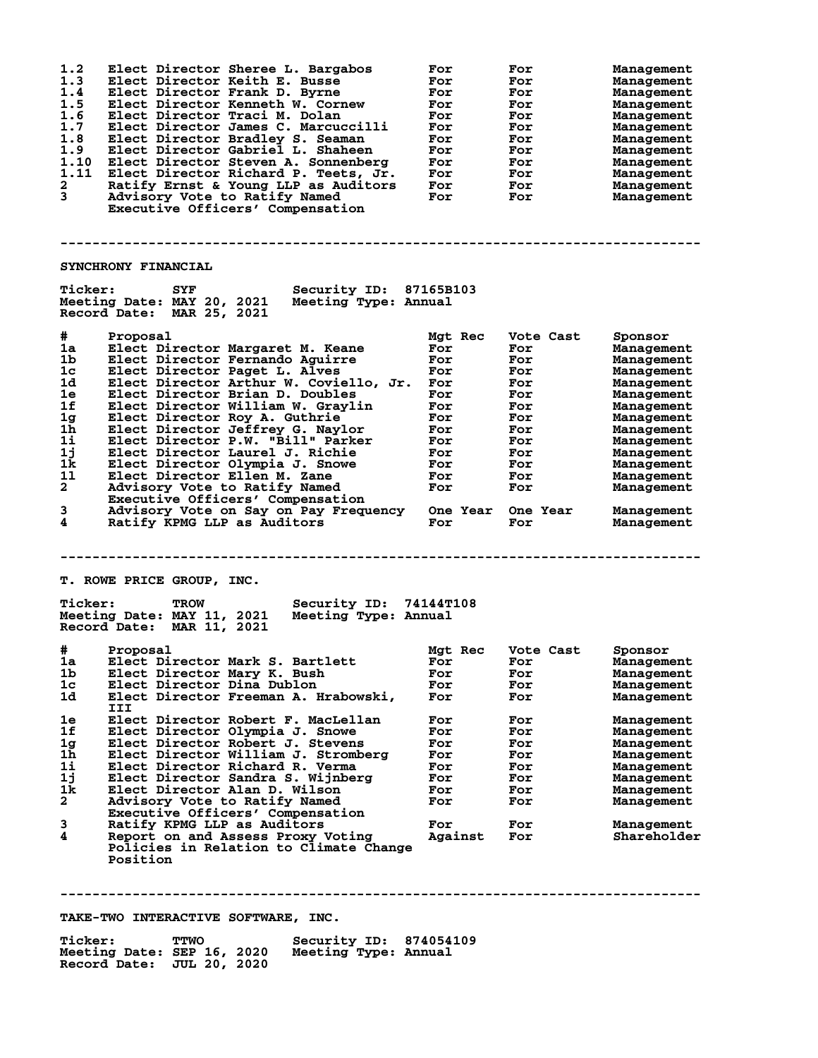| # | Proposal | Mgt Rec | Vote Cast | Sponsor |
|---|---|---|---|---|
| 1.2 | Elect Director Sheree L. Bargabos | For | For | Management |
| 1.3 | Elect Director Keith E. Busse | For | For | Management |
| 1.4 | Elect Director Frank D. Byrne | For | For | Management |
| 1.5 | Elect Director Kenneth W. Cornew | For | For | Management |
| 1.6 | Elect Director Traci M. Dolan | For | For | Management |
| 1.7 | Elect Director James C. Marcuccilli | For | For | Management |
| 1.8 | Elect Director Bradley S. Seaman | For | For | Management |
| 1.9 | Elect Director Gabriel L. Shaheen | For | For | Management |
| 1.10 | Elect Director Steven A. Sonnenberg | For | For | Management |
| 1.11 | Elect Director Richard P. Teets, Jr. | For | For | Management |
| 2 | Ratify Ernst & Young LLP as Auditors | For | For | Management |
| 3 | Advisory Vote to Ratify Named Executive Officers' Compensation | For | For | Management |

---

## SYNCHRONY FINANCIAL

**Ticker:** SYF  **Security ID:** 87165B103
**Meeting Date:** MAY 20, 2021  **Meeting Type:** Annual
**Record Date:** MAR 25, 2021

| # | Proposal | Mgt Rec | Vote Cast | Sponsor |
|---|---|---|---|---|
| 1a | Elect Director Margaret M. Keane | For | For | Management |
| 1b | Elect Director Fernando Aguirre | For | For | Management |
| 1c | Elect Director Paget L. Alves | For | For | Management |
| 1d | Elect Director Arthur W. Coviello, Jr. | For | For | Management |
| 1e | Elect Director Brian D. Doubles | For | For | Management |
| 1f | Elect Director William W. Graylin | For | For | Management |
| 1g | Elect Director Roy A. Guthrie | For | For | Management |
| 1h | Elect Director Jeffrey G. Naylor | For | For | Management |
| 1i | Elect Director P.W. "Bill" Parker | For | For | Management |
| 1j | Elect Director Laurel J. Richie | For | For | Management |
| 1k | Elect Director Olympia J. Snowe | For | For | Management |
| 1l | Elect Director Ellen M. Zane | For | For | Management |
| 2 | Advisory Vote to Ratify Named Executive Officers' Compensation | For | For | Management |
| 3 | Advisory Vote on Say on Pay Frequency | One Year | One Year | Management |
| 4 | Ratify KPMG LLP as Auditors | For | For | Management |

---

## T. ROWE PRICE GROUP, INC.

**Ticker:** TROW  **Security ID:** 74144T108
**Meeting Date:** MAY 11, 2021  **Meeting Type:** Annual
**Record Date:** MAR 11, 2021

| # | Proposal | Mgt Rec | Vote Cast | Sponsor |
|---|---|---|---|---|
| 1a | Elect Director Mark S. Bartlett | For | For | Management |
| 1b | Elect Director Mary K. Bush | For | For | Management |
| 1c | Elect Director Dina Dublon | For | For | Management |
| 1d | Elect Director Freeman A. Hrabowski, III | For | For | Management |
| 1e | Elect Director Robert F. MacLellan | For | For | Management |
| 1f | Elect Director Olympia J. Snowe | For | For | Management |
| 1g | Elect Director Robert J. Stevens | For | For | Management |
| 1h | Elect Director William J. Stromberg | For | For | Management |
| 1i | Elect Director Richard R. Verma | For | For | Management |
| 1j | Elect Director Sandra S. Wijnberg | For | For | Management |
| 1k | Elect Director Alan D. Wilson | For | For | Management |
| 2 | Advisory Vote to Ratify Named Executive Officers' Compensation | For | For | Management |
| 3 | Ratify KPMG LLP as Auditors | For | For | Management |
| 4 | Report on and Assess Proxy Voting Policies in Relation to Climate Change Position | Against | For | Shareholder |

---

## TAKE-TWO INTERACTIVE SOFTWARE, INC.

**Ticker:** TTWO  **Security ID:** 874054109
**Meeting Date:** SEP 16, 2020  **Meeting Type:** Annual
**Record Date:** JUL 20, 2020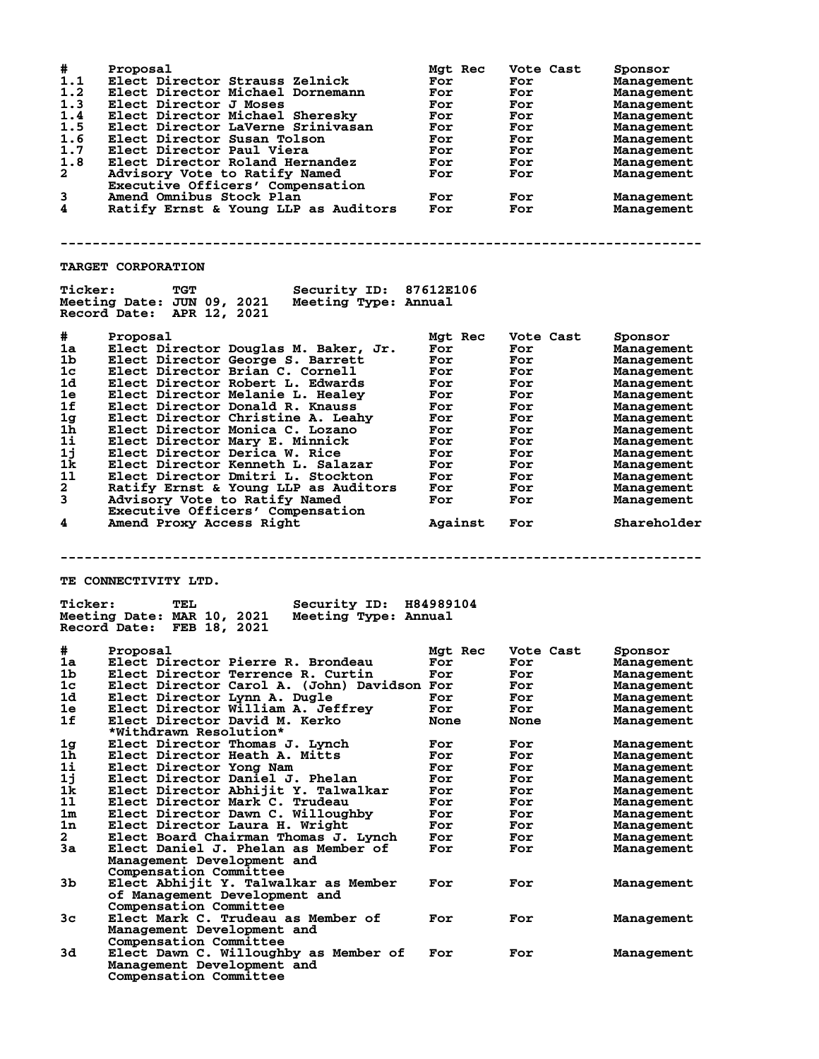| # | Proposal | Mgt Rec | Vote Cast | Sponsor |
|---|---|---|---|---|
| 1.1 | Elect Director Strauss Zelnick | For | For | Management |
| 1.2 | Elect Director Michael Dornemann | For | For | Management |
| 1.3 | Elect Director J Moses | For | For | Management |
| 1.4 | Elect Director Michael Sheresky | For | For | Management |
| 1.5 | Elect Director LaVerne Srinivasan | For | For | Management |
| 1.6 | Elect Director Susan Tolson | For | For | Management |
| 1.7 | Elect Director Paul Viera | For | For | Management |
| 1.8 | Elect Director Roland Hernandez | For | For | Management |
| 2 | Advisory Vote to Ratify Named Executive Officers' Compensation | For | For | Management |
| 3 | Amend Omnibus Stock Plan | For | For | Management |
| 4 | Ratify Ernst & Young LLP as Auditors | For | For | Management |

---

## TARGET CORPORATION

**Ticker:** TGT **Security ID:** 87612E106
**Meeting Date:** JUN 09, 2021 **Meeting Type:** Annual
**Record Date:** APR 12, 2021

| # | Proposal | Mgt Rec | Vote Cast | Sponsor |
|---|---|---|---|---|
| 1a | Elect Director Douglas M. Baker, Jr. | For | For | Management |
| 1b | Elect Director George S. Barrett | For | For | Management |
| 1c | Elect Director Brian C. Cornell | For | For | Management |
| 1d | Elect Director Robert L. Edwards | For | For | Management |
| 1e | Elect Director Melanie L. Healey | For | For | Management |
| 1f | Elect Director Donald R. Knauss | For | For | Management |
| 1g | Elect Director Christine A. Leahy | For | For | Management |
| 1h | Elect Director Monica C. Lozano | For | For | Management |
| 1i | Elect Director Mary E. Minnick | For | For | Management |
| 1j | Elect Director Derica W. Rice | For | For | Management |
| 1k | Elect Director Kenneth L. Salazar | For | For | Management |
| 1l | Elect Director Dmitri L. Stockton | For | For | Management |
| 2 | Ratify Ernst & Young LLP as Auditors | For | For | Management |
| 3 | Advisory Vote to Ratify Named Executive Officers' Compensation | For | For | Management |
| 4 | Amend Proxy Access Right | Against | For | Shareholder |

---

## TE CONNECTIVITY LTD.

**Ticker:** TEL **Security ID:** H84989104
**Meeting Date:** MAR 10, 2021 **Meeting Type:** Annual
**Record Date:** FEB 18, 2021

| # | Proposal | Mgt Rec | Vote Cast | Sponsor |
|---|---|---|---|---|
| 1a | Elect Director Pierre R. Brondeau | For | For | Management |
| 1b | Elect Director Terrence R. Curtin | For | For | Management |
| 1c | Elect Director Carol A. (John) Davidson | For | For | Management |
| 1d | Elect Director Lynn A. Dugle | For | For | Management |
| 1e | Elect Director William A. Jeffrey | For | For | Management |
| 1f | Elect Director David M. Kerko *Withdrawn Resolution* | None | None | Management |
| 1g | Elect Director Thomas J. Lynch | For | For | Management |
| 1h | Elect Director Heath A. Mitts | For | For | Management |
| 1i | Elect Director Yong Nam | For | For | Management |
| 1j | Elect Director Daniel J. Phelan | For | For | Management |
| 1k | Elect Director Abhijit Y. Talwalkar | For | For | Management |
| 1l | Elect Director Mark C. Trudeau | For | For | Management |
| 1m | Elect Director Dawn C. Willoughby | For | For | Management |
| 1n | Elect Director Laura H. Wright | For | For | Management |
| 2 | Elect Board Chairman Thomas J. Lynch | For | For | Management |
| 3a | Elect Daniel J. Phelan as Member of Management Development and Compensation Committee | For | For | Management |
| 3b | Elect Abhijit Y. Talwalkar as Member of Management Development and Compensation Committee | For | For | Management |
| 3c | Elect Mark C. Trudeau as Member of Management Development and Compensation Committee | For | For | Management |
| 3d | Elect Dawn C. Willoughby as Member of Management Development and Compensation Committee | For | For | Management |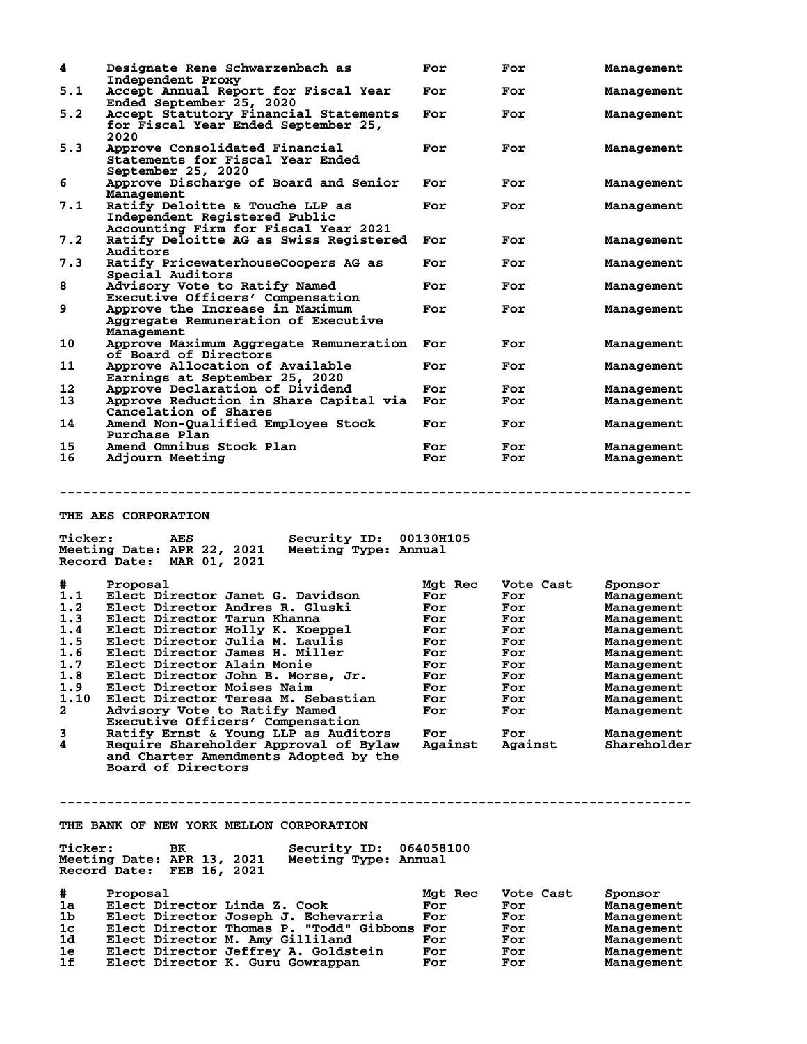| # | Proposal | Mgt Rec | Vote Cast | Sponsor |
|---|---|---|---|---|
| 4 | Designate Rene Schwarzenbach as Independent Proxy | For | For | Management |
| 5.1 | Accept Annual Report for Fiscal Year Ended September 25, 2020 | For | For | Management |
| 5.2 | Accept Statutory Financial Statements for Fiscal Year Ended September 25, 2020 | For | For | Management |
| 5.3 | Approve Consolidated Financial Statements for Fiscal Year Ended September 25, 2020 | For | For | Management |
| 6 | Approve Discharge of Board and Senior Management | For | For | Management |
| 7.1 | Ratify Deloitte & Touche LLP as Independent Registered Public Accounting Firm for Fiscal Year 2021 | For | For | Management |
| 7.2 | Ratify Deloitte AG as Swiss Registered Auditors | For | For | Management |
| 7.3 | Ratify PricewaterhouseCoopers AG as Special Auditors | For | For | Management |
| 8 | Advisory Vote to Ratify Named Executive Officers' Compensation | For | For | Management |
| 9 | Approve the Increase in Maximum Aggregate Remuneration of Executive Management | For | For | Management |
| 10 | Approve Maximum Aggregate Remuneration of Board of Directors | For | For | Management |
| 11 | Approve Allocation of Available Earnings at September 25, 2020 | For | For | Management |
| 12 | Approve Declaration of Dividend | For | For | Management |
| 13 | Approve Reduction in Share Capital via Cancelation of Shares | For | For | Management |
| 14 | Amend Non-Qualified Employee Stock Purchase Plan | For | For | Management |
| 15 | Amend Omnibus Stock Plan | For | For | Management |
| 16 | Adjourn Meeting | For | For | Management |

--------------------------------------------------------------------------------

## THE AES CORPORATION

Ticker: AES Security ID: 00130H105
Meeting Date: APR 22, 2021 Meeting Type: Annual
Record Date: MAR 01, 2021

| # | Proposal | Mgt Rec | Vote Cast | Sponsor |
|---|---|---|---|---|
| 1.1 | Elect Director Janet G. Davidson | For | For | Management |
| 1.2 | Elect Director Andres R. Gluski | For | For | Management |
| 1.3 | Elect Director Tarun Khanna | For | For | Management |
| 1.4 | Elect Director Holly K. Koeppel | For | For | Management |
| 1.5 | Elect Director Julia M. Laulis | For | For | Management |
| 1.6 | Elect Director James H. Miller | For | For | Management |
| 1.7 | Elect Director Alain Monie | For | For | Management |
| 1.8 | Elect Director John B. Morse, Jr. | For | For | Management |
| 1.9 | Elect Director Moises Naim | For | For | Management |
| 1.10 | Elect Director Teresa M. Sebastian | For | For | Management |
| 2 | Advisory Vote to Ratify Named Executive Officers' Compensation | For | For | Management |
| 3 | Ratify Ernst & Young LLP as Auditors | For | For | Management |
| 4 | Require Shareholder Approval of Bylaw and Charter Amendments Adopted by the Board of Directors | Against | Against | Shareholder |

--------------------------------------------------------------------------------

## THE BANK OF NEW YORK MELLON CORPORATION

Ticker: BK Security ID: 064058100
Meeting Date: APR 13, 2021 Meeting Type: Annual
Record Date: FEB 16, 2021

| # | Proposal | Mgt Rec | Vote Cast | Sponsor |
|---|---|---|---|---|
| 1a | Elect Director Linda Z. Cook | For | For | Management |
| 1b | Elect Director Joseph J. Echevarria | For | For | Management |
| 1c | Elect Director Thomas P. "Todd" Gibbons | For | For | Management |
| 1d | Elect Director M. Amy Gilliland | For | For | Management |
| 1e | Elect Director Jeffrey A. Goldstein | For | For | Management |
| 1f | Elect Director K. Guru Gowrappan | For | For | Management |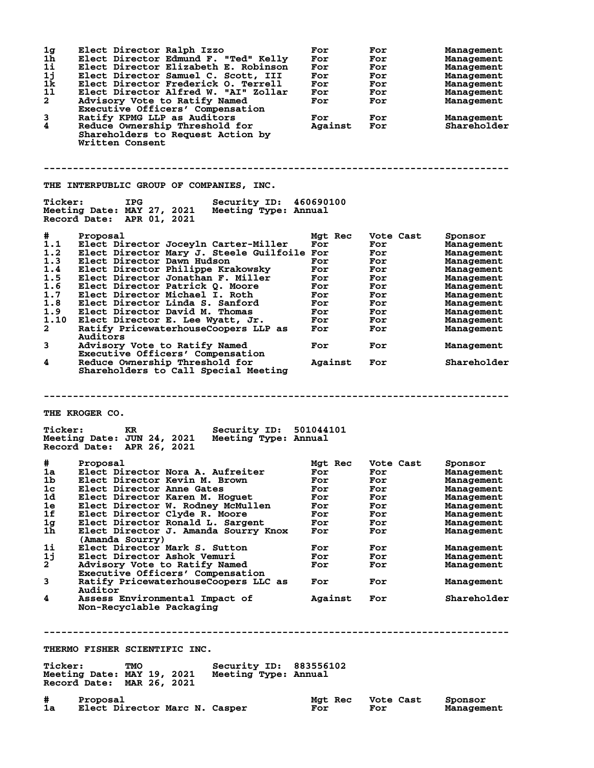| # | Proposal | Mgt Rec | Vote Cast | Sponsor |
|---|---|---|---|---|
| 1g | Elect Director Ralph Izzo | For | For | Management |
| 1h | Elect Director Edmund F. "Ted" Kelly | For | For | Management |
| 1i | Elect Director Elizabeth E. Robinson | For | For | Management |
| 1j | Elect Director Samuel C. Scott, III | For | For | Management |
| 1k | Elect Director Frederick O. Terrell | For | For | Management |
| 1l | Elect Director Alfred W. "AI" Zollar | For | For | Management |
| 2 | Advisory Vote to Ratify Named Executive Officers' Compensation | For | For | Management |
| 3 | Ratify KPMG LLP as Auditors | For | For | Management |
| 4 | Reduce Ownership Threshold for Shareholders to Request Action by Written Consent | Against | For | Shareholder |

---

## THE INTERPUBLIC GROUP OF COMPANIES, INC.

**Ticker:** IPG **Security ID:** 460690100
**Meeting Date:** MAY 27, 2021 **Meeting Type:** Annual
**Record Date:** APR 01, 2021

| # | Proposal | Mgt Rec | Vote Cast | Sponsor |
|---|---|---|---|---|
| 1.1 | Elect Director Joceyln Carter-Miller | For | For | Management |
| 1.2 | Elect Director Mary J. Steele Guilfoile | For | For | Management |
| 1.3 | Elect Director Dawn Hudson | For | For | Management |
| 1.4 | Elect Director Philippe Krakowsky | For | For | Management |
| 1.5 | Elect Director Jonathan F. Miller | For | For | Management |
| 1.6 | Elect Director Patrick Q. Moore | For | For | Management |
| 1.7 | Elect Director Michael I. Roth | For | For | Management |
| 1.8 | Elect Director Linda S. Sanford | For | For | Management |
| 1.9 | Elect Director David M. Thomas | For | For | Management |
| 1.10 | Elect Director E. Lee Wyatt, Jr. | For | For | Management |
| 2 | Ratify PricewaterhouseCoopers LLP as Auditors | For | For | Management |
| 3 | Advisory Vote to Ratify Named Executive Officers' Compensation | For | For | Management |
| 4 | Reduce Ownership Threshold for Shareholders to Call Special Meeting | Against | For | Shareholder |

---

## THE KROGER CO.

**Ticker:** KR **Security ID:** 501044101
**Meeting Date:** JUN 24, 2021 **Meeting Type:** Annual
**Record Date:** APR 26, 2021

| # | Proposal | Mgt Rec | Vote Cast | Sponsor |
|---|---|---|---|---|
| 1a | Elect Director Nora A. Aufreiter | For | For | Management |
| 1b | Elect Director Kevin M. Brown | For | For | Management |
| 1c | Elect Director Anne Gates | For | For | Management |
| 1d | Elect Director Karen M. Hoguet | For | For | Management |
| 1e | Elect Director W. Rodney McMullen | For | For | Management |
| 1f | Elect Director Clyde R. Moore | For | For | Management |
| 1g | Elect Director Ronald L. Sargent | For | For | Management |
| 1h | Elect Director J. Amanda Sourry Knox (Amanda Sourry) | For | For | Management |
| 1i | Elect Director Mark S. Sutton | For | For | Management |
| 1j | Elect Director Ashok Vemuri | For | For | Management |
| 2 | Advisory Vote to Ratify Named Executive Officers' Compensation | For | For | Management |
| 3 | Ratify PricewaterhouseCoopers LLC as Auditor | For | For | Management |
| 4 | Assess Environmental Impact of Non-Recyclable Packaging | Against | For | Shareholder |

---

## THERMO FISHER SCIENTIFIC INC.

**Ticker:** TMO **Security ID:** 883556102
**Meeting Date:** MAY 19, 2021 **Meeting Type:** Annual
**Record Date:** MAR 26, 2021

| # | Proposal | Mgt Rec | Vote Cast | Sponsor |
|---|---|---|---|---|
| 1a | Elect Director Marc N. Casper | For | For | Management |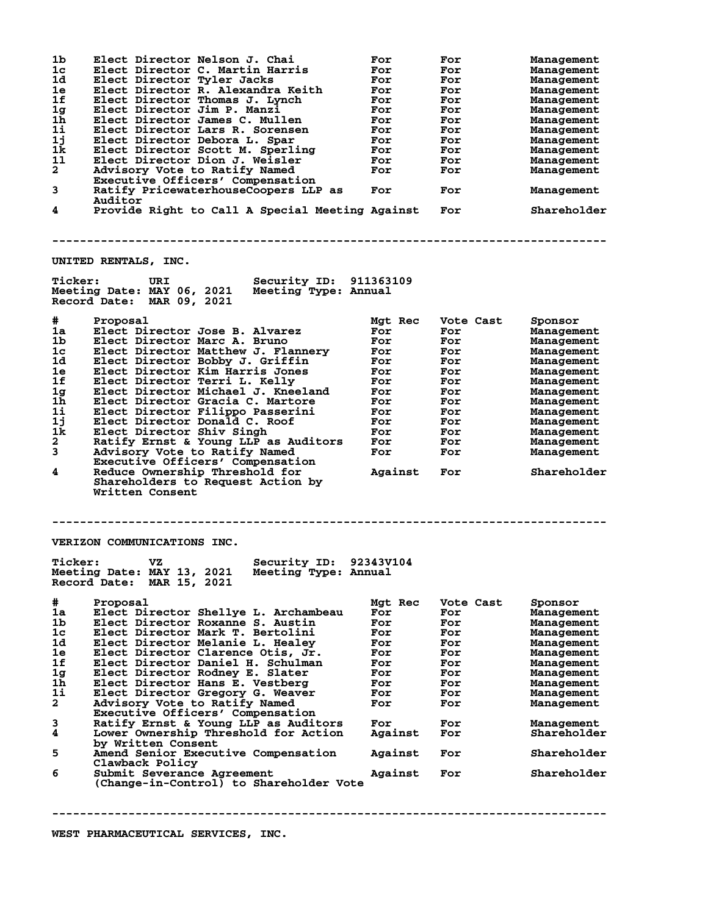| # | Proposal | Mgt Rec | Vote Cast | Sponsor |
|---|---|---|---|---|
| 1b | Elect Director Nelson J. Chai | For | For | Management |
| 1c | Elect Director C. Martin Harris | For | For | Management |
| 1d | Elect Director Tyler Jacks | For | For | Management |
| 1e | Elect Director R. Alexandra Keith | For | For | Management |
| 1f | Elect Director Thomas J. Lynch | For | For | Management |
| 1g | Elect Director Jim P. Manzi | For | For | Management |
| 1h | Elect Director James C. Mullen | For | For | Management |
| 1i | Elect Director Lars R. Sorensen | For | For | Management |
| 1j | Elect Director Debora L. Spar | For | For | Management |
| 1k | Elect Director Scott M. Sperling | For | For | Management |
| 1l | Elect Director Dion J. Weisler | For | For | Management |
| 2 | Advisory Vote to Ratify Named Executive Officers' Compensation | For | For | Management |
| 3 | Ratify PricewaterhouseCoopers LLP as Auditor | For | For | Management |
| 4 | Provide Right to Call A Special Meeting | Against | For | Shareholder |

---

## UNITED RENTALS, INC.

**Ticker:** URI **Security ID:** 911363109
**Meeting Date:** MAY 06, 2021 **Meeting Type:** Annual
**Record Date:** MAR 09, 2021

| # | Proposal | Mgt Rec | Vote Cast | Sponsor |
|---|---|---|---|---|
| 1a | Elect Director Jose B. Alvarez | For | For | Management |
| 1b | Elect Director Marc A. Bruno | For | For | Management |
| 1c | Elect Director Matthew J. Flannery | For | For | Management |
| 1d | Elect Director Bobby J. Griffin | For | For | Management |
| 1e | Elect Director Kim Harris Jones | For | For | Management |
| 1f | Elect Director Terri L. Kelly | For | For | Management |
| 1g | Elect Director Michael J. Kneeland | For | For | Management |
| 1h | Elect Director Gracia C. Martore | For | For | Management |
| 1i | Elect Director Filippo Passerini | For | For | Management |
| 1j | Elect Director Donald C. Roof | For | For | Management |
| 1k | Elect Director Shiv Singh | For | For | Management |
| 2 | Ratify Ernst & Young LLP as Auditors | For | For | Management |
| 3 | Advisory Vote to Ratify Named Executive Officers' Compensation | For | For | Management |
| 4 | Reduce Ownership Threshold for Shareholders to Request Action by Written Consent | Against | For | Shareholder |

---

## VERIZON COMMUNICATIONS INC.

**Ticker:** VZ **Security ID:** 92343V104
**Meeting Date:** MAY 13, 2021 **Meeting Type:** Annual
**Record Date:** MAR 15, 2021

| # | Proposal | Mgt Rec | Vote Cast | Sponsor |
|---|---|---|---|---|
| 1a | Elect Director Shellye L. Archambeau | For | For | Management |
| 1b | Elect Director Roxanne S. Austin | For | For | Management |
| 1c | Elect Director Mark T. Bertolini | For | For | Management |
| 1d | Elect Director Melanie L. Healey | For | For | Management |
| 1e | Elect Director Clarence Otis, Jr. | For | For | Management |
| 1f | Elect Director Daniel H. Schulman | For | For | Management |
| 1g | Elect Director Rodney E. Slater | For | For | Management |
| 1h | Elect Director Hans E. Vestberg | For | For | Management |
| 1i | Elect Director Gregory G. Weaver | For | For | Management |
| 2 | Advisory Vote to Ratify Named Executive Officers' Compensation | For | For | Management |
| 3 | Ratify Ernst & Young LLP as Auditors | For | For | Management |
| 4 | Lower Ownership Threshold for Action by Written Consent | Against | For | Shareholder |
| 5 | Amend Senior Executive Compensation Clawback Policy | Against | For | Shareholder |
| 6 | Submit Severance Agreement (Change-in-Control) to Shareholder Vote | Against | For | Shareholder |

---

## WEST PHARMACEUTICAL SERVICES, INC.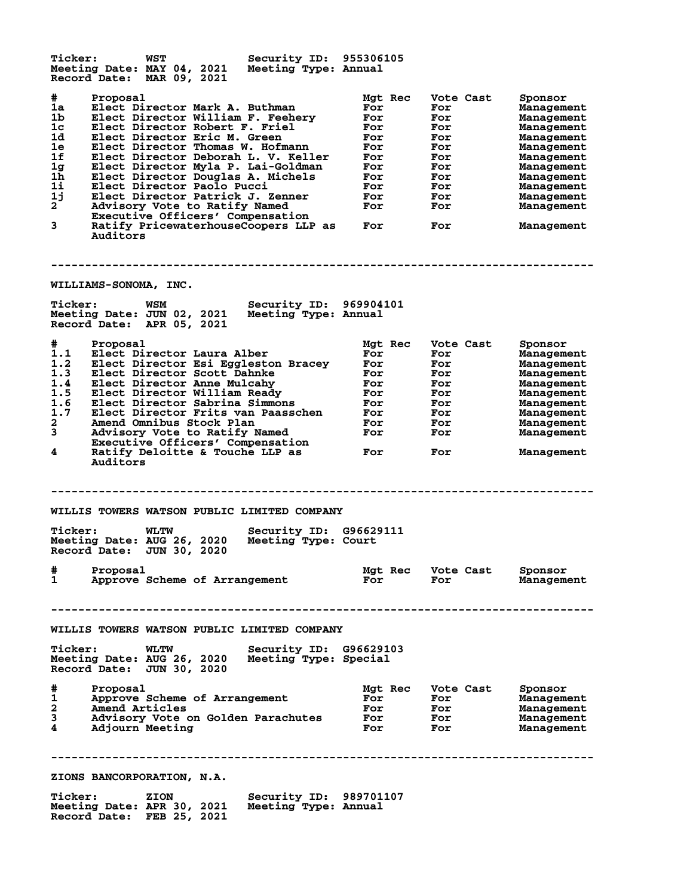Ticker: WST Security ID: 955306105
Meeting Date: MAY 04, 2021 Meeting Type: Annual
Record Date: MAR 09, 2021

| # | Proposal | Mgt Rec | Vote Cast | Sponsor |
|---|---|---|---|---|
| 1a | Elect Director Mark A. Buthman | For | For | Management |
| 1b | Elect Director William F. Feehery | For | For | Management |
| 1c | Elect Director Robert F. Friel | For | For | Management |
| 1d | Elect Director Eric M. Green | For | For | Management |
| 1e | Elect Director Thomas W. Hofmann | For | For | Management |
| 1f | Elect Director Deborah L. V. Keller | For | For | Management |
| 1g | Elect Director Myla P. Lai-Goldman | For | For | Management |
| 1h | Elect Director Douglas A. Michels | For | For | Management |
| 1i | Elect Director Paolo Pucci | For | For | Management |
| 1j | Elect Director Patrick J. Zenner | For | For | Management |
| 2 | Advisory Vote to Ratify Named Executive Officers' Compensation | For | For | Management |
| 3 | Ratify PricewaterhouseCoopers LLP as Auditors | For | For | Management |

---

## WILLIAMS-SONOMA, INC.

Ticker: WSM Security ID: 969904101
Meeting Date: JUN 02, 2021 Meeting Type: Annual
Record Date: APR 05, 2021

| # | Proposal | Mgt Rec | Vote Cast | Sponsor |
|---|---|---|---|---|
| 1.1 | Elect Director Laura Alber | For | For | Management |
| 1.2 | Elect Director Esi Eggleston Bracey | For | For | Management |
| 1.3 | Elect Director Scott Dahnke | For | For | Management |
| 1.4 | Elect Director Anne Mulcahy | For | For | Management |
| 1.5 | Elect Director William Ready | For | For | Management |
| 1.6 | Elect Director Sabrina Simmons | For | For | Management |
| 1.7 | Elect Director Frits van Paasschen | For | For | Management |
| 2 | Amend Omnibus Stock Plan | For | For | Management |
| 3 | Advisory Vote to Ratify Named Executive Officers' Compensation | For | For | Management |
| 4 | Ratify Deloitte & Touche LLP as Auditors | For | For | Management |

---

## WILLIS TOWERS WATSON PUBLIC LIMITED COMPANY

Ticker: WLTW Security ID: G96629111
Meeting Date: AUG 26, 2020 Meeting Type: Court
Record Date: JUN 30, 2020

| # | Proposal | Mgt Rec | Vote Cast | Sponsor |
|---|---|---|---|---|
| 1 | Approve Scheme of Arrangement | For | For | Management |

---

## WILLIS TOWERS WATSON PUBLIC LIMITED COMPANY

Ticker: WLTW Security ID: G96629103
Meeting Date: AUG 26, 2020 Meeting Type: Special
Record Date: JUN 30, 2020

| # | Proposal | Mgt Rec | Vote Cast | Sponsor |
|---|---|---|---|---|
| 1 | Approve Scheme of Arrangement | For | For | Management |
| 2 | Amend Articles | For | For | Management |
| 3 | Advisory Vote on Golden Parachutes | For | For | Management |
| 4 | Adjourn Meeting | For | For | Management |

---

## ZIONS BANCORPORATION, N.A.

Ticker: ZION Security ID: 989701107
Meeting Date: APR 30, 2021 Meeting Type: Annual
Record Date: FEB 25, 2021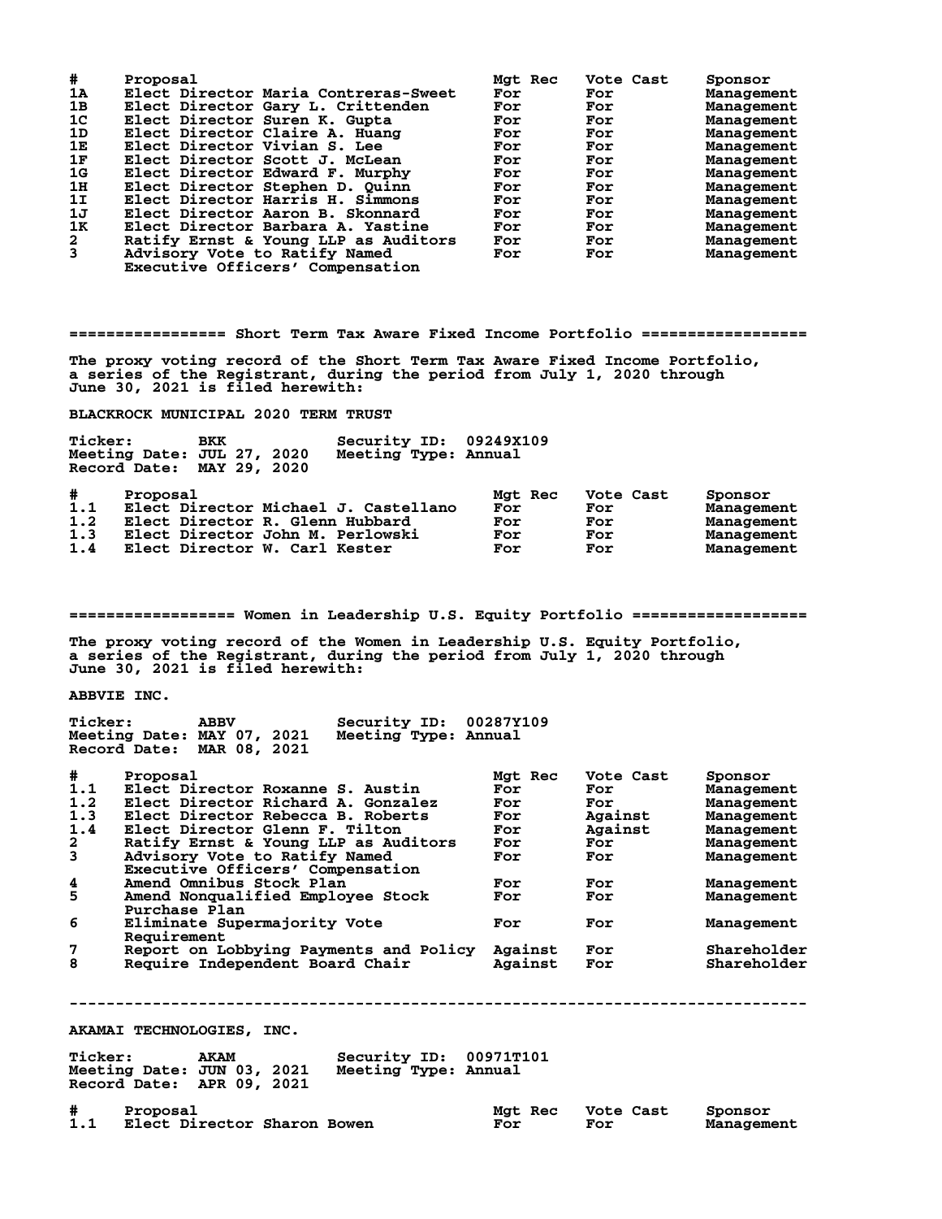| # | Proposal | Mgt Rec | Vote Cast | Sponsor |
|---|---|---|---|---|
| 1A | Elect Director Maria Contreras-Sweet | For | For | Management |
| 1B | Elect Director Gary L. Crittenden | For | For | Management |
| 1C | Elect Director Suren K. Gupta | For | For | Management |
| 1D | Elect Director Claire A. Huang | For | For | Management |
| 1E | Elect Director Vivian S. Lee | For | For | Management |
| 1F | Elect Director Scott J. McLean | For | For | Management |
| 1G | Elect Director Edward F. Murphy | For | For | Management |
| 1H | Elect Director Stephen D. Quinn | For | For | Management |
| 1I | Elect Director Harris H. Simmons | For | For | Management |
| 1J | Elect Director Aaron B. Skonnard | For | For | Management |
| 1K | Elect Director Barbara A. Yastine | For | For | Management |
| 2 | Ratify Ernst & Young LLP as Auditors | For | For | Management |
| 3 | Advisory Vote to Ratify Named Executive Officers' Compensation | For | For | Management |

## ================ Short Term Tax Aware Fixed Income Portfolio ================

The proxy voting record of the Short Term Tax Aware Fixed Income Portfolio, a series of the Registrant, during the period from July 1, 2020 through June 30, 2021 is filed herewith:

**BLACKROCK MUNICIPAL 2020 TERM TRUST**

Ticker: BKK  Security ID: 09249X109
Meeting Date: JUL 27, 2020  Meeting Type: Annual
Record Date: MAY 29, 2020

| # | Proposal | Mgt Rec | Vote Cast | Sponsor |
|---|---|---|---|---|
| 1.1 | Elect Director Michael J. Castellano | For | For | Management |
| 1.2 | Elect Director R. Glenn Hubbard | For | For | Management |
| 1.3 | Elect Director John M. Perlowski | For | For | Management |
| 1.4 | Elect Director W. Carl Kester | For | For | Management |

## ================ Women in Leadership U.S. Equity Portfolio ================

The proxy voting record of the Women in Leadership U.S. Equity Portfolio, a series of the Registrant, during the period from July 1, 2020 through June 30, 2021 is filed herewith:

**ABBVIE INC.**

Ticker: ABBV  Security ID: 00287Y109
Meeting Date: MAY 07, 2021  Meeting Type: Annual
Record Date: MAR 08, 2021

| # | Proposal | Mgt Rec | Vote Cast | Sponsor |
|---|---|---|---|---|
| 1.1 | Elect Director Roxanne S. Austin | For | For | Management |
| 1.2 | Elect Director Richard A. Gonzalez | For | For | Management |
| 1.3 | Elect Director Rebecca B. Roberts | For | Against | Management |
| 1.4 | Elect Director Glenn F. Tilton | For | Against | Management |
| 2 | Ratify Ernst & Young LLP as Auditors | For | For | Management |
| 3 | Advisory Vote to Ratify Named Executive Officers' Compensation | For | For | Management |
| 4 | Amend Omnibus Stock Plan | For | For | Management |
| 5 | Amend Nonqualified Employee Stock Purchase Plan | For | For | Management |
| 6 | Eliminate Supermajority Vote Requirement | For | For | Management |
| 7 | Report on Lobbying Payments and Policy | Against | For | Shareholder |
| 8 | Require Independent Board Chair | Against | For | Shareholder |

---

**AKAMAI TECHNOLOGIES, INC.**

Ticker: AKAM  Security ID: 00971T101
Meeting Date: JUN 03, 2021  Meeting Type: Annual
Record Date: APR 09, 2021

| # | Proposal | Mgt Rec | Vote Cast | Sponsor |
|---|---|---|---|---|
| 1.1 | Elect Director Sharon Bowen | For | For | Management |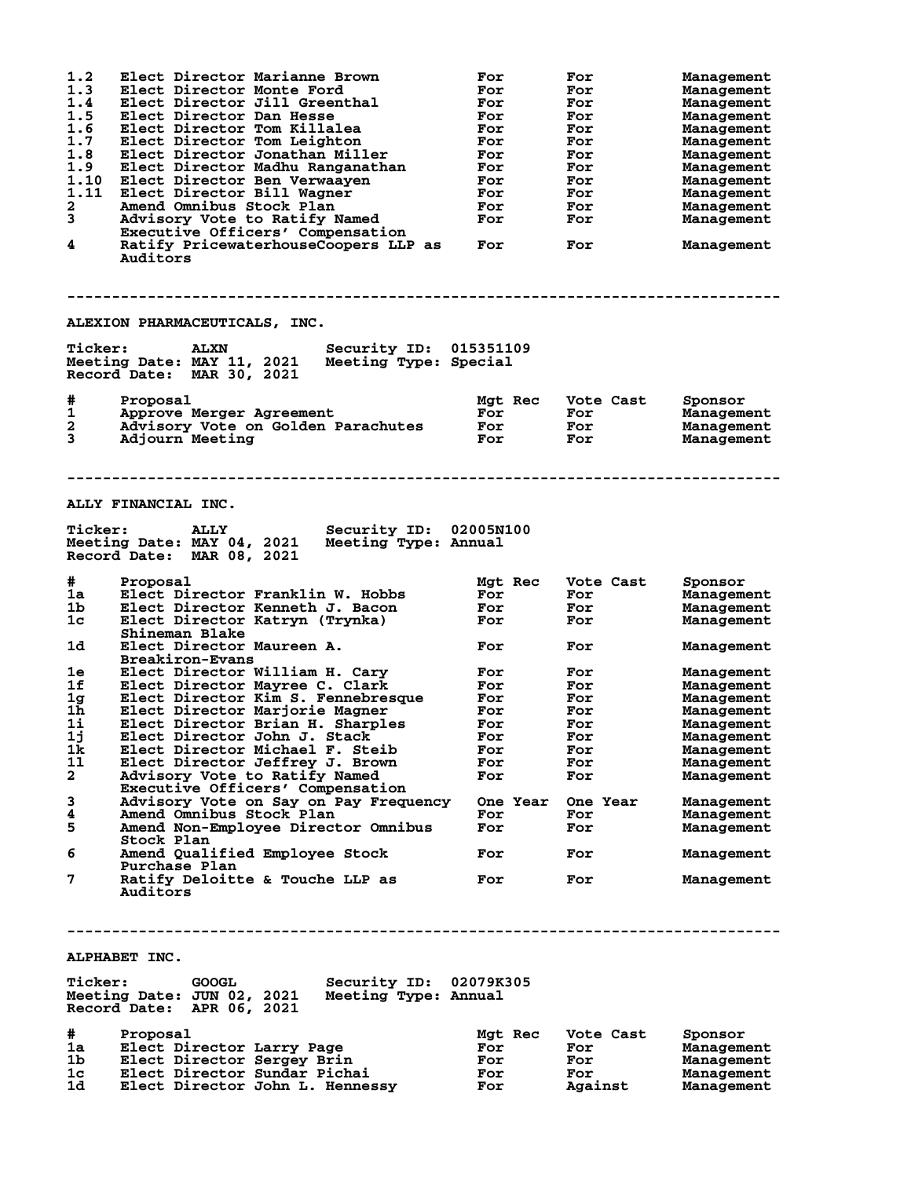| # | Proposal | Mgt Rec | Vote Cast | Sponsor |
|---|---|---|---|---|
| 1.2 | Elect Director Marianne Brown | For | For | Management |
| 1.3 | Elect Director Monte Ford | For | For | Management |
| 1.4 | Elect Director Jill Greenthal | For | For | Management |
| 1.5 | Elect Director Dan Hesse | For | For | Management |
| 1.6 | Elect Director Tom Killalea | For | For | Management |
| 1.7 | Elect Director Tom Leighton | For | For | Management |
| 1.8 | Elect Director Jonathan Miller | For | For | Management |
| 1.9 | Elect Director Madhu Ranganathan | For | For | Management |
| 1.10 | Elect Director Ben Verwaayen | For | For | Management |
| 1.11 | Elect Director Bill Wagner | For | For | Management |
| 2 | Amend Omnibus Stock Plan | For | For | Management |
| 3 | Advisory Vote to Ratify Named Executive Officers' Compensation | For | For | Management |
| 4 | Ratify PricewaterhouseCoopers LLP as Auditors | For | For | Management |

---

## ALEXION PHARMACEUTICALS, INC.

**Ticker:** ALXN **Security ID:** 015351109
**Meeting Date:** MAY 11, 2021 **Meeting Type:** Special
**Record Date:** MAR 30, 2021

| # | Proposal | Mgt Rec | Vote Cast | Sponsor |
|---|---|---|---|---|
| 1 | Approve Merger Agreement | For | For | Management |
| 2 | Advisory Vote on Golden Parachutes | For | For | Management |
| 3 | Adjourn Meeting | For | For | Management |

---

## ALLY FINANCIAL INC.

**Ticker:** ALLY **Security ID:** 02005N100
**Meeting Date:** MAY 04, 2021 **Meeting Type:** Annual
**Record Date:** MAR 08, 2021

| # | Proposal | Mgt Rec | Vote Cast | Sponsor |
|---|---|---|---|---|
| 1a | Elect Director Franklin W. Hobbs | For | For | Management |
| 1b | Elect Director Kenneth J. Bacon | For | For | Management |
| 1c | Elect Director Katryn (Trynka) Shineman Blake | For | For | Management |
| 1d | Elect Director Maureen A. Breakiron-Evans | For | For | Management |
| 1e | Elect Director William H. Cary | For | For | Management |
| 1f | Elect Director Mayree C. Clark | For | For | Management |
| 1g | Elect Director Kim S. Fennebresque | For | For | Management |
| 1h | Elect Director Marjorie Magner | For | For | Management |
| 1i | Elect Director Brian H. Sharples | For | For | Management |
| 1j | Elect Director John J. Stack | For | For | Management |
| 1k | Elect Director Michael F. Steib | For | For | Management |
| 1l | Elect Director Jeffrey J. Brown | For | For | Management |
| 2 | Advisory Vote to Ratify Named Executive Officers' Compensation | For | For | Management |
| 3 | Advisory Vote on Say on Pay Frequency | One Year | One Year | Management |
| 4 | Amend Omnibus Stock Plan | For | For | Management |
| 5 | Amend Non-Employee Director Omnibus Stock Plan | For | For | Management |
| 6 | Amend Qualified Employee Stock Purchase Plan | For | For | Management |
| 7 | Ratify Deloitte & Touche LLP as Auditors | For | For | Management |

---

## ALPHABET INC.

**Ticker:** GOOGL **Security ID:** 02079K305
**Meeting Date:** JUN 02, 2021 **Meeting Type:** Annual
**Record Date:** APR 06, 2021

| # | Proposal | Mgt Rec | Vote Cast | Sponsor |
|---|---|---|---|---|
| 1a | Elect Director Larry Page | For | For | Management |
| 1b | Elect Director Sergey Brin | For | For | Management |
| 1c | Elect Director Sundar Pichai | For | For | Management |
| 1d | Elect Director John L. Hennessy | For | Against | Management |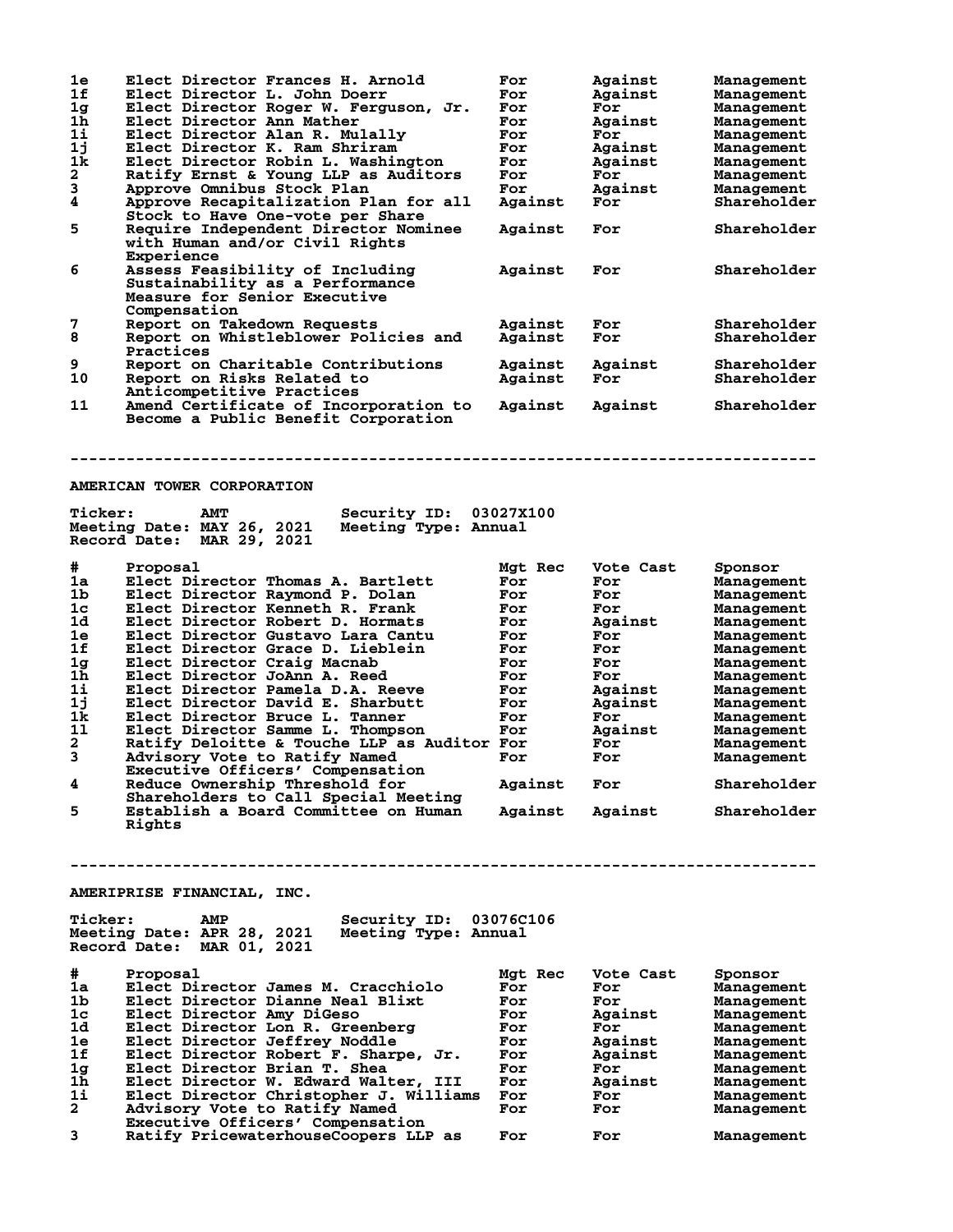| # | Proposal | Mgt Rec | Vote Cast | Sponsor |
|---|---|---|---|---|
| 1e | Elect Director Frances H. Arnold | For | Against | Management |
| 1f | Elect Director L. John Doerr | For | Against | Management |
| 1g | Elect Director Roger W. Ferguson, Jr. | For | For | Management |
| 1h | Elect Director Ann Mather | For | Against | Management |
| 1i | Elect Director Alan R. Mulally | For | For | Management |
| 1j | Elect Director K. Ram Shriram | For | Against | Management |
| 1k | Elect Director Robin L. Washington | For | Against | Management |
| 2 | Ratify Ernst & Young LLP as Auditors | For | For | Management |
| 3 | Approve Omnibus Stock Plan | For | Against | Management |
| 4 | Approve Recapitalization Plan for all Stock to Have One-vote per Share | Against | For | Shareholder |
| 5 | Require Independent Director Nominee with Human and/or Civil Rights Experience | Against | For | Shareholder |
| 6 | Assess Feasibility of Including Sustainability as a Performance Measure for Senior Executive Compensation | Against | For | Shareholder |
| 7 | Report on Takedown Requests | Against | For | Shareholder |
| 8 | Report on Whistleblower Policies and Practices | Against | For | Shareholder |
| 9 | Report on Charitable Contributions | Against | Against | Shareholder |
| 10 | Report on Risks Related to Anticompetitive Practices | Against | For | Shareholder |
| 11 | Amend Certificate of Incorporation to Become a Public Benefit Corporation | Against | Against | Shareholder |

--------------------------------------------------------------------------------

## AMERICAN TOWER CORPORATION

**Ticker:** AMT **Security ID:** 03027X100
**Meeting Date:** MAY 26, 2021 **Meeting Type:** Annual
**Record Date:** MAR 29, 2021

| # | Proposal | Mgt Rec | Vote Cast | Sponsor |
|---|---|---|---|---|
| 1a | Elect Director Thomas A. Bartlett | For | For | Management |
| 1b | Elect Director Raymond P. Dolan | For | For | Management |
| 1c | Elect Director Kenneth R. Frank | For | For | Management |
| 1d | Elect Director Robert D. Hormats | For | Against | Management |
| 1e | Elect Director Gustavo Lara Cantu | For | For | Management |
| 1f | Elect Director Grace D. Lieblein | For | For | Management |
| 1g | Elect Director Craig Macnab | For | For | Management |
| 1h | Elect Director JoAnn A. Reed | For | For | Management |
| 1i | Elect Director Pamela D.A. Reeve | For | Against | Management |
| 1j | Elect Director David E. Sharbutt | For | Against | Management |
| 1k | Elect Director Bruce L. Tanner | For | For | Management |
| 1l | Elect Director Samme L. Thompson | For | Against | Management |
| 2 | Ratify Deloitte & Touche LLP as Auditor | For | For | Management |
| 3 | Advisory Vote to Ratify Named Executive Officers' Compensation | For | For | Management |
| 4 | Reduce Ownership Threshold for Shareholders to Call Special Meeting | Against | For | Shareholder |
| 5 | Establish a Board Committee on Human Rights | Against | Against | Shareholder |

--------------------------------------------------------------------------------

## AMERIPRISE FINANCIAL, INC.

**Ticker:** AMP **Security ID:** 03076C106
**Meeting Date:** APR 28, 2021 **Meeting Type:** Annual
**Record Date:** MAR 01, 2021

| # | Proposal | Mgt Rec | Vote Cast | Sponsor |
|---|---|---|---|---|
| 1a | Elect Director James M. Cracchiolo | For | For | Management |
| 1b | Elect Director Dianne Neal Blixt | For | For | Management |
| 1c | Elect Director Amy DiGeso | For | Against | Management |
| 1d | Elect Director Lon R. Greenberg | For | For | Management |
| 1e | Elect Director Jeffrey Noddle | For | Against | Management |
| 1f | Elect Director Robert F. Sharpe, Jr. | For | Against | Management |
| 1g | Elect Director Brian T. Shea | For | For | Management |
| 1h | Elect Director W. Edward Walter, III | For | Against | Management |
| 1i | Elect Director Christopher J. Williams | For | For | Management |
| 2 | Advisory Vote to Ratify Named Executive Officers' Compensation | For | For | Management |
| 3 | Ratify PricewaterhouseCoopers LLP as | For | For | Management |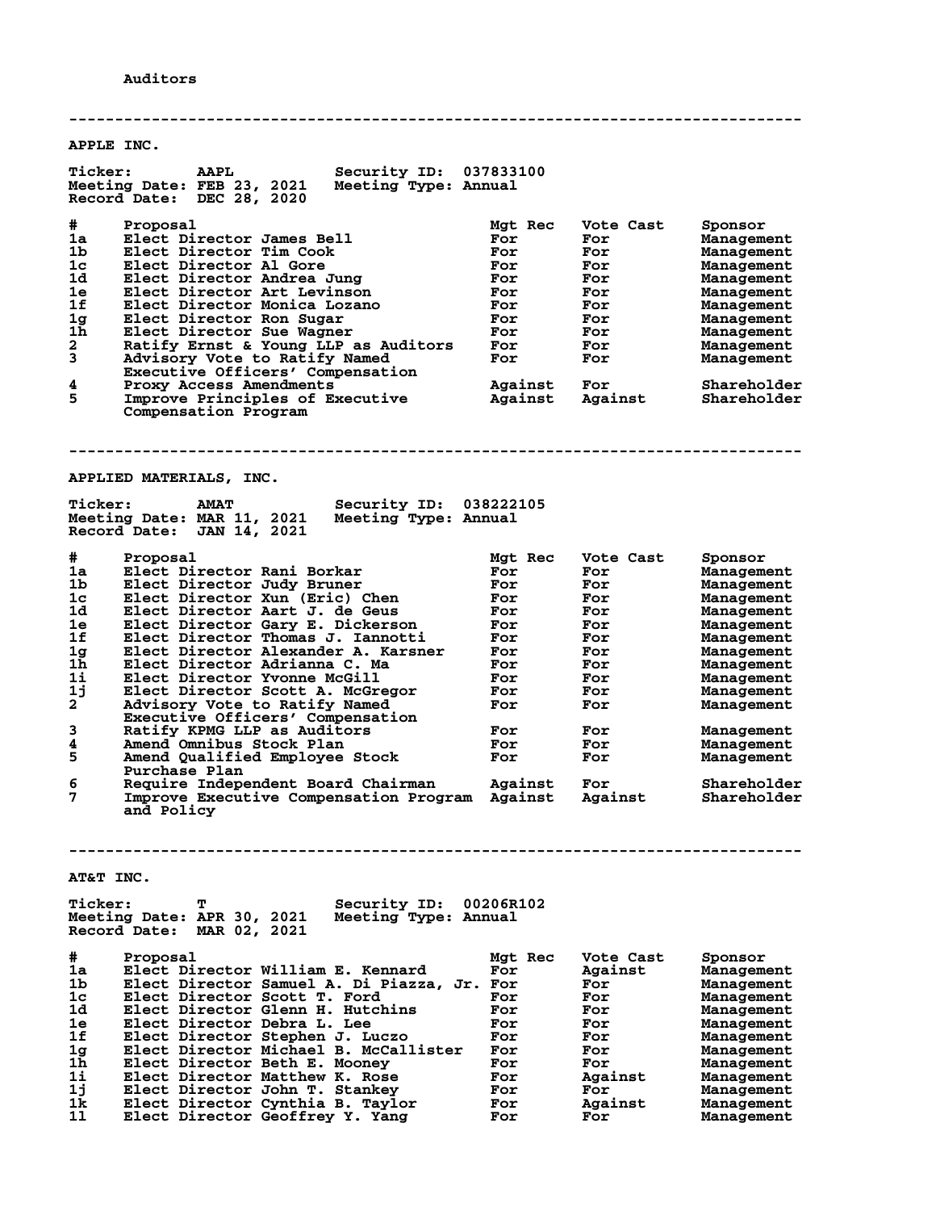Auditors

---

## APPLE INC.

**Ticker:** AAPL **Security ID:** 037833100
**Meeting Date:** FEB 23, 2021 **Meeting Type:** Annual
**Record Date:** DEC 28, 2020

| # | Proposal | Mgt Rec | Vote Cast | Sponsor |
|---|---|---|---|---|
| 1a | Elect Director James Bell | For | For | Management |
| 1b | Elect Director Tim Cook | For | For | Management |
| 1c | Elect Director Al Gore | For | For | Management |
| 1d | Elect Director Andrea Jung | For | For | Management |
| 1e | Elect Director Art Levinson | For | For | Management |
| 1f | Elect Director Monica Lozano | For | For | Management |
| 1g | Elect Director Ron Sugar | For | For | Management |
| 1h | Elect Director Sue Wagner | For | For | Management |
| 2 | Ratify Ernst & Young LLP as Auditors | For | For | Management |
| 3 | Advisory Vote to Ratify Named Executive Officers' Compensation | For | For | Management |
| 4 | Proxy Access Amendments | Against | For | Shareholder |
| 5 | Improve Principles of Executive Compensation Program | Against | Against | Shareholder |

---

## APPLIED MATERIALS, INC.

**Ticker:** AMAT **Security ID:** 038222105
**Meeting Date:** MAR 11, 2021 **Meeting Type:** Annual
**Record Date:** JAN 14, 2021

| # | Proposal | Mgt Rec | Vote Cast | Sponsor |
|---|---|---|---|---|
| 1a | Elect Director Rani Borkar | For | For | Management |
| 1b | Elect Director Judy Bruner | For | For | Management |
| 1c | Elect Director Xun (Eric) Chen | For | For | Management |
| 1d | Elect Director Aart J. de Geus | For | For | Management |
| 1e | Elect Director Gary E. Dickerson | For | For | Management |
| 1f | Elect Director Thomas J. Iannotti | For | For | Management |
| 1g | Elect Director Alexander A. Karsner | For | For | Management |
| 1h | Elect Director Adrianna C. Ma | For | For | Management |
| 1i | Elect Director Yvonne McGill | For | For | Management |
| 1j | Elect Director Scott A. McGregor | For | For | Management |
| 2 | Advisory Vote to Ratify Named Executive Officers' Compensation | For | For | Management |
| 3 | Ratify KPMG LLP as Auditors | For | For | Management |
| 4 | Amend Omnibus Stock Plan | For | For | Management |
| 5 | Amend Qualified Employee Stock Purchase Plan | For | For | Management |
| 6 | Require Independent Board Chairman | Against | For | Shareholder |
| 7 | Improve Executive Compensation Program and Policy | Against | Against | Shareholder |

---

## AT&T INC.

**Ticker:** T **Security ID:** 00206R102
**Meeting Date:** APR 30, 2021 **Meeting Type:** Annual
**Record Date:** MAR 02, 2021

| # | Proposal | Mgt Rec | Vote Cast | Sponsor |
|---|---|---|---|---|
| 1a | Elect Director William E. Kennard | For | Against | Management |
| 1b | Elect Director Samuel A. Di Piazza, Jr. | For | For | Management |
| 1c | Elect Director Scott T. Ford | For | For | Management |
| 1d | Elect Director Glenn H. Hutchins | For | For | Management |
| 1e | Elect Director Debra L. Lee | For | For | Management |
| 1f | Elect Director Stephen J. Luczo | For | For | Management |
| 1g | Elect Director Michael B. McCallister | For | For | Management |
| 1h | Elect Director Beth E. Mooney | For | For | Management |
| 1i | Elect Director Matthew K. Rose | For | Against | Management |
| 1j | Elect Director John T. Stankey | For | For | Management |
| 1k | Elect Director Cynthia B. Taylor | For | Against | Management |
| 1l | Elect Director Geoffrey Y. Yang | For | For | Management |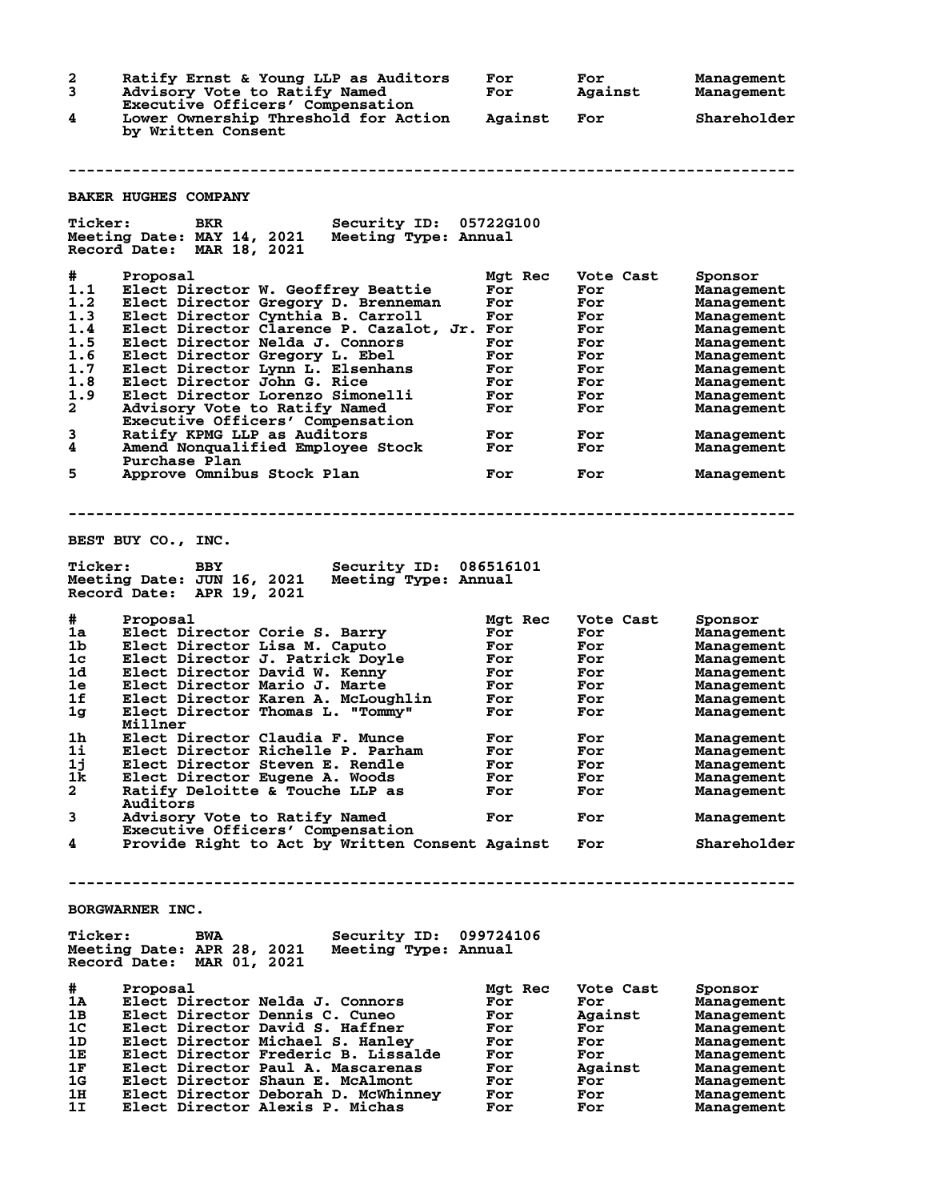| # | Proposal | Mgt Rec | Vote Cast | Sponsor |
|---|---|---|---|---|
| 2 | Ratify Ernst & Young LLP as Auditors | For | For | Management |
| 3 | Advisory Vote to Ratify Named Executive Officers' Compensation | For | Against | Management |
| 4 | Lower Ownership Threshold for Action by Written Consent | Against | For | Shareholder |

---

## BAKER HUGHES COMPANY

**Ticker:** BKR **Security ID:** 05722G100
**Meeting Date:** MAY 14, 2021 **Meeting Type:** Annual
**Record Date:** MAR 18, 2021

| # | Proposal | Mgt Rec | Vote Cast | Sponsor |
|---|---|---|---|---|
| 1.1 | Elect Director W. Geoffrey Beattie | For | For | Management |
| 1.2 | Elect Director Gregory D. Brenneman | For | For | Management |
| 1.3 | Elect Director Cynthia B. Carroll | For | For | Management |
| 1.4 | Elect Director Clarence P. Cazalot, Jr. | For | For | Management |
| 1.5 | Elect Director Nelda J. Connors | For | For | Management |
| 1.6 | Elect Director Gregory L. Ebel | For | For | Management |
| 1.7 | Elect Director Lynn L. Elsenhans | For | For | Management |
| 1.8 | Elect Director John G. Rice | For | For | Management |
| 1.9 | Elect Director Lorenzo Simonelli | For | For | Management |
| 2 | Advisory Vote to Ratify Named Executive Officers' Compensation | For | For | Management |
| 3 | Ratify KPMG LLP as Auditors | For | For | Management |
| 4 | Amend Nonqualified Employee Stock Purchase Plan | For | For | Management |
| 5 | Approve Omnibus Stock Plan | For | For | Management |

---

## BEST BUY CO., INC.

**Ticker:** BBY **Security ID:** 086516101
**Meeting Date:** JUN 16, 2021 **Meeting Type:** Annual
**Record Date:** APR 19, 2021

| # | Proposal | Mgt Rec | Vote Cast | Sponsor |
|---|---|---|---|---|
| 1a | Elect Director Corie S. Barry | For | For | Management |
| 1b | Elect Director Lisa M. Caputo | For | For | Management |
| 1c | Elect Director J. Patrick Doyle | For | For | Management |
| 1d | Elect Director David W. Kenny | For | For | Management |
| 1e | Elect Director Mario J. Marte | For | For | Management |
| 1f | Elect Director Karen A. McLoughlin | For | For | Management |
| 1g | Elect Director Thomas L. "Tommy" Millner | For | For | Management |
| 1h | Elect Director Claudia F. Munce | For | For | Management |
| 1i | Elect Director Richelle P. Parham | For | For | Management |
| 1j | Elect Director Steven E. Rendle | For | For | Management |
| 1k | Elect Director Eugene A. Woods | For | For | Management |
| 2 | Ratify Deloitte & Touche LLP as Auditors | For | For | Management |
| 3 | Advisory Vote to Ratify Named Executive Officers' Compensation | For | For | Management |
| 4 | Provide Right to Act by Written Consent | Against | For | Shareholder |

---

## BORGWARNER INC.

**Ticker:** BWA **Security ID:** 099724106
**Meeting Date:** APR 28, 2021 **Meeting Type:** Annual
**Record Date:** MAR 01, 2021

| # | Proposal | Mgt Rec | Vote Cast | Sponsor |
|---|---|---|---|---|
| 1A | Elect Director Nelda J. Connors | For | For | Management |
| 1B | Elect Director Dennis C. Cuneo | For | Against | Management |
| 1C | Elect Director David S. Haffner | For | For | Management |
| 1D | Elect Director Michael S. Hanley | For | For | Management |
| 1E | Elect Director Frederic B. Lissalde | For | For | Management |
| 1F | Elect Director Paul A. Mascarenas | For | Against | Management |
| 1G | Elect Director Shaun E. McAlmont | For | For | Management |
| 1H | Elect Director Deborah D. McWhinney | For | For | Management |
| 1I | Elect Director Alexis P. Michas | For | For | Management |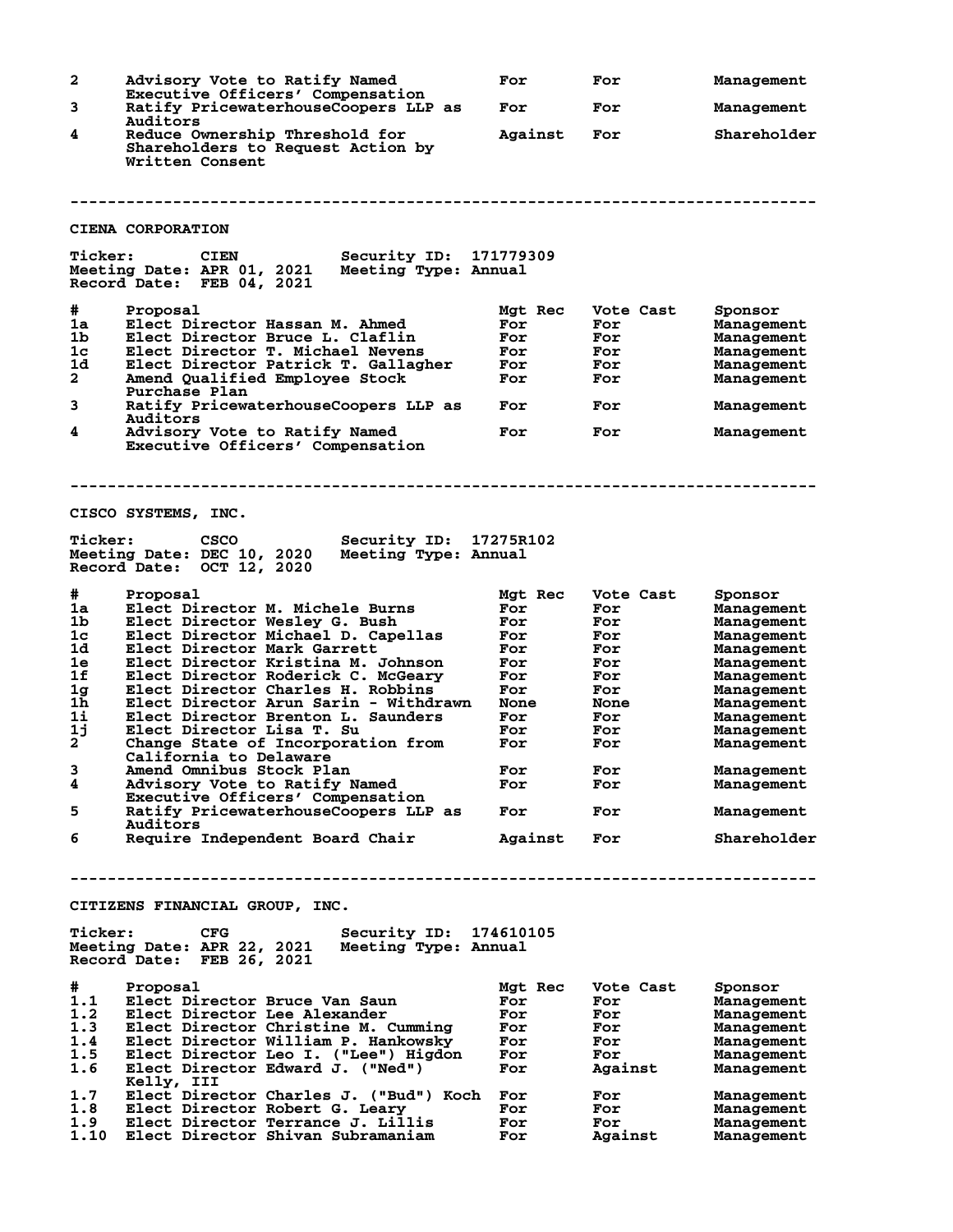| # | Proposal | Mgt Rec | Vote Cast | Sponsor |
|---|---|---|---|---|
| 2 | Advisory Vote to Ratify Named Executive Officers' Compensation | For | For | Management |
| 3 | Ratify PricewaterhouseCoopers LLP as Auditors | For | For | Management |
| 4 | Reduce Ownership Threshold for Shareholders to Request Action by Written Consent | Against | For | Shareholder |

---

## CIENA CORPORATION

**Ticker:** CIEN **Security ID:** 171779309
**Meeting Date:** APR 01, 2021 **Meeting Type:** Annual
**Record Date:** FEB 04, 2021

| # | Proposal | Mgt Rec | Vote Cast | Sponsor |
|---|---|---|---|---|
| 1a | Elect Director Hassan M. Ahmed | For | For | Management |
| 1b | Elect Director Bruce L. Claflin | For | For | Management |
| 1c | Elect Director T. Michael Nevens | For | For | Management |
| 1d | Elect Director Patrick T. Gallagher | For | For | Management |
| 2 | Amend Qualified Employee Stock Purchase Plan | For | For | Management |
| 3 | Ratify PricewaterhouseCoopers LLP as Auditors | For | For | Management |
| 4 | Advisory Vote to Ratify Named Executive Officers' Compensation | For | For | Management |

---

## CISCO SYSTEMS, INC.

**Ticker:** CSCO **Security ID:** 17275R102
**Meeting Date:** DEC 10, 2020 **Meeting Type:** Annual
**Record Date:** OCT 12, 2020

| # | Proposal | Mgt Rec | Vote Cast | Sponsor |
|---|---|---|---|---|
| 1a | Elect Director M. Michele Burns | For | For | Management |
| 1b | Elect Director Wesley G. Bush | For | For | Management |
| 1c | Elect Director Michael D. Capellas | For | For | Management |
| 1d | Elect Director Mark Garrett | For | For | Management |
| 1e | Elect Director Kristina M. Johnson | For | For | Management |
| 1f | Elect Director Roderick C. McGeary | For | For | Management |
| 1g | Elect Director Charles H. Robbins | For | For | Management |
| 1h | Elect Director Arun Sarin - Withdrawn | None | None | Management |
| 1i | Elect Director Brenton L. Saunders | For | For | Management |
| 1j | Elect Director Lisa T. Su | For | For | Management |
| 2 | Change State of Incorporation from California to Delaware | For | For | Management |
| 3 | Amend Omnibus Stock Plan | For | For | Management |
| 4 | Advisory Vote to Ratify Named Executive Officers' Compensation | For | For | Management |
| 5 | Ratify PricewaterhouseCoopers LLP as Auditors | For | For | Management |
| 6 | Require Independent Board Chair | Against | For | Shareholder |

---

## CITIZENS FINANCIAL GROUP, INC.

**Ticker:** CFG **Security ID:** 174610105
**Meeting Date:** APR 22, 2021 **Meeting Type:** Annual
**Record Date:** FEB 26, 2021

| # | Proposal | Mgt Rec | Vote Cast | Sponsor |
|---|---|---|---|---|
| 1.1 | Elect Director Bruce Van Saun | For | For | Management |
| 1.2 | Elect Director Lee Alexander | For | For | Management |
| 1.3 | Elect Director Christine M. Cumming | For | For | Management |
| 1.4 | Elect Director William P. Hankowsky | For | For | Management |
| 1.5 | Elect Director Leo I. ("Lee") Higdon | For | For | Management |
| 1.6 | Elect Director Edward J. ("Ned") Kelly, III | For | Against | Management |
| 1.7 | Elect Director Charles J. ("Bud") Koch | For | For | Management |
| 1.8 | Elect Director Robert G. Leary | For | For | Management |
| 1.9 | Elect Director Terrance J. Lillis | For | For | Management |
| 1.10 | Elect Director Shivan Subramaniam | For | Against | Management |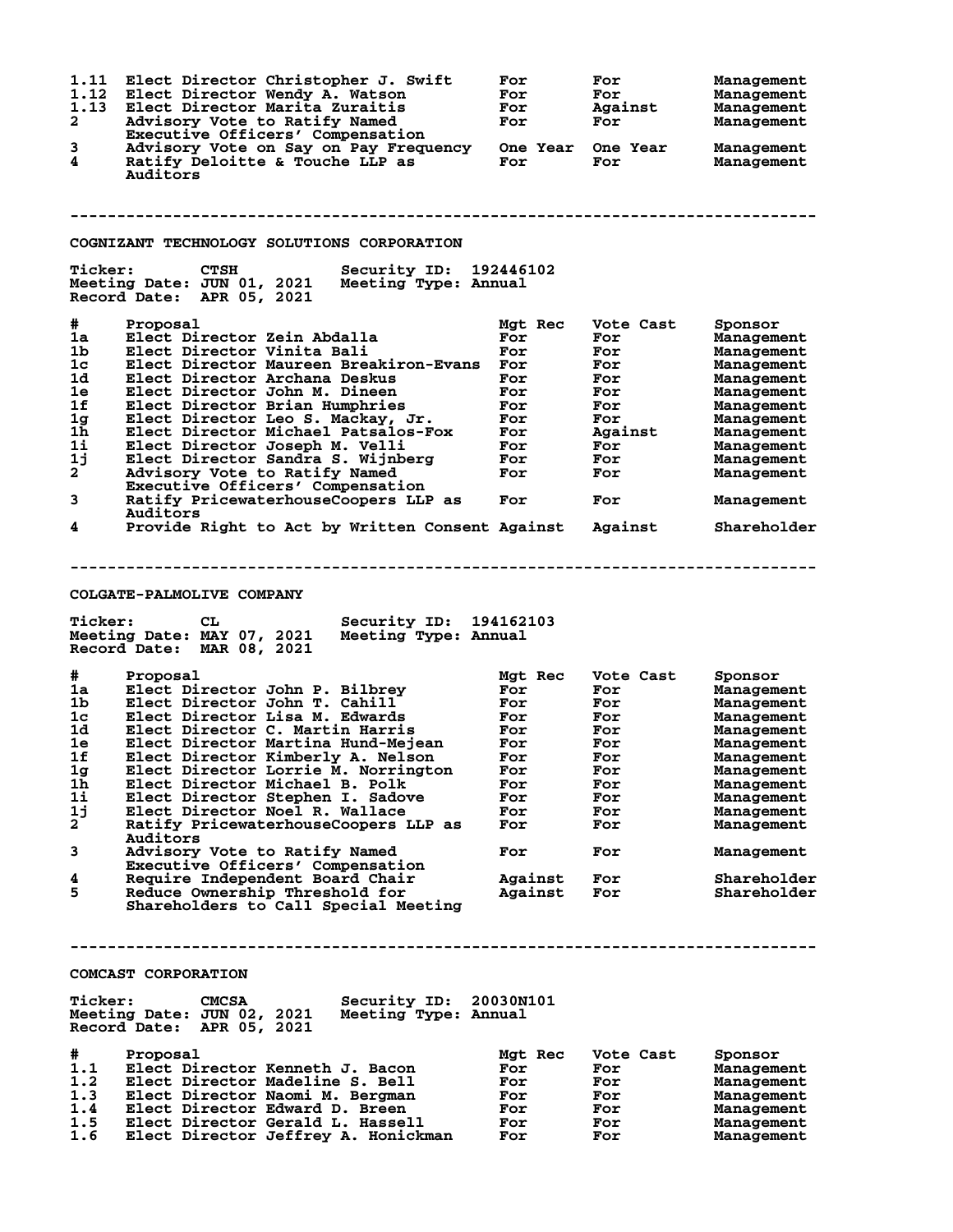| # | Proposal | Mgt Rec | Vote Cast | Sponsor |
|---|---|---|---|---|
| 1.11 | Elect Director Christopher J. Swift | For | For | Management |
| 1.12 | Elect Director Wendy A. Watson | For | For | Management |
| 1.13 | Elect Director Marita Zuraitis | For | Against | Management |
| 2 | Advisory Vote to Ratify Named Executive Officers' Compensation | For | For | Management |
| 3 | Advisory Vote on Say on Pay Frequency | One Year | One Year | Management |
| 4 | Ratify Deloitte & Touche LLP as Auditors | For | For | Management |

---

## COGNIZANT TECHNOLOGY SOLUTIONS CORPORATION

**Ticker:** CTSH **Security ID:** 192446102
**Meeting Date:** JUN 01, 2021 **Meeting Type:** Annual
**Record Date:** APR 05, 2021

| # | Proposal | Mgt Rec | Vote Cast | Sponsor |
|---|---|---|---|---|
| 1a | Elect Director Zein Abdalla | For | For | Management |
| 1b | Elect Director Vinita Bali | For | For | Management |
| 1c | Elect Director Maureen Breakiron-Evans | For | For | Management |
| 1d | Elect Director Archana Deskus | For | For | Management |
| 1e | Elect Director John M. Dineen | For | For | Management |
| 1f | Elect Director Brian Humphries | For | For | Management |
| 1g | Elect Director Leo S. Mackay, Jr. | For | For | Management |
| 1h | Elect Director Michael Patsalos-Fox | For | Against | Management |
| 1i | Elect Director Joseph M. Velli | For | For | Management |
| 1j | Elect Director Sandra S. Wijnberg | For | For | Management |
| 2 | Advisory Vote to Ratify Named Executive Officers' Compensation | For | For | Management |
| 3 | Ratify PricewaterhouseCoopers LLP as Auditors | For | For | Management |
| 4 | Provide Right to Act by Written Consent | Against | Against | Shareholder |

---

## COLGATE-PALMOLIVE COMPANY

**Ticker:** CL **Security ID:** 194162103
**Meeting Date:** MAY 07, 2021 **Meeting Type:** Annual
**Record Date:** MAR 08, 2021

| # | Proposal | Mgt Rec | Vote Cast | Sponsor |
|---|---|---|---|---|
| 1a | Elect Director John P. Bilbrey | For | For | Management |
| 1b | Elect Director John T. Cahill | For | For | Management |
| 1c | Elect Director Lisa M. Edwards | For | For | Management |
| 1d | Elect Director C. Martin Harris | For | For | Management |
| 1e | Elect Director Martina Hund-Mejean | For | For | Management |
| 1f | Elect Director Kimberly A. Nelson | For | For | Management |
| 1g | Elect Director Lorrie M. Norrington | For | For | Management |
| 1h | Elect Director Michael B. Polk | For | For | Management |
| 1i | Elect Director Stephen I. Sadove | For | For | Management |
| 1j | Elect Director Noel R. Wallace | For | For | Management |
| 2 | Ratify PricewaterhouseCoopers LLP as Auditors | For | For | Management |
| 3 | Advisory Vote to Ratify Named Executive Officers' Compensation | For | For | Management |
| 4 | Require Independent Board Chair | Against | For | Shareholder |
| 5 | Reduce Ownership Threshold for Shareholders to Call Special Meeting | Against | For | Shareholder |

---

## COMCAST CORPORATION

**Ticker:** CMCSA **Security ID:** 20030N101
**Meeting Date:** JUN 02, 2021 **Meeting Type:** Annual
**Record Date:** APR 05, 2021

| # | Proposal | Mgt Rec | Vote Cast | Sponsor |
|---|---|---|---|---|
| 1.1 | Elect Director Kenneth J. Bacon | For | For | Management |
| 1.2 | Elect Director Madeline S. Bell | For | For | Management |
| 1.3 | Elect Director Naomi M. Bergman | For | For | Management |
| 1.4 | Elect Director Edward D. Breen | For | For | Management |
| 1.5 | Elect Director Gerald L. Hassell | For | For | Management |
| 1.6 | Elect Director Jeffrey A. Honickman | For | For | Management |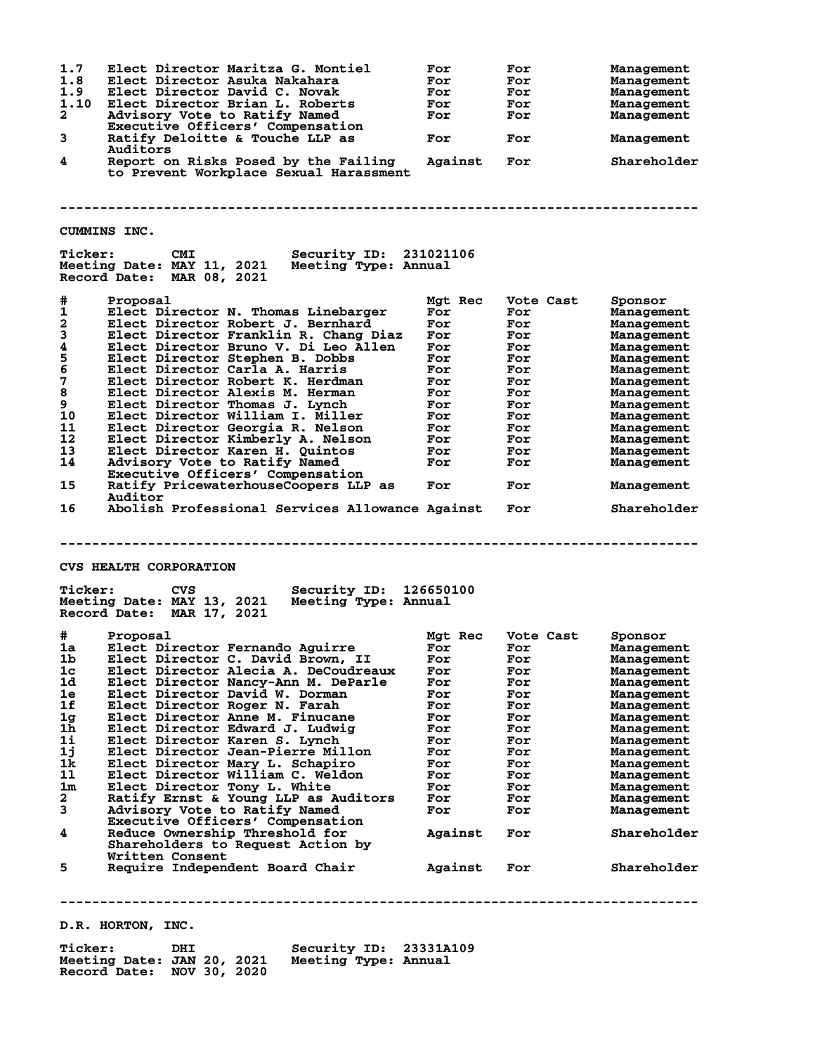| # | Proposal | Mgt Rec | Vote Cast | Sponsor |
|---|---|---|---|---|
| 1.7 | Elect Director Maritza G. Montiel | For | For | Management |
| 1.8 | Elect Director Asuka Nakahara | For | For | Management |
| 1.9 | Elect Director David C. Novak | For | For | Management |
| 1.10 | Elect Director Brian L. Roberts | For | For | Management |
| 2 | Advisory Vote to Ratify Named Executive Officers' Compensation | For | For | Management |
| 3 | Ratify Deloitte & Touche LLP as Auditors | For | For | Management |
| 4 | Report on Risks Posed by the Failing to Prevent Workplace Sexual Harassment | Against | For | Shareholder |

---

## CUMMINS INC.

**Ticker:** CMI **Security ID:** 231021106
**Meeting Date:** MAY 11, 2021 **Meeting Type:** Annual
**Record Date:** MAR 08, 2021

| # | Proposal | Mgt Rec | Vote Cast | Sponsor |
|---|---|---|---|---|
| 1 | Elect Director N. Thomas Linebarger | For | For | Management |
| 2 | Elect Director Robert J. Bernhard | For | For | Management |
| 3 | Elect Director Franklin R. Chang Diaz | For | For | Management |
| 4 | Elect Director Bruno V. Di Leo Allen | For | For | Management |
| 5 | Elect Director Stephen B. Dobbs | For | For | Management |
| 6 | Elect Director Carla A. Harris | For | For | Management |
| 7 | Elect Director Robert K. Herdman | For | For | Management |
| 8 | Elect Director Alexis M. Herman | For | For | Management |
| 9 | Elect Director Thomas J. Lynch | For | For | Management |
| 10 | Elect Director William I. Miller | For | For | Management |
| 11 | Elect Director Georgia R. Nelson | For | For | Management |
| 12 | Elect Director Kimberly A. Nelson | For | For | Management |
| 13 | Elect Director Karen H. Quintos | For | For | Management |
| 14 | Advisory Vote to Ratify Named Executive Officers' Compensation | For | For | Management |
| 15 | Ratify PricewaterhouseCoopers LLP as Auditor | For | For | Management |
| 16 | Abolish Professional Services Allowance | Against | For | Shareholder |

---

## CVS HEALTH CORPORATION

**Ticker:** CVS **Security ID:** 126650100
**Meeting Date:** MAY 13, 2021 **Meeting Type:** Annual
**Record Date:** MAR 17, 2021

| # | Proposal | Mgt Rec | Vote Cast | Sponsor |
|---|---|---|---|---|
| 1a | Elect Director Fernando Aguirre | For | For | Management |
| 1b | Elect Director C. David Brown, II | For | For | Management |
| 1c | Elect Director Alecia A. DeCoudreaux | For | For | Management |
| 1d | Elect Director Nancy-Ann M. DeParle | For | For | Management |
| 1e | Elect Director David W. Dorman | For | For | Management |
| 1f | Elect Director Roger N. Farah | For | For | Management |
| 1g | Elect Director Anne M. Finucane | For | For | Management |
| 1h | Elect Director Edward J. Ludwig | For | For | Management |
| 1i | Elect Director Karen S. Lynch | For | For | Management |
| 1j | Elect Director Jean-Pierre Millon | For | For | Management |
| 1k | Elect Director Mary L. Schapiro | For | For | Management |
| 1l | Elect Director William C. Weldon | For | For | Management |
| 1m | Elect Director Tony L. White | For | For | Management |
| 2 | Ratify Ernst & Young LLP as Auditors | For | For | Management |
| 3 | Advisory Vote to Ratify Named Executive Officers' Compensation | For | For | Management |
| 4 | Reduce Ownership Threshold for Shareholders to Request Action by Written Consent | Against | For | Shareholder |
| 5 | Require Independent Board Chair | Against | For | Shareholder |

---

## D.R. HORTON, INC.

**Ticker:** DHI **Security ID:** 23331A109
**Meeting Date:** JAN 20, 2021 **Meeting Type:** Annual
**Record Date:** NOV 30, 2020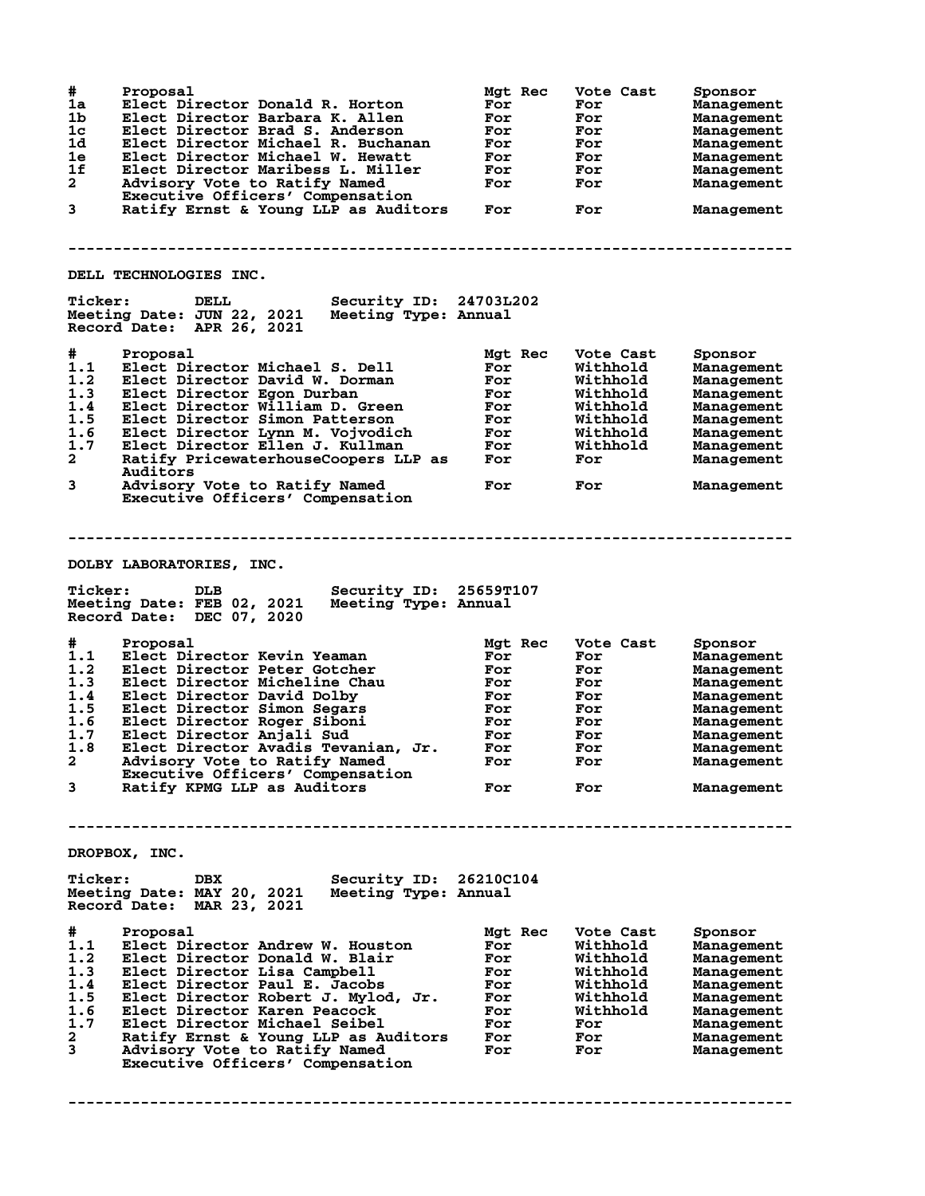| # | Proposal | Mgt Rec | Vote Cast | Sponsor |
|---|---|---|---|---|
| 1a | Elect Director Donald R. Horton | For | For | Management |
| 1b | Elect Director Barbara K. Allen | For | For | Management |
| 1c | Elect Director Brad S. Anderson | For | For | Management |
| 1d | Elect Director Michael R. Buchanan | For | For | Management |
| 1e | Elect Director Michael W. Hewatt | For | For | Management |
| 1f | Elect Director Maribess L. Miller | For | For | Management |
| 2 | Advisory Vote to Ratify Named Executive Officers' Compensation | For | For | Management |
| 3 | Ratify Ernst & Young LLP as Auditors | For | For | Management |

---

## DELL TECHNOLOGIES INC.

**Ticker:** DELL **Security ID:** 24703L202
**Meeting Date:** JUN 22, 2021 **Meeting Type:** Annual
**Record Date:** APR 26, 2021

| # | Proposal | Mgt Rec | Vote Cast | Sponsor |
|---|---|---|---|---|
| 1.1 | Elect Director Michael S. Dell | For | Withhold | Management |
| 1.2 | Elect Director David W. Dorman | For | Withhold | Management |
| 1.3 | Elect Director Egon Durban | For | Withhold | Management |
| 1.4 | Elect Director William D. Green | For | Withhold | Management |
| 1.5 | Elect Director Simon Patterson | For | Withhold | Management |
| 1.6 | Elect Director Lynn M. Vojvodich | For | Withhold | Management |
| 1.7 | Elect Director Ellen J. Kullman | For | Withhold | Management |
| 2 | Ratify PricewaterhouseCoopers LLP as Auditors | For | For | Management |
| 3 | Advisory Vote to Ratify Named Executive Officers' Compensation | For | For | Management |

---

## DOLBY LABORATORIES, INC.

**Ticker:** DLB **Security ID:** 25659T107
**Meeting Date:** FEB 02, 2021 **Meeting Type:** Annual
**Record Date:** DEC 07, 2020

| # | Proposal | Mgt Rec | Vote Cast | Sponsor |
|---|---|---|---|---|
| 1.1 | Elect Director Kevin Yeaman | For | For | Management |
| 1.2 | Elect Director Peter Gotcher | For | For | Management |
| 1.3 | Elect Director Micheline Chau | For | For | Management |
| 1.4 | Elect Director David Dolby | For | For | Management |
| 1.5 | Elect Director Simon Segars | For | For | Management |
| 1.6 | Elect Director Roger Siboni | For | For | Management |
| 1.7 | Elect Director Anjali Sud | For | For | Management |
| 1.8 | Elect Director Avadis Tevanian, Jr. | For | For | Management |
| 2 | Advisory Vote to Ratify Named Executive Officers' Compensation | For | For | Management |
| 3 | Ratify KPMG LLP as Auditors | For | For | Management |

---

## DROPBOX, INC.

**Ticker:** DBX **Security ID:** 26210C104
**Meeting Date:** MAY 20, 2021 **Meeting Type:** Annual
**Record Date:** MAR 23, 2021

| # | Proposal | Mgt Rec | Vote Cast | Sponsor |
|---|---|---|---|---|
| 1.1 | Elect Director Andrew W. Houston | For | Withhold | Management |
| 1.2 | Elect Director Donald W. Blair | For | Withhold | Management |
| 1.3 | Elect Director Lisa Campbell | For | Withhold | Management |
| 1.4 | Elect Director Paul E. Jacobs | For | Withhold | Management |
| 1.5 | Elect Director Robert J. Mylod, Jr. | For | Withhold | Management |
| 1.6 | Elect Director Karen Peacock | For | Withhold | Management |
| 1.7 | Elect Director Michael Seibel | For | For | Management |
| 2 | Ratify Ernst & Young LLP as Auditors | For | For | Management |
| 3 | Advisory Vote to Ratify Named Executive Officers' Compensation | For | For | Management |

---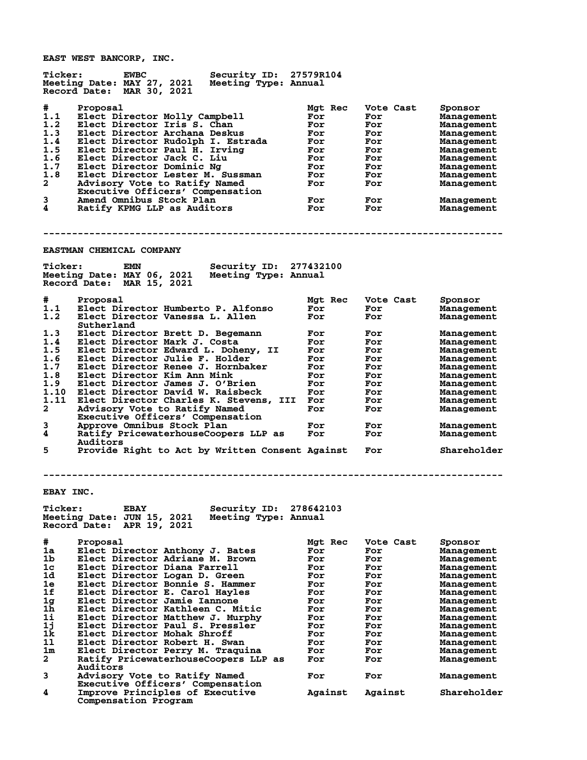## EAST WEST BANCORP, INC.

Ticker: EWBC Security ID: 27579R104
Meeting Date: MAY 27, 2021 Meeting Type: Annual
Record Date: MAR 30, 2021

| # | Proposal | Mgt Rec | Vote Cast | Sponsor |
|---|---|---|---|---|
| 1.1 | Elect Director Molly Campbell | For | For | Management |
| 1.2 | Elect Director Iris S. Chan | For | For | Management |
| 1.3 | Elect Director Archana Deskus | For | For | Management |
| 1.4 | Elect Director Rudolph I. Estrada | For | For | Management |
| 1.5 | Elect Director Paul H. Irving | For | For | Management |
| 1.6 | Elect Director Jack C. Liu | For | For | Management |
| 1.7 | Elect Director Dominic Ng | For | For | Management |
| 1.8 | Elect Director Lester M. Sussman | For | For | Management |
| 2 | Advisory Vote to Ratify Named Executive Officers' Compensation | For | For | Management |
| 3 | Amend Omnibus Stock Plan | For | For | Management |
| 4 | Ratify KPMG LLP as Auditors | For | For | Management |

--------------------------------------------------------------------------------

## EASTMAN CHEMICAL COMPANY

Ticker: EMN Security ID: 277432100
Meeting Date: MAY 06, 2021 Meeting Type: Annual
Record Date: MAR 15, 2021

| # | Proposal | Mgt Rec | Vote Cast | Sponsor |
|---|---|---|---|---|
| 1.1 | Elect Director Humberto P. Alfonso | For | For | Management |
| 1.2 | Elect Director Vanessa L. Allen Sutherland | For | For | Management |
| 1.3 | Elect Director Brett D. Begemann | For | For | Management |
| 1.4 | Elect Director Mark J. Costa | For | For | Management |
| 1.5 | Elect Director Edward L. Doheny, II | For | For | Management |
| 1.6 | Elect Director Julie F. Holder | For | For | Management |
| 1.7 | Elect Director Renee J. Hornbaker | For | For | Management |
| 1.8 | Elect Director Kim Ann Mink | For | For | Management |
| 1.9 | Elect Director James J. O'Brien | For | For | Management |
| 1.10 | Elect Director David W. Raisbeck | For | For | Management |
| 1.11 | Elect Director Charles K. Stevens, III | For | For | Management |
| 2 | Advisory Vote to Ratify Named Executive Officers' Compensation | For | For | Management |
| 3 | Approve Omnibus Stock Plan | For | For | Management |
| 4 | Ratify PricewaterhouseCoopers LLP as Auditors | For | For | Management |
| 5 | Provide Right to Act by Written Consent | Against | For | Shareholder |

--------------------------------------------------------------------------------

## EBAY INC.

Ticker: EBAY Security ID: 278642103
Meeting Date: JUN 15, 2021 Meeting Type: Annual
Record Date: APR 19, 2021

| # | Proposal | Mgt Rec | Vote Cast | Sponsor |
|---|---|---|---|---|
| 1a | Elect Director Anthony J. Bates | For | For | Management |
| 1b | Elect Director Adriane M. Brown | For | For | Management |
| 1c | Elect Director Diana Farrell | For | For | Management |
| 1d | Elect Director Logan D. Green | For | For | Management |
| 1e | Elect Director Bonnie S. Hammer | For | For | Management |
| 1f | Elect Director E. Carol Hayles | For | For | Management |
| 1g | Elect Director Jamie Iannone | For | For | Management |
| 1h | Elect Director Kathleen C. Mitic | For | For | Management |
| 1i | Elect Director Matthew J. Murphy | For | For | Management |
| 1j | Elect Director Paul S. Pressler | For | For | Management |
| 1k | Elect Director Mohak Shroff | For | For | Management |
| 1l | Elect Director Robert H. Swan | For | For | Management |
| 1m | Elect Director Perry M. Traquina | For | For | Management |
| 2 | Ratify PricewaterhouseCoopers LLP as Auditors | For | For | Management |
| 3 | Advisory Vote to Ratify Named Executive Officers' Compensation | For | For | Management |
| 4 | Improve Principles of Executive Compensation Program | Against | Against | Shareholder |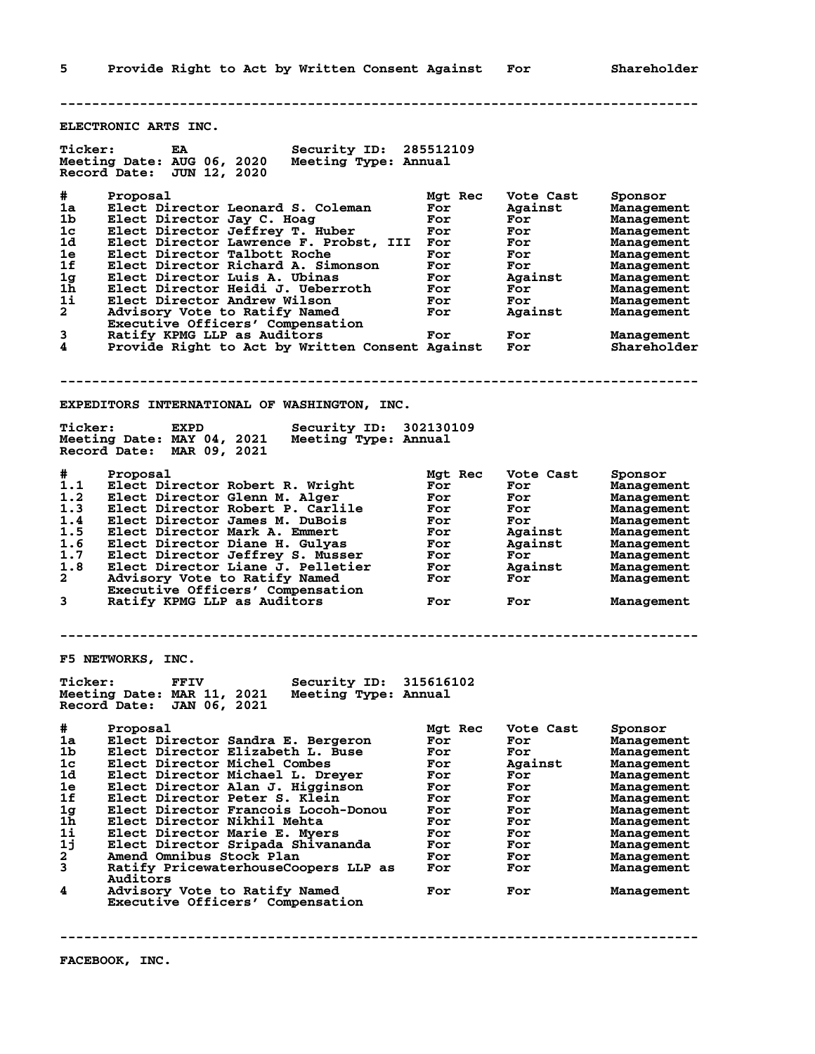| # | Proposal | Mgt Rec | Vote Cast | Sponsor |
|---|---|---|---|---|
| 5 | Provide Right to Act by Written Consent | Against | For | Shareholder |

---

## ELECTRONIC ARTS INC.

**Ticker:** EA **Security ID:** 285512109
**Meeting Date:** AUG 06, 2020 **Meeting Type:** Annual
**Record Date:** JUN 12, 2020

| # | Proposal | Mgt Rec | Vote Cast | Sponsor |
|---|---|---|---|---|
| 1a | Elect Director Leonard S. Coleman | For | Against | Management |
| 1b | Elect Director Jay C. Hoag | For | For | Management |
| 1c | Elect Director Jeffrey T. Huber | For | For | Management |
| 1d | Elect Director Lawrence F. Probst, III | For | For | Management |
| 1e | Elect Director Talbott Roche | For | For | Management |
| 1f | Elect Director Richard A. Simonson | For | For | Management |
| 1g | Elect Director Luis A. Ubinas | For | Against | Management |
| 1h | Elect Director Heidi J. Ueberroth | For | For | Management |
| 1i | Elect Director Andrew Wilson | For | For | Management |
| 2 | Advisory Vote to Ratify Named Executive Officers' Compensation | For | Against | Management |
| 3 | Ratify KPMG LLP as Auditors | For | For | Management |
| 4 | Provide Right to Act by Written Consent | Against | For | Shareholder |

---

## EXPEDITORS INTERNATIONAL OF WASHINGTON, INC.

**Ticker:** EXPD **Security ID:** 302130109
**Meeting Date:** MAY 04, 2021 **Meeting Type:** Annual
**Record Date:** MAR 09, 2021

| # | Proposal | Mgt Rec | Vote Cast | Sponsor |
|---|---|---|---|---|
| 1.1 | Elect Director Robert R. Wright | For | For | Management |
| 1.2 | Elect Director Glenn M. Alger | For | For | Management |
| 1.3 | Elect Director Robert P. Carlile | For | For | Management |
| 1.4 | Elect Director James M. DuBois | For | For | Management |
| 1.5 | Elect Director Mark A. Emmert | For | Against | Management |
| 1.6 | Elect Director Diane H. Gulyas | For | Against | Management |
| 1.7 | Elect Director Jeffrey S. Musser | For | For | Management |
| 1.8 | Elect Director Liane J. Pelletier | For | Against | Management |
| 2 | Advisory Vote to Ratify Named Executive Officers' Compensation | For | For | Management |
| 3 | Ratify KPMG LLP as Auditors | For | For | Management |

---

## F5 NETWORKS, INC.

**Ticker:** FFIV **Security ID:** 315616102
**Meeting Date:** MAR 11, 2021 **Meeting Type:** Annual
**Record Date:** JAN 06, 2021

| # | Proposal | Mgt Rec | Vote Cast | Sponsor |
|---|---|---|---|---|
| 1a | Elect Director Sandra E. Bergeron | For | For | Management |
| 1b | Elect Director Elizabeth L. Buse | For | For | Management |
| 1c | Elect Director Michel Combes | For | Against | Management |
| 1d | Elect Director Michael L. Dreyer | For | For | Management |
| 1e | Elect Director Alan J. Higginson | For | For | Management |
| 1f | Elect Director Peter S. Klein | For | For | Management |
| 1g | Elect Director Francois Locoh-Donou | For | For | Management |
| 1h | Elect Director Nikhil Mehta | For | For | Management |
| 1i | Elect Director Marie E. Myers | For | For | Management |
| 1j | Elect Director Sripada Shivananda | For | For | Management |
| 2 | Amend Omnibus Stock Plan | For | For | Management |
| 3 | Ratify PricewaterhouseCoopers LLP as Auditors | For | For | Management |
| 4 | Advisory Vote to Ratify Named Executive Officers' Compensation | For | For | Management |

---

## FACEBOOK, INC.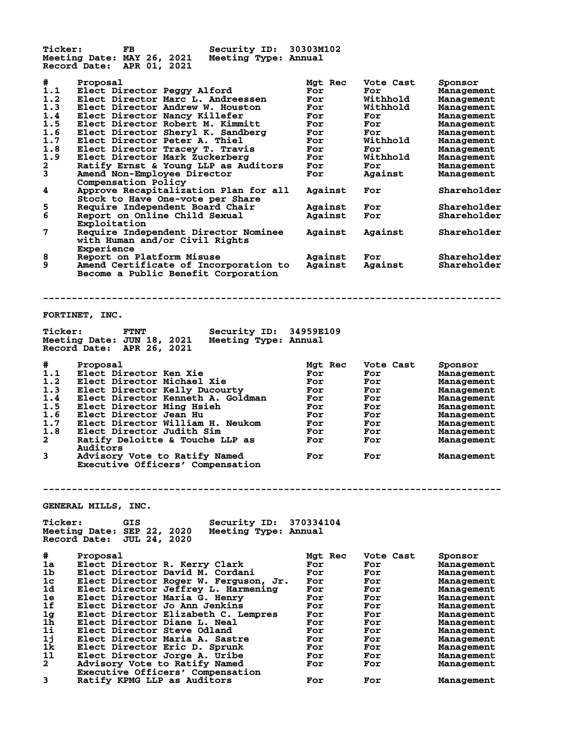Ticker: FB  Security ID: 30303M102
Meeting Date: MAY 26, 2021  Meeting Type: Annual
Record Date: APR 01, 2021

| # | Proposal | Mgt Rec | Vote Cast | Sponsor |
|---|---|---|---|---|
| 1.1 | Elect Director Peggy Alford | For | For | Management |
| 1.2 | Elect Director Marc L. Andreessen | For | Withhold | Management |
| 1.3 | Elect Director Andrew W. Houston | For | Withhold | Management |
| 1.4 | Elect Director Nancy Killefer | For | For | Management |
| 1.5 | Elect Director Robert M. Kimmitt | For | For | Management |
| 1.6 | Elect Director Sheryl K. Sandberg | For | For | Management |
| 1.7 | Elect Director Peter A. Thiel | For | Withhold | Management |
| 1.8 | Elect Director Tracey T. Travis | For | For | Management |
| 1.9 | Elect Director Mark Zuckerberg | For | Withhold | Management |
| 2 | Ratify Ernst & Young LLP as Auditors | For | For | Management |
| 3 | Amend Non-Employee Director Compensation Policy | For | Against | Management |
| 4 | Approve Recapitalization Plan for all Stock to Have One-vote per Share | Against | For | Shareholder |
| 5 | Require Independent Board Chair | Against | For | Shareholder |
| 6 | Report on Online Child Sexual Exploitation | Against | For | Shareholder |
| 7 | Require Independent Director Nominee with Human and/or Civil Rights Experience | Against | Against | Shareholder |
| 8 | Report on Platform Misuse | Against | For | Shareholder |
| 9 | Amend Certificate of Incorporation to Become a Public Benefit Corporation | Against | Against | Shareholder |

---

## FORTINET, INC.

Ticker: FTNT  Security ID: 34959E109
Meeting Date: JUN 18, 2021  Meeting Type: Annual
Record Date: APR 26, 2021

| # | Proposal | Mgt Rec | Vote Cast | Sponsor |
|---|---|---|---|---|
| 1.1 | Elect Director Ken Xie | For | For | Management |
| 1.2 | Elect Director Michael Xie | For | For | Management |
| 1.3 | Elect Director Kelly Ducourty | For | For | Management |
| 1.4 | Elect Director Kenneth A. Goldman | For | For | Management |
| 1.5 | Elect Director Ming Hsieh | For | For | Management |
| 1.6 | Elect Director Jean Hu | For | For | Management |
| 1.7 | Elect Director William H. Neukom | For | For | Management |
| 1.8 | Elect Director Judith Sim | For | For | Management |
| 2 | Ratify Deloitte & Touche LLP as Auditors | For | For | Management |
| 3 | Advisory Vote to Ratify Named Executive Officers' Compensation | For | For | Management |

---

## GENERAL MILLS, INC.

Ticker: GIS  Security ID: 370334104
Meeting Date: SEP 22, 2020  Meeting Type: Annual
Record Date: JUL 24, 2020

| # | Proposal | Mgt Rec | Vote Cast | Sponsor |
|---|---|---|---|---|
| 1a | Elect Director R. Kerry Clark | For | For | Management |
| 1b | Elect Director David M. Cordani | For | For | Management |
| 1c | Elect Director Roger W. Ferguson, Jr. | For | For | Management |
| 1d | Elect Director Jeffrey L. Harmening | For | For | Management |
| 1e | Elect Director Maria G. Henry | For | For | Management |
| 1f | Elect Director Jo Ann Jenkins | For | For | Management |
| 1g | Elect Director Elizabeth C. Lempres | For | For | Management |
| 1h | Elect Director Diane L. Neal | For | For | Management |
| 1i | Elect Director Steve Odland | For | For | Management |
| 1j | Elect Director Maria A. Sastre | For | For | Management |
| 1k | Elect Director Eric D. Sprunk | For | For | Management |
| 1l | Elect Director Jorge A. Uribe | For | For | Management |
| 2 | Advisory Vote to Ratify Named Executive Officers' Compensation | For | For | Management |
| 3 | Ratify KPMG LLP as Auditors | For | For | Management |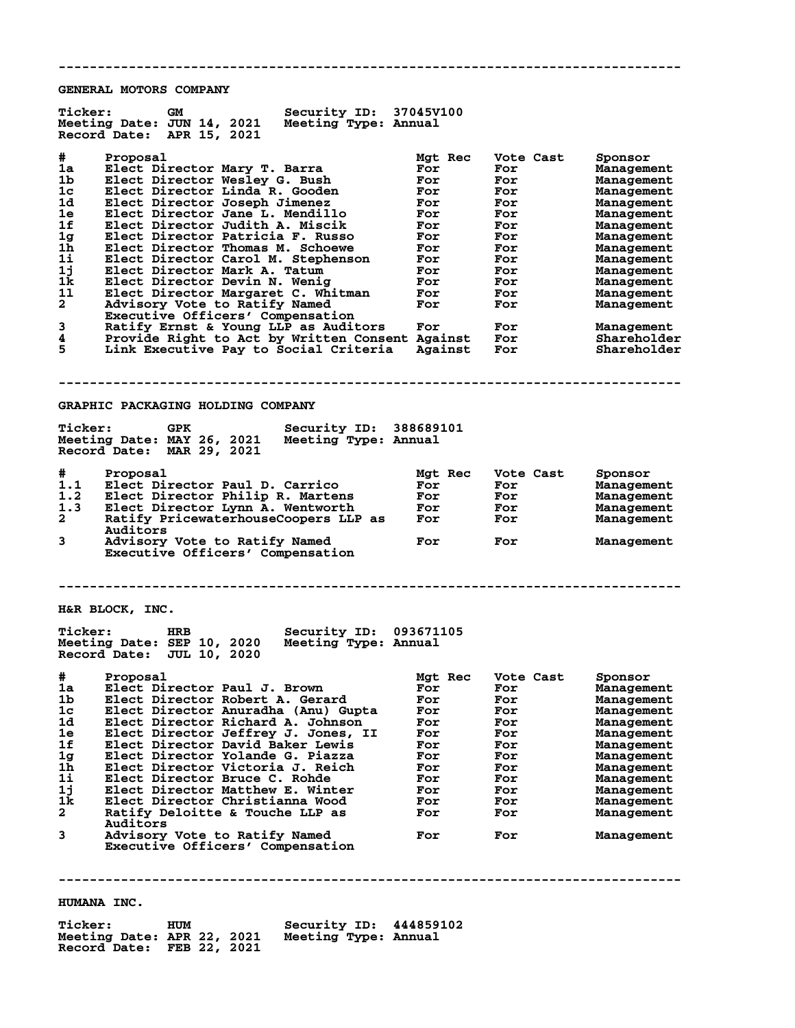---

## GENERAL MOTORS COMPANY

**Ticker:** GM **Security ID:** 37045V100
**Meeting Date:** JUN 14, 2021 **Meeting Type:** Annual
**Record Date:** APR 15, 2021

| # | Proposal | Mgt Rec | Vote Cast | Sponsor |
|---|---|---|---|---|
| 1a | Elect Director Mary T. Barra | For | For | Management |
| 1b | Elect Director Wesley G. Bush | For | For | Management |
| 1c | Elect Director Linda R. Gooden | For | For | Management |
| 1d | Elect Director Joseph Jimenez | For | For | Management |
| 1e | Elect Director Jane L. Mendillo | For | For | Management |
| 1f | Elect Director Judith A. Miscik | For | For | Management |
| 1g | Elect Director Patricia F. Russo | For | For | Management |
| 1h | Elect Director Thomas M. Schoewe | For | For | Management |
| 1i | Elect Director Carol M. Stephenson | For | For | Management |
| 1j | Elect Director Mark A. Tatum | For | For | Management |
| 1k | Elect Director Devin N. Wenig | For | For | Management |
| 1l | Elect Director Margaret C. Whitman | For | For | Management |
| 2 | Advisory Vote to Ratify Named Executive Officers' Compensation | For | For | Management |
| 3 | Ratify Ernst & Young LLP as Auditors | For | For | Management |
| 4 | Provide Right to Act by Written Consent | Against | For | Shareholder |
| 5 | Link Executive Pay to Social Criteria | Against | For | Shareholder |

---

## GRAPHIC PACKAGING HOLDING COMPANY

**Ticker:** GPK **Security ID:** 388689101
**Meeting Date:** MAY 26, 2021 **Meeting Type:** Annual
**Record Date:** MAR 29, 2021

| # | Proposal | Mgt Rec | Vote Cast | Sponsor |
|---|---|---|---|---|
| 1.1 | Elect Director Paul D. Carrico | For | For | Management |
| 1.2 | Elect Director Philip R. Martens | For | For | Management |
| 1.3 | Elect Director Lynn A. Wentworth | For | For | Management |
| 2 | Ratify PricewaterhouseCoopers LLP as Auditors | For | For | Management |
| 3 | Advisory Vote to Ratify Named Executive Officers' Compensation | For | For | Management |

---

## H&R BLOCK, INC.

**Ticker:** HRB **Security ID:** 093671105
**Meeting Date:** SEP 10, 2020 **Meeting Type:** Annual
**Record Date:** JUL 10, 2020

| # | Proposal | Mgt Rec | Vote Cast | Sponsor |
|---|---|---|---|---|
| 1a | Elect Director Paul J. Brown | For | For | Management |
| 1b | Elect Director Robert A. Gerard | For | For | Management |
| 1c | Elect Director Anuradha (Anu) Gupta | For | For | Management |
| 1d | Elect Director Richard A. Johnson | For | For | Management |
| 1e | Elect Director Jeffrey J. Jones, II | For | For | Management |
| 1f | Elect Director David Baker Lewis | For | For | Management |
| 1g | Elect Director Yolande G. Piazza | For | For | Management |
| 1h | Elect Director Victoria J. Reich | For | For | Management |
| 1i | Elect Director Bruce C. Rohde | For | For | Management |
| 1j | Elect Director Matthew E. Winter | For | For | Management |
| 1k | Elect Director Christianna Wood | For | For | Management |
| 2 | Ratify Deloitte & Touche LLP as Auditors | For | For | Management |
| 3 | Advisory Vote to Ratify Named Executive Officers' Compensation | For | For | Management |

---

## HUMANA INC.

**Ticker:** HUM **Security ID:** 444859102
**Meeting Date:** APR 22, 2021 **Meeting Type:** Annual
**Record Date:** FEB 22, 2021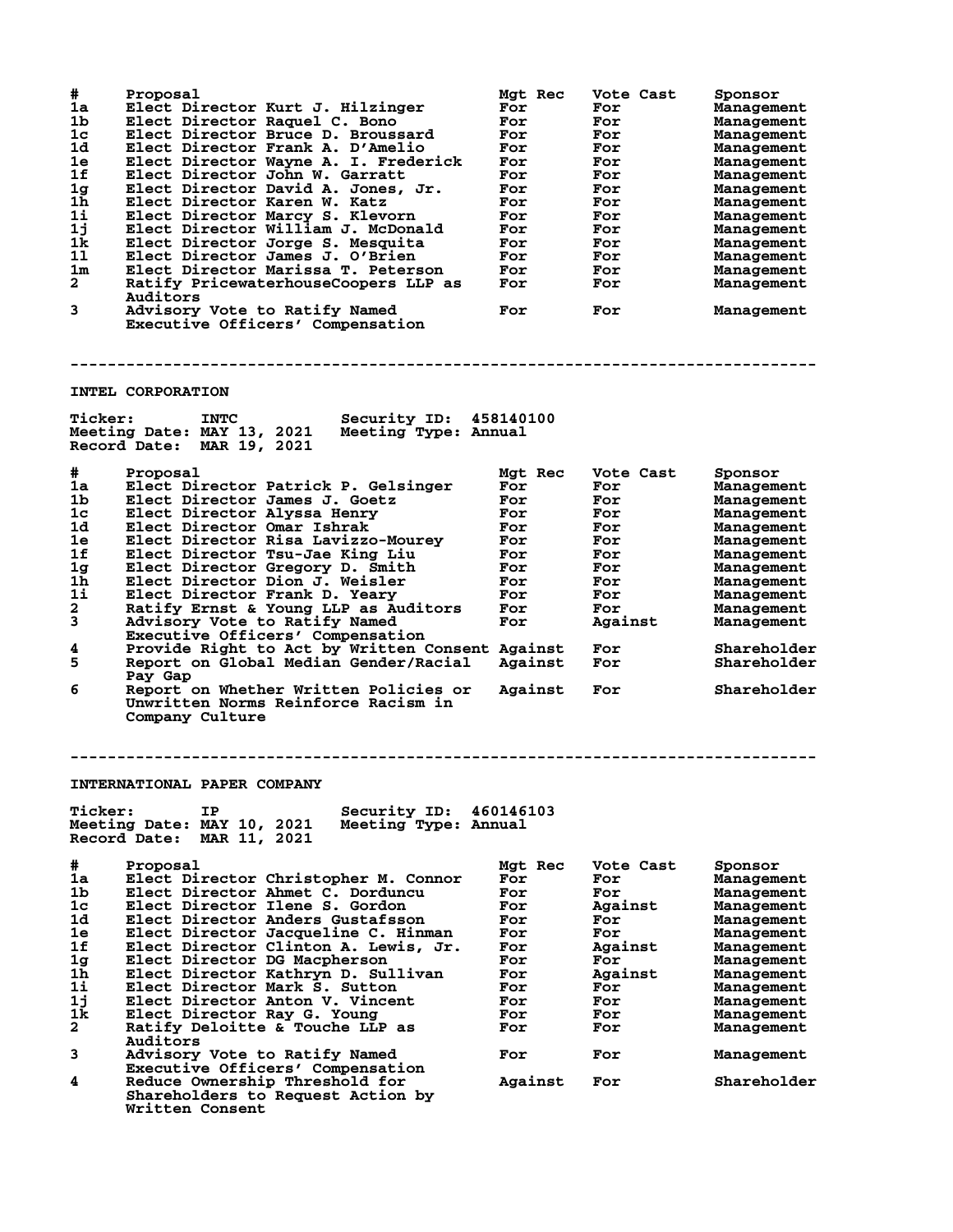| # | Proposal | Mgt Rec | Vote Cast | Sponsor |
|---|---|---|---|---|
| 1a | Elect Director Kurt J. Hilzinger | For | For | Management |
| 1b | Elect Director Raquel C. Bono | For | For | Management |
| 1c | Elect Director Bruce D. Broussard | For | For | Management |
| 1d | Elect Director Frank A. D'Amelio | For | For | Management |
| 1e | Elect Director Wayne A. I. Frederick | For | For | Management |
| 1f | Elect Director John W. Garratt | For | For | Management |
| 1g | Elect Director David A. Jones, Jr. | For | For | Management |
| 1h | Elect Director Karen W. Katz | For | For | Management |
| 1i | Elect Director Marcy S. Klevorn | For | For | Management |
| 1j | Elect Director William J. McDonald | For | For | Management |
| 1k | Elect Director Jorge S. Mesquita | For | For | Management |
| 1l | Elect Director James J. O'Brien | For | For | Management |
| 1m | Elect Director Marissa T. Peterson | For | For | Management |
| 2 | Ratify PricewaterhouseCoopers LLP as Auditors | For | For | Management |
| 3 | Advisory Vote to Ratify Named Executive Officers' Compensation | For | For | Management |

---

**INTEL CORPORATION**

**Ticker:** INTC **Security ID:** 458140100
**Meeting Date:** MAY 13, 2021 **Meeting Type:** Annual
**Record Date:** MAR 19, 2021

| # | Proposal | Mgt Rec | Vote Cast | Sponsor |
|---|---|---|---|---|
| 1a | Elect Director Patrick P. Gelsinger | For | For | Management |
| 1b | Elect Director James J. Goetz | For | For | Management |
| 1c | Elect Director Alyssa Henry | For | For | Management |
| 1d | Elect Director Omar Ishrak | For | For | Management |
| 1e | Elect Director Risa Lavizzo-Mourey | For | For | Management |
| 1f | Elect Director Tsu-Jae King Liu | For | For | Management |
| 1g | Elect Director Gregory D. Smith | For | For | Management |
| 1h | Elect Director Dion J. Weisler | For | For | Management |
| 1i | Elect Director Frank D. Yeary | For | For | Management |
| 2 | Ratify Ernst & Young LLP as Auditors | For | For | Management |
| 3 | Advisory Vote to Ratify Named Executive Officers' Compensation | For | Against | Management |
| 4 | Provide Right to Act by Written Consent | Against | For | Shareholder |
| 5 | Report on Global Median Gender/Racial Pay Gap | Against | For | Shareholder |
| 6 | Report on Whether Written Policies or Unwritten Norms Reinforce Racism in Company Culture | Against | For | Shareholder |

---

**INTERNATIONAL PAPER COMPANY**

**Ticker:** IP **Security ID:** 460146103
**Meeting Date:** MAY 10, 2021 **Meeting Type:** Annual
**Record Date:** MAR 11, 2021

| # | Proposal | Mgt Rec | Vote Cast | Sponsor |
|---|---|---|---|---|
| 1a | Elect Director Christopher M. Connor | For | For | Management |
| 1b | Elect Director Ahmet C. Dorduncu | For | For | Management |
| 1c | Elect Director Ilene S. Gordon | For | Against | Management |
| 1d | Elect Director Anders Gustafsson | For | For | Management |
| 1e | Elect Director Jacqueline C. Hinman | For | For | Management |
| 1f | Elect Director Clinton A. Lewis, Jr. | For | Against | Management |
| 1g | Elect Director DG Macpherson | For | For | Management |
| 1h | Elect Director Kathryn D. Sullivan | For | Against | Management |
| 1i | Elect Director Mark S. Sutton | For | For | Management |
| 1j | Elect Director Anton V. Vincent | For | For | Management |
| 1k | Elect Director Ray G. Young | For | For | Management |
| 2 | Ratify Deloitte & Touche LLP as Auditors | For | For | Management |
| 3 | Advisory Vote to Ratify Named Executive Officers' Compensation | For | For | Management |
| 4 | Reduce Ownership Threshold for Shareholders to Request Action by Written Consent | Against | For | Shareholder |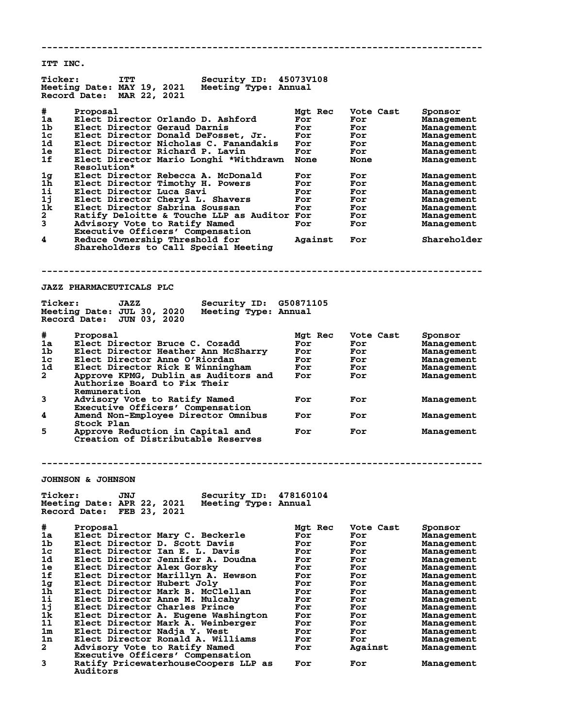---

## ITT INC.

**Ticker:** ITT **Security ID:** 45073V108
**Meeting Date:** MAY 19, 2021 **Meeting Type:** Annual
**Record Date:** MAR 22, 2021

| # | Proposal | Mgt Rec | Vote Cast | Sponsor |
|---|---|---|---|---|
| 1a | Elect Director Orlando D. Ashford | For | For | Management |
| 1b | Elect Director Geraud Darnis | For | For | Management |
| 1c | Elect Director Donald DeFosset, Jr. | For | For | Management |
| 1d | Elect Director Nicholas C. Fanandakis | For | For | Management |
| 1e | Elect Director Richard P. Lavin | For | For | Management |
| 1f | Elect Director Mario Longhi *Withdrawn Resolution* | None | None | Management |
| 1g | Elect Director Rebecca A. McDonald | For | For | Management |
| 1h | Elect Director Timothy H. Powers | For | For | Management |
| 1i | Elect Director Luca Savi | For | For | Management |
| 1j | Elect Director Cheryl L. Shavers | For | For | Management |
| 1k | Elect Director Sabrina Soussan | For | For | Management |
| 2 | Ratify Deloitte & Touche LLP as Auditor | For | For | Management |
| 3 | Advisory Vote to Ratify Named Executive Officers' Compensation | For | For | Management |
| 4 | Reduce Ownership Threshold for Shareholders to Call Special Meeting | Against | For | Shareholder |

---

## JAZZ PHARMACEUTICALS PLC

**Ticker:** JAZZ **Security ID:** G50871105
**Meeting Date:** JUL 30, 2020 **Meeting Type:** Annual
**Record Date:** JUN 03, 2020

| # | Proposal | Mgt Rec | Vote Cast | Sponsor |
|---|---|---|---|---|
| 1a | Elect Director Bruce C. Cozadd | For | For | Management |
| 1b | Elect Director Heather Ann McSharry | For | For | Management |
| 1c | Elect Director Anne O'Riordan | For | For | Management |
| 1d | Elect Director Rick E Winningham | For | For | Management |
| 2 | Approve KPMG, Dublin as Auditors and Authorize Board to Fix Their Remuneration | For | For | Management |
| 3 | Advisory Vote to Ratify Named Executive Officers' Compensation | For | For | Management |
| 4 | Amend Non-Employee Director Omnibus Stock Plan | For | For | Management |
| 5 | Approve Reduction in Capital and Creation of Distributable Reserves | For | For | Management |

---

## JOHNSON & JOHNSON

**Ticker:** JNJ **Security ID:** 478160104
**Meeting Date:** APR 22, 2021 **Meeting Type:** Annual
**Record Date:** FEB 23, 2021

| # | Proposal | Mgt Rec | Vote Cast | Sponsor |
|---|---|---|---|---|
| 1a | Elect Director Mary C. Beckerle | For | For | Management |
| 1b | Elect Director D. Scott Davis | For | For | Management |
| 1c | Elect Director Ian E. L. Davis | For | For | Management |
| 1d | Elect Director Jennifer A. Doudna | For | For | Management |
| 1e | Elect Director Alex Gorsky | For | For | Management |
| 1f | Elect Director Marillyn A. Hewson | For | For | Management |
| 1g | Elect Director Hubert Joly | For | For | Management |
| 1h | Elect Director Mark B. McClellan | For | For | Management |
| 1i | Elect Director Anne M. Mulcahy | For | For | Management |
| 1j | Elect Director Charles Prince | For | For | Management |
| 1k | Elect Director A. Eugene Washington | For | For | Management |
| 1l | Elect Director Mark A. Weinberger | For | For | Management |
| 1m | Elect Director Nadja Y. West | For | For | Management |
| 1n | Elect Director Ronald A. Williams | For | For | Management |
| 2 | Advisory Vote to Ratify Named Executive Officers' Compensation | For | Against | Management |
| 3 | Ratify PricewaterhouseCoopers LLP as Auditors | For | For | Management |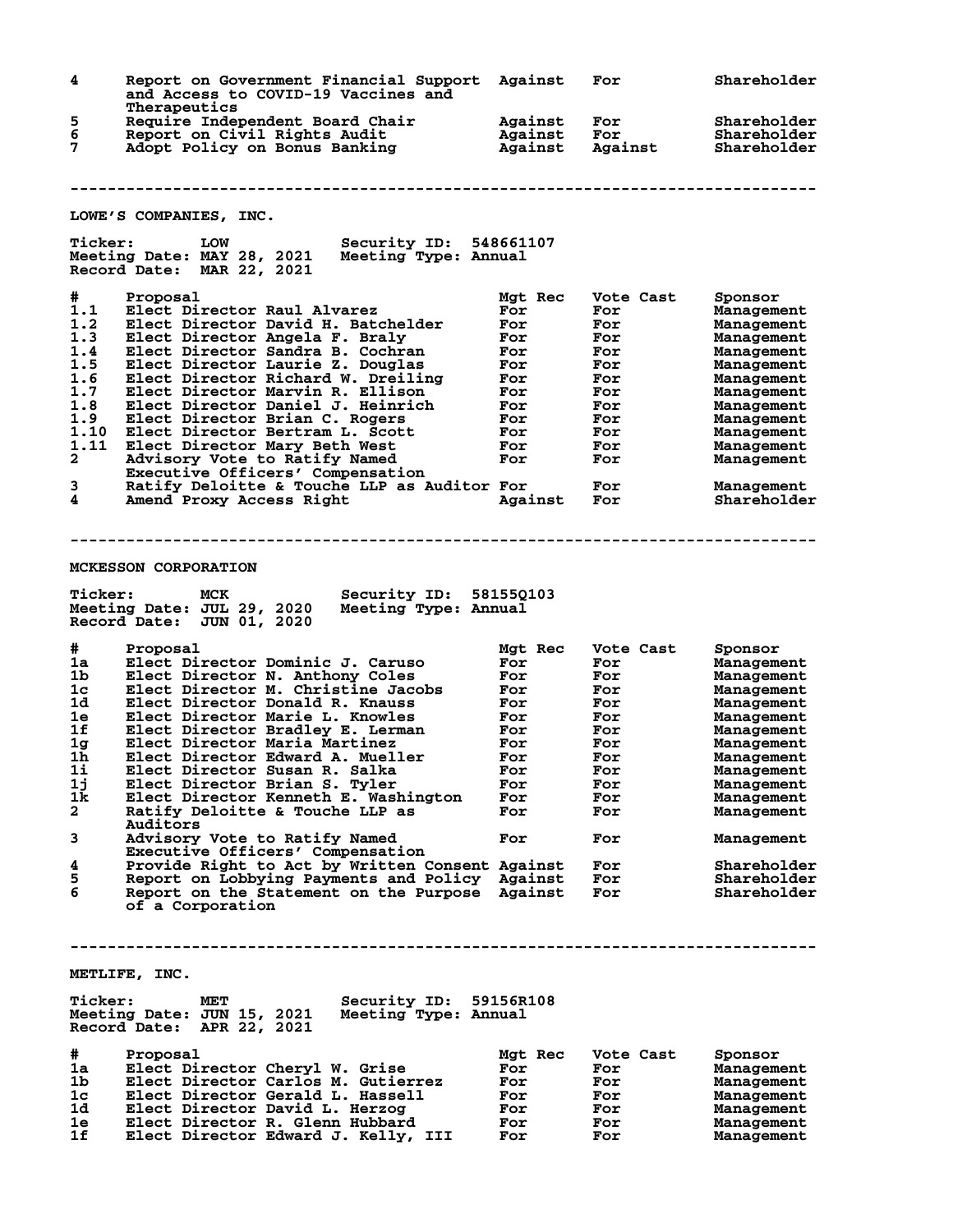| # | Proposal | Mgt Rec | Vote Cast | Sponsor |
|---|---|---|---|---|
| 4 | Report on Government Financial Support and Access to COVID-19 Vaccines and Therapeutics | Against | For | Shareholder |
| 5 | Require Independent Board Chair | Against | For | Shareholder |
| 6 | Report on Civil Rights Audit | Against | For | Shareholder |
| 7 | Adopt Policy on Bonus Banking | Against | Against | Shareholder |

---

## LOWE'S COMPANIES, INC.

**Ticker:** LOW  **Security ID:** 548661107
**Meeting Date:** MAY 28, 2021  **Meeting Type:** Annual
**Record Date:** MAR 22, 2021

| # | Proposal | Mgt Rec | Vote Cast | Sponsor |
|---|---|---|---|---|
| 1.1 | Elect Director Raul Alvarez | For | For | Management |
| 1.2 | Elect Director David H. Batchelder | For | For | Management |
| 1.3 | Elect Director Angela F. Braly | For | For | Management |
| 1.4 | Elect Director Sandra B. Cochran | For | For | Management |
| 1.5 | Elect Director Laurie Z. Douglas | For | For | Management |
| 1.6 | Elect Director Richard W. Dreiling | For | For | Management |
| 1.7 | Elect Director Marvin R. Ellison | For | For | Management |
| 1.8 | Elect Director Daniel J. Heinrich | For | For | Management |
| 1.9 | Elect Director Brian C. Rogers | For | For | Management |
| 1.10 | Elect Director Bertram L. Scott | For | For | Management |
| 1.11 | Elect Director Mary Beth West | For | For | Management |
| 2 | Advisory Vote to Ratify Named Executive Officers' Compensation | For | For | Management |
| 3 | Ratify Deloitte & Touche LLP as Auditor | For | For | Management |
| 4 | Amend Proxy Access Right | Against | For | Shareholder |

---

## MCKESSON CORPORATION

**Ticker:** MCK  **Security ID:** 58155Q103
**Meeting Date:** JUL 29, 2020  **Meeting Type:** Annual
**Record Date:** JUN 01, 2020

| # | Proposal | Mgt Rec | Vote Cast | Sponsor |
|---|---|---|---|---|
| 1a | Elect Director Dominic J. Caruso | For | For | Management |
| 1b | Elect Director N. Anthony Coles | For | For | Management |
| 1c | Elect Director M. Christine Jacobs | For | For | Management |
| 1d | Elect Director Donald R. Knauss | For | For | Management |
| 1e | Elect Director Marie L. Knowles | For | For | Management |
| 1f | Elect Director Bradley E. Lerman | For | For | Management |
| 1g | Elect Director Maria Martinez | For | For | Management |
| 1h | Elect Director Edward A. Mueller | For | For | Management |
| 1i | Elect Director Susan R. Salka | For | For | Management |
| 1j | Elect Director Brian S. Tyler | For | For | Management |
| 1k | Elect Director Kenneth E. Washington | For | For | Management |
| 2 | Ratify Deloitte & Touche LLP as Auditors | For | For | Management |
| 3 | Advisory Vote to Ratify Named Executive Officers' Compensation | For | For | Management |
| 4 | Provide Right to Act by Written Consent | Against | For | Shareholder |
| 5 | Report on Lobbying Payments and Policy | Against | For | Shareholder |
| 6 | Report on the Statement on the Purpose of a Corporation | Against | For | Shareholder |

---

## METLIFE, INC.

**Ticker:** MET  **Security ID:** 59156R108
**Meeting Date:** JUN 15, 2021  **Meeting Type:** Annual
**Record Date:** APR 22, 2021

| # | Proposal | Mgt Rec | Vote Cast | Sponsor |
|---|---|---|---|---|
| 1a | Elect Director Cheryl W. Grise | For | For | Management |
| 1b | Elect Director Carlos M. Gutierrez | For | For | Management |
| 1c | Elect Director Gerald L. Hassell | For | For | Management |
| 1d | Elect Director David L. Herzog | For | For | Management |
| 1e | Elect Director R. Glenn Hubbard | For | For | Management |
| 1f | Elect Director Edward J. Kelly, III | For | For | Management |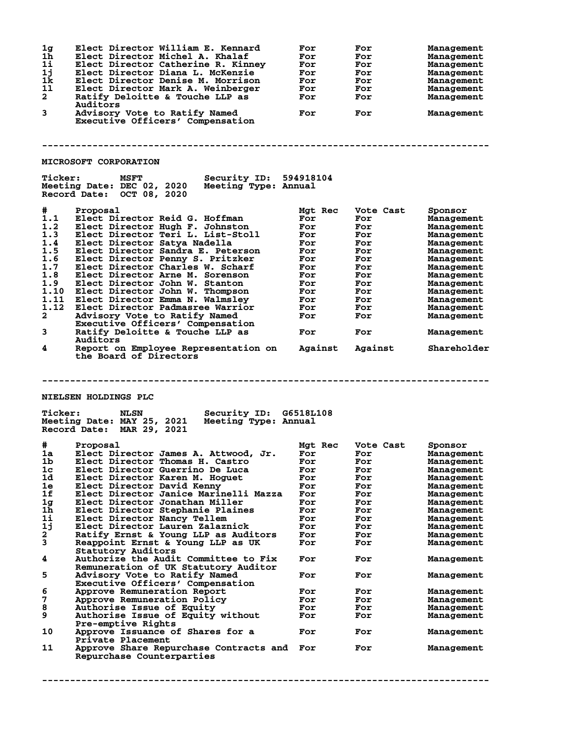| # | Proposal | Mgt Rec | Vote Cast | Sponsor |
|---|---|---|---|---|
| 1g | Elect Director William E. Kennard | For | For | Management |
| 1h | Elect Director Michel A. Khalaf | For | For | Management |
| 1i | Elect Director Catherine R. Kinney | For | For | Management |
| 1j | Elect Director Diana L. McKenzie | For | For | Management |
| 1k | Elect Director Denise M. Morrison | For | For | Management |
| 1l | Elect Director Mark A. Weinberger | For | For | Management |
| 2 | Ratify Deloitte & Touche LLP as Auditors | For | For | Management |
| 3 | Advisory Vote to Ratify Named Executive Officers' Compensation | For | For | Management |

---

## MICROSOFT CORPORATION

**Ticker:** MSFT **Security ID:** 594918104
**Meeting Date:** DEC 02, 2020 **Meeting Type:** Annual
**Record Date:** OCT 08, 2020

| # | Proposal | Mgt Rec | Vote Cast | Sponsor |
|---|---|---|---|---|
| 1.1 | Elect Director Reid G. Hoffman | For | For | Management |
| 1.2 | Elect Director Hugh F. Johnston | For | For | Management |
| 1.3 | Elect Director Teri L. List-Stoll | For | For | Management |
| 1.4 | Elect Director Satya Nadella | For | For | Management |
| 1.5 | Elect Director Sandra E. Peterson | For | For | Management |
| 1.6 | Elect Director Penny S. Pritzker | For | For | Management |
| 1.7 | Elect Director Charles W. Scharf | For | For | Management |
| 1.8 | Elect Director Arne M. Sorenson | For | For | Management |
| 1.9 | Elect Director John W. Stanton | For | For | Management |
| 1.10 | Elect Director John W. Thompson | For | For | Management |
| 1.11 | Elect Director Emma N. Walmsley | For | For | Management |
| 1.12 | Elect Director Padmasree Warrior | For | For | Management |
| 2 | Advisory Vote to Ratify Named Executive Officers' Compensation | For | For | Management |
| 3 | Ratify Deloitte & Touche LLP as Auditors | For | For | Management |
| 4 | Report on Employee Representation on the Board of Directors | Against | Against | Shareholder |

---

## NIELSEN HOLDINGS PLC

**Ticker:** NLSN **Security ID:** G6518L108
**Meeting Date:** MAY 25, 2021 **Meeting Type:** Annual
**Record Date:** MAR 29, 2021

| # | Proposal | Mgt Rec | Vote Cast | Sponsor |
|---|---|---|---|---|
| 1a | Elect Director James A. Attwood, Jr. | For | For | Management |
| 1b | Elect Director Thomas H. Castro | For | For | Management |
| 1c | Elect Director Guerrino De Luca | For | For | Management |
| 1d | Elect Director Karen M. Hoguet | For | For | Management |
| 1e | Elect Director David Kenny | For | For | Management |
| 1f | Elect Director Janice Marinelli Mazza | For | For | Management |
| 1g | Elect Director Jonathan Miller | For | For | Management |
| 1h | Elect Director Stephanie Plaines | For | For | Management |
| 1i | Elect Director Nancy Tellem | For | For | Management |
| 1j | Elect Director Lauren Zalaznick | For | For | Management |
| 2 | Ratify Ernst & Young LLP as Auditors | For | For | Management |
| 3 | Reappoint Ernst & Young LLP as UK Statutory Auditors | For | For | Management |
| 4 | Authorize the Audit Committee to Fix Remuneration of UK Statutory Auditor | For | For | Management |
| 5 | Advisory Vote to Ratify Named Executive Officers' Compensation | For | For | Management |
| 6 | Approve Remuneration Report | For | For | Management |
| 7 | Approve Remuneration Policy | For | For | Management |
| 8 | Authorise Issue of Equity | For | For | Management |
| 9 | Authorise Issue of Equity without Pre-emptive Rights | For | For | Management |
| 10 | Approve Issuance of Shares for a Private Placement | For | For | Management |
| 11 | Approve Share Repurchase Contracts and Repurchase Counterparties | For | For | Management |

---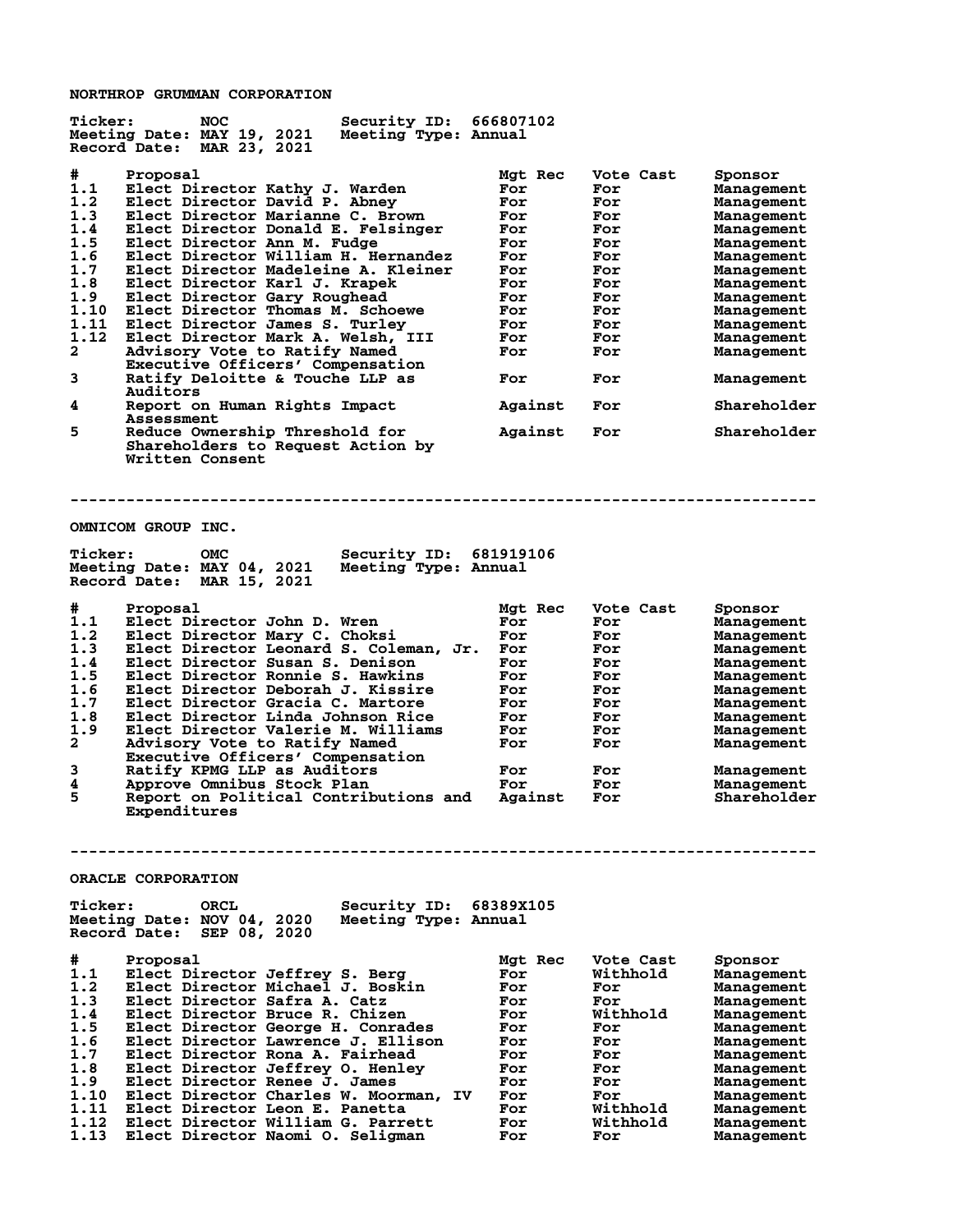## NORTHROP GRUMMAN CORPORATION

**Ticker:** NOC **Security ID:** 666807102
**Meeting Date:** MAY 19, 2021 **Meeting Type:** Annual
**Record Date:** MAR 23, 2021

| # | Proposal | Mgt Rec | Vote Cast | Sponsor |
|---|---|---|---|---|
| 1.1 | Elect Director Kathy J. Warden | For | For | Management |
| 1.2 | Elect Director David P. Abney | For | For | Management |
| 1.3 | Elect Director Marianne C. Brown | For | For | Management |
| 1.4 | Elect Director Donald E. Felsinger | For | For | Management |
| 1.5 | Elect Director Ann M. Fudge | For | For | Management |
| 1.6 | Elect Director William H. Hernandez | For | For | Management |
| 1.7 | Elect Director Madeleine A. Kleiner | For | For | Management |
| 1.8 | Elect Director Karl J. Krapek | For | For | Management |
| 1.9 | Elect Director Gary Roughead | For | For | Management |
| 1.10 | Elect Director Thomas M. Schoewe | For | For | Management |
| 1.11 | Elect Director James S. Turley | For | For | Management |
| 1.12 | Elect Director Mark A. Welsh, III | For | For | Management |
| 2 | Advisory Vote to Ratify Named Executive Officers' Compensation | For | For | Management |
| 3 | Ratify Deloitte & Touche LLP as Auditors | For | For | Management |
| 4 | Report on Human Rights Impact Assessment | Against | For | Shareholder |
| 5 | Reduce Ownership Threshold for Shareholders to Request Action by Written Consent | Against | For | Shareholder |

---

## OMNICOM GROUP INC.

**Ticker:** OMC **Security ID:** 681919106
**Meeting Date:** MAY 04, 2021 **Meeting Type:** Annual
**Record Date:** MAR 15, 2021

| # | Proposal | Mgt Rec | Vote Cast | Sponsor |
|---|---|---|---|---|
| 1.1 | Elect Director John D. Wren | For | For | Management |
| 1.2 | Elect Director Mary C. Choksi | For | For | Management |
| 1.3 | Elect Director Leonard S. Coleman, Jr. | For | For | Management |
| 1.4 | Elect Director Susan S. Denison | For | For | Management |
| 1.5 | Elect Director Ronnie S. Hawkins | For | For | Management |
| 1.6 | Elect Director Deborah J. Kissire | For | For | Management |
| 1.7 | Elect Director Gracia C. Martore | For | For | Management |
| 1.8 | Elect Director Linda Johnson Rice | For | For | Management |
| 1.9 | Elect Director Valerie M. Williams | For | For | Management |
| 2 | Advisory Vote to Ratify Named Executive Officers' Compensation | For | For | Management |
| 3 | Ratify KPMG LLP as Auditors | For | For | Management |
| 4 | Approve Omnibus Stock Plan | For | For | Management |
| 5 | Report on Political Contributions and Expenditures | Against | For | Shareholder |

---

## ORACLE CORPORATION

**Ticker:** ORCL **Security ID:** 68389X105
**Meeting Date:** NOV 04, 2020 **Meeting Type:** Annual
**Record Date:** SEP 08, 2020

| # | Proposal | Mgt Rec | Vote Cast | Sponsor |
|---|---|---|---|---|
| 1.1 | Elect Director Jeffrey S. Berg | For | Withhold | Management |
| 1.2 | Elect Director Michael J. Boskin | For | For | Management |
| 1.3 | Elect Director Safra A. Catz | For | For | Management |
| 1.4 | Elect Director Bruce R. Chizen | For | Withhold | Management |
| 1.5 | Elect Director George H. Conrades | For | For | Management |
| 1.6 | Elect Director Lawrence J. Ellison | For | For | Management |
| 1.7 | Elect Director Rona A. Fairhead | For | For | Management |
| 1.8 | Elect Director Jeffrey O. Henley | For | For | Management |
| 1.9 | Elect Director Renee J. James | For | For | Management |
| 1.10 | Elect Director Charles W. Moorman, IV | For | For | Management |
| 1.11 | Elect Director Leon E. Panetta | For | Withhold | Management |
| 1.12 | Elect Director William G. Parrett | For | Withhold | Management |
| 1.13 | Elect Director Naomi O. Seligman | For | For | Management |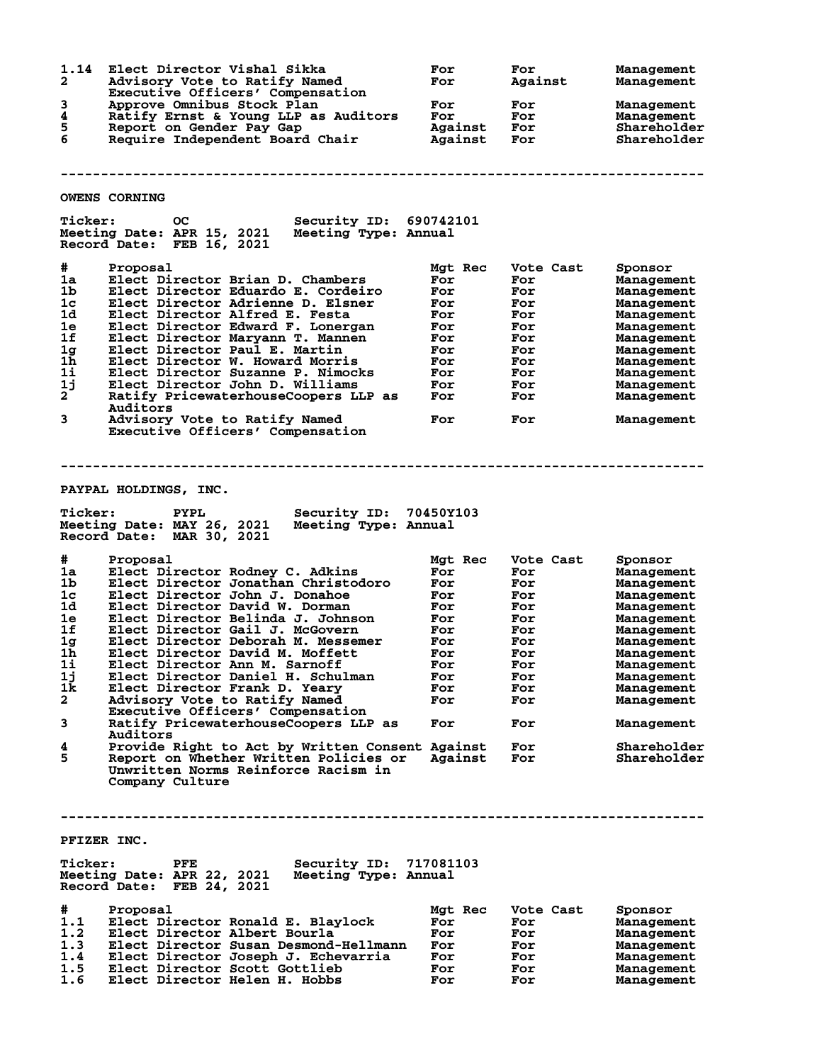| # | Proposal | Mgt Rec | Vote Cast | Sponsor |
|---|---|---|---|---|
| 1.14 | Elect Director Vishal Sikka | For | For | Management |
| 2 | Advisory Vote to Ratify Named Executive Officers' Compensation | For | Against | Management |
| 3 | Approve Omnibus Stock Plan | For | For | Management |
| 4 | Ratify Ernst & Young LLP as Auditors | For | For | Management |
| 5 | Report on Gender Pay Gap | Against | For | Shareholder |
| 6 | Require Independent Board Chair | Against | For | Shareholder |

---

## OWENS CORNING

**Ticker:** OC **Security ID:** 690742101
**Meeting Date:** APR 15, 2021 **Meeting Type:** Annual
**Record Date:** FEB 16, 2021

| # | Proposal | Mgt Rec | Vote Cast | Sponsor |
|---|---|---|---|---|
| 1a | Elect Director Brian D. Chambers | For | For | Management |
| 1b | Elect Director Eduardo E. Cordeiro | For | For | Management |
| 1c | Elect Director Adrienne D. Elsner | For | For | Management |
| 1d | Elect Director Alfred E. Festa | For | For | Management |
| 1e | Elect Director Edward F. Lonergan | For | For | Management |
| 1f | Elect Director Maryann T. Mannen | For | For | Management |
| 1g | Elect Director Paul E. Martin | For | For | Management |
| 1h | Elect Director W. Howard Morris | For | For | Management |
| 1i | Elect Director Suzanne P. Nimocks | For | For | Management |
| 1j | Elect Director John D. Williams | For | For | Management |
| 2 | Ratify PricewaterhouseCoopers LLP as Auditors | For | For | Management |
| 3 | Advisory Vote to Ratify Named Executive Officers' Compensation | For | For | Management |

---

## PAYPAL HOLDINGS, INC.

**Ticker:** PYPL **Security ID:** 70450Y103
**Meeting Date:** MAY 26, 2021 **Meeting Type:** Annual
**Record Date:** MAR 30, 2021

| # | Proposal | Mgt Rec | Vote Cast | Sponsor |
|---|---|---|---|---|
| 1a | Elect Director Rodney C. Adkins | For | For | Management |
| 1b | Elect Director Jonathan Christodoro | For | For | Management |
| 1c | Elect Director John J. Donahoe | For | For | Management |
| 1d | Elect Director David W. Dorman | For | For | Management |
| 1e | Elect Director Belinda J. Johnson | For | For | Management |
| 1f | Elect Director Gail J. McGovern | For | For | Management |
| 1g | Elect Director Deborah M. Messemer | For | For | Management |
| 1h | Elect Director David M. Moffett | For | For | Management |
| 1i | Elect Director Ann M. Sarnoff | For | For | Management |
| 1j | Elect Director Daniel H. Schulman | For | For | Management |
| 1k | Elect Director Frank D. Yeary | For | For | Management |
| 2 | Advisory Vote to Ratify Named Executive Officers' Compensation | For | For | Management |
| 3 | Ratify PricewaterhouseCoopers LLP as Auditors | For | For | Management |
| 4 | Provide Right to Act by Written Consent | Against | For | Shareholder |
| 5 | Report on Whether Written Policies or Unwritten Norms Reinforce Racism in Company Culture | Against | For | Shareholder |

---

## PFIZER INC.

**Ticker:** PFE **Security ID:** 717081103
**Meeting Date:** APR 22, 2021 **Meeting Type:** Annual
**Record Date:** FEB 24, 2021

| # | Proposal | Mgt Rec | Vote Cast | Sponsor |
|---|---|---|---|---|
| 1.1 | Elect Director Ronald E. Blaylock | For | For | Management |
| 1.2 | Elect Director Albert Bourla | For | For | Management |
| 1.3 | Elect Director Susan Desmond-Hellmann | For | For | Management |
| 1.4 | Elect Director Joseph J. Echevarria | For | For | Management |
| 1.5 | Elect Director Scott Gottlieb | For | For | Management |
| 1.6 | Elect Director Helen H. Hobbs | For | For | Management |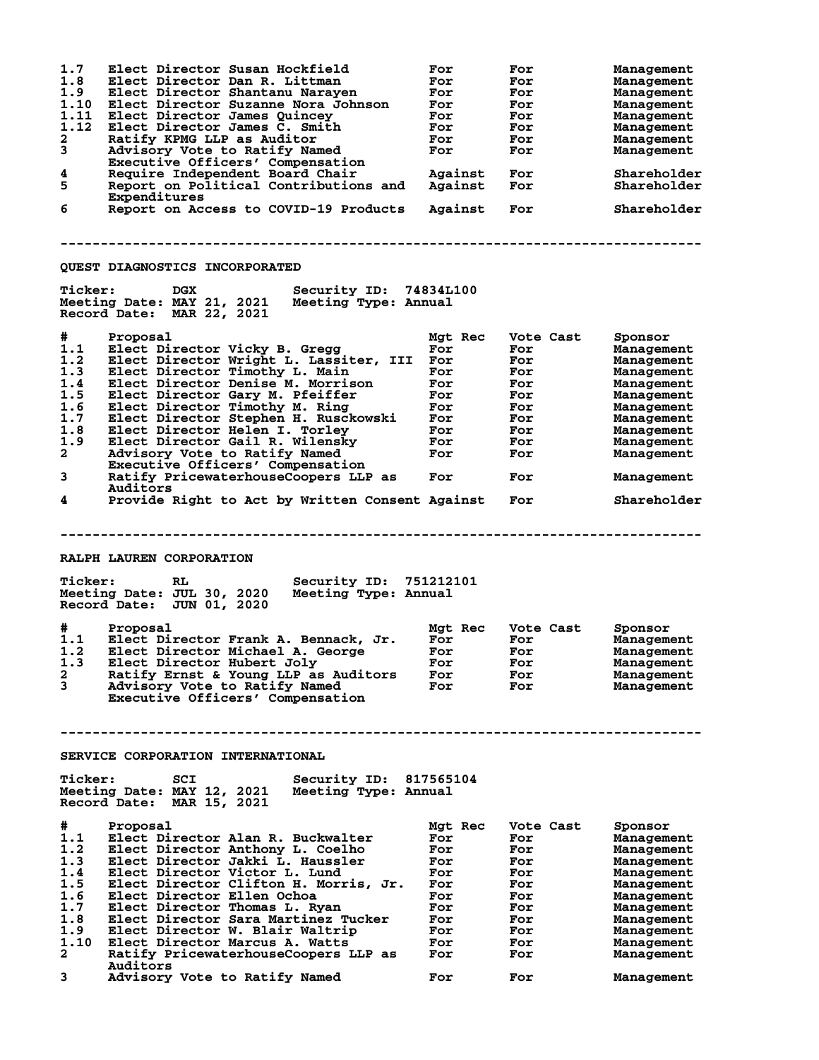| # | Proposal | Mgt Rec | Vote Cast | Sponsor |
|---|---|---|---|---|
| 1.7 | Elect Director Susan Hockfield | For | For | Management |
| 1.8 | Elect Director Dan R. Littman | For | For | Management |
| 1.9 | Elect Director Shantanu Narayen | For | For | Management |
| 1.10 | Elect Director Suzanne Nora Johnson | For | For | Management |
| 1.11 | Elect Director James Quincey | For | For | Management |
| 1.12 | Elect Director James C. Smith | For | For | Management |
| 2 | Ratify KPMG LLP as Auditor | For | For | Management |
| 3 | Advisory Vote to Ratify Named Executive Officers' Compensation | For | For | Management |
| 4 | Require Independent Board Chair | Against | For | Shareholder |
| 5 | Report on Political Contributions and Expenditures | Against | For | Shareholder |
| 6 | Report on Access to COVID-19 Products | Against | For | Shareholder |

---

## QUEST DIAGNOSTICS INCORPORATED

**Ticker:** DGX **Security ID:** 74834L100
**Meeting Date:** MAY 21, 2021 **Meeting Type:** Annual
**Record Date:** MAR 22, 2021

| # | Proposal | Mgt Rec | Vote Cast | Sponsor |
|---|---|---|---|---|
| 1.1 | Elect Director Vicky B. Gregg | For | For | Management |
| 1.2 | Elect Director Wright L. Lassiter, III | For | For | Management |
| 1.3 | Elect Director Timothy L. Main | For | For | Management |
| 1.4 | Elect Director Denise M. Morrison | For | For | Management |
| 1.5 | Elect Director Gary M. Pfeiffer | For | For | Management |
| 1.6 | Elect Director Timothy M. Ring | For | For | Management |
| 1.7 | Elect Director Stephen H. Rusckowski | For | For | Management |
| 1.8 | Elect Director Helen I. Torley | For | For | Management |
| 1.9 | Elect Director Gail R. Wilensky | For | For | Management |
| 2 | Advisory Vote to Ratify Named Executive Officers' Compensation | For | For | Management |
| 3 | Ratify PricewaterhouseCoopers LLP as Auditors | For | For | Management |
| 4 | Provide Right to Act by Written Consent | Against | For | Shareholder |

---

## RALPH LAUREN CORPORATION

**Ticker:** RL **Security ID:** 751212101
**Meeting Date:** JUL 30, 2020 **Meeting Type:** Annual
**Record Date:** JUN 01, 2020

| # | Proposal | Mgt Rec | Vote Cast | Sponsor |
|---|---|---|---|---|
| 1.1 | Elect Director Frank A. Bennack, Jr. | For | For | Management |
| 1.2 | Elect Director Michael A. George | For | For | Management |
| 1.3 | Elect Director Hubert Joly | For | For | Management |
| 2 | Ratify Ernst & Young LLP as Auditors | For | For | Management |
| 3 | Advisory Vote to Ratify Named Executive Officers' Compensation | For | For | Management |

---

## SERVICE CORPORATION INTERNATIONAL

**Ticker:** SCI **Security ID:** 817565104
**Meeting Date:** MAY 12, 2021 **Meeting Type:** Annual
**Record Date:** MAR 15, 2021

| # | Proposal | Mgt Rec | Vote Cast | Sponsor |
|---|---|---|---|---|
| 1.1 | Elect Director Alan R. Buckwalter | For | For | Management |
| 1.2 | Elect Director Anthony L. Coelho | For | For | Management |
| 1.3 | Elect Director Jakki L. Haussler | For | For | Management |
| 1.4 | Elect Director Victor L. Lund | For | For | Management |
| 1.5 | Elect Director Clifton H. Morris, Jr. | For | For | Management |
| 1.6 | Elect Director Ellen Ochoa | For | For | Management |
| 1.7 | Elect Director Thomas L. Ryan | For | For | Management |
| 1.8 | Elect Director Sara Martinez Tucker | For | For | Management |
| 1.9 | Elect Director W. Blair Waltrip | For | For | Management |
| 1.10 | Elect Director Marcus A. Watts | For | For | Management |
| 2 | Ratify PricewaterhouseCoopers LLP as Auditors | For | For | Management |
| 3 | Advisory Vote to Ratify Named | For | For | Management |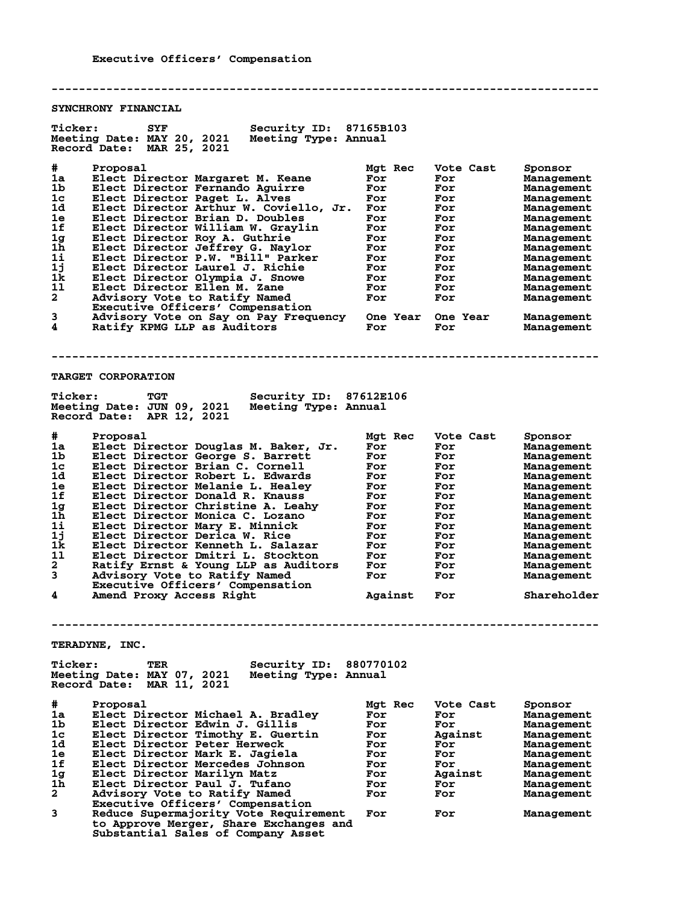Executive Officers' Compensation

--------------------------------------------------------------------------------

## SYNCHRONY FINANCIAL

**Ticker:** SYF  **Security ID:** 87165B103
**Meeting Date:** MAY 20, 2021  **Meeting Type:** Annual
**Record Date:** MAR 25, 2021

| # | Proposal | Mgt Rec | Vote Cast | Sponsor |
|---|---|---|---|---|
| 1a | Elect Director Margaret M. Keane | For | For | Management |
| 1b | Elect Director Fernando Aguirre | For | For | Management |
| 1c | Elect Director Paget L. Alves | For | For | Management |
| 1d | Elect Director Arthur W. Coviello, Jr. | For | For | Management |
| 1e | Elect Director Brian D. Doubles | For | For | Management |
| 1f | Elect Director William W. Graylin | For | For | Management |
| 1g | Elect Director Roy A. Guthrie | For | For | Management |
| 1h | Elect Director Jeffrey G. Naylor | For | For | Management |
| 1i | Elect Director P.W. "Bill" Parker | For | For | Management |
| 1j | Elect Director Laurel J. Richie | For | For | Management |
| 1k | Elect Director Olympia J. Snowe | For | For | Management |
| 1l | Elect Director Ellen M. Zane | For | For | Management |
| 2 | Advisory Vote to Ratify Named Executive Officers' Compensation | For | For | Management |
| 3 | Advisory Vote on Say on Pay Frequency | One Year | One Year | Management |
| 4 | Ratify KPMG LLP as Auditors | For | For | Management |

--------------------------------------------------------------------------------

## TARGET CORPORATION

**Ticker:** TGT  **Security ID:** 87612E106
**Meeting Date:** JUN 09, 2021  **Meeting Type:** Annual
**Record Date:** APR 12, 2021

| # | Proposal | Mgt Rec | Vote Cast | Sponsor |
|---|---|---|---|---|
| 1a | Elect Director Douglas M. Baker, Jr. | For | For | Management |
| 1b | Elect Director George S. Barrett | For | For | Management |
| 1c | Elect Director Brian C. Cornell | For | For | Management |
| 1d | Elect Director Robert L. Edwards | For | For | Management |
| 1e | Elect Director Melanie L. Healey | For | For | Management |
| 1f | Elect Director Donald R. Knauss | For | For | Management |
| 1g | Elect Director Christine A. Leahy | For | For | Management |
| 1h | Elect Director Monica C. Lozano | For | For | Management |
| 1i | Elect Director Mary E. Minnick | For | For | Management |
| 1j | Elect Director Derica W. Rice | For | For | Management |
| 1k | Elect Director Kenneth L. Salazar | For | For | Management |
| 1l | Elect Director Dmitri L. Stockton | For | For | Management |
| 2 | Ratify Ernst & Young LLP as Auditors | For | For | Management |
| 3 | Advisory Vote to Ratify Named Executive Officers' Compensation | For | For | Management |
| 4 | Amend Proxy Access Right | Against | For | Shareholder |

--------------------------------------------------------------------------------

## TERADYNE, INC.

**Ticker:** TER  **Security ID:** 880770102
**Meeting Date:** MAY 07, 2021  **Meeting Type:** Annual
**Record Date:** MAR 11, 2021

| # | Proposal | Mgt Rec | Vote Cast | Sponsor |
|---|---|---|---|---|
| 1a | Elect Director Michael A. Bradley | For | For | Management |
| 1b | Elect Director Edwin J. Gillis | For | For | Management |
| 1c | Elect Director Timothy E. Guertin | For | Against | Management |
| 1d | Elect Director Peter Herweck | For | For | Management |
| 1e | Elect Director Mark E. Jagiela | For | For | Management |
| 1f | Elect Director Mercedes Johnson | For | For | Management |
| 1g | Elect Director Marilyn Matz | For | Against | Management |
| 1h | Elect Director Paul J. Tufano | For | For | Management |
| 2 | Advisory Vote to Ratify Named Executive Officers' Compensation | For | For | Management |
| 3 | Reduce Supermajority Vote Requirement to Approve Merger, Share Exchanges and Substantial Sales of Company Asset | For | For | Management |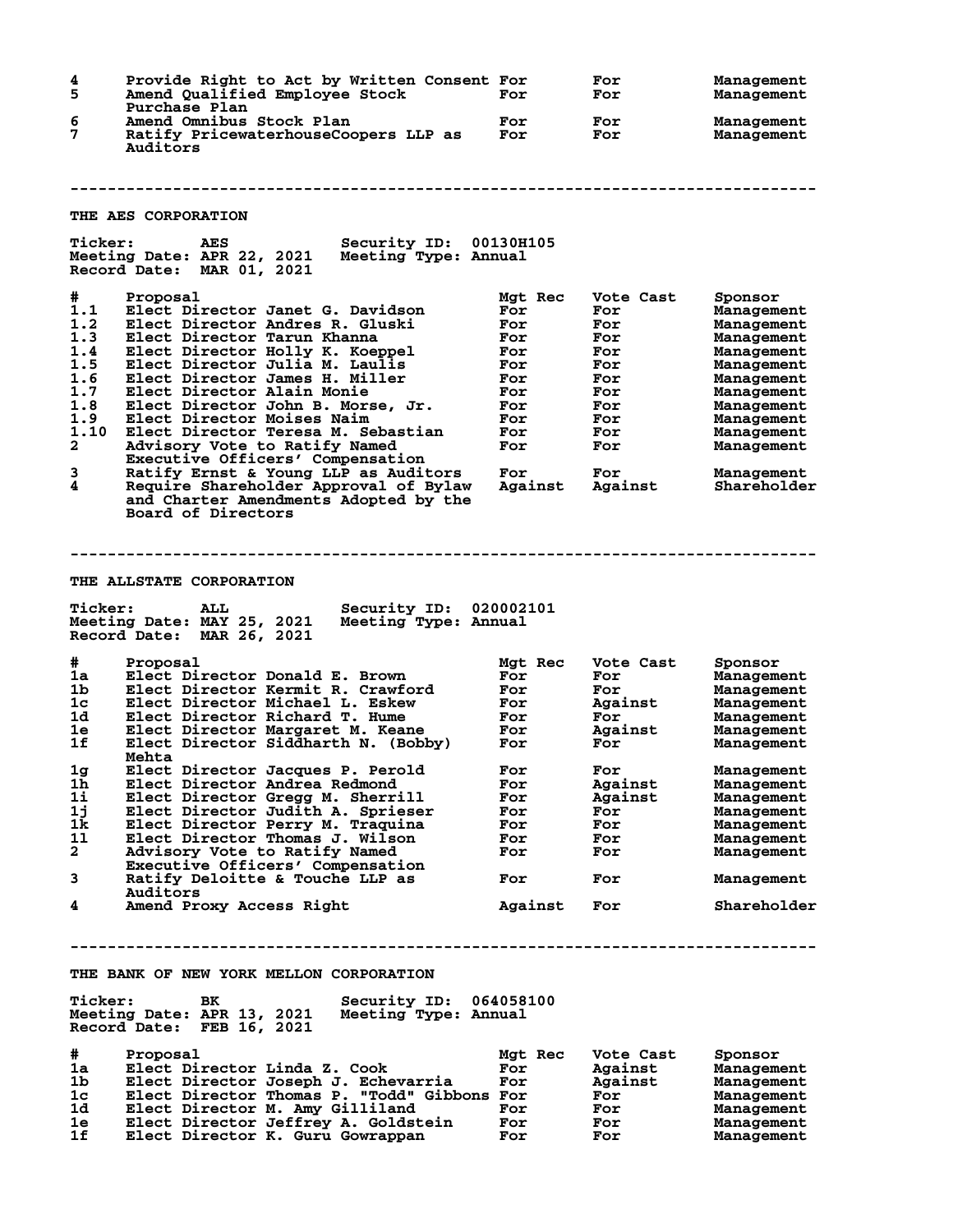| # | Proposal | Mgt Rec | Vote Cast | Sponsor |
|---|---|---|---|---|
| 4 | Provide Right to Act by Written Consent | For | For | Management |
| 5 | Amend Qualified Employee Stock Purchase Plan | For | For | Management |
| 6 | Amend Omnibus Stock Plan | For | For | Management |
| 7 | Ratify PricewaterhouseCoopers LLP as Auditors | For | For | Management |

---

## THE AES CORPORATION

**Ticker:** AES **Security ID:** 00130H105
**Meeting Date:** APR 22, 2021 **Meeting Type:** Annual
**Record Date:** MAR 01, 2021

| # | Proposal | Mgt Rec | Vote Cast | Sponsor |
|---|---|---|---|---|
| 1.1 | Elect Director Janet G. Davidson | For | For | Management |
| 1.2 | Elect Director Andres R. Gluski | For | For | Management |
| 1.3 | Elect Director Tarun Khanna | For | For | Management |
| 1.4 | Elect Director Holly K. Koeppel | For | For | Management |
| 1.5 | Elect Director Julia M. Laulis | For | For | Management |
| 1.6 | Elect Director James H. Miller | For | For | Management |
| 1.7 | Elect Director Alain Monie | For | For | Management |
| 1.8 | Elect Director John B. Morse, Jr. | For | For | Management |
| 1.9 | Elect Director Moises Naim | For | For | Management |
| 1.10 | Elect Director Teresa M. Sebastian | For | For | Management |
| 2 | Advisory Vote to Ratify Named Executive Officers' Compensation | For | For | Management |
| 3 | Ratify Ernst & Young LLP as Auditors | For | For | Management |
| 4 | Require Shareholder Approval of Bylaw and Charter Amendments Adopted by the Board of Directors | Against | Against | Shareholder |

---

## THE ALLSTATE CORPORATION

**Ticker:** ALL **Security ID:** 020002101
**Meeting Date:** MAY 25, 2021 **Meeting Type:** Annual
**Record Date:** MAR 26, 2021

| # | Proposal | Mgt Rec | Vote Cast | Sponsor |
|---|---|---|---|---|
| 1a | Elect Director Donald E. Brown | For | For | Management |
| 1b | Elect Director Kermit R. Crawford | For | For | Management |
| 1c | Elect Director Michael L. Eskew | For | Against | Management |
| 1d | Elect Director Richard T. Hume | For | For | Management |
| 1e | Elect Director Margaret M. Keane | For | Against | Management |
| 1f | Elect Director Siddharth N. (Bobby) Mehta | For | For | Management |
| 1g | Elect Director Jacques P. Perold | For | For | Management |
| 1h | Elect Director Andrea Redmond | For | Against | Management |
| 1i | Elect Director Gregg M. Sherrill | For | Against | Management |
| 1j | Elect Director Judith A. Sprieser | For | For | Management |
| 1k | Elect Director Perry M. Traquina | For | For | Management |
| 1l | Elect Director Thomas J. Wilson | For | For | Management |
| 2 | Advisory Vote to Ratify Named Executive Officers' Compensation | For | For | Management |
| 3 | Ratify Deloitte & Touche LLP as Auditors | For | For | Management |
| 4 | Amend Proxy Access Right | Against | For | Shareholder |

---

## THE BANK OF NEW YORK MELLON CORPORATION

**Ticker:** BK **Security ID:** 064058100
**Meeting Date:** APR 13, 2021 **Meeting Type:** Annual
**Record Date:** FEB 16, 2021

| # | Proposal | Mgt Rec | Vote Cast | Sponsor |
|---|---|---|---|---|
| 1a | Elect Director Linda Z. Cook | For | Against | Management |
| 1b | Elect Director Joseph J. Echevarria | For | Against | Management |
| 1c | Elect Director Thomas P. "Todd" Gibbons | For | For | Management |
| 1d | Elect Director M. Amy Gilliland | For | For | Management |
| 1e | Elect Director Jeffrey A. Goldstein | For | For | Management |
| 1f | Elect Director K. Guru Gowrappan | For | For | Management |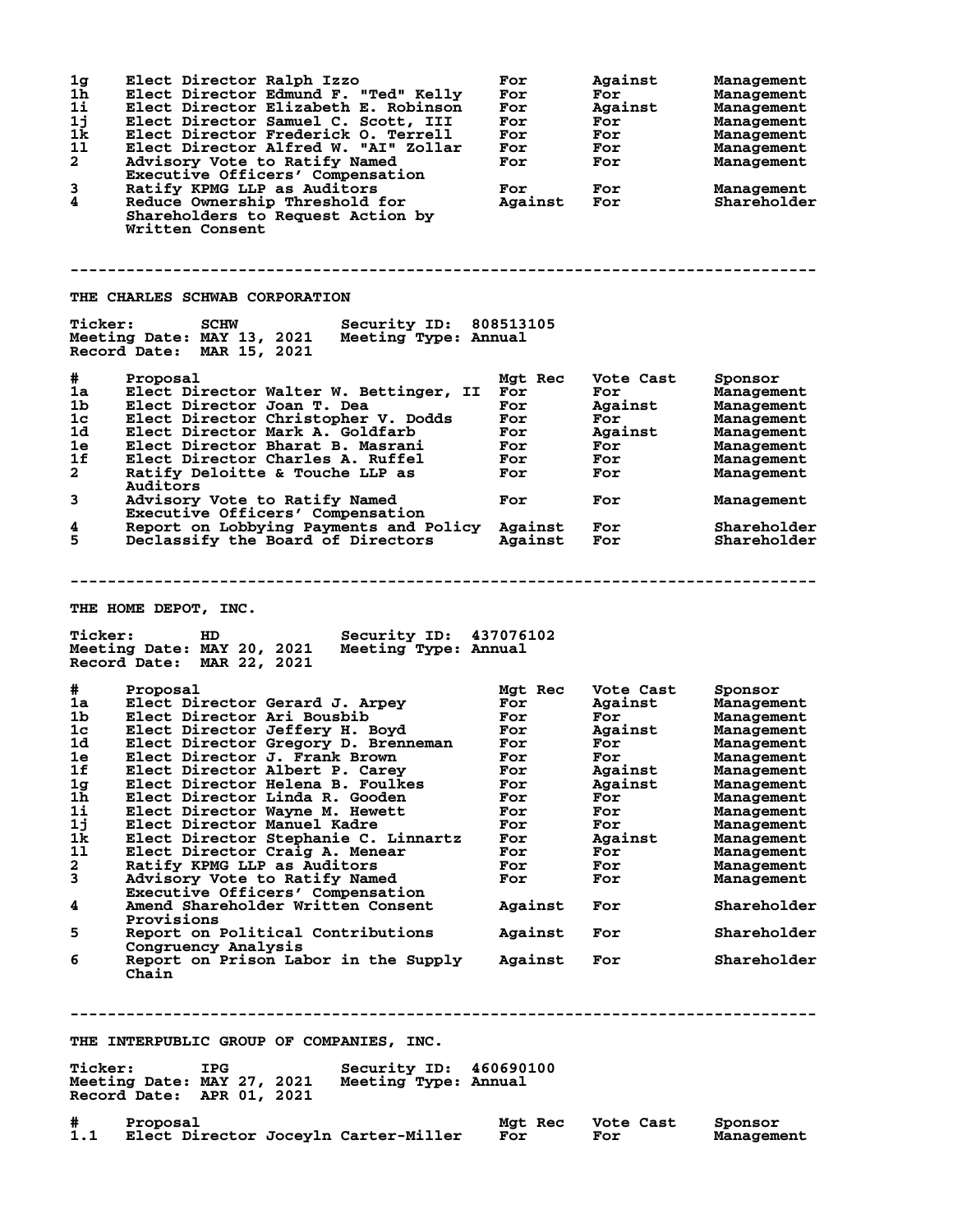| # | Proposal | Mgt Rec | Vote Cast | Sponsor |
|---|---|---|---|---|
| 1g | Elect Director Ralph Izzo | For | Against | Management |
| 1h | Elect Director Edmund F. "Ted" Kelly | For | For | Management |
| 1i | Elect Director Elizabeth E. Robinson | For | Against | Management |
| 1j | Elect Director Samuel C. Scott, III | For | For | Management |
| 1k | Elect Director Frederick O. Terrell | For | For | Management |
| 1l | Elect Director Alfred W. "AI" Zollar | For | For | Management |
| 2 | Advisory Vote to Ratify Named Executive Officers' Compensation | For | For | Management |
| 3 | Ratify KPMG LLP as Auditors | For | For | Management |
| 4 | Reduce Ownership Threshold for Shareholders to Request Action by Written Consent | Against | For | Shareholder |

--------------------------------------------------------------------------------

## THE CHARLES SCHWAB CORPORATION

**Ticker:** SCHW **Security ID:** 808513105
**Meeting Date:** MAY 13, 2021 **Meeting Type:** Annual
**Record Date:** MAR 15, 2021

| # | Proposal | Mgt Rec | Vote Cast | Sponsor |
|---|---|---|---|---|
| 1a | Elect Director Walter W. Bettinger, II | For | For | Management |
| 1b | Elect Director Joan T. Dea | For | Against | Management |
| 1c | Elect Director Christopher V. Dodds | For | For | Management |
| 1d | Elect Director Mark A. Goldfarb | For | Against | Management |
| 1e | Elect Director Bharat B. Masrani | For | For | Management |
| 1f | Elect Director Charles A. Ruffel | For | For | Management |
| 2 | Ratify Deloitte & Touche LLP as Auditors | For | For | Management |
| 3 | Advisory Vote to Ratify Named Executive Officers' Compensation | For | For | Management |
| 4 | Report on Lobbying Payments and Policy | Against | For | Shareholder |
| 5 | Declassify the Board of Directors | Against | For | Shareholder |

--------------------------------------------------------------------------------

## THE HOME DEPOT, INC.

**Ticker:** HD **Security ID:** 437076102
**Meeting Date:** MAY 20, 2021 **Meeting Type:** Annual
**Record Date:** MAR 22, 2021

| # | Proposal | Mgt Rec | Vote Cast | Sponsor |
|---|---|---|---|---|
| 1a | Elect Director Gerard J. Arpey | For | Against | Management |
| 1b | Elect Director Ari Bousbib | For | For | Management |
| 1c | Elect Director Jeffery H. Boyd | For | Against | Management |
| 1d | Elect Director Gregory D. Brenneman | For | For | Management |
| 1e | Elect Director J. Frank Brown | For | For | Management |
| 1f | Elect Director Albert P. Carey | For | Against | Management |
| 1g | Elect Director Helena B. Foulkes | For | Against | Management |
| 1h | Elect Director Linda R. Gooden | For | For | Management |
| 1i | Elect Director Wayne M. Hewett | For | For | Management |
| 1j | Elect Director Manuel Kadre | For | For | Management |
| 1k | Elect Director Stephanie C. Linnartz | For | Against | Management |
| 1l | Elect Director Craig A. Menear | For | For | Management |
| 2 | Ratify KPMG LLP as Auditors | For | For | Management |
| 3 | Advisory Vote to Ratify Named Executive Officers' Compensation | For | For | Management |
| 4 | Amend Shareholder Written Consent Provisions | Against | For | Shareholder |
| 5 | Report on Political Contributions Congruency Analysis | Against | For | Shareholder |
| 6 | Report on Prison Labor in the Supply Chain | Against | For | Shareholder |

--------------------------------------------------------------------------------

## THE INTERPUBLIC GROUP OF COMPANIES, INC.

**Ticker:** IPG **Security ID:** 460690100
**Meeting Date:** MAY 27, 2021 **Meeting Type:** Annual
**Record Date:** APR 01, 2021

| # | Proposal | Mgt Rec | Vote Cast | Sponsor |
|---|---|---|---|---|
| 1.1 | Elect Director Joceyln Carter-Miller | For | For | Management |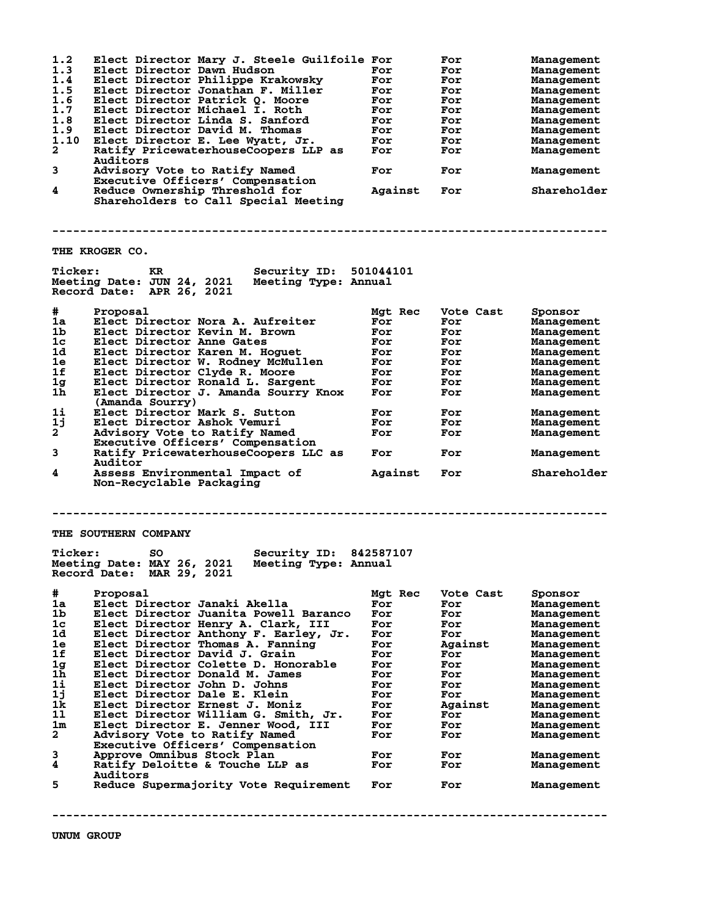| # | Proposal | Mgt Rec | Vote Cast | Sponsor |
|---|---|---|---|---|
| 1.2 | Elect Director Mary J. Steele Guilfoile | For | For | Management |
| 1.3 | Elect Director Dawn Hudson | For | For | Management |
| 1.4 | Elect Director Philippe Krakowsky | For | For | Management |
| 1.5 | Elect Director Jonathan F. Miller | For | For | Management |
| 1.6 | Elect Director Patrick Q. Moore | For | For | Management |
| 1.7 | Elect Director Michael I. Roth | For | For | Management |
| 1.8 | Elect Director Linda S. Sanford | For | For | Management |
| 1.9 | Elect Director David M. Thomas | For | For | Management |
| 1.10 | Elect Director E. Lee Wyatt, Jr. | For | For | Management |
| 2 | Ratify PricewaterhouseCoopers LLP as Auditors | For | For | Management |
| 3 | Advisory Vote to Ratify Named Executive Officers' Compensation | For | For | Management |
| 4 | Reduce Ownership Threshold for Shareholders to Call Special Meeting | Against | For | Shareholder |

---

## THE KROGER CO.

**Ticker:** KR **Security ID:** 501044101
**Meeting Date:** JUN 24, 2021 **Meeting Type:** Annual
**Record Date:** APR 26, 2021

| # | Proposal | Mgt Rec | Vote Cast | Sponsor |
|---|---|---|---|---|
| 1a | Elect Director Nora A. Aufreiter | For | For | Management |
| 1b | Elect Director Kevin M. Brown | For | For | Management |
| 1c | Elect Director Anne Gates | For | For | Management |
| 1d | Elect Director Karen M. Hoguet | For | For | Management |
| 1e | Elect Director W. Rodney McMullen | For | For | Management |
| 1f | Elect Director Clyde R. Moore | For | For | Management |
| 1g | Elect Director Ronald L. Sargent | For | For | Management |
| 1h | Elect Director J. Amanda Sourry Knox (Amanda Sourry) | For | For | Management |
| 1i | Elect Director Mark S. Sutton | For | For | Management |
| 1j | Elect Director Ashok Vemuri | For | For | Management |
| 2 | Advisory Vote to Ratify Named Executive Officers' Compensation | For | For | Management |
| 3 | Ratify PricewaterhouseCoopers LLC as Auditor | For | For | Management |
| 4 | Assess Environmental Impact of Non-Recyclable Packaging | Against | For | Shareholder |

---

## THE SOUTHERN COMPANY

**Ticker:** SO **Security ID:** 842587107
**Meeting Date:** MAY 26, 2021 **Meeting Type:** Annual
**Record Date:** MAR 29, 2021

| # | Proposal | Mgt Rec | Vote Cast | Sponsor |
|---|---|---|---|---|
| 1a | Elect Director Janaki Akella | For | For | Management |
| 1b | Elect Director Juanita Powell Baranco | For | For | Management |
| 1c | Elect Director Henry A. Clark, III | For | For | Management |
| 1d | Elect Director Anthony F. Earley, Jr. | For | For | Management |
| 1e | Elect Director Thomas A. Fanning | For | Against | Management |
| 1f | Elect Director David J. Grain | For | For | Management |
| 1g | Elect Director Colette D. Honorable | For | For | Management |
| 1h | Elect Director Donald M. James | For | For | Management |
| 1i | Elect Director John D. Johns | For | For | Management |
| 1j | Elect Director Dale E. Klein | For | For | Management |
| 1k | Elect Director Ernest J. Moniz | For | Against | Management |
| 1l | Elect Director William G. Smith, Jr. | For | For | Management |
| 1m | Elect Director E. Jenner Wood, III | For | For | Management |
| 2 | Advisory Vote to Ratify Named Executive Officers' Compensation | For | For | Management |
| 3 | Approve Omnibus Stock Plan | For | For | Management |
| 4 | Ratify Deloitte & Touche LLP as Auditors | For | For | Management |
| 5 | Reduce Supermajority Vote Requirement | For | For | Management |

---

## UNUM GROUP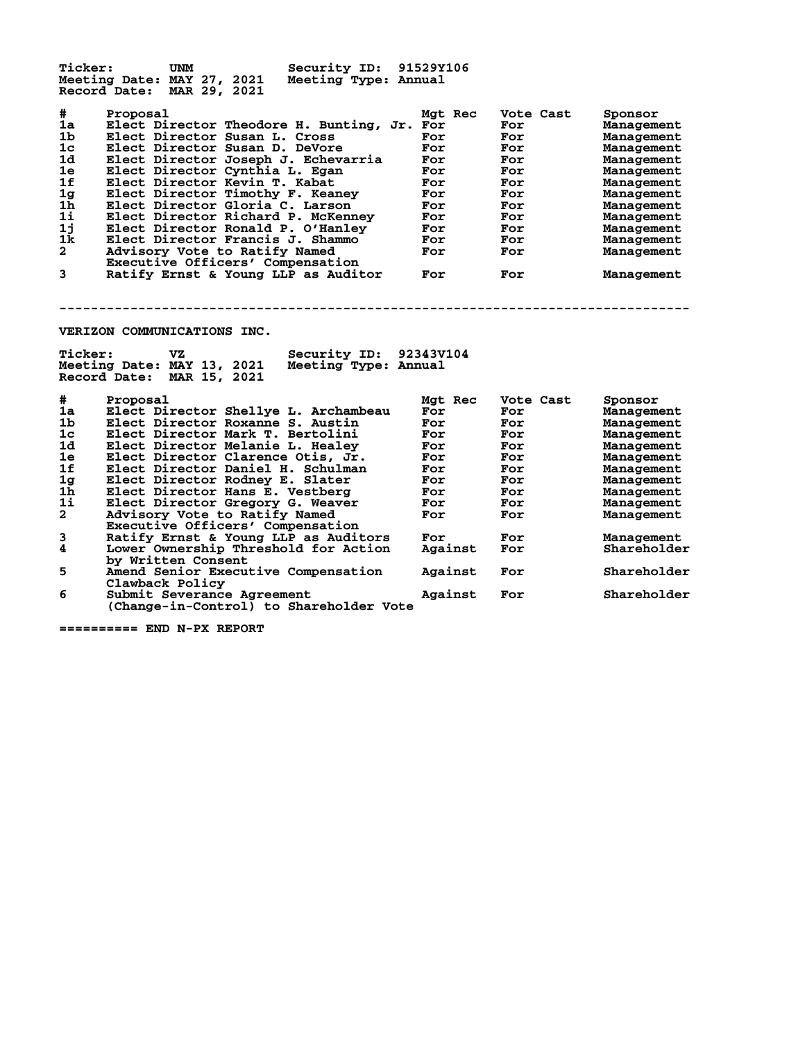Ticker: UNM Security ID: 91529Y106
Meeting Date: MAY 27, 2021 Meeting Type: Annual
Record Date: MAR 29, 2021

| # | Proposal | Mgt Rec | Vote Cast | Sponsor |
|---|---|---|---|---|
| 1a | Elect Director Theodore H. Bunting, Jr. | For | For | Management |
| 1b | Elect Director Susan L. Cross | For | For | Management |
| 1c | Elect Director Susan D. DeVore | For | For | Management |
| 1d | Elect Director Joseph J. Echevarria | For | For | Management |
| 1e | Elect Director Cynthia L. Egan | For | For | Management |
| 1f | Elect Director Kevin T. Kabat | For | For | Management |
| 1g | Elect Director Timothy F. Keaney | For | For | Management |
| 1h | Elect Director Gloria C. Larson | For | For | Management |
| 1i | Elect Director Richard P. McKenney | For | For | Management |
| 1j | Elect Director Ronald P. O'Hanley | For | For | Management |
| 1k | Elect Director Francis J. Shammo | For | For | Management |
| 2 | Advisory Vote to Ratify Named Executive Officers' Compensation | For | For | Management |
| 3 | Ratify Ernst & Young LLP as Auditor | For | For | Management |

--------------------------------------------------------------------------------

VERIZON COMMUNICATIONS INC.

Ticker: VZ Security ID: 92343V104
Meeting Date: MAY 13, 2021 Meeting Type: Annual
Record Date: MAR 15, 2021

| # | Proposal | Mgt Rec | Vote Cast | Sponsor |
|---|---|---|---|---|
| 1a | Elect Director Shellye L. Archambeau | For | For | Management |
| 1b | Elect Director Roxanne S. Austin | For | For | Management |
| 1c | Elect Director Mark T. Bertolini | For | For | Management |
| 1d | Elect Director Melanie L. Healey | For | For | Management |
| 1e | Elect Director Clarence Otis, Jr. | For | For | Management |
| 1f | Elect Director Daniel H. Schulman | For | For | Management |
| 1g | Elect Director Rodney E. Slater | For | For | Management |
| 1h | Elect Director Hans E. Vestberg | For | For | Management |
| 1i | Elect Director Gregory G. Weaver | For | For | Management |
| 2 | Advisory Vote to Ratify Named Executive Officers' Compensation | For | For | Management |
| 3 | Ratify Ernst & Young LLP as Auditors | For | For | Management |
| 4 | Lower Ownership Threshold for Action by Written Consent | Against | For | Shareholder |
| 5 | Amend Senior Executive Compensation Clawback Policy | Against | For | Shareholder |
| 6 | Submit Severance Agreement (Change-in-Control) to Shareholder Vote | Against | For | Shareholder |

========== END N-PX REPORT